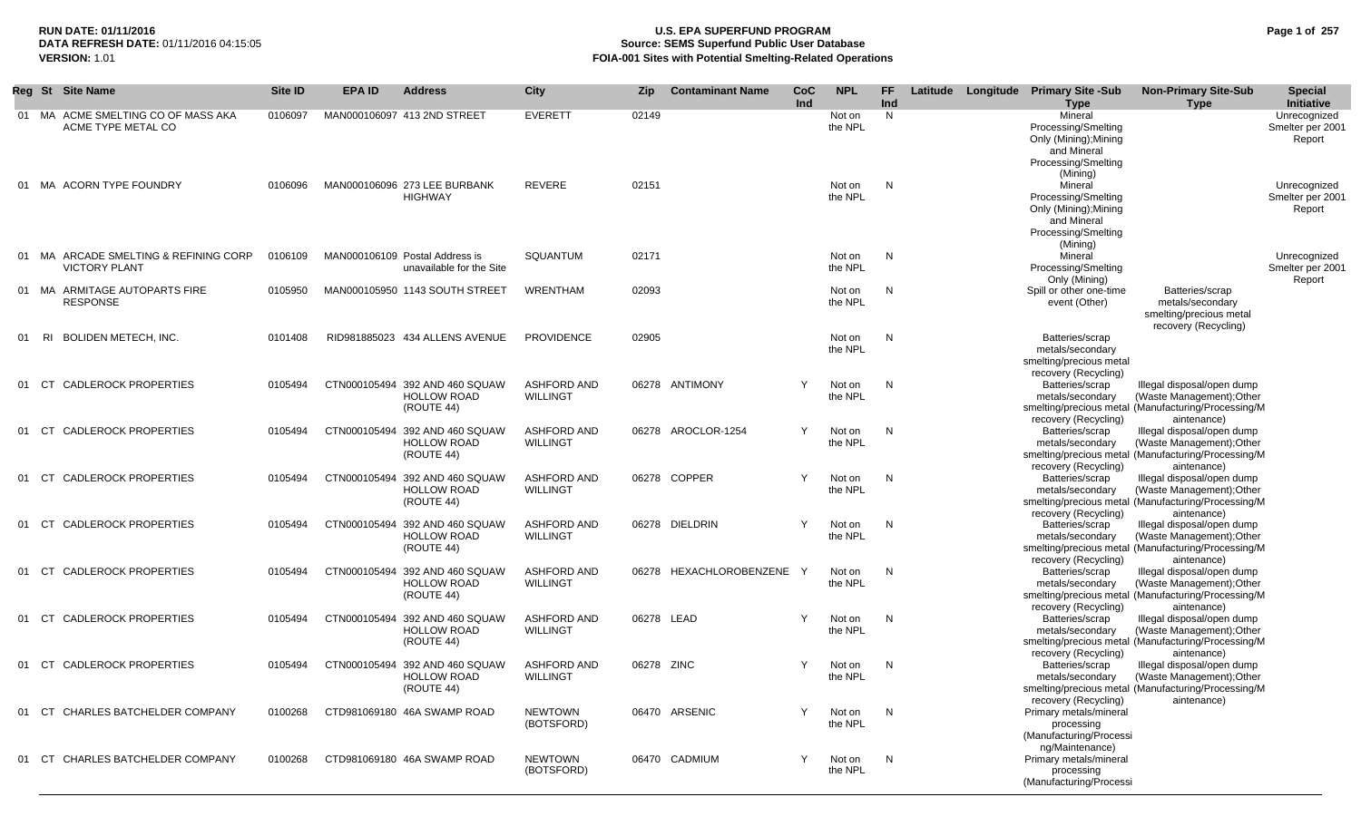**RUN DATE:** 01/11/2016
**DATA REFRESH DATE:** 01/11/2016 04:15:05
**VERSION:** 1.01

# U.S. EPA SUPERFUND PROGRAM
## Source: SEMS Superfund Public User Database
## FOIA-001 Sites with Potential Smelting-Related Operations

| Reg | St | Site Name | Site ID | EPA ID | Address | City | Zip | Contaminant Name | CoC Ind | NPL | FF Ind | Latitude | Longitude | Primary Site -Sub Type | Non-Primary Site-Sub Type | Special Initiative |
|---|---|---|---|---|---|---|---|---|---|---|---|---|---|---|---|---|
| 01 | MA | ACME SMELTING CO OF MASS AKA ACME TYPE METAL CO | 0106097 | MAN000106097 | 413 2ND STREET | EVERETT | 02149 | | | Not on the NPL | N | | | Mineral Processing/Smelting Only (Mining);Mining and Mineral Processing/Smelting (Mining) | | Unrecognized Smelter per 2001 Report |
| 01 | MA | ACORN TYPE FOUNDRY | 0106096 | MAN000106096 | 273 LEE BURBANK HIGHWAY | REVERE | 02151 | | | Not on the NPL | N | | | Mineral Processing/Smelting Only (Mining);Mining and Mineral Processing/Smelting (Mining) | | Unrecognized Smelter per 2001 Report |
| 01 | MA | ARCADE SMELTING & REFINING CORP VICTORY PLANT | 0106109 | MAN000106109 | Postal Address is unavailable for the Site | SQUANTUM | 02171 | | | Not on the NPL | N | | | Mineral Processing/Smelting Only (Mining) | | Unrecognized Smelter per 2001 Report |
| 01 | MA | ARMITAGE AUTOPARTS FIRE RESPONSE | 0105950 | MAN000105950 | 1143 SOUTH STREET | WRENTHAM | 02093 | | | Not on the NPL | N | | | Spill or other one-time event (Other) | Batteries/scrap metals/secondary smelting/precious metal recovery (Recycling) | |
| 01 | RI | BOLIDEN METECH, INC. | 0101408 | RID981885023 | 434 ALLENS AVENUE | PROVIDENCE | 02905 | | | Not on the NPL | N | | | Batteries/scrap metals/secondary smelting/precious metal recovery (Recycling) | | |
| 01 | CT | CADLEROCK PROPERTIES | 0105494 | CTN000105494 | 392 AND 460 SQUAW HOLLOW ROAD (ROUTE 44) | ASHFORD AND WILLINGT | 06278 | ANTIMONY | Y | Not on the NPL | N | | | Batteries/scrap metals/secondary smelting/precious metal recovery (Recycling) | Illegal disposal/open dump (Waste Management);Other (Manufacturing/Processing/Maintenance) | |
| 01 | CT | CADLEROCK PROPERTIES | 0105494 | CTN000105494 | 392 AND 460 SQUAW HOLLOW ROAD (ROUTE 44) | ASHFORD AND WILLINGT | 06278 | AROCLOR-1254 | Y | Not on the NPL | N | | | Batteries/scrap metals/secondary smelting/precious metal recovery (Recycling) | Illegal disposal/open dump (Waste Management);Other (Manufacturing/Processing/Maintenance) | |
| 01 | CT | CADLEROCK PROPERTIES | 0105494 | CTN000105494 | 392 AND 460 SQUAW HOLLOW ROAD (ROUTE 44) | ASHFORD AND WILLINGT | 06278 | COPPER | Y | Not on the NPL | N | | | Batteries/scrap metals/secondary smelting/precious metal recovery (Recycling) | Illegal disposal/open dump (Waste Management);Other (Manufacturing/Processing/Maintenance) | |
| 01 | CT | CADLEROCK PROPERTIES | 0105494 | CTN000105494 | 392 AND 460 SQUAW HOLLOW ROAD (ROUTE 44) | ASHFORD AND WILLINGT | 06278 | DIELDRIN | Y | Not on the NPL | N | | | Batteries/scrap metals/secondary smelting/precious metal recovery (Recycling) | Illegal disposal/open dump (Waste Management);Other (Manufacturing/Processing/Maintenance) | |
| 01 | CT | CADLEROCK PROPERTIES | 0105494 | CTN000105494 | 392 AND 460 SQUAW HOLLOW ROAD (ROUTE 44) | ASHFORD AND WILLINGT | 06278 | HEXACHLOROBENZENE | Y | Not on the NPL | N | | | Batteries/scrap metals/secondary smelting/precious metal recovery (Recycling) | Illegal disposal/open dump (Waste Management);Other (Manufacturing/Processing/Maintenance) | |
| 01 | CT | CADLEROCK PROPERTIES | 0105494 | CTN000105494 | 392 AND 460 SQUAW HOLLOW ROAD (ROUTE 44) | ASHFORD AND WILLINGT | 06278 | LEAD | Y | Not on the NPL | N | | | Batteries/scrap metals/secondary smelting/precious metal recovery (Recycling) | Illegal disposal/open dump (Waste Management);Other (Manufacturing/Processing/Maintenance) | |
| 01 | CT | CADLEROCK PROPERTIES | 0105494 | CTN000105494 | 392 AND 460 SQUAW HOLLOW ROAD (ROUTE 44) | ASHFORD AND WILLINGT | 06278 | ZINC | Y | Not on the NPL | N | | | Batteries/scrap metals/secondary smelting/precious metal recovery (Recycling) | Illegal disposal/open dump (Waste Management);Other (Manufacturing/Processing/Maintenance) | |
| 01 | CT | CHARLES BATCHELDER COMPANY | 0100268 | CTD981069180 | 46A SWAMP ROAD | NEWTOWN (BOTSFORD) | 06470 | ARSENIC | Y | Not on the NPL | N | | | Primary metals/mineral processing (Manufacturing/Processing/Maintenance) | | |
| 01 | CT | CHARLES BATCHELDER COMPANY | 0100268 | CTD981069180 | 46A SWAMP ROAD | NEWTOWN (BOTSFORD) | 06470 | CADMIUM | Y | Not on the NPL | N | | | Primary metals/mineral processing (Manufacturing/Processi | | |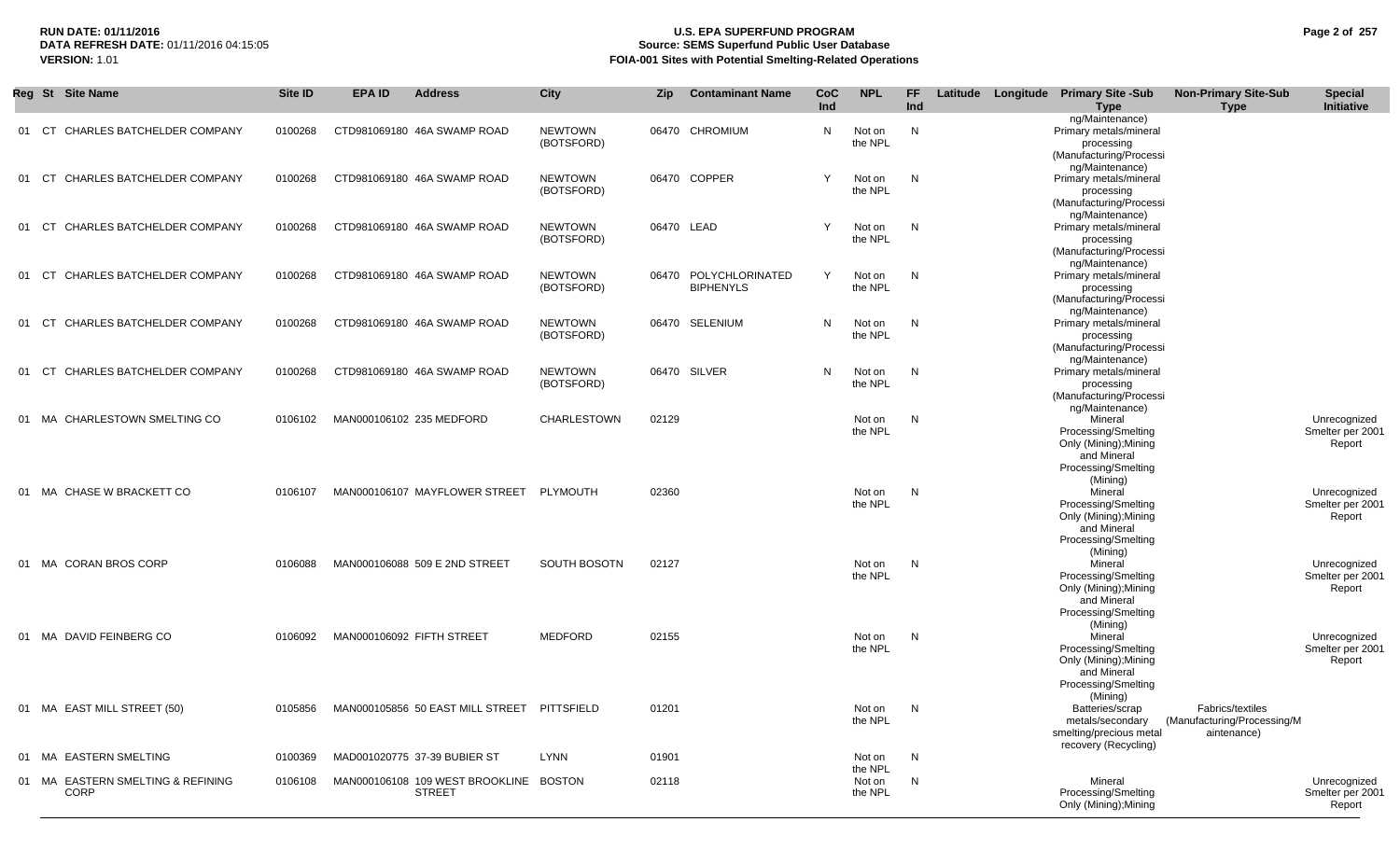**RUN DATE: 01/11/2016**
**DATA REFRESH DATE:** 01/11/2016 04:15:05
**VERSION:** 1.01

# U.S. EPA SUPERFUND PROGRAM
## Source: SEMS Superfund Public User Database
## FOIA-001 Sites with Potential Smelting-Related Operations

| Reg | St | Site Name | Site ID | EPA ID | Address | City | Zip | Contaminant Name | CoC Ind | NPL | FF Ind | Latitude | Longitude | Primary Site -Sub Type | Non-Primary Site-Sub Type | Special Initiative |
|---|---|---|---|---|---|---|---|---|---|---|---|---|---|---|---|---|
| | | | | | | | | | | | | | | ng/Maintenance) | | |
| 01 | CT | CHARLES BATCHELDER COMPANY | 0100268 | CTD981069180 | 46A SWAMP ROAD | NEWTOWN (BOTSFORD) | 06470 | CHROMIUM | N | Not on the NPL | N | | | Primary metals/mineral processing (Manufacturing/Processing/Maintenance) | | |
| 01 | CT | CHARLES BATCHELDER COMPANY | 0100268 | CTD981069180 | 46A SWAMP ROAD | NEWTOWN (BOTSFORD) | 06470 | COPPER | Y | Not on the NPL | N | | | Primary metals/mineral processing (Manufacturing/Processing/Maintenance) | | |
| 01 | CT | CHARLES BATCHELDER COMPANY | 0100268 | CTD981069180 | 46A SWAMP ROAD | NEWTOWN (BOTSFORD) | 06470 | LEAD | Y | Not on the NPL | N | | | Primary metals/mineral processing (Manufacturing/Processing/Maintenance) | | |
| 01 | CT | CHARLES BATCHELDER COMPANY | 0100268 | CTD981069180 | 46A SWAMP ROAD | NEWTOWN (BOTSFORD) | 06470 | POLYCHLORINATED BIPHENYLS | Y | Not on the NPL | N | | | Primary metals/mineral processing (Manufacturing/Processing/Maintenance) | | |
| 01 | CT | CHARLES BATCHELDER COMPANY | 0100268 | CTD981069180 | 46A SWAMP ROAD | NEWTOWN (BOTSFORD) | 06470 | SELENIUM | N | Not on the NPL | N | | | Primary metals/mineral processing (Manufacturing/Processing/Maintenance) | | |
| 01 | CT | CHARLES BATCHELDER COMPANY | 0100268 | CTD981069180 | 46A SWAMP ROAD | NEWTOWN (BOTSFORD) | 06470 | SILVER | N | Not on the NPL | N | | | Primary metals/mineral processing (Manufacturing/Processing/Maintenance) | | |
| 01 | MA | CHARLESTOWN SMELTING CO | 0106102 | MAN000106102 | 235 MEDFORD | CHARLESTOWN | 02129 | | | Not on the NPL | N | | | Mineral Processing/Smelting Only (Mining);Mining and Mineral Processing/Smelting (Mining) | | Unrecognized Smelter per 2001 Report |
| 01 | MA | CHASE W BRACKETT CO | 0106107 | MAN000106107 | MAYFLOWER STREET | PLYMOUTH | 02360 | | | Not on the NPL | N | | | Mineral Processing/Smelting Only (Mining);Mining and Mineral Processing/Smelting (Mining) | | Unrecognized Smelter per 2001 Report |
| 01 | MA | CORAN BROS CORP | 0106088 | MAN000106088 | 509 E 2ND STREET | SOUTH BOSOTN | 02127 | | | Not on the NPL | N | | | Mineral Processing/Smelting Only (Mining);Mining and Mineral Processing/Smelting (Mining) | | Unrecognized Smelter per 2001 Report |
| 01 | MA | DAVID FEINBERG CO | 0106092 | MAN000106092 | FIFTH STREET | MEDFORD | 02155 | | | Not on the NPL | N | | | Mineral Processing/Smelting Only (Mining);Mining and Mineral Processing/Smelting (Mining) | | Unrecognized Smelter per 2001 Report |
| 01 | MA | EAST MILL STREET (50) | 0105856 | MAN000105856 | 50 EAST MILL STREET | PITTSFIELD | 01201 | | | Not on the NPL | N | | | Batteries/scrap metals/secondary smelting/precious metal recovery (Recycling) | Fabrics/textiles (Manufacturing/Processing/Maintenance) | |
| 01 | MA | EASTERN SMELTING | 0100369 | MAD001020775 | 37-39 BUBIER ST | LYNN | 01901 | | | Not on the NPL | N | | | | | |
| 01 | MA | EASTERN SMELTING & REFINING CORP | 0106108 | MAN000106108 | 109 WEST BROOKLINE STREET | BOSTON | 02118 | | | Not on the NPL | N | | | Mineral Processing/Smelting Only (Mining);Mining | | Unrecognized Smelter per 2001 Report |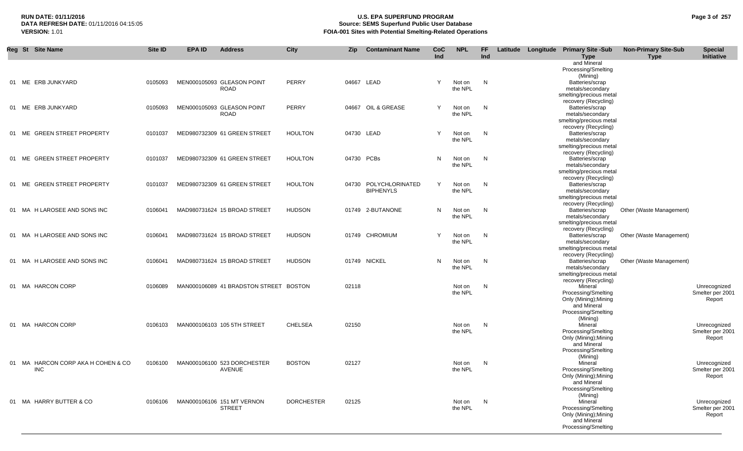| Reg | St | Site Name | Site ID | EPA ID | Address | City | Zip | Contaminant Name | CoC Ind | NPL | FF Ind | Latitude | Longitude | Primary Site -Sub Type | Non-Primary Site-Sub Type | Special Initiative |
|---|---|---|---|---|---|---|---|---|---|---|---|---|---|---|---|---|
| | | | | | | | | | | | | | | and Mineral Processing/Smelting (Mining) | | |
| 01 | ME | ERB JUNKYARD | 0105093 | MEN000105093 | GLEASON POINT ROAD | PERRY | 04667 | LEAD | Y | Not on the NPL | N | | | Batteries/scrap metals/secondary smelting/precious metal recovery (Recycling) | | |
| 01 | ME | ERB JUNKYARD | 0105093 | MEN000105093 | GLEASON POINT ROAD | PERRY | 04667 | OIL & GREASE | Y | Not on the NPL | N | | | Batteries/scrap metals/secondary smelting/precious metal recovery (Recycling) | | |
| 01 | ME | GREEN STREET PROPERTY | 0101037 | MED980732309 | 61 GREEN STREET | HOULTON | 04730 | LEAD | Y | Not on the NPL | N | | | Batteries/scrap metals/secondary smelting/precious metal recovery (Recycling) | | |
| 01 | ME | GREEN STREET PROPERTY | 0101037 | MED980732309 | 61 GREEN STREET | HOULTON | 04730 | PCBs | N | Not on the NPL | N | | | Batteries/scrap metals/secondary smelting/precious metal recovery (Recycling) | | |
| 01 | ME | GREEN STREET PROPERTY | 0101037 | MED980732309 | 61 GREEN STREET | HOULTON | 04730 | POLYCHLORINATED BIPHENYLS | Y | Not on the NPL | N | | | Batteries/scrap metals/secondary smelting/precious metal recovery (Recycling) | | |
| 01 | MA | H LAROSEE AND SONS INC | 0106041 | MAD980731624 | 15 BROAD STREET | HUDSON | 01749 | 2-BUTANONE | N | Not on the NPL | N | | | Batteries/scrap metals/secondary smelting/precious metal recovery (Recycling) | Other (Waste Management) | |
| 01 | MA | H LAROSEE AND SONS INC | 0106041 | MAD980731624 | 15 BROAD STREET | HUDSON | 01749 | CHROMIUM | Y | Not on the NPL | N | | | Batteries/scrap metals/secondary smelting/precious metal recovery (Recycling) | Other (Waste Management) | |
| 01 | MA | H LAROSEE AND SONS INC | 0106041 | MAD980731624 | 15 BROAD STREET | HUDSON | 01749 | NICKEL | N | Not on the NPL | N | | | Batteries/scrap metals/secondary smelting/precious metal recovery (Recycling) | Other (Waste Management) | |
| 01 | MA | HARCON CORP | 0106089 | MAN000106089 | 41 BRADSTON STREET | BOSTON | 02118 | | | Not on the NPL | N | | | Mineral Processing/Smelting Only (Mining);Mining and Mineral Processing/Smelting (Mining) | | Unrecognized Smelter per 2001 Report |
| 01 | MA | HARCON CORP | 0106103 | MAN000106103 | 105 5TH STREET | CHELSEA | 02150 | | | Not on the NPL | N | | | Mineral Processing/Smelting Only (Mining);Mining and Mineral Processing/Smelting (Mining) | | Unrecognized Smelter per 2001 Report |
| 01 | MA | HARCON CORP AKA H COHEN & CO INC | 0106100 | MAN000106100 | 523 DORCHESTER AVENUE | BOSTON | 02127 | | | Not on the NPL | N | | | Mineral Processing/Smelting Only (Mining);Mining and Mineral Processing/Smelting (Mining) | | Unrecognized Smelter per 2001 Report |
| 01 | MA | HARRY BUTTER & CO | 0106106 | MAN000106106 | 151 MT VERNON STREET | DORCHESTER | 02125 | | | Not on the NPL | N | | | Mineral Processing/Smelting Only (Mining);Mining and Mineral Processing/Smelting | | Unrecognized Smelter per 2001 Report |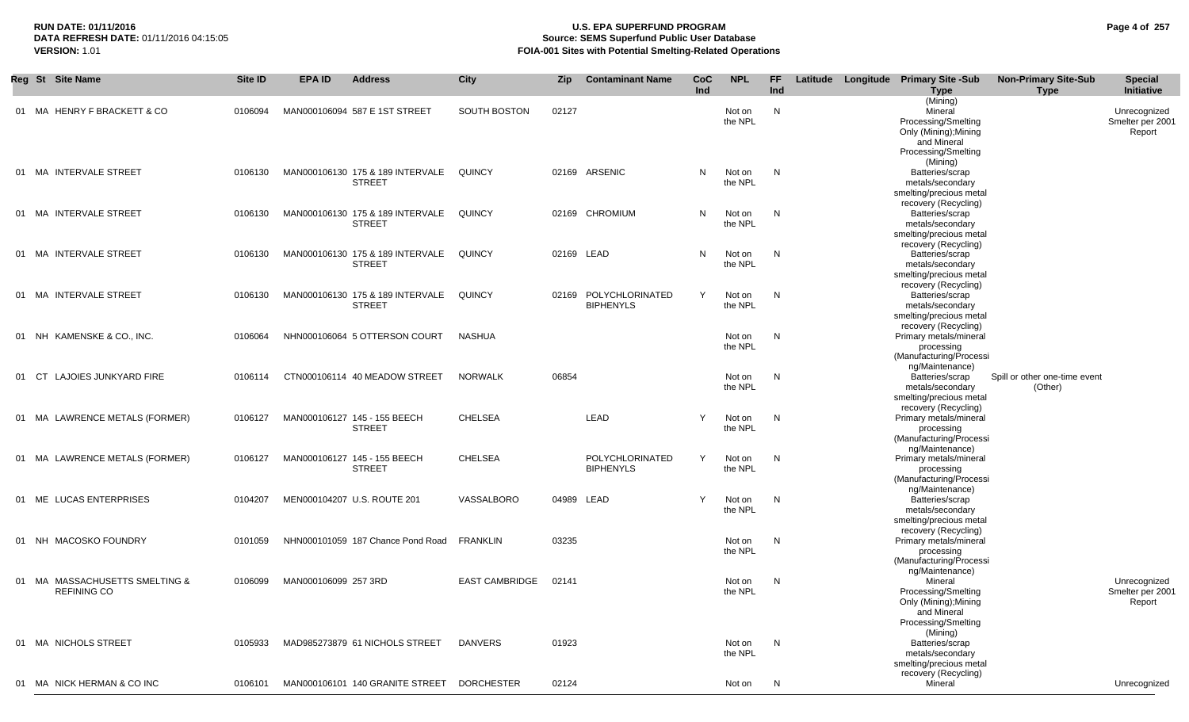| Reg | St | Site Name | Site ID | EPA ID | Address | City | Zip | Contaminant Name | CoC Ind | NPL | FF Ind | Latitude | Longitude | Primary Site -Sub Type | Non-Primary Site-Sub Type | Special Initiative |
|---|---|---|---|---|---|---|---|---|---|---|---|---|---|---|---|---|
| | | | | | | | | | | | | | | (Mining) | | |
| 01 | MA | HENRY F BRACKETT & CO | 0106094 | MAN000106094 | 587 E 1ST STREET | SOUTH BOSTON | 02127 | | | Not on the NPL | N | | | Mineral Processing/Smelting Only (Mining);Mining and Mineral Processing/Smelting (Mining) | | Unrecognized Smelter per 2001 Report |
| 01 | MA | INTERVALE STREET | 0106130 | MAN000106130 | 175 & 189 INTERVALE STREET | QUINCY | 02169 | ARSENIC | N | Not on the NPL | N | | | Batteries/scrap metals/secondary smelting/precious metal recovery (Recycling) | | |
| 01 | MA | INTERVALE STREET | 0106130 | MAN000106130 | 175 & 189 INTERVALE STREET | QUINCY | 02169 | CHROMIUM | N | Not on the NPL | N | | | Batteries/scrap metals/secondary smelting/precious metal recovery (Recycling) | | |
| 01 | MA | INTERVALE STREET | 0106130 | MAN000106130 | 175 & 189 INTERVALE STREET | QUINCY | 02169 | LEAD | N | Not on the NPL | N | | | Batteries/scrap metals/secondary smelting/precious metal recovery (Recycling) | | |
| 01 | MA | INTERVALE STREET | 0106130 | MAN000106130 | 175 & 189 INTERVALE STREET | QUINCY | 02169 | POLYCHLORINATED BIPHENYLS | Y | Not on the NPL | N | | | Batteries/scrap metals/secondary smelting/precious metal recovery (Recycling) | | |
| 01 | NH | KAMENSKE & CO., INC. | 0106064 | NHN000106064 | 5 OTTERSON COURT | NASHUA | | | | Not on the NPL | N | | | Primary metals/mineral processing (Manufacturing/Processing/Maintenance) | | |
| 01 | CT | LAJOIES JUNKYARD FIRE | 0106114 | CTN000106114 | 40 MEADOW STREET | NORWALK | 06854 | | | Not on the NPL | N | | | Batteries/scrap metals/secondary smelting/precious metal recovery (Recycling) | Spill or other one-time event (Other) | |
| 01 | MA | LAWRENCE METALS (FORMER) | 0106127 | MAN000106127 | 145 - 155 BEECH STREET | CHELSEA | | LEAD | Y | Not on the NPL | N | | | Primary metals/mineral processing (Manufacturing/Processing/Maintenance) | | |
| 01 | MA | LAWRENCE METALS (FORMER) | 0106127 | MAN000106127 | 145 - 155 BEECH STREET | CHELSEA | | POLYCHLORINATED BIPHENYLS | Y | Not on the NPL | N | | | Primary metals/mineral processing (Manufacturing/Processing/Maintenance) | | |
| 01 | ME | LUCAS ENTERPRISES | 0104207 | MEN000104207 | U.S. ROUTE 201 | VASSALBORO | 04989 | LEAD | Y | Not on the NPL | N | | | Batteries/scrap metals/secondary smelting/precious metal recovery (Recycling) | | |
| 01 | NH | MACOSKO FOUNDRY | 0101059 | NHN000101059 | 187 Chance Pond Road | FRANKLIN | 03235 | | | Not on the NPL | N | | | Primary metals/mineral processing (Manufacturing/Processing/Maintenance) | | |
| 01 | MA | MASSACHUSETTS SMELTING & REFINING CO | 0106099 | MAN000106099 | 257 3RD | EAST CAMBRIDGE | 02141 | | | Not on the NPL | N | | | Mineral Processing/Smelting Only (Mining);Mining and Mineral Processing/Smelting (Mining) | | Unrecognized Smelter per 2001 Report |
| 01 | MA | NICHOLS STREET | 0105933 | MAD985273879 | 61 NICHOLS STREET | DANVERS | 01923 | | | Not on the NPL | N | | | Batteries/scrap metals/secondary smelting/precious metal recovery (Recycling) | | |
| 01 | MA | NICK HERMAN & CO INC | 0106101 | MAN000106101 | 140 GRANITE STREET | DORCHESTER | 02124 | | | Not on | N | | | Mineral | | Unrecognized |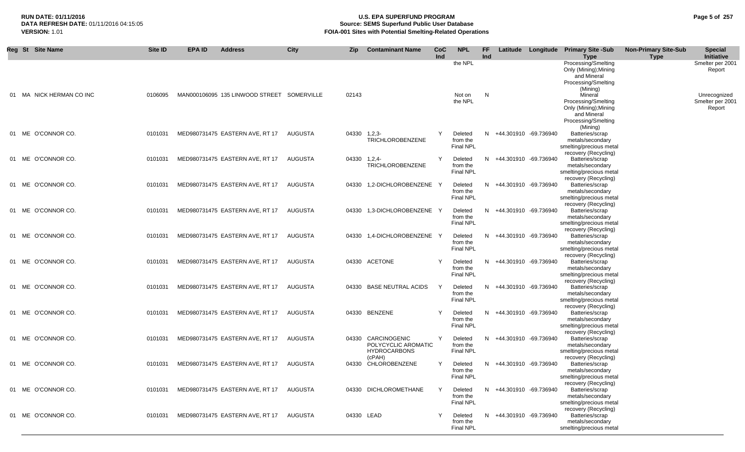| Reg | St | Site Name | Site ID | EPA ID | Address | City | Zip | Contaminant Name | CoC Ind | NPL | FF Ind | Latitude | Longitude | Primary Site -Sub Type | Non-Primary Site-Sub Type | Special Initiative |
|---|---|---|---|---|---|---|---|---|---|---|---|---|---|---|---|---|
| | | | | | | | | | | the NPL | | | | Processing/Smelting Only (Mining);Mining and Mineral Processing/Smelting (Mining) | | Smelter per 2001 Report |
| 01 | MA | NICK HERMAN CO INC | 0106095 | MAN000106095 | 135 LINWOOD STREET | SOMERVILLE | 02143 | | | Not on the NPL | N | | | Mineral Processing/Smelting Only (Mining);Mining and Mineral Processing/Smelting (Mining) | | Unrecognized Smelter per 2001 Report |
| 01 | ME | O'CONNOR CO. | 0101031 | MED980731475 | EASTERN AVE, RT 17 | AUGUSTA | 04330 | 1,2,3-TRICHLOROBENZENE | Y | Deleted from the Final NPL | N | +44.301910 | -69.736940 | Batteries/scrap metals/secondary smelting/precious metal recovery (Recycling) | | |
| 01 | ME | O'CONNOR CO. | 0101031 | MED980731475 | EASTERN AVE, RT 17 | AUGUSTA | 04330 | 1,2,4-TRICHLOROBENZENE | Y | Deleted from the Final NPL | N | +44.301910 | -69.736940 | Batteries/scrap metals/secondary smelting/precious metal recovery (Recycling) | | |
| 01 | ME | O'CONNOR CO. | 0101031 | MED980731475 | EASTERN AVE, RT 17 | AUGUSTA | 04330 | 1,2-DICHLOROBENZENE | Y | Deleted from the Final NPL | N | +44.301910 | -69.736940 | Batteries/scrap metals/secondary smelting/precious metal recovery (Recycling) | | |
| 01 | ME | O'CONNOR CO. | 0101031 | MED980731475 | EASTERN AVE, RT 17 | AUGUSTA | 04330 | 1,3-DICHLOROBENZENE | Y | Deleted from the Final NPL | N | +44.301910 | -69.736940 | Batteries/scrap metals/secondary smelting/precious metal recovery (Recycling) | | |
| 01 | ME | O'CONNOR CO. | 0101031 | MED980731475 | EASTERN AVE, RT 17 | AUGUSTA | 04330 | 1,4-DICHLOROBENZENE | Y | Deleted from the Final NPL | N | +44.301910 | -69.736940 | Batteries/scrap metals/secondary smelting/precious metal recovery (Recycling) | | |
| 01 | ME | O'CONNOR CO. | 0101031 | MED980731475 | EASTERN AVE, RT 17 | AUGUSTA | 04330 | ACETONE | Y | Deleted from the Final NPL | N | +44.301910 | -69.736940 | Batteries/scrap metals/secondary smelting/precious metal recovery (Recycling) | | |
| 01 | ME | O'CONNOR CO. | 0101031 | MED980731475 | EASTERN AVE, RT 17 | AUGUSTA | 04330 | BASE NEUTRAL ACIDS | Y | Deleted from the Final NPL | N | +44.301910 | -69.736940 | Batteries/scrap metals/secondary smelting/precious metal recovery (Recycling) | | |
| 01 | ME | O'CONNOR CO. | 0101031 | MED980731475 | EASTERN AVE, RT 17 | AUGUSTA | 04330 | BENZENE | Y | Deleted from the Final NPL | N | +44.301910 | -69.736940 | Batteries/scrap metals/secondary smelting/precious metal recovery (Recycling) | | |
| 01 | ME | O'CONNOR CO. | 0101031 | MED980731475 | EASTERN AVE, RT 17 | AUGUSTA | 04330 | CARCINOGENIC POLYCYCLIC AROMATIC HYDROCARBONS (cPAH) | Y | Deleted from the Final NPL | N | +44.301910 | -69.736940 | Batteries/scrap metals/secondary smelting/precious metal recovery (Recycling) | | |
| 01 | ME | O'CONNOR CO. | 0101031 | MED980731475 | EASTERN AVE, RT 17 | AUGUSTA | 04330 | CHLOROBENZENE | Y | Deleted from the Final NPL | N | +44.301910 | -69.736940 | Batteries/scrap metals/secondary smelting/precious metal recovery (Recycling) | | |
| 01 | ME | O'CONNOR CO. | 0101031 | MED980731475 | EASTERN AVE, RT 17 | AUGUSTA | 04330 | DICHLOROMETHANE | Y | Deleted from the Final NPL | N | +44.301910 | -69.736940 | Batteries/scrap metals/secondary smelting/precious metal recovery (Recycling) | | |
| 01 | ME | O'CONNOR CO. | 0101031 | MED980731475 | EASTERN AVE, RT 17 | AUGUSTA | 04330 | LEAD | Y | Deleted from the Final NPL | N | +44.301910 | -69.736940 | Batteries/scrap metals/secondary smelting/precious metal | | |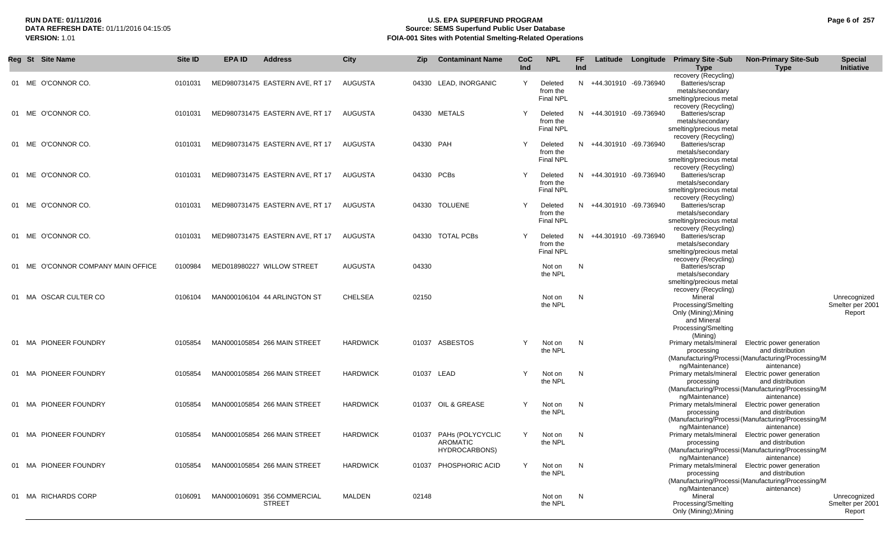| Reg | St | Site Name | Site ID | EPA ID | Address | City | Zip | Contaminant Name | CoC Ind | NPL | FF Ind | Latitude | Longitude | Primary Site -Sub Type | Non-Primary Site-Sub Type | Special Initiative |
|---|---|---|---|---|---|---|---|---|---|---|---|---|---|---|---|---|
| 01 | ME | O'CONNOR CO. | 0101031 | MED980731475 | EASTERN AVE, RT 17 | AUGUSTA | 04330 | LEAD, INORGANIC | Y | Deleted from the Final NPL | N | +44.301910 | -69.736940 | recovery (Recycling) Batteries/scrap metals/secondary smelting/precious metal | | |
| 01 | ME | O'CONNOR CO. | 0101031 | MED980731475 | EASTERN AVE, RT 17 | AUGUSTA | 04330 | METALS | Y | Deleted from the Final NPL | N | +44.301910 | -69.736940 | recovery (Recycling) Batteries/scrap metals/secondary smelting/precious metal | | |
| 01 | ME | O'CONNOR CO. | 0101031 | MED980731475 | EASTERN AVE, RT 17 | AUGUSTA | 04330 | PAH | Y | Deleted from the Final NPL | N | +44.301910 | -69.736940 | recovery (Recycling) Batteries/scrap metals/secondary smelting/precious metal | | |
| 01 | ME | O'CONNOR CO. | 0101031 | MED980731475 | EASTERN AVE, RT 17 | AUGUSTA | 04330 | PCBs | Y | Deleted from the Final NPL | N | +44.301910 | -69.736940 | recovery (Recycling) Batteries/scrap metals/secondary smelting/precious metal | | |
| 01 | ME | O'CONNOR CO. | 0101031 | MED980731475 | EASTERN AVE, RT 17 | AUGUSTA | 04330 | TOLUENE | Y | Deleted from the Final NPL | N | +44.301910 | -69.736940 | recovery (Recycling) Batteries/scrap metals/secondary smelting/precious metal | | |
| 01 | ME | O'CONNOR CO. | 0101031 | MED980731475 | EASTERN AVE, RT 17 | AUGUSTA | 04330 | TOTAL PCBs | Y | Deleted from the Final NPL | N | +44.301910 | -69.736940 | recovery (Recycling) Batteries/scrap metals/secondary smelting/precious metal | | |
| 01 | ME | O'CONNOR COMPANY MAIN OFFICE | 0100984 | MED018980227 | WILLOW STREET | AUGUSTA | 04330 | | | Not on the NPL | N | | | recovery (Recycling) Batteries/scrap metals/secondary smelting/precious metal | | |
| 01 | MA | OSCAR CULTER CO | 0106104 | MAN000106104 | 44 ARLINGTON ST | CHELSEA | 02150 | | | Not on the NPL | N | | | recovery (Recycling) Mineral Processing/Smelting Only (Mining);Mining and Mineral Processing/Smelting (Mining) | | Unrecognized Smelter per 2001 Report |
| 01 | MA | PIONEER FOUNDRY | 0105854 | MAN000105854 | 266 MAIN STREET | HARDWICK | 01037 | ASBESTOS | Y | Not on the NPL | N | | | Primary metals/mineral processing (Manufacturing/Processing/Maintenance) | Electric power generation and distribution (Manufacturing/Processing/Maintenance) | |
| 01 | MA | PIONEER FOUNDRY | 0105854 | MAN000105854 | 266 MAIN STREET | HARDWICK | 01037 | LEAD | Y | Not on the NPL | N | | | Primary metals/mineral processing (Manufacturing/Processing/Maintenance) | Electric power generation and distribution (Manufacturing/Processing/Maintenance) | |
| 01 | MA | PIONEER FOUNDRY | 0105854 | MAN000105854 | 266 MAIN STREET | HARDWICK | 01037 | OIL & GREASE | Y | Not on the NPL | N | | | Primary metals/mineral processing (Manufacturing/Processing/Maintenance) | Electric power generation and distribution (Manufacturing/Processing/Maintenance) | |
| 01 | MA | PIONEER FOUNDRY | 0105854 | MAN000105854 | 266 MAIN STREET | HARDWICK | 01037 | PAHs (POLYCYCLIC AROMATIC HYDROCARBONS) | Y | Not on the NPL | N | | | Primary metals/mineral processing (Manufacturing/Processing/Maintenance) | Electric power generation and distribution (Manufacturing/Processing/Maintenance) | |
| 01 | MA | PIONEER FOUNDRY | 0105854 | MAN000105854 | 266 MAIN STREET | HARDWICK | 01037 | PHOSPHORIC ACID | Y | Not on the NPL | N | | | Primary metals/mineral processing (Manufacturing/Processing/Maintenance) | Electric power generation and distribution (Manufacturing/Processing/Maintenance) | |
| 01 | MA | RICHARDS CORP | 0106091 | MAN000106091 | 356 COMMERCIAL STREET | MALDEN | 02148 | | | Not on the NPL | N | | | Mineral Processing/Smelting Only (Mining);Mining | | Unrecognized Smelter per 2001 Report |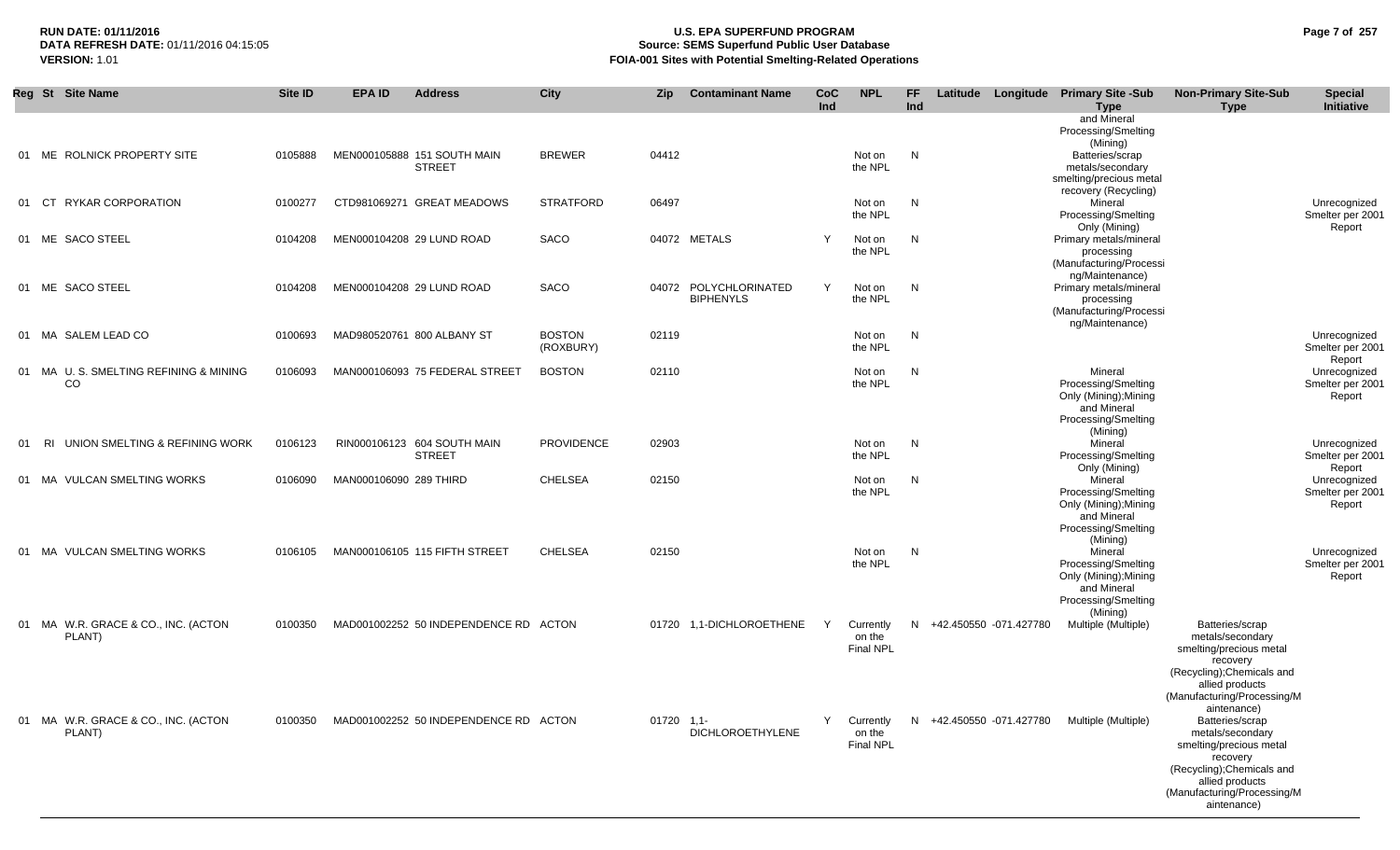| Reg | St | Site Name | Site ID | EPA ID | Address | City | Zip | Contaminant Name | CoC Ind | NPL | FF Ind | Latitude | Longitude | Primary Site -Sub Type | Non-Primary Site-Sub Type | Special Initiative |
|---|---|---|---|---|---|---|---|---|---|---|---|---|---|---|---|---|
| | | | | | | | | | | | | | | and Mineral Processing/Smelting (Mining) | | |
| 01 | ME | ROLNICK PROPERTY SITE | 0105888 | MEN000105888 | 151 SOUTH MAIN STREET | BREWER | 04412 | | | Not on the NPL | N | | | Batteries/scrap metals/secondary smelting/precious metal recovery (Recycling) | | |
| 01 | CT | RYKAR CORPORATION | 0100277 | CTD981069271 | GREAT MEADOWS | STRATFORD | 06497 | | | Not on the NPL | N | | | Mineral Processing/Smelting Only (Mining) | | Unrecognized Smelter per 2001 Report |
| 01 | ME | SACO STEEL | 0104208 | MEN000104208 | 29 LUND ROAD | SACO | 04072 | METALS | Y | Not on the NPL | N | | | Primary metals/mineral processing (Manufacturing/Processing/Maintenance) | | |
| 01 | ME | SACO STEEL | 0104208 | MEN000104208 | 29 LUND ROAD | SACO | 04072 | POLYCHLORINATED BIPHENYLS | Y | Not on the NPL | N | | | Primary metals/mineral processing (Manufacturing/Processing/Maintenance) | | |
| 01 | MA | SALEM LEAD CO | 0100693 | MAD980520761 | 800 ALBANY ST | BOSTON (ROXBURY) | 02119 | | | Not on the NPL | N | | | | | Unrecognized Smelter per 2001 Report |
| 01 | MA | U. S. SMELTING REFINING & MINING CO | 0106093 | MAN000106093 | 75 FEDERAL STREET | BOSTON | 02110 | | | Not on the NPL | N | | | Mineral Processing/Smelting Only (Mining);Mining and Mineral Processing/Smelting (Mining) | | Unrecognized Smelter per 2001 Report |
| 01 | RI | UNION SMELTING & REFINING WORK | 0106123 | RIN000106123 | 604 SOUTH MAIN STREET | PROVIDENCE | 02903 | | | Not on the NPL | N | | | Mineral Processing/Smelting Only (Mining) | | Unrecognized Smelter per 2001 Report |
| 01 | MA | VULCAN SMELTING WORKS | 0106090 | MAN000106090 | 289 THIRD | CHELSEA | 02150 | | | Not on the NPL | N | | | Mineral Processing/Smelting Only (Mining);Mining and Mineral Processing/Smelting (Mining) | | Unrecognized Smelter per 2001 Report |
| 01 | MA | VULCAN SMELTING WORKS | 0106105 | MAN000106105 | 115 FIFTH STREET | CHELSEA | 02150 | | | Not on the NPL | N | | | Mineral Processing/Smelting Only (Mining);Mining and Mineral Processing/Smelting (Mining) | | Unrecognized Smelter per 2001 Report |
| 01 | MA | W.R. GRACE & CO., INC. (ACTON PLANT) | 0100350 | MAD001002252 | 50 INDEPENDENCE RD | ACTON | 01720 | 1,1-DICHLOROETHENE | Y | Currently on the Final NPL | N | +42.450550 | -071.427780 | Multiple (Multiple) | Batteries/scrap metals/secondary smelting/precious metal recovery (Recycling);Chemicals and allied products (Manufacturing/Processing/Maintenance) | |
| 01 | MA | W.R. GRACE & CO., INC. (ACTON PLANT) | 0100350 | MAD001002252 | 50 INDEPENDENCE RD | ACTON | 01720 | 1,1-DICHLOROETHYLENE | Y | Currently on the Final NPL | N | +42.450550 | -071.427780 | Multiple (Multiple) | Batteries/scrap metals/secondary smelting/precious metal recovery (Recycling);Chemicals and allied products (Manufacturing/Processing/Maintenance) | |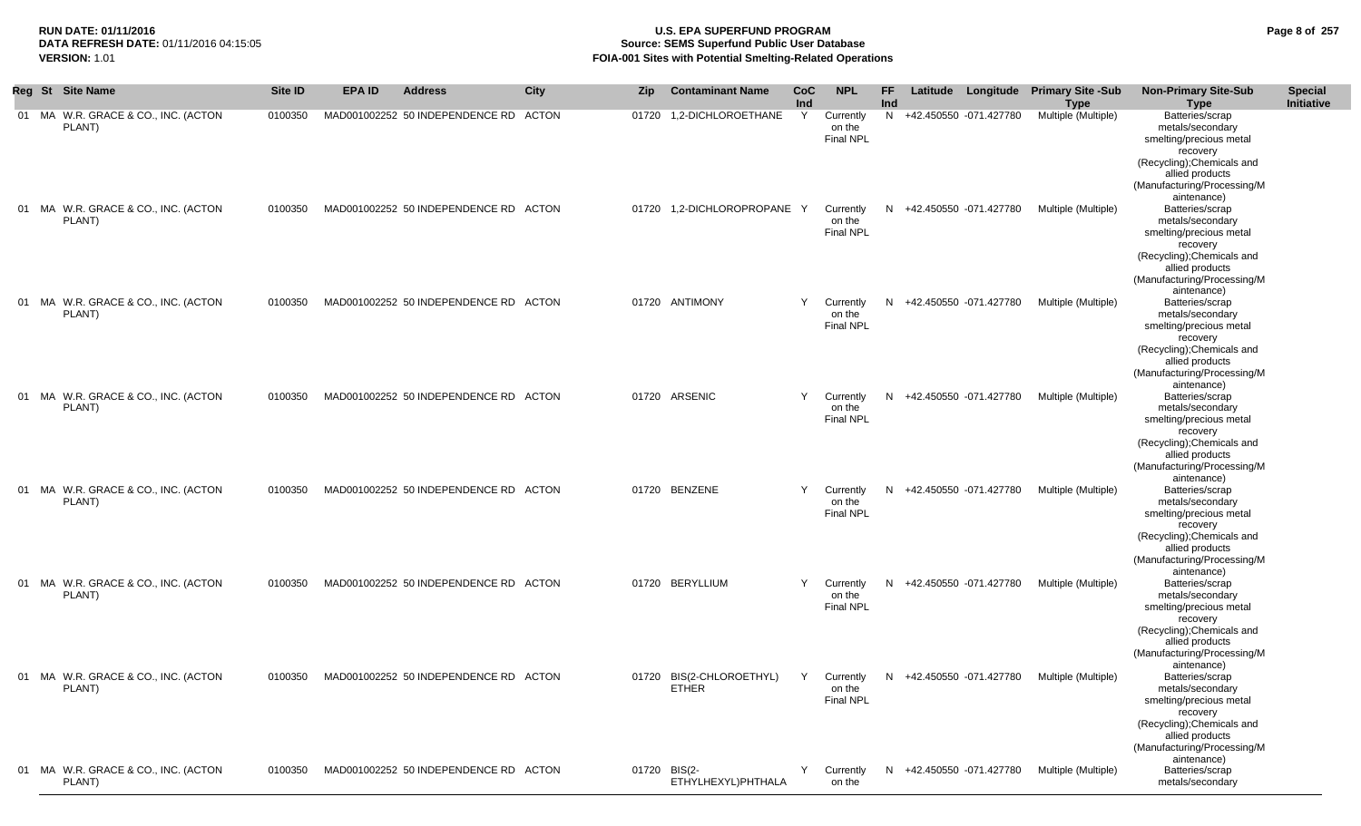| Reg | St | Site Name | Site ID | EPA ID | Address | City | Zip | Contaminant Name | CoC Ind | NPL | FF Ind | Latitude | Longitude | Primary Site -Sub Type | Non-Primary Site-Sub Type | Special Initiative |
|---|---|---|---|---|---|---|---|---|---|---|---|---|---|---|---|---|
| 01 | MA | W.R. GRACE & CO., INC. (ACTON PLANT) | 0100350 | MAD001002252 | 50 INDEPENDENCE RD | ACTON | 01720 | 1,2-DICHLOROETHANE | Y | Currently on the Final NPL | N | +42.450550 | -071.427780 | Multiple (Multiple) | Batteries/scrap metals/secondary smelting/precious metal recovery (Recycling);Chemicals and allied products (Manufacturing/Processing/Maintenance) | |
| 01 | MA | W.R. GRACE & CO., INC. (ACTON PLANT) | 0100350 | MAD001002252 | 50 INDEPENDENCE RD | ACTON | 01720 | 1,2-DICHLOROPROPANE | Y | Currently on the Final NPL | N | +42.450550 | -071.427780 | Multiple (Multiple) | Batteries/scrap metals/secondary smelting/precious metal recovery (Recycling);Chemicals and allied products (Manufacturing/Processing/Maintenance) | |
| 01 | MA | W.R. GRACE & CO., INC. (ACTON PLANT) | 0100350 | MAD001002252 | 50 INDEPENDENCE RD | ACTON | 01720 | ANTIMONY | Y | Currently on the Final NPL | N | +42.450550 | -071.427780 | Multiple (Multiple) | Batteries/scrap metals/secondary smelting/precious metal recovery (Recycling);Chemicals and allied products (Manufacturing/Processing/Maintenance) | |
| 01 | MA | W.R. GRACE & CO., INC. (ACTON PLANT) | 0100350 | MAD001002252 | 50 INDEPENDENCE RD | ACTON | 01720 | ARSENIC | Y | Currently on the Final NPL | N | +42.450550 | -071.427780 | Multiple (Multiple) | Batteries/scrap metals/secondary smelting/precious metal recovery (Recycling);Chemicals and allied products (Manufacturing/Processing/Maintenance) | |
| 01 | MA | W.R. GRACE & CO., INC. (ACTON PLANT) | 0100350 | MAD001002252 | 50 INDEPENDENCE RD | ACTON | 01720 | BENZENE | Y | Currently on the Final NPL | N | +42.450550 | -071.427780 | Multiple (Multiple) | Batteries/scrap metals/secondary smelting/precious metal recovery (Recycling);Chemicals and allied products (Manufacturing/Processing/Maintenance) | |
| 01 | MA | W.R. GRACE & CO., INC. (ACTON PLANT) | 0100350 | MAD001002252 | 50 INDEPENDENCE RD | ACTON | 01720 | BERYLLIUM | Y | Currently on the Final NPL | N | +42.450550 | -071.427780 | Multiple (Multiple) | Batteries/scrap metals/secondary smelting/precious metal recovery (Recycling);Chemicals and allied products (Manufacturing/Processing/Maintenance) | |
| 01 | MA | W.R. GRACE & CO., INC. (ACTON PLANT) | 0100350 | MAD001002252 | 50 INDEPENDENCE RD | ACTON | 01720 | BIS(2-CHLOROETHYL) ETHER | Y | Currently on the Final NPL | N | +42.450550 | -071.427780 | Multiple (Multiple) | Batteries/scrap metals/secondary smelting/precious metal recovery (Recycling);Chemicals and allied products (Manufacturing/Processing/Maintenance) | |
| 01 | MA | W.R. GRACE & CO., INC. (ACTON PLANT) | 0100350 | MAD001002252 | 50 INDEPENDENCE RD | ACTON | 01720 | BIS(2-ETHYLHEXYL)PHTHALA | Y | Currently on the | N | +42.450550 | -071.427780 | Multiple (Multiple) | Batteries/scrap metals/secondary | |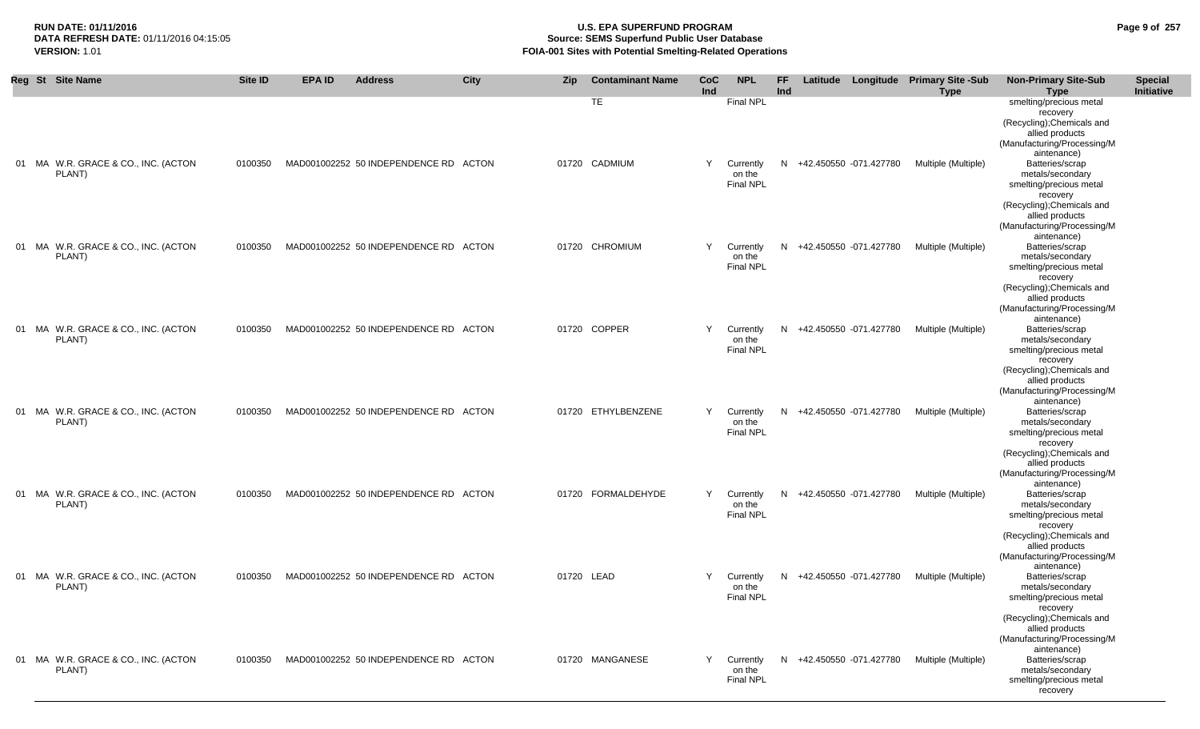**RUN DATE:** 01/11/2016
**DATA REFRESH DATE:** 01/11/2016 04:15:05
**VERSION:** 1.01

# U.S. EPA SUPERFUND PROGRAM
## Source: SEMS Superfund Public User Database
## FOIA-001 Sites with Potential Smelting-Related Operations

| Reg | St | Site Name | Site ID | EPA ID | Address | City | Zip | Contaminant Name | CoC Ind | NPL | FF Ind | Latitude | Longitude | Primary Site -Sub Type | Non-Primary Site-Sub Type | Special Initiative |
|---|---|---|---|---|---|---|---|---|---|---|---|---|---|---|---|---|
| | | | | | | | | TE | | Final NPL | | | | | smelting/precious metal recovery (Recycling);Chemicals and allied products (Manufacturing/Processing/Maintenance) | |
| 01 | MA | W.R. GRACE & CO., INC. (ACTON PLANT) | 0100350 | MAD001002252 | 50 INDEPENDENCE RD | ACTON | 01720 | CADMIUM | Y | Currently on the Final NPL | N | +42.450550 | -071.427780 | Multiple (Multiple) | Batteries/scrap metals/secondary smelting/precious metal recovery (Recycling);Chemicals and allied products (Manufacturing/Processing/Maintenance) | |
| 01 | MA | W.R. GRACE & CO., INC. (ACTON PLANT) | 0100350 | MAD001002252 | 50 INDEPENDENCE RD | ACTON | 01720 | CHROMIUM | Y | Currently on the Final NPL | N | +42.450550 | -071.427780 | Multiple (Multiple) | Batteries/scrap metals/secondary smelting/precious metal recovery (Recycling);Chemicals and allied products (Manufacturing/Processing/Maintenance) | |
| 01 | MA | W.R. GRACE & CO., INC. (ACTON PLANT) | 0100350 | MAD001002252 | 50 INDEPENDENCE RD | ACTON | 01720 | COPPER | Y | Currently on the Final NPL | N | +42.450550 | -071.427780 | Multiple (Multiple) | Batteries/scrap metals/secondary smelting/precious metal recovery (Recycling);Chemicals and allied products (Manufacturing/Processing/Maintenance) | |
| 01 | MA | W.R. GRACE & CO., INC. (ACTON PLANT) | 0100350 | MAD001002252 | 50 INDEPENDENCE RD | ACTON | 01720 | ETHYLBENZENE | Y | Currently on the Final NPL | N | +42.450550 | -071.427780 | Multiple (Multiple) | Batteries/scrap metals/secondary smelting/precious metal recovery (Recycling);Chemicals and allied products (Manufacturing/Processing/Maintenance) | |
| 01 | MA | W.R. GRACE & CO., INC. (ACTON PLANT) | 0100350 | MAD001002252 | 50 INDEPENDENCE RD | ACTON | 01720 | FORMALDEHYDE | Y | Currently on the Final NPL | N | +42.450550 | -071.427780 | Multiple (Multiple) | Batteries/scrap metals/secondary smelting/precious metal recovery (Recycling);Chemicals and allied products (Manufacturing/Processing/Maintenance) | |
| 01 | MA | W.R. GRACE & CO., INC. (ACTON PLANT) | 0100350 | MAD001002252 | 50 INDEPENDENCE RD | ACTON | 01720 | LEAD | Y | Currently on the Final NPL | N | +42.450550 | -071.427780 | Multiple (Multiple) | Batteries/scrap metals/secondary smelting/precious metal recovery (Recycling);Chemicals and allied products (Manufacturing/Processing/Maintenance) | |
| 01 | MA | W.R. GRACE & CO., INC. (ACTON PLANT) | 0100350 | MAD001002252 | 50 INDEPENDENCE RD | ACTON | 01720 | MANGANESE | Y | Currently on the Final NPL | N | +42.450550 | -071.427780 | Multiple (Multiple) | Batteries/scrap metals/secondary smelting/precious metal recovery | |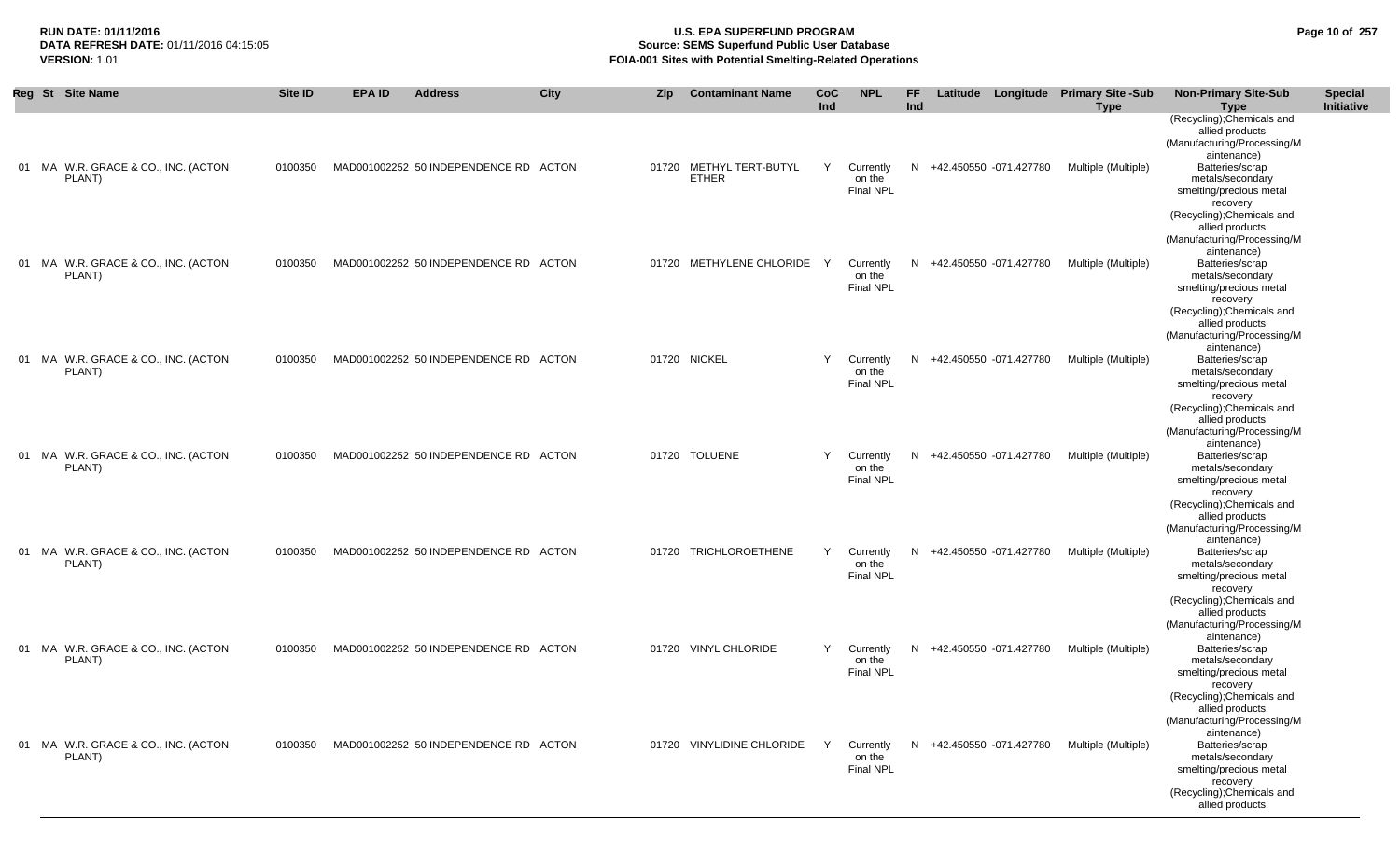| Reg | St | Site Name | Site ID | EPA ID | Address | City | Zip | Contaminant Name | CoC Ind | NPL | FF Ind | Latitude | Longitude | Primary Site -Sub Type | Non-Primary Site-Sub Type | Special Initiative |
|---|---|---|---|---|---|---|---|---|---|---|---|---|---|---|---|---|
| | | | | | | | | | | | | | | | (Recycling);Chemicals and allied products (Manufacturing/Processing/Maintenance) | |
| 01 | MA | W.R. GRACE & CO., INC. (ACTON PLANT) | 0100350 | MAD001002252 | 50 INDEPENDENCE RD | ACTON | 01720 | METHYL TERT-BUTYL ETHER | Y | Currently on the Final NPL | N | +42.450550 | -071.427780 | Multiple (Multiple) | Batteries/scrap metals/secondary smelting/precious metal recovery (Recycling);Chemicals and allied products (Manufacturing/Processing/Maintenance) | |
| 01 | MA | W.R. GRACE & CO., INC. (ACTON PLANT) | 0100350 | MAD001002252 | 50 INDEPENDENCE RD | ACTON | 01720 | METHYLENE CHLORIDE | Y | Currently on the Final NPL | N | +42.450550 | -071.427780 | Multiple (Multiple) | Batteries/scrap metals/secondary smelting/precious metal recovery (Recycling);Chemicals and allied products (Manufacturing/Processing/Maintenance) | |
| 01 | MA | W.R. GRACE & CO., INC. (ACTON PLANT) | 0100350 | MAD001002252 | 50 INDEPENDENCE RD | ACTON | 01720 | NICKEL | Y | Currently on the Final NPL | N | +42.450550 | -071.427780 | Multiple (Multiple) | Batteries/scrap metals/secondary smelting/precious metal recovery (Recycling);Chemicals and allied products (Manufacturing/Processing/Maintenance) | |
| 01 | MA | W.R. GRACE & CO., INC. (ACTON PLANT) | 0100350 | MAD001002252 | 50 INDEPENDENCE RD | ACTON | 01720 | TOLUENE | Y | Currently on the Final NPL | N | +42.450550 | -071.427780 | Multiple (Multiple) | Batteries/scrap metals/secondary smelting/precious metal recovery (Recycling);Chemicals and allied products (Manufacturing/Processing/Maintenance) | |
| 01 | MA | W.R. GRACE & CO., INC. (ACTON PLANT) | 0100350 | MAD001002252 | 50 INDEPENDENCE RD | ACTON | 01720 | TRICHLOROETHENE | Y | Currently on the Final NPL | N | +42.450550 | -071.427780 | Multiple (Multiple) | Batteries/scrap metals/secondary smelting/precious metal recovery (Recycling);Chemicals and allied products (Manufacturing/Processing/Maintenance) | |
| 01 | MA | W.R. GRACE & CO., INC. (ACTON PLANT) | 0100350 | MAD001002252 | 50 INDEPENDENCE RD | ACTON | 01720 | VINYL CHLORIDE | Y | Currently on the Final NPL | N | +42.450550 | -071.427780 | Multiple (Multiple) | Batteries/scrap metals/secondary smelting/precious metal recovery (Recycling);Chemicals and allied products (Manufacturing/Processing/Maintenance) | |
| 01 | MA | W.R. GRACE & CO., INC. (ACTON PLANT) | 0100350 | MAD001002252 | 50 INDEPENDENCE RD | ACTON | 01720 | VINYLIDINE CHLORIDE | Y | Currently on the Final NPL | N | +42.450550 | -071.427780 | Multiple (Multiple) | Batteries/scrap metals/secondary smelting/precious metal recovery (Recycling);Chemicals and allied products | |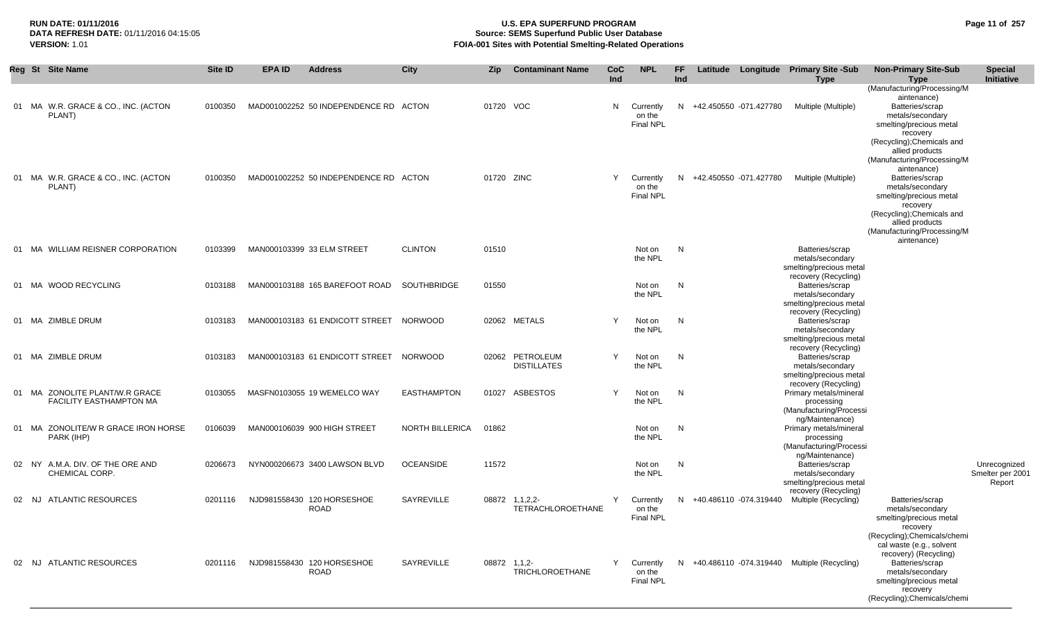| Reg | St | Site Name | Site ID | EPA ID | Address | City | Zip | Contaminant Name | CoC Ind | NPL | FF Ind | Latitude | Longitude | Primary Site -Sub Type | Non-Primary Site-Sub Type | Special Initiative |
|---|---|---|---|---|---|---|---|---|---|---|---|---|---|---|---|---|
| 01 | MA | W.R. GRACE & CO., INC. (ACTON PLANT) | 0100350 | MAD001002252 | 50 INDEPENDENCE RD | ACTON | 01720 | VOC | N | Currently on the Final NPL | N | +42.450550 | -071.427780 | Multiple (Multiple) | (Manufacturing/Processing/Maintenance) Batteries/scrap metals/secondary smelting/precious metal recovery (Recycling);Chemicals and allied products (Manufacturing/Processing/Maintenance) | |
| 01 | MA | W.R. GRACE & CO., INC. (ACTON PLANT) | 0100350 | MAD001002252 | 50 INDEPENDENCE RD | ACTON | 01720 | ZINC | Y | Currently on the Final NPL | N | +42.450550 | -071.427780 | Multiple (Multiple) | Batteries/scrap metals/secondary smelting/precious metal recovery (Recycling);Chemicals and allied products (Manufacturing/Processing/Maintenance) | |
| 01 | MA | WILLIAM REISNER CORPORATION | 0103399 | MAN000103399 | 33 ELM STREET | CLINTON | 01510 | | | Not on the NPL | N | | | Batteries/scrap metals/secondary smelting/precious metal recovery (Recycling) | | |
| 01 | MA | WOOD RECYCLING | 0103188 | MAN000103188 | 165 BAREFOOT ROAD | SOUTHBRIDGE | 01550 | | | Not on the NPL | N | | | Batteries/scrap metals/secondary smelting/precious metal recovery (Recycling) | | |
| 01 | MA | ZIMBLE DRUM | 0103183 | MAN000103183 | 61 ENDICOTT STREET | NORWOOD | 02062 | METALS | Y | Not on the NPL | N | | | Batteries/scrap metals/secondary smelting/precious metal recovery (Recycling) | | |
| 01 | MA | ZIMBLE DRUM | 0103183 | MAN000103183 | 61 ENDICOTT STREET | NORWOOD | 02062 | PETROLEUM DISTILLATES | Y | Not on the NPL | N | | | Batteries/scrap metals/secondary smelting/precious metal recovery (Recycling) | | |
| 01 | MA | ZONOLITE PLANT/W.R GRACE FACILITY EASTHAMPTON MA | 0103055 | MASFN0103055 | 19 WEMELCO WAY | EASTHAMPTON | 01027 | ASBESTOS | Y | Not on the NPL | N | | | Primary metals/mineral processing (Manufacturing/Processing/Maintenance) | | |
| 01 | MA | ZONOLITE/W R GRACE IRON HORSE PARK (IHP) | 0106039 | MAN000106039 | 900 HIGH STREET | NORTH BILLERICA | 01862 | | | Not on the NPL | N | | | Primary metals/mineral processing (Manufacturing/Processing/Maintenance) | | |
| 02 | NY | A.M.A. DIV. OF THE ORE AND CHEMICAL CORP. | 0206673 | NYN000206673 | 3400 LAWSON BLVD | OCEANSIDE | 11572 | | | Not on the NPL | N | | | Batteries/scrap metals/secondary smelting/precious metal recovery (Recycling) | | Unrecognized Smelter per 2001 Report |
| 02 | NJ | ATLANTIC RESOURCES | 0201116 | NJD981558430 | 120 HORSESHOE ROAD | SAYREVILLE | 08872 | 1,1,2,2-TETRACHLOROETHANE | Y | Currently on the Final NPL | N | +40.486110 | -074.319440 | Multiple (Recycling) | Batteries/scrap metals/secondary smelting/precious metal recovery (Recycling);Chemicals/chemical waste (e.g., solvent recovery) (Recycling) | |
| 02 | NJ | ATLANTIC RESOURCES | 0201116 | NJD981558430 | 120 HORSESHOE ROAD | SAYREVILLE | 08872 | 1,1,2-TRICHLOROETHANE | Y | Currently on the Final NPL | N | +40.486110 | -074.319440 | Multiple (Recycling) | Batteries/scrap metals/secondary smelting/precious metal recovery (Recycling);Chemicals/chemi | |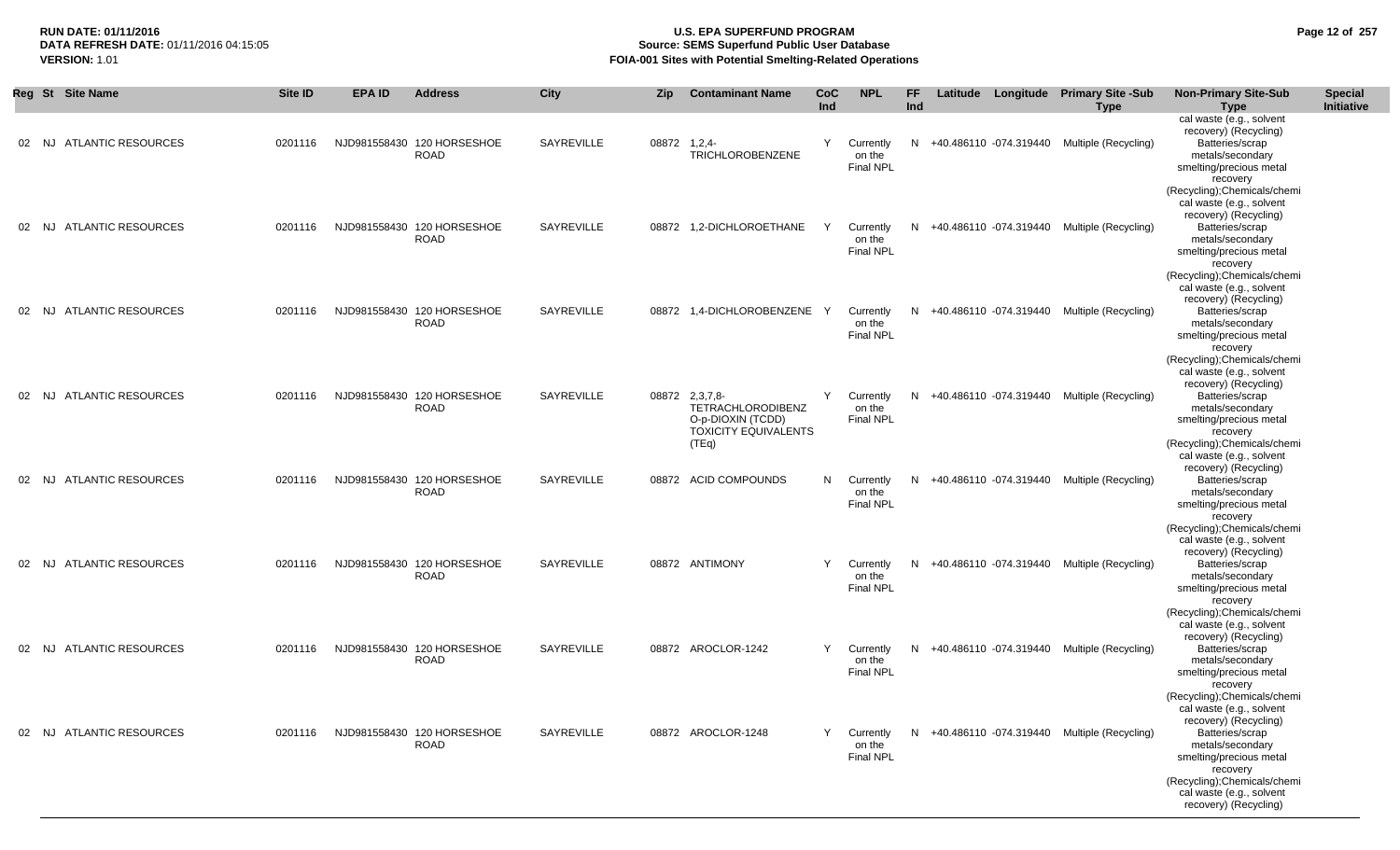| Reg | St | Site Name | Site ID | EPA ID | Address | City | Zip | Contaminant Name | CoC Ind | NPL | FF Ind | Latitude | Longitude | Primary Site -Sub Type | Non-Primary Site-Sub Type | Special Initiative |
|---|---|---|---|---|---|---|---|---|---|---|---|---|---|---|---|---|
| 02 | NJ | ATLANTIC RESOURCES | 0201116 | NJD981558430 | 120 HORSESHOE ROAD | SAYREVILLE | 08872 | 1,2,4-TRICHLOROBENZENE | Y | Currently on the Final NPL | N | +40.486110 | -074.319440 | Multiple (Recycling) | Batteries/scrap metals/secondary smelting/precious metal recovery (Recycling);Chemicals/chemical waste (e.g., solvent recovery) (Recycling) | |
| 02 | NJ | ATLANTIC RESOURCES | 0201116 | NJD981558430 | 120 HORSESHOE ROAD | SAYREVILLE | 08872 | 1,2-DICHLOROETHANE | Y | Currently on the Final NPL | N | +40.486110 | -074.319440 | Multiple (Recycling) | Batteries/scrap metals/secondary smelting/precious metal recovery (Recycling);Chemicals/chemical waste (e.g., solvent recovery) (Recycling) | |
| 02 | NJ | ATLANTIC RESOURCES | 0201116 | NJD981558430 | 120 HORSESHOE ROAD | SAYREVILLE | 08872 | 1,4-DICHLOROBENZENE | Y | Currently on the Final NPL | N | +40.486110 | -074.319440 | Multiple (Recycling) | Batteries/scrap metals/secondary smelting/precious metal recovery (Recycling);Chemicals/chemical waste (e.g., solvent recovery) (Recycling) | |
| 02 | NJ | ATLANTIC RESOURCES | 0201116 | NJD981558430 | 120 HORSESHOE ROAD | SAYREVILLE | 08872 | 2,3,7,8-TETRACHLORODIBENZO-p-DIOXIN (TCDD) TOXICITY EQUIVALENTS (TEq) | Y | Currently on the Final NPL | N | +40.486110 | -074.319440 | Multiple (Recycling) | Batteries/scrap metals/secondary smelting/precious metal recovery (Recycling);Chemicals/chemical waste (e.g., solvent recovery) (Recycling) | |
| 02 | NJ | ATLANTIC RESOURCES | 0201116 | NJD981558430 | 120 HORSESHOE ROAD | SAYREVILLE | 08872 | ACID COMPOUNDS | N | Currently on the Final NPL | N | +40.486110 | -074.319440 | Multiple (Recycling) | Batteries/scrap metals/secondary smelting/precious metal recovery (Recycling);Chemicals/chemical waste (e.g., solvent recovery) (Recycling) | |
| 02 | NJ | ATLANTIC RESOURCES | 0201116 | NJD981558430 | 120 HORSESHOE ROAD | SAYREVILLE | 08872 | ANTIMONY | Y | Currently on the Final NPL | N | +40.486110 | -074.319440 | Multiple (Recycling) | Batteries/scrap metals/secondary smelting/precious metal recovery (Recycling);Chemicals/chemical waste (e.g., solvent recovery) (Recycling) | |
| 02 | NJ | ATLANTIC RESOURCES | 0201116 | NJD981558430 | 120 HORSESHOE ROAD | SAYREVILLE | 08872 | AROCLOR-1242 | Y | Currently on the Final NPL | N | +40.486110 | -074.319440 | Multiple (Recycling) | Batteries/scrap metals/secondary smelting/precious metal recovery (Recycling);Chemicals/chemical waste (e.g., solvent recovery) (Recycling) | |
| 02 | NJ | ATLANTIC RESOURCES | 0201116 | NJD981558430 | 120 HORSESHOE ROAD | SAYREVILLE | 08872 | AROCLOR-1248 | Y | Currently on the Final NPL | N | +40.486110 | -074.319440 | Multiple (Recycling) | Batteries/scrap metals/secondary smelting/precious metal recovery (Recycling);Chemicals/chemical waste (e.g., solvent recovery) (Recycling) | |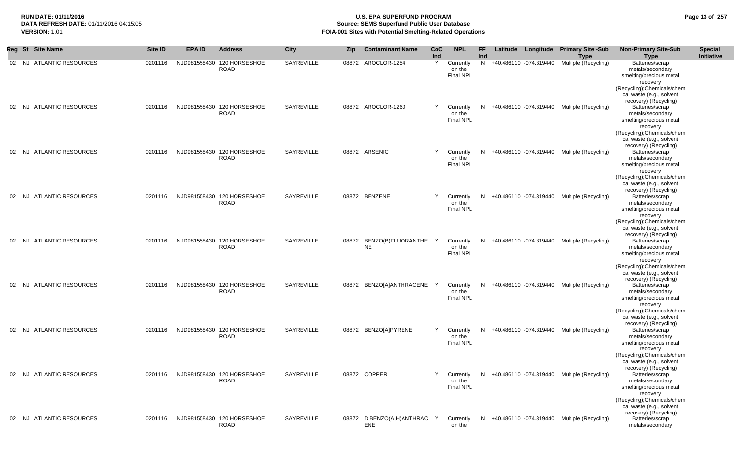| Reg | St | Site Name | Site ID | EPA ID | Address | City | Zip | Contaminant Name | CoC Ind | NPL | FF Ind | Latitude | Longitude | Primary Site -Sub Type | Non-Primary Site-Sub Type | Special Initiative |
|---|---|---|---|---|---|---|---|---|---|---|---|---|---|---|---|---|
| 02 | NJ | ATLANTIC RESOURCES | 0201116 | NJD981558430 | 120 HORSESHOE ROAD | SAYREVILLE | 08872 | AROCLOR-1254 | Y | Currently on the Final NPL | N | +40.486110 | -074.319440 | Multiple (Recycling) | Batteries/scrap metals/secondary smelting/precious metal recovery (Recycling);Chemicals/chemical waste (e.g., solvent recovery) (Recycling) | |
| 02 | NJ | ATLANTIC RESOURCES | 0201116 | NJD981558430 | 120 HORSESHOE ROAD | SAYREVILLE | 08872 | AROCLOR-1260 | Y | Currently on the Final NPL | N | +40.486110 | -074.319440 | Multiple (Recycling) | Batteries/scrap metals/secondary smelting/precious metal recovery (Recycling);Chemicals/chemical waste (e.g., solvent recovery) (Recycling) | |
| 02 | NJ | ATLANTIC RESOURCES | 0201116 | NJD981558430 | 120 HORSESHOE ROAD | SAYREVILLE | 08872 | ARSENIC | Y | Currently on the Final NPL | N | +40.486110 | -074.319440 | Multiple (Recycling) | Batteries/scrap metals/secondary smelting/precious metal recovery (Recycling);Chemicals/chemical waste (e.g., solvent recovery) (Recycling) | |
| 02 | NJ | ATLANTIC RESOURCES | 0201116 | NJD981558430 | 120 HORSESHOE ROAD | SAYREVILLE | 08872 | BENZENE | Y | Currently on the Final NPL | N | +40.486110 | -074.319440 | Multiple (Recycling) | Batteries/scrap metals/secondary smelting/precious metal recovery (Recycling);Chemicals/chemical waste (e.g., solvent recovery) (Recycling) | |
| 02 | NJ | ATLANTIC RESOURCES | 0201116 | NJD981558430 | 120 HORSESHOE ROAD | SAYREVILLE | 08872 | BENZO(B)FLUORANTHENE | Y | Currently on the Final NPL | N | +40.486110 | -074.319440 | Multiple (Recycling) | Batteries/scrap metals/secondary smelting/precious metal recovery (Recycling);Chemicals/chemical waste (e.g., solvent recovery) (Recycling) | |
| 02 | NJ | ATLANTIC RESOURCES | 0201116 | NJD981558430 | 120 HORSESHOE ROAD | SAYREVILLE | 08872 | BENZO[A]ANTHRACENE | Y | Currently on the Final NPL | N | +40.486110 | -074.319440 | Multiple (Recycling) | Batteries/scrap metals/secondary smelting/precious metal recovery (Recycling);Chemicals/chemical waste (e.g., solvent recovery) (Recycling) | |
| 02 | NJ | ATLANTIC RESOURCES | 0201116 | NJD981558430 | 120 HORSESHOE ROAD | SAYREVILLE | 08872 | BENZO[A]PYRENE | Y | Currently on the Final NPL | N | +40.486110 | -074.319440 | Multiple (Recycling) | Batteries/scrap metals/secondary smelting/precious metal recovery (Recycling);Chemicals/chemical waste (e.g., solvent recovery) (Recycling) | |
| 02 | NJ | ATLANTIC RESOURCES | 0201116 | NJD981558430 | 120 HORSESHOE ROAD | SAYREVILLE | 08872 | COPPER | Y | Currently on the Final NPL | N | +40.486110 | -074.319440 | Multiple (Recycling) | Batteries/scrap metals/secondary smelting/precious metal recovery (Recycling);Chemicals/chemical waste (e.g., solvent recovery) (Recycling) | |
| 02 | NJ | ATLANTIC RESOURCES | 0201116 | NJD981558430 | 120 HORSESHOE ROAD | SAYREVILLE | 08872 | DIBENZO(A,H)ANTHRACENE | Y | Currently on the | N | +40.486110 | -074.319440 | Multiple (Recycling) | Batteries/scrap metals/secondary | |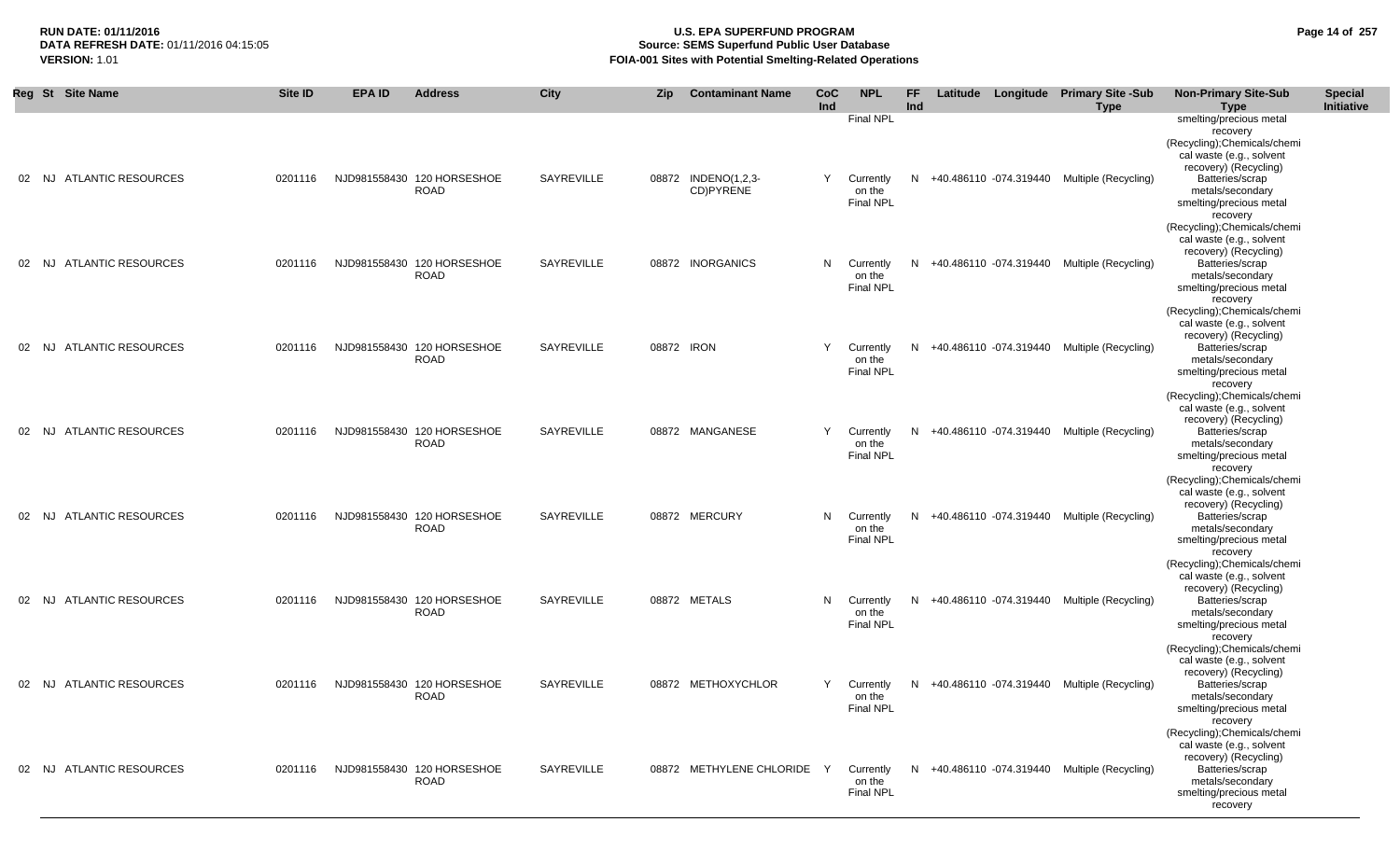| Reg | St | Site Name | Site ID | EPA ID | Address | City | Zip | Contaminant Name | CoC Ind | NPL | FF Ind | Latitude | Longitude | Primary Site -Sub Type | Non-Primary Site-Sub Type | Special Initiative |
|---|---|---|---|---|---|---|---|---|---|---|---|---|---|---|---|---|
| | | | | | | | | | | Final NPL | | | | | smelting/precious metal recovery (Recycling);Chemicals/chemical waste (e.g., solvent recovery) (Recycling) | |
| 02 | NJ | ATLANTIC RESOURCES | 0201116 | NJD981558430 | 120 HORSESHOE ROAD | SAYREVILLE | 08872 | INDENO(1,2,3-CD)PYRENE | Y | Currently on the Final NPL | N | +40.486110 | -074.319440 | Multiple (Recycling) | Batteries/scrap metals/secondary smelting/precious metal recovery (Recycling);Chemicals/chemical waste (e.g., solvent recovery) (Recycling) | |
| 02 | NJ | ATLANTIC RESOURCES | 0201116 | NJD981558430 | 120 HORSESHOE ROAD | SAYREVILLE | 08872 | INORGANICS | N | Currently on the Final NPL | N | +40.486110 | -074.319440 | Multiple (Recycling) | Batteries/scrap metals/secondary smelting/precious metal recovery (Recycling);Chemicals/chemical waste (e.g., solvent recovery) (Recycling) | |
| 02 | NJ | ATLANTIC RESOURCES | 0201116 | NJD981558430 | 120 HORSESHOE ROAD | SAYREVILLE | 08872 | IRON | Y | Currently on the Final NPL | N | +40.486110 | -074.319440 | Multiple (Recycling) | Batteries/scrap metals/secondary smelting/precious metal recovery (Recycling);Chemicals/chemical waste (e.g., solvent recovery) (Recycling) | |
| 02 | NJ | ATLANTIC RESOURCES | 0201116 | NJD981558430 | 120 HORSESHOE ROAD | SAYREVILLE | 08872 | MANGANESE | Y | Currently on the Final NPL | N | +40.486110 | -074.319440 | Multiple (Recycling) | Batteries/scrap metals/secondary smelting/precious metal recovery (Recycling);Chemicals/chemical waste (e.g., solvent recovery) (Recycling) | |
| 02 | NJ | ATLANTIC RESOURCES | 0201116 | NJD981558430 | 120 HORSESHOE ROAD | SAYREVILLE | 08872 | MERCURY | N | Currently on the Final NPL | N | +40.486110 | -074.319440 | Multiple (Recycling) | Batteries/scrap metals/secondary smelting/precious metal recovery (Recycling);Chemicals/chemical waste (e.g., solvent recovery) (Recycling) | |
| 02 | NJ | ATLANTIC RESOURCES | 0201116 | NJD981558430 | 120 HORSESHOE ROAD | SAYREVILLE | 08872 | METALS | N | Currently on the Final NPL | N | +40.486110 | -074.319440 | Multiple (Recycling) | Batteries/scrap metals/secondary smelting/precious metal recovery (Recycling);Chemicals/chemical waste (e.g., solvent recovery) (Recycling) | |
| 02 | NJ | ATLANTIC RESOURCES | 0201116 | NJD981558430 | 120 HORSESHOE ROAD | SAYREVILLE | 08872 | METHOXYCHLOR | Y | Currently on the Final NPL | N | +40.486110 | -074.319440 | Multiple (Recycling) | Batteries/scrap metals/secondary smelting/precious metal recovery (Recycling);Chemicals/chemical waste (e.g., solvent recovery) (Recycling) | |
| 02 | NJ | ATLANTIC RESOURCES | 0201116 | NJD981558430 | 120 HORSESHOE ROAD | SAYREVILLE | 08872 | METHYLENE CHLORIDE | Y | Currently on the Final NPL | N | +40.486110 | -074.319440 | Multiple (Recycling) | Batteries/scrap metals/secondary smelting/precious metal recovery | |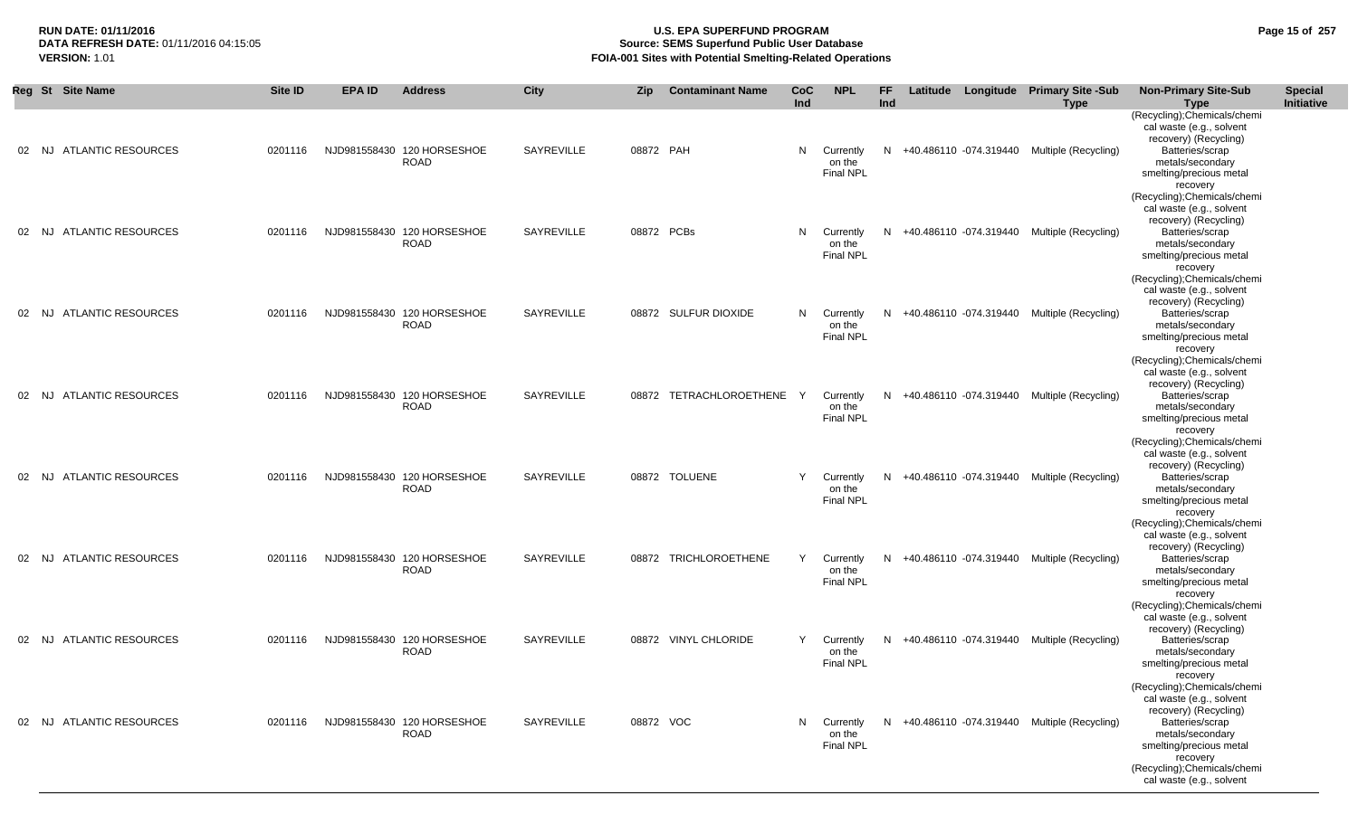| Reg | St | Site Name | Site ID | EPA ID | Address | City | Zip | Contaminant Name | CoC Ind | NPL | FF Ind | Latitude | Longitude | Primary Site -Sub Type | Non-Primary Site-Sub Type | Special Initiative |
|---|---|---|---|---|---|---|---|---|---|---|---|---|---|---|---|---|
| 02 | NJ | ATLANTIC RESOURCES | 0201116 | NJD981558430 | 120 HORSESHOE ROAD | SAYREVILLE | 08872 | PAH | N | Currently on the Final NPL | N | +40.486110 | -074.319440 | Multiple (Recycling) | (Recycling);Chemicals/chemical waste (e.g., solvent recovery) (Recycling) Batteries/scrap metals/secondary smelting/precious metal recovery | |
| 02 | NJ | ATLANTIC RESOURCES | 0201116 | NJD981558430 | 120 HORSESHOE ROAD | SAYREVILLE | 08872 | PCBs | N | Currently on the Final NPL | N | +40.486110 | -074.319440 | Multiple (Recycling) | (Recycling);Chemicals/chemical waste (e.g., solvent recovery) (Recycling) Batteries/scrap metals/secondary smelting/precious metal recovery | |
| 02 | NJ | ATLANTIC RESOURCES | 0201116 | NJD981558430 | 120 HORSESHOE ROAD | SAYREVILLE | 08872 | SULFUR DIOXIDE | N | Currently on the Final NPL | N | +40.486110 | -074.319440 | Multiple (Recycling) | (Recycling);Chemicals/chemical waste (e.g., solvent recovery) (Recycling) Batteries/scrap metals/secondary smelting/precious metal recovery | |
| 02 | NJ | ATLANTIC RESOURCES | 0201116 | NJD981558430 | 120 HORSESHOE ROAD | SAYREVILLE | 08872 | TETRACHLOROETHENE | Y | Currently on the Final NPL | N | +40.486110 | -074.319440 | Multiple (Recycling) | (Recycling);Chemicals/chemical waste (e.g., solvent recovery) (Recycling) Batteries/scrap metals/secondary smelting/precious metal recovery | |
| 02 | NJ | ATLANTIC RESOURCES | 0201116 | NJD981558430 | 120 HORSESHOE ROAD | SAYREVILLE | 08872 | TOLUENE | Y | Currently on the Final NPL | N | +40.486110 | -074.319440 | Multiple (Recycling) | (Recycling);Chemicals/chemical waste (e.g., solvent recovery) (Recycling) Batteries/scrap metals/secondary smelting/precious metal recovery | |
| 02 | NJ | ATLANTIC RESOURCES | 0201116 | NJD981558430 | 120 HORSESHOE ROAD | SAYREVILLE | 08872 | TRICHLOROETHENE | Y | Currently on the Final NPL | N | +40.486110 | -074.319440 | Multiple (Recycling) | (Recycling);Chemicals/chemical waste (e.g., solvent recovery) (Recycling) Batteries/scrap metals/secondary smelting/precious metal recovery | |
| 02 | NJ | ATLANTIC RESOURCES | 0201116 | NJD981558430 | 120 HORSESHOE ROAD | SAYREVILLE | 08872 | VINYL CHLORIDE | Y | Currently on the Final NPL | N | +40.486110 | -074.319440 | Multiple (Recycling) | (Recycling);Chemicals/chemical waste (e.g., solvent recovery) (Recycling) Batteries/scrap metals/secondary smelting/precious metal recovery | |
| 02 | NJ | ATLANTIC RESOURCES | 0201116 | NJD981558430 | 120 HORSESHOE ROAD | SAYREVILLE | 08872 | VOC | N | Currently on the Final NPL | N | +40.486110 | -074.319440 | Multiple (Recycling) | (Recycling);Chemicals/chemical waste (e.g., solvent recovery) (Recycling) Batteries/scrap metals/secondary smelting/precious metal recovery (Recycling);Chemicals/chemical waste (e.g., solvent | |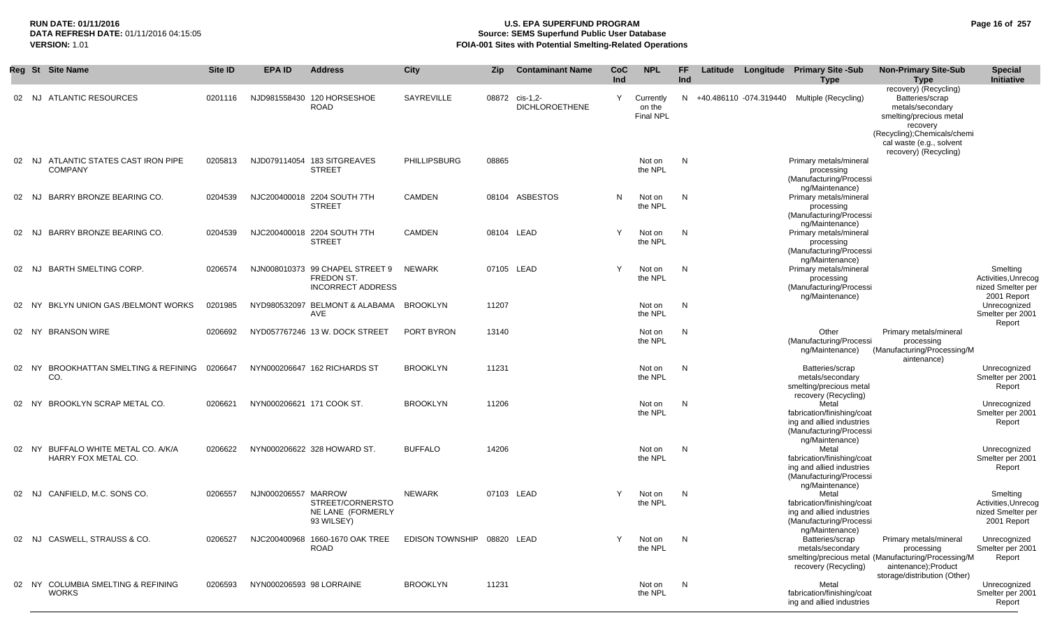**RUN DATE:** 01/11/2016
**DATA REFRESH DATE:** 01/11/2016 04:15:05
**VERSION:** 1.01

# U.S. EPA SUPERFUND PROGRAM
## Source: SEMS Superfund Public User Database
## FOIA-001 Sites with Potential Smelting-Related Operations

| Reg | St | Site Name | Site ID | EPA ID | Address | City | Zip | Contaminant Name | CoC Ind | NPL | FF Ind | Latitude | Longitude | Primary Site -Sub Type | Non-Primary Site-Sub Type | Special Initiative |
|---|---|---|---|---|---|---|---|---|---|---|---|---|---|---|---|---|
| 02 | NJ | ATLANTIC RESOURCES | 0201116 | NJD981558430 | 120 HORSESHOE ROAD | SAYREVILLE | 08872 | cis-1,2-DICHLOROETHENE | Y | Currently on the Final NPL | N | +40.486110 | -074.319440 | Multiple (Recycling) | recovery) (Recycling) Batteries/scrap metals/secondary smelting/precious metal recovery (Recycling);Chemicals/chemical waste (e.g., solvent recovery) (Recycling) | |
| 02 | NJ | ATLANTIC STATES CAST IRON PIPE COMPANY | 0205813 | NJD079114054 | 183 SITGREAVES STREET | PHILLIPSBURG | 08865 | | | Not on the NPL | N | | | Primary metals/mineral processing (Manufacturing/Processing/Maintenance) | | |
| 02 | NJ | BARRY BRONZE BEARING CO. | 0204539 | NJC200400018 | 2204 SOUTH 7TH STREET | CAMDEN | 08104 | ASBESTOS | N | Not on the NPL | N | | | Primary metals/mineral processing (Manufacturing/Processing/Maintenance) | | |
| 02 | NJ | BARRY BRONZE BEARING CO. | 0204539 | NJC200400018 | 2204 SOUTH 7TH STREET | CAMDEN | 08104 | LEAD | Y | Not on the NPL | N | | | Primary metals/mineral processing (Manufacturing/Processing/Maintenance) | | |
| 02 | NJ | BARTH SMELTING CORP. | 0206574 | NJN008010373 | 99 CHAPEL STREET 9 FREDON ST. INCORRECT ADDRESS | NEWARK | 07105 | LEAD | Y | Not on the NPL | N | | | Primary metals/mineral processing (Manufacturing/Processing/Maintenance) | | Smelting Activities,Unrecognized Smelter per 2001 Report |
| 02 | NY | BKLYN UNION GAS /BELMONT WORKS | 0201985 | NYD980532097 | BELMONT & ALABAMA AVE | BROOKLYN | 11207 | | | Not on the NPL | N | | | | | Unrecognized Smelter per 2001 Report |
| 02 | NY | BRANSON WIRE | 0206692 | NYD057767246 | 13 W. DOCK STREET | PORT BYRON | 13140 | | | Not on the NPL | N | | | Other (Manufacturing/Processing/Maintenance) | Primary metals/mineral processing (Manufacturing/Processing/Maintenance) | |
| 02 | NY | BROOKHATTAN SMELTING & REFINING CO. | 0206647 | NYN000206647 | 162 RICHARDS ST | BROOKLYN | 11231 | | | Not on the NPL | N | | | Batteries/scrap metals/secondary smelting/precious metal recovery (Recycling) | | Unrecognized Smelter per 2001 Report |
| 02 | NY | BROOKLYN SCRAP METAL CO. | 0206621 | NYN000206621 | 171 COOK ST. | BROOKLYN | 11206 | | | Not on the NPL | N | | | Metal fabrication/finishing/coating and allied industries (Manufacturing/Processing/Maintenance) | | Unrecognized Smelter per 2001 Report |
| 02 | NY | BUFFALO WHITE METAL CO. A/K/A HARRY FOX METAL CO. | 0206622 | NYN000206622 | 328 HOWARD ST. | BUFFALO | 14206 | | | Not on the NPL | N | | | Metal fabrication/finishing/coating and allied industries (Manufacturing/Processing/Maintenance) | | Unrecognized Smelter per 2001 Report |
| 02 | NJ | CANFIELD, M.C. SONS CO. | 0206557 | NJN000206557 | MARROW STREET/CORNERSTONE LANE (FORMERLY 93 WILSEY) | NEWARK | 07103 | LEAD | Y | Not on the NPL | N | | | Metal fabrication/finishing/coating and allied industries (Manufacturing/Processing/Maintenance) | | Smelting Activities,Unrecognized Smelter per 2001 Report |
| 02 | NJ | CASWELL, STRAUSS & CO. | 0206527 | NJC200400968 | 1660-1670 OAK TREE ROAD | EDISON TOWNSHIP | 08820 | LEAD | Y | Not on the NPL | N | | | Batteries/scrap metals/secondary smelting/precious metal recovery (Recycling) | Primary metals/mineral processing (Manufacturing/Processing/Maintenance);Product storage/distribution (Other) | Unrecognized Smelter per 2001 Report |
| 02 | NY | COLUMBIA SMELTING & REFINING WORKS | 0206593 | NYN000206593 | 98 LORRAINE | BROOKLYN | 11231 | | | Not on the NPL | N | | | Metal fabrication/finishing/coating and allied industries | | Unrecognized Smelter per 2001 Report |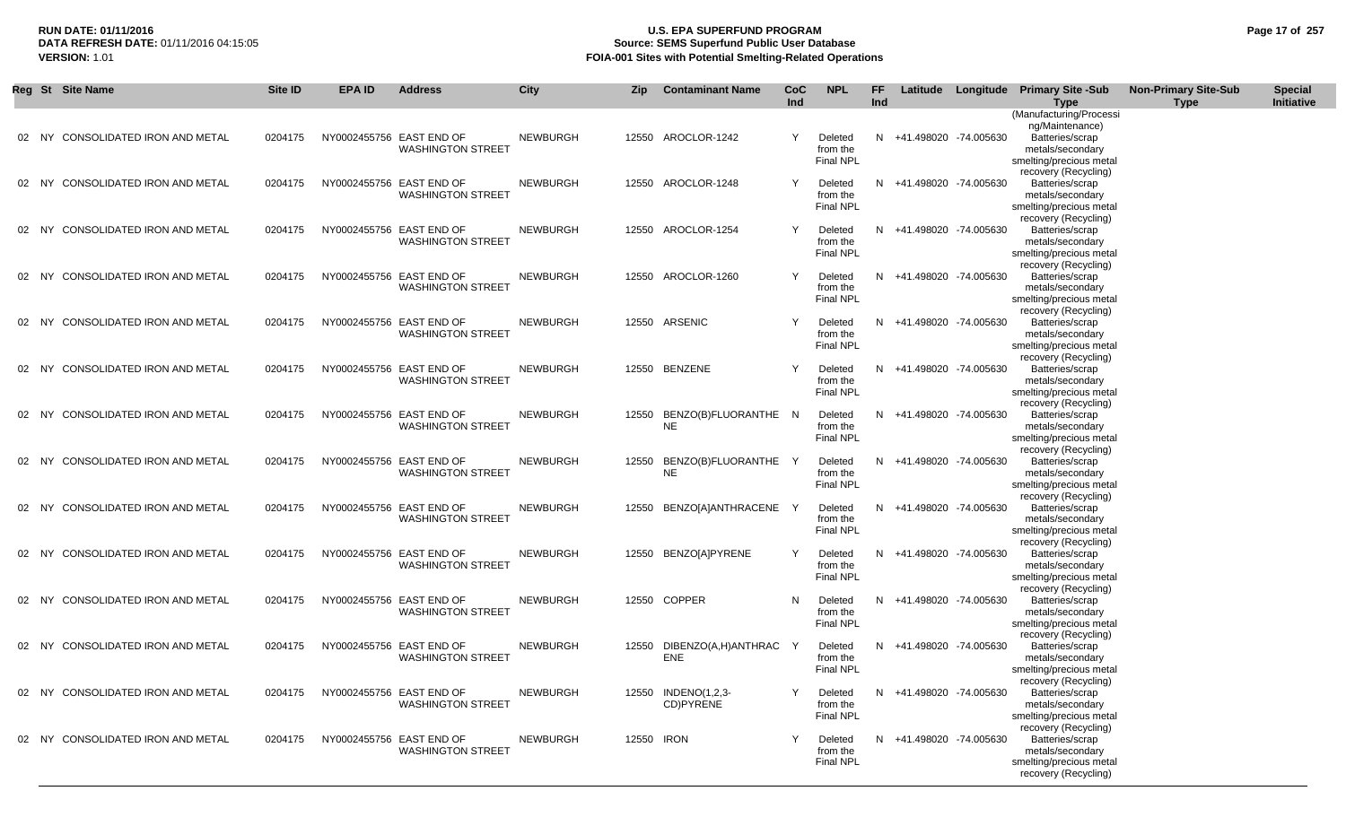**RUN DATE:** 01/11/2016
**DATA REFRESH DATE:** 01/11/2016 04:15:05
**VERSION:** 1.01

# U.S. EPA SUPERFUND PROGRAM
## Source: SEMS Superfund Public User Database
## FOIA-001 Sites with Potential Smelting-Related Operations

| Reg | St | Site Name | Site ID | EPA ID | Address | City | Zip | Contaminant Name | CoC Ind | NPL | FF Ind | Latitude | Longitude | Primary Site -Sub Type | Non-Primary Site-Sub Type | Special Initiative |
|---|---|---|---|---|---|---|---|---|---|---|---|---|---|---|---|---|
| | | | | | | | | | | | | | | (Manufacturing/Processing/Maintenance) | | |
| 02 | NY | CONSOLIDATED IRON AND METAL | 0204175 | NY0002455756 | EAST END OF WASHINGTON STREET | NEWBURGH | 12550 | AROCLOR-1242 | Y | Deleted from the Final NPL | N | +41.498020 | -74.005630 | Batteries/scrap metals/secondary smelting/precious metal recovery (Recycling) | | |
| 02 | NY | CONSOLIDATED IRON AND METAL | 0204175 | NY0002455756 | EAST END OF WASHINGTON STREET | NEWBURGH | 12550 | AROCLOR-1248 | Y | Deleted from the Final NPL | N | +41.498020 | -74.005630 | Batteries/scrap metals/secondary smelting/precious metal recovery (Recycling) | | |
| 02 | NY | CONSOLIDATED IRON AND METAL | 0204175 | NY0002455756 | EAST END OF WASHINGTON STREET | NEWBURGH | 12550 | AROCLOR-1254 | Y | Deleted from the Final NPL | N | +41.498020 | -74.005630 | Batteries/scrap metals/secondary smelting/precious metal recovery (Recycling) | | |
| 02 | NY | CONSOLIDATED IRON AND METAL | 0204175 | NY0002455756 | EAST END OF WASHINGTON STREET | NEWBURGH | 12550 | AROCLOR-1260 | Y | Deleted from the Final NPL | N | +41.498020 | -74.005630 | Batteries/scrap metals/secondary smelting/precious metal recovery (Recycling) | | |
| 02 | NY | CONSOLIDATED IRON AND METAL | 0204175 | NY0002455756 | EAST END OF WASHINGTON STREET | NEWBURGH | 12550 | ARSENIC | Y | Deleted from the Final NPL | N | +41.498020 | -74.005630 | Batteries/scrap metals/secondary smelting/precious metal recovery (Recycling) | | |
| 02 | NY | CONSOLIDATED IRON AND METAL | 0204175 | NY0002455756 | EAST END OF WASHINGTON STREET | NEWBURGH | 12550 | BENZENE | Y | Deleted from the Final NPL | N | +41.498020 | -74.005630 | Batteries/scrap metals/secondary smelting/precious metal recovery (Recycling) | | |
| 02 | NY | CONSOLIDATED IRON AND METAL | 0204175 | NY0002455756 | EAST END OF WASHINGTON STREET | NEWBURGH | 12550 | BENZO(B)FLUORANTHENE | N | Deleted from the Final NPL | N | +41.498020 | -74.005630 | Batteries/scrap metals/secondary smelting/precious metal recovery (Recycling) | | |
| 02 | NY | CONSOLIDATED IRON AND METAL | 0204175 | NY0002455756 | EAST END OF WASHINGTON STREET | NEWBURGH | 12550 | BENZO(B)FLUORANTHENE | Y | Deleted from the Final NPL | N | +41.498020 | -74.005630 | Batteries/scrap metals/secondary smelting/precious metal recovery (Recycling) | | |
| 02 | NY | CONSOLIDATED IRON AND METAL | 0204175 | NY0002455756 | EAST END OF WASHINGTON STREET | NEWBURGH | 12550 | BENZO[A]ANTHRACENE | Y | Deleted from the Final NPL | N | +41.498020 | -74.005630 | Batteries/scrap metals/secondary smelting/precious metal recovery (Recycling) | | |
| 02 | NY | CONSOLIDATED IRON AND METAL | 0204175 | NY0002455756 | EAST END OF WASHINGTON STREET | NEWBURGH | 12550 | BENZO[A]PYRENE | Y | Deleted from the Final NPL | N | +41.498020 | -74.005630 | Batteries/scrap metals/secondary smelting/precious metal recovery (Recycling) | | |
| 02 | NY | CONSOLIDATED IRON AND METAL | 0204175 | NY0002455756 | EAST END OF WASHINGTON STREET | NEWBURGH | 12550 | COPPER | N | Deleted from the Final NPL | N | +41.498020 | -74.005630 | Batteries/scrap metals/secondary smelting/precious metal recovery (Recycling) | | |
| 02 | NY | CONSOLIDATED IRON AND METAL | 0204175 | NY0002455756 | EAST END OF WASHINGTON STREET | NEWBURGH | 12550 | DIBENZO(A,H)ANTHRACENE | Y | Deleted from the Final NPL | N | +41.498020 | -74.005630 | Batteries/scrap metals/secondary smelting/precious metal recovery (Recycling) | | |
| 02 | NY | CONSOLIDATED IRON AND METAL | 0204175 | NY0002455756 | EAST END OF WASHINGTON STREET | NEWBURGH | 12550 | INDENO(1,2,3-CD)PYRENE | Y | Deleted from the Final NPL | N | +41.498020 | -74.005630 | Batteries/scrap metals/secondary smelting/precious metal recovery (Recycling) | | |
| 02 | NY | CONSOLIDATED IRON AND METAL | 0204175 | NY0002455756 | EAST END OF WASHINGTON STREET | NEWBURGH | 12550 | IRON | Y | Deleted from the Final NPL | N | +41.498020 | -74.005630 | Batteries/scrap metals/secondary smelting/precious metal recovery (Recycling) | | |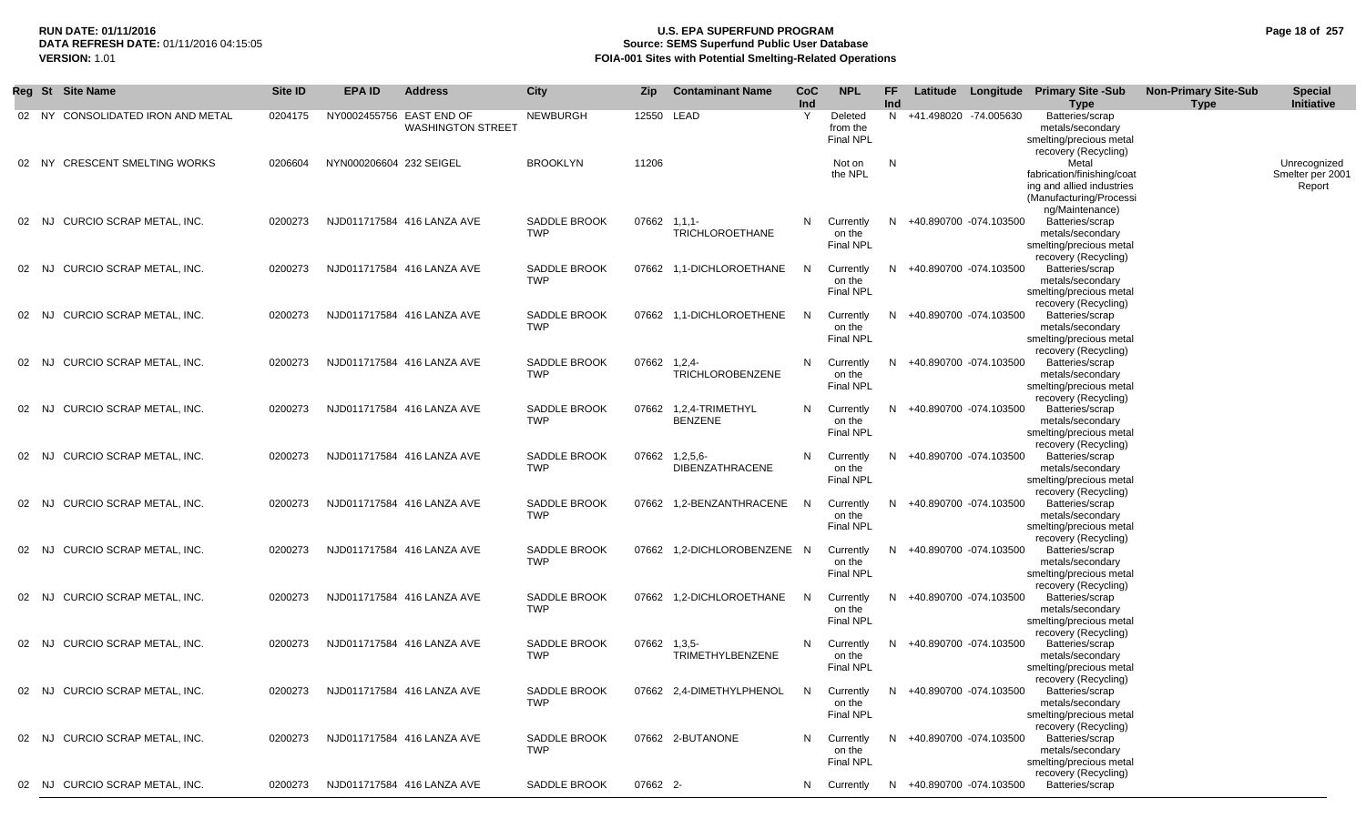**RUN DATE:** 01/11/2016
**DATA REFRESH DATE:** 01/11/2016 04:15:05
**VERSION:** 1.01

# U.S. EPA SUPERFUND PROGRAM
## Source: SEMS Superfund Public User Database
## FOIA-001 Sites with Potential Smelting-Related Operations

| Reg | St | Site Name | Site ID | EPA ID | Address | City | Zip | Contaminant Name | CoC Ind | NPL | FF Ind | Latitude | Longitude | Primary Site -Sub Type | Non-Primary Site-Sub Type | Special Initiative |
|---|---|---|---|---|---|---|---|---|---|---|---|---|---|---|---|---|
| 02 | NY | CONSOLIDATED IRON AND METAL | 0204175 | NY0002455756 | EAST END OF WASHINGTON STREET | NEWBURGH | 12550 | LEAD | Y | Deleted from the Final NPL | N | +41.498020 | -74.005630 | Batteries/scrap metals/secondary smelting/precious metal recovery (Recycling) | | |
| 02 | NY | CRESCENT SMELTING WORKS | 0206604 | NYN000206604 | 232 SEIGEL | BROOKLYN | 11206 | | | Not on the NPL | N | | | Metal fabrication/finishing/coating and allied industries (Manufacturing/Processing/Maintenance) | | Unrecognized Smelter per 2001 Report |
| 02 | NJ | CURCIO SCRAP METAL, INC. | 0200273 | NJD011717584 | 416 LANZA AVE | SADDLE BROOK TWP | 07662 | 1,1,1-TRICHLOROETHANE | N | Currently on the Final NPL | N | +40.890700 | -074.103500 | Batteries/scrap metals/secondary smelting/precious metal recovery (Recycling) | | |
| 02 | NJ | CURCIO SCRAP METAL, INC. | 0200273 | NJD011717584 | 416 LANZA AVE | SADDLE BROOK TWP | 07662 | 1,1-DICHLOROETHANE | N | Currently on the Final NPL | N | +40.890700 | -074.103500 | Batteries/scrap metals/secondary smelting/precious metal recovery (Recycling) | | |
| 02 | NJ | CURCIO SCRAP METAL, INC. | 0200273 | NJD011717584 | 416 LANZA AVE | SADDLE BROOK TWP | 07662 | 1,1-DICHLOROETHENE | N | Currently on the Final NPL | N | +40.890700 | -074.103500 | Batteries/scrap metals/secondary smelting/precious metal recovery (Recycling) | | |
| 02 | NJ | CURCIO SCRAP METAL, INC. | 0200273 | NJD011717584 | 416 LANZA AVE | SADDLE BROOK TWP | 07662 | 1,2,4-TRICHLOROBENZENE | N | Currently on the Final NPL | N | +40.890700 | -074.103500 | Batteries/scrap metals/secondary smelting/precious metal recovery (Recycling) | | |
| 02 | NJ | CURCIO SCRAP METAL, INC. | 0200273 | NJD011717584 | 416 LANZA AVE | SADDLE BROOK TWP | 07662 | 1,2,4-TRIMETHYL BENZENE | N | Currently on the Final NPL | N | +40.890700 | -074.103500 | Batteries/scrap metals/secondary smelting/precious metal recovery (Recycling) | | |
| 02 | NJ | CURCIO SCRAP METAL, INC. | 0200273 | NJD011717584 | 416 LANZA AVE | SADDLE BROOK TWP | 07662 | 1,2,5,6-DIBENZATHRACENE | N | Currently on the Final NPL | N | +40.890700 | -074.103500 | Batteries/scrap metals/secondary smelting/precious metal recovery (Recycling) | | |
| 02 | NJ | CURCIO SCRAP METAL, INC. | 0200273 | NJD011717584 | 416 LANZA AVE | SADDLE BROOK TWP | 07662 | 1,2-BENZANTHRACENE | N | Currently on the Final NPL | N | +40.890700 | -074.103500 | Batteries/scrap metals/secondary smelting/precious metal recovery (Recycling) | | |
| 02 | NJ | CURCIO SCRAP METAL, INC. | 0200273 | NJD011717584 | 416 LANZA AVE | SADDLE BROOK TWP | 07662 | 1,2-DICHLOROBENZENE | N | Currently on the Final NPL | N | +40.890700 | -074.103500 | Batteries/scrap metals/secondary smelting/precious metal recovery (Recycling) | | |
| 02 | NJ | CURCIO SCRAP METAL, INC. | 0200273 | NJD011717584 | 416 LANZA AVE | SADDLE BROOK TWP | 07662 | 1,2-DICHLOROETHANE | N | Currently on the Final NPL | N | +40.890700 | -074.103500 | Batteries/scrap metals/secondary smelting/precious metal recovery (Recycling) | | |
| 02 | NJ | CURCIO SCRAP METAL, INC. | 0200273 | NJD011717584 | 416 LANZA AVE | SADDLE BROOK TWP | 07662 | 1,3,5-TRIMETHYLBENZENE | N | Currently on the Final NPL | N | +40.890700 | -074.103500 | Batteries/scrap metals/secondary smelting/precious metal recovery (Recycling) | | |
| 02 | NJ | CURCIO SCRAP METAL, INC. | 0200273 | NJD011717584 | 416 LANZA AVE | SADDLE BROOK TWP | 07662 | 2,4-DIMETHYLPHENOL | N | Currently on the Final NPL | N | +40.890700 | -074.103500 | Batteries/scrap metals/secondary smelting/precious metal recovery (Recycling) | | |
| 02 | NJ | CURCIO SCRAP METAL, INC. | 0200273 | NJD011717584 | 416 LANZA AVE | SADDLE BROOK TWP | 07662 | 2-BUTANONE | N | Currently on the Final NPL | N | +40.890700 | -074.103500 | Batteries/scrap metals/secondary smelting/precious metal recovery (Recycling) | | |
| 02 | NJ | CURCIO SCRAP METAL, INC. | 0200273 | NJD011717584 | 416 LANZA AVE | SADDLE BROOK | 07662 | 2- | N | Currently | N | +40.890700 | -074.103500 | Batteries/scrap | | |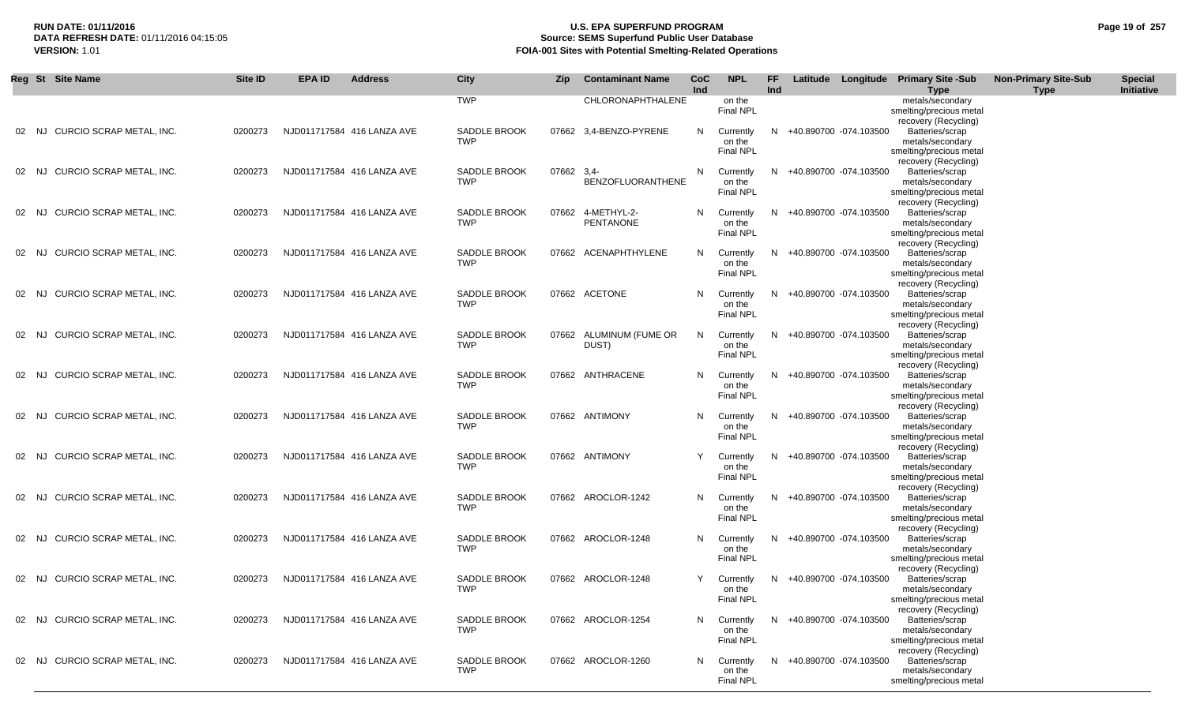| Reg | St | Site Name | Site ID | EPA ID | Address | City | Zip | Contaminant Name | CoC Ind | NPL | FF Ind | Latitude | Longitude | Primary Site -Sub Type | Non-Primary Site-Sub Type | Special Initiative |
|---|---|---|---|---|---|---|---|---|---|---|---|---|---|---|---|---|
| | | | | | | TWP | | CHLORONAPHTHALENE | | on the Final NPL | | | | metals/secondary smelting/precious metal recovery (Recycling) | | |
| 02 | NJ | CURCIO SCRAP METAL, INC. | 0200273 | NJD011717584 | 416 LANZA AVE | SADDLE BROOK TWP | 07662 | 3,4-BENZO-PYRENE | N | Currently on the Final NPL | N | +40.890700 | -074.103500 | Batteries/scrap metals/secondary smelting/precious metal recovery (Recycling) | | |
| 02 | NJ | CURCIO SCRAP METAL, INC. | 0200273 | NJD011717584 | 416 LANZA AVE | SADDLE BROOK TWP | 07662 | 3,4-BENZOFLUORANTHENE | N | Currently on the Final NPL | N | +40.890700 | -074.103500 | Batteries/scrap metals/secondary smelting/precious metal recovery (Recycling) | | |
| 02 | NJ | CURCIO SCRAP METAL, INC. | 0200273 | NJD011717584 | 416 LANZA AVE | SADDLE BROOK TWP | 07662 | 4-METHYL-2-PENTANONE | N | Currently on the Final NPL | N | +40.890700 | -074.103500 | Batteries/scrap metals/secondary smelting/precious metal recovery (Recycling) | | |
| 02 | NJ | CURCIO SCRAP METAL, INC. | 0200273 | NJD011717584 | 416 LANZA AVE | SADDLE BROOK TWP | 07662 | ACENAPHTHYLENE | N | Currently on the Final NPL | N | +40.890700 | -074.103500 | Batteries/scrap metals/secondary smelting/precious metal recovery (Recycling) | | |
| 02 | NJ | CURCIO SCRAP METAL, INC. | 0200273 | NJD011717584 | 416 LANZA AVE | SADDLE BROOK TWP | 07662 | ACETONE | N | Currently on the Final NPL | N | +40.890700 | -074.103500 | Batteries/scrap metals/secondary smelting/precious metal recovery (Recycling) | | |
| 02 | NJ | CURCIO SCRAP METAL, INC. | 0200273 | NJD011717584 | 416 LANZA AVE | SADDLE BROOK TWP | 07662 | ALUMINUM (FUME OR DUST) | N | Currently on the Final NPL | N | +40.890700 | -074.103500 | Batteries/scrap metals/secondary smelting/precious metal recovery (Recycling) | | |
| 02 | NJ | CURCIO SCRAP METAL, INC. | 0200273 | NJD011717584 | 416 LANZA AVE | SADDLE BROOK TWP | 07662 | ANTHRACENE | N | Currently on the Final NPL | N | +40.890700 | -074.103500 | Batteries/scrap metals/secondary smelting/precious metal recovery (Recycling) | | |
| 02 | NJ | CURCIO SCRAP METAL, INC. | 0200273 | NJD011717584 | 416 LANZA AVE | SADDLE BROOK TWP | 07662 | ANTIMONY | N | Currently on the Final NPL | N | +40.890700 | -074.103500 | Batteries/scrap metals/secondary smelting/precious metal recovery (Recycling) | | |
| 02 | NJ | CURCIO SCRAP METAL, INC. | 0200273 | NJD011717584 | 416 LANZA AVE | SADDLE BROOK TWP | 07662 | ANTIMONY | Y | Currently on the Final NPL | N | +40.890700 | -074.103500 | Batteries/scrap metals/secondary smelting/precious metal recovery (Recycling) | | |
| 02 | NJ | CURCIO SCRAP METAL, INC. | 0200273 | NJD011717584 | 416 LANZA AVE | SADDLE BROOK TWP | 07662 | AROCLOR-1242 | N | Currently on the Final NPL | N | +40.890700 | -074.103500 | Batteries/scrap metals/secondary smelting/precious metal recovery (Recycling) | | |
| 02 | NJ | CURCIO SCRAP METAL, INC. | 0200273 | NJD011717584 | 416 LANZA AVE | SADDLE BROOK TWP | 07662 | AROCLOR-1248 | N | Currently on the Final NPL | N | +40.890700 | -074.103500 | Batteries/scrap metals/secondary smelting/precious metal recovery (Recycling) | | |
| 02 | NJ | CURCIO SCRAP METAL, INC. | 0200273 | NJD011717584 | 416 LANZA AVE | SADDLE BROOK TWP | 07662 | AROCLOR-1248 | Y | Currently on the Final NPL | N | +40.890700 | -074.103500 | Batteries/scrap metals/secondary smelting/precious metal recovery (Recycling) | | |
| 02 | NJ | CURCIO SCRAP METAL, INC. | 0200273 | NJD011717584 | 416 LANZA AVE | SADDLE BROOK TWP | 07662 | AROCLOR-1254 | N | Currently on the Final NPL | N | +40.890700 | -074.103500 | Batteries/scrap metals/secondary smelting/precious metal recovery (Recycling) | | |
| 02 | NJ | CURCIO SCRAP METAL, INC. | 0200273 | NJD011717584 | 416 LANZA AVE | SADDLE BROOK TWP | 07662 | AROCLOR-1260 | N | Currently on the Final NPL | N | +40.890700 | -074.103500 | Batteries/scrap metals/secondary smelting/precious metal | | |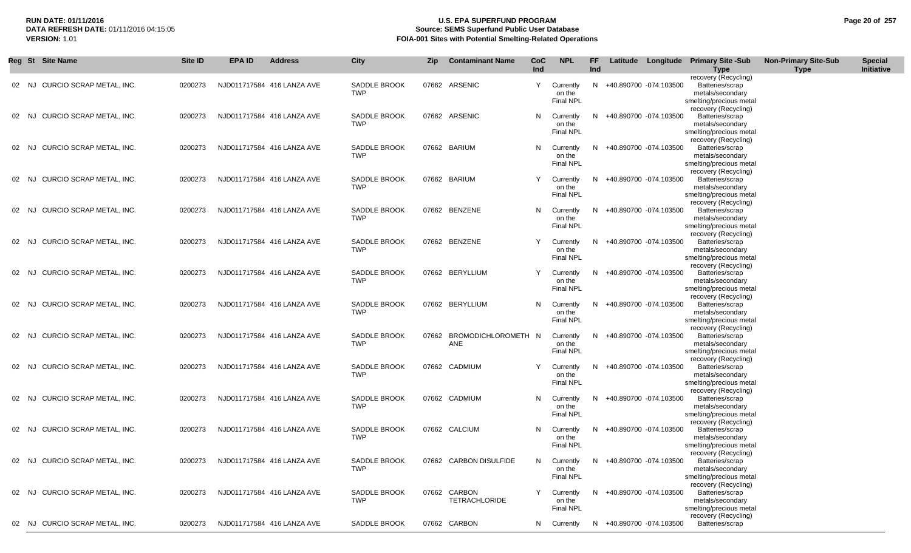RUN DATE: 01/11/2016
DATA REFRESH DATE: 01/11/2016 04:15:05
VERSION: 1.01

# U.S. EPA SUPERFUND PROGRAM
## Source: SEMS Superfund Public User Database
## FOIA-001 Sites with Potential Smelting-Related Operations

| Reg | St | Site Name | Site ID | EPA ID | Address | City | Zip | Contaminant Name | CoC Ind | NPL | FF Ind | Latitude | Longitude | Primary Site -Sub Type | Non-Primary Site-Sub Type | Special Initiative |
|---|---|---|---|---|---|---|---|---|---|---|---|---|---|---|---|---|
| | | | | | | | | | | | | | | recovery (Recycling) | | |
| 02 | NJ | CURCIO SCRAP METAL, INC. | 0200273 | NJD011717584 | 416 LANZA AVE | SADDLE BROOK TWP | 07662 | ARSENIC | Y | Currently on the Final NPL | N | +40.890700 | -074.103500 | Batteries/scrap metals/secondary smelting/precious metal recovery (Recycling) | | |
| 02 | NJ | CURCIO SCRAP METAL, INC. | 0200273 | NJD011717584 | 416 LANZA AVE | SADDLE BROOK TWP | 07662 | ARSENIC | N | Currently on the Final NPL | N | +40.890700 | -074.103500 | Batteries/scrap metals/secondary smelting/precious metal recovery (Recycling) | | |
| 02 | NJ | CURCIO SCRAP METAL, INC. | 0200273 | NJD011717584 | 416 LANZA AVE | SADDLE BROOK TWP | 07662 | BARIUM | N | Currently on the Final NPL | N | +40.890700 | -074.103500 | Batteries/scrap metals/secondary smelting/precious metal recovery (Recycling) | | |
| 02 | NJ | CURCIO SCRAP METAL, INC. | 0200273 | NJD011717584 | 416 LANZA AVE | SADDLE BROOK TWP | 07662 | BARIUM | Y | Currently on the Final NPL | N | +40.890700 | -074.103500 | Batteries/scrap metals/secondary smelting/precious metal recovery (Recycling) | | |
| 02 | NJ | CURCIO SCRAP METAL, INC. | 0200273 | NJD011717584 | 416 LANZA AVE | SADDLE BROOK TWP | 07662 | BENZENE | N | Currently on the Final NPL | N | +40.890700 | -074.103500 | Batteries/scrap metals/secondary smelting/precious metal recovery (Recycling) | | |
| 02 | NJ | CURCIO SCRAP METAL, INC. | 0200273 | NJD011717584 | 416 LANZA AVE | SADDLE BROOK TWP | 07662 | BENZENE | Y | Currently on the Final NPL | N | +40.890700 | -074.103500 | Batteries/scrap metals/secondary smelting/precious metal recovery (Recycling) | | |
| 02 | NJ | CURCIO SCRAP METAL, INC. | 0200273 | NJD011717584 | 416 LANZA AVE | SADDLE BROOK TWP | 07662 | BERYLLIUM | Y | Currently on the Final NPL | N | +40.890700 | -074.103500 | Batteries/scrap metals/secondary smelting/precious metal recovery (Recycling) | | |
| 02 | NJ | CURCIO SCRAP METAL, INC. | 0200273 | NJD011717584 | 416 LANZA AVE | SADDLE BROOK TWP | 07662 | BERYLLIUM | N | Currently on the Final NPL | N | +40.890700 | -074.103500 | Batteries/scrap metals/secondary smelting/precious metal recovery (Recycling) | | |
| 02 | NJ | CURCIO SCRAP METAL, INC. | 0200273 | NJD011717584 | 416 LANZA AVE | SADDLE BROOK TWP | 07662 | BROMODICHLOROMETHANE | N | Currently on the Final NPL | N | +40.890700 | -074.103500 | Batteries/scrap metals/secondary smelting/precious metal recovery (Recycling) | | |
| 02 | NJ | CURCIO SCRAP METAL, INC. | 0200273 | NJD011717584 | 416 LANZA AVE | SADDLE BROOK TWP | 07662 | CADMIUM | Y | Currently on the Final NPL | N | +40.890700 | -074.103500 | Batteries/scrap metals/secondary smelting/precious metal recovery (Recycling) | | |
| 02 | NJ | CURCIO SCRAP METAL, INC. | 0200273 | NJD011717584 | 416 LANZA AVE | SADDLE BROOK TWP | 07662 | CADMIUM | N | Currently on the Final NPL | N | +40.890700 | -074.103500 | Batteries/scrap metals/secondary smelting/precious metal recovery (Recycling) | | |
| 02 | NJ | CURCIO SCRAP METAL, INC. | 0200273 | NJD011717584 | 416 LANZA AVE | SADDLE BROOK TWP | 07662 | CALCIUM | N | Currently on the Final NPL | N | +40.890700 | -074.103500 | Batteries/scrap metals/secondary smelting/precious metal recovery (Recycling) | | |
| 02 | NJ | CURCIO SCRAP METAL, INC. | 0200273 | NJD011717584 | 416 LANZA AVE | SADDLE BROOK TWP | 07662 | CARBON DISULFIDE | N | Currently on the Final NPL | N | +40.890700 | -074.103500 | Batteries/scrap metals/secondary smelting/precious metal recovery (Recycling) | | |
| 02 | NJ | CURCIO SCRAP METAL, INC. | 0200273 | NJD011717584 | 416 LANZA AVE | SADDLE BROOK TWP | 07662 | CARBON TETRACHLORIDE | Y | Currently on the Final NPL | N | +40.890700 | -074.103500 | Batteries/scrap metals/secondary smelting/precious metal recovery (Recycling) | | |
| 02 | NJ | CURCIO SCRAP METAL, INC. | 0200273 | NJD011717584 | 416 LANZA AVE | SADDLE BROOK | 07662 | CARBON | N | Currently | N | +40.890700 | -074.103500 | Batteries/scrap | | |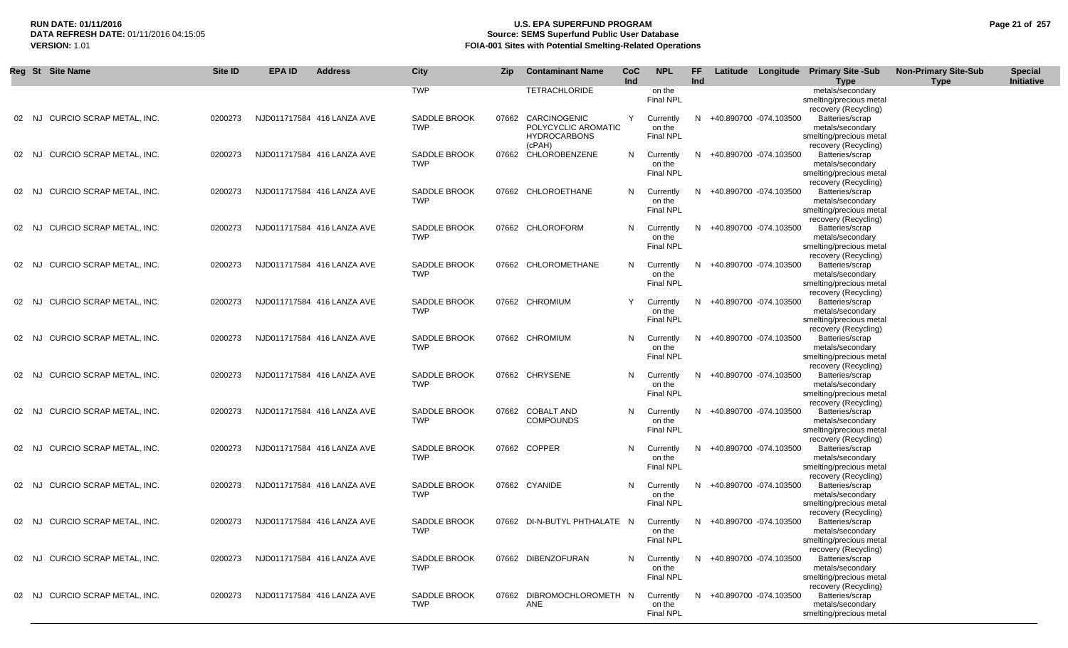| Reg | St | Site Name | Site ID | EPA ID | Address | City | Zip | Contaminant Name | CoC Ind | NPL | FF Ind | Latitude | Longitude | Primary Site -Sub Type | Non-Primary Site-Sub Type | Special Initiative |
|---|---|---|---|---|---|---|---|---|---|---|---|---|---|---|---|---|
| | | | | | | TWP | | TETRACHLORIDE | | on the Final NPL | | | | metals/secondary smelting/precious metal recovery (Recycling) | | |
| 02 | NJ | CURCIO SCRAP METAL, INC. | 0200273 | NJD011717584 | 416 LANZA AVE | SADDLE BROOK TWP | 07662 | CARCINOGENIC POLYCYCLIC AROMATIC HYDROCARBONS (cPAH) | Y | Currently on the Final NPL | N | +40.890700 | -074.103500 | Batteries/scrap metals/secondary smelting/precious metal recovery (Recycling) | | |
| 02 | NJ | CURCIO SCRAP METAL, INC. | 0200273 | NJD011717584 | 416 LANZA AVE | SADDLE BROOK TWP | 07662 | CHLOROBENZENE | N | Currently on the Final NPL | N | +40.890700 | -074.103500 | Batteries/scrap metals/secondary smelting/precious metal recovery (Recycling) | | |
| 02 | NJ | CURCIO SCRAP METAL, INC. | 0200273 | NJD011717584 | 416 LANZA AVE | SADDLE BROOK TWP | 07662 | CHLOROETHANE | N | Currently on the Final NPL | N | +40.890700 | -074.103500 | Batteries/scrap metals/secondary smelting/precious metal recovery (Recycling) | | |
| 02 | NJ | CURCIO SCRAP METAL, INC. | 0200273 | NJD011717584 | 416 LANZA AVE | SADDLE BROOK TWP | 07662 | CHLOROFORM | N | Currently on the Final NPL | N | +40.890700 | -074.103500 | Batteries/scrap metals/secondary smelting/precious metal recovery (Recycling) | | |
| 02 | NJ | CURCIO SCRAP METAL, INC. | 0200273 | NJD011717584 | 416 LANZA AVE | SADDLE BROOK TWP | 07662 | CHLOROMETHANE | N | Currently on the Final NPL | N | +40.890700 | -074.103500 | Batteries/scrap metals/secondary smelting/precious metal recovery (Recycling) | | |
| 02 | NJ | CURCIO SCRAP METAL, INC. | 0200273 | NJD011717584 | 416 LANZA AVE | SADDLE BROOK TWP | 07662 | CHROMIUM | Y | Currently on the Final NPL | N | +40.890700 | -074.103500 | Batteries/scrap metals/secondary smelting/precious metal recovery (Recycling) | | |
| 02 | NJ | CURCIO SCRAP METAL, INC. | 0200273 | NJD011717584 | 416 LANZA AVE | SADDLE BROOK TWP | 07662 | CHROMIUM | N | Currently on the Final NPL | N | +40.890700 | -074.103500 | Batteries/scrap metals/secondary smelting/precious metal recovery (Recycling) | | |
| 02 | NJ | CURCIO SCRAP METAL, INC. | 0200273 | NJD011717584 | 416 LANZA AVE | SADDLE BROOK TWP | 07662 | CHRYSENE | N | Currently on the Final NPL | N | +40.890700 | -074.103500 | Batteries/scrap metals/secondary smelting/precious metal recovery (Recycling) | | |
| 02 | NJ | CURCIO SCRAP METAL, INC. | 0200273 | NJD011717584 | 416 LANZA AVE | SADDLE BROOK TWP | 07662 | COBALT AND COMPOUNDS | N | Currently on the Final NPL | N | +40.890700 | -074.103500 | Batteries/scrap metals/secondary smelting/precious metal recovery (Recycling) | | |
| 02 | NJ | CURCIO SCRAP METAL, INC. | 0200273 | NJD011717584 | 416 LANZA AVE | SADDLE BROOK TWP | 07662 | COPPER | N | Currently on the Final NPL | N | +40.890700 | -074.103500 | Batteries/scrap metals/secondary smelting/precious metal recovery (Recycling) | | |
| 02 | NJ | CURCIO SCRAP METAL, INC. | 0200273 | NJD011717584 | 416 LANZA AVE | SADDLE BROOK TWP | 07662 | CYANIDE | N | Currently on the Final NPL | N | +40.890700 | -074.103500 | Batteries/scrap metals/secondary smelting/precious metal recovery (Recycling) | | |
| 02 | NJ | CURCIO SCRAP METAL, INC. | 0200273 | NJD011717584 | 416 LANZA AVE | SADDLE BROOK TWP | 07662 | DI-N-BUTYL PHTHALATE | N | Currently on the Final NPL | N | +40.890700 | -074.103500 | Batteries/scrap metals/secondary smelting/precious metal recovery (Recycling) | | |
| 02 | NJ | CURCIO SCRAP METAL, INC. | 0200273 | NJD011717584 | 416 LANZA AVE | SADDLE BROOK TWP | 07662 | DIBENZOFURAN | N | Currently on the Final NPL | N | +40.890700 | -074.103500 | Batteries/scrap metals/secondary smelting/precious metal recovery (Recycling) | | |
| 02 | NJ | CURCIO SCRAP METAL, INC. | 0200273 | NJD011717584 | 416 LANZA AVE | SADDLE BROOK TWP | 07662 | DIBROMOCHLOROMETHANE | N | Currently on the Final NPL | N | +40.890700 | -074.103500 | Batteries/scrap metals/secondary smelting/precious metal | | |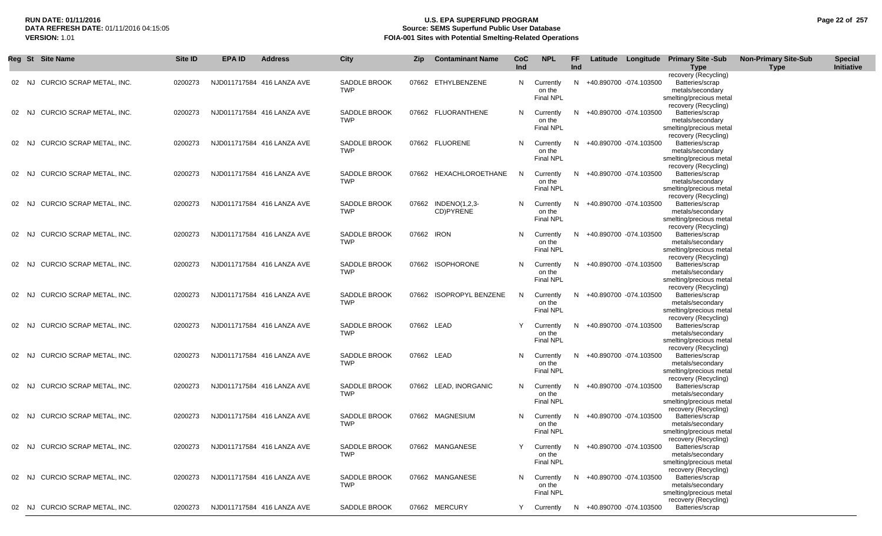| Reg | St | Site Name | Site ID | EPA ID | Address | City | Zip | Contaminant Name | CoC Ind | NPL | FF Ind | Latitude | Longitude | Primary Site -Sub Type | Non-Primary Site-Sub Type | Special Initiative |
|---|---|---|---|---|---|---|---|---|---|---|---|---|---|---|---|---|
| | | | | | | | | | | | | | | recovery (Recycling) | | |
| 02 | NJ | CURCIO SCRAP METAL, INC. | 0200273 | NJD011717584 | 416 LANZA AVE | SADDLE BROOK TWP | 07662 | ETHYLBENZENE | N | Currently on the Final NPL | N | +40.890700 | -074.103500 | Batteries/scrap metals/secondary smelting/precious metal recovery (Recycling) | | |
| 02 | NJ | CURCIO SCRAP METAL, INC. | 0200273 | NJD011717584 | 416 LANZA AVE | SADDLE BROOK TWP | 07662 | FLUORANTHENE | N | Currently on the Final NPL | N | +40.890700 | -074.103500 | Batteries/scrap metals/secondary smelting/precious metal recovery (Recycling) | | |
| 02 | NJ | CURCIO SCRAP METAL, INC. | 0200273 | NJD011717584 | 416 LANZA AVE | SADDLE BROOK TWP | 07662 | FLUORENE | N | Currently on the Final NPL | N | +40.890700 | -074.103500 | Batteries/scrap metals/secondary smelting/precious metal recovery (Recycling) | | |
| 02 | NJ | CURCIO SCRAP METAL, INC. | 0200273 | NJD011717584 | 416 LANZA AVE | SADDLE BROOK TWP | 07662 | HEXACHLOROETHANE | N | Currently on the Final NPL | N | +40.890700 | -074.103500 | Batteries/scrap metals/secondary smelting/precious metal recovery (Recycling) | | |
| 02 | NJ | CURCIO SCRAP METAL, INC. | 0200273 | NJD011717584 | 416 LANZA AVE | SADDLE BROOK TWP | 07662 | INDENO(1,2,3-CD)PYRENE | N | Currently on the Final NPL | N | +40.890700 | -074.103500 | Batteries/scrap metals/secondary smelting/precious metal recovery (Recycling) | | |
| 02 | NJ | CURCIO SCRAP METAL, INC. | 0200273 | NJD011717584 | 416 LANZA AVE | SADDLE BROOK TWP | 07662 | IRON | N | Currently on the Final NPL | N | +40.890700 | -074.103500 | Batteries/scrap metals/secondary smelting/precious metal recovery (Recycling) | | |
| 02 | NJ | CURCIO SCRAP METAL, INC. | 0200273 | NJD011717584 | 416 LANZA AVE | SADDLE BROOK TWP | 07662 | ISOPHORONE | N | Currently on the Final NPL | N | +40.890700 | -074.103500 | Batteries/scrap metals/secondary smelting/precious metal recovery (Recycling) | | |
| 02 | NJ | CURCIO SCRAP METAL, INC. | 0200273 | NJD011717584 | 416 LANZA AVE | SADDLE BROOK TWP | 07662 | ISOPROPYL BENZENE | N | Currently on the Final NPL | N | +40.890700 | -074.103500 | Batteries/scrap metals/secondary smelting/precious metal recovery (Recycling) | | |
| 02 | NJ | CURCIO SCRAP METAL, INC. | 0200273 | NJD011717584 | 416 LANZA AVE | SADDLE BROOK TWP | 07662 | LEAD | Y | Currently on the Final NPL | N | +40.890700 | -074.103500 | Batteries/scrap metals/secondary smelting/precious metal recovery (Recycling) | | |
| 02 | NJ | CURCIO SCRAP METAL, INC. | 0200273 | NJD011717584 | 416 LANZA AVE | SADDLE BROOK TWP | 07662 | LEAD | N | Currently on the Final NPL | N | +40.890700 | -074.103500 | Batteries/scrap metals/secondary smelting/precious metal recovery (Recycling) | | |
| 02 | NJ | CURCIO SCRAP METAL, INC. | 0200273 | NJD011717584 | 416 LANZA AVE | SADDLE BROOK TWP | 07662 | LEAD, INORGANIC | N | Currently on the Final NPL | N | +40.890700 | -074.103500 | Batteries/scrap metals/secondary smelting/precious metal recovery (Recycling) | | |
| 02 | NJ | CURCIO SCRAP METAL, INC. | 0200273 | NJD011717584 | 416 LANZA AVE | SADDLE BROOK TWP | 07662 | MAGNESIUM | N | Currently on the Final NPL | N | +40.890700 | -074.103500 | Batteries/scrap metals/secondary smelting/precious metal recovery (Recycling) | | |
| 02 | NJ | CURCIO SCRAP METAL, INC. | 0200273 | NJD011717584 | 416 LANZA AVE | SADDLE BROOK TWP | 07662 | MANGANESE | Y | Currently on the Final NPL | N | +40.890700 | -074.103500 | Batteries/scrap metals/secondary smelting/precious metal recovery (Recycling) | | |
| 02 | NJ | CURCIO SCRAP METAL, INC. | 0200273 | NJD011717584 | 416 LANZA AVE | SADDLE BROOK TWP | 07662 | MANGANESE | N | Currently on the Final NPL | N | +40.890700 | -074.103500 | Batteries/scrap metals/secondary smelting/precious metal recovery (Recycling) | | |
| 02 | NJ | CURCIO SCRAP METAL, INC. | 0200273 | NJD011717584 | 416 LANZA AVE | SADDLE BROOK | 07662 | MERCURY | Y | Currently | N | +40.890700 | -074.103500 | Batteries/scrap | | |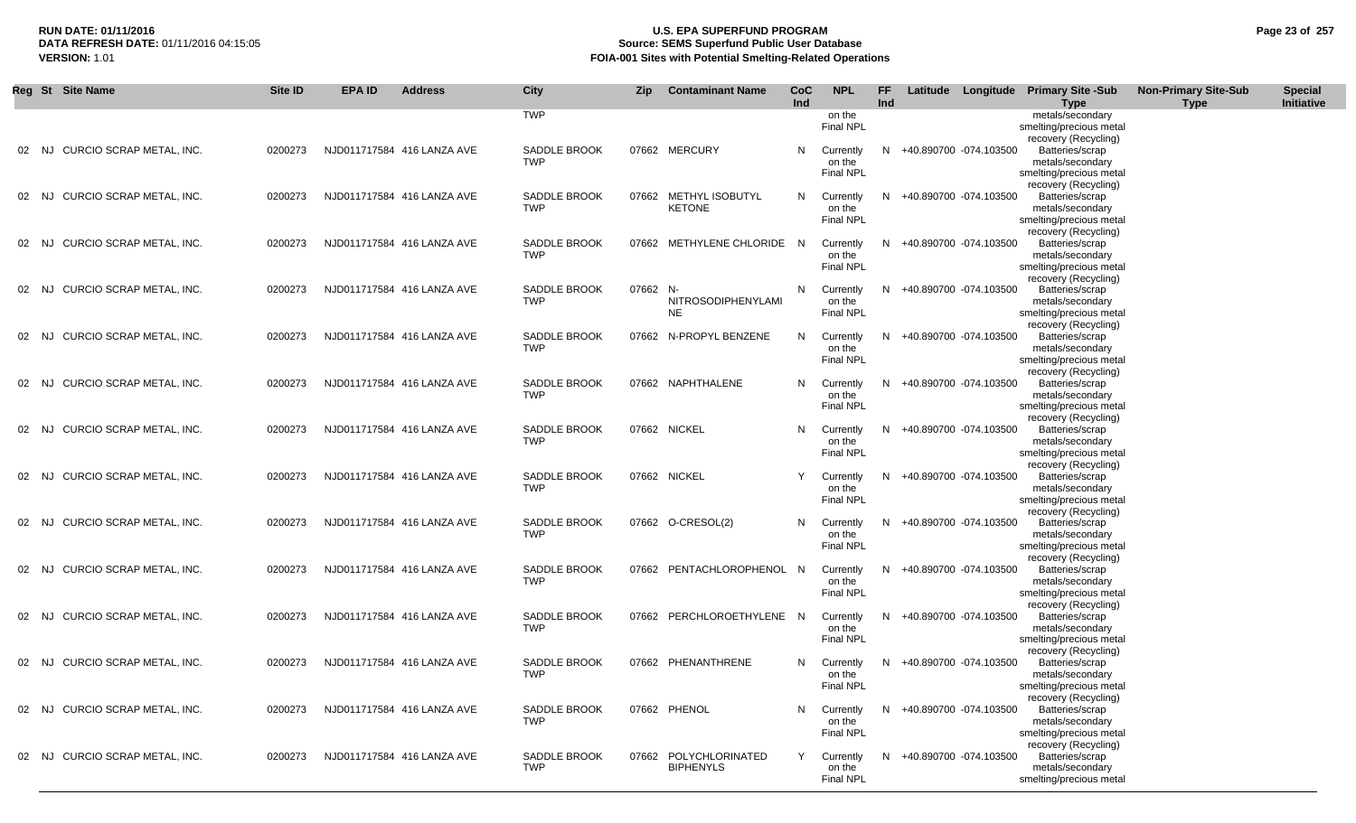**RUN DATE:** 01/11/2016
**DATA REFRESH DATE:** 01/11/2016 04:15:05
**VERSION:** 1.01

# U.S. EPA SUPERFUND PROGRAM
## Source: SEMS Superfund Public User Database
## FOIA-001 Sites with Potential Smelting-Related Operations

| Reg | St | Site Name | Site ID | EPA ID | Address | City | Zip | Contaminant Name | CoC Ind | NPL | FF Ind | Latitude | Longitude | Primary Site -Sub Type | Non-Primary Site-Sub Type | Special Initiative |
|---|---|---|---|---|---|---|---|---|---|---|---|---|---|---|---|---|
| | | | | | | TWP | | | | on the Final NPL | | | | metals/secondary smelting/precious metal recovery (Recycling) | | |
| 02 | NJ | CURCIO SCRAP METAL, INC. | 0200273 | NJD011717584 | 416 LANZA AVE | SADDLE BROOK TWP | 07662 | MERCURY | N | Currently on the Final NPL | N | +40.890700 | -074.103500 | Batteries/scrap metals/secondary smelting/precious metal recovery (Recycling) | | |
| 02 | NJ | CURCIO SCRAP METAL, INC. | 0200273 | NJD011717584 | 416 LANZA AVE | SADDLE BROOK TWP | 07662 | METHYL ISOBUTYL KETONE | N | Currently on the Final NPL | N | +40.890700 | -074.103500 | Batteries/scrap metals/secondary smelting/precious metal recovery (Recycling) | | |
| 02 | NJ | CURCIO SCRAP METAL, INC. | 0200273 | NJD011717584 | 416 LANZA AVE | SADDLE BROOK TWP | 07662 | METHYLENE CHLORIDE | N | Currently on the Final NPL | N | +40.890700 | -074.103500 | Batteries/scrap metals/secondary smelting/precious metal recovery (Recycling) | | |
| 02 | NJ | CURCIO SCRAP METAL, INC. | 0200273 | NJD011717584 | 416 LANZA AVE | SADDLE BROOK TWP | 07662 | N-NITROSODIPHENYLAMINE | N | Currently on the Final NPL | N | +40.890700 | -074.103500 | Batteries/scrap metals/secondary smelting/precious metal recovery (Recycling) | | |
| 02 | NJ | CURCIO SCRAP METAL, INC. | 0200273 | NJD011717584 | 416 LANZA AVE | SADDLE BROOK TWP | 07662 | N-PROPYL BENZENE | N | Currently on the Final NPL | N | +40.890700 | -074.103500 | Batteries/scrap metals/secondary smelting/precious metal recovery (Recycling) | | |
| 02 | NJ | CURCIO SCRAP METAL, INC. | 0200273 | NJD011717584 | 416 LANZA AVE | SADDLE BROOK TWP | 07662 | NAPHTHALENE | N | Currently on the Final NPL | N | +40.890700 | -074.103500 | Batteries/scrap metals/secondary smelting/precious metal recovery (Recycling) | | |
| 02 | NJ | CURCIO SCRAP METAL, INC. | 0200273 | NJD011717584 | 416 LANZA AVE | SADDLE BROOK TWP | 07662 | NICKEL | N | Currently on the Final NPL | N | +40.890700 | -074.103500 | Batteries/scrap metals/secondary smelting/precious metal recovery (Recycling) | | |
| 02 | NJ | CURCIO SCRAP METAL, INC. | 0200273 | NJD011717584 | 416 LANZA AVE | SADDLE BROOK TWP | 07662 | NICKEL | Y | Currently on the Final NPL | N | +40.890700 | -074.103500 | Batteries/scrap metals/secondary smelting/precious metal recovery (Recycling) | | |
| 02 | NJ | CURCIO SCRAP METAL, INC. | 0200273 | NJD011717584 | 416 LANZA AVE | SADDLE BROOK TWP | 07662 | O-CRESOL(2) | N | Currently on the Final NPL | N | +40.890700 | -074.103500 | Batteries/scrap metals/secondary smelting/precious metal recovery (Recycling) | | |
| 02 | NJ | CURCIO SCRAP METAL, INC. | 0200273 | NJD011717584 | 416 LANZA AVE | SADDLE BROOK TWP | 07662 | PENTACHLOROPHENOL | N | Currently on the Final NPL | N | +40.890700 | -074.103500 | Batteries/scrap metals/secondary smelting/precious metal recovery (Recycling) | | |
| 02 | NJ | CURCIO SCRAP METAL, INC. | 0200273 | NJD011717584 | 416 LANZA AVE | SADDLE BROOK TWP | 07662 | PERCHLOROETHYLENE | N | Currently on the Final NPL | N | +40.890700 | -074.103500 | Batteries/scrap metals/secondary smelting/precious metal recovery (Recycling) | | |
| 02 | NJ | CURCIO SCRAP METAL, INC. | 0200273 | NJD011717584 | 416 LANZA AVE | SADDLE BROOK TWP | 07662 | PHENANTHRENE | N | Currently on the Final NPL | N | +40.890700 | -074.103500 | Batteries/scrap metals/secondary smelting/precious metal recovery (Recycling) | | |
| 02 | NJ | CURCIO SCRAP METAL, INC. | 0200273 | NJD011717584 | 416 LANZA AVE | SADDLE BROOK TWP | 07662 | PHENOL | N | Currently on the Final NPL | N | +40.890700 | -074.103500 | Batteries/scrap metals/secondary smelting/precious metal recovery (Recycling) | | |
| 02 | NJ | CURCIO SCRAP METAL, INC. | 0200273 | NJD011717584 | 416 LANZA AVE | SADDLE BROOK TWP | 07662 | POLYCHLORINATED BIPHENYLS | Y | Currently on the Final NPL | N | +40.890700 | -074.103500 | Batteries/scrap metals/secondary smelting/precious metal | | |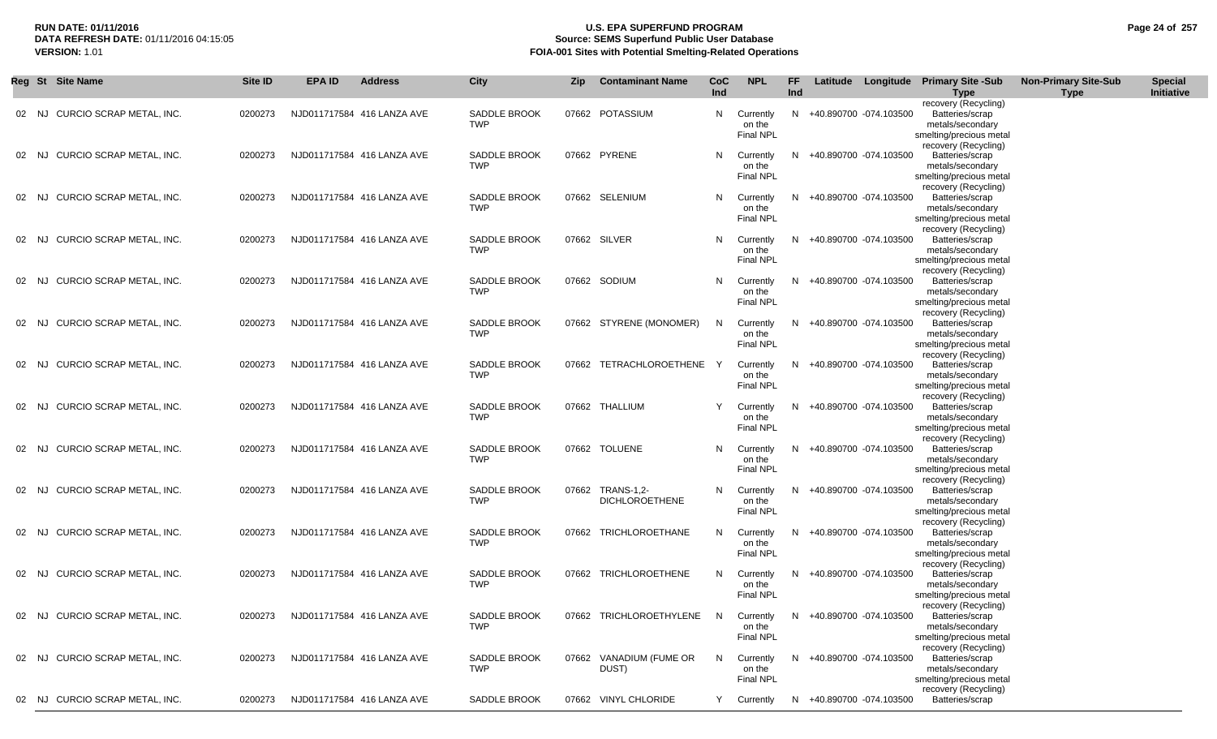| Reg | St | Site Name | Site ID | EPA ID | Address | City | Zip | Contaminant Name | CoC Ind | NPL | FF Ind | Latitude | Longitude | Primary Site -Sub Type | Non-Primary Site-Sub Type | Special Initiative |
|---|---|---|---|---|---|---|---|---|---|---|---|---|---|---|---|---|
| | | | | | | | | | | | | | | recovery (Recycling) | | |
| 02 | NJ | CURCIO SCRAP METAL, INC. | 0200273 | NJD011717584 | 416 LANZA AVE | SADDLE BROOK TWP | 07662 | POTASSIUM | N | Currently on the Final NPL | N | +40.890700 | -074.103500 | Batteries/scrap metals/secondary smelting/precious metal recovery (Recycling) | | |
| 02 | NJ | CURCIO SCRAP METAL, INC. | 0200273 | NJD011717584 | 416 LANZA AVE | SADDLE BROOK TWP | 07662 | PYRENE | N | Currently on the Final NPL | N | +40.890700 | -074.103500 | Batteries/scrap metals/secondary smelting/precious metal recovery (Recycling) | | |
| 02 | NJ | CURCIO SCRAP METAL, INC. | 0200273 | NJD011717584 | 416 LANZA AVE | SADDLE BROOK TWP | 07662 | SELENIUM | N | Currently on the Final NPL | N | +40.890700 | -074.103500 | Batteries/scrap metals/secondary smelting/precious metal recovery (Recycling) | | |
| 02 | NJ | CURCIO SCRAP METAL, INC. | 0200273 | NJD011717584 | 416 LANZA AVE | SADDLE BROOK TWP | 07662 | SILVER | N | Currently on the Final NPL | N | +40.890700 | -074.103500 | Batteries/scrap metals/secondary smelting/precious metal recovery (Recycling) | | |
| 02 | NJ | CURCIO SCRAP METAL, INC. | 0200273 | NJD011717584 | 416 LANZA AVE | SADDLE BROOK TWP | 07662 | SODIUM | N | Currently on the Final NPL | N | +40.890700 | -074.103500 | Batteries/scrap metals/secondary smelting/precious metal recovery (Recycling) | | |
| 02 | NJ | CURCIO SCRAP METAL, INC. | 0200273 | NJD011717584 | 416 LANZA AVE | SADDLE BROOK TWP | 07662 | STYRENE (MONOMER) | N | Currently on the Final NPL | N | +40.890700 | -074.103500 | Batteries/scrap metals/secondary smelting/precious metal recovery (Recycling) | | |
| 02 | NJ | CURCIO SCRAP METAL, INC. | 0200273 | NJD011717584 | 416 LANZA AVE | SADDLE BROOK TWP | 07662 | TETRACHLOROETHENE | Y | Currently on the Final NPL | N | +40.890700 | -074.103500 | Batteries/scrap metals/secondary smelting/precious metal recovery (Recycling) | | |
| 02 | NJ | CURCIO SCRAP METAL, INC. | 0200273 | NJD011717584 | 416 LANZA AVE | SADDLE BROOK TWP | 07662 | THALLIUM | Y | Currently on the Final NPL | N | +40.890700 | -074.103500 | Batteries/scrap metals/secondary smelting/precious metal recovery (Recycling) | | |
| 02 | NJ | CURCIO SCRAP METAL, INC. | 0200273 | NJD011717584 | 416 LANZA AVE | SADDLE BROOK TWP | 07662 | TOLUENE | N | Currently on the Final NPL | N | +40.890700 | -074.103500 | Batteries/scrap metals/secondary smelting/precious metal recovery (Recycling) | | |
| 02 | NJ | CURCIO SCRAP METAL, INC. | 0200273 | NJD011717584 | 416 LANZA AVE | SADDLE BROOK TWP | 07662 | TRANS-1,2-DICHLOROETHENE | N | Currently on the Final NPL | N | +40.890700 | -074.103500 | Batteries/scrap metals/secondary smelting/precious metal recovery (Recycling) | | |
| 02 | NJ | CURCIO SCRAP METAL, INC. | 0200273 | NJD011717584 | 416 LANZA AVE | SADDLE BROOK TWP | 07662 | TRICHLOROETHANE | N | Currently on the Final NPL | N | +40.890700 | -074.103500 | Batteries/scrap metals/secondary smelting/precious metal recovery (Recycling) | | |
| 02 | NJ | CURCIO SCRAP METAL, INC. | 0200273 | NJD011717584 | 416 LANZA AVE | SADDLE BROOK TWP | 07662 | TRICHLOROETHENE | N | Currently on the Final NPL | N | +40.890700 | -074.103500 | Batteries/scrap metals/secondary smelting/precious metal recovery (Recycling) | | |
| 02 | NJ | CURCIO SCRAP METAL, INC. | 0200273 | NJD011717584 | 416 LANZA AVE | SADDLE BROOK TWP | 07662 | TRICHLOROETHYLENE | N | Currently on the Final NPL | N | +40.890700 | -074.103500 | Batteries/scrap metals/secondary smelting/precious metal recovery (Recycling) | | |
| 02 | NJ | CURCIO SCRAP METAL, INC. | 0200273 | NJD011717584 | 416 LANZA AVE | SADDLE BROOK TWP | 07662 | VANADIUM (FUME OR DUST) | N | Currently on the Final NPL | N | +40.890700 | -074.103500 | Batteries/scrap metals/secondary smelting/precious metal recovery (Recycling) | | |
| 02 | NJ | CURCIO SCRAP METAL, INC. | 0200273 | NJD011717584 | 416 LANZA AVE | SADDLE BROOK | 07662 | VINYL CHLORIDE | Y | Currently | N | +40.890700 | -074.103500 | Batteries/scrap | | |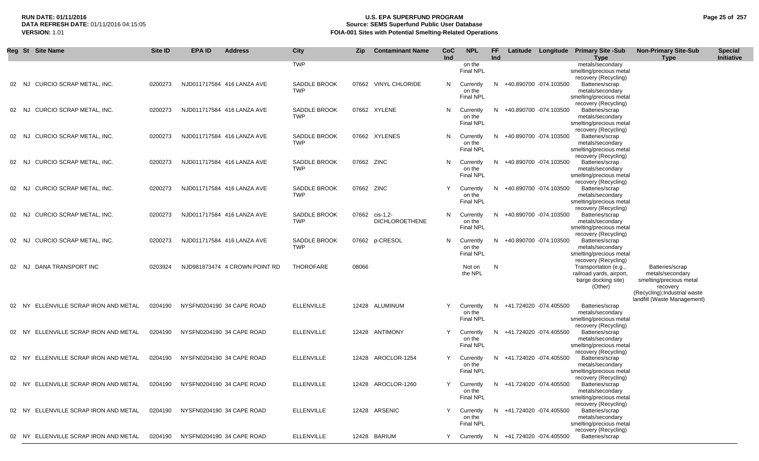**RUN DATE:** 01/11/2016
**DATA REFRESH DATE:** 01/11/2016 04:15:05
**VERSION:** 1.01

# U.S. EPA SUPERFUND PROGRAM
## Source: SEMS Superfund Public User Database
## FOIA-001 Sites with Potential Smelting-Related Operations

| Reg | St | Site Name | Site ID | EPA ID | Address | City | Zip | Contaminant Name | CoC Ind | NPL | FF Ind | Latitude | Longitude | Primary Site -Sub Type | Non-Primary Site-Sub Type | Special Initiative |
|---|---|---|---|---|---|---|---|---|---|---|---|---|---|---|---|---|
| | | | | | | TWP | | | | on the Final NPL | | | | metals/secondary smelting/precious metal recovery (Recycling) | | |
| 02 | NJ | CURCIO SCRAP METAL, INC. | 0200273 | NJD011717584 | 416 LANZA AVE | SADDLE BROOK TWP | 07662 | VINYL CHLORIDE | N | Currently on the Final NPL | N | +40.890700 | -074.103500 | Batteries/scrap metals/secondary smelting/precious metal recovery (Recycling) | | |
| 02 | NJ | CURCIO SCRAP METAL, INC. | 0200273 | NJD011717584 | 416 LANZA AVE | SADDLE BROOK TWP | 07662 | XYLENE | N | Currently on the Final NPL | N | +40.890700 | -074.103500 | Batteries/scrap metals/secondary smelting/precious metal recovery (Recycling) | | |
| 02 | NJ | CURCIO SCRAP METAL, INC. | 0200273 | NJD011717584 | 416 LANZA AVE | SADDLE BROOK TWP | 07662 | XYLENES | N | Currently on the Final NPL | N | +40.890700 | -074.103500 | Batteries/scrap metals/secondary smelting/precious metal recovery (Recycling) | | |
| 02 | NJ | CURCIO SCRAP METAL, INC. | 0200273 | NJD011717584 | 416 LANZA AVE | SADDLE BROOK TWP | 07662 | ZINC | N | Currently on the Final NPL | N | +40.890700 | -074.103500 | Batteries/scrap metals/secondary smelting/precious metal recovery (Recycling) | | |
| 02 | NJ | CURCIO SCRAP METAL, INC. | 0200273 | NJD011717584 | 416 LANZA AVE | SADDLE BROOK TWP | 07662 | ZINC | Y | Currently on the Final NPL | N | +40.890700 | -074.103500 | Batteries/scrap metals/secondary smelting/precious metal recovery (Recycling) | | |
| 02 | NJ | CURCIO SCRAP METAL, INC. | 0200273 | NJD011717584 | 416 LANZA AVE | SADDLE BROOK TWP | 07662 | cis-1,2-DICHLOROETHENE | N | Currently on the Final NPL | N | +40.890700 | -074.103500 | Batteries/scrap metals/secondary smelting/precious metal recovery (Recycling) | | |
| 02 | NJ | CURCIO SCRAP METAL, INC. | 0200273 | NJD011717584 | 416 LANZA AVE | SADDLE BROOK TWP | 07662 | p-CRESOL | N | Currently on the Final NPL | N | +40.890700 | -074.103500 | Batteries/scrap metals/secondary smelting/precious metal recovery (Recycling) | | |
| 02 | NJ | DANA TRANSPORT INC | 0203924 | NJD981873474 | 4 CROWN POINT RD | THOROFARE | 08066 | | | Not on the NPL | N | | | Transportation (e.g., railroad yards, airport, barge docking site) (Other) | Batteries/scrap metals/secondary smelting/precious metal recovery (Recycling);Industrial waste landfill (Waste Management) | |
| 02 | NY | ELLENVILLE SCRAP IRON AND METAL | 0204190 | NYSFN0204190 | 34 CAPE ROAD | ELLENVILLE | 12428 | ALUMINUM | Y | Currently on the Final NPL | N | +41.724020 | -074.405500 | Batteries/scrap metals/secondary smelting/precious metal recovery (Recycling) | | |
| 02 | NY | ELLENVILLE SCRAP IRON AND METAL | 0204190 | NYSFN0204190 | 34 CAPE ROAD | ELLENVILLE | 12428 | ANTIMONY | Y | Currently on the Final NPL | N | +41.724020 | -074.405500 | Batteries/scrap metals/secondary smelting/precious metal recovery (Recycling) | | |
| 02 | NY | ELLENVILLE SCRAP IRON AND METAL | 0204190 | NYSFN0204190 | 34 CAPE ROAD | ELLENVILLE | 12428 | AROCLOR-1254 | Y | Currently on the Final NPL | N | +41.724020 | -074.405500 | Batteries/scrap metals/secondary smelting/precious metal recovery (Recycling) | | |
| 02 | NY | ELLENVILLE SCRAP IRON AND METAL | 0204190 | NYSFN0204190 | 34 CAPE ROAD | ELLENVILLE | 12428 | AROCLOR-1260 | Y | Currently on the Final NPL | N | +41.724020 | -074.405500 | Batteries/scrap metals/secondary smelting/precious metal recovery (Recycling) | | |
| 02 | NY | ELLENVILLE SCRAP IRON AND METAL | 0204190 | NYSFN0204190 | 34 CAPE ROAD | ELLENVILLE | 12428 | ARSENIC | Y | Currently on the Final NPL | N | +41.724020 | -074.405500 | Batteries/scrap metals/secondary smelting/precious metal recovery (Recycling) | | |
| 02 | NY | ELLENVILLE SCRAP IRON AND METAL | 0204190 | NYSFN0204190 | 34 CAPE ROAD | ELLENVILLE | 12428 | BARIUM | Y | Currently | N | +41.724020 | -074.405500 | Batteries/scrap | | |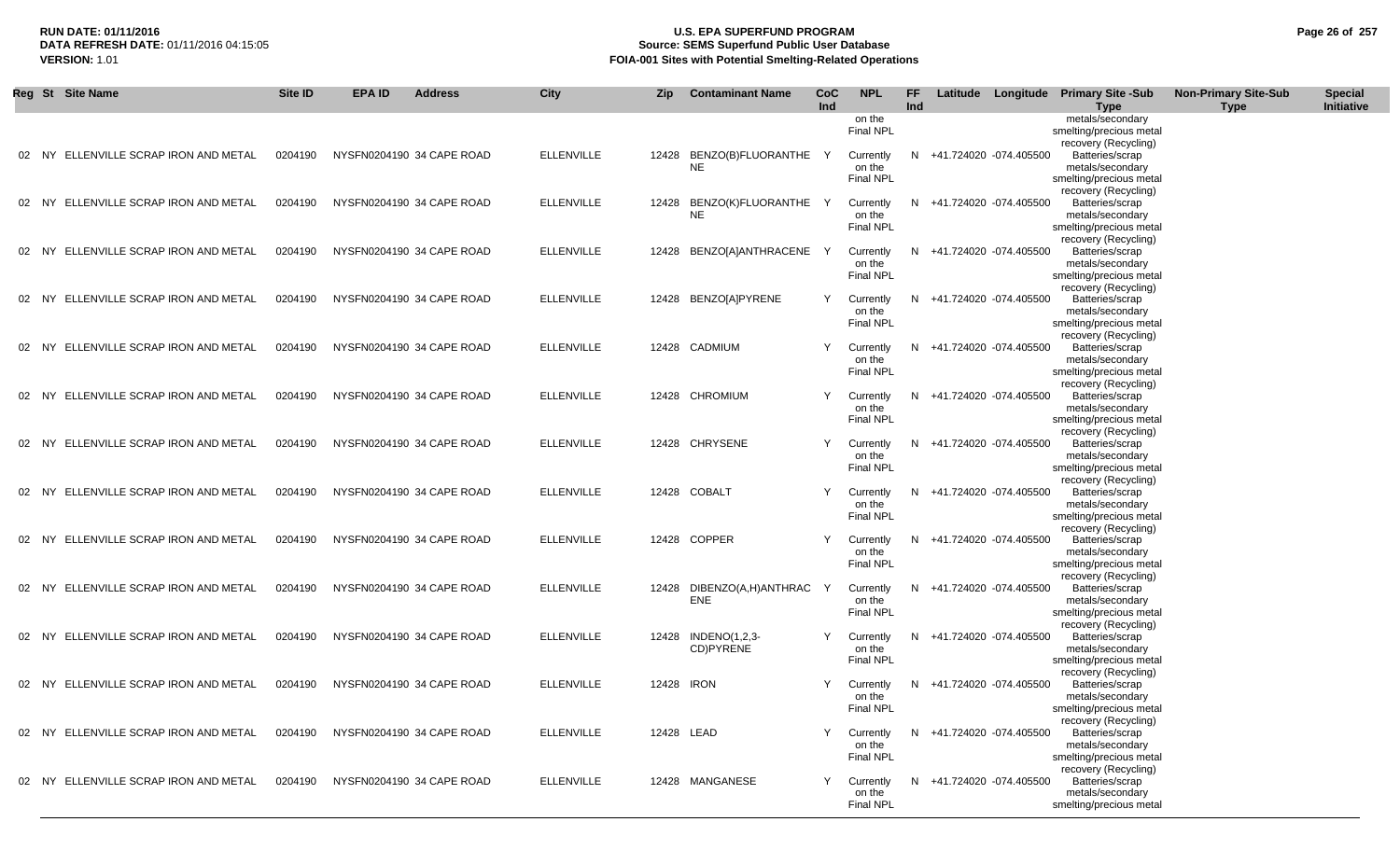**RUN DATE: 01/11/2016**
**DATA REFRESH DATE:** 01/11/2016 04:15:05
**VERSION:** 1.01

# U.S. EPA SUPERFUND PROGRAM
## Source: SEMS Superfund Public User Database
## FOIA-001 Sites with Potential Smelting-Related Operations

| Reg | St | Site Name | Site ID | EPA ID | Address | City | Zip | Contaminant Name | CoC Ind | NPL | FF Ind | Latitude | Longitude | Primary Site -Sub Type | Non-Primary Site-Sub Type | Special Initiative |
|---|---|---|---|---|---|---|---|---|---|---|---|---|---|---|---|---|
| | | | | | | | | | | on the Final NPL | | | | metals/secondary smelting/precious metal recovery (Recycling) | | |
| 02 | NY | ELLENVILLE SCRAP IRON AND METAL | 0204190 | NYSFN0204190 | 34 CAPE ROAD | ELLENVILLE | 12428 | BENZO(B)FLUORANTHENE | Y | Currently on the Final NPL | N | +41.724020 | -074.405500 | Batteries/scrap metals/secondary smelting/precious metal recovery (Recycling) | | |
| 02 | NY | ELLENVILLE SCRAP IRON AND METAL | 0204190 | NYSFN0204190 | 34 CAPE ROAD | ELLENVILLE | 12428 | BENZO(K)FLUORANTHENE | Y | Currently on the Final NPL | N | +41.724020 | -074.405500 | Batteries/scrap metals/secondary smelting/precious metal recovery (Recycling) | | |
| 02 | NY | ELLENVILLE SCRAP IRON AND METAL | 0204190 | NYSFN0204190 | 34 CAPE ROAD | ELLENVILLE | 12428 | BENZO[A]ANTHRACENE | Y | Currently on the Final NPL | N | +41.724020 | -074.405500 | Batteries/scrap metals/secondary smelting/precious metal recovery (Recycling) | | |
| 02 | NY | ELLENVILLE SCRAP IRON AND METAL | 0204190 | NYSFN0204190 | 34 CAPE ROAD | ELLENVILLE | 12428 | BENZO[A]PYRENE | Y | Currently on the Final NPL | N | +41.724020 | -074.405500 | Batteries/scrap metals/secondary smelting/precious metal recovery (Recycling) | | |
| 02 | NY | ELLENVILLE SCRAP IRON AND METAL | 0204190 | NYSFN0204190 | 34 CAPE ROAD | ELLENVILLE | 12428 | CADMIUM | Y | Currently on the Final NPL | N | +41.724020 | -074.405500 | Batteries/scrap metals/secondary smelting/precious metal recovery (Recycling) | | |
| 02 | NY | ELLENVILLE SCRAP IRON AND METAL | 0204190 | NYSFN0204190 | 34 CAPE ROAD | ELLENVILLE | 12428 | CHROMIUM | Y | Currently on the Final NPL | N | +41.724020 | -074.405500 | Batteries/scrap metals/secondary smelting/precious metal recovery (Recycling) | | |
| 02 | NY | ELLENVILLE SCRAP IRON AND METAL | 0204190 | NYSFN0204190 | 34 CAPE ROAD | ELLENVILLE | 12428 | CHRYSENE | Y | Currently on the Final NPL | N | +41.724020 | -074.405500 | Batteries/scrap metals/secondary smelting/precious metal recovery (Recycling) | | |
| 02 | NY | ELLENVILLE SCRAP IRON AND METAL | 0204190 | NYSFN0204190 | 34 CAPE ROAD | ELLENVILLE | 12428 | COBALT | Y | Currently on the Final NPL | N | +41.724020 | -074.405500 | Batteries/scrap metals/secondary smelting/precious metal recovery (Recycling) | | |
| 02 | NY | ELLENVILLE SCRAP IRON AND METAL | 0204190 | NYSFN0204190 | 34 CAPE ROAD | ELLENVILLE | 12428 | COPPER | Y | Currently on the Final NPL | N | +41.724020 | -074.405500 | Batteries/scrap metals/secondary smelting/precious metal recovery (Recycling) | | |
| 02 | NY | ELLENVILLE SCRAP IRON AND METAL | 0204190 | NYSFN0204190 | 34 CAPE ROAD | ELLENVILLE | 12428 | DIBENZO(A,H)ANTHRACENE | Y | Currently on the Final NPL | N | +41.724020 | -074.405500 | Batteries/scrap metals/secondary smelting/precious metal recovery (Recycling) | | |
| 02 | NY | ELLENVILLE SCRAP IRON AND METAL | 0204190 | NYSFN0204190 | 34 CAPE ROAD | ELLENVILLE | 12428 | INDENO(1,2,3-CD)PYRENE | Y | Currently on the Final NPL | N | +41.724020 | -074.405500 | Batteries/scrap metals/secondary smelting/precious metal recovery (Recycling) | | |
| 02 | NY | ELLENVILLE SCRAP IRON AND METAL | 0204190 | NYSFN0204190 | 34 CAPE ROAD | ELLENVILLE | 12428 | IRON | Y | Currently on the Final NPL | N | +41.724020 | -074.405500 | Batteries/scrap metals/secondary smelting/precious metal recovery (Recycling) | | |
| 02 | NY | ELLENVILLE SCRAP IRON AND METAL | 0204190 | NYSFN0204190 | 34 CAPE ROAD | ELLENVILLE | 12428 | LEAD | Y | Currently on the Final NPL | N | +41.724020 | -074.405500 | Batteries/scrap metals/secondary smelting/precious metal recovery (Recycling) | | |
| 02 | NY | ELLENVILLE SCRAP IRON AND METAL | 0204190 | NYSFN0204190 | 34 CAPE ROAD | ELLENVILLE | 12428 | MANGANESE | Y | Currently on the Final NPL | N | +41.724020 | -074.405500 | Batteries/scrap metals/secondary smelting/precious metal | | |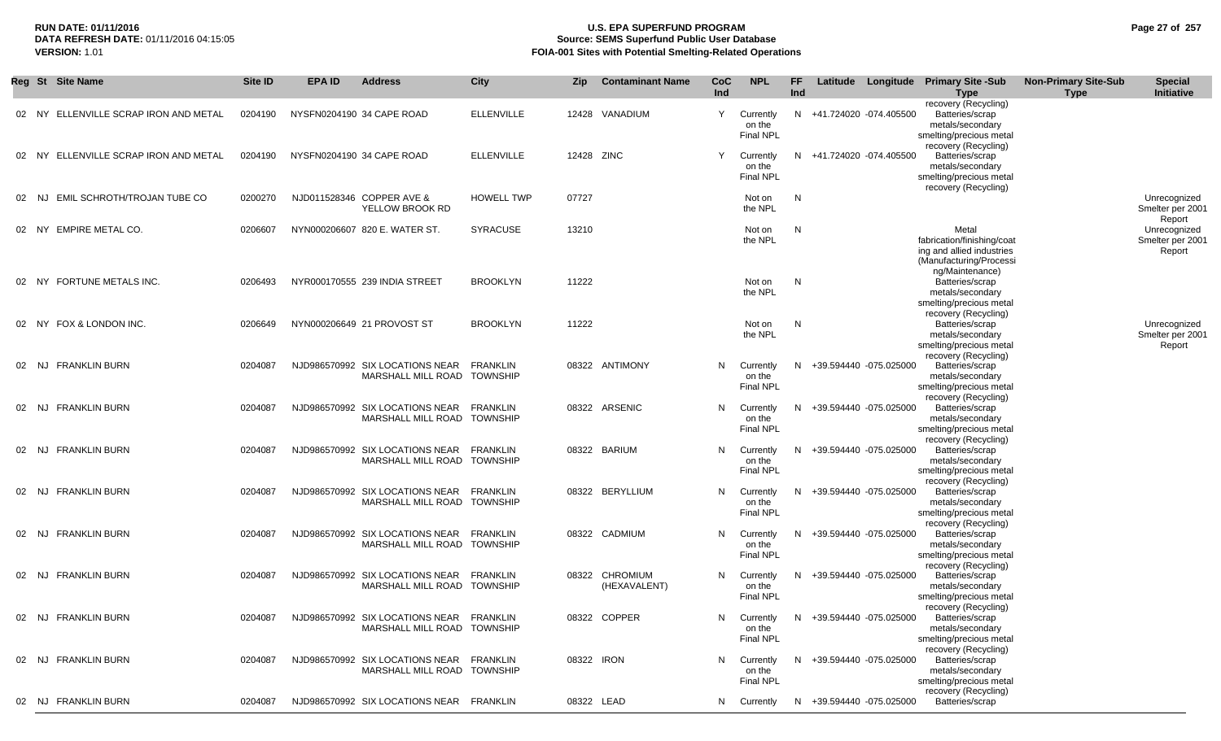**RUN DATE:** 01/11/2016
**DATA REFRESH DATE:** 01/11/2016 04:15:05
**VERSION:** 1.01

# U.S. EPA SUPERFUND PROGRAM
## Source: SEMS Superfund Public User Database
## FOIA-001 Sites with Potential Smelting-Related Operations

| Reg | St | Site Name | Site ID | EPA ID | Address | City | Zip | Contaminant Name | CoC Ind | NPL | FF Ind | Latitude | Longitude | Primary Site -Sub Type | Non-Primary Site-Sub Type | Special Initiative |
|---|---|---|---|---|---|---|---|---|---|---|---|---|---|---|---|---|
| 02 | NY | ELLENVILLE SCRAP IRON AND METAL | 0204190 | NYSFN0204190 | 34 CAPE ROAD | ELLENVILLE | 12428 | VANADIUM | Y | Currently on the Final NPL | N | +41.724020 | -074.405500 | Batteries/scrap metals/secondary smelting/precious metal recovery (Recycling) | | |
| 02 | NY | ELLENVILLE SCRAP IRON AND METAL | 0204190 | NYSFN0204190 | 34 CAPE ROAD | ELLENVILLE | 12428 | ZINC | Y | Currently on the Final NPL | N | +41.724020 | -074.405500 | Batteries/scrap metals/secondary smelting/precious metal recovery (Recycling) | | |
| 02 | NJ | EMIL SCHROTH/TROJAN TUBE CO | 0200270 | NJD011528346 | COPPER AVE & YELLOW BROOK RD | HOWELL TWP | 07727 | | | Not on the NPL | N | | | | | Unrecognized Smelter per 2001 Report |
| 02 | NY | EMPIRE METAL CO. | 0206607 | NYN000206607 | 820 E. WATER ST. | SYRACUSE | 13210 | | | Not on the NPL | N | | | Metal fabrication/finishing/coating and allied industries (Manufacturing/Processing/Maintenance) | | Unrecognized Smelter per 2001 Report |
| 02 | NY | FORTUNE METALS INC. | 0206493 | NYR000170555 | 239 INDIA STREET | BROOKLYN | 11222 | | | Not on the NPL | N | | | Batteries/scrap metals/secondary smelting/precious metal recovery (Recycling) | | |
| 02 | NY | FOX & LONDON INC. | 0206649 | NYN000206649 | 21 PROVOST ST | BROOKLYN | 11222 | | | Not on the NPL | N | | | Batteries/scrap metals/secondary smelting/precious metal recovery (Recycling) | | Unrecognized Smelter per 2001 Report |
| 02 | NJ | FRANKLIN BURN | 0204087 | NJD986570992 | SIX LOCATIONS NEAR MARSHALL MILL ROAD | FRANKLIN TOWNSHIP | 08322 | ANTIMONY | N | Currently on the Final NPL | N | +39.594440 | -075.025000 | Batteries/scrap metals/secondary smelting/precious metal recovery (Recycling) | | |
| 02 | NJ | FRANKLIN BURN | 0204087 | NJD986570992 | SIX LOCATIONS NEAR MARSHALL MILL ROAD | FRANKLIN TOWNSHIP | 08322 | ARSENIC | N | Currently on the Final NPL | N | +39.594440 | -075.025000 | Batteries/scrap metals/secondary smelting/precious metal recovery (Recycling) | | |
| 02 | NJ | FRANKLIN BURN | 0204087 | NJD986570992 | SIX LOCATIONS NEAR MARSHALL MILL ROAD | FRANKLIN TOWNSHIP | 08322 | BARIUM | N | Currently on the Final NPL | N | +39.594440 | -075.025000 | Batteries/scrap metals/secondary smelting/precious metal recovery (Recycling) | | |
| 02 | NJ | FRANKLIN BURN | 0204087 | NJD986570992 | SIX LOCATIONS NEAR MARSHALL MILL ROAD | FRANKLIN TOWNSHIP | 08322 | BERYLLIUM | N | Currently on the Final NPL | N | +39.594440 | -075.025000 | Batteries/scrap metals/secondary smelting/precious metal recovery (Recycling) | | |
| 02 | NJ | FRANKLIN BURN | 0204087 | NJD986570992 | SIX LOCATIONS NEAR MARSHALL MILL ROAD | FRANKLIN TOWNSHIP | 08322 | CADMIUM | N | Currently on the Final NPL | N | +39.594440 | -075.025000 | Batteries/scrap metals/secondary smelting/precious metal recovery (Recycling) | | |
| 02 | NJ | FRANKLIN BURN | 0204087 | NJD986570992 | SIX LOCATIONS NEAR MARSHALL MILL ROAD | FRANKLIN TOWNSHIP | 08322 | CHROMIUM (HEXAVALENT) | N | Currently on the Final NPL | N | +39.594440 | -075.025000 | Batteries/scrap metals/secondary smelting/precious metal recovery (Recycling) | | |
| 02 | NJ | FRANKLIN BURN | 0204087 | NJD986570992 | SIX LOCATIONS NEAR MARSHALL MILL ROAD | FRANKLIN TOWNSHIP | 08322 | COPPER | N | Currently on the Final NPL | N | +39.594440 | -075.025000 | Batteries/scrap metals/secondary smelting/precious metal recovery (Recycling) | | |
| 02 | NJ | FRANKLIN BURN | 0204087 | NJD986570992 | SIX LOCATIONS NEAR MARSHALL MILL ROAD | FRANKLIN TOWNSHIP | 08322 | IRON | N | Currently on the Final NPL | N | +39.594440 | -075.025000 | Batteries/scrap metals/secondary smelting/precious metal recovery (Recycling) | | |
| 02 | NJ | FRANKLIN BURN | 0204087 | NJD986570992 | SIX LOCATIONS NEAR | FRANKLIN | 08322 | LEAD | N | Currently | N | +39.594440 | -075.025000 | Batteries/scrap | | |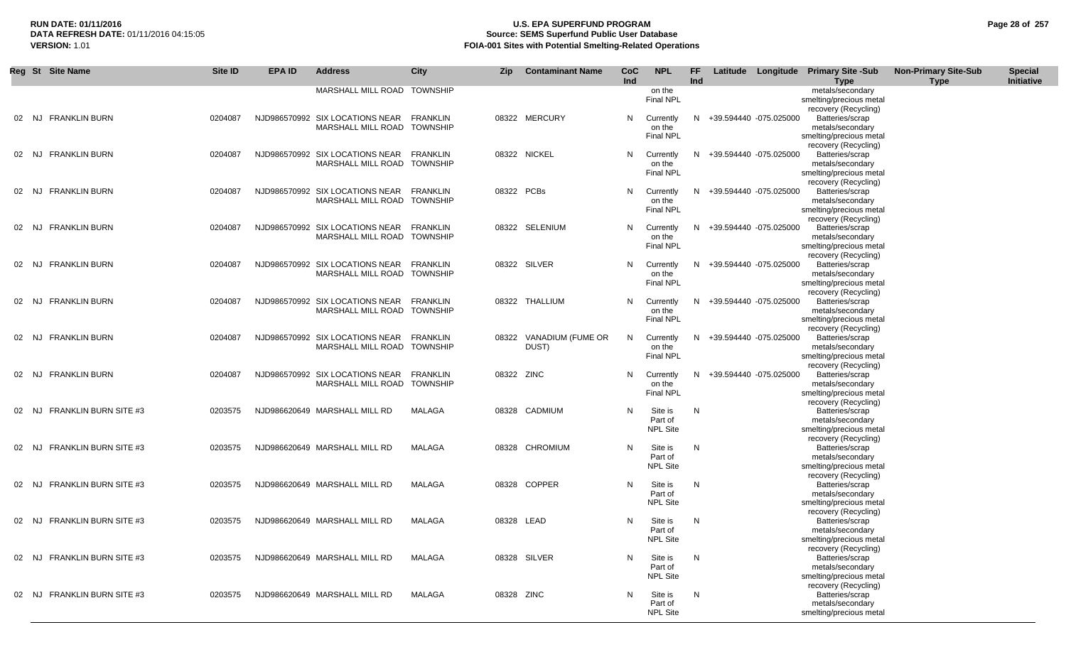| Reg | St | Site Name | Site ID | EPA ID | Address | City | Zip | Contaminant Name | CoC Ind | NPL | FF Ind | Latitude | Longitude | Primary Site -Sub Type | Non-Primary Site-Sub Type | Special Initiative |
|---|---|---|---|---|---|---|---|---|---|---|---|---|---|---|---|---|
| | | | | | MARSHALL MILL ROAD | TOWNSHIP | | | | on the Final NPL | | | | metals/secondary smelting/precious metal recovery (Recycling) | | |
| 02 | NJ | FRANKLIN BURN | 0204087 | NJD986570992 | SIX LOCATIONS NEAR MARSHALL MILL ROAD | FRANKLIN TOWNSHIP | 08322 | MERCURY | N | Currently on the Final NPL | N | +39.594440 | -075.025000 | Batteries/scrap metals/secondary smelting/precious metal recovery (Recycling) | | |
| 02 | NJ | FRANKLIN BURN | 0204087 | NJD986570992 | SIX LOCATIONS NEAR MARSHALL MILL ROAD | FRANKLIN TOWNSHIP | 08322 | NICKEL | N | Currently on the Final NPL | N | +39.594440 | -075.025000 | Batteries/scrap metals/secondary smelting/precious metal recovery (Recycling) | | |
| 02 | NJ | FRANKLIN BURN | 0204087 | NJD986570992 | SIX LOCATIONS NEAR MARSHALL MILL ROAD | FRANKLIN TOWNSHIP | 08322 | PCBs | N | Currently on the Final NPL | N | +39.594440 | -075.025000 | Batteries/scrap metals/secondary smelting/precious metal recovery (Recycling) | | |
| 02 | NJ | FRANKLIN BURN | 0204087 | NJD986570992 | SIX LOCATIONS NEAR MARSHALL MILL ROAD | FRANKLIN TOWNSHIP | 08322 | SELENIUM | N | Currently on the Final NPL | N | +39.594440 | -075.025000 | Batteries/scrap metals/secondary smelting/precious metal recovery (Recycling) | | |
| 02 | NJ | FRANKLIN BURN | 0204087 | NJD986570992 | SIX LOCATIONS NEAR MARSHALL MILL ROAD | FRANKLIN TOWNSHIP | 08322 | SILVER | N | Currently on the Final NPL | N | +39.594440 | -075.025000 | Batteries/scrap metals/secondary smelting/precious metal recovery (Recycling) | | |
| 02 | NJ | FRANKLIN BURN | 0204087 | NJD986570992 | SIX LOCATIONS NEAR MARSHALL MILL ROAD | FRANKLIN TOWNSHIP | 08322 | THALLIUM | N | Currently on the Final NPL | N | +39.594440 | -075.025000 | Batteries/scrap metals/secondary smelting/precious metal recovery (Recycling) | | |
| 02 | NJ | FRANKLIN BURN | 0204087 | NJD986570992 | SIX LOCATIONS NEAR MARSHALL MILL ROAD | FRANKLIN TOWNSHIP | 08322 | VANADIUM (FUME OR DUST) | N | Currently on the Final NPL | N | +39.594440 | -075.025000 | Batteries/scrap metals/secondary smelting/precious metal recovery (Recycling) | | |
| 02 | NJ | FRANKLIN BURN | 0204087 | NJD986570992 | SIX LOCATIONS NEAR MARSHALL MILL ROAD | FRANKLIN TOWNSHIP | 08322 | ZINC | N | Currently on the Final NPL | N | +39.594440 | -075.025000 | Batteries/scrap metals/secondary smelting/precious metal recovery (Recycling) | | |
| 02 | NJ | FRANKLIN BURN SITE #3 | 0203575 | NJD986620649 | MARSHALL MILL RD | MALAGA | 08328 | CADMIUM | N | Site is Part of NPL Site | N | | | Batteries/scrap metals/secondary smelting/precious metal recovery (Recycling) | | |
| 02 | NJ | FRANKLIN BURN SITE #3 | 0203575 | NJD986620649 | MARSHALL MILL RD | MALAGA | 08328 | CHROMIUM | N | Site is Part of NPL Site | N | | | Batteries/scrap metals/secondary smelting/precious metal recovery (Recycling) | | |
| 02 | NJ | FRANKLIN BURN SITE #3 | 0203575 | NJD986620649 | MARSHALL MILL RD | MALAGA | 08328 | COPPER | N | Site is Part of NPL Site | N | | | Batteries/scrap metals/secondary smelting/precious metal recovery (Recycling) | | |
| 02 | NJ | FRANKLIN BURN SITE #3 | 0203575 | NJD986620649 | MARSHALL MILL RD | MALAGA | 08328 | LEAD | N | Site is Part of NPL Site | N | | | Batteries/scrap metals/secondary smelting/precious metal recovery (Recycling) | | |
| 02 | NJ | FRANKLIN BURN SITE #3 | 0203575 | NJD986620649 | MARSHALL MILL RD | MALAGA | 08328 | SILVER | N | Site is Part of NPL Site | N | | | Batteries/scrap metals/secondary smelting/precious metal recovery (Recycling) | | |
| 02 | NJ | FRANKLIN BURN SITE #3 | 0203575 | NJD986620649 | MARSHALL MILL RD | MALAGA | 08328 | ZINC | N | Site is Part of NPL Site | N | | | Batteries/scrap metals/secondary smelting/precious metal | | |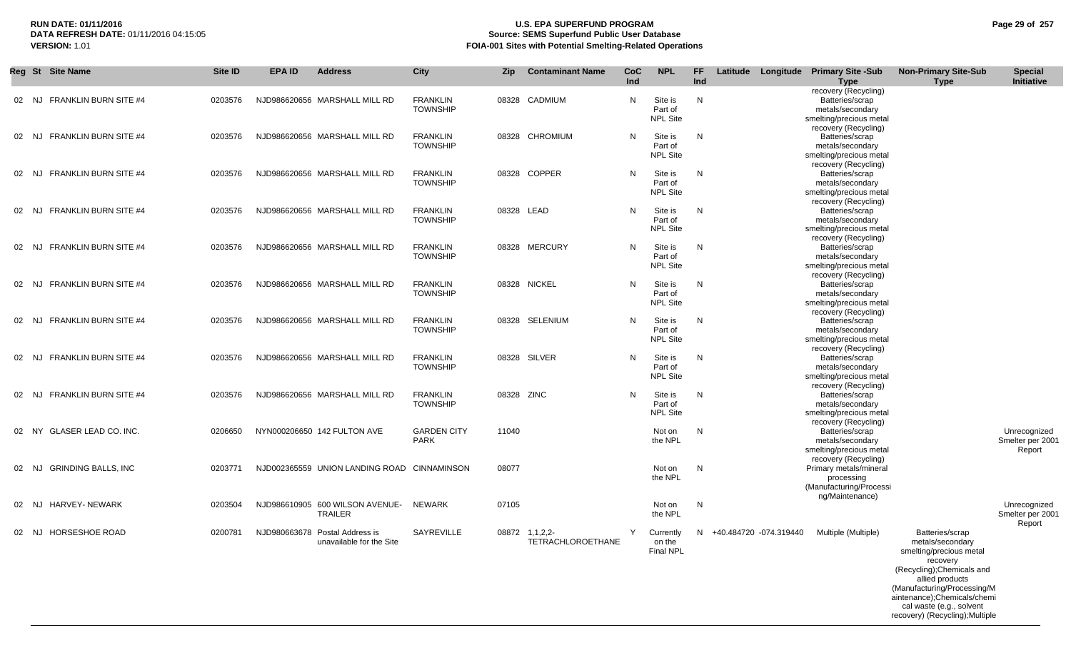| Reg | St | Site Name | Site ID | EPA ID | Address | City | Zip | Contaminant Name | CoC Ind | NPL | FF Ind | Latitude | Longitude | Primary Site -Sub Type | Non-Primary Site-Sub Type | Special Initiative |
|---|---|---|---|---|---|---|---|---|---|---|---|---|---|---|---|---|
| 02 | NJ | FRANKLIN BURN SITE #4 | 0203576 | NJD986620656 | MARSHALL MILL RD | FRANKLIN TOWNSHIP | 08328 | CADMIUM | N | Site is Part of NPL Site | N | | | Batteries/scrap metals/secondary smelting/precious metal recovery (Recycling) | | |
| 02 | NJ | FRANKLIN BURN SITE #4 | 0203576 | NJD986620656 | MARSHALL MILL RD | FRANKLIN TOWNSHIP | 08328 | CHROMIUM | N | Site is Part of NPL Site | N | | | Batteries/scrap metals/secondary smelting/precious metal recovery (Recycling) | | |
| 02 | NJ | FRANKLIN BURN SITE #4 | 0203576 | NJD986620656 | MARSHALL MILL RD | FRANKLIN TOWNSHIP | 08328 | COPPER | N | Site is Part of NPL Site | N | | | Batteries/scrap metals/secondary smelting/precious metal recovery (Recycling) | | |
| 02 | NJ | FRANKLIN BURN SITE #4 | 0203576 | NJD986620656 | MARSHALL MILL RD | FRANKLIN TOWNSHIP | 08328 | LEAD | N | Site is Part of NPL Site | N | | | Batteries/scrap metals/secondary smelting/precious metal recovery (Recycling) | | |
| 02 | NJ | FRANKLIN BURN SITE #4 | 0203576 | NJD986620656 | MARSHALL MILL RD | FRANKLIN TOWNSHIP | 08328 | MERCURY | N | Site is Part of NPL Site | N | | | Batteries/scrap metals/secondary smelting/precious metal recovery (Recycling) | | |
| 02 | NJ | FRANKLIN BURN SITE #4 | 0203576 | NJD986620656 | MARSHALL MILL RD | FRANKLIN TOWNSHIP | 08328 | NICKEL | N | Site is Part of NPL Site | N | | | Batteries/scrap metals/secondary smelting/precious metal recovery (Recycling) | | |
| 02 | NJ | FRANKLIN BURN SITE #4 | 0203576 | NJD986620656 | MARSHALL MILL RD | FRANKLIN TOWNSHIP | 08328 | SELENIUM | N | Site is Part of NPL Site | N | | | Batteries/scrap metals/secondary smelting/precious metal recovery (Recycling) | | |
| 02 | NJ | FRANKLIN BURN SITE #4 | 0203576 | NJD986620656 | MARSHALL MILL RD | FRANKLIN TOWNSHIP | 08328 | SILVER | N | Site is Part of NPL Site | N | | | Batteries/scrap metals/secondary smelting/precious metal recovery (Recycling) | | |
| 02 | NJ | FRANKLIN BURN SITE #4 | 0203576 | NJD986620656 | MARSHALL MILL RD | FRANKLIN TOWNSHIP | 08328 | ZINC | N | Site is Part of NPL Site | N | | | Batteries/scrap metals/secondary smelting/precious metal recovery (Recycling) | | |
| 02 | NY | GLASER LEAD CO. INC. | 0206650 | NYN000206650 | 142 FULTON AVE | GARDEN CITY PARK | 11040 | | | Not on the NPL | N | | | Batteries/scrap metals/secondary smelting/precious metal recovery (Recycling) | | Unrecognized Smelter per 2001 Report |
| 02 | NJ | GRINDING BALLS, INC | 0203771 | NJD002365559 | UNION LANDING ROAD | CINNAMINSON | 08077 | | | Not on the NPL | N | | | Primary metals/mineral processing (Manufacturing/Processing/Maintenance) | | |
| 02 | NJ | HARVEY- NEWARK | 0203504 | NJD986610905 | 600 WILSON AVENUE-TRAILER | NEWARK | 07105 | | | Not on the NPL | N | | | | | Unrecognized Smelter per 2001 Report |
| 02 | NJ | HORSESHOE ROAD | 0200781 | NJD980663678 | Postal Address is unavailable for the Site | SAYREVILLE | 08872 | 1,1,2,2-TETRACHLOROETHANE | Y | Currently on the Final NPL | N | +40.484720 | -074.319440 | Multiple (Multiple) | Batteries/scrap metals/secondary smelting/precious metal recovery (Recycling);Chemicals and allied products (Manufacturing/Processing/Maintenance);Chemicals/chemical waste (e.g., solvent recovery) (Recycling);Multiple | |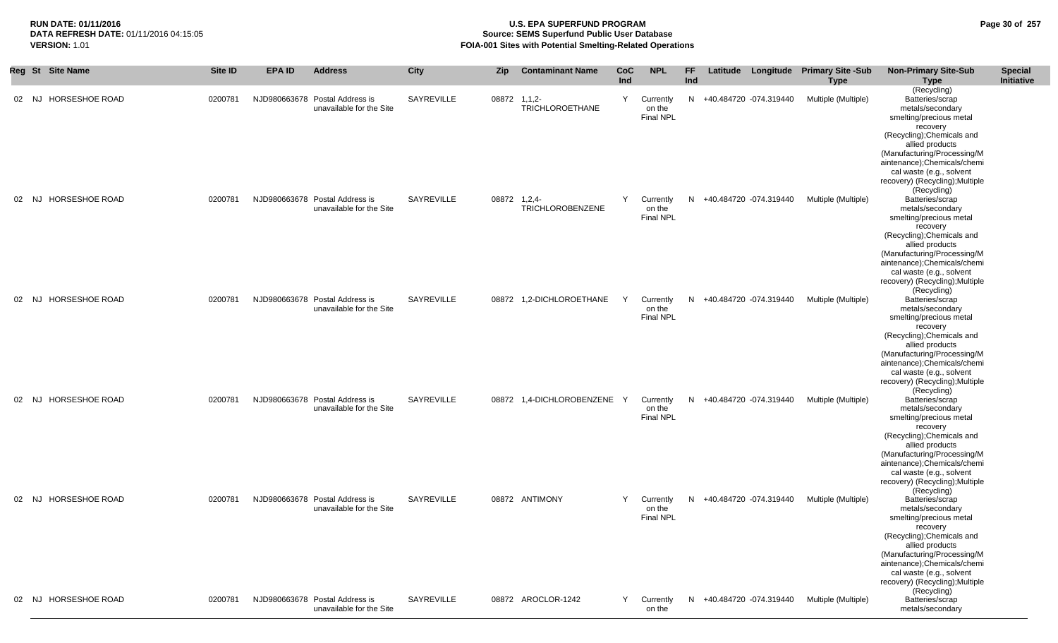| Reg | St | Site Name | Site ID | EPA ID | Address | City | Zip | Contaminant Name | CoC Ind | NPL | FF Ind | Latitude | Longitude | Primary Site -Sub Type | Non-Primary Site-Sub Type | Special Initiative |
|---|---|---|---|---|---|---|---|---|---|---|---|---|---|---|---|---|
| 02 | NJ | HORSESHOE ROAD | 0200781 | NJD980663678 | Postal Address is unavailable for the Site | SAYREVILLE | 08872 | 1,1,2-TRICHLOROETHANE | Y | Currently on the Final NPL | N | +40.484720 | -074.319440 | Multiple (Multiple) | (Recycling) Batteries/scrap metals/secondary smelting/precious metal recovery (Recycling);Chemicals and allied products (Manufacturing/Processing/Maintenance);Chemicals/chemical waste (e.g., solvent recovery) (Recycling);Multiple | |
| 02 | NJ | HORSESHOE ROAD | 0200781 | NJD980663678 | Postal Address is unavailable for the Site | SAYREVILLE | 08872 | 1,2,4-TRICHLOROBENZENE | Y | Currently on the Final NPL | N | +40.484720 | -074.319440 | Multiple (Multiple) | (Recycling) Batteries/scrap metals/secondary smelting/precious metal recovery (Recycling);Chemicals and allied products (Manufacturing/Processing/Maintenance);Chemicals/chemical waste (e.g., solvent recovery) (Recycling);Multiple | |
| 02 | NJ | HORSESHOE ROAD | 0200781 | NJD980663678 | Postal Address is unavailable for the Site | SAYREVILLE | 08872 | 1,2-DICHLOROETHANE | Y | Currently on the Final NPL | N | +40.484720 | -074.319440 | Multiple (Multiple) | (Recycling) Batteries/scrap metals/secondary smelting/precious metal recovery (Recycling);Chemicals and allied products (Manufacturing/Processing/Maintenance);Chemicals/chemical waste (e.g., solvent recovery) (Recycling);Multiple | |
| 02 | NJ | HORSESHOE ROAD | 0200781 | NJD980663678 | Postal Address is unavailable for the Site | SAYREVILLE | 08872 | 1,4-DICHLOROBENZENE | Y | Currently on the Final NPL | N | +40.484720 | -074.319440 | Multiple (Multiple) | (Recycling) Batteries/scrap metals/secondary smelting/precious metal recovery (Recycling);Chemicals and allied products (Manufacturing/Processing/Maintenance);Chemicals/chemical waste (e.g., solvent recovery) (Recycling);Multiple | |
| 02 | NJ | HORSESHOE ROAD | 0200781 | NJD980663678 | Postal Address is unavailable for the Site | SAYREVILLE | 08872 | ANTIMONY | Y | Currently on the Final NPL | N | +40.484720 | -074.319440 | Multiple (Multiple) | (Recycling) Batteries/scrap metals/secondary smelting/precious metal recovery (Recycling);Chemicals and allied products (Manufacturing/Processing/Maintenance);Chemicals/chemical waste (e.g., solvent recovery) (Recycling);Multiple | |
| 02 | NJ | HORSESHOE ROAD | 0200781 | NJD980663678 | Postal Address is unavailable for the Site | SAYREVILLE | 08872 | AROCLOR-1242 | Y | Currently on the | N | +40.484720 | -074.319440 | Multiple (Multiple) | (Recycling) Batteries/scrap metals/secondary | |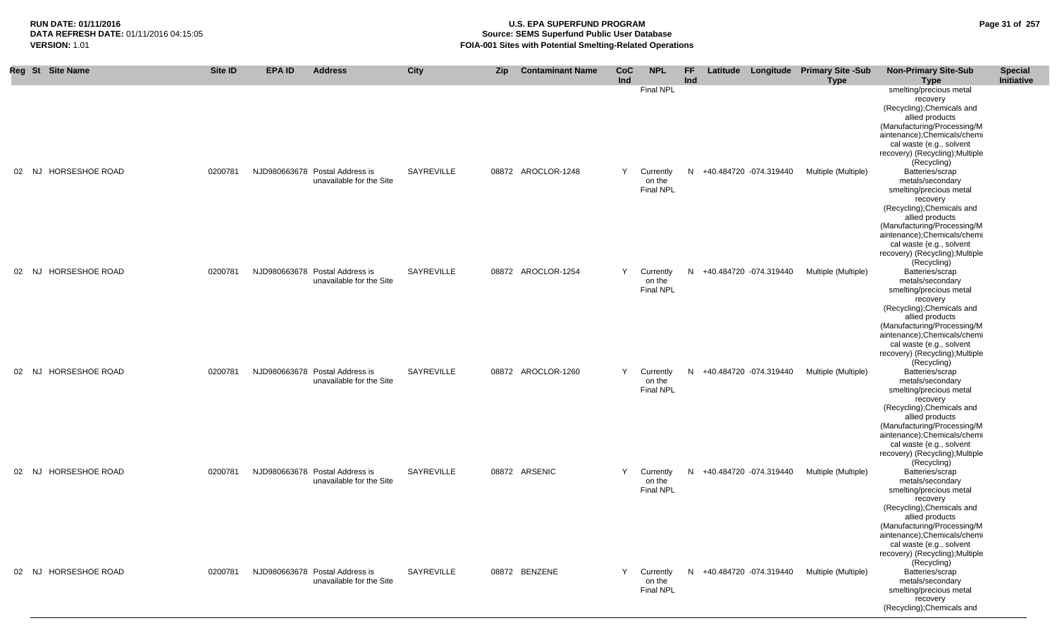| Reg | St | Site Name | Site ID | EPA ID | Address | City | Zip | Contaminant Name | CoC Ind | NPL | FF Ind | Latitude | Longitude | Primary Site -Sub Type | Non-Primary Site-Sub Type | Special Initiative |
|---|---|---|---|---|---|---|---|---|---|---|---|---|---|---|---|---|
| | | | | | | | | | | Final NPL | | | | | smelting/precious metal recovery (Recycling);Chemicals and allied products (Manufacturing/Processing/Maintenance);Chemicals/chemical waste (e.g., solvent recovery) (Recycling);Multiple (Recycling) | |
| 02 | NJ | HORSESHOE ROAD | 0200781 | NJD980663678 | Postal Address is unavailable for the Site | SAYREVILLE | 08872 | AROCLOR-1248 | Y | Currently on the Final NPL | N | +40.484720 | -074.319440 | Multiple (Multiple) | Batteries/scrap metals/secondary smelting/precious metal recovery (Recycling);Chemicals and allied products (Manufacturing/Processing/Maintenance);Chemicals/chemical waste (e.g., solvent recovery) (Recycling);Multiple (Recycling) | |
| 02 | NJ | HORSESHOE ROAD | 0200781 | NJD980663678 | Postal Address is unavailable for the Site | SAYREVILLE | 08872 | AROCLOR-1254 | Y | Currently on the Final NPL | N | +40.484720 | -074.319440 | Multiple (Multiple) | Batteries/scrap metals/secondary smelting/precious metal recovery (Recycling);Chemicals and allied products (Manufacturing/Processing/Maintenance);Chemicals/chemical waste (e.g., solvent recovery) (Recycling);Multiple (Recycling) | |
| 02 | NJ | HORSESHOE ROAD | 0200781 | NJD980663678 | Postal Address is unavailable for the Site | SAYREVILLE | 08872 | AROCLOR-1260 | Y | Currently on the Final NPL | N | +40.484720 | -074.319440 | Multiple (Multiple) | Batteries/scrap metals/secondary smelting/precious metal recovery (Recycling);Chemicals and allied products (Manufacturing/Processing/Maintenance);Chemicals/chemical waste (e.g., solvent recovery) (Recycling);Multiple (Recycling) | |
| 02 | NJ | HORSESHOE ROAD | 0200781 | NJD980663678 | Postal Address is unavailable for the Site | SAYREVILLE | 08872 | ARSENIC | Y | Currently on the Final NPL | N | +40.484720 | -074.319440 | Multiple (Multiple) | Batteries/scrap metals/secondary smelting/precious metal recovery (Recycling);Chemicals and allied products (Manufacturing/Processing/Maintenance);Chemicals/chemical waste (e.g., solvent recovery) (Recycling);Multiple (Recycling) | |
| 02 | NJ | HORSESHOE ROAD | 0200781 | NJD980663678 | Postal Address is unavailable for the Site | SAYREVILLE | 08872 | BENZENE | Y | Currently on the Final NPL | N | +40.484720 | -074.319440 | Multiple (Multiple) | Batteries/scrap metals/secondary smelting/precious metal recovery (Recycling);Chemicals and | |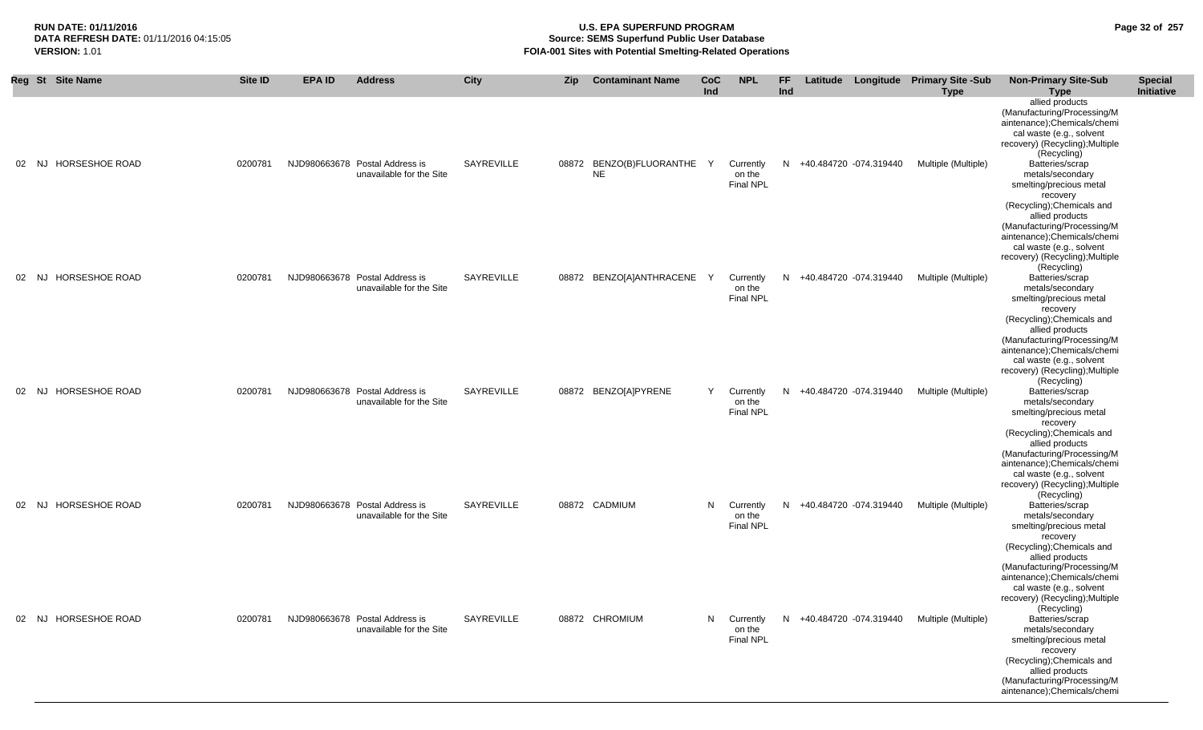| Reg | St | Site Name | Site ID | EPA ID | Address | City | Zip | Contaminant Name | CoC Ind | NPL | FF Ind | Latitude | Longitude | Primary Site -Sub Type | Non-Primary Site-Sub Type | Special Initiative |
|---|---|---|---|---|---|---|---|---|---|---|---|---|---|---|---|---|
| | | | | | | | | | | | | | | | allied products (Manufacturing/Processing/Maintenance);Chemicals/chemical waste (e.g., solvent recovery) (Recycling);Multiple (Recycling) | |
| 02 | NJ | HORSESHOE ROAD | 0200781 | NJD980663678 | Postal Address is unavailable for the Site | SAYREVILLE | 08872 | BENZO(B)FLUORANTHENE | Y | Currently on the Final NPL | N | +40.484720 | -074.319440 | Multiple (Multiple) | Batteries/scrap metals/secondary smelting/precious metal recovery (Recycling);Chemicals and allied products (Manufacturing/Processing/Maintenance);Chemicals/chemical waste (e.g., solvent recovery) (Recycling);Multiple (Recycling) | |
| 02 | NJ | HORSESHOE ROAD | 0200781 | NJD980663678 | Postal Address is unavailable for the Site | SAYREVILLE | 08872 | BENZO[A]ANTHRACENE | Y | Currently on the Final NPL | N | +40.484720 | -074.319440 | Multiple (Multiple) | Batteries/scrap metals/secondary smelting/precious metal recovery (Recycling);Chemicals and allied products (Manufacturing/Processing/Maintenance);Chemicals/chemical waste (e.g., solvent recovery) (Recycling);Multiple (Recycling) | |
| 02 | NJ | HORSESHOE ROAD | 0200781 | NJD980663678 | Postal Address is unavailable for the Site | SAYREVILLE | 08872 | BENZO[A]PYRENE | Y | Currently on the Final NPL | N | +40.484720 | -074.319440 | Multiple (Multiple) | Batteries/scrap metals/secondary smelting/precious metal recovery (Recycling);Chemicals and allied products (Manufacturing/Processing/Maintenance);Chemicals/chemical waste (e.g., solvent recovery) (Recycling);Multiple (Recycling) | |
| 02 | NJ | HORSESHOE ROAD | 0200781 | NJD980663678 | Postal Address is unavailable for the Site | SAYREVILLE | 08872 | CADMIUM | N | Currently on the Final NPL | N | +40.484720 | -074.319440 | Multiple (Multiple) | Batteries/scrap metals/secondary smelting/precious metal recovery (Recycling);Chemicals and allied products (Manufacturing/Processing/Maintenance);Chemicals/chemical waste (e.g., solvent recovery) (Recycling);Multiple (Recycling) | |
| 02 | NJ | HORSESHOE ROAD | 0200781 | NJD980663678 | Postal Address is unavailable for the Site | SAYREVILLE | 08872 | CHROMIUM | N | Currently on the Final NPL | N | +40.484720 | -074.319440 | Multiple (Multiple) | Batteries/scrap metals/secondary smelting/precious metal recovery (Recycling);Chemicals and allied products (Manufacturing/Processing/Maintenance);Chemicals/chemi | |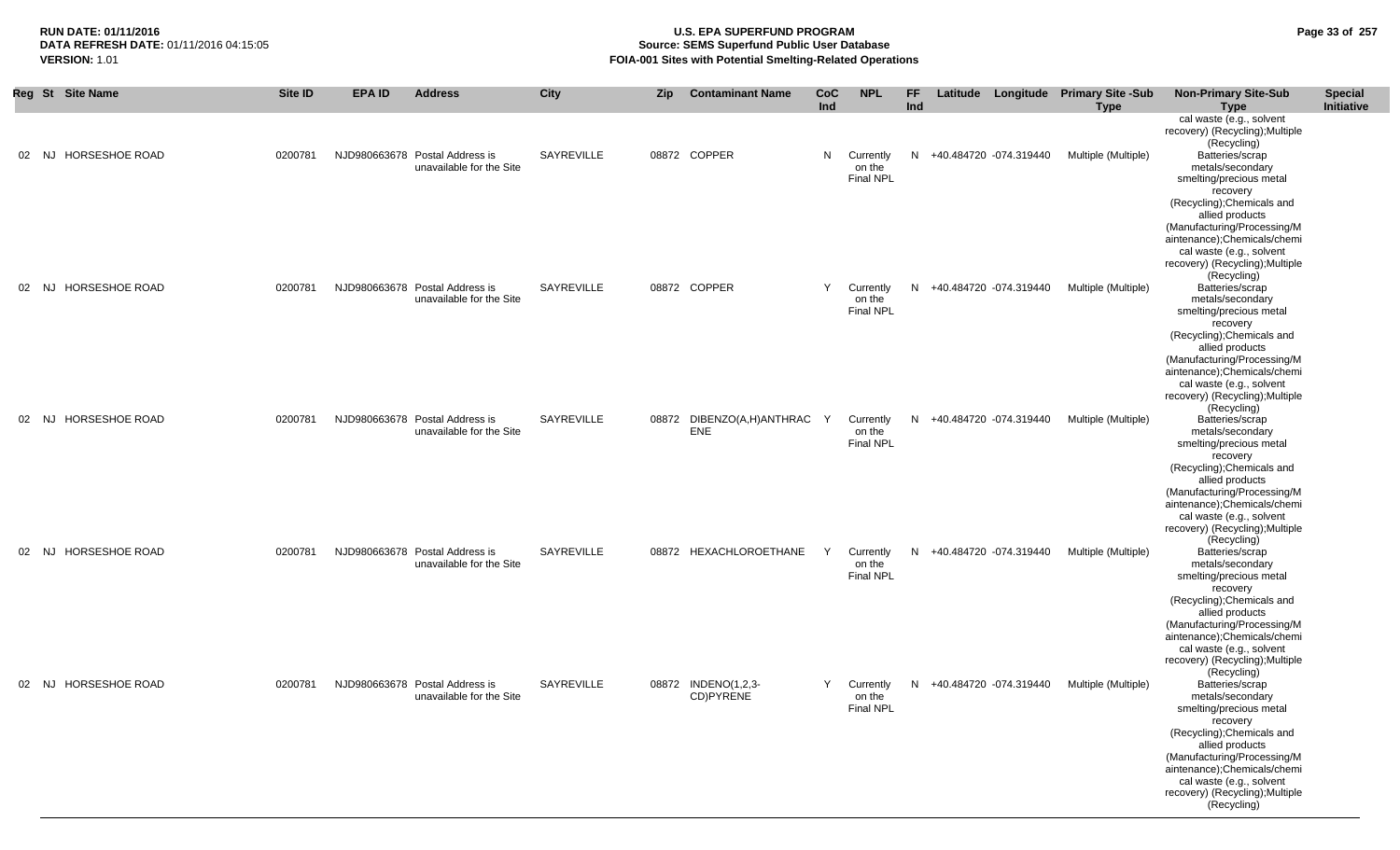| Reg | St | Site Name | Site ID | EPA ID | Address | City | Zip | Contaminant Name | CoC Ind | NPL | FF Ind | Latitude | Longitude | Primary Site -Sub Type | Non-Primary Site-Sub Type | Special Initiative |
|---|---|---|---|---|---|---|---|---|---|---|---|---|---|---|---|---|
| | | | | | | | | | | | | | | | cal waste (e.g., solvent recovery) (Recycling);Multiple (Recycling) | |
| 02 | NJ | HORSESHOE ROAD | 0200781 | NJD980663678 | Postal Address is unavailable for the Site | SAYREVILLE | 08872 | COPPER | N | Currently on the Final NPL | N | +40.484720 | -074.319440 | Multiple (Multiple) | Batteries/scrap metals/secondary smelting/precious metal recovery (Recycling);Chemicals and allied products (Manufacturing/Processing/Maintenance);Chemicals/chemical waste (e.g., solvent recovery) (Recycling);Multiple (Recycling) | |
| 02 | NJ | HORSESHOE ROAD | 0200781 | NJD980663678 | Postal Address is unavailable for the Site | SAYREVILLE | 08872 | COPPER | Y | Currently on the Final NPL | N | +40.484720 | -074.319440 | Multiple (Multiple) | Batteries/scrap metals/secondary smelting/precious metal recovery (Recycling);Chemicals and allied products (Manufacturing/Processing/Maintenance);Chemicals/chemical waste (e.g., solvent recovery) (Recycling);Multiple (Recycling) | |
| 02 | NJ | HORSESHOE ROAD | 0200781 | NJD980663678 | Postal Address is unavailable for the Site | SAYREVILLE | 08872 | DIBENZO(A,H)ANTHRACENE | Y | Currently on the Final NPL | N | +40.484720 | -074.319440 | Multiple (Multiple) | Batteries/scrap metals/secondary smelting/precious metal recovery (Recycling);Chemicals and allied products (Manufacturing/Processing/Maintenance);Chemicals/chemical waste (e.g., solvent recovery) (Recycling);Multiple (Recycling) | |
| 02 | NJ | HORSESHOE ROAD | 0200781 | NJD980663678 | Postal Address is unavailable for the Site | SAYREVILLE | 08872 | HEXACHLOROETHANE | Y | Currently on the Final NPL | N | +40.484720 | -074.319440 | Multiple (Multiple) | Batteries/scrap metals/secondary smelting/precious metal recovery (Recycling);Chemicals and allied products (Manufacturing/Processing/Maintenance);Chemicals/chemical waste (e.g., solvent recovery) (Recycling);Multiple (Recycling) | |
| 02 | NJ | HORSESHOE ROAD | 0200781 | NJD980663678 | Postal Address is unavailable for the Site | SAYREVILLE | 08872 | INDENO(1,2,3-CD)PYRENE | Y | Currently on the Final NPL | N | +40.484720 | -074.319440 | Multiple (Multiple) | Batteries/scrap metals/secondary smelting/precious metal recovery (Recycling);Chemicals and allied products (Manufacturing/Processing/Maintenance);Chemicals/chemical waste (e.g., solvent recovery) (Recycling);Multiple (Recycling) | |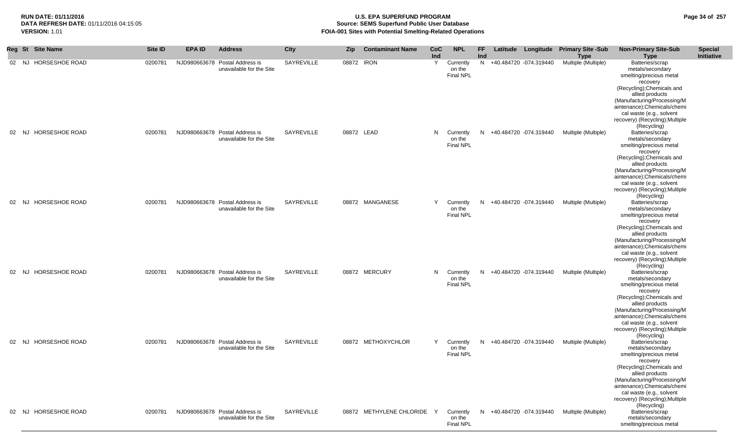**RUN DATE: 01/11/2016**
**DATA REFRESH DATE:** 01/11/2016 04:15:05
**VERSION:** 1.01

# U.S. EPA SUPERFUND PROGRAM
## Source: SEMS Superfund Public User Database
## FOIA-001 Sites with Potential Smelting-Related Operations

| Reg | St | Site Name | Site ID | EPA ID | Address | City | Zip | Contaminant Name | CoC Ind | NPL | FF Ind | Latitude | Longitude | Primary Site -Sub Type | Non-Primary Site-Sub Type | Special Initiative |
|---|---|---|---|---|---|---|---|---|---|---|---|---|---|---|---|---|
| 02 | NJ | HORSESHOE ROAD | 0200781 | NJD980663678 | Postal Address is unavailable for the Site | SAYREVILLE | 08872 | IRON | Y | Currently on the Final NPL | N | +40.484720 | -074.319440 | Multiple (Multiple) | Batteries/scrap metals/secondary smelting/precious metal recovery (Recycling);Chemicals and allied products (Manufacturing/Processing/Maintenance);Chemicals/chemical waste (e.g., solvent recovery) (Recycling);Multiple (Recycling) | |
| 02 | NJ | HORSESHOE ROAD | 0200781 | NJD980663678 | Postal Address is unavailable for the Site | SAYREVILLE | 08872 | LEAD | N | Currently on the Final NPL | N | +40.484720 | -074.319440 | Multiple (Multiple) | Batteries/scrap metals/secondary smelting/precious metal recovery (Recycling);Chemicals and allied products (Manufacturing/Processing/Maintenance);Chemicals/chemical waste (e.g., solvent recovery) (Recycling);Multiple (Recycling) | |
| 02 | NJ | HORSESHOE ROAD | 0200781 | NJD980663678 | Postal Address is unavailable for the Site | SAYREVILLE | 08872 | MANGANESE | Y | Currently on the Final NPL | N | +40.484720 | -074.319440 | Multiple (Multiple) | Batteries/scrap metals/secondary smelting/precious metal recovery (Recycling);Chemicals and allied products (Manufacturing/Processing/Maintenance);Chemicals/chemical waste (e.g., solvent recovery) (Recycling);Multiple (Recycling) | |
| 02 | NJ | HORSESHOE ROAD | 0200781 | NJD980663678 | Postal Address is unavailable for the Site | SAYREVILLE | 08872 | MERCURY | N | Currently on the Final NPL | N | +40.484720 | -074.319440 | Multiple (Multiple) | Batteries/scrap metals/secondary smelting/precious metal recovery (Recycling);Chemicals and allied products (Manufacturing/Processing/Maintenance);Chemicals/chemical waste (e.g., solvent recovery) (Recycling);Multiple (Recycling) | |
| 02 | NJ | HORSESHOE ROAD | 0200781 | NJD980663678 | Postal Address is unavailable for the Site | SAYREVILLE | 08872 | METHOXYCHLOR | Y | Currently on the Final NPL | N | +40.484720 | -074.319440 | Multiple (Multiple) | Batteries/scrap metals/secondary smelting/precious metal recovery (Recycling);Chemicals and allied products (Manufacturing/Processing/Maintenance);Chemicals/chemical waste (e.g., solvent recovery) (Recycling);Multiple (Recycling) | |
| 02 | NJ | HORSESHOE ROAD | 0200781 | NJD980663678 | Postal Address is unavailable for the Site | SAYREVILLE | 08872 | METHYLENE CHLORIDE | Y | Currently on the Final NPL | N | +40.484720 | -074.319440 | Multiple (Multiple) | Batteries/scrap metals/secondary smelting/precious metal | |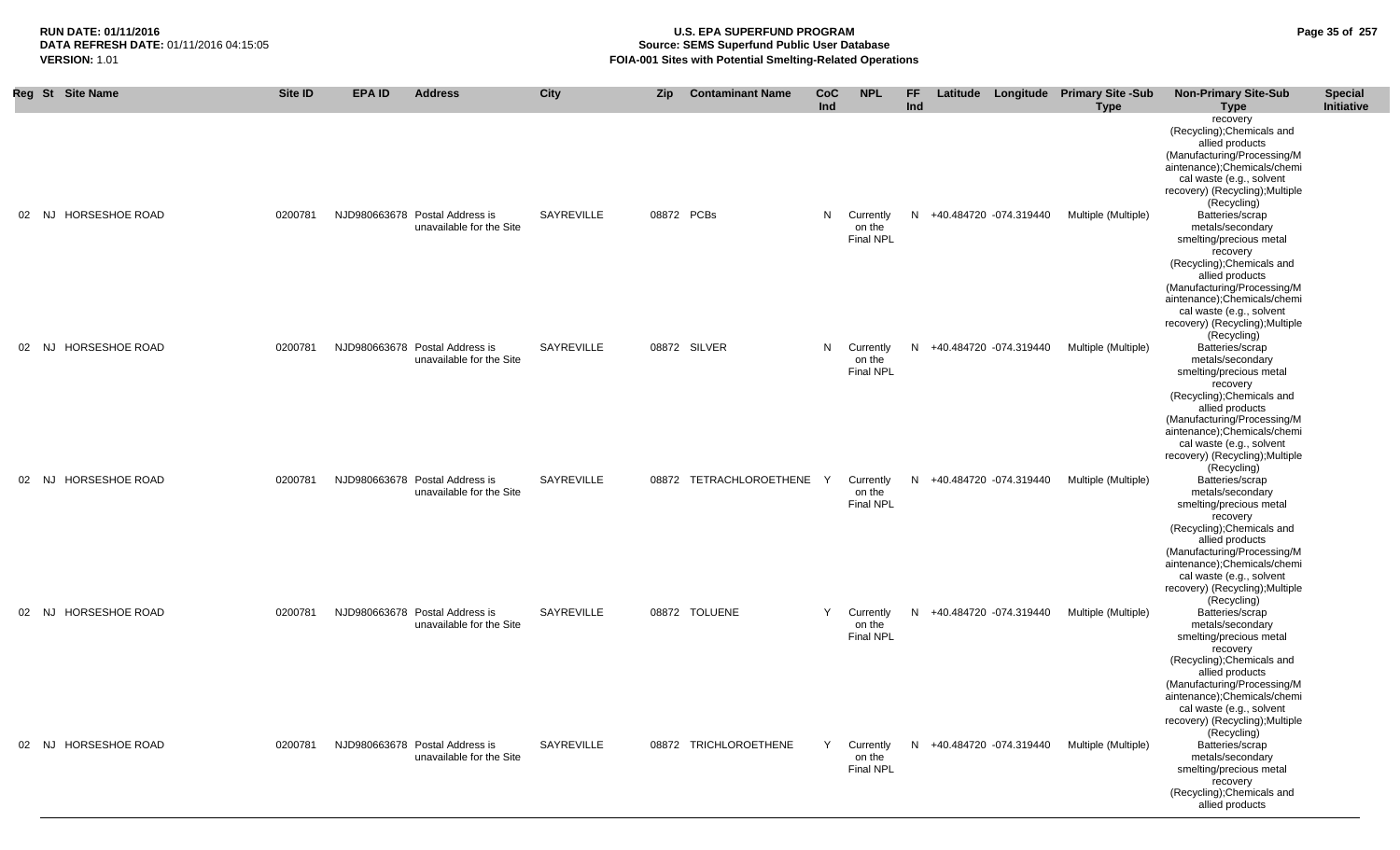**RUN DATE:** 01/11/2016
**DATA REFRESH DATE:** 01/11/2016 04:15:05
**VERSION:** 1.01

# U.S. EPA SUPERFUND PROGRAM
## Source: SEMS Superfund Public User Database
## FOIA-001 Sites with Potential Smelting-Related Operations

| Reg | St | Site Name | Site ID | EPA ID | Address | City | Zip | Contaminant Name | CoC Ind | NPL | FF Ind | Latitude | Longitude | Primary Site -Sub Type | Non-Primary Site-Sub Type | Special Initiative |
|---|---|---|---|---|---|---|---|---|---|---|---|---|---|---|---|---|
| | | | | | | | | | | | | | | | recovery (Recycling);Chemicals and allied products (Manufacturing/Processing/Maintenance);Chemicals/chemical waste (e.g., solvent recovery) (Recycling);Multiple (Recycling) | |
| 02 | NJ | HORSESHOE ROAD | 0200781 | NJD980663678 | Postal Address is unavailable for the Site | SAYREVILLE | 08872 | PCBs | N | Currently on the Final NPL | N | +40.484720 | -074.319440 | Multiple (Multiple) | Batteries/scrap metals/secondary smelting/precious metal recovery (Recycling);Chemicals and allied products (Manufacturing/Processing/Maintenance);Chemicals/chemical waste (e.g., solvent recovery) (Recycling);Multiple (Recycling) | |
| 02 | NJ | HORSESHOE ROAD | 0200781 | NJD980663678 | Postal Address is unavailable for the Site | SAYREVILLE | 08872 | SILVER | N | Currently on the Final NPL | N | +40.484720 | -074.319440 | Multiple (Multiple) | Batteries/scrap metals/secondary smelting/precious metal recovery (Recycling);Chemicals and allied products (Manufacturing/Processing/Maintenance);Chemicals/chemical waste (e.g., solvent recovery) (Recycling);Multiple (Recycling) | |
| 02 | NJ | HORSESHOE ROAD | 0200781 | NJD980663678 | Postal Address is unavailable for the Site | SAYREVILLE | 08872 | TETRACHLOROETHENE | Y | Currently on the Final NPL | N | +40.484720 | -074.319440 | Multiple (Multiple) | Batteries/scrap metals/secondary smelting/precious metal recovery (Recycling);Chemicals and allied products (Manufacturing/Processing/Maintenance);Chemicals/chemical waste (e.g., solvent recovery) (Recycling);Multiple (Recycling) | |
| 02 | NJ | HORSESHOE ROAD | 0200781 | NJD980663678 | Postal Address is unavailable for the Site | SAYREVILLE | 08872 | TOLUENE | Y | Currently on the Final NPL | N | +40.484720 | -074.319440 | Multiple (Multiple) | Batteries/scrap metals/secondary smelting/precious metal recovery (Recycling);Chemicals and allied products (Manufacturing/Processing/Maintenance);Chemicals/chemical waste (e.g., solvent recovery) (Recycling);Multiple (Recycling) | |
| 02 | NJ | HORSESHOE ROAD | 0200781 | NJD980663678 | Postal Address is unavailable for the Site | SAYREVILLE | 08872 | TRICHLOROETHENE | Y | Currently on the Final NPL | N | +40.484720 | -074.319440 | Multiple (Multiple) | Batteries/scrap metals/secondary smelting/precious metal recovery (Recycling);Chemicals and allied products | |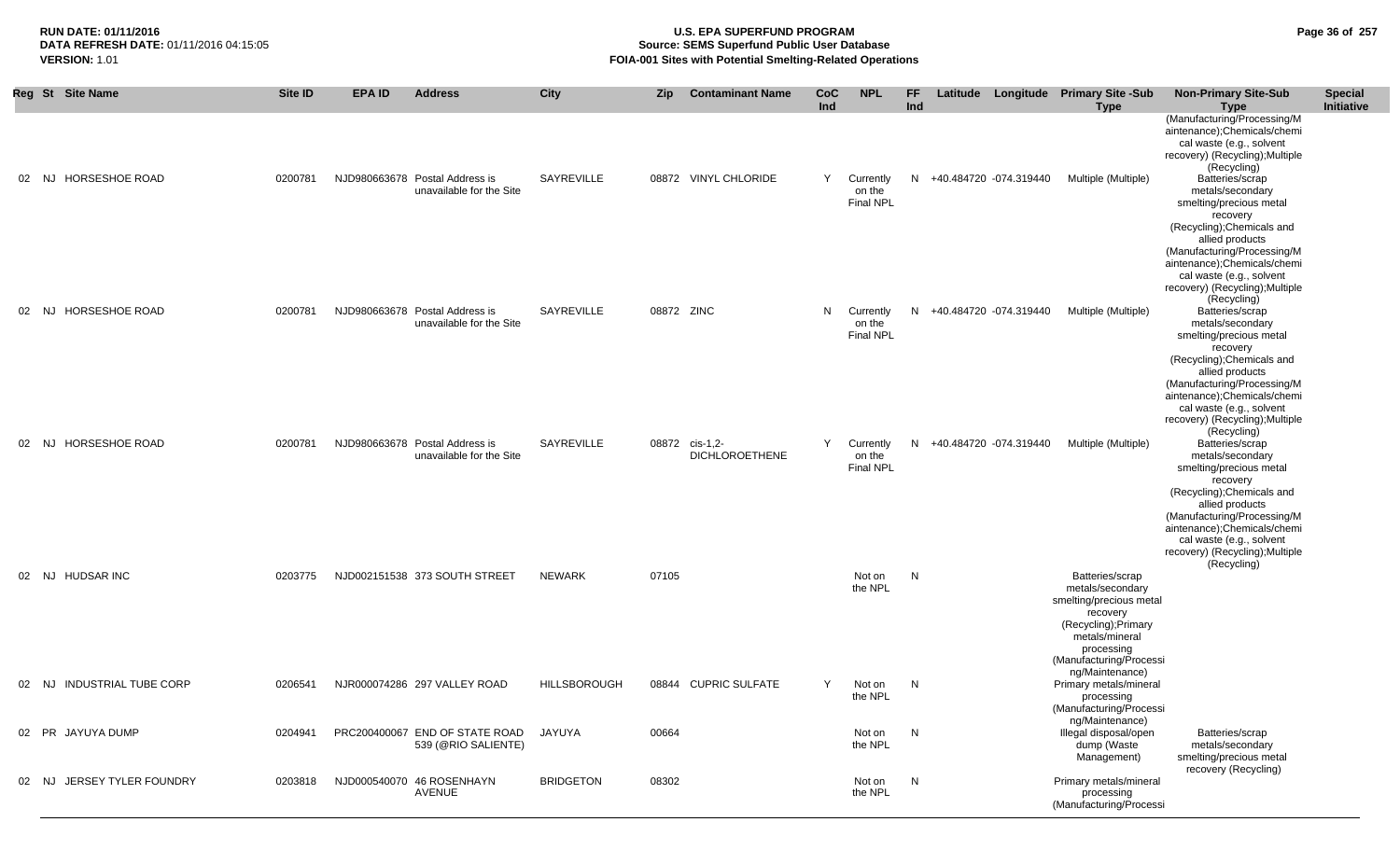| Reg | St | Site Name | Site ID | EPA ID | Address | City | Zip | Contaminant Name | CoC Ind | NPL | FF Ind | Latitude | Longitude | Primary Site -Sub Type | Non-Primary Site-Sub Type | Special Initiative |
|---|---|---|---|---|---|---|---|---|---|---|---|---|---|---|---|---|
| | | | | | | | | | | | | | | | (Manufacturing/Processing/Maintenance);Chemicals/chemical waste (e.g., solvent recovery) (Recycling);Multiple (Recycling) | |
| 02 | NJ | HORSESHOE ROAD | 0200781 | NJD980663678 | Postal Address is unavailable for the Site | SAYREVILLE | 08872 | VINYL CHLORIDE | Y | Currently on the Final NPL | N | +40.484720 | -074.319440 | Multiple (Multiple) | Batteries/scrap metals/secondary smelting/precious metal recovery (Recycling);Chemicals and allied products (Manufacturing/Processing/Maintenance);Chemicals/chemical waste (e.g., solvent recovery) (Recycling);Multiple (Recycling) | |
| 02 | NJ | HORSESHOE ROAD | 0200781 | NJD980663678 | Postal Address is unavailable for the Site | SAYREVILLE | 08872 | ZINC | N | Currently on the Final NPL | N | +40.484720 | -074.319440 | Multiple (Multiple) | Batteries/scrap metals/secondary smelting/precious metal recovery (Recycling);Chemicals and allied products (Manufacturing/Processing/Maintenance);Chemicals/chemical waste (e.g., solvent recovery) (Recycling);Multiple (Recycling) | |
| 02 | NJ | HORSESHOE ROAD | 0200781 | NJD980663678 | Postal Address is unavailable for the Site | SAYREVILLE | 08872 | cis-1,2-DICHLOROETHENE | Y | Currently on the Final NPL | N | +40.484720 | -074.319440 | Multiple (Multiple) | Batteries/scrap metals/secondary smelting/precious metal recovery (Recycling);Chemicals and allied products (Manufacturing/Processing/Maintenance);Chemicals/chemical waste (e.g., solvent recovery) (Recycling);Multiple (Recycling) | |
| 02 | NJ | HUDSAR INC | 0203775 | NJD002151538 | 373 SOUTH STREET | NEWARK | 07105 | | | Not on the NPL | N | | | Batteries/scrap metals/secondary smelting/precious metal recovery (Recycling);Primary metals/mineral processing (Manufacturing/Processing/Maintenance) | | |
| 02 | NJ | INDUSTRIAL TUBE CORP | 0206541 | NJR000074286 | 297 VALLEY ROAD | HILLSBOROUGH | 08844 | CUPRIC SULFATE | Y | Not on the NPL | N | | | Primary metals/mineral processing (Manufacturing/Processing/Maintenance) | | |
| 02 | PR | JAYUYA DUMP | 0204941 | PRC200400067 | END OF STATE ROAD 539 (@RIO SALIENTE) | JAYUYA | 00664 | | | Not on the NPL | N | | | Illegal disposal/open dump (Waste Management) | Batteries/scrap metals/secondary smelting/precious metal recovery (Recycling) | |
| 02 | NJ | JERSEY TYLER FOUNDRY | 0203818 | NJD000540070 | 46 ROSENHAYN AVENUE | BRIDGETON | 08302 | | | Not on the NPL | N | | | Primary metals/mineral processing (Manufacturing/Processi | | |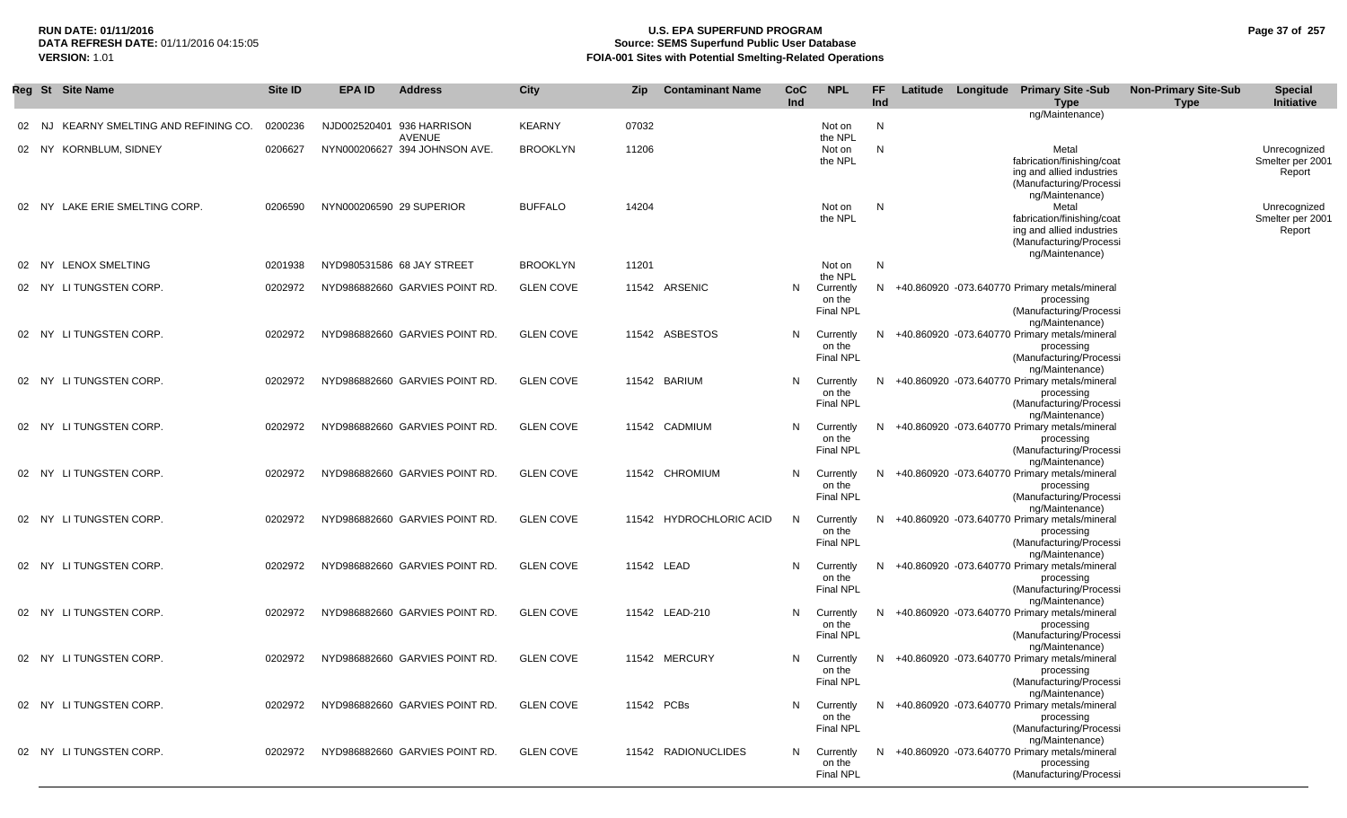| Reg | St | Site Name | Site ID | EPA ID | Address | City | Zip | Contaminant Name | CoC Ind | NPL | FF Ind | Latitude | Longitude | Primary Site -Sub Type | Non-Primary Site-Sub Type | Special Initiative |
|---|---|---|---|---|---|---|---|---|---|---|---|---|---|---|---|---|
| | | | | | | | | | | | | | | ng/Maintenance) | | |
| 02 | NJ | KEARNY SMELTING AND REFINING CO. | 0200236 | NJD002520401 | 936 HARRISON AVENUE | KEARNY | 07032 | | | Not on the NPL | N | | | | | |
| 02 | NY | KORNBLUM, SIDNEY | 0206627 | NYN000206627 | 394 JOHNSON AVE. | BROOKLYN | 11206 | | | Not on the NPL | N | | | Metal fabrication/finishing/coating and allied industries (Manufacturing/Processing/Maintenance) | | Unrecognized Smelter per 2001 Report |
| 02 | NY | LAKE ERIE SMELTING CORP. | 0206590 | NYN000206590 | 29 SUPERIOR | BUFFALO | 14204 | | | Not on the NPL | N | | | Metal fabrication/finishing/coating and allied industries (Manufacturing/Processing/Maintenance) | | Unrecognized Smelter per 2001 Report |
| 02 | NY | LENOX SMELTING | 0201938 | NYD980531586 | 68 JAY STREET | BROOKLYN | 11201 | | | Not on the NPL | N | | | | | |
| 02 | NY | LI TUNGSTEN CORP. | 0202972 | NYD986882660 | GARVIES POINT RD. | GLEN COVE | 11542 | ARSENIC | N | Currently on the Final NPL | N | +40.860920 | -073.640770 | Primary metals/mineral processing (Manufacturing/Processing/Maintenance) | | |
| 02 | NY | LI TUNGSTEN CORP. | 0202972 | NYD986882660 | GARVIES POINT RD. | GLEN COVE | 11542 | ASBESTOS | N | Currently on the Final NPL | N | +40.860920 | -073.640770 | Primary metals/mineral processing (Manufacturing/Processing/Maintenance) | | |
| 02 | NY | LI TUNGSTEN CORP. | 0202972 | NYD986882660 | GARVIES POINT RD. | GLEN COVE | 11542 | BARIUM | N | Currently on the Final NPL | N | +40.860920 | -073.640770 | Primary metals/mineral processing (Manufacturing/Processing/Maintenance) | | |
| 02 | NY | LI TUNGSTEN CORP. | 0202972 | NYD986882660 | GARVIES POINT RD. | GLEN COVE | 11542 | CADMIUM | N | Currently on the Final NPL | N | +40.860920 | -073.640770 | Primary metals/mineral processing (Manufacturing/Processing/Maintenance) | | |
| 02 | NY | LI TUNGSTEN CORP. | 0202972 | NYD986882660 | GARVIES POINT RD. | GLEN COVE | 11542 | CHROMIUM | N | Currently on the Final NPL | N | +40.860920 | -073.640770 | Primary metals/mineral processing (Manufacturing/Processing/Maintenance) | | |
| 02 | NY | LI TUNGSTEN CORP. | 0202972 | NYD986882660 | GARVIES POINT RD. | GLEN COVE | 11542 | HYDROCHLORIC ACID | N | Currently on the Final NPL | N | +40.860920 | -073.640770 | Primary metals/mineral processing (Manufacturing/Processing/Maintenance) | | |
| 02 | NY | LI TUNGSTEN CORP. | 0202972 | NYD986882660 | GARVIES POINT RD. | GLEN COVE | 11542 | LEAD | N | Currently on the Final NPL | N | +40.860920 | -073.640770 | Primary metals/mineral processing (Manufacturing/Processing/Maintenance) | | |
| 02 | NY | LI TUNGSTEN CORP. | 0202972 | NYD986882660 | GARVIES POINT RD. | GLEN COVE | 11542 | LEAD-210 | N | Currently on the Final NPL | N | +40.860920 | -073.640770 | Primary metals/mineral processing (Manufacturing/Processing/Maintenance) | | |
| 02 | NY | LI TUNGSTEN CORP. | 0202972 | NYD986882660 | GARVIES POINT RD. | GLEN COVE | 11542 | MERCURY | N | Currently on the Final NPL | N | +40.860920 | -073.640770 | Primary metals/mineral processing (Manufacturing/Processing/Maintenance) | | |
| 02 | NY | LI TUNGSTEN CORP. | 0202972 | NYD986882660 | GARVIES POINT RD. | GLEN COVE | 11542 | PCBs | N | Currently on the Final NPL | N | +40.860920 | -073.640770 | Primary metals/mineral processing (Manufacturing/Processing/Maintenance) | | |
| 02 | NY | LI TUNGSTEN CORP. | 0202972 | NYD986882660 | GARVIES POINT RD. | GLEN COVE | 11542 | RADIONUCLIDES | N | Currently on the Final NPL | N | +40.860920 | -073.640770 | Primary metals/mineral processing (Manufacturing/Processi | | |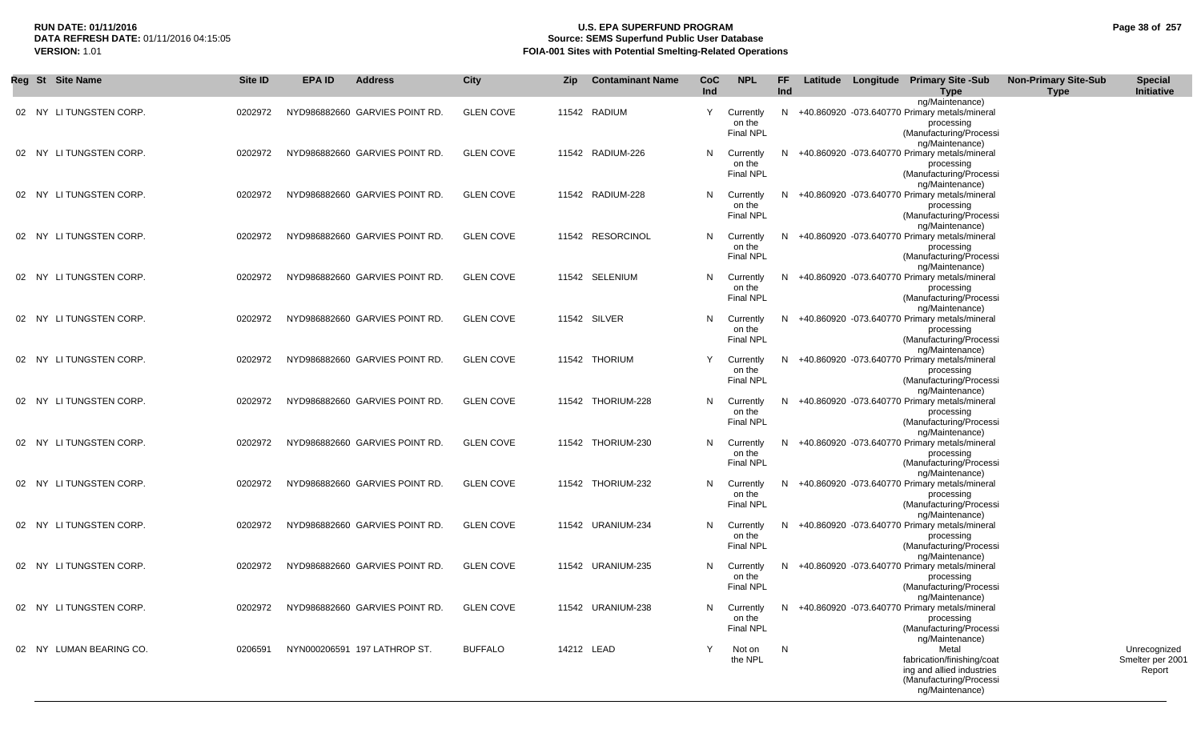| Reg | St | Site Name | Site ID | EPA ID | Address | City | Zip | Contaminant Name | CoC Ind | NPL | FF Ind | Latitude | Longitude | Primary Site -Sub Type | Non-Primary Site-Sub Type | Special Initiative |
|---|---|---|---|---|---|---|---|---|---|---|---|---|---|---|---|---|
| 02 | NY | LI TUNGSTEN CORP. | 0202972 | NYD986882660 | GARVIES POINT RD. | GLEN COVE | 11542 | RADIUM | Y | Currently on the Final NPL | N | +40.860920 | -073.640770 | Primary metals/mineral processing (Manufacturing/Processing/Maintenance) | | |
| 02 | NY | LI TUNGSTEN CORP. | 0202972 | NYD986882660 | GARVIES POINT RD. | GLEN COVE | 11542 | RADIUM-226 | N | Currently on the Final NPL | N | +40.860920 | -073.640770 | Primary metals/mineral processing (Manufacturing/Processing/Maintenance) | | |
| 02 | NY | LI TUNGSTEN CORP. | 0202972 | NYD986882660 | GARVIES POINT RD. | GLEN COVE | 11542 | RADIUM-228 | N | Currently on the Final NPL | N | +40.860920 | -073.640770 | Primary metals/mineral processing (Manufacturing/Processing/Maintenance) | | |
| 02 | NY | LI TUNGSTEN CORP. | 0202972 | NYD986882660 | GARVIES POINT RD. | GLEN COVE | 11542 | RESORCINOL | N | Currently on the Final NPL | N | +40.860920 | -073.640770 | Primary metals/mineral processing (Manufacturing/Processing/Maintenance) | | |
| 02 | NY | LI TUNGSTEN CORP. | 0202972 | NYD986882660 | GARVIES POINT RD. | GLEN COVE | 11542 | SELENIUM | N | Currently on the Final NPL | N | +40.860920 | -073.640770 | Primary metals/mineral processing (Manufacturing/Processing/Maintenance) | | |
| 02 | NY | LI TUNGSTEN CORP. | 0202972 | NYD986882660 | GARVIES POINT RD. | GLEN COVE | 11542 | SILVER | N | Currently on the Final NPL | N | +40.860920 | -073.640770 | Primary metals/mineral processing (Manufacturing/Processing/Maintenance) | | |
| 02 | NY | LI TUNGSTEN CORP. | 0202972 | NYD986882660 | GARVIES POINT RD. | GLEN COVE | 11542 | THORIUM | Y | Currently on the Final NPL | N | +40.860920 | -073.640770 | Primary metals/mineral processing (Manufacturing/Processing/Maintenance) | | |
| 02 | NY | LI TUNGSTEN CORP. | 0202972 | NYD986882660 | GARVIES POINT RD. | GLEN COVE | 11542 | THORIUM-228 | N | Currently on the Final NPL | N | +40.860920 | -073.640770 | Primary metals/mineral processing (Manufacturing/Processing/Maintenance) | | |
| 02 | NY | LI TUNGSTEN CORP. | 0202972 | NYD986882660 | GARVIES POINT RD. | GLEN COVE | 11542 | THORIUM-230 | N | Currently on the Final NPL | N | +40.860920 | -073.640770 | Primary metals/mineral processing (Manufacturing/Processing/Maintenance) | | |
| 02 | NY | LI TUNGSTEN CORP. | 0202972 | NYD986882660 | GARVIES POINT RD. | GLEN COVE | 11542 | THORIUM-232 | N | Currently on the Final NPL | N | +40.860920 | -073.640770 | Primary metals/mineral processing (Manufacturing/Processing/Maintenance) | | |
| 02 | NY | LI TUNGSTEN CORP. | 0202972 | NYD986882660 | GARVIES POINT RD. | GLEN COVE | 11542 | URANIUM-234 | N | Currently on the Final NPL | N | +40.860920 | -073.640770 | Primary metals/mineral processing (Manufacturing/Processing/Maintenance) | | |
| 02 | NY | LI TUNGSTEN CORP. | 0202972 | NYD986882660 | GARVIES POINT RD. | GLEN COVE | 11542 | URANIUM-235 | N | Currently on the Final NPL | N | +40.860920 | -073.640770 | Primary metals/mineral processing (Manufacturing/Processing/Maintenance) | | |
| 02 | NY | LI TUNGSTEN CORP. | 0202972 | NYD986882660 | GARVIES POINT RD. | GLEN COVE | 11542 | URANIUM-238 | N | Currently on the Final NPL | N | +40.860920 | -073.640770 | Primary metals/mineral processing (Manufacturing/Processing/Maintenance) | | |
| 02 | NY | LUMAN BEARING CO. | 0206591 | NYN000206591 | 197 LATHROP ST. | BUFFALO | 14212 | LEAD | Y | Not on the NPL | N | | | Metal fabrication/finishing/coating and allied industries (Manufacturing/Processing/Maintenance) | | Unrecognized Smelter per 2001 Report |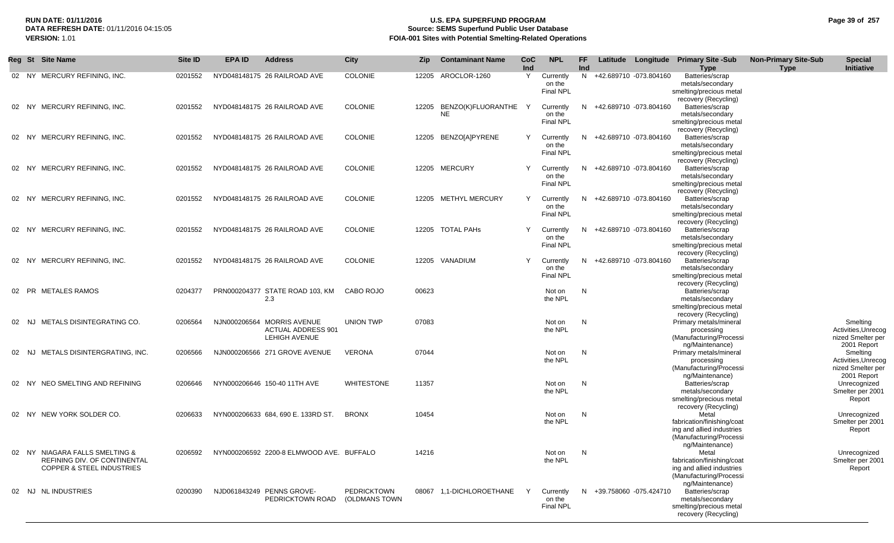**RUN DATE:** 01/11/2016
**DATA REFRESH DATE:** 01/11/2016 04:15:05
**VERSION:** 1.01

# U.S. EPA SUPERFUND PROGRAM
## Source: SEMS Superfund Public User Database
## FOIA-001 Sites with Potential Smelting-Related Operations

| Reg | St | Site Name | Site ID | EPA ID | Address | City | Zip | Contaminant Name | CoC Ind | NPL | FF Ind | Latitude | Longitude | Primary Site -Sub Type | Non-Primary Site-Sub Type | Special Initiative |
|---|---|---|---|---|---|---|---|---|---|---|---|---|---|---|---|---|
| 02 | NY | MERCURY REFINING, INC. | 0201552 | NYD048148175 | 26 RAILROAD AVE | COLONIE | 12205 | AROCLOR-1260 | Y | Currently on the Final NPL | N | +42.689710 | -073.804160 | Batteries/scrap metals/secondary smelting/precious metal recovery (Recycling) | | |
| 02 | NY | MERCURY REFINING, INC. | 0201552 | NYD048148175 | 26 RAILROAD AVE | COLONIE | 12205 | BENZO(K)FLUORANTHENE | Y | Currently on the Final NPL | N | +42.689710 | -073.804160 | Batteries/scrap metals/secondary smelting/precious metal recovery (Recycling) | | |
| 02 | NY | MERCURY REFINING, INC. | 0201552 | NYD048148175 | 26 RAILROAD AVE | COLONIE | 12205 | BENZO[A]PYRENE | Y | Currently on the Final NPL | N | +42.689710 | -073.804160 | Batteries/scrap metals/secondary smelting/precious metal recovery (Recycling) | | |
| 02 | NY | MERCURY REFINING, INC. | 0201552 | NYD048148175 | 26 RAILROAD AVE | COLONIE | 12205 | MERCURY | Y | Currently on the Final NPL | N | +42.689710 | -073.804160 | Batteries/scrap metals/secondary smelting/precious metal recovery (Recycling) | | |
| 02 | NY | MERCURY REFINING, INC. | 0201552 | NYD048148175 | 26 RAILROAD AVE | COLONIE | 12205 | METHYL MERCURY | Y | Currently on the Final NPL | N | +42.689710 | -073.804160 | Batteries/scrap metals/secondary smelting/precious metal recovery (Recycling) | | |
| 02 | NY | MERCURY REFINING, INC. | 0201552 | NYD048148175 | 26 RAILROAD AVE | COLONIE | 12205 | TOTAL PAHs | Y | Currently on the Final NPL | N | +42.689710 | -073.804160 | Batteries/scrap metals/secondary smelting/precious metal recovery (Recycling) | | |
| 02 | NY | MERCURY REFINING, INC. | 0201552 | NYD048148175 | 26 RAILROAD AVE | COLONIE | 12205 | VANADIUM | Y | Currently on the Final NPL | N | +42.689710 | -073.804160 | Batteries/scrap metals/secondary smelting/precious metal recovery (Recycling) | | |
| 02 | PR | METALES RAMOS | 0204377 | PRN000204377 | STATE ROAD 103, KM 2.3 | CABO ROJO | 00623 | | | Not on the NPL | N | | | Batteries/scrap metals/secondary smelting/precious metal recovery (Recycling) | | |
| 02 | NJ | METALS DISINTEGRATING CO. | 0206564 | NJN000206564 | MORRIS AVENUE ACTUAL ADDRESS 901 LEHIGH AVENUE | UNION TWP | 07083 | | | Not on the NPL | N | | | Primary metals/mineral processing (Manufacturing/Processing/Maintenance) | | Smelting Activities,Unrecognized Smelter per 2001 Report |
| 02 | NJ | METALS DISINTERGRATING, INC. | 0206566 | NJN000206566 | 271 GROVE AVENUE | VERONA | 07044 | | | Not on the NPL | N | | | Primary metals/mineral processing (Manufacturing/Processing/Maintenance) | | Smelting Activities,Unrecognized Smelter per 2001 Report |
| 02 | NY | NEO SMELTING AND REFINING | 0206646 | NYN000206646 | 150-40 11TH AVE | WHITESTONE | 11357 | | | Not on the NPL | N | | | Batteries/scrap metals/secondary smelting/precious metal recovery (Recycling) | | Unrecognized Smelter per 2001 Report |
| 02 | NY | NEW YORK SOLDER CO. | 0206633 | NYN000206633 | 684, 690 E. 133RD ST. | BRONX | 10454 | | | Not on the NPL | N | | | Metal fabrication/finishing/coating and allied industries (Manufacturing/Processing/Maintenance) | | Unrecognized Smelter per 2001 Report |
| 02 | NY | NIAGARA FALLS SMELTING & REFINING DIV. OF CONTINENTAL COPPER & STEEL INDUSTRIES | 0206592 | NYN000206592 | 2200-8 ELMWOOD AVE. | BUFFALO | 14216 | | | Not on the NPL | N | | | Metal fabrication/finishing/coating and allied industries (Manufacturing/Processing/Maintenance) | | Unrecognized Smelter per 2001 Report |
| 02 | NJ | NL INDUSTRIES | 0200390 | NJD061843249 | PENNS GROVE-PEDRICKTOWN ROAD | PEDRICKTOWN (OLDMANS TOWN | 08067 | 1,1-DICHLOROETHANE | Y | Currently on the Final NPL | N | +39.758060 | -075.424710 | Batteries/scrap metals/secondary smelting/precious metal recovery (Recycling) | | |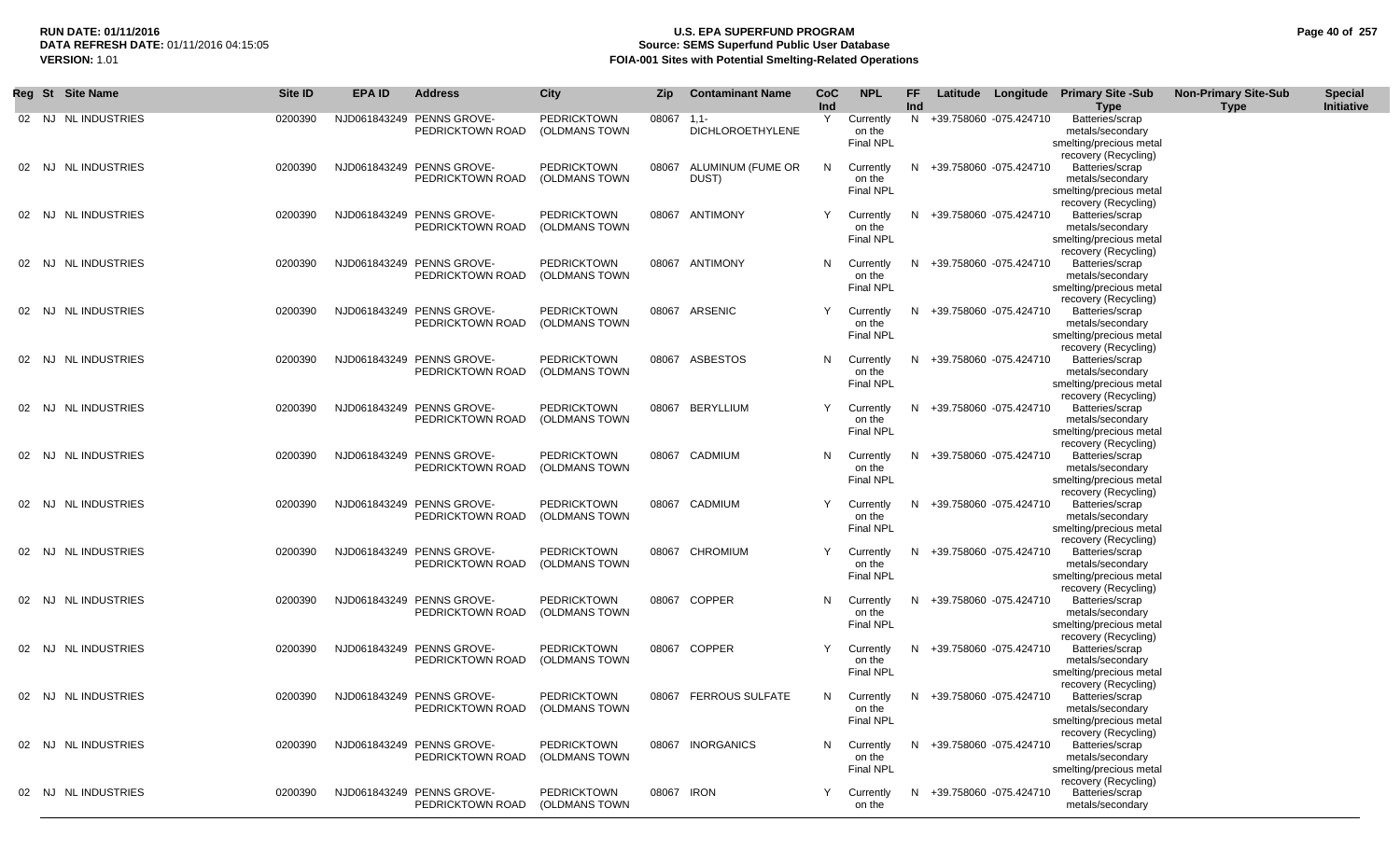**RUN DATE:** 01/11/2016
**DATA REFRESH DATE:** 01/11/2016 04:15:05
**VERSION:** 1.01

# U.S. EPA SUPERFUND PROGRAM
## Source: SEMS Superfund Public User Database
## FOIA-001 Sites with Potential Smelting-Related Operations

| Reg | St | Site Name | Site ID | EPA ID | Address | City | Zip | Contaminant Name | CoC Ind | NPL | FF Ind | Latitude | Longitude | Primary Site -Sub Type | Non-Primary Site-Sub Type | Special Initiative |
|---|---|---|---|---|---|---|---|---|---|---|---|---|---|---|---|---|
| 02 | NJ | NL INDUSTRIES | 0200390 | NJD061843249 | PENNS GROVE-PEDRICKTOWN ROAD | PEDRICKTOWN (OLDMANS TOWN | 08067 | 1,1-DICHLOROETHYLENE | Y | Currently on the Final NPL | N | +39.758060 | -075.424710 | Batteries/scrap metals/secondary smelting/precious metal recovery (Recycling) | | |
| 02 | NJ | NL INDUSTRIES | 0200390 | NJD061843249 | PENNS GROVE-PEDRICKTOWN ROAD | PEDRICKTOWN (OLDMANS TOWN | 08067 | ALUMINUM (FUME OR DUST) | N | Currently on the Final NPL | N | +39.758060 | -075.424710 | Batteries/scrap metals/secondary smelting/precious metal recovery (Recycling) | | |
| 02 | NJ | NL INDUSTRIES | 0200390 | NJD061843249 | PENNS GROVE-PEDRICKTOWN ROAD | PEDRICKTOWN (OLDMANS TOWN | 08067 | ANTIMONY | Y | Currently on the Final NPL | N | +39.758060 | -075.424710 | Batteries/scrap metals/secondary smelting/precious metal recovery (Recycling) | | |
| 02 | NJ | NL INDUSTRIES | 0200390 | NJD061843249 | PENNS GROVE-PEDRICKTOWN ROAD | PEDRICKTOWN (OLDMANS TOWN | 08067 | ANTIMONY | N | Currently on the Final NPL | N | +39.758060 | -075.424710 | Batteries/scrap metals/secondary smelting/precious metal recovery (Recycling) | | |
| 02 | NJ | NL INDUSTRIES | 0200390 | NJD061843249 | PENNS GROVE-PEDRICKTOWN ROAD | PEDRICKTOWN (OLDMANS TOWN | 08067 | ARSENIC | Y | Currently on the Final NPL | N | +39.758060 | -075.424710 | Batteries/scrap metals/secondary smelting/precious metal recovery (Recycling) | | |
| 02 | NJ | NL INDUSTRIES | 0200390 | NJD061843249 | PENNS GROVE-PEDRICKTOWN ROAD | PEDRICKTOWN (OLDMANS TOWN | 08067 | ASBESTOS | N | Currently on the Final NPL | N | +39.758060 | -075.424710 | Batteries/scrap metals/secondary smelting/precious metal recovery (Recycling) | | |
| 02 | NJ | NL INDUSTRIES | 0200390 | NJD061843249 | PENNS GROVE-PEDRICKTOWN ROAD | PEDRICKTOWN (OLDMANS TOWN | 08067 | BERYLLIUM | Y | Currently on the Final NPL | N | +39.758060 | -075.424710 | Batteries/scrap metals/secondary smelting/precious metal recovery (Recycling) | | |
| 02 | NJ | NL INDUSTRIES | 0200390 | NJD061843249 | PENNS GROVE-PEDRICKTOWN ROAD | PEDRICKTOWN (OLDMANS TOWN | 08067 | CADMIUM | N | Currently on the Final NPL | N | +39.758060 | -075.424710 | Batteries/scrap metals/secondary smelting/precious metal recovery (Recycling) | | |
| 02 | NJ | NL INDUSTRIES | 0200390 | NJD061843249 | PENNS GROVE-PEDRICKTOWN ROAD | PEDRICKTOWN (OLDMANS TOWN | 08067 | CADMIUM | Y | Currently on the Final NPL | N | +39.758060 | -075.424710 | Batteries/scrap metals/secondary smelting/precious metal recovery (Recycling) | | |
| 02 | NJ | NL INDUSTRIES | 0200390 | NJD061843249 | PENNS GROVE-PEDRICKTOWN ROAD | PEDRICKTOWN (OLDMANS TOWN | 08067 | CHROMIUM | Y | Currently on the Final NPL | N | +39.758060 | -075.424710 | Batteries/scrap metals/secondary smelting/precious metal recovery (Recycling) | | |
| 02 | NJ | NL INDUSTRIES | 0200390 | NJD061843249 | PENNS GROVE-PEDRICKTOWN ROAD | PEDRICKTOWN (OLDMANS TOWN | 08067 | COPPER | N | Currently on the Final NPL | N | +39.758060 | -075.424710 | Batteries/scrap metals/secondary smelting/precious metal recovery (Recycling) | | |
| 02 | NJ | NL INDUSTRIES | 0200390 | NJD061843249 | PENNS GROVE-PEDRICKTOWN ROAD | PEDRICKTOWN (OLDMANS TOWN | 08067 | COPPER | Y | Currently on the Final NPL | N | +39.758060 | -075.424710 | Batteries/scrap metals/secondary smelting/precious metal recovery (Recycling) | | |
| 02 | NJ | NL INDUSTRIES | 0200390 | NJD061843249 | PENNS GROVE-PEDRICKTOWN ROAD | PEDRICKTOWN (OLDMANS TOWN | 08067 | FERROUS SULFATE | N | Currently on the Final NPL | N | +39.758060 | -075.424710 | Batteries/scrap metals/secondary smelting/precious metal recovery (Recycling) | | |
| 02 | NJ | NL INDUSTRIES | 0200390 | NJD061843249 | PENNS GROVE-PEDRICKTOWN ROAD | PEDRICKTOWN (OLDMANS TOWN | 08067 | INORGANICS | N | Currently on the Final NPL | N | +39.758060 | -075.424710 | Batteries/scrap metals/secondary smelting/precious metal recovery (Recycling) | | |
| 02 | NJ | NL INDUSTRIES | 0200390 | NJD061843249 | PENNS GROVE-PEDRICKTOWN ROAD | PEDRICKTOWN (OLDMANS TOWN | 08067 | IRON | Y | Currently on the | N | +39.758060 | -075.424710 | Batteries/scrap metals/secondary | | |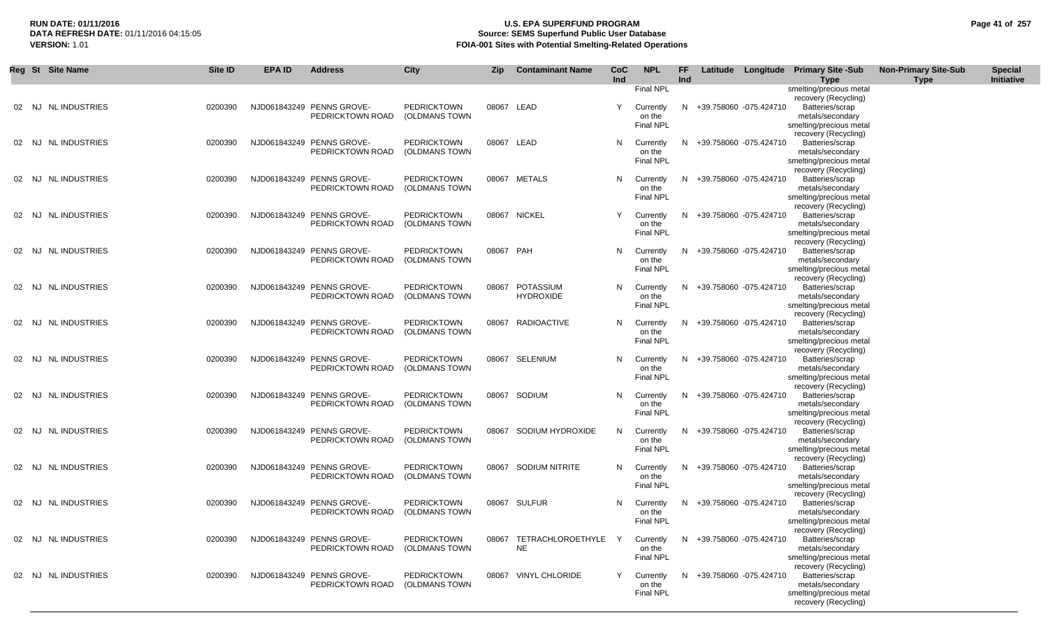| Reg | St | Site Name | Site ID | EPA ID | Address | City | Zip | Contaminant Name | CoC Ind | NPL | FF Ind | Latitude | Longitude | Primary Site -Sub Type | Non-Primary Site-Sub Type | Special Initiative |
|---|---|---|---|---|---|---|---|---|---|---|---|---|---|---|---|---|
| | | | | | | | | | | Final NPL | | | | smelting/precious metal recovery (Recycling) | | |
| 02 | NJ | NL INDUSTRIES | 0200390 | NJD061843249 | PENNS GROVE-PEDRICKTOWN ROAD | PEDRICKTOWN (OLDMANS TOWN | 08067 | LEAD | Y | Currently on the Final NPL | N | +39.758060 | -075.424710 | Batteries/scrap metals/secondary smelting/precious metal recovery (Recycling) | | |
| 02 | NJ | NL INDUSTRIES | 0200390 | NJD061843249 | PENNS GROVE-PEDRICKTOWN ROAD | PEDRICKTOWN (OLDMANS TOWN | 08067 | LEAD | N | Currently on the Final NPL | N | +39.758060 | -075.424710 | Batteries/scrap metals/secondary smelting/precious metal recovery (Recycling) | | |
| 02 | NJ | NL INDUSTRIES | 0200390 | NJD061843249 | PENNS GROVE-PEDRICKTOWN ROAD | PEDRICKTOWN (OLDMANS TOWN | 08067 | METALS | N | Currently on the Final NPL | N | +39.758060 | -075.424710 | Batteries/scrap metals/secondary smelting/precious metal recovery (Recycling) | | |
| 02 | NJ | NL INDUSTRIES | 0200390 | NJD061843249 | PENNS GROVE-PEDRICKTOWN ROAD | PEDRICKTOWN (OLDMANS TOWN | 08067 | NICKEL | Y | Currently on the Final NPL | N | +39.758060 | -075.424710 | Batteries/scrap metals/secondary smelting/precious metal recovery (Recycling) | | |
| 02 | NJ | NL INDUSTRIES | 0200390 | NJD061843249 | PENNS GROVE-PEDRICKTOWN ROAD | PEDRICKTOWN (OLDMANS TOWN | 08067 | PAH | N | Currently on the Final NPL | N | +39.758060 | -075.424710 | Batteries/scrap metals/secondary smelting/precious metal recovery (Recycling) | | |
| 02 | NJ | NL INDUSTRIES | 0200390 | NJD061843249 | PENNS GROVE-PEDRICKTOWN ROAD | PEDRICKTOWN (OLDMANS TOWN | 08067 | POTASSIUM HYDROXIDE | N | Currently on the Final NPL | N | +39.758060 | -075.424710 | Batteries/scrap metals/secondary smelting/precious metal recovery (Recycling) | | |
| 02 | NJ | NL INDUSTRIES | 0200390 | NJD061843249 | PENNS GROVE-PEDRICKTOWN ROAD | PEDRICKTOWN (OLDMANS TOWN | 08067 | RADIOACTIVE | N | Currently on the Final NPL | N | +39.758060 | -075.424710 | Batteries/scrap metals/secondary smelting/precious metal recovery (Recycling) | | |
| 02 | NJ | NL INDUSTRIES | 0200390 | NJD061843249 | PENNS GROVE-PEDRICKTOWN ROAD | PEDRICKTOWN (OLDMANS TOWN | 08067 | SELENIUM | N | Currently on the Final NPL | N | +39.758060 | -075.424710 | Batteries/scrap metals/secondary smelting/precious metal recovery (Recycling) | | |
| 02 | NJ | NL INDUSTRIES | 0200390 | NJD061843249 | PENNS GROVE-PEDRICKTOWN ROAD | PEDRICKTOWN (OLDMANS TOWN | 08067 | SODIUM | N | Currently on the Final NPL | N | +39.758060 | -075.424710 | Batteries/scrap metals/secondary smelting/precious metal recovery (Recycling) | | |
| 02 | NJ | NL INDUSTRIES | 0200390 | NJD061843249 | PENNS GROVE-PEDRICKTOWN ROAD | PEDRICKTOWN (OLDMANS TOWN | 08067 | SODIUM HYDROXIDE | N | Currently on the Final NPL | N | +39.758060 | -075.424710 | Batteries/scrap metals/secondary smelting/precious metal recovery (Recycling) | | |
| 02 | NJ | NL INDUSTRIES | 0200390 | NJD061843249 | PENNS GROVE-PEDRICKTOWN ROAD | PEDRICKTOWN (OLDMANS TOWN | 08067 | SODIUM NITRITE | N | Currently on the Final NPL | N | +39.758060 | -075.424710 | Batteries/scrap metals/secondary smelting/precious metal recovery (Recycling) | | |
| 02 | NJ | NL INDUSTRIES | 0200390 | NJD061843249 | PENNS GROVE-PEDRICKTOWN ROAD | PEDRICKTOWN (OLDMANS TOWN | 08067 | SULFUR | N | Currently on the Final NPL | N | +39.758060 | -075.424710 | Batteries/scrap metals/secondary smelting/precious metal recovery (Recycling) | | |
| 02 | NJ | NL INDUSTRIES | 0200390 | NJD061843249 | PENNS GROVE-PEDRICKTOWN ROAD | PEDRICKTOWN (OLDMANS TOWN | 08067 | TETRACHLOROETHYLENE | Y | Currently on the Final NPL | N | +39.758060 | -075.424710 | Batteries/scrap metals/secondary smelting/precious metal recovery (Recycling) | | |
| 02 | NJ | NL INDUSTRIES | 0200390 | NJD061843249 | PENNS GROVE-PEDRICKTOWN ROAD | PEDRICKTOWN (OLDMANS TOWN | 08067 | VINYL CHLORIDE | Y | Currently on the Final NPL | N | +39.758060 | -075.424710 | Batteries/scrap metals/secondary smelting/precious metal recovery (Recycling) | | |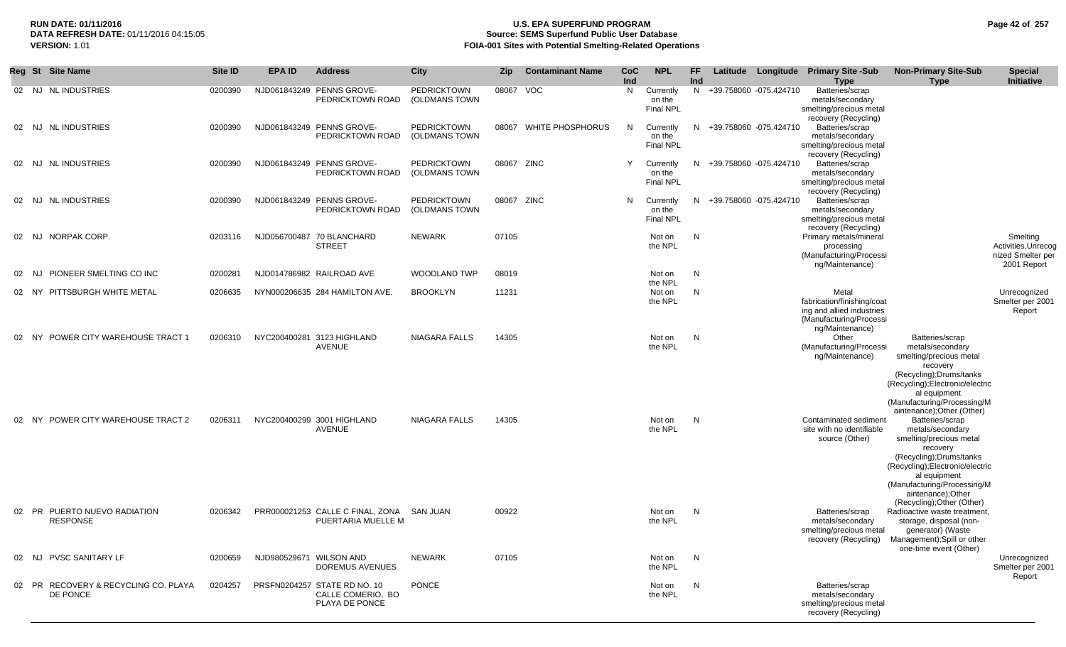**RUN DATE:** 01/11/2016
**DATA REFRESH DATE:** 01/11/2016 04:15:05
**VERSION:** 1.01

# U.S. EPA SUPERFUND PROGRAM
## Source: SEMS Superfund Public User Database
## FOIA-001 Sites with Potential Smelting-Related Operations

| Reg | St | Site Name | Site ID | EPA ID | Address | City | Zip | Contaminant Name | CoC Ind | NPL | FF Ind | Latitude | Longitude | Primary Site -Sub Type | Non-Primary Site-Sub Type | Special Initiative |
|---|---|---|---|---|---|---|---|---|---|---|---|---|---|---|---|---|
| 02 | NJ | NL INDUSTRIES | 0200390 | NJD061843249 | PENNS GROVE-PEDRICKTOWN ROAD | PEDRICKTOWN (OLDMANS TOWN | 08067 | VOC | N | Currently on the Final NPL | N | +39.758060 | -075.424710 | Batteries/scrap metals/secondary smelting/precious metal recovery (Recycling) | | |
| 02 | NJ | NL INDUSTRIES | 0200390 | NJD061843249 | PENNS GROVE-PEDRICKTOWN ROAD | PEDRICKTOWN (OLDMANS TOWN | 08067 | WHITE PHOSPHORUS | N | Currently on the Final NPL | N | +39.758060 | -075.424710 | Batteries/scrap metals/secondary smelting/precious metal recovery (Recycling) | | |
| 02 | NJ | NL INDUSTRIES | 0200390 | NJD061843249 | PENNS GROVE-PEDRICKTOWN ROAD | PEDRICKTOWN (OLDMANS TOWN | 08067 | ZINC | Y | Currently on the Final NPL | N | +39.758060 | -075.424710 | Batteries/scrap metals/secondary smelting/precious metal recovery (Recycling) | | |
| 02 | NJ | NL INDUSTRIES | 0200390 | NJD061843249 | PENNS GROVE-PEDRICKTOWN ROAD | PEDRICKTOWN (OLDMANS TOWN | 08067 | ZINC | N | Currently on the Final NPL | N | +39.758060 | -075.424710 | Batteries/scrap metals/secondary smelting/precious metal recovery (Recycling) | | |
| 02 | NJ | NORPAK CORP. | 0203116 | NJD056700487 | 70 BLANCHARD STREET | NEWARK | 07105 | | | Not on the NPL | N | | | Primary metals/mineral processing (Manufacturing/Processing/Maintenance) | | Smelting Activities,Unrecognized Smelter per 2001 Report |
| 02 | NJ | PIONEER SMELTING CO INC | 0200281 | NJD014786982 | RAILROAD AVE | WOODLAND TWP | 08019 | | | Not on the NPL | N | | | | | |
| 02 | NY | PITTSBURGH WHITE METAL | 0206635 | NYN000206635 | 284 HAMILTON AVE. | BROOKLYN | 11231 | | | Not on the NPL | N | | | Metal fabrication/finishing/coating and allied industries (Manufacturing/Processing/Maintenance) | | Unrecognized Smelter per 2001 Report |
| 02 | NY | POWER CITY WAREHOUSE TRACT 1 | 0206310 | NYC200400281 | 3123 HIGHLAND AVENUE | NIAGARA FALLS | 14305 | | | Not on the NPL | N | | | Other (Manufacturing/Processing/Maintenance) | Batteries/scrap metals/secondary smelting/precious metal recovery (Recycling);Drums/tanks (Recycling);Electronic/electrical equipment (Manufacturing/Processing/Maintenance);Other (Other) | |
| 02 | NY | POWER CITY WAREHOUSE TRACT 2 | 0206311 | NYC200400299 | 3001 HIGHLAND AVENUE | NIAGARA FALLS | 14305 | | | Not on the NPL | N | | | Contaminated sediment site with no identifiable source (Other) | Batteries/scrap metals/secondary smelting/precious metal recovery (Recycling);Drums/tanks (Recycling);Electronic/electrical equipment (Manufacturing/Processing/Maintenance);Other (Recycling);Other (Other) | |
| 02 | PR | PUERTO NUEVO RADIATION RESPONSE | 0206342 | PRR000021253 | CALLE C FINAL, ZONA PUERTARIA MUELLE M | SAN JUAN | 00922 | | | Not on the NPL | N | | | Batteries/scrap metals/secondary smelting/precious metal recovery (Recycling) | Radioactive waste treatment, storage, disposal (non-generator) (Waste Management);Spill or other one-time event (Other) | |
| 02 | NJ | PVSC SANITARY LF | 0200659 | NJD980529671 | WILSON AND DOREMUS AVENUES | NEWARK | 07105 | | | Not on the NPL | N | | | | | Unrecognized Smelter per 2001 Report |
| 02 | PR | RECOVERY & RECYCLING CO. PLAYA DE PONCE | 0204257 | PRSFN0204257 | STATE RD NO. 10 CALLE COMERIO, BO PLAYA DE PONCE | PONCE | | | | Not on the NPL | N | | | Batteries/scrap metals/secondary smelting/precious metal recovery (Recycling) | | |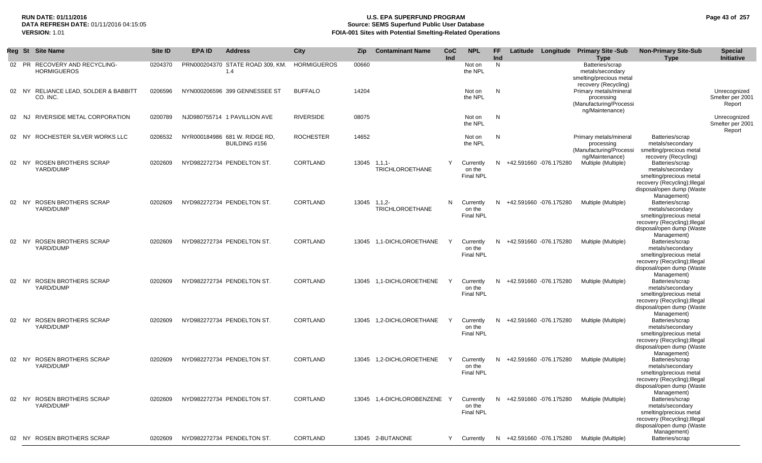**RUN DATE:** 01/11/2016
**DATA REFRESH DATE:** 01/11/2016 04:15:05
**VERSION:** 1.01

# U.S. EPA SUPERFUND PROGRAM
## Source: SEMS Superfund Public User Database
## FOIA-001 Sites with Potential Smelting-Related Operations

| Reg | St | Site Name | Site ID | EPA ID | Address | City | Zip | Contaminant Name | CoC Ind | NPL | FF Ind | Latitude | Longitude | Primary Site -Sub Type | Non-Primary Site-Sub Type | Special Initiative |
|---|---|---|---|---|---|---|---|---|---|---|---|---|---|---|---|---|
| 02 | PR | RECOVERY AND RECYCLING-HORMIGUEROS | 0204370 | PRN000204370 | STATE ROAD 309, KM. 1.4 | HORMIGUEROS | 00660 | | | Not on the NPL | N | | | Batteries/scrap metals/secondary smelting/precious metal recovery (Recycling) | | |
| 02 | NY | RELIANCE LEAD, SOLDER & BABBITT CO. INC. | 0206596 | NYN000206596 | 399 GENNESSEE ST | BUFFALO | 14204 | | | Not on the NPL | N | | | Primary metals/mineral processing (Manufacturing/Processing/Maintenance) | | Unrecognized Smelter per 2001 Report |
| 02 | NJ | RIVERSIDE METAL CORPORATION | 0200789 | NJD980755714 | 1 PAVILLION AVE | RIVERSIDE | 08075 | | | Not on the NPL | N | | | | | Unrecognized Smelter per 2001 Report |
| 02 | NY | ROCHESTER SILVER WORKS LLC | 0206532 | NYR000184986 | 681 W. RIDGE RD, BUILDING #156 | ROCHESTER | 14652 | | | Not on the NPL | N | | | Primary metals/mineral processing (Manufacturing/Processing/Maintenance) | Batteries/scrap metals/secondary smelting/precious metal recovery (Recycling) | |
| 02 | NY | ROSEN BROTHERS SCRAP YARD/DUMP | 0202609 | NYD982272734 | PENDELTON ST. | CORTLAND | 13045 | 1,1,1-TRICHLOROETHANE | Y | Currently on the Final NPL | N | +42.591660 | -076.175280 | Multiple (Multiple) | Batteries/scrap metals/secondary smelting/precious metal recovery (Recycling);Illegal disposal/open dump (Waste Management) | |
| 02 | NY | ROSEN BROTHERS SCRAP YARD/DUMP | 0202609 | NYD982272734 | PENDELTON ST. | CORTLAND | 13045 | 1,1,2-TRICHLOROETHANE | N | Currently on the Final NPL | N | +42.591660 | -076.175280 | Multiple (Multiple) | Batteries/scrap metals/secondary smelting/precious metal recovery (Recycling);Illegal disposal/open dump (Waste Management) | |
| 02 | NY | ROSEN BROTHERS SCRAP YARD/DUMP | 0202609 | NYD982272734 | PENDELTON ST. | CORTLAND | 13045 | 1,1-DICHLOROETHANE | Y | Currently on the Final NPL | N | +42.591660 | -076.175280 | Multiple (Multiple) | Batteries/scrap metals/secondary smelting/precious metal recovery (Recycling);Illegal disposal/open dump (Waste Management) | |
| 02 | NY | ROSEN BROTHERS SCRAP YARD/DUMP | 0202609 | NYD982272734 | PENDELTON ST. | CORTLAND | 13045 | 1,1-DICHLOROETHENE | Y | Currently on the Final NPL | N | +42.591660 | -076.175280 | Multiple (Multiple) | Batteries/scrap metals/secondary smelting/precious metal recovery (Recycling);Illegal disposal/open dump (Waste Management) | |
| 02 | NY | ROSEN BROTHERS SCRAP YARD/DUMP | 0202609 | NYD982272734 | PENDELTON ST. | CORTLAND | 13045 | 1,2-DICHLOROETHANE | Y | Currently on the Final NPL | N | +42.591660 | -076.175280 | Multiple (Multiple) | Batteries/scrap metals/secondary smelting/precious metal recovery (Recycling);Illegal disposal/open dump (Waste Management) | |
| 02 | NY | ROSEN BROTHERS SCRAP YARD/DUMP | 0202609 | NYD982272734 | PENDELTON ST. | CORTLAND | 13045 | 1,2-DICHLOROETHENE | Y | Currently on the Final NPL | N | +42.591660 | -076.175280 | Multiple (Multiple) | Batteries/scrap metals/secondary smelting/precious metal recovery (Recycling);Illegal disposal/open dump (Waste Management) | |
| 02 | NY | ROSEN BROTHERS SCRAP YARD/DUMP | 0202609 | NYD982272734 | PENDELTON ST. | CORTLAND | 13045 | 1,4-DICHLOROBENZENE | Y | Currently on the Final NPL | N | +42.591660 | -076.175280 | Multiple (Multiple) | Batteries/scrap metals/secondary smelting/precious metal recovery (Recycling);Illegal disposal/open dump (Waste Management) | |
| 02 | NY | ROSEN BROTHERS SCRAP | 0202609 | NYD982272734 | PENDELTON ST. | CORTLAND | 13045 | 2-BUTANONE | Y | Currently | N | +42.591660 | -076.175280 | Multiple (Multiple) | Batteries/scrap | |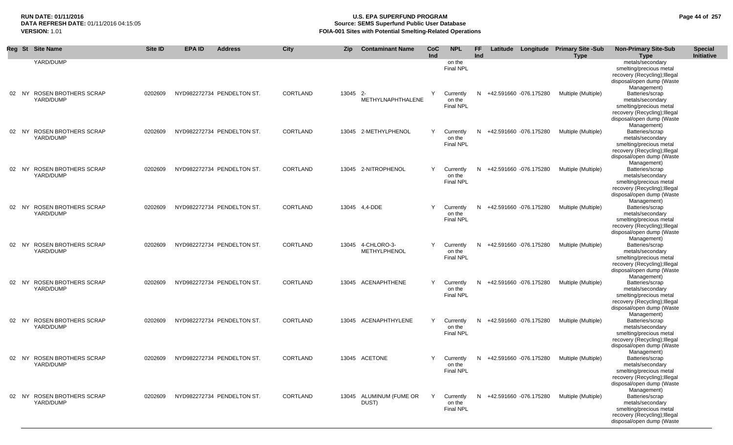| Reg | St | Site Name | Site ID | EPA ID | Address | City | Zip | Contaminant Name | CoC Ind | NPL | FF Ind | Latitude | Longitude | Primary Site -Sub Type | Non-Primary Site-Sub Type | Special Initiative |
|---|---|---|---|---|---|---|---|---|---|---|---|---|---|---|---|---|
| | | YARD/DUMP | | | | | | | | on the Final NPL | | | | | metals/secondary smelting/precious metal recovery (Recycling);Illegal disposal/open dump (Waste Management) | |
| 02 | NY | ROSEN BROTHERS SCRAP YARD/DUMP | 0202609 | NYD982272734 | PENDELTON ST. | CORTLAND | 13045 | 2-METHYLNAPHTHALENE | Y | Currently on the Final NPL | N | +42.591660 | -076.175280 | Multiple (Multiple) | Batteries/scrap metals/secondary smelting/precious metal recovery (Recycling);Illegal disposal/open dump (Waste Management) | |
| 02 | NY | ROSEN BROTHERS SCRAP YARD/DUMP | 0202609 | NYD982272734 | PENDELTON ST. | CORTLAND | 13045 | 2-METHYLPHENOL | Y | Currently on the Final NPL | N | +42.591660 | -076.175280 | Multiple (Multiple) | Batteries/scrap metals/secondary smelting/precious metal recovery (Recycling);Illegal disposal/open dump (Waste Management) | |
| 02 | NY | ROSEN BROTHERS SCRAP YARD/DUMP | 0202609 | NYD982272734 | PENDELTON ST. | CORTLAND | 13045 | 2-NITROPHENOL | Y | Currently on the Final NPL | N | +42.591660 | -076.175280 | Multiple (Multiple) | Batteries/scrap metals/secondary smelting/precious metal recovery (Recycling);Illegal disposal/open dump (Waste Management) | |
| 02 | NY | ROSEN BROTHERS SCRAP YARD/DUMP | 0202609 | NYD982272734 | PENDELTON ST. | CORTLAND | 13045 | 4,4-DDE | Y | Currently on the Final NPL | N | +42.591660 | -076.175280 | Multiple (Multiple) | Batteries/scrap metals/secondary smelting/precious metal recovery (Recycling);Illegal disposal/open dump (Waste Management) | |
| 02 | NY | ROSEN BROTHERS SCRAP YARD/DUMP | 0202609 | NYD982272734 | PENDELTON ST. | CORTLAND | 13045 | 4-CHLORO-3-METHYLPHENOL | Y | Currently on the Final NPL | N | +42.591660 | -076.175280 | Multiple (Multiple) | Batteries/scrap metals/secondary smelting/precious metal recovery (Recycling);Illegal disposal/open dump (Waste Management) | |
| 02 | NY | ROSEN BROTHERS SCRAP YARD/DUMP | 0202609 | NYD982272734 | PENDELTON ST. | CORTLAND | 13045 | ACENAPHTHENE | Y | Currently on the Final NPL | N | +42.591660 | -076.175280 | Multiple (Multiple) | Batteries/scrap metals/secondary smelting/precious metal recovery (Recycling);Illegal disposal/open dump (Waste Management) | |
| 02 | NY | ROSEN BROTHERS SCRAP YARD/DUMP | 0202609 | NYD982272734 | PENDELTON ST. | CORTLAND | 13045 | ACENAPHTHYLENE | Y | Currently on the Final NPL | N | +42.591660 | -076.175280 | Multiple (Multiple) | Batteries/scrap metals/secondary smelting/precious metal recovery (Recycling);Illegal disposal/open dump (Waste Management) | |
| 02 | NY | ROSEN BROTHERS SCRAP YARD/DUMP | 0202609 | NYD982272734 | PENDELTON ST. | CORTLAND | 13045 | ACETONE | Y | Currently on the Final NPL | N | +42.591660 | -076.175280 | Multiple (Multiple) | Batteries/scrap metals/secondary smelting/precious metal recovery (Recycling);Illegal disposal/open dump (Waste Management) | |
| 02 | NY | ROSEN BROTHERS SCRAP YARD/DUMP | 0202609 | NYD982272734 | PENDELTON ST. | CORTLAND | 13045 | ALUMINUM (FUME OR DUST) | Y | Currently on the Final NPL | N | +42.591660 | -076.175280 | Multiple (Multiple) | Batteries/scrap metals/secondary smelting/precious metal recovery (Recycling);Illegal disposal/open dump (Waste | |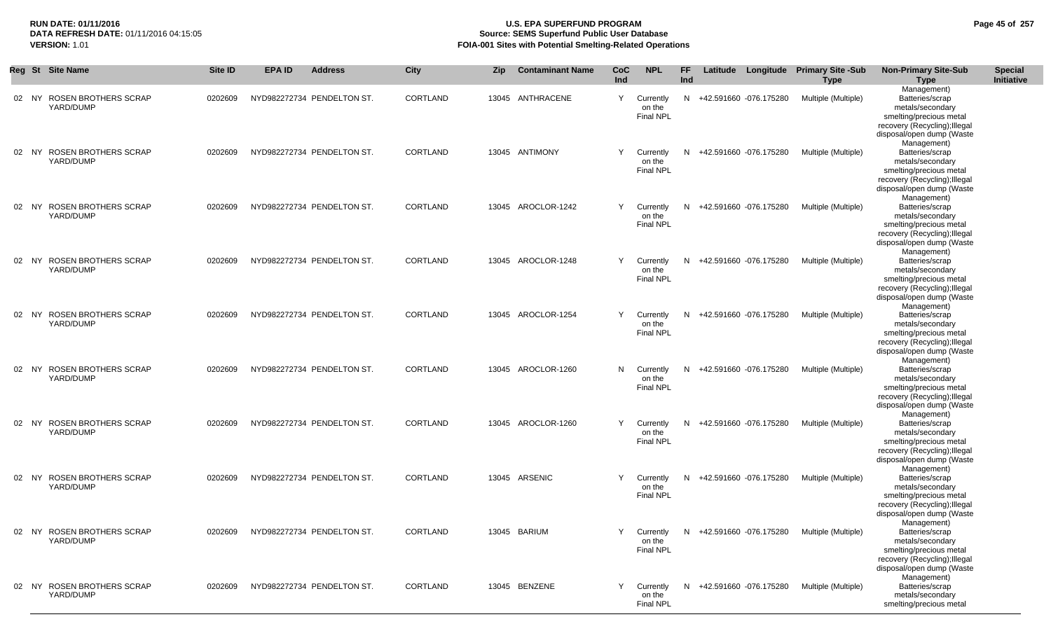**RUN DATE:** 01/11/2016
**DATA REFRESH DATE:** 01/11/2016 04:15:05
**VERSION:** 1.01

# U.S. EPA SUPERFUND PROGRAM
## Source: SEMS Superfund Public User Database
## FOIA-001 Sites with Potential Smelting-Related Operations

| Reg | St | Site Name | Site ID | EPA ID | Address | City | Zip | Contaminant Name | CoC Ind | NPL | FF Ind | Latitude | Longitude | Primary Site -Sub Type | Non-Primary Site-Sub Type | Special Initiative |
|---|---|---|---|---|---|---|---|---|---|---|---|---|---|---|---|---|
| | | | | | | | | | | | | | | | Management) | |
| 02 | NY | ROSEN BROTHERS SCRAP YARD/DUMP | 0202609 | NYD982272734 | PENDELTON ST. | CORTLAND | 13045 | ANTHRACENE | Y | Currently on the Final NPL | N | +42.591660 | -076.175280 | Multiple (Multiple) | Batteries/scrap metals/secondary smelting/precious metal recovery (Recycling);Illegal disposal/open dump (Waste Management) | |
| 02 | NY | ROSEN BROTHERS SCRAP YARD/DUMP | 0202609 | NYD982272734 | PENDELTON ST. | CORTLAND | 13045 | ANTIMONY | Y | Currently on the Final NPL | N | +42.591660 | -076.175280 | Multiple (Multiple) | Batteries/scrap metals/secondary smelting/precious metal recovery (Recycling);Illegal disposal/open dump (Waste Management) | |
| 02 | NY | ROSEN BROTHERS SCRAP YARD/DUMP | 0202609 | NYD982272734 | PENDELTON ST. | CORTLAND | 13045 | AROCLOR-1242 | Y | Currently on the Final NPL | N | +42.591660 | -076.175280 | Multiple (Multiple) | Batteries/scrap metals/secondary smelting/precious metal recovery (Recycling);Illegal disposal/open dump (Waste Management) | |
| 02 | NY | ROSEN BROTHERS SCRAP YARD/DUMP | 0202609 | NYD982272734 | PENDELTON ST. | CORTLAND | 13045 | AROCLOR-1248 | Y | Currently on the Final NPL | N | +42.591660 | -076.175280 | Multiple (Multiple) | Batteries/scrap metals/secondary smelting/precious metal recovery (Recycling);Illegal disposal/open dump (Waste Management) | |
| 02 | NY | ROSEN BROTHERS SCRAP YARD/DUMP | 0202609 | NYD982272734 | PENDELTON ST. | CORTLAND | 13045 | AROCLOR-1254 | Y | Currently on the Final NPL | N | +42.591660 | -076.175280 | Multiple (Multiple) | Batteries/scrap metals/secondary smelting/precious metal recovery (Recycling);Illegal disposal/open dump (Waste Management) | |
| 02 | NY | ROSEN BROTHERS SCRAP YARD/DUMP | 0202609 | NYD982272734 | PENDELTON ST. | CORTLAND | 13045 | AROCLOR-1260 | N | Currently on the Final NPL | N | +42.591660 | -076.175280 | Multiple (Multiple) | Batteries/scrap metals/secondary smelting/precious metal recovery (Recycling);Illegal disposal/open dump (Waste Management) | |
| 02 | NY | ROSEN BROTHERS SCRAP YARD/DUMP | 0202609 | NYD982272734 | PENDELTON ST. | CORTLAND | 13045 | AROCLOR-1260 | Y | Currently on the Final NPL | N | +42.591660 | -076.175280 | Multiple (Multiple) | Batteries/scrap metals/secondary smelting/precious metal recovery (Recycling);Illegal disposal/open dump (Waste Management) | |
| 02 | NY | ROSEN BROTHERS SCRAP YARD/DUMP | 0202609 | NYD982272734 | PENDELTON ST. | CORTLAND | 13045 | ARSENIC | Y | Currently on the Final NPL | N | +42.591660 | -076.175280 | Multiple (Multiple) | Batteries/scrap metals/secondary smelting/precious metal recovery (Recycling);Illegal disposal/open dump (Waste Management) | |
| 02 | NY | ROSEN BROTHERS SCRAP YARD/DUMP | 0202609 | NYD982272734 | PENDELTON ST. | CORTLAND | 13045 | BARIUM | Y | Currently on the Final NPL | N | +42.591660 | -076.175280 | Multiple (Multiple) | Batteries/scrap metals/secondary smelting/precious metal recovery (Recycling);Illegal disposal/open dump (Waste Management) | |
| 02 | NY | ROSEN BROTHERS SCRAP YARD/DUMP | 0202609 | NYD982272734 | PENDELTON ST. | CORTLAND | 13045 | BENZENE | Y | Currently on the Final NPL | N | +42.591660 | -076.175280 | Multiple (Multiple) | Batteries/scrap metals/secondary smelting/precious metal | |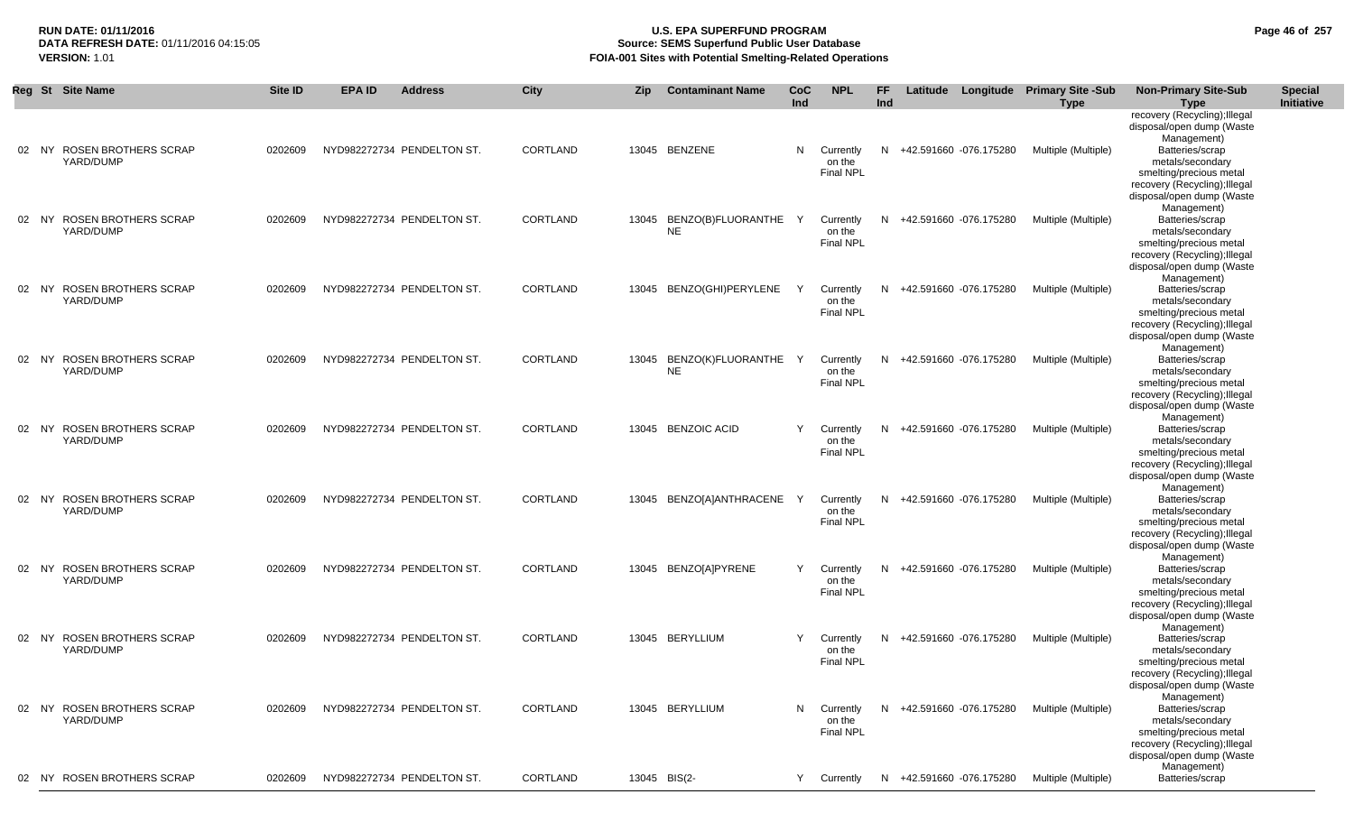| Reg | St | Site Name | Site ID | EPA ID | Address | City | Zip | Contaminant Name | CoC Ind | NPL | FF Ind | Latitude | Longitude | Primary Site -Sub Type | Non-Primary Site-Sub Type | Special Initiative |
|---|---|---|---|---|---|---|---|---|---|---|---|---|---|---|---|---|
| | | | | | | | | | | | | | | | recovery (Recycling);Illegal disposal/open dump (Waste Management) | |
| 02 | NY | ROSEN BROTHERS SCRAP YARD/DUMP | 0202609 | NYD982272734 | PENDELTON ST. | CORTLAND | 13045 | BENZENE | N | Currently on the Final NPL | N | +42.591660 | -076.175280 | Multiple (Multiple) | Batteries/scrap metals/secondary smelting/precious metal recovery (Recycling);Illegal disposal/open dump (Waste Management) | |
| 02 | NY | ROSEN BROTHERS SCRAP YARD/DUMP | 0202609 | NYD982272734 | PENDELTON ST. | CORTLAND | 13045 | BENZO(B)FLUORANTHENE | Y | Currently on the Final NPL | N | +42.591660 | -076.175280 | Multiple (Multiple) | Batteries/scrap metals/secondary smelting/precious metal recovery (Recycling);Illegal disposal/open dump (Waste Management) | |
| 02 | NY | ROSEN BROTHERS SCRAP YARD/DUMP | 0202609 | NYD982272734 | PENDELTON ST. | CORTLAND | 13045 | BENZO(GHI)PERYLENE | Y | Currently on the Final NPL | N | +42.591660 | -076.175280 | Multiple (Multiple) | Batteries/scrap metals/secondary smelting/precious metal recovery (Recycling);Illegal disposal/open dump (Waste Management) | |
| 02 | NY | ROSEN BROTHERS SCRAP YARD/DUMP | 0202609 | NYD982272734 | PENDELTON ST. | CORTLAND | 13045 | BENZO(K)FLUORANTHENE | Y | Currently on the Final NPL | N | +42.591660 | -076.175280 | Multiple (Multiple) | Batteries/scrap metals/secondary smelting/precious metal recovery (Recycling);Illegal disposal/open dump (Waste Management) | |
| 02 | NY | ROSEN BROTHERS SCRAP YARD/DUMP | 0202609 | NYD982272734 | PENDELTON ST. | CORTLAND | 13045 | BENZOIC ACID | Y | Currently on the Final NPL | N | +42.591660 | -076.175280 | Multiple (Multiple) | Batteries/scrap metals/secondary smelting/precious metal recovery (Recycling);Illegal disposal/open dump (Waste Management) | |
| 02 | NY | ROSEN BROTHERS SCRAP YARD/DUMP | 0202609 | NYD982272734 | PENDELTON ST. | CORTLAND | 13045 | BENZO[A]ANTHRACENE | Y | Currently on the Final NPL | N | +42.591660 | -076.175280 | Multiple (Multiple) | Batteries/scrap metals/secondary smelting/precious metal recovery (Recycling);Illegal disposal/open dump (Waste Management) | |
| 02 | NY | ROSEN BROTHERS SCRAP YARD/DUMP | 0202609 | NYD982272734 | PENDELTON ST. | CORTLAND | 13045 | BENZO[A]PYRENE | Y | Currently on the Final NPL | N | +42.591660 | -076.175280 | Multiple (Multiple) | Batteries/scrap metals/secondary smelting/precious metal recovery (Recycling);Illegal disposal/open dump (Waste Management) | |
| 02 | NY | ROSEN BROTHERS SCRAP YARD/DUMP | 0202609 | NYD982272734 | PENDELTON ST. | CORTLAND | 13045 | BERYLLIUM | Y | Currently on the Final NPL | N | +42.591660 | -076.175280 | Multiple (Multiple) | Batteries/scrap metals/secondary smelting/precious metal recovery (Recycling);Illegal disposal/open dump (Waste Management) | |
| 02 | NY | ROSEN BROTHERS SCRAP YARD/DUMP | 0202609 | NYD982272734 | PENDELTON ST. | CORTLAND | 13045 | BERYLLIUM | N | Currently on the Final NPL | N | +42.591660 | -076.175280 | Multiple (Multiple) | Batteries/scrap metals/secondary smelting/precious metal recovery (Recycling);Illegal disposal/open dump (Waste Management) | |
| 02 | NY | ROSEN BROTHERS SCRAP | 0202609 | NYD982272734 | PENDELTON ST. | CORTLAND | 13045 | BIS(2- | Y | Currently | N | +42.591660 | -076.175280 | Multiple (Multiple) | Batteries/scrap | |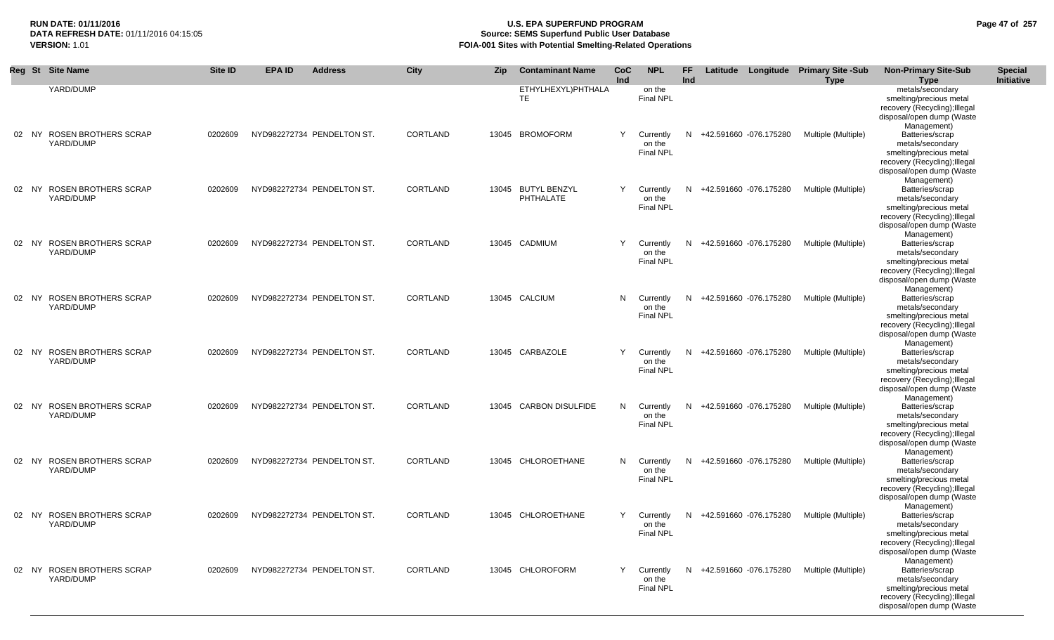| Reg | St | Site Name | Site ID | EPA ID | Address | City | Zip | Contaminant Name | CoC Ind | NPL | FF Ind | Latitude | Longitude | Primary Site -Sub Type | Non-Primary Site-Sub Type | Special Initiative |
|---|---|---|---|---|---|---|---|---|---|---|---|---|---|---|---|---|
| | | YARD/DUMP | | | | | | ETHYLHEXYL)PHTHALATE | | on the Final NPL | | | | | metals/secondary smelting/precious metal recovery (Recycling);Illegal disposal/open dump (Waste Management) | |
| 02 | NY | ROSEN BROTHERS SCRAP YARD/DUMP | 0202609 | NYD982272734 | PENDELTON ST. | CORTLAND | 13045 | BROMOFORM | Y | Currently on the Final NPL | N | +42.591660 | -076.175280 | Multiple (Multiple) | Batteries/scrap metals/secondary smelting/precious metal recovery (Recycling);Illegal disposal/open dump (Waste Management) | |
| 02 | NY | ROSEN BROTHERS SCRAP YARD/DUMP | 0202609 | NYD982272734 | PENDELTON ST. | CORTLAND | 13045 | BUTYL BENZYL PHTHALATE | Y | Currently on the Final NPL | N | +42.591660 | -076.175280 | Multiple (Multiple) | Batteries/scrap metals/secondary smelting/precious metal recovery (Recycling);Illegal disposal/open dump (Waste Management) | |
| 02 | NY | ROSEN BROTHERS SCRAP YARD/DUMP | 0202609 | NYD982272734 | PENDELTON ST. | CORTLAND | 13045 | CADMIUM | Y | Currently on the Final NPL | N | +42.591660 | -076.175280 | Multiple (Multiple) | Batteries/scrap metals/secondary smelting/precious metal recovery (Recycling);Illegal disposal/open dump (Waste Management) | |
| 02 | NY | ROSEN BROTHERS SCRAP YARD/DUMP | 0202609 | NYD982272734 | PENDELTON ST. | CORTLAND | 13045 | CALCIUM | N | Currently on the Final NPL | N | +42.591660 | -076.175280 | Multiple (Multiple) | Batteries/scrap metals/secondary smelting/precious metal recovery (Recycling);Illegal disposal/open dump (Waste Management) | |
| 02 | NY | ROSEN BROTHERS SCRAP YARD/DUMP | 0202609 | NYD982272734 | PENDELTON ST. | CORTLAND | 13045 | CARBAZOLE | Y | Currently on the Final NPL | N | +42.591660 | -076.175280 | Multiple (Multiple) | Batteries/scrap metals/secondary smelting/precious metal recovery (Recycling);Illegal disposal/open dump (Waste Management) | |
| 02 | NY | ROSEN BROTHERS SCRAP YARD/DUMP | 0202609 | NYD982272734 | PENDELTON ST. | CORTLAND | 13045 | CARBON DISULFIDE | N | Currently on the Final NPL | N | +42.591660 | -076.175280 | Multiple (Multiple) | Batteries/scrap metals/secondary smelting/precious metal recovery (Recycling);Illegal disposal/open dump (Waste Management) | |
| 02 | NY | ROSEN BROTHERS SCRAP YARD/DUMP | 0202609 | NYD982272734 | PENDELTON ST. | CORTLAND | 13045 | CHLOROETHANE | N | Currently on the Final NPL | N | +42.591660 | -076.175280 | Multiple (Multiple) | Batteries/scrap metals/secondary smelting/precious metal recovery (Recycling);Illegal disposal/open dump (Waste Management) | |
| 02 | NY | ROSEN BROTHERS SCRAP YARD/DUMP | 0202609 | NYD982272734 | PENDELTON ST. | CORTLAND | 13045 | CHLOROETHANE | Y | Currently on the Final NPL | N | +42.591660 | -076.175280 | Multiple (Multiple) | Batteries/scrap metals/secondary smelting/precious metal recovery (Recycling);Illegal disposal/open dump (Waste Management) | |
| 02 | NY | ROSEN BROTHERS SCRAP YARD/DUMP | 0202609 | NYD982272734 | PENDELTON ST. | CORTLAND | 13045 | CHLOROFORM | Y | Currently on the Final NPL | N | +42.591660 | -076.175280 | Multiple (Multiple) | Batteries/scrap metals/secondary smelting/precious metal recovery (Recycling);Illegal disposal/open dump (Waste | |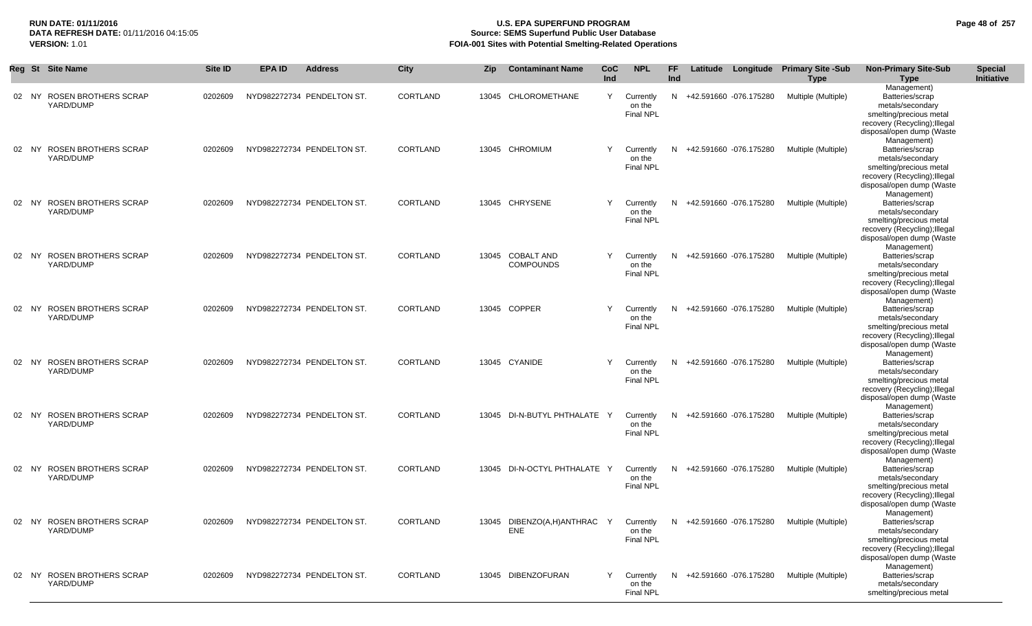| Reg | St | Site Name | Site ID | EPA ID | Address | City | Zip | Contaminant Name | CoC Ind | NPL | FF Ind | Latitude | Longitude | Primary Site -Sub Type | Non-Primary Site-Sub Type | Special Initiative |
|---|---|---|---|---|---|---|---|---|---|---|---|---|---|---|---|---|
| 02 | NY | ROSEN BROTHERS SCRAP YARD/DUMP | 0202609 | NYD982272734 | PENDELTON ST. | CORTLAND | 13045 | CHLOROMETHANE | Y | Currently on the Final NPL | N | +42.591660 | -076.175280 | Multiple (Multiple) | Batteries/scrap metals/secondary smelting/precious metal recovery (Recycling);Illegal disposal/open dump (Waste Management) | |
| 02 | NY | ROSEN BROTHERS SCRAP YARD/DUMP | 0202609 | NYD982272734 | PENDELTON ST. | CORTLAND | 13045 | CHROMIUM | Y | Currently on the Final NPL | N | +42.591660 | -076.175280 | Multiple (Multiple) | Batteries/scrap metals/secondary smelting/precious metal recovery (Recycling);Illegal disposal/open dump (Waste Management) | |
| 02 | NY | ROSEN BROTHERS SCRAP YARD/DUMP | 0202609 | NYD982272734 | PENDELTON ST. | CORTLAND | 13045 | CHRYSENE | Y | Currently on the Final NPL | N | +42.591660 | -076.175280 | Multiple (Multiple) | Batteries/scrap metals/secondary smelting/precious metal recovery (Recycling);Illegal disposal/open dump (Waste Management) | |
| 02 | NY | ROSEN BROTHERS SCRAP YARD/DUMP | 0202609 | NYD982272734 | PENDELTON ST. | CORTLAND | 13045 | COBALT AND COMPOUNDS | Y | Currently on the Final NPL | N | +42.591660 | -076.175280 | Multiple (Multiple) | Batteries/scrap metals/secondary smelting/precious metal recovery (Recycling);Illegal disposal/open dump (Waste Management) | |
| 02 | NY | ROSEN BROTHERS SCRAP YARD/DUMP | 0202609 | NYD982272734 | PENDELTON ST. | CORTLAND | 13045 | COPPER | Y | Currently on the Final NPL | N | +42.591660 | -076.175280 | Multiple (Multiple) | Batteries/scrap metals/secondary smelting/precious metal recovery (Recycling);Illegal disposal/open dump (Waste Management) | |
| 02 | NY | ROSEN BROTHERS SCRAP YARD/DUMP | 0202609 | NYD982272734 | PENDELTON ST. | CORTLAND | 13045 | CYANIDE | Y | Currently on the Final NPL | N | +42.591660 | -076.175280 | Multiple (Multiple) | Batteries/scrap metals/secondary smelting/precious metal recovery (Recycling);Illegal disposal/open dump (Waste Management) | |
| 02 | NY | ROSEN BROTHERS SCRAP YARD/DUMP | 0202609 | NYD982272734 | PENDELTON ST. | CORTLAND | 13045 | DI-N-BUTYL PHTHALATE | Y | Currently on the Final NPL | N | +42.591660 | -076.175280 | Multiple (Multiple) | Batteries/scrap metals/secondary smelting/precious metal recovery (Recycling);Illegal disposal/open dump (Waste Management) | |
| 02 | NY | ROSEN BROTHERS SCRAP YARD/DUMP | 0202609 | NYD982272734 | PENDELTON ST. | CORTLAND | 13045 | DI-N-OCTYL PHTHALATE | Y | Currently on the Final NPL | N | +42.591660 | -076.175280 | Multiple (Multiple) | Batteries/scrap metals/secondary smelting/precious metal recovery (Recycling);Illegal disposal/open dump (Waste Management) | |
| 02 | NY | ROSEN BROTHERS SCRAP YARD/DUMP | 0202609 | NYD982272734 | PENDELTON ST. | CORTLAND | 13045 | DIBENZO(A,H)ANTHRACENE | Y | Currently on the Final NPL | N | +42.591660 | -076.175280 | Multiple (Multiple) | Batteries/scrap metals/secondary smelting/precious metal recovery (Recycling);Illegal disposal/open dump (Waste Management) | |
| 02 | NY | ROSEN BROTHERS SCRAP YARD/DUMP | 0202609 | NYD982272734 | PENDELTON ST. | CORTLAND | 13045 | DIBENZOFURAN | Y | Currently on the Final NPL | N | +42.591660 | -076.175280 | Multiple (Multiple) | Batteries/scrap metals/secondary smelting/precious metal | |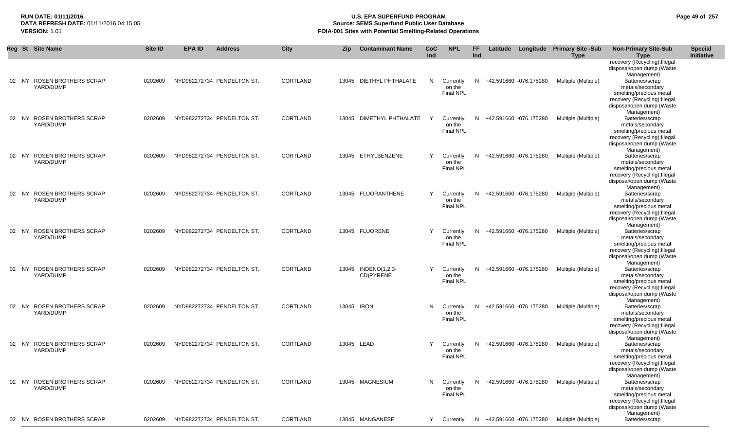| Reg | St | Site Name | Site ID | EPA ID | Address | City | Zip | Contaminant Name | CoC Ind | NPL | FF Ind | Latitude | Longitude | Primary Site -Sub Type | Non-Primary Site-Sub Type | Special Initiative |
|---|---|---|---|---|---|---|---|---|---|---|---|---|---|---|---|---|
| | | | | | | | | | | | | | | | recovery (Recycling);Illegal disposal/open dump (Waste Management) | |
| 02 | NY | ROSEN BROTHERS SCRAP YARD/DUMP | 0202609 | NYD982272734 | PENDELTON ST. | CORTLAND | 13045 | DIETHYL PHTHALATE | N | Currently on the Final NPL | N | +42.591660 | -076.175280 | Multiple (Multiple) | Batteries/scrap metals/secondary smelting/precious metal recovery (Recycling);Illegal disposal/open dump (Waste Management) | |
| 02 | NY | ROSEN BROTHERS SCRAP YARD/DUMP | 0202609 | NYD982272734 | PENDELTON ST. | CORTLAND | 13045 | DIMETHYL PHTHALATE | Y | Currently on the Final NPL | N | +42.591660 | -076.175280 | Multiple (Multiple) | Batteries/scrap metals/secondary smelting/precious metal recovery (Recycling);Illegal disposal/open dump (Waste Management) | |
| 02 | NY | ROSEN BROTHERS SCRAP YARD/DUMP | 0202609 | NYD982272734 | PENDELTON ST. | CORTLAND | 13045 | ETHYLBENZENE | Y | Currently on the Final NPL | N | +42.591660 | -076.175280 | Multiple (Multiple) | Batteries/scrap metals/secondary smelting/precious metal recovery (Recycling);Illegal disposal/open dump (Waste Management) | |
| 02 | NY | ROSEN BROTHERS SCRAP YARD/DUMP | 0202609 | NYD982272734 | PENDELTON ST. | CORTLAND | 13045 | FLUORANTHENE | Y | Currently on the Final NPL | N | +42.591660 | -076.175280 | Multiple (Multiple) | Batteries/scrap metals/secondary smelting/precious metal recovery (Recycling);Illegal disposal/open dump (Waste Management) | |
| 02 | NY | ROSEN BROTHERS SCRAP YARD/DUMP | 0202609 | NYD982272734 | PENDELTON ST. | CORTLAND | 13045 | FLUORENE | Y | Currently on the Final NPL | N | +42.591660 | -076.175280 | Multiple (Multiple) | Batteries/scrap metals/secondary smelting/precious metal recovery (Recycling);Illegal disposal/open dump (Waste Management) | |
| 02 | NY | ROSEN BROTHERS SCRAP YARD/DUMP | 0202609 | NYD982272734 | PENDELTON ST. | CORTLAND | 13045 | INDENO(1,2,3-CD)PYRENE | Y | Currently on the Final NPL | N | +42.591660 | -076.175280 | Multiple (Multiple) | Batteries/scrap metals/secondary smelting/precious metal recovery (Recycling);Illegal disposal/open dump (Waste Management) | |
| 02 | NY | ROSEN BROTHERS SCRAP YARD/DUMP | 0202609 | NYD982272734 | PENDELTON ST. | CORTLAND | 13045 | IRON | N | Currently on the Final NPL | N | +42.591660 | -076.175280 | Multiple (Multiple) | Batteries/scrap metals/secondary smelting/precious metal recovery (Recycling);Illegal disposal/open dump (Waste Management) | |
| 02 | NY | ROSEN BROTHERS SCRAP YARD/DUMP | 0202609 | NYD982272734 | PENDELTON ST. | CORTLAND | 13045 | LEAD | Y | Currently on the Final NPL | N | +42.591660 | -076.175280 | Multiple (Multiple) | Batteries/scrap metals/secondary smelting/precious metal recovery (Recycling);Illegal disposal/open dump (Waste Management) | |
| 02 | NY | ROSEN BROTHERS SCRAP YARD/DUMP | 0202609 | NYD982272734 | PENDELTON ST. | CORTLAND | 13045 | MAGNESIUM | N | Currently on the Final NPL | N | +42.591660 | -076.175280 | Multiple (Multiple) | Batteries/scrap metals/secondary smelting/precious metal recovery (Recycling);Illegal disposal/open dump (Waste Management) | |
| 02 | NY | ROSEN BROTHERS SCRAP | 0202609 | NYD982272734 | PENDELTON ST. | CORTLAND | 13045 | MANGANESE | Y | Currently | N | +42.591660 | -076.175280 | Multiple (Multiple) | Batteries/scrap | |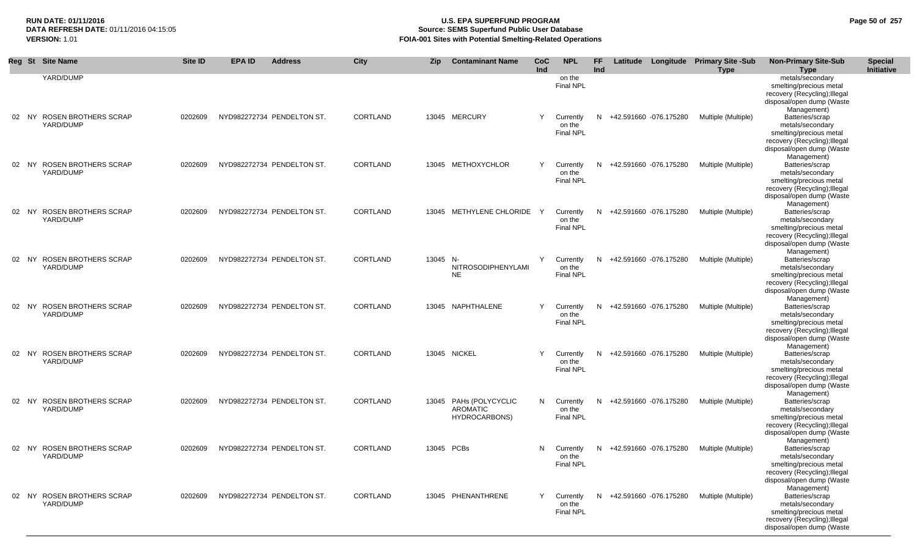**RUN DATE:** 01/11/2016
**DATA REFRESH DATE:** 01/11/2016 04:15:05
**VERSION:** 1.01

# U.S. EPA SUPERFUND PROGRAM
## Source: SEMS Superfund Public User Database
## FOIA-001 Sites with Potential Smelting-Related Operations

| Reg | St | Site Name | Site ID | EPA ID | Address | City | Zip | Contaminant Name | CoC Ind | NPL | FF Ind | Latitude | Longitude | Primary Site -Sub Type | Non-Primary Site-Sub Type | Special Initiative |
|---|---|---|---|---|---|---|---|---|---|---|---|---|---|---|---|---|
| | | YARD/DUMP | | | | | | | | on the Final NPL | | | | | metals/secondary smelting/precious metal recovery (Recycling);Illegal disposal/open dump (Waste Management) | |
| 02 | NY | ROSEN BROTHERS SCRAP YARD/DUMP | 0202609 | NYD982272734 | PENDELTON ST. | CORTLAND | 13045 | MERCURY | Y | Currently on the Final NPL | N | +42.591660 | -076.175280 | Multiple (Multiple) | Batteries/scrap metals/secondary smelting/precious metal recovery (Recycling);Illegal disposal/open dump (Waste Management) | |
| 02 | NY | ROSEN BROTHERS SCRAP YARD/DUMP | 0202609 | NYD982272734 | PENDELTON ST. | CORTLAND | 13045 | METHOXYCHLOR | Y | Currently on the Final NPL | N | +42.591660 | -076.175280 | Multiple (Multiple) | Batteries/scrap metals/secondary smelting/precious metal recovery (Recycling);Illegal disposal/open dump (Waste Management) | |
| 02 | NY | ROSEN BROTHERS SCRAP YARD/DUMP | 0202609 | NYD982272734 | PENDELTON ST. | CORTLAND | 13045 | METHYLENE CHLORIDE | Y | Currently on the Final NPL | N | +42.591660 | -076.175280 | Multiple (Multiple) | Batteries/scrap metals/secondary smelting/precious metal recovery (Recycling);Illegal disposal/open dump (Waste Management) | |
| 02 | NY | ROSEN BROTHERS SCRAP YARD/DUMP | 0202609 | NYD982272734 | PENDELTON ST. | CORTLAND | 13045 | N-NITROSODIPHENYLAMINE | Y | Currently on the Final NPL | N | +42.591660 | -076.175280 | Multiple (Multiple) | Batteries/scrap metals/secondary smelting/precious metal recovery (Recycling);Illegal disposal/open dump (Waste Management) | |
| 02 | NY | ROSEN BROTHERS SCRAP YARD/DUMP | 0202609 | NYD982272734 | PENDELTON ST. | CORTLAND | 13045 | NAPHTHALENE | Y | Currently on the Final NPL | N | +42.591660 | -076.175280 | Multiple (Multiple) | Batteries/scrap metals/secondary smelting/precious metal recovery (Recycling);Illegal disposal/open dump (Waste Management) | |
| 02 | NY | ROSEN BROTHERS SCRAP YARD/DUMP | 0202609 | NYD982272734 | PENDELTON ST. | CORTLAND | 13045 | NICKEL | Y | Currently on the Final NPL | N | +42.591660 | -076.175280 | Multiple (Multiple) | Batteries/scrap metals/secondary smelting/precious metal recovery (Recycling);Illegal disposal/open dump (Waste Management) | |
| 02 | NY | ROSEN BROTHERS SCRAP YARD/DUMP | 0202609 | NYD982272734 | PENDELTON ST. | CORTLAND | 13045 | PAHs (POLYCYCLIC AROMATIC HYDROCARBONS) | N | Currently on the Final NPL | N | +42.591660 | -076.175280 | Multiple (Multiple) | Batteries/scrap metals/secondary smelting/precious metal recovery (Recycling);Illegal disposal/open dump (Waste Management) | |
| 02 | NY | ROSEN BROTHERS SCRAP YARD/DUMP | 0202609 | NYD982272734 | PENDELTON ST. | CORTLAND | 13045 | PCBs | N | Currently on the Final NPL | N | +42.591660 | -076.175280 | Multiple (Multiple) | Batteries/scrap metals/secondary smelting/precious metal recovery (Recycling);Illegal disposal/open dump (Waste Management) | |
| 02 | NY | ROSEN BROTHERS SCRAP YARD/DUMP | 0202609 | NYD982272734 | PENDELTON ST. | CORTLAND | 13045 | PHENANTHRENE | Y | Currently on the Final NPL | N | +42.591660 | -076.175280 | Multiple (Multiple) | Batteries/scrap metals/secondary smelting/precious metal recovery (Recycling);Illegal disposal/open dump (Waste | |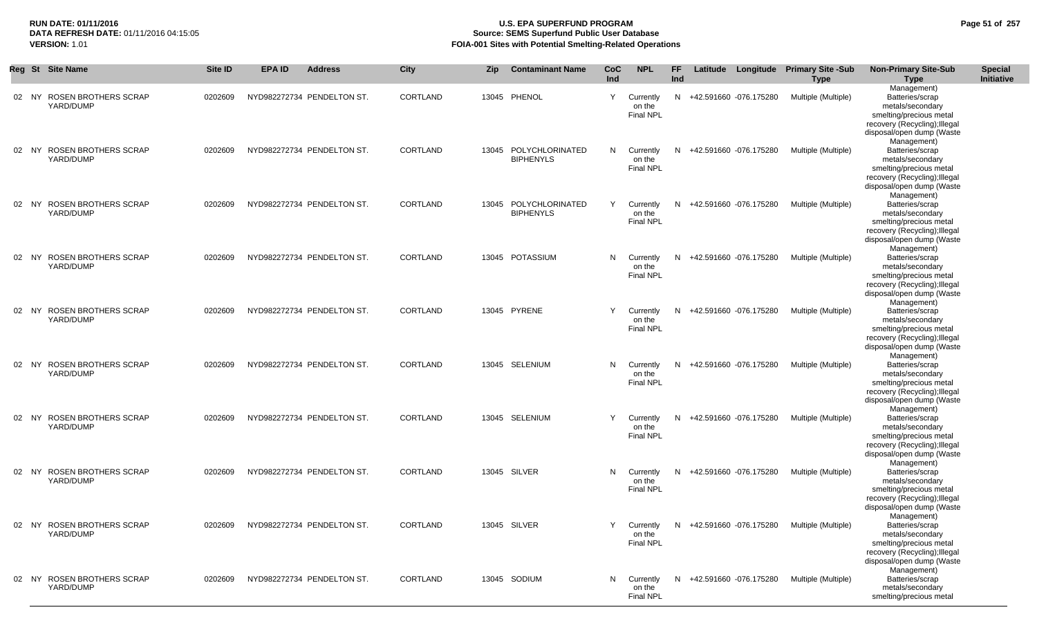| Reg | St | Site Name | Site ID | EPA ID | Address | City | Zip | Contaminant Name | CoC Ind | NPL | FF Ind | Latitude | Longitude | Primary Site -Sub Type | Non-Primary Site-Sub Type | Special Initiative |
|---|---|---|---|---|---|---|---|---|---|---|---|---|---|---|---|---|
| 02 | NY | ROSEN BROTHERS SCRAP YARD/DUMP | 0202609 | NYD982272734 | PENDELTON ST. | CORTLAND | 13045 | PHENOL | Y | Currently on the Final NPL | N | +42.591660 | -076.175280 | Multiple (Multiple) | Batteries/scrap metals/secondary smelting/precious metal recovery (Recycling);Illegal disposal/open dump (Waste Management) | |
| 02 | NY | ROSEN BROTHERS SCRAP YARD/DUMP | 0202609 | NYD982272734 | PENDELTON ST. | CORTLAND | 13045 | POLYCHLORINATED BIPHENYLS | N | Currently on the Final NPL | N | +42.591660 | -076.175280 | Multiple (Multiple) | Batteries/scrap metals/secondary smelting/precious metal recovery (Recycling);Illegal disposal/open dump (Waste Management) | |
| 02 | NY | ROSEN BROTHERS SCRAP YARD/DUMP | 0202609 | NYD982272734 | PENDELTON ST. | CORTLAND | 13045 | POLYCHLORINATED BIPHENYLS | Y | Currently on the Final NPL | N | +42.591660 | -076.175280 | Multiple (Multiple) | Batteries/scrap metals/secondary smelting/precious metal recovery (Recycling);Illegal disposal/open dump (Waste Management) | |
| 02 | NY | ROSEN BROTHERS SCRAP YARD/DUMP | 0202609 | NYD982272734 | PENDELTON ST. | CORTLAND | 13045 | POTASSIUM | N | Currently on the Final NPL | N | +42.591660 | -076.175280 | Multiple (Multiple) | Batteries/scrap metals/secondary smelting/precious metal recovery (Recycling);Illegal disposal/open dump (Waste Management) | |
| 02 | NY | ROSEN BROTHERS SCRAP YARD/DUMP | 0202609 | NYD982272734 | PENDELTON ST. | CORTLAND | 13045 | PYRENE | Y | Currently on the Final NPL | N | +42.591660 | -076.175280 | Multiple (Multiple) | Batteries/scrap metals/secondary smelting/precious metal recovery (Recycling);Illegal disposal/open dump (Waste Management) | |
| 02 | NY | ROSEN BROTHERS SCRAP YARD/DUMP | 0202609 | NYD982272734 | PENDELTON ST. | CORTLAND | 13045 | SELENIUM | N | Currently on the Final NPL | N | +42.591660 | -076.175280 | Multiple (Multiple) | Batteries/scrap metals/secondary smelting/precious metal recovery (Recycling);Illegal disposal/open dump (Waste Management) | |
| 02 | NY | ROSEN BROTHERS SCRAP YARD/DUMP | 0202609 | NYD982272734 | PENDELTON ST. | CORTLAND | 13045 | SELENIUM | Y | Currently on the Final NPL | N | +42.591660 | -076.175280 | Multiple (Multiple) | Batteries/scrap metals/secondary smelting/precious metal recovery (Recycling);Illegal disposal/open dump (Waste Management) | |
| 02 | NY | ROSEN BROTHERS SCRAP YARD/DUMP | 0202609 | NYD982272734 | PENDELTON ST. | CORTLAND | 13045 | SILVER | N | Currently on the Final NPL | N | +42.591660 | -076.175280 | Multiple (Multiple) | Batteries/scrap metals/secondary smelting/precious metal recovery (Recycling);Illegal disposal/open dump (Waste Management) | |
| 02 | NY | ROSEN BROTHERS SCRAP YARD/DUMP | 0202609 | NYD982272734 | PENDELTON ST. | CORTLAND | 13045 | SILVER | Y | Currently on the Final NPL | N | +42.591660 | -076.175280 | Multiple (Multiple) | Batteries/scrap metals/secondary smelting/precious metal recovery (Recycling);Illegal disposal/open dump (Waste Management) | |
| 02 | NY | ROSEN BROTHERS SCRAP YARD/DUMP | 0202609 | NYD982272734 | PENDELTON ST. | CORTLAND | 13045 | SODIUM | N | Currently on the Final NPL | N | +42.591660 | -076.175280 | Multiple (Multiple) | Batteries/scrap metals/secondary smelting/precious metal | |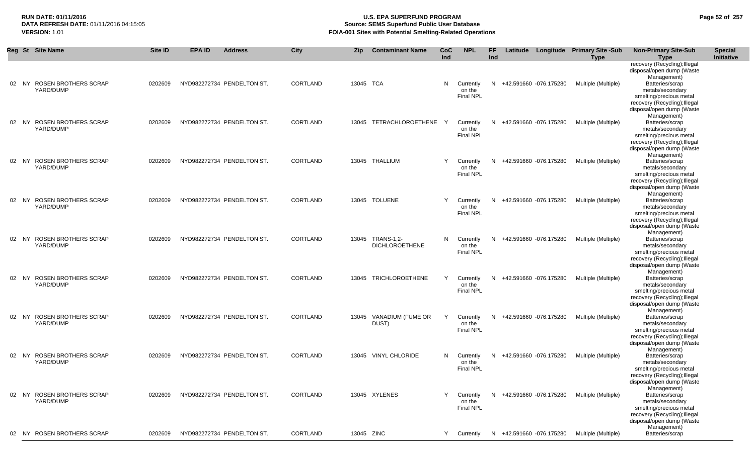| Reg | St | Site Name | Site ID | EPA ID | Address | City | Zip | Contaminant Name | CoC Ind | NPL | FF Ind | Latitude | Longitude | Primary Site -Sub Type | Non-Primary Site-Sub Type | Special Initiative |
|---|---|---|---|---|---|---|---|---|---|---|---|---|---|---|---|---|
| | | | | | | | | | | | | | | | recovery (Recycling);Illegal disposal/open dump (Waste Management) | |
| 02 | NY | ROSEN BROTHERS SCRAP YARD/DUMP | 0202609 | NYD982272734 | PENDELTON ST. | CORTLAND | 13045 | TCA | N | Currently on the Final NPL | N | +42.591660 | -076.175280 | Multiple (Multiple) | Batteries/scrap metals/secondary smelting/precious metal recovery (Recycling);Illegal disposal/open dump (Waste Management) | |
| 02 | NY | ROSEN BROTHERS SCRAP YARD/DUMP | 0202609 | NYD982272734 | PENDELTON ST. | CORTLAND | 13045 | TETRACHLOROETHENE | Y | Currently on the Final NPL | N | +42.591660 | -076.175280 | Multiple (Multiple) | Batteries/scrap metals/secondary smelting/precious metal recovery (Recycling);Illegal disposal/open dump (Waste Management) | |
| 02 | NY | ROSEN BROTHERS SCRAP YARD/DUMP | 0202609 | NYD982272734 | PENDELTON ST. | CORTLAND | 13045 | THALLIUM | Y | Currently on the Final NPL | N | +42.591660 | -076.175280 | Multiple (Multiple) | Batteries/scrap metals/secondary smelting/precious metal recovery (Recycling);Illegal disposal/open dump (Waste Management) | |
| 02 | NY | ROSEN BROTHERS SCRAP YARD/DUMP | 0202609 | NYD982272734 | PENDELTON ST. | CORTLAND | 13045 | TOLUENE | Y | Currently on the Final NPL | N | +42.591660 | -076.175280 | Multiple (Multiple) | Batteries/scrap metals/secondary smelting/precious metal recovery (Recycling);Illegal disposal/open dump (Waste Management) | |
| 02 | NY | ROSEN BROTHERS SCRAP YARD/DUMP | 0202609 | NYD982272734 | PENDELTON ST. | CORTLAND | 13045 | TRANS-1,2-DICHLOROETHENE | N | Currently on the Final NPL | N | +42.591660 | -076.175280 | Multiple (Multiple) | Batteries/scrap metals/secondary smelting/precious metal recovery (Recycling);Illegal disposal/open dump (Waste Management) | |
| 02 | NY | ROSEN BROTHERS SCRAP YARD/DUMP | 0202609 | NYD982272734 | PENDELTON ST. | CORTLAND | 13045 | TRICHLOROETHENE | Y | Currently on the Final NPL | N | +42.591660 | -076.175280 | Multiple (Multiple) | Batteries/scrap metals/secondary smelting/precious metal recovery (Recycling);Illegal disposal/open dump (Waste Management) | |
| 02 | NY | ROSEN BROTHERS SCRAP YARD/DUMP | 0202609 | NYD982272734 | PENDELTON ST. | CORTLAND | 13045 | VANADIUM (FUME OR DUST) | Y | Currently on the Final NPL | N | +42.591660 | -076.175280 | Multiple (Multiple) | Batteries/scrap metals/secondary smelting/precious metal recovery (Recycling);Illegal disposal/open dump (Waste Management) | |
| 02 | NY | ROSEN BROTHERS SCRAP YARD/DUMP | 0202609 | NYD982272734 | PENDELTON ST. | CORTLAND | 13045 | VINYL CHLORIDE | N | Currently on the Final NPL | N | +42.591660 | -076.175280 | Multiple (Multiple) | Batteries/scrap metals/secondary smelting/precious metal recovery (Recycling);Illegal disposal/open dump (Waste Management) | |
| 02 | NY | ROSEN BROTHERS SCRAP YARD/DUMP | 0202609 | NYD982272734 | PENDELTON ST. | CORTLAND | 13045 | XYLENES | Y | Currently on the Final NPL | N | +42.591660 | -076.175280 | Multiple (Multiple) | Batteries/scrap metals/secondary smelting/precious metal recovery (Recycling);Illegal disposal/open dump (Waste Management) | |
| 02 | NY | ROSEN BROTHERS SCRAP | 0202609 | NYD982272734 | PENDELTON ST. | CORTLAND | 13045 | ZINC | Y | Currently | N | +42.591660 | -076.175280 | Multiple (Multiple) | Batteries/scrap | |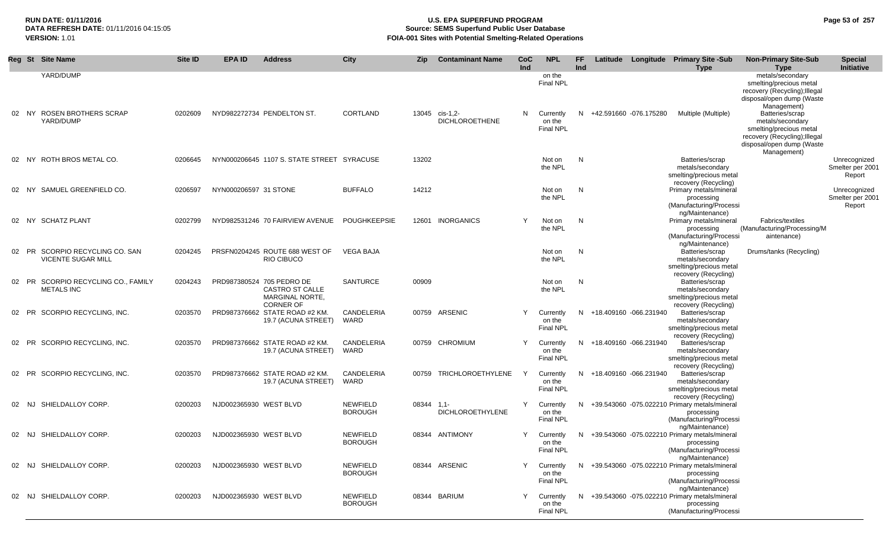| Reg | St | Site Name | Site ID | EPA ID | Address | City | Zip | Contaminant Name | CoC Ind | NPL | FF Ind | Latitude | Longitude | Primary Site -Sub Type | Non-Primary Site-Sub Type | Special Initiative |
|---|---|---|---|---|---|---|---|---|---|---|---|---|---|---|---|---|
| | | YARD/DUMP | | | | | | | | on the Final NPL | | | | | metals/secondary smelting/precious metal recovery (Recycling);Illegal disposal/open dump (Waste Management) | |
| 02 | NY | ROSEN BROTHERS SCRAP YARD/DUMP | 0202609 | NYD982272734 | PENDELTON ST. | CORTLAND | 13045 | cis-1,2-DICHLOROETHENE | N | Currently on the Final NPL | N | +42.591660 | -076.175280 | Multiple (Multiple) | Batteries/scrap metals/secondary smelting/precious metal recovery (Recycling);Illegal disposal/open dump (Waste Management) | |
| 02 | NY | ROTH BROS METAL CO. | 0206645 | NYN000206645 | 1107 S. STATE STREET | SYRACUSE | 13202 | | | Not on the NPL | N | | | Batteries/scrap metals/secondary smelting/precious metal recovery (Recycling) | | Unrecognized Smelter per 2001 Report |
| 02 | NY | SAMUEL GREENFIELD CO. | 0206597 | NYN000206597 | 31 STONE | BUFFALO | 14212 | | | Not on the NPL | N | | | Primary metals/mineral processing (Manufacturing/Processing/Maintenance) | | Unrecognized Smelter per 2001 Report |
| 02 | NY | SCHATZ PLANT | 0202799 | NYD982531246 | 70 FAIRVIEW AVENUE | POUGHKEEPSIE | 12601 | INORGANICS | Y | Not on the NPL | N | | | Primary metals/mineral processing (Manufacturing/Processing/Maintenance) | Fabrics/textiles (Manufacturing/Processing/Maintenance) | |
| 02 | PR | SCORPIO RECYCLING CO. SAN VICENTE SUGAR MILL | 0204245 | PRSFN0204245 | ROUTE 688 WEST OF RIO CIBUCO | VEGA BAJA | | | | Not on the NPL | N | | | Batteries/scrap metals/secondary smelting/precious metal recovery (Recycling) | Drums/tanks (Recycling) | |
| 02 | PR | SCORPIO RECYCLING CO., FAMILY METALS INC | 0204243 | PRD987380524 | 705 PEDRO DE CASTRO ST CALLE MARGINAL NORTE, CORNER OF | SANTURCE | 00909 | | | Not on the NPL | N | | | Batteries/scrap metals/secondary smelting/precious metal recovery (Recycling) | | |
| 02 | PR | SCORPIO RECYCLING, INC. | 0203570 | PRD987376662 | STATE ROAD #2 KM. 19.7 (ACUNA STREET) | CANDELERIA WARD | 00759 | ARSENIC | Y | Currently on the Final NPL | N | +18.409160 | -066.231940 | Batteries/scrap metals/secondary smelting/precious metal recovery (Recycling) | | |
| 02 | PR | SCORPIO RECYCLING, INC. | 0203570 | PRD987376662 | STATE ROAD #2 KM. 19.7 (ACUNA STREET) | CANDELERIA WARD | 00759 | CHROMIUM | Y | Currently on the Final NPL | N | +18.409160 | -066.231940 | Batteries/scrap metals/secondary smelting/precious metal recovery (Recycling) | | |
| 02 | PR | SCORPIO RECYCLING, INC. | 0203570 | PRD987376662 | STATE ROAD #2 KM. 19.7 (ACUNA STREET) | CANDELERIA WARD | 00759 | TRICHLOROETHYLENE | Y | Currently on the Final NPL | N | +18.409160 | -066.231940 | Batteries/scrap metals/secondary smelting/precious metal recovery (Recycling) | | |
| 02 | NJ | SHIELDALLOY CORP. | 0200203 | NJD002365930 | WEST BLVD | NEWFIELD BOROUGH | 08344 | 1,1-DICHLOROETHYLENE | Y | Currently on the Final NPL | N | +39.543060 | -075.022210 | Primary metals/mineral processing (Manufacturing/Processing/Maintenance) | | |
| 02 | NJ | SHIELDALLOY CORP. | 0200203 | NJD002365930 | WEST BLVD | NEWFIELD BOROUGH | 08344 | ANTIMONY | Y | Currently on the Final NPL | N | +39.543060 | -075.022210 | Primary metals/mineral processing (Manufacturing/Processing/Maintenance) | | |
| 02 | NJ | SHIELDALLOY CORP. | 0200203 | NJD002365930 | WEST BLVD | NEWFIELD BOROUGH | 08344 | ARSENIC | Y | Currently on the Final NPL | N | +39.543060 | -075.022210 | Primary metals/mineral processing (Manufacturing/Processing/Maintenance) | | |
| 02 | NJ | SHIELDALLOY CORP. | 0200203 | NJD002365930 | WEST BLVD | NEWFIELD BOROUGH | 08344 | BARIUM | Y | Currently on the Final NPL | N | +39.543060 | -075.022210 | Primary metals/mineral processing (Manufacturing/Processi | | |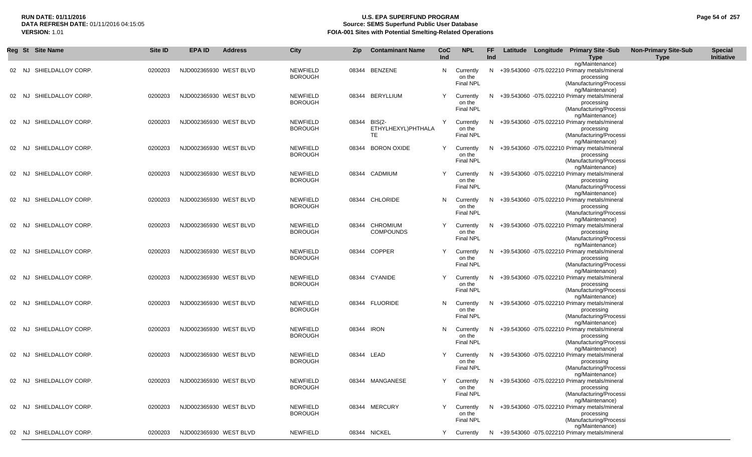| Reg | St | Site Name | Site ID | EPA ID | Address | City | Zip | Contaminant Name | CoC Ind | NPL | FF Ind | Latitude | Longitude | Primary Site -Sub Type | Non-Primary Site-Sub Type | Special Initiative |
|---|---|---|---|---|---|---|---|---|---|---|---|---|---|---|---|---|
| 02 | NJ | SHIELDALLOY CORP. | 0200203 | NJD002365930 | WEST BLVD | NEWFIELD BOROUGH | 08344 | BENZENE | N | Currently on the Final NPL | N | +39.543060 | -075.022210 | Primary metals/mineral processing (Manufacturing/Processing/Maintenance) | | |
| 02 | NJ | SHIELDALLOY CORP. | 0200203 | NJD002365930 | WEST BLVD | NEWFIELD BOROUGH | 08344 | BERYLLIUM | Y | Currently on the Final NPL | N | +39.543060 | -075.022210 | Primary metals/mineral processing (Manufacturing/Processing/Maintenance) | | |
| 02 | NJ | SHIELDALLOY CORP. | 0200203 | NJD002365930 | WEST BLVD | NEWFIELD BOROUGH | 08344 | BIS(2-ETHYLHEXYL)PHTHALATE | Y | Currently on the Final NPL | N | +39.543060 | -075.022210 | Primary metals/mineral processing (Manufacturing/Processing/Maintenance) | | |
| 02 | NJ | SHIELDALLOY CORP. | 0200203 | NJD002365930 | WEST BLVD | NEWFIELD BOROUGH | 08344 | BORON OXIDE | Y | Currently on the Final NPL | N | +39.543060 | -075.022210 | Primary metals/mineral processing (Manufacturing/Processing/Maintenance) | | |
| 02 | NJ | SHIELDALLOY CORP. | 0200203 | NJD002365930 | WEST BLVD | NEWFIELD BOROUGH | 08344 | CADMIUM | Y | Currently on the Final NPL | N | +39.543060 | -075.022210 | Primary metals/mineral processing (Manufacturing/Processing/Maintenance) | | |
| 02 | NJ | SHIELDALLOY CORP. | 0200203 | NJD002365930 | WEST BLVD | NEWFIELD BOROUGH | 08344 | CHLORIDE | N | Currently on the Final NPL | N | +39.543060 | -075.022210 | Primary metals/mineral processing (Manufacturing/Processing/Maintenance) | | |
| 02 | NJ | SHIELDALLOY CORP. | 0200203 | NJD002365930 | WEST BLVD | NEWFIELD BOROUGH | 08344 | CHROMIUM COMPOUNDS | Y | Currently on the Final NPL | N | +39.543060 | -075.022210 | Primary metals/mineral processing (Manufacturing/Processing/Maintenance) | | |
| 02 | NJ | SHIELDALLOY CORP. | 0200203 | NJD002365930 | WEST BLVD | NEWFIELD BOROUGH | 08344 | COPPER | Y | Currently on the Final NPL | N | +39.543060 | -075.022210 | Primary metals/mineral processing (Manufacturing/Processing/Maintenance) | | |
| 02 | NJ | SHIELDALLOY CORP. | 0200203 | NJD002365930 | WEST BLVD | NEWFIELD BOROUGH | 08344 | CYANIDE | Y | Currently on the Final NPL | N | +39.543060 | -075.022210 | Primary metals/mineral processing (Manufacturing/Processing/Maintenance) | | |
| 02 | NJ | SHIELDALLOY CORP. | 0200203 | NJD002365930 | WEST BLVD | NEWFIELD BOROUGH | 08344 | FLUORIDE | N | Currently on the Final NPL | N | +39.543060 | -075.022210 | Primary metals/mineral processing (Manufacturing/Processing/Maintenance) | | |
| 02 | NJ | SHIELDALLOY CORP. | 0200203 | NJD002365930 | WEST BLVD | NEWFIELD BOROUGH | 08344 | IRON | N | Currently on the Final NPL | N | +39.543060 | -075.022210 | Primary metals/mineral processing (Manufacturing/Processing/Maintenance) | | |
| 02 | NJ | SHIELDALLOY CORP. | 0200203 | NJD002365930 | WEST BLVD | NEWFIELD BOROUGH | 08344 | LEAD | Y | Currently on the Final NPL | N | +39.543060 | -075.022210 | Primary metals/mineral processing (Manufacturing/Processing/Maintenance) | | |
| 02 | NJ | SHIELDALLOY CORP. | 0200203 | NJD002365930 | WEST BLVD | NEWFIELD BOROUGH | 08344 | MANGANESE | Y | Currently on the Final NPL | N | +39.543060 | -075.022210 | Primary metals/mineral processing (Manufacturing/Processing/Maintenance) | | |
| 02 | NJ | SHIELDALLOY CORP. | 0200203 | NJD002365930 | WEST BLVD | NEWFIELD BOROUGH | 08344 | MERCURY | Y | Currently on the Final NPL | N | +39.543060 | -075.022210 | Primary metals/mineral processing (Manufacturing/Processing/Maintenance) | | |
| 02 | NJ | SHIELDALLOY CORP. | 0200203 | NJD002365930 | WEST BLVD | NEWFIELD | 08344 | NICKEL | Y | Currently | N | +39.543060 | -075.022210 | Primary metals/mineral | | |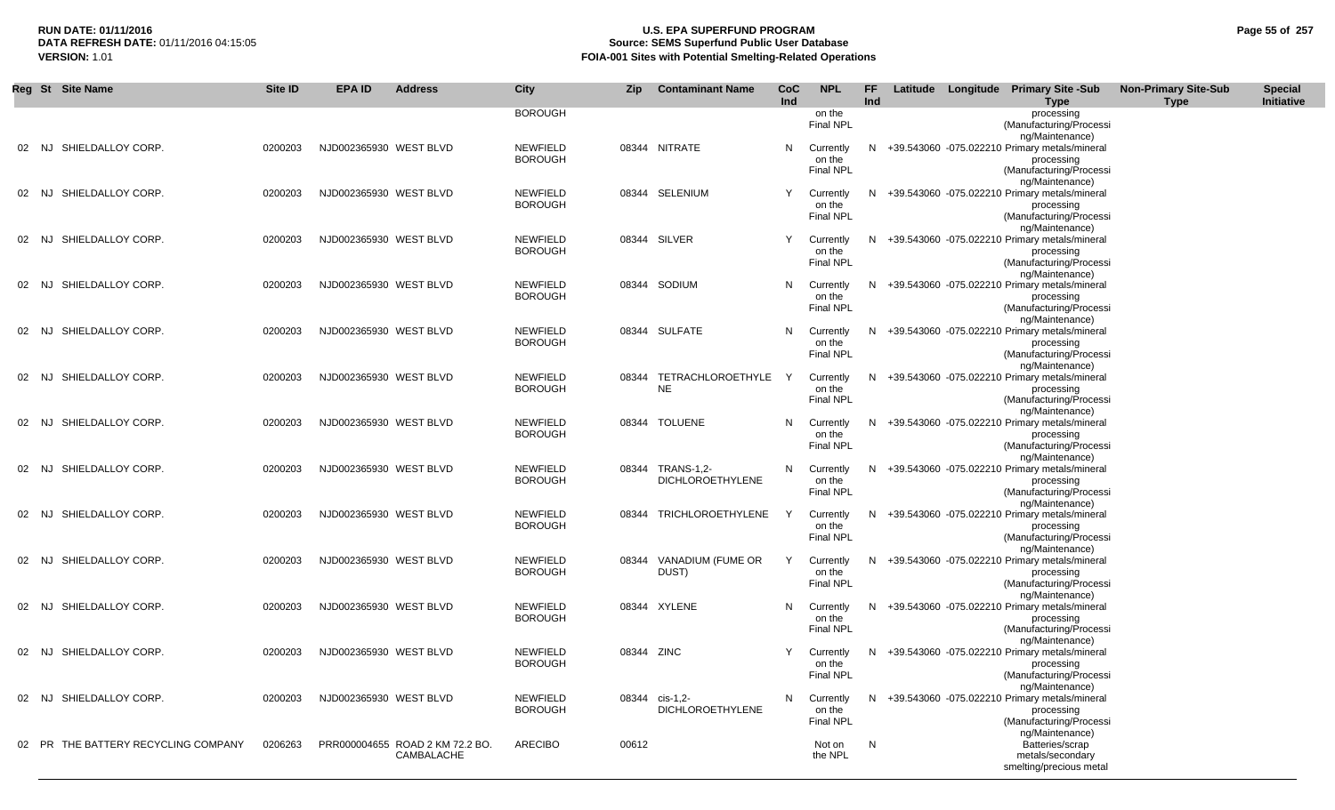| Reg | St | Site Name | Site ID | EPA ID | Address | City | Zip | Contaminant Name | CoC Ind | NPL | FF Ind | Latitude | Longitude | Primary Site -Sub Type | Non-Primary Site-Sub Type | Special Initiative |
|---|---|---|---|---|---|---|---|---|---|---|---|---|---|---|---|---|
| | | | | | | BOROUGH | | | | on the Final NPL | | | | processing (Manufacturing/Processing/Maintenance) | | |
| 02 | NJ | SHIELDALLOY CORP. | 0200203 | NJD002365930 | WEST BLVD | NEWFIELD BOROUGH | 08344 | NITRATE | N | Currently on the Final NPL | N | +39.543060 | -075.022210 | Primary metals/mineral processing (Manufacturing/Processing/Maintenance) | | |
| 02 | NJ | SHIELDALLOY CORP. | 0200203 | NJD002365930 | WEST BLVD | NEWFIELD BOROUGH | 08344 | SELENIUM | Y | Currently on the Final NPL | N | +39.543060 | -075.022210 | Primary metals/mineral processing (Manufacturing/Processing/Maintenance) | | |
| 02 | NJ | SHIELDALLOY CORP. | 0200203 | NJD002365930 | WEST BLVD | NEWFIELD BOROUGH | 08344 | SILVER | Y | Currently on the Final NPL | N | +39.543060 | -075.022210 | Primary metals/mineral processing (Manufacturing/Processing/Maintenance) | | |
| 02 | NJ | SHIELDALLOY CORP. | 0200203 | NJD002365930 | WEST BLVD | NEWFIELD BOROUGH | 08344 | SODIUM | N | Currently on the Final NPL | N | +39.543060 | -075.022210 | Primary metals/mineral processing (Manufacturing/Processing/Maintenance) | | |
| 02 | NJ | SHIELDALLOY CORP. | 0200203 | NJD002365930 | WEST BLVD | NEWFIELD BOROUGH | 08344 | SULFATE | N | Currently on the Final NPL | N | +39.543060 | -075.022210 | Primary metals/mineral processing (Manufacturing/Processing/Maintenance) | | |
| 02 | NJ | SHIELDALLOY CORP. | 0200203 | NJD002365930 | WEST BLVD | NEWFIELD BOROUGH | 08344 | TETRACHLOROETHYLENE | Y | Currently on the Final NPL | N | +39.543060 | -075.022210 | Primary metals/mineral processing (Manufacturing/Processing/Maintenance) | | |
| 02 | NJ | SHIELDALLOY CORP. | 0200203 | NJD002365930 | WEST BLVD | NEWFIELD BOROUGH | 08344 | TOLUENE | N | Currently on the Final NPL | N | +39.543060 | -075.022210 | Primary metals/mineral processing (Manufacturing/Processing/Maintenance) | | |
| 02 | NJ | SHIELDALLOY CORP. | 0200203 | NJD002365930 | WEST BLVD | NEWFIELD BOROUGH | 08344 | TRANS-1,2-DICHLOROETHYLENE | N | Currently on the Final NPL | N | +39.543060 | -075.022210 | Primary metals/mineral processing (Manufacturing/Processing/Maintenance) | | |
| 02 | NJ | SHIELDALLOY CORP. | 0200203 | NJD002365930 | WEST BLVD | NEWFIELD BOROUGH | 08344 | TRICHLOROETHYLENE | Y | Currently on the Final NPL | N | +39.543060 | -075.022210 | Primary metals/mineral processing (Manufacturing/Processing/Maintenance) | | |
| 02 | NJ | SHIELDALLOY CORP. | 0200203 | NJD002365930 | WEST BLVD | NEWFIELD BOROUGH | 08344 | VANADIUM (FUME OR DUST) | Y | Currently on the Final NPL | N | +39.543060 | -075.022210 | Primary metals/mineral processing (Manufacturing/Processing/Maintenance) | | |
| 02 | NJ | SHIELDALLOY CORP. | 0200203 | NJD002365930 | WEST BLVD | NEWFIELD BOROUGH | 08344 | XYLENE | N | Currently on the Final NPL | N | +39.543060 | -075.022210 | Primary metals/mineral processing (Manufacturing/Processing/Maintenance) | | |
| 02 | NJ | SHIELDALLOY CORP. | 0200203 | NJD002365930 | WEST BLVD | NEWFIELD BOROUGH | 08344 | ZINC | Y | Currently on the Final NPL | N | +39.543060 | -075.022210 | Primary metals/mineral processing (Manufacturing/Processing/Maintenance) | | |
| 02 | NJ | SHIELDALLOY CORP. | 0200203 | NJD002365930 | WEST BLVD | NEWFIELD BOROUGH | 08344 | cis-1,2-DICHLOROETHYLENE | N | Currently on the Final NPL | N | +39.543060 | -075.022210 | Primary metals/mineral processing (Manufacturing/Processing/Maintenance) | | |
| 02 | PR | THE BATTERY RECYCLING COMPANY | 0206263 | PRR000004655 | ROAD 2 KM 72.2 BO. CAMBALACHE | ARECIBO | 00612 | | | Not on the NPL | N | | | Batteries/scrap metals/secondary smelting/precious metal | | |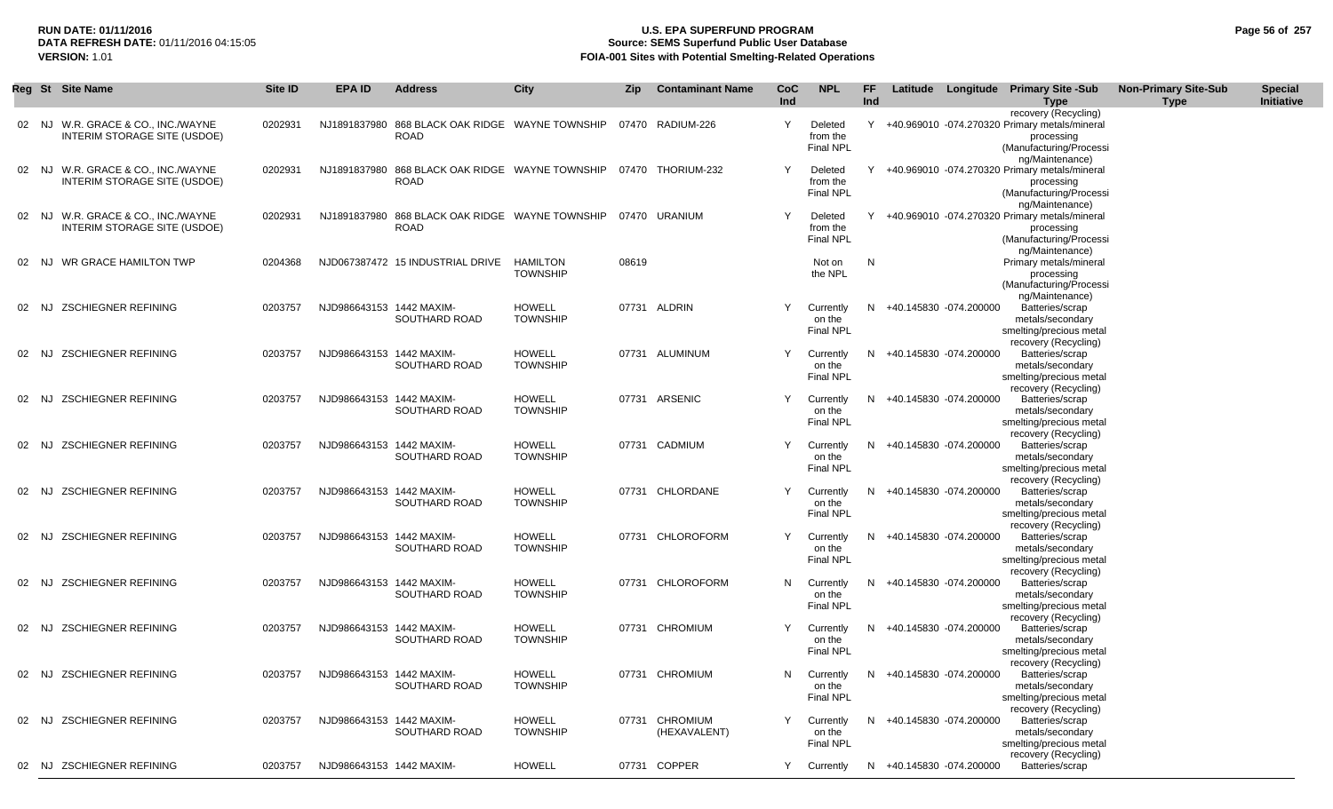**RUN DATE:** 01/11/2016
**DATA REFRESH DATE:** 01/11/2016 04:15:05
**VERSION:** 1.01

# U.S. EPA SUPERFUND PROGRAM
## Source: SEMS Superfund Public User Database
## FOIA-001 Sites with Potential Smelting-Related Operations

| Reg | St | Site Name | Site ID | EPA ID | Address | City | Zip | Contaminant Name | CoC Ind | NPL | FF Ind | Latitude | Longitude | Primary Site -Sub Type | Non-Primary Site-Sub Type | Special Initiative |
|---|---|---|---|---|---|---|---|---|---|---|---|---|---|---|---|---|
| | | | | | | | | | | | | | | recovery (Recycling) | | |
| 02 | NJ | W.R. GRACE & CO., INC./WAYNE INTERIM STORAGE SITE (USDOE) | 0202931 | NJ1891837980 | 868 BLACK OAK RIDGE ROAD | WAYNE TOWNSHIP | 07470 | RADIUM-226 | Y | Deleted from the Final NPL | Y | +40.969010 | -074.270320 | Primary metals/mineral processing (Manufacturing/Processing/Maintenance) | | |
| 02 | NJ | W.R. GRACE & CO., INC./WAYNE INTERIM STORAGE SITE (USDOE) | 0202931 | NJ1891837980 | 868 BLACK OAK RIDGE ROAD | WAYNE TOWNSHIP | 07470 | THORIUM-232 | Y | Deleted from the Final NPL | Y | +40.969010 | -074.270320 | Primary metals/mineral processing (Manufacturing/Processing/Maintenance) | | |
| 02 | NJ | W.R. GRACE & CO., INC./WAYNE INTERIM STORAGE SITE (USDOE) | 0202931 | NJ1891837980 | 868 BLACK OAK RIDGE ROAD | WAYNE TOWNSHIP | 07470 | URANIUM | Y | Deleted from the Final NPL | Y | +40.969010 | -074.270320 | Primary metals/mineral processing (Manufacturing/Processing/Maintenance) | | |
| 02 | NJ | WR GRACE HAMILTON TWP | 0204368 | NJD067387472 | 15 INDUSTRIAL DRIVE | HAMILTON TOWNSHIP | 08619 | | | Not on the NPL | N | | | Primary metals/mineral processing (Manufacturing/Processing/Maintenance) | | |
| 02 | NJ | ZSCHIEGNER REFINING | 0203757 | NJD986643153 | 1442 MAXIM-SOUTHARD ROAD | HOWELL TOWNSHIP | 07731 | ALDRIN | Y | Currently on the Final NPL | N | +40.145830 | -074.200000 | Batteries/scrap metals/secondary smelting/precious metal recovery (Recycling) | | |
| 02 | NJ | ZSCHIEGNER REFINING | 0203757 | NJD986643153 | 1442 MAXIM-SOUTHARD ROAD | HOWELL TOWNSHIP | 07731 | ALUMINUM | Y | Currently on the Final NPL | N | +40.145830 | -074.200000 | Batteries/scrap metals/secondary smelting/precious metal recovery (Recycling) | | |
| 02 | NJ | ZSCHIEGNER REFINING | 0203757 | NJD986643153 | 1442 MAXIM-SOUTHARD ROAD | HOWELL TOWNSHIP | 07731 | ARSENIC | Y | Currently on the Final NPL | N | +40.145830 | -074.200000 | Batteries/scrap metals/secondary smelting/precious metal recovery (Recycling) | | |
| 02 | NJ | ZSCHIEGNER REFINING | 0203757 | NJD986643153 | 1442 MAXIM-SOUTHARD ROAD | HOWELL TOWNSHIP | 07731 | CADMIUM | Y | Currently on the Final NPL | N | +40.145830 | -074.200000 | Batteries/scrap metals/secondary smelting/precious metal recovery (Recycling) | | |
| 02 | NJ | ZSCHIEGNER REFINING | 0203757 | NJD986643153 | 1442 MAXIM-SOUTHARD ROAD | HOWELL TOWNSHIP | 07731 | CHLORDANE | Y | Currently on the Final NPL | N | +40.145830 | -074.200000 | Batteries/scrap metals/secondary smelting/precious metal recovery (Recycling) | | |
| 02 | NJ | ZSCHIEGNER REFINING | 0203757 | NJD986643153 | 1442 MAXIM-SOUTHARD ROAD | HOWELL TOWNSHIP | 07731 | CHLOROFORM | Y | Currently on the Final NPL | N | +40.145830 | -074.200000 | Batteries/scrap metals/secondary smelting/precious metal recovery (Recycling) | | |
| 02 | NJ | ZSCHIEGNER REFINING | 0203757 | NJD986643153 | 1442 MAXIM-SOUTHARD ROAD | HOWELL TOWNSHIP | 07731 | CHLOROFORM | N | Currently on the Final NPL | N | +40.145830 | -074.200000 | Batteries/scrap metals/secondary smelting/precious metal recovery (Recycling) | | |
| 02 | NJ | ZSCHIEGNER REFINING | 0203757 | NJD986643153 | 1442 MAXIM-SOUTHARD ROAD | HOWELL TOWNSHIP | 07731 | CHROMIUM | Y | Currently on the Final NPL | N | +40.145830 | -074.200000 | Batteries/scrap metals/secondary smelting/precious metal recovery (Recycling) | | |
| 02 | NJ | ZSCHIEGNER REFINING | 0203757 | NJD986643153 | 1442 MAXIM-SOUTHARD ROAD | HOWELL TOWNSHIP | 07731 | CHROMIUM | N | Currently on the Final NPL | N | +40.145830 | -074.200000 | Batteries/scrap metals/secondary smelting/precious metal recovery (Recycling) | | |
| 02 | NJ | ZSCHIEGNER REFINING | 0203757 | NJD986643153 | 1442 MAXIM-SOUTHARD ROAD | HOWELL TOWNSHIP | 07731 | CHROMIUM (HEXAVALENT) | Y | Currently on the Final NPL | N | +40.145830 | -074.200000 | Batteries/scrap metals/secondary smelting/precious metal recovery (Recycling) | | |
| 02 | NJ | ZSCHIEGNER REFINING | 0203757 | NJD986643153 | 1442 MAXIM- | HOWELL | 07731 | COPPER | Y | Currently | N | +40.145830 | -074.200000 | Batteries/scrap | | |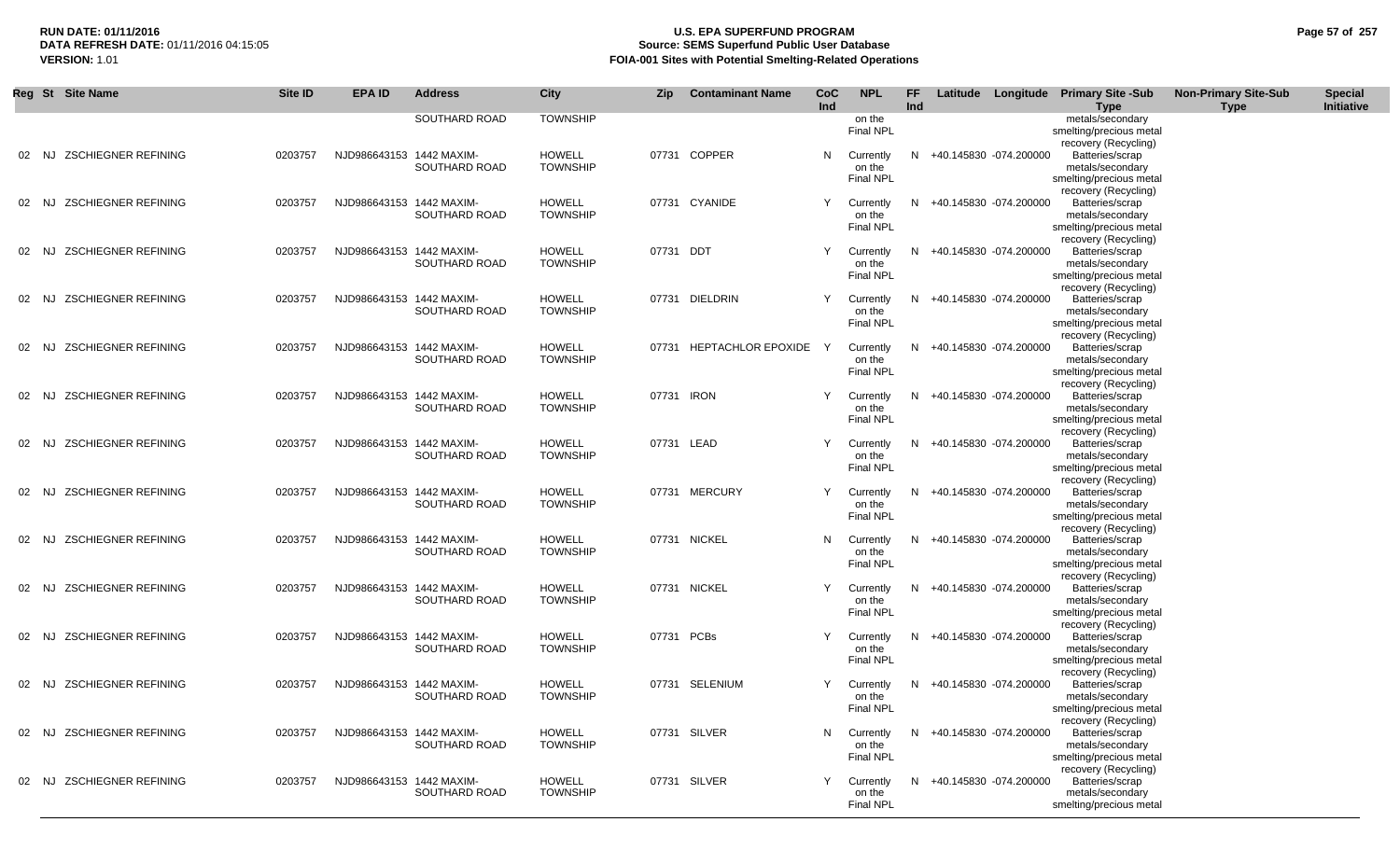**RUN DATE:** 01/11/2016
**DATA REFRESH DATE:** 01/11/2016 04:15:05
**VERSION:** 1.01

# U.S. EPA SUPERFUND PROGRAM
## Source: SEMS Superfund Public User Database
## FOIA-001 Sites with Potential Smelting-Related Operations

| Reg | St | Site Name | Site ID | EPA ID | Address | City | Zip | Contaminant Name | CoC Ind | NPL | FF Ind | Latitude | Longitude | Primary Site -Sub Type | Non-Primary Site-Sub Type | Special Initiative |
|---|---|---|---|---|---|---|---|---|---|---|---|---|---|---|---|---|
| | | | | | SOUTHARD ROAD | TOWNSHIP | | | | on the Final NPL | | | | metals/secondary smelting/precious metal recovery (Recycling) | | |
| 02 | NJ | ZSCHIEGNER REFINING | 0203757 | NJD986643153 | 1442 MAXIM-SOUTHARD ROAD | HOWELL TOWNSHIP | 07731 | COPPER | N | Currently on the Final NPL | N | +40.145830 | -074.200000 | Batteries/scrap metals/secondary smelting/precious metal recovery (Recycling) | | |
| 02 | NJ | ZSCHIEGNER REFINING | 0203757 | NJD986643153 | 1442 MAXIM-SOUTHARD ROAD | HOWELL TOWNSHIP | 07731 | CYANIDE | Y | Currently on the Final NPL | N | +40.145830 | -074.200000 | Batteries/scrap metals/secondary smelting/precious metal recovery (Recycling) | | |
| 02 | NJ | ZSCHIEGNER REFINING | 0203757 | NJD986643153 | 1442 MAXIM-SOUTHARD ROAD | HOWELL TOWNSHIP | 07731 | DDT | Y | Currently on the Final NPL | N | +40.145830 | -074.200000 | Batteries/scrap metals/secondary smelting/precious metal recovery (Recycling) | | |
| 02 | NJ | ZSCHIEGNER REFINING | 0203757 | NJD986643153 | 1442 MAXIM-SOUTHARD ROAD | HOWELL TOWNSHIP | 07731 | DIELDRIN | Y | Currently on the Final NPL | N | +40.145830 | -074.200000 | Batteries/scrap metals/secondary smelting/precious metal recovery (Recycling) | | |
| 02 | NJ | ZSCHIEGNER REFINING | 0203757 | NJD986643153 | 1442 MAXIM-SOUTHARD ROAD | HOWELL TOWNSHIP | 07731 | HEPTACHLOR EPOXIDE | Y | Currently on the Final NPL | N | +40.145830 | -074.200000 | Batteries/scrap metals/secondary smelting/precious metal recovery (Recycling) | | |
| 02 | NJ | ZSCHIEGNER REFINING | 0203757 | NJD986643153 | 1442 MAXIM-SOUTHARD ROAD | HOWELL TOWNSHIP | 07731 | IRON | Y | Currently on the Final NPL | N | +40.145830 | -074.200000 | Batteries/scrap metals/secondary smelting/precious metal recovery (Recycling) | | |
| 02 | NJ | ZSCHIEGNER REFINING | 0203757 | NJD986643153 | 1442 MAXIM-SOUTHARD ROAD | HOWELL TOWNSHIP | 07731 | LEAD | Y | Currently on the Final NPL | N | +40.145830 | -074.200000 | Batteries/scrap metals/secondary smelting/precious metal recovery (Recycling) | | |
| 02 | NJ | ZSCHIEGNER REFINING | 0203757 | NJD986643153 | 1442 MAXIM-SOUTHARD ROAD | HOWELL TOWNSHIP | 07731 | MERCURY | Y | Currently on the Final NPL | N | +40.145830 | -074.200000 | Batteries/scrap metals/secondary smelting/precious metal recovery (Recycling) | | |
| 02 | NJ | ZSCHIEGNER REFINING | 0203757 | NJD986643153 | 1442 MAXIM-SOUTHARD ROAD | HOWELL TOWNSHIP | 07731 | NICKEL | N | Currently on the Final NPL | N | +40.145830 | -074.200000 | Batteries/scrap metals/secondary smelting/precious metal recovery (Recycling) | | |
| 02 | NJ | ZSCHIEGNER REFINING | 0203757 | NJD986643153 | 1442 MAXIM-SOUTHARD ROAD | HOWELL TOWNSHIP | 07731 | NICKEL | Y | Currently on the Final NPL | N | +40.145830 | -074.200000 | Batteries/scrap metals/secondary smelting/precious metal recovery (Recycling) | | |
| 02 | NJ | ZSCHIEGNER REFINING | 0203757 | NJD986643153 | 1442 MAXIM-SOUTHARD ROAD | HOWELL TOWNSHIP | 07731 | PCBs | Y | Currently on the Final NPL | N | +40.145830 | -074.200000 | Batteries/scrap metals/secondary smelting/precious metal recovery (Recycling) | | |
| 02 | NJ | ZSCHIEGNER REFINING | 0203757 | NJD986643153 | 1442 MAXIM-SOUTHARD ROAD | HOWELL TOWNSHIP | 07731 | SELENIUM | Y | Currently on the Final NPL | N | +40.145830 | -074.200000 | Batteries/scrap metals/secondary smelting/precious metal recovery (Recycling) | | |
| 02 | NJ | ZSCHIEGNER REFINING | 0203757 | NJD986643153 | 1442 MAXIM-SOUTHARD ROAD | HOWELL TOWNSHIP | 07731 | SILVER | N | Currently on the Final NPL | N | +40.145830 | -074.200000 | Batteries/scrap metals/secondary smelting/precious metal recovery (Recycling) | | |
| 02 | NJ | ZSCHIEGNER REFINING | 0203757 | NJD986643153 | 1442 MAXIM-SOUTHARD ROAD | HOWELL TOWNSHIP | 07731 | SILVER | Y | Currently on the Final NPL | N | +40.145830 | -074.200000 | Batteries/scrap metals/secondary smelting/precious metal | | |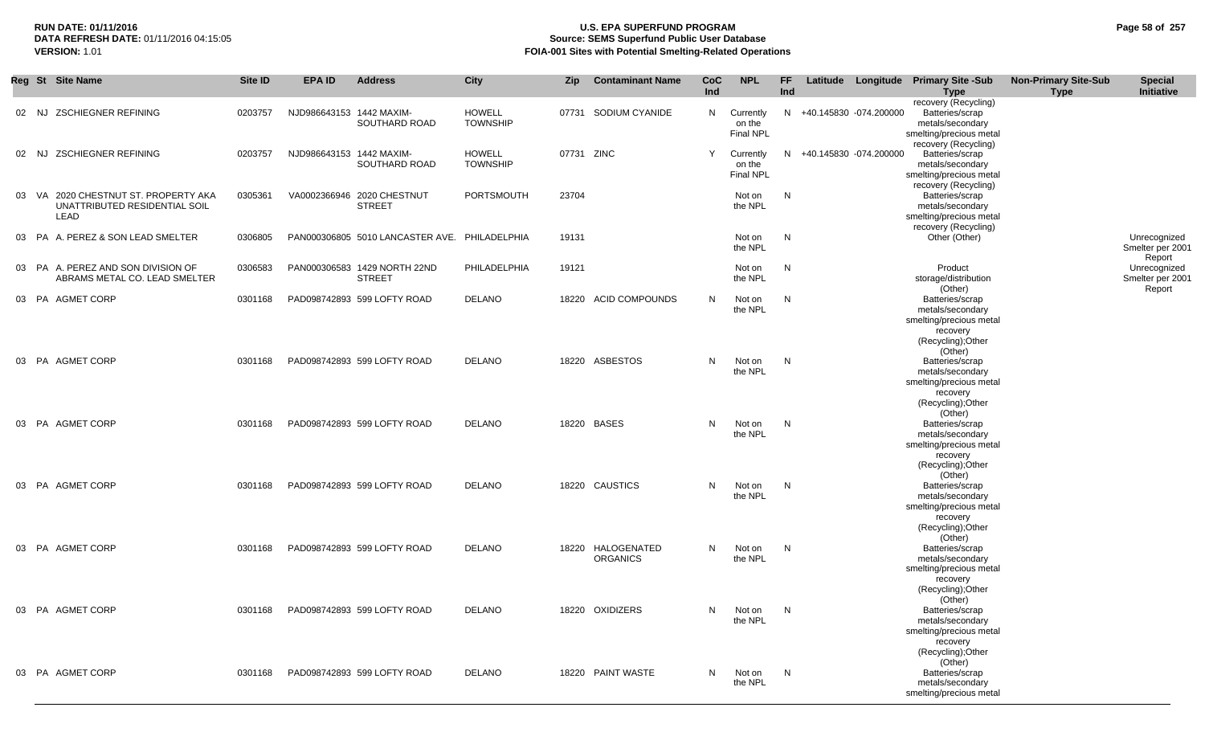| Reg | St | Site Name | Site ID | EPA ID | Address | City | Zip | Contaminant Name | CoC Ind | NPL | FF Ind | Latitude | Longitude | Primary Site -Sub Type | Non-Primary Site-Sub Type | Special Initiative |
|---|---|---|---|---|---|---|---|---|---|---|---|---|---|---|---|---|
| 02 | NJ | ZSCHIEGNER REFINING | 0203757 | NJD986643153 | 1442 MAXIM-SOUTHARD ROAD | HOWELL TOWNSHIP | 07731 | SODIUM CYANIDE | N | Currently on the Final NPL | N | +40.145830 | -074.200000 | Batteries/scrap metals/secondary smelting/precious metal recovery (Recycling) | | |
| 02 | NJ | ZSCHIEGNER REFINING | 0203757 | NJD986643153 | 1442 MAXIM-SOUTHARD ROAD | HOWELL TOWNSHIP | 07731 | ZINC | Y | Currently on the Final NPL | N | +40.145830 | -074.200000 | Batteries/scrap metals/secondary smelting/precious metal recovery (Recycling) | | |
| 03 | VA | 2020 CHESTNUT ST. PROPERTY AKA UNATTRIBUTED RESIDENTIAL SOIL LEAD | 0305361 | VA0002366946 | 2020 CHESTNUT STREET | PORTSMOUTH | 23704 | | | Not on the NPL | N | | | Batteries/scrap metals/secondary smelting/precious metal recovery (Recycling) | | |
| 03 | PA | A. PEREZ & SON LEAD SMELTER | 0306805 | PAN000306805 | 5010 LANCASTER AVE. | PHILADELPHIA | 19131 | | | Not on the NPL | N | | | Other (Other) | | Unrecognized Smelter per 2001 Report |
| 03 | PA | A. PEREZ AND SON DIVISION OF ABRAMS METAL CO. LEAD SMELTER | 0306583 | PAN000306583 | 1429 NORTH 22ND STREET | PHILADELPHIA | 19121 | | | Not on the NPL | N | | | Product storage/distribution (Other) | | Unrecognized Smelter per 2001 Report |
| 03 | PA | AGMET CORP | 0301168 | PAD098742893 | 599 LOFTY ROAD | DELANO | 18220 | ACID COMPOUNDS | N | Not on the NPL | N | | | Batteries/scrap metals/secondary smelting/precious metal recovery (Recycling);Other (Other) | | |
| 03 | PA | AGMET CORP | 0301168 | PAD098742893 | 599 LOFTY ROAD | DELANO | 18220 | ASBESTOS | N | Not on the NPL | N | | | Batteries/scrap metals/secondary smelting/precious metal recovery (Recycling);Other (Other) | | |
| 03 | PA | AGMET CORP | 0301168 | PAD098742893 | 599 LOFTY ROAD | DELANO | 18220 | BASES | N | Not on the NPL | N | | | Batteries/scrap metals/secondary smelting/precious metal recovery (Recycling);Other (Other) | | |
| 03 | PA | AGMET CORP | 0301168 | PAD098742893 | 599 LOFTY ROAD | DELANO | 18220 | CAUSTICS | N | Not on the NPL | N | | | Batteries/scrap metals/secondary smelting/precious metal recovery (Recycling);Other (Other) | | |
| 03 | PA | AGMET CORP | 0301168 | PAD098742893 | 599 LOFTY ROAD | DELANO | 18220 | HALOGENATED ORGANICS | N | Not on the NPL | N | | | Batteries/scrap metals/secondary smelting/precious metal recovery (Recycling);Other (Other) | | |
| 03 | PA | AGMET CORP | 0301168 | PAD098742893 | 599 LOFTY ROAD | DELANO | 18220 | OXIDIZERS | N | Not on the NPL | N | | | Batteries/scrap metals/secondary smelting/precious metal recovery (Recycling);Other (Other) | | |
| 03 | PA | AGMET CORP | 0301168 | PAD098742893 | 599 LOFTY ROAD | DELANO | 18220 | PAINT WASTE | N | Not on the NPL | N | | | Batteries/scrap metals/secondary smelting/precious metal | | |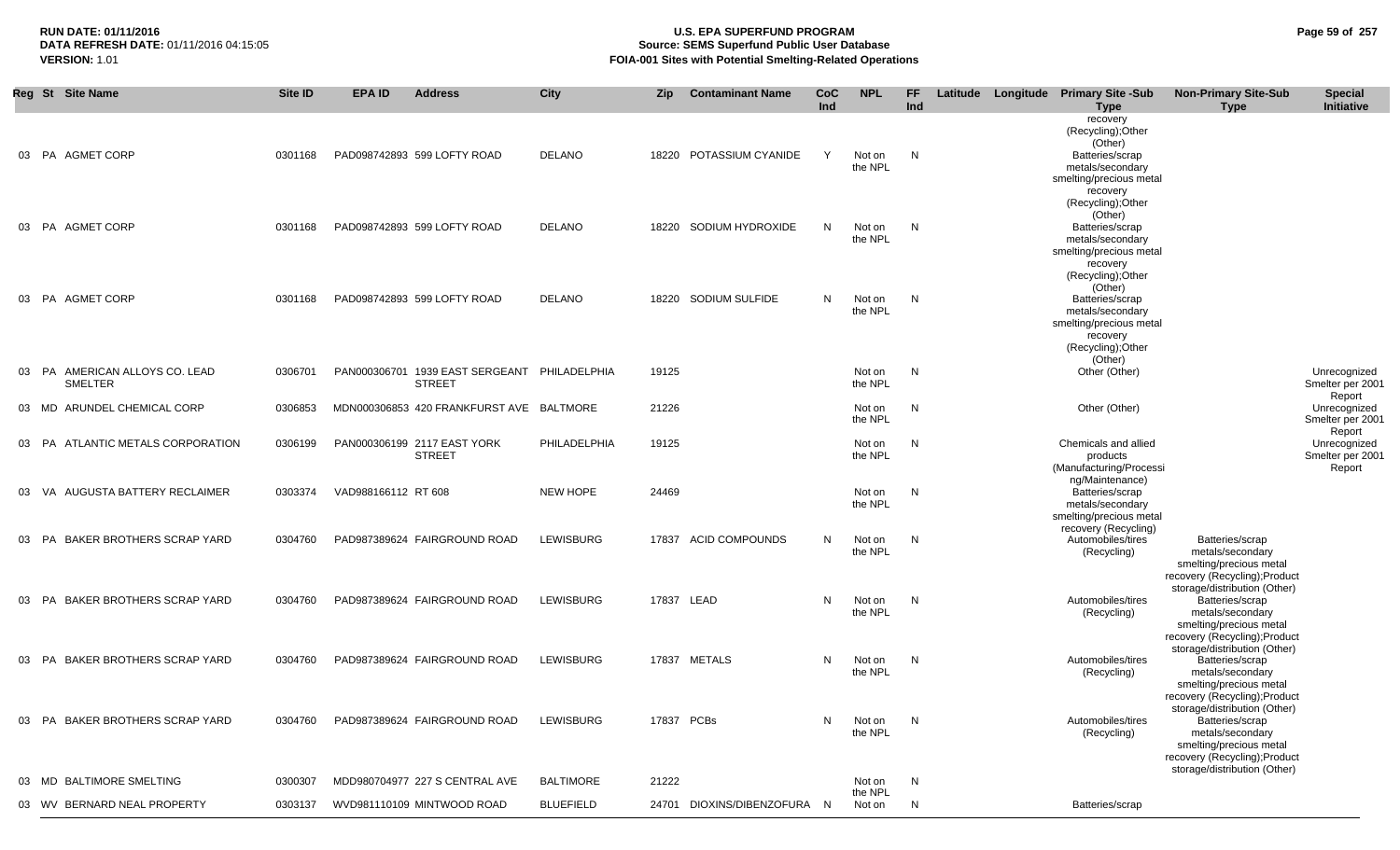**RUN DATE:** 01/11/2016
**DATA REFRESH DATE:** 01/11/2016 04:15:05
**VERSION:** 1.01

# U.S. EPA SUPERFUND PROGRAM
## Source: SEMS Superfund Public User Database
## FOIA-001 Sites with Potential Smelting-Related Operations

| Reg | St | Site Name | Site ID | EPA ID | Address | City | Zip | Contaminant Name | CoC Ind | NPL | FF Ind | Latitude | Longitude | Primary Site -Sub Type | Non-Primary Site-Sub Type | Special Initiative |
|---|---|---|---|---|---|---|---|---|---|---|---|---|---|---|---|---|
| | | | | | | | | | | | | | | recovery (Recycling);Other (Other) | | |
| 03 | PA | AGMET CORP | 0301168 | PAD098742893 | 599 LOFTY ROAD | DELANO | 18220 | POTASSIUM CYANIDE | Y | Not on the NPL | N | | | Batteries/scrap metals/secondary smelting/precious metal recovery (Recycling);Other (Other) | | |
| 03 | PA | AGMET CORP | 0301168 | PAD098742893 | 599 LOFTY ROAD | DELANO | 18220 | SODIUM HYDROXIDE | N | Not on the NPL | N | | | Batteries/scrap metals/secondary smelting/precious metal recovery (Recycling);Other (Other) | | |
| 03 | PA | AGMET CORP | 0301168 | PAD098742893 | 599 LOFTY ROAD | DELANO | 18220 | SODIUM SULFIDE | N | Not on the NPL | N | | | Batteries/scrap metals/secondary smelting/precious metal recovery (Recycling);Other (Other) | | |
| 03 | PA | AMERICAN ALLOYS CO. LEAD SMELTER | 0306701 | PAN000306701 | 1939 EAST SERGEANT STREET | PHILADELPHIA | 19125 | | | Not on the NPL | N | | | Other (Other) | | Unrecognized Smelter per 2001 Report |
| 03 | MD | ARUNDEL CHEMICAL CORP | 0306853 | MDN000306853 | 420 FRANKFURST AVE | BALTMORE | 21226 | | | Not on the NPL | N | | | Other (Other) | | Unrecognized Smelter per 2001 Report |
| 03 | PA | ATLANTIC METALS CORPORATION | 0306199 | PAN000306199 | 2117 EAST YORK STREET | PHILADELPHIA | 19125 | | | Not on the NPL | N | | | Chemicals and allied products (Manufacturing/Processing/Maintenance) | | Unrecognized Smelter per 2001 Report |
| 03 | VA | AUGUSTA BATTERY RECLAIMER | 0303374 | VAD988166112 | RT 608 | NEW HOPE | 24469 | | | Not on the NPL | N | | | Batteries/scrap metals/secondary smelting/precious metal recovery (Recycling) | | |
| 03 | PA | BAKER BROTHERS SCRAP YARD | 0304760 | PAD987389624 | FAIRGROUND ROAD | LEWISBURG | 17837 | ACID COMPOUNDS | N | Not on the NPL | N | | | Automobiles/tires (Recycling) | Batteries/scrap metals/secondary smelting/precious metal recovery (Recycling);Product storage/distribution (Other) | |
| 03 | PA | BAKER BROTHERS SCRAP YARD | 0304760 | PAD987389624 | FAIRGROUND ROAD | LEWISBURG | 17837 | LEAD | N | Not on the NPL | N | | | Automobiles/tires (Recycling) | Batteries/scrap metals/secondary smelting/precious metal recovery (Recycling);Product storage/distribution (Other) | |
| 03 | PA | BAKER BROTHERS SCRAP YARD | 0304760 | PAD987389624 | FAIRGROUND ROAD | LEWISBURG | 17837 | METALS | N | Not on the NPL | N | | | Automobiles/tires (Recycling) | Batteries/scrap metals/secondary smelting/precious metal recovery (Recycling);Product storage/distribution (Other) | |
| 03 | PA | BAKER BROTHERS SCRAP YARD | 0304760 | PAD987389624 | FAIRGROUND ROAD | LEWISBURG | 17837 | PCBs | N | Not on the NPL | N | | | Automobiles/tires (Recycling) | Batteries/scrap metals/secondary smelting/precious metal recovery (Recycling);Product storage/distribution (Other) | |
| 03 | MD | BALTIMORE SMELTING | 0300307 | MDD980704977 | 227 S CENTRAL AVE | BALTIMORE | 21222 | | | Not on the NPL | N | | | | | |
| 03 | WV | BERNARD NEAL PROPERTY | 0303137 | WVD981110109 | MINTWOOD ROAD | BLUEFIELD | 24701 | DIOXINS/DIBENZOFURA | N | Not on | N | | | Batteries/scrap | | |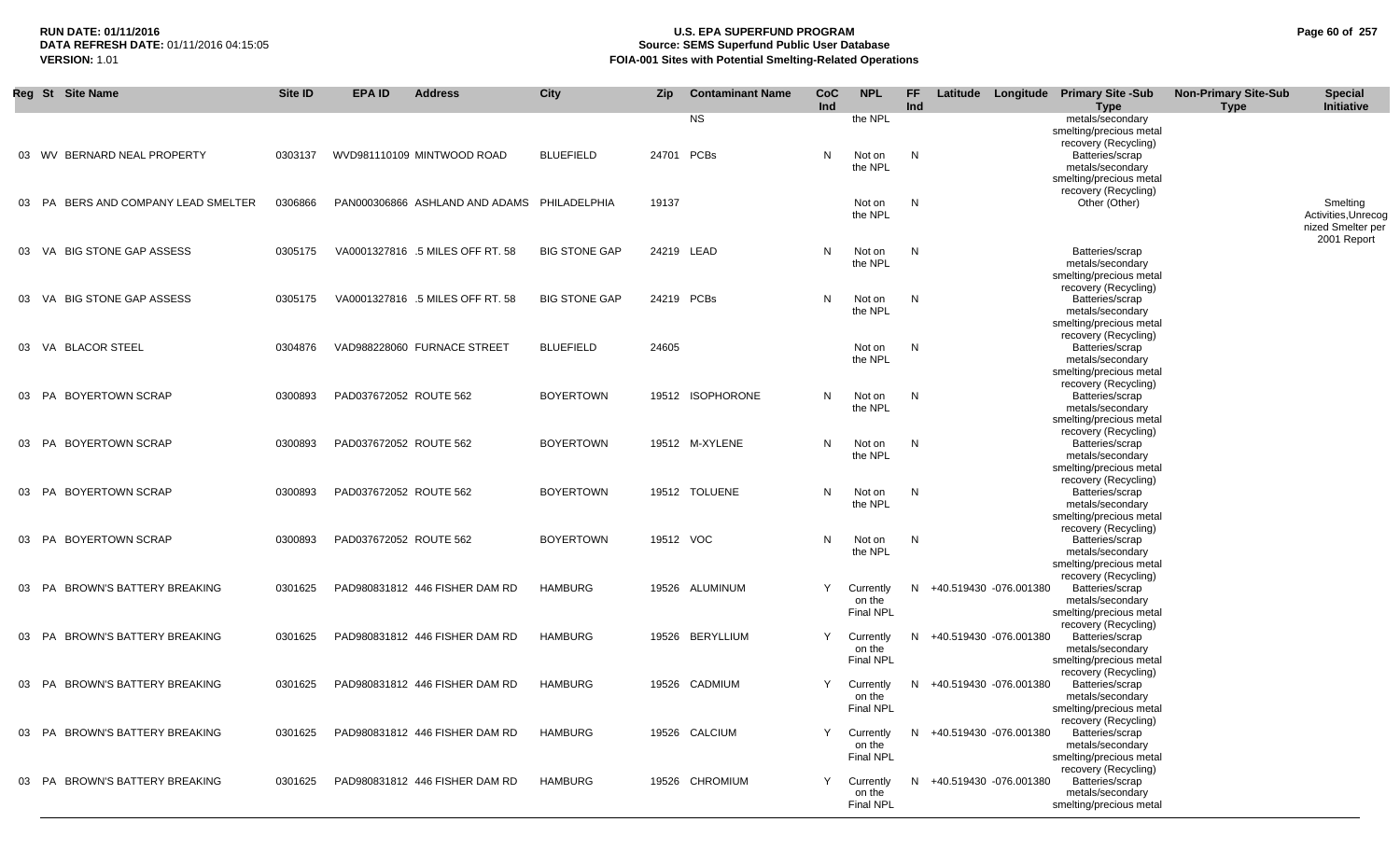**RUN DATE:** 01/11/2016
**DATA REFRESH DATE:** 01/11/2016 04:15:05
**VERSION:** 1.01

# U.S. EPA SUPERFUND PROGRAM
## Source: SEMS Superfund Public User Database
## FOIA-001 Sites with Potential Smelting-Related Operations

| Reg | St | Site Name | Site ID | EPA ID | Address | City | Zip | Contaminant Name | CoC Ind | NPL | FF Ind | Latitude | Longitude | Primary Site -Sub Type | Non-Primary Site-Sub Type | Special Initiative |
|---|---|---|---|---|---|---|---|---|---|---|---|---|---|---|---|---|
| | | | | | | | | NS | | the NPL | | | | metals/secondary smelting/precious metal recovery (Recycling) | | |
| 03 | WV | BERNARD NEAL PROPERTY | 0303137 | WVD981110109 | MINTWOOD ROAD | BLUEFIELD | 24701 | PCBs | N | Not on the NPL | N | | | Batteries/scrap metals/secondary smelting/precious metal recovery (Recycling) | | |
| 03 | PA | BERS AND COMPANY LEAD SMELTER | 0306866 | PAN000306866 | ASHLAND AND ADAMS | PHILADELPHIA | 19137 | | | Not on the NPL | N | | | Other (Other) | | Smelting Activities,Unrecognized Smelter per 2001 Report |
| 03 | VA | BIG STONE GAP ASSESS | 0305175 | VA0001327816 | .5 MILES OFF RT. 58 | BIG STONE GAP | 24219 | LEAD | N | Not on the NPL | N | | | Batteries/scrap metals/secondary smelting/precious metal recovery (Recycling) | | |
| 03 | VA | BIG STONE GAP ASSESS | 0305175 | VA0001327816 | .5 MILES OFF RT. 58 | BIG STONE GAP | 24219 | PCBs | N | Not on the NPL | N | | | Batteries/scrap metals/secondary smelting/precious metal recovery (Recycling) | | |
| 03 | VA | BLACOR STEEL | 0304876 | VAD988228060 | FURNACE STREET | BLUEFIELD | 24605 | | | Not on the NPL | N | | | Batteries/scrap metals/secondary smelting/precious metal recovery (Recycling) | | |
| 03 | PA | BOYERTOWN SCRAP | 0300893 | PAD037672052 | ROUTE 562 | BOYERTOWN | 19512 | ISOPHORONE | N | Not on the NPL | N | | | Batteries/scrap metals/secondary smelting/precious metal recovery (Recycling) | | |
| 03 | PA | BOYERTOWN SCRAP | 0300893 | PAD037672052 | ROUTE 562 | BOYERTOWN | 19512 | M-XYLENE | N | Not on the NPL | N | | | Batteries/scrap metals/secondary smelting/precious metal recovery (Recycling) | | |
| 03 | PA | BOYERTOWN SCRAP | 0300893 | PAD037672052 | ROUTE 562 | BOYERTOWN | 19512 | TOLUENE | N | Not on the NPL | N | | | Batteries/scrap metals/secondary smelting/precious metal recovery (Recycling) | | |
| 03 | PA | BOYERTOWN SCRAP | 0300893 | PAD037672052 | ROUTE 562 | BOYERTOWN | 19512 | VOC | N | Not on the NPL | N | | | Batteries/scrap metals/secondary smelting/precious metal recovery (Recycling) | | |
| 03 | PA | BROWN'S BATTERY BREAKING | 0301625 | PAD980831812 | 446 FISHER DAM RD | HAMBURG | 19526 | ALUMINUM | Y | Currently on the Final NPL | N | +40.519430 | -076.001380 | Batteries/scrap metals/secondary smelting/precious metal recovery (Recycling) | | |
| 03 | PA | BROWN'S BATTERY BREAKING | 0301625 | PAD980831812 | 446 FISHER DAM RD | HAMBURG | 19526 | BERYLLIUM | Y | Currently on the Final NPL | N | +40.519430 | -076.001380 | Batteries/scrap metals/secondary smelting/precious metal recovery (Recycling) | | |
| 03 | PA | BROWN'S BATTERY BREAKING | 0301625 | PAD980831812 | 446 FISHER DAM RD | HAMBURG | 19526 | CADMIUM | Y | Currently on the Final NPL | N | +40.519430 | -076.001380 | Batteries/scrap metals/secondary smelting/precious metal recovery (Recycling) | | |
| 03 | PA | BROWN'S BATTERY BREAKING | 0301625 | PAD980831812 | 446 FISHER DAM RD | HAMBURG | 19526 | CALCIUM | Y | Currently on the Final NPL | N | +40.519430 | -076.001380 | Batteries/scrap metals/secondary smelting/precious metal recovery (Recycling) | | |
| 03 | PA | BROWN'S BATTERY BREAKING | 0301625 | PAD980831812 | 446 FISHER DAM RD | HAMBURG | 19526 | CHROMIUM | Y | Currently on the Final NPL | N | +40.519430 | -076.001380 | Batteries/scrap metals/secondary smelting/precious metal | | |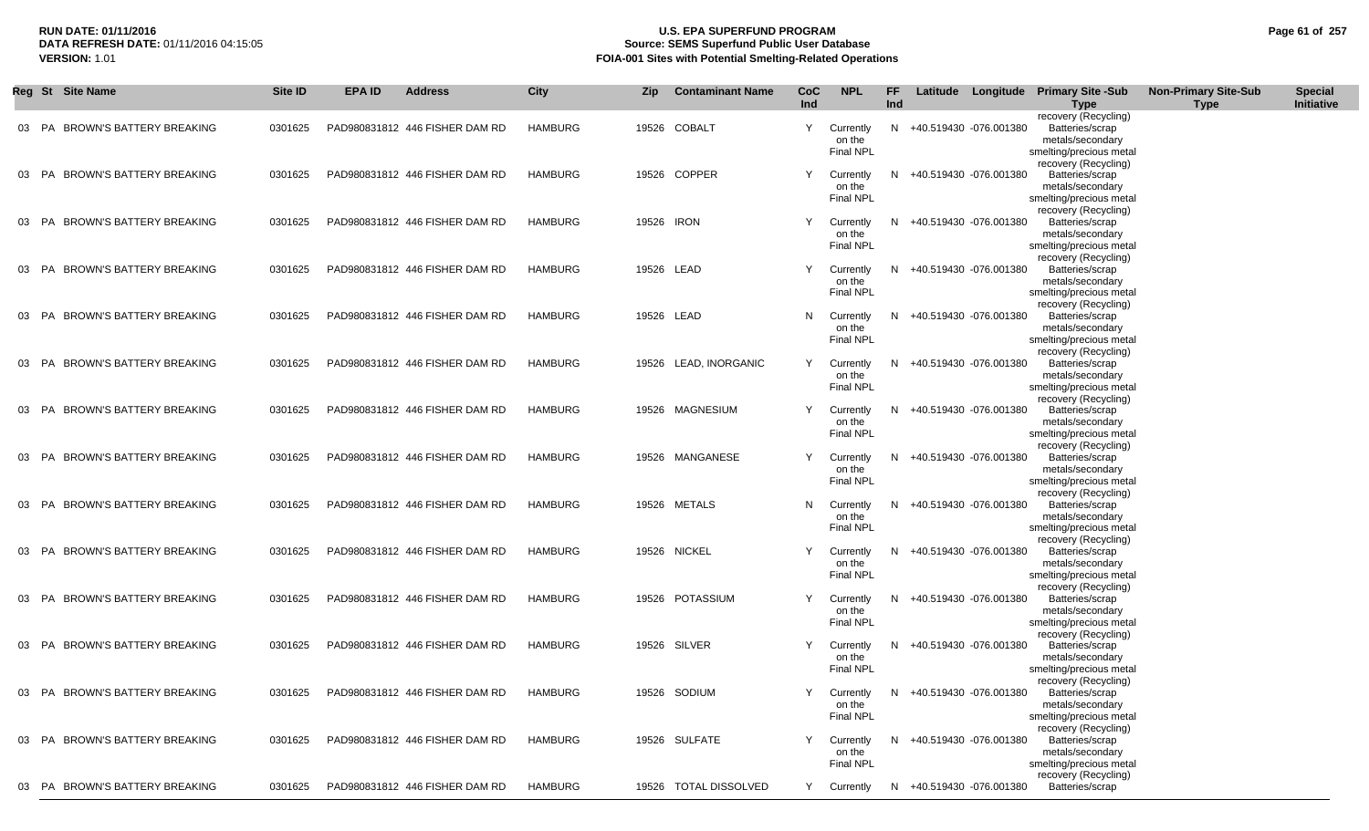**RUN DATE:** 01/11/2016
**DATA REFRESH DATE:** 01/11/2016 04:15:05
**VERSION:** 1.01

# U.S. EPA SUPERFUND PROGRAM
## Source: SEMS Superfund Public User Database
## FOIA-001 Sites with Potential Smelting-Related Operations

| Reg | St | Site Name | Site ID | EPA ID | Address | City | Zip | Contaminant Name | CoC Ind | NPL | FF Ind | Latitude | Longitude | Primary Site -Sub Type | Non-Primary Site-Sub Type | Special Initiative |
|---|---|---|---|---|---|---|---|---|---|---|---|---|---|---|---|---|
| 03 | PA | BROWN'S BATTERY BREAKING | 0301625 | PAD980831812 | 446 FISHER DAM RD | HAMBURG | 19526 | COBALT | Y | Currently on the Final NPL | N | +40.519430 | -076.001380 | Batteries/scrap metals/secondary smelting/precious metal recovery (Recycling) | | |
| 03 | PA | BROWN'S BATTERY BREAKING | 0301625 | PAD980831812 | 446 FISHER DAM RD | HAMBURG | 19526 | COPPER | Y | Currently on the Final NPL | N | +40.519430 | -076.001380 | Batteries/scrap metals/secondary smelting/precious metal recovery (Recycling) | | |
| 03 | PA | BROWN'S BATTERY BREAKING | 0301625 | PAD980831812 | 446 FISHER DAM RD | HAMBURG | 19526 | IRON | Y | Currently on the Final NPL | N | +40.519430 | -076.001380 | Batteries/scrap metals/secondary smelting/precious metal recovery (Recycling) | | |
| 03 | PA | BROWN'S BATTERY BREAKING | 0301625 | PAD980831812 | 446 FISHER DAM RD | HAMBURG | 19526 | LEAD | Y | Currently on the Final NPL | N | +40.519430 | -076.001380 | Batteries/scrap metals/secondary smelting/precious metal recovery (Recycling) | | |
| 03 | PA | BROWN'S BATTERY BREAKING | 0301625 | PAD980831812 | 446 FISHER DAM RD | HAMBURG | 19526 | LEAD | N | Currently on the Final NPL | N | +40.519430 | -076.001380 | Batteries/scrap metals/secondary smelting/precious metal recovery (Recycling) | | |
| 03 | PA | BROWN'S BATTERY BREAKING | 0301625 | PAD980831812 | 446 FISHER DAM RD | HAMBURG | 19526 | LEAD, INORGANIC | Y | Currently on the Final NPL | N | +40.519430 | -076.001380 | Batteries/scrap metals/secondary smelting/precious metal recovery (Recycling) | | |
| 03 | PA | BROWN'S BATTERY BREAKING | 0301625 | PAD980831812 | 446 FISHER DAM RD | HAMBURG | 19526 | MAGNESIUM | Y | Currently on the Final NPL | N | +40.519430 | -076.001380 | Batteries/scrap metals/secondary smelting/precious metal recovery (Recycling) | | |
| 03 | PA | BROWN'S BATTERY BREAKING | 0301625 | PAD980831812 | 446 FISHER DAM RD | HAMBURG | 19526 | MANGANESE | Y | Currently on the Final NPL | N | +40.519430 | -076.001380 | Batteries/scrap metals/secondary smelting/precious metal recovery (Recycling) | | |
| 03 | PA | BROWN'S BATTERY BREAKING | 0301625 | PAD980831812 | 446 FISHER DAM RD | HAMBURG | 19526 | METALS | N | Currently on the Final NPL | N | +40.519430 | -076.001380 | Batteries/scrap metals/secondary smelting/precious metal recovery (Recycling) | | |
| 03 | PA | BROWN'S BATTERY BREAKING | 0301625 | PAD980831812 | 446 FISHER DAM RD | HAMBURG | 19526 | NICKEL | Y | Currently on the Final NPL | N | +40.519430 | -076.001380 | Batteries/scrap metals/secondary smelting/precious metal recovery (Recycling) | | |
| 03 | PA | BROWN'S BATTERY BREAKING | 0301625 | PAD980831812 | 446 FISHER DAM RD | HAMBURG | 19526 | POTASSIUM | Y | Currently on the Final NPL | N | +40.519430 | -076.001380 | Batteries/scrap metals/secondary smelting/precious metal recovery (Recycling) | | |
| 03 | PA | BROWN'S BATTERY BREAKING | 0301625 | PAD980831812 | 446 FISHER DAM RD | HAMBURG | 19526 | SILVER | Y | Currently on the Final NPL | N | +40.519430 | -076.001380 | Batteries/scrap metals/secondary smelting/precious metal recovery (Recycling) | | |
| 03 | PA | BROWN'S BATTERY BREAKING | 0301625 | PAD980831812 | 446 FISHER DAM RD | HAMBURG | 19526 | SODIUM | Y | Currently on the Final NPL | N | +40.519430 | -076.001380 | Batteries/scrap metals/secondary smelting/precious metal recovery (Recycling) | | |
| 03 | PA | BROWN'S BATTERY BREAKING | 0301625 | PAD980831812 | 446 FISHER DAM RD | HAMBURG | 19526 | SULFATE | Y | Currently on the Final NPL | N | +40.519430 | -076.001380 | Batteries/scrap metals/secondary smelting/precious metal recovery (Recycling) | | |
| 03 | PA | BROWN'S BATTERY BREAKING | 0301625 | PAD980831812 | 446 FISHER DAM RD | HAMBURG | 19526 | TOTAL DISSOLVED | Y | Currently | N | +40.519430 | -076.001380 | Batteries/scrap | | |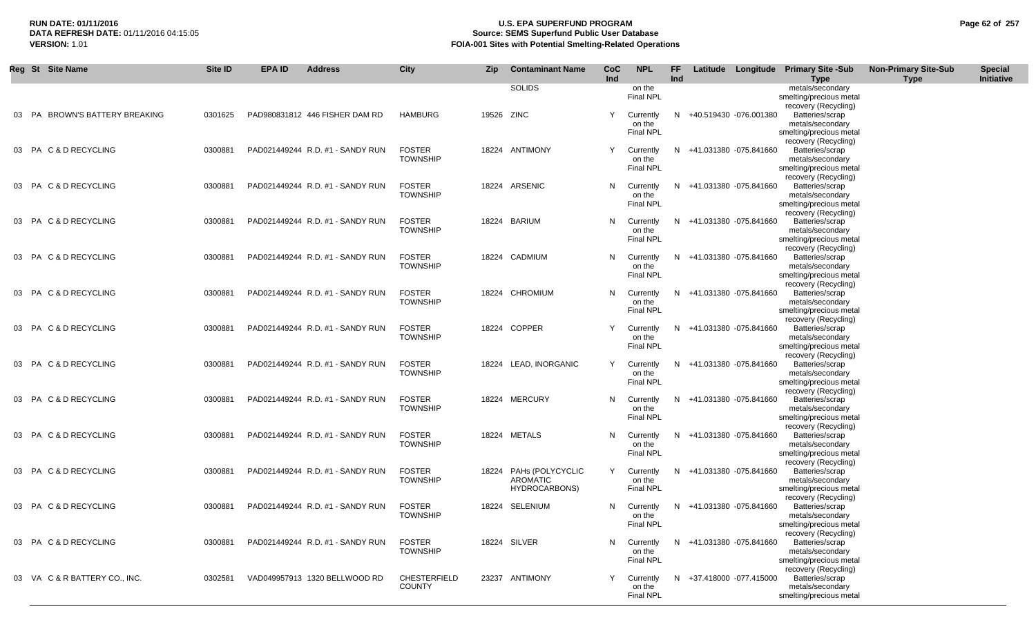| Reg | St | Site Name | Site ID | EPA ID | Address | City | Zip | Contaminant Name | CoC Ind | NPL | FF Ind | Latitude | Longitude | Primary Site -Sub Type | Non-Primary Site-Sub Type | Special Initiative |
|---|---|---|---|---|---|---|---|---|---|---|---|---|---|---|---|---|
| | | | | | | | | SOLIDS | | on the Final NPL | | | | metals/secondary smelting/precious metal recovery (Recycling) | | |
| 03 | PA | BROWN'S BATTERY BREAKING | 0301625 | PAD980831812 | 446 FISHER DAM RD | HAMBURG | 19526 | ZINC | Y | Currently on the Final NPL | N | +40.519430 | -076.001380 | Batteries/scrap metals/secondary smelting/precious metal recovery (Recycling) | | |
| 03 | PA | C & D RECYCLING | 0300881 | PAD021449244 | R.D. #1 - SANDY RUN | FOSTER TOWNSHIP | 18224 | ANTIMONY | Y | Currently on the Final NPL | N | +41.031380 | -075.841660 | Batteries/scrap metals/secondary smelting/precious metal recovery (Recycling) | | |
| 03 | PA | C & D RECYCLING | 0300881 | PAD021449244 | R.D. #1 - SANDY RUN | FOSTER TOWNSHIP | 18224 | ARSENIC | N | Currently on the Final NPL | N | +41.031380 | -075.841660 | Batteries/scrap metals/secondary smelting/precious metal recovery (Recycling) | | |
| 03 | PA | C & D RECYCLING | 0300881 | PAD021449244 | R.D. #1 - SANDY RUN | FOSTER TOWNSHIP | 18224 | BARIUM | N | Currently on the Final NPL | N | +41.031380 | -075.841660 | Batteries/scrap metals/secondary smelting/precious metal recovery (Recycling) | | |
| 03 | PA | C & D RECYCLING | 0300881 | PAD021449244 | R.D. #1 - SANDY RUN | FOSTER TOWNSHIP | 18224 | CADMIUM | N | Currently on the Final NPL | N | +41.031380 | -075.841660 | Batteries/scrap metals/secondary smelting/precious metal recovery (Recycling) | | |
| 03 | PA | C & D RECYCLING | 0300881 | PAD021449244 | R.D. #1 - SANDY RUN | FOSTER TOWNSHIP | 18224 | CHROMIUM | N | Currently on the Final NPL | N | +41.031380 | -075.841660 | Batteries/scrap metals/secondary smelting/precious metal recovery (Recycling) | | |
| 03 | PA | C & D RECYCLING | 0300881 | PAD021449244 | R.D. #1 - SANDY RUN | FOSTER TOWNSHIP | 18224 | COPPER | Y | Currently on the Final NPL | N | +41.031380 | -075.841660 | Batteries/scrap metals/secondary smelting/precious metal recovery (Recycling) | | |
| 03 | PA | C & D RECYCLING | 0300881 | PAD021449244 | R.D. #1 - SANDY RUN | FOSTER TOWNSHIP | 18224 | LEAD, INORGANIC | Y | Currently on the Final NPL | N | +41.031380 | -075.841660 | Batteries/scrap metals/secondary smelting/precious metal recovery (Recycling) | | |
| 03 | PA | C & D RECYCLING | 0300881 | PAD021449244 | R.D. #1 - SANDY RUN | FOSTER TOWNSHIP | 18224 | MERCURY | N | Currently on the Final NPL | N | +41.031380 | -075.841660 | Batteries/scrap metals/secondary smelting/precious metal recovery (Recycling) | | |
| 03 | PA | C & D RECYCLING | 0300881 | PAD021449244 | R.D. #1 - SANDY RUN | FOSTER TOWNSHIP | 18224 | METALS | N | Currently on the Final NPL | N | +41.031380 | -075.841660 | Batteries/scrap metals/secondary smelting/precious metal recovery (Recycling) | | |
| 03 | PA | C & D RECYCLING | 0300881 | PAD021449244 | R.D. #1 - SANDY RUN | FOSTER TOWNSHIP | 18224 | PAHs (POLYCYCLIC AROMATIC HYDROCARBONS) | Y | Currently on the Final NPL | N | +41.031380 | -075.841660 | Batteries/scrap metals/secondary smelting/precious metal recovery (Recycling) | | |
| 03 | PA | C & D RECYCLING | 0300881 | PAD021449244 | R.D. #1 - SANDY RUN | FOSTER TOWNSHIP | 18224 | SELENIUM | N | Currently on the Final NPL | N | +41.031380 | -075.841660 | Batteries/scrap metals/secondary smelting/precious metal recovery (Recycling) | | |
| 03 | PA | C & D RECYCLING | 0300881 | PAD021449244 | R.D. #1 - SANDY RUN | FOSTER TOWNSHIP | 18224 | SILVER | N | Currently on the Final NPL | N | +41.031380 | -075.841660 | Batteries/scrap metals/secondary smelting/precious metal recovery (Recycling) | | |
| 03 | VA | C & R BATTERY CO., INC. | 0302581 | VAD049957913 | 1320 BELLWOOD RD | CHESTERFIELD COUNTY | 23237 | ANTIMONY | Y | Currently on the Final NPL | N | +37.418000 | -077.415000 | Batteries/scrap metals/secondary smelting/precious metal | | |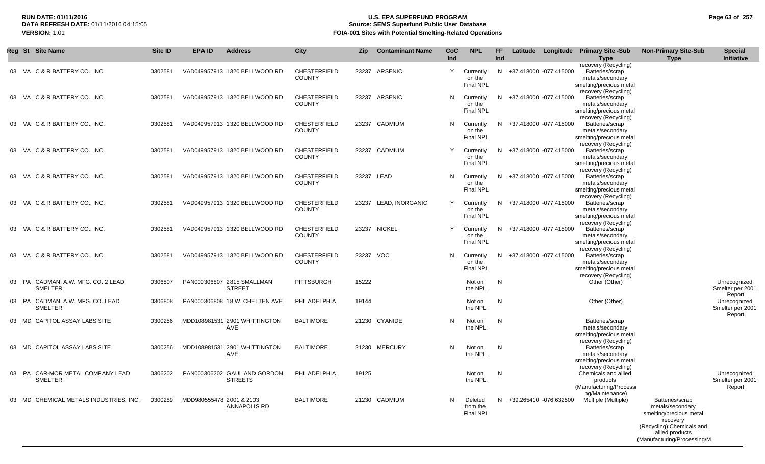**RUN DATE:** 01/11/2016
**DATA REFRESH DATE:** 01/11/2016 04:15:05
**VERSION:** 1.01

# U.S. EPA SUPERFUND PROGRAM
## Source: SEMS Superfund Public User Database
## FOIA-001 Sites with Potential Smelting-Related Operations

| Reg | St | Site Name | Site ID | EPA ID | Address | City | Zip | Contaminant Name | CoC Ind | NPL | FF Ind | Latitude | Longitude | Primary Site -Sub Type | Non-Primary Site-Sub Type | Special Initiative |
|---|---|---|---|---|---|---|---|---|---|---|---|---|---|---|---|---|
| 03 | VA | C & R BATTERY CO., INC. | 0302581 | VAD049957913 | 1320 BELLWOOD RD | CHESTERFIELD COUNTY | 23237 | ARSENIC | Y | Currently on the Final NPL | N | +37.418000 | -077.415000 | Batteries/scrap metals/secondary smelting/precious metal recovery (Recycling) | | |
| 03 | VA | C & R BATTERY CO., INC. | 0302581 | VAD049957913 | 1320 BELLWOOD RD | CHESTERFIELD COUNTY | 23237 | ARSENIC | N | Currently on the Final NPL | N | +37.418000 | -077.415000 | Batteries/scrap metals/secondary smelting/precious metal recovery (Recycling) | | |
| 03 | VA | C & R BATTERY CO., INC. | 0302581 | VAD049957913 | 1320 BELLWOOD RD | CHESTERFIELD COUNTY | 23237 | CADMIUM | N | Currently on the Final NPL | N | +37.418000 | -077.415000 | Batteries/scrap metals/secondary smelting/precious metal recovery (Recycling) | | |
| 03 | VA | C & R BATTERY CO., INC. | 0302581 | VAD049957913 | 1320 BELLWOOD RD | CHESTERFIELD COUNTY | 23237 | CADMIUM | Y | Currently on the Final NPL | N | +37.418000 | -077.415000 | Batteries/scrap metals/secondary smelting/precious metal recovery (Recycling) | | |
| 03 | VA | C & R BATTERY CO., INC. | 0302581 | VAD049957913 | 1320 BELLWOOD RD | CHESTERFIELD COUNTY | 23237 | LEAD | N | Currently on the Final NPL | N | +37.418000 | -077.415000 | Batteries/scrap metals/secondary smelting/precious metal recovery (Recycling) | | |
| 03 | VA | C & R BATTERY CO., INC. | 0302581 | VAD049957913 | 1320 BELLWOOD RD | CHESTERFIELD COUNTY | 23237 | LEAD, INORGANIC | Y | Currently on the Final NPL | N | +37.418000 | -077.415000 | Batteries/scrap metals/secondary smelting/precious metal recovery (Recycling) | | |
| 03 | VA | C & R BATTERY CO., INC. | 0302581 | VAD049957913 | 1320 BELLWOOD RD | CHESTERFIELD COUNTY | 23237 | NICKEL | Y | Currently on the Final NPL | N | +37.418000 | -077.415000 | Batteries/scrap metals/secondary smelting/precious metal recovery (Recycling) | | |
| 03 | VA | C & R BATTERY CO., INC. | 0302581 | VAD049957913 | 1320 BELLWOOD RD | CHESTERFIELD COUNTY | 23237 | VOC | N | Currently on the Final NPL | N | +37.418000 | -077.415000 | Batteries/scrap metals/secondary smelting/precious metal recovery (Recycling) | | |
| 03 | PA | CADMAN, A.W. MFG. CO. 2 LEAD SMELTER | 0306807 | PAN000306807 | 2815 SMALLMAN STREET | PITTSBURGH | 15222 | | | Not on the NPL | N | | | Other (Other) | | Unrecognized Smelter per 2001 Report |
| 03 | PA | CADMAN, A.W. MFG. CO. LEAD SMELTER | 0306808 | PAN000306808 | 18 W. CHELTEN AVE | PHILADELPHIA | 19144 | | | Not on the NPL | N | | | Other (Other) | | Unrecognized Smelter per 2001 Report |
| 03 | MD | CAPITOL ASSAY LABS SITE | 0300256 | MDD108981531 | 2901 WHITTINGTON AVE | BALTIMORE | 21230 | CYANIDE | N | Not on the NPL | N | | | Batteries/scrap metals/secondary smelting/precious metal recovery (Recycling) | | |
| 03 | MD | CAPITOL ASSAY LABS SITE | 0300256 | MDD108981531 | 2901 WHITTINGTON AVE | BALTIMORE | 21230 | MERCURY | N | Not on the NPL | N | | | Batteries/scrap metals/secondary smelting/precious metal recovery (Recycling) | | |
| 03 | PA | CAR-MOR METAL COMPANY LEAD SMELTER | 0306202 | PAN000306202 | GAUL AND GORDON STREETS | PHILADELPHIA | 19125 | | | Not on the NPL | N | | | Chemicals and allied products (Manufacturing/Processing/Maintenance) | | Unrecognized Smelter per 2001 Report |
| 03 | MD | CHEMICAL METALS INDUSTRIES, INC. | 0300289 | MDD980555478 | 2001 & 2103 ANNAPOLIS RD | BALTIMORE | 21230 | CADMIUM | N | Deleted from the Final NPL | N | +39.265410 | -076.632500 | Multiple (Multiple) | Batteries/scrap metals/secondary smelting/precious metal recovery (Recycling);Chemicals and allied products (Manufacturing/Processing/M | |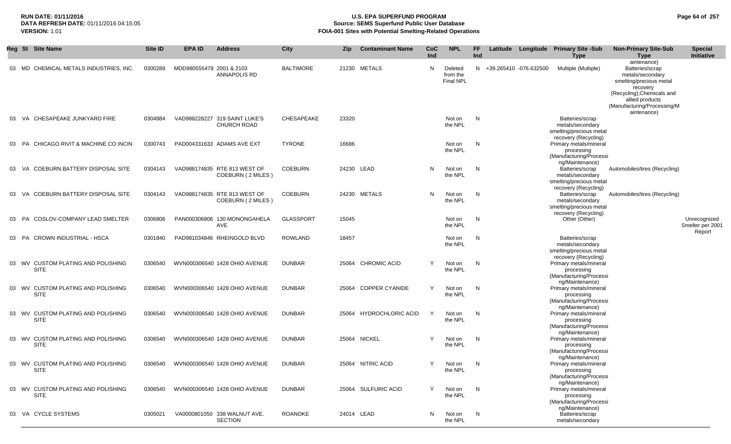| Reg | St | Site Name | Site ID | EPA ID | Address | City | Zip | Contaminant Name | CoC Ind | NPL | FF Ind | Latitude | Longitude | Primary Site -Sub Type | Non-Primary Site-Sub Type | Special Initiative |
|---|---|---|---|---|---|---|---|---|---|---|---|---|---|---|---|---|
| 03 | MD | CHEMICAL METALS INDUSTRIES, INC. | 0300289 | MDD980555478 | 2001 & 2103 ANNAPOLIS RD | BALTIMORE | 21230 | METALS | N | Deleted from the Final NPL | N | +39.265410 | -076.632500 | Multiple (Multiple) | aintenance) Batteries/scrap metals/secondary smelting/precious metal recovery (Recycling);Chemicals and allied products (Manufacturing/Processing/Maintenance) | |
| 03 | VA | CHESAPEAKE JUNKYARD FIRE | 0304884 | VAD988228227 | 319 SAINT LUKE'S CHURCH ROAD | CHESAPEAKE | 23320 | | | Not on the NPL | N | | | Batteries/scrap metals/secondary smelting/precious metal recovery (Recycling) | | |
| 03 | PA | CHICAGO RIVIT & MACHINE CO INCIN | 0300743 | PAD004331633 | ADAMS AVE EXT | TYRONE | 16686 | | | Not on the NPL | N | | | Primary metals/mineral processing (Manufacturing/Processing/Maintenance) | | |
| 03 | VA | COEBURN BATTERY DISPOSAL SITE | 0304143 | VAD988174835 | RTE 813 WEST OF COEBURN ( 2 MILES ) | COEBURN | 24230 | LEAD | N | Not on the NPL | N | | | Batteries/scrap metals/secondary smelting/precious metal recovery (Recycling) | Automobiles/tires (Recycling) | |
| 03 | VA | COEBURN BATTERY DISPOSAL SITE | 0304143 | VAD988174835 | RTE 813 WEST OF COEBURN ( 2 MILES ) | COEBURN | 24230 | METALS | N | Not on the NPL | N | | | Batteries/scrap metals/secondary smelting/precious metal recovery (Recycling) | Automobiles/tires (Recycling) | |
| 03 | PA | COSLOV-COMPANY LEAD SMELTER | 0306806 | PAN000306806 | 130 MONONGAHELA AVE | GLASSPORT | 15045 | | | Not on the NPL | N | | | Other (Other) | | Unrecognized Smelter per 2001 Report |
| 03 | PA | CROWN INDUSTRIAL - HSCA | 0301840 | PAD981034846 | RHEINGOLD BLVD | ROWLAND | 18457 | | | Not on the NPL | N | | | Batteries/scrap metals/secondary smelting/precious metal recovery (Recycling) | | |
| 03 | WV | CUSTOM PLATING AND POLISHING SITE | 0306540 | WVN000306540 | 1428 OHIO AVENUE | DUNBAR | 25064 | CHROMIC ACID | Y | Not on the NPL | N | | | Primary metals/mineral processing (Manufacturing/Processing/Maintenance) | | |
| 03 | WV | CUSTOM PLATING AND POLISHING SITE | 0306540 | WVN000306540 | 1428 OHIO AVENUE | DUNBAR | 25064 | COPPER CYANIDE | Y | Not on the NPL | N | | | Primary metals/mineral processing (Manufacturing/Processing/Maintenance) | | |
| 03 | WV | CUSTOM PLATING AND POLISHING SITE | 0306540 | WVN000306540 | 1428 OHIO AVENUE | DUNBAR | 25064 | HYDROCHLORIC ACID | Y | Not on the NPL | N | | | Primary metals/mineral processing (Manufacturing/Processing/Maintenance) | | |
| 03 | WV | CUSTOM PLATING AND POLISHING SITE | 0306540 | WVN000306540 | 1428 OHIO AVENUE | DUNBAR | 25064 | NICKEL | Y | Not on the NPL | N | | | Primary metals/mineral processing (Manufacturing/Processing/Maintenance) | | |
| 03 | WV | CUSTOM PLATING AND POLISHING SITE | 0306540 | WVN000306540 | 1428 OHIO AVENUE | DUNBAR | 25064 | NITRIC ACID | Y | Not on the NPL | N | | | Primary metals/mineral processing (Manufacturing/Processing/Maintenance) | | |
| 03 | WV | CUSTOM PLATING AND POLISHING SITE | 0306540 | WVN000306540 | 1428 OHIO AVENUE | DUNBAR | 25064 | SULFURIC ACID | Y | Not on the NPL | N | | | Primary metals/mineral processing (Manufacturing/Processing/Maintenance) | | |
| 03 | VA | CYCLE SYSTEMS | 0305021 | VA0000801050 | 338 WALNUT AVE. SECTION | ROANOKE | 24014 | LEAD | N | Not on the NPL | N | | | Batteries/scrap metals/secondary | | |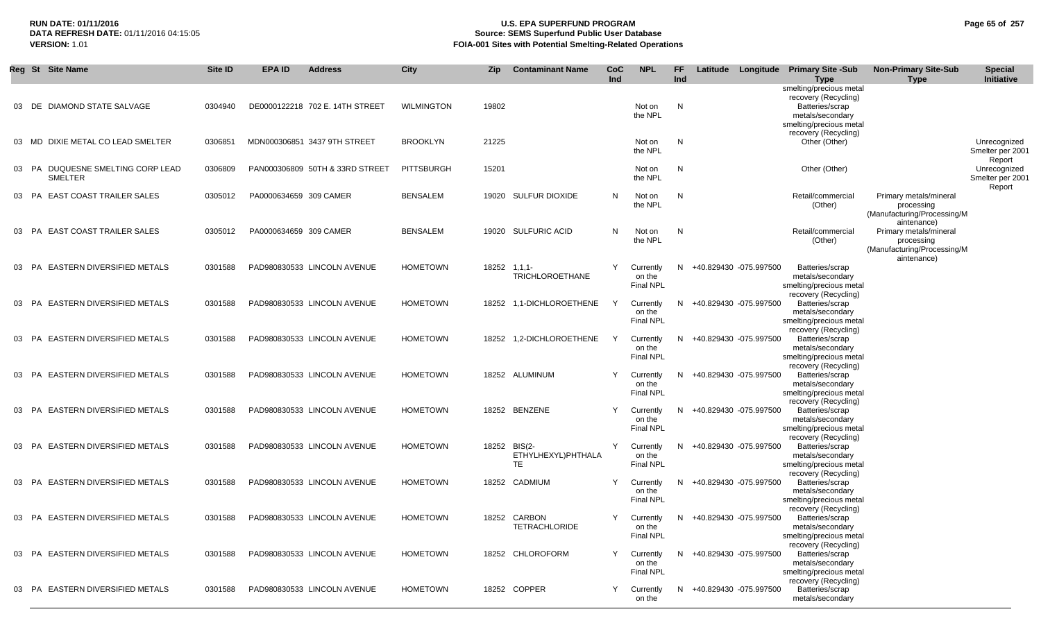**RUN DATE:** 01/11/2016
**DATA REFRESH DATE:** 01/11/2016 04:15:05
**VERSION:** 1.01

# U.S. EPA SUPERFUND PROGRAM
## Source: SEMS Superfund Public User Database
## FOIA-001 Sites with Potential Smelting-Related Operations

| Reg | St | Site Name | Site ID | EPA ID | Address | City | Zip | Contaminant Name | CoC Ind | NPL | FF Ind | Latitude | Longitude | Primary Site -Sub Type | Non-Primary Site-Sub Type | Special Initiative |
|---|---|---|---|---|---|---|---|---|---|---|---|---|---|---|---|---|
| | | | | | | | | | | | | | | smelting/precious metal recovery (Recycling) | | |
| 03 | DE | DIAMOND STATE SALVAGE | 0304940 | DE0000122218 | 702 E. 14TH STREET | WILMINGTON | 19802 | | | Not on the NPL | N | | | Batteries/scrap metals/secondary smelting/precious metal recovery (Recycling) | | |
| 03 | MD | DIXIE METAL CO LEAD SMELTER | 0306851 | MDN000306851 | 3437 9TH STREET | BROOKLYN | 21225 | | | Not on the NPL | N | | | Other (Other) | | Unrecognized Smelter per 2001 Report |
| 03 | PA | DUQUESNE SMELTING CORP LEAD SMELTER | 0306809 | PAN000306809 | 50TH & 33RD STREET | PITTSBURGH | 15201 | | | Not on the NPL | N | | | Other (Other) | | Unrecognized Smelter per 2001 Report |
| 03 | PA | EAST COAST TRAILER SALES | 0305012 | PA0000634659 | 309 CAMER | BENSALEM | 19020 | SULFUR DIOXIDE | N | Not on the NPL | N | | | Retail/commercial (Other) | Primary metals/mineral processing (Manufacturing/Processing/Maintenance) | |
| 03 | PA | EAST COAST TRAILER SALES | 0305012 | PA0000634659 | 309 CAMER | BENSALEM | 19020 | SULFURIC ACID | N | Not on the NPL | N | | | Retail/commercial (Other) | Primary metals/mineral processing (Manufacturing/Processing/Maintenance) | |
| 03 | PA | EASTERN DIVERSIFIED METALS | 0301588 | PAD980830533 | LINCOLN AVENUE | HOMETOWN | 18252 | 1,1,1-TRICHLOROETHANE | Y | Currently on the Final NPL | N | +40.829430 | -075.997500 | Batteries/scrap metals/secondary smelting/precious metal recovery (Recycling) | | |
| 03 | PA | EASTERN DIVERSIFIED METALS | 0301588 | PAD980830533 | LINCOLN AVENUE | HOMETOWN | 18252 | 1,1-DICHLOROETHENE | Y | Currently on the Final NPL | N | +40.829430 | -075.997500 | Batteries/scrap metals/secondary smelting/precious metal recovery (Recycling) | | |
| 03 | PA | EASTERN DIVERSIFIED METALS | 0301588 | PAD980830533 | LINCOLN AVENUE | HOMETOWN | 18252 | 1,2-DICHLOROETHENE | Y | Currently on the Final NPL | N | +40.829430 | -075.997500 | Batteries/scrap metals/secondary smelting/precious metal recovery (Recycling) | | |
| 03 | PA | EASTERN DIVERSIFIED METALS | 0301588 | PAD980830533 | LINCOLN AVENUE | HOMETOWN | 18252 | ALUMINUM | Y | Currently on the Final NPL | N | +40.829430 | -075.997500 | Batteries/scrap metals/secondary smelting/precious metal recovery (Recycling) | | |
| 03 | PA | EASTERN DIVERSIFIED METALS | 0301588 | PAD980830533 | LINCOLN AVENUE | HOMETOWN | 18252 | BENZENE | Y | Currently on the Final NPL | N | +40.829430 | -075.997500 | Batteries/scrap metals/secondary smelting/precious metal recovery (Recycling) | | |
| 03 | PA | EASTERN DIVERSIFIED METALS | 0301588 | PAD980830533 | LINCOLN AVENUE | HOMETOWN | 18252 | BIS(2-ETHYLHEXYL)PHTHALATE | Y | Currently on the Final NPL | N | +40.829430 | -075.997500 | Batteries/scrap metals/secondary smelting/precious metal recovery (Recycling) | | |
| 03 | PA | EASTERN DIVERSIFIED METALS | 0301588 | PAD980830533 | LINCOLN AVENUE | HOMETOWN | 18252 | CADMIUM | Y | Currently on the Final NPL | N | +40.829430 | -075.997500 | Batteries/scrap metals/secondary smelting/precious metal recovery (Recycling) | | |
| 03 | PA | EASTERN DIVERSIFIED METALS | 0301588 | PAD980830533 | LINCOLN AVENUE | HOMETOWN | 18252 | CARBON TETRACHLORIDE | Y | Currently on the Final NPL | N | +40.829430 | -075.997500 | Batteries/scrap metals/secondary smelting/precious metal recovery (Recycling) | | |
| 03 | PA | EASTERN DIVERSIFIED METALS | 0301588 | PAD980830533 | LINCOLN AVENUE | HOMETOWN | 18252 | CHLOROFORM | Y | Currently on the Final NPL | N | +40.829430 | -075.997500 | Batteries/scrap metals/secondary smelting/precious metal recovery (Recycling) | | |
| 03 | PA | EASTERN DIVERSIFIED METALS | 0301588 | PAD980830533 | LINCOLN AVENUE | HOMETOWN | 18252 | COPPER | Y | Currently on the | N | +40.829430 | -075.997500 | Batteries/scrap metals/secondary | | |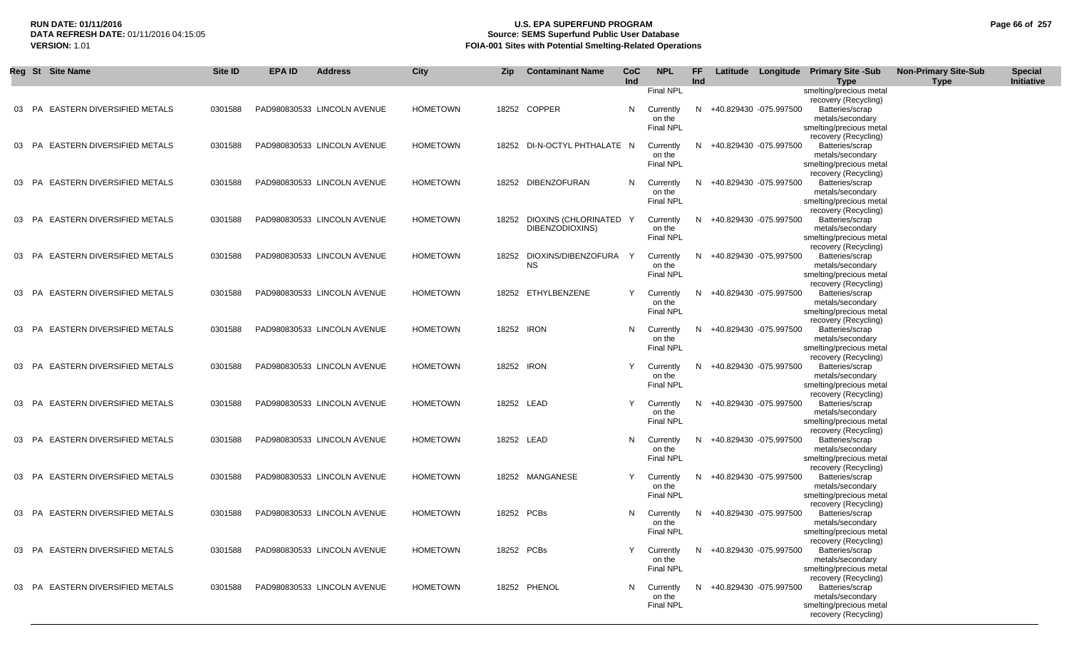| Reg | St | Site Name | Site ID | EPA ID | Address | City | Zip | Contaminant Name | CoC Ind | NPL | FF Ind | Latitude | Longitude | Primary Site -Sub Type | Non-Primary Site-Sub Type | Special Initiative |
|---|---|---|---|---|---|---|---|---|---|---|---|---|---|---|---|---|
| | | | | | | | | | | Final NPL | | | | smelting/precious metal recovery (Recycling) | | |
| 03 | PA | EASTERN DIVERSIFIED METALS | 0301588 | PAD980830533 | LINCOLN AVENUE | HOMETOWN | 18252 | COPPER | N | Currently on the Final NPL | N | +40.829430 | -075.997500 | Batteries/scrap metals/secondary smelting/precious metal recovery (Recycling) | | |
| 03 | PA | EASTERN DIVERSIFIED METALS | 0301588 | PAD980830533 | LINCOLN AVENUE | HOMETOWN | 18252 | DI-N-OCTYL PHTHALATE | N | Currently on the Final NPL | N | +40.829430 | -075.997500 | Batteries/scrap metals/secondary smelting/precious metal recovery (Recycling) | | |
| 03 | PA | EASTERN DIVERSIFIED METALS | 0301588 | PAD980830533 | LINCOLN AVENUE | HOMETOWN | 18252 | DIBENZOFURAN | N | Currently on the Final NPL | N | +40.829430 | -075.997500 | Batteries/scrap metals/secondary smelting/precious metal recovery (Recycling) | | |
| 03 | PA | EASTERN DIVERSIFIED METALS | 0301588 | PAD980830533 | LINCOLN AVENUE | HOMETOWN | 18252 | DIOXINS (CHLORINATED DIBENZODIOXINS) | Y | Currently on the Final NPL | N | +40.829430 | -075.997500 | Batteries/scrap metals/secondary smelting/precious metal recovery (Recycling) | | |
| 03 | PA | EASTERN DIVERSIFIED METALS | 0301588 | PAD980830533 | LINCOLN AVENUE | HOMETOWN | 18252 | DIOXINS/DIBENZOFURANS | Y | Currently on the Final NPL | N | +40.829430 | -075.997500 | Batteries/scrap metals/secondary smelting/precious metal recovery (Recycling) | | |
| 03 | PA | EASTERN DIVERSIFIED METALS | 0301588 | PAD980830533 | LINCOLN AVENUE | HOMETOWN | 18252 | ETHYLBENZENE | Y | Currently on the Final NPL | N | +40.829430 | -075.997500 | Batteries/scrap metals/secondary smelting/precious metal recovery (Recycling) | | |
| 03 | PA | EASTERN DIVERSIFIED METALS | 0301588 | PAD980830533 | LINCOLN AVENUE | HOMETOWN | 18252 | IRON | N | Currently on the Final NPL | N | +40.829430 | -075.997500 | Batteries/scrap metals/secondary smelting/precious metal recovery (Recycling) | | |
| 03 | PA | EASTERN DIVERSIFIED METALS | 0301588 | PAD980830533 | LINCOLN AVENUE | HOMETOWN | 18252 | IRON | Y | Currently on the Final NPL | N | +40.829430 | -075.997500 | Batteries/scrap metals/secondary smelting/precious metal recovery (Recycling) | | |
| 03 | PA | EASTERN DIVERSIFIED METALS | 0301588 | PAD980830533 | LINCOLN AVENUE | HOMETOWN | 18252 | LEAD | Y | Currently on the Final NPL | N | +40.829430 | -075.997500 | Batteries/scrap metals/secondary smelting/precious metal recovery (Recycling) | | |
| 03 | PA | EASTERN DIVERSIFIED METALS | 0301588 | PAD980830533 | LINCOLN AVENUE | HOMETOWN | 18252 | LEAD | N | Currently on the Final NPL | N | +40.829430 | -075.997500 | Batteries/scrap metals/secondary smelting/precious metal recovery (Recycling) | | |
| 03 | PA | EASTERN DIVERSIFIED METALS | 0301588 | PAD980830533 | LINCOLN AVENUE | HOMETOWN | 18252 | MANGANESE | Y | Currently on the Final NPL | N | +40.829430 | -075.997500 | Batteries/scrap metals/secondary smelting/precious metal recovery (Recycling) | | |
| 03 | PA | EASTERN DIVERSIFIED METALS | 0301588 | PAD980830533 | LINCOLN AVENUE | HOMETOWN | 18252 | PCBs | N | Currently on the Final NPL | N | +40.829430 | -075.997500 | Batteries/scrap metals/secondary smelting/precious metal recovery (Recycling) | | |
| 03 | PA | EASTERN DIVERSIFIED METALS | 0301588 | PAD980830533 | LINCOLN AVENUE | HOMETOWN | 18252 | PCBs | Y | Currently on the Final NPL | N | +40.829430 | -075.997500 | Batteries/scrap metals/secondary smelting/precious metal recovery (Recycling) | | |
| 03 | PA | EASTERN DIVERSIFIED METALS | 0301588 | PAD980830533 | LINCOLN AVENUE | HOMETOWN | 18252 | PHENOL | N | Currently on the Final NPL | N | +40.829430 | -075.997500 | Batteries/scrap metals/secondary smelting/precious metal recovery (Recycling) | | |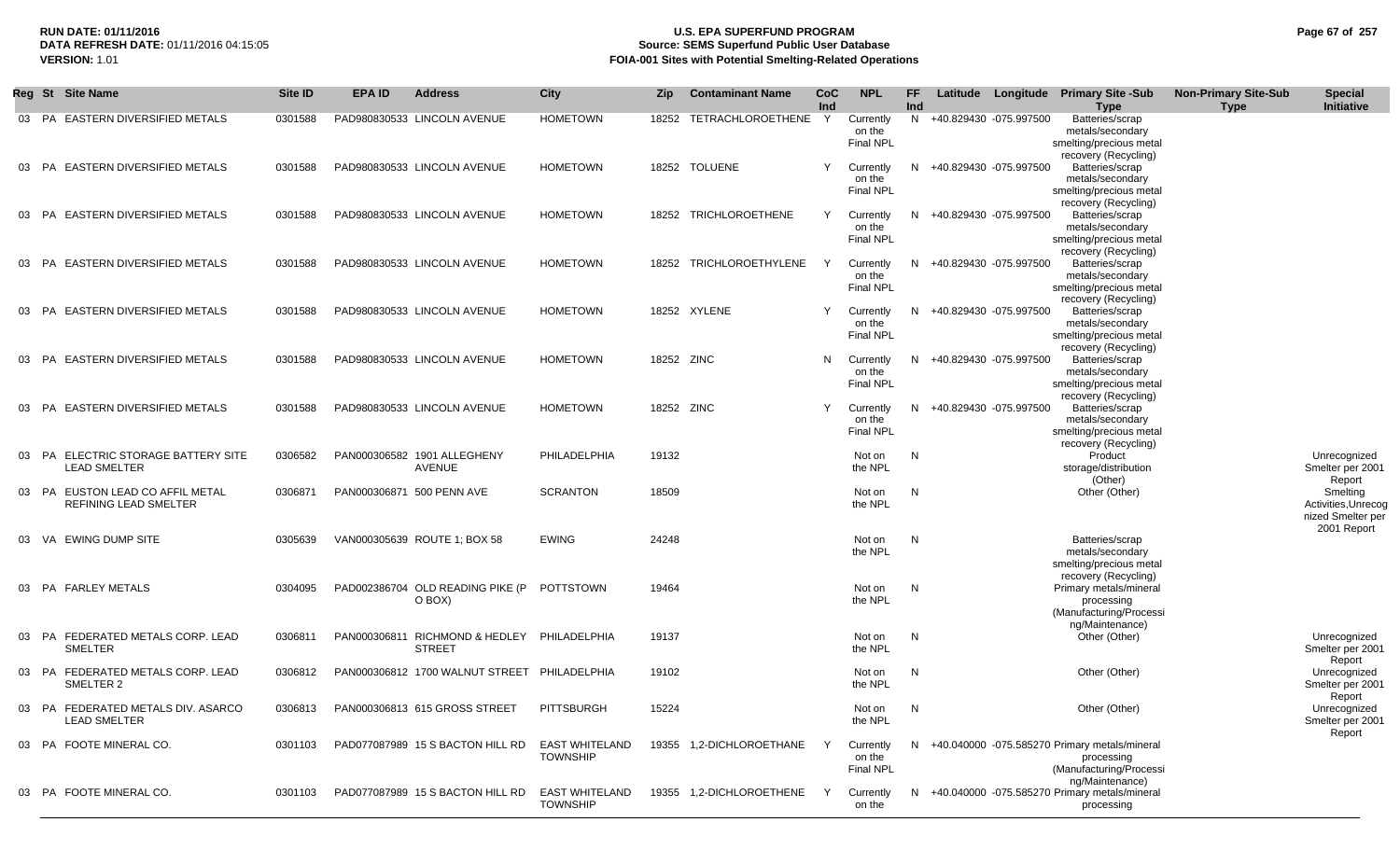RUN DATE: 01/11/2016
DATA REFRESH DATE: 01/11/2016 04:15:05
VERSION: 1.01

# U.S. EPA SUPERFUND PROGRAM
## Source: SEMS Superfund Public User Database
## FOIA-001 Sites with Potential Smelting-Related Operations

| Reg | St | Site Name | Site ID | EPA ID | Address | City | Zip | Contaminant Name | CoC Ind | NPL | FF Ind | Latitude | Longitude | Primary Site -Sub Type | Non-Primary Site-Sub Type | Special Initiative |
|---|---|---|---|---|---|---|---|---|---|---|---|---|---|---|---|---|
| 03 | PA | EASTERN DIVERSIFIED METALS | 0301588 | PAD980830533 | LINCOLN AVENUE | HOMETOWN | 18252 | TETRACHLOROETHENE | Y | Currently on the Final NPL | N | +40.829430 | -075.997500 | Batteries/scrap metals/secondary smelting/precious metal recovery (Recycling) | | |
| 03 | PA | EASTERN DIVERSIFIED METALS | 0301588 | PAD980830533 | LINCOLN AVENUE | HOMETOWN | 18252 | TOLUENE | Y | Currently on the Final NPL | N | +40.829430 | -075.997500 | Batteries/scrap metals/secondary smelting/precious metal recovery (Recycling) | | |
| 03 | PA | EASTERN DIVERSIFIED METALS | 0301588 | PAD980830533 | LINCOLN AVENUE | HOMETOWN | 18252 | TRICHLOROETHENE | Y | Currently on the Final NPL | N | +40.829430 | -075.997500 | Batteries/scrap metals/secondary smelting/precious metal recovery (Recycling) | | |
| 03 | PA | EASTERN DIVERSIFIED METALS | 0301588 | PAD980830533 | LINCOLN AVENUE | HOMETOWN | 18252 | TRICHLOROETHYLENE | Y | Currently on the Final NPL | N | +40.829430 | -075.997500 | Batteries/scrap metals/secondary smelting/precious metal recovery (Recycling) | | |
| 03 | PA | EASTERN DIVERSIFIED METALS | 0301588 | PAD980830533 | LINCOLN AVENUE | HOMETOWN | 18252 | XYLENE | Y | Currently on the Final NPL | N | +40.829430 | -075.997500 | Batteries/scrap metals/secondary smelting/precious metal recovery (Recycling) | | |
| 03 | PA | EASTERN DIVERSIFIED METALS | 0301588 | PAD980830533 | LINCOLN AVENUE | HOMETOWN | 18252 | ZINC | N | Currently on the Final NPL | N | +40.829430 | -075.997500 | Batteries/scrap metals/secondary smelting/precious metal recovery (Recycling) | | |
| 03 | PA | EASTERN DIVERSIFIED METALS | 0301588 | PAD980830533 | LINCOLN AVENUE | HOMETOWN | 18252 | ZINC | Y | Currently on the Final NPL | N | +40.829430 | -075.997500 | Batteries/scrap metals/secondary smelting/precious metal recovery (Recycling) | | |
| 03 | PA | ELECTRIC STORAGE BATTERY SITE LEAD SMELTER | 0306582 | PAN000306582 | 1901 ALLEGHENY AVENUE | PHILADELPHIA | 19132 | | | Not on the NPL | N | | | Product storage/distribution (Other) | | Unrecognized Smelter per 2001 Report |
| 03 | PA | EUSTON LEAD CO AFFIL METAL REFINING LEAD SMELTER | 0306871 | PAN000306871 | 500 PENN AVE | SCRANTON | 18509 | | | Not on the NPL | N | | | Other (Other) | | Smelting Activities,Unrecognized Smelter per 2001 Report |
| 03 | VA | EWING DUMP SITE | 0305639 | VAN000305639 | ROUTE 1; BOX 58 | EWING | 24248 | | | Not on the NPL | N | | | Batteries/scrap metals/secondary smelting/precious metal recovery (Recycling) | | |
| 03 | PA | FARLEY METALS | 0304095 | PAD002386704 | OLD READING PIKE (P O BOX) | POTTSTOWN | 19464 | | | Not on the NPL | N | | | Primary metals/mineral processing (Manufacturing/Processing/Maintenance) | | |
| 03 | PA | FEDERATED METALS CORP. LEAD SMELTER | 0306811 | PAN000306811 | RICHMOND & HEDLEY STREET | PHILADELPHIA | 19137 | | | Not on the NPL | N | | | Other (Other) | | Unrecognized Smelter per 2001 Report |
| 03 | PA | FEDERATED METALS CORP. LEAD SMELTER 2 | 0306812 | PAN000306812 | 1700 WALNUT STREET | PHILADELPHIA | 19102 | | | Not on the NPL | N | | | Other (Other) | | Unrecognized Smelter per 2001 Report |
| 03 | PA | FEDERATED METALS DIV. ASARCO LEAD SMELTER | 0306813 | PAN000306813 | 615 GROSS STREET | PITTSBURGH | 15224 | | | Not on the NPL | N | | | Other (Other) | | Unrecognized Smelter per 2001 Report |
| 03 | PA | FOOTE MINERAL CO. | 0301103 | PAD077087989 | 15 S BACTON HILL RD | EAST WHITELAND TOWNSHIP | 19355 | 1,2-DICHLOROETHANE | Y | Currently on the Final NPL | N | +40.040000 | -075.585270 | Primary metals/mineral processing (Manufacturing/Processing/Maintenance) | | |
| 03 | PA | FOOTE MINERAL CO. | 0301103 | PAD077087989 | 15 S BACTON HILL RD | EAST WHITELAND TOWNSHIP | 19355 | 1,2-DICHLOROETHENE | Y | Currently on the | N | +40.040000 | -075.585270 | Primary metals/mineral processing | | |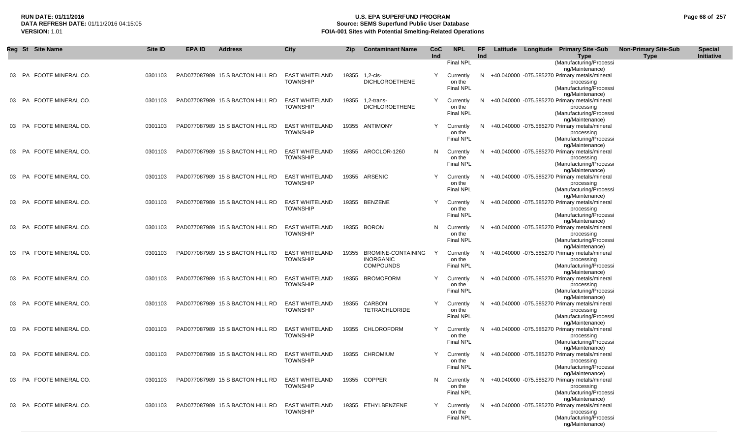| Reg | St | Site Name | Site ID | EPA ID | Address | City | Zip | Contaminant Name | CoC Ind | NPL | FF Ind | Latitude | Longitude | Primary Site -Sub Type | Non-Primary Site-Sub Type | Special Initiative |
|---|---|---|---|---|---|---|---|---|---|---|---|---|---|---|---|---|
| | | | | | | | | | | Final NPL | | | | (Manufacturing/Processing/Maintenance) | | |
| 03 | PA | FOOTE MINERAL CO. | 0301103 | PAD077087989 | 15 S BACTON HILL RD | EAST WHITELAND TOWNSHIP | 19355 | 1,2-cis-DICHLOROETHENE | Y | Currently on the Final NPL | N | +40.040000 | -075.585270 | Primary metals/mineral processing (Manufacturing/Processing/Maintenance) | | |
| 03 | PA | FOOTE MINERAL CO. | 0301103 | PAD077087989 | 15 S BACTON HILL RD | EAST WHITELAND TOWNSHIP | 19355 | 1,2-trans-DICHLOROETHENE | Y | Currently on the Final NPL | N | +40.040000 | -075.585270 | Primary metals/mineral processing (Manufacturing/Processing/Maintenance) | | |
| 03 | PA | FOOTE MINERAL CO. | 0301103 | PAD077087989 | 15 S BACTON HILL RD | EAST WHITELAND TOWNSHIP | 19355 | ANTIMONY | Y | Currently on the Final NPL | N | +40.040000 | -075.585270 | Primary metals/mineral processing (Manufacturing/Processing/Maintenance) | | |
| 03 | PA | FOOTE MINERAL CO. | 0301103 | PAD077087989 | 15 S BACTON HILL RD | EAST WHITELAND TOWNSHIP | 19355 | AROCLOR-1260 | N | Currently on the Final NPL | N | +40.040000 | -075.585270 | Primary metals/mineral processing (Manufacturing/Processing/Maintenance) | | |
| 03 | PA | FOOTE MINERAL CO. | 0301103 | PAD077087989 | 15 S BACTON HILL RD | EAST WHITELAND TOWNSHIP | 19355 | ARSENIC | Y | Currently on the Final NPL | N | +40.040000 | -075.585270 | Primary metals/mineral processing (Manufacturing/Processing/Maintenance) | | |
| 03 | PA | FOOTE MINERAL CO. | 0301103 | PAD077087989 | 15 S BACTON HILL RD | EAST WHITELAND TOWNSHIP | 19355 | BENZENE | Y | Currently on the Final NPL | N | +40.040000 | -075.585270 | Primary metals/mineral processing (Manufacturing/Processing/Maintenance) | | |
| 03 | PA | FOOTE MINERAL CO. | 0301103 | PAD077087989 | 15 S BACTON HILL RD | EAST WHITELAND TOWNSHIP | 19355 | BORON | N | Currently on the Final NPL | N | +40.040000 | -075.585270 | Primary metals/mineral processing (Manufacturing/Processing/Maintenance) | | |
| 03 | PA | FOOTE MINERAL CO. | 0301103 | PAD077087989 | 15 S BACTON HILL RD | EAST WHITELAND TOWNSHIP | 19355 | BROMINE-CONTAINING INORGANIC COMPOUNDS | Y | Currently on the Final NPL | N | +40.040000 | -075.585270 | Primary metals/mineral processing (Manufacturing/Processing/Maintenance) | | |
| 03 | PA | FOOTE MINERAL CO. | 0301103 | PAD077087989 | 15 S BACTON HILL RD | EAST WHITELAND TOWNSHIP | 19355 | BROMOFORM | Y | Currently on the Final NPL | N | +40.040000 | -075.585270 | Primary metals/mineral processing (Manufacturing/Processing/Maintenance) | | |
| 03 | PA | FOOTE MINERAL CO. | 0301103 | PAD077087989 | 15 S BACTON HILL RD | EAST WHITELAND TOWNSHIP | 19355 | CARBON TETRACHLORIDE | Y | Currently on the Final NPL | N | +40.040000 | -075.585270 | Primary metals/mineral processing (Manufacturing/Processing/Maintenance) | | |
| 03 | PA | FOOTE MINERAL CO. | 0301103 | PAD077087989 | 15 S BACTON HILL RD | EAST WHITELAND TOWNSHIP | 19355 | CHLOROFORM | Y | Currently on the Final NPL | N | +40.040000 | -075.585270 | Primary metals/mineral processing (Manufacturing/Processing/Maintenance) | | |
| 03 | PA | FOOTE MINERAL CO. | 0301103 | PAD077087989 | 15 S BACTON HILL RD | EAST WHITELAND TOWNSHIP | 19355 | CHROMIUM | Y | Currently on the Final NPL | N | +40.040000 | -075.585270 | Primary metals/mineral processing (Manufacturing/Processing/Maintenance) | | |
| 03 | PA | FOOTE MINERAL CO. | 0301103 | PAD077087989 | 15 S BACTON HILL RD | EAST WHITELAND TOWNSHIP | 19355 | COPPER | N | Currently on the Final NPL | N | +40.040000 | -075.585270 | Primary metals/mineral processing (Manufacturing/Processing/Maintenance) | | |
| 03 | PA | FOOTE MINERAL CO. | 0301103 | PAD077087989 | 15 S BACTON HILL RD | EAST WHITELAND TOWNSHIP | 19355 | ETHYLBENZENE | Y | Currently on the Final NPL | N | +40.040000 | -075.585270 | Primary metals/mineral processing (Manufacturing/Processing/Maintenance) | | |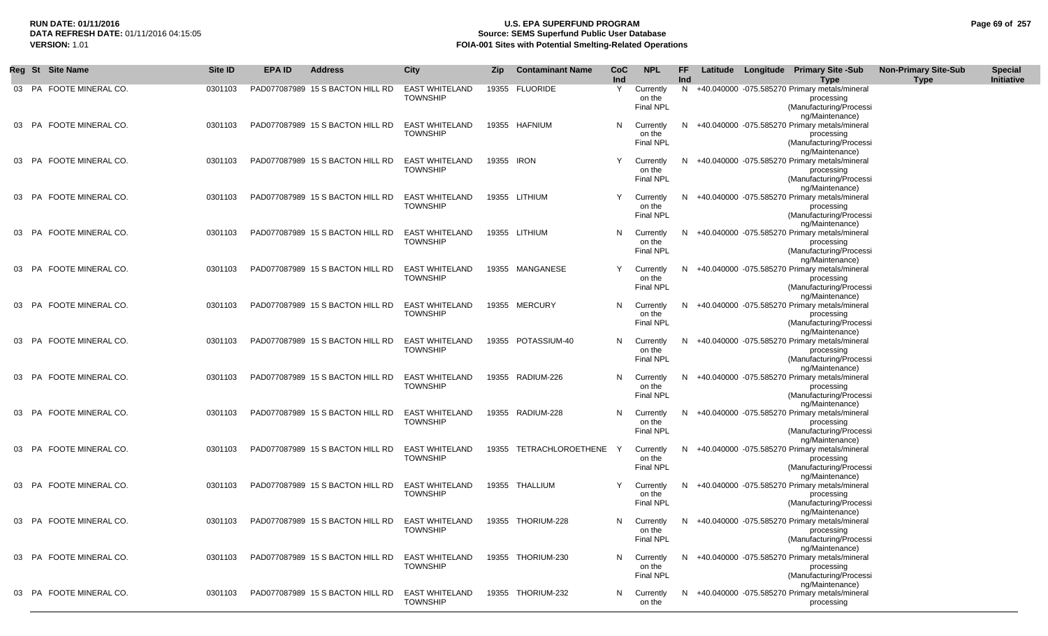**RUN DATE:** 01/11/2016
**DATA REFRESH DATE:** 01/11/2016 04:15:05
**VERSION:** 1.01

# U.S. EPA SUPERFUND PROGRAM
## Source: SEMS Superfund Public User Database
## FOIA-001 Sites with Potential Smelting-Related Operations

| Reg | St | Site Name | Site ID | EPA ID | Address | City | Zip | Contaminant Name | CoC Ind | NPL | FF Ind | Latitude | Longitude | Primary Site -Sub Type | Non-Primary Site-Sub Type | Special Initiative |
|---|---|---|---|---|---|---|---|---|---|---|---|---|---|---|---|---|
| 03 | PA | FOOTE MINERAL CO. | 0301103 | PAD077087989 | 15 S BACTON HILL RD | EAST WHITELAND TOWNSHIP | 19355 | FLUORIDE | Y | Currently on the Final NPL | N | +40.040000 | -075.585270 | Primary metals/mineral processing (Manufacturing/Processing/Maintenance) | | |
| 03 | PA | FOOTE MINERAL CO. | 0301103 | PAD077087989 | 15 S BACTON HILL RD | EAST WHITELAND TOWNSHIP | 19355 | HAFNIUM | N | Currently on the Final NPL | N | +40.040000 | -075.585270 | Primary metals/mineral processing (Manufacturing/Processing/Maintenance) | | |
| 03 | PA | FOOTE MINERAL CO. | 0301103 | PAD077087989 | 15 S BACTON HILL RD | EAST WHITELAND TOWNSHIP | 19355 | IRON | Y | Currently on the Final NPL | N | +40.040000 | -075.585270 | Primary metals/mineral processing (Manufacturing/Processing/Maintenance) | | |
| 03 | PA | FOOTE MINERAL CO. | 0301103 | PAD077087989 | 15 S BACTON HILL RD | EAST WHITELAND TOWNSHIP | 19355 | LITHIUM | Y | Currently on the Final NPL | N | +40.040000 | -075.585270 | Primary metals/mineral processing (Manufacturing/Processing/Maintenance) | | |
| 03 | PA | FOOTE MINERAL CO. | 0301103 | PAD077087989 | 15 S BACTON HILL RD | EAST WHITELAND TOWNSHIP | 19355 | LITHIUM | N | Currently on the Final NPL | N | +40.040000 | -075.585270 | Primary metals/mineral processing (Manufacturing/Processing/Maintenance) | | |
| 03 | PA | FOOTE MINERAL CO. | 0301103 | PAD077087989 | 15 S BACTON HILL RD | EAST WHITELAND TOWNSHIP | 19355 | MANGANESE | Y | Currently on the Final NPL | N | +40.040000 | -075.585270 | Primary metals/mineral processing (Manufacturing/Processing/Maintenance) | | |
| 03 | PA | FOOTE MINERAL CO. | 0301103 | PAD077087989 | 15 S BACTON HILL RD | EAST WHITELAND TOWNSHIP | 19355 | MERCURY | N | Currently on the Final NPL | N | +40.040000 | -075.585270 | Primary metals/mineral processing (Manufacturing/Processing/Maintenance) | | |
| 03 | PA | FOOTE MINERAL CO. | 0301103 | PAD077087989 | 15 S BACTON HILL RD | EAST WHITELAND TOWNSHIP | 19355 | POTASSIUM-40 | N | Currently on the Final NPL | N | +40.040000 | -075.585270 | Primary metals/mineral processing (Manufacturing/Processing/Maintenance) | | |
| 03 | PA | FOOTE MINERAL CO. | 0301103 | PAD077087989 | 15 S BACTON HILL RD | EAST WHITELAND TOWNSHIP | 19355 | RADIUM-226 | N | Currently on the Final NPL | N | +40.040000 | -075.585270 | Primary metals/mineral processing (Manufacturing/Processing/Maintenance) | | |
| 03 | PA | FOOTE MINERAL CO. | 0301103 | PAD077087989 | 15 S BACTON HILL RD | EAST WHITELAND TOWNSHIP | 19355 | RADIUM-228 | N | Currently on the Final NPL | N | +40.040000 | -075.585270 | Primary metals/mineral processing (Manufacturing/Processing/Maintenance) | | |
| 03 | PA | FOOTE MINERAL CO. | 0301103 | PAD077087989 | 15 S BACTON HILL RD | EAST WHITELAND TOWNSHIP | 19355 | TETRACHLOROETHENE | Y | Currently on the Final NPL | N | +40.040000 | -075.585270 | Primary metals/mineral processing (Manufacturing/Processing/Maintenance) | | |
| 03 | PA | FOOTE MINERAL CO. | 0301103 | PAD077087989 | 15 S BACTON HILL RD | EAST WHITELAND TOWNSHIP | 19355 | THALLIUM | Y | Currently on the Final NPL | N | +40.040000 | -075.585270 | Primary metals/mineral processing (Manufacturing/Processing/Maintenance) | | |
| 03 | PA | FOOTE MINERAL CO. | 0301103 | PAD077087989 | 15 S BACTON HILL RD | EAST WHITELAND TOWNSHIP | 19355 | THORIUM-228 | N | Currently on the Final NPL | N | +40.040000 | -075.585270 | Primary metals/mineral processing (Manufacturing/Processing/Maintenance) | | |
| 03 | PA | FOOTE MINERAL CO. | 0301103 | PAD077087989 | 15 S BACTON HILL RD | EAST WHITELAND TOWNSHIP | 19355 | THORIUM-230 | N | Currently on the Final NPL | N | +40.040000 | -075.585270 | Primary metals/mineral processing (Manufacturing/Processing/Maintenance) | | |
| 03 | PA | FOOTE MINERAL CO. | 0301103 | PAD077087989 | 15 S BACTON HILL RD | EAST WHITELAND TOWNSHIP | 19355 | THORIUM-232 | N | Currently on the | N | +40.040000 | -075.585270 | Primary metals/mineral processing | | |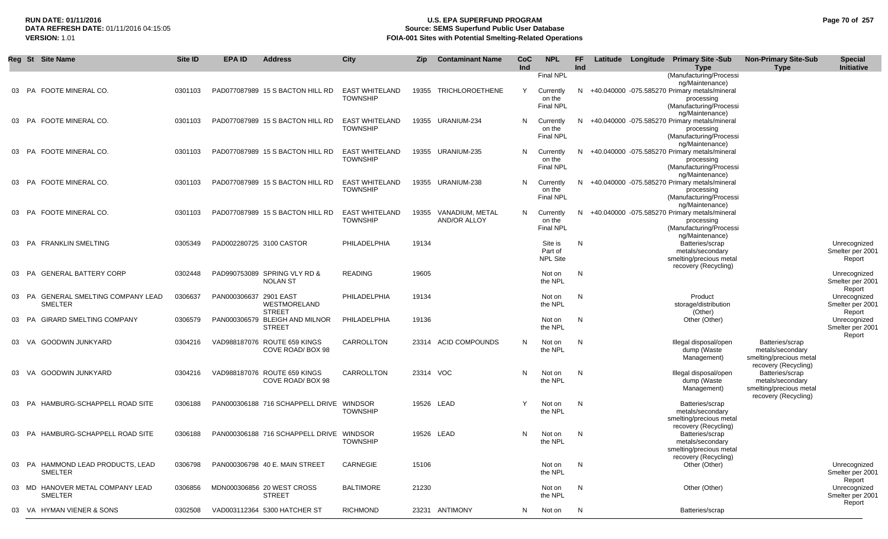| Reg | St | Site Name | Site ID | EPA ID | Address | City | Zip | Contaminant Name | CoC Ind | NPL | FF Ind | Latitude | Longitude | Primary Site -Sub Type | Non-Primary Site-Sub Type | Special Initiative |
|---|---|---|---|---|---|---|---|---|---|---|---|---|---|---|---|---|
| | | | | | | | | | | Final NPL | | | | (Manufacturing/Processing/Maintenance) | | |
| 03 | PA | FOOTE MINERAL CO. | 0301103 | PAD077087989 | 15 S BACTON HILL RD | EAST WHITELAND TOWNSHIP | 19355 | TRICHLOROETHENE | Y | Currently on the Final NPL | N | +40.040000 | -075.585270 | Primary metals/mineral processing (Manufacturing/Processing/Maintenance) | | |
| 03 | PA | FOOTE MINERAL CO. | 0301103 | PAD077087989 | 15 S BACTON HILL RD | EAST WHITELAND TOWNSHIP | 19355 | URANIUM-234 | N | Currently on the Final NPL | N | +40.040000 | -075.585270 | Primary metals/mineral processing (Manufacturing/Processing/Maintenance) | | |
| 03 | PA | FOOTE MINERAL CO. | 0301103 | PAD077087989 | 15 S BACTON HILL RD | EAST WHITELAND TOWNSHIP | 19355 | URANIUM-235 | N | Currently on the Final NPL | N | +40.040000 | -075.585270 | Primary metals/mineral processing (Manufacturing/Processing/Maintenance) | | |
| 03 | PA | FOOTE MINERAL CO. | 0301103 | PAD077087989 | 15 S BACTON HILL RD | EAST WHITELAND TOWNSHIP | 19355 | URANIUM-238 | N | Currently on the Final NPL | N | +40.040000 | -075.585270 | Primary metals/mineral processing (Manufacturing/Processing/Maintenance) | | |
| 03 | PA | FOOTE MINERAL CO. | 0301103 | PAD077087989 | 15 S BACTON HILL RD | EAST WHITELAND TOWNSHIP | 19355 | VANADIUM, METAL AND/OR ALLOY | N | Currently on the Final NPL | N | +40.040000 | -075.585270 | Primary metals/mineral processing (Manufacturing/Processing/Maintenance) | | |
| 03 | PA | FRANKLIN SMELTING | 0305349 | PAD002280725 | 3100 CASTOR | PHILADELPHIA | 19134 | | | Site is Part of NPL Site | N | | | Batteries/scrap metals/secondary smelting/precious metal recovery (Recycling) | | Unrecognized Smelter per 2001 Report |
| 03 | PA | GENERAL BATTERY CORP | 0302448 | PAD990753089 | SPRING VLY RD & NOLAN ST | READING | 19605 | | | Not on the NPL | N | | | | | Unrecognized Smelter per 2001 Report |
| 03 | PA | GENERAL SMELTING COMPANY LEAD SMELTER | 0306637 | PAN000306637 | 2901 EAST WESTMORELAND STREET | PHILADELPHIA | 19134 | | | Not on the NPL | N | | | Product storage/distribution (Other) | | Unrecognized Smelter per 2001 Report |
| 03 | PA | GIRARD SMELTING COMPANY | 0306579 | PAN000306579 | BLEIGH AND MILNOR STREET | PHILADELPHIA | 19136 | | | Not on the NPL | N | | | Other (Other) | | Unrecognized Smelter per 2001 Report |
| 03 | VA | GOODWIN JUNKYARD | 0304216 | VAD988187076 | ROUTE 659 KINGS COVE ROAD/ BOX 98 | CARROLLTON | 23314 | ACID COMPOUNDS | N | Not on the NPL | N | | | Illegal disposal/open dump (Waste Management) | Batteries/scrap metals/secondary smelting/precious metal recovery (Recycling) | |
| 03 | VA | GOODWIN JUNKYARD | 0304216 | VAD988187076 | ROUTE 659 KINGS COVE ROAD/ BOX 98 | CARROLLTON | 23314 | VOC | N | Not on the NPL | N | | | Illegal disposal/open dump (Waste Management) | Batteries/scrap metals/secondary smelting/precious metal recovery (Recycling) | |
| 03 | PA | HAMBURG-SCHAPPELL ROAD SITE | 0306188 | PAN000306188 | 716 SCHAPPELL DRIVE | WINDSOR TOWNSHIP | 19526 | LEAD | Y | Not on the NPL | N | | | Batteries/scrap metals/secondary smelting/precious metal recovery (Recycling) | | |
| 03 | PA | HAMBURG-SCHAPPELL ROAD SITE | 0306188 | PAN000306188 | 716 SCHAPPELL DRIVE | WINDSOR TOWNSHIP | 19526 | LEAD | N | Not on the NPL | N | | | Batteries/scrap metals/secondary smelting/precious metal recovery (Recycling) | | |
| 03 | PA | HAMMOND LEAD PRODUCTS, LEAD SMELTER | 0306798 | PAN000306798 | 40 E. MAIN STREET | CARNEGIE | 15106 | | | Not on the NPL | N | | | Other (Other) | | Unrecognized Smelter per 2001 Report |
| 03 | MD | HANOVER METAL COMPANY LEAD SMELTER | 0306856 | MDN000306856 | 20 WEST CROSS STREET | BALTIMORE | 21230 | | | Not on the NPL | N | | | Other (Other) | | Unrecognized Smelter per 2001 Report |
| 03 | VA | HYMAN VIENER & SONS | 0302508 | VAD003112364 | 5300 HATCHER ST | RICHMOND | 23231 | ANTIMONY | N | Not on | N | | | Batteries/scrap | | |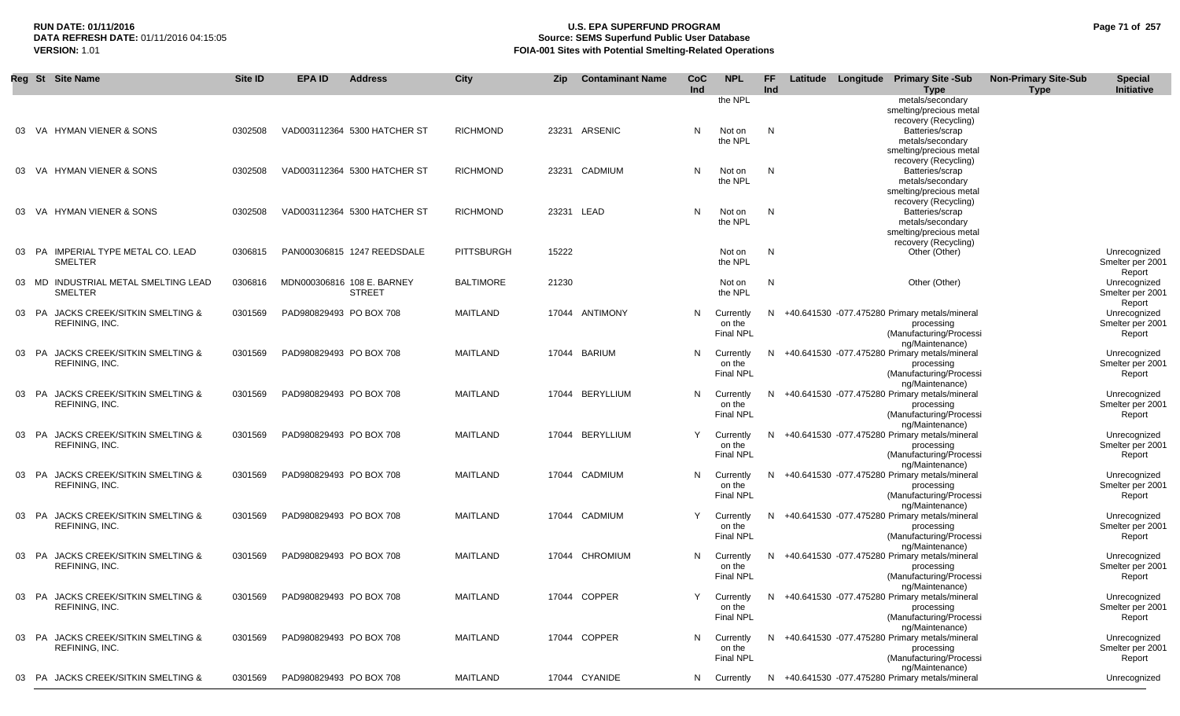| Reg | St | Site Name | Site ID | EPA ID | Address | City | Zip | Contaminant Name | CoC Ind | NPL | FF Ind | Latitude | Longitude | Primary Site -Sub Type | Non-Primary Site-Sub Type | Special Initiative |
|---|---|---|---|---|---|---|---|---|---|---|---|---|---|---|---|---|
| | | | | | | | | | | the NPL | | | | metals/secondary smelting/precious metal recovery (Recycling) | | |
| 03 | VA | HYMAN VIENER & SONS | 0302508 | VAD003112364 | 5300 HATCHER ST | RICHMOND | 23231 | ARSENIC | N | Not on the NPL | N | | | Batteries/scrap metals/secondary smelting/precious metal recovery (Recycling) | | |
| 03 | VA | HYMAN VIENER & SONS | 0302508 | VAD003112364 | 5300 HATCHER ST | RICHMOND | 23231 | CADMIUM | N | Not on the NPL | N | | | Batteries/scrap metals/secondary smelting/precious metal recovery (Recycling) | | |
| 03 | VA | HYMAN VIENER & SONS | 0302508 | VAD003112364 | 5300 HATCHER ST | RICHMOND | 23231 | LEAD | N | Not on the NPL | N | | | Batteries/scrap metals/secondary smelting/precious metal recovery (Recycling) | | |
| 03 | PA | IMPERIAL TYPE METAL CO. LEAD SMELTER | 0306815 | PAN000306815 | 1247 REEDSDALE | PITTSBURGH | 15222 | | | Not on the NPL | N | | | Other (Other) | | Unrecognized Smelter per 2001 Report |
| 03 | MD | INDUSTRIAL METAL SMELTING LEAD SMELTER | 0306816 | MDN000306816 | 108 E. BARNEY STREET | BALTIMORE | 21230 | | | Not on the NPL | N | | | Other (Other) | | Unrecognized Smelter per 2001 Report |
| 03 | PA | JACKS CREEK/SITKIN SMELTING & REFINING, INC. | 0301569 | PAD980829493 | PO BOX 708 | MAITLAND | 17044 | ANTIMONY | N | Currently on the Final NPL | N | +40.641530 | -077.475280 | Primary metals/mineral processing (Manufacturing/Processing/Maintenance) | | Unrecognized Smelter per 2001 Report |
| 03 | PA | JACKS CREEK/SITKIN SMELTING & REFINING, INC. | 0301569 | PAD980829493 | PO BOX 708 | MAITLAND | 17044 | BARIUM | N | Currently on the Final NPL | N | +40.641530 | -077.475280 | Primary metals/mineral processing (Manufacturing/Processing/Maintenance) | | Unrecognized Smelter per 2001 Report |
| 03 | PA | JACKS CREEK/SITKIN SMELTING & REFINING, INC. | 0301569 | PAD980829493 | PO BOX 708 | MAITLAND | 17044 | BERYLLIUM | N | Currently on the Final NPL | N | +40.641530 | -077.475280 | Primary metals/mineral processing (Manufacturing/Processing/Maintenance) | | Unrecognized Smelter per 2001 Report |
| 03 | PA | JACKS CREEK/SITKIN SMELTING & REFINING, INC. | 0301569 | PAD980829493 | PO BOX 708 | MAITLAND | 17044 | BERYLLIUM | Y | Currently on the Final NPL | N | +40.641530 | -077.475280 | Primary metals/mineral processing (Manufacturing/Processing/Maintenance) | | Unrecognized Smelter per 2001 Report |
| 03 | PA | JACKS CREEK/SITKIN SMELTING & REFINING, INC. | 0301569 | PAD980829493 | PO BOX 708 | MAITLAND | 17044 | CADMIUM | N | Currently on the Final NPL | N | +40.641530 | -077.475280 | Primary metals/mineral processing (Manufacturing/Processing/Maintenance) | | Unrecognized Smelter per 2001 Report |
| 03 | PA | JACKS CREEK/SITKIN SMELTING & REFINING, INC. | 0301569 | PAD980829493 | PO BOX 708 | MAITLAND | 17044 | CADMIUM | Y | Currently on the Final NPL | N | +40.641530 | -077.475280 | Primary metals/mineral processing (Manufacturing/Processing/Maintenance) | | Unrecognized Smelter per 2001 Report |
| 03 | PA | JACKS CREEK/SITKIN SMELTING & REFINING, INC. | 0301569 | PAD980829493 | PO BOX 708 | MAITLAND | 17044 | CHROMIUM | N | Currently on the Final NPL | N | +40.641530 | -077.475280 | Primary metals/mineral processing (Manufacturing/Processing/Maintenance) | | Unrecognized Smelter per 2001 Report |
| 03 | PA | JACKS CREEK/SITKIN SMELTING & REFINING, INC. | 0301569 | PAD980829493 | PO BOX 708 | MAITLAND | 17044 | COPPER | Y | Currently on the Final NPL | N | +40.641530 | -077.475280 | Primary metals/mineral processing (Manufacturing/Processing/Maintenance) | | Unrecognized Smelter per 2001 Report |
| 03 | PA | JACKS CREEK/SITKIN SMELTING & REFINING, INC. | 0301569 | PAD980829493 | PO BOX 708 | MAITLAND | 17044 | COPPER | N | Currently on the Final NPL | N | +40.641530 | -077.475280 | Primary metals/mineral processing (Manufacturing/Processing/Maintenance) | | Unrecognized Smelter per 2001 Report |
| 03 | PA | JACKS CREEK/SITKIN SMELTING & | 0301569 | PAD980829493 | PO BOX 708 | MAITLAND | 17044 | CYANIDE | N | Currently | N | +40.641530 | -077.475280 | Primary metals/mineral | | Unrecognized |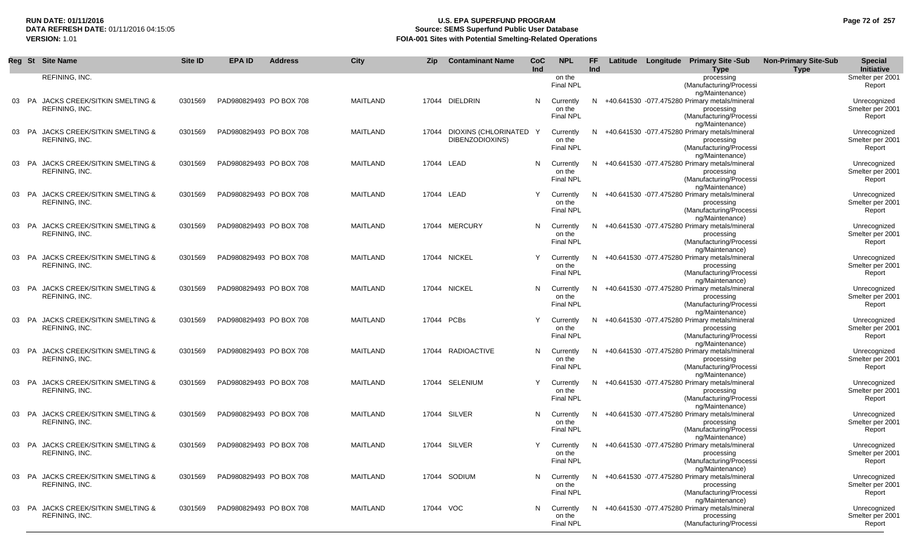| Reg | St | Site Name | Site ID | EPA ID | Address | City | Zip | Contaminant Name | CoC Ind | NPL | FF Ind | Latitude | Longitude | Primary Site -Sub Type | Non-Primary Site-Sub Type | Special Initiative |
|---|---|---|---|---|---|---|---|---|---|---|---|---|---|---|---|---|
| | | REFINING, INC. | | | | | | | | on the Final NPL | | | | processing (Manufacturing/Processing/Maintenance) | | Smelter per 2001 Report |
| 03 | PA | JACKS CREEK/SITKIN SMELTING & REFINING, INC. | 0301569 | PAD980829493 | PO BOX 708 | MAITLAND | 17044 | DIELDRIN | N | Currently on the Final NPL | N | +40.641530 | -077.475280 | Primary metals/mineral processing (Manufacturing/Processing/Maintenance) | | Unrecognized Smelter per 2001 Report |
| 03 | PA | JACKS CREEK/SITKIN SMELTING & REFINING, INC. | 0301569 | PAD980829493 | PO BOX 708 | MAITLAND | 17044 | DIOXINS (CHLORINATED DIBENZODIOXINS) | Y | Currently on the Final NPL | N | +40.641530 | -077.475280 | Primary metals/mineral processing (Manufacturing/Processing/Maintenance) | | Unrecognized Smelter per 2001 Report |
| 03 | PA | JACKS CREEK/SITKIN SMELTING & REFINING, INC. | 0301569 | PAD980829493 | PO BOX 708 | MAITLAND | 17044 | LEAD | N | Currently on the Final NPL | N | +40.641530 | -077.475280 | Primary metals/mineral processing (Manufacturing/Processing/Maintenance) | | Unrecognized Smelter per 2001 Report |
| 03 | PA | JACKS CREEK/SITKIN SMELTING & REFINING, INC. | 0301569 | PAD980829493 | PO BOX 708 | MAITLAND | 17044 | LEAD | Y | Currently on the Final NPL | N | +40.641530 | -077.475280 | Primary metals/mineral processing (Manufacturing/Processing/Maintenance) | | Unrecognized Smelter per 2001 Report |
| 03 | PA | JACKS CREEK/SITKIN SMELTING & REFINING, INC. | 0301569 | PAD980829493 | PO BOX 708 | MAITLAND | 17044 | MERCURY | N | Currently on the Final NPL | N | +40.641530 | -077.475280 | Primary metals/mineral processing (Manufacturing/Processing/Maintenance) | | Unrecognized Smelter per 2001 Report |
| 03 | PA | JACKS CREEK/SITKIN SMELTING & REFINING, INC. | 0301569 | PAD980829493 | PO BOX 708 | MAITLAND | 17044 | NICKEL | Y | Currently on the Final NPL | N | +40.641530 | -077.475280 | Primary metals/mineral processing (Manufacturing/Processing/Maintenance) | | Unrecognized Smelter per 2001 Report |
| 03 | PA | JACKS CREEK/SITKIN SMELTING & REFINING, INC. | 0301569 | PAD980829493 | PO BOX 708 | MAITLAND | 17044 | NICKEL | N | Currently on the Final NPL | N | +40.641530 | -077.475280 | Primary metals/mineral processing (Manufacturing/Processing/Maintenance) | | Unrecognized Smelter per 2001 Report |
| 03 | PA | JACKS CREEK/SITKIN SMELTING & REFINING, INC. | 0301569 | PAD980829493 | PO BOX 708 | MAITLAND | 17044 | PCBs | Y | Currently on the Final NPL | N | +40.641530 | -077.475280 | Primary metals/mineral processing (Manufacturing/Processing/Maintenance) | | Unrecognized Smelter per 2001 Report |
| 03 | PA | JACKS CREEK/SITKIN SMELTING & REFINING, INC. | 0301569 | PAD980829493 | PO BOX 708 | MAITLAND | 17044 | RADIOACTIVE | N | Currently on the Final NPL | N | +40.641530 | -077.475280 | Primary metals/mineral processing (Manufacturing/Processing/Maintenance) | | Unrecognized Smelter per 2001 Report |
| 03 | PA | JACKS CREEK/SITKIN SMELTING & REFINING, INC. | 0301569 | PAD980829493 | PO BOX 708 | MAITLAND | 17044 | SELENIUM | Y | Currently on the Final NPL | N | +40.641530 | -077.475280 | Primary metals/mineral processing (Manufacturing/Processing/Maintenance) | | Unrecognized Smelter per 2001 Report |
| 03 | PA | JACKS CREEK/SITKIN SMELTING & REFINING, INC. | 0301569 | PAD980829493 | PO BOX 708 | MAITLAND | 17044 | SILVER | N | Currently on the Final NPL | N | +40.641530 | -077.475280 | Primary metals/mineral processing (Manufacturing/Processing/Maintenance) | | Unrecognized Smelter per 2001 Report |
| 03 | PA | JACKS CREEK/SITKIN SMELTING & REFINING, INC. | 0301569 | PAD980829493 | PO BOX 708 | MAITLAND | 17044 | SILVER | Y | Currently on the Final NPL | N | +40.641530 | -077.475280 | Primary metals/mineral processing (Manufacturing/Processing/Maintenance) | | Unrecognized Smelter per 2001 Report |
| 03 | PA | JACKS CREEK/SITKIN SMELTING & REFINING, INC. | 0301569 | PAD980829493 | PO BOX 708 | MAITLAND | 17044 | SODIUM | N | Currently on the Final NPL | N | +40.641530 | -077.475280 | Primary metals/mineral processing (Manufacturing/Processing/Maintenance) | | Unrecognized Smelter per 2001 Report |
| 03 | PA | JACKS CREEK/SITKIN SMELTING & REFINING, INC. | 0301569 | PAD980829493 | PO BOX 708 | MAITLAND | 17044 | VOC | N | Currently on the Final NPL | N | +40.641530 | -077.475280 | Primary metals/mineral processing (Manufacturing/Processi | | Unrecognized Smelter per 2001 Report |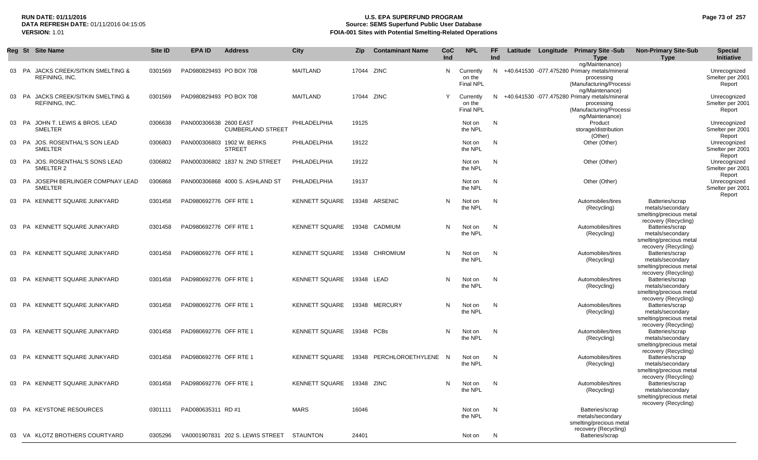RUN DATE: 01/11/2016
DATA REFRESH DATE: 01/11/2016 04:15:05
VERSION: 1.01

# U.S. EPA SUPERFUND PROGRAM
## Source: SEMS Superfund Public User Database
## FOIA-001 Sites with Potential Smelting-Related Operations

| Reg | St | Site Name | Site ID | EPA ID | Address | City | Zip | Contaminant Name | CoC Ind | NPL | FF Ind | Latitude | Longitude | Primary Site -Sub Type | Non-Primary Site-Sub Type | Special Initiative |
|---|---|---|---|---|---|---|---|---|---|---|---|---|---|---|---|---|
| 03 | PA | JACKS CREEK/SITKIN SMELTING & REFINING, INC. | 0301569 | PAD980829493 | PO BOX 708 | MAITLAND | 17044 | ZINC | N | Currently on the Final NPL | N | +40.641530 | -077.475280 | Primary metals/mineral processing (Manufacturing/Processing/Maintenance) | | Unrecognized Smelter per 2001 Report |
| 03 | PA | JACKS CREEK/SITKIN SMELTING & REFINING, INC. | 0301569 | PAD980829493 | PO BOX 708 | MAITLAND | 17044 | ZINC | Y | Currently on the Final NPL | N | +40.641530 | -077.475280 | Primary metals/mineral processing (Manufacturing/Processing/Maintenance) | | Unrecognized Smelter per 2001 Report |
| 03 | PA | JOHN T. LEWIS & BROS. LEAD SMELTER | 0306638 | PAN000306638 | 2600 EAST CUMBERLAND STREET | PHILADELPHIA | 19125 | | | Not on the NPL | N | | | Product storage/distribution (Other) | | Unrecognized Smelter per 2001 Report |
| 03 | PA | JOS. ROSENTHAL'S SON LEAD SMELTER | 0306803 | PAN000306803 | 1902 W. BERKS STREET | PHILADELPHIA | 19122 | | | Not on the NPL | N | | | Other (Other) | | Unrecognized Smelter per 2001 Report |
| 03 | PA | JOS. ROSENTHAL'S SONS LEAD SMELTER 2 | 0306802 | PAN000306802 | 1837 N. 2ND STREET | PHILADELPHIA | 19122 | | | Not on the NPL | N | | | Other (Other) | | Unrecognized Smelter per 2001 Report |
| 03 | PA | JOSEPH BERLINGER COMPNAY LEAD SMELTER | 0306868 | PAN000306868 | 4000 S. ASHLAND ST | PHILADELPHIA | 19137 | | | Not on the NPL | N | | | Other (Other) | | Unrecognized Smelter per 2001 Report |
| 03 | PA | KENNETT SQUARE JUNKYARD | 0301458 | PAD980692776 | OFF RTE 1 | KENNETT SQUARE | 19348 | ARSENIC | N | Not on the NPL | N | | | Automobiles/tires (Recycling) | Batteries/scrap metals/secondary smelting/precious metal recovery (Recycling) | |
| 03 | PA | KENNETT SQUARE JUNKYARD | 0301458 | PAD980692776 | OFF RTE 1 | KENNETT SQUARE | 19348 | CADMIUM | N | Not on the NPL | N | | | Automobiles/tires (Recycling) | Batteries/scrap metals/secondary smelting/precious metal recovery (Recycling) | |
| 03 | PA | KENNETT SQUARE JUNKYARD | 0301458 | PAD980692776 | OFF RTE 1 | KENNETT SQUARE | 19348 | CHROMIUM | N | Not on the NPL | N | | | Automobiles/tires (Recycling) | Batteries/scrap metals/secondary smelting/precious metal recovery (Recycling) | |
| 03 | PA | KENNETT SQUARE JUNKYARD | 0301458 | PAD980692776 | OFF RTE 1 | KENNETT SQUARE | 19348 | LEAD | N | Not on the NPL | N | | | Automobiles/tires (Recycling) | Batteries/scrap metals/secondary smelting/precious metal recovery (Recycling) | |
| 03 | PA | KENNETT SQUARE JUNKYARD | 0301458 | PAD980692776 | OFF RTE 1 | KENNETT SQUARE | 19348 | MERCURY | N | Not on the NPL | N | | | Automobiles/tires (Recycling) | Batteries/scrap metals/secondary smelting/precious metal recovery (Recycling) | |
| 03 | PA | KENNETT SQUARE JUNKYARD | 0301458 | PAD980692776 | OFF RTE 1 | KENNETT SQUARE | 19348 | PCBs | N | Not on the NPL | N | | | Automobiles/tires (Recycling) | Batteries/scrap metals/secondary smelting/precious metal recovery (Recycling) | |
| 03 | PA | KENNETT SQUARE JUNKYARD | 0301458 | PAD980692776 | OFF RTE 1 | KENNETT SQUARE | 19348 | PERCHLOROETHYLENE | N | Not on the NPL | N | | | Automobiles/tires (Recycling) | Batteries/scrap metals/secondary smelting/precious metal recovery (Recycling) | |
| 03 | PA | KENNETT SQUARE JUNKYARD | 0301458 | PAD980692776 | OFF RTE 1 | KENNETT SQUARE | 19348 | ZINC | N | Not on the NPL | N | | | Automobiles/tires (Recycling) | Batteries/scrap metals/secondary smelting/precious metal recovery (Recycling) | |
| 03 | PA | KEYSTONE RESOURCES | 0301111 | PAD080635311 | RD #1 | MARS | 16046 | | | Not on the NPL | N | | | Batteries/scrap metals/secondary smelting/precious metal recovery (Recycling) | | |
| 03 | VA | KLOTZ BROTHERS COURTYARD | 0305296 | VA0001907831 | 202 S. LEWIS STREET | STAUNTON | 24401 | | | Not on | N | | | Batteries/scrap | | |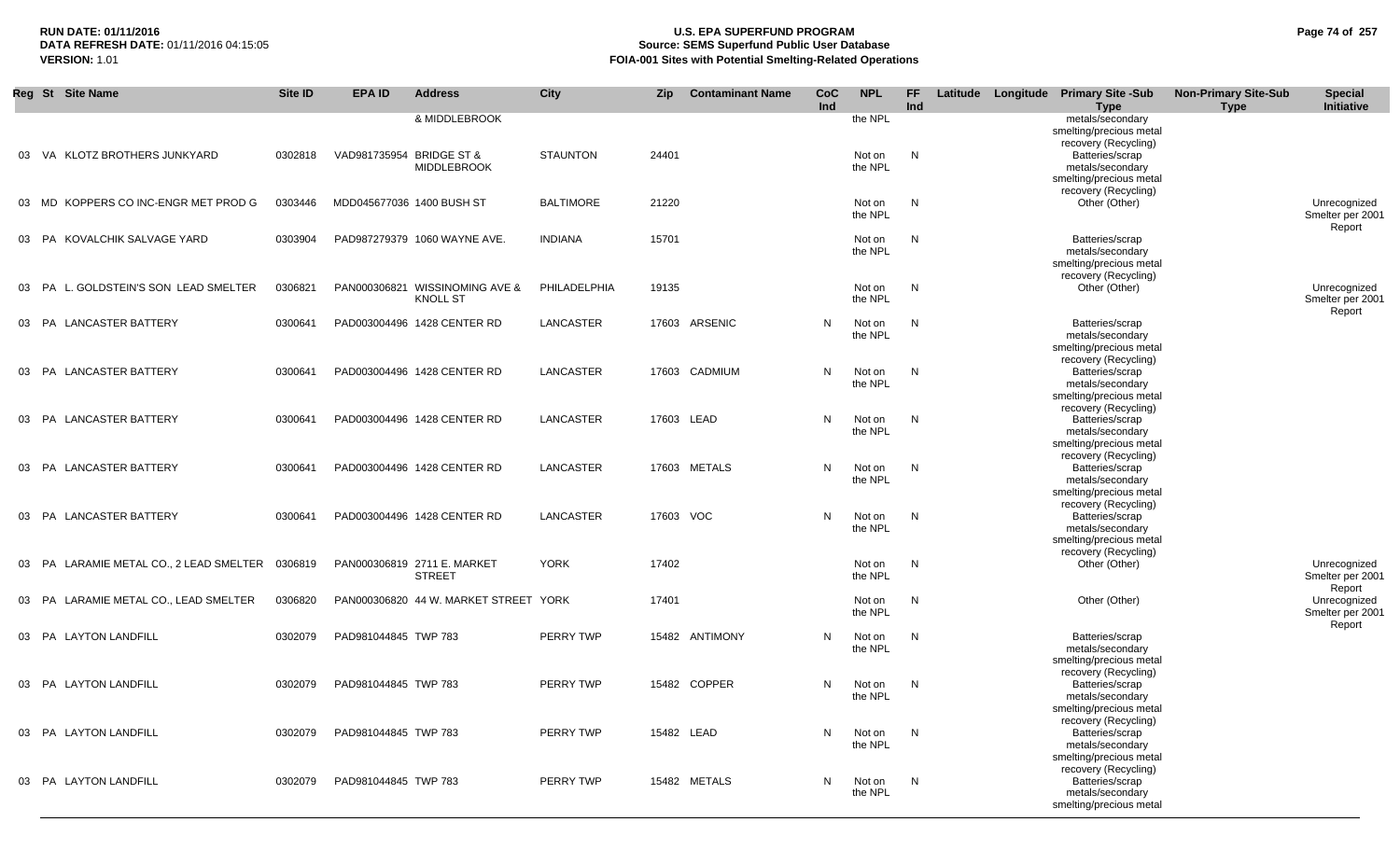**RUN DATE:** 01/11/2016
**DATA REFRESH DATE:** 01/11/2016 04:15:05
**VERSION:** 1.01

# U.S. EPA SUPERFUND PROGRAM
## Source: SEMS Superfund Public User Database
## FOIA-001 Sites with Potential Smelting-Related Operations

| Reg | St | Site Name | Site ID | EPA ID | Address | City | Zip | Contaminant Name | CoC Ind | NPL | FF Ind | Latitude | Longitude | Primary Site -Sub Type | Non-Primary Site-Sub Type | Special Initiative |
|---|---|---|---|---|---|---|---|---|---|---|---|---|---|---|---|---|
| | | | | | & MIDDLEBROOK | | | | | the NPL | | | | metals/secondary smelting/precious metal recovery (Recycling) | | |
| 03 | VA | KLOTZ BROTHERS JUNKYARD | 0302818 | VAD981735954 | BRIDGE ST & MIDDLEBROOK | STAUNTON | 24401 | | | Not on the NPL | N | | | Batteries/scrap metals/secondary smelting/precious metal recovery (Recycling) | | |
| 03 | MD | KOPPERS CO INC-ENGR MET PROD G | 0303446 | MDD045677036 | 1400 BUSH ST | BALTIMORE | 21220 | | | Not on the NPL | N | | | Other (Other) | | Unrecognized Smelter per 2001 Report |
| 03 | PA | KOVALCHIK SALVAGE YARD | 0303904 | PAD987279379 | 1060 WAYNE AVE. | INDIANA | 15701 | | | Not on the NPL | N | | | Batteries/scrap metals/secondary smelting/precious metal recovery (Recycling) | | |
| 03 | PA | L. GOLDSTEIN'S SON LEAD SMELTER | 0306821 | PAN000306821 | WISSINOMING AVE & KNOLL ST | PHILADELPHIA | 19135 | | | Not on the NPL | N | | | Other (Other) | | Unrecognized Smelter per 2001 Report |
| 03 | PA | LANCASTER BATTERY | 0300641 | PAD003004496 | 1428 CENTER RD | LANCASTER | 17603 | ARSENIC | N | Not on the NPL | N | | | Batteries/scrap metals/secondary smelting/precious metal recovery (Recycling) | | |
| 03 | PA | LANCASTER BATTERY | 0300641 | PAD003004496 | 1428 CENTER RD | LANCASTER | 17603 | CADMIUM | N | Not on the NPL | N | | | Batteries/scrap metals/secondary smelting/precious metal recovery (Recycling) | | |
| 03 | PA | LANCASTER BATTERY | 0300641 | PAD003004496 | 1428 CENTER RD | LANCASTER | 17603 | LEAD | N | Not on the NPL | N | | | Batteries/scrap metals/secondary smelting/precious metal recovery (Recycling) | | |
| 03 | PA | LANCASTER BATTERY | 0300641 | PAD003004496 | 1428 CENTER RD | LANCASTER | 17603 | METALS | N | Not on the NPL | N | | | Batteries/scrap metals/secondary smelting/precious metal recovery (Recycling) | | |
| 03 | PA | LANCASTER BATTERY | 0300641 | PAD003004496 | 1428 CENTER RD | LANCASTER | 17603 | VOC | N | Not on the NPL | N | | | Batteries/scrap metals/secondary smelting/precious metal recovery (Recycling) | | |
| 03 | PA | LARAMIE METAL CO., 2 LEAD SMELTER | 0306819 | PAN000306819 | 2711 E. MARKET STREET | YORK | 17402 | | | Not on the NPL | N | | | Other (Other) | | Unrecognized Smelter per 2001 Report |
| 03 | PA | LARAMIE METAL CO., LEAD SMELTER | 0306820 | PAN000306820 | 44 W. MARKET STREET | YORK | 17401 | | | Not on the NPL | N | | | Other (Other) | | Unrecognized Smelter per 2001 Report |
| 03 | PA | LAYTON LANDFILL | 0302079 | PAD981044845 | TWP 783 | PERRY TWP | 15482 | ANTIMONY | N | Not on the NPL | N | | | Batteries/scrap metals/secondary smelting/precious metal recovery (Recycling) | | |
| 03 | PA | LAYTON LANDFILL | 0302079 | PAD981044845 | TWP 783 | PERRY TWP | 15482 | COPPER | N | Not on the NPL | N | | | Batteries/scrap metals/secondary smelting/precious metal recovery (Recycling) | | |
| 03 | PA | LAYTON LANDFILL | 0302079 | PAD981044845 | TWP 783 | PERRY TWP | 15482 | LEAD | N | Not on the NPL | N | | | Batteries/scrap metals/secondary smelting/precious metal recovery (Recycling) | | |
| 03 | PA | LAYTON LANDFILL | 0302079 | PAD981044845 | TWP 783 | PERRY TWP | 15482 | METALS | N | Not on the NPL | N | | | Batteries/scrap metals/secondary smelting/precious metal | | |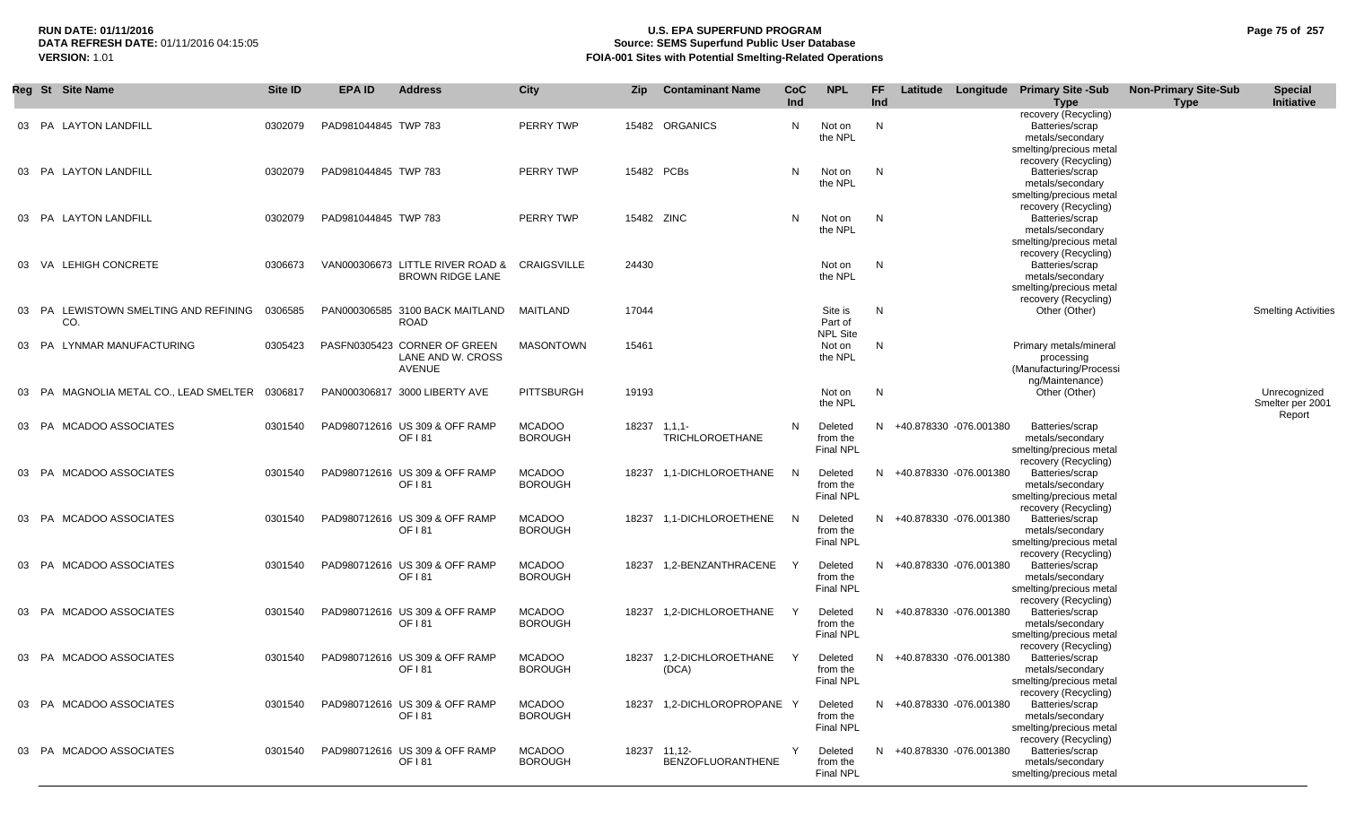| Reg | St | Site Name | Site ID | EPA ID | Address | City | Zip | Contaminant Name | CoC Ind | NPL | FF Ind | Latitude | Longitude | Primary Site -Sub Type | Non-Primary Site-Sub Type | Special Initiative |
|---|---|---|---|---|---|---|---|---|---|---|---|---|---|---|---|---|
| 03 | PA | LAYTON LANDFILL | 0302079 | PAD981044845 | TWP 783 | PERRY TWP | 15482 | ORGANICS | N | Not on the NPL | N | | | recovery (Recycling) Batteries/scrap metals/secondary smelting/precious metal | | |
| 03 | PA | LAYTON LANDFILL | 0302079 | PAD981044845 | TWP 783 | PERRY TWP | 15482 | PCBs | N | Not on the NPL | N | | | recovery (Recycling) Batteries/scrap metals/secondary smelting/precious metal | | |
| 03 | PA | LAYTON LANDFILL | 0302079 | PAD981044845 | TWP 783 | PERRY TWP | 15482 | ZINC | N | Not on the NPL | N | | | recovery (Recycling) Batteries/scrap metals/secondary smelting/precious metal | | |
| 03 | VA | LEHIGH CONCRETE | 0306673 | VAN000306673 | LITTLE RIVER ROAD & BROWN RIDGE LANE | CRAIGSVILLE | 24430 | | | Not on the NPL | N | | | recovery (Recycling) Batteries/scrap metals/secondary smelting/precious metal | | |
| 03 | PA | LEWISTOWN SMELTING AND REFINING CO. | 0306585 | PAN000306585 | 3100 BACK MAITLAND ROAD | MAITLAND | 17044 | | | Site is Part of NPL Site | N | | | recovery (Recycling) Other (Other) | | Smelting Activities |
| 03 | PA | LYNMAR MANUFACTURING | 0305423 | PASFN0305423 | CORNER OF GREEN LANE AND W. CROSS AVENUE | MASONTOWN | 15461 | | | Not on the NPL | N | | | Primary metals/mineral processing (Manufacturing/Processing/Maintenance) | | |
| 03 | PA | MAGNOLIA METAL CO., LEAD SMELTER | 0306817 | PAN000306817 | 3000 LIBERTY AVE | PITTSBURGH | 19193 | | | Not on the NPL | N | | | Other (Other) | | Unrecognized Smelter per 2001 Report |
| 03 | PA | MCADOO ASSOCIATES | 0301540 | PAD980712616 | US 309 & OFF RAMP OF I 81 | MCADOO BOROUGH | 18237 | 1,1,1-TRICHLOROETHANE | N | Deleted from the Final NPL | N | +40.878330 | -076.001380 | Batteries/scrap metals/secondary smelting/precious metal | | |
| 03 | PA | MCADOO ASSOCIATES | 0301540 | PAD980712616 | US 309 & OFF RAMP OF I 81 | MCADOO BOROUGH | 18237 | 1,1-DICHLOROETHANE | N | Deleted from the Final NPL | N | +40.878330 | -076.001380 | recovery (Recycling) Batteries/scrap metals/secondary smelting/precious metal | | |
| 03 | PA | MCADOO ASSOCIATES | 0301540 | PAD980712616 | US 309 & OFF RAMP OF I 81 | MCADOO BOROUGH | 18237 | 1,1-DICHLOROETHENE | N | Deleted from the Final NPL | N | +40.878330 | -076.001380 | recovery (Recycling) Batteries/scrap metals/secondary smelting/precious metal | | |
| 03 | PA | MCADOO ASSOCIATES | 0301540 | PAD980712616 | US 309 & OFF RAMP OF I 81 | MCADOO BOROUGH | 18237 | 1,2-BENZANTHRACENE | Y | Deleted from the Final NPL | N | +40.878330 | -076.001380 | recovery (Recycling) Batteries/scrap metals/secondary smelting/precious metal | | |
| 03 | PA | MCADOO ASSOCIATES | 0301540 | PAD980712616 | US 309 & OFF RAMP OF I 81 | MCADOO BOROUGH | 18237 | 1,2-DICHLOROETHANE | Y | Deleted from the Final NPL | N | +40.878330 | -076.001380 | recovery (Recycling) Batteries/scrap metals/secondary smelting/precious metal | | |
| 03 | PA | MCADOO ASSOCIATES | 0301540 | PAD980712616 | US 309 & OFF RAMP OF I 81 | MCADOO BOROUGH | 18237 | 1,2-DICHLOROETHANE (DCA) | Y | Deleted from the Final NPL | N | +40.878330 | -076.001380 | recovery (Recycling) Batteries/scrap metals/secondary smelting/precious metal | | |
| 03 | PA | MCADOO ASSOCIATES | 0301540 | PAD980712616 | US 309 & OFF RAMP OF I 81 | MCADOO BOROUGH | 18237 | 1,2-DICHLOROPROPANE | Y | Deleted from the Final NPL | N | +40.878330 | -076.001380 | recovery (Recycling) Batteries/scrap metals/secondary smelting/precious metal | | |
| 03 | PA | MCADOO ASSOCIATES | 0301540 | PAD980712616 | US 309 & OFF RAMP OF I 81 | MCADOO BOROUGH | 18237 | 11,12-BENZOFLUORANTHENE | Y | Deleted from the Final NPL | N | +40.878330 | -076.001380 | recovery (Recycling) Batteries/scrap metals/secondary smelting/precious metal | | |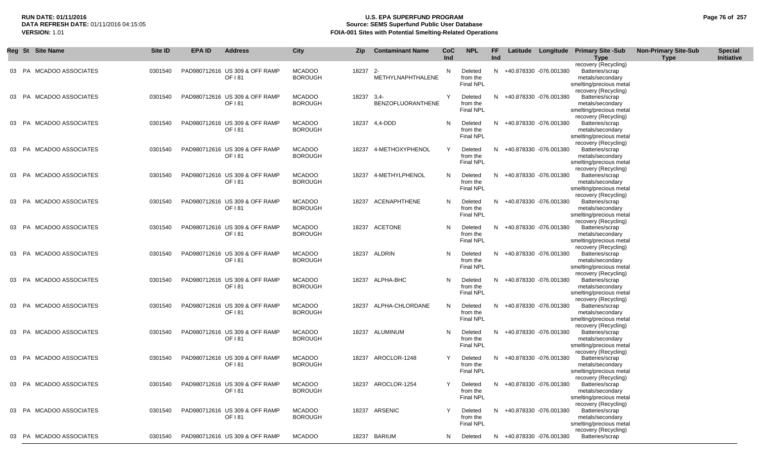**RUN DATE:** 01/11/2016
**DATA REFRESH DATE:** 01/11/2016 04:15:05
**VERSION:** 1.01

# U.S. EPA SUPERFUND PROGRAM
## Source: SEMS Superfund Public User Database
## FOIA-001 Sites with Potential Smelting-Related Operations

| Reg | St | Site Name | Site ID | EPA ID | Address | City | Zip | Contaminant Name | CoC Ind | NPL | FF Ind | Latitude | Longitude | Primary Site -Sub Type | Non-Primary Site-Sub Type | Special Initiative |
|---|---|---|---|---|---|---|---|---|---|---|---|---|---|---|---|---|
| 03 | PA | MCADOO ASSOCIATES | 0301540 | PAD980712616 | US 309 & OFF RAMP OF I 81 | MCADOO BOROUGH | 18237 | 2-METHYLNAPHTHALENE | N | Deleted from the Final NPL | N | +40.878330 | -076.001380 | Batteries/scrap metals/secondary smelting/precious metal recovery (Recycling) | | |
| 03 | PA | MCADOO ASSOCIATES | 0301540 | PAD980712616 | US 309 & OFF RAMP OF I 81 | MCADOO BOROUGH | 18237 | 3,4-BENZOFLUORANTHENE | Y | Deleted from the Final NPL | N | +40.878330 | -076.001380 | Batteries/scrap metals/secondary smelting/precious metal recovery (Recycling) | | |
| 03 | PA | MCADOO ASSOCIATES | 0301540 | PAD980712616 | US 309 & OFF RAMP OF I 81 | MCADOO BOROUGH | 18237 | 4,4-DDD | N | Deleted from the Final NPL | N | +40.878330 | -076.001380 | Batteries/scrap metals/secondary smelting/precious metal recovery (Recycling) | | |
| 03 | PA | MCADOO ASSOCIATES | 0301540 | PAD980712616 | US 309 & OFF RAMP OF I 81 | MCADOO BOROUGH | 18237 | 4-METHOXYPHENOL | Y | Deleted from the Final NPL | N | +40.878330 | -076.001380 | Batteries/scrap metals/secondary smelting/precious metal recovery (Recycling) | | |
| 03 | PA | MCADOO ASSOCIATES | 0301540 | PAD980712616 | US 309 & OFF RAMP OF I 81 | MCADOO BOROUGH | 18237 | 4-METHYLPHENOL | N | Deleted from the Final NPL | N | +40.878330 | -076.001380 | Batteries/scrap metals/secondary smelting/precious metal recovery (Recycling) | | |
| 03 | PA | MCADOO ASSOCIATES | 0301540 | PAD980712616 | US 309 & OFF RAMP OF I 81 | MCADOO BOROUGH | 18237 | ACENAPHTHENE | N | Deleted from the Final NPL | N | +40.878330 | -076.001380 | Batteries/scrap metals/secondary smelting/precious metal recovery (Recycling) | | |
| 03 | PA | MCADOO ASSOCIATES | 0301540 | PAD980712616 | US 309 & OFF RAMP OF I 81 | MCADOO BOROUGH | 18237 | ACETONE | N | Deleted from the Final NPL | N | +40.878330 | -076.001380 | Batteries/scrap metals/secondary smelting/precious metal recovery (Recycling) | | |
| 03 | PA | MCADOO ASSOCIATES | 0301540 | PAD980712616 | US 309 & OFF RAMP OF I 81 | MCADOO BOROUGH | 18237 | ALDRIN | N | Deleted from the Final NPL | N | +40.878330 | -076.001380 | Batteries/scrap metals/secondary smelting/precious metal recovery (Recycling) | | |
| 03 | PA | MCADOO ASSOCIATES | 0301540 | PAD980712616 | US 309 & OFF RAMP OF I 81 | MCADOO BOROUGH | 18237 | ALPHA-BHC | N | Deleted from the Final NPL | N | +40.878330 | -076.001380 | Batteries/scrap metals/secondary smelting/precious metal recovery (Recycling) | | |
| 03 | PA | MCADOO ASSOCIATES | 0301540 | PAD980712616 | US 309 & OFF RAMP OF I 81 | MCADOO BOROUGH | 18237 | ALPHA-CHLORDANE | N | Deleted from the Final NPL | N | +40.878330 | -076.001380 | Batteries/scrap metals/secondary smelting/precious metal recovery (Recycling) | | |
| 03 | PA | MCADOO ASSOCIATES | 0301540 | PAD980712616 | US 309 & OFF RAMP OF I 81 | MCADOO BOROUGH | 18237 | ALUMINUM | N | Deleted from the Final NPL | N | +40.878330 | -076.001380 | Batteries/scrap metals/secondary smelting/precious metal recovery (Recycling) | | |
| 03 | PA | MCADOO ASSOCIATES | 0301540 | PAD980712616 | US 309 & OFF RAMP OF I 81 | MCADOO BOROUGH | 18237 | AROCLOR-1248 | Y | Deleted from the Final NPL | N | +40.878330 | -076.001380 | Batteries/scrap metals/secondary smelting/precious metal recovery (Recycling) | | |
| 03 | PA | MCADOO ASSOCIATES | 0301540 | PAD980712616 | US 309 & OFF RAMP OF I 81 | MCADOO BOROUGH | 18237 | AROCLOR-1254 | Y | Deleted from the Final NPL | N | +40.878330 | -076.001380 | Batteries/scrap metals/secondary smelting/precious metal recovery (Recycling) | | |
| 03 | PA | MCADOO ASSOCIATES | 0301540 | PAD980712616 | US 309 & OFF RAMP OF I 81 | MCADOO BOROUGH | 18237 | ARSENIC | Y | Deleted from the Final NPL | N | +40.878330 | -076.001380 | Batteries/scrap metals/secondary smelting/precious metal recovery (Recycling) | | |
| 03 | PA | MCADOO ASSOCIATES | 0301540 | PAD980712616 | US 309 & OFF RAMP | MCADOO | 18237 | BARIUM | N | Deleted | N | +40.878330 | -076.001380 | Batteries/scrap | | |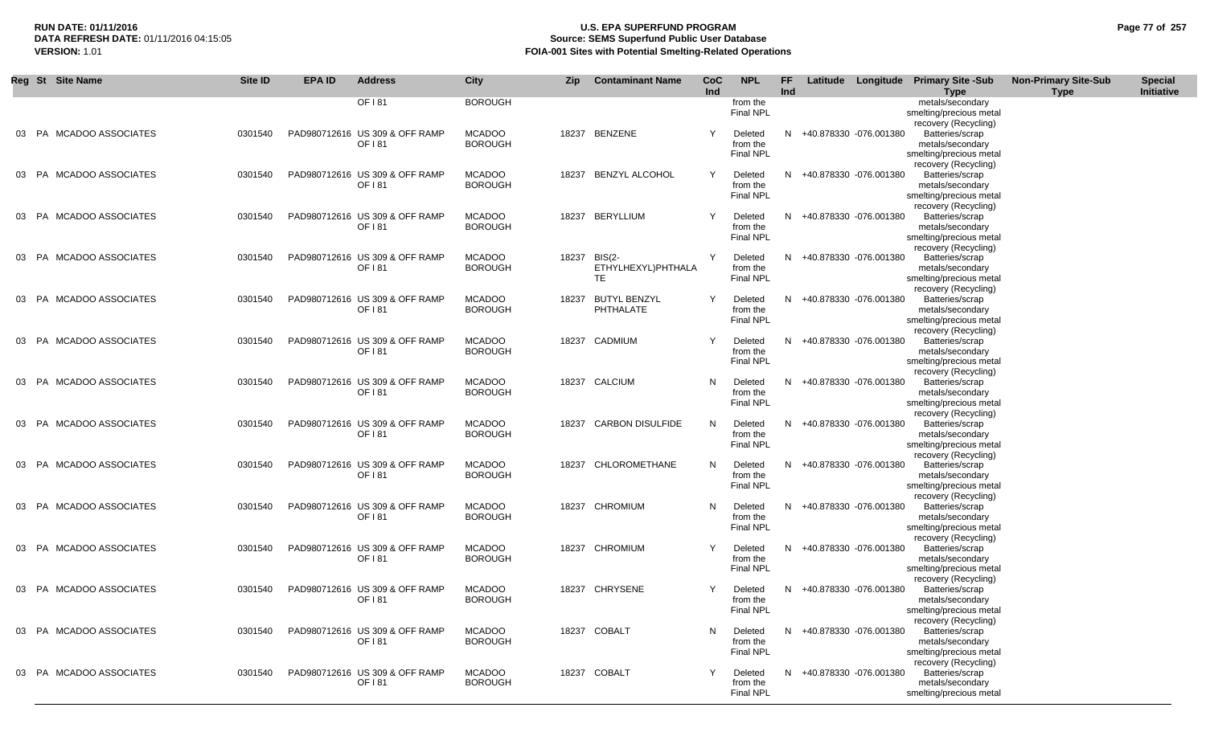**RUN DATE:** 01/11/2016
**DATA REFRESH DATE:** 01/11/2016 04:15:05
**VERSION:** 1.01

# U.S. EPA SUPERFUND PROGRAM
## Source: SEMS Superfund Public User Database
## FOIA-001 Sites with Potential Smelting-Related Operations

| Reg | St | Site Name | Site ID | EPA ID | Address | City | Zip | Contaminant Name | CoC Ind | NPL | FF Ind | Latitude | Longitude | Primary Site -Sub Type | Non-Primary Site-Sub Type | Special Initiative |
|---|---|---|---|---|---|---|---|---|---|---|---|---|---|---|---|---|
| | | | | | OF I 81 | BOROUGH | | | | from the Final NPL | | | | metals/secondary smelting/precious metal recovery (Recycling) | | |
| 03 | PA | MCADOO ASSOCIATES | 0301540 | PAD980712616 | US 309 & OFF RAMP OF I 81 | MCADOO BOROUGH | 18237 | BENZENE | Y | Deleted from the Final NPL | N | +40.878330 | -076.001380 | Batteries/scrap metals/secondary smelting/precious metal recovery (Recycling) | | |
| 03 | PA | MCADOO ASSOCIATES | 0301540 | PAD980712616 | US 309 & OFF RAMP OF I 81 | MCADOO BOROUGH | 18237 | BENZYL ALCOHOL | Y | Deleted from the Final NPL | N | +40.878330 | -076.001380 | Batteries/scrap metals/secondary smelting/precious metal recovery (Recycling) | | |
| 03 | PA | MCADOO ASSOCIATES | 0301540 | PAD980712616 | US 309 & OFF RAMP OF I 81 | MCADOO BOROUGH | 18237 | BERYLLIUM | Y | Deleted from the Final NPL | N | +40.878330 | -076.001380 | Batteries/scrap metals/secondary smelting/precious metal recovery (Recycling) | | |
| 03 | PA | MCADOO ASSOCIATES | 0301540 | PAD980712616 | US 309 & OFF RAMP OF I 81 | MCADOO BOROUGH | 18237 | BIS(2-ETHYLHEXYL)PHTHALATE | Y | Deleted from the Final NPL | N | +40.878330 | -076.001380 | Batteries/scrap metals/secondary smelting/precious metal recovery (Recycling) | | |
| 03 | PA | MCADOO ASSOCIATES | 0301540 | PAD980712616 | US 309 & OFF RAMP OF I 81 | MCADOO BOROUGH | 18237 | BUTYL BENZYL PHTHALATE | Y | Deleted from the Final NPL | N | +40.878330 | -076.001380 | Batteries/scrap metals/secondary smelting/precious metal recovery (Recycling) | | |
| 03 | PA | MCADOO ASSOCIATES | 0301540 | PAD980712616 | US 309 & OFF RAMP OF I 81 | MCADOO BOROUGH | 18237 | CADMIUM | Y | Deleted from the Final NPL | N | +40.878330 | -076.001380 | Batteries/scrap metals/secondary smelting/precious metal recovery (Recycling) | | |
| 03 | PA | MCADOO ASSOCIATES | 0301540 | PAD980712616 | US 309 & OFF RAMP OF I 81 | MCADOO BOROUGH | 18237 | CALCIUM | N | Deleted from the Final NPL | N | +40.878330 | -076.001380 | Batteries/scrap metals/secondary smelting/precious metal recovery (Recycling) | | |
| 03 | PA | MCADOO ASSOCIATES | 0301540 | PAD980712616 | US 309 & OFF RAMP OF I 81 | MCADOO BOROUGH | 18237 | CARBON DISULFIDE | N | Deleted from the Final NPL | N | +40.878330 | -076.001380 | Batteries/scrap metals/secondary smelting/precious metal recovery (Recycling) | | |
| 03 | PA | MCADOO ASSOCIATES | 0301540 | PAD980712616 | US 309 & OFF RAMP OF I 81 | MCADOO BOROUGH | 18237 | CHLOROMETHANE | N | Deleted from the Final NPL | N | +40.878330 | -076.001380 | Batteries/scrap metals/secondary smelting/precious metal recovery (Recycling) | | |
| 03 | PA | MCADOO ASSOCIATES | 0301540 | PAD980712616 | US 309 & OFF RAMP OF I 81 | MCADOO BOROUGH | 18237 | CHROMIUM | N | Deleted from the Final NPL | N | +40.878330 | -076.001380 | Batteries/scrap metals/secondary smelting/precious metal recovery (Recycling) | | |
| 03 | PA | MCADOO ASSOCIATES | 0301540 | PAD980712616 | US 309 & OFF RAMP OF I 81 | MCADOO BOROUGH | 18237 | CHROMIUM | Y | Deleted from the Final NPL | N | +40.878330 | -076.001380 | Batteries/scrap metals/secondary smelting/precious metal recovery (Recycling) | | |
| 03 | PA | MCADOO ASSOCIATES | 0301540 | PAD980712616 | US 309 & OFF RAMP OF I 81 | MCADOO BOROUGH | 18237 | CHRYSENE | Y | Deleted from the Final NPL | N | +40.878330 | -076.001380 | Batteries/scrap metals/secondary smelting/precious metal recovery (Recycling) | | |
| 03 | PA | MCADOO ASSOCIATES | 0301540 | PAD980712616 | US 309 & OFF RAMP OF I 81 | MCADOO BOROUGH | 18237 | COBALT | N | Deleted from the Final NPL | N | +40.878330 | -076.001380 | Batteries/scrap metals/secondary smelting/precious metal recovery (Recycling) | | |
| 03 | PA | MCADOO ASSOCIATES | 0301540 | PAD980712616 | US 309 & OFF RAMP OF I 81 | MCADOO BOROUGH | 18237 | COBALT | Y | Deleted from the Final NPL | N | +40.878330 | -076.001380 | Batteries/scrap metals/secondary smelting/precious metal | | |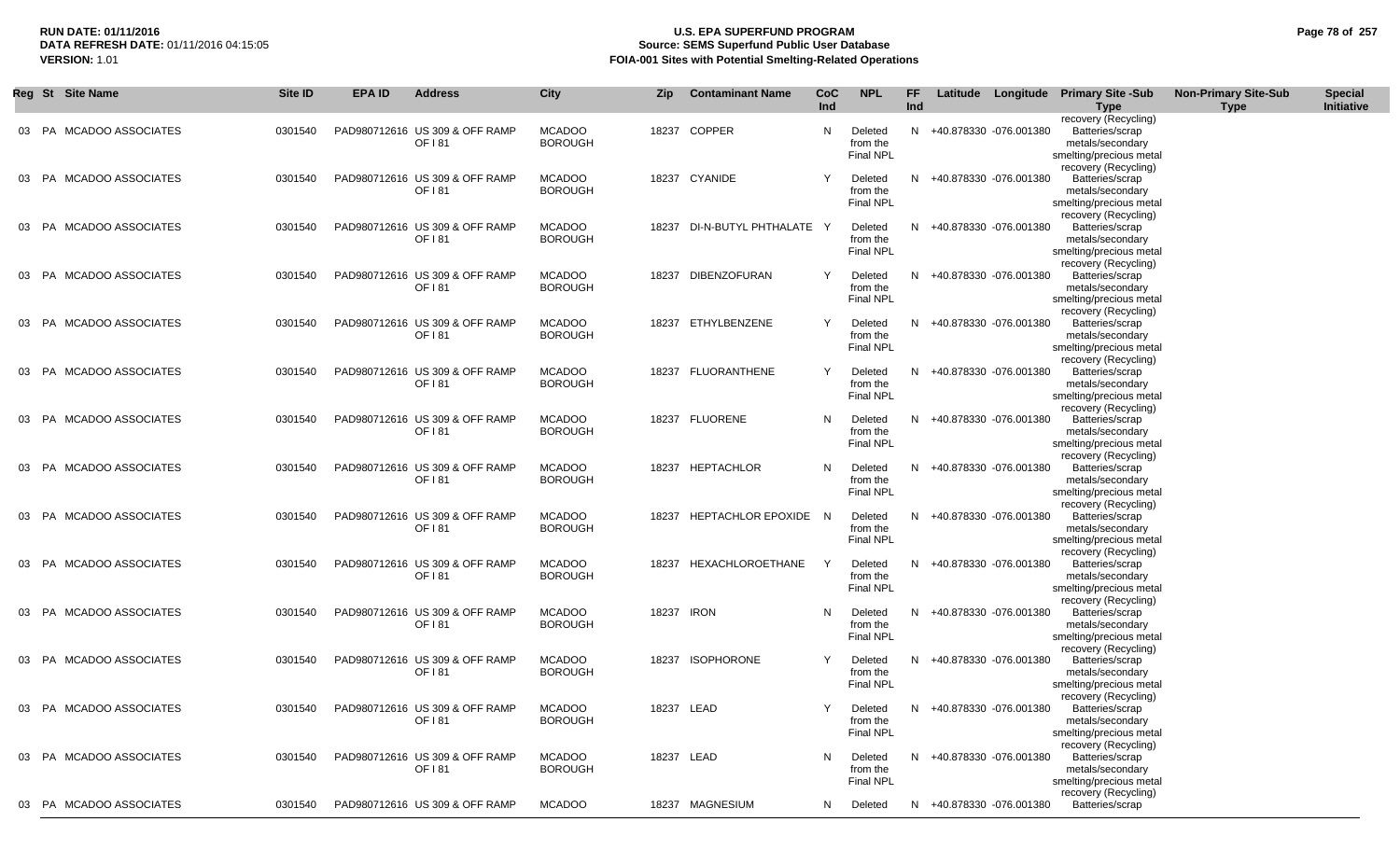**RUN DATE:** 01/11/2016
**DATA REFRESH DATE:** 01/11/2016 04:15:05
**VERSION:** 1.01

# U.S. EPA SUPERFUND PROGRAM
## Source: SEMS Superfund Public User Database
## FOIA-001 Sites with Potential Smelting-Related Operations

| Reg | St | Site Name | Site ID | EPA ID | Address | City | Zip | Contaminant Name | CoC Ind | NPL | FF Ind | Latitude | Longitude | Primary Site -Sub Type | Non-Primary Site-Sub Type | Special Initiative |
|---|---|---|---|---|---|---|---|---|---|---|---|---|---|---|---|---|
| 03 | PA | MCADOO ASSOCIATES | 0301540 | PAD980712616 | US 309 & OFF RAMP OF I 81 | MCADOO BOROUGH | 18237 | COPPER | N | Deleted from the Final NPL | N | +40.878330 | -076.001380 | recovery (Recycling) Batteries/scrap metals/secondary smelting/precious metal recovery (Recycling) | | |
| 03 | PA | MCADOO ASSOCIATES | 0301540 | PAD980712616 | US 309 & OFF RAMP OF I 81 | MCADOO BOROUGH | 18237 | CYANIDE | Y | Deleted from the Final NPL | N | +40.878330 | -076.001380 | Batteries/scrap metals/secondary smelting/precious metal recovery (Recycling) | | |
| 03 | PA | MCADOO ASSOCIATES | 0301540 | PAD980712616 | US 309 & OFF RAMP OF I 81 | MCADOO BOROUGH | 18237 | DI-N-BUTYL PHTHALATE | Y | Deleted from the Final NPL | N | +40.878330 | -076.001380 | Batteries/scrap metals/secondary smelting/precious metal recovery (Recycling) | | |
| 03 | PA | MCADOO ASSOCIATES | 0301540 | PAD980712616 | US 309 & OFF RAMP OF I 81 | MCADOO BOROUGH | 18237 | DIBENZOFURAN | Y | Deleted from the Final NPL | N | +40.878330 | -076.001380 | Batteries/scrap metals/secondary smelting/precious metal recovery (Recycling) | | |
| 03 | PA | MCADOO ASSOCIATES | 0301540 | PAD980712616 | US 309 & OFF RAMP OF I 81 | MCADOO BOROUGH | 18237 | ETHYLBENZENE | Y | Deleted from the Final NPL | N | +40.878330 | -076.001380 | Batteries/scrap metals/secondary smelting/precious metal recovery (Recycling) | | |
| 03 | PA | MCADOO ASSOCIATES | 0301540 | PAD980712616 | US 309 & OFF RAMP OF I 81 | MCADOO BOROUGH | 18237 | FLUORANTHENE | Y | Deleted from the Final NPL | N | +40.878330 | -076.001380 | Batteries/scrap metals/secondary smelting/precious metal recovery (Recycling) | | |
| 03 | PA | MCADOO ASSOCIATES | 0301540 | PAD980712616 | US 309 & OFF RAMP OF I 81 | MCADOO BOROUGH | 18237 | FLUORENE | N | Deleted from the Final NPL | N | +40.878330 | -076.001380 | Batteries/scrap metals/secondary smelting/precious metal recovery (Recycling) | | |
| 03 | PA | MCADOO ASSOCIATES | 0301540 | PAD980712616 | US 309 & OFF RAMP OF I 81 | MCADOO BOROUGH | 18237 | HEPTACHLOR | N | Deleted from the Final NPL | N | +40.878330 | -076.001380 | Batteries/scrap metals/secondary smelting/precious metal recovery (Recycling) | | |
| 03 | PA | MCADOO ASSOCIATES | 0301540 | PAD980712616 | US 309 & OFF RAMP OF I 81 | MCADOO BOROUGH | 18237 | HEPTACHLOR EPOXIDE | N | Deleted from the Final NPL | N | +40.878330 | -076.001380 | Batteries/scrap metals/secondary smelting/precious metal recovery (Recycling) | | |
| 03 | PA | MCADOO ASSOCIATES | 0301540 | PAD980712616 | US 309 & OFF RAMP OF I 81 | MCADOO BOROUGH | 18237 | HEXACHLOROETHANE | Y | Deleted from the Final NPL | N | +40.878330 | -076.001380 | Batteries/scrap metals/secondary smelting/precious metal recovery (Recycling) | | |
| 03 | PA | MCADOO ASSOCIATES | 0301540 | PAD980712616 | US 309 & OFF RAMP OF I 81 | MCADOO BOROUGH | 18237 | IRON | N | Deleted from the Final NPL | N | +40.878330 | -076.001380 | Batteries/scrap metals/secondary smelting/precious metal recovery (Recycling) | | |
| 03 | PA | MCADOO ASSOCIATES | 0301540 | PAD980712616 | US 309 & OFF RAMP OF I 81 | MCADOO BOROUGH | 18237 | ISOPHORONE | Y | Deleted from the Final NPL | N | +40.878330 | -076.001380 | Batteries/scrap metals/secondary smelting/precious metal recovery (Recycling) | | |
| 03 | PA | MCADOO ASSOCIATES | 0301540 | PAD980712616 | US 309 & OFF RAMP OF I 81 | MCADOO BOROUGH | 18237 | LEAD | Y | Deleted from the Final NPL | N | +40.878330 | -076.001380 | Batteries/scrap metals/secondary smelting/precious metal recovery (Recycling) | | |
| 03 | PA | MCADOO ASSOCIATES | 0301540 | PAD980712616 | US 309 & OFF RAMP OF I 81 | MCADOO BOROUGH | 18237 | LEAD | N | Deleted from the Final NPL | N | +40.878330 | -076.001380 | Batteries/scrap metals/secondary smelting/precious metal recovery (Recycling) | | |
| 03 | PA | MCADOO ASSOCIATES | 0301540 | PAD980712616 | US 309 & OFF RAMP | MCADOO | 18237 | MAGNESIUM | N | Deleted | N | +40.878330 | -076.001380 | Batteries/scrap | | |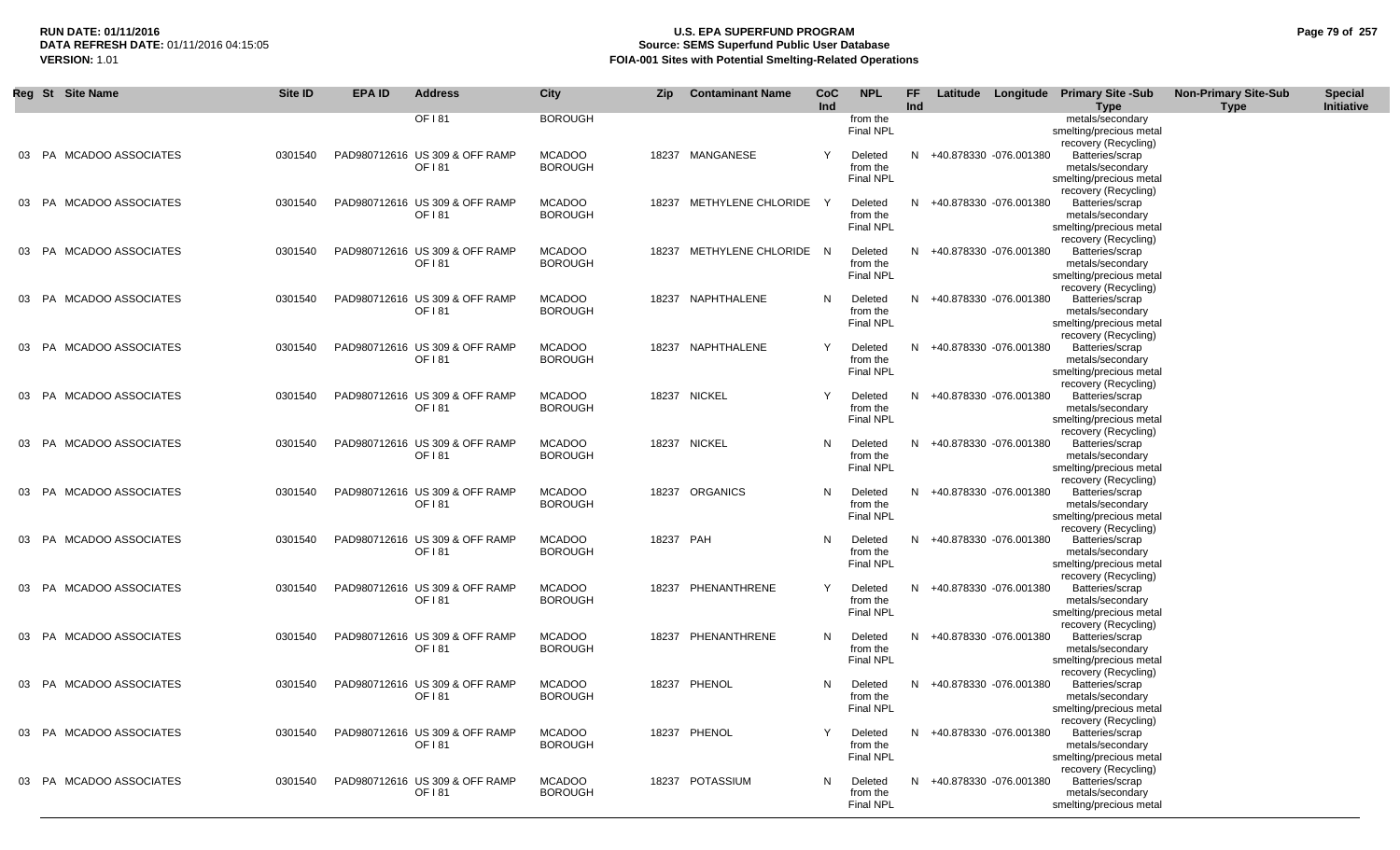**RUN DATE:** 01/11/2016
**DATA REFRESH DATE:** 01/11/2016 04:15:05
**VERSION:** 1.01

# U.S. EPA SUPERFUND PROGRAM
## Source: SEMS Superfund Public User Database
## FOIA-001 Sites with Potential Smelting-Related Operations

| Reg | St | Site Name | Site ID | EPA ID | Address | City | Zip | Contaminant Name | CoC Ind | NPL | FF Ind | Latitude | Longitude | Primary Site -Sub Type | Non-Primary Site-Sub Type | Special Initiative |
|---|---|---|---|---|---|---|---|---|---|---|---|---|---|---|---|---|
| | | | | | OF I 81 | BOROUGH | | | | from the Final NPL | | | | metals/secondary smelting/precious metal recovery (Recycling) | | |
| 03 | PA | MCADOO ASSOCIATES | 0301540 | PAD980712616 | US 309 & OFF RAMP OF I 81 | MCADOO BOROUGH | 18237 | MANGANESE | Y | Deleted from the Final NPL | N | +40.878330 | -076.001380 | Batteries/scrap metals/secondary smelting/precious metal recovery (Recycling) | | |
| 03 | PA | MCADOO ASSOCIATES | 0301540 | PAD980712616 | US 309 & OFF RAMP OF I 81 | MCADOO BOROUGH | 18237 | METHYLENE CHLORIDE | Y | Deleted from the Final NPL | N | +40.878330 | -076.001380 | Batteries/scrap metals/secondary smelting/precious metal recovery (Recycling) | | |
| 03 | PA | MCADOO ASSOCIATES | 0301540 | PAD980712616 | US 309 & OFF RAMP OF I 81 | MCADOO BOROUGH | 18237 | METHYLENE CHLORIDE | N | Deleted from the Final NPL | N | +40.878330 | -076.001380 | Batteries/scrap metals/secondary smelting/precious metal recovery (Recycling) | | |
| 03 | PA | MCADOO ASSOCIATES | 0301540 | PAD980712616 | US 309 & OFF RAMP OF I 81 | MCADOO BOROUGH | 18237 | NAPHTHALENE | N | Deleted from the Final NPL | N | +40.878330 | -076.001380 | Batteries/scrap metals/secondary smelting/precious metal recovery (Recycling) | | |
| 03 | PA | MCADOO ASSOCIATES | 0301540 | PAD980712616 | US 309 & OFF RAMP OF I 81 | MCADOO BOROUGH | 18237 | NAPHTHALENE | Y | Deleted from the Final NPL | N | +40.878330 | -076.001380 | Batteries/scrap metals/secondary smelting/precious metal recovery (Recycling) | | |
| 03 | PA | MCADOO ASSOCIATES | 0301540 | PAD980712616 | US 309 & OFF RAMP OF I 81 | MCADOO BOROUGH | 18237 | NICKEL | Y | Deleted from the Final NPL | N | +40.878330 | -076.001380 | Batteries/scrap metals/secondary smelting/precious metal recovery (Recycling) | | |
| 03 | PA | MCADOO ASSOCIATES | 0301540 | PAD980712616 | US 309 & OFF RAMP OF I 81 | MCADOO BOROUGH | 18237 | NICKEL | N | Deleted from the Final NPL | N | +40.878330 | -076.001380 | Batteries/scrap metals/secondary smelting/precious metal recovery (Recycling) | | |
| 03 | PA | MCADOO ASSOCIATES | 0301540 | PAD980712616 | US 309 & OFF RAMP OF I 81 | MCADOO BOROUGH | 18237 | ORGANICS | N | Deleted from the Final NPL | N | +40.878330 | -076.001380 | Batteries/scrap metals/secondary smelting/precious metal recovery (Recycling) | | |
| 03 | PA | MCADOO ASSOCIATES | 0301540 | PAD980712616 | US 309 & OFF RAMP OF I 81 | MCADOO BOROUGH | 18237 | PAH | N | Deleted from the Final NPL | N | +40.878330 | -076.001380 | Batteries/scrap metals/secondary smelting/precious metal recovery (Recycling) | | |
| 03 | PA | MCADOO ASSOCIATES | 0301540 | PAD980712616 | US 309 & OFF RAMP OF I 81 | MCADOO BOROUGH | 18237 | PHENANTHRENE | Y | Deleted from the Final NPL | N | +40.878330 | -076.001380 | Batteries/scrap metals/secondary smelting/precious metal recovery (Recycling) | | |
| 03 | PA | MCADOO ASSOCIATES | 0301540 | PAD980712616 | US 309 & OFF RAMP OF I 81 | MCADOO BOROUGH | 18237 | PHENANTHRENE | N | Deleted from the Final NPL | N | +40.878330 | -076.001380 | Batteries/scrap metals/secondary smelting/precious metal recovery (Recycling) | | |
| 03 | PA | MCADOO ASSOCIATES | 0301540 | PAD980712616 | US 309 & OFF RAMP OF I 81 | MCADOO BOROUGH | 18237 | PHENOL | N | Deleted from the Final NPL | N | +40.878330 | -076.001380 | Batteries/scrap metals/secondary smelting/precious metal recovery (Recycling) | | |
| 03 | PA | MCADOO ASSOCIATES | 0301540 | PAD980712616 | US 309 & OFF RAMP OF I 81 | MCADOO BOROUGH | 18237 | PHENOL | Y | Deleted from the Final NPL | N | +40.878330 | -076.001380 | Batteries/scrap metals/secondary smelting/precious metal recovery (Recycling) | | |
| 03 | PA | MCADOO ASSOCIATES | 0301540 | PAD980712616 | US 309 & OFF RAMP OF I 81 | MCADOO BOROUGH | 18237 | POTASSIUM | N | Deleted from the Final NPL | N | +40.878330 | -076.001380 | Batteries/scrap metals/secondary smelting/precious metal | | |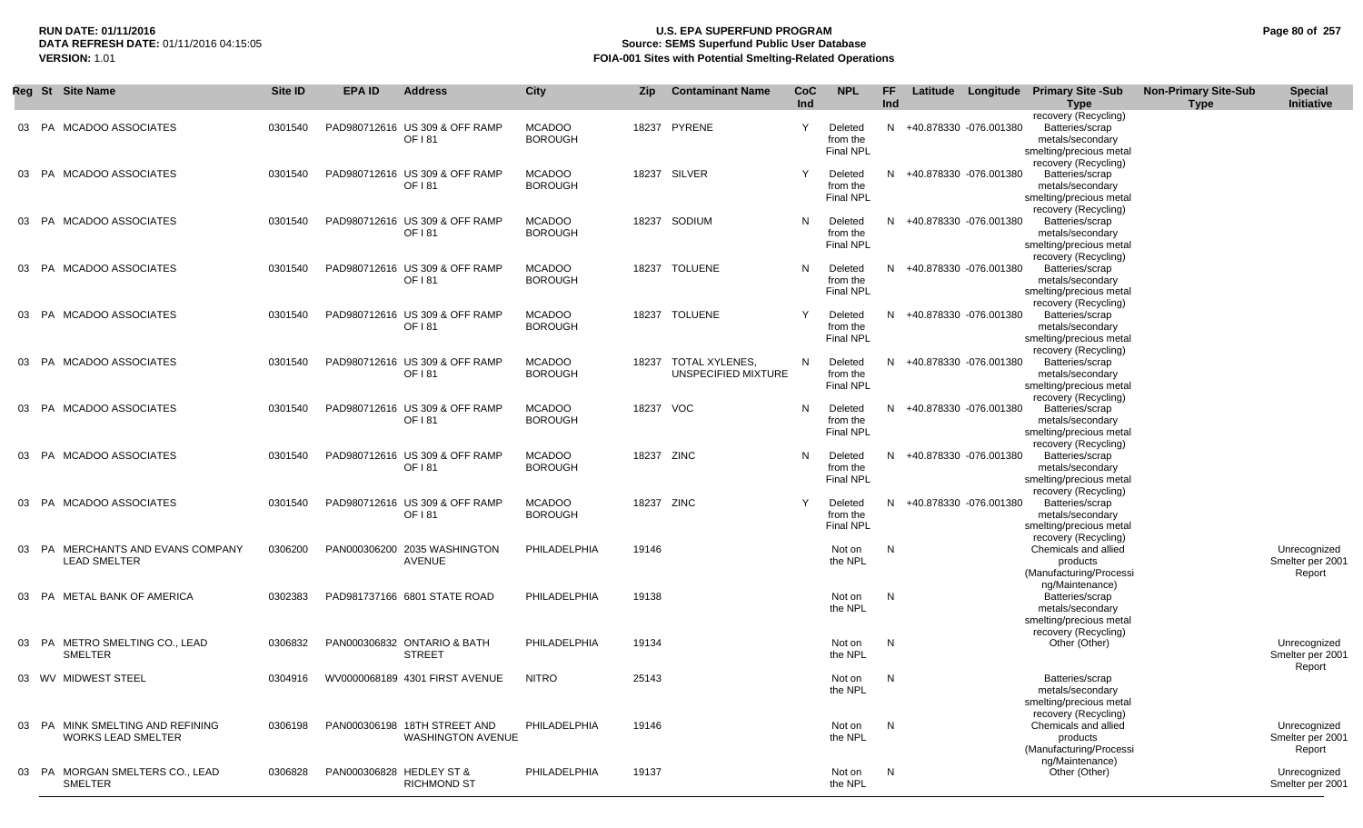**RUN DATE:** 01/11/2016
**DATA REFRESH DATE:** 01/11/2016 04:15:05
**VERSION:** 1.01

**U.S. EPA SUPERFUND PROGRAM**
**Source: SEMS Superfund Public User Database**
**FOIA-001 Sites with Potential Smelting-Related Operations**

| Reg | St | Site Name | Site ID | EPA ID | Address | City | Zip | Contaminant Name | CoC Ind | NPL | FF Ind | Latitude | Longitude | Primary Site -Sub Type | Non-Primary Site-Sub Type | Special Initiative |
|---|---|---|---|---|---|---|---|---|---|---|---|---|---|---|---|---|
| 03 | PA | MCADOO ASSOCIATES | 0301540 | PAD980712616 | US 309 & OFF RAMP OF I 81 | MCADOO BOROUGH | 18237 | PYRENE | Y | Deleted from the Final NPL | N | +40.878330 | -076.001380 | Batteries/scrap metals/secondary smelting/precious metal recovery (Recycling) | | |
| 03 | PA | MCADOO ASSOCIATES | 0301540 | PAD980712616 | US 309 & OFF RAMP OF I 81 | MCADOO BOROUGH | 18237 | SILVER | Y | Deleted from the Final NPL | N | +40.878330 | -076.001380 | Batteries/scrap metals/secondary smelting/precious metal recovery (Recycling) | | |
| 03 | PA | MCADOO ASSOCIATES | 0301540 | PAD980712616 | US 309 & OFF RAMP OF I 81 | MCADOO BOROUGH | 18237 | SODIUM | N | Deleted from the Final NPL | N | +40.878330 | -076.001380 | Batteries/scrap metals/secondary smelting/precious metal recovery (Recycling) | | |
| 03 | PA | MCADOO ASSOCIATES | 0301540 | PAD980712616 | US 309 & OFF RAMP OF I 81 | MCADOO BOROUGH | 18237 | TOLUENE | N | Deleted from the Final NPL | N | +40.878330 | -076.001380 | Batteries/scrap metals/secondary smelting/precious metal recovery (Recycling) | | |
| 03 | PA | MCADOO ASSOCIATES | 0301540 | PAD980712616 | US 309 & OFF RAMP OF I 81 | MCADOO BOROUGH | 18237 | TOLUENE | Y | Deleted from the Final NPL | N | +40.878330 | -076.001380 | Batteries/scrap metals/secondary smelting/precious metal recovery (Recycling) | | |
| 03 | PA | MCADOO ASSOCIATES | 0301540 | PAD980712616 | US 309 & OFF RAMP OF I 81 | MCADOO BOROUGH | 18237 | TOTAL XYLENES, UNSPECIFIED MIXTURE | N | Deleted from the Final NPL | N | +40.878330 | -076.001380 | Batteries/scrap metals/secondary smelting/precious metal recovery (Recycling) | | |
| 03 | PA | MCADOO ASSOCIATES | 0301540 | PAD980712616 | US 309 & OFF RAMP OF I 81 | MCADOO BOROUGH | 18237 | VOC | N | Deleted from the Final NPL | N | +40.878330 | -076.001380 | Batteries/scrap metals/secondary smelting/precious metal recovery (Recycling) | | |
| 03 | PA | MCADOO ASSOCIATES | 0301540 | PAD980712616 | US 309 & OFF RAMP OF I 81 | MCADOO BOROUGH | 18237 | ZINC | N | Deleted from the Final NPL | N | +40.878330 | -076.001380 | Batteries/scrap metals/secondary smelting/precious metal recovery (Recycling) | | |
| 03 | PA | MCADOO ASSOCIATES | 0301540 | PAD980712616 | US 309 & OFF RAMP OF I 81 | MCADOO BOROUGH | 18237 | ZINC | Y | Deleted from the Final NPL | N | +40.878330 | -076.001380 | Batteries/scrap metals/secondary smelting/precious metal recovery (Recycling) | | |
| 03 | PA | MERCHANTS AND EVANS COMPANY LEAD SMELTER | 0306200 | PAN000306200 | 2035 WASHINGTON AVENUE | PHILADELPHIA | 19146 | | | Not on the NPL | N | | | Chemicals and allied products (Manufacturing/Processing/Maintenance) | | Unrecognized Smelter per 2001 Report |
| 03 | PA | METAL BANK OF AMERICA | 0302383 | PAD981737166 | 6801 STATE ROAD | PHILADELPHIA | 19138 | | | Not on the NPL | N | | | Batteries/scrap metals/secondary smelting/precious metal recovery (Recycling) | | |
| 03 | PA | METRO SMELTING CO., LEAD SMELTER | 0306832 | PAN000306832 | ONTARIO & BATH STREET | PHILADELPHIA | 19134 | | | Not on the NPL | N | | | Other (Other) | | Unrecognized Smelter per 2001 Report |
| 03 | WV | MIDWEST STEEL | 0304916 | WV0000068189 | 4301 FIRST AVENUE | NITRO | 25143 | | | Not on the NPL | N | | | Batteries/scrap metals/secondary smelting/precious metal recovery (Recycling) | | |
| 03 | PA | MINK SMELTING AND REFINING WORKS LEAD SMELTER | 0306198 | PAN000306198 | 18TH STREET AND WASHINGTON AVENUE | PHILADELPHIA | 19146 | | | Not on the NPL | N | | | Chemicals and allied products (Manufacturing/Processing/Maintenance) | | Unrecognized Smelter per 2001 Report |
| 03 | PA | MORGAN SMELTERS CO., LEAD SMELTER | 0306828 | PAN000306828 | HEDLEY ST & RICHMOND ST | PHILADELPHIA | 19137 | | | Not on the NPL | N | | | Other (Other) | | Unrecognized Smelter per 2001 |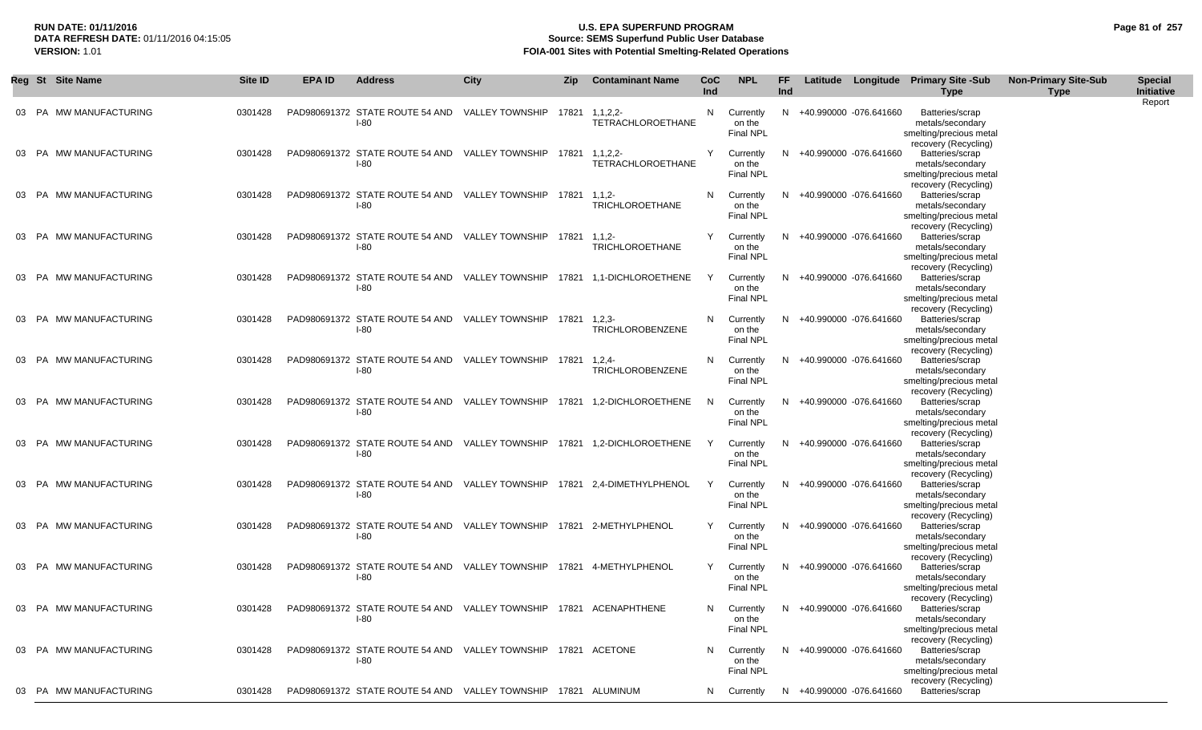**RUN DATE:** 01/11/2016
**DATA REFRESH DATE:** 01/11/2016 04:15:05
**VERSION:** 1.01

# U.S. EPA SUPERFUND PROGRAM
## Source: SEMS Superfund Public User Database
## FOIA-001 Sites with Potential Smelting-Related Operations

| Reg | St | Site Name | Site ID | EPA ID | Address | City | Zip | Contaminant Name | CoC Ind | NPL | FF Ind | Latitude | Longitude | Primary Site -Sub Type | Non-Primary Site-Sub Type | Special Initiative |
|---|---|---|---|---|---|---|---|---|---|---|---|---|---|---|---|---|
| 03 | PA | MW MANUFACTURING | 0301428 | PAD980691372 | STATE ROUTE 54 AND I-80 | VALLEY TOWNSHIP | 17821 | 1,1,2,2-TETRACHLOROETHANE | N | Currently on the Final NPL | N | +40.990000 | -076.641660 | Batteries/scrap metals/secondary smelting/precious metal recovery (Recycling) | | Report |
| 03 | PA | MW MANUFACTURING | 0301428 | PAD980691372 | STATE ROUTE 54 AND I-80 | VALLEY TOWNSHIP | 17821 | 1,1,2,2-TETRACHLOROETHANE | Y | Currently on the Final NPL | N | +40.990000 | -076.641660 | Batteries/scrap metals/secondary smelting/precious metal recovery (Recycling) | | |
| 03 | PA | MW MANUFACTURING | 0301428 | PAD980691372 | STATE ROUTE 54 AND I-80 | VALLEY TOWNSHIP | 17821 | 1,1,2-TRICHLOROETHANE | N | Currently on the Final NPL | N | +40.990000 | -076.641660 | Batteries/scrap metals/secondary smelting/precious metal recovery (Recycling) | | |
| 03 | PA | MW MANUFACTURING | 0301428 | PAD980691372 | STATE ROUTE 54 AND I-80 | VALLEY TOWNSHIP | 17821 | 1,1,2-TRICHLOROETHANE | Y | Currently on the Final NPL | N | +40.990000 | -076.641660 | Batteries/scrap metals/secondary smelting/precious metal recovery (Recycling) | | |
| 03 | PA | MW MANUFACTURING | 0301428 | PAD980691372 | STATE ROUTE 54 AND I-80 | VALLEY TOWNSHIP | 17821 | 1,1-DICHLOROETHENE | Y | Currently on the Final NPL | N | +40.990000 | -076.641660 | Batteries/scrap metals/secondary smelting/precious metal recovery (Recycling) | | |
| 03 | PA | MW MANUFACTURING | 0301428 | PAD980691372 | STATE ROUTE 54 AND I-80 | VALLEY TOWNSHIP | 17821 | 1,2,3-TRICHLOROBENZENE | N | Currently on the Final NPL | N | +40.990000 | -076.641660 | Batteries/scrap metals/secondary smelting/precious metal recovery (Recycling) | | |
| 03 | PA | MW MANUFACTURING | 0301428 | PAD980691372 | STATE ROUTE 54 AND I-80 | VALLEY TOWNSHIP | 17821 | 1,2,4-TRICHLOROBENZENE | N | Currently on the Final NPL | N | +40.990000 | -076.641660 | Batteries/scrap metals/secondary smelting/precious metal recovery (Recycling) | | |
| 03 | PA | MW MANUFACTURING | 0301428 | PAD980691372 | STATE ROUTE 54 AND I-80 | VALLEY TOWNSHIP | 17821 | 1,2-DICHLOROETHENE | N | Currently on the Final NPL | N | +40.990000 | -076.641660 | Batteries/scrap metals/secondary smelting/precious metal recovery (Recycling) | | |
| 03 | PA | MW MANUFACTURING | 0301428 | PAD980691372 | STATE ROUTE 54 AND I-80 | VALLEY TOWNSHIP | 17821 | 1,2-DICHLOROETHENE | Y | Currently on the Final NPL | N | +40.990000 | -076.641660 | Batteries/scrap metals/secondary smelting/precious metal recovery (Recycling) | | |
| 03 | PA | MW MANUFACTURING | 0301428 | PAD980691372 | STATE ROUTE 54 AND I-80 | VALLEY TOWNSHIP | 17821 | 2,4-DIMETHYLPHENOL | Y | Currently on the Final NPL | N | +40.990000 | -076.641660 | Batteries/scrap metals/secondary smelting/precious metal recovery (Recycling) | | |
| 03 | PA | MW MANUFACTURING | 0301428 | PAD980691372 | STATE ROUTE 54 AND I-80 | VALLEY TOWNSHIP | 17821 | 2-METHYLPHENOL | Y | Currently on the Final NPL | N | +40.990000 | -076.641660 | Batteries/scrap metals/secondary smelting/precious metal recovery (Recycling) | | |
| 03 | PA | MW MANUFACTURING | 0301428 | PAD980691372 | STATE ROUTE 54 AND I-80 | VALLEY TOWNSHIP | 17821 | 4-METHYLPHENOL | Y | Currently on the Final NPL | N | +40.990000 | -076.641660 | Batteries/scrap metals/secondary smelting/precious metal recovery (Recycling) | | |
| 03 | PA | MW MANUFACTURING | 0301428 | PAD980691372 | STATE ROUTE 54 AND I-80 | VALLEY TOWNSHIP | 17821 | ACENAPHTHENE | N | Currently on the Final NPL | N | +40.990000 | -076.641660 | Batteries/scrap metals/secondary smelting/precious metal recovery (Recycling) | | |
| 03 | PA | MW MANUFACTURING | 0301428 | PAD980691372 | STATE ROUTE 54 AND I-80 | VALLEY TOWNSHIP | 17821 | ACETONE | N | Currently on the Final NPL | N | +40.990000 | -076.641660 | Batteries/scrap metals/secondary smelting/precious metal recovery (Recycling) | | |
| 03 | PA | MW MANUFACTURING | 0301428 | PAD980691372 | STATE ROUTE 54 AND | VALLEY TOWNSHIP | 17821 | ALUMINUM | N | Currently | N | +40.990000 | -076.641660 | Batteries/scrap | | |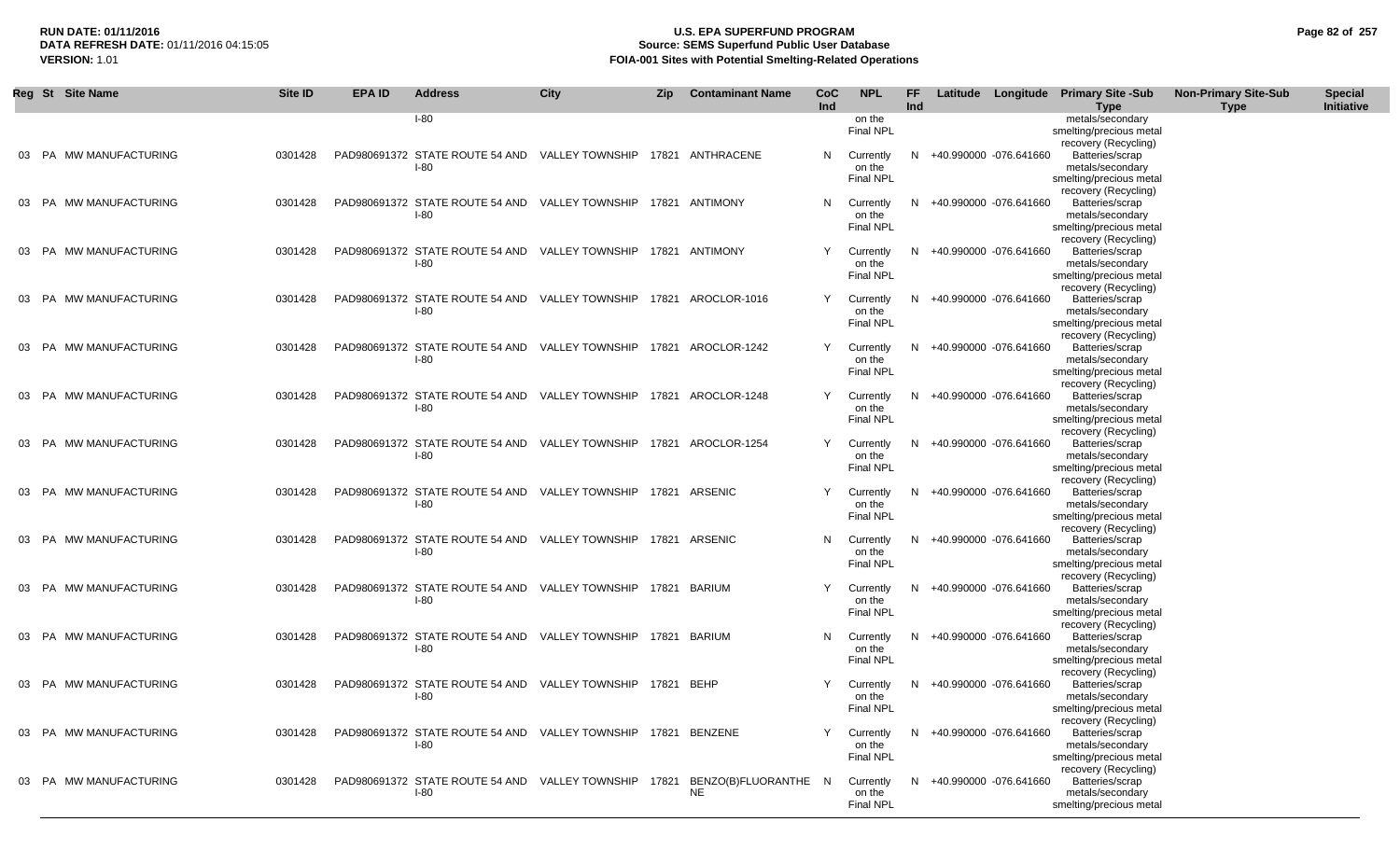| Reg | St | Site Name | Site ID | EPA ID | Address | City | Zip | Contaminant Name | CoC Ind | NPL | FF Ind | Latitude | Longitude | Primary Site -Sub Type | Non-Primary Site-Sub Type | Special Initiative |
|---|---|---|---|---|---|---|---|---|---|---|---|---|---|---|---|---|
| | | | | | I-80 | | | | | on the Final NPL | | | | metals/secondary smelting/precious metal recovery (Recycling) | | |
| 03 | PA | MW MANUFACTURING | 0301428 | PAD980691372 | STATE ROUTE 54 AND I-80 | VALLEY TOWNSHIP | 17821 | ANTHRACENE | N | Currently on the Final NPL | N | +40.990000 | -076.641660 | Batteries/scrap metals/secondary smelting/precious metal recovery (Recycling) | | |
| 03 | PA | MW MANUFACTURING | 0301428 | PAD980691372 | STATE ROUTE 54 AND I-80 | VALLEY TOWNSHIP | 17821 | ANTIMONY | N | Currently on the Final NPL | N | +40.990000 | -076.641660 | Batteries/scrap metals/secondary smelting/precious metal recovery (Recycling) | | |
| 03 | PA | MW MANUFACTURING | 0301428 | PAD980691372 | STATE ROUTE 54 AND I-80 | VALLEY TOWNSHIP | 17821 | ANTIMONY | Y | Currently on the Final NPL | N | +40.990000 | -076.641660 | Batteries/scrap metals/secondary smelting/precious metal recovery (Recycling) | | |
| 03 | PA | MW MANUFACTURING | 0301428 | PAD980691372 | STATE ROUTE 54 AND I-80 | VALLEY TOWNSHIP | 17821 | AROCLOR-1016 | Y | Currently on the Final NPL | N | +40.990000 | -076.641660 | Batteries/scrap metals/secondary smelting/precious metal recovery (Recycling) | | |
| 03 | PA | MW MANUFACTURING | 0301428 | PAD980691372 | STATE ROUTE 54 AND I-80 | VALLEY TOWNSHIP | 17821 | AROCLOR-1242 | Y | Currently on the Final NPL | N | +40.990000 | -076.641660 | Batteries/scrap metals/secondary smelting/precious metal recovery (Recycling) | | |
| 03 | PA | MW MANUFACTURING | 0301428 | PAD980691372 | STATE ROUTE 54 AND I-80 | VALLEY TOWNSHIP | 17821 | AROCLOR-1248 | Y | Currently on the Final NPL | N | +40.990000 | -076.641660 | Batteries/scrap metals/secondary smelting/precious metal recovery (Recycling) | | |
| 03 | PA | MW MANUFACTURING | 0301428 | PAD980691372 | STATE ROUTE 54 AND I-80 | VALLEY TOWNSHIP | 17821 | AROCLOR-1254 | Y | Currently on the Final NPL | N | +40.990000 | -076.641660 | Batteries/scrap metals/secondary smelting/precious metal recovery (Recycling) | | |
| 03 | PA | MW MANUFACTURING | 0301428 | PAD980691372 | STATE ROUTE 54 AND I-80 | VALLEY TOWNSHIP | 17821 | ARSENIC | Y | Currently on the Final NPL | N | +40.990000 | -076.641660 | Batteries/scrap metals/secondary smelting/precious metal recovery (Recycling) | | |
| 03 | PA | MW MANUFACTURING | 0301428 | PAD980691372 | STATE ROUTE 54 AND I-80 | VALLEY TOWNSHIP | 17821 | ARSENIC | N | Currently on the Final NPL | N | +40.990000 | -076.641660 | Batteries/scrap metals/secondary smelting/precious metal recovery (Recycling) | | |
| 03 | PA | MW MANUFACTURING | 0301428 | PAD980691372 | STATE ROUTE 54 AND I-80 | VALLEY TOWNSHIP | 17821 | BARIUM | Y | Currently on the Final NPL | N | +40.990000 | -076.641660 | Batteries/scrap metals/secondary smelting/precious metal recovery (Recycling) | | |
| 03 | PA | MW MANUFACTURING | 0301428 | PAD980691372 | STATE ROUTE 54 AND I-80 | VALLEY TOWNSHIP | 17821 | BARIUM | N | Currently on the Final NPL | N | +40.990000 | -076.641660 | Batteries/scrap metals/secondary smelting/precious metal recovery (Recycling) | | |
| 03 | PA | MW MANUFACTURING | 0301428 | PAD980691372 | STATE ROUTE 54 AND I-80 | VALLEY TOWNSHIP | 17821 | BEHP | Y | Currently on the Final NPL | N | +40.990000 | -076.641660 | Batteries/scrap metals/secondary smelting/precious metal recovery (Recycling) | | |
| 03 | PA | MW MANUFACTURING | 0301428 | PAD980691372 | STATE ROUTE 54 AND I-80 | VALLEY TOWNSHIP | 17821 | BENZENE | Y | Currently on the Final NPL | N | +40.990000 | -076.641660 | Batteries/scrap metals/secondary smelting/precious metal recovery (Recycling) | | |
| 03 | PA | MW MANUFACTURING | 0301428 | PAD980691372 | STATE ROUTE 54 AND I-80 | VALLEY TOWNSHIP | 17821 | BENZO(B)FLUORANTHENE | N | Currently on the Final NPL | N | +40.990000 | -076.641660 | Batteries/scrap metals/secondary smelting/precious metal | | |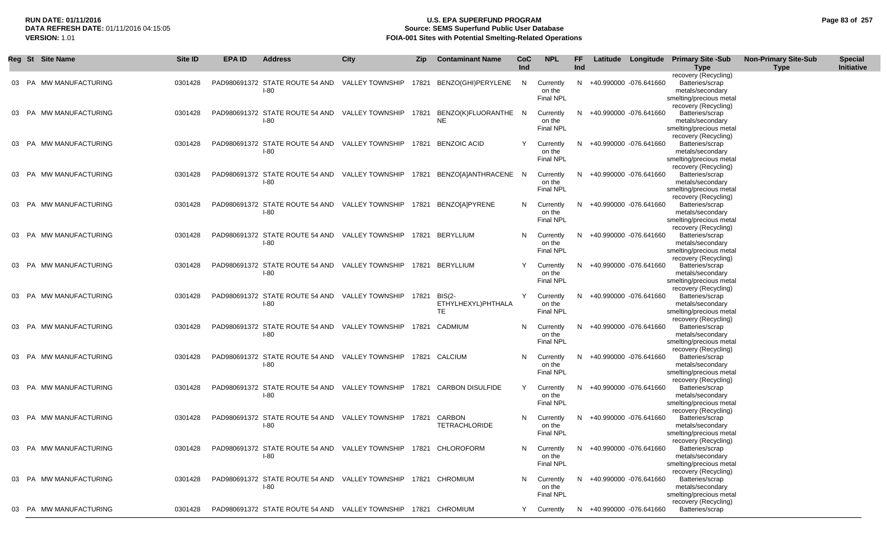| Reg | St | Site Name | Site ID | EPA ID | Address | City | Zip | Contaminant Name | CoC Ind | NPL | FF Ind | Latitude | Longitude | Primary Site -Sub Type | Non-Primary Site-Sub Type | Special Initiative |
|---|---|---|---|---|---|---|---|---|---|---|---|---|---|---|---|---|
| 03 | PA | MW MANUFACTURING | 0301428 | PAD980691372 | STATE ROUTE 54 AND I-80 | VALLEY TOWNSHIP | 17821 | BENZO(GHI)PERYLENE | N | Currently on the Final NPL | N | +40.990000 | -076.641660 | Batteries/scrap metals/secondary smelting/precious metal recovery (Recycling) | | |
| 03 | PA | MW MANUFACTURING | 0301428 | PAD980691372 | STATE ROUTE 54 AND I-80 | VALLEY TOWNSHIP | 17821 | BENZO(K)FLUORANTHENE | N | Currently on the Final NPL | N | +40.990000 | -076.641660 | Batteries/scrap metals/secondary smelting/precious metal recovery (Recycling) | | |
| 03 | PA | MW MANUFACTURING | 0301428 | PAD980691372 | STATE ROUTE 54 AND I-80 | VALLEY TOWNSHIP | 17821 | BENZOIC ACID | Y | Currently on the Final NPL | N | +40.990000 | -076.641660 | Batteries/scrap metals/secondary smelting/precious metal recovery (Recycling) | | |
| 03 | PA | MW MANUFACTURING | 0301428 | PAD980691372 | STATE ROUTE 54 AND I-80 | VALLEY TOWNSHIP | 17821 | BENZO[A]ANTHRACENE | N | Currently on the Final NPL | N | +40.990000 | -076.641660 | Batteries/scrap metals/secondary smelting/precious metal recovery (Recycling) | | |
| 03 | PA | MW MANUFACTURING | 0301428 | PAD980691372 | STATE ROUTE 54 AND I-80 | VALLEY TOWNSHIP | 17821 | BENZO[A]PYRENE | N | Currently on the Final NPL | N | +40.990000 | -076.641660 | Batteries/scrap metals/secondary smelting/precious metal recovery (Recycling) | | |
| 03 | PA | MW MANUFACTURING | 0301428 | PAD980691372 | STATE ROUTE 54 AND I-80 | VALLEY TOWNSHIP | 17821 | BERYLLIUM | N | Currently on the Final NPL | N | +40.990000 | -076.641660 | Batteries/scrap metals/secondary smelting/precious metal recovery (Recycling) | | |
| 03 | PA | MW MANUFACTURING | 0301428 | PAD980691372 | STATE ROUTE 54 AND I-80 | VALLEY TOWNSHIP | 17821 | BERYLLIUM | Y | Currently on the Final NPL | N | +40.990000 | -076.641660 | Batteries/scrap metals/secondary smelting/precious metal recovery (Recycling) | | |
| 03 | PA | MW MANUFACTURING | 0301428 | PAD980691372 | STATE ROUTE 54 AND I-80 | VALLEY TOWNSHIP | 17821 | BIS(2-ETHYLHEXYL)PHTHALATE | Y | Currently on the Final NPL | N | +40.990000 | -076.641660 | Batteries/scrap metals/secondary smelting/precious metal recovery (Recycling) | | |
| 03 | PA | MW MANUFACTURING | 0301428 | PAD980691372 | STATE ROUTE 54 AND I-80 | VALLEY TOWNSHIP | 17821 | CADMIUM | N | Currently on the Final NPL | N | +40.990000 | -076.641660 | Batteries/scrap metals/secondary smelting/precious metal recovery (Recycling) | | |
| 03 | PA | MW MANUFACTURING | 0301428 | PAD980691372 | STATE ROUTE 54 AND I-80 | VALLEY TOWNSHIP | 17821 | CALCIUM | N | Currently on the Final NPL | N | +40.990000 | -076.641660 | Batteries/scrap metals/secondary smelting/precious metal recovery (Recycling) | | |
| 03 | PA | MW MANUFACTURING | 0301428 | PAD980691372 | STATE ROUTE 54 AND I-80 | VALLEY TOWNSHIP | 17821 | CARBON DISULFIDE | Y | Currently on the Final NPL | N | +40.990000 | -076.641660 | Batteries/scrap metals/secondary smelting/precious metal recovery (Recycling) | | |
| 03 | PA | MW MANUFACTURING | 0301428 | PAD980691372 | STATE ROUTE 54 AND I-80 | VALLEY TOWNSHIP | 17821 | CARBON TETRACHLORIDE | N | Currently on the Final NPL | N | +40.990000 | -076.641660 | Batteries/scrap metals/secondary smelting/precious metal recovery (Recycling) | | |
| 03 | PA | MW MANUFACTURING | 0301428 | PAD980691372 | STATE ROUTE 54 AND I-80 | VALLEY TOWNSHIP | 17821 | CHLOROFORM | N | Currently on the Final NPL | N | +40.990000 | -076.641660 | Batteries/scrap metals/secondary smelting/precious metal recovery (Recycling) | | |
| 03 | PA | MW MANUFACTURING | 0301428 | PAD980691372 | STATE ROUTE 54 AND I-80 | VALLEY TOWNSHIP | 17821 | CHROMIUM | N | Currently on the Final NPL | N | +40.990000 | -076.641660 | Batteries/scrap metals/secondary smelting/precious metal recovery (Recycling) | | |
| 03 | PA | MW MANUFACTURING | 0301428 | PAD980691372 | STATE ROUTE 54 AND | VALLEY TOWNSHIP | 17821 | CHROMIUM | Y | Currently | N | +40.990000 | -076.641660 | Batteries/scrap | | |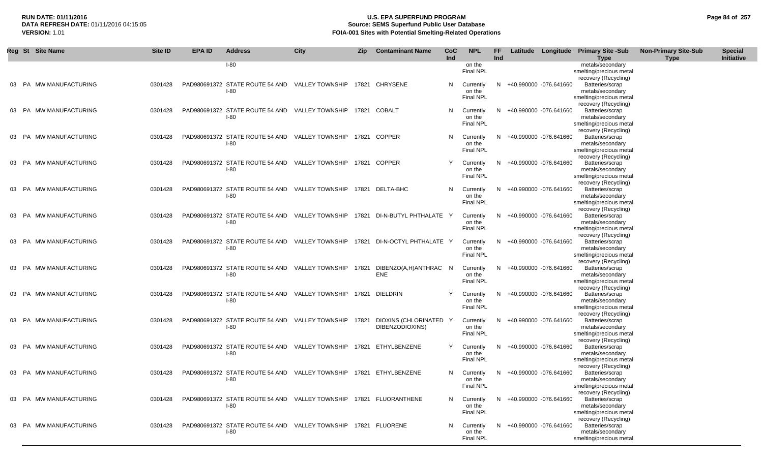| Reg | St | Site Name | Site ID | EPA ID | Address | City | Zip | Contaminant Name | CoC Ind | NPL | FF Ind | Latitude | Longitude | Primary Site -Sub Type | Non-Primary Site-Sub Type | Special Initiative |
|---|---|---|---|---|---|---|---|---|---|---|---|---|---|---|---|---|
| | | | | | I-80 | | | | | on the Final NPL | | | | metals/secondary smelting/precious metal recovery (Recycling) | | |
| 03 | PA | MW MANUFACTURING | 0301428 | PAD980691372 | STATE ROUTE 54 AND I-80 | VALLEY TOWNSHIP | 17821 | CHRYSENE | N | Currently on the Final NPL | N | +40.990000 | -076.641660 | Batteries/scrap metals/secondary smelting/precious metal recovery (Recycling) | | |
| 03 | PA | MW MANUFACTURING | 0301428 | PAD980691372 | STATE ROUTE 54 AND I-80 | VALLEY TOWNSHIP | 17821 | COBALT | N | Currently on the Final NPL | N | +40.990000 | -076.641660 | Batteries/scrap metals/secondary smelting/precious metal recovery (Recycling) | | |
| 03 | PA | MW MANUFACTURING | 0301428 | PAD980691372 | STATE ROUTE 54 AND I-80 | VALLEY TOWNSHIP | 17821 | COPPER | N | Currently on the Final NPL | N | +40.990000 | -076.641660 | Batteries/scrap metals/secondary smelting/precious metal recovery (Recycling) | | |
| 03 | PA | MW MANUFACTURING | 0301428 | PAD980691372 | STATE ROUTE 54 AND I-80 | VALLEY TOWNSHIP | 17821 | COPPER | Y | Currently on the Final NPL | N | +40.990000 | -076.641660 | Batteries/scrap metals/secondary smelting/precious metal recovery (Recycling) | | |
| 03 | PA | MW MANUFACTURING | 0301428 | PAD980691372 | STATE ROUTE 54 AND I-80 | VALLEY TOWNSHIP | 17821 | DELTA-BHC | N | Currently on the Final NPL | N | +40.990000 | -076.641660 | Batteries/scrap metals/secondary smelting/precious metal recovery (Recycling) | | |
| 03 | PA | MW MANUFACTURING | 0301428 | PAD980691372 | STATE ROUTE 54 AND I-80 | VALLEY TOWNSHIP | 17821 | DI-N-BUTYL PHTHALATE | Y | Currently on the Final NPL | N | +40.990000 | -076.641660 | Batteries/scrap metals/secondary smelting/precious metal recovery (Recycling) | | |
| 03 | PA | MW MANUFACTURING | 0301428 | PAD980691372 | STATE ROUTE 54 AND I-80 | VALLEY TOWNSHIP | 17821 | DI-N-OCTYL PHTHALATE | Y | Currently on the Final NPL | N | +40.990000 | -076.641660 | Batteries/scrap metals/secondary smelting/precious metal recovery (Recycling) | | |
| 03 | PA | MW MANUFACTURING | 0301428 | PAD980691372 | STATE ROUTE 54 AND I-80 | VALLEY TOWNSHIP | 17821 | DIBENZO(A,H)ANTHRACENE | N | Currently on the Final NPL | N | +40.990000 | -076.641660 | Batteries/scrap metals/secondary smelting/precious metal recovery (Recycling) | | |
| 03 | PA | MW MANUFACTURING | 0301428 | PAD980691372 | STATE ROUTE 54 AND I-80 | VALLEY TOWNSHIP | 17821 | DIELDRIN | Y | Currently on the Final NPL | N | +40.990000 | -076.641660 | Batteries/scrap metals/secondary smelting/precious metal recovery (Recycling) | | |
| 03 | PA | MW MANUFACTURING | 0301428 | PAD980691372 | STATE ROUTE 54 AND I-80 | VALLEY TOWNSHIP | 17821 | DIOXINS (CHLORINATED DIBENZODIOXINS) | Y | Currently on the Final NPL | N | +40.990000 | -076.641660 | Batteries/scrap metals/secondary smelting/precious metal recovery (Recycling) | | |
| 03 | PA | MW MANUFACTURING | 0301428 | PAD980691372 | STATE ROUTE 54 AND I-80 | VALLEY TOWNSHIP | 17821 | ETHYLBENZENE | Y | Currently on the Final NPL | N | +40.990000 | -076.641660 | Batteries/scrap metals/secondary smelting/precious metal recovery (Recycling) | | |
| 03 | PA | MW MANUFACTURING | 0301428 | PAD980691372 | STATE ROUTE 54 AND I-80 | VALLEY TOWNSHIP | 17821 | ETHYLBENZENE | N | Currently on the Final NPL | N | +40.990000 | -076.641660 | Batteries/scrap metals/secondary smelting/precious metal recovery (Recycling) | | |
| 03 | PA | MW MANUFACTURING | 0301428 | PAD980691372 | STATE ROUTE 54 AND I-80 | VALLEY TOWNSHIP | 17821 | FLUORANTHENE | N | Currently on the Final NPL | N | +40.990000 | -076.641660 | Batteries/scrap metals/secondary smelting/precious metal recovery (Recycling) | | |
| 03 | PA | MW MANUFACTURING | 0301428 | PAD980691372 | STATE ROUTE 54 AND I-80 | VALLEY TOWNSHIP | 17821 | FLUORENE | N | Currently on the Final NPL | N | +40.990000 | -076.641660 | Batteries/scrap metals/secondary smelting/precious metal | | |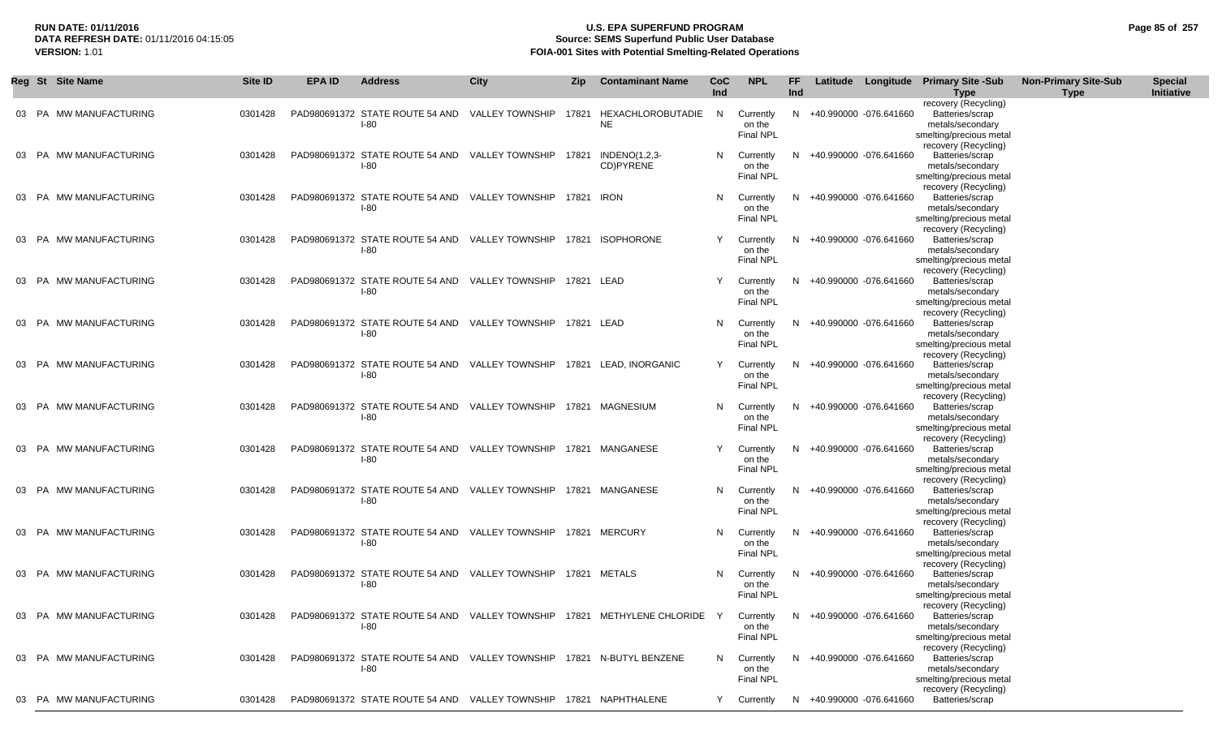**RUN DATE:** 01/11/2016
**DATA REFRESH DATE:** 01/11/2016 04:15:05
**VERSION:** 1.01

# U.S. EPA SUPERFUND PROGRAM
## Source: SEMS Superfund Public User Database
## FOIA-001 Sites with Potential Smelting-Related Operations

| Reg | St | Site Name | Site ID | EPA ID | Address | City | Zip | Contaminant Name | CoC Ind | NPL | FF Ind | Latitude | Longitude | Primary Site -Sub Type | Non-Primary Site-Sub Type | Special Initiative |
|---|---|---|---|---|---|---|---|---|---|---|---|---|---|---|---|---|
| 03 | PA | MW MANUFACTURING | 0301428 | PAD980691372 | STATE ROUTE 54 AND I-80 | VALLEY TOWNSHIP | 17821 | HEXACHLOROBUTADIENE | N | Currently on the Final NPL | N | +40.990000 | -076.641660 | recovery (Recycling) Batteries/scrap metals/secondary smelting/precious metal recovery (Recycling) | | |
| 03 | PA | MW MANUFACTURING | 0301428 | PAD980691372 | STATE ROUTE 54 AND I-80 | VALLEY TOWNSHIP | 17821 | INDENO(1,2,3-CD)PYRENE | N | Currently on the Final NPL | N | +40.990000 | -076.641660 | Batteries/scrap metals/secondary smelting/precious metal recovery (Recycling) | | |
| 03 | PA | MW MANUFACTURING | 0301428 | PAD980691372 | STATE ROUTE 54 AND I-80 | VALLEY TOWNSHIP | 17821 | IRON | N | Currently on the Final NPL | N | +40.990000 | -076.641660 | Batteries/scrap metals/secondary smelting/precious metal recovery (Recycling) | | |
| 03 | PA | MW MANUFACTURING | 0301428 | PAD980691372 | STATE ROUTE 54 AND I-80 | VALLEY TOWNSHIP | 17821 | ISOPHORONE | Y | Currently on the Final NPL | N | +40.990000 | -076.641660 | Batteries/scrap metals/secondary smelting/precious metal recovery (Recycling) | | |
| 03 | PA | MW MANUFACTURING | 0301428 | PAD980691372 | STATE ROUTE 54 AND I-80 | VALLEY TOWNSHIP | 17821 | LEAD | Y | Currently on the Final NPL | N | +40.990000 | -076.641660 | Batteries/scrap metals/secondary smelting/precious metal recovery (Recycling) | | |
| 03 | PA | MW MANUFACTURING | 0301428 | PAD980691372 | STATE ROUTE 54 AND I-80 | VALLEY TOWNSHIP | 17821 | LEAD | N | Currently on the Final NPL | N | +40.990000 | -076.641660 | Batteries/scrap metals/secondary smelting/precious metal recovery (Recycling) | | |
| 03 | PA | MW MANUFACTURING | 0301428 | PAD980691372 | STATE ROUTE 54 AND I-80 | VALLEY TOWNSHIP | 17821 | LEAD, INORGANIC | Y | Currently on the Final NPL | N | +40.990000 | -076.641660 | Batteries/scrap metals/secondary smelting/precious metal recovery (Recycling) | | |
| 03 | PA | MW MANUFACTURING | 0301428 | PAD980691372 | STATE ROUTE 54 AND I-80 | VALLEY TOWNSHIP | 17821 | MAGNESIUM | N | Currently on the Final NPL | N | +40.990000 | -076.641660 | Batteries/scrap metals/secondary smelting/precious metal recovery (Recycling) | | |
| 03 | PA | MW MANUFACTURING | 0301428 | PAD980691372 | STATE ROUTE 54 AND I-80 | VALLEY TOWNSHIP | 17821 | MANGANESE | Y | Currently on the Final NPL | N | +40.990000 | -076.641660 | Batteries/scrap metals/secondary smelting/precious metal recovery (Recycling) | | |
| 03 | PA | MW MANUFACTURING | 0301428 | PAD980691372 | STATE ROUTE 54 AND I-80 | VALLEY TOWNSHIP | 17821 | MANGANESE | N | Currently on the Final NPL | N | +40.990000 | -076.641660 | Batteries/scrap metals/secondary smelting/precious metal recovery (Recycling) | | |
| 03 | PA | MW MANUFACTURING | 0301428 | PAD980691372 | STATE ROUTE 54 AND I-80 | VALLEY TOWNSHIP | 17821 | MERCURY | N | Currently on the Final NPL | N | +40.990000 | -076.641660 | Batteries/scrap metals/secondary smelting/precious metal recovery (Recycling) | | |
| 03 | PA | MW MANUFACTURING | 0301428 | PAD980691372 | STATE ROUTE 54 AND I-80 | VALLEY TOWNSHIP | 17821 | METALS | N | Currently on the Final NPL | N | +40.990000 | -076.641660 | Batteries/scrap metals/secondary smelting/precious metal recovery (Recycling) | | |
| 03 | PA | MW MANUFACTURING | 0301428 | PAD980691372 | STATE ROUTE 54 AND I-80 | VALLEY TOWNSHIP | 17821 | METHYLENE CHLORIDE | Y | Currently on the Final NPL | N | +40.990000 | -076.641660 | Batteries/scrap metals/secondary smelting/precious metal recovery (Recycling) | | |
| 03 | PA | MW MANUFACTURING | 0301428 | PAD980691372 | STATE ROUTE 54 AND I-80 | VALLEY TOWNSHIP | 17821 | N-BUTYL BENZENE | N | Currently on the Final NPL | N | +40.990000 | -076.641660 | Batteries/scrap metals/secondary smelting/precious metal recovery (Recycling) | | |
| 03 | PA | MW MANUFACTURING | 0301428 | PAD980691372 | STATE ROUTE 54 AND | VALLEY TOWNSHIP | 17821 | NAPHTHALENE | Y | Currently | N | +40.990000 | -076.641660 | Batteries/scrap | | |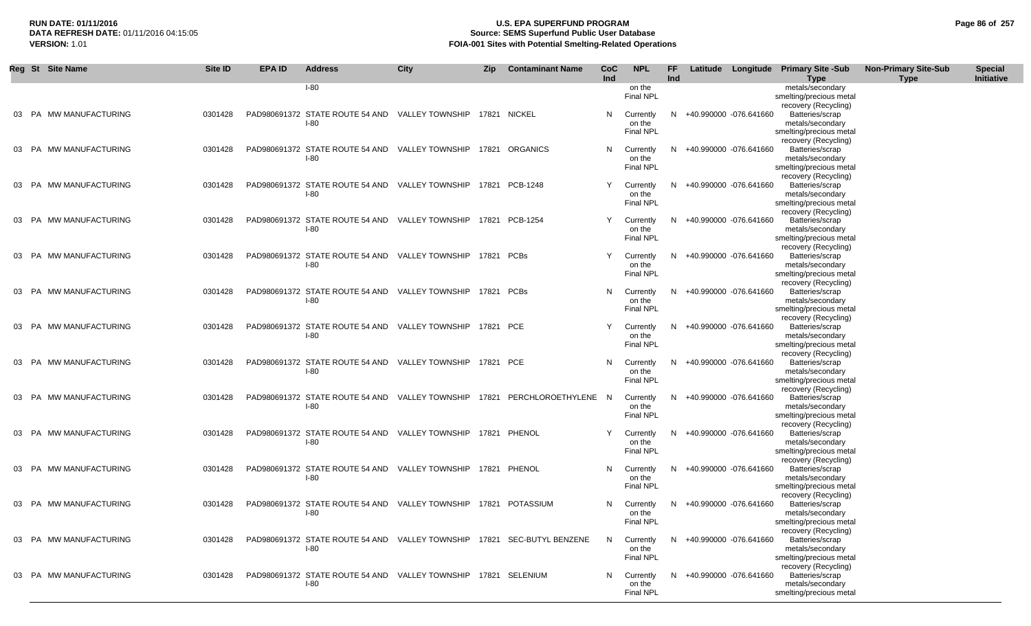| Reg | St | Site Name | Site ID | EPA ID | Address | City | Zip | Contaminant Name | CoC Ind | NPL | FF Ind | Latitude | Longitude | Primary Site -Sub Type | Non-Primary Site-Sub Type | Special Initiative |
|---|---|---|---|---|---|---|---|---|---|---|---|---|---|---|---|---|
| | | | | | I-80 | | | | | on the Final NPL | | | | metals/secondary smelting/precious metal recovery (Recycling) | | |
| 03 | PA | MW MANUFACTURING | 0301428 | PAD980691372 | STATE ROUTE 54 AND I-80 | VALLEY TOWNSHIP | 17821 | NICKEL | N | Currently on the Final NPL | N | +40.990000 | -076.641660 | Batteries/scrap metals/secondary smelting/precious metal recovery (Recycling) | | |
| 03 | PA | MW MANUFACTURING | 0301428 | PAD980691372 | STATE ROUTE 54 AND I-80 | VALLEY TOWNSHIP | 17821 | ORGANICS | N | Currently on the Final NPL | N | +40.990000 | -076.641660 | Batteries/scrap metals/secondary smelting/precious metal recovery (Recycling) | | |
| 03 | PA | MW MANUFACTURING | 0301428 | PAD980691372 | STATE ROUTE 54 AND I-80 | VALLEY TOWNSHIP | 17821 | PCB-1248 | Y | Currently on the Final NPL | N | +40.990000 | -076.641660 | Batteries/scrap metals/secondary smelting/precious metal recovery (Recycling) | | |
| 03 | PA | MW MANUFACTURING | 0301428 | PAD980691372 | STATE ROUTE 54 AND I-80 | VALLEY TOWNSHIP | 17821 | PCB-1254 | Y | Currently on the Final NPL | N | +40.990000 | -076.641660 | Batteries/scrap metals/secondary smelting/precious metal recovery (Recycling) | | |
| 03 | PA | MW MANUFACTURING | 0301428 | PAD980691372 | STATE ROUTE 54 AND I-80 | VALLEY TOWNSHIP | 17821 | PCBs | Y | Currently on the Final NPL | N | +40.990000 | -076.641660 | Batteries/scrap metals/secondary smelting/precious metal recovery (Recycling) | | |
| 03 | PA | MW MANUFACTURING | 0301428 | PAD980691372 | STATE ROUTE 54 AND I-80 | VALLEY TOWNSHIP | 17821 | PCBs | N | Currently on the Final NPL | N | +40.990000 | -076.641660 | Batteries/scrap metals/secondary smelting/precious metal recovery (Recycling) | | |
| 03 | PA | MW MANUFACTURING | 0301428 | PAD980691372 | STATE ROUTE 54 AND I-80 | VALLEY TOWNSHIP | 17821 | PCE | Y | Currently on the Final NPL | N | +40.990000 | -076.641660 | Batteries/scrap metals/secondary smelting/precious metal recovery (Recycling) | | |
| 03 | PA | MW MANUFACTURING | 0301428 | PAD980691372 | STATE ROUTE 54 AND I-80 | VALLEY TOWNSHIP | 17821 | PCE | N | Currently on the Final NPL | N | +40.990000 | -076.641660 | Batteries/scrap metals/secondary smelting/precious metal recovery (Recycling) | | |
| 03 | PA | MW MANUFACTURING | 0301428 | PAD980691372 | STATE ROUTE 54 AND I-80 | VALLEY TOWNSHIP | 17821 | PERCHLOROETHYLENE | N | Currently on the Final NPL | N | +40.990000 | -076.641660 | Batteries/scrap metals/secondary smelting/precious metal recovery (Recycling) | | |
| 03 | PA | MW MANUFACTURING | 0301428 | PAD980691372 | STATE ROUTE 54 AND I-80 | VALLEY TOWNSHIP | 17821 | PHENOL | Y | Currently on the Final NPL | N | +40.990000 | -076.641660 | Batteries/scrap metals/secondary smelting/precious metal recovery (Recycling) | | |
| 03 | PA | MW MANUFACTURING | 0301428 | PAD980691372 | STATE ROUTE 54 AND I-80 | VALLEY TOWNSHIP | 17821 | PHENOL | N | Currently on the Final NPL | N | +40.990000 | -076.641660 | Batteries/scrap metals/secondary smelting/precious metal recovery (Recycling) | | |
| 03 | PA | MW MANUFACTURING | 0301428 | PAD980691372 | STATE ROUTE 54 AND I-80 | VALLEY TOWNSHIP | 17821 | POTASSIUM | N | Currently on the Final NPL | N | +40.990000 | -076.641660 | Batteries/scrap metals/secondary smelting/precious metal recovery (Recycling) | | |
| 03 | PA | MW MANUFACTURING | 0301428 | PAD980691372 | STATE ROUTE 54 AND I-80 | VALLEY TOWNSHIP | 17821 | SEC-BUTYL BENZENE | N | Currently on the Final NPL | N | +40.990000 | -076.641660 | Batteries/scrap metals/secondary smelting/precious metal recovery (Recycling) | | |
| 03 | PA | MW MANUFACTURING | 0301428 | PAD980691372 | STATE ROUTE 54 AND I-80 | VALLEY TOWNSHIP | 17821 | SELENIUM | N | Currently on the Final NPL | N | +40.990000 | -076.641660 | Batteries/scrap metals/secondary smelting/precious metal | | |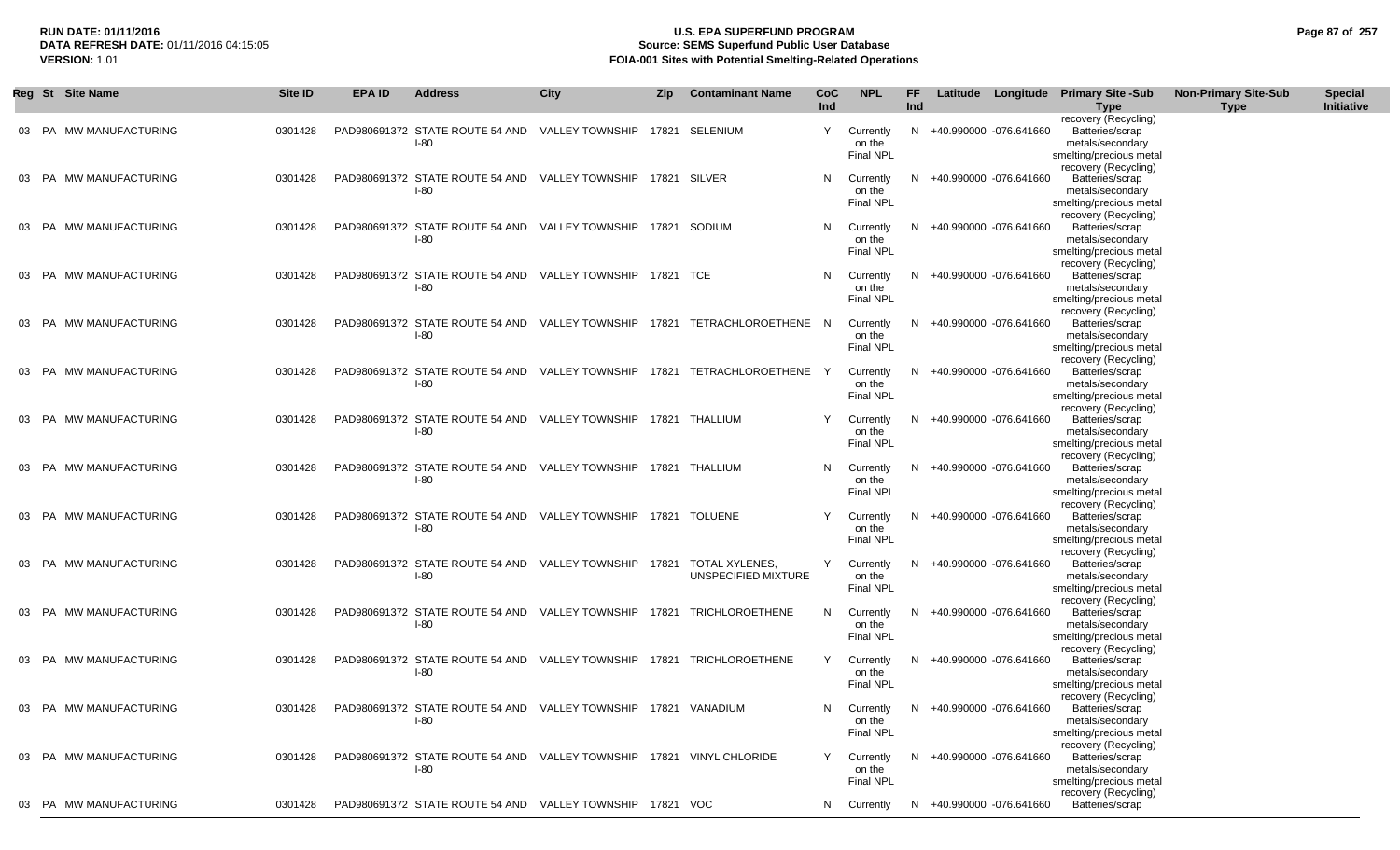| Reg | St | Site Name | Site ID | EPA ID | Address | City | Zip | Contaminant Name | CoC Ind | NPL | FF Ind | Latitude | Longitude | Primary Site -Sub Type | Non-Primary Site-Sub Type | Special Initiative |
|---|---|---|---|---|---|---|---|---|---|---|---|---|---|---|---|---|
| 03 | PA | MW MANUFACTURING | 0301428 | PAD980691372 | STATE ROUTE 54 AND I-80 | VALLEY TOWNSHIP | 17821 | SELENIUM | Y | Currently on the Final NPL | N | +40.990000 | -076.641660 | Batteries/scrap metals/secondary smelting/precious metal recovery (Recycling) | | |
| 03 | PA | MW MANUFACTURING | 0301428 | PAD980691372 | STATE ROUTE 54 AND I-80 | VALLEY TOWNSHIP | 17821 | SILVER | N | Currently on the Final NPL | N | +40.990000 | -076.641660 | Batteries/scrap metals/secondary smelting/precious metal recovery (Recycling) | | |
| 03 | PA | MW MANUFACTURING | 0301428 | PAD980691372 | STATE ROUTE 54 AND I-80 | VALLEY TOWNSHIP | 17821 | SODIUM | N | Currently on the Final NPL | N | +40.990000 | -076.641660 | Batteries/scrap metals/secondary smelting/precious metal recovery (Recycling) | | |
| 03 | PA | MW MANUFACTURING | 0301428 | PAD980691372 | STATE ROUTE 54 AND I-80 | VALLEY TOWNSHIP | 17821 | TCE | N | Currently on the Final NPL | N | +40.990000 | -076.641660 | Batteries/scrap metals/secondary smelting/precious metal recovery (Recycling) | | |
| 03 | PA | MW MANUFACTURING | 0301428 | PAD980691372 | STATE ROUTE 54 AND I-80 | VALLEY TOWNSHIP | 17821 | TETRACHLOROETHENE | N | Currently on the Final NPL | N | +40.990000 | -076.641660 | Batteries/scrap metals/secondary smelting/precious metal recovery (Recycling) | | |
| 03 | PA | MW MANUFACTURING | 0301428 | PAD980691372 | STATE ROUTE 54 AND I-80 | VALLEY TOWNSHIP | 17821 | TETRACHLOROETHENE | Y | Currently on the Final NPL | N | +40.990000 | -076.641660 | Batteries/scrap metals/secondary smelting/precious metal recovery (Recycling) | | |
| 03 | PA | MW MANUFACTURING | 0301428 | PAD980691372 | STATE ROUTE 54 AND I-80 | VALLEY TOWNSHIP | 17821 | THALLIUM | Y | Currently on the Final NPL | N | +40.990000 | -076.641660 | Batteries/scrap metals/secondary smelting/precious metal recovery (Recycling) | | |
| 03 | PA | MW MANUFACTURING | 0301428 | PAD980691372 | STATE ROUTE 54 AND I-80 | VALLEY TOWNSHIP | 17821 | THALLIUM | N | Currently on the Final NPL | N | +40.990000 | -076.641660 | Batteries/scrap metals/secondary smelting/precious metal recovery (Recycling) | | |
| 03 | PA | MW MANUFACTURING | 0301428 | PAD980691372 | STATE ROUTE 54 AND I-80 | VALLEY TOWNSHIP | 17821 | TOLUENE | Y | Currently on the Final NPL | N | +40.990000 | -076.641660 | Batteries/scrap metals/secondary smelting/precious metal recovery (Recycling) | | |
| 03 | PA | MW MANUFACTURING | 0301428 | PAD980691372 | STATE ROUTE 54 AND I-80 | VALLEY TOWNSHIP | 17821 | TOTAL XYLENES, UNSPECIFIED MIXTURE | Y | Currently on the Final NPL | N | +40.990000 | -076.641660 | Batteries/scrap metals/secondary smelting/precious metal recovery (Recycling) | | |
| 03 | PA | MW MANUFACTURING | 0301428 | PAD980691372 | STATE ROUTE 54 AND I-80 | VALLEY TOWNSHIP | 17821 | TRICHLOROETHENE | N | Currently on the Final NPL | N | +40.990000 | -076.641660 | Batteries/scrap metals/secondary smelting/precious metal recovery (Recycling) | | |
| 03 | PA | MW MANUFACTURING | 0301428 | PAD980691372 | STATE ROUTE 54 AND I-80 | VALLEY TOWNSHIP | 17821 | TRICHLOROETHENE | Y | Currently on the Final NPL | N | +40.990000 | -076.641660 | Batteries/scrap metals/secondary smelting/precious metal recovery (Recycling) | | |
| 03 | PA | MW MANUFACTURING | 0301428 | PAD980691372 | STATE ROUTE 54 AND I-80 | VALLEY TOWNSHIP | 17821 | VANADIUM | N | Currently on the Final NPL | N | +40.990000 | -076.641660 | Batteries/scrap metals/secondary smelting/precious metal recovery (Recycling) | | |
| 03 | PA | MW MANUFACTURING | 0301428 | PAD980691372 | STATE ROUTE 54 AND I-80 | VALLEY TOWNSHIP | 17821 | VINYL CHLORIDE | Y | Currently on the Final NPL | N | +40.990000 | -076.641660 | Batteries/scrap metals/secondary smelting/precious metal recovery (Recycling) | | |
| 03 | PA | MW MANUFACTURING | 0301428 | PAD980691372 | STATE ROUTE 54 AND | VALLEY TOWNSHIP | 17821 | VOC | N | Currently | N | +40.990000 | -076.641660 | Batteries/scrap | | |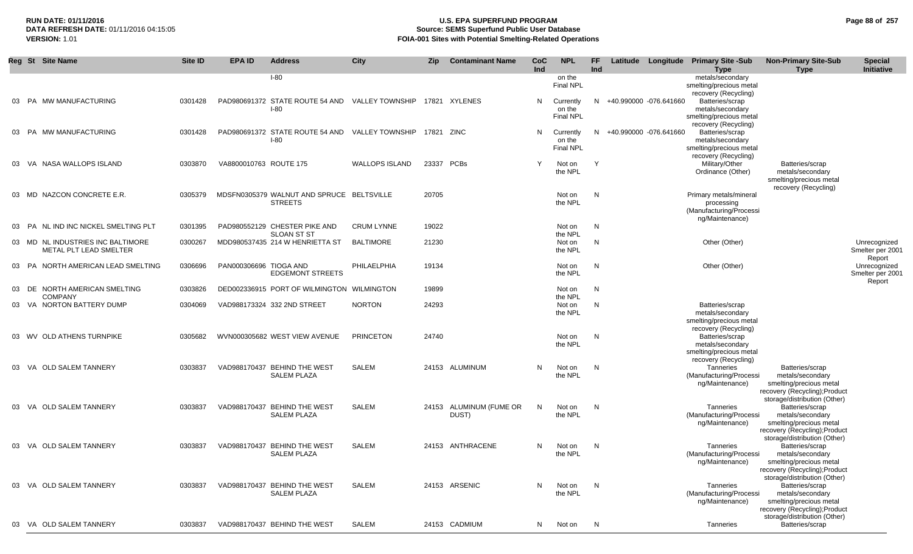| Reg | St | Site Name | Site ID | EPA ID | Address | City | Zip | Contaminant Name | CoC Ind | NPL | FF Ind | Latitude | Longitude | Primary Site -Sub Type | Non-Primary Site-Sub Type | Special Initiative |
|---|---|---|---|---|---|---|---|---|---|---|---|---|---|---|---|---|
| | | | | | I-80 | | | | | on the Final NPL | | | | metals/secondary smelting/precious metal recovery (Recycling) | | |
| 03 | PA | MW MANUFACTURING | 0301428 | PAD980691372 | STATE ROUTE 54 AND I-80 | VALLEY TOWNSHIP | 17821 | XYLENES | N | Currently on the Final NPL | N | +40.990000 | -076.641660 | Batteries/scrap metals/secondary smelting/precious metal recovery (Recycling) | | |
| 03 | PA | MW MANUFACTURING | 0301428 | PAD980691372 | STATE ROUTE 54 AND I-80 | VALLEY TOWNSHIP | 17821 | ZINC | N | Currently on the Final NPL | N | +40.990000 | -076.641660 | Batteries/scrap metals/secondary smelting/precious metal recovery (Recycling) | | |
| 03 | VA | NASA WALLOPS ISLAND | 0303870 | VA8800010763 | ROUTE 175 | WALLOPS ISLAND | 23337 | PCBs | Y | Not on the NPL | Y | | | Military/Other Ordinance (Other) | Batteries/scrap metals/secondary smelting/precious metal recovery (Recycling) | |
| 03 | MD | NAZCON CONCRETE E.R. | 0305379 | MDSFN0305379 | WALNUT AND SPRUCE STREETS | BELTSVILLE | 20705 | | | Not on the NPL | N | | | Primary metals/mineral processing (Manufacturing/Processing/Maintenance) | | |
| 03 | PA | NL IND INC NICKEL SMELTING PLT | 0301395 | PAD980552129 | CHESTER PIKE AND SLOAN ST ST | CRUM LYNNE | 19022 | | | Not on the NPL | N | | | | | |
| 03 | MD | NL INDUSTRIES INC BALTIMORE METAL PLT LEAD SMELTER | 0300267 | MDD980537435 | 214 W HENRIETTA ST | BALTIMORE | 21230 | | | Not on the NPL | N | | | Other (Other) | | Unrecognized Smelter per 2001 Report |
| 03 | PA | NORTH AMERICAN LEAD SMELTING | 0306696 | PAN000306696 | TIOGA AND EDGEMONT STREETS | PHILAELPHIA | 19134 | | | Not on the NPL | N | | | Other (Other) | | Unrecognized Smelter per 2001 Report |
| 03 | DE | NORTH AMERICAN SMELTING COMPANY | 0303826 | DED002336915 | PORT OF WILMINGTON | WILMINGTON | 19899 | | | Not on the NPL | N | | | | | |
| 03 | VA | NORTON BATTERY DUMP | 0304069 | VAD988173324 | 332 2ND STREET | NORTON | 24293 | | | Not on the NPL | N | | | Batteries/scrap metals/secondary smelting/precious metal recovery (Recycling) | | |
| 03 | WV | OLD ATHENS TURNPIKE | 0305682 | WVN000305682 | WEST VIEW AVENUE | PRINCETON | 24740 | | | Not on the NPL | N | | | Batteries/scrap metals/secondary smelting/precious metal recovery (Recycling) | | |
| 03 | VA | OLD SALEM TANNERY | 0303837 | VAD988170437 | BEHIND THE WEST SALEM PLAZA | SALEM | 24153 | ALUMINUM | N | Not on the NPL | N | | | Tanneries (Manufacturing/Processing/Maintenance) | Batteries/scrap metals/secondary smelting/precious metal recovery (Recycling);Product storage/distribution (Other) | |
| 03 | VA | OLD SALEM TANNERY | 0303837 | VAD988170437 | BEHIND THE WEST SALEM PLAZA | SALEM | 24153 | ALUMINUM (FUME OR DUST) | N | Not on the NPL | N | | | Tanneries (Manufacturing/Processing/Maintenance) | Batteries/scrap metals/secondary smelting/precious metal recovery (Recycling);Product storage/distribution (Other) | |
| 03 | VA | OLD SALEM TANNERY | 0303837 | VAD988170437 | BEHIND THE WEST SALEM PLAZA | SALEM | 24153 | ANTHRACENE | N | Not on the NPL | N | | | Tanneries (Manufacturing/Processing/Maintenance) | Batteries/scrap metals/secondary smelting/precious metal recovery (Recycling);Product storage/distribution (Other) | |
| 03 | VA | OLD SALEM TANNERY | 0303837 | VAD988170437 | BEHIND THE WEST SALEM PLAZA | SALEM | 24153 | ARSENIC | N | Not on the NPL | N | | | Tanneries (Manufacturing/Processing/Maintenance) | Batteries/scrap metals/secondary smelting/precious metal recovery (Recycling);Product storage/distribution (Other) | |
| 03 | VA | OLD SALEM TANNERY | 0303837 | VAD988170437 | BEHIND THE WEST | SALEM | 24153 | CADMIUM | N | Not on | N | | | Tanneries | Batteries/scrap | |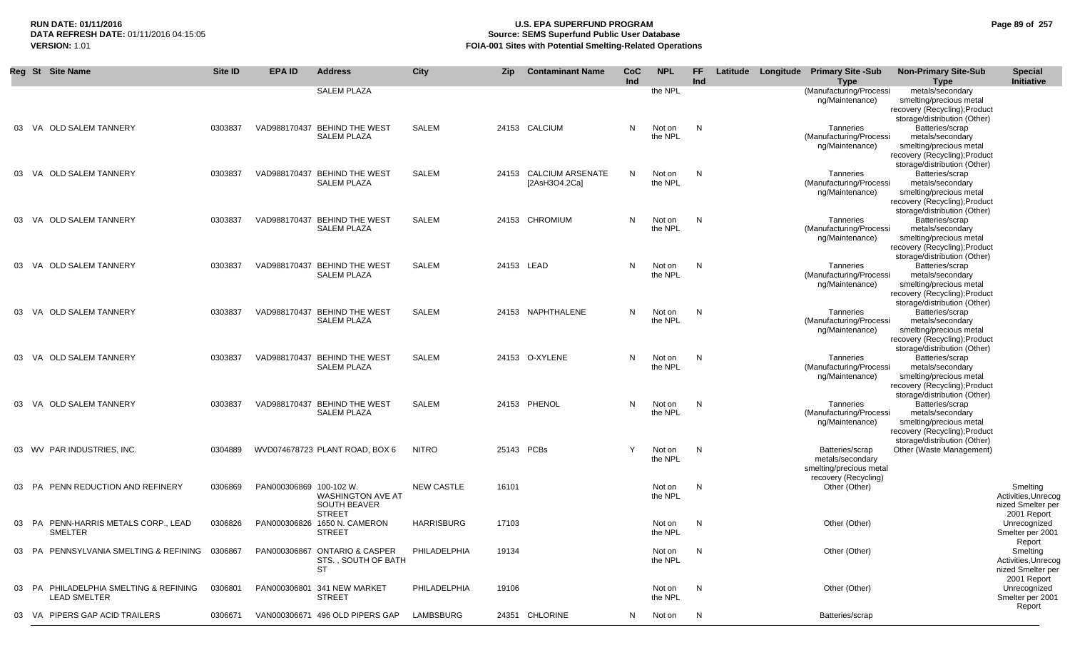| Reg | St | Site Name | Site ID | EPA ID | Address | City | Zip | Contaminant Name | CoC Ind | NPL | FF Ind | Latitude | Longitude | Primary Site -Sub Type | Non-Primary Site-Sub Type | Special Initiative |
|---|---|---|---|---|---|---|---|---|---|---|---|---|---|---|---|---|
| | | | | | SALEM PLAZA | | | | | the NPL | | | | (Manufacturing/Processing/Maintenance) | metals/secondary smelting/precious metal recovery (Recycling);Product storage/distribution (Other) | |
| 03 | VA | OLD SALEM TANNERY | 0303837 | VAD988170437 | BEHIND THE WEST SALEM PLAZA | SALEM | 24153 | CALCIUM | N | Not on the NPL | N | | | Tanneries (Manufacturing/Processing/Maintenance) | Batteries/scrap metals/secondary smelting/precious metal recovery (Recycling);Product storage/distribution (Other) | |
| 03 | VA | OLD SALEM TANNERY | 0303837 | VAD988170437 | BEHIND THE WEST SALEM PLAZA | SALEM | 24153 | CALCIUM ARSENATE [2AsH3O4.2Ca] | N | Not on the NPL | N | | | Tanneries (Manufacturing/Processing/Maintenance) | Batteries/scrap metals/secondary smelting/precious metal recovery (Recycling);Product storage/distribution (Other) | |
| 03 | VA | OLD SALEM TANNERY | 0303837 | VAD988170437 | BEHIND THE WEST SALEM PLAZA | SALEM | 24153 | CHROMIUM | N | Not on the NPL | N | | | Tanneries (Manufacturing/Processing/Maintenance) | Batteries/scrap metals/secondary smelting/precious metal recovery (Recycling);Product storage/distribution (Other) | |
| 03 | VA | OLD SALEM TANNERY | 0303837 | VAD988170437 | BEHIND THE WEST SALEM PLAZA | SALEM | 24153 | LEAD | N | Not on the NPL | N | | | Tanneries (Manufacturing/Processing/Maintenance) | Batteries/scrap metals/secondary smelting/precious metal recovery (Recycling);Product storage/distribution (Other) | |
| 03 | VA | OLD SALEM TANNERY | 0303837 | VAD988170437 | BEHIND THE WEST SALEM PLAZA | SALEM | 24153 | NAPHTHALENE | N | Not on the NPL | N | | | Tanneries (Manufacturing/Processing/Maintenance) | Batteries/scrap metals/secondary smelting/precious metal recovery (Recycling);Product storage/distribution (Other) | |
| 03 | VA | OLD SALEM TANNERY | 0303837 | VAD988170437 | BEHIND THE WEST SALEM PLAZA | SALEM | 24153 | O-XYLENE | N | Not on the NPL | N | | | Tanneries (Manufacturing/Processing/Maintenance) | Batteries/scrap metals/secondary smelting/precious metal recovery (Recycling);Product storage/distribution (Other) | |
| 03 | VA | OLD SALEM TANNERY | 0303837 | VAD988170437 | BEHIND THE WEST SALEM PLAZA | SALEM | 24153 | PHENOL | N | Not on the NPL | N | | | Tanneries (Manufacturing/Processing/Maintenance) | Batteries/scrap metals/secondary smelting/precious metal recovery (Recycling);Product storage/distribution (Other) | |
| 03 | WV | PAR INDUSTRIES, INC. | 0304889 | WVD074678723 | PLANT ROAD, BOX 6 | NITRO | 25143 | PCBs | Y | Not on the NPL | N | | | Batteries/scrap metals/secondary smelting/precious metal recovery (Recycling) | Other (Waste Management) | |
| 03 | PA | PENN REDUCTION AND REFINERY | 0306869 | PAN000306869 | 100-102 W. WASHINGTON AVE AT SOUTH BEAVER STREET | NEW CASTLE | 16101 | | | Not on the NPL | N | | | Other (Other) | | Smelting Activities,Unrecognized Smelter per 2001 Report |
| 03 | PA | PENN-HARRIS METALS CORP., LEAD SMELTER | 0306826 | PAN000306826 | 1650 N. CAMERON STREET | HARRISBURG | 17103 | | | Not on the NPL | N | | | Other (Other) | | Unrecognized Smelter per 2001 Report |
| 03 | PA | PENNSYLVANIA SMELTING & REFINING | 0306867 | PAN000306867 | ONTARIO & CASPER STS. , SOUTH OF BATH ST | PHILADELPHIA | 19134 | | | Not on the NPL | N | | | Other (Other) | | Smelting Activities,Unrecognized Smelter per 2001 Report |
| 03 | PA | PHILADELPHIA SMELTING & REFINING LEAD SMELTER | 0306801 | PAN000306801 | 341 NEW MARKET STREET | PHILADELPHIA | 19106 | | | Not on the NPL | N | | | Other (Other) | | Unrecognized Smelter per 2001 Report |
| 03 | VA | PIPERS GAP ACID TRAILERS | 0306671 | VAN000306671 | 496 OLD PIPERS GAP | LAMBSBURG | 24351 | CHLORINE | N | Not on | N | | | Batteries/scrap | | |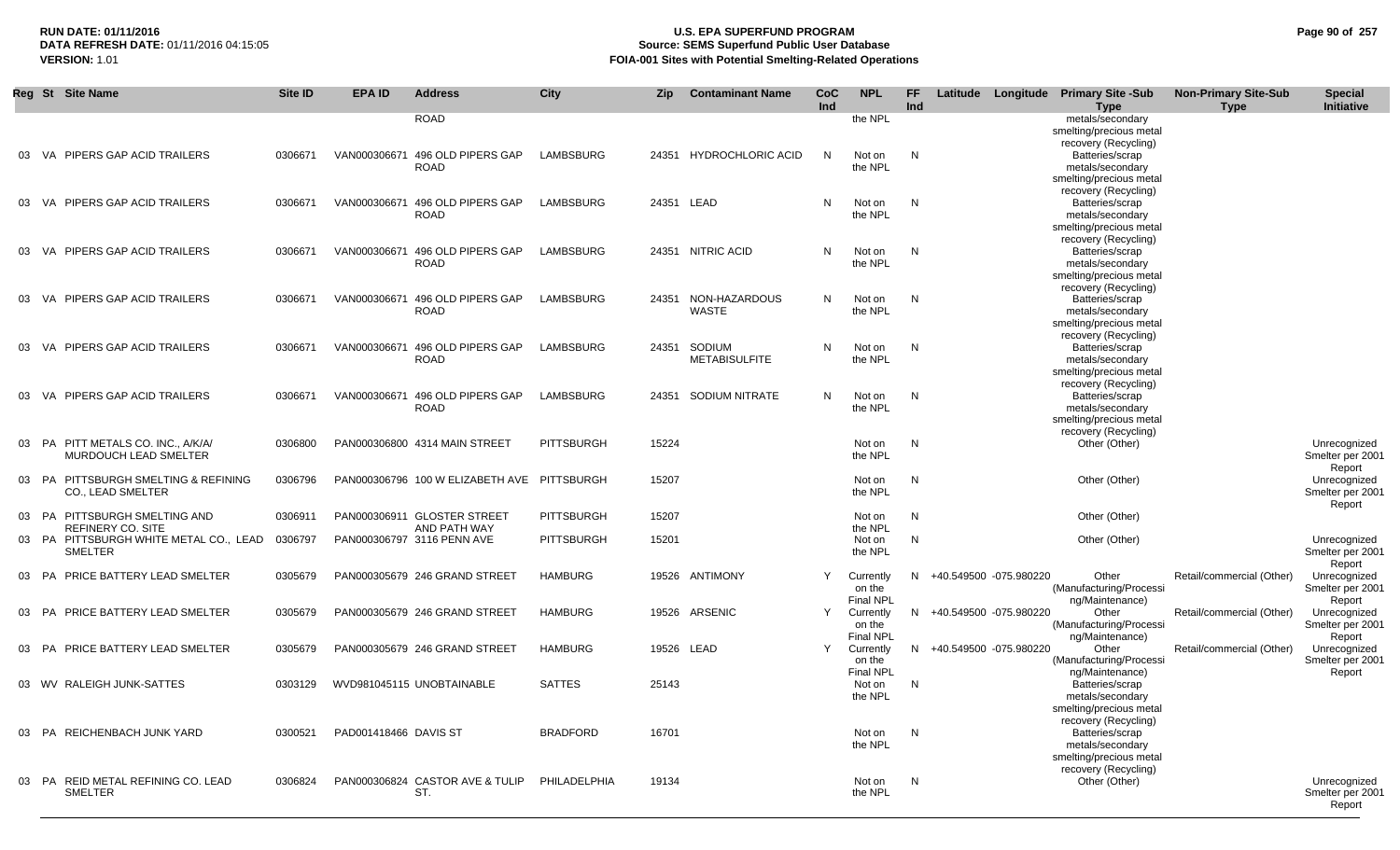**RUN DATE:** 01/11/2016
**DATA REFRESH DATE:** 01/11/2016 04:15:05
**VERSION:** 1.01

# U.S. EPA SUPERFUND PROGRAM
## Source: SEMS Superfund Public User Database
## FOIA-001 Sites with Potential Smelting-Related Operations

| Reg | St | Site Name | Site ID | EPA ID | Address | City | Zip | Contaminant Name | CoC Ind | NPL | FF Ind | Latitude | Longitude | Primary Site -Sub Type | Non-Primary Site-Sub Type | Special Initiative |
|---|---|---|---|---|---|---|---|---|---|---|---|---|---|---|---|---|
| | | | | | ROAD | | | | | the NPL | | | | metals/secondary smelting/precious metal recovery (Recycling) | | |
| 03 | VA | PIPERS GAP ACID TRAILERS | 0306671 | VAN000306671 | 496 OLD PIPERS GAP ROAD | LAMBSBURG | 24351 | HYDROCHLORIC ACID | N | Not on the NPL | N | | | Batteries/scrap metals/secondary smelting/precious metal recovery (Recycling) | | |
| 03 | VA | PIPERS GAP ACID TRAILERS | 0306671 | VAN000306671 | 496 OLD PIPERS GAP ROAD | LAMBSBURG | 24351 | LEAD | N | Not on the NPL | N | | | Batteries/scrap metals/secondary smelting/precious metal recovery (Recycling) | | |
| 03 | VA | PIPERS GAP ACID TRAILERS | 0306671 | VAN000306671 | 496 OLD PIPERS GAP ROAD | LAMBSBURG | 24351 | NITRIC ACID | N | Not on the NPL | N | | | Batteries/scrap metals/secondary smelting/precious metal recovery (Recycling) | | |
| 03 | VA | PIPERS GAP ACID TRAILERS | 0306671 | VAN000306671 | 496 OLD PIPERS GAP ROAD | LAMBSBURG | 24351 | NON-HAZARDOUS WASTE | N | Not on the NPL | N | | | Batteries/scrap metals/secondary smelting/precious metal recovery (Recycling) | | |
| 03 | VA | PIPERS GAP ACID TRAILERS | 0306671 | VAN000306671 | 496 OLD PIPERS GAP ROAD | LAMBSBURG | 24351 | SODIUM METABISULFITE | N | Not on the NPL | N | | | Batteries/scrap metals/secondary smelting/precious metal recovery (Recycling) | | |
| 03 | VA | PIPERS GAP ACID TRAILERS | 0306671 | VAN000306671 | 496 OLD PIPERS GAP ROAD | LAMBSBURG | 24351 | SODIUM NITRATE | N | Not on the NPL | N | | | Batteries/scrap metals/secondary smelting/precious metal recovery (Recycling) | | |
| 03 | PA | PITT METALS CO. INC., A/K/A/ MURDOUCH LEAD SMELTER | 0306800 | PAN000306800 | 4314 MAIN STREET | PITTSBURGH | 15224 | | | Not on the NPL | N | | | Other (Other) | | Unrecognized Smelter per 2001 Report |
| 03 | PA | PITTSBURGH SMELTING & REFINING CO., LEAD SMELTER | 0306796 | PAN000306796 | 100 W ELIZABETH AVE | PITTSBURGH | 15207 | | | Not on the NPL | N | | | Other (Other) | | Unrecognized Smelter per 2001 Report |
| 03 | PA | PITTSBURGH SMELTING AND REFINERY CO. SITE | 0306911 | PAN000306911 | GLOSTER STREET AND PATH WAY | PITTSBURGH | 15207 | | | Not on the NPL | N | | | Other (Other) | | |
| 03 | PA | PITTSBURGH WHITE METAL CO., LEAD SMELTER | 0306797 | PAN000306797 | 3116 PENN AVE | PITTSBURGH | 15201 | | | Not on the NPL | N | | | Other (Other) | | Unrecognized Smelter per 2001 Report |
| 03 | PA | PRICE BATTERY LEAD SMELTER | 0305679 | PAN000305679 | 246 GRAND STREET | HAMBURG | 19526 | ANTIMONY | Y | Currently on the Final NPL | N | +40.549500 | -075.980220 | Other (Manufacturing/Processing/Maintenance) | Retail/commercial (Other) | Unrecognized Smelter per 2001 Report |
| 03 | PA | PRICE BATTERY LEAD SMELTER | 0305679 | PAN000305679 | 246 GRAND STREET | HAMBURG | 19526 | ARSENIC | Y | Currently on the Final NPL | N | +40.549500 | -075.980220 | Other (Manufacturing/Processing/Maintenance) | Retail/commercial (Other) | Unrecognized Smelter per 2001 Report |
| 03 | PA | PRICE BATTERY LEAD SMELTER | 0305679 | PAN000305679 | 246 GRAND STREET | HAMBURG | 19526 | LEAD | Y | Currently on the Final NPL | N | +40.549500 | -075.980220 | Other (Manufacturing/Processing/Maintenance) | Retail/commercial (Other) | Unrecognized Smelter per 2001 Report |
| 03 | WV | RALEIGH JUNK-SATTES | 0303129 | WVD981045115 | UNOBTAINABLE | SATTES | 25143 | | | Not on the NPL | N | | | Batteries/scrap metals/secondary smelting/precious metal recovery (Recycling) | | |
| 03 | PA | REICHENBACH JUNK YARD | 0300521 | PAD001418466 | DAVIS ST | BRADFORD | 16701 | | | Not on the NPL | N | | | Batteries/scrap metals/secondary smelting/precious metal recovery (Recycling) | | |
| 03 | PA | REID METAL REFINING CO. LEAD SMELTER | 0306824 | PAN000306824 | CASTOR AVE & TULIP ST. | PHILADELPHIA | 19134 | | | Not on the NPL | N | | | Other (Other) | | Unrecognized Smelter per 2001 Report |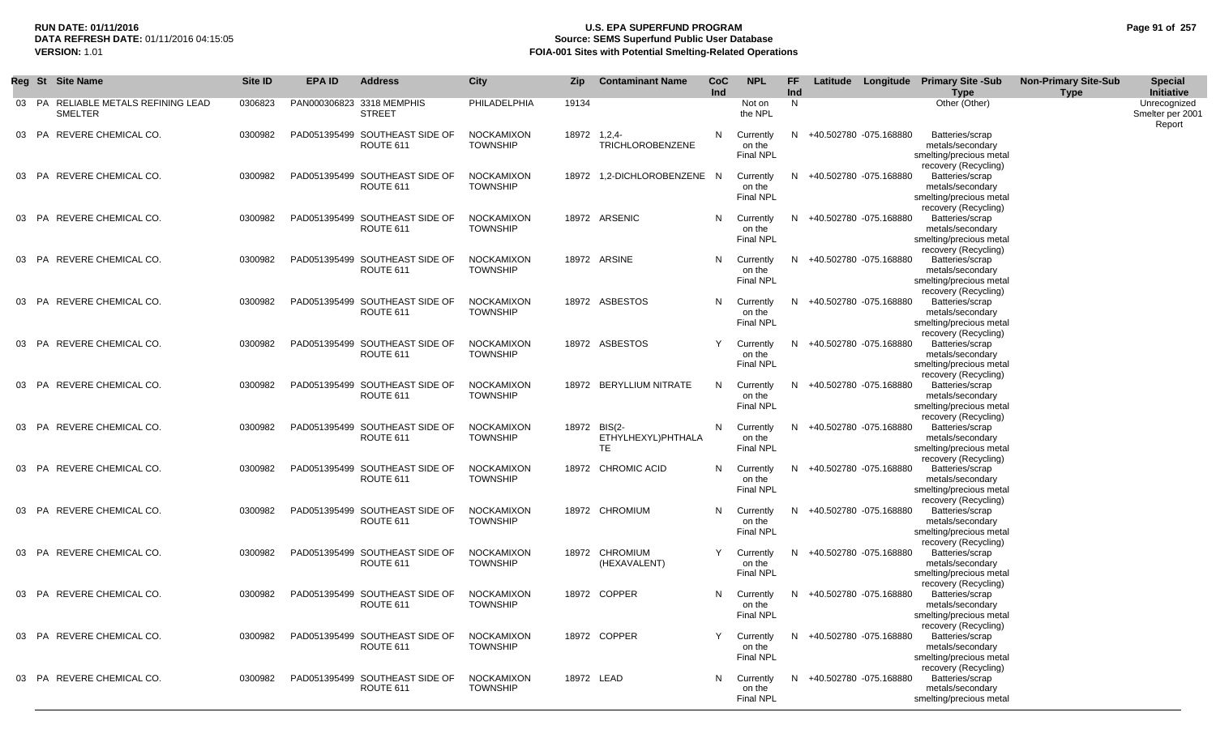| Reg | St | Site Name | Site ID | EPA ID | Address | City | Zip | Contaminant Name | CoC Ind | NPL | FF Ind | Latitude | Longitude | Primary Site -Sub Type | Non-Primary Site-Sub Type | Special Initiative |
|---|---|---|---|---|---|---|---|---|---|---|---|---|---|---|---|---|
| 03 | PA | RELIABLE METALS REFINING LEAD SMELTER | 0306823 | PAN000306823 | 3318 MEMPHIS STREET | PHILADELPHIA | 19134 | | | Not on the NPL | N | | | Other (Other) | | Unrecognized Smelter per 2001 Report |
| 03 | PA | REVERE CHEMICAL CO. | 0300982 | PAD051395499 | SOUTHEAST SIDE OF ROUTE 611 | NOCKAMIXON TOWNSHIP | 18972 | 1,2,4-TRICHLOROBENZENE | N | Currently on the Final NPL | N | +40.502780 | -075.168880 | Batteries/scrap metals/secondary smelting/precious metal recovery (Recycling) | | |
| 03 | PA | REVERE CHEMICAL CO. | 0300982 | PAD051395499 | SOUTHEAST SIDE OF ROUTE 611 | NOCKAMIXON TOWNSHIP | 18972 | 1,2-DICHLOROBENZENE | N | Currently on the Final NPL | N | +40.502780 | -075.168880 | Batteries/scrap metals/secondary smelting/precious metal recovery (Recycling) | | |
| 03 | PA | REVERE CHEMICAL CO. | 0300982 | PAD051395499 | SOUTHEAST SIDE OF ROUTE 611 | NOCKAMIXON TOWNSHIP | 18972 | ARSENIC | N | Currently on the Final NPL | N | +40.502780 | -075.168880 | Batteries/scrap metals/secondary smelting/precious metal recovery (Recycling) | | |
| 03 | PA | REVERE CHEMICAL CO. | 0300982 | PAD051395499 | SOUTHEAST SIDE OF ROUTE 611 | NOCKAMIXON TOWNSHIP | 18972 | ARSINE | N | Currently on the Final NPL | N | +40.502780 | -075.168880 | Batteries/scrap metals/secondary smelting/precious metal recovery (Recycling) | | |
| 03 | PA | REVERE CHEMICAL CO. | 0300982 | PAD051395499 | SOUTHEAST SIDE OF ROUTE 611 | NOCKAMIXON TOWNSHIP | 18972 | ASBESTOS | N | Currently on the Final NPL | N | +40.502780 | -075.168880 | Batteries/scrap metals/secondary smelting/precious metal recovery (Recycling) | | |
| 03 | PA | REVERE CHEMICAL CO. | 0300982 | PAD051395499 | SOUTHEAST SIDE OF ROUTE 611 | NOCKAMIXON TOWNSHIP | 18972 | ASBESTOS | Y | Currently on the Final NPL | N | +40.502780 | -075.168880 | Batteries/scrap metals/secondary smelting/precious metal recovery (Recycling) | | |
| 03 | PA | REVERE CHEMICAL CO. | 0300982 | PAD051395499 | SOUTHEAST SIDE OF ROUTE 611 | NOCKAMIXON TOWNSHIP | 18972 | BERYLLIUM NITRATE | N | Currently on the Final NPL | N | +40.502780 | -075.168880 | Batteries/scrap metals/secondary smelting/precious metal recovery (Recycling) | | |
| 03 | PA | REVERE CHEMICAL CO. | 0300982 | PAD051395499 | SOUTHEAST SIDE OF ROUTE 611 | NOCKAMIXON TOWNSHIP | 18972 | BIS(2-ETHYLHEXYL)PHTHALATE | N | Currently on the Final NPL | N | +40.502780 | -075.168880 | Batteries/scrap metals/secondary smelting/precious metal recovery (Recycling) | | |
| 03 | PA | REVERE CHEMICAL CO. | 0300982 | PAD051395499 | SOUTHEAST SIDE OF ROUTE 611 | NOCKAMIXON TOWNSHIP | 18972 | CHROMIC ACID | N | Currently on the Final NPL | N | +40.502780 | -075.168880 | Batteries/scrap metals/secondary smelting/precious metal recovery (Recycling) | | |
| 03 | PA | REVERE CHEMICAL CO. | 0300982 | PAD051395499 | SOUTHEAST SIDE OF ROUTE 611 | NOCKAMIXON TOWNSHIP | 18972 | CHROMIUM | N | Currently on the Final NPL | N | +40.502780 | -075.168880 | Batteries/scrap metals/secondary smelting/precious metal recovery (Recycling) | | |
| 03 | PA | REVERE CHEMICAL CO. | 0300982 | PAD051395499 | SOUTHEAST SIDE OF ROUTE 611 | NOCKAMIXON TOWNSHIP | 18972 | CHROMIUM (HEXAVALENT) | Y | Currently on the Final NPL | N | +40.502780 | -075.168880 | Batteries/scrap metals/secondary smelting/precious metal recovery (Recycling) | | |
| 03 | PA | REVERE CHEMICAL CO. | 0300982 | PAD051395499 | SOUTHEAST SIDE OF ROUTE 611 | NOCKAMIXON TOWNSHIP | 18972 | COPPER | N | Currently on the Final NPL | N | +40.502780 | -075.168880 | Batteries/scrap metals/secondary smelting/precious metal recovery (Recycling) | | |
| 03 | PA | REVERE CHEMICAL CO. | 0300982 | PAD051395499 | SOUTHEAST SIDE OF ROUTE 611 | NOCKAMIXON TOWNSHIP | 18972 | COPPER | Y | Currently on the Final NPL | N | +40.502780 | -075.168880 | Batteries/scrap metals/secondary smelting/precious metal recovery (Recycling) | | |
| 03 | PA | REVERE CHEMICAL CO. | 0300982 | PAD051395499 | SOUTHEAST SIDE OF ROUTE 611 | NOCKAMIXON TOWNSHIP | 18972 | LEAD | N | Currently on the Final NPL | N | +40.502780 | -075.168880 | Batteries/scrap metals/secondary smelting/precious metal | | |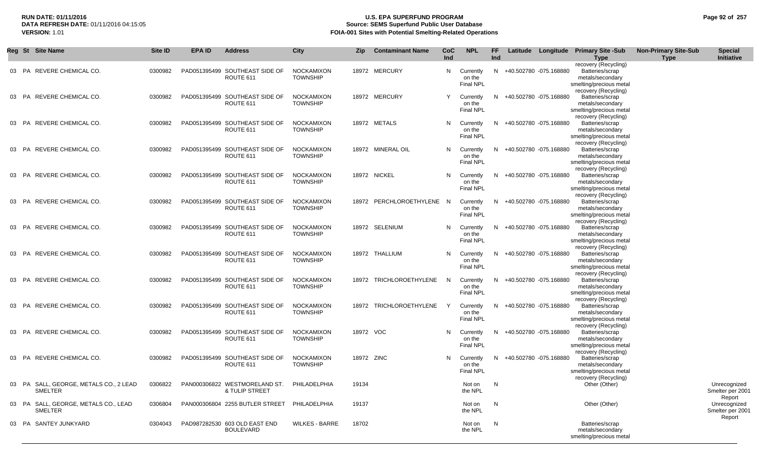| Reg | St | Site Name | Site ID | EPA ID | Address | City | Zip | Contaminant Name | CoC Ind | NPL | FF Ind | Latitude | Longitude | Primary Site -Sub Type | Non-Primary Site-Sub Type | Special Initiative |
|---|---|---|---|---|---|---|---|---|---|---|---|---|---|---|---|---|
| 03 | PA | REVERE CHEMICAL CO. | 0300982 | PAD051395499 | SOUTHEAST SIDE OF ROUTE 611 | NOCKAMIXON TOWNSHIP | 18972 | MERCURY | N | Currently on the Final NPL | N | +40.502780 | -075.168880 | Batteries/scrap metals/secondary smelting/precious metal recovery (Recycling) | | |
| 03 | PA | REVERE CHEMICAL CO. | 0300982 | PAD051395499 | SOUTHEAST SIDE OF ROUTE 611 | NOCKAMIXON TOWNSHIP | 18972 | MERCURY | Y | Currently on the Final NPL | N | +40.502780 | -075.168880 | Batteries/scrap metals/secondary smelting/precious metal recovery (Recycling) | | |
| 03 | PA | REVERE CHEMICAL CO. | 0300982 | PAD051395499 | SOUTHEAST SIDE OF ROUTE 611 | NOCKAMIXON TOWNSHIP | 18972 | METALS | N | Currently on the Final NPL | N | +40.502780 | -075.168880 | Batteries/scrap metals/secondary smelting/precious metal recovery (Recycling) | | |
| 03 | PA | REVERE CHEMICAL CO. | 0300982 | PAD051395499 | SOUTHEAST SIDE OF ROUTE 611 | NOCKAMIXON TOWNSHIP | 18972 | MINERAL OIL | N | Currently on the Final NPL | N | +40.502780 | -075.168880 | Batteries/scrap metals/secondary smelting/precious metal recovery (Recycling) | | |
| 03 | PA | REVERE CHEMICAL CO. | 0300982 | PAD051395499 | SOUTHEAST SIDE OF ROUTE 611 | NOCKAMIXON TOWNSHIP | 18972 | NICKEL | N | Currently on the Final NPL | N | +40.502780 | -075.168880 | Batteries/scrap metals/secondary smelting/precious metal recovery (Recycling) | | |
| 03 | PA | REVERE CHEMICAL CO. | 0300982 | PAD051395499 | SOUTHEAST SIDE OF ROUTE 611 | NOCKAMIXON TOWNSHIP | 18972 | PERCHLOROETHYLENE | N | Currently on the Final NPL | N | +40.502780 | -075.168880 | Batteries/scrap metals/secondary smelting/precious metal recovery (Recycling) | | |
| 03 | PA | REVERE CHEMICAL CO. | 0300982 | PAD051395499 | SOUTHEAST SIDE OF ROUTE 611 | NOCKAMIXON TOWNSHIP | 18972 | SELENIUM | N | Currently on the Final NPL | N | +40.502780 | -075.168880 | Batteries/scrap metals/secondary smelting/precious metal recovery (Recycling) | | |
| 03 | PA | REVERE CHEMICAL CO. | 0300982 | PAD051395499 | SOUTHEAST SIDE OF ROUTE 611 | NOCKAMIXON TOWNSHIP | 18972 | THALLIUM | N | Currently on the Final NPL | N | +40.502780 | -075.168880 | Batteries/scrap metals/secondary smelting/precious metal recovery (Recycling) | | |
| 03 | PA | REVERE CHEMICAL CO. | 0300982 | PAD051395499 | SOUTHEAST SIDE OF ROUTE 611 | NOCKAMIXON TOWNSHIP | 18972 | TRICHLOROETHYLENE | N | Currently on the Final NPL | N | +40.502780 | -075.168880 | Batteries/scrap metals/secondary smelting/precious metal recovery (Recycling) | | |
| 03 | PA | REVERE CHEMICAL CO. | 0300982 | PAD051395499 | SOUTHEAST SIDE OF ROUTE 611 | NOCKAMIXON TOWNSHIP | 18972 | TRICHLOROETHYLENE | Y | Currently on the Final NPL | N | +40.502780 | -075.168880 | Batteries/scrap metals/secondary smelting/precious metal recovery (Recycling) | | |
| 03 | PA | REVERE CHEMICAL CO. | 0300982 | PAD051395499 | SOUTHEAST SIDE OF ROUTE 611 | NOCKAMIXON TOWNSHIP | 18972 | VOC | N | Currently on the Final NPL | N | +40.502780 | -075.168880 | Batteries/scrap metals/secondary smelting/precious metal recovery (Recycling) | | |
| 03 | PA | REVERE CHEMICAL CO. | 0300982 | PAD051395499 | SOUTHEAST SIDE OF ROUTE 611 | NOCKAMIXON TOWNSHIP | 18972 | ZINC | N | Currently on the Final NPL | N | +40.502780 | -075.168880 | Batteries/scrap metals/secondary smelting/precious metal recovery (Recycling) | | |
| 03 | PA | SALL, GEORGE, METALS CO., 2 LEAD SMELTER | 0306822 | PAN000306822 | WESTMORELAND ST. & TULIP STREET | PHILADELPHIA | 19134 | | | Not on the NPL | N | | | Other (Other) | | Unrecognized Smelter per 2001 Report |
| 03 | PA | SALL, GEORGE, METALS CO., LEAD SMELTER | 0306804 | PAN000306804 | 2255 BUTLER STREET | PHILADELPHIA | 19137 | | | Not on the NPL | N | | | Other (Other) | | Unrecognized Smelter per 2001 Report |
| 03 | PA | SANTEY JUNKYARD | 0304043 | PAD987282530 | 603 OLD EAST END BOULEVARD | WILKES - BARRE | 18702 | | | Not on the NPL | N | | | Batteries/scrap metals/secondary smelting/precious metal | | |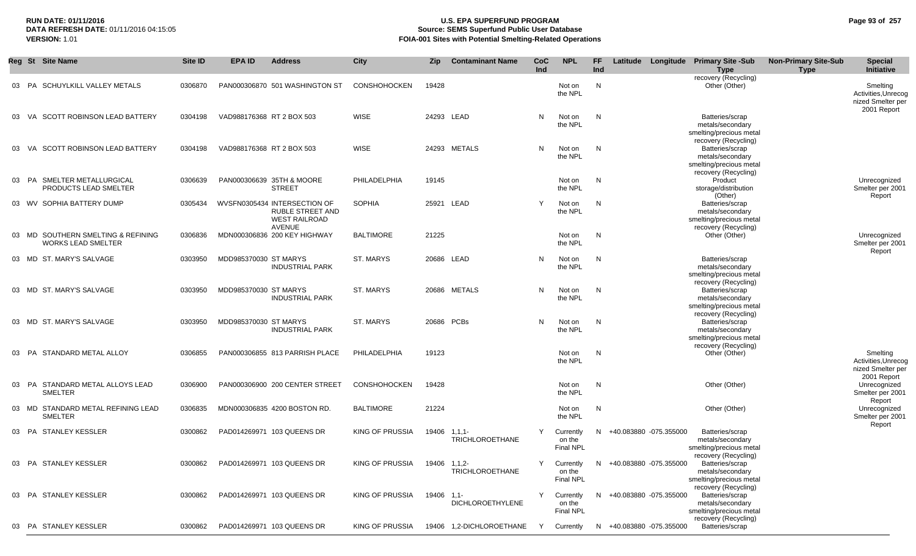**RUN DATE:** 01/11/2016
**DATA REFRESH DATE:** 01/11/2016 04:15:05
**VERSION:** 1.01

# U.S. EPA SUPERFUND PROGRAM
## Source: SEMS Superfund Public User Database
## FOIA-001 Sites with Potential Smelting-Related Operations

| Reg | St | Site Name | Site ID | EPA ID | Address | City | Zip | Contaminant Name | CoC Ind | NPL | FF Ind | Latitude | Longitude | Primary Site -Sub Type | Non-Primary Site-Sub Type | Special Initiative |
|---|---|---|---|---|---|---|---|---|---|---|---|---|---|---|---|---|
| | | | | | | | | | | | | | | recovery (Recycling) | | |
| 03 | PA | SCHUYLKILL VALLEY METALS | 0306870 | PAN000306870 | 501 WASHINGTON ST | CONSHOHOCKEN | 19428 | | | Not on the NPL | N | | | Other (Other) | | Smelting Activities,Unrecognized Smelter per 2001 Report |
| 03 | VA | SCOTT ROBINSON LEAD BATTERY | 0304198 | VAD988176368 | RT 2 BOX 503 | WISE | 24293 | LEAD | N | Not on the NPL | N | | | Batteries/scrap metals/secondary smelting/precious metal recovery (Recycling) | | |
| 03 | VA | SCOTT ROBINSON LEAD BATTERY | 0304198 | VAD988176368 | RT 2 BOX 503 | WISE | 24293 | METALS | N | Not on the NPL | N | | | Batteries/scrap metals/secondary smelting/precious metal recovery (Recycling) | | |
| 03 | PA | SMELTER METALLURGICAL PRODUCTS LEAD SMELTER | 0306639 | PAN000306639 | 35TH & MOORE STREET | PHILADELPHIA | 19145 | | | Not on the NPL | N | | | Product storage/distribution (Other) | | Unrecognized Smelter per 2001 Report |
| 03 | WV | SOPHIA BATTERY DUMP | 0305434 | WVSFN0305434 | INTERSECTION OF RUBLE STREET AND WEST RAILROAD AVENUE | SOPHIA | 25921 | LEAD | Y | Not on the NPL | N | | | Batteries/scrap metals/secondary smelting/precious metal recovery (Recycling) | | |
| 03 | MD | SOUTHERN SMELTING & REFINING WORKS LEAD SMELTER | 0306836 | MDN000306836 | 200 KEY HIGHWAY | BALTIMORE | 21225 | | | Not on the NPL | N | | | Other (Other) | | Unrecognized Smelter per 2001 Report |
| 03 | MD | ST. MARY'S SALVAGE | 0303950 | MDD985370030 | ST MARYS INDUSTRIAL PARK | ST. MARYS | 20686 | LEAD | N | Not on the NPL | N | | | Batteries/scrap metals/secondary smelting/precious metal recovery (Recycling) | | |
| 03 | MD | ST. MARY'S SALVAGE | 0303950 | MDD985370030 | ST MARYS INDUSTRIAL PARK | ST. MARYS | 20686 | METALS | N | Not on the NPL | N | | | Batteries/scrap metals/secondary smelting/precious metal recovery (Recycling) | | |
| 03 | MD | ST. MARY'S SALVAGE | 0303950 | MDD985370030 | ST MARYS INDUSTRIAL PARK | ST. MARYS | 20686 | PCBs | N | Not on the NPL | N | | | Batteries/scrap metals/secondary smelting/precious metal recovery (Recycling) | | |
| 03 | PA | STANDARD METAL ALLOY | 0306855 | PAN000306855 | 813 PARRISH PLACE | PHILADELPHIA | 19123 | | | Not on the NPL | N | | | Other (Other) | | Smelting Activities,Unrecognized Smelter per 2001 Report |
| 03 | PA | STANDARD METAL ALLOYS LEAD SMELTER | 0306900 | PAN000306900 | 200 CENTER STREET | CONSHOHOCKEN | 19428 | | | Not on the NPL | N | | | Other (Other) | | Unrecognized Smelter per 2001 Report |
| 03 | MD | STANDARD METAL REFINING LEAD SMELTER | 0306835 | MDN000306835 | 4200 BOSTON RD. | BALTIMORE | 21224 | | | Not on the NPL | N | | | Other (Other) | | Unrecognized Smelter per 2001 Report |
| 03 | PA | STANLEY KESSLER | 0300862 | PAD014269971 | 103 QUEENS DR | KING OF PRUSSIA | 19406 | 1,1,1-TRICHLOROETHANE | Y | Currently on the Final NPL | N | +40.083880 | -075.355000 | Batteries/scrap metals/secondary smelting/precious metal recovery (Recycling) | | |
| 03 | PA | STANLEY KESSLER | 0300862 | PAD014269971 | 103 QUEENS DR | KING OF PRUSSIA | 19406 | 1,1,2-TRICHLOROETHANE | Y | Currently on the Final NPL | N | +40.083880 | -075.355000 | Batteries/scrap metals/secondary smelting/precious metal recovery (Recycling) | | |
| 03 | PA | STANLEY KESSLER | 0300862 | PAD014269971 | 103 QUEENS DR | KING OF PRUSSIA | 19406 | 1,1-DICHLOROETHYLENE | Y | Currently on the Final NPL | N | +40.083880 | -075.355000 | Batteries/scrap metals/secondary smelting/precious metal recovery (Recycling) | | |
| 03 | PA | STANLEY KESSLER | 0300862 | PAD014269971 | 103 QUEENS DR | KING OF PRUSSIA | 19406 | 1,2-DICHLOROETHANE | Y | Currently | N | +40.083880 | -075.355000 | Batteries/scrap | | |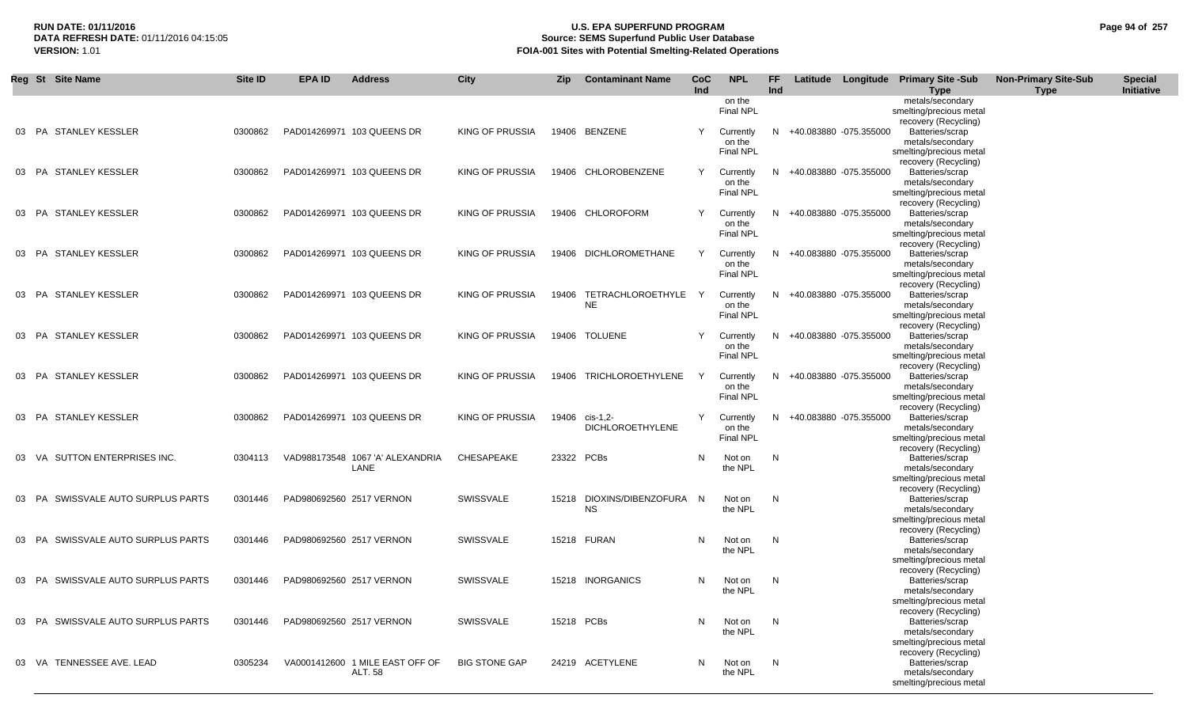**RUN DATE:** 01/11/2016
**DATA REFRESH DATE:** 01/11/2016 04:15:05
**VERSION:** 1.01

# U.S. EPA SUPERFUND PROGRAM
## Source: SEMS Superfund Public User Database
## FOIA-001 Sites with Potential Smelting-Related Operations

| Reg | St | Site Name | Site ID | EPA ID | Address | City | Zip | Contaminant Name | CoC Ind | NPL | FF Ind | Latitude | Longitude | Primary Site -Sub Type | Non-Primary Site-Sub Type | Special Initiative |
|---|---|---|---|---|---|---|---|---|---|---|---|---|---|---|---|---|
| | | | | | | | | | | on the Final NPL | | | | metals/secondary smelting/precious metal recovery (Recycling) | | |
| 03 | PA | STANLEY KESSLER | 0300862 | PAD014269971 | 103 QUEENS DR | KING OF PRUSSIA | 19406 | BENZENE | Y | Currently on the Final NPL | N | +40.083880 | -075.355000 | Batteries/scrap metals/secondary smelting/precious metal recovery (Recycling) | | |
| 03 | PA | STANLEY KESSLER | 0300862 | PAD014269971 | 103 QUEENS DR | KING OF PRUSSIA | 19406 | CHLOROBENZENE | Y | Currently on the Final NPL | N | +40.083880 | -075.355000 | Batteries/scrap metals/secondary smelting/precious metal recovery (Recycling) | | |
| 03 | PA | STANLEY KESSLER | 0300862 | PAD014269971 | 103 QUEENS DR | KING OF PRUSSIA | 19406 | CHLOROFORM | Y | Currently on the Final NPL | N | +40.083880 | -075.355000 | Batteries/scrap metals/secondary smelting/precious metal recovery (Recycling) | | |
| 03 | PA | STANLEY KESSLER | 0300862 | PAD014269971 | 103 QUEENS DR | KING OF PRUSSIA | 19406 | DICHLOROMETHANE | Y | Currently on the Final NPL | N | +40.083880 | -075.355000 | Batteries/scrap metals/secondary smelting/precious metal recovery (Recycling) | | |
| 03 | PA | STANLEY KESSLER | 0300862 | PAD014269971 | 103 QUEENS DR | KING OF PRUSSIA | 19406 | TETRACHLOROETHYLENE | Y | Currently on the Final NPL | N | +40.083880 | -075.355000 | Batteries/scrap metals/secondary smelting/precious metal recovery (Recycling) | | |
| 03 | PA | STANLEY KESSLER | 0300862 | PAD014269971 | 103 QUEENS DR | KING OF PRUSSIA | 19406 | TOLUENE | Y | Currently on the Final NPL | N | +40.083880 | -075.355000 | Batteries/scrap metals/secondary smelting/precious metal recovery (Recycling) | | |
| 03 | PA | STANLEY KESSLER | 0300862 | PAD014269971 | 103 QUEENS DR | KING OF PRUSSIA | 19406 | TRICHLOROETHYLENE | Y | Currently on the Final NPL | N | +40.083880 | -075.355000 | Batteries/scrap metals/secondary smelting/precious metal recovery (Recycling) | | |
| 03 | PA | STANLEY KESSLER | 0300862 | PAD014269971 | 103 QUEENS DR | KING OF PRUSSIA | 19406 | cis-1,2-DICHLOROETHYLENE | Y | Currently on the Final NPL | N | +40.083880 | -075.355000 | Batteries/scrap metals/secondary smelting/precious metal recovery (Recycling) | | |
| 03 | VA | SUTTON ENTERPRISES INC. | 0304113 | VAD988173548 | 1067 'A' ALEXANDRIA LANE | CHESAPEAKE | 23322 | PCBs | N | Not on the NPL | N | | | Batteries/scrap metals/secondary smelting/precious metal recovery (Recycling) | | |
| 03 | PA | SWISSVALE AUTO SURPLUS PARTS | 0301446 | PAD980692560 | 2517 VERNON | SWISSVALE | 15218 | DIOXINS/DIBENZOFURANS | N | Not on the NPL | N | | | Batteries/scrap metals/secondary smelting/precious metal recovery (Recycling) | | |
| 03 | PA | SWISSVALE AUTO SURPLUS PARTS | 0301446 | PAD980692560 | 2517 VERNON | SWISSVALE | 15218 | FURAN | N | Not on the NPL | N | | | Batteries/scrap metals/secondary smelting/precious metal recovery (Recycling) | | |
| 03 | PA | SWISSVALE AUTO SURPLUS PARTS | 0301446 | PAD980692560 | 2517 VERNON | SWISSVALE | 15218 | INORGANICS | N | Not on the NPL | N | | | Batteries/scrap metals/secondary smelting/precious metal recovery (Recycling) | | |
| 03 | PA | SWISSVALE AUTO SURPLUS PARTS | 0301446 | PAD980692560 | 2517 VERNON | SWISSVALE | 15218 | PCBs | N | Not on the NPL | N | | | Batteries/scrap metals/secondary smelting/precious metal recovery (Recycling) | | |
| 03 | VA | TENNESSEE AVE. LEAD | 0305234 | VA0001412600 | 1 MILE EAST OFF OF ALT. 58 | BIG STONE GAP | 24219 | ACETYLENE | N | Not on the NPL | N | | | Batteries/scrap metals/secondary smelting/precious metal | | |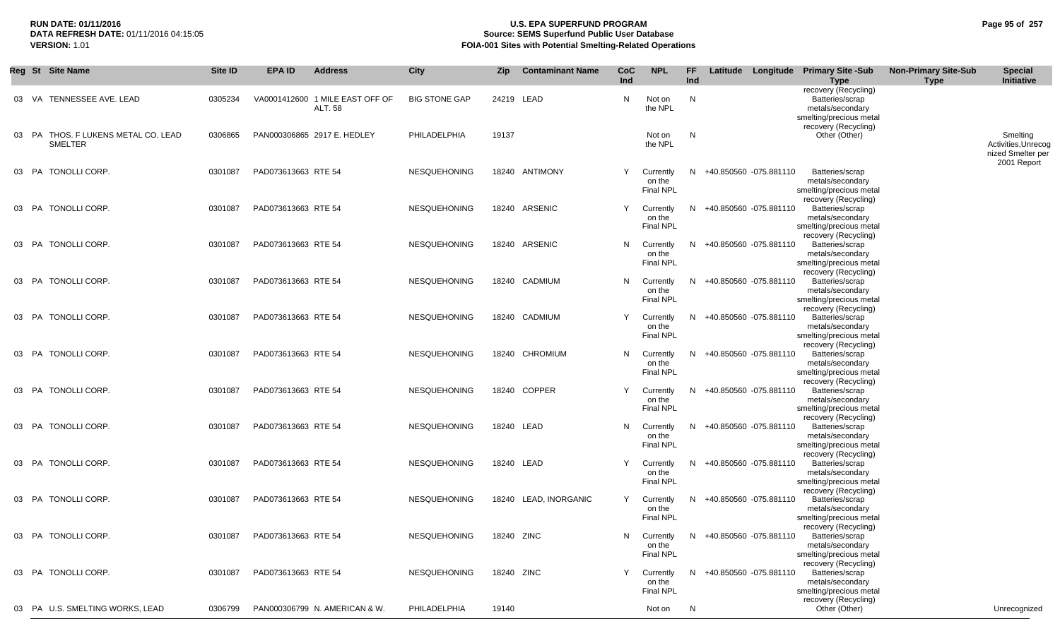| Reg | St | Site Name | Site ID | EPA ID | Address | City | Zip | Contaminant Name | CoC Ind | NPL | FF Ind | Latitude | Longitude | Primary Site -Sub Type | Non-Primary Site-Sub Type | Special Initiative |
|---|---|---|---|---|---|---|---|---|---|---|---|---|---|---|---|---|
| | | | | | | | | | | | | | | recovery (Recycling) | | |
| 03 | VA | TENNESSEE AVE. LEAD | 0305234 | VA0001412600 | 1 MILE EAST OFF OF ALT. 58 | BIG STONE GAP | 24219 | LEAD | N | Not on the NPL | N | | | Batteries/scrap metals/secondary smelting/precious metal recovery (Recycling) | | |
| 03 | PA | THOS. F LUKENS METAL CO. LEAD SMELTER | 0306865 | PAN000306865 | 2917 E. HEDLEY | PHILADELPHIA | 19137 | | | Not on the NPL | N | | | Other (Other) | | Smelting Activities,Unrecognized Smelter per 2001 Report |
| 03 | PA | TONOLLI CORP. | 0301087 | PAD073613663 | RTE 54 | NESQUEHONING | 18240 | ANTIMONY | Y | Currently on the Final NPL | N | +40.850560 | -075.881110 | Batteries/scrap metals/secondary smelting/precious metal recovery (Recycling) | | |
| 03 | PA | TONOLLI CORP. | 0301087 | PAD073613663 | RTE 54 | NESQUEHONING | 18240 | ARSENIC | Y | Currently on the Final NPL | N | +40.850560 | -075.881110 | Batteries/scrap metals/secondary smelting/precious metal recovery (Recycling) | | |
| 03 | PA | TONOLLI CORP. | 0301087 | PAD073613663 | RTE 54 | NESQUEHONING | 18240 | ARSENIC | N | Currently on the Final NPL | N | +40.850560 | -075.881110 | Batteries/scrap metals/secondary smelting/precious metal recovery (Recycling) | | |
| 03 | PA | TONOLLI CORP. | 0301087 | PAD073613663 | RTE 54 | NESQUEHONING | 18240 | CADMIUM | N | Currently on the Final NPL | N | +40.850560 | -075.881110 | Batteries/scrap metals/secondary smelting/precious metal recovery (Recycling) | | |
| 03 | PA | TONOLLI CORP. | 0301087 | PAD073613663 | RTE 54 | NESQUEHONING | 18240 | CADMIUM | Y | Currently on the Final NPL | N | +40.850560 | -075.881110 | Batteries/scrap metals/secondary smelting/precious metal recovery (Recycling) | | |
| 03 | PA | TONOLLI CORP. | 0301087 | PAD073613663 | RTE 54 | NESQUEHONING | 18240 | CHROMIUM | N | Currently on the Final NPL | N | +40.850560 | -075.881110 | Batteries/scrap metals/secondary smelting/precious metal recovery (Recycling) | | |
| 03 | PA | TONOLLI CORP. | 0301087 | PAD073613663 | RTE 54 | NESQUEHONING | 18240 | COPPER | Y | Currently on the Final NPL | N | +40.850560 | -075.881110 | Batteries/scrap metals/secondary smelting/precious metal recovery (Recycling) | | |
| 03 | PA | TONOLLI CORP. | 0301087 | PAD073613663 | RTE 54 | NESQUEHONING | 18240 | LEAD | N | Currently on the Final NPL | N | +40.850560 | -075.881110 | Batteries/scrap metals/secondary smelting/precious metal recovery (Recycling) | | |
| 03 | PA | TONOLLI CORP. | 0301087 | PAD073613663 | RTE 54 | NESQUEHONING | 18240 | LEAD | Y | Currently on the Final NPL | N | +40.850560 | -075.881110 | Batteries/scrap metals/secondary smelting/precious metal recovery (Recycling) | | |
| 03 | PA | TONOLLI CORP. | 0301087 | PAD073613663 | RTE 54 | NESQUEHONING | 18240 | LEAD, INORGANIC | Y | Currently on the Final NPL | N | +40.850560 | -075.881110 | Batteries/scrap metals/secondary smelting/precious metal recovery (Recycling) | | |
| 03 | PA | TONOLLI CORP. | 0301087 | PAD073613663 | RTE 54 | NESQUEHONING | 18240 | ZINC | N | Currently on the Final NPL | N | +40.850560 | -075.881110 | Batteries/scrap metals/secondary smelting/precious metal recovery (Recycling) | | |
| 03 | PA | TONOLLI CORP. | 0301087 | PAD073613663 | RTE 54 | NESQUEHONING | 18240 | ZINC | Y | Currently on the Final NPL | N | +40.850560 | -075.881110 | Batteries/scrap metals/secondary smelting/precious metal recovery (Recycling) | | |
| 03 | PA | U.S. SMELTING WORKS, LEAD | 0306799 | PAN000306799 | N. AMERICAN & W. | PHILADELPHIA | 19140 | | | Not on | N | | | Other (Other) | | Unrecognized |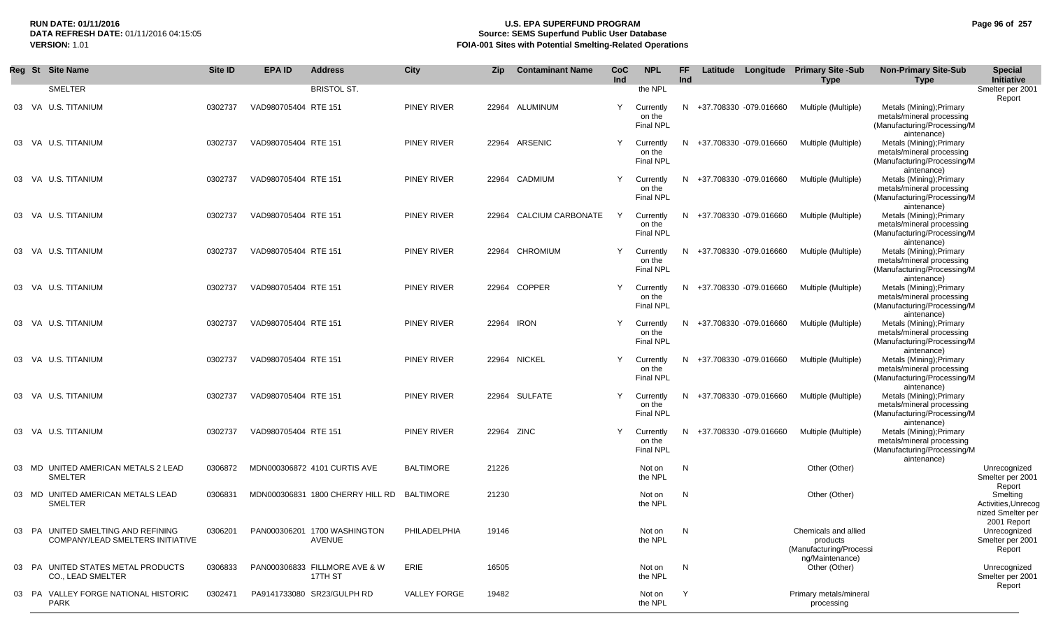| Reg | St | Site Name | Site ID | EPA ID | Address | City | Zip | Contaminant Name | CoC Ind | NPL | FF Ind | Latitude | Longitude | Primary Site -Sub Type | Non-Primary Site-Sub Type | Special Initiative |
|---|---|---|---|---|---|---|---|---|---|---|---|---|---|---|---|---|
| | | SMELTER | | | BRISTOL ST. | | | | | the NPL | | | | | | Smelter per 2001 Report |
| 03 | VA | U.S. TITANIUM | 0302737 | VAD980705404 | RTE 151 | PINEY RIVER | 22964 | ALUMINUM | Y | Currently on the Final NPL | N | +37.708330 | -079.016660 | Multiple (Multiple) | Metals (Mining);Primary metals/mineral processing (Manufacturing/Processing/Maintenance) | |
| 03 | VA | U.S. TITANIUM | 0302737 | VAD980705404 | RTE 151 | PINEY RIVER | 22964 | ARSENIC | Y | Currently on the Final NPL | N | +37.708330 | -079.016660 | Multiple (Multiple) | Metals (Mining);Primary metals/mineral processing (Manufacturing/Processing/Maintenance) | |
| 03 | VA | U.S. TITANIUM | 0302737 | VAD980705404 | RTE 151 | PINEY RIVER | 22964 | CADMIUM | Y | Currently on the Final NPL | N | +37.708330 | -079.016660 | Multiple (Multiple) | Metals (Mining);Primary metals/mineral processing (Manufacturing/Processing/Maintenance) | |
| 03 | VA | U.S. TITANIUM | 0302737 | VAD980705404 | RTE 151 | PINEY RIVER | 22964 | CALCIUM CARBONATE | Y | Currently on the Final NPL | N | +37.708330 | -079.016660 | Multiple (Multiple) | Metals (Mining);Primary metals/mineral processing (Manufacturing/Processing/Maintenance) | |
| 03 | VA | U.S. TITANIUM | 0302737 | VAD980705404 | RTE 151 | PINEY RIVER | 22964 | CHROMIUM | Y | Currently on the Final NPL | N | +37.708330 | -079.016660 | Multiple (Multiple) | Metals (Mining);Primary metals/mineral processing (Manufacturing/Processing/Maintenance) | |
| 03 | VA | U.S. TITANIUM | 0302737 | VAD980705404 | RTE 151 | PINEY RIVER | 22964 | COPPER | Y | Currently on the Final NPL | N | +37.708330 | -079.016660 | Multiple (Multiple) | Metals (Mining);Primary metals/mineral processing (Manufacturing/Processing/Maintenance) | |
| 03 | VA | U.S. TITANIUM | 0302737 | VAD980705404 | RTE 151 | PINEY RIVER | 22964 | IRON | Y | Currently on the Final NPL | N | +37.708330 | -079.016660 | Multiple (Multiple) | Metals (Mining);Primary metals/mineral processing (Manufacturing/Processing/Maintenance) | |
| 03 | VA | U.S. TITANIUM | 0302737 | VAD980705404 | RTE 151 | PINEY RIVER | 22964 | NICKEL | Y | Currently on the Final NPL | N | +37.708330 | -079.016660 | Multiple (Multiple) | Metals (Mining);Primary metals/mineral processing (Manufacturing/Processing/Maintenance) | |
| 03 | VA | U.S. TITANIUM | 0302737 | VAD980705404 | RTE 151 | PINEY RIVER | 22964 | SULFATE | Y | Currently on the Final NPL | N | +37.708330 | -079.016660 | Multiple (Multiple) | Metals (Mining);Primary metals/mineral processing (Manufacturing/Processing/Maintenance) | |
| 03 | VA | U.S. TITANIUM | 0302737 | VAD980705404 | RTE 151 | PINEY RIVER | 22964 | ZINC | Y | Currently on the Final NPL | N | +37.708330 | -079.016660 | Multiple (Multiple) | Metals (Mining);Primary metals/mineral processing (Manufacturing/Processing/Maintenance) | |
| 03 | MD | UNITED AMERICAN METALS 2 LEAD SMELTER | 0306872 | MDN000306872 | 4101 CURTIS AVE | BALTIMORE | 21226 | | | Not on the NPL | N | | | Other (Other) | | Unrecognized Smelter per 2001 Report |
| 03 | MD | UNITED AMERICAN METALS LEAD SMELTER | 0306831 | MDN000306831 | 1800 CHERRY HILL RD | BALTIMORE | 21230 | | | Not on the NPL | N | | | Other (Other) | | Smelting Activities,Unrecognized Smelter per 2001 Report |
| 03 | PA | UNITED SMELTING AND REFINING COMPANY/LEAD SMELTERS INITIATIVE | 0306201 | PAN000306201 | 1700 WASHINGTON AVENUE | PHILADELPHIA | 19146 | | | Not on the NPL | N | | | Chemicals and allied products (Manufacturing/Processing/Maintenance) | | Unrecognized Smelter per 2001 Report |
| 03 | PA | UNITED STATES METAL PRODUCTS CO., LEAD SMELTER | 0306833 | PAN000306833 | FILLMORE AVE & W 17TH ST | ERIE | 16505 | | | Not on the NPL | N | | | Other (Other) | | Unrecognized Smelter per 2001 Report |
| 03 | PA | VALLEY FORGE NATIONAL HISTORIC PARK | 0302471 | PA9141733080 | SR23/GULPH RD | VALLEY FORGE | 19482 | | | Not on the NPL | Y | | | Primary metals/mineral processing | | |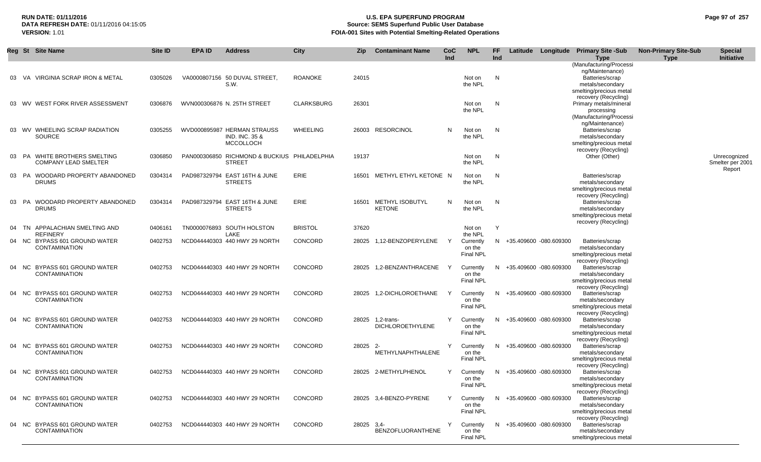**RUN DATE:** 01/11/2016
**DATA REFRESH DATE:** 01/11/2016 04:15:05
**VERSION:** 1.01

# U.S. EPA SUPERFUND PROGRAM
## Source: SEMS Superfund Public User Database
## FOIA-001 Sites with Potential Smelting-Related Operations

| Reg | St | Site Name | Site ID | EPA ID | Address | City | Zip | Contaminant Name | CoC Ind | NPL | FF Ind | Latitude | Longitude | Primary Site -Sub Type | Non-Primary Site-Sub Type | Special Initiative |
|---|---|---|---|---|---|---|---|---|---|---|---|---|---|---|---|---|
| | | | | | | | | | | | | | | (Manufacturing/Processing/Maintenance) | | |
| 03 | VA | VIRGINIA SCRAP IRON & METAL | 0305026 | VA0000807156 | 50 DUVAL STREET, S.W. | ROANOKE | 24015 | | | Not on the NPL | N | | | Batteries/scrap metals/secondary smelting/precious metal recovery (Recycling) | | |
| 03 | WV | WEST FORK RIVER ASSESSMENT | 0306876 | WVN000306876 | N. 25TH STREET | CLARKSBURG | 26301 | | | Not on the NPL | N | | | Primary metals/mineral processing (Manufacturing/Processing/Maintenance) | | |
| 03 | WV | WHEELING SCRAP RADIATION SOURCE | 0305255 | WVD000895987 | HERMAN STRAUSS IND. INC. 35 & MCCOLLOCH | WHEELING | 26003 | RESORCINOL | N | Not on the NPL | N | | | Batteries/scrap metals/secondary smelting/precious metal recovery (Recycling) | | |
| 03 | PA | WHITE BROTHERS SMELTING COMPANY LEAD SMELTER | 0306850 | PAN000306850 | RICHMOND & BUCKIUS STREET | PHILADELPHIA | 19137 | | | Not on the NPL | N | | | Other (Other) | | Unrecognized Smelter per 2001 Report |
| 03 | PA | WOODARD PROPERTY ABANDONED DRUMS | 0304314 | PAD987329794 | EAST 16TH & JUNE STREETS | ERIE | 16501 | METHYL ETHYL KETONE | N | Not on the NPL | N | | | Batteries/scrap metals/secondary smelting/precious metal recovery (Recycling) | | |
| 03 | PA | WOODARD PROPERTY ABANDONED DRUMS | 0304314 | PAD987329794 | EAST 16TH & JUNE STREETS | ERIE | 16501 | METHYL ISOBUTYL KETONE | N | Not on the NPL | N | | | Batteries/scrap metals/secondary smelting/precious metal recovery (Recycling) | | |
| 04 | TN | APPALACHIAN SMELTING AND REFINERY | 0406161 | TN0000076893 | SOUTH HOLSTON LAKE | BRISTOL | 37620 | | | Not on the NPL | Y | | | | | |
| 04 | NC | BYPASS 601 GROUND WATER CONTAMINATION | 0402753 | NCD044440303 | 440 HWY 29 NORTH | CONCORD | 28025 | 1,12-BENZOPERYLENE | Y | Currently on the Final NPL | N | +35.409600 | -080.609300 | Batteries/scrap metals/secondary smelting/precious metal recovery (Recycling) | | |
| 04 | NC | BYPASS 601 GROUND WATER CONTAMINATION | 0402753 | NCD044440303 | 440 HWY 29 NORTH | CONCORD | 28025 | 1,2-BENZANTHRACENE | Y | Currently on the Final NPL | N | +35.409600 | -080.609300 | Batteries/scrap metals/secondary smelting/precious metal recovery (Recycling) | | |
| 04 | NC | BYPASS 601 GROUND WATER CONTAMINATION | 0402753 | NCD044440303 | 440 HWY 29 NORTH | CONCORD | 28025 | 1,2-DICHLOROETHANE | Y | Currently on the Final NPL | N | +35.409600 | -080.609300 | Batteries/scrap metals/secondary smelting/precious metal recovery (Recycling) | | |
| 04 | NC | BYPASS 601 GROUND WATER CONTAMINATION | 0402753 | NCD044440303 | 440 HWY 29 NORTH | CONCORD | 28025 | 1,2-trans-DICHLOROETHYLENE | Y | Currently on the Final NPL | N | +35.409600 | -080.609300 | Batteries/scrap metals/secondary smelting/precious metal recovery (Recycling) | | |
| 04 | NC | BYPASS 601 GROUND WATER CONTAMINATION | 0402753 | NCD044440303 | 440 HWY 29 NORTH | CONCORD | 28025 | 2-METHYLNAPHTHALENE | Y | Currently on the Final NPL | N | +35.409600 | -080.609300 | Batteries/scrap metals/secondary smelting/precious metal recovery (Recycling) | | |
| 04 | NC | BYPASS 601 GROUND WATER CONTAMINATION | 0402753 | NCD044440303 | 440 HWY 29 NORTH | CONCORD | 28025 | 2-METHYLPHENOL | Y | Currently on the Final NPL | N | +35.409600 | -080.609300 | Batteries/scrap metals/secondary smelting/precious metal recovery (Recycling) | | |
| 04 | NC | BYPASS 601 GROUND WATER CONTAMINATION | 0402753 | NCD044440303 | 440 HWY 29 NORTH | CONCORD | 28025 | 3,4-BENZO-PYRENE | Y | Currently on the Final NPL | N | +35.409600 | -080.609300 | Batteries/scrap metals/secondary smelting/precious metal recovery (Recycling) | | |
| 04 | NC | BYPASS 601 GROUND WATER CONTAMINATION | 0402753 | NCD044440303 | 440 HWY 29 NORTH | CONCORD | 28025 | 3,4-BENZOFLUORANTHENE | Y | Currently on the Final NPL | N | +35.409600 | -080.609300 | Batteries/scrap metals/secondary smelting/precious metal | | |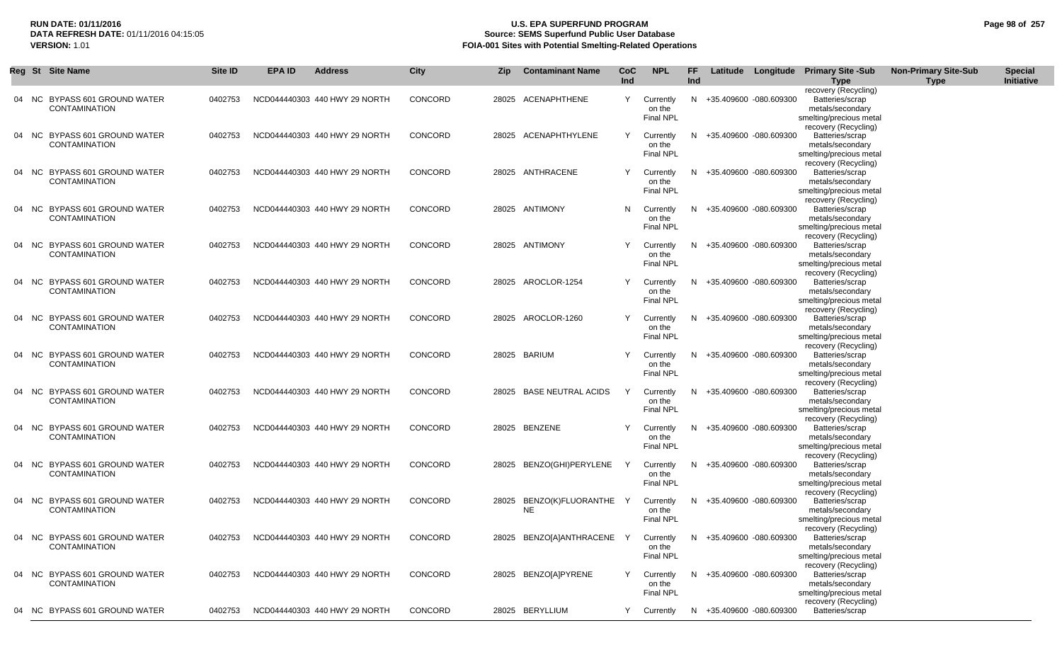**RUN DATE:** 01/11/2016
**DATA REFRESH DATE:** 01/11/2016 04:15:05
**VERSION:** 1.01

# U.S. EPA SUPERFUND PROGRAM
## Source: SEMS Superfund Public User Database
## FOIA-001 Sites with Potential Smelting-Related Operations

| Reg | St | Site Name | Site ID | EPA ID | Address | City | Zip | Contaminant Name | CoC Ind | NPL | FF Ind | Latitude | Longitude | Primary Site -Sub Type | Non-Primary Site-Sub Type | Special Initiative |
|---|---|---|---|---|---|---|---|---|---|---|---|---|---|---|---|---|
| 04 | NC | BYPASS 601 GROUND WATER CONTAMINATION | 0402753 | NCD044440303 | 440 HWY 29 NORTH | CONCORD | 28025 | ACENAPHTHENE | Y | Currently on the Final NPL | N | +35.409600 | -080.609300 | Batteries/scrap metals/secondary smelting/precious metal recovery (Recycling) | | |
| 04 | NC | BYPASS 601 GROUND WATER CONTAMINATION | 0402753 | NCD044440303 | 440 HWY 29 NORTH | CONCORD | 28025 | ACENAPHTHYLENE | Y | Currently on the Final NPL | N | +35.409600 | -080.609300 | Batteries/scrap metals/secondary smelting/precious metal recovery (Recycling) | | |
| 04 | NC | BYPASS 601 GROUND WATER CONTAMINATION | 0402753 | NCD044440303 | 440 HWY 29 NORTH | CONCORD | 28025 | ANTHRACENE | Y | Currently on the Final NPL | N | +35.409600 | -080.609300 | Batteries/scrap metals/secondary smelting/precious metal recovery (Recycling) | | |
| 04 | NC | BYPASS 601 GROUND WATER CONTAMINATION | 0402753 | NCD044440303 | 440 HWY 29 NORTH | CONCORD | 28025 | ANTIMONY | N | Currently on the Final NPL | N | +35.409600 | -080.609300 | Batteries/scrap metals/secondary smelting/precious metal recovery (Recycling) | | |
| 04 | NC | BYPASS 601 GROUND WATER CONTAMINATION | 0402753 | NCD044440303 | 440 HWY 29 NORTH | CONCORD | 28025 | ANTIMONY | Y | Currently on the Final NPL | N | +35.409600 | -080.609300 | Batteries/scrap metals/secondary smelting/precious metal recovery (Recycling) | | |
| 04 | NC | BYPASS 601 GROUND WATER CONTAMINATION | 0402753 | NCD044440303 | 440 HWY 29 NORTH | CONCORD | 28025 | AROCLOR-1254 | Y | Currently on the Final NPL | N | +35.409600 | -080.609300 | Batteries/scrap metals/secondary smelting/precious metal recovery (Recycling) | | |
| 04 | NC | BYPASS 601 GROUND WATER CONTAMINATION | 0402753 | NCD044440303 | 440 HWY 29 NORTH | CONCORD | 28025 | AROCLOR-1260 | Y | Currently on the Final NPL | N | +35.409600 | -080.609300 | Batteries/scrap metals/secondary smelting/precious metal recovery (Recycling) | | |
| 04 | NC | BYPASS 601 GROUND WATER CONTAMINATION | 0402753 | NCD044440303 | 440 HWY 29 NORTH | CONCORD | 28025 | BARIUM | Y | Currently on the Final NPL | N | +35.409600 | -080.609300 | Batteries/scrap metals/secondary smelting/precious metal recovery (Recycling) | | |
| 04 | NC | BYPASS 601 GROUND WATER CONTAMINATION | 0402753 | NCD044440303 | 440 HWY 29 NORTH | CONCORD | 28025 | BASE NEUTRAL ACIDS | Y | Currently on the Final NPL | N | +35.409600 | -080.609300 | Batteries/scrap metals/secondary smelting/precious metal recovery (Recycling) | | |
| 04 | NC | BYPASS 601 GROUND WATER CONTAMINATION | 0402753 | NCD044440303 | 440 HWY 29 NORTH | CONCORD | 28025 | BENZENE | Y | Currently on the Final NPL | N | +35.409600 | -080.609300 | Batteries/scrap metals/secondary smelting/precious metal recovery (Recycling) | | |
| 04 | NC | BYPASS 601 GROUND WATER CONTAMINATION | 0402753 | NCD044440303 | 440 HWY 29 NORTH | CONCORD | 28025 | BENZO(GHI)PERYLENE | Y | Currently on the Final NPL | N | +35.409600 | -080.609300 | Batteries/scrap metals/secondary smelting/precious metal recovery (Recycling) | | |
| 04 | NC | BYPASS 601 GROUND WATER CONTAMINATION | 0402753 | NCD044440303 | 440 HWY 29 NORTH | CONCORD | 28025 | BENZO(K)FLUORANTHENE | Y | Currently on the Final NPL | N | +35.409600 | -080.609300 | Batteries/scrap metals/secondary smelting/precious metal recovery (Recycling) | | |
| 04 | NC | BYPASS 601 GROUND WATER CONTAMINATION | 0402753 | NCD044440303 | 440 HWY 29 NORTH | CONCORD | 28025 | BENZO[A]ANTHRACENE | Y | Currently on the Final NPL | N | +35.409600 | -080.609300 | Batteries/scrap metals/secondary smelting/precious metal recovery (Recycling) | | |
| 04 | NC | BYPASS 601 GROUND WATER CONTAMINATION | 0402753 | NCD044440303 | 440 HWY 29 NORTH | CONCORD | 28025 | BENZO[A]PYRENE | Y | Currently on the Final NPL | N | +35.409600 | -080.609300 | Batteries/scrap metals/secondary smelting/precious metal recovery (Recycling) | | |
| 04 | NC | BYPASS 601 GROUND WATER | 0402753 | NCD044440303 | 440 HWY 29 NORTH | CONCORD | 28025 | BERYLLIUM | Y | Currently | N | +35.409600 | -080.609300 | Batteries/scrap | | |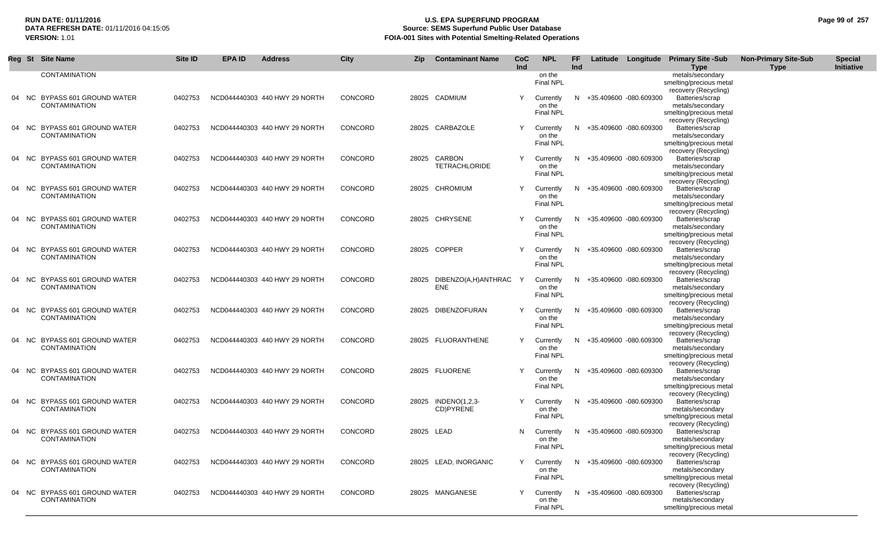**RUN DATE:** 01/11/2016
**DATA REFRESH DATE:** 01/11/2016 04:15:05
**VERSION:** 1.01

# U.S. EPA SUPERFUND PROGRAM
## Source: SEMS Superfund Public User Database
## FOIA-001 Sites with Potential Smelting-Related Operations

| Reg | St | Site Name | Site ID | EPA ID | Address | City | Zip | Contaminant Name | CoC Ind | NPL | FF Ind | Latitude | Longitude | Primary Site -Sub Type | Non-Primary Site-Sub Type | Special Initiative |
|---|---|---|---|---|---|---|---|---|---|---|---|---|---|---|---|---|
| | | CONTAMINATION | | | | | | | | on the Final NPL | | | | metals/secondary smelting/precious metal recovery (Recycling) | | |
| 04 | NC | BYPASS 601 GROUND WATER CONTAMINATION | 0402753 | NCD044440303 | 440 HWY 29 NORTH | CONCORD | 28025 | CADMIUM | Y | Currently on the Final NPL | N | +35.409600 | -080.609300 | Batteries/scrap metals/secondary smelting/precious metal recovery (Recycling) | | |
| 04 | NC | BYPASS 601 GROUND WATER CONTAMINATION | 0402753 | NCD044440303 | 440 HWY 29 NORTH | CONCORD | 28025 | CARBAZOLE | Y | Currently on the Final NPL | N | +35.409600 | -080.609300 | Batteries/scrap metals/secondary smelting/precious metal recovery (Recycling) | | |
| 04 | NC | BYPASS 601 GROUND WATER CONTAMINATION | 0402753 | NCD044440303 | 440 HWY 29 NORTH | CONCORD | 28025 | CARBON TETRACHLORIDE | Y | Currently on the Final NPL | N | +35.409600 | -080.609300 | Batteries/scrap metals/secondary smelting/precious metal recovery (Recycling) | | |
| 04 | NC | BYPASS 601 GROUND WATER CONTAMINATION | 0402753 | NCD044440303 | 440 HWY 29 NORTH | CONCORD | 28025 | CHROMIUM | Y | Currently on the Final NPL | N | +35.409600 | -080.609300 | Batteries/scrap metals/secondary smelting/precious metal recovery (Recycling) | | |
| 04 | NC | BYPASS 601 GROUND WATER CONTAMINATION | 0402753 | NCD044440303 | 440 HWY 29 NORTH | CONCORD | 28025 | CHRYSENE | Y | Currently on the Final NPL | N | +35.409600 | -080.609300 | Batteries/scrap metals/secondary smelting/precious metal recovery (Recycling) | | |
| 04 | NC | BYPASS 601 GROUND WATER CONTAMINATION | 0402753 | NCD044440303 | 440 HWY 29 NORTH | CONCORD | 28025 | COPPER | Y | Currently on the Final NPL | N | +35.409600 | -080.609300 | Batteries/scrap metals/secondary smelting/precious metal recovery (Recycling) | | |
| 04 | NC | BYPASS 601 GROUND WATER CONTAMINATION | 0402753 | NCD044440303 | 440 HWY 29 NORTH | CONCORD | 28025 | DIBENZO(A,H)ANTHRACENE | Y | Currently on the Final NPL | N | +35.409600 | -080.609300 | Batteries/scrap metals/secondary smelting/precious metal recovery (Recycling) | | |
| 04 | NC | BYPASS 601 GROUND WATER CONTAMINATION | 0402753 | NCD044440303 | 440 HWY 29 NORTH | CONCORD | 28025 | DIBENZOFURAN | Y | Currently on the Final NPL | N | +35.409600 | -080.609300 | Batteries/scrap metals/secondary smelting/precious metal recovery (Recycling) | | |
| 04 | NC | BYPASS 601 GROUND WATER CONTAMINATION | 0402753 | NCD044440303 | 440 HWY 29 NORTH | CONCORD | 28025 | FLUORANTHENE | Y | Currently on the Final NPL | N | +35.409600 | -080.609300 | Batteries/scrap metals/secondary smelting/precious metal recovery (Recycling) | | |
| 04 | NC | BYPASS 601 GROUND WATER CONTAMINATION | 0402753 | NCD044440303 | 440 HWY 29 NORTH | CONCORD | 28025 | FLUORENE | Y | Currently on the Final NPL | N | +35.409600 | -080.609300 | Batteries/scrap metals/secondary smelting/precious metal recovery (Recycling) | | |
| 04 | NC | BYPASS 601 GROUND WATER CONTAMINATION | 0402753 | NCD044440303 | 440 HWY 29 NORTH | CONCORD | 28025 | INDENO(1,2,3-CD)PYRENE | Y | Currently on the Final NPL | N | +35.409600 | -080.609300 | Batteries/scrap metals/secondary smelting/precious metal recovery (Recycling) | | |
| 04 | NC | BYPASS 601 GROUND WATER CONTAMINATION | 0402753 | NCD044440303 | 440 HWY 29 NORTH | CONCORD | 28025 | LEAD | N | Currently on the Final NPL | N | +35.409600 | -080.609300 | Batteries/scrap metals/secondary smelting/precious metal recovery (Recycling) | | |
| 04 | NC | BYPASS 601 GROUND WATER CONTAMINATION | 0402753 | NCD044440303 | 440 HWY 29 NORTH | CONCORD | 28025 | LEAD, INORGANIC | Y | Currently on the Final NPL | N | +35.409600 | -080.609300 | Batteries/scrap metals/secondary smelting/precious metal recovery (Recycling) | | |
| 04 | NC | BYPASS 601 GROUND WATER CONTAMINATION | 0402753 | NCD044440303 | 440 HWY 29 NORTH | CONCORD | 28025 | MANGANESE | Y | Currently on the Final NPL | N | +35.409600 | -080.609300 | Batteries/scrap metals/secondary smelting/precious metal | | |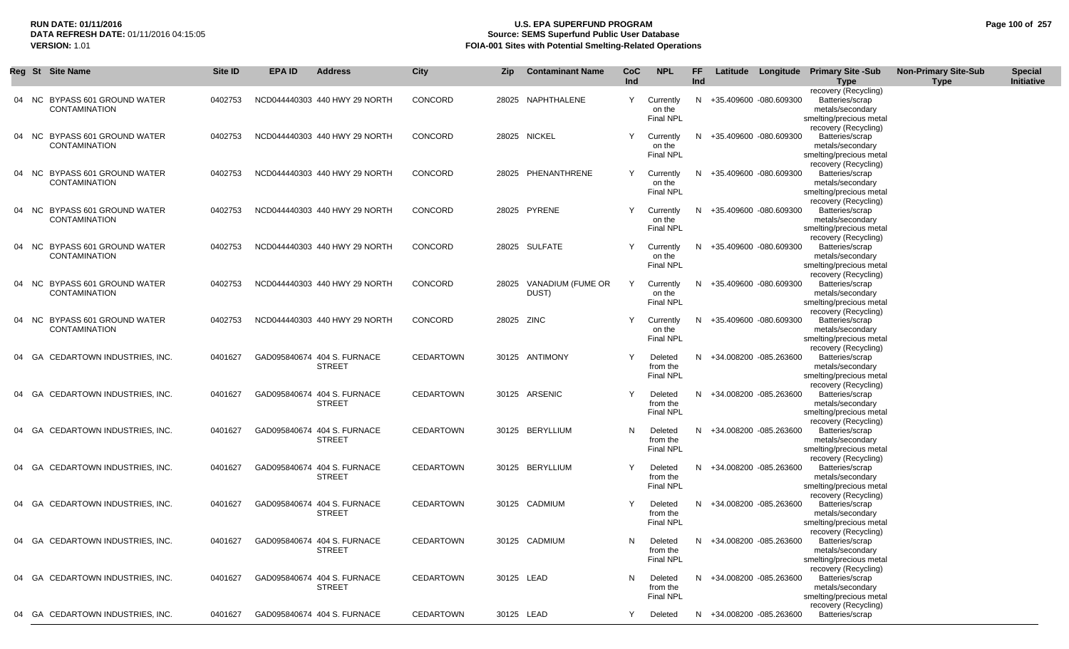| Reg | St | Site Name | Site ID | EPA ID | Address | City | Zip | Contaminant Name | CoC Ind | NPL | FF Ind | Latitude | Longitude | Primary Site -Sub Type | Non-Primary Site-Sub Type | Special Initiative |
|---|---|---|---|---|---|---|---|---|---|---|---|---|---|---|---|---|
| 04 | NC | BYPASS 601 GROUND WATER CONTAMINATION | 0402753 | NCD044440303 | 440 HWY 29 NORTH | CONCORD | 28025 | NAPHTHALENE | Y | Currently on the Final NPL | N | +35.409600 | -080.609300 | Batteries/scrap metals/secondary smelting/precious metal recovery (Recycling) | | |
| 04 | NC | BYPASS 601 GROUND WATER CONTAMINATION | 0402753 | NCD044440303 | 440 HWY 29 NORTH | CONCORD | 28025 | NICKEL | Y | Currently on the Final NPL | N | +35.409600 | -080.609300 | Batteries/scrap metals/secondary smelting/precious metal recovery (Recycling) | | |
| 04 | NC | BYPASS 601 GROUND WATER CONTAMINATION | 0402753 | NCD044440303 | 440 HWY 29 NORTH | CONCORD | 28025 | PHENANTHRENE | Y | Currently on the Final NPL | N | +35.409600 | -080.609300 | Batteries/scrap metals/secondary smelting/precious metal recovery (Recycling) | | |
| 04 | NC | BYPASS 601 GROUND WATER CONTAMINATION | 0402753 | NCD044440303 | 440 HWY 29 NORTH | CONCORD | 28025 | PYRENE | Y | Currently on the Final NPL | N | +35.409600 | -080.609300 | Batteries/scrap metals/secondary smelting/precious metal recovery (Recycling) | | |
| 04 | NC | BYPASS 601 GROUND WATER CONTAMINATION | 0402753 | NCD044440303 | 440 HWY 29 NORTH | CONCORD | 28025 | SULFATE | Y | Currently on the Final NPL | N | +35.409600 | -080.609300 | Batteries/scrap metals/secondary smelting/precious metal recovery (Recycling) | | |
| 04 | NC | BYPASS 601 GROUND WATER CONTAMINATION | 0402753 | NCD044440303 | 440 HWY 29 NORTH | CONCORD | 28025 | VANADIUM (FUME OR DUST) | Y | Currently on the Final NPL | N | +35.409600 | -080.609300 | Batteries/scrap metals/secondary smelting/precious metal recovery (Recycling) | | |
| 04 | NC | BYPASS 601 GROUND WATER CONTAMINATION | 0402753 | NCD044440303 | 440 HWY 29 NORTH | CONCORD | 28025 | ZINC | Y | Currently on the Final NPL | N | +35.409600 | -080.609300 | Batteries/scrap metals/secondary smelting/precious metal recovery (Recycling) | | |
| 04 | GA | CEDARTOWN INDUSTRIES, INC. | 0401627 | GAD095840674 | 404 S. FURNACE STREET | CEDARTOWN | 30125 | ANTIMONY | Y | Deleted from the Final NPL | N | +34.008200 | -085.263600 | Batteries/scrap metals/secondary smelting/precious metal recovery (Recycling) | | |
| 04 | GA | CEDARTOWN INDUSTRIES, INC. | 0401627 | GAD095840674 | 404 S. FURNACE STREET | CEDARTOWN | 30125 | ARSENIC | Y | Deleted from the Final NPL | N | +34.008200 | -085.263600 | Batteries/scrap metals/secondary smelting/precious metal recovery (Recycling) | | |
| 04 | GA | CEDARTOWN INDUSTRIES, INC. | 0401627 | GAD095840674 | 404 S. FURNACE STREET | CEDARTOWN | 30125 | BERYLLIUM | N | Deleted from the Final NPL | N | +34.008200 | -085.263600 | Batteries/scrap metals/secondary smelting/precious metal recovery (Recycling) | | |
| 04 | GA | CEDARTOWN INDUSTRIES, INC. | 0401627 | GAD095840674 | 404 S. FURNACE STREET | CEDARTOWN | 30125 | BERYLLIUM | Y | Deleted from the Final NPL | N | +34.008200 | -085.263600 | Batteries/scrap metals/secondary smelting/precious metal recovery (Recycling) | | |
| 04 | GA | CEDARTOWN INDUSTRIES, INC. | 0401627 | GAD095840674 | 404 S. FURNACE STREET | CEDARTOWN | 30125 | CADMIUM | Y | Deleted from the Final NPL | N | +34.008200 | -085.263600 | Batteries/scrap metals/secondary smelting/precious metal recovery (Recycling) | | |
| 04 | GA | CEDARTOWN INDUSTRIES, INC. | 0401627 | GAD095840674 | 404 S. FURNACE STREET | CEDARTOWN | 30125 | CADMIUM | N | Deleted from the Final NPL | N | +34.008200 | -085.263600 | Batteries/scrap metals/secondary smelting/precious metal recovery (Recycling) | | |
| 04 | GA | CEDARTOWN INDUSTRIES, INC. | 0401627 | GAD095840674 | 404 S. FURNACE STREET | CEDARTOWN | 30125 | LEAD | N | Deleted from the Final NPL | N | +34.008200 | -085.263600 | Batteries/scrap metals/secondary smelting/precious metal recovery (Recycling) | | |
| 04 | GA | CEDARTOWN INDUSTRIES, INC. | 0401627 | GAD095840674 | 404 S. FURNACE | CEDARTOWN | 30125 | LEAD | Y | Deleted | N | +34.008200 | -085.263600 | Batteries/scrap | | |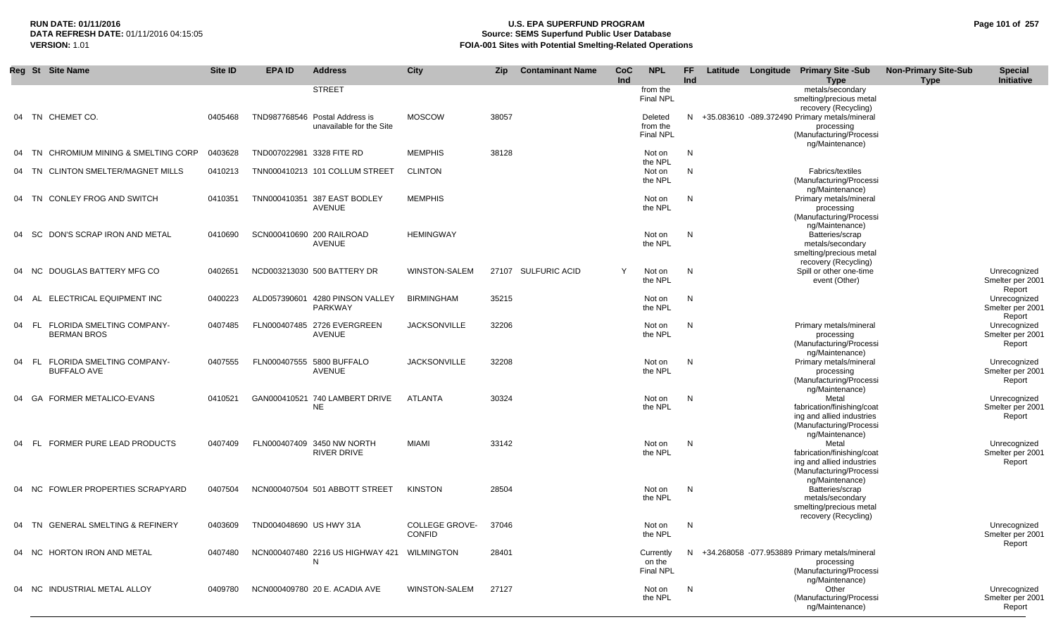**RUN DATE:** 01/11/2016
**DATA REFRESH DATE:** 01/11/2016 04:15:05
**VERSION:** 1.01

# U.S. EPA SUPERFUND PROGRAM
## Source: SEMS Superfund Public User Database
## FOIA-001 Sites with Potential Smelting-Related Operations

| Reg | St | Site Name | Site ID | EPA ID | Address | City | Zip | Contaminant Name | CoC Ind | NPL | FF Ind | Latitude | Longitude | Primary Site -Sub Type | Non-Primary Site-Sub Type | Special Initiative |
|---|---|---|---|---|---|---|---|---|---|---|---|---|---|---|---|---|
| | | | | | STREET | | | | | from the Final NPL | | | | metals/secondary smelting/precious metal recovery (Recycling) | | |
| 04 | TN | CHEMET CO. | 0405468 | TND987768546 | Postal Address is unavailable for the Site | MOSCOW | 38057 | | | Deleted from the Final NPL | N | +35.083610 | -089.372490 | Primary metals/mineral processing (Manufacturing/Processing/Maintenance) | | |
| 04 | TN | CHROMIUM MINING & SMELTING CORP | 0403628 | TND007022981 | 3328 FITE RD | MEMPHIS | 38128 | | | Not on the NPL | N | | | | | |
| 04 | TN | CLINTON SMELTER/MAGNET MILLS | 0410213 | TNN000410213 | 101 COLLUM STREET | CLINTON | | | | Not on the NPL | N | | | Fabrics/textiles (Manufacturing/Processing/Maintenance) | | |
| 04 | TN | CONLEY FROG AND SWITCH | 0410351 | TNN000410351 | 387 EAST BODLEY AVENUE | MEMPHIS | | | | Not on the NPL | N | | | Primary metals/mineral processing (Manufacturing/Processing/Maintenance) | | |
| 04 | SC | DON'S SCRAP IRON AND METAL | 0410690 | SCN000410690 | 200 RAILROAD AVENUE | HEMINGWAY | | | | Not on the NPL | N | | | Batteries/scrap metals/secondary smelting/precious metal recovery (Recycling) | | |
| 04 | NC | DOUGLAS BATTERY MFG CO | 0402651 | NCD003213030 | 500 BATTERY DR | WINSTON-SALEM | 27107 | SULFURIC ACID | Y | Not on the NPL | N | | | Spill or other one-time event (Other) | | Unrecognized Smelter per 2001 Report |
| 04 | AL | ELECTRICAL EQUIPMENT INC | 0400223 | ALD057390601 | 4280 PINSON VALLEY PARKWAY | BIRMINGHAM | 35215 | | | Not on the NPL | N | | | | | Unrecognized Smelter per 2001 Report |
| 04 | FL | FLORIDA SMELTING COMPANY-BERMAN BROS | 0407485 | FLN000407485 | 2726 EVERGREEN AVENUE | JACKSONVILLE | 32206 | | | Not on the NPL | N | | | Primary metals/mineral processing (Manufacturing/Processing/Maintenance) | | Unrecognized Smelter per 2001 Report |
| 04 | FL | FLORIDA SMELTING COMPANY-BUFFALO AVE | 0407555 | FLN000407555 | 5800 BUFFALO AVENUE | JACKSONVILLE | 32208 | | | Not on the NPL | N | | | Primary metals/mineral processing (Manufacturing/Processing/Maintenance) | | Unrecognized Smelter per 2001 Report |
| 04 | GA | FORMER METALICO-EVANS | 0410521 | GAN000410521 | 740 LAMBERT DRIVE NE | ATLANTA | 30324 | | | Not on the NPL | N | | | Metal fabrication/finishing/coating and allied industries (Manufacturing/Processing/Maintenance) | | Unrecognized Smelter per 2001 Report |
| 04 | FL | FORMER PURE LEAD PRODUCTS | 0407409 | FLN000407409 | 3450 NW NORTH RIVER DRIVE | MIAMI | 33142 | | | Not on the NPL | N | | | Metal fabrication/finishing/coating and allied industries (Manufacturing/Processing/Maintenance) | | Unrecognized Smelter per 2001 Report |
| 04 | NC | FOWLER PROPERTIES SCRAPYARD | 0407504 | NCN000407504 | 501 ABBOTT STREET | KINSTON | 28504 | | | Not on the NPL | N | | | Batteries/scrap metals/secondary smelting/precious metal recovery (Recycling) | | |
| 04 | TN | GENERAL SMELTING & REFINERY | 0403609 | TND004048690 | US HWY 31A | COLLEGE GROVE-CONFID | 37046 | | | Not on the NPL | N | | | | | Unrecognized Smelter per 2001 Report |
| 04 | NC | HORTON IRON AND METAL | 0407480 | NCN000407480 | 2216 US HIGHWAY 421 N | WILMINGTON | 28401 | | | Currently on the Final NPL | N | +34.268058 | -077.953889 | Primary metals/mineral processing (Manufacturing/Processing/Maintenance) | | |
| 04 | NC | INDUSTRIAL METAL ALLOY | 0409780 | NCN000409780 | 20 E. ACADIA AVE | WINSTON-SALEM | 27127 | | | Not on the NPL | N | | | Other (Manufacturing/Processing/Maintenance) | | Unrecognized Smelter per 2001 Report |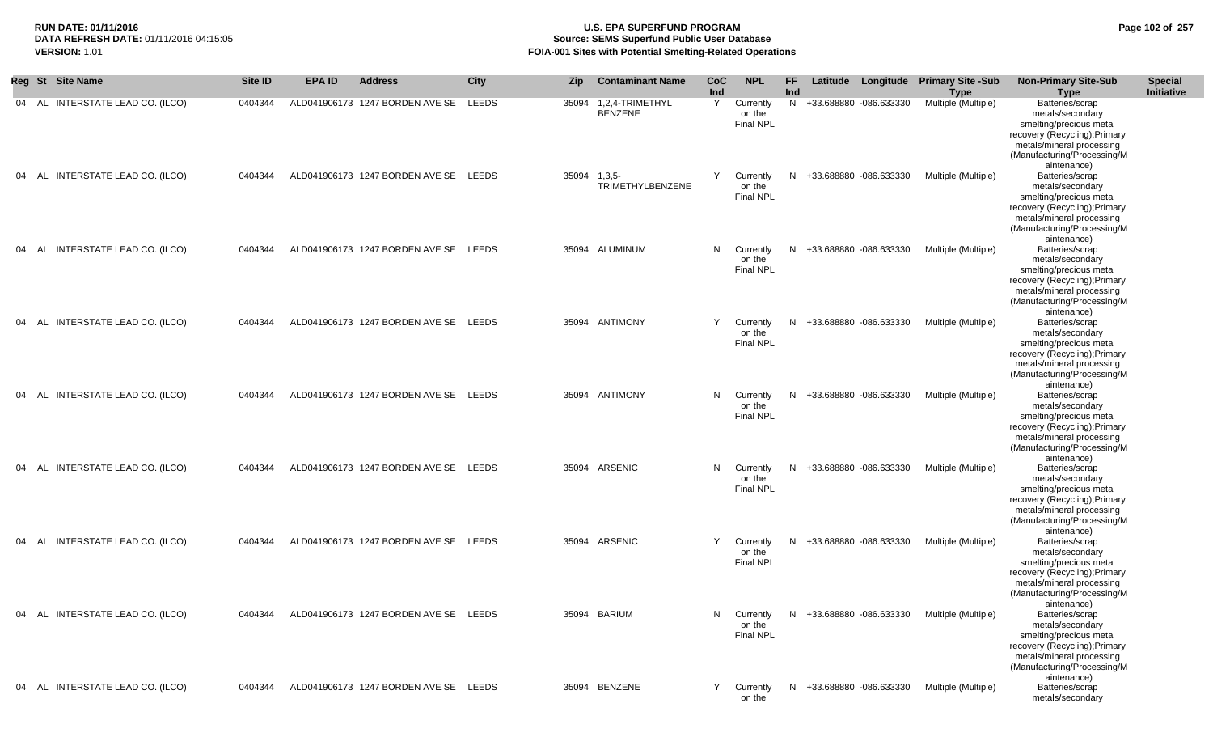**RUN DATE:** 01/11/2016
**DATA REFRESH DATE:** 01/11/2016 04:15:05
**VERSION:** 1.01

# U.S. EPA SUPERFUND PROGRAM
## Source: SEMS Superfund Public User Database
## FOIA-001 Sites with Potential Smelting-Related Operations

| Reg | St | Site Name | Site ID | EPA ID | Address | City | Zip | Contaminant Name | CoC Ind | NPL | FF Ind | Latitude | Longitude | Primary Site -Sub Type | Non-Primary Site-Sub Type | Special Initiative |
|---|---|---|---|---|---|---|---|---|---|---|---|---|---|---|---|---|
| 04 | AL | INTERSTATE LEAD CO. (ILCO) | 0404344 | ALD041906173 | 1247 BORDEN AVE SE | LEEDS | 35094 | 1,2,4-TRIMETHYL BENZENE | Y | Currently on the Final NPL | N | +33.688880 | -086.633330 | Multiple (Multiple) | Batteries/scrap metals/secondary smelting/precious metal recovery (Recycling);Primary metals/mineral processing (Manufacturing/Processing/Maintenance) | |
| 04 | AL | INTERSTATE LEAD CO. (ILCO) | 0404344 | ALD041906173 | 1247 BORDEN AVE SE | LEEDS | 35094 | 1,3,5-TRIMETHYLBENZENE | Y | Currently on the Final NPL | N | +33.688880 | -086.633330 | Multiple (Multiple) | Batteries/scrap metals/secondary smelting/precious metal recovery (Recycling);Primary metals/mineral processing (Manufacturing/Processing/Maintenance) | |
| 04 | AL | INTERSTATE LEAD CO. (ILCO) | 0404344 | ALD041906173 | 1247 BORDEN AVE SE | LEEDS | 35094 | ALUMINUM | N | Currently on the Final NPL | N | +33.688880 | -086.633330 | Multiple (Multiple) | Batteries/scrap metals/secondary smelting/precious metal recovery (Recycling);Primary metals/mineral processing (Manufacturing/Processing/Maintenance) | |
| 04 | AL | INTERSTATE LEAD CO. (ILCO) | 0404344 | ALD041906173 | 1247 BORDEN AVE SE | LEEDS | 35094 | ANTIMONY | Y | Currently on the Final NPL | N | +33.688880 | -086.633330 | Multiple (Multiple) | Batteries/scrap metals/secondary smelting/precious metal recovery (Recycling);Primary metals/mineral processing (Manufacturing/Processing/Maintenance) | |
| 04 | AL | INTERSTATE LEAD CO. (ILCO) | 0404344 | ALD041906173 | 1247 BORDEN AVE SE | LEEDS | 35094 | ANTIMONY | N | Currently on the Final NPL | N | +33.688880 | -086.633330 | Multiple (Multiple) | Batteries/scrap metals/secondary smelting/precious metal recovery (Recycling);Primary metals/mineral processing (Manufacturing/Processing/Maintenance) | |
| 04 | AL | INTERSTATE LEAD CO. (ILCO) | 0404344 | ALD041906173 | 1247 BORDEN AVE SE | LEEDS | 35094 | ARSENIC | N | Currently on the Final NPL | N | +33.688880 | -086.633330 | Multiple (Multiple) | Batteries/scrap metals/secondary smelting/precious metal recovery (Recycling);Primary metals/mineral processing (Manufacturing/Processing/Maintenance) | |
| 04 | AL | INTERSTATE LEAD CO. (ILCO) | 0404344 | ALD041906173 | 1247 BORDEN AVE SE | LEEDS | 35094 | ARSENIC | Y | Currently on the Final NPL | N | +33.688880 | -086.633330 | Multiple (Multiple) | Batteries/scrap metals/secondary smelting/precious metal recovery (Recycling);Primary metals/mineral processing (Manufacturing/Processing/Maintenance) | |
| 04 | AL | INTERSTATE LEAD CO. (ILCO) | 0404344 | ALD041906173 | 1247 BORDEN AVE SE | LEEDS | 35094 | BARIUM | N | Currently on the Final NPL | N | +33.688880 | -086.633330 | Multiple (Multiple) | Batteries/scrap metals/secondary smelting/precious metal recovery (Recycling);Primary metals/mineral processing (Manufacturing/Processing/Maintenance) | |
| 04 | AL | INTERSTATE LEAD CO. (ILCO) | 0404344 | ALD041906173 | 1247 BORDEN AVE SE | LEEDS | 35094 | BENZENE | Y | Currently on the | N | +33.688880 | -086.633330 | Multiple (Multiple) | Batteries/scrap metals/secondary | |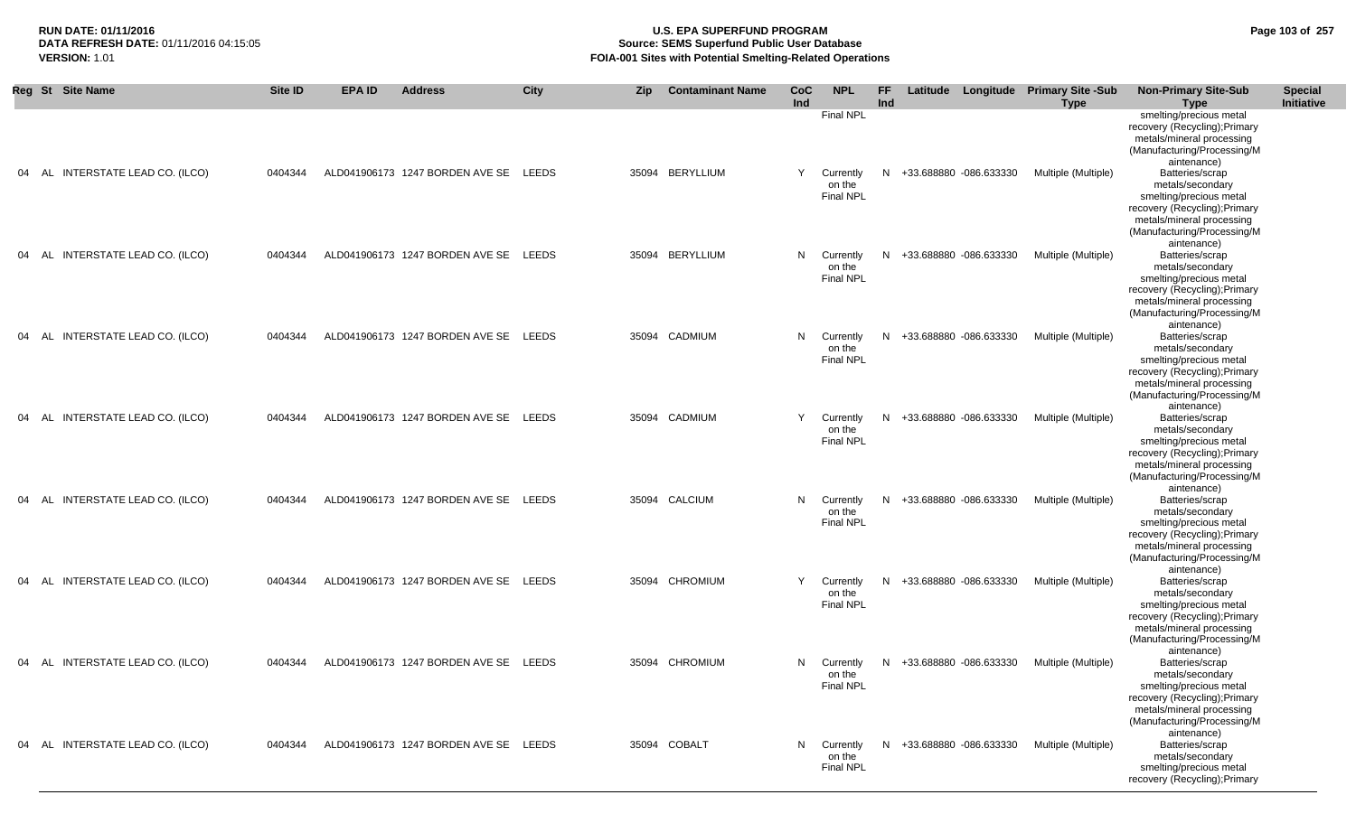**RUN DATE: 01/11/2016**
**DATA REFRESH DATE:** 01/11/2016 04:15:05
**VERSION:** 1.01

**U.S. EPA SUPERFUND PROGRAM**
**Source: SEMS Superfund Public User Database**
**FOIA-001 Sites with Potential Smelting-Related Operations**

| Reg | St | Site Name | Site ID | EPA ID | Address | City | Zip | Contaminant Name | CoC Ind | NPL | FF Ind | Latitude | Longitude | Primary Site -Sub Type | Non-Primary Site-Sub Type | Special Initiative |
|---|---|---|---|---|---|---|---|---|---|---|---|---|---|---|---|---|
| | | | | | | | | | | Final NPL | | | | | smelting/precious metal recovery (Recycling);Primary metals/mineral processing (Manufacturing/Processing/Maintenance) | |
| 04 | AL | INTERSTATE LEAD CO. (ILCO) | 0404344 | ALD041906173 | 1247 BORDEN AVE SE | LEEDS | 35094 | BERYLLIUM | Y | Currently on the Final NPL | N | +33.688880 | -086.633330 | Multiple (Multiple) | Batteries/scrap metals/secondary smelting/precious metal recovery (Recycling);Primary metals/mineral processing (Manufacturing/Processing/Maintenance) | |
| 04 | AL | INTERSTATE LEAD CO. (ILCO) | 0404344 | ALD041906173 | 1247 BORDEN AVE SE | LEEDS | 35094 | BERYLLIUM | N | Currently on the Final NPL | N | +33.688880 | -086.633330 | Multiple (Multiple) | Batteries/scrap metals/secondary smelting/precious metal recovery (Recycling);Primary metals/mineral processing (Manufacturing/Processing/Maintenance) | |
| 04 | AL | INTERSTATE LEAD CO. (ILCO) | 0404344 | ALD041906173 | 1247 BORDEN AVE SE | LEEDS | 35094 | CADMIUM | N | Currently on the Final NPL | N | +33.688880 | -086.633330 | Multiple (Multiple) | Batteries/scrap metals/secondary smelting/precious metal recovery (Recycling);Primary metals/mineral processing (Manufacturing/Processing/Maintenance) | |
| 04 | AL | INTERSTATE LEAD CO. (ILCO) | 0404344 | ALD041906173 | 1247 BORDEN AVE SE | LEEDS | 35094 | CADMIUM | Y | Currently on the Final NPL | N | +33.688880 | -086.633330 | Multiple (Multiple) | Batteries/scrap metals/secondary smelting/precious metal recovery (Recycling);Primary metals/mineral processing (Manufacturing/Processing/Maintenance) | |
| 04 | AL | INTERSTATE LEAD CO. (ILCO) | 0404344 | ALD041906173 | 1247 BORDEN AVE SE | LEEDS | 35094 | CALCIUM | N | Currently on the Final NPL | N | +33.688880 | -086.633330 | Multiple (Multiple) | Batteries/scrap metals/secondary smelting/precious metal recovery (Recycling);Primary metals/mineral processing (Manufacturing/Processing/Maintenance) | |
| 04 | AL | INTERSTATE LEAD CO. (ILCO) | 0404344 | ALD041906173 | 1247 BORDEN AVE SE | LEEDS | 35094 | CHROMIUM | Y | Currently on the Final NPL | N | +33.688880 | -086.633330 | Multiple (Multiple) | Batteries/scrap metals/secondary smelting/precious metal recovery (Recycling);Primary metals/mineral processing (Manufacturing/Processing/Maintenance) | |
| 04 | AL | INTERSTATE LEAD CO. (ILCO) | 0404344 | ALD041906173 | 1247 BORDEN AVE SE | LEEDS | 35094 | CHROMIUM | N | Currently on the Final NPL | N | +33.688880 | -086.633330 | Multiple (Multiple) | Batteries/scrap metals/secondary smelting/precious metal recovery (Recycling);Primary metals/mineral processing (Manufacturing/Processing/Maintenance) | |
| 04 | AL | INTERSTATE LEAD CO. (ILCO) | 0404344 | ALD041906173 | 1247 BORDEN AVE SE | LEEDS | 35094 | COBALT | N | Currently on the Final NPL | N | +33.688880 | -086.633330 | Multiple (Multiple) | Batteries/scrap metals/secondary smelting/precious metal recovery (Recycling);Primary | |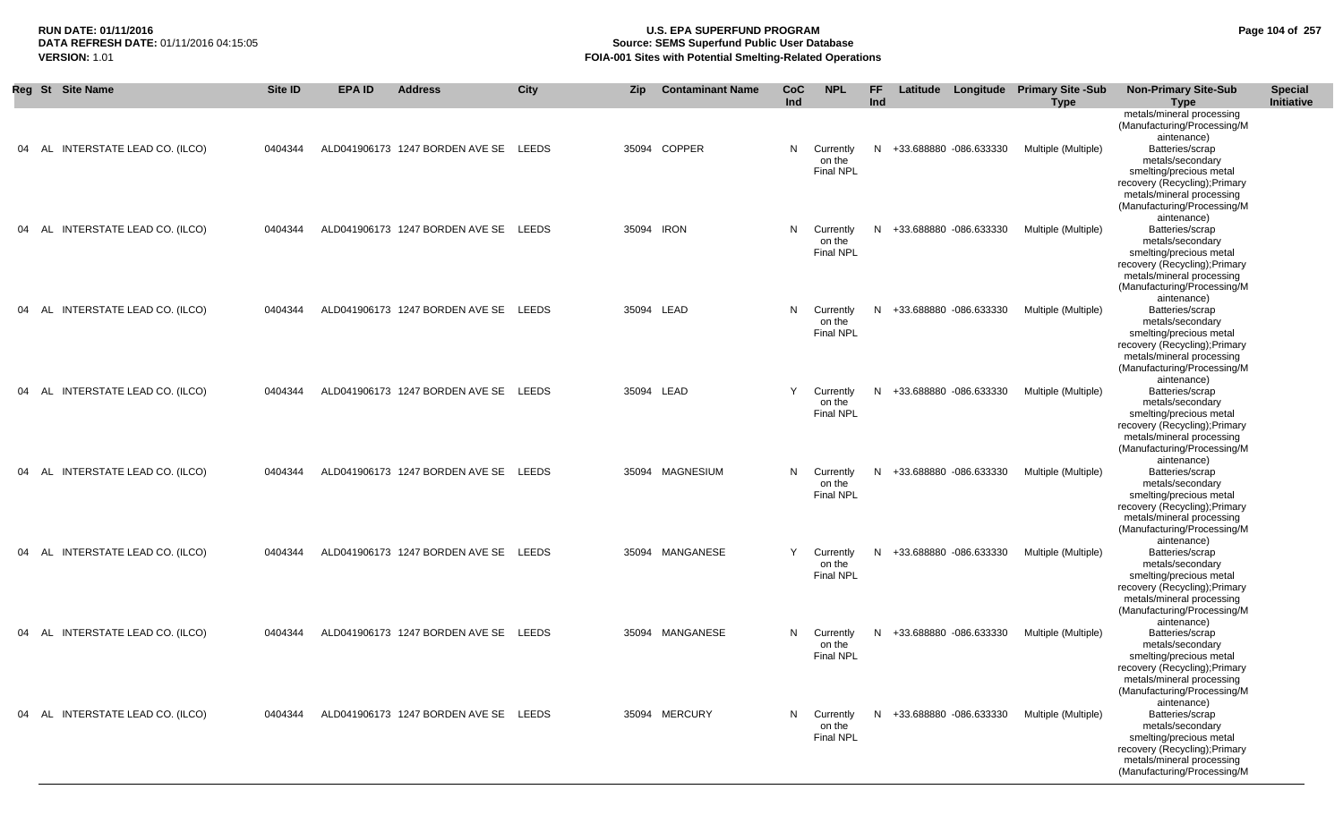| Reg | St | Site Name | Site ID | EPA ID | Address | City | Zip | Contaminant Name | CoC Ind | NPL | FF Ind | Latitude | Longitude | Primary Site -Sub Type | Non-Primary Site-Sub Type | Special Initiative |
|---|---|---|---|---|---|---|---|---|---|---|---|---|---|---|---|---|
| | | | | | | | | | | | | | | | metals/mineral processing (Manufacturing/Processing/Maintenance) | |
| 04 | AL | INTERSTATE LEAD CO. (ILCO) | 0404344 | ALD041906173 | 1247 BORDEN AVE SE | LEEDS | 35094 | COPPER | N | Currently on the Final NPL | N | +33.688880 | -086.633330 | Multiple (Multiple) | Batteries/scrap metals/secondary smelting/precious metal recovery (Recycling);Primary metals/mineral processing (Manufacturing/Processing/Maintenance) | |
| 04 | AL | INTERSTATE LEAD CO. (ILCO) | 0404344 | ALD041906173 | 1247 BORDEN AVE SE | LEEDS | 35094 | IRON | N | Currently on the Final NPL | N | +33.688880 | -086.633330 | Multiple (Multiple) | Batteries/scrap metals/secondary smelting/precious metal recovery (Recycling);Primary metals/mineral processing (Manufacturing/Processing/Maintenance) | |
| 04 | AL | INTERSTATE LEAD CO. (ILCO) | 0404344 | ALD041906173 | 1247 BORDEN AVE SE | LEEDS | 35094 | LEAD | N | Currently on the Final NPL | N | +33.688880 | -086.633330 | Multiple (Multiple) | Batteries/scrap metals/secondary smelting/precious metal recovery (Recycling);Primary metals/mineral processing (Manufacturing/Processing/Maintenance) | |
| 04 | AL | INTERSTATE LEAD CO. (ILCO) | 0404344 | ALD041906173 | 1247 BORDEN AVE SE | LEEDS | 35094 | LEAD | Y | Currently on the Final NPL | N | +33.688880 | -086.633330 | Multiple (Multiple) | Batteries/scrap metals/secondary smelting/precious metal recovery (Recycling);Primary metals/mineral processing (Manufacturing/Processing/Maintenance) | |
| 04 | AL | INTERSTATE LEAD CO. (ILCO) | 0404344 | ALD041906173 | 1247 BORDEN AVE SE | LEEDS | 35094 | MAGNESIUM | N | Currently on the Final NPL | N | +33.688880 | -086.633330 | Multiple (Multiple) | Batteries/scrap metals/secondary smelting/precious metal recovery (Recycling);Primary metals/mineral processing (Manufacturing/Processing/Maintenance) | |
| 04 | AL | INTERSTATE LEAD CO. (ILCO) | 0404344 | ALD041906173 | 1247 BORDEN AVE SE | LEEDS | 35094 | MANGANESE | Y | Currently on the Final NPL | N | +33.688880 | -086.633330 | Multiple (Multiple) | Batteries/scrap metals/secondary smelting/precious metal recovery (Recycling);Primary metals/mineral processing (Manufacturing/Processing/Maintenance) | |
| 04 | AL | INTERSTATE LEAD CO. (ILCO) | 0404344 | ALD041906173 | 1247 BORDEN AVE SE | LEEDS | 35094 | MANGANESE | N | Currently on the Final NPL | N | +33.688880 | -086.633330 | Multiple (Multiple) | Batteries/scrap metals/secondary smelting/precious metal recovery (Recycling);Primary metals/mineral processing (Manufacturing/Processing/Maintenance) | |
| 04 | AL | INTERSTATE LEAD CO. (ILCO) | 0404344 | ALD041906173 | 1247 BORDEN AVE SE | LEEDS | 35094 | MERCURY | N | Currently on the Final NPL | N | +33.688880 | -086.633330 | Multiple (Multiple) | Batteries/scrap metals/secondary smelting/precious metal recovery (Recycling);Primary metals/mineral processing (Manufacturing/Processing/M | |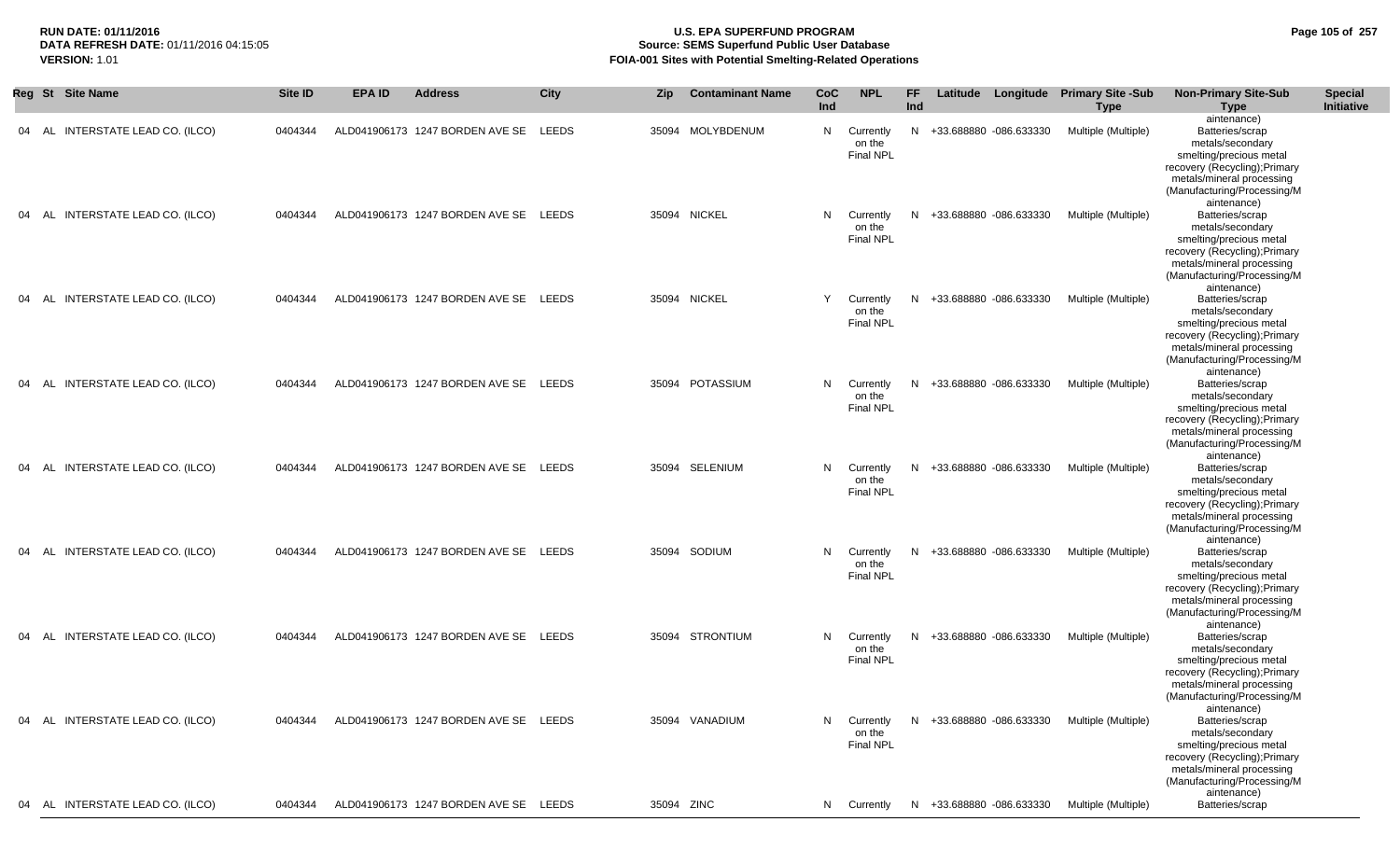| Reg | St | Site Name | Site ID | EPA ID | Address | City | Zip | Contaminant Name | CoC Ind | NPL | FF Ind | Latitude | Longitude | Primary Site -Sub Type | Non-Primary Site-Sub Type | Special Initiative |
|---|---|---|---|---|---|---|---|---|---|---|---|---|---|---|---|---|
| | | | | | | | | | | | | | | | aintenance) | |
| 04 | AL | INTERSTATE LEAD CO. (ILCO) | 0404344 | ALD041906173 | 1247 BORDEN AVE SE | LEEDS | 35094 | MOLYBDENUM | N | Currently on the Final NPL | N | +33.688880 | -086.633330 | Multiple (Multiple) | Batteries/scrap metals/secondary smelting/precious metal recovery (Recycling);Primary metals/mineral processing (Manufacturing/Processing/Maintenance) | |
| 04 | AL | INTERSTATE LEAD CO. (ILCO) | 0404344 | ALD041906173 | 1247 BORDEN AVE SE | LEEDS | 35094 | NICKEL | N | Currently on the Final NPL | N | +33.688880 | -086.633330 | Multiple (Multiple) | Batteries/scrap metals/secondary smelting/precious metal recovery (Recycling);Primary metals/mineral processing (Manufacturing/Processing/Maintenance) | |
| 04 | AL | INTERSTATE LEAD CO. (ILCO) | 0404344 | ALD041906173 | 1247 BORDEN AVE SE | LEEDS | 35094 | NICKEL | Y | Currently on the Final NPL | N | +33.688880 | -086.633330 | Multiple (Multiple) | Batteries/scrap metals/secondary smelting/precious metal recovery (Recycling);Primary metals/mineral processing (Manufacturing/Processing/Maintenance) | |
| 04 | AL | INTERSTATE LEAD CO. (ILCO) | 0404344 | ALD041906173 | 1247 BORDEN AVE SE | LEEDS | 35094 | POTASSIUM | N | Currently on the Final NPL | N | +33.688880 | -086.633330 | Multiple (Multiple) | Batteries/scrap metals/secondary smelting/precious metal recovery (Recycling);Primary metals/mineral processing (Manufacturing/Processing/Maintenance) | |
| 04 | AL | INTERSTATE LEAD CO. (ILCO) | 0404344 | ALD041906173 | 1247 BORDEN AVE SE | LEEDS | 35094 | SELENIUM | N | Currently on the Final NPL | N | +33.688880 | -086.633330 | Multiple (Multiple) | Batteries/scrap metals/secondary smelting/precious metal recovery (Recycling);Primary metals/mineral processing (Manufacturing/Processing/Maintenance) | |
| 04 | AL | INTERSTATE LEAD CO. (ILCO) | 0404344 | ALD041906173 | 1247 BORDEN AVE SE | LEEDS | 35094 | SODIUM | N | Currently on the Final NPL | N | +33.688880 | -086.633330 | Multiple (Multiple) | Batteries/scrap metals/secondary smelting/precious metal recovery (Recycling);Primary metals/mineral processing (Manufacturing/Processing/Maintenance) | |
| 04 | AL | INTERSTATE LEAD CO. (ILCO) | 0404344 | ALD041906173 | 1247 BORDEN AVE SE | LEEDS | 35094 | STRONTIUM | N | Currently on the Final NPL | N | +33.688880 | -086.633330 | Multiple (Multiple) | Batteries/scrap metals/secondary smelting/precious metal recovery (Recycling);Primary metals/mineral processing (Manufacturing/Processing/Maintenance) | |
| 04 | AL | INTERSTATE LEAD CO. (ILCO) | 0404344 | ALD041906173 | 1247 BORDEN AVE SE | LEEDS | 35094 | VANADIUM | N | Currently on the Final NPL | N | +33.688880 | -086.633330 | Multiple (Multiple) | Batteries/scrap metals/secondary smelting/precious metal recovery (Recycling);Primary metals/mineral processing (Manufacturing/Processing/Maintenance) | |
| 04 | AL | INTERSTATE LEAD CO. (ILCO) | 0404344 | ALD041906173 | 1247 BORDEN AVE SE | LEEDS | 35094 | ZINC | N | Currently | N | +33.688880 | -086.633330 | Multiple (Multiple) | Batteries/scrap | |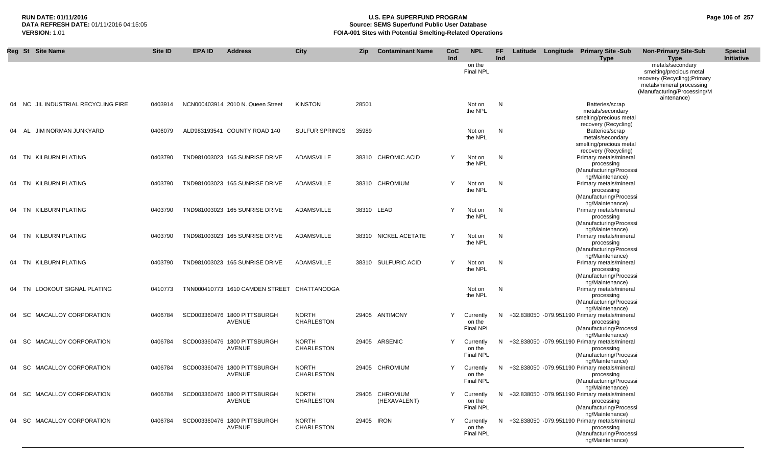| Reg | St | Site Name | Site ID | EPA ID | Address | City | Zip | Contaminant Name | CoC Ind | NPL | FF Ind | Latitude | Longitude | Primary Site -Sub Type | Non-Primary Site-Sub Type | Special Initiative |
|---|---|---|---|---|---|---|---|---|---|---|---|---|---|---|---|---|
| | | | | | | | | | | on the Final NPL | | | | | metals/secondary smelting/precious metal recovery (Recycling);Primary metals/mineral processing (Manufacturing/Processing/Maintenance) | |
| 04 | NC | JIL INDUSTRIAL RECYCLING FIRE | 0403914 | NCN000403914 | 2010 N. Queen Street | KINSTON | 28501 | | | Not on the NPL | N | | | Batteries/scrap metals/secondary smelting/precious metal recovery (Recycling) | | |
| 04 | AL | JIM NORMAN JUNKYARD | 0406079 | ALD983193541 | COUNTY ROAD 140 | SULFUR SPRINGS | 35989 | | | Not on the NPL | N | | | Batteries/scrap metals/secondary smelting/precious metal recovery (Recycling) | | |
| 04 | TN | KILBURN PLATING | 0403790 | TND981003023 | 165 SUNRISE DRIVE | ADAMSVILLE | 38310 | CHROMIC ACID | Y | Not on the NPL | N | | | Primary metals/mineral processing (Manufacturing/Processing/Maintenance) | | |
| 04 | TN | KILBURN PLATING | 0403790 | TND981003023 | 165 SUNRISE DRIVE | ADAMSVILLE | 38310 | CHROMIUM | Y | Not on the NPL | N | | | Primary metals/mineral processing (Manufacturing/Processing/Maintenance) | | |
| 04 | TN | KILBURN PLATING | 0403790 | TND981003023 | 165 SUNRISE DRIVE | ADAMSVILLE | 38310 | LEAD | Y | Not on the NPL | N | | | Primary metals/mineral processing (Manufacturing/Processing/Maintenance) | | |
| 04 | TN | KILBURN PLATING | 0403790 | TND981003023 | 165 SUNRISE DRIVE | ADAMSVILLE | 38310 | NICKEL ACETATE | Y | Not on the NPL | N | | | Primary metals/mineral processing (Manufacturing/Processing/Maintenance) | | |
| 04 | TN | KILBURN PLATING | 0403790 | TND981003023 | 165 SUNRISE DRIVE | ADAMSVILLE | 38310 | SULFURIC ACID | Y | Not on the NPL | N | | | Primary metals/mineral processing (Manufacturing/Processing/Maintenance) | | |
| 04 | TN | LOOKOUT SIGNAL PLATING | 0410773 | TNN000410773 | 1610 CAMDEN STREET | CHATTANOOGA | | | | Not on the NPL | N | | | Primary metals/mineral processing (Manufacturing/Processing/Maintenance) | | |
| 04 | SC | MACALLOY CORPORATION | 0406784 | SCD003360476 | 1800 PITTSBURGH AVENUE | NORTH CHARLESTON | 29405 | ANTIMONY | Y | Currently on the Final NPL | N | +32.838050 | -079.951190 | Primary metals/mineral processing (Manufacturing/Processing/Maintenance) | | |
| 04 | SC | MACALLOY CORPORATION | 0406784 | SCD003360476 | 1800 PITTSBURGH AVENUE | NORTH CHARLESTON | 29405 | ARSENIC | Y | Currently on the Final NPL | N | +32.838050 | -079.951190 | Primary metals/mineral processing (Manufacturing/Processing/Maintenance) | | |
| 04 | SC | MACALLOY CORPORATION | 0406784 | SCD003360476 | 1800 PITTSBURGH AVENUE | NORTH CHARLESTON | 29405 | CHROMIUM | Y | Currently on the Final NPL | N | +32.838050 | -079.951190 | Primary metals/mineral processing (Manufacturing/Processing/Maintenance) | | |
| 04 | SC | MACALLOY CORPORATION | 0406784 | SCD003360476 | 1800 PITTSBURGH AVENUE | NORTH CHARLESTON | 29405 | CHROMIUM (HEXAVALENT) | Y | Currently on the Final NPL | N | +32.838050 | -079.951190 | Primary metals/mineral processing (Manufacturing/Processing/Maintenance) | | |
| 04 | SC | MACALLOY CORPORATION | 0406784 | SCD003360476 | 1800 PITTSBURGH AVENUE | NORTH CHARLESTON | 29405 | IRON | Y | Currently on the Final NPL | N | +32.838050 | -079.951190 | Primary metals/mineral processing (Manufacturing/Processing/Maintenance) | | |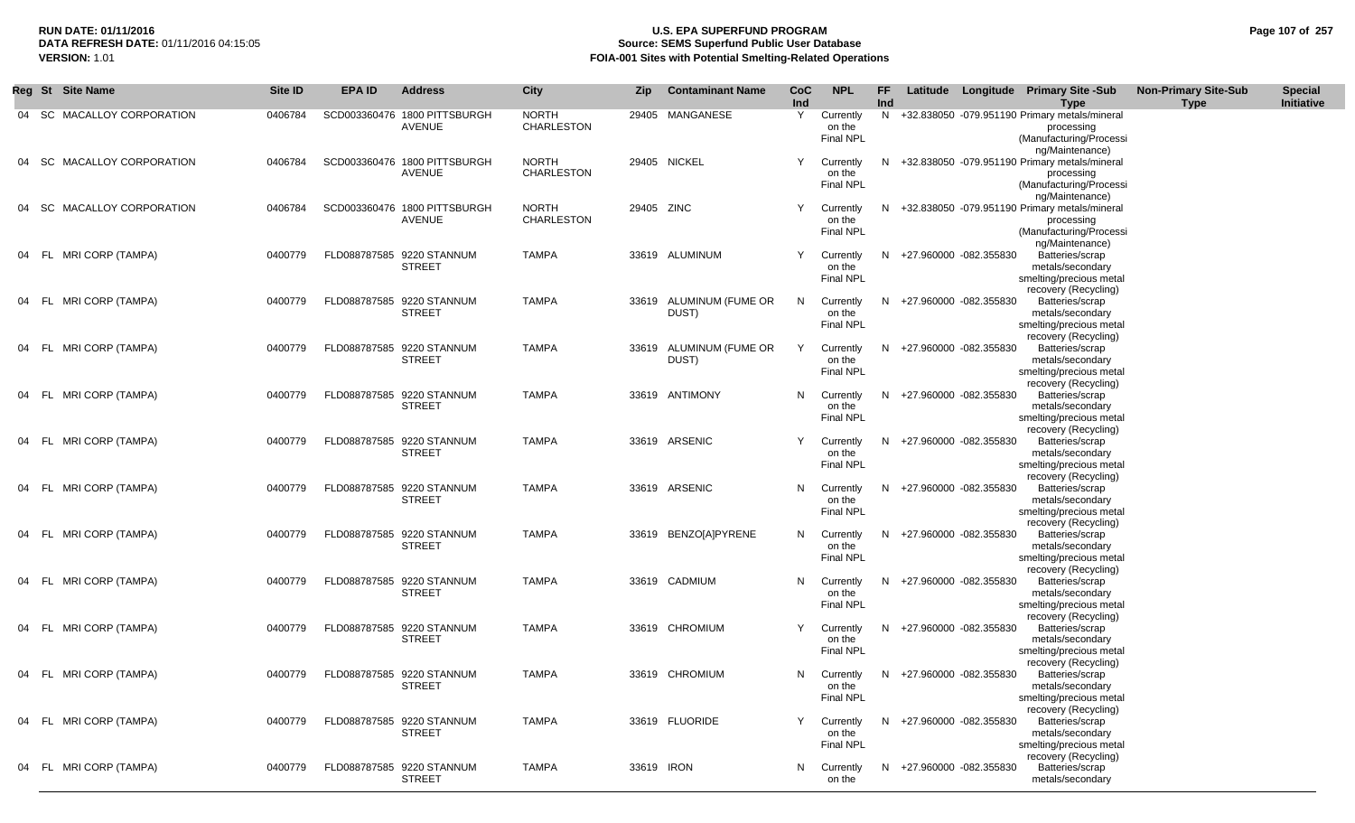**RUN DATE:** 01/11/2016
**DATA REFRESH DATE:** 01/11/2016 04:15:05
**VERSION:** 1.01

# U.S. EPA SUPERFUND PROGRAM
## Source: SEMS Superfund Public User Database
## FOIA-001 Sites with Potential Smelting-Related Operations

| Reg | St | Site Name | Site ID | EPA ID | Address | City | Zip | Contaminant Name | CoC Ind | NPL | FF Ind | Latitude | Longitude | Primary Site -Sub Type | Non-Primary Site-Sub Type | Special Initiative |
|---|---|---|---|---|---|---|---|---|---|---|---|---|---|---|---|---|
| 04 | SC | MACALLOY CORPORATION | 0406784 | SCD003360476 | 1800 PITTSBURGH AVENUE | NORTH CHARLESTON | 29405 | MANGANESE | Y | Currently on the Final NPL | N | +32.838050 | -079.951190 | Primary metals/mineral processing (Manufacturing/Processing/Maintenance) | | |
| 04 | SC | MACALLOY CORPORATION | 0406784 | SCD003360476 | 1800 PITTSBURGH AVENUE | NORTH CHARLESTON | 29405 | NICKEL | Y | Currently on the Final NPL | N | +32.838050 | -079.951190 | Primary metals/mineral processing (Manufacturing/Processing/Maintenance) | | |
| 04 | SC | MACALLOY CORPORATION | 0406784 | SCD003360476 | 1800 PITTSBURGH AVENUE | NORTH CHARLESTON | 29405 | ZINC | Y | Currently on the Final NPL | N | +32.838050 | -079.951190 | Primary metals/mineral processing (Manufacturing/Processing/Maintenance) | | |
| 04 | FL | MRI CORP (TAMPA) | 0400779 | FLD088787585 | 9220 STANNUM STREET | TAMPA | 33619 | ALUMINUM | Y | Currently on the Final NPL | N | +27.960000 | -082.355830 | Batteries/scrap metals/secondary smelting/precious metal recovery (Recycling) | | |
| 04 | FL | MRI CORP (TAMPA) | 0400779 | FLD088787585 | 9220 STANNUM STREET | TAMPA | 33619 | ALUMINUM (FUME OR DUST) | N | Currently on the Final NPL | N | +27.960000 | -082.355830 | Batteries/scrap metals/secondary smelting/precious metal recovery (Recycling) | | |
| 04 | FL | MRI CORP (TAMPA) | 0400779 | FLD088787585 | 9220 STANNUM STREET | TAMPA | 33619 | ALUMINUM (FUME OR DUST) | Y | Currently on the Final NPL | N | +27.960000 | -082.355830 | Batteries/scrap metals/secondary smelting/precious metal recovery (Recycling) | | |
| 04 | FL | MRI CORP (TAMPA) | 0400779 | FLD088787585 | 9220 STANNUM STREET | TAMPA | 33619 | ANTIMONY | N | Currently on the Final NPL | N | +27.960000 | -082.355830 | Batteries/scrap metals/secondary smelting/precious metal recovery (Recycling) | | |
| 04 | FL | MRI CORP (TAMPA) | 0400779 | FLD088787585 | 9220 STANNUM STREET | TAMPA | 33619 | ARSENIC | Y | Currently on the Final NPL | N | +27.960000 | -082.355830 | Batteries/scrap metals/secondary smelting/precious metal recovery (Recycling) | | |
| 04 | FL | MRI CORP (TAMPA) | 0400779 | FLD088787585 | 9220 STANNUM STREET | TAMPA | 33619 | ARSENIC | N | Currently on the Final NPL | N | +27.960000 | -082.355830 | Batteries/scrap metals/secondary smelting/precious metal recovery (Recycling) | | |
| 04 | FL | MRI CORP (TAMPA) | 0400779 | FLD088787585 | 9220 STANNUM STREET | TAMPA | 33619 | BENZO[A]PYRENE | N | Currently on the Final NPL | N | +27.960000 | -082.355830 | Batteries/scrap metals/secondary smelting/precious metal recovery (Recycling) | | |
| 04 | FL | MRI CORP (TAMPA) | 0400779 | FLD088787585 | 9220 STANNUM STREET | TAMPA | 33619 | CADMIUM | N | Currently on the Final NPL | N | +27.960000 | -082.355830 | Batteries/scrap metals/secondary smelting/precious metal recovery (Recycling) | | |
| 04 | FL | MRI CORP (TAMPA) | 0400779 | FLD088787585 | 9220 STANNUM STREET | TAMPA | 33619 | CHROMIUM | Y | Currently on the Final NPL | N | +27.960000 | -082.355830 | Batteries/scrap metals/secondary smelting/precious metal recovery (Recycling) | | |
| 04 | FL | MRI CORP (TAMPA) | 0400779 | FLD088787585 | 9220 STANNUM STREET | TAMPA | 33619 | CHROMIUM | N | Currently on the Final NPL | N | +27.960000 | -082.355830 | Batteries/scrap metals/secondary smelting/precious metal recovery (Recycling) | | |
| 04 | FL | MRI CORP (TAMPA) | 0400779 | FLD088787585 | 9220 STANNUM STREET | TAMPA | 33619 | FLUORIDE | Y | Currently on the Final NPL | N | +27.960000 | -082.355830 | Batteries/scrap metals/secondary smelting/precious metal recovery (Recycling) | | |
| 04 | FL | MRI CORP (TAMPA) | 0400779 | FLD088787585 | 9220 STANNUM STREET | TAMPA | 33619 | IRON | N | Currently on the | N | +27.960000 | -082.355830 | Batteries/scrap metals/secondary | | |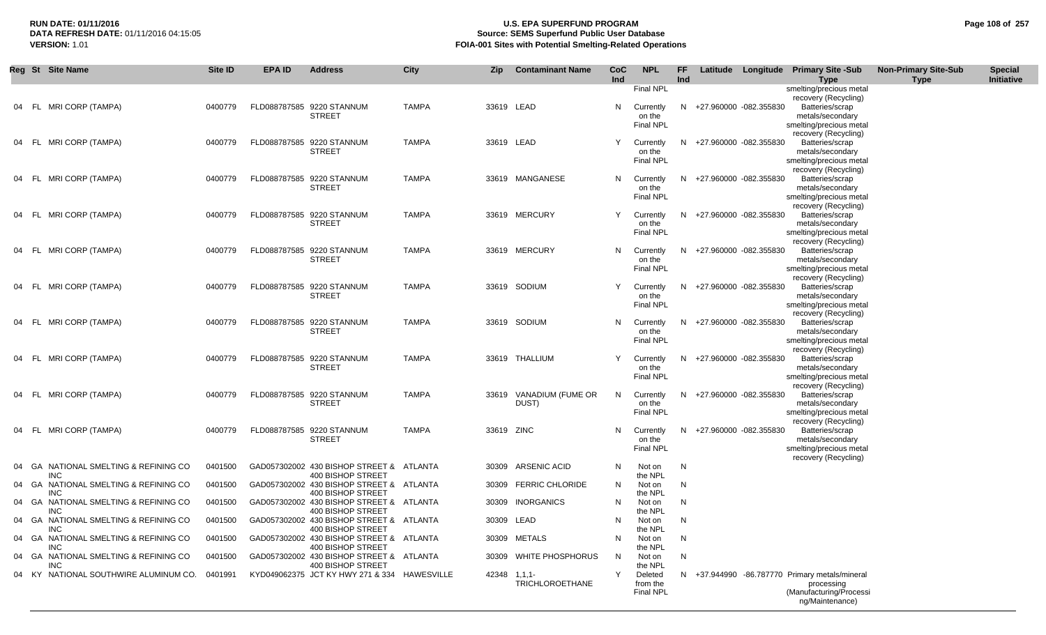| Reg | St | Site Name | Site ID | EPA ID | Address | City | Zip | Contaminant Name | CoC Ind | NPL | FF Ind | Latitude | Longitude | Primary Site -Sub Type | Non-Primary Site-Sub Type | Special Initiative |
|---|---|---|---|---|---|---|---|---|---|---|---|---|---|---|---|---|
| | | | | | | | | | | Final NPL | | | | smelting/precious metal recovery (Recycling) | | |
| 04 | FL | MRI CORP (TAMPA) | 0400779 | FLD088787585 | 9220 STANNUM STREET | TAMPA | 33619 | LEAD | N | Currently on the Final NPL | N | +27.960000 | -082.355830 | Batteries/scrap metals/secondary smelting/precious metal recovery (Recycling) | | |
| 04 | FL | MRI CORP (TAMPA) | 0400779 | FLD088787585 | 9220 STANNUM STREET | TAMPA | 33619 | LEAD | Y | Currently on the Final NPL | N | +27.960000 | -082.355830 | Batteries/scrap metals/secondary smelting/precious metal recovery (Recycling) | | |
| 04 | FL | MRI CORP (TAMPA) | 0400779 | FLD088787585 | 9220 STANNUM STREET | TAMPA | 33619 | MANGANESE | N | Currently on the Final NPL | N | +27.960000 | -082.355830 | Batteries/scrap metals/secondary smelting/precious metal recovery (Recycling) | | |
| 04 | FL | MRI CORP (TAMPA) | 0400779 | FLD088787585 | 9220 STANNUM STREET | TAMPA | 33619 | MERCURY | Y | Currently on the Final NPL | N | +27.960000 | -082.355830 | Batteries/scrap metals/secondary smelting/precious metal recovery (Recycling) | | |
| 04 | FL | MRI CORP (TAMPA) | 0400779 | FLD088787585 | 9220 STANNUM STREET | TAMPA | 33619 | MERCURY | N | Currently on the Final NPL | N | +27.960000 | -082.355830 | Batteries/scrap metals/secondary smelting/precious metal recovery (Recycling) | | |
| 04 | FL | MRI CORP (TAMPA) | 0400779 | FLD088787585 | 9220 STANNUM STREET | TAMPA | 33619 | SODIUM | Y | Currently on the Final NPL | N | +27.960000 | -082.355830 | Batteries/scrap metals/secondary smelting/precious metal recovery (Recycling) | | |
| 04 | FL | MRI CORP (TAMPA) | 0400779 | FLD088787585 | 9220 STANNUM STREET | TAMPA | 33619 | SODIUM | N | Currently on the Final NPL | N | +27.960000 | -082.355830 | Batteries/scrap metals/secondary smelting/precious metal recovery (Recycling) | | |
| 04 | FL | MRI CORP (TAMPA) | 0400779 | FLD088787585 | 9220 STANNUM STREET | TAMPA | 33619 | THALLIUM | Y | Currently on the Final NPL | N | +27.960000 | -082.355830 | Batteries/scrap metals/secondary smelting/precious metal recovery (Recycling) | | |
| 04 | FL | MRI CORP (TAMPA) | 0400779 | FLD088787585 | 9220 STANNUM STREET | TAMPA | 33619 | VANADIUM (FUME OR DUST) | N | Currently on the Final NPL | N | +27.960000 | -082.355830 | Batteries/scrap metals/secondary smelting/precious metal recovery (Recycling) | | |
| 04 | FL | MRI CORP (TAMPA) | 0400779 | FLD088787585 | 9220 STANNUM STREET | TAMPA | 33619 | ZINC | N | Currently on the Final NPL | N | +27.960000 | -082.355830 | Batteries/scrap metals/secondary smelting/precious metal recovery (Recycling) | | |
| 04 | GA | NATIONAL SMELTING & REFINING CO INC | 0401500 | GAD057302002 | 430 BISHOP STREET & 400 BISHOP STREET | ATLANTA | 30309 | ARSENIC ACID | N | Not on the NPL | N | | | | | |
| 04 | GA | NATIONAL SMELTING & REFINING CO INC | 0401500 | GAD057302002 | 430 BISHOP STREET & 400 BISHOP STREET | ATLANTA | 30309 | FERRIC CHLORIDE | N | Not on the NPL | N | | | | | |
| 04 | GA | NATIONAL SMELTING & REFINING CO INC | 0401500 | GAD057302002 | 430 BISHOP STREET & 400 BISHOP STREET | ATLANTA | 30309 | INORGANICS | N | Not on the NPL | N | | | | | |
| 04 | GA | NATIONAL SMELTING & REFINING CO INC | 0401500 | GAD057302002 | 430 BISHOP STREET & 400 BISHOP STREET | ATLANTA | 30309 | LEAD | N | Not on the NPL | N | | | | | |
| 04 | GA | NATIONAL SMELTING & REFINING CO INC | 0401500 | GAD057302002 | 430 BISHOP STREET & 400 BISHOP STREET | ATLANTA | 30309 | METALS | N | Not on the NPL | N | | | | | |
| 04 | GA | NATIONAL SMELTING & REFINING CO INC | 0401500 | GAD057302002 | 430 BISHOP STREET & 400 BISHOP STREET | ATLANTA | 30309 | WHITE PHOSPHORUS | N | Not on the NPL | N | | | | | |
| 04 | KY | NATIONAL SOUTHWIRE ALUMINUM CO. | 0401991 | KYD049062375 | JCT KY HWY 271 & 334 | HAWESVILLE | 42348 | 1,1,1-TRICHLOROETHANE | Y | Deleted from the Final NPL | N | +37.944990 | -86.787770 | Primary metals/mineral processing (Manufacturing/Processing/Maintenance) | | |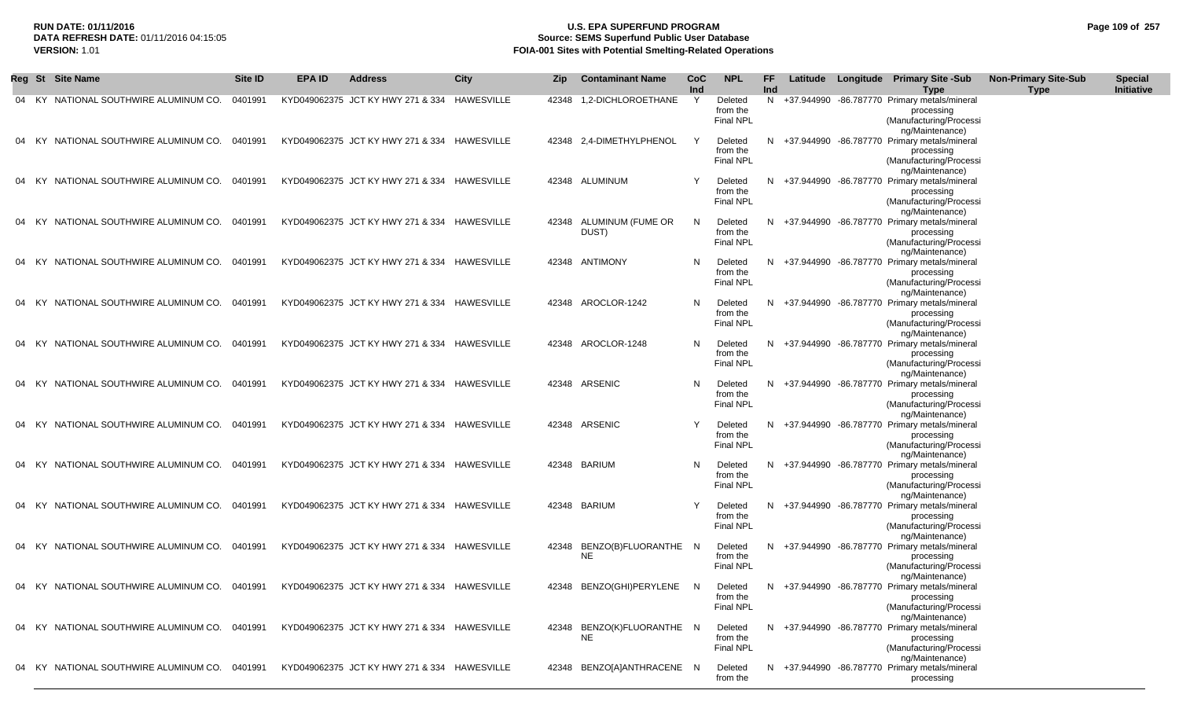**RUN DATE:** 01/11/2016
**DATA REFRESH DATE:** 01/11/2016 04:15:05
**VERSION:** 1.01

# U.S. EPA SUPERFUND PROGRAM
## Source: SEMS Superfund Public User Database
## FOIA-001 Sites with Potential Smelting-Related Operations

| Reg | St | Site Name | Site ID | EPA ID | Address | City | Zip | Contaminant Name | CoC Ind | NPL | FF Ind | Latitude | Longitude | Primary Site -Sub Type | Non-Primary Site-Sub Type | Special Initiative |
|---|---|---|---|---|---|---|---|---|---|---|---|---|---|---|---|---|
| 04 | KY | NATIONAL SOUTHWIRE ALUMINUM CO. | 0401991 | KYD049062375 | JCT KY HWY 271 & 334 | HAWESVILLE | 42348 | 1,2-DICHLOROETHANE | Y | Deleted from the Final NPL | N | +37.944990 | -86.787770 | Primary metals/mineral processing (Manufacturing/Processing/Maintenance) | | |
| 04 | KY | NATIONAL SOUTHWIRE ALUMINUM CO. | 0401991 | KYD049062375 | JCT KY HWY 271 & 334 | HAWESVILLE | 42348 | 2,4-DIMETHYLPHENOL | Y | Deleted from the Final NPL | N | +37.944990 | -86.787770 | Primary metals/mineral processing (Manufacturing/Processing/Maintenance) | | |
| 04 | KY | NATIONAL SOUTHWIRE ALUMINUM CO. | 0401991 | KYD049062375 | JCT KY HWY 271 & 334 | HAWESVILLE | 42348 | ALUMINUM | Y | Deleted from the Final NPL | N | +37.944990 | -86.787770 | Primary metals/mineral processing (Manufacturing/Processing/Maintenance) | | |
| 04 | KY | NATIONAL SOUTHWIRE ALUMINUM CO. | 0401991 | KYD049062375 | JCT KY HWY 271 & 334 | HAWESVILLE | 42348 | ALUMINUM (FUME OR DUST) | N | Deleted from the Final NPL | N | +37.944990 | -86.787770 | Primary metals/mineral processing (Manufacturing/Processing/Maintenance) | | |
| 04 | KY | NATIONAL SOUTHWIRE ALUMINUM CO. | 0401991 | KYD049062375 | JCT KY HWY 271 & 334 | HAWESVILLE | 42348 | ANTIMONY | N | Deleted from the Final NPL | N | +37.944990 | -86.787770 | Primary metals/mineral processing (Manufacturing/Processing/Maintenance) | | |
| 04 | KY | NATIONAL SOUTHWIRE ALUMINUM CO. | 0401991 | KYD049062375 | JCT KY HWY 271 & 334 | HAWESVILLE | 42348 | AROCLOR-1242 | N | Deleted from the Final NPL | N | +37.944990 | -86.787770 | Primary metals/mineral processing (Manufacturing/Processing/Maintenance) | | |
| 04 | KY | NATIONAL SOUTHWIRE ALUMINUM CO. | 0401991 | KYD049062375 | JCT KY HWY 271 & 334 | HAWESVILLE | 42348 | AROCLOR-1248 | N | Deleted from the Final NPL | N | +37.944990 | -86.787770 | Primary metals/mineral processing (Manufacturing/Processing/Maintenance) | | |
| 04 | KY | NATIONAL SOUTHWIRE ALUMINUM CO. | 0401991 | KYD049062375 | JCT KY HWY 271 & 334 | HAWESVILLE | 42348 | ARSENIC | N | Deleted from the Final NPL | N | +37.944990 | -86.787770 | Primary metals/mineral processing (Manufacturing/Processing/Maintenance) | | |
| 04 | KY | NATIONAL SOUTHWIRE ALUMINUM CO. | 0401991 | KYD049062375 | JCT KY HWY 271 & 334 | HAWESVILLE | 42348 | ARSENIC | Y | Deleted from the Final NPL | N | +37.944990 | -86.787770 | Primary metals/mineral processing (Manufacturing/Processing/Maintenance) | | |
| 04 | KY | NATIONAL SOUTHWIRE ALUMINUM CO. | 0401991 | KYD049062375 | JCT KY HWY 271 & 334 | HAWESVILLE | 42348 | BARIUM | N | Deleted from the Final NPL | N | +37.944990 | -86.787770 | Primary metals/mineral processing (Manufacturing/Processing/Maintenance) | | |
| 04 | KY | NATIONAL SOUTHWIRE ALUMINUM CO. | 0401991 | KYD049062375 | JCT KY HWY 271 & 334 | HAWESVILLE | 42348 | BARIUM | Y | Deleted from the Final NPL | N | +37.944990 | -86.787770 | Primary metals/mineral processing (Manufacturing/Processing/Maintenance) | | |
| 04 | KY | NATIONAL SOUTHWIRE ALUMINUM CO. | 0401991 | KYD049062375 | JCT KY HWY 271 & 334 | HAWESVILLE | 42348 | BENZO(B)FLUORANTHENE | N | Deleted from the Final NPL | N | +37.944990 | -86.787770 | Primary metals/mineral processing (Manufacturing/Processing/Maintenance) | | |
| 04 | KY | NATIONAL SOUTHWIRE ALUMINUM CO. | 0401991 | KYD049062375 | JCT KY HWY 271 & 334 | HAWESVILLE | 42348 | BENZO(GHI)PERYLENE | N | Deleted from the Final NPL | N | +37.944990 | -86.787770 | Primary metals/mineral processing (Manufacturing/Processing/Maintenance) | | |
| 04 | KY | NATIONAL SOUTHWIRE ALUMINUM CO. | 0401991 | KYD049062375 | JCT KY HWY 271 & 334 | HAWESVILLE | 42348 | BENZO(K)FLUORANTHENE | N | Deleted from the Final NPL | N | +37.944990 | -86.787770 | Primary metals/mineral processing (Manufacturing/Processing/Maintenance) | | |
| 04 | KY | NATIONAL SOUTHWIRE ALUMINUM CO. | 0401991 | KYD049062375 | JCT KY HWY 271 & 334 | HAWESVILLE | 42348 | BENZO[A]ANTHRACENE | N | Deleted from the | N | +37.944990 | -86.787770 | Primary metals/mineral processing | | |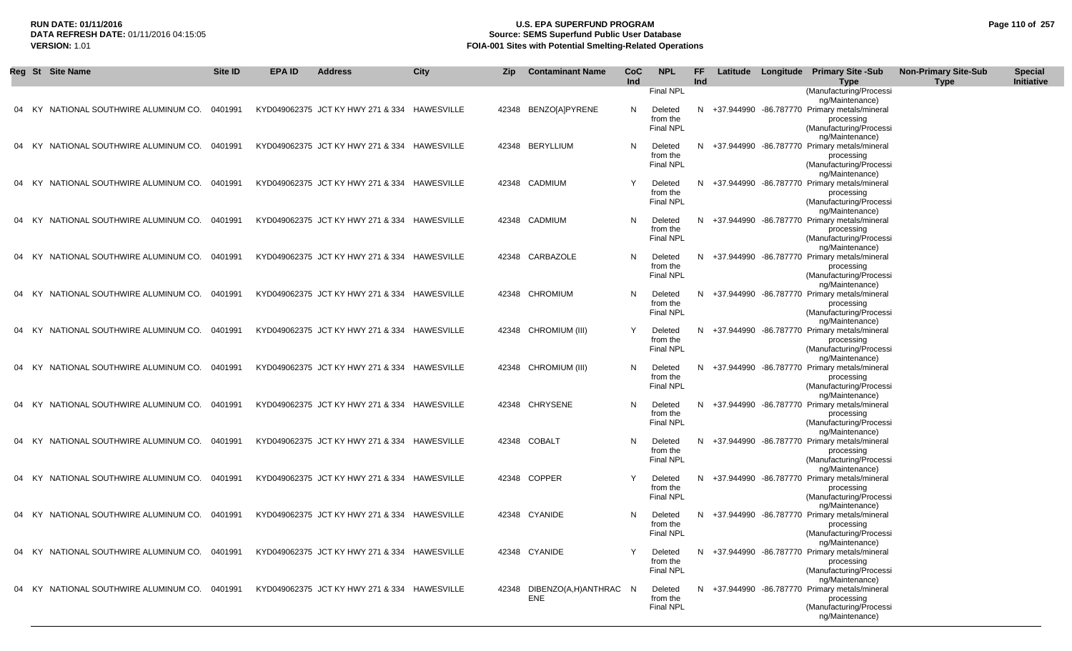| Reg | St | Site Name | Site ID | EPA ID | Address | City | Zip | Contaminant Name | CoC Ind | NPL | FF Ind | Latitude | Longitude | Primary Site -Sub Type | Non-Primary Site-Sub Type | Special Initiative |
|---|---|---|---|---|---|---|---|---|---|---|---|---|---|---|---|---|
| | | | | | | | | | | Final NPL | | | | (Manufacturing/Processing/Maintenance) | | |
| 04 | KY | NATIONAL SOUTHWIRE ALUMINUM CO. | 0401991 | KYD049062375 | JCT KY HWY 271 & 334 | HAWESVILLE | 42348 | BENZO[A]PYRENE | N | Deleted from the Final NPL | N | +37.944990 | -86.787770 | Primary metals/mineral processing (Manufacturing/Processing/Maintenance) | | |
| 04 | KY | NATIONAL SOUTHWIRE ALUMINUM CO. | 0401991 | KYD049062375 | JCT KY HWY 271 & 334 | HAWESVILLE | 42348 | BERYLLIUM | N | Deleted from the Final NPL | N | +37.944990 | -86.787770 | Primary metals/mineral processing (Manufacturing/Processing/Maintenance) | | |
| 04 | KY | NATIONAL SOUTHWIRE ALUMINUM CO. | 0401991 | KYD049062375 | JCT KY HWY 271 & 334 | HAWESVILLE | 42348 | CADMIUM | Y | Deleted from the Final NPL | N | +37.944990 | -86.787770 | Primary metals/mineral processing (Manufacturing/Processing/Maintenance) | | |
| 04 | KY | NATIONAL SOUTHWIRE ALUMINUM CO. | 0401991 | KYD049062375 | JCT KY HWY 271 & 334 | HAWESVILLE | 42348 | CADMIUM | N | Deleted from the Final NPL | N | +37.944990 | -86.787770 | Primary metals/mineral processing (Manufacturing/Processing/Maintenance) | | |
| 04 | KY | NATIONAL SOUTHWIRE ALUMINUM CO. | 0401991 | KYD049062375 | JCT KY HWY 271 & 334 | HAWESVILLE | 42348 | CARBAZOLE | N | Deleted from the Final NPL | N | +37.944990 | -86.787770 | Primary metals/mineral processing (Manufacturing/Processing/Maintenance) | | |
| 04 | KY | NATIONAL SOUTHWIRE ALUMINUM CO. | 0401991 | KYD049062375 | JCT KY HWY 271 & 334 | HAWESVILLE | 42348 | CHROMIUM | N | Deleted from the Final NPL | N | +37.944990 | -86.787770 | Primary metals/mineral processing (Manufacturing/Processing/Maintenance) | | |
| 04 | KY | NATIONAL SOUTHWIRE ALUMINUM CO. | 0401991 | KYD049062375 | JCT KY HWY 271 & 334 | HAWESVILLE | 42348 | CHROMIUM (III) | Y | Deleted from the Final NPL | N | +37.944990 | -86.787770 | Primary metals/mineral processing (Manufacturing/Processing/Maintenance) | | |
| 04 | KY | NATIONAL SOUTHWIRE ALUMINUM CO. | 0401991 | KYD049062375 | JCT KY HWY 271 & 334 | HAWESVILLE | 42348 | CHROMIUM (III) | N | Deleted from the Final NPL | N | +37.944990 | -86.787770 | Primary metals/mineral processing (Manufacturing/Processing/Maintenance) | | |
| 04 | KY | NATIONAL SOUTHWIRE ALUMINUM CO. | 0401991 | KYD049062375 | JCT KY HWY 271 & 334 | HAWESVILLE | 42348 | CHRYSENE | N | Deleted from the Final NPL | N | +37.944990 | -86.787770 | Primary metals/mineral processing (Manufacturing/Processing/Maintenance) | | |
| 04 | KY | NATIONAL SOUTHWIRE ALUMINUM CO. | 0401991 | KYD049062375 | JCT KY HWY 271 & 334 | HAWESVILLE | 42348 | COBALT | N | Deleted from the Final NPL | N | +37.944990 | -86.787770 | Primary metals/mineral processing (Manufacturing/Processing/Maintenance) | | |
| 04 | KY | NATIONAL SOUTHWIRE ALUMINUM CO. | 0401991 | KYD049062375 | JCT KY HWY 271 & 334 | HAWESVILLE | 42348 | COPPER | Y | Deleted from the Final NPL | N | +37.944990 | -86.787770 | Primary metals/mineral processing (Manufacturing/Processing/Maintenance) | | |
| 04 | KY | NATIONAL SOUTHWIRE ALUMINUM CO. | 0401991 | KYD049062375 | JCT KY HWY 271 & 334 | HAWESVILLE | 42348 | CYANIDE | N | Deleted from the Final NPL | N | +37.944990 | -86.787770 | Primary metals/mineral processing (Manufacturing/Processing/Maintenance) | | |
| 04 | KY | NATIONAL SOUTHWIRE ALUMINUM CO. | 0401991 | KYD049062375 | JCT KY HWY 271 & 334 | HAWESVILLE | 42348 | CYANIDE | Y | Deleted from the Final NPL | N | +37.944990 | -86.787770 | Primary metals/mineral processing (Manufacturing/Processing/Maintenance) | | |
| 04 | KY | NATIONAL SOUTHWIRE ALUMINUM CO. | 0401991 | KYD049062375 | JCT KY HWY 271 & 334 | HAWESVILLE | 42348 | DIBENZO(A,H)ANTHRACENE | N | Deleted from the Final NPL | N | +37.944990 | -86.787770 | Primary metals/mineral processing (Manufacturing/Processing/Maintenance) | | |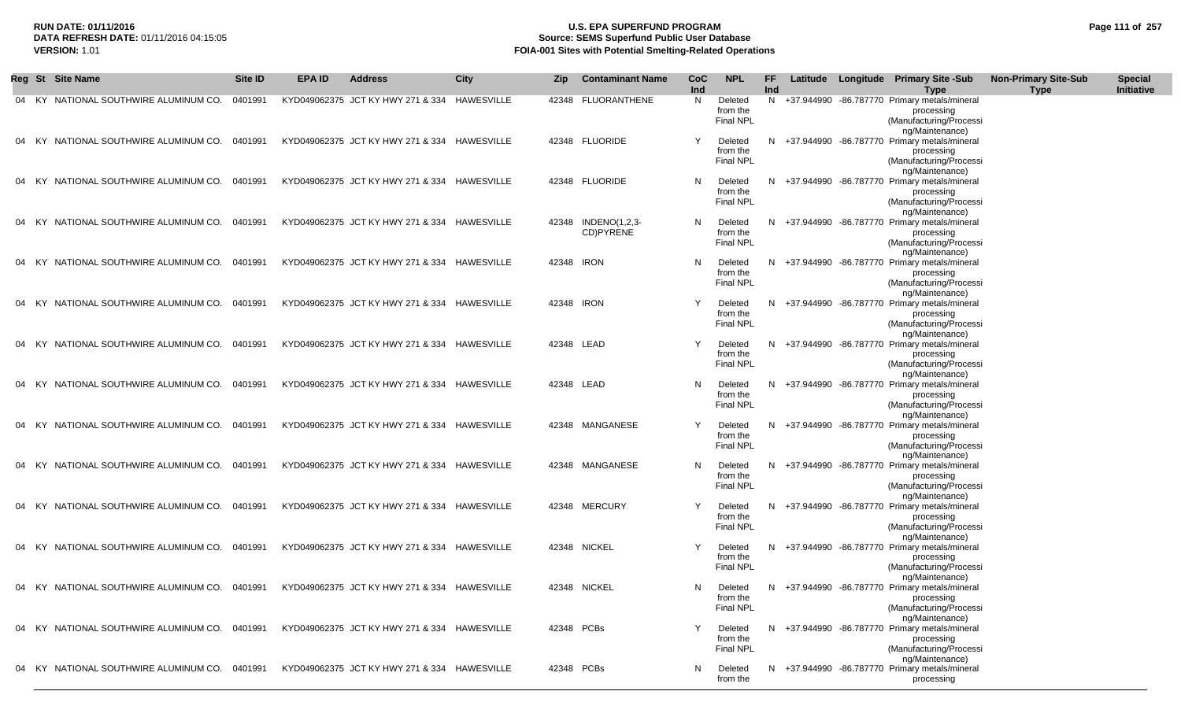| Reg | St | Site Name | Site ID | EPA ID | Address | City | Zip | Contaminant Name | CoC Ind | NPL | FF Ind | Latitude | Longitude | Primary Site -Sub Type | Non-Primary Site-Sub Type | Special Initiative |
|---|---|---|---|---|---|---|---|---|---|---|---|---|---|---|---|---|
| 04 | KY | NATIONAL SOUTHWIRE ALUMINUM CO. | 0401991 | KYD049062375 | JCT KY HWY 271 & 334 | HAWESVILLE | 42348 | FLUORANTHENE | N | Deleted from the Final NPL | N | +37.944990 | -86.787770 | Primary metals/mineral processing (Manufacturing/Processing/Maintenance) | | |
| 04 | KY | NATIONAL SOUTHWIRE ALUMINUM CO. | 0401991 | KYD049062375 | JCT KY HWY 271 & 334 | HAWESVILLE | 42348 | FLUORIDE | Y | Deleted from the Final NPL | N | +37.944990 | -86.787770 | Primary metals/mineral processing (Manufacturing/Processing/Maintenance) | | |
| 04 | KY | NATIONAL SOUTHWIRE ALUMINUM CO. | 0401991 | KYD049062375 | JCT KY HWY 271 & 334 | HAWESVILLE | 42348 | FLUORIDE | N | Deleted from the Final NPL | N | +37.944990 | -86.787770 | Primary metals/mineral processing (Manufacturing/Processing/Maintenance) | | |
| 04 | KY | NATIONAL SOUTHWIRE ALUMINUM CO. | 0401991 | KYD049062375 | JCT KY HWY 271 & 334 | HAWESVILLE | 42348 | INDENO(1,2,3-CD)PYRENE | N | Deleted from the Final NPL | N | +37.944990 | -86.787770 | Primary metals/mineral processing (Manufacturing/Processing/Maintenance) | | |
| 04 | KY | NATIONAL SOUTHWIRE ALUMINUM CO. | 0401991 | KYD049062375 | JCT KY HWY 271 & 334 | HAWESVILLE | 42348 | IRON | N | Deleted from the Final NPL | N | +37.944990 | -86.787770 | Primary metals/mineral processing (Manufacturing/Processing/Maintenance) | | |
| 04 | KY | NATIONAL SOUTHWIRE ALUMINUM CO. | 0401991 | KYD049062375 | JCT KY HWY 271 & 334 | HAWESVILLE | 42348 | IRON | Y | Deleted from the Final NPL | N | +37.944990 | -86.787770 | Primary metals/mineral processing (Manufacturing/Processing/Maintenance) | | |
| 04 | KY | NATIONAL SOUTHWIRE ALUMINUM CO. | 0401991 | KYD049062375 | JCT KY HWY 271 & 334 | HAWESVILLE | 42348 | LEAD | Y | Deleted from the Final NPL | N | +37.944990 | -86.787770 | Primary metals/mineral processing (Manufacturing/Processing/Maintenance) | | |
| 04 | KY | NATIONAL SOUTHWIRE ALUMINUM CO. | 0401991 | KYD049062375 | JCT KY HWY 271 & 334 | HAWESVILLE | 42348 | LEAD | N | Deleted from the Final NPL | N | +37.944990 | -86.787770 | Primary metals/mineral processing (Manufacturing/Processing/Maintenance) | | |
| 04 | KY | NATIONAL SOUTHWIRE ALUMINUM CO. | 0401991 | KYD049062375 | JCT KY HWY 271 & 334 | HAWESVILLE | 42348 | MANGANESE | Y | Deleted from the Final NPL | N | +37.944990 | -86.787770 | Primary metals/mineral processing (Manufacturing/Processing/Maintenance) | | |
| 04 | KY | NATIONAL SOUTHWIRE ALUMINUM CO. | 0401991 | KYD049062375 | JCT KY HWY 271 & 334 | HAWESVILLE | 42348 | MANGANESE | N | Deleted from the Final NPL | N | +37.944990 | -86.787770 | Primary metals/mineral processing (Manufacturing/Processing/Maintenance) | | |
| 04 | KY | NATIONAL SOUTHWIRE ALUMINUM CO. | 0401991 | KYD049062375 | JCT KY HWY 271 & 334 | HAWESVILLE | 42348 | MERCURY | Y | Deleted from the Final NPL | N | +37.944990 | -86.787770 | Primary metals/mineral processing (Manufacturing/Processing/Maintenance) | | |
| 04 | KY | NATIONAL SOUTHWIRE ALUMINUM CO. | 0401991 | KYD049062375 | JCT KY HWY 271 & 334 | HAWESVILLE | 42348 | NICKEL | Y | Deleted from the Final NPL | N | +37.944990 | -86.787770 | Primary metals/mineral processing (Manufacturing/Processing/Maintenance) | | |
| 04 | KY | NATIONAL SOUTHWIRE ALUMINUM CO. | 0401991 | KYD049062375 | JCT KY HWY 271 & 334 | HAWESVILLE | 42348 | NICKEL | N | Deleted from the Final NPL | N | +37.944990 | -86.787770 | Primary metals/mineral processing (Manufacturing/Processing/Maintenance) | | |
| 04 | KY | NATIONAL SOUTHWIRE ALUMINUM CO. | 0401991 | KYD049062375 | JCT KY HWY 271 & 334 | HAWESVILLE | 42348 | PCBs | Y | Deleted from the Final NPL | N | +37.944990 | -86.787770 | Primary metals/mineral processing (Manufacturing/Processing/Maintenance) | | |
| 04 | KY | NATIONAL SOUTHWIRE ALUMINUM CO. | 0401991 | KYD049062375 | JCT KY HWY 271 & 334 | HAWESVILLE | 42348 | PCBs | N | Deleted from the | N | +37.944990 | -86.787770 | Primary metals/mineral processing | | |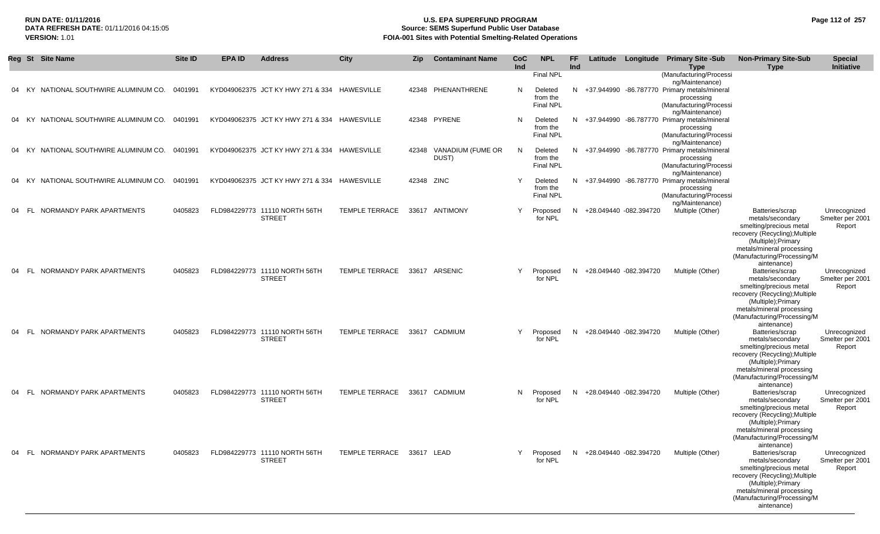| Reg | St | Site Name | Site ID | EPA ID | Address | City | Zip | Contaminant Name | CoC Ind | NPL | FF Ind | Latitude | Longitude | Primary Site -Sub Type | Non-Primary Site-Sub Type | Special Initiative |
|---|---|---|---|---|---|---|---|---|---|---|---|---|---|---|---|---|
| | | | | | | | | | | Final NPL | | | | (Manufacturing/Processing/Maintenance) | | |
| 04 | KY | NATIONAL SOUTHWIRE ALUMINUM CO. | 0401991 | KYD049062375 | JCT KY HWY 271 & 334 | HAWESVILLE | 42348 | PHENANTHRENE | N | Deleted from the Final NPL | N | +37.944990 | -86.787770 | Primary metals/mineral processing (Manufacturing/Processing/Maintenance) | | |
| 04 | KY | NATIONAL SOUTHWIRE ALUMINUM CO. | 0401991 | KYD049062375 | JCT KY HWY 271 & 334 | HAWESVILLE | 42348 | PYRENE | N | Deleted from the Final NPL | N | +37.944990 | -86.787770 | Primary metals/mineral processing (Manufacturing/Processing/Maintenance) | | |
| 04 | KY | NATIONAL SOUTHWIRE ALUMINUM CO. | 0401991 | KYD049062375 | JCT KY HWY 271 & 334 | HAWESVILLE | 42348 | VANADIUM (FUME OR DUST) | N | Deleted from the Final NPL | N | +37.944990 | -86.787770 | Primary metals/mineral processing (Manufacturing/Processing/Maintenance) | | |
| 04 | KY | NATIONAL SOUTHWIRE ALUMINUM CO. | 0401991 | KYD049062375 | JCT KY HWY 271 & 334 | HAWESVILLE | 42348 | ZINC | Y | Deleted from the Final NPL | N | +37.944990 | -86.787770 | Primary metals/mineral processing (Manufacturing/Processing/Maintenance) | | |
| 04 | FL | NORMANDY PARK APARTMENTS | 0405823 | FLD984229773 | 11110 NORTH 56TH STREET | TEMPLE TERRACE | 33617 | ANTIMONY | Y | Proposed for NPL | N | +28.049440 | -082.394720 | Multiple (Other) | Batteries/scrap metals/secondary smelting/precious metal recovery (Recycling);Multiple (Multiple);Primary metals/mineral processing (Manufacturing/Processing/Maintenance) | Unrecognized Smelter per 2001 Report |
| 04 | FL | NORMANDY PARK APARTMENTS | 0405823 | FLD984229773 | 11110 NORTH 56TH STREET | TEMPLE TERRACE | 33617 | ARSENIC | Y | Proposed for NPL | N | +28.049440 | -082.394720 | Multiple (Other) | Batteries/scrap metals/secondary smelting/precious metal recovery (Recycling);Multiple (Multiple);Primary metals/mineral processing (Manufacturing/Processing/Maintenance) | Unrecognized Smelter per 2001 Report |
| 04 | FL | NORMANDY PARK APARTMENTS | 0405823 | FLD984229773 | 11110 NORTH 56TH STREET | TEMPLE TERRACE | 33617 | CADMIUM | Y | Proposed for NPL | N | +28.049440 | -082.394720 | Multiple (Other) | Batteries/scrap metals/secondary smelting/precious metal recovery (Recycling);Multiple (Multiple);Primary metals/mineral processing (Manufacturing/Processing/Maintenance) | Unrecognized Smelter per 2001 Report |
| 04 | FL | NORMANDY PARK APARTMENTS | 0405823 | FLD984229773 | 11110 NORTH 56TH STREET | TEMPLE TERRACE | 33617 | CADMIUM | N | Proposed for NPL | N | +28.049440 | -082.394720 | Multiple (Other) | Batteries/scrap metals/secondary smelting/precious metal recovery (Recycling);Multiple (Multiple);Primary metals/mineral processing (Manufacturing/Processing/Maintenance) | Unrecognized Smelter per 2001 Report |
| 04 | FL | NORMANDY PARK APARTMENTS | 0405823 | FLD984229773 | 11110 NORTH 56TH STREET | TEMPLE TERRACE | 33617 | LEAD | Y | Proposed for NPL | N | +28.049440 | -082.394720 | Multiple (Other) | Batteries/scrap metals/secondary smelting/precious metal recovery (Recycling);Multiple (Multiple);Primary metals/mineral processing (Manufacturing/Processing/Maintenance) | Unrecognized Smelter per 2001 Report |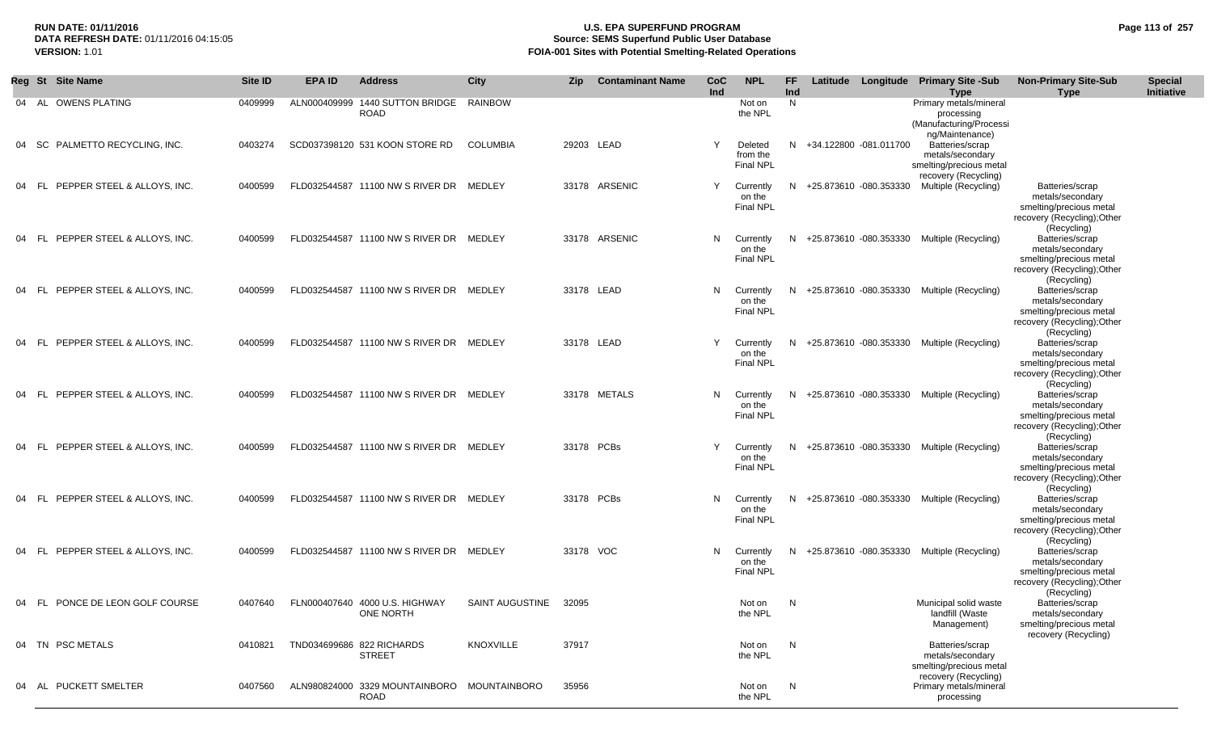**RUN DATE:** 01/11/2016
**DATA REFRESH DATE:** 01/11/2016 04:15:05
**VERSION:** 1.01

# U.S. EPA SUPERFUND PROGRAM
## Source: SEMS Superfund Public User Database
## FOIA-001 Sites with Potential Smelting-Related Operations

| Reg | St | Site Name | Site ID | EPA ID | Address | City | Zip | Contaminant Name | CoC Ind | NPL | FF Ind | Latitude | Longitude | Primary Site -Sub Type | Non-Primary Site-Sub Type | Special Initiative |
|---|---|---|---|---|---|---|---|---|---|---|---|---|---|---|---|---|
| 04 | AL | OWENS PLATING | 0409999 | ALN000409999 | 1440 SUTTON BRIDGE ROAD | RAINBOW | | | | Not on the NPL | N | | | Primary metals/mineral processing (Manufacturing/Processing/Maintenance) | | |
| 04 | SC | PALMETTO RECYCLING, INC. | 0403274 | SCD037398120 | 531 KOON STORE RD | COLUMBIA | 29203 | LEAD | Y | Deleted from the Final NPL | N | +34.122800 | -081.011700 | Batteries/scrap metals/secondary smelting/precious metal recovery (Recycling) | | |
| 04 | FL | PEPPER STEEL & ALLOYS, INC. | 0400599 | FLD032544587 | 11100 NW S RIVER DR | MEDLEY | 33178 | ARSENIC | Y | Currently on the Final NPL | N | +25.873610 | -080.353330 | Multiple (Recycling) | Batteries/scrap metals/secondary smelting/precious metal recovery (Recycling);Other (Recycling) | |
| 04 | FL | PEPPER STEEL & ALLOYS, INC. | 0400599 | FLD032544587 | 11100 NW S RIVER DR | MEDLEY | 33178 | ARSENIC | N | Currently on the Final NPL | N | +25.873610 | -080.353330 | Multiple (Recycling) | Batteries/scrap metals/secondary smelting/precious metal recovery (Recycling);Other (Recycling) | |
| 04 | FL | PEPPER STEEL & ALLOYS, INC. | 0400599 | FLD032544587 | 11100 NW S RIVER DR | MEDLEY | 33178 | LEAD | N | Currently on the Final NPL | N | +25.873610 | -080.353330 | Multiple (Recycling) | Batteries/scrap metals/secondary smelting/precious metal recovery (Recycling);Other (Recycling) | |
| 04 | FL | PEPPER STEEL & ALLOYS, INC. | 0400599 | FLD032544587 | 11100 NW S RIVER DR | MEDLEY | 33178 | LEAD | Y | Currently on the Final NPL | N | +25.873610 | -080.353330 | Multiple (Recycling) | Batteries/scrap metals/secondary smelting/precious metal recovery (Recycling);Other (Recycling) | |
| 04 | FL | PEPPER STEEL & ALLOYS, INC. | 0400599 | FLD032544587 | 11100 NW S RIVER DR | MEDLEY | 33178 | METALS | N | Currently on the Final NPL | N | +25.873610 | -080.353330 | Multiple (Recycling) | Batteries/scrap metals/secondary smelting/precious metal recovery (Recycling);Other (Recycling) | |
| 04 | FL | PEPPER STEEL & ALLOYS, INC. | 0400599 | FLD032544587 | 11100 NW S RIVER DR | MEDLEY | 33178 | PCBs | Y | Currently on the Final NPL | N | +25.873610 | -080.353330 | Multiple (Recycling) | Batteries/scrap metals/secondary smelting/precious metal recovery (Recycling);Other (Recycling) | |
| 04 | FL | PEPPER STEEL & ALLOYS, INC. | 0400599 | FLD032544587 | 11100 NW S RIVER DR | MEDLEY | 33178 | PCBs | N | Currently on the Final NPL | N | +25.873610 | -080.353330 | Multiple (Recycling) | Batteries/scrap metals/secondary smelting/precious metal recovery (Recycling);Other (Recycling) | |
| 04 | FL | PEPPER STEEL & ALLOYS, INC. | 0400599 | FLD032544587 | 11100 NW S RIVER DR | MEDLEY | 33178 | VOC | N | Currently on the Final NPL | N | +25.873610 | -080.353330 | Multiple (Recycling) | Batteries/scrap metals/secondary smelting/precious metal recovery (Recycling);Other (Recycling) | |
| 04 | FL | PONCE DE LEON GOLF COURSE | 0407640 | FLN000407640 | 4000 U.S. HIGHWAY ONE NORTH | SAINT AUGUSTINE | 32095 | | | Not on the NPL | N | | | Municipal solid waste landfill (Waste Management) | Batteries/scrap metals/secondary smelting/precious metal recovery (Recycling) | |
| 04 | TN | PSC METALS | 0410821 | TND034699686 | 822 RICHARDS STREET | KNOXVILLE | 37917 | | | Not on the NPL | N | | | Batteries/scrap metals/secondary smelting/precious metal recovery (Recycling) | | |
| 04 | AL | PUCKETT SMELTER | 0407560 | ALN980824000 | 3329 MOUNTAINBORO ROAD | MOUNTAINBORO | 35956 | | | Not on the NPL | N | | | Primary metals/mineral processing | | |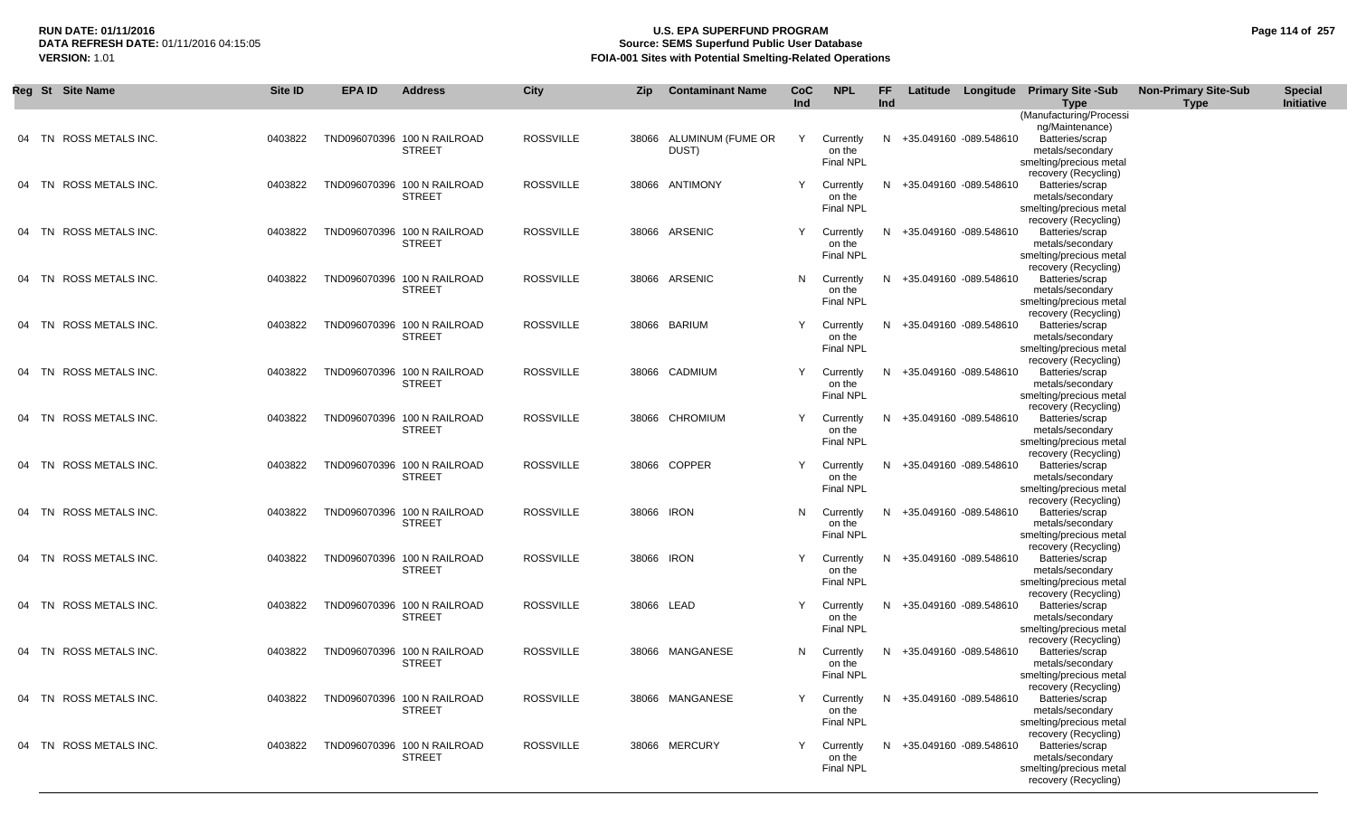**RUN DATE: 01/11/2016**
**DATA REFRESH DATE:** 01/11/2016 04:15:05
**VERSION:** 1.01

# U.S. EPA SUPERFUND PROGRAM
## Source: SEMS Superfund Public User Database
## FOIA-001 Sites with Potential Smelting-Related Operations

| Reg | St | Site Name | Site ID | EPA ID | Address | City | Zip | Contaminant Name | CoC Ind | NPL | FF Ind | Latitude | Longitude | Primary Site -Sub Type | Non-Primary Site-Sub Type | Special Initiative |
|---|---|---|---|---|---|---|---|---|---|---|---|---|---|---|---|---|
| | | | | | | | | | | | | | | (Manufacturing/Processing/Maintenance) | | |
| 04 | TN | ROSS METALS INC. | 0403822 | TND096070396 | 100 N RAILROAD STREET | ROSSVILLE | 38066 | ALUMINUM (FUME OR DUST) | Y | Currently on the Final NPL | N | +35.049160 | -089.548610 | Batteries/scrap metals/secondary smelting/precious metal recovery (Recycling) | | |
| 04 | TN | ROSS METALS INC. | 0403822 | TND096070396 | 100 N RAILROAD STREET | ROSSVILLE | 38066 | ANTIMONY | Y | Currently on the Final NPL | N | +35.049160 | -089.548610 | Batteries/scrap metals/secondary smelting/precious metal recovery (Recycling) | | |
| 04 | TN | ROSS METALS INC. | 0403822 | TND096070396 | 100 N RAILROAD STREET | ROSSVILLE | 38066 | ARSENIC | Y | Currently on the Final NPL | N | +35.049160 | -089.548610 | Batteries/scrap metals/secondary smelting/precious metal recovery (Recycling) | | |
| 04 | TN | ROSS METALS INC. | 0403822 | TND096070396 | 100 N RAILROAD STREET | ROSSVILLE | 38066 | ARSENIC | N | Currently on the Final NPL | N | +35.049160 | -089.548610 | Batteries/scrap metals/secondary smelting/precious metal recovery (Recycling) | | |
| 04 | TN | ROSS METALS INC. | 0403822 | TND096070396 | 100 N RAILROAD STREET | ROSSVILLE | 38066 | BARIUM | Y | Currently on the Final NPL | N | +35.049160 | -089.548610 | Batteries/scrap metals/secondary smelting/precious metal recovery (Recycling) | | |
| 04 | TN | ROSS METALS INC. | 0403822 | TND096070396 | 100 N RAILROAD STREET | ROSSVILLE | 38066 | CADMIUM | Y | Currently on the Final NPL | N | +35.049160 | -089.548610 | Batteries/scrap metals/secondary smelting/precious metal recovery (Recycling) | | |
| 04 | TN | ROSS METALS INC. | 0403822 | TND096070396 | 100 N RAILROAD STREET | ROSSVILLE | 38066 | CHROMIUM | Y | Currently on the Final NPL | N | +35.049160 | -089.548610 | Batteries/scrap metals/secondary smelting/precious metal recovery (Recycling) | | |
| 04 | TN | ROSS METALS INC. | 0403822 | TND096070396 | 100 N RAILROAD STREET | ROSSVILLE | 38066 | COPPER | Y | Currently on the Final NPL | N | +35.049160 | -089.548610 | Batteries/scrap metals/secondary smelting/precious metal recovery (Recycling) | | |
| 04 | TN | ROSS METALS INC. | 0403822 | TND096070396 | 100 N RAILROAD STREET | ROSSVILLE | 38066 | IRON | N | Currently on the Final NPL | N | +35.049160 | -089.548610 | Batteries/scrap metals/secondary smelting/precious metal recovery (Recycling) | | |
| 04 | TN | ROSS METALS INC. | 0403822 | TND096070396 | 100 N RAILROAD STREET | ROSSVILLE | 38066 | IRON | Y | Currently on the Final NPL | N | +35.049160 | -089.548610 | Batteries/scrap metals/secondary smelting/precious metal recovery (Recycling) | | |
| 04 | TN | ROSS METALS INC. | 0403822 | TND096070396 | 100 N RAILROAD STREET | ROSSVILLE | 38066 | LEAD | Y | Currently on the Final NPL | N | +35.049160 | -089.548610 | Batteries/scrap metals/secondary smelting/precious metal recovery (Recycling) | | |
| 04 | TN | ROSS METALS INC. | 0403822 | TND096070396 | 100 N RAILROAD STREET | ROSSVILLE | 38066 | MANGANESE | N | Currently on the Final NPL | N | +35.049160 | -089.548610 | Batteries/scrap metals/secondary smelting/precious metal recovery (Recycling) | | |
| 04 | TN | ROSS METALS INC. | 0403822 | TND096070396 | 100 N RAILROAD STREET | ROSSVILLE | 38066 | MANGANESE | Y | Currently on the Final NPL | N | +35.049160 | -089.548610 | Batteries/scrap metals/secondary smelting/precious metal recovery (Recycling) | | |
| 04 | TN | ROSS METALS INC. | 0403822 | TND096070396 | 100 N RAILROAD STREET | ROSSVILLE | 38066 | MERCURY | Y | Currently on the Final NPL | N | +35.049160 | -089.548610 | Batteries/scrap metals/secondary smelting/precious metal recovery (Recycling) | | |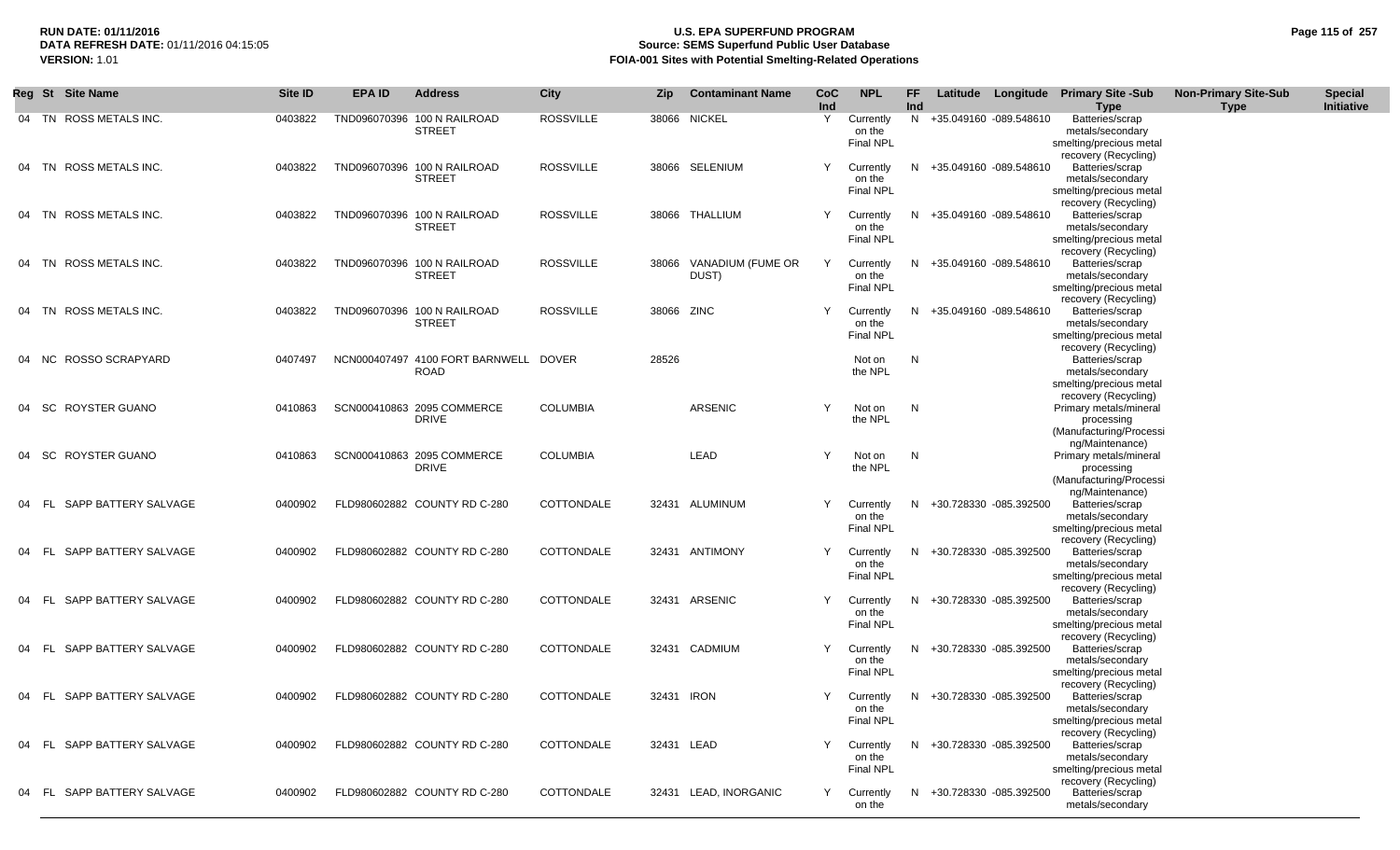| Reg | St | Site Name | Site ID | EPA ID | Address | City | Zip | Contaminant Name | CoC Ind | NPL | FF Ind | Latitude | Longitude | Primary Site -Sub Type | Non-Primary Site-Sub Type | Special Initiative |
|---|---|---|---|---|---|---|---|---|---|---|---|---|---|---|---|---|
| 04 | TN | ROSS METALS INC. | 0403822 | TND096070396 | 100 N RAILROAD STREET | ROSSVILLE | 38066 | NICKEL | Y | Currently on the Final NPL | N | +35.049160 | -089.548610 | Batteries/scrap metals/secondary smelting/precious metal recovery (Recycling) | | |
| 04 | TN | ROSS METALS INC. | 0403822 | TND096070396 | 100 N RAILROAD STREET | ROSSVILLE | 38066 | SELENIUM | Y | Currently on the Final NPL | N | +35.049160 | -089.548610 | Batteries/scrap metals/secondary smelting/precious metal recovery (Recycling) | | |
| 04 | TN | ROSS METALS INC. | 0403822 | TND096070396 | 100 N RAILROAD STREET | ROSSVILLE | 38066 | THALLIUM | Y | Currently on the Final NPL | N | +35.049160 | -089.548610 | Batteries/scrap metals/secondary smelting/precious metal recovery (Recycling) | | |
| 04 | TN | ROSS METALS INC. | 0403822 | TND096070396 | 100 N RAILROAD STREET | ROSSVILLE | 38066 | VANADIUM (FUME OR DUST) | Y | Currently on the Final NPL | N | +35.049160 | -089.548610 | Batteries/scrap metals/secondary smelting/precious metal recovery (Recycling) | | |
| 04 | TN | ROSS METALS INC. | 0403822 | TND096070396 | 100 N RAILROAD STREET | ROSSVILLE | 38066 | ZINC | Y | Currently on the Final NPL | N | +35.049160 | -089.548610 | Batteries/scrap metals/secondary smelting/precious metal recovery (Recycling) | | |
| 04 | NC | ROSSO SCRAPYARD | 0407497 | NCN000407497 | 4100 FORT BARNWELL ROAD | DOVER | 28526 | | | Not on the NPL | N | | | Batteries/scrap metals/secondary smelting/precious metal recovery (Recycling) | | |
| 04 | SC | ROYSTER GUANO | 0410863 | SCN000410863 | 2095 COMMERCE DRIVE | COLUMBIA | | ARSENIC | Y | Not on the NPL | N | | | Primary metals/mineral processing (Manufacturing/Processing/Maintenance) | | |
| 04 | SC | ROYSTER GUANO | 0410863 | SCN000410863 | 2095 COMMERCE DRIVE | COLUMBIA | | LEAD | Y | Not on the NPL | N | | | Primary metals/mineral processing (Manufacturing/Processing/Maintenance) | | |
| 04 | FL | SAPP BATTERY SALVAGE | 0400902 | FLD980602882 | COUNTY RD C-280 | COTTONDALE | 32431 | ALUMINUM | Y | Currently on the Final NPL | N | +30.728330 | -085.392500 | Batteries/scrap metals/secondary smelting/precious metal recovery (Recycling) | | |
| 04 | FL | SAPP BATTERY SALVAGE | 0400902 | FLD980602882 | COUNTY RD C-280 | COTTONDALE | 32431 | ANTIMONY | Y | Currently on the Final NPL | N | +30.728330 | -085.392500 | Batteries/scrap metals/secondary smelting/precious metal recovery (Recycling) | | |
| 04 | FL | SAPP BATTERY SALVAGE | 0400902 | FLD980602882 | COUNTY RD C-280 | COTTONDALE | 32431 | ARSENIC | Y | Currently on the Final NPL | N | +30.728330 | -085.392500 | Batteries/scrap metals/secondary smelting/precious metal recovery (Recycling) | | |
| 04 | FL | SAPP BATTERY SALVAGE | 0400902 | FLD980602882 | COUNTY RD C-280 | COTTONDALE | 32431 | CADMIUM | Y | Currently on the Final NPL | N | +30.728330 | -085.392500 | Batteries/scrap metals/secondary smelting/precious metal recovery (Recycling) | | |
| 04 | FL | SAPP BATTERY SALVAGE | 0400902 | FLD980602882 | COUNTY RD C-280 | COTTONDALE | 32431 | IRON | Y | Currently on the Final NPL | N | +30.728330 | -085.392500 | Batteries/scrap metals/secondary smelting/precious metal recovery (Recycling) | | |
| 04 | FL | SAPP BATTERY SALVAGE | 0400902 | FLD980602882 | COUNTY RD C-280 | COTTONDALE | 32431 | LEAD | Y | Currently on the Final NPL | N | +30.728330 | -085.392500 | Batteries/scrap metals/secondary smelting/precious metal recovery (Recycling) | | |
| 04 | FL | SAPP BATTERY SALVAGE | 0400902 | FLD980602882 | COUNTY RD C-280 | COTTONDALE | 32431 | LEAD, INORGANIC | Y | Currently on the | N | +30.728330 | -085.392500 | Batteries/scrap metals/secondary | | |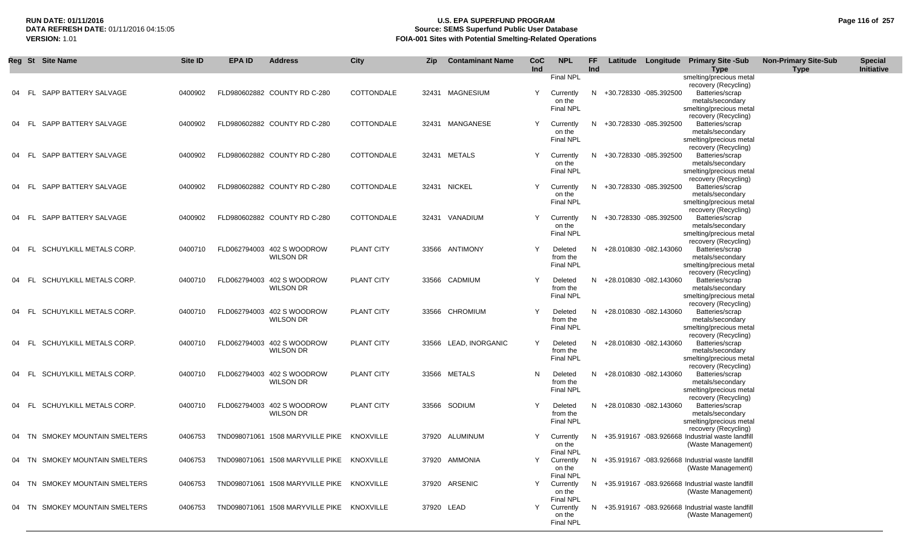**RUN DATE:** 01/11/2016
**DATA REFRESH DATE:** 01/11/2016 04:15:05
**VERSION:** 1.01

# U.S. EPA SUPERFUND PROGRAM
## Source: SEMS Superfund Public User Database
## FOIA-001 Sites with Potential Smelting-Related Operations

| Reg | St | Site Name | Site ID | EPA ID | Address | City | Zip | Contaminant Name | CoC Ind | NPL | FF Ind | Latitude | Longitude | Primary Site -Sub Type | Non-Primary Site-Sub Type | Special Initiative |
|---|---|---|---|---|---|---|---|---|---|---|---|---|---|---|---|---|
| | | | | | | | | | | Final NPL | | | | smelting/precious metal recovery (Recycling) | | |
| 04 | FL | SAPP BATTERY SALVAGE | 0400902 | FLD980602882 | COUNTY RD C-280 | COTTONDALE | 32431 | MAGNESIUM | Y | Currently on the Final NPL | N | +30.728330 | -085.392500 | Batteries/scrap metals/secondary smelting/precious metal recovery (Recycling) | | |
| 04 | FL | SAPP BATTERY SALVAGE | 0400902 | FLD980602882 | COUNTY RD C-280 | COTTONDALE | 32431 | MANGANESE | Y | Currently on the Final NPL | N | +30.728330 | -085.392500 | Batteries/scrap metals/secondary smelting/precious metal recovery (Recycling) | | |
| 04 | FL | SAPP BATTERY SALVAGE | 0400902 | FLD980602882 | COUNTY RD C-280 | COTTONDALE | 32431 | METALS | Y | Currently on the Final NPL | N | +30.728330 | -085.392500 | Batteries/scrap metals/secondary smelting/precious metal recovery (Recycling) | | |
| 04 | FL | SAPP BATTERY SALVAGE | 0400902 | FLD980602882 | COUNTY RD C-280 | COTTONDALE | 32431 | NICKEL | Y | Currently on the Final NPL | N | +30.728330 | -085.392500 | Batteries/scrap metals/secondary smelting/precious metal recovery (Recycling) | | |
| 04 | FL | SAPP BATTERY SALVAGE | 0400902 | FLD980602882 | COUNTY RD C-280 | COTTONDALE | 32431 | VANADIUM | Y | Currently on the Final NPL | N | +30.728330 | -085.392500 | Batteries/scrap metals/secondary smelting/precious metal recovery (Recycling) | | |
| 04 | FL | SCHUYLKILL METALS CORP. | 0400710 | FLD062794003 | 402 S WOODROW WILSON DR | PLANT CITY | 33566 | ANTIMONY | Y | Deleted from the Final NPL | N | +28.010830 | -082.143060 | Batteries/scrap metals/secondary smelting/precious metal recovery (Recycling) | | |
| 04 | FL | SCHUYLKILL METALS CORP. | 0400710 | FLD062794003 | 402 S WOODROW WILSON DR | PLANT CITY | 33566 | CADMIUM | Y | Deleted from the Final NPL | N | +28.010830 | -082.143060 | Batteries/scrap metals/secondary smelting/precious metal recovery (Recycling) | | |
| 04 | FL | SCHUYLKILL METALS CORP. | 0400710 | FLD062794003 | 402 S WOODROW WILSON DR | PLANT CITY | 33566 | CHROMIUM | Y | Deleted from the Final NPL | N | +28.010830 | -082.143060 | Batteries/scrap metals/secondary smelting/precious metal recovery (Recycling) | | |
| 04 | FL | SCHUYLKILL METALS CORP. | 0400710 | FLD062794003 | 402 S WOODROW WILSON DR | PLANT CITY | 33566 | LEAD, INORGANIC | Y | Deleted from the Final NPL | N | +28.010830 | -082.143060 | Batteries/scrap metals/secondary smelting/precious metal recovery (Recycling) | | |
| 04 | FL | SCHUYLKILL METALS CORP. | 0400710 | FLD062794003 | 402 S WOODROW WILSON DR | PLANT CITY | 33566 | METALS | N | Deleted from the Final NPL | N | +28.010830 | -082.143060 | Batteries/scrap metals/secondary smelting/precious metal recovery (Recycling) | | |
| 04 | FL | SCHUYLKILL METALS CORP. | 0400710 | FLD062794003 | 402 S WOODROW WILSON DR | PLANT CITY | 33566 | SODIUM | Y | Deleted from the Final NPL | N | +28.010830 | -082.143060 | Batteries/scrap metals/secondary smelting/precious metal recovery (Recycling) | | |
| 04 | TN | SMOKEY MOUNTAIN SMELTERS | 0406753 | TND098071061 | 1508 MARYVILLE PIKE | KNOXVILLE | 37920 | ALUMINUM | Y | Currently on the Final NPL | N | +35.919167 | -083.926668 | Industrial waste landfill (Waste Management) | | |
| 04 | TN | SMOKEY MOUNTAIN SMELTERS | 0406753 | TND098071061 | 1508 MARYVILLE PIKE | KNOXVILLE | 37920 | AMMONIA | Y | Currently on the Final NPL | N | +35.919167 | -083.926668 | Industrial waste landfill (Waste Management) | | |
| 04 | TN | SMOKEY MOUNTAIN SMELTERS | 0406753 | TND098071061 | 1508 MARYVILLE PIKE | KNOXVILLE | 37920 | ARSENIC | Y | Currently on the Final NPL | N | +35.919167 | -083.926668 | Industrial waste landfill (Waste Management) | | |
| 04 | TN | SMOKEY MOUNTAIN SMELTERS | 0406753 | TND098071061 | 1508 MARYVILLE PIKE | KNOXVILLE | 37920 | LEAD | Y | Currently on the Final NPL | N | +35.919167 | -083.926668 | Industrial waste landfill (Waste Management) | | |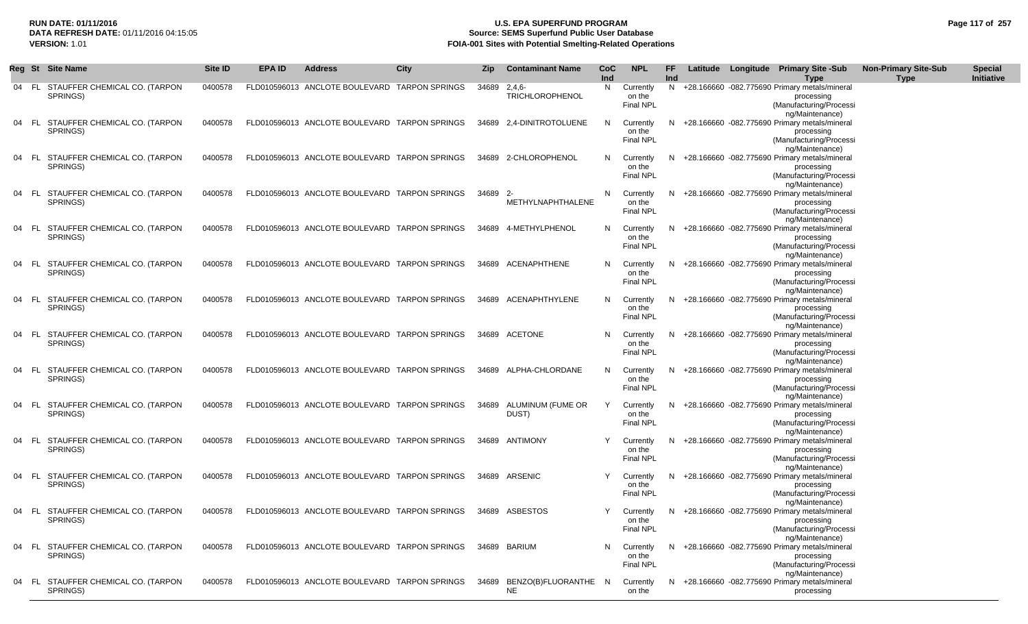**RUN DATE:** 01/11/2016
**DATA REFRESH DATE:** 01/11/2016 04:15:05
**VERSION:** 1.01

# U.S. EPA SUPERFUND PROGRAM
## Source: SEMS Superfund Public User Database
## FOIA-001 Sites with Potential Smelting-Related Operations

| Reg | St | Site Name | Site ID | EPA ID | Address | City | Zip | Contaminant Name | CoC Ind | NPL | FF Ind | Latitude | Longitude | Primary Site -Sub Type | Non-Primary Site-Sub Type | Special Initiative |
|---|---|---|---|---|---|---|---|---|---|---|---|---|---|---|---|---|
| 04 | FL | STAUFFER CHEMICAL CO. (TARPON SPRINGS) | 0400578 | FLD010596013 | ANCLOTE BOULEVARD | TARPON SPRINGS | 34689 | 2,4,6-TRICHLOROPHENOL | N | Currently on the Final NPL | N | +28.166660 | -082.775690 | Primary metals/mineral processing (Manufacturing/Processing/Maintenance) | | |
| 04 | FL | STAUFFER CHEMICAL CO. (TARPON SPRINGS) | 0400578 | FLD010596013 | ANCLOTE BOULEVARD | TARPON SPRINGS | 34689 | 2,4-DINITROTOLUENE | N | Currently on the Final NPL | N | +28.166660 | -082.775690 | Primary metals/mineral processing (Manufacturing/Processing/Maintenance) | | |
| 04 | FL | STAUFFER CHEMICAL CO. (TARPON SPRINGS) | 0400578 | FLD010596013 | ANCLOTE BOULEVARD | TARPON SPRINGS | 34689 | 2-CHLOROPHENOL | N | Currently on the Final NPL | N | +28.166660 | -082.775690 | Primary metals/mineral processing (Manufacturing/Processing/Maintenance) | | |
| 04 | FL | STAUFFER CHEMICAL CO. (TARPON SPRINGS) | 0400578 | FLD010596013 | ANCLOTE BOULEVARD | TARPON SPRINGS | 34689 | 2-METHYLNAPHTHALENE | N | Currently on the Final NPL | N | +28.166660 | -082.775690 | Primary metals/mineral processing (Manufacturing/Processing/Maintenance) | | |
| 04 | FL | STAUFFER CHEMICAL CO. (TARPON SPRINGS) | 0400578 | FLD010596013 | ANCLOTE BOULEVARD | TARPON SPRINGS | 34689 | 4-METHYLPHENOL | N | Currently on the Final NPL | N | +28.166660 | -082.775690 | Primary metals/mineral processing (Manufacturing/Processing/Maintenance) | | |
| 04 | FL | STAUFFER CHEMICAL CO. (TARPON SPRINGS) | 0400578 | FLD010596013 | ANCLOTE BOULEVARD | TARPON SPRINGS | 34689 | ACENAPHTHENE | N | Currently on the Final NPL | N | +28.166660 | -082.775690 | Primary metals/mineral processing (Manufacturing/Processing/Maintenance) | | |
| 04 | FL | STAUFFER CHEMICAL CO. (TARPON SPRINGS) | 0400578 | FLD010596013 | ANCLOTE BOULEVARD | TARPON SPRINGS | 34689 | ACENAPHTHYLENE | N | Currently on the Final NPL | N | +28.166660 | -082.775690 | Primary metals/mineral processing (Manufacturing/Processing/Maintenance) | | |
| 04 | FL | STAUFFER CHEMICAL CO. (TARPON SPRINGS) | 0400578 | FLD010596013 | ANCLOTE BOULEVARD | TARPON SPRINGS | 34689 | ACETONE | N | Currently on the Final NPL | N | +28.166660 | -082.775690 | Primary metals/mineral processing (Manufacturing/Processing/Maintenance) | | |
| 04 | FL | STAUFFER CHEMICAL CO. (TARPON SPRINGS) | 0400578 | FLD010596013 | ANCLOTE BOULEVARD | TARPON SPRINGS | 34689 | ALPHA-CHLORDANE | N | Currently on the Final NPL | N | +28.166660 | -082.775690 | Primary metals/mineral processing (Manufacturing/Processing/Maintenance) | | |
| 04 | FL | STAUFFER CHEMICAL CO. (TARPON SPRINGS) | 0400578 | FLD010596013 | ANCLOTE BOULEVARD | TARPON SPRINGS | 34689 | ALUMINUM (FUME OR DUST) | Y | Currently on the Final NPL | N | +28.166660 | -082.775690 | Primary metals/mineral processing (Manufacturing/Processing/Maintenance) | | |
| 04 | FL | STAUFFER CHEMICAL CO. (TARPON SPRINGS) | 0400578 | FLD010596013 | ANCLOTE BOULEVARD | TARPON SPRINGS | 34689 | ANTIMONY | Y | Currently on the Final NPL | N | +28.166660 | -082.775690 | Primary metals/mineral processing (Manufacturing/Processing/Maintenance) | | |
| 04 | FL | STAUFFER CHEMICAL CO. (TARPON SPRINGS) | 0400578 | FLD010596013 | ANCLOTE BOULEVARD | TARPON SPRINGS | 34689 | ARSENIC | Y | Currently on the Final NPL | N | +28.166660 | -082.775690 | Primary metals/mineral processing (Manufacturing/Processing/Maintenance) | | |
| 04 | FL | STAUFFER CHEMICAL CO. (TARPON SPRINGS) | 0400578 | FLD010596013 | ANCLOTE BOULEVARD | TARPON SPRINGS | 34689 | ASBESTOS | Y | Currently on the Final NPL | N | +28.166660 | -082.775690 | Primary metals/mineral processing (Manufacturing/Processing/Maintenance) | | |
| 04 | FL | STAUFFER CHEMICAL CO. (TARPON SPRINGS) | 0400578 | FLD010596013 | ANCLOTE BOULEVARD | TARPON SPRINGS | 34689 | BARIUM | N | Currently on the Final NPL | N | +28.166660 | -082.775690 | Primary metals/mineral processing (Manufacturing/Processing/Maintenance) | | |
| 04 | FL | STAUFFER CHEMICAL CO. (TARPON SPRINGS) | 0400578 | FLD010596013 | ANCLOTE BOULEVARD | TARPON SPRINGS | 34689 | BENZO(B)FLUORANTHENE | N | Currently on the | N | +28.166660 | -082.775690 | Primary metals/mineral processing | | |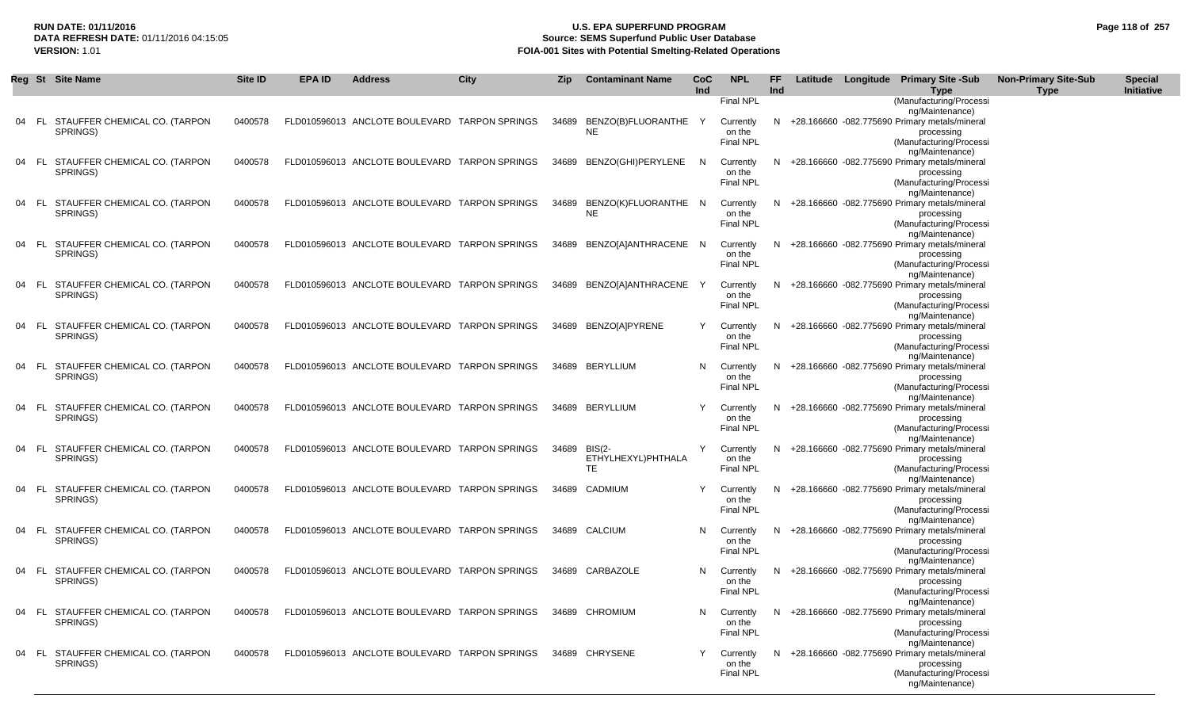| Reg | St | Site Name | Site ID | EPA ID | Address | City | Zip | Contaminant Name | CoC Ind | NPL | FF Ind | Latitude | Longitude | Primary Site -Sub Type | Non-Primary Site-Sub Type | Special Initiative |
|---|---|---|---|---|---|---|---|---|---|---|---|---|---|---|---|---|
| | | | | | | | | | | Final NPL | | | | (Manufacturing/Processing/Maintenance) | | |
| 04 | FL | STAUFFER CHEMICAL CO. (TARPON SPRINGS) | 0400578 | FLD010596013 | ANCLOTE BOULEVARD | TARPON SPRINGS | 34689 | BENZO(B)FLUORANTHENE | Y | Currently on the Final NPL | N | +28.166660 | -082.775690 | Primary metals/mineral processing (Manufacturing/Processing/Maintenance) | | |
| 04 | FL | STAUFFER CHEMICAL CO. (TARPON SPRINGS) | 0400578 | FLD010596013 | ANCLOTE BOULEVARD | TARPON SPRINGS | 34689 | BENZO(GHI)PERYLENE | N | Currently on the Final NPL | N | +28.166660 | -082.775690 | Primary metals/mineral processing (Manufacturing/Processing/Maintenance) | | |
| 04 | FL | STAUFFER CHEMICAL CO. (TARPON SPRINGS) | 0400578 | FLD010596013 | ANCLOTE BOULEVARD | TARPON SPRINGS | 34689 | BENZO(K)FLUORANTHENE | N | Currently on the Final NPL | N | +28.166660 | -082.775690 | Primary metals/mineral processing (Manufacturing/Processing/Maintenance) | | |
| 04 | FL | STAUFFER CHEMICAL CO. (TARPON SPRINGS) | 0400578 | FLD010596013 | ANCLOTE BOULEVARD | TARPON SPRINGS | 34689 | BENZO[A]ANTHRACENE | N | Currently on the Final NPL | N | +28.166660 | -082.775690 | Primary metals/mineral processing (Manufacturing/Processing/Maintenance) | | |
| 04 | FL | STAUFFER CHEMICAL CO. (TARPON SPRINGS) | 0400578 | FLD010596013 | ANCLOTE BOULEVARD | TARPON SPRINGS | 34689 | BENZO[A]ANTHRACENE | Y | Currently on the Final NPL | N | +28.166660 | -082.775690 | Primary metals/mineral processing (Manufacturing/Processing/Maintenance) | | |
| 04 | FL | STAUFFER CHEMICAL CO. (TARPON SPRINGS) | 0400578 | FLD010596013 | ANCLOTE BOULEVARD | TARPON SPRINGS | 34689 | BENZO[A]PYRENE | Y | Currently on the Final NPL | N | +28.166660 | -082.775690 | Primary metals/mineral processing (Manufacturing/Processing/Maintenance) | | |
| 04 | FL | STAUFFER CHEMICAL CO. (TARPON SPRINGS) | 0400578 | FLD010596013 | ANCLOTE BOULEVARD | TARPON SPRINGS | 34689 | BERYLLIUM | N | Currently on the Final NPL | N | +28.166660 | -082.775690 | Primary metals/mineral processing (Manufacturing/Processing/Maintenance) | | |
| 04 | FL | STAUFFER CHEMICAL CO. (TARPON SPRINGS) | 0400578 | FLD010596013 | ANCLOTE BOULEVARD | TARPON SPRINGS | 34689 | BERYLLIUM | Y | Currently on the Final NPL | N | +28.166660 | -082.775690 | Primary metals/mineral processing (Manufacturing/Processing/Maintenance) | | |
| 04 | FL | STAUFFER CHEMICAL CO. (TARPON SPRINGS) | 0400578 | FLD010596013 | ANCLOTE BOULEVARD | TARPON SPRINGS | 34689 | BIS(2-ETHYLHEXYL)PHTHALATE | Y | Currently on the Final NPL | N | +28.166660 | -082.775690 | Primary metals/mineral processing (Manufacturing/Processing/Maintenance) | | |
| 04 | FL | STAUFFER CHEMICAL CO. (TARPON SPRINGS) | 0400578 | FLD010596013 | ANCLOTE BOULEVARD | TARPON SPRINGS | 34689 | CADMIUM | Y | Currently on the Final NPL | N | +28.166660 | -082.775690 | Primary metals/mineral processing (Manufacturing/Processing/Maintenance) | | |
| 04 | FL | STAUFFER CHEMICAL CO. (TARPON SPRINGS) | 0400578 | FLD010596013 | ANCLOTE BOULEVARD | TARPON SPRINGS | 34689 | CALCIUM | N | Currently on the Final NPL | N | +28.166660 | -082.775690 | Primary metals/mineral processing (Manufacturing/Processing/Maintenance) | | |
| 04 | FL | STAUFFER CHEMICAL CO. (TARPON SPRINGS) | 0400578 | FLD010596013 | ANCLOTE BOULEVARD | TARPON SPRINGS | 34689 | CARBAZOLE | N | Currently on the Final NPL | N | +28.166660 | -082.775690 | Primary metals/mineral processing (Manufacturing/Processing/Maintenance) | | |
| 04 | FL | STAUFFER CHEMICAL CO. (TARPON SPRINGS) | 0400578 | FLD010596013 | ANCLOTE BOULEVARD | TARPON SPRINGS | 34689 | CHROMIUM | N | Currently on the Final NPL | N | +28.166660 | -082.775690 | Primary metals/mineral processing (Manufacturing/Processing/Maintenance) | | |
| 04 | FL | STAUFFER CHEMICAL CO. (TARPON SPRINGS) | 0400578 | FLD010596013 | ANCLOTE BOULEVARD | TARPON SPRINGS | 34689 | CHRYSENE | Y | Currently on the Final NPL | N | +28.166660 | -082.775690 | Primary metals/mineral processing (Manufacturing/Processing/Maintenance) | | |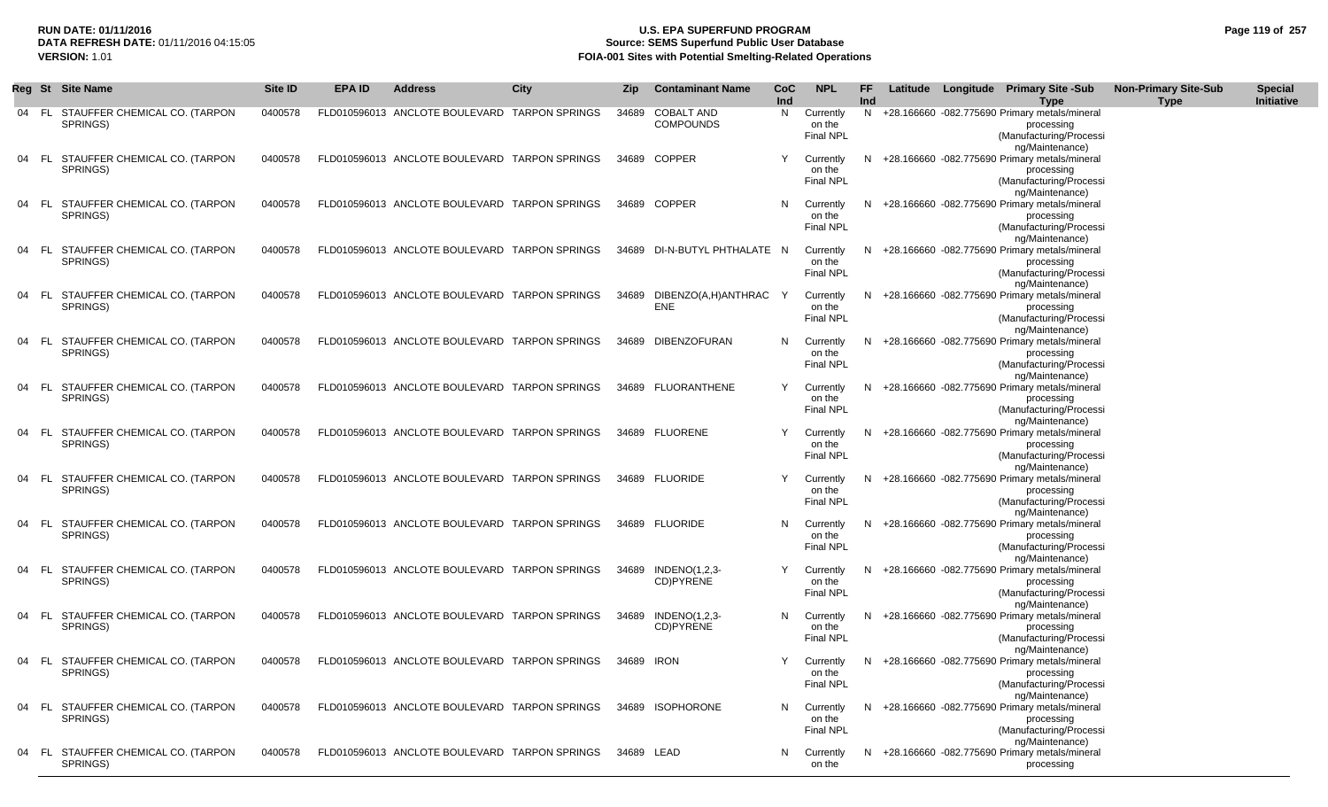**RUN DATE:** 01/11/2016
**DATA REFRESH DATE:** 01/11/2016 04:15:05
**VERSION:** 1.01

# U.S. EPA SUPERFUND PROGRAM
## Source: SEMS Superfund Public User Database
## FOIA-001 Sites with Potential Smelting-Related Operations

| Reg | St | Site Name | Site ID | EPA ID | Address | City | Zip | Contaminant Name | CoC Ind | NPL | FF Ind | Latitude | Longitude | Primary Site -Sub Type | Non-Primary Site-Sub Type | Special Initiative |
|---|---|---|---|---|---|---|---|---|---|---|---|---|---|---|---|---|
| 04 | FL | STAUFFER CHEMICAL CO. (TARPON SPRINGS) | 0400578 | FLD010596013 | ANCLOTE BOULEVARD | TARPON SPRINGS | 34689 | COBALT AND COMPOUNDS | N | Currently on the Final NPL | N | +28.166660 | -082.775690 | Primary metals/mineral processing (Manufacturing/Processing/Maintenance) | | |
| 04 | FL | STAUFFER CHEMICAL CO. (TARPON SPRINGS) | 0400578 | FLD010596013 | ANCLOTE BOULEVARD | TARPON SPRINGS | 34689 | COPPER | Y | Currently on the Final NPL | N | +28.166660 | -082.775690 | Primary metals/mineral processing (Manufacturing/Processing/Maintenance) | | |
| 04 | FL | STAUFFER CHEMICAL CO. (TARPON SPRINGS) | 0400578 | FLD010596013 | ANCLOTE BOULEVARD | TARPON SPRINGS | 34689 | COPPER | N | Currently on the Final NPL | N | +28.166660 | -082.775690 | Primary metals/mineral processing (Manufacturing/Processing/Maintenance) | | |
| 04 | FL | STAUFFER CHEMICAL CO. (TARPON SPRINGS) | 0400578 | FLD010596013 | ANCLOTE BOULEVARD | TARPON SPRINGS | 34689 | DI-N-BUTYL PHTHALATE | N | Currently on the Final NPL | N | +28.166660 | -082.775690 | Primary metals/mineral processing (Manufacturing/Processing/Maintenance) | | |
| 04 | FL | STAUFFER CHEMICAL CO. (TARPON SPRINGS) | 0400578 | FLD010596013 | ANCLOTE BOULEVARD | TARPON SPRINGS | 34689 | DIBENZO(A,H)ANTHRACENE | Y | Currently on the Final NPL | N | +28.166660 | -082.775690 | Primary metals/mineral processing (Manufacturing/Processing/Maintenance) | | |
| 04 | FL | STAUFFER CHEMICAL CO. (TARPON SPRINGS) | 0400578 | FLD010596013 | ANCLOTE BOULEVARD | TARPON SPRINGS | 34689 | DIBENZOFURAN | N | Currently on the Final NPL | N | +28.166660 | -082.775690 | Primary metals/mineral processing (Manufacturing/Processing/Maintenance) | | |
| 04 | FL | STAUFFER CHEMICAL CO. (TARPON SPRINGS) | 0400578 | FLD010596013 | ANCLOTE BOULEVARD | TARPON SPRINGS | 34689 | FLUORANTHENE | Y | Currently on the Final NPL | N | +28.166660 | -082.775690 | Primary metals/mineral processing (Manufacturing/Processing/Maintenance) | | |
| 04 | FL | STAUFFER CHEMICAL CO. (TARPON SPRINGS) | 0400578 | FLD010596013 | ANCLOTE BOULEVARD | TARPON SPRINGS | 34689 | FLUORENE | Y | Currently on the Final NPL | N | +28.166660 | -082.775690 | Primary metals/mineral processing (Manufacturing/Processing/Maintenance) | | |
| 04 | FL | STAUFFER CHEMICAL CO. (TARPON SPRINGS) | 0400578 | FLD010596013 | ANCLOTE BOULEVARD | TARPON SPRINGS | 34689 | FLUORIDE | Y | Currently on the Final NPL | N | +28.166660 | -082.775690 | Primary metals/mineral processing (Manufacturing/Processing/Maintenance) | | |
| 04 | FL | STAUFFER CHEMICAL CO. (TARPON SPRINGS) | 0400578 | FLD010596013 | ANCLOTE BOULEVARD | TARPON SPRINGS | 34689 | FLUORIDE | N | Currently on the Final NPL | N | +28.166660 | -082.775690 | Primary metals/mineral processing (Manufacturing/Processing/Maintenance) | | |
| 04 | FL | STAUFFER CHEMICAL CO. (TARPON SPRINGS) | 0400578 | FLD010596013 | ANCLOTE BOULEVARD | TARPON SPRINGS | 34689 | INDENO(1,2,3-CD)PYRENE | Y | Currently on the Final NPL | N | +28.166660 | -082.775690 | Primary metals/mineral processing (Manufacturing/Processing/Maintenance) | | |
| 04 | FL | STAUFFER CHEMICAL CO. (TARPON SPRINGS) | 0400578 | FLD010596013 | ANCLOTE BOULEVARD | TARPON SPRINGS | 34689 | INDENO(1,2,3-CD)PYRENE | N | Currently on the Final NPL | N | +28.166660 | -082.775690 | Primary metals/mineral processing (Manufacturing/Processing/Maintenance) | | |
| 04 | FL | STAUFFER CHEMICAL CO. (TARPON SPRINGS) | 0400578 | FLD010596013 | ANCLOTE BOULEVARD | TARPON SPRINGS | 34689 | IRON | Y | Currently on the Final NPL | N | +28.166660 | -082.775690 | Primary metals/mineral processing (Manufacturing/Processing/Maintenance) | | |
| 04 | FL | STAUFFER CHEMICAL CO. (TARPON SPRINGS) | 0400578 | FLD010596013 | ANCLOTE BOULEVARD | TARPON SPRINGS | 34689 | ISOPHORONE | N | Currently on the Final NPL | N | +28.166660 | -082.775690 | Primary metals/mineral processing (Manufacturing/Processing/Maintenance) | | |
| 04 | FL | STAUFFER CHEMICAL CO. (TARPON SPRINGS) | 0400578 | FLD010596013 | ANCLOTE BOULEVARD | TARPON SPRINGS | 34689 | LEAD | N | Currently on the | N | +28.166660 | -082.775690 | Primary metals/mineral processing | | |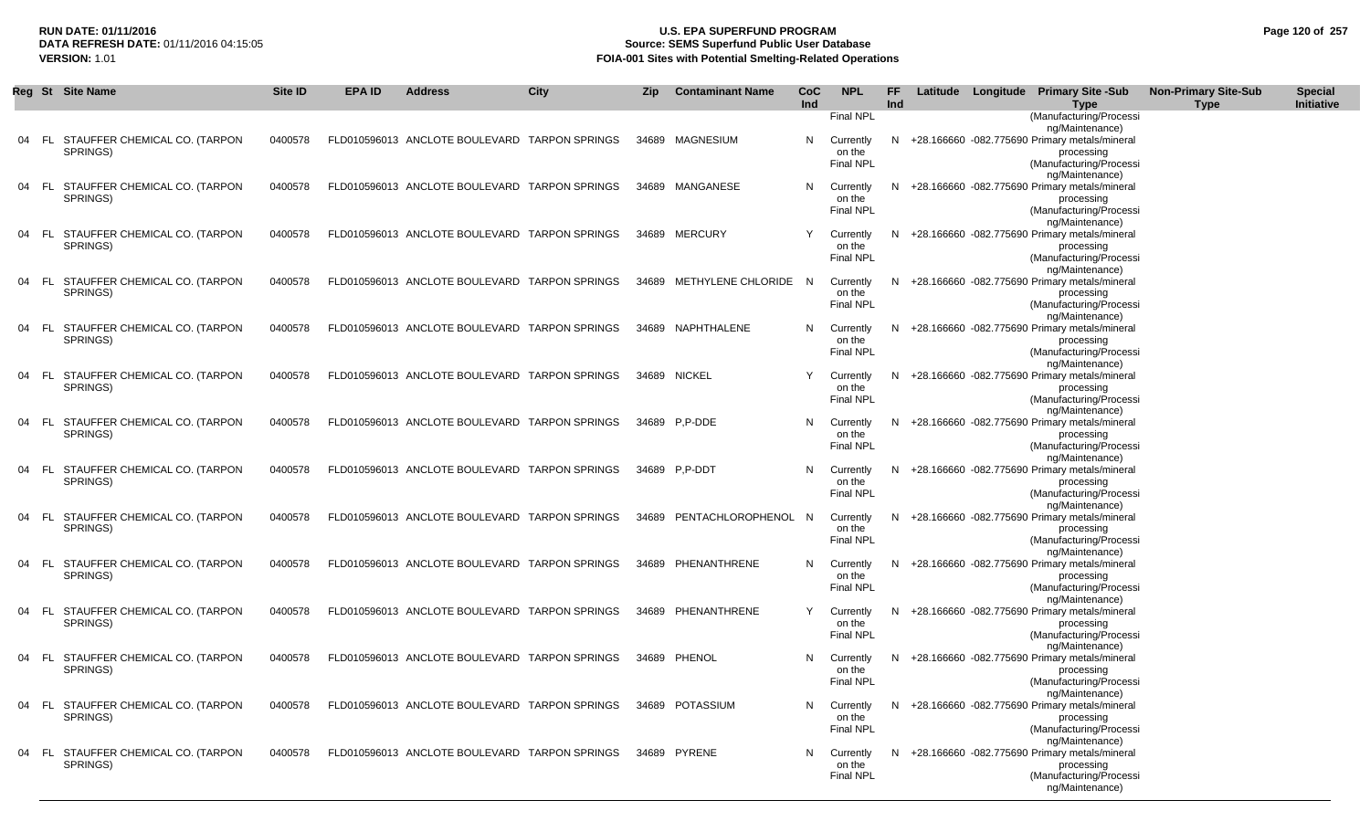**RUN DATE:** 01/11/2016
**DATA REFRESH DATE:** 01/11/2016 04:15:05
**VERSION:** 1.01

# U.S. EPA SUPERFUND PROGRAM
## Source: SEMS Superfund Public User Database
## FOIA-001 Sites with Potential Smelting-Related Operations

| Reg | St | Site Name | Site ID | EPA ID | Address | City | Zip | Contaminant Name | CoC Ind | NPL | FF Ind | Latitude | Longitude | Primary Site -Sub Type | Non-Primary Site-Sub Type | Special Initiative |
|---|---|---|---|---|---|---|---|---|---|---|---|---|---|---|---|---|
| | | | | | | | | | | Final NPL | | | | (Manufacturing/Processing/Maintenance) | | |
| 04 | FL | STAUFFER CHEMICAL CO. (TARPON SPRINGS) | 0400578 | FLD010596013 | ANCLOTE BOULEVARD | TARPON SPRINGS | 34689 | MAGNESIUM | N | Currently on the Final NPL | N | +28.166660 | -082.775690 | Primary metals/mineral processing (Manufacturing/Processing/Maintenance) | | |
| 04 | FL | STAUFFER CHEMICAL CO. (TARPON SPRINGS) | 0400578 | FLD010596013 | ANCLOTE BOULEVARD | TARPON SPRINGS | 34689 | MANGANESE | N | Currently on the Final NPL | N | +28.166660 | -082.775690 | Primary metals/mineral processing (Manufacturing/Processing/Maintenance) | | |
| 04 | FL | STAUFFER CHEMICAL CO. (TARPON SPRINGS) | 0400578 | FLD010596013 | ANCLOTE BOULEVARD | TARPON SPRINGS | 34689 | MERCURY | Y | Currently on the Final NPL | N | +28.166660 | -082.775690 | Primary metals/mineral processing (Manufacturing/Processing/Maintenance) | | |
| 04 | FL | STAUFFER CHEMICAL CO. (TARPON SPRINGS) | 0400578 | FLD010596013 | ANCLOTE BOULEVARD | TARPON SPRINGS | 34689 | METHYLENE CHLORIDE | N | Currently on the Final NPL | N | +28.166660 | -082.775690 | Primary metals/mineral processing (Manufacturing/Processing/Maintenance) | | |
| 04 | FL | STAUFFER CHEMICAL CO. (TARPON SPRINGS) | 0400578 | FLD010596013 | ANCLOTE BOULEVARD | TARPON SPRINGS | 34689 | NAPHTHALENE | N | Currently on the Final NPL | N | +28.166660 | -082.775690 | Primary metals/mineral processing (Manufacturing/Processing/Maintenance) | | |
| 04 | FL | STAUFFER CHEMICAL CO. (TARPON SPRINGS) | 0400578 | FLD010596013 | ANCLOTE BOULEVARD | TARPON SPRINGS | 34689 | NICKEL | Y | Currently on the Final NPL | N | +28.166660 | -082.775690 | Primary metals/mineral processing (Manufacturing/Processing/Maintenance) | | |
| 04 | FL | STAUFFER CHEMICAL CO. (TARPON SPRINGS) | 0400578 | FLD010596013 | ANCLOTE BOULEVARD | TARPON SPRINGS | 34689 | P,P-DDE | N | Currently on the Final NPL | N | +28.166660 | -082.775690 | Primary metals/mineral processing (Manufacturing/Processing/Maintenance) | | |
| 04 | FL | STAUFFER CHEMICAL CO. (TARPON SPRINGS) | 0400578 | FLD010596013 | ANCLOTE BOULEVARD | TARPON SPRINGS | 34689 | P,P-DDT | N | Currently on the Final NPL | N | +28.166660 | -082.775690 | Primary metals/mineral processing (Manufacturing/Processing/Maintenance) | | |
| 04 | FL | STAUFFER CHEMICAL CO. (TARPON SPRINGS) | 0400578 | FLD010596013 | ANCLOTE BOULEVARD | TARPON SPRINGS | 34689 | PENTACHLOROPHENOL | N | Currently on the Final NPL | N | +28.166660 | -082.775690 | Primary metals/mineral processing (Manufacturing/Processing/Maintenance) | | |
| 04 | FL | STAUFFER CHEMICAL CO. (TARPON SPRINGS) | 0400578 | FLD010596013 | ANCLOTE BOULEVARD | TARPON SPRINGS | 34689 | PHENANTHRENE | N | Currently on the Final NPL | N | +28.166660 | -082.775690 | Primary metals/mineral processing (Manufacturing/Processing/Maintenance) | | |
| 04 | FL | STAUFFER CHEMICAL CO. (TARPON SPRINGS) | 0400578 | FLD010596013 | ANCLOTE BOULEVARD | TARPON SPRINGS | 34689 | PHENANTHRENE | Y | Currently on the Final NPL | N | +28.166660 | -082.775690 | Primary metals/mineral processing (Manufacturing/Processing/Maintenance) | | |
| 04 | FL | STAUFFER CHEMICAL CO. (TARPON SPRINGS) | 0400578 | FLD010596013 | ANCLOTE BOULEVARD | TARPON SPRINGS | 34689 | PHENOL | N | Currently on the Final NPL | N | +28.166660 | -082.775690 | Primary metals/mineral processing (Manufacturing/Processing/Maintenance) | | |
| 04 | FL | STAUFFER CHEMICAL CO. (TARPON SPRINGS) | 0400578 | FLD010596013 | ANCLOTE BOULEVARD | TARPON SPRINGS | 34689 | POTASSIUM | N | Currently on the Final NPL | N | +28.166660 | -082.775690 | Primary metals/mineral processing (Manufacturing/Processing/Maintenance) | | |
| 04 | FL | STAUFFER CHEMICAL CO. (TARPON SPRINGS) | 0400578 | FLD010596013 | ANCLOTE BOULEVARD | TARPON SPRINGS | 34689 | PYRENE | N | Currently on the Final NPL | N | +28.166660 | -082.775690 | Primary metals/mineral processing (Manufacturing/Processing/Maintenance) | | |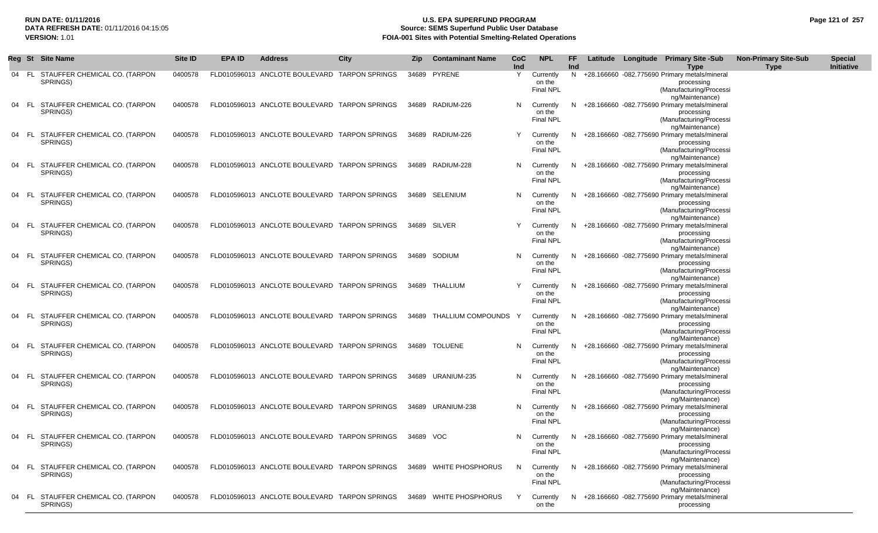| Reg | St | Site Name | Site ID | EPA ID | Address | City | Zip | Contaminant Name | CoC Ind | NPL | FF Ind | Latitude | Longitude | Primary Site -Sub Type | Non-Primary Site-Sub Type | Special Initiative |
|---|---|---|---|---|---|---|---|---|---|---|---|---|---|---|---|---|
| 04 | FL | STAUFFER CHEMICAL CO. (TARPON SPRINGS) | 0400578 | FLD010596013 | ANCLOTE BOULEVARD | TARPON SPRINGS | 34689 | PYRENE | Y | Currently on the Final NPL | N | +28.166660 | -082.775690 | Primary metals/mineral processing (Manufacturing/Processing/Maintenance) | | |
| 04 | FL | STAUFFER CHEMICAL CO. (TARPON SPRINGS) | 0400578 | FLD010596013 | ANCLOTE BOULEVARD | TARPON SPRINGS | 34689 | RADIUM-226 | N | Currently on the Final NPL | N | +28.166660 | -082.775690 | Primary metals/mineral processing (Manufacturing/Processing/Maintenance) | | |
| 04 | FL | STAUFFER CHEMICAL CO. (TARPON SPRINGS) | 0400578 | FLD010596013 | ANCLOTE BOULEVARD | TARPON SPRINGS | 34689 | RADIUM-226 | Y | Currently on the Final NPL | N | +28.166660 | -082.775690 | Primary metals/mineral processing (Manufacturing/Processing/Maintenance) | | |
| 04 | FL | STAUFFER CHEMICAL CO. (TARPON SPRINGS) | 0400578 | FLD010596013 | ANCLOTE BOULEVARD | TARPON SPRINGS | 34689 | RADIUM-228 | N | Currently on the Final NPL | N | +28.166660 | -082.775690 | Primary metals/mineral processing (Manufacturing/Processing/Maintenance) | | |
| 04 | FL | STAUFFER CHEMICAL CO. (TARPON SPRINGS) | 0400578 | FLD010596013 | ANCLOTE BOULEVARD | TARPON SPRINGS | 34689 | SELENIUM | N | Currently on the Final NPL | N | +28.166660 | -082.775690 | Primary metals/mineral processing (Manufacturing/Processing/Maintenance) | | |
| 04 | FL | STAUFFER CHEMICAL CO. (TARPON SPRINGS) | 0400578 | FLD010596013 | ANCLOTE BOULEVARD | TARPON SPRINGS | 34689 | SILVER | Y | Currently on the Final NPL | N | +28.166660 | -082.775690 | Primary metals/mineral processing (Manufacturing/Processing/Maintenance) | | |
| 04 | FL | STAUFFER CHEMICAL CO. (TARPON SPRINGS) | 0400578 | FLD010596013 | ANCLOTE BOULEVARD | TARPON SPRINGS | 34689 | SODIUM | N | Currently on the Final NPL | N | +28.166660 | -082.775690 | Primary metals/mineral processing (Manufacturing/Processing/Maintenance) | | |
| 04 | FL | STAUFFER CHEMICAL CO. (TARPON SPRINGS) | 0400578 | FLD010596013 | ANCLOTE BOULEVARD | TARPON SPRINGS | 34689 | THALLIUM | Y | Currently on the Final NPL | N | +28.166660 | -082.775690 | Primary metals/mineral processing (Manufacturing/Processing/Maintenance) | | |
| 04 | FL | STAUFFER CHEMICAL CO. (TARPON SPRINGS) | 0400578 | FLD010596013 | ANCLOTE BOULEVARD | TARPON SPRINGS | 34689 | THALLIUM COMPOUNDS | Y | Currently on the Final NPL | N | +28.166660 | -082.775690 | Primary metals/mineral processing (Manufacturing/Processing/Maintenance) | | |
| 04 | FL | STAUFFER CHEMICAL CO. (TARPON SPRINGS) | 0400578 | FLD010596013 | ANCLOTE BOULEVARD | TARPON SPRINGS | 34689 | TOLUENE | N | Currently on the Final NPL | N | +28.166660 | -082.775690 | Primary metals/mineral processing (Manufacturing/Processing/Maintenance) | | |
| 04 | FL | STAUFFER CHEMICAL CO. (TARPON SPRINGS) | 0400578 | FLD010596013 | ANCLOTE BOULEVARD | TARPON SPRINGS | 34689 | URANIUM-235 | N | Currently on the Final NPL | N | +28.166660 | -082.775690 | Primary metals/mineral processing (Manufacturing/Processing/Maintenance) | | |
| 04 | FL | STAUFFER CHEMICAL CO. (TARPON SPRINGS) | 0400578 | FLD010596013 | ANCLOTE BOULEVARD | TARPON SPRINGS | 34689 | URANIUM-238 | N | Currently on the Final NPL | N | +28.166660 | -082.775690 | Primary metals/mineral processing (Manufacturing/Processing/Maintenance) | | |
| 04 | FL | STAUFFER CHEMICAL CO. (TARPON SPRINGS) | 0400578 | FLD010596013 | ANCLOTE BOULEVARD | TARPON SPRINGS | 34689 | VOC | N | Currently on the Final NPL | N | +28.166660 | -082.775690 | Primary metals/mineral processing (Manufacturing/Processing/Maintenance) | | |
| 04 | FL | STAUFFER CHEMICAL CO. (TARPON SPRINGS) | 0400578 | FLD010596013 | ANCLOTE BOULEVARD | TARPON SPRINGS | 34689 | WHITE PHOSPHORUS | N | Currently on the Final NPL | N | +28.166660 | -082.775690 | Primary metals/mineral processing (Manufacturing/Processing/Maintenance) | | |
| 04 | FL | STAUFFER CHEMICAL CO. (TARPON SPRINGS) | 0400578 | FLD010596013 | ANCLOTE BOULEVARD | TARPON SPRINGS | 34689 | WHITE PHOSPHORUS | Y | Currently on the | N | +28.166660 | -082.775690 | Primary metals/mineral processing | | |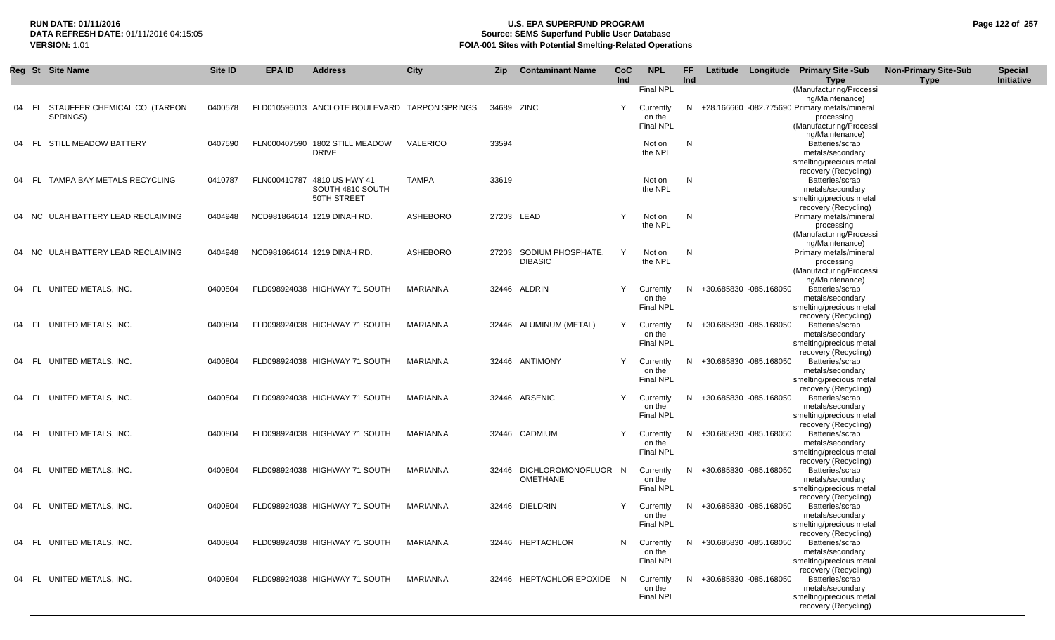| Reg | St | Site Name | Site ID | EPA ID | Address | City | Zip | Contaminant Name | CoC Ind | NPL | FF Ind | Latitude | Longitude | Primary Site -Sub Type | Non-Primary Site-Sub Type | Special Initiative |
|---|---|---|---|---|---|---|---|---|---|---|---|---|---|---|---|---|
| | | | | | | | | | | Final NPL | | | | (Manufacturing/Processing/Maintenance) | | |
| 04 | FL | STAUFFER CHEMICAL CO. (TARPON SPRINGS) | 0400578 | FLD010596013 | ANCLOTE BOULEVARD | TARPON SPRINGS | 34689 | ZINC | Y | Currently on the Final NPL | N | +28.166660 | -082.775690 | Primary metals/mineral processing (Manufacturing/Processing/Maintenance) | | |
| 04 | FL | STILL MEADOW BATTERY | 0407590 | FLN000407590 | 1802 STILL MEADOW DRIVE | VALERICO | 33594 | | | Not on the NPL | N | | | Batteries/scrap metals/secondary smelting/precious metal recovery (Recycling) | | |
| 04 | FL | TAMPA BAY METALS RECYCLING | 0410787 | FLN000410787 | 4810 US HWY 41 SOUTH 4810 SOUTH 50TH STREET | TAMPA | 33619 | | | Not on the NPL | N | | | Batteries/scrap metals/secondary smelting/precious metal recovery (Recycling) | | |
| 04 | NC | ULAH BATTERY LEAD RECLAIMING | 0404948 | NCD981864614 | 1219 DINAH RD. | ASHEBORO | 27203 | LEAD | Y | Not on the NPL | N | | | Primary metals/mineral processing (Manufacturing/Processing/Maintenance) | | |
| 04 | NC | ULAH BATTERY LEAD RECLAIMING | 0404948 | NCD981864614 | 1219 DINAH RD. | ASHEBORO | 27203 | SODIUM PHOSPHATE, DIBASIC | Y | Not on the NPL | N | | | Primary metals/mineral processing (Manufacturing/Processing/Maintenance) | | |
| 04 | FL | UNITED METALS, INC. | 0400804 | FLD098924038 | HIGHWAY 71 SOUTH | MARIANNA | 32446 | ALDRIN | Y | Currently on the Final NPL | N | +30.685830 | -085.168050 | Batteries/scrap metals/secondary smelting/precious metal recovery (Recycling) | | |
| 04 | FL | UNITED METALS, INC. | 0400804 | FLD098924038 | HIGHWAY 71 SOUTH | MARIANNA | 32446 | ALUMINUM (METAL) | Y | Currently on the Final NPL | N | +30.685830 | -085.168050 | Batteries/scrap metals/secondary smelting/precious metal recovery (Recycling) | | |
| 04 | FL | UNITED METALS, INC. | 0400804 | FLD098924038 | HIGHWAY 71 SOUTH | MARIANNA | 32446 | ANTIMONY | Y | Currently on the Final NPL | N | +30.685830 | -085.168050 | Batteries/scrap metals/secondary smelting/precious metal recovery (Recycling) | | |
| 04 | FL | UNITED METALS, INC. | 0400804 | FLD098924038 | HIGHWAY 71 SOUTH | MARIANNA | 32446 | ARSENIC | Y | Currently on the Final NPL | N | +30.685830 | -085.168050 | Batteries/scrap metals/secondary smelting/precious metal recovery (Recycling) | | |
| 04 | FL | UNITED METALS, INC. | 0400804 | FLD098924038 | HIGHWAY 71 SOUTH | MARIANNA | 32446 | CADMIUM | Y | Currently on the Final NPL | N | +30.685830 | -085.168050 | Batteries/scrap metals/secondary smelting/precious metal recovery (Recycling) | | |
| 04 | FL | UNITED METALS, INC. | 0400804 | FLD098924038 | HIGHWAY 71 SOUTH | MARIANNA | 32446 | DICHLOROMONOFLUOROMETHANE | N | Currently on the Final NPL | N | +30.685830 | -085.168050 | Batteries/scrap metals/secondary smelting/precious metal recovery (Recycling) | | |
| 04 | FL | UNITED METALS, INC. | 0400804 | FLD098924038 | HIGHWAY 71 SOUTH | MARIANNA | 32446 | DIELDRIN | Y | Currently on the Final NPL | N | +30.685830 | -085.168050 | Batteries/scrap metals/secondary smelting/precious metal recovery (Recycling) | | |
| 04 | FL | UNITED METALS, INC. | 0400804 | FLD098924038 | HIGHWAY 71 SOUTH | MARIANNA | 32446 | HEPTACHLOR | N | Currently on the Final NPL | N | +30.685830 | -085.168050 | Batteries/scrap metals/secondary smelting/precious metal recovery (Recycling) | | |
| 04 | FL | UNITED METALS, INC. | 0400804 | FLD098924038 | HIGHWAY 71 SOUTH | MARIANNA | 32446 | HEPTACHLOR EPOXIDE | N | Currently on the Final NPL | N | +30.685830 | -085.168050 | Batteries/scrap metals/secondary smelting/precious metal recovery (Recycling) | | |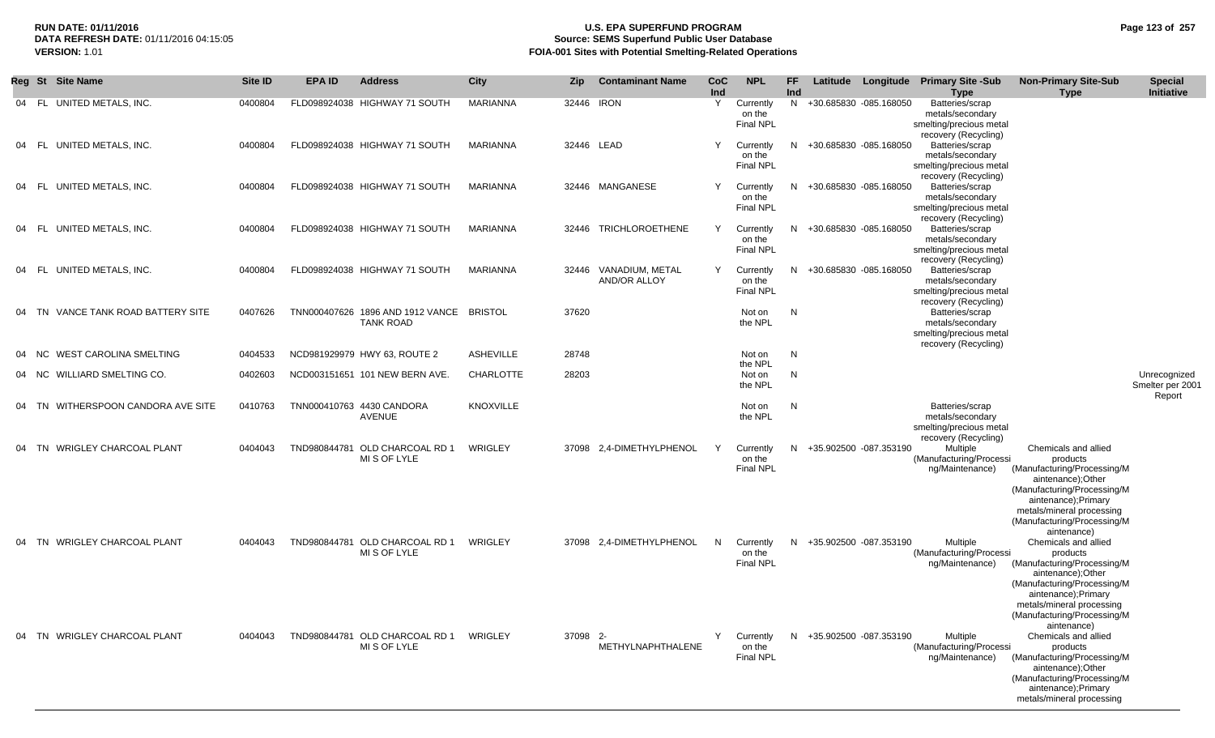# U.S. EPA SUPERFUND PROGRAM
## Source: SEMS Superfund Public User Database
## FOIA-001 Sites with Potential Smelting-Related Operations

RUN DATE: 01/11/2016
DATA REFRESH DATE: 01/11/2016 04:15:05
VERSION: 1.01

| Reg | St | Site Name | Site ID | EPA ID | Address | City | Zip | Contaminant Name | CoC Ind | NPL | FF Ind | Latitude | Longitude | Primary Site -Sub Type | Non-Primary Site-Sub Type | Special Initiative |
|---|---|---|---|---|---|---|---|---|---|---|---|---|---|---|---|---|
| 04 | FL | UNITED METALS, INC. | 0400804 | FLD098924038 | HIGHWAY 71 SOUTH | MARIANNA | 32446 | IRON | Y | Currently on the Final NPL | N | +30.685830 | -085.168050 | Batteries/scrap metals/secondary smelting/precious metal recovery (Recycling) | | |
| 04 | FL | UNITED METALS, INC. | 0400804 | FLD098924038 | HIGHWAY 71 SOUTH | MARIANNA | 32446 | LEAD | Y | Currently on the Final NPL | N | +30.685830 | -085.168050 | Batteries/scrap metals/secondary smelting/precious metal recovery (Recycling) | | |
| 04 | FL | UNITED METALS, INC. | 0400804 | FLD098924038 | HIGHWAY 71 SOUTH | MARIANNA | 32446 | MANGANESE | Y | Currently on the Final NPL | N | +30.685830 | -085.168050 | Batteries/scrap metals/secondary smelting/precious metal recovery (Recycling) | | |
| 04 | FL | UNITED METALS, INC. | 0400804 | FLD098924038 | HIGHWAY 71 SOUTH | MARIANNA | 32446 | TRICHLOROETHENE | Y | Currently on the Final NPL | N | +30.685830 | -085.168050 | Batteries/scrap metals/secondary smelting/precious metal recovery (Recycling) | | |
| 04 | FL | UNITED METALS, INC. | 0400804 | FLD098924038 | HIGHWAY 71 SOUTH | MARIANNA | 32446 | VANADIUM, METAL AND/OR ALLOY | Y | Currently on the Final NPL | N | +30.685830 | -085.168050 | Batteries/scrap metals/secondary smelting/precious metal recovery (Recycling) | | |
| 04 | TN | VANCE TANK ROAD BATTERY SITE | 0407626 | TNN000407626 | 1896 AND 1912 VANCE TANK ROAD | BRISTOL | 37620 | | | Not on the NPL | N | | | Batteries/scrap metals/secondary smelting/precious metal recovery (Recycling) | | |
| 04 | NC | WEST CAROLINA SMELTING | 0404533 | NCD981929979 | HWY 63, ROUTE 2 | ASHEVILLE | 28748 | | | Not on the NPL | N | | | | | |
| 04 | NC | WILLIARD SMELTING CO. | 0402603 | NCD003151651 | 101 NEW BERN AVE. | CHARLOTTE | 28203 | | | Not on the NPL | N | | | | | Unrecognized Smelter per 2001 Report |
| 04 | TN | WITHERSPOON CANDORA AVE SITE | 0410763 | TNN000410763 | 4430 CANDORA AVENUE | KNOXVILLE | | | | Not on the NPL | N | | | Batteries/scrap metals/secondary smelting/precious metal recovery (Recycling) | | |
| 04 | TN | WRIGLEY CHARCOAL PLANT | 0404043 | TND980844781 | OLD CHARCOAL RD 1 MI S OF LYLE | WRIGLEY | 37098 | 2,4-DIMETHYLPHENOL | Y | Currently on the Final NPL | N | +35.902500 | -087.353190 | Multiple (Manufacturing/Processing/Maintenance) | Chemicals and allied products (Manufacturing/Processing/Maintenance);Other (Manufacturing/Processing/Maintenance);Primary metals/mineral processing (Manufacturing/Processing/Maintenance) | |
| 04 | TN | WRIGLEY CHARCOAL PLANT | 0404043 | TND980844781 | OLD CHARCOAL RD 1 MI S OF LYLE | WRIGLEY | 37098 | 2,4-DIMETHYLPHENOL | N | Currently on the Final NPL | N | +35.902500 | -087.353190 | Multiple (Manufacturing/Processing/Maintenance) | Chemicals and allied products (Manufacturing/Processing/Maintenance);Other (Manufacturing/Processing/Maintenance);Primary metals/mineral processing (Manufacturing/Processing/Maintenance) | |
| 04 | TN | WRIGLEY CHARCOAL PLANT | 0404043 | TND980844781 | OLD CHARCOAL RD 1 MI S OF LYLE | WRIGLEY | 37098 | 2-METHYLNAPHTHALENE | Y | Currently on the Final NPL | N | +35.902500 | -087.353190 | Multiple (Manufacturing/Processing/Maintenance) | Chemicals and allied products (Manufacturing/Processing/Maintenance);Other (Manufacturing/Processing/Maintenance);Primary metals/mineral processing | |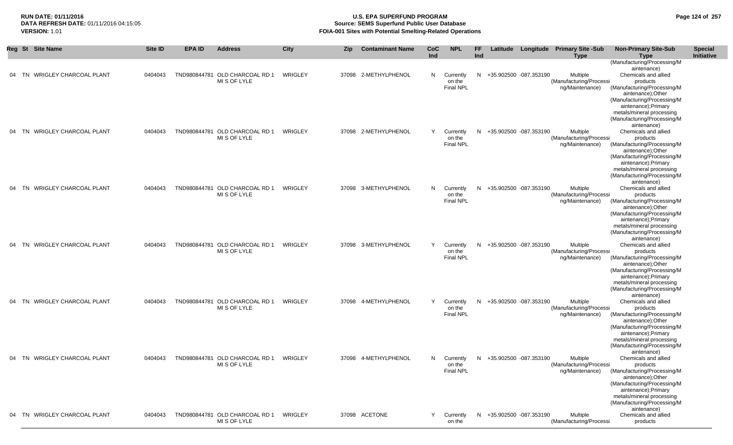**RUN DATE:** 01/11/2016
**DATA REFRESH DATE:** 01/11/2016 04:15:05
**VERSION:** 1.01

# U.S. EPA SUPERFUND PROGRAM
## Source: SEMS Superfund Public User Database
## FOIA-001 Sites with Potential Smelting-Related Operations

| Reg | St | Site Name | Site ID | EPA ID | Address | City | Zip | Contaminant Name | CoC Ind | NPL | FF Ind | Latitude | Longitude | Primary Site -Sub Type | Non-Primary Site-Sub Type | Special Initiative |
|---|---|---|---|---|---|---|---|---|---|---|---|---|---|---|---|---|
| 04 | TN | WRIGLEY CHARCOAL PLANT | 0404043 | TND980844781 | OLD CHARCOAL RD 1 MI S OF LYLE | WRIGLEY | 37098 | 2-METHYLPHENOL | N | Currently on the Final NPL | N | +35.902500 | -087.353190 | Multiple (Manufacturing/Processing/Maintenance) | Chemicals and allied products (Manufacturing/Processing/Maintenance);Other (Manufacturing/Processing/Maintenance);Primary metals/mineral processing (Manufacturing/Processing/Maintenance) | |
| 04 | TN | WRIGLEY CHARCOAL PLANT | 0404043 | TND980844781 | OLD CHARCOAL RD 1 MI S OF LYLE | WRIGLEY | 37098 | 2-METHYLPHENOL | Y | Currently on the Final NPL | N | +35.902500 | -087.353190 | Multiple (Manufacturing/Processing/Maintenance) | Chemicals and allied products (Manufacturing/Processing/Maintenance);Other (Manufacturing/Processing/Maintenance);Primary metals/mineral processing (Manufacturing/Processing/Maintenance) | |
| 04 | TN | WRIGLEY CHARCOAL PLANT | 0404043 | TND980844781 | OLD CHARCOAL RD 1 MI S OF LYLE | WRIGLEY | 37098 | 3-METHYLPHENOL | N | Currently on the Final NPL | N | +35.902500 | -087.353190 | Multiple (Manufacturing/Processing/Maintenance) | Chemicals and allied products (Manufacturing/Processing/Maintenance);Other (Manufacturing/Processing/Maintenance);Primary metals/mineral processing (Manufacturing/Processing/Maintenance) | |
| 04 | TN | WRIGLEY CHARCOAL PLANT | 0404043 | TND980844781 | OLD CHARCOAL RD 1 MI S OF LYLE | WRIGLEY | 37098 | 3-METHYLPHENOL | Y | Currently on the Final NPL | N | +35.902500 | -087.353190 | Multiple (Manufacturing/Processing/Maintenance) | Chemicals and allied products (Manufacturing/Processing/Maintenance);Other (Manufacturing/Processing/Maintenance);Primary metals/mineral processing (Manufacturing/Processing/Maintenance) | |
| 04 | TN | WRIGLEY CHARCOAL PLANT | 0404043 | TND980844781 | OLD CHARCOAL RD 1 MI S OF LYLE | WRIGLEY | 37098 | 4-METHYLPHENOL | Y | Currently on the Final NPL | N | +35.902500 | -087.353190 | Multiple (Manufacturing/Processing/Maintenance) | Chemicals and allied products (Manufacturing/Processing/Maintenance);Other (Manufacturing/Processing/Maintenance);Primary metals/mineral processing (Manufacturing/Processing/Maintenance) | |
| 04 | TN | WRIGLEY CHARCOAL PLANT | 0404043 | TND980844781 | OLD CHARCOAL RD 1 MI S OF LYLE | WRIGLEY | 37098 | 4-METHYLPHENOL | N | Currently on the Final NPL | N | +35.902500 | -087.353190 | Multiple (Manufacturing/Processing/Maintenance) | Chemicals and allied products (Manufacturing/Processing/Maintenance);Other (Manufacturing/Processing/Maintenance);Primary metals/mineral processing (Manufacturing/Processing/Maintenance) | |
| 04 | TN | WRIGLEY CHARCOAL PLANT | 0404043 | TND980844781 | OLD CHARCOAL RD 1 MI S OF LYLE | WRIGLEY | 37098 | ACETONE | Y | Currently on the | N | +35.902500 | -087.353190 | Multiple (Manufacturing/Processi | Chemicals and allied products | |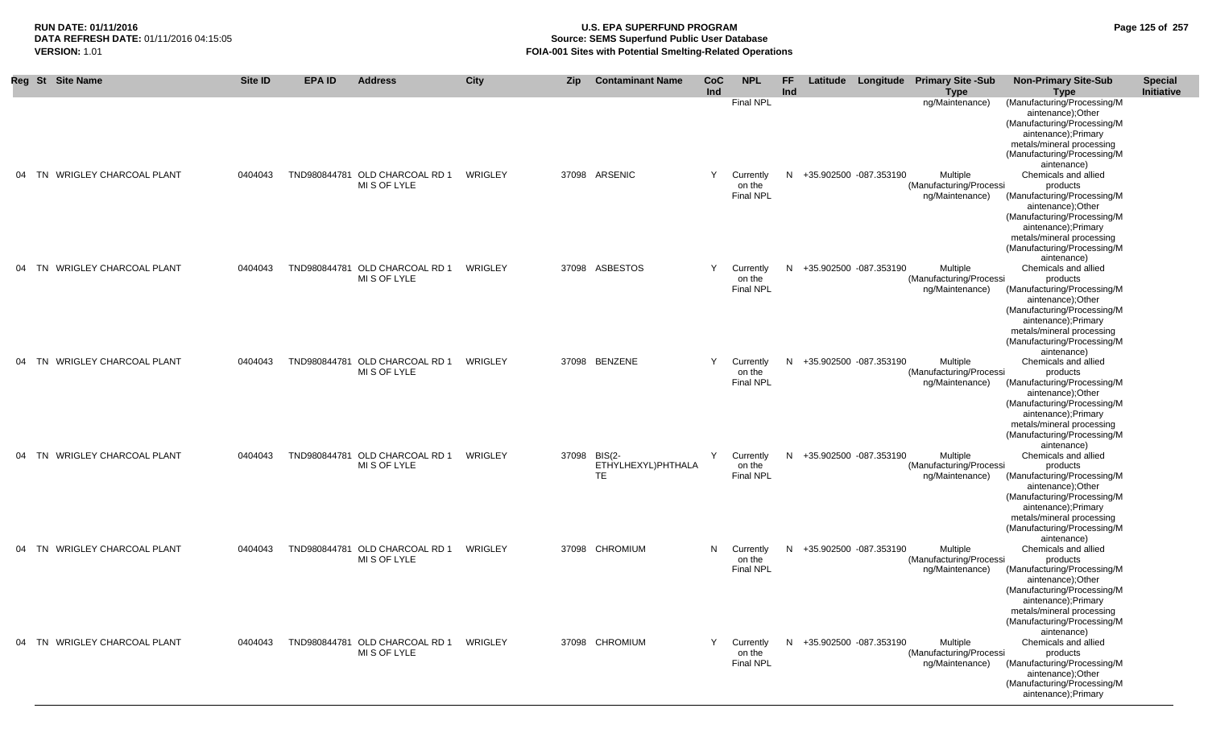| Reg | St | Site Name | Site ID | EPA ID | Address | City | Zip | Contaminant Name | CoC Ind | NPL | FF Ind | Latitude | Longitude | Primary Site -Sub Type | Non-Primary Site-Sub Type | Special Initiative |
|---|---|---|---|---|---|---|---|---|---|---|---|---|---|---|---|---|
| | | | | | | | | | | Final NPL | | | | ng/Maintenance) | (Manufacturing/Processing/Maintenance);Other (Manufacturing/Processing/Maintenance);Primary metals/mineral processing (Manufacturing/Processing/Maintenance) | |
| 04 | TN | WRIGLEY CHARCOAL PLANT | 0404043 | TND980844781 | OLD CHARCOAL RD 1 MI S OF LYLE | WRIGLEY | 37098 | ARSENIC | Y | Currently on the Final NPL | N | +35.902500 | -087.353190 | Multiple (Manufacturing/Processing/Maintenance) | Chemicals and allied products (Manufacturing/Processing/Maintenance);Other (Manufacturing/Processing/Maintenance);Primary metals/mineral processing (Manufacturing/Processing/Maintenance) | |
| 04 | TN | WRIGLEY CHARCOAL PLANT | 0404043 | TND980844781 | OLD CHARCOAL RD 1 MI S OF LYLE | WRIGLEY | 37098 | ASBESTOS | Y | Currently on the Final NPL | N | +35.902500 | -087.353190 | Multiple (Manufacturing/Processing/Maintenance) | Chemicals and allied products (Manufacturing/Processing/Maintenance);Other (Manufacturing/Processing/Maintenance);Primary metals/mineral processing (Manufacturing/Processing/Maintenance) | |
| 04 | TN | WRIGLEY CHARCOAL PLANT | 0404043 | TND980844781 | OLD CHARCOAL RD 1 MI S OF LYLE | WRIGLEY | 37098 | BENZENE | Y | Currently on the Final NPL | N | +35.902500 | -087.353190 | Multiple (Manufacturing/Processing/Maintenance) | Chemicals and allied products (Manufacturing/Processing/Maintenance);Other (Manufacturing/Processing/Maintenance);Primary metals/mineral processing (Manufacturing/Processing/Maintenance) | |
| 04 | TN | WRIGLEY CHARCOAL PLANT | 0404043 | TND980844781 | OLD CHARCOAL RD 1 MI S OF LYLE | WRIGLEY | 37098 | BIS(2-ETHYLHEXYL)PHTHALATE | Y | Currently on the Final NPL | N | +35.902500 | -087.353190 | Multiple (Manufacturing/Processing/Maintenance) | Chemicals and allied products (Manufacturing/Processing/Maintenance);Other (Manufacturing/Processing/Maintenance);Primary metals/mineral processing (Manufacturing/Processing/Maintenance) | |
| 04 | TN | WRIGLEY CHARCOAL PLANT | 0404043 | TND980844781 | OLD CHARCOAL RD 1 MI S OF LYLE | WRIGLEY | 37098 | CHROMIUM | N | Currently on the Final NPL | N | +35.902500 | -087.353190 | Multiple (Manufacturing/Processing/Maintenance) | Chemicals and allied products (Manufacturing/Processing/Maintenance);Other (Manufacturing/Processing/Maintenance);Primary metals/mineral processing (Manufacturing/Processing/Maintenance) | |
| 04 | TN | WRIGLEY CHARCOAL PLANT | 0404043 | TND980844781 | OLD CHARCOAL RD 1 MI S OF LYLE | WRIGLEY | 37098 | CHROMIUM | Y | Currently on the Final NPL | N | +35.902500 | -087.353190 | Multiple (Manufacturing/Processing/Maintenance) | Chemicals and allied products (Manufacturing/Processing/Maintenance);Other (Manufacturing/Processing/Maintenance);Primary | |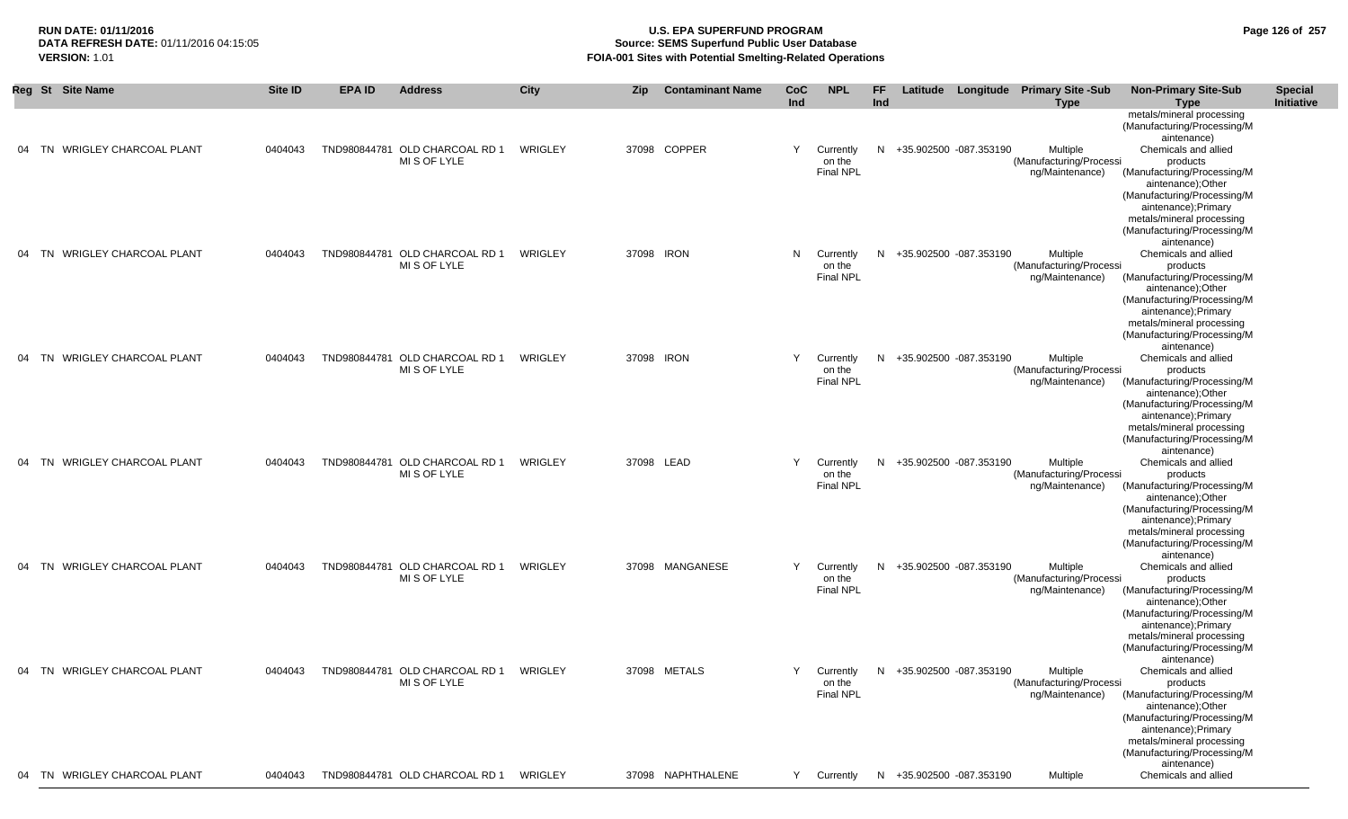| Reg | St | Site Name | Site ID | EPA ID | Address | City | Zip | Contaminant Name | CoC Ind | NPL | FF Ind | Latitude | Longitude | Primary Site -Sub Type | Non-Primary Site-Sub Type | Special Initiative |
|---|---|---|---|---|---|---|---|---|---|---|---|---|---|---|---|---|
| | | | | | | | | | | | | | | | metals/mineral processing (Manufacturing/Processing/Maintenance) | |
| 04 | TN | WRIGLEY CHARCOAL PLANT | 0404043 | TND980844781 | OLD CHARCOAL RD 1 MI S OF LYLE | WRIGLEY | 37098 | COPPER | Y | Currently on the Final NPL | N | +35.902500 | -087.353190 | Multiple (Manufacturing/Processing/Maintenance) | Chemicals and allied products (Manufacturing/Processing/Maintenance);Other (Manufacturing/Processing/Maintenance);Primary metals/mineral processing (Manufacturing/Processing/Maintenance) | |
| 04 | TN | WRIGLEY CHARCOAL PLANT | 0404043 | TND980844781 | OLD CHARCOAL RD 1 MI S OF LYLE | WRIGLEY | 37098 | IRON | N | Currently on the Final NPL | N | +35.902500 | -087.353190 | Multiple (Manufacturing/Processing/Maintenance) | Chemicals and allied products (Manufacturing/Processing/Maintenance);Other (Manufacturing/Processing/Maintenance);Primary metals/mineral processing (Manufacturing/Processing/Maintenance) | |
| 04 | TN | WRIGLEY CHARCOAL PLANT | 0404043 | TND980844781 | OLD CHARCOAL RD 1 MI S OF LYLE | WRIGLEY | 37098 | IRON | Y | Currently on the Final NPL | N | +35.902500 | -087.353190 | Multiple (Manufacturing/Processing/Maintenance) | Chemicals and allied products (Manufacturing/Processing/Maintenance);Other (Manufacturing/Processing/Maintenance);Primary metals/mineral processing (Manufacturing/Processing/Maintenance) | |
| 04 | TN | WRIGLEY CHARCOAL PLANT | 0404043 | TND980844781 | OLD CHARCOAL RD 1 MI S OF LYLE | WRIGLEY | 37098 | LEAD | Y | Currently on the Final NPL | N | +35.902500 | -087.353190 | Multiple (Manufacturing/Processing/Maintenance) | Chemicals and allied products (Manufacturing/Processing/Maintenance);Other (Manufacturing/Processing/Maintenance);Primary metals/mineral processing (Manufacturing/Processing/Maintenance) | |
| 04 | TN | WRIGLEY CHARCOAL PLANT | 0404043 | TND980844781 | OLD CHARCOAL RD 1 MI S OF LYLE | WRIGLEY | 37098 | MANGANESE | Y | Currently on the Final NPL | N | +35.902500 | -087.353190 | Multiple (Manufacturing/Processing/Maintenance) | Chemicals and allied products (Manufacturing/Processing/Maintenance);Other (Manufacturing/Processing/Maintenance);Primary metals/mineral processing (Manufacturing/Processing/Maintenance) | |
| 04 | TN | WRIGLEY CHARCOAL PLANT | 0404043 | TND980844781 | OLD CHARCOAL RD 1 MI S OF LYLE | WRIGLEY | 37098 | METALS | Y | Currently on the Final NPL | N | +35.902500 | -087.353190 | Multiple (Manufacturing/Processing/Maintenance) | Chemicals and allied products (Manufacturing/Processing/Maintenance);Other (Manufacturing/Processing/Maintenance);Primary metals/mineral processing (Manufacturing/Processing/Maintenance) | |
| 04 | TN | WRIGLEY CHARCOAL PLANT | 0404043 | TND980844781 | OLD CHARCOAL RD 1 | WRIGLEY | 37098 | NAPHTHALENE | Y | Currently | N | +35.902500 | -087.353190 | Multiple | Chemicals and allied | |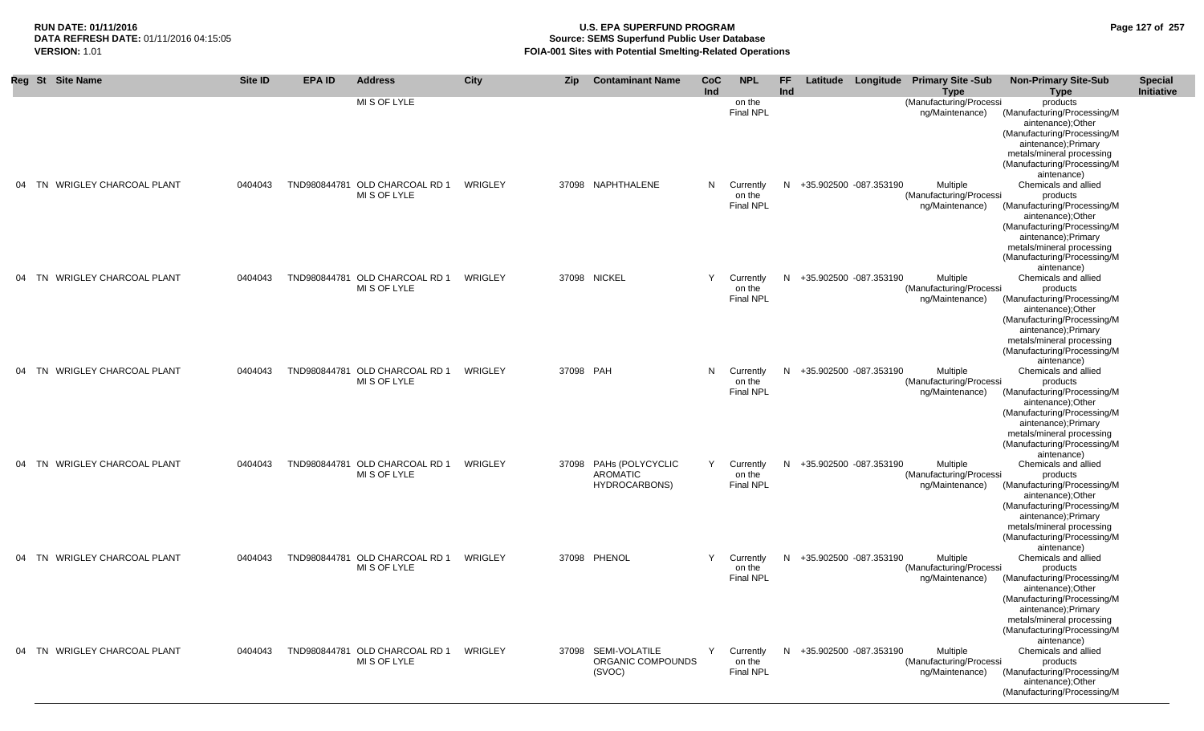| Reg | St | Site Name | Site ID | EPA ID | Address | City | Zip | Contaminant Name | CoC Ind | NPL | FF Ind | Latitude | Longitude | Primary Site -Sub Type | Non-Primary Site-Sub Type | Special Initiative |
|---|---|---|---|---|---|---|---|---|---|---|---|---|---|---|---|---|
| | | | | | MI S OF LYLE | | | | | on the Final NPL | | | | (Manufacturing/Processing/Maintenance) | products (Manufacturing/Processing/Maintenance);Other (Manufacturing/Processing/Maintenance);Primary metals/mineral processing (Manufacturing/Processing/Maintenance) | |
| 04 | TN | WRIGLEY CHARCOAL PLANT | 0404043 | TND980844781 | OLD CHARCOAL RD 1 MI S OF LYLE | WRIGLEY | 37098 | NAPHTHALENE | N | Currently on the Final NPL | N | +35.902500 | -087.353190 | Multiple (Manufacturing/Processing/Maintenance) | Chemicals and allied products (Manufacturing/Processing/Maintenance);Other (Manufacturing/Processing/Maintenance);Primary metals/mineral processing (Manufacturing/Processing/Maintenance) | |
| 04 | TN | WRIGLEY CHARCOAL PLANT | 0404043 | TND980844781 | OLD CHARCOAL RD 1 MI S OF LYLE | WRIGLEY | 37098 | NICKEL | Y | Currently on the Final NPL | N | +35.902500 | -087.353190 | Multiple (Manufacturing/Processing/Maintenance) | Chemicals and allied products (Manufacturing/Processing/Maintenance);Other (Manufacturing/Processing/Maintenance);Primary metals/mineral processing (Manufacturing/Processing/Maintenance) | |
| 04 | TN | WRIGLEY CHARCOAL PLANT | 0404043 | TND980844781 | OLD CHARCOAL RD 1 MI S OF LYLE | WRIGLEY | 37098 | PAH | N | Currently on the Final NPL | N | +35.902500 | -087.353190 | Multiple (Manufacturing/Processing/Maintenance) | Chemicals and allied products (Manufacturing/Processing/Maintenance);Other (Manufacturing/Processing/Maintenance);Primary metals/mineral processing (Manufacturing/Processing/Maintenance) | |
| 04 | TN | WRIGLEY CHARCOAL PLANT | 0404043 | TND980844781 | OLD CHARCOAL RD 1 MI S OF LYLE | WRIGLEY | 37098 | PAHs (POLYCYCLIC AROMATIC HYDROCARBONS) | Y | Currently on the Final NPL | N | +35.902500 | -087.353190 | Multiple (Manufacturing/Processing/Maintenance) | Chemicals and allied products (Manufacturing/Processing/Maintenance);Other (Manufacturing/Processing/Maintenance);Primary metals/mineral processing (Manufacturing/Processing/Maintenance) | |
| 04 | TN | WRIGLEY CHARCOAL PLANT | 0404043 | TND980844781 | OLD CHARCOAL RD 1 MI S OF LYLE | WRIGLEY | 37098 | PHENOL | Y | Currently on the Final NPL | N | +35.902500 | -087.353190 | Multiple (Manufacturing/Processing/Maintenance) | Chemicals and allied products (Manufacturing/Processing/Maintenance);Other (Manufacturing/Processing/Maintenance);Primary metals/mineral processing (Manufacturing/Processing/Maintenance) | |
| 04 | TN | WRIGLEY CHARCOAL PLANT | 0404043 | TND980844781 | OLD CHARCOAL RD 1 MI S OF LYLE | WRIGLEY | 37098 | SEMI-VOLATILE ORGANIC COMPOUNDS (SVOC) | Y | Currently on the Final NPL | N | +35.902500 | -087.353190 | Multiple (Manufacturing/Processing/Maintenance) | Chemicals and allied products (Manufacturing/Processing/Maintenance);Other (Manufacturing/Processing/M | |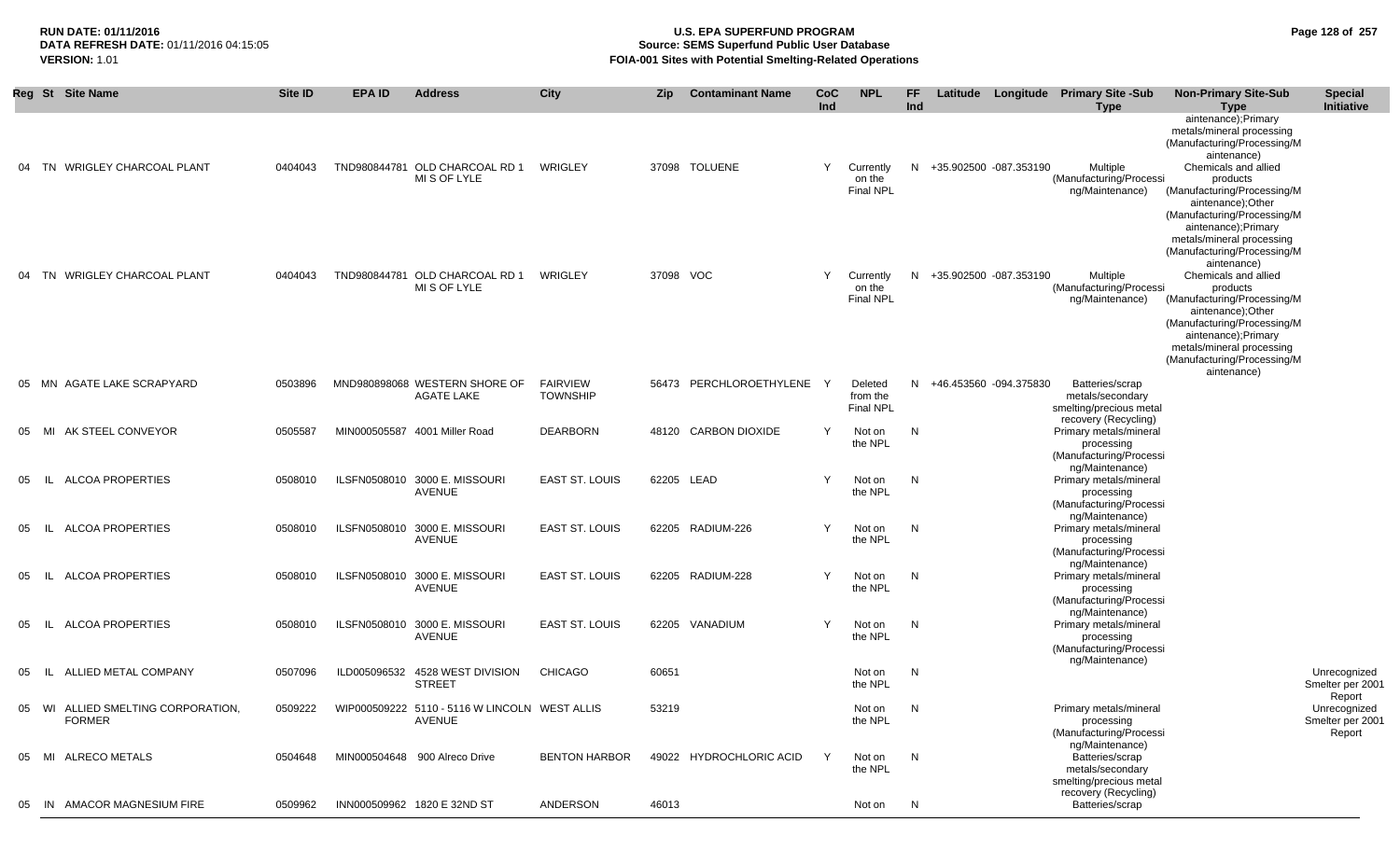**RUN DATE:** 01/11/2016
**DATA REFRESH DATE:** 01/11/2016 04:15:05
**VERSION:** 1.01

# U.S. EPA SUPERFUND PROGRAM
## Source: SEMS Superfund Public User Database
## FOIA-001 Sites with Potential Smelting-Related Operations

| Reg | St | Site Name | Site ID | EPA ID | Address | City | Zip | Contaminant Name | CoC Ind | NPL | FF Ind | Latitude | Longitude | Primary Site -Sub Type | Non-Primary Site-Sub Type | Special Initiative |
|---|---|---|---|---|---|---|---|---|---|---|---|---|---|---|---|---|
| | | | | | | | | | | | | | | | aintenance);Primary metals/mineral processing (Manufacturing/Processing/Maintenance) | |
| 04 | TN | WRIGLEY CHARCOAL PLANT | 0404043 | TND980844781 | OLD CHARCOAL RD 1 MI S OF LYLE | WRIGLEY | 37098 | TOLUENE | Y | Currently on the Final NPL | N | +35.902500 | -087.353190 | Multiple (Manufacturing/Processing/Maintenance) | Chemicals and allied products (Manufacturing/Processing/Maintenance);Other (Manufacturing/Processing/Maintenance);Primary metals/mineral processing (Manufacturing/Processing/Maintenance) | |
| 04 | TN | WRIGLEY CHARCOAL PLANT | 0404043 | TND980844781 | OLD CHARCOAL RD 1 MI S OF LYLE | WRIGLEY | 37098 | VOC | Y | Currently on the Final NPL | N | +35.902500 | -087.353190 | Multiple (Manufacturing/Processing/Maintenance) | Chemicals and allied products (Manufacturing/Processing/Maintenance);Other (Manufacturing/Processing/Maintenance);Primary metals/mineral processing (Manufacturing/Processing/Maintenance) | |
| 05 | MN | AGATE LAKE SCRAPYARD | 0503896 | MND980898068 | WESTERN SHORE OF AGATE LAKE | FAIRVIEW TOWNSHIP | 56473 | PERCHLOROETHYLENE | Y | Deleted from the Final NPL | N | +46.453560 | -094.375830 | Batteries/scrap metals/secondary smelting/precious metal recovery (Recycling) | | |
| 05 | MI | AK STEEL CONVEYOR | 0505587 | MIN000505587 | 4001 Miller Road | DEARBORN | 48120 | CARBON DIOXIDE | Y | Not on the NPL | N | | | Primary metals/mineral processing (Manufacturing/Processing/Maintenance) | | |
| 05 | IL | ALCOA PROPERTIES | 0508010 | ILSFN0508010 | 3000 E. MISSOURI AVENUE | EAST ST. LOUIS | 62205 | LEAD | Y | Not on the NPL | N | | | Primary metals/mineral processing (Manufacturing/Processing/Maintenance) | | |
| 05 | IL | ALCOA PROPERTIES | 0508010 | ILSFN0508010 | 3000 E. MISSOURI AVENUE | EAST ST. LOUIS | 62205 | RADIUM-226 | Y | Not on the NPL | N | | | Primary metals/mineral processing (Manufacturing/Processing/Maintenance) | | |
| 05 | IL | ALCOA PROPERTIES | 0508010 | ILSFN0508010 | 3000 E. MISSOURI AVENUE | EAST ST. LOUIS | 62205 | RADIUM-228 | Y | Not on the NPL | N | | | Primary metals/mineral processing (Manufacturing/Processing/Maintenance) | | |
| 05 | IL | ALCOA PROPERTIES | 0508010 | ILSFN0508010 | 3000 E. MISSOURI AVENUE | EAST ST. LOUIS | 62205 | VANADIUM | Y | Not on the NPL | N | | | Primary metals/mineral processing (Manufacturing/Processing/Maintenance) | | |
| 05 | IL | ALLIED METAL COMPANY | 0507096 | ILD005096532 | 4528 WEST DIVISION STREET | CHICAGO | 60651 | | | Not on the NPL | N | | | | | Unrecognized Smelter per 2001 Report |
| 05 | WI | ALLIED SMELTING CORPORATION, FORMER | 0509222 | WIP000509222 | 5110 - 5116 W LINCOLN AVENUE | WEST ALLIS | 53219 | | | Not on the NPL | N | | | Primary metals/mineral processing (Manufacturing/Processing/Maintenance) | | Unrecognized Smelter per 2001 Report |
| 05 | MI | ALRECO METALS | 0504648 | MIN000504648 | 900 Alreco Drive | BENTON HARBOR | 49022 | HYDROCHLORIC ACID | Y | Not on the NPL | N | | | Batteries/scrap metals/secondary smelting/precious metal recovery (Recycling) | | |
| 05 | IN | AMACOR MAGNESIUM FIRE | 0509962 | INN000509962 | 1820 E 32ND ST | ANDERSON | 46013 | | | Not on | N | | | Batteries/scrap | | |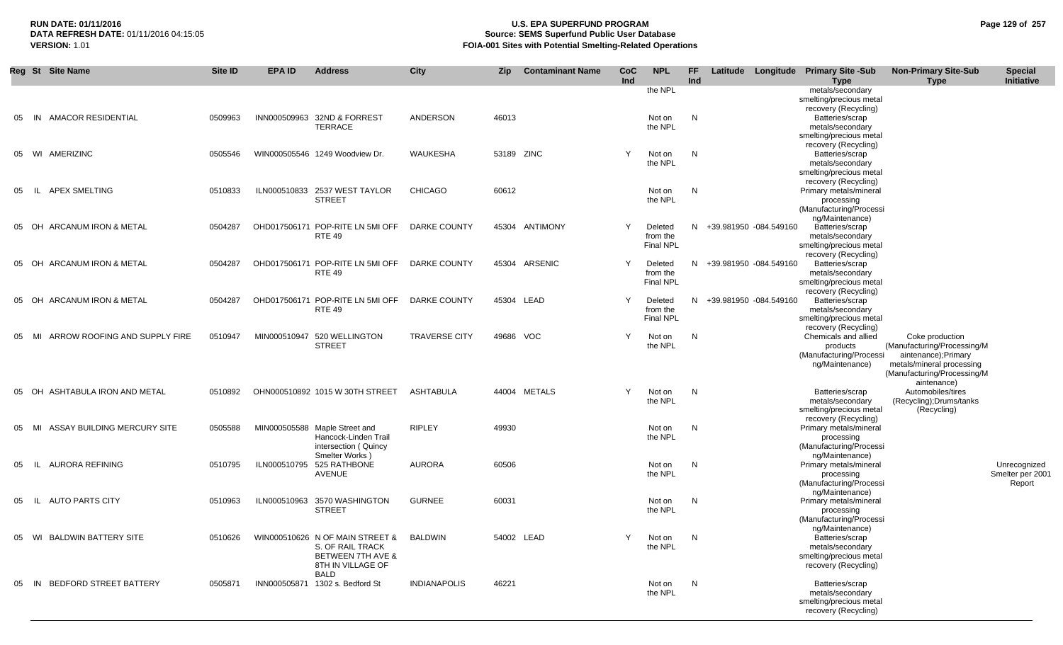**RUN DATE:** 01/11/2016
**DATA REFRESH DATE:** 01/11/2016 04:15:05
**VERSION:** 1.01

# U.S. EPA SUPERFUND PROGRAM
## Source: SEMS Superfund Public User Database
## FOIA-001 Sites with Potential Smelting-Related Operations

| Reg | St | Site Name | Site ID | EPA ID | Address | City | Zip | Contaminant Name | CoC Ind | NPL | FF Ind | Latitude | Longitude | Primary Site -Sub Type | Non-Primary Site-Sub Type | Special Initiative |
|---|---|---|---|---|---|---|---|---|---|---|---|---|---|---|---|---|
| | | | | | | | | | | the NPL | | | | metals/secondary smelting/precious metal recovery (Recycling) | | |
| 05 | IN | AMACOR RESIDENTIAL | 0509963 | INN000509963 | 32ND & FORREST TERRACE | ANDERSON | 46013 | | | Not on the NPL | N | | | Batteries/scrap metals/secondary smelting/precious metal recovery (Recycling) | | |
| 05 | WI | AMERIZINC | 0505546 | WIN000505546 | 1249 Woodview Dr. | WAUKESHA | 53189 | ZINC | Y | Not on the NPL | N | | | Batteries/scrap metals/secondary smelting/precious metal recovery (Recycling) | | |
| 05 | IL | APEX SMELTING | 0510833 | ILN000510833 | 2537 WEST TAYLOR STREET | CHICAGO | 60612 | | | Not on the NPL | N | | | Primary metals/mineral processing (Manufacturing/Processing/Maintenance) | | |
| 05 | OH | ARCANUM IRON & METAL | 0504287 | OHD017506171 | POP-RITE LN 5MI OFF RTE 49 | DARKE COUNTY | 45304 | ANTIMONY | Y | Deleted from the Final NPL | N | +39.981950 | -084.549160 | Batteries/scrap metals/secondary smelting/precious metal recovery (Recycling) | | |
| 05 | OH | ARCANUM IRON & METAL | 0504287 | OHD017506171 | POP-RITE LN 5MI OFF RTE 49 | DARKE COUNTY | 45304 | ARSENIC | Y | Deleted from the Final NPL | N | +39.981950 | -084.549160 | Batteries/scrap metals/secondary smelting/precious metal recovery (Recycling) | | |
| 05 | OH | ARCANUM IRON & METAL | 0504287 | OHD017506171 | POP-RITE LN 5MI OFF RTE 49 | DARKE COUNTY | 45304 | LEAD | Y | Deleted from the Final NPL | N | +39.981950 | -084.549160 | Batteries/scrap metals/secondary smelting/precious metal recovery (Recycling) | | |
| 05 | MI | ARROW ROOFING AND SUPPLY FIRE | 0510947 | MIN000510947 | 520 WELLINGTON STREET | TRAVERSE CITY | 49686 | VOC | Y | Not on the NPL | N | | | Chemicals and allied products (Manufacturing/Processing/Maintenance) | Coke production (Manufacturing/Processing/Maintenance);Primary metals/mineral processing (Manufacturing/Processing/Maintenance) | |
| 05 | OH | ASHTABULA IRON AND METAL | 0510892 | OHN000510892 | 1015 W 30TH STREET | ASHTABULA | 44004 | METALS | Y | Not on the NPL | N | | | Batteries/scrap metals/secondary smelting/precious metal recovery (Recycling) | Automobiles/tires (Recycling);Drums/tanks (Recycling) | |
| 05 | MI | ASSAY BUILDING MERCURY SITE | 0505588 | MIN000505588 | Maple Street and Hancock-Linden Trail intersection ( Quincy Smelter Works ) | RIPLEY | 49930 | | | Not on the NPL | N | | | Primary metals/mineral processing (Manufacturing/Processing/Maintenance) | | |
| 05 | IL | AURORA REFINING | 0510795 | ILN000510795 | 525 RATHBONE AVENUE | AURORA | 60506 | | | Not on the NPL | N | | | Primary metals/mineral processing (Manufacturing/Processing/Maintenance) | | Unrecognized Smelter per 2001 Report |
| 05 | IL | AUTO PARTS CITY | 0510963 | ILN000510963 | 3570 WASHINGTON STREET | GURNEE | 60031 | | | Not on the NPL | N | | | Primary metals/mineral processing (Manufacturing/Processing/Maintenance) | | |
| 05 | WI | BALDWIN BATTERY SITE | 0510626 | WIN000510626 | N OF MAIN STREET & S. OF RAIL TRACK BETWEEN 7TH AVE & 8TH IN VILLAGE OF BALD | BALDWIN | 54002 | LEAD | Y | Not on the NPL | N | | | Batteries/scrap metals/secondary smelting/precious metal recovery (Recycling) | | |
| 05 | IN | BEDFORD STREET BATTERY | 0505871 | INN000505871 | 1302 s. Bedford St | INDIANAPOLIS | 46221 | | | Not on the NPL | N | | | Batteries/scrap metals/secondary smelting/precious metal recovery (Recycling) | | |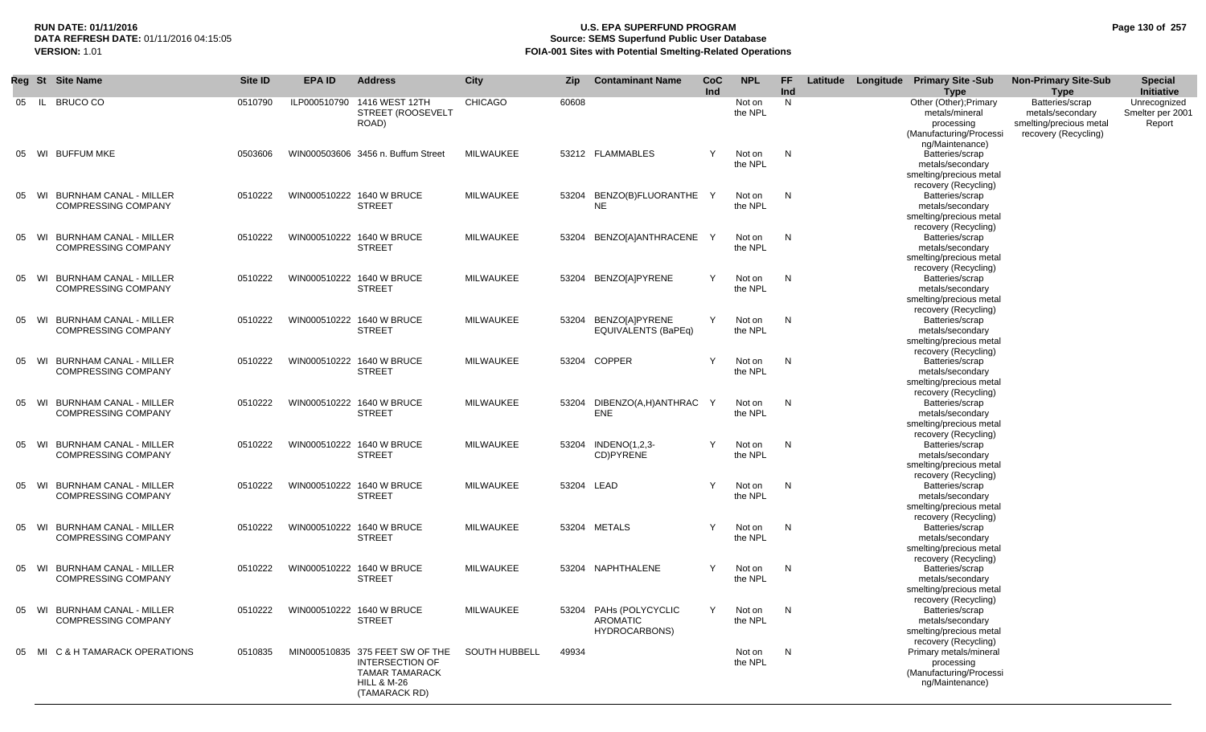**RUN DATE:** 01/11/2016
**DATA REFRESH DATE:** 01/11/2016 04:15:05
**VERSION:** 1.01

# U.S. EPA SUPERFUND PROGRAM
## Source: SEMS Superfund Public User Database
## FOIA-001 Sites with Potential Smelting-Related Operations

| Reg | St | Site Name | Site ID | EPA ID | Address | City | Zip | Contaminant Name | CoC Ind | NPL | FF Ind | Latitude | Longitude | Primary Site -Sub Type | Non-Primary Site-Sub Type | Special Initiative |
|---|---|---|---|---|---|---|---|---|---|---|---|---|---|---|---|---|
| 05 | IL | BRUCO CO | 0510790 | ILP000510790 | 1416 WEST 12TH STREET (ROOSEVELT ROAD) | CHICAGO | 60608 | | | Not on the NPL | N | | | Other (Other);Primary metals/mineral processing (Manufacturing/Processing/Maintenance) | Batteries/scrap metals/secondary smelting/precious metal recovery (Recycling) | Unrecognized Smelter per 2001 Report |
| 05 | WI | BUFFUM MKE | 0503606 | WIN000503606 | 3456 n. Buffum Street | MILWAUKEE | 53212 | FLAMMABLES | Y | Not on the NPL | N | | | Batteries/scrap metals/secondary smelting/precious metal recovery (Recycling) | | |
| 05 | WI | BURNHAM CANAL - MILLER COMPRESSING COMPANY | 0510222 | WIN000510222 | 1640 W BRUCE STREET | MILWAUKEE | 53204 | BENZO(B)FLUORANTHENE | Y | Not on the NPL | N | | | Batteries/scrap metals/secondary smelting/precious metal recovery (Recycling) | | |
| 05 | WI | BURNHAM CANAL - MILLER COMPRESSING COMPANY | 0510222 | WIN000510222 | 1640 W BRUCE STREET | MILWAUKEE | 53204 | BENZO[A]ANTHRACENE | Y | Not on the NPL | N | | | Batteries/scrap metals/secondary smelting/precious metal recovery (Recycling) | | |
| 05 | WI | BURNHAM CANAL - MILLER COMPRESSING COMPANY | 0510222 | WIN000510222 | 1640 W BRUCE STREET | MILWAUKEE | 53204 | BENZO[A]PYRENE | Y | Not on the NPL | N | | | Batteries/scrap metals/secondary smelting/precious metal recovery (Recycling) | | |
| 05 | WI | BURNHAM CANAL - MILLER COMPRESSING COMPANY | 0510222 | WIN000510222 | 1640 W BRUCE STREET | MILWAUKEE | 53204 | BENZO[A]PYRENE EQUIVALENTS (BaPEq) | Y | Not on the NPL | N | | | Batteries/scrap metals/secondary smelting/precious metal recovery (Recycling) | | |
| 05 | WI | BURNHAM CANAL - MILLER COMPRESSING COMPANY | 0510222 | WIN000510222 | 1640 W BRUCE STREET | MILWAUKEE | 53204 | COPPER | Y | Not on the NPL | N | | | Batteries/scrap metals/secondary smelting/precious metal recovery (Recycling) | | |
| 05 | WI | BURNHAM CANAL - MILLER COMPRESSING COMPANY | 0510222 | WIN000510222 | 1640 W BRUCE STREET | MILWAUKEE | 53204 | DIBENZO(A,H)ANTHRACENE | Y | Not on the NPL | N | | | Batteries/scrap metals/secondary smelting/precious metal recovery (Recycling) | | |
| 05 | WI | BURNHAM CANAL - MILLER COMPRESSING COMPANY | 0510222 | WIN000510222 | 1640 W BRUCE STREET | MILWAUKEE | 53204 | INDENO(1,2,3-CD)PYRENE | Y | Not on the NPL | N | | | Batteries/scrap metals/secondary smelting/precious metal recovery (Recycling) | | |
| 05 | WI | BURNHAM CANAL - MILLER COMPRESSING COMPANY | 0510222 | WIN000510222 | 1640 W BRUCE STREET | MILWAUKEE | 53204 | LEAD | Y | Not on the NPL | N | | | Batteries/scrap metals/secondary smelting/precious metal recovery (Recycling) | | |
| 05 | WI | BURNHAM CANAL - MILLER COMPRESSING COMPANY | 0510222 | WIN000510222 | 1640 W BRUCE STREET | MILWAUKEE | 53204 | METALS | Y | Not on the NPL | N | | | Batteries/scrap metals/secondary smelting/precious metal recovery (Recycling) | | |
| 05 | WI | BURNHAM CANAL - MILLER COMPRESSING COMPANY | 0510222 | WIN000510222 | 1640 W BRUCE STREET | MILWAUKEE | 53204 | NAPHTHALENE | Y | Not on the NPL | N | | | Batteries/scrap metals/secondary smelting/precious metal recovery (Recycling) | | |
| 05 | WI | BURNHAM CANAL - MILLER COMPRESSING COMPANY | 0510222 | WIN000510222 | 1640 W BRUCE STREET | MILWAUKEE | 53204 | PAHs (POLYCYCLIC AROMATIC HYDROCARBONS) | Y | Not on the NPL | N | | | Batteries/scrap metals/secondary smelting/precious metal recovery (Recycling) | | |
| 05 | MI | C & H TAMARACK OPERATIONS | 0510835 | MIN000510835 | 375 FEET SW OF THE INTERSECTION OF TAMAR TAMARACK HILL & M-26 (TAMARACK RD) | SOUTH HUBBELL | 49934 | | | Not on the NPL | N | | | Primary metals/mineral processing (Manufacturing/Processing/Maintenance) | | |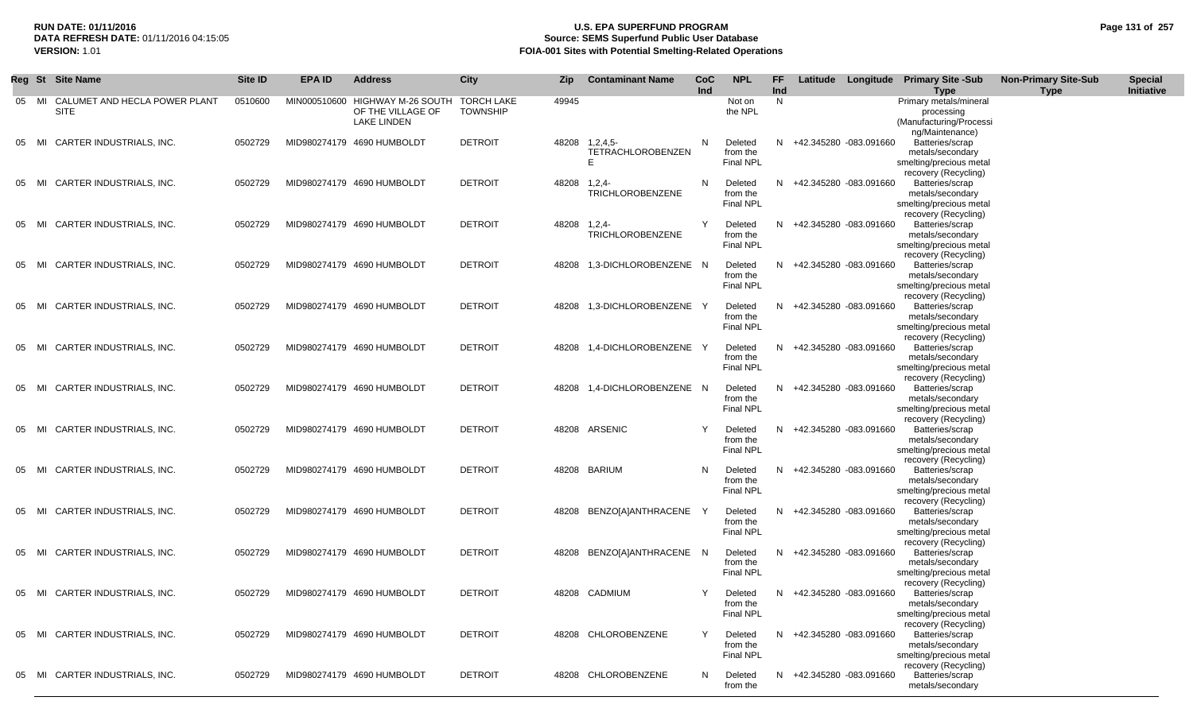**RUN DATE:** 01/11/2016
**DATA REFRESH DATE:** 01/11/2016 04:15:05
**VERSION:** 1.01

# U.S. EPA SUPERFUND PROGRAM
## Source: SEMS Superfund Public User Database
## FOIA-001 Sites with Potential Smelting-Related Operations

| Reg | St | Site Name | Site ID | EPA ID | Address | City | Zip | Contaminant Name | CoC Ind | NPL | FF Ind | Latitude | Longitude | Primary Site -Sub Type | Non-Primary Site-Sub Type | Special Initiative |
|---|---|---|---|---|---|---|---|---|---|---|---|---|---|---|---|---|
| 05 | MI | CALUMET AND HECLA POWER PLANT SITE | 0510600 | MIN000510600 | HIGHWAY M-26 SOUTH OF THE VILLAGE OF LAKE LINDEN | TORCH LAKE TOWNSHIP | 49945 | | | Not on the NPL | N | | | Primary metals/mineral processing (Manufacturing/Processing/Maintenance) | | |
| 05 | MI | CARTER INDUSTRIALS, INC. | 0502729 | MID980274179 | 4690 HUMBOLDT | DETROIT | 48208 | 1,2,4,5-TETRACHLOROBENZENE | N | Deleted from the Final NPL | N | +42.345280 | -083.091660 | Batteries/scrap metals/secondary smelting/precious metal recovery (Recycling) | | |
| 05 | MI | CARTER INDUSTRIALS, INC. | 0502729 | MID980274179 | 4690 HUMBOLDT | DETROIT | 48208 | 1,2,4-TRICHLOROBENZENE | N | Deleted from the Final NPL | N | +42.345280 | -083.091660 | Batteries/scrap metals/secondary smelting/precious metal recovery (Recycling) | | |
| 05 | MI | CARTER INDUSTRIALS, INC. | 0502729 | MID980274179 | 4690 HUMBOLDT | DETROIT | 48208 | 1,2,4-TRICHLOROBENZENE | Y | Deleted from the Final NPL | N | +42.345280 | -083.091660 | Batteries/scrap metals/secondary smelting/precious metal recovery (Recycling) | | |
| 05 | MI | CARTER INDUSTRIALS, INC. | 0502729 | MID980274179 | 4690 HUMBOLDT | DETROIT | 48208 | 1,3-DICHLOROBENZENE | N | Deleted from the Final NPL | N | +42.345280 | -083.091660 | Batteries/scrap metals/secondary smelting/precious metal recovery (Recycling) | | |
| 05 | MI | CARTER INDUSTRIALS, INC. | 0502729 | MID980274179 | 4690 HUMBOLDT | DETROIT | 48208 | 1,3-DICHLOROBENZENE | Y | Deleted from the Final NPL | N | +42.345280 | -083.091660 | Batteries/scrap metals/secondary smelting/precious metal recovery (Recycling) | | |
| 05 | MI | CARTER INDUSTRIALS, INC. | 0502729 | MID980274179 | 4690 HUMBOLDT | DETROIT | 48208 | 1,4-DICHLOROBENZENE | Y | Deleted from the Final NPL | N | +42.345280 | -083.091660 | Batteries/scrap metals/secondary smelting/precious metal recovery (Recycling) | | |
| 05 | MI | CARTER INDUSTRIALS, INC. | 0502729 | MID980274179 | 4690 HUMBOLDT | DETROIT | 48208 | 1,4-DICHLOROBENZENE | N | Deleted from the Final NPL | N | +42.345280 | -083.091660 | Batteries/scrap metals/secondary smelting/precious metal recovery (Recycling) | | |
| 05 | MI | CARTER INDUSTRIALS, INC. | 0502729 | MID980274179 | 4690 HUMBOLDT | DETROIT | 48208 | ARSENIC | Y | Deleted from the Final NPL | N | +42.345280 | -083.091660 | Batteries/scrap metals/secondary smelting/precious metal recovery (Recycling) | | |
| 05 | MI | CARTER INDUSTRIALS, INC. | 0502729 | MID980274179 | 4690 HUMBOLDT | DETROIT | 48208 | BARIUM | N | Deleted from the Final NPL | N | +42.345280 | -083.091660 | Batteries/scrap metals/secondary smelting/precious metal recovery (Recycling) | | |
| 05 | MI | CARTER INDUSTRIALS, INC. | 0502729 | MID980274179 | 4690 HUMBOLDT | DETROIT | 48208 | BENZO[A]ANTHRACENE | Y | Deleted from the Final NPL | N | +42.345280 | -083.091660 | Batteries/scrap metals/secondary smelting/precious metal recovery (Recycling) | | |
| 05 | MI | CARTER INDUSTRIALS, INC. | 0502729 | MID980274179 | 4690 HUMBOLDT | DETROIT | 48208 | BENZO[A]ANTHRACENE | N | Deleted from the Final NPL | N | +42.345280 | -083.091660 | Batteries/scrap metals/secondary smelting/precious metal recovery (Recycling) | | |
| 05 | MI | CARTER INDUSTRIALS, INC. | 0502729 | MID980274179 | 4690 HUMBOLDT | DETROIT | 48208 | CADMIUM | Y | Deleted from the Final NPL | N | +42.345280 | -083.091660 | Batteries/scrap metals/secondary smelting/precious metal recovery (Recycling) | | |
| 05 | MI | CARTER INDUSTRIALS, INC. | 0502729 | MID980274179 | 4690 HUMBOLDT | DETROIT | 48208 | CHLOROBENZENE | Y | Deleted from the Final NPL | N | +42.345280 | -083.091660 | Batteries/scrap metals/secondary smelting/precious metal recovery (Recycling) | | |
| 05 | MI | CARTER INDUSTRIALS, INC. | 0502729 | MID980274179 | 4690 HUMBOLDT | DETROIT | 48208 | CHLOROBENZENE | N | Deleted from the | N | +42.345280 | -083.091660 | Batteries/scrap metals/secondary | | |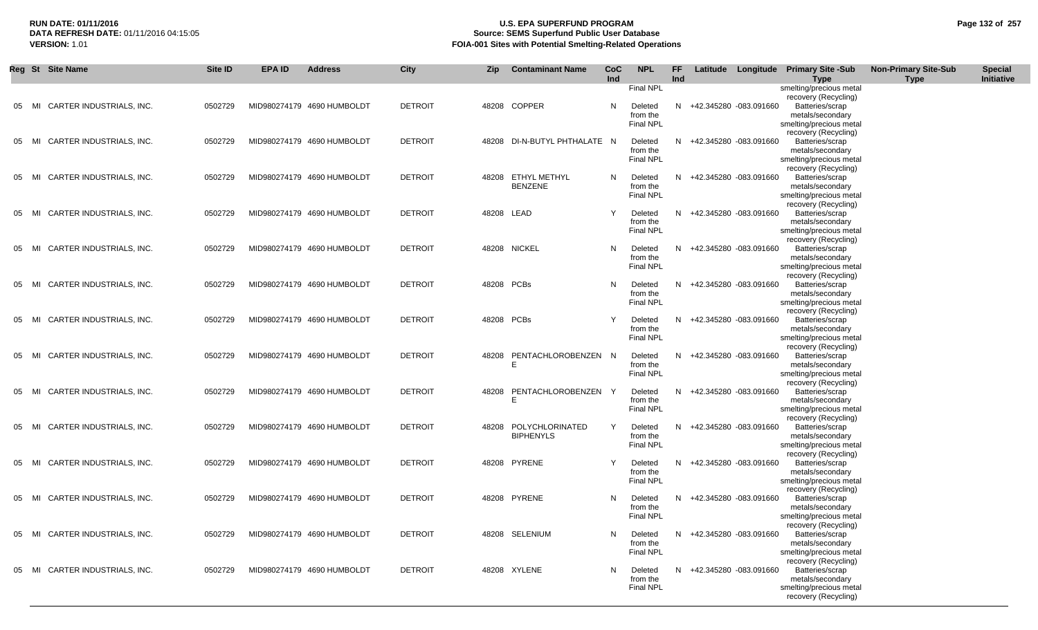| Reg | St | Site Name | Site ID | EPA ID | Address | City | Zip | Contaminant Name | CoC Ind | NPL | FF Ind | Latitude | Longitude | Primary Site -Sub Type | Non-Primary Site-Sub Type | Special Initiative |
|---|---|---|---|---|---|---|---|---|---|---|---|---|---|---|---|---|
| | | | | | | | | | | Final NPL | | | | smelting/precious metal recovery (Recycling) | | |
| 05 | MI | CARTER INDUSTRIALS, INC. | 0502729 | MID980274179 | 4690 HUMBOLDT | DETROIT | 48208 | COPPER | N | Deleted from the Final NPL | N | +42.345280 | -083.091660 | Batteries/scrap metals/secondary smelting/precious metal recovery (Recycling) | | |
| 05 | MI | CARTER INDUSTRIALS, INC. | 0502729 | MID980274179 | 4690 HUMBOLDT | DETROIT | 48208 | DI-N-BUTYL PHTHALATE | N | Deleted from the Final NPL | N | +42.345280 | -083.091660 | Batteries/scrap metals/secondary smelting/precious metal recovery (Recycling) | | |
| 05 | MI | CARTER INDUSTRIALS, INC. | 0502729 | MID980274179 | 4690 HUMBOLDT | DETROIT | 48208 | ETHYL METHYL BENZENE | N | Deleted from the Final NPL | N | +42.345280 | -083.091660 | Batteries/scrap metals/secondary smelting/precious metal recovery (Recycling) | | |
| 05 | MI | CARTER INDUSTRIALS, INC. | 0502729 | MID980274179 | 4690 HUMBOLDT | DETROIT | 48208 | LEAD | Y | Deleted from the Final NPL | N | +42.345280 | -083.091660 | Batteries/scrap metals/secondary smelting/precious metal recovery (Recycling) | | |
| 05 | MI | CARTER INDUSTRIALS, INC. | 0502729 | MID980274179 | 4690 HUMBOLDT | DETROIT | 48208 | NICKEL | N | Deleted from the Final NPL | N | +42.345280 | -083.091660 | Batteries/scrap metals/secondary smelting/precious metal recovery (Recycling) | | |
| 05 | MI | CARTER INDUSTRIALS, INC. | 0502729 | MID980274179 | 4690 HUMBOLDT | DETROIT | 48208 | PCBs | N | Deleted from the Final NPL | N | +42.345280 | -083.091660 | Batteries/scrap metals/secondary smelting/precious metal recovery (Recycling) | | |
| 05 | MI | CARTER INDUSTRIALS, INC. | 0502729 | MID980274179 | 4690 HUMBOLDT | DETROIT | 48208 | PCBs | Y | Deleted from the Final NPL | N | +42.345280 | -083.091660 | Batteries/scrap metals/secondary smelting/precious metal recovery (Recycling) | | |
| 05 | MI | CARTER INDUSTRIALS, INC. | 0502729 | MID980274179 | 4690 HUMBOLDT | DETROIT | 48208 | PENTACHLOROBENZENE | N | Deleted from the Final NPL | N | +42.345280 | -083.091660 | Batteries/scrap metals/secondary smelting/precious metal recovery (Recycling) | | |
| 05 | MI | CARTER INDUSTRIALS, INC. | 0502729 | MID980274179 | 4690 HUMBOLDT | DETROIT | 48208 | PENTACHLOROBENZENE | Y | Deleted from the Final NPL | N | +42.345280 | -083.091660 | Batteries/scrap metals/secondary smelting/precious metal recovery (Recycling) | | |
| 05 | MI | CARTER INDUSTRIALS, INC. | 0502729 | MID980274179 | 4690 HUMBOLDT | DETROIT | 48208 | POLYCHLORINATED BIPHENYLS | Y | Deleted from the Final NPL | N | +42.345280 | -083.091660 | Batteries/scrap metals/secondary smelting/precious metal recovery (Recycling) | | |
| 05 | MI | CARTER INDUSTRIALS, INC. | 0502729 | MID980274179 | 4690 HUMBOLDT | DETROIT | 48208 | PYRENE | Y | Deleted from the Final NPL | N | +42.345280 | -083.091660 | Batteries/scrap metals/secondary smelting/precious metal recovery (Recycling) | | |
| 05 | MI | CARTER INDUSTRIALS, INC. | 0502729 | MID980274179 | 4690 HUMBOLDT | DETROIT | 48208 | PYRENE | N | Deleted from the Final NPL | N | +42.345280 | -083.091660 | Batteries/scrap metals/secondary smelting/precious metal recovery (Recycling) | | |
| 05 | MI | CARTER INDUSTRIALS, INC. | 0502729 | MID980274179 | 4690 HUMBOLDT | DETROIT | 48208 | SELENIUM | N | Deleted from the Final NPL | N | +42.345280 | -083.091660 | Batteries/scrap metals/secondary smelting/precious metal recovery (Recycling) | | |
| 05 | MI | CARTER INDUSTRIALS, INC. | 0502729 | MID980274179 | 4690 HUMBOLDT | DETROIT | 48208 | XYLENE | N | Deleted from the Final NPL | N | +42.345280 | -083.091660 | Batteries/scrap metals/secondary smelting/precious metal recovery (Recycling) | | |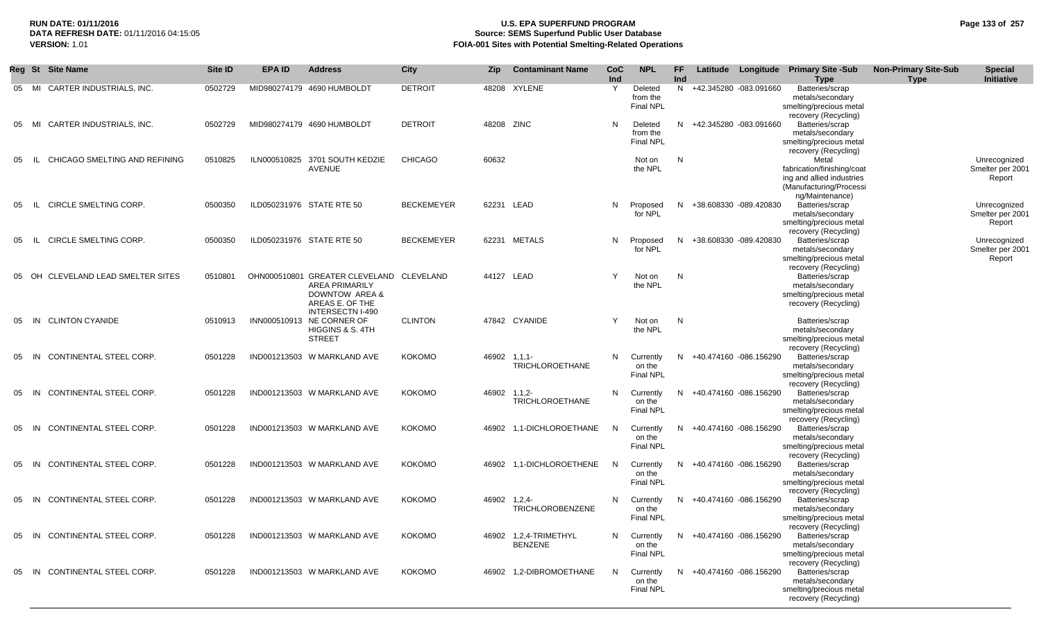| Reg | St | Site Name | Site ID | EPA ID | Address | City | Zip | Contaminant Name | CoC Ind | NPL | FF Ind | Latitude | Longitude | Primary Site -Sub Type | Non-Primary Site-Sub Type | Special Initiative |
|---|---|---|---|---|---|---|---|---|---|---|---|---|---|---|---|---|
| 05 | MI | CARTER INDUSTRIALS, INC. | 0502729 | MID980274179 | 4690 HUMBOLDT | DETROIT | 48208 | XYLENE | Y | Deleted from the Final NPL | N | +42.345280 | -083.091660 | Batteries/scrap metals/secondary smelting/precious metal recovery (Recycling) | | |
| 05 | MI | CARTER INDUSTRIALS, INC. | 0502729 | MID980274179 | 4690 HUMBOLDT | DETROIT | 48208 | ZINC | N | Deleted from the Final NPL | N | +42.345280 | -083.091660 | Batteries/scrap metals/secondary smelting/precious metal recovery (Recycling) | | |
| 05 | IL | CHICAGO SMELTING AND REFINING | 0510825 | ILN000510825 | 3701 SOUTH KEDZIE AVENUE | CHICAGO | 60632 | | | Not on the NPL | N | | | Metal fabrication/finishing/coating and allied industries (Manufacturing/Processing/Maintenance) | | Unrecognized Smelter per 2001 Report |
| 05 | IL | CIRCLE SMELTING CORP. | 0500350 | ILD050231976 | STATE RTE 50 | BECKEMEYER | 62231 | LEAD | N | Proposed for NPL | N | +38.608330 | -089.420830 | Batteries/scrap metals/secondary smelting/precious metal recovery (Recycling) | | Unrecognized Smelter per 2001 Report |
| 05 | IL | CIRCLE SMELTING CORP. | 0500350 | ILD050231976 | STATE RTE 50 | BECKEMEYER | 62231 | METALS | N | Proposed for NPL | N | +38.608330 | -089.420830 | Batteries/scrap metals/secondary smelting/precious metal recovery (Recycling) | | Unrecognized Smelter per 2001 Report |
| 05 | OH | CLEVELAND LEAD SMELTER SITES | 0510801 | OHN000510801 | GREATER CLEVELAND AREA PRIMARILY DOWNTOW AREA & AREAS E. OF THE INTERSECTN I-490 | CLEVELAND | 44127 | LEAD | Y | Not on the NPL | N | | | Batteries/scrap metals/secondary smelting/precious metal recovery (Recycling) | | |
| 05 | IN | CLINTON CYANIDE | 0510913 | INN000510913 | NE CORNER OF HIGGINS & S. 4TH STREET | CLINTON | 47842 | CYANIDE | Y | Not on the NPL | N | | | Batteries/scrap metals/secondary smelting/precious metal recovery (Recycling) | | |
| 05 | IN | CONTINENTAL STEEL CORP. | 0501228 | IND001213503 | W MARKLAND AVE | KOKOMO | 46902 | 1,1,1-TRICHLOROETHANE | N | Currently on the Final NPL | N | +40.474160 | -086.156290 | Batteries/scrap metals/secondary smelting/precious metal recovery (Recycling) | | |
| 05 | IN | CONTINENTAL STEEL CORP. | 0501228 | IND001213503 | W MARKLAND AVE | KOKOMO | 46902 | 1,1,2-TRICHLOROETHANE | N | Currently on the Final NPL | N | +40.474160 | -086.156290 | Batteries/scrap metals/secondary smelting/precious metal recovery (Recycling) | | |
| 05 | IN | CONTINENTAL STEEL CORP. | 0501228 | IND001213503 | W MARKLAND AVE | KOKOMO | 46902 | 1,1-DICHLOROETHANE | N | Currently on the Final NPL | N | +40.474160 | -086.156290 | Batteries/scrap metals/secondary smelting/precious metal recovery (Recycling) | | |
| 05 | IN | CONTINENTAL STEEL CORP. | 0501228 | IND001213503 | W MARKLAND AVE | KOKOMO | 46902 | 1,1-DICHLOROETHENE | N | Currently on the Final NPL | N | +40.474160 | -086.156290 | Batteries/scrap metals/secondary smelting/precious metal recovery (Recycling) | | |
| 05 | IN | CONTINENTAL STEEL CORP. | 0501228 | IND001213503 | W MARKLAND AVE | KOKOMO | 46902 | 1,2,4-TRICHLOROBENZENE | N | Currently on the Final NPL | N | +40.474160 | -086.156290 | Batteries/scrap metals/secondary smelting/precious metal recovery (Recycling) | | |
| 05 | IN | CONTINENTAL STEEL CORP. | 0501228 | IND001213503 | W MARKLAND AVE | KOKOMO | 46902 | 1,2,4-TRIMETHYL BENZENE | N | Currently on the Final NPL | N | +40.474160 | -086.156290 | Batteries/scrap metals/secondary smelting/precious metal recovery (Recycling) | | |
| 05 | IN | CONTINENTAL STEEL CORP. | 0501228 | IND001213503 | W MARKLAND AVE | KOKOMO | 46902 | 1,2-DIBROMOETHANE | N | Currently on the Final NPL | N | +40.474160 | -086.156290 | Batteries/scrap metals/secondary smelting/precious metal recovery (Recycling) | | |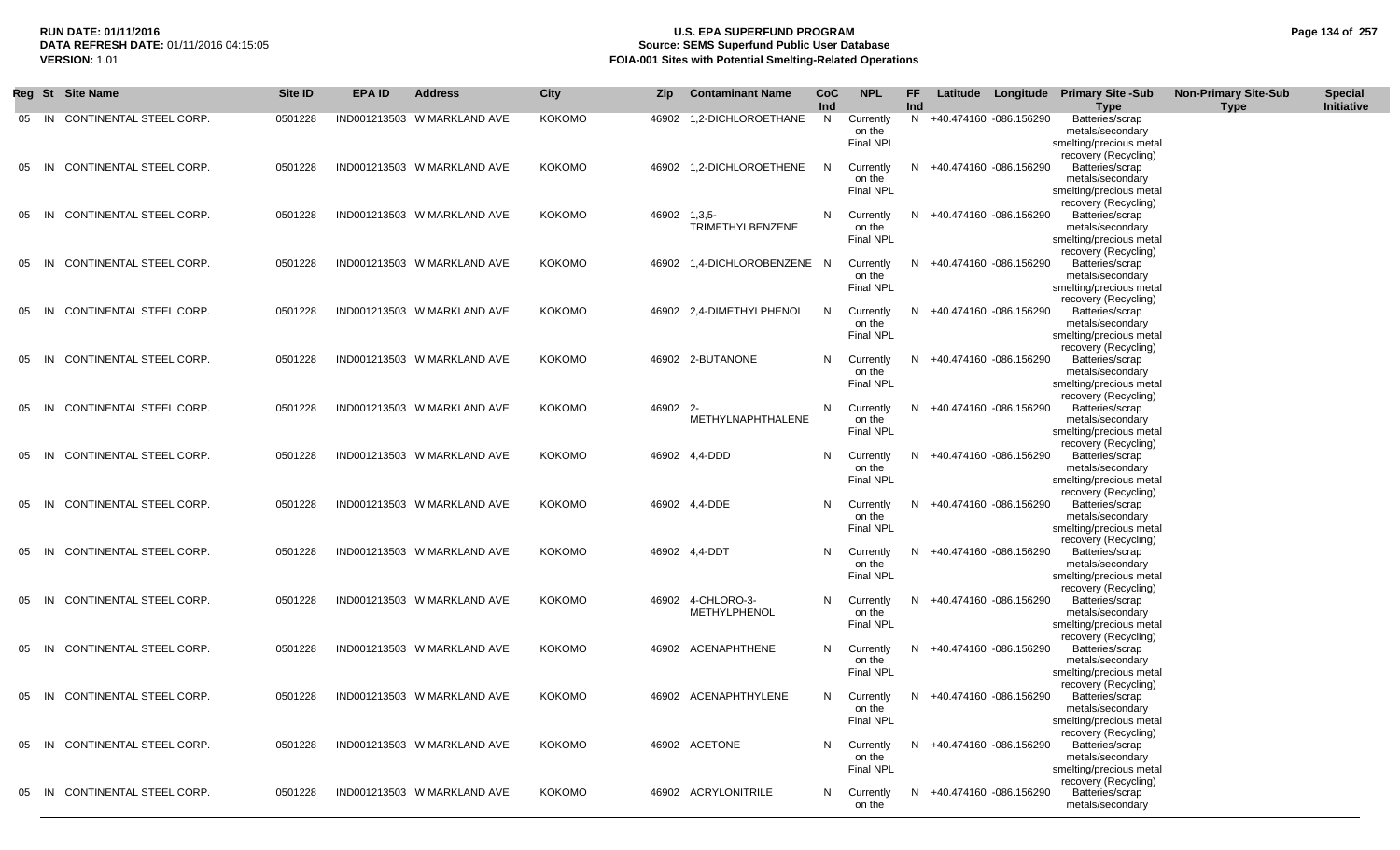# U.S. EPA SUPERFUND PROGRAM
## Source: SEMS Superfund Public User Database
## FOIA-001 Sites with Potential Smelting-Related Operations

RUN DATE: 01/11/2016
DATA REFRESH DATE: 01/11/2016 04:15:05
VERSION: 1.01

| Reg | St | Site Name | Site ID | EPA ID | Address | City | Zip | Contaminant Name | CoC Ind | NPL | FF Ind | Latitude | Longitude | Primary Site -Sub Type | Non-Primary Site-Sub Type | Special Initiative |
|---|---|---|---|---|---|---|---|---|---|---|---|---|---|---|---|---|
| 05 | IN | CONTINENTAL STEEL CORP. | 0501228 | IND001213503 | W MARKLAND AVE | KOKOMO | 46902 | 1,2-DICHLOROETHANE | N | Currently on the Final NPL | N | +40.474160 | -086.156290 | Batteries/scrap metals/secondary smelting/precious metal recovery (Recycling) | | |
| 05 | IN | CONTINENTAL STEEL CORP. | 0501228 | IND001213503 | W MARKLAND AVE | KOKOMO | 46902 | 1,2-DICHLOROETHENE | N | Currently on the Final NPL | N | +40.474160 | -086.156290 | Batteries/scrap metals/secondary smelting/precious metal recovery (Recycling) | | |
| 05 | IN | CONTINENTAL STEEL CORP. | 0501228 | IND001213503 | W MARKLAND AVE | KOKOMO | 46902 | 1,3,5-TRIMETHYLBENZENE | N | Currently on the Final NPL | N | +40.474160 | -086.156290 | Batteries/scrap metals/secondary smelting/precious metal recovery (Recycling) | | |
| 05 | IN | CONTINENTAL STEEL CORP. | 0501228 | IND001213503 | W MARKLAND AVE | KOKOMO | 46902 | 1,4-DICHLOROBENZENE | N | Currently on the Final NPL | N | +40.474160 | -086.156290 | Batteries/scrap metals/secondary smelting/precious metal recovery (Recycling) | | |
| 05 | IN | CONTINENTAL STEEL CORP. | 0501228 | IND001213503 | W MARKLAND AVE | KOKOMO | 46902 | 2,4-DIMETHYLPHENOL | N | Currently on the Final NPL | N | +40.474160 | -086.156290 | Batteries/scrap metals/secondary smelting/precious metal recovery (Recycling) | | |
| 05 | IN | CONTINENTAL STEEL CORP. | 0501228 | IND001213503 | W MARKLAND AVE | KOKOMO | 46902 | 2-BUTANONE | N | Currently on the Final NPL | N | +40.474160 | -086.156290 | Batteries/scrap metals/secondary smelting/precious metal recovery (Recycling) | | |
| 05 | IN | CONTINENTAL STEEL CORP. | 0501228 | IND001213503 | W MARKLAND AVE | KOKOMO | 46902 | 2-METHYLNAPHTHALENE | N | Currently on the Final NPL | N | +40.474160 | -086.156290 | Batteries/scrap metals/secondary smelting/precious metal recovery (Recycling) | | |
| 05 | IN | CONTINENTAL STEEL CORP. | 0501228 | IND001213503 | W MARKLAND AVE | KOKOMO | 46902 | 4,4-DDD | N | Currently on the Final NPL | N | +40.474160 | -086.156290 | Batteries/scrap metals/secondary smelting/precious metal recovery (Recycling) | | |
| 05 | IN | CONTINENTAL STEEL CORP. | 0501228 | IND001213503 | W MARKLAND AVE | KOKOMO | 46902 | 4,4-DDE | N | Currently on the Final NPL | N | +40.474160 | -086.156290 | Batteries/scrap metals/secondary smelting/precious metal recovery (Recycling) | | |
| 05 | IN | CONTINENTAL STEEL CORP. | 0501228 | IND001213503 | W MARKLAND AVE | KOKOMO | 46902 | 4,4-DDT | N | Currently on the Final NPL | N | +40.474160 | -086.156290 | Batteries/scrap metals/secondary smelting/precious metal recovery (Recycling) | | |
| 05 | IN | CONTINENTAL STEEL CORP. | 0501228 | IND001213503 | W MARKLAND AVE | KOKOMO | 46902 | 4-CHLORO-3-METHYLPHENOL | N | Currently on the Final NPL | N | +40.474160 | -086.156290 | Batteries/scrap metals/secondary smelting/precious metal recovery (Recycling) | | |
| 05 | IN | CONTINENTAL STEEL CORP. | 0501228 | IND001213503 | W MARKLAND AVE | KOKOMO | 46902 | ACENAPHTHENE | N | Currently on the Final NPL | N | +40.474160 | -086.156290 | Batteries/scrap metals/secondary smelting/precious metal recovery (Recycling) | | |
| 05 | IN | CONTINENTAL STEEL CORP. | 0501228 | IND001213503 | W MARKLAND AVE | KOKOMO | 46902 | ACENAPHTHYLENE | N | Currently on the Final NPL | N | +40.474160 | -086.156290 | Batteries/scrap metals/secondary smelting/precious metal recovery (Recycling) | | |
| 05 | IN | CONTINENTAL STEEL CORP. | 0501228 | IND001213503 | W MARKLAND AVE | KOKOMO | 46902 | ACETONE | N | Currently on the Final NPL | N | +40.474160 | -086.156290 | Batteries/scrap metals/secondary smelting/precious metal recovery (Recycling) | | |
| 05 | IN | CONTINENTAL STEEL CORP. | 0501228 | IND001213503 | W MARKLAND AVE | KOKOMO | 46902 | ACRYLONITRILE | N | Currently on the | N | +40.474160 | -086.156290 | Batteries/scrap metals/secondary | | |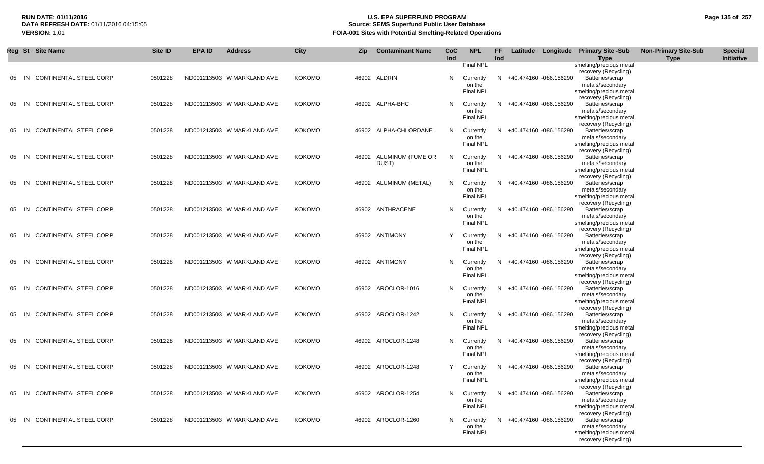**RUN DATE:** 01/11/2016
**DATA REFRESH DATE:** 01/11/2016 04:15:05
**VERSION:** 1.01

# U.S. EPA SUPERFUND PROGRAM
## Source: SEMS Superfund Public User Database
## FOIA-001 Sites with Potential Smelting-Related Operations

| Reg | St | Site Name | Site ID | EPA ID | Address | City | Zip | Contaminant Name | CoC Ind | NPL | FF Ind | Latitude | Longitude | Primary Site -Sub Type | Non-Primary Site-Sub Type | Special Initiative |
|---|---|---|---|---|---|---|---|---|---|---|---|---|---|---|---|---|
| | | | | | | | | | | Final NPL | | | | smelting/precious metal recovery (Recycling) | | |
| 05 | IN | CONTINENTAL STEEL CORP. | 0501228 | IND001213503 | W MARKLAND AVE | KOKOMO | 46902 | ALDRIN | N | Currently on the Final NPL | N | +40.474160 | -086.156290 | Batteries/scrap metals/secondary smelting/precious metal recovery (Recycling) | | |
| 05 | IN | CONTINENTAL STEEL CORP. | 0501228 | IND001213503 | W MARKLAND AVE | KOKOMO | 46902 | ALPHA-BHC | N | Currently on the Final NPL | N | +40.474160 | -086.156290 | Batteries/scrap metals/secondary smelting/precious metal recovery (Recycling) | | |
| 05 | IN | CONTINENTAL STEEL CORP. | 0501228 | IND001213503 | W MARKLAND AVE | KOKOMO | 46902 | ALPHA-CHLORDANE | N | Currently on the Final NPL | N | +40.474160 | -086.156290 | Batteries/scrap metals/secondary smelting/precious metal recovery (Recycling) | | |
| 05 | IN | CONTINENTAL STEEL CORP. | 0501228 | IND001213503 | W MARKLAND AVE | KOKOMO | 46902 | ALUMINUM (FUME OR DUST) | N | Currently on the Final NPL | N | +40.474160 | -086.156290 | Batteries/scrap metals/secondary smelting/precious metal recovery (Recycling) | | |
| 05 | IN | CONTINENTAL STEEL CORP. | 0501228 | IND001213503 | W MARKLAND AVE | KOKOMO | 46902 | ALUMINUM (METAL) | N | Currently on the Final NPL | N | +40.474160 | -086.156290 | Batteries/scrap metals/secondary smelting/precious metal recovery (Recycling) | | |
| 05 | IN | CONTINENTAL STEEL CORP. | 0501228 | IND001213503 | W MARKLAND AVE | KOKOMO | 46902 | ANTHRACENE | N | Currently on the Final NPL | N | +40.474160 | -086.156290 | Batteries/scrap metals/secondary smelting/precious metal recovery (Recycling) | | |
| 05 | IN | CONTINENTAL STEEL CORP. | 0501228 | IND001213503 | W MARKLAND AVE | KOKOMO | 46902 | ANTIMONY | Y | Currently on the Final NPL | N | +40.474160 | -086.156290 | Batteries/scrap metals/secondary smelting/precious metal recovery (Recycling) | | |
| 05 | IN | CONTINENTAL STEEL CORP. | 0501228 | IND001213503 | W MARKLAND AVE | KOKOMO | 46902 | ANTIMONY | N | Currently on the Final NPL | N | +40.474160 | -086.156290 | Batteries/scrap metals/secondary smelting/precious metal recovery (Recycling) | | |
| 05 | IN | CONTINENTAL STEEL CORP. | 0501228 | IND001213503 | W MARKLAND AVE | KOKOMO | 46902 | AROCLOR-1016 | N | Currently on the Final NPL | N | +40.474160 | -086.156290 | Batteries/scrap metals/secondary smelting/precious metal recovery (Recycling) | | |
| 05 | IN | CONTINENTAL STEEL CORP. | 0501228 | IND001213503 | W MARKLAND AVE | KOKOMO | 46902 | AROCLOR-1242 | N | Currently on the Final NPL | N | +40.474160 | -086.156290 | Batteries/scrap metals/secondary smelting/precious metal recovery (Recycling) | | |
| 05 | IN | CONTINENTAL STEEL CORP. | 0501228 | IND001213503 | W MARKLAND AVE | KOKOMO | 46902 | AROCLOR-1248 | N | Currently on the Final NPL | N | +40.474160 | -086.156290 | Batteries/scrap metals/secondary smelting/precious metal recovery (Recycling) | | |
| 05 | IN | CONTINENTAL STEEL CORP. | 0501228 | IND001213503 | W MARKLAND AVE | KOKOMO | 46902 | AROCLOR-1248 | Y | Currently on the Final NPL | N | +40.474160 | -086.156290 | Batteries/scrap metals/secondary smelting/precious metal recovery (Recycling) | | |
| 05 | IN | CONTINENTAL STEEL CORP. | 0501228 | IND001213503 | W MARKLAND AVE | KOKOMO | 46902 | AROCLOR-1254 | N | Currently on the Final NPL | N | +40.474160 | -086.156290 | Batteries/scrap metals/secondary smelting/precious metal recovery (Recycling) | | |
| 05 | IN | CONTINENTAL STEEL CORP. | 0501228 | IND001213503 | W MARKLAND AVE | KOKOMO | 46902 | AROCLOR-1260 | N | Currently on the Final NPL | N | +40.474160 | -086.156290 | Batteries/scrap metals/secondary smelting/precious metal recovery (Recycling) | | |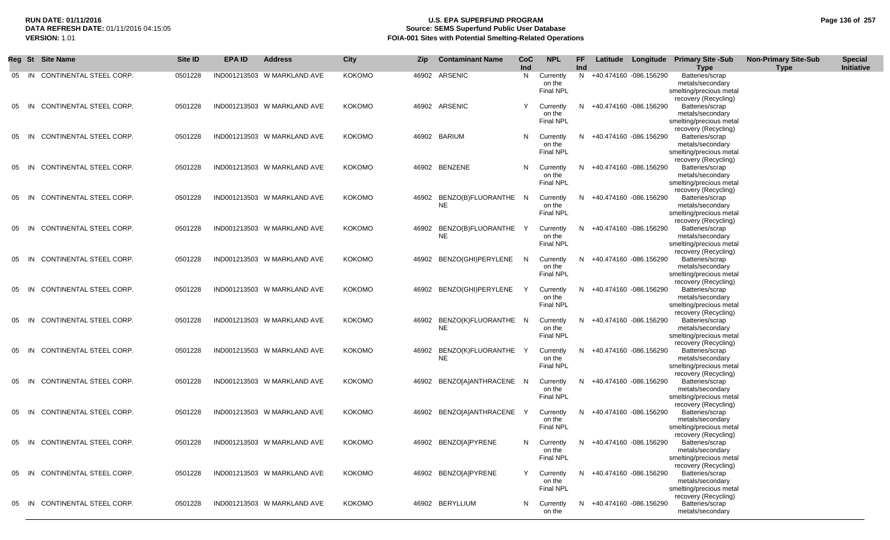# U.S. EPA SUPERFUND PROGRAM
## Source: SEMS Superfund Public User Database
## FOIA-001 Sites with Potential Smelting-Related Operations

**RUN DATE:** 01/11/2016
**DATA REFRESH DATE:** 01/11/2016 04:15:05
**VERSION:** 1.01

| Reg | St | Site Name | Site ID | EPA ID | Address | City | Zip | Contaminant Name | CoC Ind | NPL | FF Ind | Latitude | Longitude | Primary Site -Sub Type | Non-Primary Site-Sub Type | Special Initiative |
|---|---|---|---|---|---|---|---|---|---|---|---|---|---|---|---|---|
| 05 | IN | CONTINENTAL STEEL CORP. | 0501228 | IND001213503 | W MARKLAND AVE | KOKOMO | 46902 | ARSENIC | N | Currently on the Final NPL | N | +40.474160 | -086.156290 | Batteries/scrap metals/secondary smelting/precious metal recovery (Recycling) | | |
| 05 | IN | CONTINENTAL STEEL CORP. | 0501228 | IND001213503 | W MARKLAND AVE | KOKOMO | 46902 | ARSENIC | Y | Currently on the Final NPL | N | +40.474160 | -086.156290 | Batteries/scrap metals/secondary smelting/precious metal recovery (Recycling) | | |
| 05 | IN | CONTINENTAL STEEL CORP. | 0501228 | IND001213503 | W MARKLAND AVE | KOKOMO | 46902 | BARIUM | N | Currently on the Final NPL | N | +40.474160 | -086.156290 | Batteries/scrap metals/secondary smelting/precious metal recovery (Recycling) | | |
| 05 | IN | CONTINENTAL STEEL CORP. | 0501228 | IND001213503 | W MARKLAND AVE | KOKOMO | 46902 | BENZENE | N | Currently on the Final NPL | N | +40.474160 | -086.156290 | Batteries/scrap metals/secondary smelting/precious metal recovery (Recycling) | | |
| 05 | IN | CONTINENTAL STEEL CORP. | 0501228 | IND001213503 | W MARKLAND AVE | KOKOMO | 46902 | BENZO(B)FLUORANTHENE | N | Currently on the Final NPL | N | +40.474160 | -086.156290 | Batteries/scrap metals/secondary smelting/precious metal recovery (Recycling) | | |
| 05 | IN | CONTINENTAL STEEL CORP. | 0501228 | IND001213503 | W MARKLAND AVE | KOKOMO | 46902 | BENZO(B)FLUORANTHENE | Y | Currently on the Final NPL | N | +40.474160 | -086.156290 | Batteries/scrap metals/secondary smelting/precious metal recovery (Recycling) | | |
| 05 | IN | CONTINENTAL STEEL CORP. | 0501228 | IND001213503 | W MARKLAND AVE | KOKOMO | 46902 | BENZO(GHI)PERYLENE | N | Currently on the Final NPL | N | +40.474160 | -086.156290 | Batteries/scrap metals/secondary smelting/precious metal recovery (Recycling) | | |
| 05 | IN | CONTINENTAL STEEL CORP. | 0501228 | IND001213503 | W MARKLAND AVE | KOKOMO | 46902 | BENZO(GHI)PERYLENE | Y | Currently on the Final NPL | N | +40.474160 | -086.156290 | Batteries/scrap metals/secondary smelting/precious metal recovery (Recycling) | | |
| 05 | IN | CONTINENTAL STEEL CORP. | 0501228 | IND001213503 | W MARKLAND AVE | KOKOMO | 46902 | BENZO(K)FLUORANTHENE | N | Currently on the Final NPL | N | +40.474160 | -086.156290 | Batteries/scrap metals/secondary smelting/precious metal recovery (Recycling) | | |
| 05 | IN | CONTINENTAL STEEL CORP. | 0501228 | IND001213503 | W MARKLAND AVE | KOKOMO | 46902 | BENZO(K)FLUORANTHENE | Y | Currently on the Final NPL | N | +40.474160 | -086.156290 | Batteries/scrap metals/secondary smelting/precious metal recovery (Recycling) | | |
| 05 | IN | CONTINENTAL STEEL CORP. | 0501228 | IND001213503 | W MARKLAND AVE | KOKOMO | 46902 | BENZO[A]ANTHRACENE | N | Currently on the Final NPL | N | +40.474160 | -086.156290 | Batteries/scrap metals/secondary smelting/precious metal recovery (Recycling) | | |
| 05 | IN | CONTINENTAL STEEL CORP. | 0501228 | IND001213503 | W MARKLAND AVE | KOKOMO | 46902 | BENZO[A]ANTHRACENE | Y | Currently on the Final NPL | N | +40.474160 | -086.156290 | Batteries/scrap metals/secondary smelting/precious metal recovery (Recycling) | | |
| 05 | IN | CONTINENTAL STEEL CORP. | 0501228 | IND001213503 | W MARKLAND AVE | KOKOMO | 46902 | BENZO[A]PYRENE | N | Currently on the Final NPL | N | +40.474160 | -086.156290 | Batteries/scrap metals/secondary smelting/precious metal recovery (Recycling) | | |
| 05 | IN | CONTINENTAL STEEL CORP. | 0501228 | IND001213503 | W MARKLAND AVE | KOKOMO | 46902 | BENZO[A]PYRENE | Y | Currently on the Final NPL | N | +40.474160 | -086.156290 | Batteries/scrap metals/secondary smelting/precious metal recovery (Recycling) | | |
| 05 | IN | CONTINENTAL STEEL CORP. | 0501228 | IND001213503 | W MARKLAND AVE | KOKOMO | 46902 | BERYLLIUM | N | Currently on the | N | +40.474160 | -086.156290 | Batteries/scrap metals/secondary | | |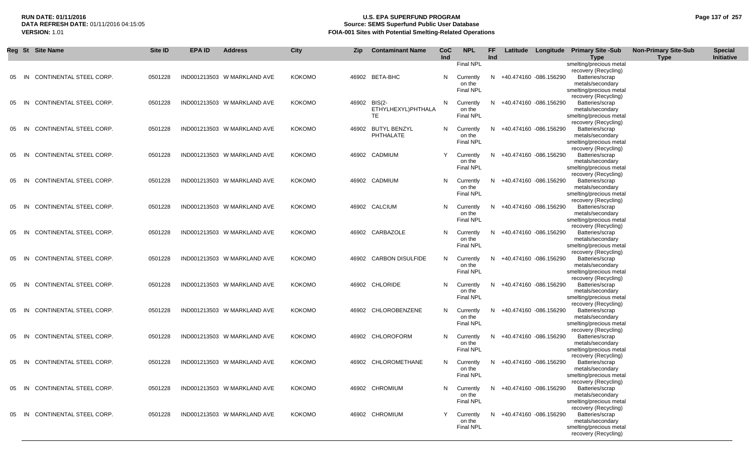| Reg | St | Site Name | Site ID | EPA ID | Address | City | Zip | Contaminant Name | CoC Ind | NPL | FF Ind | Latitude | Longitude | Primary Site -Sub Type | Non-Primary Site-Sub Type | Special Initiative |
|---|---|---|---|---|---|---|---|---|---|---|---|---|---|---|---|---|
| | | | | | | | | | | Final NPL | | | | smelting/precious metal recovery (Recycling) | | |
| 05 | IN | CONTINENTAL STEEL CORP. | 0501228 | IND001213503 | W MARKLAND AVE | KOKOMO | 46902 | BETA-BHC | N | Currently on the Final NPL | N | +40.474160 | -086.156290 | Batteries/scrap metals/secondary smelting/precious metal recovery (Recycling) | | |
| 05 | IN | CONTINENTAL STEEL CORP. | 0501228 | IND001213503 | W MARKLAND AVE | KOKOMO | 46902 | BIS(2-ETHYLHEXYL)PHTHALATE | N | Currently on the Final NPL | N | +40.474160 | -086.156290 | Batteries/scrap metals/secondary smelting/precious metal recovery (Recycling) | | |
| 05 | IN | CONTINENTAL STEEL CORP. | 0501228 | IND001213503 | W MARKLAND AVE | KOKOMO | 46902 | BUTYL BENZYL PHTHALATE | N | Currently on the Final NPL | N | +40.474160 | -086.156290 | Batteries/scrap metals/secondary smelting/precious metal recovery (Recycling) | | |
| 05 | IN | CONTINENTAL STEEL CORP. | 0501228 | IND001213503 | W MARKLAND AVE | KOKOMO | 46902 | CADMIUM | Y | Currently on the Final NPL | N | +40.474160 | -086.156290 | Batteries/scrap metals/secondary smelting/precious metal recovery (Recycling) | | |
| 05 | IN | CONTINENTAL STEEL CORP. | 0501228 | IND001213503 | W MARKLAND AVE | KOKOMO | 46902 | CADMIUM | N | Currently on the Final NPL | N | +40.474160 | -086.156290 | Batteries/scrap metals/secondary smelting/precious metal recovery (Recycling) | | |
| 05 | IN | CONTINENTAL STEEL CORP. | 0501228 | IND001213503 | W MARKLAND AVE | KOKOMO | 46902 | CALCIUM | N | Currently on the Final NPL | N | +40.474160 | -086.156290 | Batteries/scrap metals/secondary smelting/precious metal recovery (Recycling) | | |
| 05 | IN | CONTINENTAL STEEL CORP. | 0501228 | IND001213503 | W MARKLAND AVE | KOKOMO | 46902 | CARBAZOLE | N | Currently on the Final NPL | N | +40.474160 | -086.156290 | Batteries/scrap metals/secondary smelting/precious metal recovery (Recycling) | | |
| 05 | IN | CONTINENTAL STEEL CORP. | 0501228 | IND001213503 | W MARKLAND AVE | KOKOMO | 46902 | CARBON DISULFIDE | N | Currently on the Final NPL | N | +40.474160 | -086.156290 | Batteries/scrap metals/secondary smelting/precious metal recovery (Recycling) | | |
| 05 | IN | CONTINENTAL STEEL CORP. | 0501228 | IND001213503 | W MARKLAND AVE | KOKOMO | 46902 | CHLORIDE | N | Currently on the Final NPL | N | +40.474160 | -086.156290 | Batteries/scrap metals/secondary smelting/precious metal recovery (Recycling) | | |
| 05 | IN | CONTINENTAL STEEL CORP. | 0501228 | IND001213503 | W MARKLAND AVE | KOKOMO | 46902 | CHLOROBENZENE | N | Currently on the Final NPL | N | +40.474160 | -086.156290 | Batteries/scrap metals/secondary smelting/precious metal recovery (Recycling) | | |
| 05 | IN | CONTINENTAL STEEL CORP. | 0501228 | IND001213503 | W MARKLAND AVE | KOKOMO | 46902 | CHLOROFORM | N | Currently on the Final NPL | N | +40.474160 | -086.156290 | Batteries/scrap metals/secondary smelting/precious metal recovery (Recycling) | | |
| 05 | IN | CONTINENTAL STEEL CORP. | 0501228 | IND001213503 | W MARKLAND AVE | KOKOMO | 46902 | CHLOROMETHANE | N | Currently on the Final NPL | N | +40.474160 | -086.156290 | Batteries/scrap metals/secondary smelting/precious metal recovery (Recycling) | | |
| 05 | IN | CONTINENTAL STEEL CORP. | 0501228 | IND001213503 | W MARKLAND AVE | KOKOMO | 46902 | CHROMIUM | N | Currently on the Final NPL | N | +40.474160 | -086.156290 | Batteries/scrap metals/secondary smelting/precious metal recovery (Recycling) | | |
| 05 | IN | CONTINENTAL STEEL CORP. | 0501228 | IND001213503 | W MARKLAND AVE | KOKOMO | 46902 | CHROMIUM | Y | Currently on the Final NPL | N | +40.474160 | -086.156290 | Batteries/scrap metals/secondary smelting/precious metal recovery (Recycling) | | |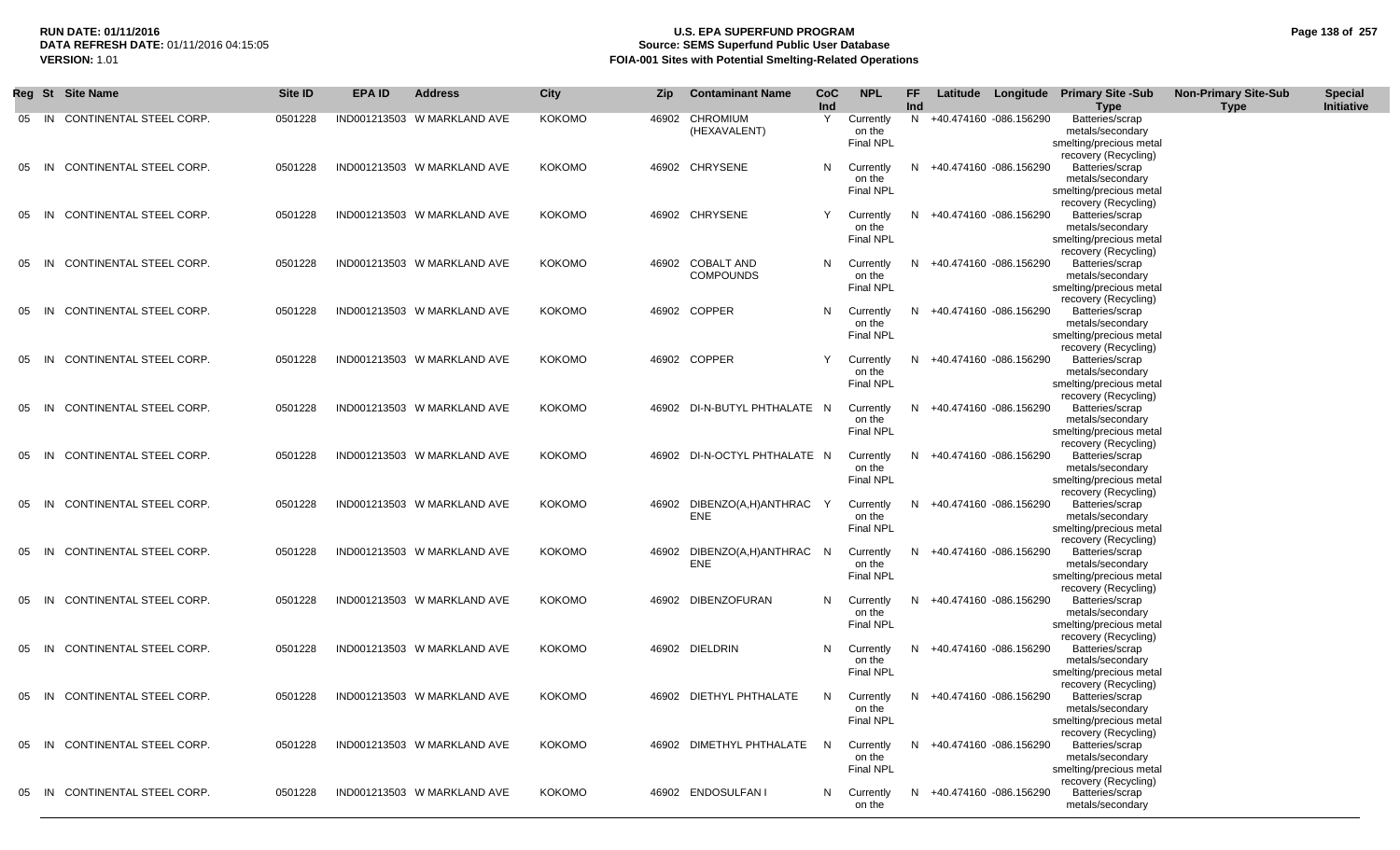| Reg | St | Site Name | Site ID | EPA ID | Address | City | Zip | Contaminant Name | CoC Ind | NPL | FF Ind | Latitude | Longitude | Primary Site -Sub Type | Non-Primary Site-Sub Type | Special Initiative |
|---|---|---|---|---|---|---|---|---|---|---|---|---|---|---|---|---|
| 05 | IN | CONTINENTAL STEEL CORP. | 0501228 | IND001213503 | W MARKLAND AVE | KOKOMO | 46902 | CHROMIUM (HEXAVALENT) | Y | Currently on the Final NPL | N | +40.474160 | -086.156290 | Batteries/scrap metals/secondary smelting/precious metal recovery (Recycling) | | |
| 05 | IN | CONTINENTAL STEEL CORP. | 0501228 | IND001213503 | W MARKLAND AVE | KOKOMO | 46902 | CHRYSENE | N | Currently on the Final NPL | N | +40.474160 | -086.156290 | Batteries/scrap metals/secondary smelting/precious metal recovery (Recycling) | | |
| 05 | IN | CONTINENTAL STEEL CORP. | 0501228 | IND001213503 | W MARKLAND AVE | KOKOMO | 46902 | CHRYSENE | Y | Currently on the Final NPL | N | +40.474160 | -086.156290 | Batteries/scrap metals/secondary smelting/precious metal recovery (Recycling) | | |
| 05 | IN | CONTINENTAL STEEL CORP. | 0501228 | IND001213503 | W MARKLAND AVE | KOKOMO | 46902 | COBALT AND COMPOUNDS | N | Currently on the Final NPL | N | +40.474160 | -086.156290 | Batteries/scrap metals/secondary smelting/precious metal recovery (Recycling) | | |
| 05 | IN | CONTINENTAL STEEL CORP. | 0501228 | IND001213503 | W MARKLAND AVE | KOKOMO | 46902 | COPPER | N | Currently on the Final NPL | N | +40.474160 | -086.156290 | Batteries/scrap metals/secondary smelting/precious metal recovery (Recycling) | | |
| 05 | IN | CONTINENTAL STEEL CORP. | 0501228 | IND001213503 | W MARKLAND AVE | KOKOMO | 46902 | COPPER | Y | Currently on the Final NPL | N | +40.474160 | -086.156290 | Batteries/scrap metals/secondary smelting/precious metal recovery (Recycling) | | |
| 05 | IN | CONTINENTAL STEEL CORP. | 0501228 | IND001213503 | W MARKLAND AVE | KOKOMO | 46902 | DI-N-BUTYL PHTHALATE | N | Currently on the Final NPL | N | +40.474160 | -086.156290 | Batteries/scrap metals/secondary smelting/precious metal recovery (Recycling) | | |
| 05 | IN | CONTINENTAL STEEL CORP. | 0501228 | IND001213503 | W MARKLAND AVE | KOKOMO | 46902 | DI-N-OCTYL PHTHALATE | N | Currently on the Final NPL | N | +40.474160 | -086.156290 | Batteries/scrap metals/secondary smelting/precious metal recovery (Recycling) | | |
| 05 | IN | CONTINENTAL STEEL CORP. | 0501228 | IND001213503 | W MARKLAND AVE | KOKOMO | 46902 | DIBENZO(A,H)ANTHRACENE | Y | Currently on the Final NPL | N | +40.474160 | -086.156290 | Batteries/scrap metals/secondary smelting/precious metal recovery (Recycling) | | |
| 05 | IN | CONTINENTAL STEEL CORP. | 0501228 | IND001213503 | W MARKLAND AVE | KOKOMO | 46902 | DIBENZO(A,H)ANTHRACENE | N | Currently on the Final NPL | N | +40.474160 | -086.156290 | Batteries/scrap metals/secondary smelting/precious metal recovery (Recycling) | | |
| 05 | IN | CONTINENTAL STEEL CORP. | 0501228 | IND001213503 | W MARKLAND AVE | KOKOMO | 46902 | DIBENZOFURAN | N | Currently on the Final NPL | N | +40.474160 | -086.156290 | Batteries/scrap metals/secondary smelting/precious metal recovery (Recycling) | | |
| 05 | IN | CONTINENTAL STEEL CORP. | 0501228 | IND001213503 | W MARKLAND AVE | KOKOMO | 46902 | DIELDRIN | N | Currently on the Final NPL | N | +40.474160 | -086.156290 | Batteries/scrap metals/secondary smelting/precious metal recovery (Recycling) | | |
| 05 | IN | CONTINENTAL STEEL CORP. | 0501228 | IND001213503 | W MARKLAND AVE | KOKOMO | 46902 | DIETHYL PHTHALATE | N | Currently on the Final NPL | N | +40.474160 | -086.156290 | Batteries/scrap metals/secondary smelting/precious metal recovery (Recycling) | | |
| 05 | IN | CONTINENTAL STEEL CORP. | 0501228 | IND001213503 | W MARKLAND AVE | KOKOMO | 46902 | DIMETHYL PHTHALATE | N | Currently on the Final NPL | N | +40.474160 | -086.156290 | Batteries/scrap metals/secondary smelting/precious metal recovery (Recycling) | | |
| 05 | IN | CONTINENTAL STEEL CORP. | 0501228 | IND001213503 | W MARKLAND AVE | KOKOMO | 46902 | ENDOSULFAN I | N | Currently on the | N | +40.474160 | -086.156290 | Batteries/scrap metals/secondary | | |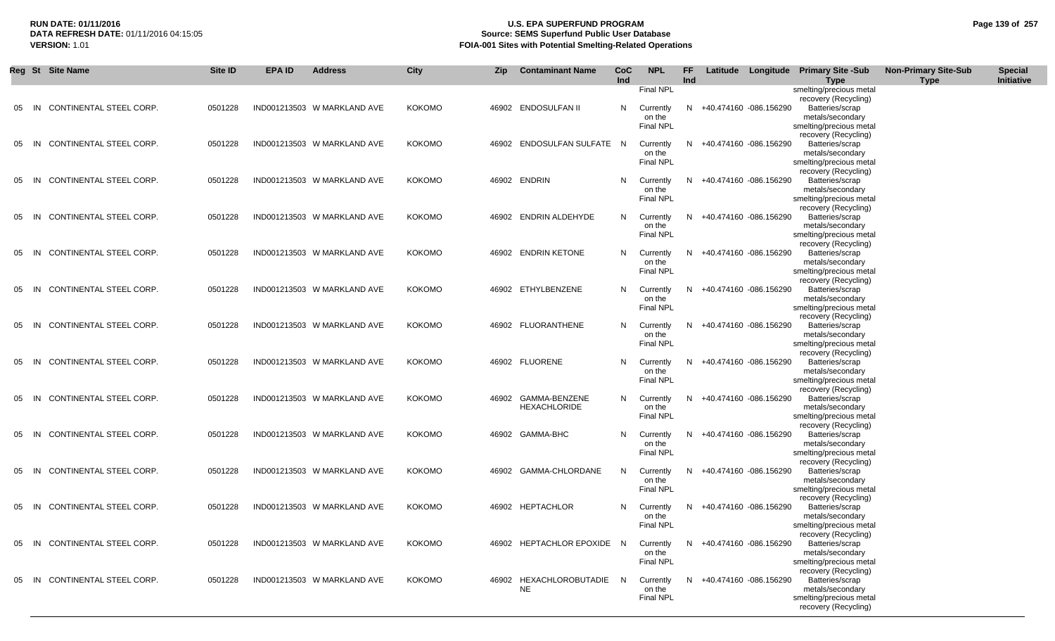| Reg | St | Site Name | Site ID | EPA ID | Address | City | Zip | Contaminant Name | CoC Ind | NPL | FF Ind | Latitude | Longitude | Primary Site -Sub Type | Non-Primary Site-Sub Type | Special Initiative |
|---|---|---|---|---|---|---|---|---|---|---|---|---|---|---|---|---|
| | | | | | | | | | | Final NPL | | | | smelting/precious metal recovery (Recycling) | | |
| 05 | IN | CONTINENTAL STEEL CORP. | 0501228 | IND001213503 | W MARKLAND AVE | KOKOMO | 46902 | ENDOSULFAN II | N | Currently on the Final NPL | N | +40.474160 | -086.156290 | Batteries/scrap metals/secondary smelting/precious metal recovery (Recycling) | | |
| 05 | IN | CONTINENTAL STEEL CORP. | 0501228 | IND001213503 | W MARKLAND AVE | KOKOMO | 46902 | ENDOSULFAN SULFATE | N | Currently on the Final NPL | N | +40.474160 | -086.156290 | Batteries/scrap metals/secondary smelting/precious metal recovery (Recycling) | | |
| 05 | IN | CONTINENTAL STEEL CORP. | 0501228 | IND001213503 | W MARKLAND AVE | KOKOMO | 46902 | ENDRIN | N | Currently on the Final NPL | N | +40.474160 | -086.156290 | Batteries/scrap metals/secondary smelting/precious metal recovery (Recycling) | | |
| 05 | IN | CONTINENTAL STEEL CORP. | 0501228 | IND001213503 | W MARKLAND AVE | KOKOMO | 46902 | ENDRIN ALDEHYDE | N | Currently on the Final NPL | N | +40.474160 | -086.156290 | Batteries/scrap metals/secondary smelting/precious metal recovery (Recycling) | | |
| 05 | IN | CONTINENTAL STEEL CORP. | 0501228 | IND001213503 | W MARKLAND AVE | KOKOMO | 46902 | ENDRIN KETONE | N | Currently on the Final NPL | N | +40.474160 | -086.156290 | Batteries/scrap metals/secondary smelting/precious metal recovery (Recycling) | | |
| 05 | IN | CONTINENTAL STEEL CORP. | 0501228 | IND001213503 | W MARKLAND AVE | KOKOMO | 46902 | ETHYLBENZENE | N | Currently on the Final NPL | N | +40.474160 | -086.156290 | Batteries/scrap metals/secondary smelting/precious metal recovery (Recycling) | | |
| 05 | IN | CONTINENTAL STEEL CORP. | 0501228 | IND001213503 | W MARKLAND AVE | KOKOMO | 46902 | FLUORANTHENE | N | Currently on the Final NPL | N | +40.474160 | -086.156290 | Batteries/scrap metals/secondary smelting/precious metal recovery (Recycling) | | |
| 05 | IN | CONTINENTAL STEEL CORP. | 0501228 | IND001213503 | W MARKLAND AVE | KOKOMO | 46902 | FLUORENE | N | Currently on the Final NPL | N | +40.474160 | -086.156290 | Batteries/scrap metals/secondary smelting/precious metal recovery (Recycling) | | |
| 05 | IN | CONTINENTAL STEEL CORP. | 0501228 | IND001213503 | W MARKLAND AVE | KOKOMO | 46902 | GAMMA-BENZENE HEXACHLORIDE | N | Currently on the Final NPL | N | +40.474160 | -086.156290 | Batteries/scrap metals/secondary smelting/precious metal recovery (Recycling) | | |
| 05 | IN | CONTINENTAL STEEL CORP. | 0501228 | IND001213503 | W MARKLAND AVE | KOKOMO | 46902 | GAMMA-BHC | N | Currently on the Final NPL | N | +40.474160 | -086.156290 | Batteries/scrap metals/secondary smelting/precious metal recovery (Recycling) | | |
| 05 | IN | CONTINENTAL STEEL CORP. | 0501228 | IND001213503 | W MARKLAND AVE | KOKOMO | 46902 | GAMMA-CHLORDANE | N | Currently on the Final NPL | N | +40.474160 | -086.156290 | Batteries/scrap metals/secondary smelting/precious metal recovery (Recycling) | | |
| 05 | IN | CONTINENTAL STEEL CORP. | 0501228 | IND001213503 | W MARKLAND AVE | KOKOMO | 46902 | HEPTACHLOR | N | Currently on the Final NPL | N | +40.474160 | -086.156290 | Batteries/scrap metals/secondary smelting/precious metal recovery (Recycling) | | |
| 05 | IN | CONTINENTAL STEEL CORP. | 0501228 | IND001213503 | W MARKLAND AVE | KOKOMO | 46902 | HEPTACHLOR EPOXIDE | N | Currently on the Final NPL | N | +40.474160 | -086.156290 | Batteries/scrap metals/secondary smelting/precious metal recovery (Recycling) | | |
| 05 | IN | CONTINENTAL STEEL CORP. | 0501228 | IND001213503 | W MARKLAND AVE | KOKOMO | 46902 | HEXACHLOROBUTADIENE | N | Currently on the Final NPL | N | +40.474160 | -086.156290 | Batteries/scrap metals/secondary smelting/precious metal recovery (Recycling) | | |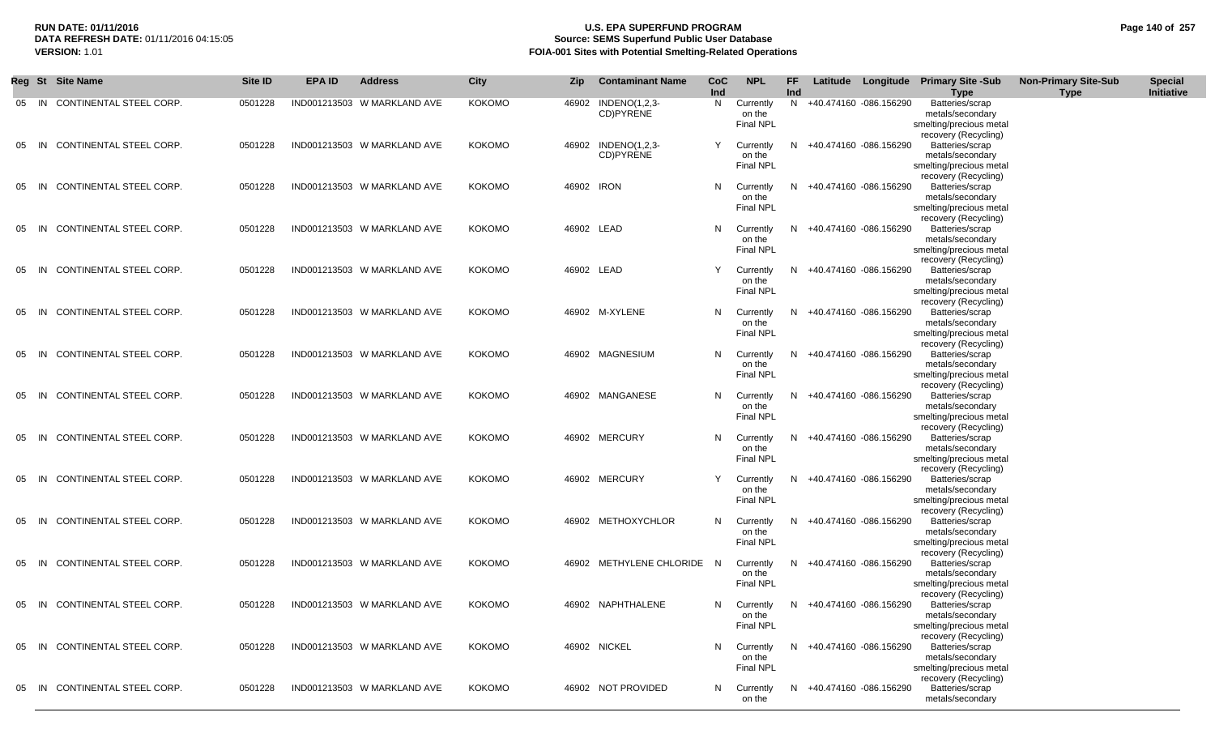**RUN DATE: 01/11/2016**
**DATA REFRESH DATE:** 01/11/2016 04:15:05
**VERSION:** 1.01

# U.S. EPA SUPERFUND PROGRAM
## Source: SEMS Superfund Public User Database
## FOIA-001 Sites with Potential Smelting-Related Operations

| Reg | St | Site Name | Site ID | EPA ID | Address | City | Zip | Contaminant Name | CoC Ind | NPL | FF Ind | Latitude | Longitude | Primary Site -Sub Type | Non-Primary Site-Sub Type | Special Initiative |
|---|---|---|---|---|---|---|---|---|---|---|---|---|---|---|---|---|
| 05 | IN | CONTINENTAL STEEL CORP. | 0501228 | IND001213503 | W MARKLAND AVE | KOKOMO | 46902 | INDENO(1,2,3-CD)PYRENE | N | Currently on the Final NPL | N | +40.474160 | -086.156290 | Batteries/scrap metals/secondary smelting/precious metal recovery (Recycling) | | |
| 05 | IN | CONTINENTAL STEEL CORP. | 0501228 | IND001213503 | W MARKLAND AVE | KOKOMO | 46902 | INDENO(1,2,3-CD)PYRENE | Y | Currently on the Final NPL | N | +40.474160 | -086.156290 | Batteries/scrap metals/secondary smelting/precious metal recovery (Recycling) | | |
| 05 | IN | CONTINENTAL STEEL CORP. | 0501228 | IND001213503 | W MARKLAND AVE | KOKOMO | 46902 | IRON | N | Currently on the Final NPL | N | +40.474160 | -086.156290 | Batteries/scrap metals/secondary smelting/precious metal recovery (Recycling) | | |
| 05 | IN | CONTINENTAL STEEL CORP. | 0501228 | IND001213503 | W MARKLAND AVE | KOKOMO | 46902 | LEAD | N | Currently on the Final NPL | N | +40.474160 | -086.156290 | Batteries/scrap metals/secondary smelting/precious metal recovery (Recycling) | | |
| 05 | IN | CONTINENTAL STEEL CORP. | 0501228 | IND001213503 | W MARKLAND AVE | KOKOMO | 46902 | LEAD | Y | Currently on the Final NPL | N | +40.474160 | -086.156290 | Batteries/scrap metals/secondary smelting/precious metal recovery (Recycling) | | |
| 05 | IN | CONTINENTAL STEEL CORP. | 0501228 | IND001213503 | W MARKLAND AVE | KOKOMO | 46902 | M-XYLENE | N | Currently on the Final NPL | N | +40.474160 | -086.156290 | Batteries/scrap metals/secondary smelting/precious metal recovery (Recycling) | | |
| 05 | IN | CONTINENTAL STEEL CORP. | 0501228 | IND001213503 | W MARKLAND AVE | KOKOMO | 46902 | MAGNESIUM | N | Currently on the Final NPL | N | +40.474160 | -086.156290 | Batteries/scrap metals/secondary smelting/precious metal recovery (Recycling) | | |
| 05 | IN | CONTINENTAL STEEL CORP. | 0501228 | IND001213503 | W MARKLAND AVE | KOKOMO | 46902 | MANGANESE | N | Currently on the Final NPL | N | +40.474160 | -086.156290 | Batteries/scrap metals/secondary smelting/precious metal recovery (Recycling) | | |
| 05 | IN | CONTINENTAL STEEL CORP. | 0501228 | IND001213503 | W MARKLAND AVE | KOKOMO | 46902 | MERCURY | N | Currently on the Final NPL | N | +40.474160 | -086.156290 | Batteries/scrap metals/secondary smelting/precious metal recovery (Recycling) | | |
| 05 | IN | CONTINENTAL STEEL CORP. | 0501228 | IND001213503 | W MARKLAND AVE | KOKOMO | 46902 | MERCURY | Y | Currently on the Final NPL | N | +40.474160 | -086.156290 | Batteries/scrap metals/secondary smelting/precious metal recovery (Recycling) | | |
| 05 | IN | CONTINENTAL STEEL CORP. | 0501228 | IND001213503 | W MARKLAND AVE | KOKOMO | 46902 | METHOXYCHLOR | N | Currently on the Final NPL | N | +40.474160 | -086.156290 | Batteries/scrap metals/secondary smelting/precious metal recovery (Recycling) | | |
| 05 | IN | CONTINENTAL STEEL CORP. | 0501228 | IND001213503 | W MARKLAND AVE | KOKOMO | 46902 | METHYLENE CHLORIDE | N | Currently on the Final NPL | N | +40.474160 | -086.156290 | Batteries/scrap metals/secondary smelting/precious metal recovery (Recycling) | | |
| 05 | IN | CONTINENTAL STEEL CORP. | 0501228 | IND001213503 | W MARKLAND AVE | KOKOMO | 46902 | NAPHTHALENE | N | Currently on the Final NPL | N | +40.474160 | -086.156290 | Batteries/scrap metals/secondary smelting/precious metal recovery (Recycling) | | |
| 05 | IN | CONTINENTAL STEEL CORP. | 0501228 | IND001213503 | W MARKLAND AVE | KOKOMO | 46902 | NICKEL | N | Currently on the Final NPL | N | +40.474160 | -086.156290 | Batteries/scrap metals/secondary smelting/precious metal recovery (Recycling) | | |
| 05 | IN | CONTINENTAL STEEL CORP. | 0501228 | IND001213503 | W MARKLAND AVE | KOKOMO | 46902 | NOT PROVIDED | N | Currently on the | N | +40.474160 | -086.156290 | Batteries/scrap metals/secondary | | |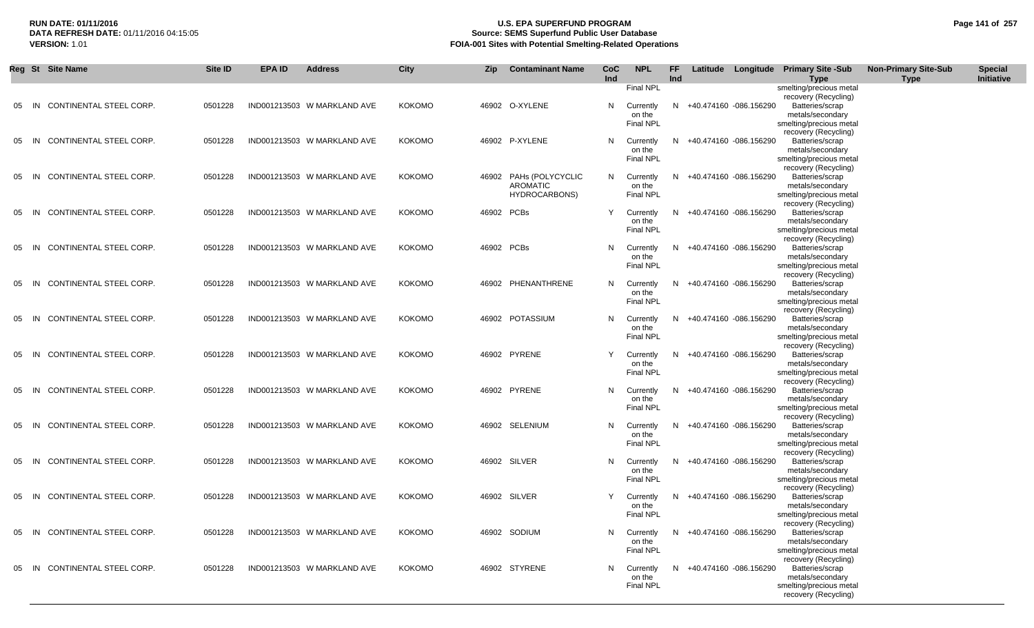| Reg | St | Site Name | Site ID | EPA ID | Address | City | Zip | Contaminant Name | CoC Ind | NPL | FF Ind | Latitude | Longitude | Primary Site -Sub Type | Non-Primary Site-Sub Type | Special Initiative |
|---|---|---|---|---|---|---|---|---|---|---|---|---|---|---|---|---|
| | | | | | | | | | | Final NPL | | | | smelting/precious metal recovery (Recycling) | | |
| 05 | IN | CONTINENTAL STEEL CORP. | 0501228 | IND001213503 | W MARKLAND AVE | KOKOMO | 46902 | O-XYLENE | N | Currently on the Final NPL | N | +40.474160 | -086.156290 | Batteries/scrap metals/secondary smelting/precious metal recovery (Recycling) | | |
| 05 | IN | CONTINENTAL STEEL CORP. | 0501228 | IND001213503 | W MARKLAND AVE | KOKOMO | 46902 | P-XYLENE | N | Currently on the Final NPL | N | +40.474160 | -086.156290 | Batteries/scrap metals/secondary smelting/precious metal recovery (Recycling) | | |
| 05 | IN | CONTINENTAL STEEL CORP. | 0501228 | IND001213503 | W MARKLAND AVE | KOKOMO | 46902 | PAHs (POLYCYCLIC AROMATIC HYDROCARBONS) | N | Currently on the Final NPL | N | +40.474160 | -086.156290 | Batteries/scrap metals/secondary smelting/precious metal recovery (Recycling) | | |
| 05 | IN | CONTINENTAL STEEL CORP. | 0501228 | IND001213503 | W MARKLAND AVE | KOKOMO | 46902 | PCBs | Y | Currently on the Final NPL | N | +40.474160 | -086.156290 | Batteries/scrap metals/secondary smelting/precious metal recovery (Recycling) | | |
| 05 | IN | CONTINENTAL STEEL CORP. | 0501228 | IND001213503 | W MARKLAND AVE | KOKOMO | 46902 | PCBs | N | Currently on the Final NPL | N | +40.474160 | -086.156290 | Batteries/scrap metals/secondary smelting/precious metal recovery (Recycling) | | |
| 05 | IN | CONTINENTAL STEEL CORP. | 0501228 | IND001213503 | W MARKLAND AVE | KOKOMO | 46902 | PHENANTHRENE | N | Currently on the Final NPL | N | +40.474160 | -086.156290 | Batteries/scrap metals/secondary smelting/precious metal recovery (Recycling) | | |
| 05 | IN | CONTINENTAL STEEL CORP. | 0501228 | IND001213503 | W MARKLAND AVE | KOKOMO | 46902 | POTASSIUM | N | Currently on the Final NPL | N | +40.474160 | -086.156290 | Batteries/scrap metals/secondary smelting/precious metal recovery (Recycling) | | |
| 05 | IN | CONTINENTAL STEEL CORP. | 0501228 | IND001213503 | W MARKLAND AVE | KOKOMO | 46902 | PYRENE | Y | Currently on the Final NPL | N | +40.474160 | -086.156290 | Batteries/scrap metals/secondary smelting/precious metal recovery (Recycling) | | |
| 05 | IN | CONTINENTAL STEEL CORP. | 0501228 | IND001213503 | W MARKLAND AVE | KOKOMO | 46902 | PYRENE | N | Currently on the Final NPL | N | +40.474160 | -086.156290 | Batteries/scrap metals/secondary smelting/precious metal recovery (Recycling) | | |
| 05 | IN | CONTINENTAL STEEL CORP. | 0501228 | IND001213503 | W MARKLAND AVE | KOKOMO | 46902 | SELENIUM | N | Currently on the Final NPL | N | +40.474160 | -086.156290 | Batteries/scrap metals/secondary smelting/precious metal recovery (Recycling) | | |
| 05 | IN | CONTINENTAL STEEL CORP. | 0501228 | IND001213503 | W MARKLAND AVE | KOKOMO | 46902 | SILVER | N | Currently on the Final NPL | N | +40.474160 | -086.156290 | Batteries/scrap metals/secondary smelting/precious metal recovery (Recycling) | | |
| 05 | IN | CONTINENTAL STEEL CORP. | 0501228 | IND001213503 | W MARKLAND AVE | KOKOMO | 46902 | SILVER | Y | Currently on the Final NPL | N | +40.474160 | -086.156290 | Batteries/scrap metals/secondary smelting/precious metal recovery (Recycling) | | |
| 05 | IN | CONTINENTAL STEEL CORP. | 0501228 | IND001213503 | W MARKLAND AVE | KOKOMO | 46902 | SODIUM | N | Currently on the Final NPL | N | +40.474160 | -086.156290 | Batteries/scrap metals/secondary smelting/precious metal recovery (Recycling) | | |
| 05 | IN | CONTINENTAL STEEL CORP. | 0501228 | IND001213503 | W MARKLAND AVE | KOKOMO | 46902 | STYRENE | N | Currently on the Final NPL | N | +40.474160 | -086.156290 | Batteries/scrap metals/secondary smelting/precious metal recovery (Recycling) | | |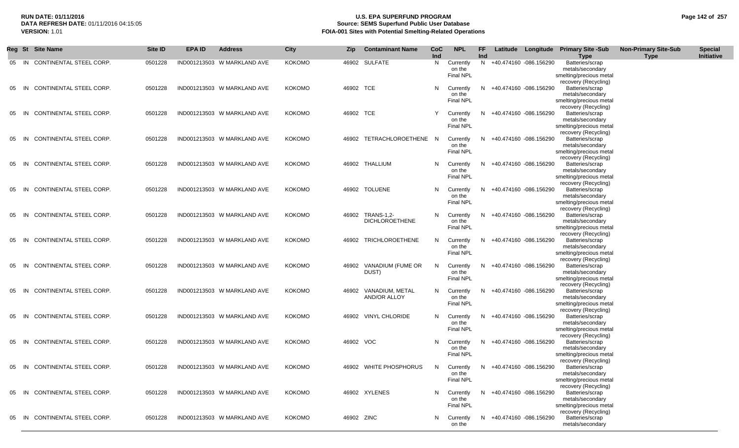**RUN DATE:** 01/11/2016
**DATA REFRESH DATE:** 01/11/2016 04:15:05
**VERSION:** 1.01

# U.S. EPA SUPERFUND PROGRAM
## Source: SEMS Superfund Public User Database
## FOIA-001 Sites with Potential Smelting-Related Operations

| Reg | St | Site Name | Site ID | EPA ID | Address | City | Zip | Contaminant Name | CoC Ind | NPL | FF Ind | Latitude | Longitude | Primary Site -Sub Type | Non-Primary Site-Sub Type | Special Initiative |
|---|---|---|---|---|---|---|---|---|---|---|---|---|---|---|---|---|
| 05 | IN | CONTINENTAL STEEL CORP. | 0501228 | IND001213503 | W MARKLAND AVE | KOKOMO | 46902 | SULFATE | N | Currently on the Final NPL | N | +40.474160 | -086.156290 | Batteries/scrap metals/secondary smelting/precious metal recovery (Recycling) | | |
| 05 | IN | CONTINENTAL STEEL CORP. | 0501228 | IND001213503 | W MARKLAND AVE | KOKOMO | 46902 | TCE | N | Currently on the Final NPL | N | +40.474160 | -086.156290 | Batteries/scrap metals/secondary smelting/precious metal recovery (Recycling) | | |
| 05 | IN | CONTINENTAL STEEL CORP. | 0501228 | IND001213503 | W MARKLAND AVE | KOKOMO | 46902 | TCE | Y | Currently on the Final NPL | N | +40.474160 | -086.156290 | Batteries/scrap metals/secondary smelting/precious metal recovery (Recycling) | | |
| 05 | IN | CONTINENTAL STEEL CORP. | 0501228 | IND001213503 | W MARKLAND AVE | KOKOMO | 46902 | TETRACHLOROETHENE | N | Currently on the Final NPL | N | +40.474160 | -086.156290 | Batteries/scrap metals/secondary smelting/precious metal recovery (Recycling) | | |
| 05 | IN | CONTINENTAL STEEL CORP. | 0501228 | IND001213503 | W MARKLAND AVE | KOKOMO | 46902 | THALLIUM | N | Currently on the Final NPL | N | +40.474160 | -086.156290 | Batteries/scrap metals/secondary smelting/precious metal recovery (Recycling) | | |
| 05 | IN | CONTINENTAL STEEL CORP. | 0501228 | IND001213503 | W MARKLAND AVE | KOKOMO | 46902 | TOLUENE | N | Currently on the Final NPL | N | +40.474160 | -086.156290 | Batteries/scrap metals/secondary smelting/precious metal recovery (Recycling) | | |
| 05 | IN | CONTINENTAL STEEL CORP. | 0501228 | IND001213503 | W MARKLAND AVE | KOKOMO | 46902 | TRANS-1,2-DICHLOROETHENE | N | Currently on the Final NPL | N | +40.474160 | -086.156290 | Batteries/scrap metals/secondary smelting/precious metal recovery (Recycling) | | |
| 05 | IN | CONTINENTAL STEEL CORP. | 0501228 | IND001213503 | W MARKLAND AVE | KOKOMO | 46902 | TRICHLOROETHENE | N | Currently on the Final NPL | N | +40.474160 | -086.156290 | Batteries/scrap metals/secondary smelting/precious metal recovery (Recycling) | | |
| 05 | IN | CONTINENTAL STEEL CORP. | 0501228 | IND001213503 | W MARKLAND AVE | KOKOMO | 46902 | VANADIUM (FUME OR DUST) | N | Currently on the Final NPL | N | +40.474160 | -086.156290 | Batteries/scrap metals/secondary smelting/precious metal recovery (Recycling) | | |
| 05 | IN | CONTINENTAL STEEL CORP. | 0501228 | IND001213503 | W MARKLAND AVE | KOKOMO | 46902 | VANADIUM, METAL AND/OR ALLOY | N | Currently on the Final NPL | N | +40.474160 | -086.156290 | Batteries/scrap metals/secondary smelting/precious metal recovery (Recycling) | | |
| 05 | IN | CONTINENTAL STEEL CORP. | 0501228 | IND001213503 | W MARKLAND AVE | KOKOMO | 46902 | VINYL CHLORIDE | N | Currently on the Final NPL | N | +40.474160 | -086.156290 | Batteries/scrap metals/secondary smelting/precious metal recovery (Recycling) | | |
| 05 | IN | CONTINENTAL STEEL CORP. | 0501228 | IND001213503 | W MARKLAND AVE | KOKOMO | 46902 | VOC | N | Currently on the Final NPL | N | +40.474160 | -086.156290 | Batteries/scrap metals/secondary smelting/precious metal recovery (Recycling) | | |
| 05 | IN | CONTINENTAL STEEL CORP. | 0501228 | IND001213503 | W MARKLAND AVE | KOKOMO | 46902 | WHITE PHOSPHORUS | N | Currently on the Final NPL | N | +40.474160 | -086.156290 | Batteries/scrap metals/secondary smelting/precious metal recovery (Recycling) | | |
| 05 | IN | CONTINENTAL STEEL CORP. | 0501228 | IND001213503 | W MARKLAND AVE | KOKOMO | 46902 | XYLENES | N | Currently on the Final NPL | N | +40.474160 | -086.156290 | Batteries/scrap metals/secondary smelting/precious metal recovery (Recycling) | | |
| 05 | IN | CONTINENTAL STEEL CORP. | 0501228 | IND001213503 | W MARKLAND AVE | KOKOMO | 46902 | ZINC | N | Currently on the | N | +40.474160 | -086.156290 | Batteries/scrap metals/secondary | | |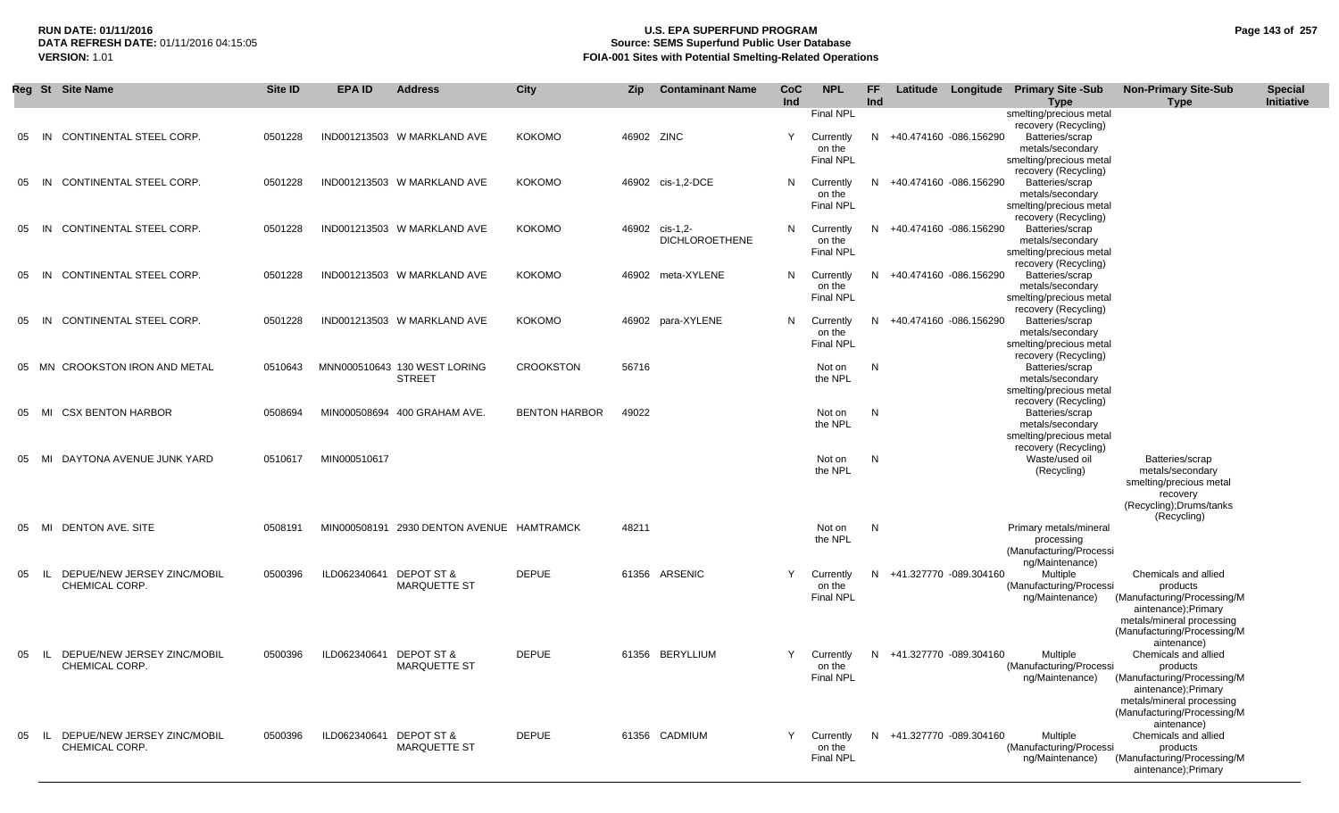| Reg | St | Site Name | Site ID | EPA ID | Address | City | Zip | Contaminant Name | CoC Ind | NPL | FF Ind | Latitude | Longitude | Primary Site -Sub Type | Non-Primary Site-Sub Type | Special Initiative |
|---|---|---|---|---|---|---|---|---|---|---|---|---|---|---|---|---|
| | | | | | | | | | | Final NPL | | | | smelting/precious metal recovery (Recycling) | | |
| 05 | IN | CONTINENTAL STEEL CORP. | 0501228 | IND001213503 | W MARKLAND AVE | KOKOMO | 46902 | ZINC | Y | Currently on the Final NPL | N | +40.474160 | -086.156290 | Batteries/scrap metals/secondary smelting/precious metal recovery (Recycling) | | |
| 05 | IN | CONTINENTAL STEEL CORP. | 0501228 | IND001213503 | W MARKLAND AVE | KOKOMO | 46902 | cis-1,2-DCE | N | Currently on the Final NPL | N | +40.474160 | -086.156290 | Batteries/scrap metals/secondary smelting/precious metal recovery (Recycling) | | |
| 05 | IN | CONTINENTAL STEEL CORP. | 0501228 | IND001213503 | W MARKLAND AVE | KOKOMO | 46902 | cis-1,2-DICHLOROETHENE | N | Currently on the Final NPL | N | +40.474160 | -086.156290 | Batteries/scrap metals/secondary smelting/precious metal recovery (Recycling) | | |
| 05 | IN | CONTINENTAL STEEL CORP. | 0501228 | IND001213503 | W MARKLAND AVE | KOKOMO | 46902 | meta-XYLENE | N | Currently on the Final NPL | N | +40.474160 | -086.156290 | Batteries/scrap metals/secondary smelting/precious metal recovery (Recycling) | | |
| 05 | IN | CONTINENTAL STEEL CORP. | 0501228 | IND001213503 | W MARKLAND AVE | KOKOMO | 46902 | para-XYLENE | N | Currently on the Final NPL | N | +40.474160 | -086.156290 | Batteries/scrap metals/secondary smelting/precious metal recovery (Recycling) | | |
| 05 | MN | CROOKSTON IRON AND METAL | 0510643 | MNN000510643 | 130 WEST LORING STREET | CROOKSTON | 56716 | | | Not on the NPL | N | | | Batteries/scrap metals/secondary smelting/precious metal recovery (Recycling) | | |
| 05 | MI | CSX BENTON HARBOR | 0508694 | MIN000508694 | 400 GRAHAM AVE. | BENTON HARBOR | 49022 | | | Not on the NPL | N | | | Batteries/scrap metals/secondary smelting/precious metal recovery (Recycling) | | |
| 05 | MI | DAYTONA AVENUE JUNK YARD | 0510617 | MIN000510617 | | | | | | Not on the NPL | N | | | Waste/used oil (Recycling) | Batteries/scrap metals/secondary smelting/precious metal recovery (Recycling);Drums/tanks (Recycling) | |
| 05 | MI | DENTON AVE. SITE | 0508191 | MIN000508191 | 2930 DENTON AVENUE | HAMTRAMCK | 48211 | | | Not on the NPL | N | | | Primary metals/mineral processing (Manufacturing/Processing/Maintenance) | | |
| 05 | IL | DEPUE/NEW JERSEY ZINC/MOBIL CHEMICAL CORP. | 0500396 | ILD062340641 | DEPOT ST & MARQUETTE ST | DEPUE | 61356 | ARSENIC | Y | Currently on the Final NPL | N | +41.327770 | -089.304160 | Multiple (Manufacturing/Processing/Maintenance) | Chemicals and allied products (Manufacturing/Processing/Maintenance);Primary metals/mineral processing (Manufacturing/Processing/Maintenance) | |
| 05 | IL | DEPUE/NEW JERSEY ZINC/MOBIL CHEMICAL CORP. | 0500396 | ILD062340641 | DEPOT ST & MARQUETTE ST | DEPUE | 61356 | BERYLLIUM | Y | Currently on the Final NPL | N | +41.327770 | -089.304160 | Multiple (Manufacturing/Processing/Maintenance) | Chemicals and allied products (Manufacturing/Processing/Maintenance);Primary metals/mineral processing (Manufacturing/Processing/Maintenance) | |
| 05 | IL | DEPUE/NEW JERSEY ZINC/MOBIL CHEMICAL CORP. | 0500396 | ILD062340641 | DEPOT ST & MARQUETTE ST | DEPUE | 61356 | CADMIUM | Y | Currently on the Final NPL | N | +41.327770 | -089.304160 | Multiple (Manufacturing/Processing/Maintenance) | Chemicals and allied products (Manufacturing/Processing/Maintenance);Primary | |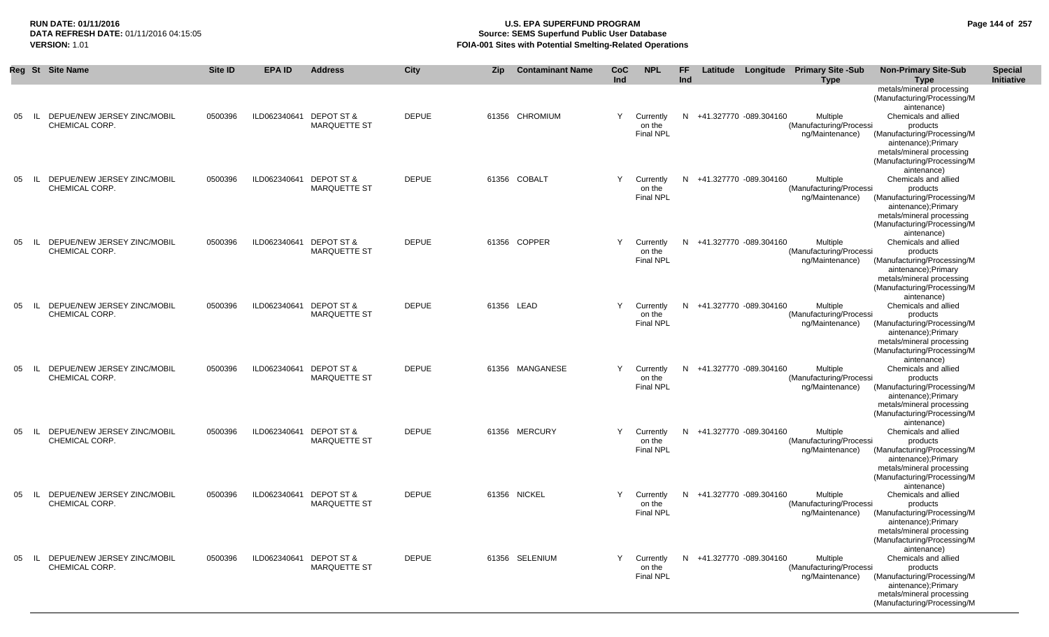**RUN DATE:** 01/11/2016
**DATA REFRESH DATE:** 01/11/2016 04:15:05
**VERSION:** 1.01

# U.S. EPA SUPERFUND PROGRAM
## Source: SEMS Superfund Public User Database
## FOIA-001 Sites with Potential Smelting-Related Operations

| Reg | St | Site Name | Site ID | EPA ID | Address | City | Zip | Contaminant Name | CoC Ind | NPL | FF Ind | Latitude | Longitude | Primary Site -Sub Type | Non-Primary Site-Sub Type | Special Initiative |
|---|---|---|---|---|---|---|---|---|---|---|---|---|---|---|---|---|
| | | | | | | | | | | | | | | | metals/mineral processing (Manufacturing/Processing/Maintenance) | |
| 05 | IL | DEPUE/NEW JERSEY ZINC/MOBIL CHEMICAL CORP. | 0500396 | ILD062340641 | DEPOT ST & MARQUETTE ST | DEPUE | 61356 | CHROMIUM | Y | Currently on the Final NPL | N | +41.327770 | -089.304160 | Multiple (Manufacturing/Processing/Maintenance) | Chemicals and allied products (Manufacturing/Processing/Maintenance);Primary metals/mineral processing (Manufacturing/Processing/Maintenance) | |
| 05 | IL | DEPUE/NEW JERSEY ZINC/MOBIL CHEMICAL CORP. | 0500396 | ILD062340641 | DEPOT ST & MARQUETTE ST | DEPUE | 61356 | COBALT | Y | Currently on the Final NPL | N | +41.327770 | -089.304160 | Multiple (Manufacturing/Processing/Maintenance) | Chemicals and allied products (Manufacturing/Processing/Maintenance);Primary metals/mineral processing (Manufacturing/Processing/Maintenance) | |
| 05 | IL | DEPUE/NEW JERSEY ZINC/MOBIL CHEMICAL CORP. | 0500396 | ILD062340641 | DEPOT ST & MARQUETTE ST | DEPUE | 61356 | COPPER | Y | Currently on the Final NPL | N | +41.327770 | -089.304160 | Multiple (Manufacturing/Processing/Maintenance) | Chemicals and allied products (Manufacturing/Processing/Maintenance);Primary metals/mineral processing (Manufacturing/Processing/Maintenance) | |
| 05 | IL | DEPUE/NEW JERSEY ZINC/MOBIL CHEMICAL CORP. | 0500396 | ILD062340641 | DEPOT ST & MARQUETTE ST | DEPUE | 61356 | LEAD | Y | Currently on the Final NPL | N | +41.327770 | -089.304160 | Multiple (Manufacturing/Processing/Maintenance) | Chemicals and allied products (Manufacturing/Processing/Maintenance);Primary metals/mineral processing (Manufacturing/Processing/Maintenance) | |
| 05 | IL | DEPUE/NEW JERSEY ZINC/MOBIL CHEMICAL CORP. | 0500396 | ILD062340641 | DEPOT ST & MARQUETTE ST | DEPUE | 61356 | MANGANESE | Y | Currently on the Final NPL | N | +41.327770 | -089.304160 | Multiple (Manufacturing/Processing/Maintenance) | Chemicals and allied products (Manufacturing/Processing/Maintenance);Primary metals/mineral processing (Manufacturing/Processing/Maintenance) | |
| 05 | IL | DEPUE/NEW JERSEY ZINC/MOBIL CHEMICAL CORP. | 0500396 | ILD062340641 | DEPOT ST & MARQUETTE ST | DEPUE | 61356 | MERCURY | Y | Currently on the Final NPL | N | +41.327770 | -089.304160 | Multiple (Manufacturing/Processing/Maintenance) | Chemicals and allied products (Manufacturing/Processing/Maintenance);Primary metals/mineral processing (Manufacturing/Processing/Maintenance) | |
| 05 | IL | DEPUE/NEW JERSEY ZINC/MOBIL CHEMICAL CORP. | 0500396 | ILD062340641 | DEPOT ST & MARQUETTE ST | DEPUE | 61356 | NICKEL | Y | Currently on the Final NPL | N | +41.327770 | -089.304160 | Multiple (Manufacturing/Processing/Maintenance) | Chemicals and allied products (Manufacturing/Processing/Maintenance);Primary metals/mineral processing (Manufacturing/Processing/Maintenance) | |
| 05 | IL | DEPUE/NEW JERSEY ZINC/MOBIL CHEMICAL CORP. | 0500396 | ILD062340641 | DEPOT ST & MARQUETTE ST | DEPUE | 61356 | SELENIUM | Y | Currently on the Final NPL | N | +41.327770 | -089.304160 | Multiple (Manufacturing/Processing/Maintenance) | Chemicals and allied products (Manufacturing/Processing/Maintenance);Primary metals/mineral processing (Manufacturing/Processing/M | |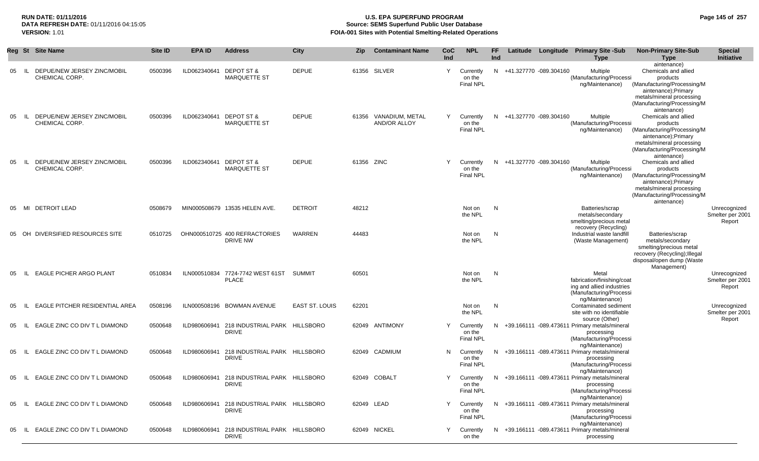| Reg | St | Site Name | Site ID | EPA ID | Address | City | Zip | Contaminant Name | CoC Ind | NPL | FF Ind | Latitude | Longitude | Primary Site -Sub Type | Non-Primary Site-Sub Type | Special Initiative |
|---|---|---|---|---|---|---|---|---|---|---|---|---|---|---|---|---|
| 05 | IL | DEPUE/NEW JERSEY ZINC/MOBIL CHEMICAL CORP. | 0500396 | ILD062340641 | DEPOT ST & MARQUETTE ST | DEPUE | 61356 | SILVER | Y | Currently on the Final NPL | N | +41.327770 | -089.304160 | Multiple (Manufacturing/Processing/Maintenance) | Chemicals and allied products (Manufacturing/Processing/Maintenance);Primary metals/mineral processing (Manufacturing/Processing/Maintenance) | |
| 05 | IL | DEPUE/NEW JERSEY ZINC/MOBIL CHEMICAL CORP. | 0500396 | ILD062340641 | DEPOT ST & MARQUETTE ST | DEPUE | 61356 | VANADIUM, METAL AND/OR ALLOY | Y | Currently on the Final NPL | N | +41.327770 | -089.304160 | Multiple (Manufacturing/Processing/Maintenance) | Chemicals and allied products (Manufacturing/Processing/Maintenance);Primary metals/mineral processing (Manufacturing/Processing/Maintenance) | |
| 05 | IL | DEPUE/NEW JERSEY ZINC/MOBIL CHEMICAL CORP. | 0500396 | ILD062340641 | DEPOT ST & MARQUETTE ST | DEPUE | 61356 | ZINC | Y | Currently on the Final NPL | N | +41.327770 | -089.304160 | Multiple (Manufacturing/Processing/Maintenance) | Chemicals and allied products (Manufacturing/Processing/Maintenance);Primary metals/mineral processing (Manufacturing/Processing/Maintenance) | |
| 05 | MI | DETROIT LEAD | 0508679 | MIN000508679 | 13535 HELEN AVE. | DETROIT | 48212 | | | Not on the NPL | N | | | Batteries/scrap metals/secondary smelting/precious metal recovery (Recycling) | | Unrecognized Smelter per 2001 Report |
| 05 | OH | DIVERSIFIED RESOURCES SITE | 0510725 | OHN000510725 | 400 REFRACTORIES DRIVE NW | WARREN | 44483 | | | Not on the NPL | N | | | Industrial waste landfill (Waste Management) | Batteries/scrap metals/secondary smelting/precious metal recovery (Recycling);Illegal disposal/open dump (Waste Management) | |
| 05 | IL | EAGLE PICHER ARGO PLANT | 0510834 | ILN000510834 | 7724-7742 WEST 61ST PLACE | SUMMIT | 60501 | | | Not on the NPL | N | | | Metal fabrication/finishing/coating and allied industries (Manufacturing/Processing/Maintenance) | | Unrecognized Smelter per 2001 Report |
| 05 | IL | EAGLE PITCHER RESIDENTIAL AREA | 0508196 | ILN000508196 | BOWMAN AVENUE | EAST ST. LOUIS | 62201 | | | Not on the NPL | N | | | Contaminated sediment site with no identifiable source (Other) | | Unrecognized Smelter per 2001 Report |
| 05 | IL | EAGLE ZINC CO DIV T L DIAMOND | 0500648 | ILD980606941 | 218 INDUSTRIAL PARK DRIVE | HILLSBORO | 62049 | ANTIMONY | Y | Currently on the Final NPL | N | +39.166111 | -089.473611 | Primary metals/mineral processing (Manufacturing/Processing/Maintenance) | | |
| 05 | IL | EAGLE ZINC CO DIV T L DIAMOND | 0500648 | ILD980606941 | 218 INDUSTRIAL PARK DRIVE | HILLSBORO | 62049 | CADMIUM | N | Currently on the Final NPL | N | +39.166111 | -089.473611 | Primary metals/mineral processing (Manufacturing/Processing/Maintenance) | | |
| 05 | IL | EAGLE ZINC CO DIV T L DIAMOND | 0500648 | ILD980606941 | 218 INDUSTRIAL PARK DRIVE | HILLSBORO | 62049 | COBALT | Y | Currently on the Final NPL | N | +39.166111 | -089.473611 | Primary metals/mineral processing (Manufacturing/Processing/Maintenance) | | |
| 05 | IL | EAGLE ZINC CO DIV T L DIAMOND | 0500648 | ILD980606941 | 218 INDUSTRIAL PARK DRIVE | HILLSBORO | 62049 | LEAD | Y | Currently on the Final NPL | N | +39.166111 | -089.473611 | Primary metals/mineral processing (Manufacturing/Processing/Maintenance) | | |
| 05 | IL | EAGLE ZINC CO DIV T L DIAMOND | 0500648 | ILD980606941 | 218 INDUSTRIAL PARK DRIVE | HILLSBORO | 62049 | NICKEL | Y | Currently on the | N | +39.166111 | -089.473611 | Primary metals/mineral processing | | |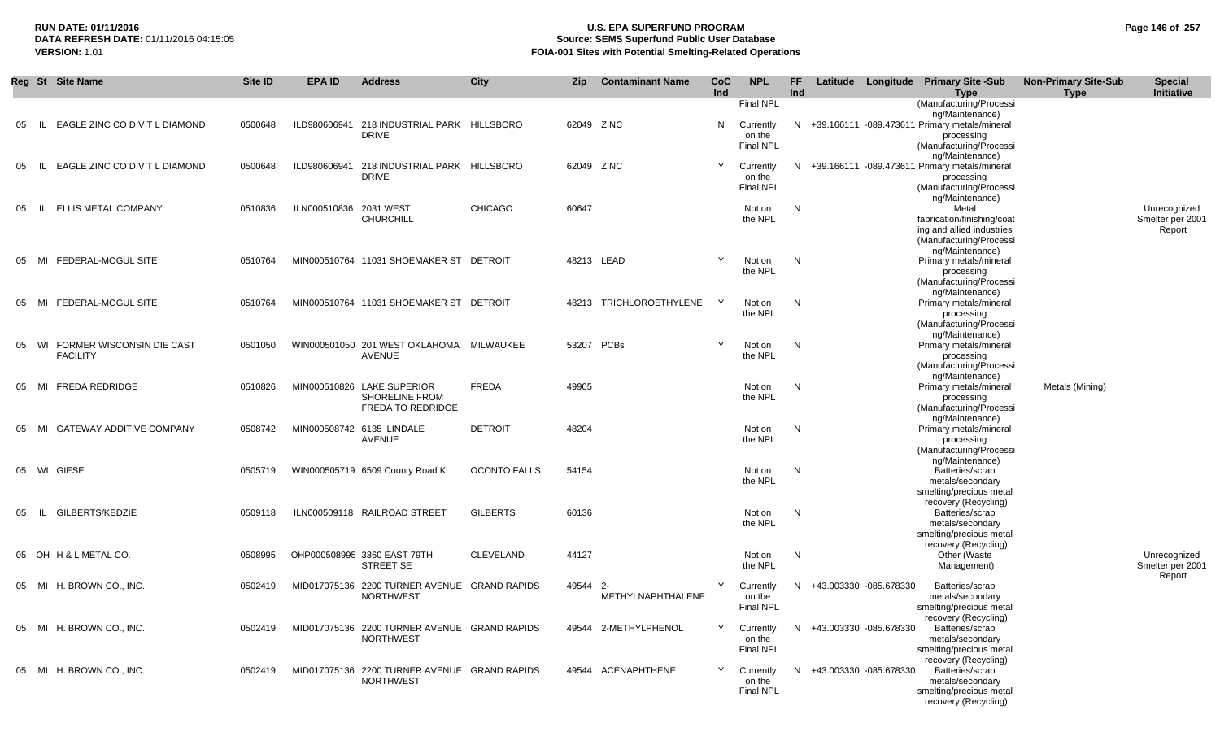**RUN DATE:** 01/11/2016
**DATA REFRESH DATE:** 01/11/2016 04:15:05
**VERSION:** 1.01

# U.S. EPA SUPERFUND PROGRAM
## Source: SEMS Superfund Public User Database
## FOIA-001 Sites with Potential Smelting-Related Operations

| Reg | St | Site Name | Site ID | EPA ID | Address | City | Zip | Contaminant Name | CoC Ind | NPL | FF Ind | Latitude | Longitude | Primary Site -Sub Type | Non-Primary Site-Sub Type | Special Initiative |
|---|---|---|---|---|---|---|---|---|---|---|---|---|---|---|---|---|
| | | | | | | | | | | Final NPL | | | | (Manufacturing/Processing/Maintenance) | | |
| 05 | IL | EAGLE ZINC CO DIV T L DIAMOND | 0500648 | ILD980606941 | 218 INDUSTRIAL PARK DRIVE | HILLSBORO | 62049 | ZINC | N | Currently on the Final NPL | N | +39.166111 | -089.473611 | Primary metals/mineral processing (Manufacturing/Processing/Maintenance) | | |
| 05 | IL | EAGLE ZINC CO DIV T L DIAMOND | 0500648 | ILD980606941 | 218 INDUSTRIAL PARK DRIVE | HILLSBORO | 62049 | ZINC | Y | Currently on the Final NPL | N | +39.166111 | -089.473611 | Primary metals/mineral processing (Manufacturing/Processing/Maintenance) | | |
| 05 | IL | ELLIS METAL COMPANY | 0510836 | ILN000510836 | 2031 WEST CHURCHILL | CHICAGO | 60647 | | | Not on the NPL | N | | | Metal fabrication/finishing/coating and allied industries (Manufacturing/Processing/Maintenance) | | Unrecognized Smelter per 2001 Report |
| 05 | MI | FEDERAL-MOGUL SITE | 0510764 | MIN000510764 | 11031 SHOEMAKER ST | DETROIT | 48213 | LEAD | Y | Not on the NPL | N | | | Primary metals/mineral processing (Manufacturing/Processing/Maintenance) | | |
| 05 | MI | FEDERAL-MOGUL SITE | 0510764 | MIN000510764 | 11031 SHOEMAKER ST | DETROIT | 48213 | TRICHLOROETHYLENE | Y | Not on the NPL | N | | | Primary metals/mineral processing (Manufacturing/Processing/Maintenance) | | |
| 05 | WI | FORMER WISCONSIN DIE CAST FACILITY | 0501050 | WIN000501050 | 201 WEST OKLAHOMA AVENUE | MILWAUKEE | 53207 | PCBs | Y | Not on the NPL | N | | | Primary metals/mineral processing (Manufacturing/Processing/Maintenance) | | |
| 05 | MI | FREDA REDRIDGE | 0510826 | MIN000510826 | LAKE SUPERIOR SHORELINE FROM FREDA TO REDRIDGE | FREDA | 49905 | | | Not on the NPL | N | | | Primary metals/mineral processing (Manufacturing/Processing/Maintenance) | Metals (Mining) | |
| 05 | MI | GATEWAY ADDITIVE COMPANY | 0508742 | MIN000508742 | 6135 LINDALE AVENUE | DETROIT | 48204 | | | Not on the NPL | N | | | Primary metals/mineral processing (Manufacturing/Processing/Maintenance) | | |
| 05 | WI | GIESE | 0505719 | WIN000505719 | 6509 County Road K | OCONTO FALLS | 54154 | | | Not on the NPL | N | | | Batteries/scrap metals/secondary smelting/precious metal recovery (Recycling) | | |
| 05 | IL | GILBERTS/KEDZIE | 0509118 | ILN000509118 | RAILROAD STREET | GILBERTS | 60136 | | | Not on the NPL | N | | | Batteries/scrap metals/secondary smelting/precious metal recovery (Recycling) | | |
| 05 | OH | H & L METAL CO. | 0508995 | OHP000508995 | 3360 EAST 79TH STREET SE | CLEVELAND | 44127 | | | Not on the NPL | N | | | Other (Waste Management) | | Unrecognized Smelter per 2001 Report |
| 05 | MI | H. BROWN CO., INC. | 0502419 | MID017075136 | 2200 TURNER AVENUE NORTHWEST | GRAND RAPIDS | 49544 | 2-METHYLNAPHTHALENE | Y | Currently on the Final NPL | N | +43.003330 | -085.678330 | Batteries/scrap metals/secondary smelting/precious metal recovery (Recycling) | | |
| 05 | MI | H. BROWN CO., INC. | 0502419 | MID017075136 | 2200 TURNER AVENUE NORTHWEST | GRAND RAPIDS | 49544 | 2-METHYLPHENOL | Y | Currently on the Final NPL | N | +43.003330 | -085.678330 | Batteries/scrap metals/secondary smelting/precious metal recovery (Recycling) | | |
| 05 | MI | H. BROWN CO., INC. | 0502419 | MID017075136 | 2200 TURNER AVENUE NORTHWEST | GRAND RAPIDS | 49544 | ACENAPHTHENE | Y | Currently on the Final NPL | N | +43.003330 | -085.678330 | Batteries/scrap metals/secondary smelting/precious metal recovery (Recycling) | | |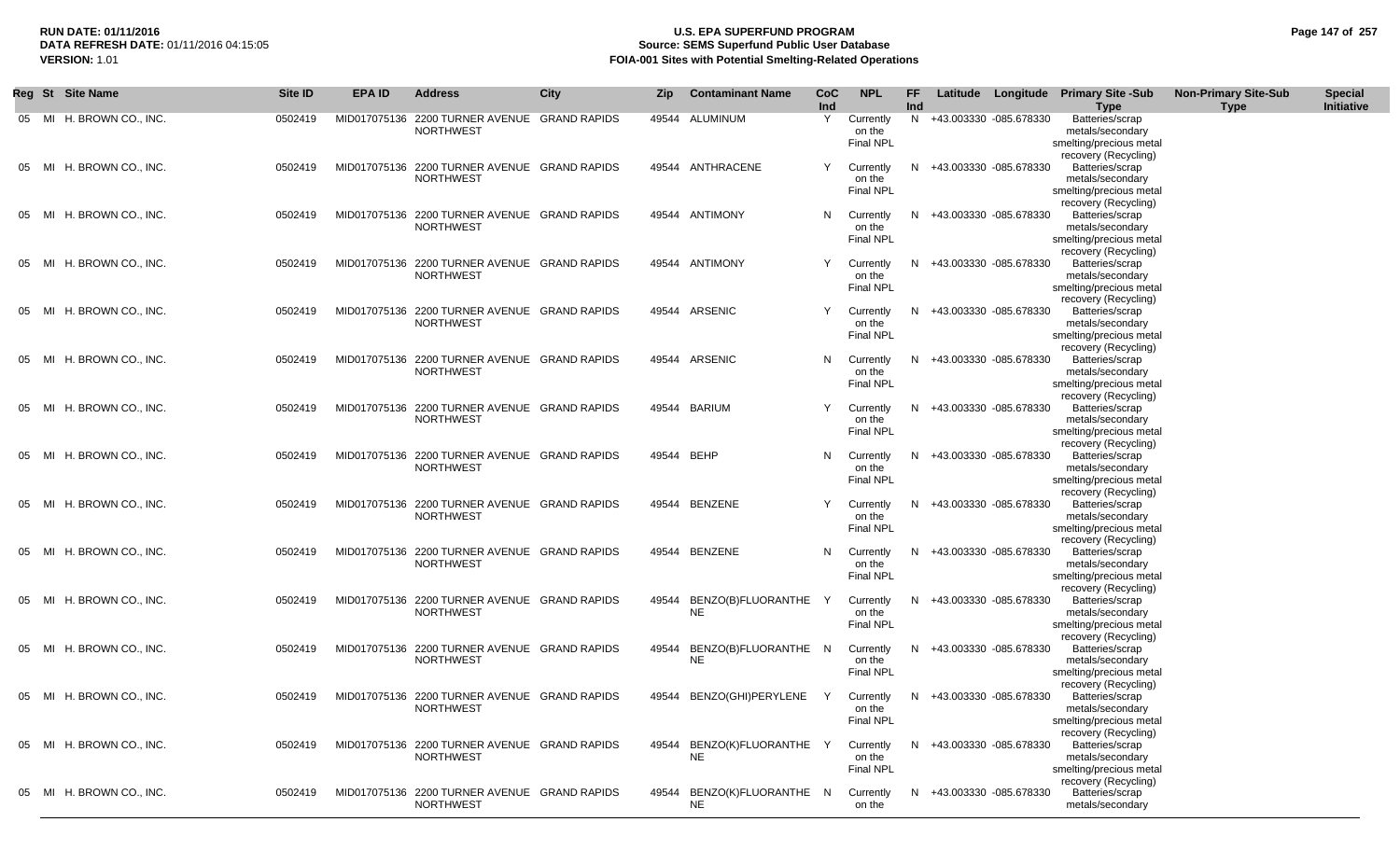**RUN DATE:** 01/11/2016
**DATA REFRESH DATE:** 01/11/2016 04:15:05
**VERSION:** 1.01

# U.S. EPA SUPERFUND PROGRAM
## Source: SEMS Superfund Public User Database
## FOIA-001 Sites with Potential Smelting-Related Operations

| Reg | St | Site Name | Site ID | EPA ID | Address | City | Zip | Contaminant Name | CoC Ind | NPL | FF Ind | Latitude | Longitude | Primary Site -Sub Type | Non-Primary Site-Sub Type | Special Initiative |
|---|---|---|---|---|---|---|---|---|---|---|---|---|---|---|---|---|
| 05 | MI | H. BROWN CO., INC. | 0502419 | MID017075136 | 2200 TURNER AVENUE NORTHWEST | GRAND RAPIDS | 49544 | ALUMINUM | Y | Currently on the Final NPL | N | +43.003330 | -085.678330 | Batteries/scrap metals/secondary smelting/precious metal recovery (Recycling) | | |
| 05 | MI | H. BROWN CO., INC. | 0502419 | MID017075136 | 2200 TURNER AVENUE NORTHWEST | GRAND RAPIDS | 49544 | ANTHRACENE | Y | Currently on the Final NPL | N | +43.003330 | -085.678330 | Batteries/scrap metals/secondary smelting/precious metal recovery (Recycling) | | |
| 05 | MI | H. BROWN CO., INC. | 0502419 | MID017075136 | 2200 TURNER AVENUE NORTHWEST | GRAND RAPIDS | 49544 | ANTIMONY | N | Currently on the Final NPL | N | +43.003330 | -085.678330 | Batteries/scrap metals/secondary smelting/precious metal recovery (Recycling) | | |
| 05 | MI | H. BROWN CO., INC. | 0502419 | MID017075136 | 2200 TURNER AVENUE NORTHWEST | GRAND RAPIDS | 49544 | ANTIMONY | Y | Currently on the Final NPL | N | +43.003330 | -085.678330 | Batteries/scrap metals/secondary smelting/precious metal recovery (Recycling) | | |
| 05 | MI | H. BROWN CO., INC. | 0502419 | MID017075136 | 2200 TURNER AVENUE NORTHWEST | GRAND RAPIDS | 49544 | ARSENIC | Y | Currently on the Final NPL | N | +43.003330 | -085.678330 | Batteries/scrap metals/secondary smelting/precious metal recovery (Recycling) | | |
| 05 | MI | H. BROWN CO., INC. | 0502419 | MID017075136 | 2200 TURNER AVENUE NORTHWEST | GRAND RAPIDS | 49544 | ARSENIC | N | Currently on the Final NPL | N | +43.003330 | -085.678330 | Batteries/scrap metals/secondary smelting/precious metal recovery (Recycling) | | |
| 05 | MI | H. BROWN CO., INC. | 0502419 | MID017075136 | 2200 TURNER AVENUE NORTHWEST | GRAND RAPIDS | 49544 | BARIUM | Y | Currently on the Final NPL | N | +43.003330 | -085.678330 | Batteries/scrap metals/secondary smelting/precious metal recovery (Recycling) | | |
| 05 | MI | H. BROWN CO., INC. | 0502419 | MID017075136 | 2200 TURNER AVENUE NORTHWEST | GRAND RAPIDS | 49544 | BEHP | N | Currently on the Final NPL | N | +43.003330 | -085.678330 | Batteries/scrap metals/secondary smelting/precious metal recovery (Recycling) | | |
| 05 | MI | H. BROWN CO., INC. | 0502419 | MID017075136 | 2200 TURNER AVENUE NORTHWEST | GRAND RAPIDS | 49544 | BENZENE | Y | Currently on the Final NPL | N | +43.003330 | -085.678330 | Batteries/scrap metals/secondary smelting/precious metal recovery (Recycling) | | |
| 05 | MI | H. BROWN CO., INC. | 0502419 | MID017075136 | 2200 TURNER AVENUE NORTHWEST | GRAND RAPIDS | 49544 | BENZENE | N | Currently on the Final NPL | N | +43.003330 | -085.678330 | Batteries/scrap metals/secondary smelting/precious metal recovery (Recycling) | | |
| 05 | MI | H. BROWN CO., INC. | 0502419 | MID017075136 | 2200 TURNER AVENUE NORTHWEST | GRAND RAPIDS | 49544 | BENZO(B)FLUORANTHENE | Y | Currently on the Final NPL | N | +43.003330 | -085.678330 | Batteries/scrap metals/secondary smelting/precious metal recovery (Recycling) | | |
| 05 | MI | H. BROWN CO., INC. | 0502419 | MID017075136 | 2200 TURNER AVENUE NORTHWEST | GRAND RAPIDS | 49544 | BENZO(B)FLUORANTHENE | N | Currently on the Final NPL | N | +43.003330 | -085.678330 | Batteries/scrap metals/secondary smelting/precious metal recovery (Recycling) | | |
| 05 | MI | H. BROWN CO., INC. | 0502419 | MID017075136 | 2200 TURNER AVENUE NORTHWEST | GRAND RAPIDS | 49544 | BENZO(GHI)PERYLENE | Y | Currently on the Final NPL | N | +43.003330 | -085.678330 | Batteries/scrap metals/secondary smelting/precious metal recovery (Recycling) | | |
| 05 | MI | H. BROWN CO., INC. | 0502419 | MID017075136 | 2200 TURNER AVENUE NORTHWEST | GRAND RAPIDS | 49544 | BENZO(K)FLUORANTHENE | Y | Currently on the Final NPL | N | +43.003330 | -085.678330 | Batteries/scrap metals/secondary smelting/precious metal recovery (Recycling) | | |
| 05 | MI | H. BROWN CO., INC. | 0502419 | MID017075136 | 2200 TURNER AVENUE NORTHWEST | GRAND RAPIDS | 49544 | BENZO(K)FLUORANTHENE | N | Currently on the | N | +43.003330 | -085.678330 | Batteries/scrap metals/secondary | | |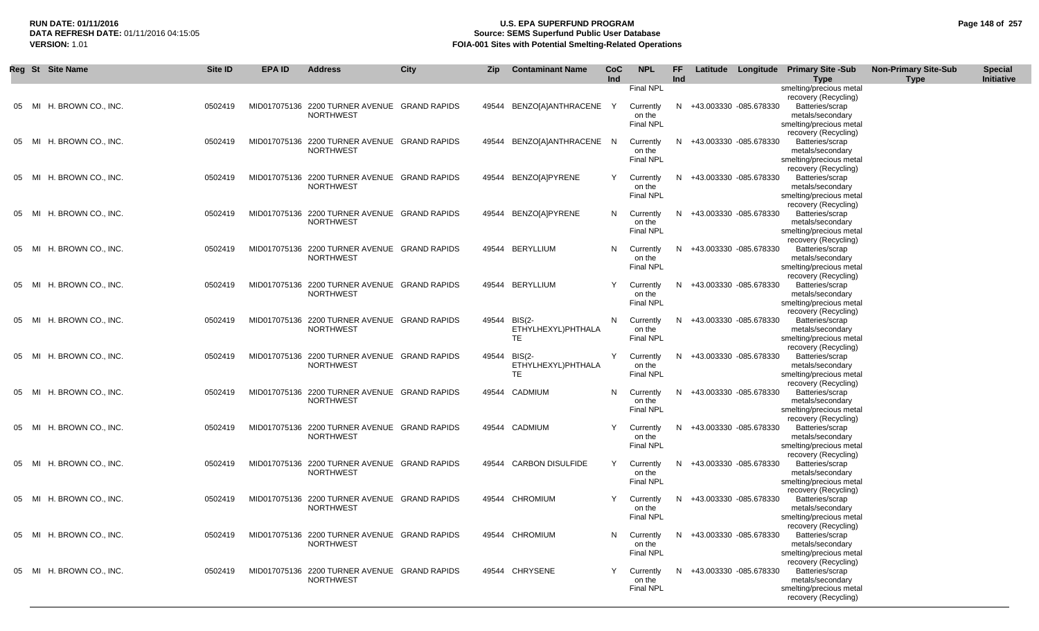| Reg | St | Site Name | Site ID | EPA ID | Address | City | Zip | Contaminant Name | CoC Ind | NPL | FF Ind | Latitude | Longitude | Primary Site -Sub Type | Non-Primary Site-Sub Type | Special Initiative |
|---|---|---|---|---|---|---|---|---|---|---|---|---|---|---|---|---|
| | | | | | | | | | | Final NPL | | | | smelting/precious metal recovery (Recycling) | | |
| 05 | MI | H. BROWN CO., INC. | 0502419 | MID017075136 | 2200 TURNER AVENUE NORTHWEST | GRAND RAPIDS | 49544 | BENZO[A]ANTHRACENE | Y | Currently on the Final NPL | N | +43.003330 | -085.678330 | Batteries/scrap metals/secondary smelting/precious metal recovery (Recycling) | | |
| 05 | MI | H. BROWN CO., INC. | 0502419 | MID017075136 | 2200 TURNER AVENUE NORTHWEST | GRAND RAPIDS | 49544 | BENZO[A]ANTHRACENE | N | Currently on the Final NPL | N | +43.003330 | -085.678330 | Batteries/scrap metals/secondary smelting/precious metal recovery (Recycling) | | |
| 05 | MI | H. BROWN CO., INC. | 0502419 | MID017075136 | 2200 TURNER AVENUE NORTHWEST | GRAND RAPIDS | 49544 | BENZO[A]PYRENE | Y | Currently on the Final NPL | N | +43.003330 | -085.678330 | Batteries/scrap metals/secondary smelting/precious metal recovery (Recycling) | | |
| 05 | MI | H. BROWN CO., INC. | 0502419 | MID017075136 | 2200 TURNER AVENUE NORTHWEST | GRAND RAPIDS | 49544 | BENZO[A]PYRENE | N | Currently on the Final NPL | N | +43.003330 | -085.678330 | Batteries/scrap metals/secondary smelting/precious metal recovery (Recycling) | | |
| 05 | MI | H. BROWN CO., INC. | 0502419 | MID017075136 | 2200 TURNER AVENUE NORTHWEST | GRAND RAPIDS | 49544 | BERYLLIUM | N | Currently on the Final NPL | N | +43.003330 | -085.678330 | Batteries/scrap metals/secondary smelting/precious metal recovery (Recycling) | | |
| 05 | MI | H. BROWN CO., INC. | 0502419 | MID017075136 | 2200 TURNER AVENUE NORTHWEST | GRAND RAPIDS | 49544 | BERYLLIUM | Y | Currently on the Final NPL | N | +43.003330 | -085.678330 | Batteries/scrap metals/secondary smelting/precious metal recovery (Recycling) | | |
| 05 | MI | H. BROWN CO., INC. | 0502419 | MID017075136 | 2200 TURNER AVENUE NORTHWEST | GRAND RAPIDS | 49544 | BIS(2-ETHYLHEXYL)PHTHALATE | N | Currently on the Final NPL | N | +43.003330 | -085.678330 | Batteries/scrap metals/secondary smelting/precious metal recovery (Recycling) | | |
| 05 | MI | H. BROWN CO., INC. | 0502419 | MID017075136 | 2200 TURNER AVENUE NORTHWEST | GRAND RAPIDS | 49544 | BIS(2-ETHYLHEXYL)PHTHALATE | Y | Currently on the Final NPL | N | +43.003330 | -085.678330 | Batteries/scrap metals/secondary smelting/precious metal recovery (Recycling) | | |
| 05 | MI | H. BROWN CO., INC. | 0502419 | MID017075136 | 2200 TURNER AVENUE NORTHWEST | GRAND RAPIDS | 49544 | CADMIUM | N | Currently on the Final NPL | N | +43.003330 | -085.678330 | Batteries/scrap metals/secondary smelting/precious metal recovery (Recycling) | | |
| 05 | MI | H. BROWN CO., INC. | 0502419 | MID017075136 | 2200 TURNER AVENUE NORTHWEST | GRAND RAPIDS | 49544 | CADMIUM | Y | Currently on the Final NPL | N | +43.003330 | -085.678330 | Batteries/scrap metals/secondary smelting/precious metal recovery (Recycling) | | |
| 05 | MI | H. BROWN CO., INC. | 0502419 | MID017075136 | 2200 TURNER AVENUE NORTHWEST | GRAND RAPIDS | 49544 | CARBON DISULFIDE | Y | Currently on the Final NPL | N | +43.003330 | -085.678330 | Batteries/scrap metals/secondary smelting/precious metal recovery (Recycling) | | |
| 05 | MI | H. BROWN CO., INC. | 0502419 | MID017075136 | 2200 TURNER AVENUE NORTHWEST | GRAND RAPIDS | 49544 | CHROMIUM | Y | Currently on the Final NPL | N | +43.003330 | -085.678330 | Batteries/scrap metals/secondary smelting/precious metal recovery (Recycling) | | |
| 05 | MI | H. BROWN CO., INC. | 0502419 | MID017075136 | 2200 TURNER AVENUE NORTHWEST | GRAND RAPIDS | 49544 | CHROMIUM | N | Currently on the Final NPL | N | +43.003330 | -085.678330 | Batteries/scrap metals/secondary smelting/precious metal recovery (Recycling) | | |
| 05 | MI | H. BROWN CO., INC. | 0502419 | MID017075136 | 2200 TURNER AVENUE NORTHWEST | GRAND RAPIDS | 49544 | CHRYSENE | Y | Currently on the Final NPL | N | +43.003330 | -085.678330 | Batteries/scrap metals/secondary smelting/precious metal recovery (Recycling) | | |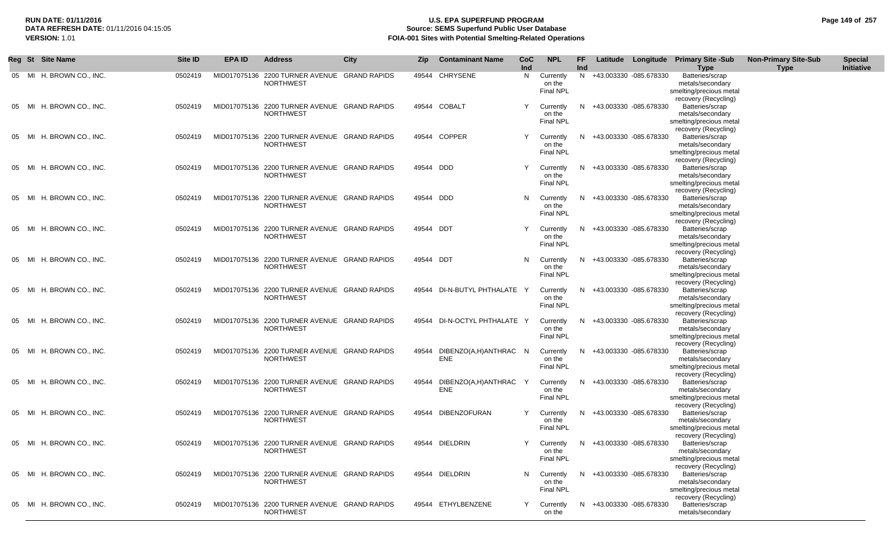**RUN DATE:** 01/11/2016
**DATA REFRESH DATE:** 01/11/2016 04:15:05
**VERSION:** 1.01

# U.S. EPA SUPERFUND PROGRAM
## Source: SEMS Superfund Public User Database
## FOIA-001 Sites with Potential Smelting-Related Operations

| Reg | St | Site Name | Site ID | EPA ID | Address | City | Zip | Contaminant Name | CoC Ind | NPL | FF Ind | Latitude | Longitude | Primary Site -Sub Type | Non-Primary Site-Sub Type | Special Initiative |
|---|---|---|---|---|---|---|---|---|---|---|---|---|---|---|---|---|
| 05 | MI | H. BROWN CO., INC. | 0502419 | MID017075136 | 2200 TURNER AVENUE NORTHWEST | GRAND RAPIDS | 49544 | CHRYSENE | N | Currently on the Final NPL | N | +43.003330 | -085.678330 | Batteries/scrap metals/secondary smelting/precious metal recovery (Recycling) | | |
| 05 | MI | H. BROWN CO., INC. | 0502419 | MID017075136 | 2200 TURNER AVENUE NORTHWEST | GRAND RAPIDS | 49544 | COBALT | Y | Currently on the Final NPL | N | +43.003330 | -085.678330 | Batteries/scrap metals/secondary smelting/precious metal recovery (Recycling) | | |
| 05 | MI | H. BROWN CO., INC. | 0502419 | MID017075136 | 2200 TURNER AVENUE NORTHWEST | GRAND RAPIDS | 49544 | COPPER | Y | Currently on the Final NPL | N | +43.003330 | -085.678330 | Batteries/scrap metals/secondary smelting/precious metal recovery (Recycling) | | |
| 05 | MI | H. BROWN CO., INC. | 0502419 | MID017075136 | 2200 TURNER AVENUE NORTHWEST | GRAND RAPIDS | 49544 | DDD | Y | Currently on the Final NPL | N | +43.003330 | -085.678330 | Batteries/scrap metals/secondary smelting/precious metal recovery (Recycling) | | |
| 05 | MI | H. BROWN CO., INC. | 0502419 | MID017075136 | 2200 TURNER AVENUE NORTHWEST | GRAND RAPIDS | 49544 | DDD | N | Currently on the Final NPL | N | +43.003330 | -085.678330 | Batteries/scrap metals/secondary smelting/precious metal recovery (Recycling) | | |
| 05 | MI | H. BROWN CO., INC. | 0502419 | MID017075136 | 2200 TURNER AVENUE NORTHWEST | GRAND RAPIDS | 49544 | DDT | Y | Currently on the Final NPL | N | +43.003330 | -085.678330 | Batteries/scrap metals/secondary smelting/precious metal recovery (Recycling) | | |
| 05 | MI | H. BROWN CO., INC. | 0502419 | MID017075136 | 2200 TURNER AVENUE NORTHWEST | GRAND RAPIDS | 49544 | DDT | N | Currently on the Final NPL | N | +43.003330 | -085.678330 | Batteries/scrap metals/secondary smelting/precious metal recovery (Recycling) | | |
| 05 | MI | H. BROWN CO., INC. | 0502419 | MID017075136 | 2200 TURNER AVENUE NORTHWEST | GRAND RAPIDS | 49544 | DI-N-BUTYL PHTHALATE | Y | Currently on the Final NPL | N | +43.003330 | -085.678330 | Batteries/scrap metals/secondary smelting/precious metal recovery (Recycling) | | |
| 05 | MI | H. BROWN CO., INC. | 0502419 | MID017075136 | 2200 TURNER AVENUE NORTHWEST | GRAND RAPIDS | 49544 | DI-N-OCTYL PHTHALATE | Y | Currently on the Final NPL | N | +43.003330 | -085.678330 | Batteries/scrap metals/secondary smelting/precious metal recovery (Recycling) | | |
| 05 | MI | H. BROWN CO., INC. | 0502419 | MID017075136 | 2200 TURNER AVENUE NORTHWEST | GRAND RAPIDS | 49544 | DIBENZO(A,H)ANTHRACENE | N | Currently on the Final NPL | N | +43.003330 | -085.678330 | Batteries/scrap metals/secondary smelting/precious metal recovery (Recycling) | | |
| 05 | MI | H. BROWN CO., INC. | 0502419 | MID017075136 | 2200 TURNER AVENUE NORTHWEST | GRAND RAPIDS | 49544 | DIBENZO(A,H)ANTHRACENE | Y | Currently on the Final NPL | N | +43.003330 | -085.678330 | Batteries/scrap metals/secondary smelting/precious metal recovery (Recycling) | | |
| 05 | MI | H. BROWN CO., INC. | 0502419 | MID017075136 | 2200 TURNER AVENUE NORTHWEST | GRAND RAPIDS | 49544 | DIBENZOFURAN | Y | Currently on the Final NPL | N | +43.003330 | -085.678330 | Batteries/scrap metals/secondary smelting/precious metal recovery (Recycling) | | |
| 05 | MI | H. BROWN CO., INC. | 0502419 | MID017075136 | 2200 TURNER AVENUE NORTHWEST | GRAND RAPIDS | 49544 | DIELDRIN | Y | Currently on the Final NPL | N | +43.003330 | -085.678330 | Batteries/scrap metals/secondary smelting/precious metal recovery (Recycling) | | |
| 05 | MI | H. BROWN CO., INC. | 0502419 | MID017075136 | 2200 TURNER AVENUE NORTHWEST | GRAND RAPIDS | 49544 | DIELDRIN | N | Currently on the Final NPL | N | +43.003330 | -085.678330 | Batteries/scrap metals/secondary smelting/precious metal recovery (Recycling) | | |
| 05 | MI | H. BROWN CO., INC. | 0502419 | MID017075136 | 2200 TURNER AVENUE NORTHWEST | GRAND RAPIDS | 49544 | ETHYLBENZENE | Y | Currently on the | N | +43.003330 | -085.678330 | Batteries/scrap metals/secondary | | |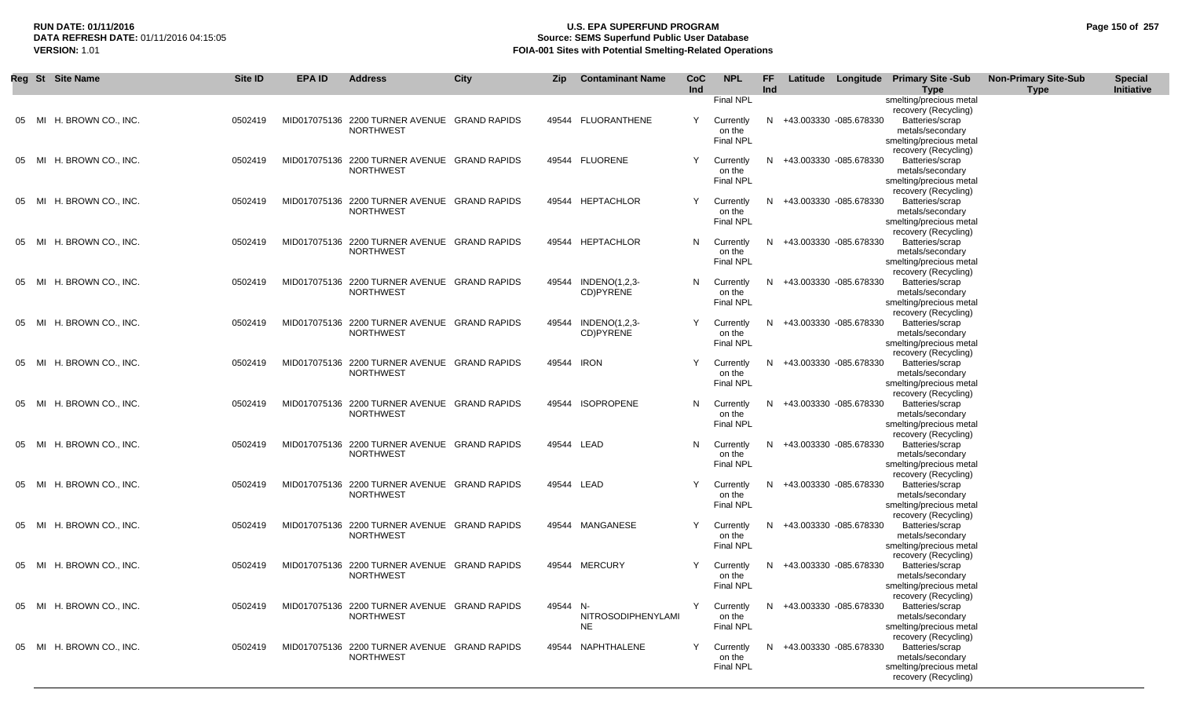| Reg | St | Site Name | Site ID | EPA ID | Address | City | Zip | Contaminant Name | CoC Ind | NPL | FF Ind | Latitude | Longitude | Primary Site -Sub Type | Non-Primary Site-Sub Type | Special Initiative |
|---|---|---|---|---|---|---|---|---|---|---|---|---|---|---|---|---|
| | | | | | | | | | | Final NPL | | | | smelting/precious metal recovery (Recycling) | | |
| 05 | MI | H. BROWN CO., INC. | 0502419 | MID017075136 | 2200 TURNER AVENUE NORTHWEST | GRAND RAPIDS | 49544 | FLUORANTHENE | Y | Currently on the Final NPL | N | +43.003330 | -085.678330 | Batteries/scrap metals/secondary smelting/precious metal recovery (Recycling) | | |
| 05 | MI | H. BROWN CO., INC. | 0502419 | MID017075136 | 2200 TURNER AVENUE NORTHWEST | GRAND RAPIDS | 49544 | FLUORENE | Y | Currently on the Final NPL | N | +43.003330 | -085.678330 | Batteries/scrap metals/secondary smelting/precious metal recovery (Recycling) | | |
| 05 | MI | H. BROWN CO., INC. | 0502419 | MID017075136 | 2200 TURNER AVENUE NORTHWEST | GRAND RAPIDS | 49544 | HEPTACHLOR | Y | Currently on the Final NPL | N | +43.003330 | -085.678330 | Batteries/scrap metals/secondary smelting/precious metal recovery (Recycling) | | |
| 05 | MI | H. BROWN CO., INC. | 0502419 | MID017075136 | 2200 TURNER AVENUE NORTHWEST | GRAND RAPIDS | 49544 | HEPTACHLOR | N | Currently on the Final NPL | N | +43.003330 | -085.678330 | Batteries/scrap metals/secondary smelting/precious metal recovery (Recycling) | | |
| 05 | MI | H. BROWN CO., INC. | 0502419 | MID017075136 | 2200 TURNER AVENUE NORTHWEST | GRAND RAPIDS | 49544 | INDENO(1,2,3-CD)PYRENE | N | Currently on the Final NPL | N | +43.003330 | -085.678330 | Batteries/scrap metals/secondary smelting/precious metal recovery (Recycling) | | |
| 05 | MI | H. BROWN CO., INC. | 0502419 | MID017075136 | 2200 TURNER AVENUE NORTHWEST | GRAND RAPIDS | 49544 | INDENO(1,2,3-CD)PYRENE | Y | Currently on the Final NPL | N | +43.003330 | -085.678330 | Batteries/scrap metals/secondary smelting/precious metal recovery (Recycling) | | |
| 05 | MI | H. BROWN CO., INC. | 0502419 | MID017075136 | 2200 TURNER AVENUE NORTHWEST | GRAND RAPIDS | 49544 | IRON | Y | Currently on the Final NPL | N | +43.003330 | -085.678330 | Batteries/scrap metals/secondary smelting/precious metal recovery (Recycling) | | |
| 05 | MI | H. BROWN CO., INC. | 0502419 | MID017075136 | 2200 TURNER AVENUE NORTHWEST | GRAND RAPIDS | 49544 | ISOPROPENE | N | Currently on the Final NPL | N | +43.003330 | -085.678330 | Batteries/scrap metals/secondary smelting/precious metal recovery (Recycling) | | |
| 05 | MI | H. BROWN CO., INC. | 0502419 | MID017075136 | 2200 TURNER AVENUE NORTHWEST | GRAND RAPIDS | 49544 | LEAD | N | Currently on the Final NPL | N | +43.003330 | -085.678330 | Batteries/scrap metals/secondary smelting/precious metal recovery (Recycling) | | |
| 05 | MI | H. BROWN CO., INC. | 0502419 | MID017075136 | 2200 TURNER AVENUE NORTHWEST | GRAND RAPIDS | 49544 | LEAD | Y | Currently on the Final NPL | N | +43.003330 | -085.678330 | Batteries/scrap metals/secondary smelting/precious metal recovery (Recycling) | | |
| 05 | MI | H. BROWN CO., INC. | 0502419 | MID017075136 | 2200 TURNER AVENUE NORTHWEST | GRAND RAPIDS | 49544 | MANGANESE | Y | Currently on the Final NPL | N | +43.003330 | -085.678330 | Batteries/scrap metals/secondary smelting/precious metal recovery (Recycling) | | |
| 05 | MI | H. BROWN CO., INC. | 0502419 | MID017075136 | 2200 TURNER AVENUE NORTHWEST | GRAND RAPIDS | 49544 | MERCURY | Y | Currently on the Final NPL | N | +43.003330 | -085.678330 | Batteries/scrap metals/secondary smelting/precious metal recovery (Recycling) | | |
| 05 | MI | H. BROWN CO., INC. | 0502419 | MID017075136 | 2200 TURNER AVENUE NORTHWEST | GRAND RAPIDS | 49544 | N-NITROSODIPHENYLAMINE | Y | Currently on the Final NPL | N | +43.003330 | -085.678330 | Batteries/scrap metals/secondary smelting/precious metal recovery (Recycling) | | |
| 05 | MI | H. BROWN CO., INC. | 0502419 | MID017075136 | 2200 TURNER AVENUE NORTHWEST | GRAND RAPIDS | 49544 | NAPHTHALENE | Y | Currently on the Final NPL | N | +43.003330 | -085.678330 | Batteries/scrap metals/secondary smelting/precious metal recovery (Recycling) | | |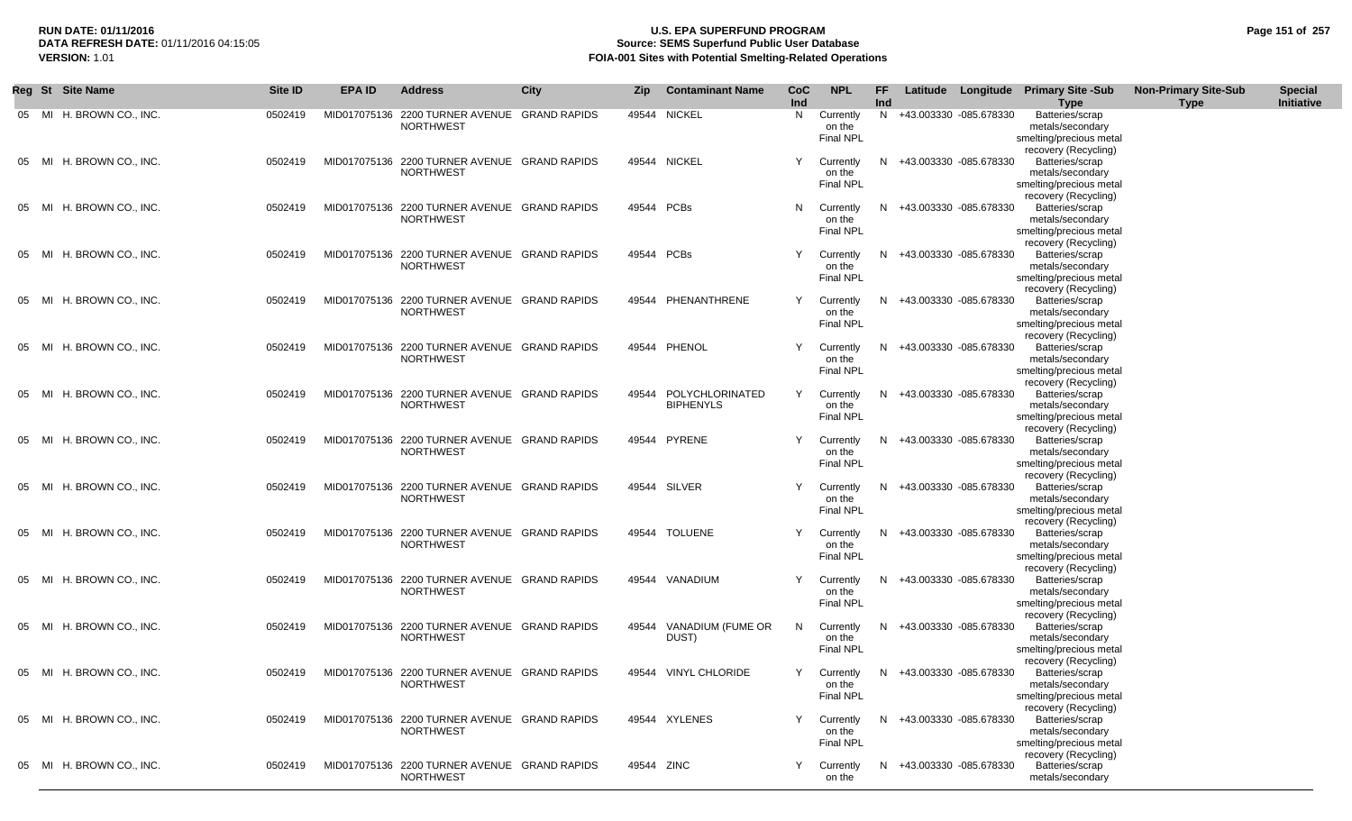**RUN DATE:** 01/11/2016
**DATA REFRESH DATE:** 01/11/2016 04:15:05
**VERSION:** 1.01

# U.S. EPA SUPERFUND PROGRAM
## Source: SEMS Superfund Public User Database
## FOIA-001 Sites with Potential Smelting-Related Operations

| Reg | St | Site Name | Site ID | EPA ID | Address | City | Zip | Contaminant Name | CoC Ind | NPL | FF Ind | Latitude | Longitude | Primary Site -Sub Type | Non-Primary Site-Sub Type | Special Initiative |
|---|---|---|---|---|---|---|---|---|---|---|---|---|---|---|---|---|
| 05 | MI | H. BROWN CO., INC. | 0502419 | MID017075136 | 2200 TURNER AVENUE NORTHWEST | GRAND RAPIDS | 49544 | NICKEL | N | Currently on the Final NPL | N | +43.003330 | -085.678330 | Batteries/scrap metals/secondary smelting/precious metal recovery (Recycling) | | |
| 05 | MI | H. BROWN CO., INC. | 0502419 | MID017075136 | 2200 TURNER AVENUE NORTHWEST | GRAND RAPIDS | 49544 | NICKEL | Y | Currently on the Final NPL | N | +43.003330 | -085.678330 | Batteries/scrap metals/secondary smelting/precious metal recovery (Recycling) | | |
| 05 | MI | H. BROWN CO., INC. | 0502419 | MID017075136 | 2200 TURNER AVENUE NORTHWEST | GRAND RAPIDS | 49544 | PCBs | N | Currently on the Final NPL | N | +43.003330 | -085.678330 | Batteries/scrap metals/secondary smelting/precious metal recovery (Recycling) | | |
| 05 | MI | H. BROWN CO., INC. | 0502419 | MID017075136 | 2200 TURNER AVENUE NORTHWEST | GRAND RAPIDS | 49544 | PCBs | Y | Currently on the Final NPL | N | +43.003330 | -085.678330 | Batteries/scrap metals/secondary smelting/precious metal recovery (Recycling) | | |
| 05 | MI | H. BROWN CO., INC. | 0502419 | MID017075136 | 2200 TURNER AVENUE NORTHWEST | GRAND RAPIDS | 49544 | PHENANTHRENE | Y | Currently on the Final NPL | N | +43.003330 | -085.678330 | Batteries/scrap metals/secondary smelting/precious metal recovery (Recycling) | | |
| 05 | MI | H. BROWN CO., INC. | 0502419 | MID017075136 | 2200 TURNER AVENUE NORTHWEST | GRAND RAPIDS | 49544 | PHENOL | Y | Currently on the Final NPL | N | +43.003330 | -085.678330 | Batteries/scrap metals/secondary smelting/precious metal recovery (Recycling) | | |
| 05 | MI | H. BROWN CO., INC. | 0502419 | MID017075136 | 2200 TURNER AVENUE NORTHWEST | GRAND RAPIDS | 49544 | POLYCHLORINATED BIPHENYLS | Y | Currently on the Final NPL | N | +43.003330 | -085.678330 | Batteries/scrap metals/secondary smelting/precious metal recovery (Recycling) | | |
| 05 | MI | H. BROWN CO., INC. | 0502419 | MID017075136 | 2200 TURNER AVENUE NORTHWEST | GRAND RAPIDS | 49544 | PYRENE | Y | Currently on the Final NPL | N | +43.003330 | -085.678330 | Batteries/scrap metals/secondary smelting/precious metal recovery (Recycling) | | |
| 05 | MI | H. BROWN CO., INC. | 0502419 | MID017075136 | 2200 TURNER AVENUE NORTHWEST | GRAND RAPIDS | 49544 | SILVER | Y | Currently on the Final NPL | N | +43.003330 | -085.678330 | Batteries/scrap metals/secondary smelting/precious metal recovery (Recycling) | | |
| 05 | MI | H. BROWN CO., INC. | 0502419 | MID017075136 | 2200 TURNER AVENUE NORTHWEST | GRAND RAPIDS | 49544 | TOLUENE | Y | Currently on the Final NPL | N | +43.003330 | -085.678330 | Batteries/scrap metals/secondary smelting/precious metal recovery (Recycling) | | |
| 05 | MI | H. BROWN CO., INC. | 0502419 | MID017075136 | 2200 TURNER AVENUE NORTHWEST | GRAND RAPIDS | 49544 | VANADIUM | Y | Currently on the Final NPL | N | +43.003330 | -085.678330 | Batteries/scrap metals/secondary smelting/precious metal recovery (Recycling) | | |
| 05 | MI | H. BROWN CO., INC. | 0502419 | MID017075136 | 2200 TURNER AVENUE NORTHWEST | GRAND RAPIDS | 49544 | VANADIUM (FUME OR DUST) | N | Currently on the Final NPL | N | +43.003330 | -085.678330 | Batteries/scrap metals/secondary smelting/precious metal recovery (Recycling) | | |
| 05 | MI | H. BROWN CO., INC. | 0502419 | MID017075136 | 2200 TURNER AVENUE NORTHWEST | GRAND RAPIDS | 49544 | VINYL CHLORIDE | Y | Currently on the Final NPL | N | +43.003330 | -085.678330 | Batteries/scrap metals/secondary smelting/precious metal recovery (Recycling) | | |
| 05 | MI | H. BROWN CO., INC. | 0502419 | MID017075136 | 2200 TURNER AVENUE NORTHWEST | GRAND RAPIDS | 49544 | XYLENES | Y | Currently on the Final NPL | N | +43.003330 | -085.678330 | Batteries/scrap metals/secondary smelting/precious metal recovery (Recycling) | | |
| 05 | MI | H. BROWN CO., INC. | 0502419 | MID017075136 | 2200 TURNER AVENUE NORTHWEST | GRAND RAPIDS | 49544 | ZINC | Y | Currently on the | N | +43.003330 | -085.678330 | Batteries/scrap metals/secondary | | |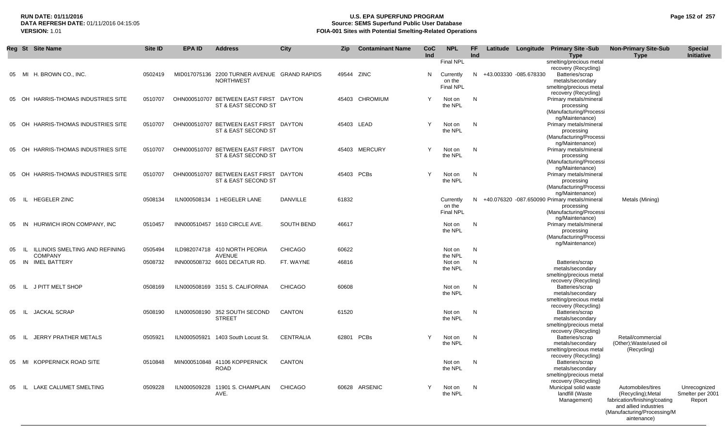| Reg | St | Site Name | Site ID | EPA ID | Address | City | Zip | Contaminant Name | CoC Ind | NPL | FF Ind | Latitude | Longitude | Primary Site -Sub Type | Non-Primary Site-Sub Type | Special Initiative |
|---|---|---|---|---|---|---|---|---|---|---|---|---|---|---|---|---|
| | | | | | | | | | | Final NPL | | | | smelting/precious metal recovery (Recycling) | | |
| 05 | MI | H. BROWN CO., INC. | 0502419 | MID017075136 | 2200 TURNER AVENUE NORTHWEST | GRAND RAPIDS | 49544 | ZINC | N | Currently on the Final NPL | N | +43.003330 | -085.678330 | Batteries/scrap metals/secondary smelting/precious metal recovery (Recycling) | | |
| 05 | OH | HARRIS-THOMAS INDUSTRIES SITE | 0510707 | OHN000510707 | BETWEEN EAST FIRST ST & EAST SECOND ST | DAYTON | 45403 | CHROMIUM | Y | Not on the NPL | N | | | Primary metals/mineral processing (Manufacturing/Processing/Maintenance) | | |
| 05 | OH | HARRIS-THOMAS INDUSTRIES SITE | 0510707 | OHN000510707 | BETWEEN EAST FIRST ST & EAST SECOND ST | DAYTON | 45403 | LEAD | Y | Not on the NPL | N | | | Primary metals/mineral processing (Manufacturing/Processing/Maintenance) | | |
| 05 | OH | HARRIS-THOMAS INDUSTRIES SITE | 0510707 | OHN000510707 | BETWEEN EAST FIRST ST & EAST SECOND ST | DAYTON | 45403 | MERCURY | Y | Not on the NPL | N | | | Primary metals/mineral processing (Manufacturing/Processing/Maintenance) | | |
| 05 | OH | HARRIS-THOMAS INDUSTRIES SITE | 0510707 | OHN000510707 | BETWEEN EAST FIRST ST & EAST SECOND ST | DAYTON | 45403 | PCBs | Y | Not on the NPL | N | | | Primary metals/mineral processing (Manufacturing/Processing/Maintenance) | | |
| 05 | IL | HEGELER ZINC | 0508134 | ILN000508134 | 1 HEGELER LANE | DANVILLE | 61832 | | | Currently on the Final NPL | N | +40.076320 | -087.650090 | Primary metals/mineral processing (Manufacturing/Processing/Maintenance) | Metals (Mining) | |
| 05 | IN | HURWICH IRON COMPANY, INC | 0510457 | INN000510457 | 1610 CIRCLE AVE. | SOUTH BEND | 46617 | | | Not on the NPL | N | | | Primary metals/mineral processing (Manufacturing/Processing/Maintenance) | | |
| 05 | IL | ILLINOIS SMELTING AND REFINING COMPANY | 0505494 | ILD982074718 | 410 NORTH PEORIA AVENUE | CHICAGO | 60622 | | | Not on the NPL | N | | | | | |
| 05 | IN | IMEL BATTERY | 0508732 | INN000508732 | 6601 DECATUR RD. | FT. WAYNE | 46816 | | | Not on the NPL | N | | | Batteries/scrap metals/secondary smelting/precious metal recovery (Recycling) | | |
| 05 | IL | J PITT MELT SHOP | 0508169 | ILN000508169 | 3151 S. CALIFORNIA | CHICAGO | 60608 | | | Not on the NPL | N | | | Batteries/scrap metals/secondary smelting/precious metal recovery (Recycling) | | |
| 05 | IL | JACKAL SCRAP | 0508190 | ILN000508190 | 352 SOUTH SECOND STREET | CANTON | 61520 | | | Not on the NPL | N | | | Batteries/scrap metals/secondary smelting/precious metal recovery (Recycling) | | |
| 05 | IL | JERRY PRATHER METALS | 0505921 | ILN000505921 | 1403 South Locust St. | CENTRALIA | 62801 | PCBs | Y | Not on the NPL | N | | | Batteries/scrap metals/secondary smelting/precious metal recovery (Recycling) | Retail/commercial (Other);Waste/used oil (Recycling) | |
| 05 | MI | KOPPERNICK ROAD SITE | 0510848 | MIN000510848 | 41106 KOPPERNICK ROAD | CANTON | | | | Not on the NPL | N | | | Batteries/scrap metals/secondary smelting/precious metal recovery (Recycling) | | |
| 05 | IL | LAKE CALUMET SMELTING | 0509228 | ILN000509228 | 11901 S. CHAMPLAIN AVE. | CHICAGO | 60628 | ARSENIC | Y | Not on the NPL | N | | | Municipal solid waste landfill (Waste Management) | Automobiles/tires (Recycling);Metal fabrication/finishing/coating and allied industries (Manufacturing/Processing/Maintenance) | Unrecognized Smelter per 2001 Report |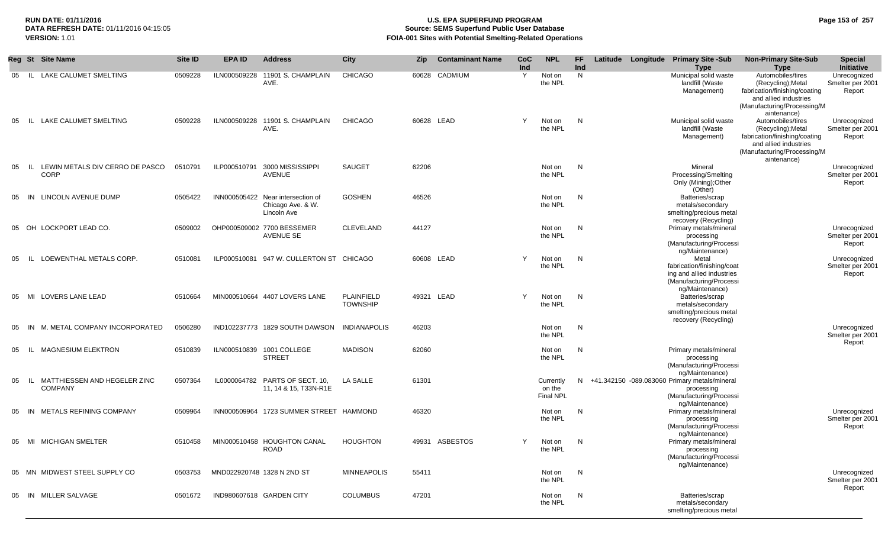**RUN DATE:** 01/11/2016
**DATA REFRESH DATE:** 01/11/2016 04:15:05
**VERSION:** 1.01

**U.S. EPA SUPERFUND PROGRAM**
**Source: SEMS Superfund Public User Database**
**FOIA-001 Sites with Potential Smelting-Related Operations**

| Reg | St | Site Name | Site ID | EPA ID | Address | City | Zip | Contaminant Name | CoC Ind | NPL | FF Ind | Latitude | Longitude | Primary Site -Sub Type | Non-Primary Site-Sub Type | Special Initiative |
|---|---|---|---|---|---|---|---|---|---|---|---|---|---|---|---|---|
| 05 | IL | LAKE CALUMET SMELTING | 0509228 | ILN000509228 | 11901 S. CHAMPLAIN AVE. | CHICAGO | 60628 | CADMIUM | Y | Not on the NPL | N | | | Municipal solid waste landfill (Waste Management) | Automobiles/tires (Recycling);Metal fabrication/finishing/coating and allied industries (Manufacturing/Processing/Maintenance) | Unrecognized Smelter per 2001 Report |
| 05 | IL | LAKE CALUMET SMELTING | 0509228 | ILN000509228 | 11901 S. CHAMPLAIN AVE. | CHICAGO | 60628 | LEAD | Y | Not on the NPL | N | | | Municipal solid waste landfill (Waste Management) | Automobiles/tires (Recycling);Metal fabrication/finishing/coating and allied industries (Manufacturing/Processing/Maintenance) | Unrecognized Smelter per 2001 Report |
| 05 | IL | LEWIN METALS DIV CERRO DE PASCO CORP | 0510791 | ILP000510791 | 3000 MISSISSIPPI AVENUE | SAUGET | 62206 | | | Not on the NPL | N | | | Mineral Processing/Smelting Only (Mining);Other (Other) | | Unrecognized Smelter per 2001 Report |
| 05 | IN | LINCOLN AVENUE DUMP | 0505422 | INN000505422 | Near intersection of Chicago Ave. & W. Lincoln Ave | GOSHEN | 46526 | | | Not on the NPL | N | | | Batteries/scrap metals/secondary smelting/precious metal recovery (Recycling) | | |
| 05 | OH | LOCKPORT LEAD CO. | 0509002 | OHP000509002 | 7700 BESSEMER AVENUE SE | CLEVELAND | 44127 | | | Not on the NPL | N | | | Primary metals/mineral processing (Manufacturing/Processing/Maintenance) | | Unrecognized Smelter per 2001 Report |
| 05 | IL | LOEWENTHAL METALS CORP. | 0510081 | ILP000510081 | 947 W. CULLERTON ST | CHICAGO | 60608 | LEAD | Y | Not on the NPL | N | | | Metal fabrication/finishing/coating and allied industries (Manufacturing/Processing/Maintenance) | | Unrecognized Smelter per 2001 Report |
| 05 | MI | LOVERS LANE LEAD | 0510664 | MIN000510664 | 4407 LOVERS LANE | PLAINFIELD TOWNSHIP | 49321 | LEAD | Y | Not on the NPL | N | | | Batteries/scrap metals/secondary smelting/precious metal recovery (Recycling) | | |
| 05 | IN | M. METAL COMPANY INCORPORATED | 0506280 | IND102237773 | 1829 SOUTH DAWSON | INDIANAPOLIS | 46203 | | | Not on the NPL | N | | | | | Unrecognized Smelter per 2001 Report |
| 05 | IL | MAGNESIUM ELEKTRON | 0510839 | ILN000510839 | 1001 COLLEGE STREET | MADISON | 62060 | | | Not on the NPL | N | | | Primary metals/mineral processing (Manufacturing/Processing/Maintenance) | | |
| 05 | IL | MATTHIESSEN AND HEGELER ZINC COMPANY | 0507364 | IL0000064782 | PARTS OF SECT. 10, 11, 14 & 15, T33N-R1E | LA SALLE | 61301 | | | Currently on the Final NPL | N | +41.342150 | -089.083060 | Primary metals/mineral processing (Manufacturing/Processing/Maintenance) | | |
| 05 | IN | METALS REFINING COMPANY | 0509964 | INN000509964 | 1723 SUMMER STREET | HAMMOND | 46320 | | | Not on the NPL | N | | | Primary metals/mineral processing (Manufacturing/Processing/Maintenance) | | Unrecognized Smelter per 2001 Report |
| 05 | MI | MICHIGAN SMELTER | 0510458 | MIN000510458 | HOUGHTON CANAL ROAD | HOUGHTON | 49931 | ASBESTOS | Y | Not on the NPL | N | | | Primary metals/mineral processing (Manufacturing/Processing/Maintenance) | | |
| 05 | MN | MIDWEST STEEL SUPPLY CO | 0503753 | MND022920748 | 1328 N 2ND ST | MINNEAPOLIS | 55411 | | | Not on the NPL | N | | | | | Unrecognized Smelter per 2001 Report |
| 05 | IN | MILLER SALVAGE | 0501672 | IND980607618 | GARDEN CITY | COLUMBUS | 47201 | | | Not on the NPL | N | | | Batteries/scrap metals/secondary smelting/precious metal | | |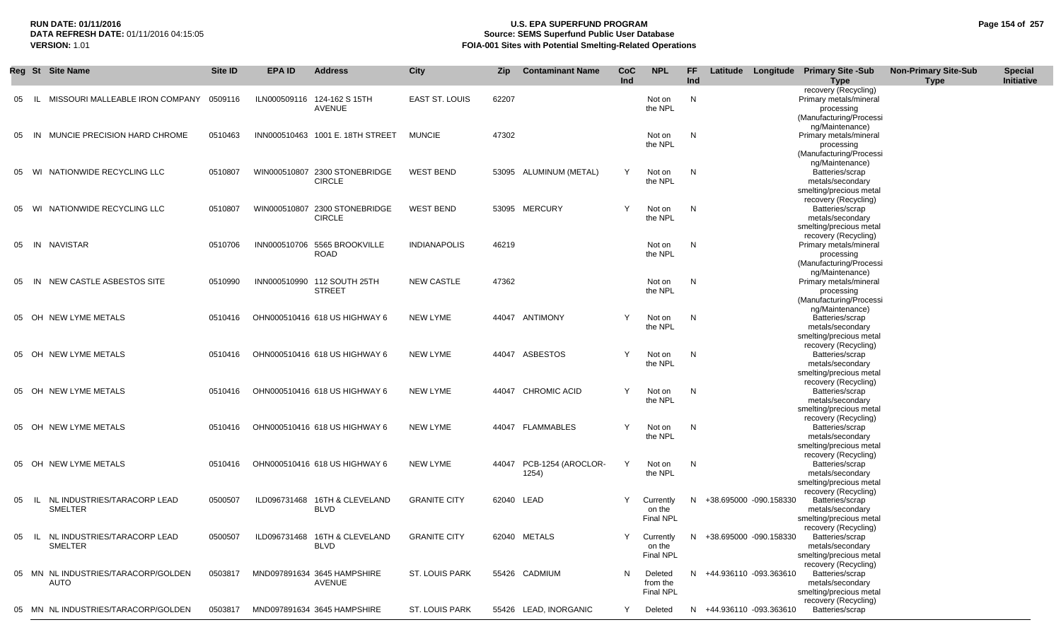**RUN DATE:** 01/11/2016
**DATA REFRESH DATE:** 01/11/2016 04:15:05
**VERSION:** 1.01

# U.S. EPA SUPERFUND PROGRAM
## Source: SEMS Superfund Public User Database
## FOIA-001 Sites with Potential Smelting-Related Operations

| Reg | St | Site Name | Site ID | EPA ID | Address | City | Zip | Contaminant Name | CoC Ind | NPL | FF Ind | Latitude | Longitude | Primary Site -Sub Type | Non-Primary Site-Sub Type | Special Initiative |
|---|---|---|---|---|---|---|---|---|---|---|---|---|---|---|---|---|
| 05 | IL | MISSOURI MALLEABLE IRON COMPANY | 0509116 | ILN000509116 | 124-162 S 15TH AVENUE | EAST ST. LOUIS | 62207 | | | Not on the NPL | N | | | Primary metals/mineral processing (Manufacturing/Processing/Maintenance) | | |
| 05 | IN | MUNCIE PRECISION HARD CHROME | 0510463 | INN000510463 | 1001 E. 18TH STREET | MUNCIE | 47302 | | | Not on the NPL | N | | | Primary metals/mineral processing (Manufacturing/Processing/Maintenance) | | |
| 05 | WI | NATIONWIDE RECYCLING LLC | 0510807 | WIN000510807 | 2300 STONEBRIDGE CIRCLE | WEST BEND | 53095 | ALUMINUM (METAL) | Y | Not on the NPL | N | | | Batteries/scrap metals/secondary smelting/precious metal recovery (Recycling) | | |
| 05 | WI | NATIONWIDE RECYCLING LLC | 0510807 | WIN000510807 | 2300 STONEBRIDGE CIRCLE | WEST BEND | 53095 | MERCURY | Y | Not on the NPL | N | | | Batteries/scrap metals/secondary smelting/precious metal recovery (Recycling) | | |
| 05 | IN | NAVISTAR | 0510706 | INN000510706 | 5565 BROOKVILLE ROAD | INDIANAPOLIS | 46219 | | | Not on the NPL | N | | | Primary metals/mineral processing (Manufacturing/Processing/Maintenance) | | |
| 05 | IN | NEW CASTLE ASBESTOS SITE | 0510990 | INN000510990 | 112 SOUTH 25TH STREET | NEW CASTLE | 47362 | | | Not on the NPL | N | | | Primary metals/mineral processing (Manufacturing/Processing/Maintenance) | | |
| 05 | OH | NEW LYME METALS | 0510416 | OHN000510416 | 618 US HIGHWAY 6 | NEW LYME | 44047 | ANTIMONY | Y | Not on the NPL | N | | | Batteries/scrap metals/secondary smelting/precious metal recovery (Recycling) | | |
| 05 | OH | NEW LYME METALS | 0510416 | OHN000510416 | 618 US HIGHWAY 6 | NEW LYME | 44047 | ASBESTOS | Y | Not on the NPL | N | | | Batteries/scrap metals/secondary smelting/precious metal recovery (Recycling) | | |
| 05 | OH | NEW LYME METALS | 0510416 | OHN000510416 | 618 US HIGHWAY 6 | NEW LYME | 44047 | CHROMIC ACID | Y | Not on the NPL | N | | | Batteries/scrap metals/secondary smelting/precious metal recovery (Recycling) | | |
| 05 | OH | NEW LYME METALS | 0510416 | OHN000510416 | 618 US HIGHWAY 6 | NEW LYME | 44047 | FLAMMABLES | Y | Not on the NPL | N | | | Batteries/scrap metals/secondary smelting/precious metal recovery (Recycling) | | |
| 05 | OH | NEW LYME METALS | 0510416 | OHN000510416 | 618 US HIGHWAY 6 | NEW LYME | 44047 | PCB-1254 (AROCLOR-1254) | Y | Not on the NPL | N | | | Batteries/scrap metals/secondary smelting/precious metal recovery (Recycling) | | |
| 05 | IL | NL INDUSTRIES/TARACORP LEAD SMELTER | 0500507 | ILD096731468 | 16TH & CLEVELAND BLVD | GRANITE CITY | 62040 | LEAD | Y | Currently on the Final NPL | N | +38.695000 | -090.158330 | Batteries/scrap metals/secondary smelting/precious metal recovery (Recycling) | | |
| 05 | IL | NL INDUSTRIES/TARACORP LEAD SMELTER | 0500507 | ILD096731468 | 16TH & CLEVELAND BLVD | GRANITE CITY | 62040 | METALS | Y | Currently on the Final NPL | N | +38.695000 | -090.158330 | Batteries/scrap metals/secondary smelting/precious metal recovery (Recycling) | | |
| 05 | MN | NL INDUSTRIES/TARACORP/GOLDEN AUTO | 0503817 | MND097891634 | 3645 HAMPSHIRE AVENUE | ST. LOUIS PARK | 55426 | CADMIUM | N | Deleted from the Final NPL | N | +44.936110 | -093.363610 | Batteries/scrap metals/secondary smelting/precious metal recovery (Recycling) | | |
| 05 | MN | NL INDUSTRIES/TARACORP/GOLDEN | 0503817 | MND097891634 | 3645 HAMPSHIRE | ST. LOUIS PARK | 55426 | LEAD, INORGANIC | Y | Deleted | N | +44.936110 | -093.363610 | Batteries/scrap | | |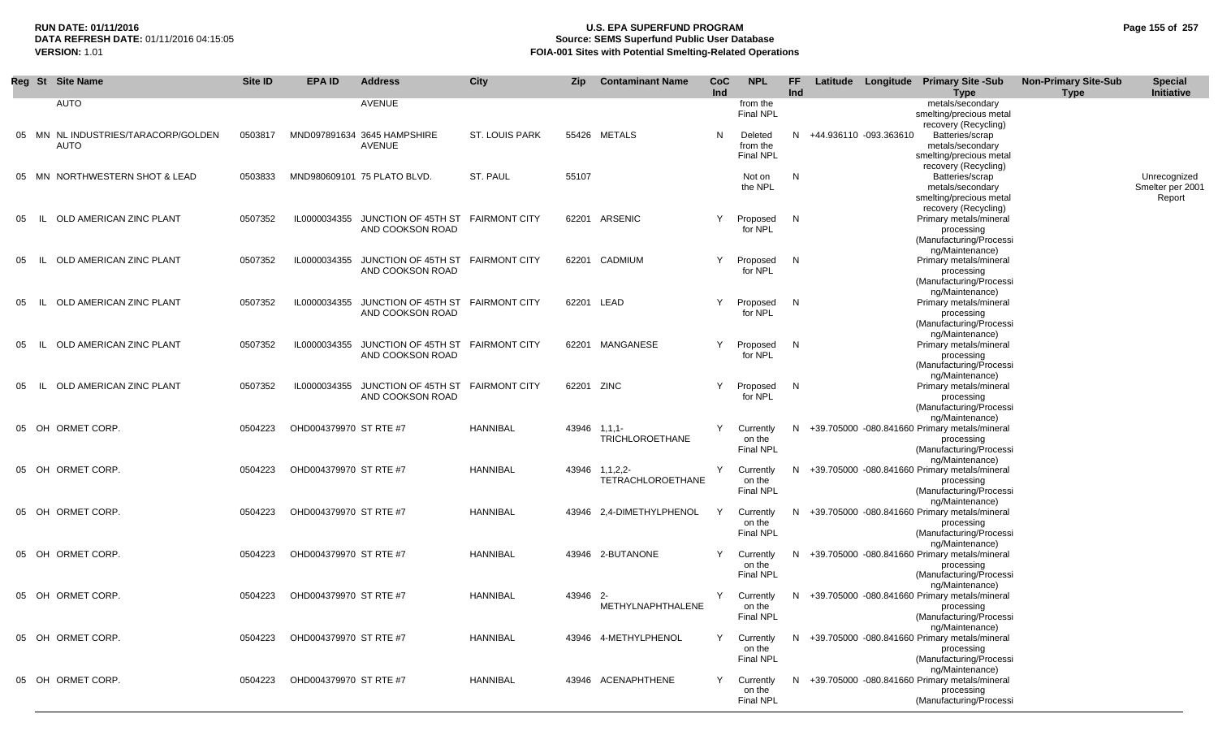| Reg | St | Site Name | Site ID | EPA ID | Address | City | Zip | Contaminant Name | CoC Ind | NPL | FF Ind | Latitude | Longitude | Primary Site -Sub Type | Non-Primary Site-Sub Type | Special Initiative |
|---|---|---|---|---|---|---|---|---|---|---|---|---|---|---|---|---|
| | | AUTO | | | AVENUE | | | | | from the Final NPL | | | | metals/secondary smelting/precious metal recovery (Recycling) | | |
| 05 | MN | NL INDUSTRIES/TARACORP/GOLDEN AUTO | 0503817 | MND097891634 | 3645 HAMPSHIRE AVENUE | ST. LOUIS PARK | 55426 | METALS | N | Deleted from the Final NPL | N | +44.936110 | -093.363610 | Batteries/scrap metals/secondary smelting/precious metal recovery (Recycling) | | |
| 05 | MN | NORTHWESTERN SHOT & LEAD | 0503833 | MND980609101 | 75 PLATO BLVD. | ST. PAUL | 55107 | | | Not on the NPL | N | | | Batteries/scrap metals/secondary smelting/precious metal recovery (Recycling) | | Unrecognized Smelter per 2001 Report |
| 05 | IL | OLD AMERICAN ZINC PLANT | 0507352 | IL0000034355 | JUNCTION OF 45TH ST AND COOKSON ROAD | FAIRMONT CITY | 62201 | ARSENIC | Y | Proposed for NPL | N | | | Primary metals/mineral processing (Manufacturing/Processing/Maintenance) | | |
| 05 | IL | OLD AMERICAN ZINC PLANT | 0507352 | IL0000034355 | JUNCTION OF 45TH ST AND COOKSON ROAD | FAIRMONT CITY | 62201 | CADMIUM | Y | Proposed for NPL | N | | | Primary metals/mineral processing (Manufacturing/Processing/Maintenance) | | |
| 05 | IL | OLD AMERICAN ZINC PLANT | 0507352 | IL0000034355 | JUNCTION OF 45TH ST AND COOKSON ROAD | FAIRMONT CITY | 62201 | LEAD | Y | Proposed for NPL | N | | | Primary metals/mineral processing (Manufacturing/Processing/Maintenance) | | |
| 05 | IL | OLD AMERICAN ZINC PLANT | 0507352 | IL0000034355 | JUNCTION OF 45TH ST AND COOKSON ROAD | FAIRMONT CITY | 62201 | MANGANESE | Y | Proposed for NPL | N | | | Primary metals/mineral processing (Manufacturing/Processing/Maintenance) | | |
| 05 | IL | OLD AMERICAN ZINC PLANT | 0507352 | IL0000034355 | JUNCTION OF 45TH ST AND COOKSON ROAD | FAIRMONT CITY | 62201 | ZINC | Y | Proposed for NPL | N | | | Primary metals/mineral processing (Manufacturing/Processing/Maintenance) | | |
| 05 | OH | ORMET CORP. | 0504223 | OHD004379970 | ST RTE #7 | HANNIBAL | 43946 | 1,1,1-TRICHLOROETHANE | Y | Currently on the Final NPL | N | +39.705000 | -080.841660 | Primary metals/mineral processing (Manufacturing/Processing/Maintenance) | | |
| 05 | OH | ORMET CORP. | 0504223 | OHD004379970 | ST RTE #7 | HANNIBAL | 43946 | 1,1,2,2-TETRACHLOROETHANE | Y | Currently on the Final NPL | N | +39.705000 | -080.841660 | Primary metals/mineral processing (Manufacturing/Processing/Maintenance) | | |
| 05 | OH | ORMET CORP. | 0504223 | OHD004379970 | ST RTE #7 | HANNIBAL | 43946 | 2,4-DIMETHYLPHENOL | Y | Currently on the Final NPL | N | +39.705000 | -080.841660 | Primary metals/mineral processing (Manufacturing/Processing/Maintenance) | | |
| 05 | OH | ORMET CORP. | 0504223 | OHD004379970 | ST RTE #7 | HANNIBAL | 43946 | 2-BUTANONE | Y | Currently on the Final NPL | N | +39.705000 | -080.841660 | Primary metals/mineral processing (Manufacturing/Processing/Maintenance) | | |
| 05 | OH | ORMET CORP. | 0504223 | OHD004379970 | ST RTE #7 | HANNIBAL | 43946 | 2-METHYLNAPHTHALENE | Y | Currently on the Final NPL | N | +39.705000 | -080.841660 | Primary metals/mineral processing (Manufacturing/Processing/Maintenance) | | |
| 05 | OH | ORMET CORP. | 0504223 | OHD004379970 | ST RTE #7 | HANNIBAL | 43946 | 4-METHYLPHENOL | Y | Currently on the Final NPL | N | +39.705000 | -080.841660 | Primary metals/mineral processing (Manufacturing/Processing/Maintenance) | | |
| 05 | OH | ORMET CORP. | 0504223 | OHD004379970 | ST RTE #7 | HANNIBAL | 43946 | ACENAPHTHENE | Y | Currently on the Final NPL | N | +39.705000 | -080.841660 | Primary metals/mineral processing (Manufacturing/Processi | | |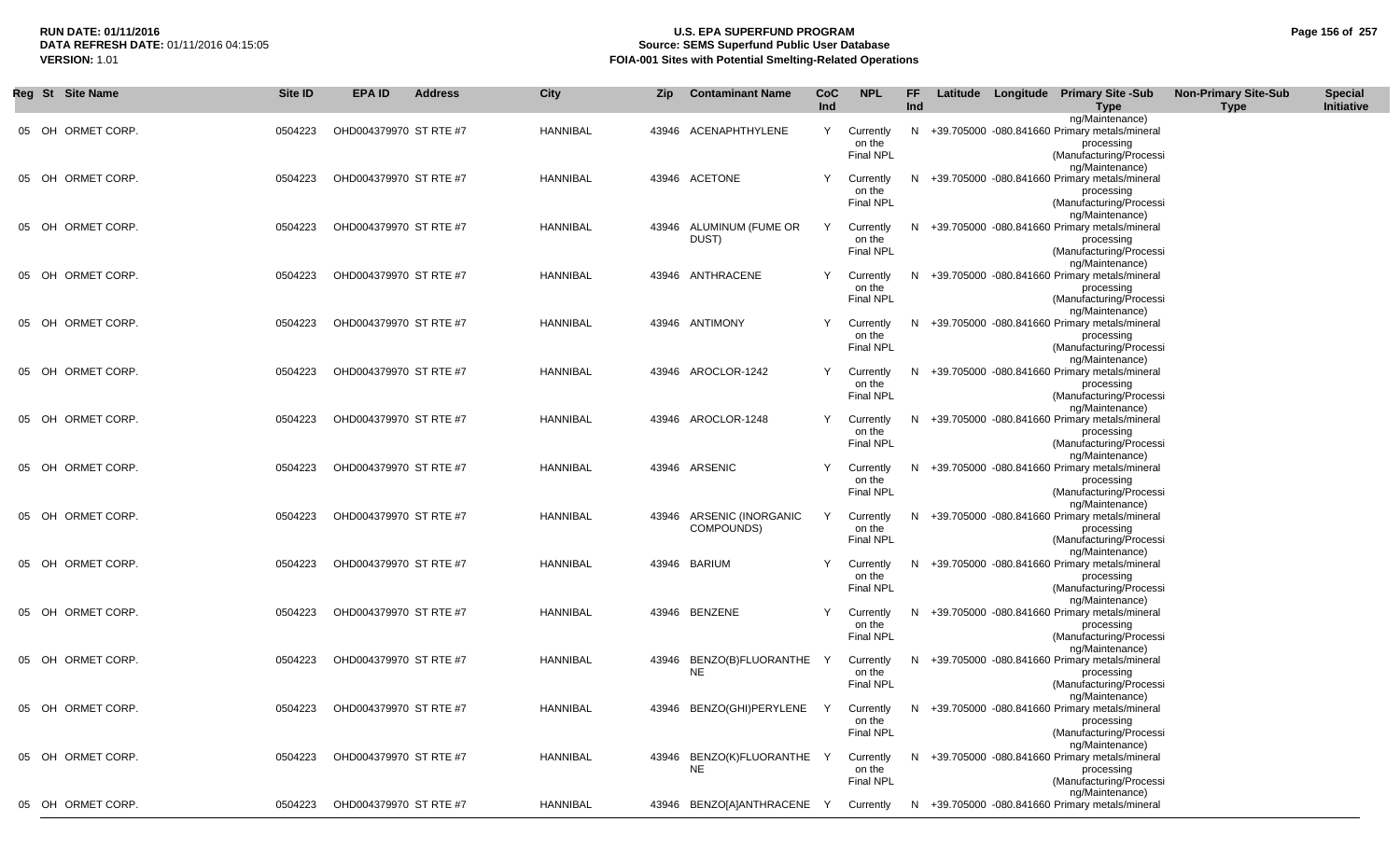| Reg | St | Site Name | Site ID | EPA ID | Address | City | Zip | Contaminant Name | CoC Ind | NPL | FF Ind | Latitude | Longitude | Primary Site -Sub Type | Non-Primary Site-Sub Type | Special Initiative |
|---|---|---|---|---|---|---|---|---|---|---|---|---|---|---|---|---|
| 05 | OH | ORMET CORP. | 0504223 | OHD004379970 | ST RTE #7 | HANNIBAL | 43946 | ACENAPHTHYLENE | Y | Currently on the Final NPL | N | +39.705000 | -080.841660 | Primary metals/mineral processing (Manufacturing/Processing/Maintenance) | | |
| 05 | OH | ORMET CORP. | 0504223 | OHD004379970 | ST RTE #7 | HANNIBAL | 43946 | ACETONE | Y | Currently on the Final NPL | N | +39.705000 | -080.841660 | Primary metals/mineral processing (Manufacturing/Processing/Maintenance) | | |
| 05 | OH | ORMET CORP. | 0504223 | OHD004379970 | ST RTE #7 | HANNIBAL | 43946 | ALUMINUM (FUME OR DUST) | Y | Currently on the Final NPL | N | +39.705000 | -080.841660 | Primary metals/mineral processing (Manufacturing/Processing/Maintenance) | | |
| 05 | OH | ORMET CORP. | 0504223 | OHD004379970 | ST RTE #7 | HANNIBAL | 43946 | ANTHRACENE | Y | Currently on the Final NPL | N | +39.705000 | -080.841660 | Primary metals/mineral processing (Manufacturing/Processing/Maintenance) | | |
| 05 | OH | ORMET CORP. | 0504223 | OHD004379970 | ST RTE #7 | HANNIBAL | 43946 | ANTIMONY | Y | Currently on the Final NPL | N | +39.705000 | -080.841660 | Primary metals/mineral processing (Manufacturing/Processing/Maintenance) | | |
| 05 | OH | ORMET CORP. | 0504223 | OHD004379970 | ST RTE #7 | HANNIBAL | 43946 | AROCLOR-1242 | Y | Currently on the Final NPL | N | +39.705000 | -080.841660 | Primary metals/mineral processing (Manufacturing/Processing/Maintenance) | | |
| 05 | OH | ORMET CORP. | 0504223 | OHD004379970 | ST RTE #7 | HANNIBAL | 43946 | AROCLOR-1248 | Y | Currently on the Final NPL | N | +39.705000 | -080.841660 | Primary metals/mineral processing (Manufacturing/Processing/Maintenance) | | |
| 05 | OH | ORMET CORP. | 0504223 | OHD004379970 | ST RTE #7 | HANNIBAL | 43946 | ARSENIC | Y | Currently on the Final NPL | N | +39.705000 | -080.841660 | Primary metals/mineral processing (Manufacturing/Processing/Maintenance) | | |
| 05 | OH | ORMET CORP. | 0504223 | OHD004379970 | ST RTE #7 | HANNIBAL | 43946 | ARSENIC (INORGANIC COMPOUNDS) | Y | Currently on the Final NPL | N | +39.705000 | -080.841660 | Primary metals/mineral processing (Manufacturing/Processing/Maintenance) | | |
| 05 | OH | ORMET CORP. | 0504223 | OHD004379970 | ST RTE #7 | HANNIBAL | 43946 | BARIUM | Y | Currently on the Final NPL | N | +39.705000 | -080.841660 | Primary metals/mineral processing (Manufacturing/Processing/Maintenance) | | |
| 05 | OH | ORMET CORP. | 0504223 | OHD004379970 | ST RTE #7 | HANNIBAL | 43946 | BENZENE | Y | Currently on the Final NPL | N | +39.705000 | -080.841660 | Primary metals/mineral processing (Manufacturing/Processing/Maintenance) | | |
| 05 | OH | ORMET CORP. | 0504223 | OHD004379970 | ST RTE #7 | HANNIBAL | 43946 | BENZO(B)FLUORANTHENE | Y | Currently on the Final NPL | N | +39.705000 | -080.841660 | Primary metals/mineral processing (Manufacturing/Processing/Maintenance) | | |
| 05 | OH | ORMET CORP. | 0504223 | OHD004379970 | ST RTE #7 | HANNIBAL | 43946 | BENZO(GHI)PERYLENE | Y | Currently on the Final NPL | N | +39.705000 | -080.841660 | Primary metals/mineral processing (Manufacturing/Processing/Maintenance) | | |
| 05 | OH | ORMET CORP. | 0504223 | OHD004379970 | ST RTE #7 | HANNIBAL | 43946 | BENZO(K)FLUORANTHENE | Y | Currently on the Final NPL | N | +39.705000 | -080.841660 | Primary metals/mineral processing (Manufacturing/Processing/Maintenance) | | |
| 05 | OH | ORMET CORP. | 0504223 | OHD004379970 | ST RTE #7 | HANNIBAL | 43946 | BENZO[A]ANTHRACENE | Y | Currently | N | +39.705000 | -080.841660 | Primary metals/mineral | | |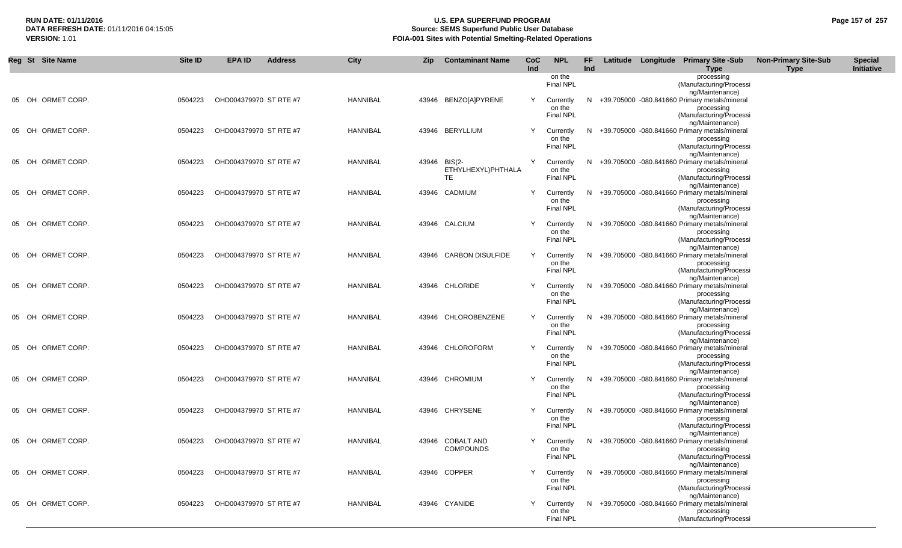| Reg | St | Site Name | Site ID | EPA ID | Address | City | Zip | Contaminant Name | CoC Ind | NPL | FF Ind | Latitude | Longitude | Primary Site -Sub Type | Non-Primary Site-Sub Type | Special Initiative |
|---|---|---|---|---|---|---|---|---|---|---|---|---|---|---|---|---|
| | | | | | | | | | | on the Final NPL | | | | processing (Manufacturing/Processing/Maintenance) | | |
| 05 | OH | ORMET CORP. | 0504223 | OHD004379970 | ST RTE #7 | HANNIBAL | 43946 | BENZO[A]PYRENE | Y | Currently on the Final NPL | N | +39.705000 | -080.841660 | Primary metals/mineral processing (Manufacturing/Processing/Maintenance) | | |
| 05 | OH | ORMET CORP. | 0504223 | OHD004379970 | ST RTE #7 | HANNIBAL | 43946 | BERYLLIUM | Y | Currently on the Final NPL | N | +39.705000 | -080.841660 | Primary metals/mineral processing (Manufacturing/Processing/Maintenance) | | |
| 05 | OH | ORMET CORP. | 0504223 | OHD004379970 | ST RTE #7 | HANNIBAL | 43946 | BIS(2-ETHYLHEXYL)PHTHALATE | Y | Currently on the Final NPL | N | +39.705000 | -080.841660 | Primary metals/mineral processing (Manufacturing/Processing/Maintenance) | | |
| 05 | OH | ORMET CORP. | 0504223 | OHD004379970 | ST RTE #7 | HANNIBAL | 43946 | CADMIUM | Y | Currently on the Final NPL | N | +39.705000 | -080.841660 | Primary metals/mineral processing (Manufacturing/Processing/Maintenance) | | |
| 05 | OH | ORMET CORP. | 0504223 | OHD004379970 | ST RTE #7 | HANNIBAL | 43946 | CALCIUM | Y | Currently on the Final NPL | N | +39.705000 | -080.841660 | Primary metals/mineral processing (Manufacturing/Processing/Maintenance) | | |
| 05 | OH | ORMET CORP. | 0504223 | OHD004379970 | ST RTE #7 | HANNIBAL | 43946 | CARBON DISULFIDE | Y | Currently on the Final NPL | N | +39.705000 | -080.841660 | Primary metals/mineral processing (Manufacturing/Processing/Maintenance) | | |
| 05 | OH | ORMET CORP. | 0504223 | OHD004379970 | ST RTE #7 | HANNIBAL | 43946 | CHLORIDE | Y | Currently on the Final NPL | N | +39.705000 | -080.841660 | Primary metals/mineral processing (Manufacturing/Processing/Maintenance) | | |
| 05 | OH | ORMET CORP. | 0504223 | OHD004379970 | ST RTE #7 | HANNIBAL | 43946 | CHLOROBENZENE | Y | Currently on the Final NPL | N | +39.705000 | -080.841660 | Primary metals/mineral processing (Manufacturing/Processing/Maintenance) | | |
| 05 | OH | ORMET CORP. | 0504223 | OHD004379970 | ST RTE #7 | HANNIBAL | 43946 | CHLOROFORM | Y | Currently on the Final NPL | N | +39.705000 | -080.841660 | Primary metals/mineral processing (Manufacturing/Processing/Maintenance) | | |
| 05 | OH | ORMET CORP. | 0504223 | OHD004379970 | ST RTE #7 | HANNIBAL | 43946 | CHROMIUM | Y | Currently on the Final NPL | N | +39.705000 | -080.841660 | Primary metals/mineral processing (Manufacturing/Processing/Maintenance) | | |
| 05 | OH | ORMET CORP. | 0504223 | OHD004379970 | ST RTE #7 | HANNIBAL | 43946 | CHRYSENE | Y | Currently on the Final NPL | N | +39.705000 | -080.841660 | Primary metals/mineral processing (Manufacturing/Processing/Maintenance) | | |
| 05 | OH | ORMET CORP. | 0504223 | OHD004379970 | ST RTE #7 | HANNIBAL | 43946 | COBALT AND COMPOUNDS | Y | Currently on the Final NPL | N | +39.705000 | -080.841660 | Primary metals/mineral processing (Manufacturing/Processing/Maintenance) | | |
| 05 | OH | ORMET CORP. | 0504223 | OHD004379970 | ST RTE #7 | HANNIBAL | 43946 | COPPER | Y | Currently on the Final NPL | N | +39.705000 | -080.841660 | Primary metals/mineral processing (Manufacturing/Processing/Maintenance) | | |
| 05 | OH | ORMET CORP. | 0504223 | OHD004379970 | ST RTE #7 | HANNIBAL | 43946 | CYANIDE | Y | Currently on the Final NPL | N | +39.705000 | -080.841660 | Primary metals/mineral processing (Manufacturing/Processi | | |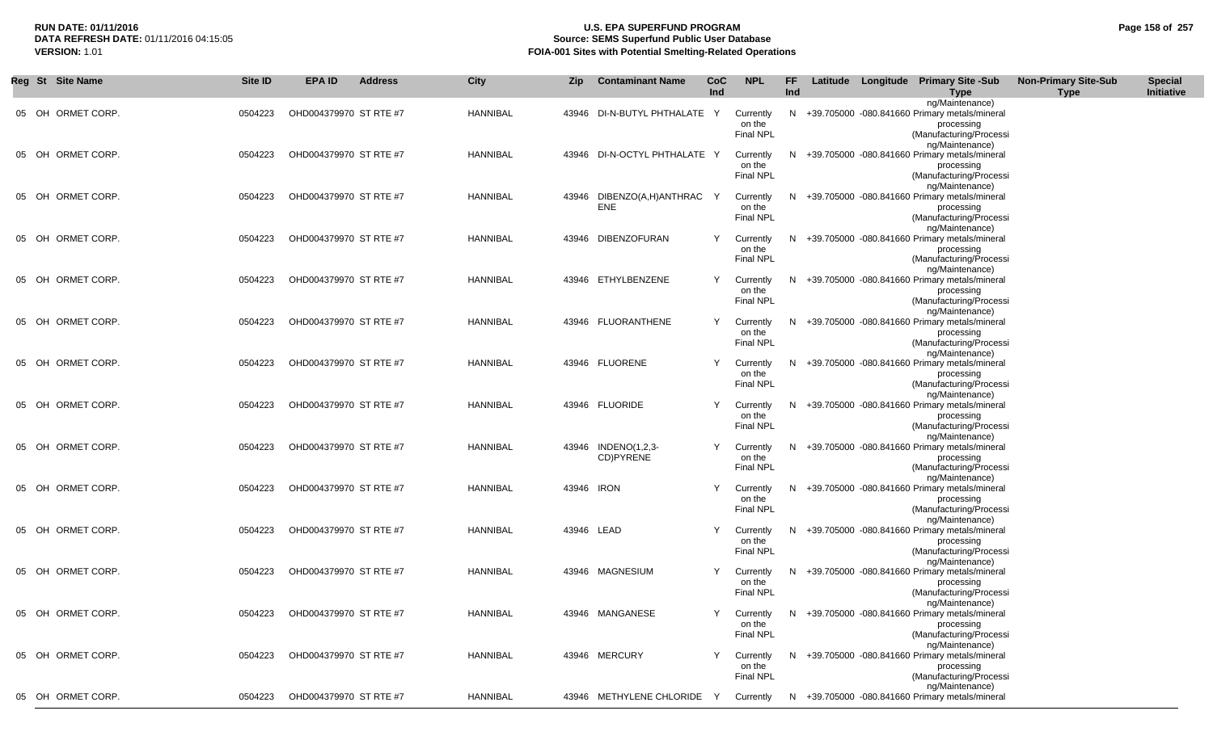| Reg | St | Site Name | Site ID | EPA ID | Address | City | Zip | Contaminant Name | CoC Ind | NPL | FF Ind | Latitude | Longitude | Primary Site -Sub Type | Non-Primary Site-Sub Type | Special Initiative |
|---|---|---|---|---|---|---|---|---|---|---|---|---|---|---|---|---|
| | | | | | | | | | | | | | | ng/Maintenance) | | |
| 05 | OH | ORMET CORP. | 0504223 | OHD004379970 | ST RTE #7 | HANNIBAL | 43946 | DI-N-BUTYL PHTHALATE | Y | Currently on the Final NPL | N | +39.705000 | -080.841660 | Primary metals/mineral processing (Manufacturing/Processing/Maintenance) | | |
| 05 | OH | ORMET CORP. | 0504223 | OHD004379970 | ST RTE #7 | HANNIBAL | 43946 | DI-N-OCTYL PHTHALATE | Y | Currently on the Final NPL | N | +39.705000 | -080.841660 | Primary metals/mineral processing (Manufacturing/Processing/Maintenance) | | |
| 05 | OH | ORMET CORP. | 0504223 | OHD004379970 | ST RTE #7 | HANNIBAL | 43946 | DIBENZO(A,H)ANTHRACENE | Y | Currently on the Final NPL | N | +39.705000 | -080.841660 | Primary metals/mineral processing (Manufacturing/Processing/Maintenance) | | |
| 05 | OH | ORMET CORP. | 0504223 | OHD004379970 | ST RTE #7 | HANNIBAL | 43946 | DIBENZOFURAN | Y | Currently on the Final NPL | N | +39.705000 | -080.841660 | Primary metals/mineral processing (Manufacturing/Processing/Maintenance) | | |
| 05 | OH | ORMET CORP. | 0504223 | OHD004379970 | ST RTE #7 | HANNIBAL | 43946 | ETHYLBENZENE | Y | Currently on the Final NPL | N | +39.705000 | -080.841660 | Primary metals/mineral processing (Manufacturing/Processing/Maintenance) | | |
| 05 | OH | ORMET CORP. | 0504223 | OHD004379970 | ST RTE #7 | HANNIBAL | 43946 | FLUORANTHENE | Y | Currently on the Final NPL | N | +39.705000 | -080.841660 | Primary metals/mineral processing (Manufacturing/Processing/Maintenance) | | |
| 05 | OH | ORMET CORP. | 0504223 | OHD004379970 | ST RTE #7 | HANNIBAL | 43946 | FLUORENE | Y | Currently on the Final NPL | N | +39.705000 | -080.841660 | Primary metals/mineral processing (Manufacturing/Processing/Maintenance) | | |
| 05 | OH | ORMET CORP. | 0504223 | OHD004379970 | ST RTE #7 | HANNIBAL | 43946 | FLUORIDE | Y | Currently on the Final NPL | N | +39.705000 | -080.841660 | Primary metals/mineral processing (Manufacturing/Processing/Maintenance) | | |
| 05 | OH | ORMET CORP. | 0504223 | OHD004379970 | ST RTE #7 | HANNIBAL | 43946 | INDENO(1,2,3-CD)PYRENE | Y | Currently on the Final NPL | N | +39.705000 | -080.841660 | Primary metals/mineral processing (Manufacturing/Processing/Maintenance) | | |
| 05 | OH | ORMET CORP. | 0504223 | OHD004379970 | ST RTE #7 | HANNIBAL | 43946 | IRON | Y | Currently on the Final NPL | N | +39.705000 | -080.841660 | Primary metals/mineral processing (Manufacturing/Processing/Maintenance) | | |
| 05 | OH | ORMET CORP. | 0504223 | OHD004379970 | ST RTE #7 | HANNIBAL | 43946 | LEAD | Y | Currently on the Final NPL | N | +39.705000 | -080.841660 | Primary metals/mineral processing (Manufacturing/Processing/Maintenance) | | |
| 05 | OH | ORMET CORP. | 0504223 | OHD004379970 | ST RTE #7 | HANNIBAL | 43946 | MAGNESIUM | Y | Currently on the Final NPL | N | +39.705000 | -080.841660 | Primary metals/mineral processing (Manufacturing/Processing/Maintenance) | | |
| 05 | OH | ORMET CORP. | 0504223 | OHD004379970 | ST RTE #7 | HANNIBAL | 43946 | MANGANESE | Y | Currently on the Final NPL | N | +39.705000 | -080.841660 | Primary metals/mineral processing (Manufacturing/Processing/Maintenance) | | |
| 05 | OH | ORMET CORP. | 0504223 | OHD004379970 | ST RTE #7 | HANNIBAL | 43946 | MERCURY | Y | Currently on the Final NPL | N | +39.705000 | -080.841660 | Primary metals/mineral processing (Manufacturing/Processing/Maintenance) | | |
| 05 | OH | ORMET CORP. | 0504223 | OHD004379970 | ST RTE #7 | HANNIBAL | 43946 | METHYLENE CHLORIDE | Y | Currently | N | +39.705000 | -080.841660 | Primary metals/mineral | | |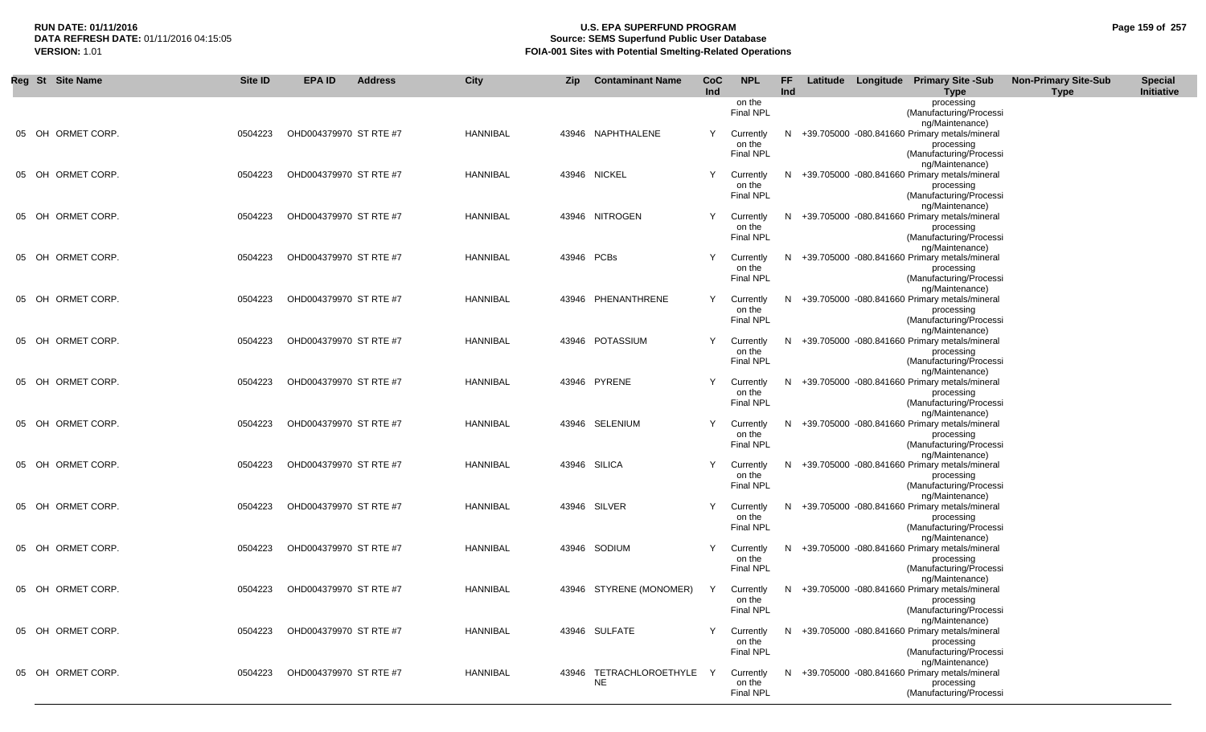**RUN DATE:** 01/11/2016
**DATA REFRESH DATE:** 01/11/2016 04:15:05
**VERSION:** 1.01

# U.S. EPA SUPERFUND PROGRAM
## Source: SEMS Superfund Public User Database
## FOIA-001 Sites with Potential Smelting-Related Operations

| Reg | St | Site Name | Site ID | EPA ID | Address | City | Zip | Contaminant Name | CoC Ind | NPL | FF Ind | Latitude | Longitude | Primary Site -Sub Type | Non-Primary Site-Sub Type | Special Initiative |
|---|---|---|---|---|---|---|---|---|---|---|---|---|---|---|---|---|
| | | | | | | | | | | on the Final NPL | | | | processing (Manufacturing/Processing/Maintenance) | | |
| 05 | OH | ORMET CORP. | 0504223 | OHD004379970 | ST RTE #7 | HANNIBAL | 43946 | NAPHTHALENE | Y | Currently on the Final NPL | N | +39.705000 | -080.841660 | Primary metals/mineral processing (Manufacturing/Processing/Maintenance) | | |
| 05 | OH | ORMET CORP. | 0504223 | OHD004379970 | ST RTE #7 | HANNIBAL | 43946 | NICKEL | Y | Currently on the Final NPL | N | +39.705000 | -080.841660 | Primary metals/mineral processing (Manufacturing/Processing/Maintenance) | | |
| 05 | OH | ORMET CORP. | 0504223 | OHD004379970 | ST RTE #7 | HANNIBAL | 43946 | NITROGEN | Y | Currently on the Final NPL | N | +39.705000 | -080.841660 | Primary metals/mineral processing (Manufacturing/Processing/Maintenance) | | |
| 05 | OH | ORMET CORP. | 0504223 | OHD004379970 | ST RTE #7 | HANNIBAL | 43946 | PCBs | Y | Currently on the Final NPL | N | +39.705000 | -080.841660 | Primary metals/mineral processing (Manufacturing/Processing/Maintenance) | | |
| 05 | OH | ORMET CORP. | 0504223 | OHD004379970 | ST RTE #7 | HANNIBAL | 43946 | PHENANTHRENE | Y | Currently on the Final NPL | N | +39.705000 | -080.841660 | Primary metals/mineral processing (Manufacturing/Processing/Maintenance) | | |
| 05 | OH | ORMET CORP. | 0504223 | OHD004379970 | ST RTE #7 | HANNIBAL | 43946 | POTASSIUM | Y | Currently on the Final NPL | N | +39.705000 | -080.841660 | Primary metals/mineral processing (Manufacturing/Processing/Maintenance) | | |
| 05 | OH | ORMET CORP. | 0504223 | OHD004379970 | ST RTE #7 | HANNIBAL | 43946 | PYRENE | Y | Currently on the Final NPL | N | +39.705000 | -080.841660 | Primary metals/mineral processing (Manufacturing/Processing/Maintenance) | | |
| 05 | OH | ORMET CORP. | 0504223 | OHD004379970 | ST RTE #7 | HANNIBAL | 43946 | SELENIUM | Y | Currently on the Final NPL | N | +39.705000 | -080.841660 | Primary metals/mineral processing (Manufacturing/Processing/Maintenance) | | |
| 05 | OH | ORMET CORP. | 0504223 | OHD004379970 | ST RTE #7 | HANNIBAL | 43946 | SILICA | Y | Currently on the Final NPL | N | +39.705000 | -080.841660 | Primary metals/mineral processing (Manufacturing/Processing/Maintenance) | | |
| 05 | OH | ORMET CORP. | 0504223 | OHD004379970 | ST RTE #7 | HANNIBAL | 43946 | SILVER | Y | Currently on the Final NPL | N | +39.705000 | -080.841660 | Primary metals/mineral processing (Manufacturing/Processing/Maintenance) | | |
| 05 | OH | ORMET CORP. | 0504223 | OHD004379970 | ST RTE #7 | HANNIBAL | 43946 | SODIUM | Y | Currently on the Final NPL | N | +39.705000 | -080.841660 | Primary metals/mineral processing (Manufacturing/Processing/Maintenance) | | |
| 05 | OH | ORMET CORP. | 0504223 | OHD004379970 | ST RTE #7 | HANNIBAL | 43946 | STYRENE (MONOMER) | Y | Currently on the Final NPL | N | +39.705000 | -080.841660 | Primary metals/mineral processing (Manufacturing/Processing/Maintenance) | | |
| 05 | OH | ORMET CORP. | 0504223 | OHD004379970 | ST RTE #7 | HANNIBAL | 43946 | SULFATE | Y | Currently on the Final NPL | N | +39.705000 | -080.841660 | Primary metals/mineral processing (Manufacturing/Processing/Maintenance) | | |
| 05 | OH | ORMET CORP. | 0504223 | OHD004379970 | ST RTE #7 | HANNIBAL | 43946 | TETRACHLOROETHYLENE | Y | Currently on the Final NPL | N | +39.705000 | -080.841660 | Primary metals/mineral processing (Manufacturing/Processi | | |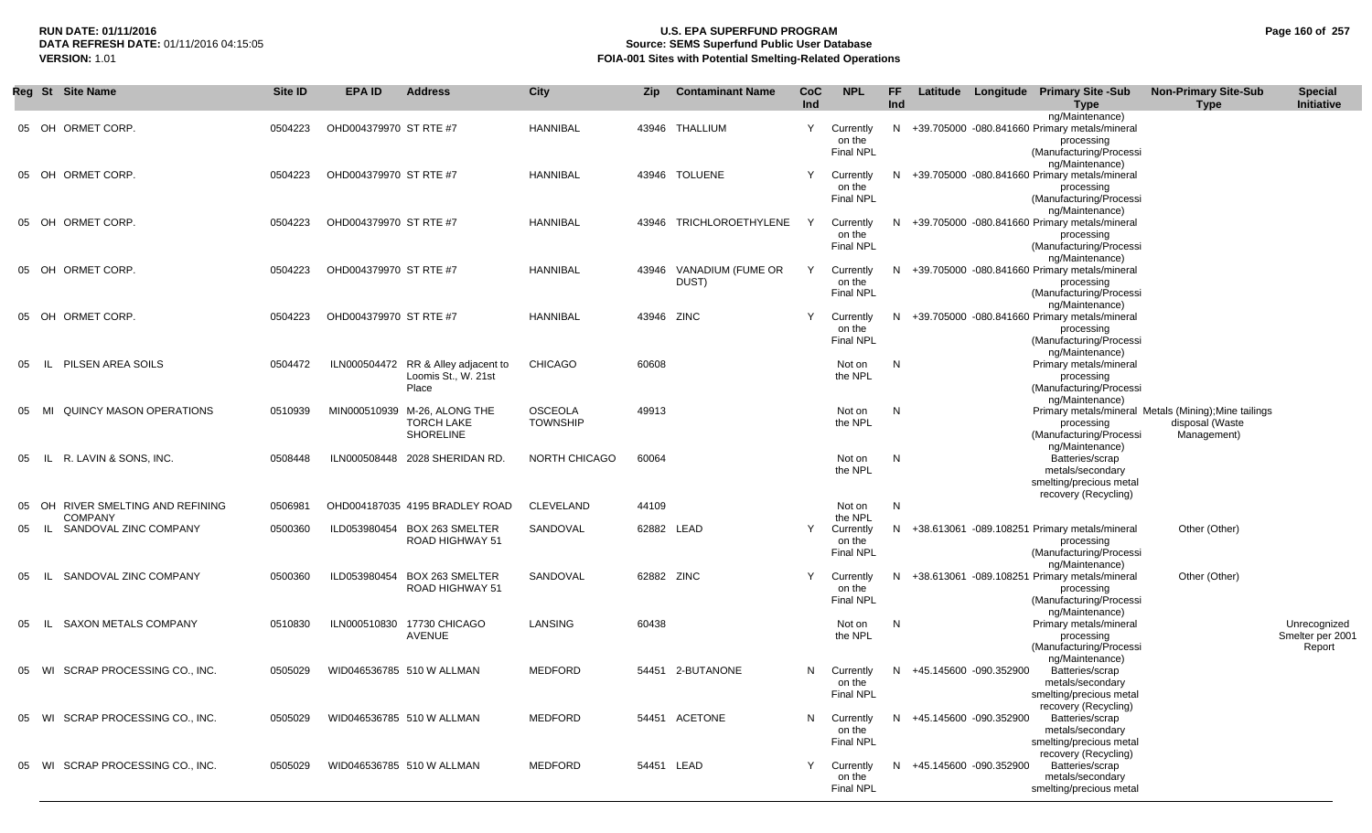| Reg | St | Site Name | Site ID | EPA ID | Address | City | Zip | Contaminant Name | CoC Ind | NPL | FF Ind | Latitude | Longitude | Primary Site -Sub Type | Non-Primary Site-Sub Type | Special Initiative |
|---|---|---|---|---|---|---|---|---|---|---|---|---|---|---|---|---|
| | | | | | | | | | | | | | | ng/Maintenance) | | |
| 05 | OH | ORMET CORP. | 0504223 | OHD004379970 | ST RTE #7 | HANNIBAL | 43946 | THALLIUM | Y | Currently on the Final NPL | N | +39.705000 | -080.841660 | Primary metals/mineral processing (Manufacturing/Processing/Maintenance) | | |
| 05 | OH | ORMET CORP. | 0504223 | OHD004379970 | ST RTE #7 | HANNIBAL | 43946 | TOLUENE | Y | Currently on the Final NPL | N | +39.705000 | -080.841660 | Primary metals/mineral processing (Manufacturing/Processing/Maintenance) | | |
| 05 | OH | ORMET CORP. | 0504223 | OHD004379970 | ST RTE #7 | HANNIBAL | 43946 | TRICHLOROETHYLENE | Y | Currently on the Final NPL | N | +39.705000 | -080.841660 | Primary metals/mineral processing (Manufacturing/Processing/Maintenance) | | |
| 05 | OH | ORMET CORP. | 0504223 | OHD004379970 | ST RTE #7 | HANNIBAL | 43946 | VANADIUM (FUME OR DUST) | Y | Currently on the Final NPL | N | +39.705000 | -080.841660 | Primary metals/mineral processing (Manufacturing/Processing/Maintenance) | | |
| 05 | OH | ORMET CORP. | 0504223 | OHD004379970 | ST RTE #7 | HANNIBAL | 43946 | ZINC | Y | Currently on the Final NPL | N | +39.705000 | -080.841660 | Primary metals/mineral processing (Manufacturing/Processing/Maintenance) | | |
| 05 | IL | PILSEN AREA SOILS | 0504472 | ILN000504472 | RR & Alley adjacent to Loomis St., W. 21st Place | CHICAGO | 60608 | | | Not on the NPL | N | | | Primary metals/mineral processing (Manufacturing/Processing/Maintenance) | | |
| 05 | MI | QUINCY MASON OPERATIONS | 0510939 | MIN000510939 | M-26, ALONG THE TORCH LAKE SHORELINE | OSCEOLA TOWNSHIP | 49913 | | | Not on the NPL | N | | | Primary metals/mineral processing (Manufacturing/Processing/Maintenance) | Metals (Mining);Mine tailings disposal (Waste Management) | |
| 05 | IL | R. LAVIN & SONS, INC. | 0508448 | ILN000508448 | 2028 SHERIDAN RD. | NORTH CHICAGO | 60064 | | | Not on the NPL | N | | | Batteries/scrap metals/secondary smelting/precious metal recovery (Recycling) | | |
| 05 | OH | RIVER SMELTING AND REFINING COMPANY | 0506981 | OHD004187035 | 4195 BRADLEY ROAD | CLEVELAND | 44109 | | | Not on the NPL | N | | | | | |
| 05 | IL | SANDOVAL ZINC COMPANY | 0500360 | ILD053980454 | BOX 263 SMELTER ROAD HIGHWAY 51 | SANDOVAL | 62882 | LEAD | Y | Currently on the Final NPL | N | +38.613061 | -089.108251 | Primary metals/mineral processing (Manufacturing/Processing/Maintenance) | Other (Other) | |
| 05 | IL | SANDOVAL ZINC COMPANY | 0500360 | ILD053980454 | BOX 263 SMELTER ROAD HIGHWAY 51 | SANDOVAL | 62882 | ZINC | Y | Currently on the Final NPL | N | +38.613061 | -089.108251 | Primary metals/mineral processing (Manufacturing/Processing/Maintenance) | Other (Other) | |
| 05 | IL | SAXON METALS COMPANY | 0510830 | ILN000510830 | 17730 CHICAGO AVENUE | LANSING | 60438 | | | Not on the NPL | N | | | Primary metals/mineral processing (Manufacturing/Processing/Maintenance) | | Unrecognized Smelter per 2001 Report |
| 05 | WI | SCRAP PROCESSING CO., INC. | 0505029 | WID046536785 | 510 W ALLMAN | MEDFORD | 54451 | 2-BUTANONE | N | Currently on the Final NPL | N | +45.145600 | -090.352900 | Batteries/scrap metals/secondary smelting/precious metal recovery (Recycling) | | |
| 05 | WI | SCRAP PROCESSING CO., INC. | 0505029 | WID046536785 | 510 W ALLMAN | MEDFORD | 54451 | ACETONE | N | Currently on the Final NPL | N | +45.145600 | -090.352900 | Batteries/scrap metals/secondary smelting/precious metal recovery (Recycling) | | |
| 05 | WI | SCRAP PROCESSING CO., INC. | 0505029 | WID046536785 | 510 W ALLMAN | MEDFORD | 54451 | LEAD | Y | Currently on the Final NPL | N | +45.145600 | -090.352900 | Batteries/scrap metals/secondary smelting/precious metal | | |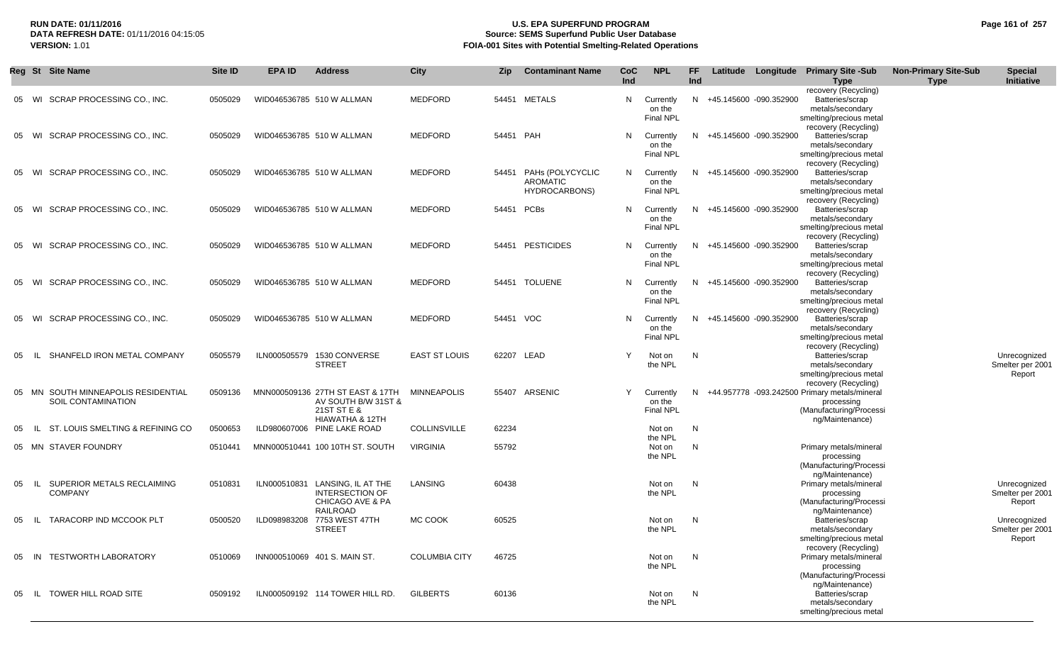| Reg | St | Site Name | Site ID | EPA ID | Address | City | Zip | Contaminant Name | CoC Ind | NPL | FF Ind | Latitude | Longitude | Primary Site -Sub Type | Non-Primary Site-Sub Type | Special Initiative |
|---|---|---|---|---|---|---|---|---|---|---|---|---|---|---|---|---|
| 05 | WI | SCRAP PROCESSING CO., INC. | 0505029 | WID046536785 | 510 W ALLMAN | MEDFORD | 54451 | METALS | N | Currently on the Final NPL | N | +45.145600 | -090.352900 | Batteries/scrap metals/secondary smelting/precious metal recovery (Recycling) | | |
| 05 | WI | SCRAP PROCESSING CO., INC. | 0505029 | WID046536785 | 510 W ALLMAN | MEDFORD | 54451 | PAH | N | Currently on the Final NPL | N | +45.145600 | -090.352900 | Batteries/scrap metals/secondary smelting/precious metal recovery (Recycling) | | |
| 05 | WI | SCRAP PROCESSING CO., INC. | 0505029 | WID046536785 | 510 W ALLMAN | MEDFORD | 54451 | PAHs (POLYCYCLIC AROMATIC HYDROCARBONS) | N | Currently on the Final NPL | N | +45.145600 | -090.352900 | Batteries/scrap metals/secondary smelting/precious metal recovery (Recycling) | | |
| 05 | WI | SCRAP PROCESSING CO., INC. | 0505029 | WID046536785 | 510 W ALLMAN | MEDFORD | 54451 | PCBs | N | Currently on the Final NPL | N | +45.145600 | -090.352900 | Batteries/scrap metals/secondary smelting/precious metal recovery (Recycling) | | |
| 05 | WI | SCRAP PROCESSING CO., INC. | 0505029 | WID046536785 | 510 W ALLMAN | MEDFORD | 54451 | PESTICIDES | N | Currently on the Final NPL | N | +45.145600 | -090.352900 | Batteries/scrap metals/secondary smelting/precious metal recovery (Recycling) | | |
| 05 | WI | SCRAP PROCESSING CO., INC. | 0505029 | WID046536785 | 510 W ALLMAN | MEDFORD | 54451 | TOLUENE | N | Currently on the Final NPL | N | +45.145600 | -090.352900 | Batteries/scrap metals/secondary smelting/precious metal recovery (Recycling) | | |
| 05 | WI | SCRAP PROCESSING CO., INC. | 0505029 | WID046536785 | 510 W ALLMAN | MEDFORD | 54451 | VOC | N | Currently on the Final NPL | N | +45.145600 | -090.352900 | Batteries/scrap metals/secondary smelting/precious metal recovery (Recycling) | | |
| 05 | IL | SHANFELD IRON METAL COMPANY | 0505579 | ILN000505579 | 1530 CONVERSE STREET | EAST ST LOUIS | 62207 | LEAD | Y | Not on the NPL | N | | | Batteries/scrap metals/secondary smelting/precious metal recovery (Recycling) | | Unrecognized Smelter per 2001 Report |
| 05 | MN | SOUTH MINNEAPOLIS RESIDENTIAL SOIL CONTAMINATION | 0509136 | MNN000509136 | 27TH ST EAST & 17TH AV SOUTH B/W 31ST & 21ST ST E & HIAWATHA & 12TH | MINNEAPOLIS | 55407 | ARSENIC | Y | Currently on the Final NPL | N | +44.957778 | -093.242500 | Primary metals/mineral processing (Manufacturing/Processing/Maintenance) | | |
| 05 | IL | ST. LOUIS SMELTING & REFINING CO | 0500653 | ILD980607006 | PINE LAKE ROAD | COLLINSVILLE | 62234 | | | Not on the NPL | N | | | | | |
| 05 | MN | STAVER FOUNDRY | 0510441 | MNN000510441 | 100 10TH ST. SOUTH | VIRGINIA | 55792 | | | Not on the NPL | N | | | Primary metals/mineral processing (Manufacturing/Processing/Maintenance) | | |
| 05 | IL | SUPERIOR METALS RECLAIMING COMPANY | 0510831 | ILN000510831 | LANSING, IL AT THE INTERSECTION OF CHICAGO AVE & PA RAILROAD | LANSING | 60438 | | | Not on the NPL | N | | | Primary metals/mineral processing (Manufacturing/Processing/Maintenance) | | Unrecognized Smelter per 2001 Report |
| 05 | IL | TARACORP IND MCCOOK PLT | 0500520 | ILD098983208 | 7753 WEST 47TH STREET | MC COOK | 60525 | | | Not on the NPL | N | | | Batteries/scrap metals/secondary smelting/precious metal recovery (Recycling) | | Unrecognized Smelter per 2001 Report |
| 05 | IN | TESTWORTH LABORATORY | 0510069 | INN000510069 | 401 S. MAIN ST. | COLUMBIA CITY | 46725 | | | Not on the NPL | N | | | Primary metals/mineral processing (Manufacturing/Processing/Maintenance) | | |
| 05 | IL | TOWER HILL ROAD SITE | 0509192 | ILN000509192 | 114 TOWER HILL RD. | GILBERTS | 60136 | | | Not on the NPL | N | | | Batteries/scrap metals/secondary smelting/precious metal | | |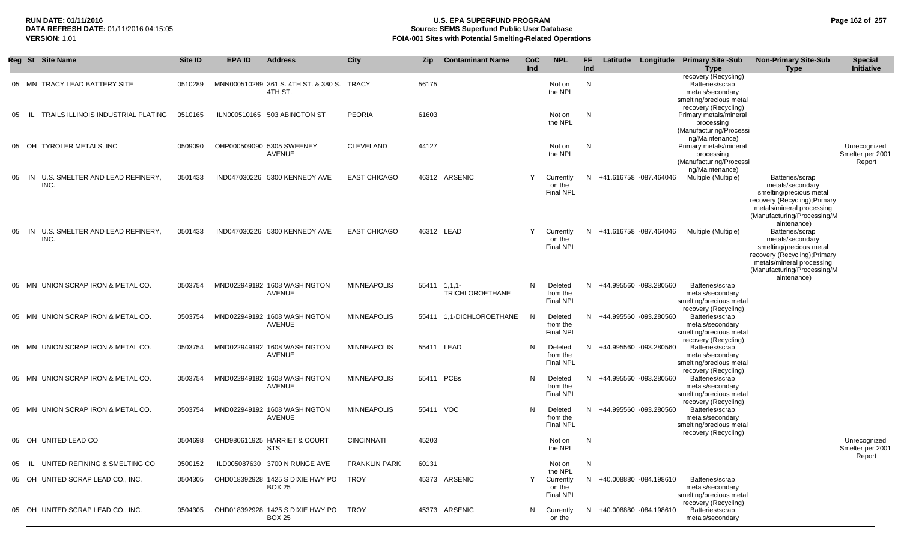**RUN DATE:** 01/11/2016
**DATA REFRESH DATE:** 01/11/2016 04:15:05
**VERSION:** 1.01

# U.S. EPA SUPERFUND PROGRAM
## Source: SEMS Superfund Public User Database
## FOIA-001 Sites with Potential Smelting-Related Operations

| Reg | St | Site Name | Site ID | EPA ID | Address | City | Zip | Contaminant Name | CoC Ind | NPL | FF Ind | Latitude | Longitude | Primary Site -Sub Type | Non-Primary Site-Sub Type | Special Initiative |
|---|---|---|---|---|---|---|---|---|---|---|---|---|---|---|---|---|
| 05 | MN | TRACY LEAD BATTERY SITE | 0510289 | MNN000510289 | 361 S. 4TH ST. & 380 S. 4TH ST. | TRACY | 56175 | | | Not on the NPL | N | | | recovery (Recycling) Batteries/scrap metals/secondary smelting/precious metal recovery (Recycling) | | |
| 05 | IL | TRAILS ILLINOIS INDUSTRIAL PLATING | 0510165 | ILN000510165 | 503 ABINGTON ST | PEORIA | 61603 | | | Not on the NPL | N | | | Primary metals/mineral processing (Manufacturing/Processing/Maintenance) | | |
| 05 | OH | TYROLER METALS, INC | 0509090 | OHP000509090 | 5305 SWEENEY AVENUE | CLEVELAND | 44127 | | | Not on the NPL | N | | | Primary metals/mineral processing (Manufacturing/Processing/Maintenance) | | Unrecognized Smelter per 2001 Report |
| 05 | IN | U.S. SMELTER AND LEAD REFINERY, INC. | 0501433 | IND047030226 | 5300 KENNEDY AVE | EAST CHICAGO | 46312 | ARSENIC | Y | Currently on the Final NPL | N | +41.616758 | -087.464046 | Multiple (Multiple) | Batteries/scrap metals/secondary smelting/precious metal recovery (Recycling);Primary metals/mineral processing (Manufacturing/Processing/Maintenance) | |
| 05 | IN | U.S. SMELTER AND LEAD REFINERY, INC. | 0501433 | IND047030226 | 5300 KENNEDY AVE | EAST CHICAGO | 46312 | LEAD | Y | Currently on the Final NPL | N | +41.616758 | -087.464046 | Multiple (Multiple) | Batteries/scrap metals/secondary smelting/precious metal recovery (Recycling);Primary metals/mineral processing (Manufacturing/Processing/Maintenance) | |
| 05 | MN | UNION SCRAP IRON & METAL CO. | 0503754 | MND022949192 | 1608 WASHINGTON AVENUE | MINNEAPOLIS | 55411 | 1,1,1-TRICHLOROETHANE | N | Deleted from the Final NPL | N | +44.995560 | -093.280560 | Batteries/scrap metals/secondary smelting/precious metal recovery (Recycling) | | |
| 05 | MN | UNION SCRAP IRON & METAL CO. | 0503754 | MND022949192 | 1608 WASHINGTON AVENUE | MINNEAPOLIS | 55411 | 1,1-DICHLOROETHANE | N | Deleted from the Final NPL | N | +44.995560 | -093.280560 | Batteries/scrap metals/secondary smelting/precious metal recovery (Recycling) | | |
| 05 | MN | UNION SCRAP IRON & METAL CO. | 0503754 | MND022949192 | 1608 WASHINGTON AVENUE | MINNEAPOLIS | 55411 | LEAD | N | Deleted from the Final NPL | N | +44.995560 | -093.280560 | Batteries/scrap metals/secondary smelting/precious metal recovery (Recycling) | | |
| 05 | MN | UNION SCRAP IRON & METAL CO. | 0503754 | MND022949192 | 1608 WASHINGTON AVENUE | MINNEAPOLIS | 55411 | PCBs | N | Deleted from the Final NPL | N | +44.995560 | -093.280560 | Batteries/scrap metals/secondary smelting/precious metal recovery (Recycling) | | |
| 05 | MN | UNION SCRAP IRON & METAL CO. | 0503754 | MND022949192 | 1608 WASHINGTON AVENUE | MINNEAPOLIS | 55411 | VOC | N | Deleted from the Final NPL | N | +44.995560 | -093.280560 | Batteries/scrap metals/secondary smelting/precious metal recovery (Recycling) | | |
| 05 | OH | UNITED LEAD CO | 0504698 | OHD980611925 | HARRIET & COURT STS | CINCINNATI | 45203 | | | Not on the NPL | N | | | | | Unrecognized Smelter per 2001 Report |
| 05 | IL | UNITED REFINING & SMELTING CO | 0500152 | ILD005087630 | 3700 N RUNGE AVE | FRANKLIN PARK | 60131 | | | Not on the NPL | N | | | | | |
| 05 | OH | UNITED SCRAP LEAD CO., INC. | 0504305 | OHD018392928 | 1425 S DIXIE HWY PO BOX 25 | TROY | 45373 | ARSENIC | Y | Currently on the Final NPL | N | +40.008880 | -084.198610 | Batteries/scrap metals/secondary smelting/precious metal recovery (Recycling) | | |
| 05 | OH | UNITED SCRAP LEAD CO., INC. | 0504305 | OHD018392928 | 1425 S DIXIE HWY PO BOX 25 | TROY | 45373 | ARSENIC | N | Currently on the | N | +40.008880 | -084.198610 | Batteries/scrap metals/secondary | | |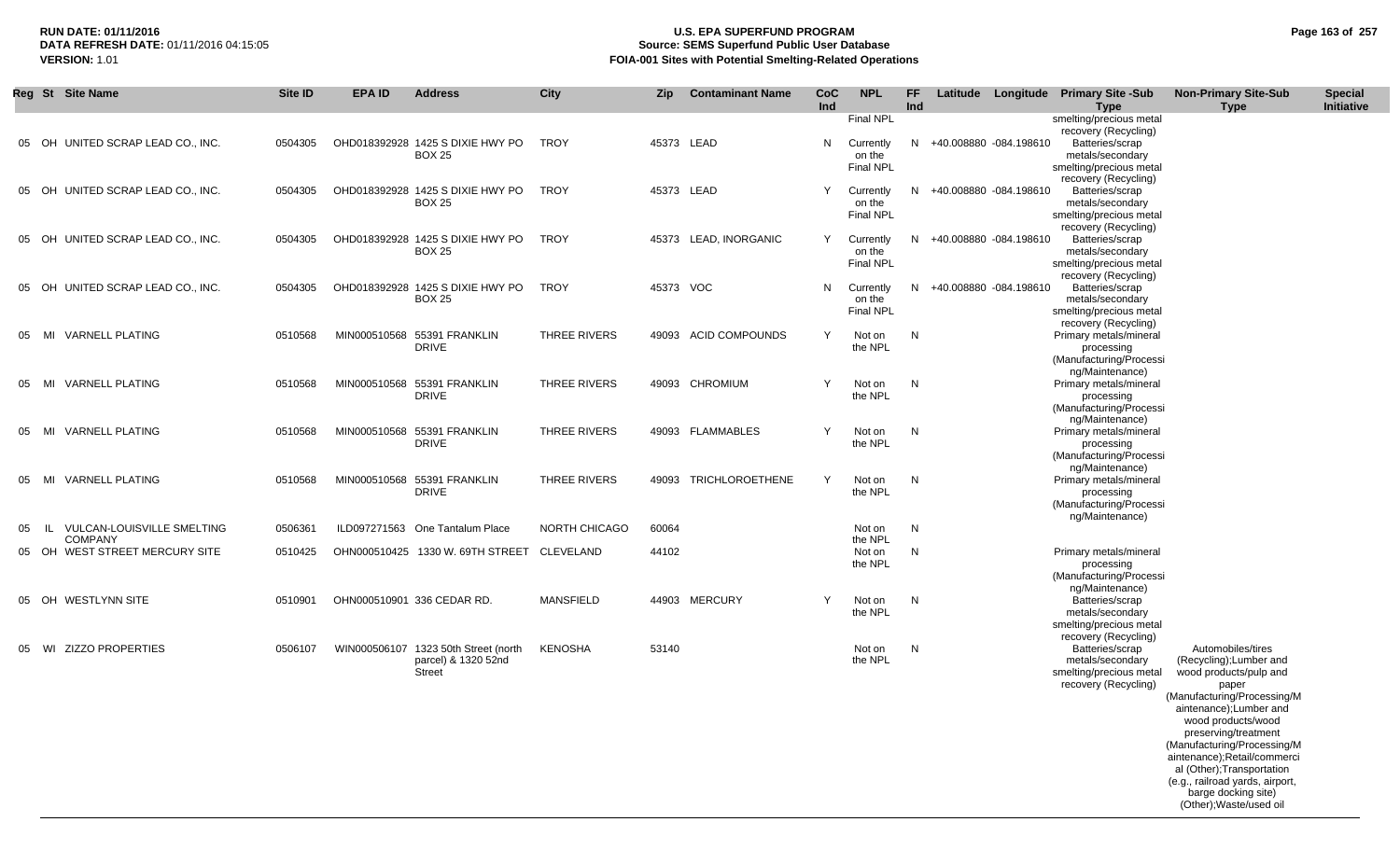| Reg | St | Site Name | Site ID | EPA ID | Address | City | Zip | Contaminant Name | CoC Ind | NPL | FF Ind | Latitude | Longitude | Primary Site -Sub Type | Non-Primary Site-Sub Type | Special Initiative |
|---|---|---|---|---|---|---|---|---|---|---|---|---|---|---|---|---|
| | | | | | | | | | | Final NPL | | | | smelting/precious metal recovery (Recycling) | | |
| 05 | OH | UNITED SCRAP LEAD CO., INC. | 0504305 | OHD018392928 | 1425 S DIXIE HWY PO BOX 25 | TROY | 45373 | LEAD | N | Currently on the Final NPL | N | +40.008880 | -084.198610 | Batteries/scrap metals/secondary smelting/precious metal recovery (Recycling) | | |
| 05 | OH | UNITED SCRAP LEAD CO., INC. | 0504305 | OHD018392928 | 1425 S DIXIE HWY PO BOX 25 | TROY | 45373 | LEAD | Y | Currently on the Final NPL | N | +40.008880 | -084.198610 | Batteries/scrap metals/secondary smelting/precious metal recovery (Recycling) | | |
| 05 | OH | UNITED SCRAP LEAD CO., INC. | 0504305 | OHD018392928 | 1425 S DIXIE HWY PO BOX 25 | TROY | 45373 | LEAD, INORGANIC | Y | Currently on the Final NPL | N | +40.008880 | -084.198610 | Batteries/scrap metals/secondary smelting/precious metal recovery (Recycling) | | |
| 05 | OH | UNITED SCRAP LEAD CO., INC. | 0504305 | OHD018392928 | 1425 S DIXIE HWY PO BOX 25 | TROY | 45373 | VOC | N | Currently on the Final NPL | N | +40.008880 | -084.198610 | Batteries/scrap metals/secondary smelting/precious metal recovery (Recycling) | | |
| 05 | MI | VARNELL PLATING | 0510568 | MIN000510568 | 55391 FRANKLIN DRIVE | THREE RIVERS | 49093 | ACID COMPOUNDS | Y | Not on the NPL | N | | | Primary metals/mineral processing (Manufacturing/Processing/Maintenance) | | |
| 05 | MI | VARNELL PLATING | 0510568 | MIN000510568 | 55391 FRANKLIN DRIVE | THREE RIVERS | 49093 | CHROMIUM | Y | Not on the NPL | N | | | Primary metals/mineral processing (Manufacturing/Processing/Maintenance) | | |
| 05 | MI | VARNELL PLATING | 0510568 | MIN000510568 | 55391 FRANKLIN DRIVE | THREE RIVERS | 49093 | FLAMMABLES | Y | Not on the NPL | N | | | Primary metals/mineral processing (Manufacturing/Processing/Maintenance) | | |
| 05 | MI | VARNELL PLATING | 0510568 | MIN000510568 | 55391 FRANKLIN DRIVE | THREE RIVERS | 49093 | TRICHLOROETHENE | Y | Not on the NPL | N | | | Primary metals/mineral processing (Manufacturing/Processing/Maintenance) | | |
| 05 | IL | VULCAN-LOUISVILLE SMELTING COMPANY | 0506361 | ILD097271563 | One Tantalum Place | NORTH CHICAGO | 60064 | | | Not on the NPL | N | | | | | |
| 05 | OH | WEST STREET MERCURY SITE | 0510425 | OHN000510425 | 1330 W. 69TH STREET | CLEVELAND | 44102 | | | Not on the NPL | N | | | Primary metals/mineral processing (Manufacturing/Processing/Maintenance) | | |
| 05 | OH | WESTLYNN SITE | 0510901 | OHN000510901 | 336 CEDAR RD. | MANSFIELD | 44903 | MERCURY | Y | Not on the NPL | N | | | Batteries/scrap metals/secondary smelting/precious metal recovery (Recycling) | | |
| 05 | WI | ZIZZO PROPERTIES | 0506107 | WIN000506107 | 1323 50th Street (north parcel) & 1320 52nd Street | KENOSHA | 53140 | | | Not on the NPL | N | | | Batteries/scrap metals/secondary smelting/precious metal recovery (Recycling) | Automobiles/tires (Recycling);Lumber and wood products/pulp and paper (Manufacturing/Processing/Maintenance);Lumber and wood products/wood preserving/treatment (Manufacturing/Processing/Maintenance);Retail/commercial (Other);Transportation (e.g., railroad yards, airport, barge docking site) (Other);Waste/used oil | |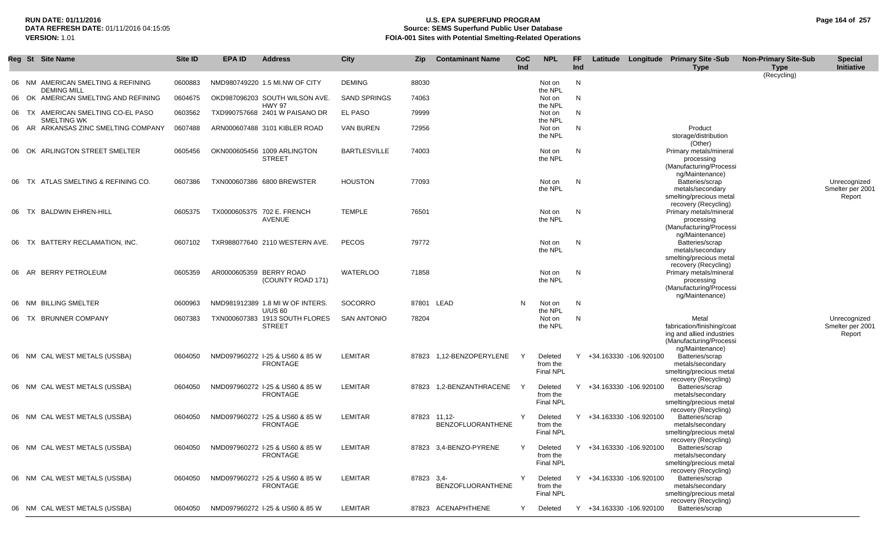| Reg | St | Site Name | Site ID | EPA ID | Address | City | Zip | Contaminant Name | CoC Ind | NPL | FF Ind | Latitude | Longitude | Primary Site -Sub Type | Non-Primary Site-Sub Type | Special Initiative |
|---|---|---|---|---|---|---|---|---|---|---|---|---|---|---|---|---|
| | | | | | | | | | | | | | | | (Recycling) | |
| 06 | NM | AMERICAN SMELTING & REFINING DEMING MILL | 0600883 | NMD980749220 | 1.5 MI.NW OF CITY | DEMING | 88030 | | | Not on the NPL | N | | | | | |
| 06 | OK | AMERICAN SMELTING AND REFINING | 0604675 | OKD987096203 | SOUTH WILSON AVE. HWY 97 | SAND SPRINGS | 74063 | | | Not on the NPL | N | | | | | |
| 06 | TX | AMERICAN SMELTING CO-EL PASO SMELTING WK | 0603562 | TXD990757668 | 2401 W PAISANO DR | EL PASO | 79999 | | | Not on the NPL | N | | | | | |
| 06 | AR | ARKANSAS ZINC SMELTING COMPANY | 0607488 | ARN000607488 | 3101 KIBLER ROAD | VAN BUREN | 72956 | | | Not on the NPL | N | | | Product storage/distribution (Other) | | |
| 06 | OK | ARLINGTON STREET SMELTER | 0605456 | OKN000605456 | 1009 ARLINGTON STREET | BARTLESVILLE | 74003 | | | Not on the NPL | N | | | Primary metals/mineral processing (Manufacturing/Processing/Maintenance) | | |
| 06 | TX | ATLAS SMELTING & REFINING CO. | 0607386 | TXN000607386 | 6800 BREWSTER | HOUSTON | 77093 | | | Not on the NPL | N | | | Batteries/scrap metals/secondary smelting/precious metal recovery (Recycling) | | Unrecognized Smelter per 2001 Report |
| 06 | TX | BALDWIN EHREN-HILL | 0605375 | TX0000605375 | 702 E. FRENCH AVENUE | TEMPLE | 76501 | | | Not on the NPL | N | | | Primary metals/mineral processing (Manufacturing/Processing/Maintenance) | | |
| 06 | TX | BATTERY RECLAMATION, INC. | 0607102 | TXR988077640 | 2110 WESTERN AVE. | PECOS | 79772 | | | Not on the NPL | N | | | Batteries/scrap metals/secondary smelting/precious metal recovery (Recycling) | | |
| 06 | AR | BERRY PETROLEUM | 0605359 | AR0000605359 | BERRY ROAD (COUNTY ROAD 171) | WATERLOO | 71858 | | | Not on the NPL | N | | | Primary metals/mineral processing (Manufacturing/Processing/Maintenance) | | |
| 06 | NM | BILLING SMELTER | 0600963 | NMD981912389 | 1.8 MI W OF INTERS. U/US 60 | SOCORRO | 87801 | LEAD | N | Not on the NPL | N | | | | | |
| 06 | TX | BRUNNER COMPANY | 0607383 | TXN000607383 | 1913 SOUTH FLORES STREET | SAN ANTONIO | 78204 | | | Not on the NPL | N | | | Metal fabrication/finishing/coating and allied industries (Manufacturing/Processing/Maintenance) | | Unrecognized Smelter per 2001 Report |
| 06 | NM | CAL WEST METALS (USSBA) | 0604050 | NMD097960272 | I-25 & US60 & 85 W FRONTAGE | LEMITAR | 87823 | 1,12-BENZOPERYLENE | Y | Deleted from the Final NPL | Y | +34.163330 | -106.920100 | Batteries/scrap metals/secondary smelting/precious metal recovery (Recycling) | | |
| 06 | NM | CAL WEST METALS (USSBA) | 0604050 | NMD097960272 | I-25 & US60 & 85 W FRONTAGE | LEMITAR | 87823 | 1,2-BENZANTHRACENE | Y | Deleted from the Final NPL | Y | +34.163330 | -106.920100 | Batteries/scrap metals/secondary smelting/precious metal recovery (Recycling) | | |
| 06 | NM | CAL WEST METALS (USSBA) | 0604050 | NMD097960272 | I-25 & US60 & 85 W FRONTAGE | LEMITAR | 87823 | 11,12-BENZOFLUORANTHENE | Y | Deleted from the Final NPL | Y | +34.163330 | -106.920100 | Batteries/scrap metals/secondary smelting/precious metal recovery (Recycling) | | |
| 06 | NM | CAL WEST METALS (USSBA) | 0604050 | NMD097960272 | I-25 & US60 & 85 W FRONTAGE | LEMITAR | 87823 | 3,4-BENZO-PYRENE | Y | Deleted from the Final NPL | Y | +34.163330 | -106.920100 | Batteries/scrap metals/secondary smelting/precious metal recovery (Recycling) | | |
| 06 | NM | CAL WEST METALS (USSBA) | 0604050 | NMD097960272 | I-25 & US60 & 85 W FRONTAGE | LEMITAR | 87823 | 3,4-BENZOFLUORANTHENE | Y | Deleted from the Final NPL | Y | +34.163330 | -106.920100 | Batteries/scrap metals/secondary smelting/precious metal recovery (Recycling) | | |
| 06 | NM | CAL WEST METALS (USSBA) | 0604050 | NMD097960272 | I-25 & US60 & 85 W | LEMITAR | 87823 | ACENAPHTHENE | Y | Deleted | Y | +34.163330 | -106.920100 | Batteries/scrap | | |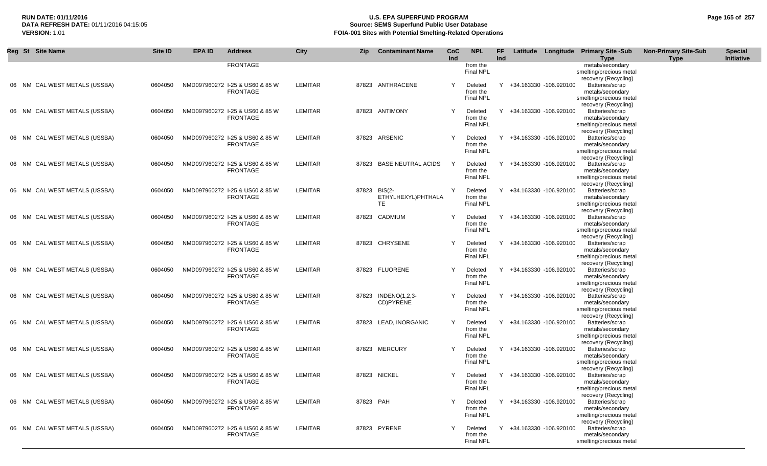| Reg | St | Site Name | Site ID | EPA ID | Address | City | Zip | Contaminant Name | CoC Ind | NPL | FF Ind | Latitude | Longitude | Primary Site -Sub Type | Non-Primary Site-Sub Type | Special Initiative |
|---|---|---|---|---|---|---|---|---|---|---|---|---|---|---|---|---|
| | | | | | FRONTAGE | | | | | from the Final NPL | | | | metals/secondary smelting/precious metal recovery (Recycling) | | |
| 06 | NM | CAL WEST METALS (USSBA) | 0604050 | NMD097960272 | I-25 & US60 & 85 W FRONTAGE | LEMITAR | 87823 | ANTHRACENE | Y | Deleted from the Final NPL | Y | +34.163330 | -106.920100 | Batteries/scrap metals/secondary smelting/precious metal recovery (Recycling) | | |
| 06 | NM | CAL WEST METALS (USSBA) | 0604050 | NMD097960272 | I-25 & US60 & 85 W FRONTAGE | LEMITAR | 87823 | ANTIMONY | Y | Deleted from the Final NPL | Y | +34.163330 | -106.920100 | Batteries/scrap metals/secondary smelting/precious metal recovery (Recycling) | | |
| 06 | NM | CAL WEST METALS (USSBA) | 0604050 | NMD097960272 | I-25 & US60 & 85 W FRONTAGE | LEMITAR | 87823 | ARSENIC | Y | Deleted from the Final NPL | Y | +34.163330 | -106.920100 | Batteries/scrap metals/secondary smelting/precious metal recovery (Recycling) | | |
| 06 | NM | CAL WEST METALS (USSBA) | 0604050 | NMD097960272 | I-25 & US60 & 85 W FRONTAGE | LEMITAR | 87823 | BASE NEUTRAL ACIDS | Y | Deleted from the Final NPL | Y | +34.163330 | -106.920100 | Batteries/scrap metals/secondary smelting/precious metal recovery (Recycling) | | |
| 06 | NM | CAL WEST METALS (USSBA) | 0604050 | NMD097960272 | I-25 & US60 & 85 W FRONTAGE | LEMITAR | 87823 | BIS(2-ETHYLHEXYL)PHTHALATE | Y | Deleted from the Final NPL | Y | +34.163330 | -106.920100 | Batteries/scrap metals/secondary smelting/precious metal recovery (Recycling) | | |
| 06 | NM | CAL WEST METALS (USSBA) | 0604050 | NMD097960272 | I-25 & US60 & 85 W FRONTAGE | LEMITAR | 87823 | CADMIUM | Y | Deleted from the Final NPL | Y | +34.163330 | -106.920100 | Batteries/scrap metals/secondary smelting/precious metal recovery (Recycling) | | |
| 06 | NM | CAL WEST METALS (USSBA) | 0604050 | NMD097960272 | I-25 & US60 & 85 W FRONTAGE | LEMITAR | 87823 | CHRYSENE | Y | Deleted from the Final NPL | Y | +34.163330 | -106.920100 | Batteries/scrap metals/secondary smelting/precious metal recovery (Recycling) | | |
| 06 | NM | CAL WEST METALS (USSBA) | 0604050 | NMD097960272 | I-25 & US60 & 85 W FRONTAGE | LEMITAR | 87823 | FLUORENE | Y | Deleted from the Final NPL | Y | +34.163330 | -106.920100 | Batteries/scrap metals/secondary smelting/precious metal recovery (Recycling) | | |
| 06 | NM | CAL WEST METALS (USSBA) | 0604050 | NMD097960272 | I-25 & US60 & 85 W FRONTAGE | LEMITAR | 87823 | INDENO(1,2,3-CD)PYRENE | Y | Deleted from the Final NPL | Y | +34.163330 | -106.920100 | Batteries/scrap metals/secondary smelting/precious metal recovery (Recycling) | | |
| 06 | NM | CAL WEST METALS (USSBA) | 0604050 | NMD097960272 | I-25 & US60 & 85 W FRONTAGE | LEMITAR | 87823 | LEAD, INORGANIC | Y | Deleted from the Final NPL | Y | +34.163330 | -106.920100 | Batteries/scrap metals/secondary smelting/precious metal recovery (Recycling) | | |
| 06 | NM | CAL WEST METALS (USSBA) | 0604050 | NMD097960272 | I-25 & US60 & 85 W FRONTAGE | LEMITAR | 87823 | MERCURY | Y | Deleted from the Final NPL | Y | +34.163330 | -106.920100 | Batteries/scrap metals/secondary smelting/precious metal recovery (Recycling) | | |
| 06 | NM | CAL WEST METALS (USSBA) | 0604050 | NMD097960272 | I-25 & US60 & 85 W FRONTAGE | LEMITAR | 87823 | NICKEL | Y | Deleted from the Final NPL | Y | +34.163330 | -106.920100 | Batteries/scrap metals/secondary smelting/precious metal recovery (Recycling) | | |
| 06 | NM | CAL WEST METALS (USSBA) | 0604050 | NMD097960272 | I-25 & US60 & 85 W FRONTAGE | LEMITAR | 87823 | PAH | Y | Deleted from the Final NPL | Y | +34.163330 | -106.920100 | Batteries/scrap metals/secondary smelting/precious metal recovery (Recycling) | | |
| 06 | NM | CAL WEST METALS (USSBA) | 0604050 | NMD097960272 | I-25 & US60 & 85 W FRONTAGE | LEMITAR | 87823 | PYRENE | Y | Deleted from the Final NPL | Y | +34.163330 | -106.920100 | Batteries/scrap metals/secondary smelting/precious metal | | |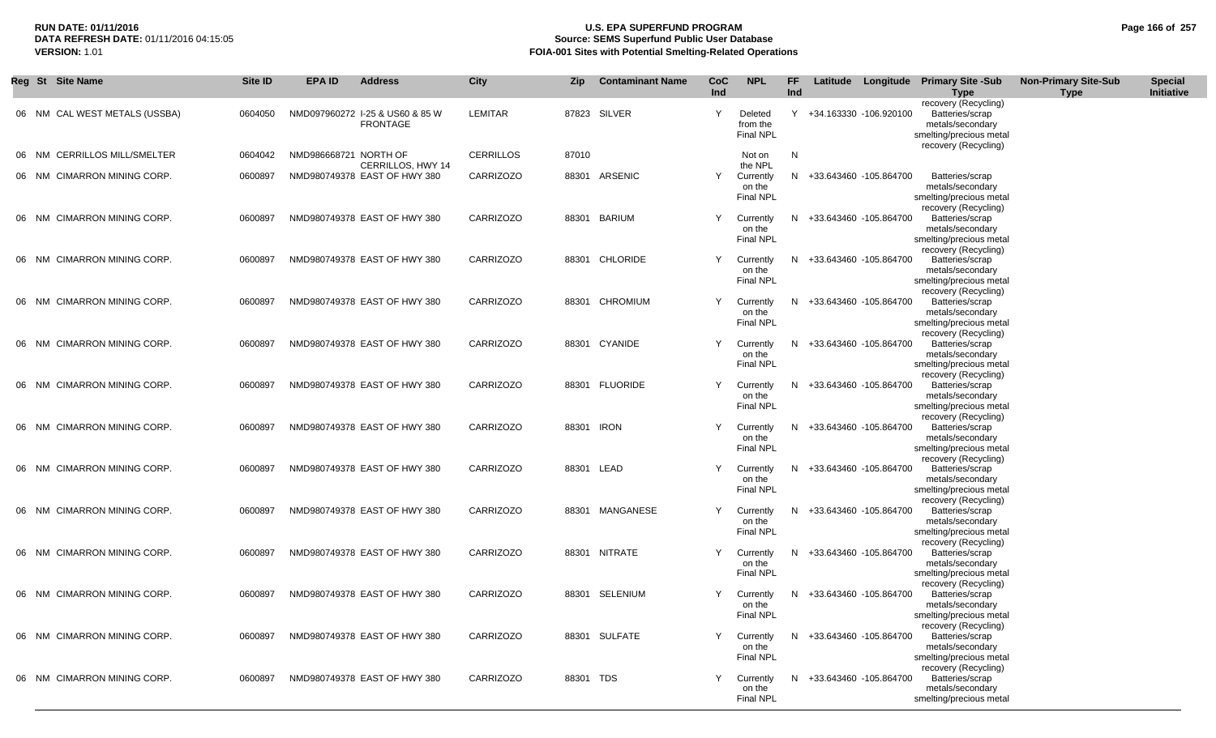**RUN DATE:** 01/11/2016
**DATA REFRESH DATE:** 01/11/2016 04:15:05
**VERSION:** 1.01

# U.S. EPA SUPERFUND PROGRAM
## Source: SEMS Superfund Public User Database
## FOIA-001 Sites with Potential Smelting-Related Operations

| Reg | St | Site Name | Site ID | EPA ID | Address | City | Zip | Contaminant Name | CoC Ind | NPL | FF Ind | Latitude | Longitude | Primary Site -Sub Type | Non-Primary Site-Sub Type | Special Initiative |
|---|---|---|---|---|---|---|---|---|---|---|---|---|---|---|---|---|
| | | | | | | | | | | | | | | recovery (Recycling) | | |
| 06 | NM | CAL WEST METALS (USSBA) | 0604050 | NMD097960272 | I-25 & US60 & 85 W FRONTAGE | LEMITAR | 87823 | SILVER | Y | Deleted from the Final NPL | Y | +34.163330 | -106.920100 | Batteries/scrap metals/secondary smelting/precious metal recovery (Recycling) | | |
| 06 | NM | CERRILLOS MILL/SMELTER | 0604042 | NMD986668721 | NORTH OF CERRILLOS, HWY 14 | CERRILLOS | 87010 | | | Not on the NPL | N | | | | | |
| 06 | NM | CIMARRON MINING CORP. | 0600897 | NMD980749378 | EAST OF HWY 380 | CARRIZOZO | 88301 | ARSENIC | Y | Currently on the Final NPL | N | +33.643460 | -105.864700 | Batteries/scrap metals/secondary smelting/precious metal recovery (Recycling) | | |
| 06 | NM | CIMARRON MINING CORP. | 0600897 | NMD980749378 | EAST OF HWY 380 | CARRIZOZO | 88301 | BARIUM | Y | Currently on the Final NPL | N | +33.643460 | -105.864700 | Batteries/scrap metals/secondary smelting/precious metal recovery (Recycling) | | |
| 06 | NM | CIMARRON MINING CORP. | 0600897 | NMD980749378 | EAST OF HWY 380 | CARRIZOZO | 88301 | CHLORIDE | Y | Currently on the Final NPL | N | +33.643460 | -105.864700 | Batteries/scrap metals/secondary smelting/precious metal recovery (Recycling) | | |
| 06 | NM | CIMARRON MINING CORP. | 0600897 | NMD980749378 | EAST OF HWY 380 | CARRIZOZO | 88301 | CHROMIUM | Y | Currently on the Final NPL | N | +33.643460 | -105.864700 | Batteries/scrap metals/secondary smelting/precious metal recovery (Recycling) | | |
| 06 | NM | CIMARRON MINING CORP. | 0600897 | NMD980749378 | EAST OF HWY 380 | CARRIZOZO | 88301 | CYANIDE | Y | Currently on the Final NPL | N | +33.643460 | -105.864700 | Batteries/scrap metals/secondary smelting/precious metal recovery (Recycling) | | |
| 06 | NM | CIMARRON MINING CORP. | 0600897 | NMD980749378 | EAST OF HWY 380 | CARRIZOZO | 88301 | FLUORIDE | Y | Currently on the Final NPL | N | +33.643460 | -105.864700 | Batteries/scrap metals/secondary smelting/precious metal recovery (Recycling) | | |
| 06 | NM | CIMARRON MINING CORP. | 0600897 | NMD980749378 | EAST OF HWY 380 | CARRIZOZO | 88301 | IRON | Y | Currently on the Final NPL | N | +33.643460 | -105.864700 | Batteries/scrap metals/secondary smelting/precious metal recovery (Recycling) | | |
| 06 | NM | CIMARRON MINING CORP. | 0600897 | NMD980749378 | EAST OF HWY 380 | CARRIZOZO | 88301 | LEAD | Y | Currently on the Final NPL | N | +33.643460 | -105.864700 | Batteries/scrap metals/secondary smelting/precious metal recovery (Recycling) | | |
| 06 | NM | CIMARRON MINING CORP. | 0600897 | NMD980749378 | EAST OF HWY 380 | CARRIZOZO | 88301 | MANGANESE | Y | Currently on the Final NPL | N | +33.643460 | -105.864700 | Batteries/scrap metals/secondary smelting/precious metal recovery (Recycling) | | |
| 06 | NM | CIMARRON MINING CORP. | 0600897 | NMD980749378 | EAST OF HWY 380 | CARRIZOZO | 88301 | NITRATE | Y | Currently on the Final NPL | N | +33.643460 | -105.864700 | Batteries/scrap metals/secondary smelting/precious metal recovery (Recycling) | | |
| 06 | NM | CIMARRON MINING CORP. | 0600897 | NMD980749378 | EAST OF HWY 380 | CARRIZOZO | 88301 | SELENIUM | Y | Currently on the Final NPL | N | +33.643460 | -105.864700 | Batteries/scrap metals/secondary smelting/precious metal recovery (Recycling) | | |
| 06 | NM | CIMARRON MINING CORP. | 0600897 | NMD980749378 | EAST OF HWY 380 | CARRIZOZO | 88301 | SULFATE | Y | Currently on the Final NPL | N | +33.643460 | -105.864700 | Batteries/scrap metals/secondary smelting/precious metal recovery (Recycling) | | |
| 06 | NM | CIMARRON MINING CORP. | 0600897 | NMD980749378 | EAST OF HWY 380 | CARRIZOZO | 88301 | TDS | Y | Currently on the Final NPL | N | +33.643460 | -105.864700 | Batteries/scrap metals/secondary smelting/precious metal | | |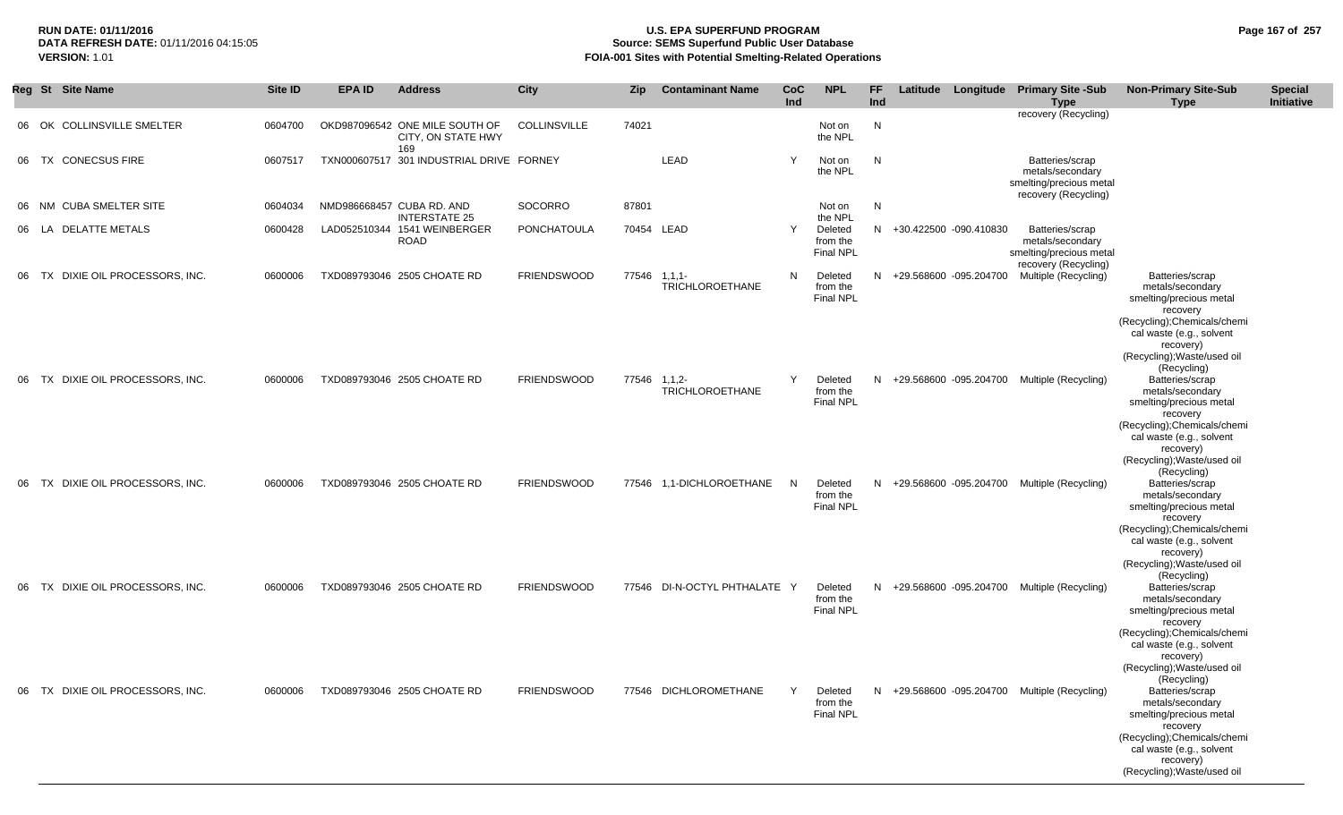**RUN DATE:** 01/11/2016
**DATA REFRESH DATE:** 01/11/2016 04:15:05
**VERSION:** 1.01

# U.S. EPA SUPERFUND PROGRAM
## Source: SEMS Superfund Public User Database
## FOIA-001 Sites with Potential Smelting-Related Operations

| Reg | St | Site Name | Site ID | EPA ID | Address | City | Zip | Contaminant Name | CoC Ind | NPL | FF Ind | Latitude | Longitude | Primary Site -Sub Type | Non-Primary Site-Sub Type | Special Initiative |
|---|---|---|---|---|---|---|---|---|---|---|---|---|---|---|---|---|
| 06 | OK | COLLINSVILLE SMELTER | 0604700 | OKD987096542 | ONE MILE SOUTH OF CITY, ON STATE HWY 169 | COLLINSVILLE | 74021 | | | Not on the NPL | N | | | recovery (Recycling) | | |
| 06 | TX | CONECSUS FIRE | 0607517 | TXN000607517 | 301 INDUSTRIAL DRIVE | FORNEY | | LEAD | Y | Not on the NPL | N | | | Batteries/scrap metals/secondary smelting/precious metal recovery (Recycling) | | |
| 06 | NM | CUBA SMELTER SITE | 0604034 | NMD986668457 | CUBA RD. AND INTERSTATE 25 | SOCORRO | 87801 | | | Not on the NPL | N | | | | | |
| 06 | LA | DELATTE METALS | 0600428 | LAD052510344 | 1541 WEINBERGER ROAD | PONCHATOULA | 70454 | LEAD | Y | Deleted from the Final NPL | N | +30.422500 | -090.410830 | Batteries/scrap metals/secondary smelting/precious metal recovery (Recycling) | | |
| 06 | TX | DIXIE OIL PROCESSORS, INC. | 0600006 | TXD089793046 | 2505 CHOATE RD | FRIENDSWOOD | 77546 | 1,1,1-TRICHLOROETHANE | N | Deleted from the Final NPL | N | +29.568600 | -095.204700 | Multiple (Recycling) | Batteries/scrap metals/secondary smelting/precious metal recovery (Recycling);Chemicals/chemical waste (e.g., solvent recovery) (Recycling);Waste/used oil (Recycling) | |
| 06 | TX | DIXIE OIL PROCESSORS, INC. | 0600006 | TXD089793046 | 2505 CHOATE RD | FRIENDSWOOD | 77546 | 1,1,2-TRICHLOROETHANE | Y | Deleted from the Final NPL | N | +29.568600 | -095.204700 | Multiple (Recycling) | Batteries/scrap metals/secondary smelting/precious metal recovery (Recycling);Chemicals/chemical waste (e.g., solvent recovery) (Recycling);Waste/used oil (Recycling) | |
| 06 | TX | DIXIE OIL PROCESSORS, INC. | 0600006 | TXD089793046 | 2505 CHOATE RD | FRIENDSWOOD | 77546 | 1,1-DICHLOROETHANE | N | Deleted from the Final NPL | N | +29.568600 | -095.204700 | Multiple (Recycling) | Batteries/scrap metals/secondary smelting/precious metal recovery (Recycling);Chemicals/chemical waste (e.g., solvent recovery) (Recycling);Waste/used oil (Recycling) | |
| 06 | TX | DIXIE OIL PROCESSORS, INC. | 0600006 | TXD089793046 | 2505 CHOATE RD | FRIENDSWOOD | 77546 | DI-N-OCTYL PHTHALATE | Y | Deleted from the Final NPL | N | +29.568600 | -095.204700 | Multiple (Recycling) | Batteries/scrap metals/secondary smelting/precious metal recovery (Recycling);Chemicals/chemical waste (e.g., solvent recovery) (Recycling);Waste/used oil (Recycling) | |
| 06 | TX | DIXIE OIL PROCESSORS, INC. | 0600006 | TXD089793046 | 2505 CHOATE RD | FRIENDSWOOD | 77546 | DICHLOROMETHANE | Y | Deleted from the Final NPL | N | +29.568600 | -095.204700 | Multiple (Recycling) | Batteries/scrap metals/secondary smelting/precious metal recovery (Recycling);Chemicals/chemical waste (e.g., solvent recovery) (Recycling);Waste/used oil | |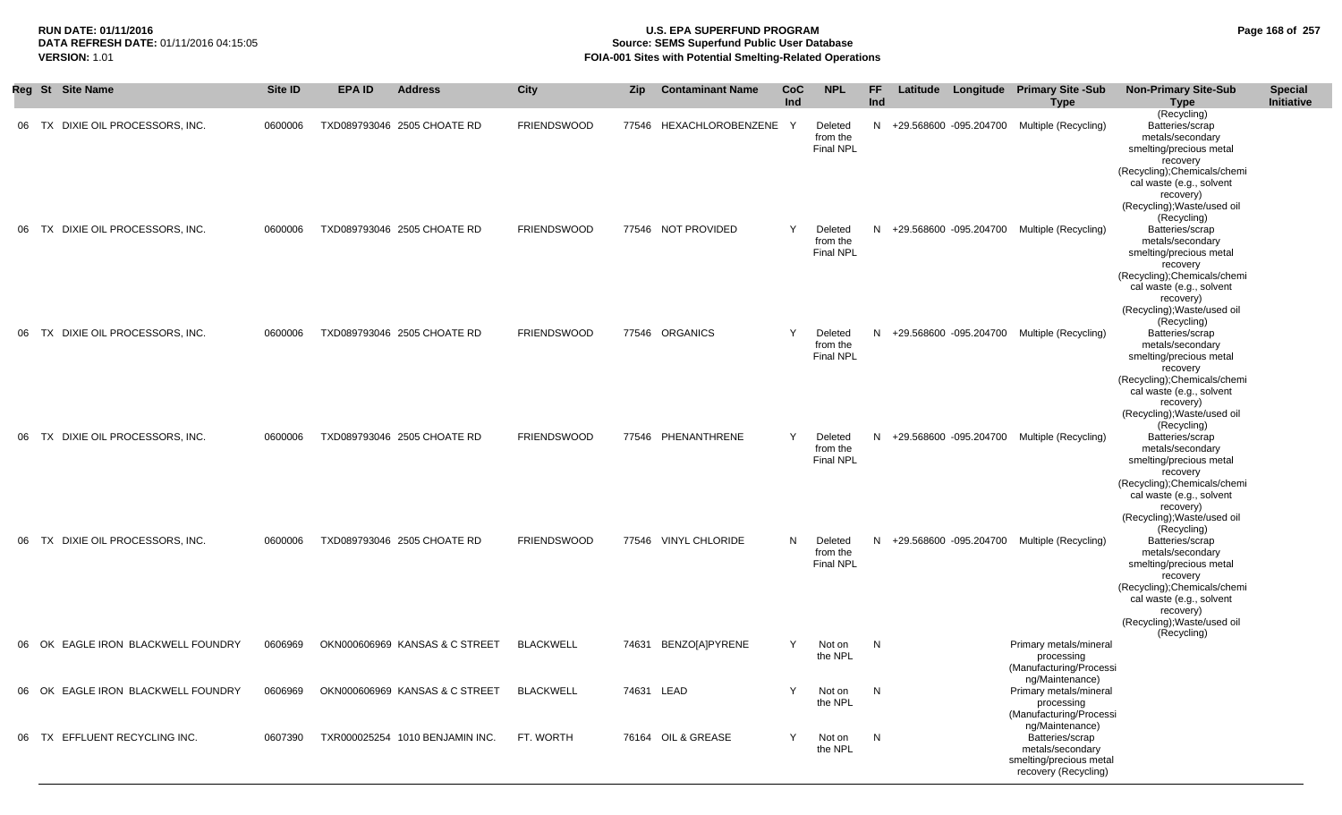**RUN DATE:** 01/11/2016
**DATA REFRESH DATE:** 01/11/2016 04:15:05
**VERSION:** 1.01

# U.S. EPA SUPERFUND PROGRAM
## Source: SEMS Superfund Public User Database
## FOIA-001 Sites with Potential Smelting-Related Operations

| Reg | St | Site Name | Site ID | EPA ID | Address | City | Zip | Contaminant Name | CoC Ind | NPL | FF Ind | Latitude | Longitude | Primary Site -Sub Type | Non-Primary Site-Sub Type | Special Initiative |
|---|---|---|---|---|---|---|---|---|---|---|---|---|---|---|---|---|
| 06 | TX | DIXIE OIL PROCESSORS, INC. | 0600006 | TXD089793046 | 2505 CHOATE RD | FRIENDSWOOD | 77546 | HEXACHLOROBENZENE | Y | Deleted from the Final NPL | N | +29.568600 | -095.204700 | Multiple (Recycling) | (Recycling) Batteries/scrap metals/secondary smelting/precious metal recovery (Recycling);Chemicals/chemical waste (e.g., solvent recovery) (Recycling);Waste/used oil (Recycling) | |
| 06 | TX | DIXIE OIL PROCESSORS, INC. | 0600006 | TXD089793046 | 2505 CHOATE RD | FRIENDSWOOD | 77546 | NOT PROVIDED | Y | Deleted from the Final NPL | N | +29.568600 | -095.204700 | Multiple (Recycling) | Batteries/scrap metals/secondary smelting/precious metal recovery (Recycling);Chemicals/chemical waste (e.g., solvent recovery) (Recycling);Waste/used oil (Recycling) | |
| 06 | TX | DIXIE OIL PROCESSORS, INC. | 0600006 | TXD089793046 | 2505 CHOATE RD | FRIENDSWOOD | 77546 | ORGANICS | Y | Deleted from the Final NPL | N | +29.568600 | -095.204700 | Multiple (Recycling) | Batteries/scrap metals/secondary smelting/precious metal recovery (Recycling);Chemicals/chemical waste (e.g., solvent recovery) (Recycling);Waste/used oil (Recycling) | |
| 06 | TX | DIXIE OIL PROCESSORS, INC. | 0600006 | TXD089793046 | 2505 CHOATE RD | FRIENDSWOOD | 77546 | PHENANTHRENE | Y | Deleted from the Final NPL | N | +29.568600 | -095.204700 | Multiple (Recycling) | Batteries/scrap metals/secondary smelting/precious metal recovery (Recycling);Chemicals/chemical waste (e.g., solvent recovery) (Recycling);Waste/used oil (Recycling) | |
| 06 | TX | DIXIE OIL PROCESSORS, INC. | 0600006 | TXD089793046 | 2505 CHOATE RD | FRIENDSWOOD | 77546 | VINYL CHLORIDE | N | Deleted from the Final NPL | N | +29.568600 | -095.204700 | Multiple (Recycling) | Batteries/scrap metals/secondary smelting/precious metal recovery (Recycling);Chemicals/chemical waste (e.g., solvent recovery) (Recycling);Waste/used oil (Recycling) | |
| 06 | OK | EAGLE IRON BLACKWELL FOUNDRY | 0606969 | OKN000606969 | KANSAS & C STREET | BLACKWELL | 74631 | BENZO[A]PYRENE | Y | Not on the NPL | N | | | Primary metals/mineral processing (Manufacturing/Processing/Maintenance) | | |
| 06 | OK | EAGLE IRON BLACKWELL FOUNDRY | 0606969 | OKN000606969 | KANSAS & C STREET | BLACKWELL | 74631 | LEAD | Y | Not on the NPL | N | | | Primary metals/mineral processing (Manufacturing/Processing/Maintenance) | | |
| 06 | TX | EFFLUENT RECYCLING INC. | 0607390 | TXR000025254 | 1010 BENJAMIN INC. | FT. WORTH | 76164 | OIL & GREASE | Y | Not on the NPL | N | | | Batteries/scrap metals/secondary smelting/precious metal recovery (Recycling) | | |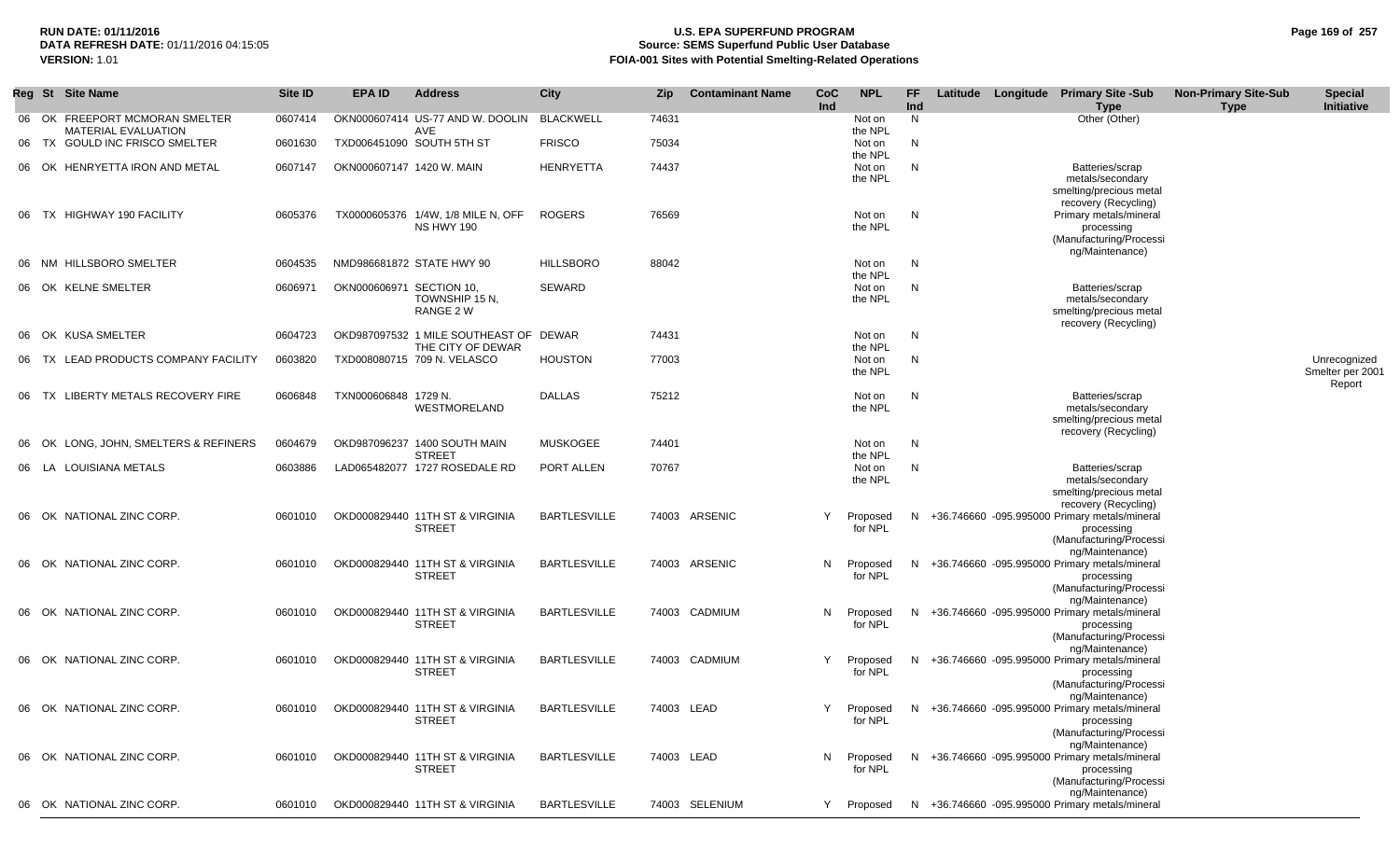| Reg | St | Site Name | Site ID | EPA ID | Address | City | Zip | Contaminant Name | CoC Ind | NPL | FF Ind | Latitude | Longitude | Primary Site -Sub Type | Non-Primary Site-Sub Type | Special Initiative |
|---|---|---|---|---|---|---|---|---|---|---|---|---|---|---|---|---|
| 06 | OK | FREEPORT MCMORAN SMELTER MATERIAL EVALUATION | 0607414 | OKN000607414 | US-77 AND W. DOOLIN AVE | BLACKWELL | 74631 | | | Not on the NPL | N | | | Other (Other) | | |
| 06 | TX | GOULD INC FRISCO SMELTER | 0601630 | TXD006451090 | SOUTH 5TH ST | FRISCO | 75034 | | | Not on the NPL | N | | | | | |
| 06 | OK | HENRYETTA IRON AND METAL | 0607147 | OKN000607147 | 1420 W. MAIN | HENRYETTA | 74437 | | | Not on the NPL | N | | | Batteries/scrap metals/secondary smelting/precious metal recovery (Recycling) | | |
| 06 | TX | HIGHWAY 190 FACILITY | 0605376 | TX0000605376 | 1/4W, 1/8 MILE N, OFF NS HWY 190 | ROGERS | 76569 | | | Not on the NPL | N | | | Primary metals/mineral processing (Manufacturing/Processing/Maintenance) | | |
| 06 | NM | HILLSBORO SMELTER | 0604535 | NMD986681872 | STATE HWY 90 | HILLSBORO | 88042 | | | Not on the NPL | N | | | | | |
| 06 | OK | KELNE SMELTER | 0606971 | OKN000606971 | SECTION 10, TOWNSHIP 15 N, RANGE 2 W | SEWARD | | | | Not on the NPL | N | | | Batteries/scrap metals/secondary smelting/precious metal recovery (Recycling) | | |
| 06 | OK | KUSA SMELTER | 0604723 | OKD987097532 | 1 MILE SOUTHEAST OF THE CITY OF DEWAR | DEWAR | 74431 | | | Not on the NPL | N | | | | | |
| 06 | TX | LEAD PRODUCTS COMPANY FACILITY | 0603820 | TXD008080715 | 709 N. VELASCO | HOUSTON | 77003 | | | Not on the NPL | N | | | | | Unrecognized Smelter per 2001 Report |
| 06 | TX | LIBERTY METALS RECOVERY FIRE | 0606848 | TXN000606848 | 1729 N. WESTMORELAND | DALLAS | 75212 | | | Not on the NPL | N | | | Batteries/scrap metals/secondary smelting/precious metal recovery (Recycling) | | |
| 06 | OK | LONG, JOHN, SMELTERS & REFINERS | 0604679 | OKD987096237 | 1400 SOUTH MAIN STREET | MUSKOGEE | 74401 | | | Not on the NPL | N | | | | | |
| 06 | LA | LOUISIANA METALS | 0603886 | LAD065482077 | 1727 ROSEDALE RD | PORT ALLEN | 70767 | | | Not on the NPL | N | | | Batteries/scrap metals/secondary smelting/precious metal recovery (Recycling) | | |
| 06 | OK | NATIONAL ZINC CORP. | 0601010 | OKD000829440 | 11TH ST & VIRGINIA STREET | BARTLESVILLE | 74003 | ARSENIC | Y | Proposed for NPL | N | +36.746660 | -095.995000 | Primary metals/mineral processing (Manufacturing/Processing/Maintenance) | | |
| 06 | OK | NATIONAL ZINC CORP. | 0601010 | OKD000829440 | 11TH ST & VIRGINIA STREET | BARTLESVILLE | 74003 | ARSENIC | N | Proposed for NPL | N | +36.746660 | -095.995000 | Primary metals/mineral processing (Manufacturing/Processing/Maintenance) | | |
| 06 | OK | NATIONAL ZINC CORP. | 0601010 | OKD000829440 | 11TH ST & VIRGINIA STREET | BARTLESVILLE | 74003 | CADMIUM | N | Proposed for NPL | N | +36.746660 | -095.995000 | Primary metals/mineral processing (Manufacturing/Processing/Maintenance) | | |
| 06 | OK | NATIONAL ZINC CORP. | 0601010 | OKD000829440 | 11TH ST & VIRGINIA STREET | BARTLESVILLE | 74003 | CADMIUM | Y | Proposed for NPL | N | +36.746660 | -095.995000 | Primary metals/mineral processing (Manufacturing/Processing/Maintenance) | | |
| 06 | OK | NATIONAL ZINC CORP. | 0601010 | OKD000829440 | 11TH ST & VIRGINIA STREET | BARTLESVILLE | 74003 | LEAD | Y | Proposed for NPL | N | +36.746660 | -095.995000 | Primary metals/mineral processing (Manufacturing/Processing/Maintenance) | | |
| 06 | OK | NATIONAL ZINC CORP. | 0601010 | OKD000829440 | 11TH ST & VIRGINIA STREET | BARTLESVILLE | 74003 | LEAD | N | Proposed for NPL | N | +36.746660 | -095.995000 | Primary metals/mineral processing (Manufacturing/Processing/Maintenance) | | |
| 06 | OK | NATIONAL ZINC CORP. | 0601010 | OKD000829440 | 11TH ST & VIRGINIA | BARTLESVILLE | 74003 | SELENIUM | Y | Proposed | N | +36.746660 | -095.995000 | Primary metals/mineral | | |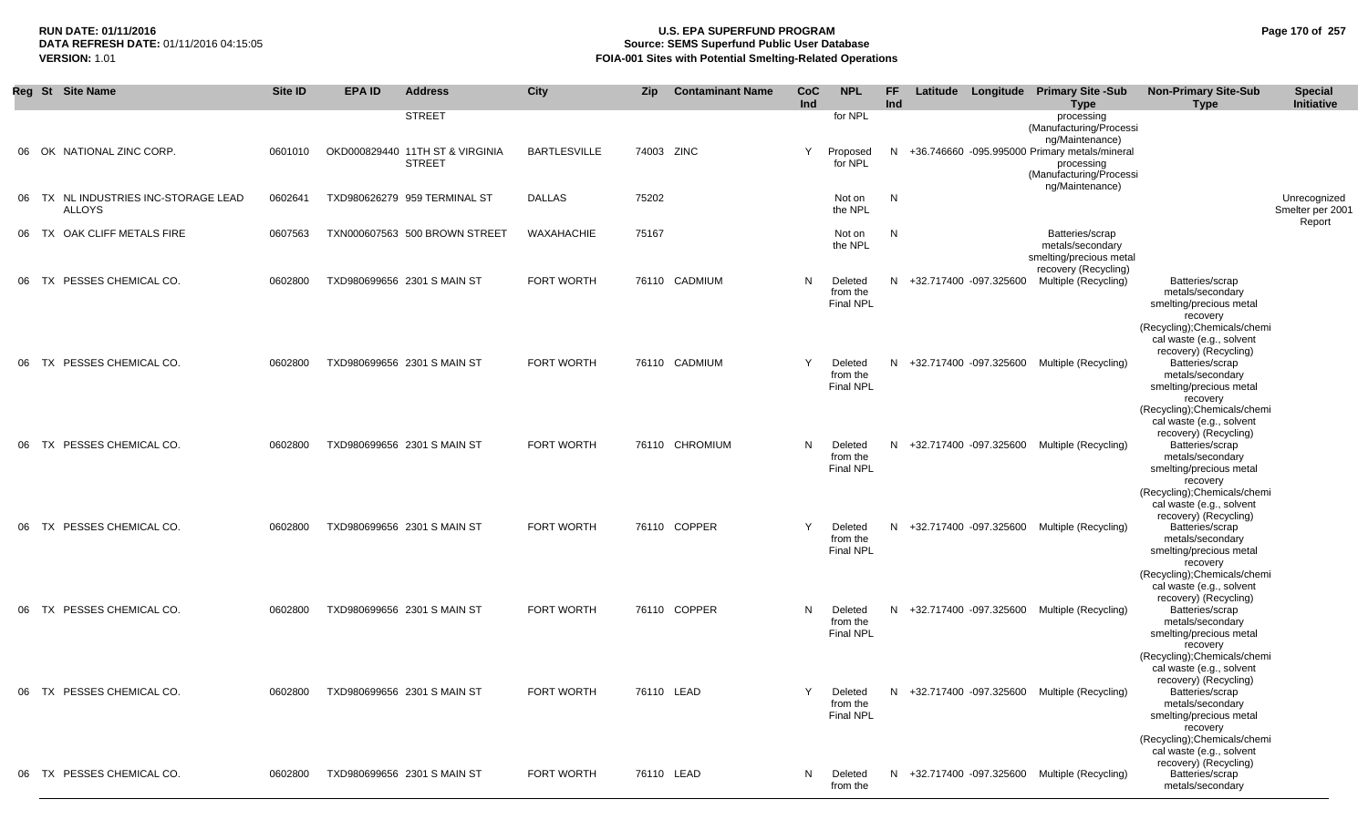| Reg | St | Site Name | Site ID | EPA ID | Address | City | Zip | Contaminant Name | CoC Ind | NPL | FF Ind | Latitude | Longitude | Primary Site -Sub Type | Non-Primary Site-Sub Type | Special Initiative |
|---|---|---|---|---|---|---|---|---|---|---|---|---|---|---|---|---|
| | | | | | STREET | | | | | for NPL | | | | processing (Manufacturing/Processing/Maintenance) | | |
| 06 | OK | NATIONAL ZINC CORP. | 0601010 | OKD000829440 | 11TH ST & VIRGINIA STREET | BARTLESVILLE | 74003 | ZINC | Y | Proposed for NPL | N | +36.746660 | -095.995000 | Primary metals/mineral processing (Manufacturing/Processing/Maintenance) | | |
| 06 | TX | NL INDUSTRIES INC-STORAGE LEAD ALLOYS | 0602641 | TXD980626279 | 959 TERMINAL ST | DALLAS | 75202 | | | Not on the NPL | N | | | | | Unrecognized Smelter per 2001 Report |
| 06 | TX | OAK CLIFF METALS FIRE | 0607563 | TXN000607563 | 500 BROWN STREET | WAXAHACHIE | 75167 | | | Not on the NPL | N | | | Batteries/scrap metals/secondary smelting/precious metal recovery (Recycling) | | |
| 06 | TX | PESSES CHEMICAL CO. | 0602800 | TXD980699656 | 2301 S MAIN ST | FORT WORTH | 76110 | CADMIUM | N | Deleted from the Final NPL | N | +32.717400 | -097.325600 | Multiple (Recycling) | Batteries/scrap metals/secondary smelting/precious metal recovery (Recycling);Chemicals/chemical waste (e.g., solvent recovery) (Recycling) | |
| 06 | TX | PESSES CHEMICAL CO. | 0602800 | TXD980699656 | 2301 S MAIN ST | FORT WORTH | 76110 | CADMIUM | Y | Deleted from the Final NPL | N | +32.717400 | -097.325600 | Multiple (Recycling) | Batteries/scrap metals/secondary smelting/precious metal recovery (Recycling);Chemicals/chemical waste (e.g., solvent recovery) (Recycling) | |
| 06 | TX | PESSES CHEMICAL CO. | 0602800 | TXD980699656 | 2301 S MAIN ST | FORT WORTH | 76110 | CHROMIUM | N | Deleted from the Final NPL | N | +32.717400 | -097.325600 | Multiple (Recycling) | Batteries/scrap metals/secondary smelting/precious metal recovery (Recycling);Chemicals/chemical waste (e.g., solvent recovery) (Recycling) | |
| 06 | TX | PESSES CHEMICAL CO. | 0602800 | TXD980699656 | 2301 S MAIN ST | FORT WORTH | 76110 | COPPER | Y | Deleted from the Final NPL | N | +32.717400 | -097.325600 | Multiple (Recycling) | Batteries/scrap metals/secondary smelting/precious metal recovery (Recycling);Chemicals/chemical waste (e.g., solvent recovery) (Recycling) | |
| 06 | TX | PESSES CHEMICAL CO. | 0602800 | TXD980699656 | 2301 S MAIN ST | FORT WORTH | 76110 | COPPER | N | Deleted from the Final NPL | N | +32.717400 | -097.325600 | Multiple (Recycling) | Batteries/scrap metals/secondary smelting/precious metal recovery (Recycling);Chemicals/chemical waste (e.g., solvent recovery) (Recycling) | |
| 06 | TX | PESSES CHEMICAL CO. | 0602800 | TXD980699656 | 2301 S MAIN ST | FORT WORTH | 76110 | LEAD | Y | Deleted from the Final NPL | N | +32.717400 | -097.325600 | Multiple (Recycling) | Batteries/scrap metals/secondary smelting/precious metal recovery (Recycling);Chemicals/chemical waste (e.g., solvent recovery) (Recycling) | |
| 06 | TX | PESSES CHEMICAL CO. | 0602800 | TXD980699656 | 2301 S MAIN ST | FORT WORTH | 76110 | LEAD | N | Deleted from the | N | +32.717400 | -097.325600 | Multiple (Recycling) | Batteries/scrap metals/secondary | |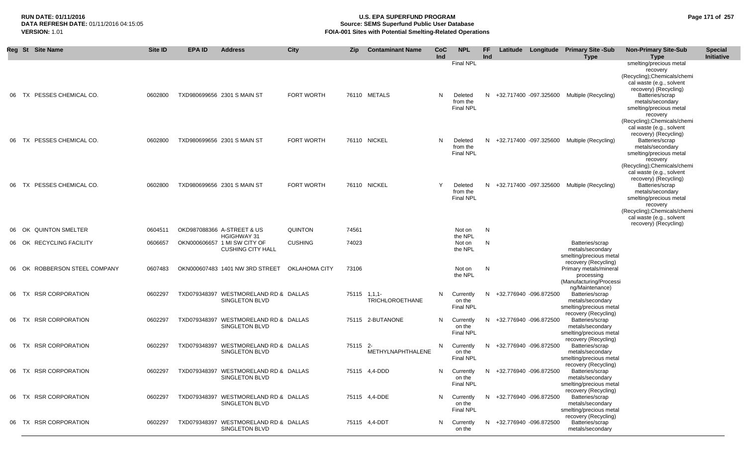| Reg | St | Site Name | Site ID | EPA ID | Address | City | Zip | Contaminant Name | CoC Ind | NPL | FF Ind | Latitude | Longitude | Primary Site -Sub Type | Non-Primary Site-Sub Type | Special Initiative |
|---|---|---|---|---|---|---|---|---|---|---|---|---|---|---|---|---|
| | | | | | | | | | | Final NPL | | | | | smelting/precious metal recovery (Recycling);Chemicals/chemical waste (e.g., solvent recovery) (Recycling) | |
| 06 | TX | PESSES CHEMICAL CO. | 0602800 | TXD980699656 | 2301 S MAIN ST | FORT WORTH | 76110 | METALS | N | Deleted from the Final NPL | N | +32.717400 | -097.325600 | Multiple (Recycling) | Batteries/scrap metals/secondary smelting/precious metal recovery (Recycling);Chemicals/chemical waste (e.g., solvent recovery) (Recycling) | |
| 06 | TX | PESSES CHEMICAL CO. | 0602800 | TXD980699656 | 2301 S MAIN ST | FORT WORTH | 76110 | NICKEL | N | Deleted from the Final NPL | N | +32.717400 | -097.325600 | Multiple (Recycling) | Batteries/scrap metals/secondary smelting/precious metal recovery (Recycling);Chemicals/chemical waste (e.g., solvent recovery) (Recycling) | |
| 06 | TX | PESSES CHEMICAL CO. | 0602800 | TXD980699656 | 2301 S MAIN ST | FORT WORTH | 76110 | NICKEL | Y | Deleted from the Final NPL | N | +32.717400 | -097.325600 | Multiple (Recycling) | Batteries/scrap metals/secondary smelting/precious metal recovery (Recycling);Chemicals/chemical waste (e.g., solvent recovery) (Recycling) | |
| 06 | OK | QUINTON SMELTER | 0604511 | OKD987088366 | A-STREET & US HGIGHWAY 31 | QUINTON | 74561 | | | Not on the NPL | N | | | | | |
| 06 | OK | RECYCLING FACILITY | 0606657 | OKN000606657 | 1 MI SW CITY OF CUSHING CITY HALL | CUSHING | 74023 | | | Not on the NPL | N | | | Batteries/scrap metals/secondary smelting/precious metal recovery (Recycling) | | |
| 06 | OK | ROBBERSON STEEL COMPANY | 0607483 | OKN000607483 | 1401 NW 3RD STREET | OKLAHOMA CITY | 73106 | | | Not on the NPL | N | | | Primary metals/mineral processing (Manufacturing/Processing/Maintenance) | | |
| 06 | TX | RSR CORPORATION | 0602297 | TXD079348397 | WESTMORELAND RD & SINGLETON BLVD | DALLAS | 75115 | 1,1,1-TRICHLOROETHANE | N | Currently on the Final NPL | N | +32.776940 | -096.872500 | Batteries/scrap metals/secondary smelting/precious metal recovery (Recycling) | | |
| 06 | TX | RSR CORPORATION | 0602297 | TXD079348397 | WESTMORELAND RD & SINGLETON BLVD | DALLAS | 75115 | 2-BUTANONE | N | Currently on the Final NPL | N | +32.776940 | -096.872500 | Batteries/scrap metals/secondary smelting/precious metal recovery (Recycling) | | |
| 06 | TX | RSR CORPORATION | 0602297 | TXD079348397 | WESTMORELAND RD & SINGLETON BLVD | DALLAS | 75115 | 2-METHYLNAPHTHALENE | N | Currently on the Final NPL | N | +32.776940 | -096.872500 | Batteries/scrap metals/secondary smelting/precious metal recovery (Recycling) | | |
| 06 | TX | RSR CORPORATION | 0602297 | TXD079348397 | WESTMORELAND RD & SINGLETON BLVD | DALLAS | 75115 | 4,4-DDD | N | Currently on the Final NPL | N | +32.776940 | -096.872500 | Batteries/scrap metals/secondary smelting/precious metal recovery (Recycling) | | |
| 06 | TX | RSR CORPORATION | 0602297 | TXD079348397 | WESTMORELAND RD & SINGLETON BLVD | DALLAS | 75115 | 4,4-DDE | N | Currently on the Final NPL | N | +32.776940 | -096.872500 | Batteries/scrap metals/secondary smelting/precious metal recovery (Recycling) | | |
| 06 | TX | RSR CORPORATION | 0602297 | TXD079348397 | WESTMORELAND RD & SINGLETON BLVD | DALLAS | 75115 | 4,4-DDT | N | Currently on the | N | +32.776940 | -096.872500 | Batteries/scrap metals/secondary | | |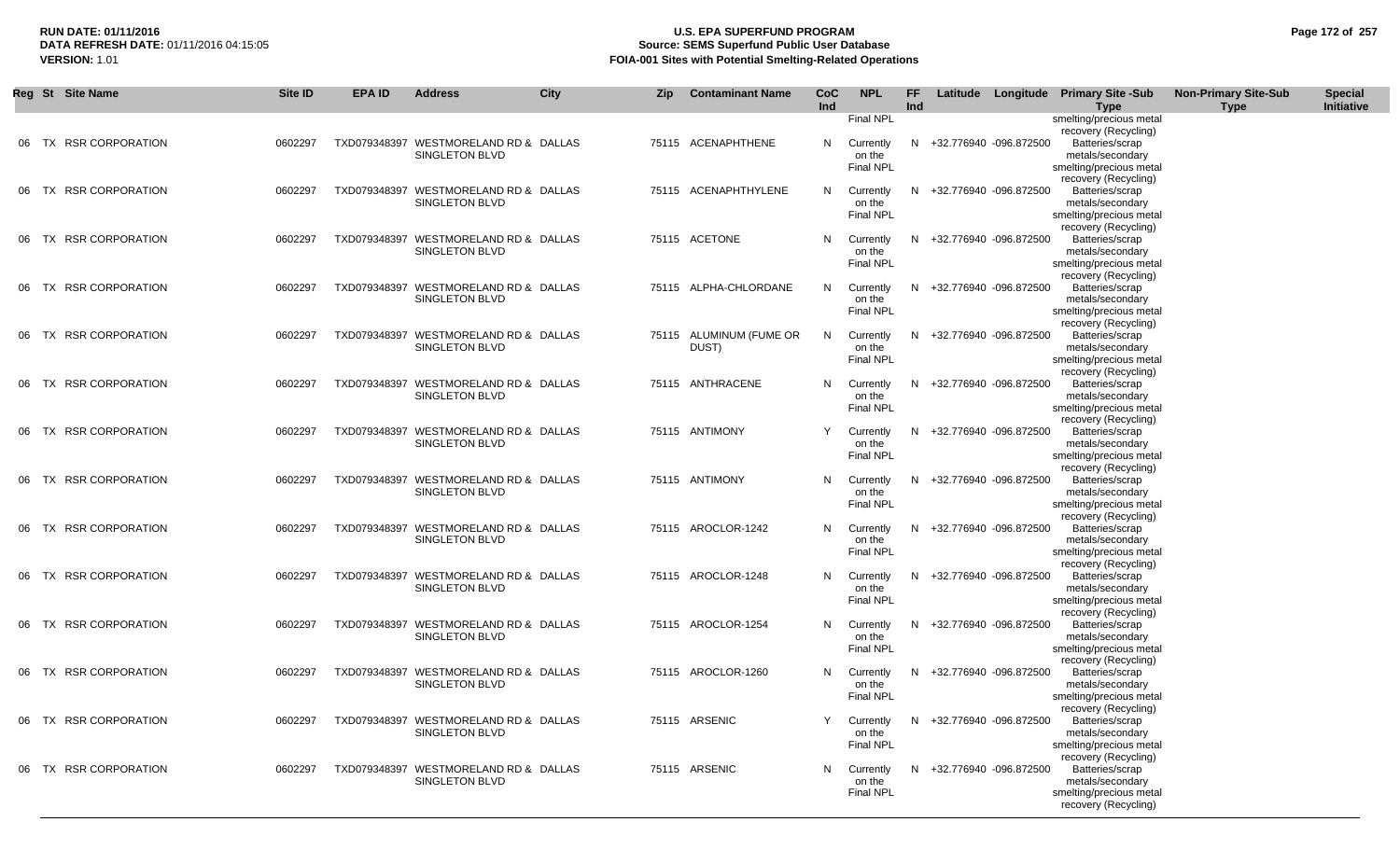**RUN DATE:** 01/11/2016
**DATA REFRESH DATE:** 01/11/2016 04:15:05
**VERSION:** 1.01

# U.S. EPA SUPERFUND PROGRAM
## Source: SEMS Superfund Public User Database
## FOIA-001 Sites with Potential Smelting-Related Operations

| Reg | St | Site Name | Site ID | EPA ID | Address | City | Zip | Contaminant Name | CoC Ind | NPL | FF Ind | Latitude | Longitude | Primary Site -Sub Type | Non-Primary Site-Sub Type | Special Initiative |
|---|---|---|---|---|---|---|---|---|---|---|---|---|---|---|---|---|
| | | | | | | | | | | Final NPL | | | | smelting/precious metal recovery (Recycling) | | |
| 06 | TX | RSR CORPORATION | 0602297 | TXD079348397 | WESTMORELAND RD & SINGLETON BLVD | DALLAS | 75115 | ACENAPHTHENE | N | Currently on the Final NPL | N | +32.776940 | -096.872500 | Batteries/scrap metals/secondary smelting/precious metal recovery (Recycling) | | |
| 06 | TX | RSR CORPORATION | 0602297 | TXD079348397 | WESTMORELAND RD & SINGLETON BLVD | DALLAS | 75115 | ACENAPHTHYLENE | N | Currently on the Final NPL | N | +32.776940 | -096.872500 | Batteries/scrap metals/secondary smelting/precious metal recovery (Recycling) | | |
| 06 | TX | RSR CORPORATION | 0602297 | TXD079348397 | WESTMORELAND RD & SINGLETON BLVD | DALLAS | 75115 | ACETONE | N | Currently on the Final NPL | N | +32.776940 | -096.872500 | Batteries/scrap metals/secondary smelting/precious metal recovery (Recycling) | | |
| 06 | TX | RSR CORPORATION | 0602297 | TXD079348397 | WESTMORELAND RD & SINGLETON BLVD | DALLAS | 75115 | ALPHA-CHLORDANE | N | Currently on the Final NPL | N | +32.776940 | -096.872500 | Batteries/scrap metals/secondary smelting/precious metal recovery (Recycling) | | |
| 06 | TX | RSR CORPORATION | 0602297 | TXD079348397 | WESTMORELAND RD & SINGLETON BLVD | DALLAS | 75115 | ALUMINUM (FUME OR DUST) | N | Currently on the Final NPL | N | +32.776940 | -096.872500 | Batteries/scrap metals/secondary smelting/precious metal recovery (Recycling) | | |
| 06 | TX | RSR CORPORATION | 0602297 | TXD079348397 | WESTMORELAND RD & SINGLETON BLVD | DALLAS | 75115 | ANTHRACENE | N | Currently on the Final NPL | N | +32.776940 | -096.872500 | Batteries/scrap metals/secondary smelting/precious metal recovery (Recycling) | | |
| 06 | TX | RSR CORPORATION | 0602297 | TXD079348397 | WESTMORELAND RD & SINGLETON BLVD | DALLAS | 75115 | ANTIMONY | Y | Currently on the Final NPL | N | +32.776940 | -096.872500 | Batteries/scrap metals/secondary smelting/precious metal recovery (Recycling) | | |
| 06 | TX | RSR CORPORATION | 0602297 | TXD079348397 | WESTMORELAND RD & SINGLETON BLVD | DALLAS | 75115 | ANTIMONY | N | Currently on the Final NPL | N | +32.776940 | -096.872500 | Batteries/scrap metals/secondary smelting/precious metal recovery (Recycling) | | |
| 06 | TX | RSR CORPORATION | 0602297 | TXD079348397 | WESTMORELAND RD & SINGLETON BLVD | DALLAS | 75115 | AROCLOR-1242 | N | Currently on the Final NPL | N | +32.776940 | -096.872500 | Batteries/scrap metals/secondary smelting/precious metal recovery (Recycling) | | |
| 06 | TX | RSR CORPORATION | 0602297 | TXD079348397 | WESTMORELAND RD & SINGLETON BLVD | DALLAS | 75115 | AROCLOR-1248 | N | Currently on the Final NPL | N | +32.776940 | -096.872500 | Batteries/scrap metals/secondary smelting/precious metal recovery (Recycling) | | |
| 06 | TX | RSR CORPORATION | 0602297 | TXD079348397 | WESTMORELAND RD & SINGLETON BLVD | DALLAS | 75115 | AROCLOR-1254 | N | Currently on the Final NPL | N | +32.776940 | -096.872500 | Batteries/scrap metals/secondary smelting/precious metal recovery (Recycling) | | |
| 06 | TX | RSR CORPORATION | 0602297 | TXD079348397 | WESTMORELAND RD & SINGLETON BLVD | DALLAS | 75115 | AROCLOR-1260 | N | Currently on the Final NPL | N | +32.776940 | -096.872500 | Batteries/scrap metals/secondary smelting/precious metal recovery (Recycling) | | |
| 06 | TX | RSR CORPORATION | 0602297 | TXD079348397 | WESTMORELAND RD & SINGLETON BLVD | DALLAS | 75115 | ARSENIC | Y | Currently on the Final NPL | N | +32.776940 | -096.872500 | Batteries/scrap metals/secondary smelting/precious metal recovery (Recycling) | | |
| 06 | TX | RSR CORPORATION | 0602297 | TXD079348397 | WESTMORELAND RD & SINGLETON BLVD | DALLAS | 75115 | ARSENIC | N | Currently on the Final NPL | N | +32.776940 | -096.872500 | Batteries/scrap metals/secondary smelting/precious metal recovery (Recycling) | | |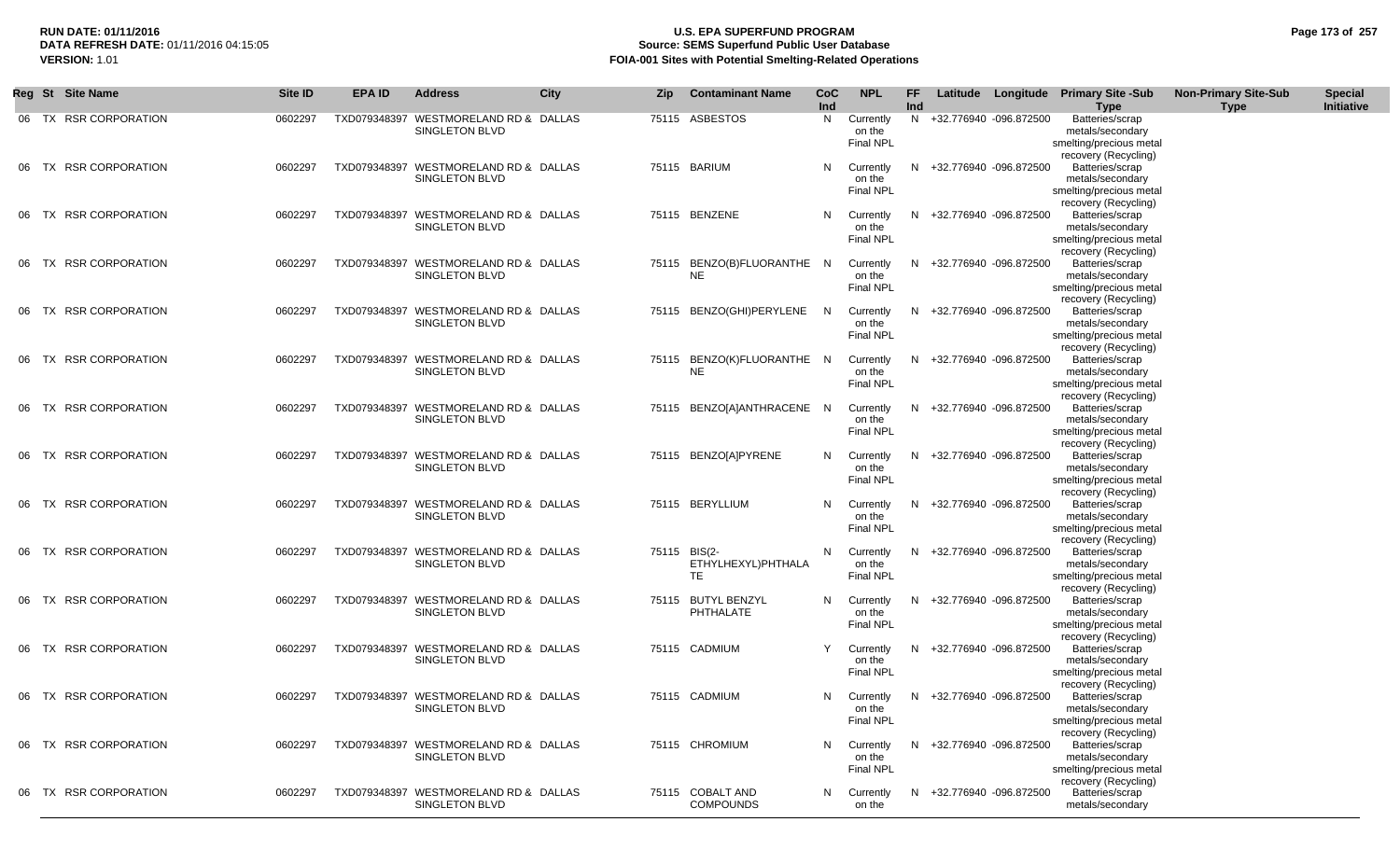**RUN DATE:** 01/11/2016
**DATA REFRESH DATE:** 01/11/2016 04:15:05
**VERSION:** 1.01

# U.S. EPA SUPERFUND PROGRAM
## Source: SEMS Superfund Public User Database
## FOIA-001 Sites with Potential Smelting-Related Operations

| Reg | St | Site Name | Site ID | EPA ID | Address | City | Zip | Contaminant Name | CoC Ind | NPL | FF Ind | Latitude | Longitude | Primary Site -Sub Type | Non-Primary Site-Sub Type | Special Initiative |
|---|---|---|---|---|---|---|---|---|---|---|---|---|---|---|---|---|
| 06 | TX | RSR CORPORATION | 0602297 | TXD079348397 | WESTMORELAND RD & SINGLETON BLVD | DALLAS | 75115 | ASBESTOS | N | Currently on the Final NPL | N | +32.776940 | -096.872500 | Batteries/scrap metals/secondary smelting/precious metal recovery (Recycling) | | |
| 06 | TX | RSR CORPORATION | 0602297 | TXD079348397 | WESTMORELAND RD & SINGLETON BLVD | DALLAS | 75115 | BARIUM | N | Currently on the Final NPL | N | +32.776940 | -096.872500 | Batteries/scrap metals/secondary smelting/precious metal recovery (Recycling) | | |
| 06 | TX | RSR CORPORATION | 0602297 | TXD079348397 | WESTMORELAND RD & SINGLETON BLVD | DALLAS | 75115 | BENZENE | N | Currently on the Final NPL | N | +32.776940 | -096.872500 | Batteries/scrap metals/secondary smelting/precious metal recovery (Recycling) | | |
| 06 | TX | RSR CORPORATION | 0602297 | TXD079348397 | WESTMORELAND RD & SINGLETON BLVD | DALLAS | 75115 | BENZO(B)FLUORANTHENE | N | Currently on the Final NPL | N | +32.776940 | -096.872500 | Batteries/scrap metals/secondary smelting/precious metal recovery (Recycling) | | |
| 06 | TX | RSR CORPORATION | 0602297 | TXD079348397 | WESTMORELAND RD & SINGLETON BLVD | DALLAS | 75115 | BENZO(GHI)PERYLENE | N | Currently on the Final NPL | N | +32.776940 | -096.872500 | Batteries/scrap metals/secondary smelting/precious metal recovery (Recycling) | | |
| 06 | TX | RSR CORPORATION | 0602297 | TXD079348397 | WESTMORELAND RD & SINGLETON BLVD | DALLAS | 75115 | BENZO(K)FLUORANTHENE | N | Currently on the Final NPL | N | +32.776940 | -096.872500 | Batteries/scrap metals/secondary smelting/precious metal recovery (Recycling) | | |
| 06 | TX | RSR CORPORATION | 0602297 | TXD079348397 | WESTMORELAND RD & SINGLETON BLVD | DALLAS | 75115 | BENZO[A]ANTHRACENE | N | Currently on the Final NPL | N | +32.776940 | -096.872500 | Batteries/scrap metals/secondary smelting/precious metal recovery (Recycling) | | |
| 06 | TX | RSR CORPORATION | 0602297 | TXD079348397 | WESTMORELAND RD & SINGLETON BLVD | DALLAS | 75115 | BENZO[A]PYRENE | N | Currently on the Final NPL | N | +32.776940 | -096.872500 | Batteries/scrap metals/secondary smelting/precious metal recovery (Recycling) | | |
| 06 | TX | RSR CORPORATION | 0602297 | TXD079348397 | WESTMORELAND RD & SINGLETON BLVD | DALLAS | 75115 | BERYLLIUM | N | Currently on the Final NPL | N | +32.776940 | -096.872500 | Batteries/scrap metals/secondary smelting/precious metal recovery (Recycling) | | |
| 06 | TX | RSR CORPORATION | 0602297 | TXD079348397 | WESTMORELAND RD & SINGLETON BLVD | DALLAS | 75115 | BIS(2-ETHYLHEXYL)PHTHALATE | N | Currently on the Final NPL | N | +32.776940 | -096.872500 | Batteries/scrap metals/secondary smelting/precious metal recovery (Recycling) | | |
| 06 | TX | RSR CORPORATION | 0602297 | TXD079348397 | WESTMORELAND RD & SINGLETON BLVD | DALLAS | 75115 | BUTYL BENZYL PHTHALATE | N | Currently on the Final NPL | N | +32.776940 | -096.872500 | Batteries/scrap metals/secondary smelting/precious metal recovery (Recycling) | | |
| 06 | TX | RSR CORPORATION | 0602297 | TXD079348397 | WESTMORELAND RD & SINGLETON BLVD | DALLAS | 75115 | CADMIUM | Y | Currently on the Final NPL | N | +32.776940 | -096.872500 | Batteries/scrap metals/secondary smelting/precious metal recovery (Recycling) | | |
| 06 | TX | RSR CORPORATION | 0602297 | TXD079348397 | WESTMORELAND RD & SINGLETON BLVD | DALLAS | 75115 | CADMIUM | N | Currently on the Final NPL | N | +32.776940 | -096.872500 | Batteries/scrap metals/secondary smelting/precious metal recovery (Recycling) | | |
| 06 | TX | RSR CORPORATION | 0602297 | TXD079348397 | WESTMORELAND RD & SINGLETON BLVD | DALLAS | 75115 | CHROMIUM | N | Currently on the Final NPL | N | +32.776940 | -096.872500 | Batteries/scrap metals/secondary smelting/precious metal recovery (Recycling) | | |
| 06 | TX | RSR CORPORATION | 0602297 | TXD079348397 | WESTMORELAND RD & SINGLETON BLVD | DALLAS | 75115 | COBALT AND COMPOUNDS | N | Currently on the | N | +32.776940 | -096.872500 | Batteries/scrap metals/secondary | | |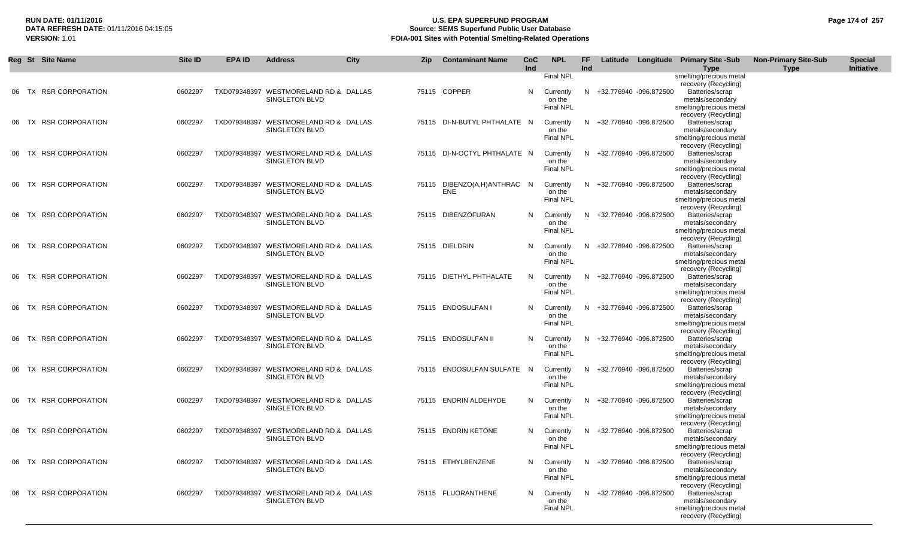| Reg | St | Site Name | Site ID | EPA ID | Address | City | Zip | Contaminant Name | CoC Ind | NPL | FF Ind | Latitude | Longitude | Primary Site -Sub Type | Non-Primary Site-Sub Type | Special Initiative |
|---|---|---|---|---|---|---|---|---|---|---|---|---|---|---|---|---|
| | | | | | | | | | | Final NPL | | | | smelting/precious metal recovery (Recycling) | | |
| 06 | TX | RSR CORPORATION | 0602297 | TXD079348397 | WESTMORELAND RD & SINGLETON BLVD | DALLAS | 75115 | COPPER | N | Currently on the Final NPL | N | +32.776940 | -096.872500 | Batteries/scrap metals/secondary smelting/precious metal recovery (Recycling) | | |
| 06 | TX | RSR CORPORATION | 0602297 | TXD079348397 | WESTMORELAND RD & SINGLETON BLVD | DALLAS | 75115 | DI-N-BUTYL PHTHALATE | N | Currently on the Final NPL | N | +32.776940 | -096.872500 | Batteries/scrap metals/secondary smelting/precious metal recovery (Recycling) | | |
| 06 | TX | RSR CORPORATION | 0602297 | TXD079348397 | WESTMORELAND RD & SINGLETON BLVD | DALLAS | 75115 | DI-N-OCTYL PHTHALATE | N | Currently on the Final NPL | N | +32.776940 | -096.872500 | Batteries/scrap metals/secondary smelting/precious metal recovery (Recycling) | | |
| 06 | TX | RSR CORPORATION | 0602297 | TXD079348397 | WESTMORELAND RD & SINGLETON BLVD | DALLAS | 75115 | DIBENZO(A,H)ANTHRACENE | N | Currently on the Final NPL | N | +32.776940 | -096.872500 | Batteries/scrap metals/secondary smelting/precious metal recovery (Recycling) | | |
| 06 | TX | RSR CORPORATION | 0602297 | TXD079348397 | WESTMORELAND RD & SINGLETON BLVD | DALLAS | 75115 | DIBENZOFURAN | N | Currently on the Final NPL | N | +32.776940 | -096.872500 | Batteries/scrap metals/secondary smelting/precious metal recovery (Recycling) | | |
| 06 | TX | RSR CORPORATION | 0602297 | TXD079348397 | WESTMORELAND RD & SINGLETON BLVD | DALLAS | 75115 | DIELDRIN | N | Currently on the Final NPL | N | +32.776940 | -096.872500 | Batteries/scrap metals/secondary smelting/precious metal recovery (Recycling) | | |
| 06 | TX | RSR CORPORATION | 0602297 | TXD079348397 | WESTMORELAND RD & SINGLETON BLVD | DALLAS | 75115 | DIETHYL PHTHALATE | N | Currently on the Final NPL | N | +32.776940 | -096.872500 | Batteries/scrap metals/secondary smelting/precious metal recovery (Recycling) | | |
| 06 | TX | RSR CORPORATION | 0602297 | TXD079348397 | WESTMORELAND RD & SINGLETON BLVD | DALLAS | 75115 | ENDOSULFAN I | N | Currently on the Final NPL | N | +32.776940 | -096.872500 | Batteries/scrap metals/secondary smelting/precious metal recovery (Recycling) | | |
| 06 | TX | RSR CORPORATION | 0602297 | TXD079348397 | WESTMORELAND RD & SINGLETON BLVD | DALLAS | 75115 | ENDOSULFAN II | N | Currently on the Final NPL | N | +32.776940 | -096.872500 | Batteries/scrap metals/secondary smelting/precious metal recovery (Recycling) | | |
| 06 | TX | RSR CORPORATION | 0602297 | TXD079348397 | WESTMORELAND RD & SINGLETON BLVD | DALLAS | 75115 | ENDOSULFAN SULFATE | N | Currently on the Final NPL | N | +32.776940 | -096.872500 | Batteries/scrap metals/secondary smelting/precious metal recovery (Recycling) | | |
| 06 | TX | RSR CORPORATION | 0602297 | TXD079348397 | WESTMORELAND RD & SINGLETON BLVD | DALLAS | 75115 | ENDRIN ALDEHYDE | N | Currently on the Final NPL | N | +32.776940 | -096.872500 | Batteries/scrap metals/secondary smelting/precious metal recovery (Recycling) | | |
| 06 | TX | RSR CORPORATION | 0602297 | TXD079348397 | WESTMORELAND RD & SINGLETON BLVD | DALLAS | 75115 | ENDRIN KETONE | N | Currently on the Final NPL | N | +32.776940 | -096.872500 | Batteries/scrap metals/secondary smelting/precious metal recovery (Recycling) | | |
| 06 | TX | RSR CORPORATION | 0602297 | TXD079348397 | WESTMORELAND RD & SINGLETON BLVD | DALLAS | 75115 | ETHYLBENZENE | N | Currently on the Final NPL | N | +32.776940 | -096.872500 | Batteries/scrap metals/secondary smelting/precious metal recovery (Recycling) | | |
| 06 | TX | RSR CORPORATION | 0602297 | TXD079348397 | WESTMORELAND RD & SINGLETON BLVD | DALLAS | 75115 | FLUORANTHENE | N | Currently on the Final NPL | N | +32.776940 | -096.872500 | Batteries/scrap metals/secondary smelting/precious metal recovery (Recycling) | | |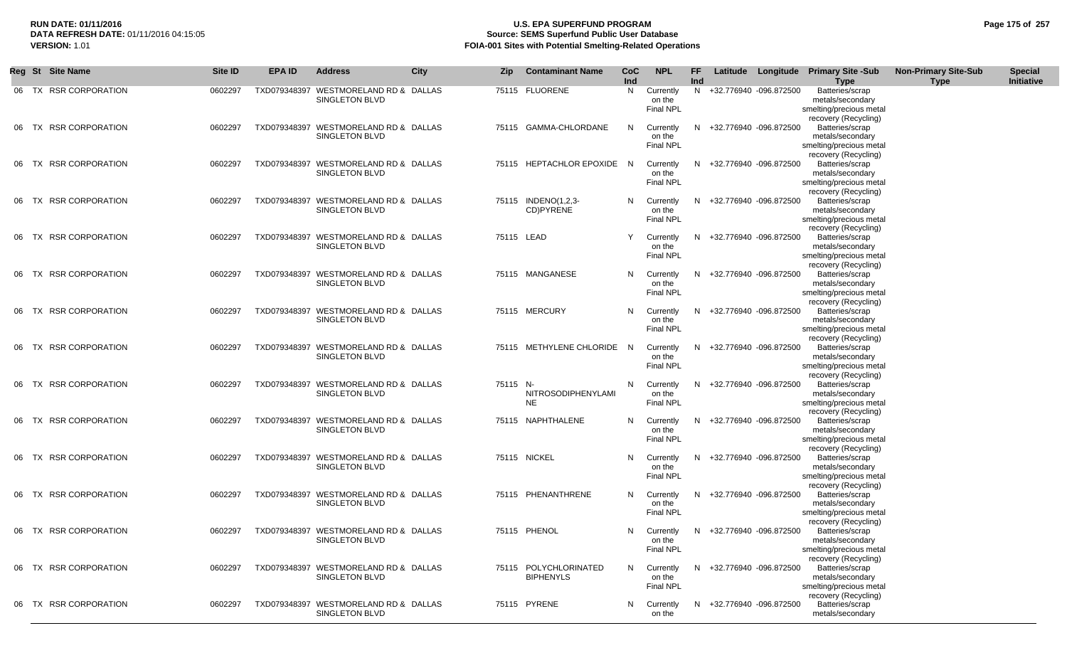| Reg | St | Site Name | Site ID | EPA ID | Address | City | Zip | Contaminant Name | CoC Ind | NPL | FF Ind | Latitude | Longitude | Primary Site -Sub Type | Non-Primary Site-Sub Type | Special Initiative |
|---|---|---|---|---|---|---|---|---|---|---|---|---|---|---|---|---|
| 06 | TX | RSR CORPORATION | 0602297 | TXD079348397 | WESTMORELAND RD & SINGLETON BLVD | DALLAS | 75115 | FLUORENE | N | Currently on the Final NPL | N | +32.776940 | -096.872500 | Batteries/scrap metals/secondary smelting/precious metal recovery (Recycling) | | |
| 06 | TX | RSR CORPORATION | 0602297 | TXD079348397 | WESTMORELAND RD & SINGLETON BLVD | DALLAS | 75115 | GAMMA-CHLORDANE | N | Currently on the Final NPL | N | +32.776940 | -096.872500 | Batteries/scrap metals/secondary smelting/precious metal recovery (Recycling) | | |
| 06 | TX | RSR CORPORATION | 0602297 | TXD079348397 | WESTMORELAND RD & SINGLETON BLVD | DALLAS | 75115 | HEPTACHLOR EPOXIDE | N | Currently on the Final NPL | N | +32.776940 | -096.872500 | Batteries/scrap metals/secondary smelting/precious metal recovery (Recycling) | | |
| 06 | TX | RSR CORPORATION | 0602297 | TXD079348397 | WESTMORELAND RD & SINGLETON BLVD | DALLAS | 75115 | INDENO(1,2,3-CD)PYRENE | N | Currently on the Final NPL | N | +32.776940 | -096.872500 | Batteries/scrap metals/secondary smelting/precious metal recovery (Recycling) | | |
| 06 | TX | RSR CORPORATION | 0602297 | TXD079348397 | WESTMORELAND RD & SINGLETON BLVD | DALLAS | 75115 | LEAD | Y | Currently on the Final NPL | N | +32.776940 | -096.872500 | Batteries/scrap metals/secondary smelting/precious metal recovery (Recycling) | | |
| 06 | TX | RSR CORPORATION | 0602297 | TXD079348397 | WESTMORELAND RD & SINGLETON BLVD | DALLAS | 75115 | MANGANESE | N | Currently on the Final NPL | N | +32.776940 | -096.872500 | Batteries/scrap metals/secondary smelting/precious metal recovery (Recycling) | | |
| 06 | TX | RSR CORPORATION | 0602297 | TXD079348397 | WESTMORELAND RD & SINGLETON BLVD | DALLAS | 75115 | MERCURY | N | Currently on the Final NPL | N | +32.776940 | -096.872500 | Batteries/scrap metals/secondary smelting/precious metal recovery (Recycling) | | |
| 06 | TX | RSR CORPORATION | 0602297 | TXD079348397 | WESTMORELAND RD & SINGLETON BLVD | DALLAS | 75115 | METHYLENE CHLORIDE | N | Currently on the Final NPL | N | +32.776940 | -096.872500 | Batteries/scrap metals/secondary smelting/precious metal recovery (Recycling) | | |
| 06 | TX | RSR CORPORATION | 0602297 | TXD079348397 | WESTMORELAND RD & SINGLETON BLVD | DALLAS | 75115 | N-NITROSODIPHENYLAMINE | N | Currently on the Final NPL | N | +32.776940 | -096.872500 | Batteries/scrap metals/secondary smelting/precious metal recovery (Recycling) | | |
| 06 | TX | RSR CORPORATION | 0602297 | TXD079348397 | WESTMORELAND RD & SINGLETON BLVD | DALLAS | 75115 | NAPHTHALENE | N | Currently on the Final NPL | N | +32.776940 | -096.872500 | Batteries/scrap metals/secondary smelting/precious metal recovery (Recycling) | | |
| 06 | TX | RSR CORPORATION | 0602297 | TXD079348397 | WESTMORELAND RD & SINGLETON BLVD | DALLAS | 75115 | NICKEL | N | Currently on the Final NPL | N | +32.776940 | -096.872500 | Batteries/scrap metals/secondary smelting/precious metal recovery (Recycling) | | |
| 06 | TX | RSR CORPORATION | 0602297 | TXD079348397 | WESTMORELAND RD & SINGLETON BLVD | DALLAS | 75115 | PHENANTHRENE | N | Currently on the Final NPL | N | +32.776940 | -096.872500 | Batteries/scrap metals/secondary smelting/precious metal recovery (Recycling) | | |
| 06 | TX | RSR CORPORATION | 0602297 | TXD079348397 | WESTMORELAND RD & SINGLETON BLVD | DALLAS | 75115 | PHENOL | N | Currently on the Final NPL | N | +32.776940 | -096.872500 | Batteries/scrap metals/secondary smelting/precious metal recovery (Recycling) | | |
| 06 | TX | RSR CORPORATION | 0602297 | TXD079348397 | WESTMORELAND RD & SINGLETON BLVD | DALLAS | 75115 | POLYCHLORINATED BIPHENYLS | N | Currently on the Final NPL | N | +32.776940 | -096.872500 | Batteries/scrap metals/secondary smelting/precious metal recovery (Recycling) | | |
| 06 | TX | RSR CORPORATION | 0602297 | TXD079348397 | WESTMORELAND RD & SINGLETON BLVD | DALLAS | 75115 | PYRENE | N | Currently on the | N | +32.776940 | -096.872500 | Batteries/scrap metals/secondary | | |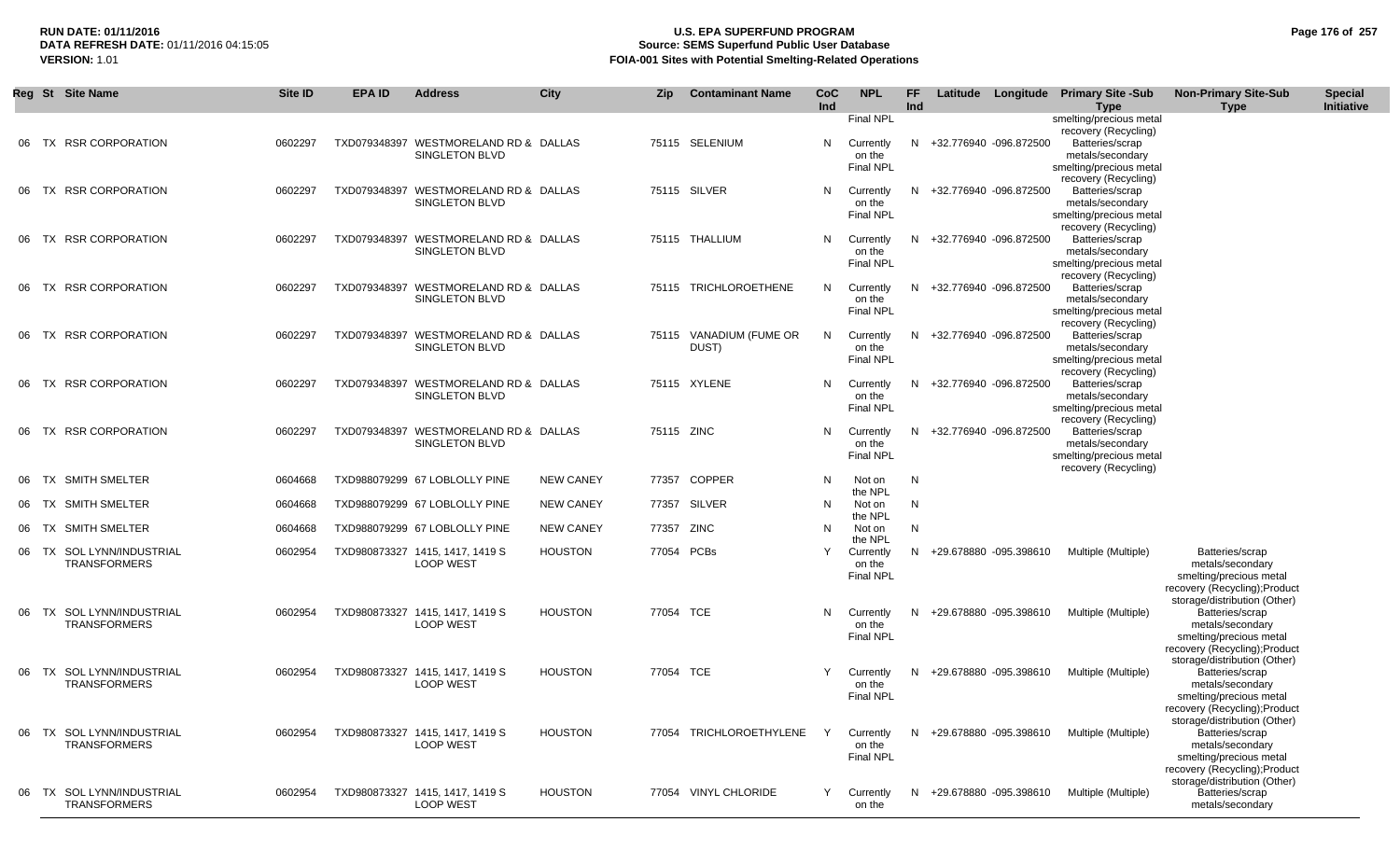| Reg | St | Site Name | Site ID | EPA ID | Address | City | Zip | Contaminant Name | CoC Ind | NPL | FF Ind | Latitude | Longitude | Primary Site -Sub Type | Non-Primary Site-Sub Type | Special Initiative |
|---|---|---|---|---|---|---|---|---|---|---|---|---|---|---|---|---|
| | | | | | | | | | | Final NPL | | | | smelting/precious metal recovery (Recycling) | | |
| 06 | TX | RSR CORPORATION | 0602297 | TXD079348397 | WESTMORELAND RD & SINGLETON BLVD | DALLAS | 75115 | SELENIUM | N | Currently on the Final NPL | N | +32.776940 | -096.872500 | Batteries/scrap metals/secondary smelting/precious metal recovery (Recycling) | | |
| 06 | TX | RSR CORPORATION | 0602297 | TXD079348397 | WESTMORELAND RD & SINGLETON BLVD | DALLAS | 75115 | SILVER | N | Currently on the Final NPL | N | +32.776940 | -096.872500 | Batteries/scrap metals/secondary smelting/precious metal recovery (Recycling) | | |
| 06 | TX | RSR CORPORATION | 0602297 | TXD079348397 | WESTMORELAND RD & SINGLETON BLVD | DALLAS | 75115 | THALLIUM | N | Currently on the Final NPL | N | +32.776940 | -096.872500 | Batteries/scrap metals/secondary smelting/precious metal recovery (Recycling) | | |
| 06 | TX | RSR CORPORATION | 0602297 | TXD079348397 | WESTMORELAND RD & SINGLETON BLVD | DALLAS | 75115 | TRICHLOROETHENE | N | Currently on the Final NPL | N | +32.776940 | -096.872500 | Batteries/scrap metals/secondary smelting/precious metal recovery (Recycling) | | |
| 06 | TX | RSR CORPORATION | 0602297 | TXD079348397 | WESTMORELAND RD & SINGLETON BLVD | DALLAS | 75115 | VANADIUM (FUME OR DUST) | N | Currently on the Final NPL | N | +32.776940 | -096.872500 | Batteries/scrap metals/secondary smelting/precious metal recovery (Recycling) | | |
| 06 | TX | RSR CORPORATION | 0602297 | TXD079348397 | WESTMORELAND RD & SINGLETON BLVD | DALLAS | 75115 | XYLENE | N | Currently on the Final NPL | N | +32.776940 | -096.872500 | Batteries/scrap metals/secondary smelting/precious metal recovery (Recycling) | | |
| 06 | TX | RSR CORPORATION | 0602297 | TXD079348397 | WESTMORELAND RD & SINGLETON BLVD | DALLAS | 75115 | ZINC | N | Currently on the Final NPL | N | +32.776940 | -096.872500 | Batteries/scrap metals/secondary smelting/precious metal recovery (Recycling) | | |
| 06 | TX | SMITH SMELTER | 0604668 | TXD988079299 | 67 LOBLOLLY PINE | NEW CANEY | 77357 | COPPER | N | Not on the NPL | N | | | | | |
| 06 | TX | SMITH SMELTER | 0604668 | TXD988079299 | 67 LOBLOLLY PINE | NEW CANEY | 77357 | SILVER | N | Not on the NPL | N | | | | | |
| 06 | TX | SMITH SMELTER | 0604668 | TXD988079299 | 67 LOBLOLLY PINE | NEW CANEY | 77357 | ZINC | N | Not on the NPL | N | | | | | |
| 06 | TX | SOL LYNN/INDUSTRIAL TRANSFORMERS | 0602954 | TXD980873327 | 1415, 1417, 1419 S LOOP WEST | HOUSTON | 77054 | PCBs | Y | Currently on the Final NPL | N | +29.678880 | -095.398610 | Multiple (Multiple) | Batteries/scrap metals/secondary smelting/precious metal recovery (Recycling);Product storage/distribution (Other) | |
| 06 | TX | SOL LYNN/INDUSTRIAL TRANSFORMERS | 0602954 | TXD980873327 | 1415, 1417, 1419 S LOOP WEST | HOUSTON | 77054 | TCE | N | Currently on the Final NPL | N | +29.678880 | -095.398610 | Multiple (Multiple) | Batteries/scrap metals/secondary smelting/precious metal recovery (Recycling);Product storage/distribution (Other) | |
| 06 | TX | SOL LYNN/INDUSTRIAL TRANSFORMERS | 0602954 | TXD980873327 | 1415, 1417, 1419 S LOOP WEST | HOUSTON | 77054 | TCE | Y | Currently on the Final NPL | N | +29.678880 | -095.398610 | Multiple (Multiple) | Batteries/scrap metals/secondary smelting/precious metal recovery (Recycling);Product storage/distribution (Other) | |
| 06 | TX | SOL LYNN/INDUSTRIAL TRANSFORMERS | 0602954 | TXD980873327 | 1415, 1417, 1419 S LOOP WEST | HOUSTON | 77054 | TRICHLOROETHYLENE | Y | Currently on the Final NPL | N | +29.678880 | -095.398610 | Multiple (Multiple) | Batteries/scrap metals/secondary smelting/precious metal recovery (Recycling);Product storage/distribution (Other) | |
| 06 | TX | SOL LYNN/INDUSTRIAL TRANSFORMERS | 0602954 | TXD980873327 | 1415, 1417, 1419 S LOOP WEST | HOUSTON | 77054 | VINYL CHLORIDE | Y | Currently on the | N | +29.678880 | -095.398610 | Multiple (Multiple) | Batteries/scrap metals/secondary | |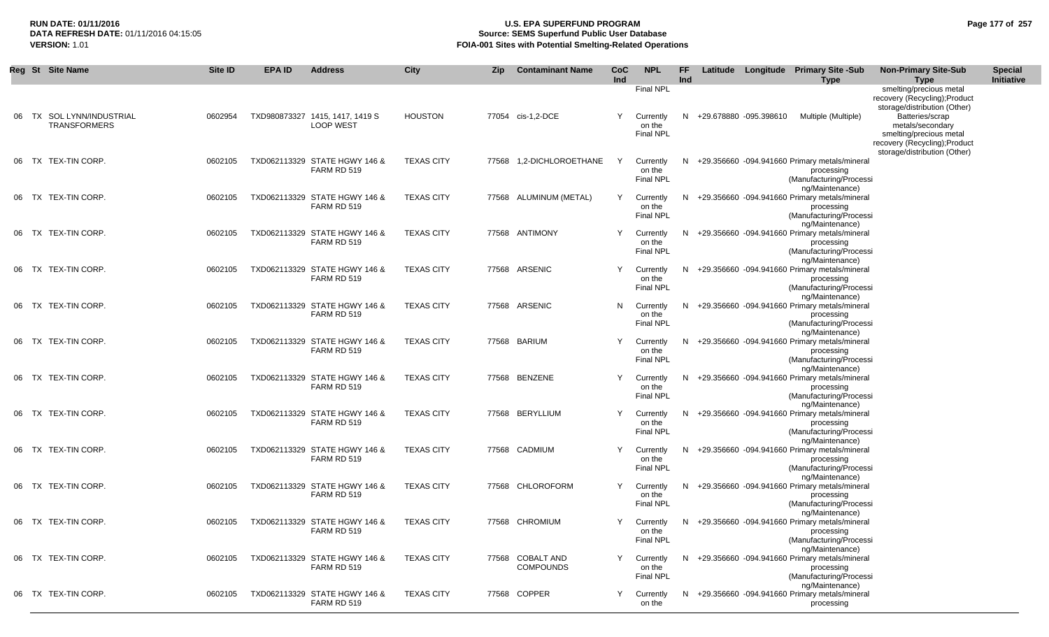**RUN DATE:** 01/11/2016
**DATA REFRESH DATE:** 01/11/2016 04:15:05
**VERSION:** 1.01

# U.S. EPA SUPERFUND PROGRAM
## Source: SEMS Superfund Public User Database
## FOIA-001 Sites with Potential Smelting-Related Operations

| Reg | St | Site Name | Site ID | EPA ID | Address | City | Zip | Contaminant Name | CoC Ind | NPL | FF Ind | Latitude | Longitude | Primary Site -Sub Type | Non-Primary Site-Sub Type | Special Initiative |
|---|---|---|---|---|---|---|---|---|---|---|---|---|---|---|---|---|
| | | | | | | | | | | Final NPL | | | | | smelting/precious metal recovery (Recycling);Product storage/distribution (Other) | |
| 06 | TX | SOL LYNN/INDUSTRIAL TRANSFORMERS | 0602954 | TXD980873327 | 1415, 1417, 1419 S LOOP WEST | HOUSTON | 77054 | cis-1,2-DCE | Y | Currently on the Final NPL | N | +29.678880 | -095.398610 | Multiple (Multiple) | Batteries/scrap metals/secondary smelting/precious metal recovery (Recycling);Product storage/distribution (Other) | |
| 06 | TX | TEX-TIN CORP. | 0602105 | TXD062113329 | STATE HGWY 146 & FARM RD 519 | TEXAS CITY | 77568 | 1,2-DICHLOROETHANE | Y | Currently on the Final NPL | N | +29.356660 | -094.941660 | Primary metals/mineral processing (Manufacturing/Processing/Maintenance) | | |
| 06 | TX | TEX-TIN CORP. | 0602105 | TXD062113329 | STATE HGWY 146 & FARM RD 519 | TEXAS CITY | 77568 | ALUMINUM (METAL) | Y | Currently on the Final NPL | N | +29.356660 | -094.941660 | Primary metals/mineral processing (Manufacturing/Processing/Maintenance) | | |
| 06 | TX | TEX-TIN CORP. | 0602105 | TXD062113329 | STATE HGWY 146 & FARM RD 519 | TEXAS CITY | 77568 | ANTIMONY | Y | Currently on the Final NPL | N | +29.356660 | -094.941660 | Primary metals/mineral processing (Manufacturing/Processing/Maintenance) | | |
| 06 | TX | TEX-TIN CORP. | 0602105 | TXD062113329 | STATE HGWY 146 & FARM RD 519 | TEXAS CITY | 77568 | ARSENIC | Y | Currently on the Final NPL | N | +29.356660 | -094.941660 | Primary metals/mineral processing (Manufacturing/Processing/Maintenance) | | |
| 06 | TX | TEX-TIN CORP. | 0602105 | TXD062113329 | STATE HGWY 146 & FARM RD 519 | TEXAS CITY | 77568 | ARSENIC | N | Currently on the Final NPL | N | +29.356660 | -094.941660 | Primary metals/mineral processing (Manufacturing/Processing/Maintenance) | | |
| 06 | TX | TEX-TIN CORP. | 0602105 | TXD062113329 | STATE HGWY 146 & FARM RD 519 | TEXAS CITY | 77568 | BARIUM | Y | Currently on the Final NPL | N | +29.356660 | -094.941660 | Primary metals/mineral processing (Manufacturing/Processing/Maintenance) | | |
| 06 | TX | TEX-TIN CORP. | 0602105 | TXD062113329 | STATE HGWY 146 & FARM RD 519 | TEXAS CITY | 77568 | BENZENE | Y | Currently on the Final NPL | N | +29.356660 | -094.941660 | Primary metals/mineral processing (Manufacturing/Processing/Maintenance) | | |
| 06 | TX | TEX-TIN CORP. | 0602105 | TXD062113329 | STATE HGWY 146 & FARM RD 519 | TEXAS CITY | 77568 | BERYLLIUM | Y | Currently on the Final NPL | N | +29.356660 | -094.941660 | Primary metals/mineral processing (Manufacturing/Processing/Maintenance) | | |
| 06 | TX | TEX-TIN CORP. | 0602105 | TXD062113329 | STATE HGWY 146 & FARM RD 519 | TEXAS CITY | 77568 | CADMIUM | Y | Currently on the Final NPL | N | +29.356660 | -094.941660 | Primary metals/mineral processing (Manufacturing/Processing/Maintenance) | | |
| 06 | TX | TEX-TIN CORP. | 0602105 | TXD062113329 | STATE HGWY 146 & FARM RD 519 | TEXAS CITY | 77568 | CHLOROFORM | Y | Currently on the Final NPL | N | +29.356660 | -094.941660 | Primary metals/mineral processing (Manufacturing/Processing/Maintenance) | | |
| 06 | TX | TEX-TIN CORP. | 0602105 | TXD062113329 | STATE HGWY 146 & FARM RD 519 | TEXAS CITY | 77568 | CHROMIUM | Y | Currently on the Final NPL | N | +29.356660 | -094.941660 | Primary metals/mineral processing (Manufacturing/Processing/Maintenance) | | |
| 06 | TX | TEX-TIN CORP. | 0602105 | TXD062113329 | STATE HGWY 146 & FARM RD 519 | TEXAS CITY | 77568 | COBALT AND COMPOUNDS | Y | Currently on the Final NPL | N | +29.356660 | -094.941660 | Primary metals/mineral processing (Manufacturing/Processing/Maintenance) | | |
| 06 | TX | TEX-TIN CORP. | 0602105 | TXD062113329 | STATE HGWY 146 & FARM RD 519 | TEXAS CITY | 77568 | COPPER | Y | Currently on the | N | +29.356660 | -094.941660 | Primary metals/mineral processing | | |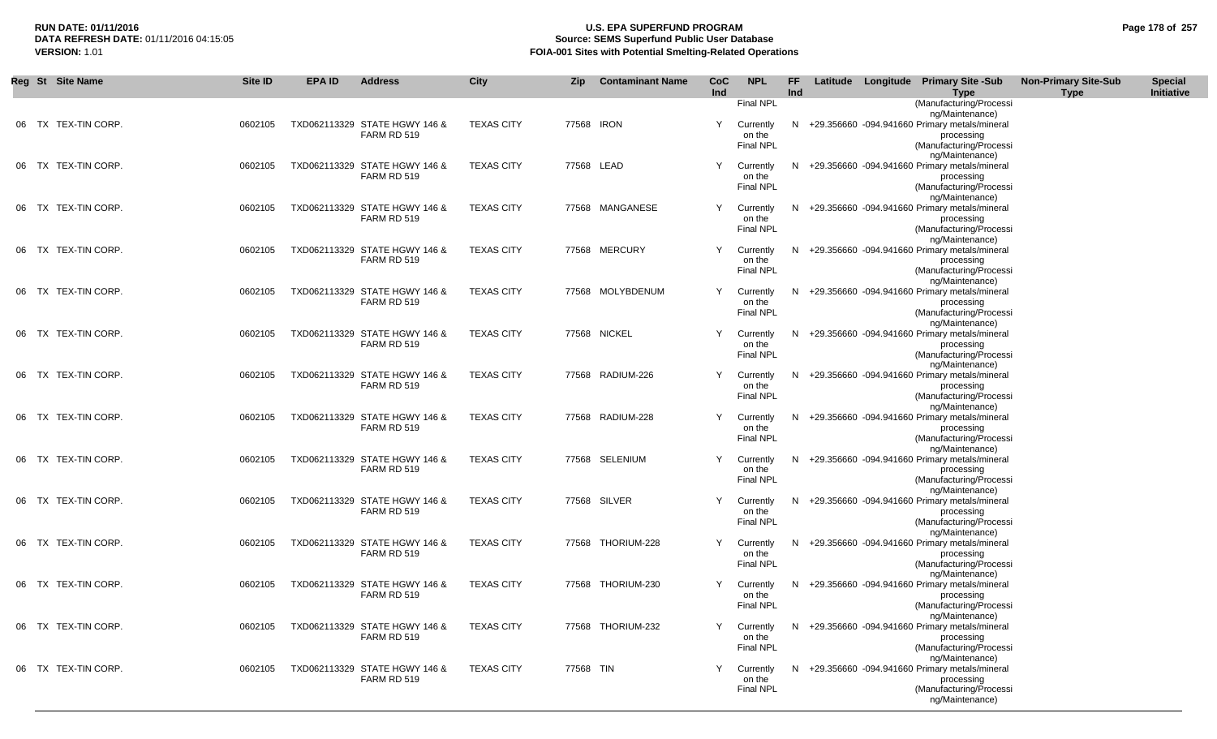| Reg | St | Site Name | Site ID | EPA ID | Address | City | Zip | Contaminant Name | CoC Ind | NPL | FF Ind | Latitude | Longitude | Primary Site -Sub Type | Non-Primary Site-Sub Type | Special Initiative |
|---|---|---|---|---|---|---|---|---|---|---|---|---|---|---|---|---|
| | | | | | | | | | | Final NPL | | | | (Manufacturing/Processing/Maintenance) | | |
| 06 | TX | TEX-TIN CORP. | 0602105 | TXD062113329 | STATE HGWY 146 & FARM RD 519 | TEXAS CITY | 77568 | IRON | Y | Currently on the Final NPL | N | +29.356660 | -094.941660 | Primary metals/mineral processing (Manufacturing/Processing/Maintenance) | | |
| 06 | TX | TEX-TIN CORP. | 0602105 | TXD062113329 | STATE HGWY 146 & FARM RD 519 | TEXAS CITY | 77568 | LEAD | Y | Currently on the Final NPL | N | +29.356660 | -094.941660 | Primary metals/mineral processing (Manufacturing/Processing/Maintenance) | | |
| 06 | TX | TEX-TIN CORP. | 0602105 | TXD062113329 | STATE HGWY 146 & FARM RD 519 | TEXAS CITY | 77568 | MANGANESE | Y | Currently on the Final NPL | N | +29.356660 | -094.941660 | Primary metals/mineral processing (Manufacturing/Processing/Maintenance) | | |
| 06 | TX | TEX-TIN CORP. | 0602105 | TXD062113329 | STATE HGWY 146 & FARM RD 519 | TEXAS CITY | 77568 | MERCURY | Y | Currently on the Final NPL | N | +29.356660 | -094.941660 | Primary metals/mineral processing (Manufacturing/Processing/Maintenance) | | |
| 06 | TX | TEX-TIN CORP. | 0602105 | TXD062113329 | STATE HGWY 146 & FARM RD 519 | TEXAS CITY | 77568 | MOLYBDENUM | Y | Currently on the Final NPL | N | +29.356660 | -094.941660 | Primary metals/mineral processing (Manufacturing/Processing/Maintenance) | | |
| 06 | TX | TEX-TIN CORP. | 0602105 | TXD062113329 | STATE HGWY 146 & FARM RD 519 | TEXAS CITY | 77568 | NICKEL | Y | Currently on the Final NPL | N | +29.356660 | -094.941660 | Primary metals/mineral processing (Manufacturing/Processing/Maintenance) | | |
| 06 | TX | TEX-TIN CORP. | 0602105 | TXD062113329 | STATE HGWY 146 & FARM RD 519 | TEXAS CITY | 77568 | RADIUM-226 | Y | Currently on the Final NPL | N | +29.356660 | -094.941660 | Primary metals/mineral processing (Manufacturing/Processing/Maintenance) | | |
| 06 | TX | TEX-TIN CORP. | 0602105 | TXD062113329 | STATE HGWY 146 & FARM RD 519 | TEXAS CITY | 77568 | RADIUM-228 | Y | Currently on the Final NPL | N | +29.356660 | -094.941660 | Primary metals/mineral processing (Manufacturing/Processing/Maintenance) | | |
| 06 | TX | TEX-TIN CORP. | 0602105 | TXD062113329 | STATE HGWY 146 & FARM RD 519 | TEXAS CITY | 77568 | SELENIUM | Y | Currently on the Final NPL | N | +29.356660 | -094.941660 | Primary metals/mineral processing (Manufacturing/Processing/Maintenance) | | |
| 06 | TX | TEX-TIN CORP. | 0602105 | TXD062113329 | STATE HGWY 146 & FARM RD 519 | TEXAS CITY | 77568 | SILVER | Y | Currently on the Final NPL | N | +29.356660 | -094.941660 | Primary metals/mineral processing (Manufacturing/Processing/Maintenance) | | |
| 06 | TX | TEX-TIN CORP. | 0602105 | TXD062113329 | STATE HGWY 146 & FARM RD 519 | TEXAS CITY | 77568 | THORIUM-228 | Y | Currently on the Final NPL | N | +29.356660 | -094.941660 | Primary metals/mineral processing (Manufacturing/Processing/Maintenance) | | |
| 06 | TX | TEX-TIN CORP. | 0602105 | TXD062113329 | STATE HGWY 146 & FARM RD 519 | TEXAS CITY | 77568 | THORIUM-230 | Y | Currently on the Final NPL | N | +29.356660 | -094.941660 | Primary metals/mineral processing (Manufacturing/Processing/Maintenance) | | |
| 06 | TX | TEX-TIN CORP. | 0602105 | TXD062113329 | STATE HGWY 146 & FARM RD 519 | TEXAS CITY | 77568 | THORIUM-232 | Y | Currently on the Final NPL | N | +29.356660 | -094.941660 | Primary metals/mineral processing (Manufacturing/Processing/Maintenance) | | |
| 06 | TX | TEX-TIN CORP. | 0602105 | TXD062113329 | STATE HGWY 146 & FARM RD 519 | TEXAS CITY | 77568 | TIN | Y | Currently on the Final NPL | N | +29.356660 | -094.941660 | Primary metals/mineral processing (Manufacturing/Processing/Maintenance) | | |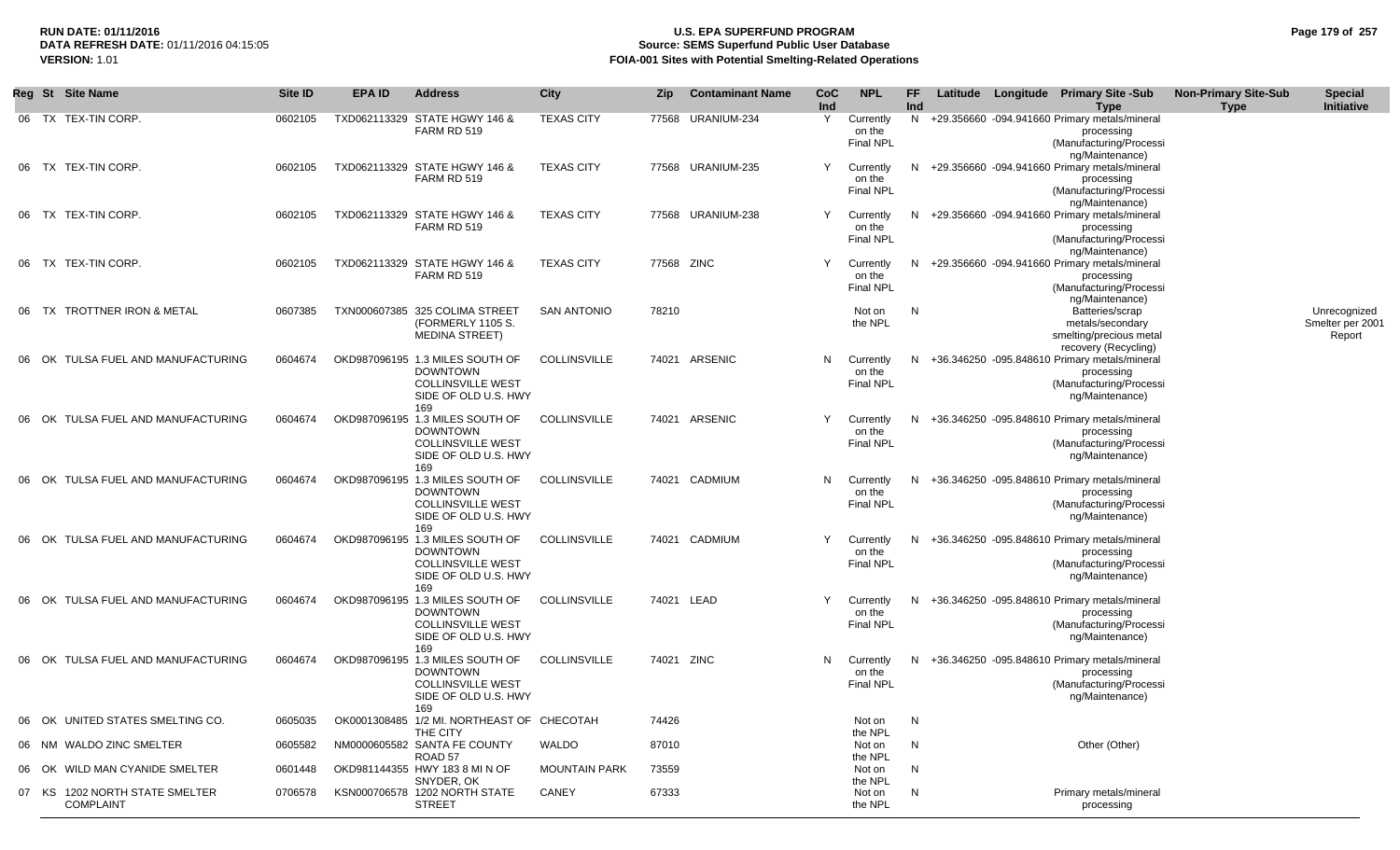| Reg | St | Site Name | Site ID | EPA ID | Address | City | Zip | Contaminant Name | CoC Ind | NPL | FF Ind | Latitude | Longitude | Primary Site -Sub Type | Non-Primary Site-Sub Type | Special Initiative |
|---|---|---|---|---|---|---|---|---|---|---|---|---|---|---|---|---|
| 06 | TX | TEX-TIN CORP. | 0602105 | TXD062113329 | STATE HGWY 146 & FARM RD 519 | TEXAS CITY | 77568 | URANIUM-234 | Y | Currently on the Final NPL | N | +29.356660 | -094.941660 | Primary metals/mineral processing (Manufacturing/Processing/Maintenance) | | |
| 06 | TX | TEX-TIN CORP. | 0602105 | TXD062113329 | STATE HGWY 146 & FARM RD 519 | TEXAS CITY | 77568 | URANIUM-235 | Y | Currently on the Final NPL | N | +29.356660 | -094.941660 | Primary metals/mineral processing (Manufacturing/Processing/Maintenance) | | |
| 06 | TX | TEX-TIN CORP. | 0602105 | TXD062113329 | STATE HGWY 146 & FARM RD 519 | TEXAS CITY | 77568 | URANIUM-238 | Y | Currently on the Final NPL | N | +29.356660 | -094.941660 | Primary metals/mineral processing (Manufacturing/Processing/Maintenance) | | |
| 06 | TX | TEX-TIN CORP. | 0602105 | TXD062113329 | STATE HGWY 146 & FARM RD 519 | TEXAS CITY | 77568 | ZINC | Y | Currently on the Final NPL | N | +29.356660 | -094.941660 | Primary metals/mineral processing (Manufacturing/Processing/Maintenance) | | |
| 06 | TX | TROTTNER IRON & METAL | 0607385 | TXN000607385 | 325 COLIMA STREET (FORMERLY 1105 S. MEDINA STREET) | SAN ANTONIO | 78210 | | | Not on the NPL | N | | | Batteries/scrap metals/secondary smelting/precious metal recovery (Recycling) | | Unrecognized Smelter per 2001 Report |
| 06 | OK | TULSA FUEL AND MANUFACTURING | 0604674 | OKD987096195 | 1.3 MILES SOUTH OF DOWNTOWN COLLINSVILLE WEST SIDE OF OLD U.S. HWY 169 | COLLINSVILLE | 74021 | ARSENIC | N | Currently on the Final NPL | N | +36.346250 | -095.848610 | Primary metals/mineral processing (Manufacturing/Processing/Maintenance) | | |
| 06 | OK | TULSA FUEL AND MANUFACTURING | 0604674 | OKD987096195 | 1.3 MILES SOUTH OF DOWNTOWN COLLINSVILLE WEST SIDE OF OLD U.S. HWY 169 | COLLINSVILLE | 74021 | ARSENIC | Y | Currently on the Final NPL | N | +36.346250 | -095.848610 | Primary metals/mineral processing (Manufacturing/Processing/Maintenance) | | |
| 06 | OK | TULSA FUEL AND MANUFACTURING | 0604674 | OKD987096195 | 1.3 MILES SOUTH OF DOWNTOWN COLLINSVILLE WEST SIDE OF OLD U.S. HWY 169 | COLLINSVILLE | 74021 | CADMIUM | N | Currently on the Final NPL | N | +36.346250 | -095.848610 | Primary metals/mineral processing (Manufacturing/Processing/Maintenance) | | |
| 06 | OK | TULSA FUEL AND MANUFACTURING | 0604674 | OKD987096195 | 1.3 MILES SOUTH OF DOWNTOWN COLLINSVILLE WEST SIDE OF OLD U.S. HWY 169 | COLLINSVILLE | 74021 | CADMIUM | Y | Currently on the Final NPL | N | +36.346250 | -095.848610 | Primary metals/mineral processing (Manufacturing/Processing/Maintenance) | | |
| 06 | OK | TULSA FUEL AND MANUFACTURING | 0604674 | OKD987096195 | 1.3 MILES SOUTH OF DOWNTOWN COLLINSVILLE WEST SIDE OF OLD U.S. HWY 169 | COLLINSVILLE | 74021 | LEAD | Y | Currently on the Final NPL | N | +36.346250 | -095.848610 | Primary metals/mineral processing (Manufacturing/Processing/Maintenance) | | |
| 06 | OK | TULSA FUEL AND MANUFACTURING | 0604674 | OKD987096195 | 1.3 MILES SOUTH OF DOWNTOWN COLLINSVILLE WEST SIDE OF OLD U.S. HWY 169 | COLLINSVILLE | 74021 | ZINC | N | Currently on the Final NPL | N | +36.346250 | -095.848610 | Primary metals/mineral processing (Manufacturing/Processing/Maintenance) | | |
| 06 | OK | UNITED STATES SMELTING CO. | 0605035 | OK0001308485 | 1/2 MI. NORTHEAST OF THE CITY | CHECOTAH | 74426 | | | Not on the NPL | N | | | | | |
| 06 | NM | WALDO ZINC SMELTER | 0605582 | NM0000605582 | SANTA FE COUNTY ROAD 57 | WALDO | 87010 | | | Not on the NPL | N | | | Other (Other) | | |
| 06 | OK | WILD MAN CYANIDE SMELTER | 0601448 | OKD981144355 | HWY 183 8 MI N OF SNYDER, OK | MOUNTAIN PARK | 73559 | | | Not on the NPL | N | | | | | |
| 07 | KS | 1202 NORTH STATE SMELTER COMPLAINT | 0706578 | KSN000706578 | 1202 NORTH STATE STREET | CANEY | 67333 | | | Not on the NPL | N | | | Primary metals/mineral processing | | |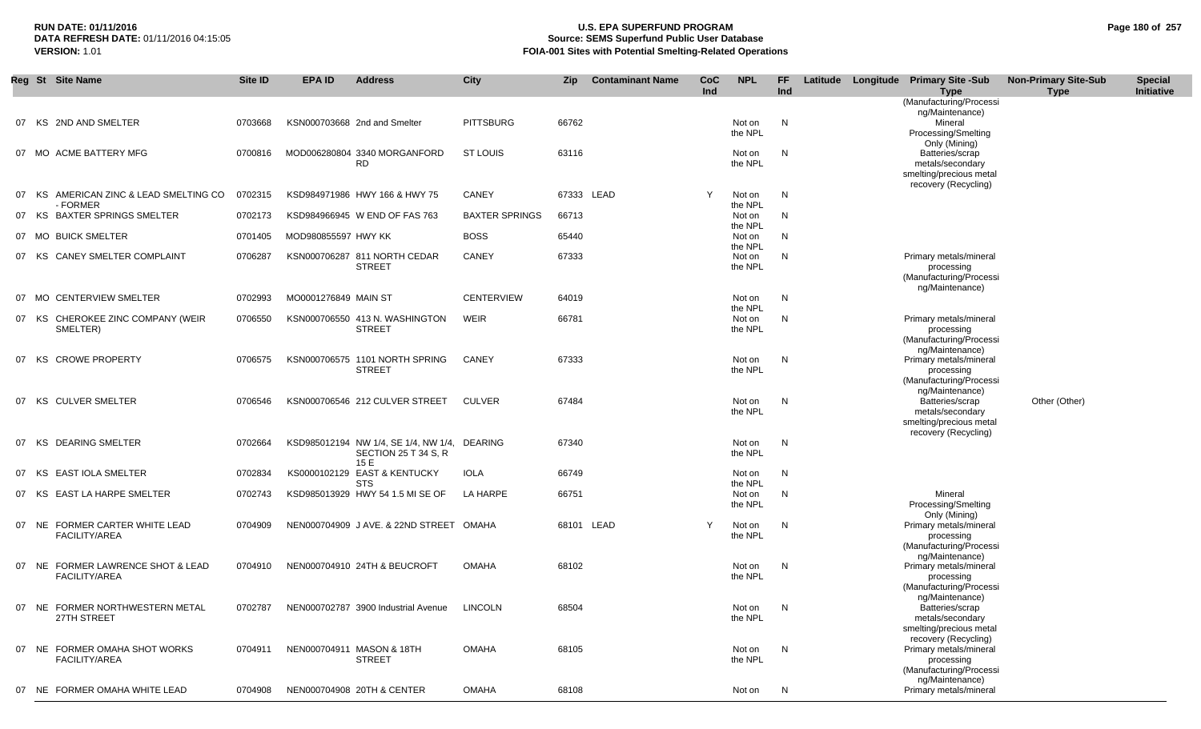**RUN DATE:** 01/11/2016
**DATA REFRESH DATE:** 01/11/2016 04:15:05
**VERSION:** 1.01

# U.S. EPA SUPERFUND PROGRAM
## Source: SEMS Superfund Public User Database
## FOIA-001 Sites with Potential Smelting-Related Operations

| Reg | St | Site Name | Site ID | EPA ID | Address | City | Zip | Contaminant Name | CoC Ind | NPL | FF Ind | Latitude | Longitude | Primary Site -Sub Type | Non-Primary Site-Sub Type | Special Initiative |
|---|---|---|---|---|---|---|---|---|---|---|---|---|---|---|---|---|
| | | | | | | | | | | | | | | (Manufacturing/Processing/Maintenance) | | |
| 07 | KS | 2ND AND SMELTER | 0703668 | KSN000703668 | 2nd and Smelter | PITTSBURG | 66762 | | | Not on the NPL | N | | | Mineral Processing/Smelting Only (Mining) | | |
| 07 | MO | ACME BATTERY MFG | 0700816 | MOD006280804 | 3340 MORGANFORD RD | ST LOUIS | 63116 | | | Not on the NPL | N | | | Batteries/scrap metals/secondary smelting/precious metal recovery (Recycling) | | |
| 07 | KS | AMERICAN ZINC & LEAD SMELTING CO - FORMER | 0702315 | KSD984971986 | HWY 166 & HWY 75 | CANEY | 67333 | LEAD | Y | Not on the NPL | N | | | | | |
| 07 | KS | BAXTER SPRINGS SMELTER | 0702173 | KSD984966945 | W END OF FAS 763 | BAXTER SPRINGS | 66713 | | | Not on the NPL | N | | | | | |
| 07 | MO | BUICK SMELTER | 0701405 | MOD980855597 | HWY KK | BOSS | 65440 | | | Not on the NPL | N | | | | | |
| 07 | KS | CANEY SMELTER COMPLAINT | 0706287 | KSN000706287 | 811 NORTH CEDAR STREET | CANEY | 67333 | | | Not on the NPL | N | | | Primary metals/mineral processing (Manufacturing/Processing/Maintenance) | | |
| 07 | MO | CENTERVIEW SMELTER | 0702993 | MO0001276849 | MAIN ST | CENTERVIEW | 64019 | | | Not on the NPL | N | | | | | |
| 07 | KS | CHEROKEE ZINC COMPANY (WEIR SMELTER) | 0706550 | KSN000706550 | 413 N. WASHINGTON STREET | WEIR | 66781 | | | Not on the NPL | N | | | Primary metals/mineral processing (Manufacturing/Processing/Maintenance) | | |
| 07 | KS | CROWE PROPERTY | 0706575 | KSN000706575 | 1101 NORTH SPRING STREET | CANEY | 67333 | | | Not on the NPL | N | | | Primary metals/mineral processing (Manufacturing/Processing/Maintenance) | | |
| 07 | KS | CULVER SMELTER | 0706546 | KSN000706546 | 212 CULVER STREET | CULVER | 67484 | | | Not on the NPL | N | | | Batteries/scrap metals/secondary smelting/precious metal recovery (Recycling) | Other (Other) | |
| 07 | KS | DEARING SMELTER | 0702664 | KSD985012194 | NW 1/4, SE 1/4, NW 1/4, SECTION 25 T 34 S, R 15 E | DEARING | 67340 | | | Not on the NPL | N | | | | | |
| 07 | KS | EAST IOLA SMELTER | 0702834 | KS0000102129 | EAST & KENTUCKY STS | IOLA | 66749 | | | Not on the NPL | N | | | | | |
| 07 | KS | EAST LA HARPE SMELTER | 0702743 | KSD985013929 | HWY 54 1.5 MI SE OF | LA HARPE | 66751 | | | Not on the NPL | N | | | Mineral Processing/Smelting Only (Mining) | | |
| 07 | NE | FORMER CARTER WHITE LEAD FACILITY/AREA | 0704909 | NEN000704909 | J AVE. & 22ND STREET | OMAHA | 68101 | LEAD | Y | Not on the NPL | N | | | Primary metals/mineral processing (Manufacturing/Processing/Maintenance) | | |
| 07 | NE | FORMER LAWRENCE SHOT & LEAD FACILITY/AREA | 0704910 | NEN000704910 | 24TH & BEUCROFT | OMAHA | 68102 | | | Not on the NPL | N | | | Primary metals/mineral processing (Manufacturing/Processing/Maintenance) | | |
| 07 | NE | FORMER NORTHWESTERN METAL 27TH STREET | 0702787 | NEN000702787 | 3900 Industrial Avenue | LINCOLN | 68504 | | | Not on the NPL | N | | | Batteries/scrap metals/secondary smelting/precious metal recovery (Recycling) | | |
| 07 | NE | FORMER OMAHA SHOT WORKS FACILITY/AREA | 0704911 | NEN000704911 | MASON & 18TH STREET | OMAHA | 68105 | | | Not on the NPL | N | | | Primary metals/mineral processing (Manufacturing/Processing/Maintenance) | | |
| 07 | NE | FORMER OMAHA WHITE LEAD | 0704908 | NEN000704908 | 20TH & CENTER | OMAHA | 68108 | | | Not on | N | | | Primary metals/mineral | | |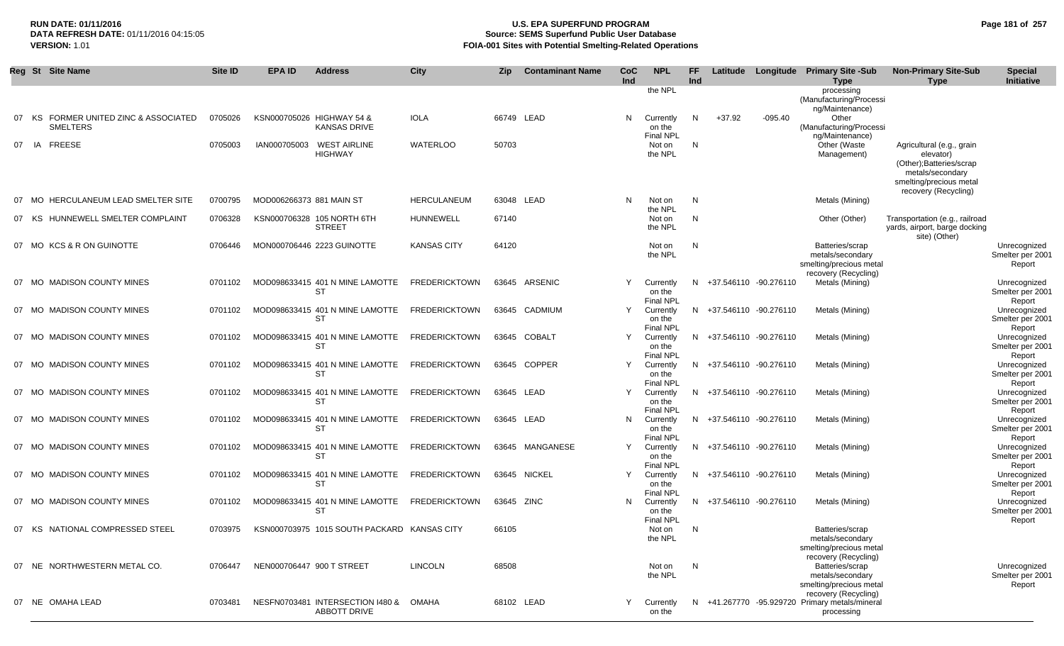| Reg | St | Site Name | Site ID | EPA ID | Address | City | Zip | Contaminant Name | CoC Ind | NPL | FF Ind | Latitude | Longitude | Primary Site -Sub Type | Non-Primary Site-Sub Type | Special Initiative |
|---|---|---|---|---|---|---|---|---|---|---|---|---|---|---|---|---|
| | | | | | | | | | | the NPL | | | | processing (Manufacturing/Processing/Maintenance) | | |
| 07 | KS | FORMER UNITED ZINC & ASSOCIATED SMELTERS | 0705026 | KSN000705026 | HIGHWAY 54 & KANSAS DRIVE | IOLA | 66749 | LEAD | N | Currently on the Final NPL | N | +37.92 | -095.40 | Other (Manufacturing/Processing/Maintenance) | | |
| 07 | IA | FREESE | 0705003 | IAN000705003 | WEST AIRLINE HIGHWAY | WATERLOO | 50703 | | | Not on the NPL | N | | | Other (Waste Management) | Agricultural (e.g., grain elevator) (Other);Batteries/scrap metals/secondary smelting/precious metal recovery (Recycling) | |
| 07 | MO | HERCULANEUM LEAD SMELTER SITE | 0700795 | MOD006266373 | 881 MAIN ST | HERCULANEUM | 63048 | LEAD | N | Not on the NPL | N | | | Metals (Mining) | | |
| 07 | KS | HUNNEWELL SMELTER COMPLAINT | 0706328 | KSN000706328 | 105 NORTH 6TH STREET | HUNNEWELL | 67140 | | | Not on the NPL | N | | | Other (Other) | Transportation (e.g., railroad yards, airport, barge docking site) (Other) | |
| 07 | MO | KCS & R ON GUINOTTE | 0706446 | MON000706446 | 2223 GUINOTTE | KANSAS CITY | 64120 | | | Not on the NPL | N | | | Batteries/scrap metals/secondary smelting/precious metal recovery (Recycling) | | Unrecognized Smelter per 2001 Report |
| 07 | MO | MADISON COUNTY MINES | 0701102 | MOD098633415 | 401 N MINE LAMOTTE ST | FREDERICKTOWN | 63645 | ARSENIC | Y | Currently on the Final NPL | N | +37.546110 | -90.276110 | Metals (Mining) | | Unrecognized Smelter per 2001 Report |
| 07 | MO | MADISON COUNTY MINES | 0701102 | MOD098633415 | 401 N MINE LAMOTTE ST | FREDERICKTOWN | 63645 | CADMIUM | Y | Currently on the Final NPL | N | +37.546110 | -90.276110 | Metals (Mining) | | Unrecognized Smelter per 2001 Report |
| 07 | MO | MADISON COUNTY MINES | 0701102 | MOD098633415 | 401 N MINE LAMOTTE ST | FREDERICKTOWN | 63645 | COBALT | Y | Currently on the Final NPL | N | +37.546110 | -90.276110 | Metals (Mining) | | Unrecognized Smelter per 2001 Report |
| 07 | MO | MADISON COUNTY MINES | 0701102 | MOD098633415 | 401 N MINE LAMOTTE ST | FREDERICKTOWN | 63645 | COPPER | Y | Currently on the Final NPL | N | +37.546110 | -90.276110 | Metals (Mining) | | Unrecognized Smelter per 2001 Report |
| 07 | MO | MADISON COUNTY MINES | 0701102 | MOD098633415 | 401 N MINE LAMOTTE ST | FREDERICKTOWN | 63645 | LEAD | Y | Currently on the Final NPL | N | +37.546110 | -90.276110 | Metals (Mining) | | Unrecognized Smelter per 2001 Report |
| 07 | MO | MADISON COUNTY MINES | 0701102 | MOD098633415 | 401 N MINE LAMOTTE ST | FREDERICKTOWN | 63645 | LEAD | N | Currently on the Final NPL | N | +37.546110 | -90.276110 | Metals (Mining) | | Unrecognized Smelter per 2001 Report |
| 07 | MO | MADISON COUNTY MINES | 0701102 | MOD098633415 | 401 N MINE LAMOTTE ST | FREDERICKTOWN | 63645 | MANGANESE | Y | Currently on the Final NPL | N | +37.546110 | -90.276110 | Metals (Mining) | | Unrecognized Smelter per 2001 Report |
| 07 | MO | MADISON COUNTY MINES | 0701102 | MOD098633415 | 401 N MINE LAMOTTE ST | FREDERICKTOWN | 63645 | NICKEL | Y | Currently on the Final NPL | N | +37.546110 | -90.276110 | Metals (Mining) | | Unrecognized Smelter per 2001 Report |
| 07 | MO | MADISON COUNTY MINES | 0701102 | MOD098633415 | 401 N MINE LAMOTTE ST | FREDERICKTOWN | 63645 | ZINC | N | Currently on the Final NPL | N | +37.546110 | -90.276110 | Metals (Mining) | | Unrecognized Smelter per 2001 Report |
| 07 | KS | NATIONAL COMPRESSED STEEL | 0703975 | KSN000703975 | 1015 SOUTH PACKARD | KANSAS CITY | 66105 | | | Not on the NPL | N | | | Batteries/scrap metals/secondary smelting/precious metal recovery (Recycling) | | |
| 07 | NE | NORTHWESTERN METAL CO. | 0706447 | NEN000706447 | 900 T STREET | LINCOLN | 68508 | | | Not on the NPL | N | | | Batteries/scrap metals/secondary smelting/precious metal recovery (Recycling) | | Unrecognized Smelter per 2001 Report |
| 07 | NE | OMAHA LEAD | 0703481 | NESFN0703481 | INTERSECTION I480 & ABBOTT DRIVE | OMAHA | 68102 | LEAD | Y | Currently on the | N | +41.267770 | -95.929720 | Primary metals/mineral processing | | |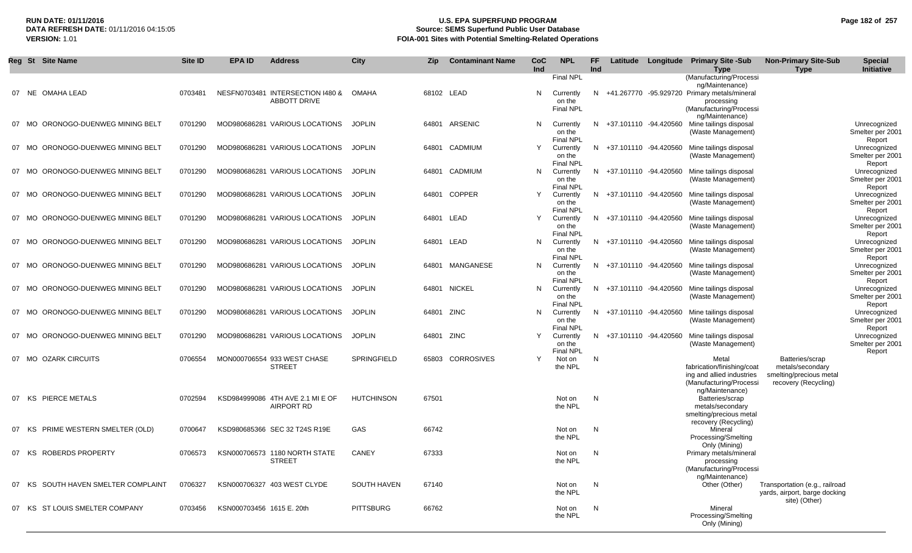| Reg | St | Site Name | Site ID | EPA ID | Address | City | Zip | Contaminant Name | CoC Ind | NPL | FF Ind | Latitude | Longitude | Primary Site -Sub Type | Non-Primary Site-Sub Type | Special Initiative |
|---|---|---|---|---|---|---|---|---|---|---|---|---|---|---|---|---|
| | | | | | | | | | | Final NPL | | | | (Manufacturing/Processing/Maintenance) | | |
| 07 | NE | OMAHA LEAD | 0703481 | NESFN0703481 | INTERSECTION I480 & ABBOTT DRIVE | OMAHA | 68102 | LEAD | N | Currently on the Final NPL | N | +41.267770 | -95.929720 | Primary metals/mineral processing (Manufacturing/Processing/Maintenance) | | |
| 07 | MO | ORONOGO-DUENWEG MINING BELT | 0701290 | MOD980686281 | VARIOUS LOCATIONS | JOPLIN | 64801 | ARSENIC | N | Currently on the Final NPL | N | +37.101110 | -94.420560 | Mine tailings disposal (Waste Management) | | Unrecognized Smelter per 2001 Report |
| 07 | MO | ORONOGO-DUENWEG MINING BELT | 0701290 | MOD980686281 | VARIOUS LOCATIONS | JOPLIN | 64801 | CADMIUM | Y | Currently on the Final NPL | N | +37.101110 | -94.420560 | Mine tailings disposal (Waste Management) | | Unrecognized Smelter per 2001 Report |
| 07 | MO | ORONOGO-DUENWEG MINING BELT | 0701290 | MOD980686281 | VARIOUS LOCATIONS | JOPLIN | 64801 | CADMIUM | N | Currently on the Final NPL | N | +37.101110 | -94.420560 | Mine tailings disposal (Waste Management) | | Unrecognized Smelter per 2001 Report |
| 07 | MO | ORONOGO-DUENWEG MINING BELT | 0701290 | MOD980686281 | VARIOUS LOCATIONS | JOPLIN | 64801 | COPPER | Y | Currently on the Final NPL | N | +37.101110 | -94.420560 | Mine tailings disposal (Waste Management) | | Unrecognized Smelter per 2001 Report |
| 07 | MO | ORONOGO-DUENWEG MINING BELT | 0701290 | MOD980686281 | VARIOUS LOCATIONS | JOPLIN | 64801 | LEAD | Y | Currently on the Final NPL | N | +37.101110 | -94.420560 | Mine tailings disposal (Waste Management) | | Unrecognized Smelter per 2001 Report |
| 07 | MO | ORONOGO-DUENWEG MINING BELT | 0701290 | MOD980686281 | VARIOUS LOCATIONS | JOPLIN | 64801 | LEAD | N | Currently on the Final NPL | N | +37.101110 | -94.420560 | Mine tailings disposal (Waste Management) | | Unrecognized Smelter per 2001 Report |
| 07 | MO | ORONOGO-DUENWEG MINING BELT | 0701290 | MOD980686281 | VARIOUS LOCATIONS | JOPLIN | 64801 | MANGANESE | N | Currently on the Final NPL | N | +37.101110 | -94.420560 | Mine tailings disposal (Waste Management) | | Unrecognized Smelter per 2001 Report |
| 07 | MO | ORONOGO-DUENWEG MINING BELT | 0701290 | MOD980686281 | VARIOUS LOCATIONS | JOPLIN | 64801 | NICKEL | N | Currently on the Final NPL | N | +37.101110 | -94.420560 | Mine tailings disposal (Waste Management) | | Unrecognized Smelter per 2001 Report |
| 07 | MO | ORONOGO-DUENWEG MINING BELT | 0701290 | MOD980686281 | VARIOUS LOCATIONS | JOPLIN | 64801 | ZINC | N | Currently on the Final NPL | N | +37.101110 | -94.420560 | Mine tailings disposal (Waste Management) | | Unrecognized Smelter per 2001 Report |
| 07 | MO | ORONOGO-DUENWEG MINING BELT | 0701290 | MOD980686281 | VARIOUS LOCATIONS | JOPLIN | 64801 | ZINC | Y | Currently on the Final NPL | N | +37.101110 | -94.420560 | Mine tailings disposal (Waste Management) | | Unrecognized Smelter per 2001 Report |
| 07 | MO | OZARK CIRCUITS | 0706554 | MON000706554 | 933 WEST CHASE STREET | SPRINGFIELD | 65803 | CORROSIVES | Y | Not on the NPL | N | | | Metal fabrication/finishing/coating and allied industries (Manufacturing/Processing/Maintenance) | Batteries/scrap metals/secondary smelting/precious metal recovery (Recycling) | |
| 07 | KS | PIERCE METALS | 0702594 | KSD984999086 | 4TH AVE 2.1 MI E OF AIRPORT RD | HUTCHINSON | 67501 | | | Not on the NPL | N | | | Batteries/scrap metals/secondary smelting/precious metal recovery (Recycling) | | |
| 07 | KS | PRIME WESTERN SMELTER (OLD) | 0700647 | KSD980685366 | SEC 32 T24S R19E | GAS | 66742 | | | Not on the NPL | N | | | Mineral Processing/Smelting Only (Mining) | | |
| 07 | KS | ROBERDS PROPERTY | 0706573 | KSN000706573 | 1180 NORTH STATE STREET | CANEY | 67333 | | | Not on the NPL | N | | | Primary metals/mineral processing (Manufacturing/Processing/Maintenance) | | |
| 07 | KS | SOUTH HAVEN SMELTER COMPLAINT | 0706327 | KSN000706327 | 403 WEST CLYDE | SOUTH HAVEN | 67140 | | | Not on the NPL | N | | | Other (Other) | Transportation (e.g., railroad yards, airport, barge docking site) (Other) | |
| 07 | KS | ST LOUIS SMELTER COMPANY | 0703456 | KSN000703456 | 1615 E. 20th | PITTSBURG | 66762 | | | Not on the NPL | N | | | Mineral Processing/Smelting Only (Mining) | | |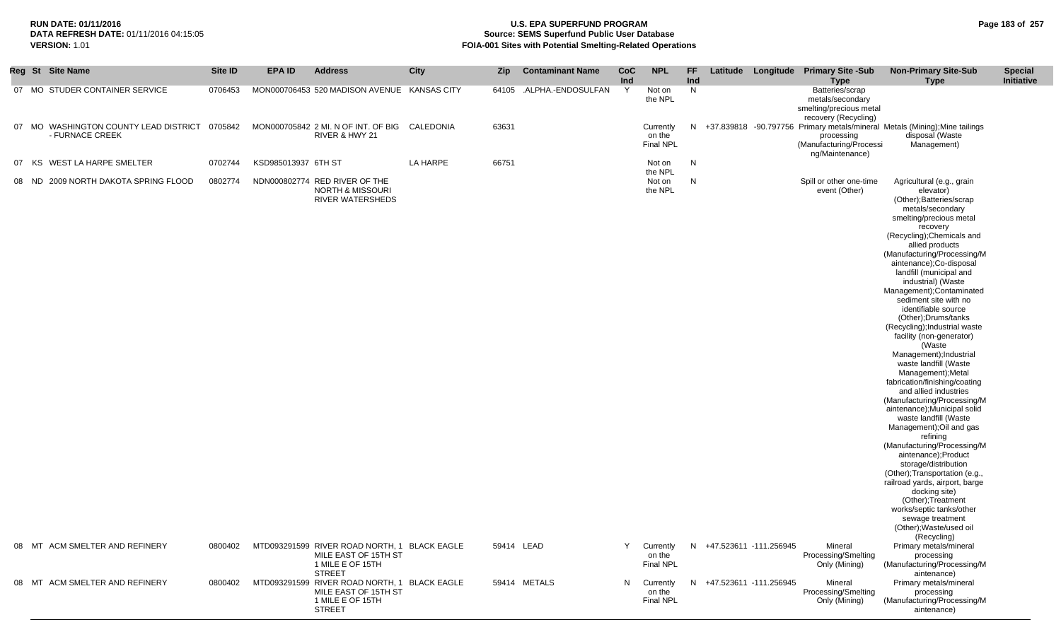**RUN DATE:** 01/11/2016
**DATA REFRESH DATE:** 01/11/2016 04:15:05
**VERSION:** 1.01

# U.S. EPA SUPERFUND PROGRAM
## Source: SEMS Superfund Public User Database
## FOIA-001 Sites with Potential Smelting-Related Operations

| Reg | St | Site Name | Site ID | EPA ID | Address | City | Zip | Contaminant Name | CoC Ind | NPL | FF Ind | Latitude | Longitude | Primary Site -Sub Type | Non-Primary Site-Sub Type | Special Initiative |
|---|---|---|---|---|---|---|---|---|---|---|---|---|---|---|---|---|
| 07 | MO | STUDER CONTAINER SERVICE | 0706453 | MON000706453 | 520 MADISON AVENUE | KANSAS CITY | 64105 | .ALPHA.-ENDOSULFAN | Y | Not on the NPL | N | | | Batteries/scrap metals/secondary smelting/precious metal recovery (Recycling) | | |
| 07 | MO | WASHINGTON COUNTY LEAD DISTRICT - FURNACE CREEK | 0705842 | MON000705842 | 2 MI. N OF INT. OF BIG RIVER & HWY 21 | CALEDONIA | 63631 | | | Currently on the Final NPL | N | +37.839818 | -90.797756 | Primary metals/mineral processing (Manufacturing/Processing/Maintenance) | Metals (Mining);Mine tailings disposal (Waste Management) | |
| 07 | KS | WEST LA HARPE SMELTER | 0702744 | KSD985013937 | 6TH ST | LA HARPE | 66751 | | | Not on the NPL | N | | | | | |
| 08 | ND | 2009 NORTH DAKOTA SPRING FLOOD | 0802774 | NDN000802774 | RED RIVER OF THE NORTH & MISSOURI RIVER WATERSHEDS | | | | | Not on the NPL | N | | | Spill or other one-time event (Other) | Agricultural (e.g., grain elevator) (Other);Batteries/scrap metals/secondary smelting/precious metal recovery (Recycling);Chemicals and allied products (Manufacturing/Processing/Maintenance);Co-disposal landfill (municipal and industrial) (Waste Management);Contaminated sediment site with no identifiable source (Other);Drums/tanks (Recycling);Industrial waste facility (non-generator) (Waste Management);Industrial waste landfill (Waste Management);Metal fabrication/finishing/coating and allied industries (Manufacturing/Processing/Maintenance);Municipal solid waste landfill (Waste Management);Oil and gas refining (Manufacturing/Processing/Maintenance);Product storage/distribution (Other);Transportation (e.g., railroad yards, airport, barge docking site) (Other);Treatment works/septic tanks/other sewage treatment (Other);Waste/used oil (Recycling) | |
| 08 | MT | ACM SMELTER AND REFINERY | 0800402 | MTD093291599 | RIVER ROAD NORTH, 1 MILE EAST OF 15TH ST 1 MILE E OF 15TH STREET | BLACK EAGLE | 59414 | LEAD | Y | Currently on the Final NPL | N | +47.523611 | -111.256945 | Mineral Processing/Smelting Only (Mining) | Primary metals/mineral processing (Manufacturing/Processing/Maintenance) | |
| 08 | MT | ACM SMELTER AND REFINERY | 0800402 | MTD093291599 | RIVER ROAD NORTH, 1 MILE EAST OF 15TH ST 1 MILE E OF 15TH STREET | BLACK EAGLE | 59414 | METALS | N | Currently on the Final NPL | N | +47.523611 | -111.256945 | Mineral Processing/Smelting Only (Mining) | Primary metals/mineral processing (Manufacturing/Processing/Maintenance) | |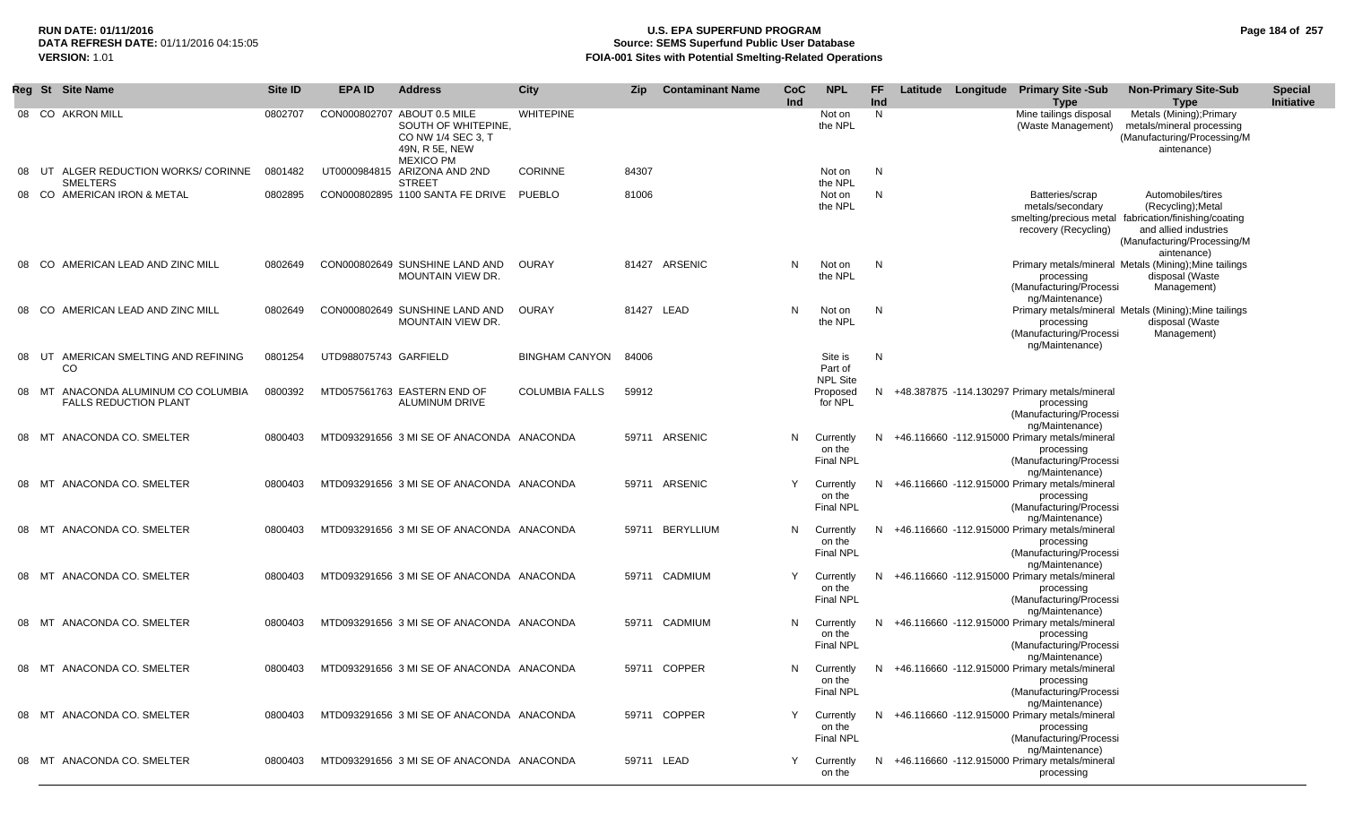**RUN DATE:** 01/11/2016
**DATA REFRESH DATE:** 01/11/2016 04:15:05
**VERSION:** 1.01

# U.S. EPA SUPERFUND PROGRAM
## Source: SEMS Superfund Public User Database
## FOIA-001 Sites with Potential Smelting-Related Operations

| Reg | St | Site Name | Site ID | EPA ID | Address | City | Zip | Contaminant Name | CoC Ind | NPL | FF Ind | Latitude | Longitude | Primary Site -Sub Type | Non-Primary Site-Sub Type | Special Initiative |
|---|---|---|---|---|---|---|---|---|---|---|---|---|---|---|---|---|
| 08 | CO | AKRON MILL | 0802707 | CON000802707 | ABOUT 0.5 MILE SOUTH OF WHITEPINE, CO NW 1/4 SEC 3, T 49N, R 5E, NEW MEXICO PM | WHITEPINE | | | | Not on the NPL | N | | | Mine tailings disposal (Waste Management) | Metals (Mining);Primary metals/mineral processing (Manufacturing/Processing/Maintenance) | |
| 08 | UT | ALGER REDUCTION WORKS/ CORINNE SMELTERS | 0801482 | UT0000984815 | ARIZONA AND 2ND STREET | CORINNE | 84307 | | | Not on the NPL | N | | | | | |
| 08 | CO | AMERICAN IRON & METAL | 0802895 | CON000802895 | 1100 SANTA FE DRIVE | PUEBLO | 81006 | | | Not on the NPL | N | | | Batteries/scrap metals/secondary smelting/precious metal recovery (Recycling) | Automobiles/tires (Recycling);Metal fabrication/finishing/coating and allied industries (Manufacturing/Processing/Maintenance) | |
| 08 | CO | AMERICAN LEAD AND ZINC MILL | 0802649 | CON000802649 | SUNSHINE LAND AND MOUNTAIN VIEW DR. | OURAY | 81427 | ARSENIC | N | Not on the NPL | N | | | Primary metals/mineral processing (Manufacturing/Processing/Maintenance) | Metals (Mining);Mine tailings disposal (Waste Management) | |
| 08 | CO | AMERICAN LEAD AND ZINC MILL | 0802649 | CON000802649 | SUNSHINE LAND AND MOUNTAIN VIEW DR. | OURAY | 81427 | LEAD | N | Not on the NPL | N | | | Primary metals/mineral processing (Manufacturing/Processing/Maintenance) | Metals (Mining);Mine tailings disposal (Waste Management) | |
| 08 | UT | AMERICAN SMELTING AND REFINING CO | 0801254 | UTD988075743 | GARFIELD | BINGHAM CANYON | 84006 | | | Site is Part of NPL Site | N | | | | | |
| 08 | MT | ANACONDA ALUMINUM CO COLUMBIA FALLS REDUCTION PLANT | 0800392 | MTD057561763 | EASTERN END OF ALUMINUM DRIVE | COLUMBIA FALLS | 59912 | | | Proposed for NPL | N | +48.387875 | -114.130297 | Primary metals/mineral processing (Manufacturing/Processing/Maintenance) | | |
| 08 | MT | ANACONDA CO. SMELTER | 0800403 | MTD093291656 | 3 MI SE OF ANACONDA | ANACONDA | 59711 | ARSENIC | N | Currently on the Final NPL | N | +46.116660 | -112.915000 | Primary metals/mineral processing (Manufacturing/Processing/Maintenance) | | |
| 08 | MT | ANACONDA CO. SMELTER | 0800403 | MTD093291656 | 3 MI SE OF ANACONDA | ANACONDA | 59711 | ARSENIC | Y | Currently on the Final NPL | N | +46.116660 | -112.915000 | Primary metals/mineral processing (Manufacturing/Processing/Maintenance) | | |
| 08 | MT | ANACONDA CO. SMELTER | 0800403 | MTD093291656 | 3 MI SE OF ANACONDA | ANACONDA | 59711 | BERYLLIUM | N | Currently on the Final NPL | N | +46.116660 | -112.915000 | Primary metals/mineral processing (Manufacturing/Processing/Maintenance) | | |
| 08 | MT | ANACONDA CO. SMELTER | 0800403 | MTD093291656 | 3 MI SE OF ANACONDA | ANACONDA | 59711 | CADMIUM | Y | Currently on the Final NPL | N | +46.116660 | -112.915000 | Primary metals/mineral processing (Manufacturing/Processing/Maintenance) | | |
| 08 | MT | ANACONDA CO. SMELTER | 0800403 | MTD093291656 | 3 MI SE OF ANACONDA | ANACONDA | 59711 | CADMIUM | N | Currently on the Final NPL | N | +46.116660 | -112.915000 | Primary metals/mineral processing (Manufacturing/Processing/Maintenance) | | |
| 08 | MT | ANACONDA CO. SMELTER | 0800403 | MTD093291656 | 3 MI SE OF ANACONDA | ANACONDA | 59711 | COPPER | N | Currently on the Final NPL | N | +46.116660 | -112.915000 | Primary metals/mineral processing (Manufacturing/Processing/Maintenance) | | |
| 08 | MT | ANACONDA CO. SMELTER | 0800403 | MTD093291656 | 3 MI SE OF ANACONDA | ANACONDA | 59711 | COPPER | Y | Currently on the Final NPL | N | +46.116660 | -112.915000 | Primary metals/mineral processing (Manufacturing/Processing/Maintenance) | | |
| 08 | MT | ANACONDA CO. SMELTER | 0800403 | MTD093291656 | 3 MI SE OF ANACONDA | ANACONDA | 59711 | LEAD | Y | Currently on the | N | +46.116660 | -112.915000 | Primary metals/mineral processing | | |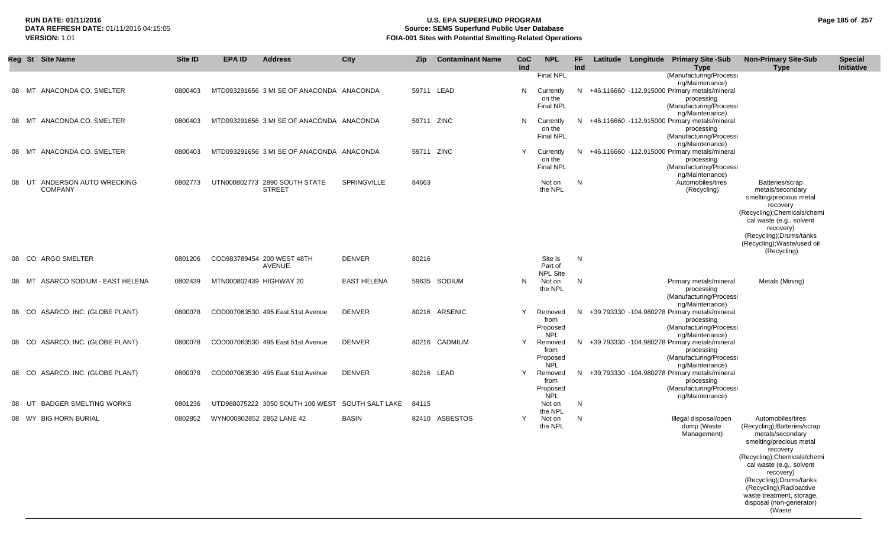**RUN DATE:** 01/11/2016
**DATA REFRESH DATE:** 01/11/2016 04:15:05
**VERSION:** 1.01

# U.S. EPA SUPERFUND PROGRAM
## Source: SEMS Superfund Public User Database
## FOIA-001 Sites with Potential Smelting-Related Operations

| Reg | St | Site Name | Site ID | EPA ID | Address | City | Zip | Contaminant Name | CoC Ind | NPL | FF Ind | Latitude | Longitude | Primary Site -Sub Type | Non-Primary Site-Sub Type | Special Initiative |
|---|---|---|---|---|---|---|---|---|---|---|---|---|---|---|---|---|
| | | | | | | | | | | Final NPL | | | | (Manufacturing/Processing/Maintenance) | | |
| 08 | MT | ANACONDA CO. SMELTER | 0800403 | MTD093291656 | 3 MI SE OF ANACONDA | ANACONDA | 59711 | LEAD | N | Currently on the Final NPL | N | +46.116660 | -112.915000 | Primary metals/mineral processing (Manufacturing/Processing/Maintenance) | | |
| 08 | MT | ANACONDA CO. SMELTER | 0800403 | MTD093291656 | 3 MI SE OF ANACONDA | ANACONDA | 59711 | ZINC | N | Currently on the Final NPL | N | +46.116660 | -112.915000 | Primary metals/mineral processing (Manufacturing/Processing/Maintenance) | | |
| 08 | MT | ANACONDA CO. SMELTER | 0800403 | MTD093291656 | 3 MI SE OF ANACONDA | ANACONDA | 59711 | ZINC | Y | Currently on the Final NPL | N | +46.116660 | -112.915000 | Primary metals/mineral processing (Manufacturing/Processing/Maintenance) | | |
| 08 | UT | ANDERSON AUTO WRECKING COMPANY | 0802773 | UTN000802773 | 2890 SOUTH STATE STREET | SPRINGVILLE | 84663 | | | Not on the NPL | N | | | Automobiles/tires (Recycling) | Batteries/scrap metals/secondary smelting/precious metal recovery (Recycling);Chemicals/chemical waste (e.g., solvent recovery) (Recycling);Drums/tanks (Recycling);Waste/used oil (Recycling) | |
| 08 | CO | ARGO SMELTER | 0801206 | COD983789454 | 200 WEST 48TH AVENUE | DENVER | 80216 | | | Site is Part of NPL Site | N | | | | | |
| 08 | MT | ASARCO SODIUM - EAST HELENA | 0802439 | MTN000802439 | HIGHWAY 20 | EAST HELENA | 59635 | SODIUM | N | Not on the NPL | N | | | Primary metals/mineral processing (Manufacturing/Processing/Maintenance) | Metals (Mining) | |
| 08 | CO | ASARCO, INC. (GLOBE PLANT) | 0800078 | COD007063530 | 495 East 51st Avenue | DENVER | 80216 | ARSENIC | Y | Removed from Proposed NPL | N | +39.793330 | -104.980278 | Primary metals/mineral processing (Manufacturing/Processing/Maintenance) | | |
| 08 | CO | ASARCO, INC. (GLOBE PLANT) | 0800078 | COD007063530 | 495 East 51st Avenue | DENVER | 80216 | CADMIUM | Y | Removed from Proposed NPL | N | +39.793330 | -104.980278 | Primary metals/mineral processing (Manufacturing/Processing/Maintenance) | | |
| 08 | CO | ASARCO, INC. (GLOBE PLANT) | 0800078 | COD007063530 | 495 East 51st Avenue | DENVER | 80216 | LEAD | Y | Removed from Proposed NPL | N | +39.793330 | -104.980278 | Primary metals/mineral processing (Manufacturing/Processing/Maintenance) | | |
| 08 | UT | BADGER SMELTING WORKS | 0801236 | UTD988075222 | 3050 SOUTH 100 WEST | SOUTH SALT LAKE | 84115 | | | Not on the NPL | N | | | | | |
| 08 | WY | BIG HORN BURIAL | 0802852 | WYN000802852 | 2852 LANE 42 | BASIN | 82410 | ASBESTOS | Y | Not on the NPL | N | | | Illegal disposal/open dump (Waste Management) | Automobiles/tires (Recycling);Batteries/scrap metals/secondary smelting/precious metal recovery (Recycling);Chemicals/chemical waste (e.g., solvent recovery) (Recycling);Drums/tanks (Recycling);Radioactive waste treatment, storage, disposal (non-generator) (Waste | |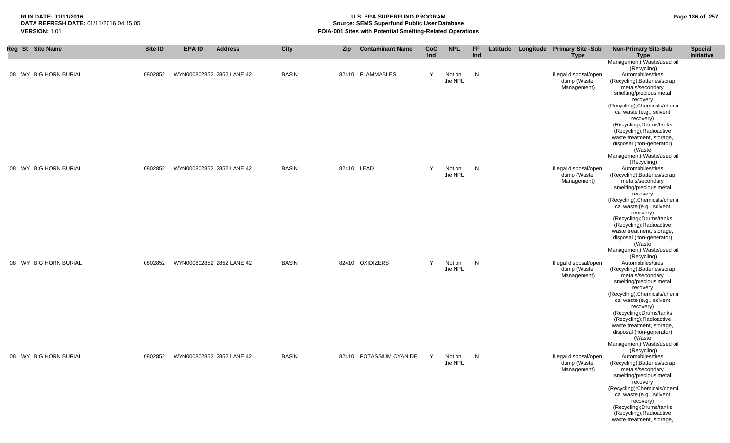# U.S. EPA SUPERFUND PROGRAM
## Source: SEMS Superfund Public User Database
## FOIA-001 Sites with Potential Smelting-Related Operations

RUN DATE: 01/11/2016
DATA REFRESH DATE: 01/11/2016 04:15:05
VERSION: 1.01

| Reg | St | Site Name | Site ID | EPA ID | Address | City | Zip | Contaminant Name | CoC Ind | NPL | FF Ind | Latitude | Longitude | Primary Site -Sub Type | Non-Primary Site-Sub Type | Special Initiative |
|---|---|---|---|---|---|---|---|---|---|---|---|---|---|---|---|---|
| | | | | | | | | | | | | | | | Management);Waste/used oil (Recycling) | |
| 08 | WY | BIG HORN BURIAL | 0802852 | WYN000802852 | 2852 LANE 42 | BASIN | 82410 | FLAMMABLES | Y | Not on the NPL | N | | | Illegal disposal/open dump (Waste Management) | Automobiles/tires (Recycling);Batteries/scrap metals/secondary smelting/precious metal recovery (Recycling);Chemicals/chemical waste (e.g., solvent recovery) (Recycling);Drums/tanks (Recycling);Radioactive waste treatment, storage, disposal (non-generator) (Waste Management);Waste/used oil (Recycling) | |
| 08 | WY | BIG HORN BURIAL | 0802852 | WYN000802852 | 2852 LANE 42 | BASIN | 82410 | LEAD | Y | Not on the NPL | N | | | Illegal disposal/open dump (Waste Management) | Automobiles/tires (Recycling);Batteries/scrap metals/secondary smelting/precious metal recovery (Recycling);Chemicals/chemical waste (e.g., solvent recovery) (Recycling);Drums/tanks (Recycling);Radioactive waste treatment, storage, disposal (non-generator) (Waste Management);Waste/used oil (Recycling) | |
| 08 | WY | BIG HORN BURIAL | 0802852 | WYN000802852 | 2852 LANE 42 | BASIN | 82410 | OXIDIZERS | Y | Not on the NPL | N | | | Illegal disposal/open dump (Waste Management) | Automobiles/tires (Recycling);Batteries/scrap metals/secondary smelting/precious metal recovery (Recycling);Chemicals/chemical waste (e.g., solvent recovery) (Recycling);Drums/tanks (Recycling);Radioactive waste treatment, storage, disposal (non-generator) (Waste Management);Waste/used oil (Recycling) | |
| 08 | WY | BIG HORN BURIAL | 0802852 | WYN000802852 | 2852 LANE 42 | BASIN | 82410 | POTASSIUM CYANIDE | Y | Not on the NPL | N | | | Illegal disposal/open dump (Waste Management) | Automobiles/tires (Recycling);Batteries/scrap metals/secondary smelting/precious metal recovery (Recycling);Chemicals/chemical waste (e.g., solvent recovery) (Recycling);Drums/tanks (Recycling);Radioactive waste treatment, storage, | |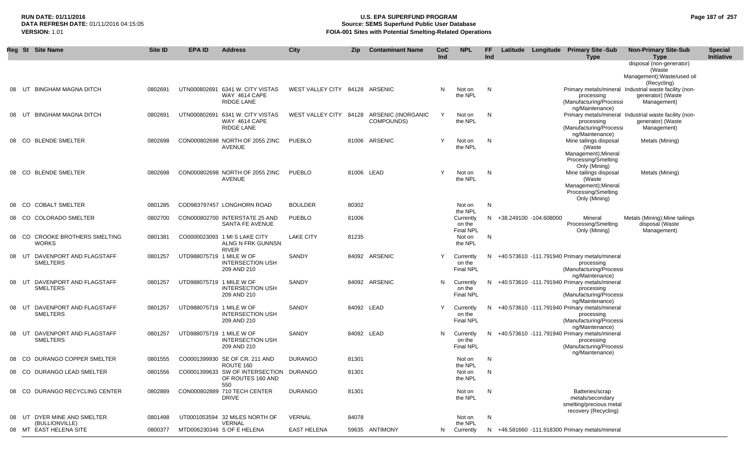| Reg | St | Site Name | Site ID | EPA ID | Address | City | Zip | Contaminant Name | CoC Ind | NPL | FF Ind | Latitude | Longitude | Primary Site -Sub Type | Non-Primary Site-Sub Type | Special Initiative |
|---|---|---|---|---|---|---|---|---|---|---|---|---|---|---|---|---|
| | | | | | | | | | | | | | | | disposal (non-generator) (Waste Management);Waste/used oil (Recycling) | |
| 08 | UT | BINGHAM MAGNA DITCH | 0802691 | UTN000802691 | 6341 W. CITY VISTAS WAY 4614 CAPE RIDGE LANE | WEST VALLEY CITY | 84128 | ARSENIC | N | Not on the NPL | N | | | Primary metals/mineral processing (Manufacturing/Processing/Maintenance) | Industrial waste facility (non-generator) (Waste Management) | |
| 08 | UT | BINGHAM MAGNA DITCH | 0802691 | UTN000802691 | 6341 W. CITY VISTAS WAY 4614 CAPE RIDGE LANE | WEST VALLEY CITY | 84128 | ARSENIC (INORGANIC COMPOUNDS) | Y | Not on the NPL | N | | | Primary metals/mineral processing (Manufacturing/Processing/Maintenance) | Industrial waste facility (non-generator) (Waste Management) | |
| 08 | CO | BLENDE SMELTER | 0802698 | CON000802698 | NORTH OF 2055 ZINC AVENUE | PUEBLO | 81006 | ARSENIC | Y | Not on the NPL | N | | | Mine tailings disposal (Waste Management);Mineral Processing/Smelting Only (Mining) | Metals (Mining) | |
| 08 | CO | BLENDE SMELTER | 0802698 | CON000802698 | NORTH OF 2055 ZINC AVENUE | PUEBLO | 81006 | LEAD | Y | Not on the NPL | N | | | Mine tailings disposal (Waste Management);Mineral Processing/Smelting Only (Mining) | Metals (Mining) | |
| 08 | CO | COBALT SMELTER | 0801285 | COD983797457 | LONGHORN ROAD | BOULDER | 80302 | | | Not on the NPL | N | | | | | |
| 08 | CO | COLORADO SMELTER | 0802700 | CON000802700 | INTERSTATE 25 AND SANTA FE AVENUE | PUEBLO | 81006 | | | Currently on the Final NPL | N | +38.249100 | -104.608000 | Mineral Processing/Smelting Only (Mining) | Metals (Mining);Mine tailings disposal (Waste Management) | |
| 08 | CO | CROOKE BROTHERS SMELTING WORKS | 0801381 | CO0000023093 | 1 MI S LAKE CITY ALNG N FRK GUNNSN RIVER | LAKE CITY | 81235 | | | Not on the NPL | N | | | | | |
| 08 | UT | DAVENPORT AND FLAGSTAFF SMELTERS | 0801257 | UTD988075719 | 1 MILE W OF INTERSECTION USH 209 AND 210 | SANDY | 84092 | ARSENIC | Y | Currently on the Final NPL | N | +40.573610 | -111.791940 | Primary metals/mineral processing (Manufacturing/Processing/Maintenance) | | |
| 08 | UT | DAVENPORT AND FLAGSTAFF SMELTERS | 0801257 | UTD988075719 | 1 MILE W OF INTERSECTION USH 209 AND 210 | SANDY | 84092 | ARSENIC | N | Currently on the Final NPL | N | +40.573610 | -111.791940 | Primary metals/mineral processing (Manufacturing/Processing/Maintenance) | | |
| 08 | UT | DAVENPORT AND FLAGSTAFF SMELTERS | 0801257 | UTD988075719 | 1 MILE W OF INTERSECTION USH 209 AND 210 | SANDY | 84092 | LEAD | Y | Currently on the Final NPL | N | +40.573610 | -111.791940 | Primary metals/mineral processing (Manufacturing/Processing/Maintenance) | | |
| 08 | UT | DAVENPORT AND FLAGSTAFF SMELTERS | 0801257 | UTD988075719 | 1 MILE W OF INTERSECTION USH 209 AND 210 | SANDY | 84092 | LEAD | N | Currently on the Final NPL | N | +40.573610 | -111.791940 | Primary metals/mineral processing (Manufacturing/Processing/Maintenance) | | |
| 08 | CO | DURANGO COPPER SMELTER | 0801555 | CO0001399930 | SE OF CR. 211 AND ROUTE 160 | DURANGO | 81301 | | | Not on the NPL | N | | | | | |
| 08 | CO | DURANGO LEAD SMELTER | 0801556 | CO0001399633 | SW OF INTERSECTION OF ROUTES 160 AND 550 | DURANGO | 81301 | | | Not on the NPL | N | | | | | |
| 08 | CO | DURANGO RECYCLING CENTER | 0802889 | CON000802889 | 710 TECH CENTER DRIVE | DURANGO | 81301 | | | Not on the NPL | N | | | Batteries/scrap metals/secondary smelting/precious metal recovery (Recycling) | | |
| 08 | UT | DYER MINE AND SMELTER (BULLIONVILLE) | 0801498 | UT0001053594 | 32 MILES NORTH OF VERNAL | VERNAL | 84078 | | | Not on the NPL | N | | | | | |
| 08 | MT | EAST HELENA SITE | 0800377 | MTD006230346 | S OF E HELENA | EAST HELENA | 59635 | ANTIMONY | N | Currently | N | +46.581660 | -111.918300 | Primary metals/mineral | | |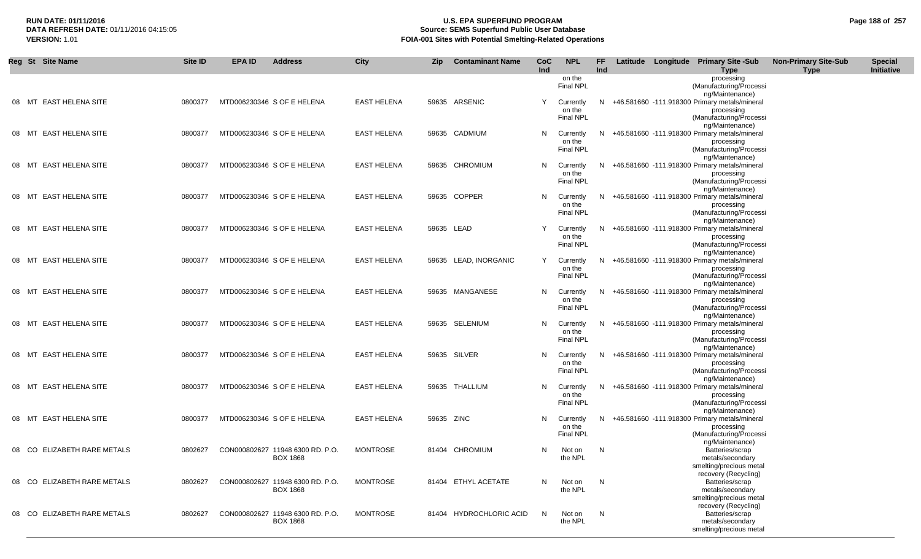**RUN DATE:** 01/11/2016
**DATA REFRESH DATE:** 01/11/2016 04:15:05
**VERSION:** 1.01

# U.S. EPA SUPERFUND PROGRAM
## Source: SEMS Superfund Public User Database
## FOIA-001 Sites with Potential Smelting-Related Operations

| Reg | St | Site Name | Site ID | EPA ID | Address | City | Zip | Contaminant Name | CoC Ind | NPL | FF Ind | Latitude | Longitude | Primary Site -Sub Type | Non-Primary Site-Sub Type | Special Initiative |
|---|---|---|---|---|---|---|---|---|---|---|---|---|---|---|---|---|
| | | | | | | | | | | on the Final NPL | | | | processing (Manufacturing/Processing/Maintenance) | | |
| 08 | MT | EAST HELENA SITE | 0800377 | MTD006230346 | S OF E HELENA | EAST HELENA | 59635 | ARSENIC | Y | Currently on the Final NPL | N | +46.581660 | -111.918300 | Primary metals/mineral processing (Manufacturing/Processing/Maintenance) | | |
| 08 | MT | EAST HELENA SITE | 0800377 | MTD006230346 | S OF E HELENA | EAST HELENA | 59635 | CADMIUM | N | Currently on the Final NPL | N | +46.581660 | -111.918300 | Primary metals/mineral processing (Manufacturing/Processing/Maintenance) | | |
| 08 | MT | EAST HELENA SITE | 0800377 | MTD006230346 | S OF E HELENA | EAST HELENA | 59635 | CHROMIUM | N | Currently on the Final NPL | N | +46.581660 | -111.918300 | Primary metals/mineral processing (Manufacturing/Processing/Maintenance) | | |
| 08 | MT | EAST HELENA SITE | 0800377 | MTD006230346 | S OF E HELENA | EAST HELENA | 59635 | COPPER | N | Currently on the Final NPL | N | +46.581660 | -111.918300 | Primary metals/mineral processing (Manufacturing/Processing/Maintenance) | | |
| 08 | MT | EAST HELENA SITE | 0800377 | MTD006230346 | S OF E HELENA | EAST HELENA | 59635 | LEAD | Y | Currently on the Final NPL | N | +46.581660 | -111.918300 | Primary metals/mineral processing (Manufacturing/Processing/Maintenance) | | |
| 08 | MT | EAST HELENA SITE | 0800377 | MTD006230346 | S OF E HELENA | EAST HELENA | 59635 | LEAD, INORGANIC | Y | Currently on the Final NPL | N | +46.581660 | -111.918300 | Primary metals/mineral processing (Manufacturing/Processing/Maintenance) | | |
| 08 | MT | EAST HELENA SITE | 0800377 | MTD006230346 | S OF E HELENA | EAST HELENA | 59635 | MANGANESE | N | Currently on the Final NPL | N | +46.581660 | -111.918300 | Primary metals/mineral processing (Manufacturing/Processing/Maintenance) | | |
| 08 | MT | EAST HELENA SITE | 0800377 | MTD006230346 | S OF E HELENA | EAST HELENA | 59635 | SELENIUM | N | Currently on the Final NPL | N | +46.581660 | -111.918300 | Primary metals/mineral processing (Manufacturing/Processing/Maintenance) | | |
| 08 | MT | EAST HELENA SITE | 0800377 | MTD006230346 | S OF E HELENA | EAST HELENA | 59635 | SILVER | N | Currently on the Final NPL | N | +46.581660 | -111.918300 | Primary metals/mineral processing (Manufacturing/Processing/Maintenance) | | |
| 08 | MT | EAST HELENA SITE | 0800377 | MTD006230346 | S OF E HELENA | EAST HELENA | 59635 | THALLIUM | N | Currently on the Final NPL | N | +46.581660 | -111.918300 | Primary metals/mineral processing (Manufacturing/Processing/Maintenance) | | |
| 08 | MT | EAST HELENA SITE | 0800377 | MTD006230346 | S OF E HELENA | EAST HELENA | 59635 | ZINC | N | Currently on the Final NPL | N | +46.581660 | -111.918300 | Primary metals/mineral processing (Manufacturing/Processing/Maintenance) | | |
| 08 | CO | ELIZABETH RARE METALS | 0802627 | CON000802627 | 11948 6300 RD. P.O. BOX 1868 | MONTROSE | 81404 | CHROMIUM | N | Not on the NPL | N | | | Batteries/scrap metals/secondary smelting/precious metal recovery (Recycling) | | |
| 08 | CO | ELIZABETH RARE METALS | 0802627 | CON000802627 | 11948 6300 RD. P.O. BOX 1868 | MONTROSE | 81404 | ETHYL ACETATE | N | Not on the NPL | N | | | Batteries/scrap metals/secondary smelting/precious metal recovery (Recycling) | | |
| 08 | CO | ELIZABETH RARE METALS | 0802627 | CON000802627 | 11948 6300 RD. P.O. BOX 1868 | MONTROSE | 81404 | HYDROCHLORIC ACID | N | Not on the NPL | N | | | Batteries/scrap metals/secondary smelting/precious metal | | |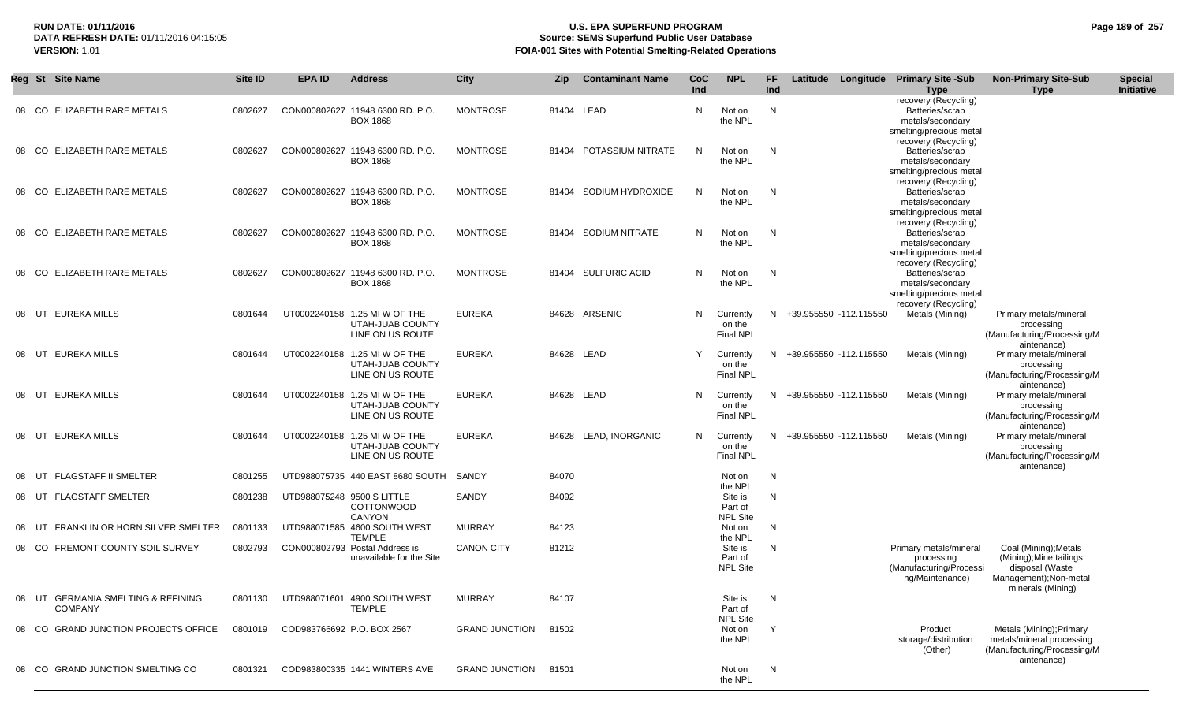| Reg | St | Site Name | Site ID | EPA ID | Address | City | Zip | Contaminant Name | CoC Ind | NPL | FF Ind | Latitude | Longitude | Primary Site -Sub Type | Non-Primary Site-Sub Type | Special Initiative |
|---|---|---|---|---|---|---|---|---|---|---|---|---|---|---|---|---|
| 08 | CO | ELIZABETH RARE METALS | 0802627 | CON000802627 | 11948 6300 RD. P.O. BOX 1868 | MONTROSE | 81404 | LEAD | N | Not on the NPL | N | | | recovery (Recycling) Batteries/scrap metals/secondary smelting/precious metal recovery (Recycling) | | |
| 08 | CO | ELIZABETH RARE METALS | 0802627 | CON000802627 | 11948 6300 RD. P.O. BOX 1868 | MONTROSE | 81404 | POTASSIUM NITRATE | N | Not on the NPL | N | | | Batteries/scrap metals/secondary smelting/precious metal recovery (Recycling) | | |
| 08 | CO | ELIZABETH RARE METALS | 0802627 | CON000802627 | 11948 6300 RD. P.O. BOX 1868 | MONTROSE | 81404 | SODIUM HYDROXIDE | N | Not on the NPL | N | | | Batteries/scrap metals/secondary smelting/precious metal recovery (Recycling) | | |
| 08 | CO | ELIZABETH RARE METALS | 0802627 | CON000802627 | 11948 6300 RD. P.O. BOX 1868 | MONTROSE | 81404 | SODIUM NITRATE | N | Not on the NPL | N | | | Batteries/scrap metals/secondary smelting/precious metal recovery (Recycling) | | |
| 08 | CO | ELIZABETH RARE METALS | 0802627 | CON000802627 | 11948 6300 RD. P.O. BOX 1868 | MONTROSE | 81404 | SULFURIC ACID | N | Not on the NPL | N | | | Batteries/scrap metals/secondary smelting/precious metal recovery (Recycling) | | |
| 08 | UT | EUREKA MILLS | 0801644 | UT0002240158 | 1.25 MI W OF THE UTAH-JUAB COUNTY LINE ON US ROUTE | EUREKA | 84628 | ARSENIC | N | Currently on the Final NPL | N | +39.955550 | -112.115550 | Metals (Mining) | Primary metals/mineral processing (Manufacturing/Processing/Maintenance) | |
| 08 | UT | EUREKA MILLS | 0801644 | UT0002240158 | 1.25 MI W OF THE UTAH-JUAB COUNTY LINE ON US ROUTE | EUREKA | 84628 | LEAD | Y | Currently on the Final NPL | N | +39.955550 | -112.115550 | Metals (Mining) | Primary metals/mineral processing (Manufacturing/Processing/Maintenance) | |
| 08 | UT | EUREKA MILLS | 0801644 | UT0002240158 | 1.25 MI W OF THE UTAH-JUAB COUNTY LINE ON US ROUTE | EUREKA | 84628 | LEAD | N | Currently on the Final NPL | N | +39.955550 | -112.115550 | Metals (Mining) | Primary metals/mineral processing (Manufacturing/Processing/Maintenance) | |
| 08 | UT | EUREKA MILLS | 0801644 | UT0002240158 | 1.25 MI W OF THE UTAH-JUAB COUNTY LINE ON US ROUTE | EUREKA | 84628 | LEAD, INORGANIC | N | Currently on the Final NPL | N | +39.955550 | -112.115550 | Metals (Mining) | Primary metals/mineral processing (Manufacturing/Processing/Maintenance) | |
| 08 | UT | FLAGSTAFF II SMELTER | 0801255 | UTD988075735 | 440 EAST 8680 SOUTH | SANDY | 84070 | | | Not on the NPL | N | | | | | |
| 08 | UT | FLAGSTAFF SMELTER | 0801238 | UTD988075248 | 9500 S LITTLE COTTONWOOD CANYON | SANDY | 84092 | | | Site is Part of NPL Site | N | | | | | |
| 08 | UT | FRANKLIN OR HORN SILVER SMELTER | 0801133 | UTD988071585 | 4600 SOUTH WEST TEMPLE | MURRAY | 84123 | | | Not on the NPL | N | | | | | |
| 08 | CO | FREMONT COUNTY SOIL SURVEY | 0802793 | CON000802793 | Postal Address is unavailable for the Site | CANON CITY | 81212 | | | Site is Part of NPL Site | N | | | Primary metals/mineral processing (Manufacturing/Processing/Maintenance) | Coal (Mining);Metals (Mining);Mine tailings disposal (Waste Management);Non-metal minerals (Mining) | |
| 08 | UT | GERMANIA SMELTING & REFINING COMPANY | 0801130 | UTD988071601 | 4900 SOUTH WEST TEMPLE | MURRAY | 84107 | | | Site is Part of NPL Site | N | | | | | |
| 08 | CO | GRAND JUNCTION PROJECTS OFFICE | 0801019 | COD983766692 | P.O. BOX 2567 | GRAND JUNCTION | 81502 | | | Not on the NPL | Y | | | Product storage/distribution (Other) | Metals (Mining);Primary metals/mineral processing (Manufacturing/Processing/Maintenance) | |
| 08 | CO | GRAND JUNCTION SMELTING CO | 0801321 | COD983800335 | 1441 WINTERS AVE | GRAND JUNCTION | 81501 | | | Not on the NPL | N | | | | | |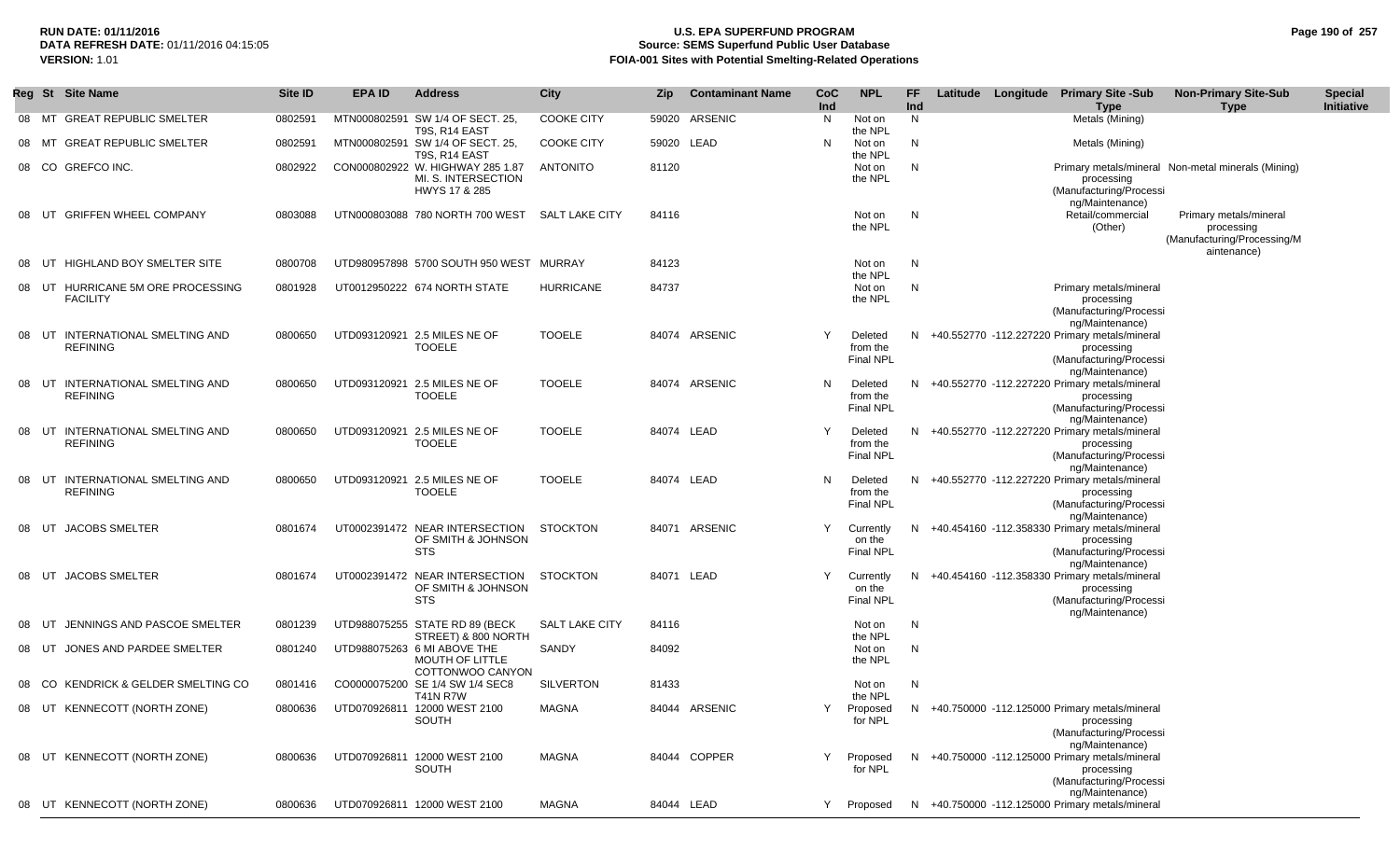| Reg | St | Site Name | Site ID | EPA ID | Address | City | Zip | Contaminant Name | CoC Ind | NPL | FF Ind | Latitude | Longitude | Primary Site -Sub Type | Non-Primary Site-Sub Type | Special Initiative |
|---|---|---|---|---|---|---|---|---|---|---|---|---|---|---|---|---|
| 08 | MT | GREAT REPUBLIC SMELTER | 0802591 | MTN000802591 | SW 1/4 OF SECT. 25, T9S, R14 EAST | COOKE CITY | 59020 | ARSENIC | N | Not on the NPL | N | | | Metals (Mining) | | |
| 08 | MT | GREAT REPUBLIC SMELTER | 0802591 | MTN000802591 | SW 1/4 OF SECT. 25, T9S, R14 EAST | COOKE CITY | 59020 | LEAD | N | Not on the NPL | N | | | Metals (Mining) | | |
| 08 | CO | GREFCO INC. | 0802922 | CON000802922 | W. HIGHWAY 285 1.87 MI. S. INTERSECTION HWYS 17 & 285 | ANTONITO | 81120 | | | Not on the NPL | N | | | Primary metals/mineral processing (Manufacturing/Processing/Maintenance) | Non-metal minerals (Mining) | |
| 08 | UT | GRIFFEN WHEEL COMPANY | 0803088 | UTN000803088 | 780 NORTH 700 WEST | SALT LAKE CITY | 84116 | | | Not on the NPL | N | | | Retail/commercial (Other) | Primary metals/mineral processing (Manufacturing/Processing/Maintenance) | |
| 08 | UT | HIGHLAND BOY SMELTER SITE | 0800708 | UTD980957898 | 5700 SOUTH 950 WEST | MURRAY | 84123 | | | Not on the NPL | N | | | | | |
| 08 | UT | HURRICANE 5M ORE PROCESSING FACILITY | 0801928 | UT0012950222 | 674 NORTH STATE | HURRICANE | 84737 | | | Not on the NPL | N | | | Primary metals/mineral processing (Manufacturing/Processing/Maintenance) | | |
| 08 | UT | INTERNATIONAL SMELTING AND REFINING | 0800650 | UTD093120921 | 2.5 MILES NE OF TOOELE | TOOELE | 84074 | ARSENIC | Y | Deleted from the Final NPL | N | +40.552770 | -112.227220 | Primary metals/mineral processing (Manufacturing/Processing/Maintenance) | | |
| 08 | UT | INTERNATIONAL SMELTING AND REFINING | 0800650 | UTD093120921 | 2.5 MILES NE OF TOOELE | TOOELE | 84074 | ARSENIC | N | Deleted from the Final NPL | N | +40.552770 | -112.227220 | Primary metals/mineral processing (Manufacturing/Processing/Maintenance) | | |
| 08 | UT | INTERNATIONAL SMELTING AND REFINING | 0800650 | UTD093120921 | 2.5 MILES NE OF TOOELE | TOOELE | 84074 | LEAD | Y | Deleted from the Final NPL | N | +40.552770 | -112.227220 | Primary metals/mineral processing (Manufacturing/Processing/Maintenance) | | |
| 08 | UT | INTERNATIONAL SMELTING AND REFINING | 0800650 | UTD093120921 | 2.5 MILES NE OF TOOELE | TOOELE | 84074 | LEAD | N | Deleted from the Final NPL | N | +40.552770 | -112.227220 | Primary metals/mineral processing (Manufacturing/Processing/Maintenance) | | |
| 08 | UT | JACOBS SMELTER | 0801674 | UT0002391472 | NEAR INTERSECTION OF SMITH & JOHNSON STS | STOCKTON | 84071 | ARSENIC | Y | Currently on the Final NPL | N | +40.454160 | -112.358330 | Primary metals/mineral processing (Manufacturing/Processing/Maintenance) | | |
| 08 | UT | JACOBS SMELTER | 0801674 | UT0002391472 | NEAR INTERSECTION OF SMITH & JOHNSON STS | STOCKTON | 84071 | LEAD | Y | Currently on the Final NPL | N | +40.454160 | -112.358330 | Primary metals/mineral processing (Manufacturing/Processing/Maintenance) | | |
| 08 | UT | JENNINGS AND PASCOE SMELTER | 0801239 | UTD988075255 | STATE RD 89 (BECK STREET) & 800 NORTH | SALT LAKE CITY | 84116 | | | Not on the NPL | N | | | | | |
| 08 | UT | JONES AND PARDEE SMELTER | 0801240 | UTD988075263 | 6 MI ABOVE THE MOUTH OF LITTLE COTTONWOO CANYON | SANDY | 84092 | | | Not on the NPL | N | | | | | |
| 08 | CO | KENDRICK & GELDER SMELTING CO | 0801416 | CO0000075200 | SE 1/4 SW 1/4 SEC8 T41N R7W | SILVERTON | 81433 | | | Not on the NPL | N | | | | | |
| 08 | UT | KENNECOTT (NORTH ZONE) | 0800636 | UTD070926811 | 12000 WEST 2100 SOUTH | MAGNA | 84044 | ARSENIC | Y | Proposed for NPL | N | +40.750000 | -112.125000 | Primary metals/mineral processing (Manufacturing/Processing/Maintenance) | | |
| 08 | UT | KENNECOTT (NORTH ZONE) | 0800636 | UTD070926811 | 12000 WEST 2100 SOUTH | MAGNA | 84044 | COPPER | Y | Proposed for NPL | N | +40.750000 | -112.125000 | Primary metals/mineral processing (Manufacturing/Processing/Maintenance) | | |
| 08 | UT | KENNECOTT (NORTH ZONE) | 0800636 | UTD070926811 | 12000 WEST 2100 | MAGNA | 84044 | LEAD | Y | Proposed | N | +40.750000 | -112.125000 | Primary metals/mineral | | |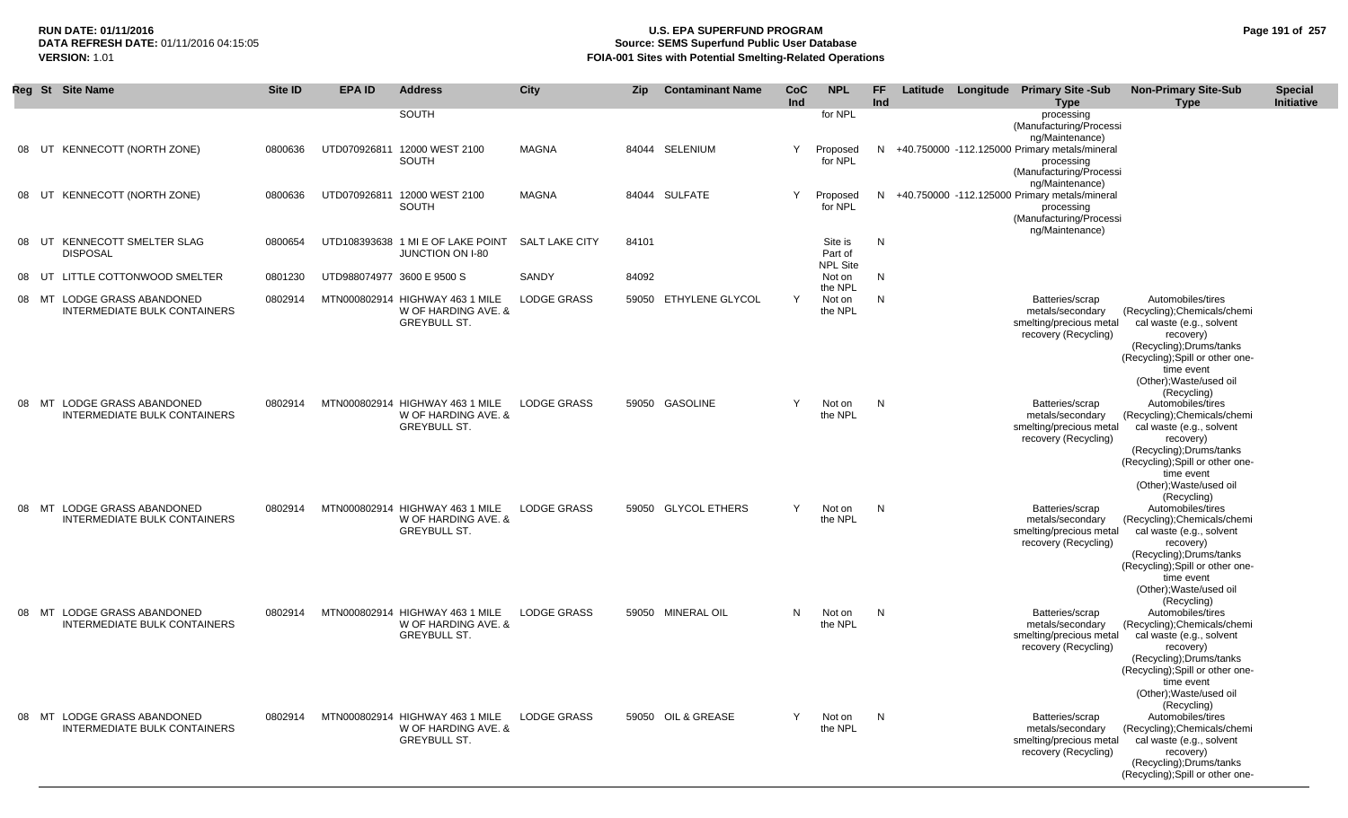| Reg | St | Site Name | Site ID | EPA ID | Address | City | Zip | Contaminant Name | CoC Ind | NPL | FF Ind | Latitude | Longitude | Primary Site -Sub Type | Non-Primary Site-Sub Type | Special Initiative |
|---|---|---|---|---|---|---|---|---|---|---|---|---|---|---|---|---|
| | | | | | SOUTH | | | | | for NPL | | | | processing (Manufacturing/Processing/Maintenance) | | |
| 08 | UT | KENNECOTT (NORTH ZONE) | 0800636 | UTD070926811 | 12000 WEST 2100 SOUTH | MAGNA | 84044 | SELENIUM | Y | Proposed for NPL | N | +40.750000 | -112.125000 | Primary metals/mineral processing (Manufacturing/Processing/Maintenance) | | |
| 08 | UT | KENNECOTT (NORTH ZONE) | 0800636 | UTD070926811 | 12000 WEST 2100 SOUTH | MAGNA | 84044 | SULFATE | Y | Proposed for NPL | N | +40.750000 | -112.125000 | Primary metals/mineral processing (Manufacturing/Processing/Maintenance) | | |
| 08 | UT | KENNECOTT SMELTER SLAG DISPOSAL | 0800654 | UTD108393638 | 1 MI E OF LAKE POINT JUNCTION ON I-80 | SALT LAKE CITY | 84101 | | | Site is Part of NPL Site | N | | | | | |
| 08 | UT | LITTLE COTTONWOOD SMELTER | 0801230 | UTD988074977 | 3600 E 9500 S | SANDY | 84092 | | | Not on the NPL | N | | | | | |
| 08 | MT | LODGE GRASS ABANDONED INTERMEDIATE BULK CONTAINERS | 0802914 | MTN000802914 | HIGHWAY 463 1 MILE W OF HARDING AVE. & GREYBULL ST. | LODGE GRASS | 59050 | ETHYLENE GLYCOL | Y | Not on the NPL | N | | | Batteries/scrap metals/secondary smelting/precious metal recovery (Recycling) | Automobiles/tires (Recycling);Chemicals/chemical waste (e.g., solvent recovery) (Recycling);Drums/tanks (Recycling);Spill or other one-time event (Other);Waste/used oil (Recycling) | |
| 08 | MT | LODGE GRASS ABANDONED INTERMEDIATE BULK CONTAINERS | 0802914 | MTN000802914 | HIGHWAY 463 1 MILE W OF HARDING AVE. & GREYBULL ST. | LODGE GRASS | 59050 | GASOLINE | Y | Not on the NPL | N | | | Batteries/scrap metals/secondary smelting/precious metal recovery (Recycling) | Automobiles/tires (Recycling);Chemicals/chemical waste (e.g., solvent recovery) (Recycling);Drums/tanks (Recycling);Spill or other one-time event (Other);Waste/used oil (Recycling) | |
| 08 | MT | LODGE GRASS ABANDONED INTERMEDIATE BULK CONTAINERS | 0802914 | MTN000802914 | HIGHWAY 463 1 MILE W OF HARDING AVE. & GREYBULL ST. | LODGE GRASS | 59050 | GLYCOL ETHERS | Y | Not on the NPL | N | | | Batteries/scrap metals/secondary smelting/precious metal recovery (Recycling) | Automobiles/tires (Recycling);Chemicals/chemical waste (e.g., solvent recovery) (Recycling);Drums/tanks (Recycling);Spill or other one-time event (Other);Waste/used oil (Recycling) | |
| 08 | MT | LODGE GRASS ABANDONED INTERMEDIATE BULK CONTAINERS | 0802914 | MTN000802914 | HIGHWAY 463 1 MILE W OF HARDING AVE. & GREYBULL ST. | LODGE GRASS | 59050 | MINERAL OIL | N | Not on the NPL | N | | | Batteries/scrap metals/secondary smelting/precious metal recovery (Recycling) | Automobiles/tires (Recycling);Chemicals/chemical waste (e.g., solvent recovery) (Recycling);Drums/tanks (Recycling);Spill or other one-time event (Other);Waste/used oil (Recycling) | |
| 08 | MT | LODGE GRASS ABANDONED INTERMEDIATE BULK CONTAINERS | 0802914 | MTN000802914 | HIGHWAY 463 1 MILE W OF HARDING AVE. & GREYBULL ST. | LODGE GRASS | 59050 | OIL & GREASE | Y | Not on the NPL | N | | | Batteries/scrap metals/secondary smelting/precious metal recovery (Recycling) | Automobiles/tires (Recycling);Chemicals/chemical waste (e.g., solvent recovery) (Recycling);Drums/tanks (Recycling);Spill or other one- | |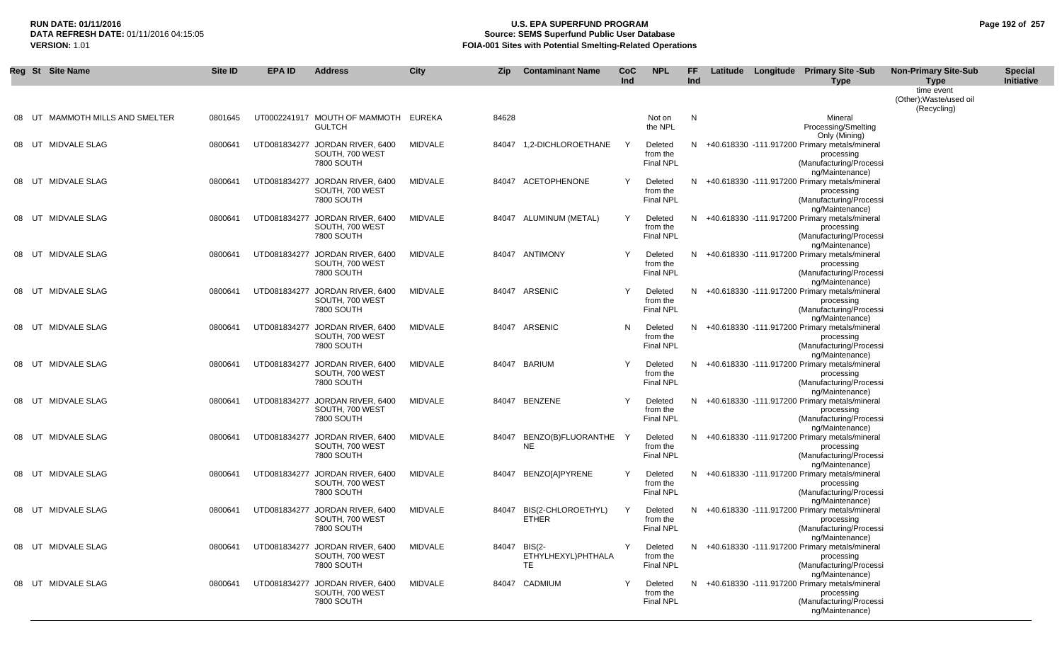| Reg | St | Site Name | Site ID | EPA ID | Address | City | Zip | Contaminant Name | CoC Ind | NPL | FF Ind | Latitude | Longitude | Primary Site -Sub Type | Non-Primary Site-Sub Type | Special Initiative |
|---|---|---|---|---|---|---|---|---|---|---|---|---|---|---|---|---|
| | | | | | | | | | | | | | | | time event (Other);Waste/used oil (Recycling) | |
| 08 | UT | MAMMOTH MILLS AND SMELTER | 0801645 | UT0002241917 | MOUTH OF MAMMOTH GULTCH | EUREKA | 84628 | | | Not on the NPL | N | | | Mineral Processing/Smelting Only (Mining) | | |
| 08 | UT | MIDVALE SLAG | 0800641 | UTD081834277 | JORDAN RIVER, 6400 SOUTH, 700 WEST 7800 SOUTH | MIDVALE | 84047 | 1,2-DICHLOROETHANE | Y | Deleted from the Final NPL | N | +40.618330 | -111.917200 | Primary metals/mineral processing (Manufacturing/Processing/Maintenance) | | |
| 08 | UT | MIDVALE SLAG | 0800641 | UTD081834277 | JORDAN RIVER, 6400 SOUTH, 700 WEST 7800 SOUTH | MIDVALE | 84047 | ACETOPHENONE | Y | Deleted from the Final NPL | N | +40.618330 | -111.917200 | Primary metals/mineral processing (Manufacturing/Processing/Maintenance) | | |
| 08 | UT | MIDVALE SLAG | 0800641 | UTD081834277 | JORDAN RIVER, 6400 SOUTH, 700 WEST 7800 SOUTH | MIDVALE | 84047 | ALUMINUM (METAL) | Y | Deleted from the Final NPL | N | +40.618330 | -111.917200 | Primary metals/mineral processing (Manufacturing/Processing/Maintenance) | | |
| 08 | UT | MIDVALE SLAG | 0800641 | UTD081834277 | JORDAN RIVER, 6400 SOUTH, 700 WEST 7800 SOUTH | MIDVALE | 84047 | ANTIMONY | Y | Deleted from the Final NPL | N | +40.618330 | -111.917200 | Primary metals/mineral processing (Manufacturing/Processing/Maintenance) | | |
| 08 | UT | MIDVALE SLAG | 0800641 | UTD081834277 | JORDAN RIVER, 6400 SOUTH, 700 WEST 7800 SOUTH | MIDVALE | 84047 | ARSENIC | Y | Deleted from the Final NPL | N | +40.618330 | -111.917200 | Primary metals/mineral processing (Manufacturing/Processing/Maintenance) | | |
| 08 | UT | MIDVALE SLAG | 0800641 | UTD081834277 | JORDAN RIVER, 6400 SOUTH, 700 WEST 7800 SOUTH | MIDVALE | 84047 | ARSENIC | N | Deleted from the Final NPL | N | +40.618330 | -111.917200 | Primary metals/mineral processing (Manufacturing/Processing/Maintenance) | | |
| 08 | UT | MIDVALE SLAG | 0800641 | UTD081834277 | JORDAN RIVER, 6400 SOUTH, 700 WEST 7800 SOUTH | MIDVALE | 84047 | BARIUM | Y | Deleted from the Final NPL | N | +40.618330 | -111.917200 | Primary metals/mineral processing (Manufacturing/Processing/Maintenance) | | |
| 08 | UT | MIDVALE SLAG | 0800641 | UTD081834277 | JORDAN RIVER, 6400 SOUTH, 700 WEST 7800 SOUTH | MIDVALE | 84047 | BENZENE | Y | Deleted from the Final NPL | N | +40.618330 | -111.917200 | Primary metals/mineral processing (Manufacturing/Processing/Maintenance) | | |
| 08 | UT | MIDVALE SLAG | 0800641 | UTD081834277 | JORDAN RIVER, 6400 SOUTH, 700 WEST 7800 SOUTH | MIDVALE | 84047 | BENZO(B)FLUORANTHENE | Y | Deleted from the Final NPL | N | +40.618330 | -111.917200 | Primary metals/mineral processing (Manufacturing/Processing/Maintenance) | | |
| 08 | UT | MIDVALE SLAG | 0800641 | UTD081834277 | JORDAN RIVER, 6400 SOUTH, 700 WEST 7800 SOUTH | MIDVALE | 84047 | BENZO[A]PYRENE | Y | Deleted from the Final NPL | N | +40.618330 | -111.917200 | Primary metals/mineral processing (Manufacturing/Processing/Maintenance) | | |
| 08 | UT | MIDVALE SLAG | 0800641 | UTD081834277 | JORDAN RIVER, 6400 SOUTH, 700 WEST 7800 SOUTH | MIDVALE | 84047 | BIS(2-CHLOROETHYL) ETHER | Y | Deleted from the Final NPL | N | +40.618330 | -111.917200 | Primary metals/mineral processing (Manufacturing/Processing/Maintenance) | | |
| 08 | UT | MIDVALE SLAG | 0800641 | UTD081834277 | JORDAN RIVER, 6400 SOUTH, 700 WEST 7800 SOUTH | MIDVALE | 84047 | BIS(2-ETHYLHEXYL)PHTHALATE | Y | Deleted from the Final NPL | N | +40.618330 | -111.917200 | Primary metals/mineral processing (Manufacturing/Processing/Maintenance) | | |
| 08 | UT | MIDVALE SLAG | 0800641 | UTD081834277 | JORDAN RIVER, 6400 SOUTH, 700 WEST 7800 SOUTH | MIDVALE | 84047 | CADMIUM | Y | Deleted from the Final NPL | N | +40.618330 | -111.917200 | Primary metals/mineral processing (Manufacturing/Processing/Maintenance) | | |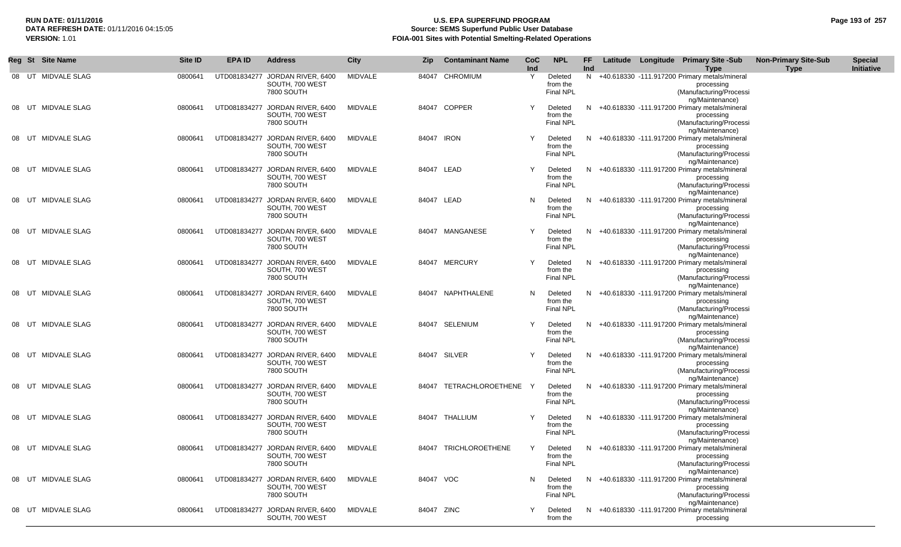**RUN DATE:** 01/11/2016
**DATA REFRESH DATE:** 01/11/2016 04:15:05
**VERSION:** 1.01

# U.S. EPA SUPERFUND PROGRAM
## Source: SEMS Superfund Public User Database
## FOIA-001 Sites with Potential Smelting-Related Operations

| Reg | St | Site Name | Site ID | EPA ID | Address | City | Zip | Contaminant Name | CoC Ind | NPL | FF Ind | Latitude | Longitude | Primary Site -Sub Type | Non-Primary Site-Sub Type | Special Initiative |
|---|---|---|---|---|---|---|---|---|---|---|---|---|---|---|---|---|
| 08 | UT | MIDVALE SLAG | 0800641 | UTD081834277 | JORDAN RIVER, 6400 SOUTH, 700 WEST 7800 SOUTH | MIDVALE | 84047 | CHROMIUM | Y | Deleted from the Final NPL | N | +40.618330 | -111.917200 | Primary metals/mineral processing (Manufacturing/Processing/Maintenance) | | |
| 08 | UT | MIDVALE SLAG | 0800641 | UTD081834277 | JORDAN RIVER, 6400 SOUTH, 700 WEST 7800 SOUTH | MIDVALE | 84047 | COPPER | Y | Deleted from the Final NPL | N | +40.618330 | -111.917200 | Primary metals/mineral processing (Manufacturing/Processing/Maintenance) | | |
| 08 | UT | MIDVALE SLAG | 0800641 | UTD081834277 | JORDAN RIVER, 6400 SOUTH, 700 WEST 7800 SOUTH | MIDVALE | 84047 | IRON | Y | Deleted from the Final NPL | N | +40.618330 | -111.917200 | Primary metals/mineral processing (Manufacturing/Processing/Maintenance) | | |
| 08 | UT | MIDVALE SLAG | 0800641 | UTD081834277 | JORDAN RIVER, 6400 SOUTH, 700 WEST 7800 SOUTH | MIDVALE | 84047 | LEAD | Y | Deleted from the Final NPL | N | +40.618330 | -111.917200 | Primary metals/mineral processing (Manufacturing/Processing/Maintenance) | | |
| 08 | UT | MIDVALE SLAG | 0800641 | UTD081834277 | JORDAN RIVER, 6400 SOUTH, 700 WEST 7800 SOUTH | MIDVALE | 84047 | LEAD | N | Deleted from the Final NPL | N | +40.618330 | -111.917200 | Primary metals/mineral processing (Manufacturing/Processing/Maintenance) | | |
| 08 | UT | MIDVALE SLAG | 0800641 | UTD081834277 | JORDAN RIVER, 6400 SOUTH, 700 WEST 7800 SOUTH | MIDVALE | 84047 | MANGANESE | Y | Deleted from the Final NPL | N | +40.618330 | -111.917200 | Primary metals/mineral processing (Manufacturing/Processing/Maintenance) | | |
| 08 | UT | MIDVALE SLAG | 0800641 | UTD081834277 | JORDAN RIVER, 6400 SOUTH, 700 WEST 7800 SOUTH | MIDVALE | 84047 | MERCURY | Y | Deleted from the Final NPL | N | +40.618330 | -111.917200 | Primary metals/mineral processing (Manufacturing/Processing/Maintenance) | | |
| 08 | UT | MIDVALE SLAG | 0800641 | UTD081834277 | JORDAN RIVER, 6400 SOUTH, 700 WEST 7800 SOUTH | MIDVALE | 84047 | NAPHTHALENE | N | Deleted from the Final NPL | N | +40.618330 | -111.917200 | Primary metals/mineral processing (Manufacturing/Processing/Maintenance) | | |
| 08 | UT | MIDVALE SLAG | 0800641 | UTD081834277 | JORDAN RIVER, 6400 SOUTH, 700 WEST 7800 SOUTH | MIDVALE | 84047 | SELENIUM | Y | Deleted from the Final NPL | N | +40.618330 | -111.917200 | Primary metals/mineral processing (Manufacturing/Processing/Maintenance) | | |
| 08 | UT | MIDVALE SLAG | 0800641 | UTD081834277 | JORDAN RIVER, 6400 SOUTH, 700 WEST 7800 SOUTH | MIDVALE | 84047 | SILVER | Y | Deleted from the Final NPL | N | +40.618330 | -111.917200 | Primary metals/mineral processing (Manufacturing/Processing/Maintenance) | | |
| 08 | UT | MIDVALE SLAG | 0800641 | UTD081834277 | JORDAN RIVER, 6400 SOUTH, 700 WEST 7800 SOUTH | MIDVALE | 84047 | TETRACHLOROETHENE | Y | Deleted from the Final NPL | N | +40.618330 | -111.917200 | Primary metals/mineral processing (Manufacturing/Processing/Maintenance) | | |
| 08 | UT | MIDVALE SLAG | 0800641 | UTD081834277 | JORDAN RIVER, 6400 SOUTH, 700 WEST 7800 SOUTH | MIDVALE | 84047 | THALLIUM | Y | Deleted from the Final NPL | N | +40.618330 | -111.917200 | Primary metals/mineral processing (Manufacturing/Processing/Maintenance) | | |
| 08 | UT | MIDVALE SLAG | 0800641 | UTD081834277 | JORDAN RIVER, 6400 SOUTH, 700 WEST 7800 SOUTH | MIDVALE | 84047 | TRICHLOROETHENE | Y | Deleted from the Final NPL | N | +40.618330 | -111.917200 | Primary metals/mineral processing (Manufacturing/Processing/Maintenance) | | |
| 08 | UT | MIDVALE SLAG | 0800641 | UTD081834277 | JORDAN RIVER, 6400 SOUTH, 700 WEST 7800 SOUTH | MIDVALE | 84047 | VOC | N | Deleted from the Final NPL | N | +40.618330 | -111.917200 | Primary metals/mineral processing (Manufacturing/Processing/Maintenance) | | |
| 08 | UT | MIDVALE SLAG | 0800641 | UTD081834277 | JORDAN RIVER, 6400 SOUTH, 700 WEST | MIDVALE | 84047 | ZINC | Y | Deleted from the | N | +40.618330 | -111.917200 | Primary metals/mineral processing | | |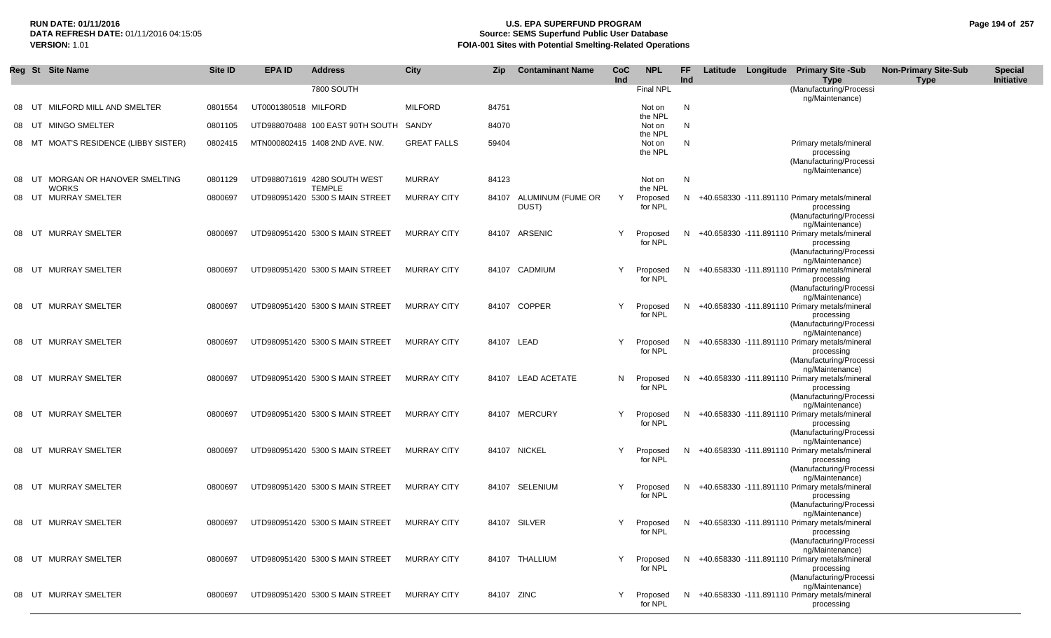| Reg | St | Site Name | Site ID | EPA ID | Address | City | Zip | Contaminant Name | CoC Ind | NPL | FF Ind | Latitude | Longitude | Primary Site -Sub Type | Non-Primary Site-Sub Type | Special Initiative |
|---|---|---|---|---|---|---|---|---|---|---|---|---|---|---|---|---|
| | | | | | 7800 SOUTH | | | | | Final NPL | | | | (Manufacturing/Processing/Maintenance) | | |
| 08 | UT | MILFORD MILL AND SMELTER | 0801554 | UT0001380518 | MILFORD | MILFORD | 84751 | | | Not on the NPL | N | | | | | |
| 08 | UT | MINGO SMELTER | 0801105 | UTD988070488 | 100 EAST 90TH SOUTH | SANDY | 84070 | | | Not on the NPL | N | | | | | |
| 08 | MT | MOAT'S RESIDENCE (LIBBY SISTER) | 0802415 | MTN000802415 | 1408 2ND AVE. NW. | GREAT FALLS | 59404 | | | Not on the NPL | N | | | Primary metals/mineral processing (Manufacturing/Processing/Maintenance) | | |
| 08 | UT | MORGAN OR HANOVER SMELTING WORKS | 0801129 | UTD988071619 | 4280 SOUTH WEST TEMPLE | MURRAY | 84123 | | | Not on the NPL | N | | | | | |
| 08 | UT | MURRAY SMELTER | 0800697 | UTD980951420 | 5300 S MAIN STREET | MURRAY CITY | 84107 | ALUMINUM (FUME OR DUST) | Y | Proposed for NPL | N | +40.658330 | -111.891110 | Primary metals/mineral processing (Manufacturing/Processing/Maintenance) | | |
| 08 | UT | MURRAY SMELTER | 0800697 | UTD980951420 | 5300 S MAIN STREET | MURRAY CITY | 84107 | ARSENIC | Y | Proposed for NPL | N | +40.658330 | -111.891110 | Primary metals/mineral processing (Manufacturing/Processing/Maintenance) | | |
| 08 | UT | MURRAY SMELTER | 0800697 | UTD980951420 | 5300 S MAIN STREET | MURRAY CITY | 84107 | CADMIUM | Y | Proposed for NPL | N | +40.658330 | -111.891110 | Primary metals/mineral processing (Manufacturing/Processing/Maintenance) | | |
| 08 | UT | MURRAY SMELTER | 0800697 | UTD980951420 | 5300 S MAIN STREET | MURRAY CITY | 84107 | COPPER | Y | Proposed for NPL | N | +40.658330 | -111.891110 | Primary metals/mineral processing (Manufacturing/Processing/Maintenance) | | |
| 08 | UT | MURRAY SMELTER | 0800697 | UTD980951420 | 5300 S MAIN STREET | MURRAY CITY | 84107 | LEAD | Y | Proposed for NPL | N | +40.658330 | -111.891110 | Primary metals/mineral processing (Manufacturing/Processing/Maintenance) | | |
| 08 | UT | MURRAY SMELTER | 0800697 | UTD980951420 | 5300 S MAIN STREET | MURRAY CITY | 84107 | LEAD ACETATE | N | Proposed for NPL | N | +40.658330 | -111.891110 | Primary metals/mineral processing (Manufacturing/Processing/Maintenance) | | |
| 08 | UT | MURRAY SMELTER | 0800697 | UTD980951420 | 5300 S MAIN STREET | MURRAY CITY | 84107 | MERCURY | Y | Proposed for NPL | N | +40.658330 | -111.891110 | Primary metals/mineral processing (Manufacturing/Processing/Maintenance) | | |
| 08 | UT | MURRAY SMELTER | 0800697 | UTD980951420 | 5300 S MAIN STREET | MURRAY CITY | 84107 | NICKEL | Y | Proposed for NPL | N | +40.658330 | -111.891110 | Primary metals/mineral processing (Manufacturing/Processing/Maintenance) | | |
| 08 | UT | MURRAY SMELTER | 0800697 | UTD980951420 | 5300 S MAIN STREET | MURRAY CITY | 84107 | SELENIUM | Y | Proposed for NPL | N | +40.658330 | -111.891110 | Primary metals/mineral processing (Manufacturing/Processing/Maintenance) | | |
| 08 | UT | MURRAY SMELTER | 0800697 | UTD980951420 | 5300 S MAIN STREET | MURRAY CITY | 84107 | SILVER | Y | Proposed for NPL | N | +40.658330 | -111.891110 | Primary metals/mineral processing (Manufacturing/Processing/Maintenance) | | |
| 08 | UT | MURRAY SMELTER | 0800697 | UTD980951420 | 5300 S MAIN STREET | MURRAY CITY | 84107 | THALLIUM | Y | Proposed for NPL | N | +40.658330 | -111.891110 | Primary metals/mineral processing (Manufacturing/Processing/Maintenance) | | |
| 08 | UT | MURRAY SMELTER | 0800697 | UTD980951420 | 5300 S MAIN STREET | MURRAY CITY | 84107 | ZINC | Y | Proposed for NPL | N | +40.658330 | -111.891110 | Primary metals/mineral processing | | |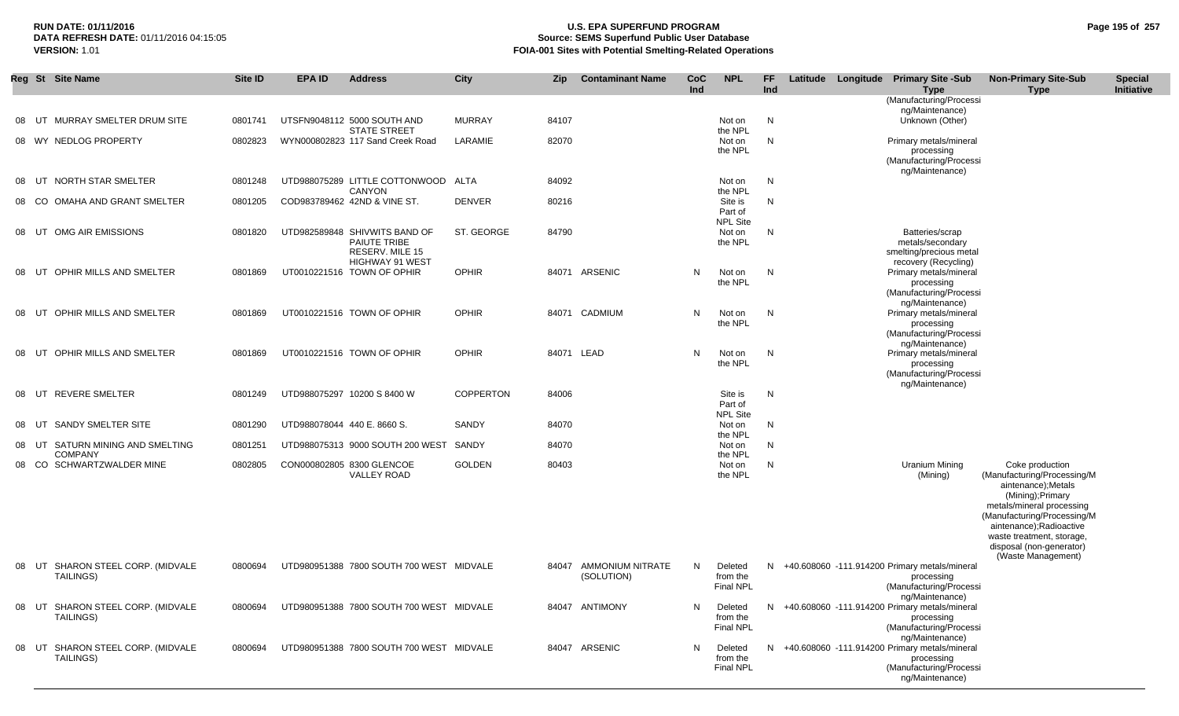| Reg | St | Site Name | Site ID | EPA ID | Address | City | Zip | Contaminant Name | CoC Ind | NPL | FF Ind | Latitude | Longitude | Primary Site -Sub Type | Non-Primary Site-Sub Type | Special Initiative |
|---|---|---|---|---|---|---|---|---|---|---|---|---|---|---|---|---|
| | | | | | | | | | | | | | | (Manufacturing/Processing/Maintenance) | | |
| 08 | UT | MURRAY SMELTER DRUM SITE | 0801741 | UTSFN9048112 | 5000 SOUTH AND STATE STREET | MURRAY | 84107 | | | Not on the NPL | N | | | Unknown (Other) | | |
| 08 | WY | NEDLOG PROPERTY | 0802823 | WYN000802823 | 117 Sand Creek Road | LARAMIE | 82070 | | | Not on the NPL | N | | | Primary metals/mineral processing (Manufacturing/Processing/Maintenance) | | |
| 08 | UT | NORTH STAR SMELTER | 0801248 | UTD988075289 | LITTLE COTTONWOOD CANYON | ALTA | 84092 | | | Not on the NPL | N | | | | | |
| 08 | CO | OMAHA AND GRANT SMELTER | 0801205 | COD983789462 | 42ND & VINE ST. | DENVER | 80216 | | | Site is Part of NPL Site | N | | | | | |
| 08 | UT | OMG AIR EMISSIONS | 0801820 | UTD982589848 | SHIVWITS BAND OF PAIUTE TRIBE RESERV. MILE 15 HIGHWAY 91 WEST | ST. GEORGE | 84790 | | | Not on the NPL | N | | | Batteries/scrap metals/secondary smelting/precious metal recovery (Recycling) | | |
| 08 | UT | OPHIR MILLS AND SMELTER | 0801869 | UT0010221516 | TOWN OF OPHIR | OPHIR | 84071 | ARSENIC | N | Not on the NPL | N | | | Primary metals/mineral processing (Manufacturing/Processing/Maintenance) | | |
| 08 | UT | OPHIR MILLS AND SMELTER | 0801869 | UT0010221516 | TOWN OF OPHIR | OPHIR | 84071 | CADMIUM | N | Not on the NPL | N | | | Primary metals/mineral processing (Manufacturing/Processing/Maintenance) | | |
| 08 | UT | OPHIR MILLS AND SMELTER | 0801869 | UT0010221516 | TOWN OF OPHIR | OPHIR | 84071 | LEAD | N | Not on the NPL | N | | | Primary metals/mineral processing (Manufacturing/Processing/Maintenance) | | |
| 08 | UT | REVERE SMELTER | 0801249 | UTD988075297 | 10200 S 8400 W | COPPERTON | 84006 | | | Site is Part of NPL Site | N | | | | | |
| 08 | UT | SANDY SMELTER SITE | 0801290 | UTD988078044 | 440 E. 8660 S. | SANDY | 84070 | | | Not on the NPL | N | | | | | |
| 08 | UT | SATURN MINING AND SMELTING COMPANY | 0801251 | UTD988075313 | 9000 SOUTH 200 WEST | SANDY | 84070 | | | Not on the NPL | N | | | | | |
| 08 | CO | SCHWARTZWALDER MINE | 0802805 | CON000802805 | 8300 GLENCOE VALLEY ROAD | GOLDEN | 80403 | | | Not on the NPL | N | | | Uranium Mining (Mining) | Coke production (Manufacturing/Processing/Maintenance);Metals (Mining);Primary metals/mineral processing (Manufacturing/Processing/Maintenance);Radioactive waste treatment, storage, disposal (non-generator) (Waste Management) | |
| 08 | UT | SHARON STEEL CORP. (MIDVALE TAILINGS) | 0800694 | UTD980951388 | 7800 SOUTH 700 WEST | MIDVALE | 84047 | AMMONIUM NITRATE (SOLUTION) | N | Deleted from the Final NPL | N | +40.608060 | -111.914200 | Primary metals/mineral processing (Manufacturing/Processing/Maintenance) | | |
| 08 | UT | SHARON STEEL CORP. (MIDVALE TAILINGS) | 0800694 | UTD980951388 | 7800 SOUTH 700 WEST | MIDVALE | 84047 | ANTIMONY | N | Deleted from the Final NPL | N | +40.608060 | -111.914200 | Primary metals/mineral processing (Manufacturing/Processing/Maintenance) | | |
| 08 | UT | SHARON STEEL CORP. (MIDVALE TAILINGS) | 0800694 | UTD980951388 | 7800 SOUTH 700 WEST | MIDVALE | 84047 | ARSENIC | N | Deleted from the Final NPL | N | +40.608060 | -111.914200 | Primary metals/mineral processing (Manufacturing/Processing/Maintenance) | | |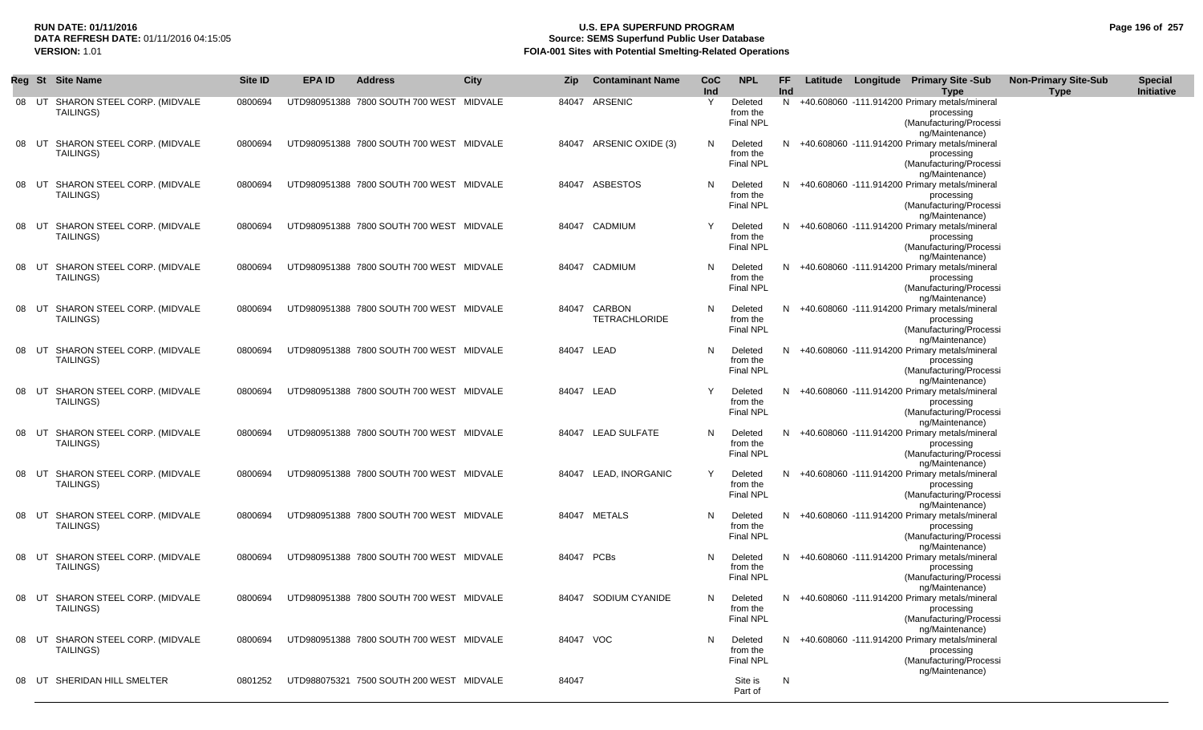**RUN DATE:** 01/11/2016
**DATA REFRESH DATE:** 01/11/2016 04:15:05
**VERSION:** 1.01

# U.S. EPA SUPERFUND PROGRAM
## Source: SEMS Superfund Public User Database
## FOIA-001 Sites with Potential Smelting-Related Operations

| Reg | St | Site Name | Site ID | EPA ID | Address | City | Zip | Contaminant Name | CoC Ind | NPL | FF Ind | Latitude | Longitude | Primary Site -Sub Type | Non-Primary Site-Sub Type | Special Initiative |
|---|---|---|---|---|---|---|---|---|---|---|---|---|---|---|---|---|
| 08 | UT | SHARON STEEL CORP. (MIDVALE TAILINGS) | 0800694 | UTD980951388 | 7800 SOUTH 700 WEST | MIDVALE | 84047 | ARSENIC | Y | Deleted from the Final NPL | N | +40.608060 | -111.914200 | Primary metals/mineral processing (Manufacturing/Processing/Maintenance) | | |
| 08 | UT | SHARON STEEL CORP. (MIDVALE TAILINGS) | 0800694 | UTD980951388 | 7800 SOUTH 700 WEST | MIDVALE | 84047 | ARSENIC OXIDE (3) | N | Deleted from the Final NPL | N | +40.608060 | -111.914200 | Primary metals/mineral processing (Manufacturing/Processing/Maintenance) | | |
| 08 | UT | SHARON STEEL CORP. (MIDVALE TAILINGS) | 0800694 | UTD980951388 | 7800 SOUTH 700 WEST | MIDVALE | 84047 | ASBESTOS | N | Deleted from the Final NPL | N | +40.608060 | -111.914200 | Primary metals/mineral processing (Manufacturing/Processing/Maintenance) | | |
| 08 | UT | SHARON STEEL CORP. (MIDVALE TAILINGS) | 0800694 | UTD980951388 | 7800 SOUTH 700 WEST | MIDVALE | 84047 | CADMIUM | Y | Deleted from the Final NPL | N | +40.608060 | -111.914200 | Primary metals/mineral processing (Manufacturing/Processing/Maintenance) | | |
| 08 | UT | SHARON STEEL CORP. (MIDVALE TAILINGS) | 0800694 | UTD980951388 | 7800 SOUTH 700 WEST | MIDVALE | 84047 | CADMIUM | N | Deleted from the Final NPL | N | +40.608060 | -111.914200 | Primary metals/mineral processing (Manufacturing/Processing/Maintenance) | | |
| 08 | UT | SHARON STEEL CORP. (MIDVALE TAILINGS) | 0800694 | UTD980951388 | 7800 SOUTH 700 WEST | MIDVALE | 84047 | CARBON TETRACHLORIDE | N | Deleted from the Final NPL | N | +40.608060 | -111.914200 | Primary metals/mineral processing (Manufacturing/Processing/Maintenance) | | |
| 08 | UT | SHARON STEEL CORP. (MIDVALE TAILINGS) | 0800694 | UTD980951388 | 7800 SOUTH 700 WEST | MIDVALE | 84047 | LEAD | N | Deleted from the Final NPL | N | +40.608060 | -111.914200 | Primary metals/mineral processing (Manufacturing/Processing/Maintenance) | | |
| 08 | UT | SHARON STEEL CORP. (MIDVALE TAILINGS) | 0800694 | UTD980951388 | 7800 SOUTH 700 WEST | MIDVALE | 84047 | LEAD | Y | Deleted from the Final NPL | N | +40.608060 | -111.914200 | Primary metals/mineral processing (Manufacturing/Processing/Maintenance) | | |
| 08 | UT | SHARON STEEL CORP. (MIDVALE TAILINGS) | 0800694 | UTD980951388 | 7800 SOUTH 700 WEST | MIDVALE | 84047 | LEAD SULFATE | N | Deleted from the Final NPL | N | +40.608060 | -111.914200 | Primary metals/mineral processing (Manufacturing/Processing/Maintenance) | | |
| 08 | UT | SHARON STEEL CORP. (MIDVALE TAILINGS) | 0800694 | UTD980951388 | 7800 SOUTH 700 WEST | MIDVALE | 84047 | LEAD, INORGANIC | Y | Deleted from the Final NPL | N | +40.608060 | -111.914200 | Primary metals/mineral processing (Manufacturing/Processing/Maintenance) | | |
| 08 | UT | SHARON STEEL CORP. (MIDVALE TAILINGS) | 0800694 | UTD980951388 | 7800 SOUTH 700 WEST | MIDVALE | 84047 | METALS | N | Deleted from the Final NPL | N | +40.608060 | -111.914200 | Primary metals/mineral processing (Manufacturing/Processing/Maintenance) | | |
| 08 | UT | SHARON STEEL CORP. (MIDVALE TAILINGS) | 0800694 | UTD980951388 | 7800 SOUTH 700 WEST | MIDVALE | 84047 | PCBs | N | Deleted from the Final NPL | N | +40.608060 | -111.914200 | Primary metals/mineral processing (Manufacturing/Processing/Maintenance) | | |
| 08 | UT | SHARON STEEL CORP. (MIDVALE TAILINGS) | 0800694 | UTD980951388 | 7800 SOUTH 700 WEST | MIDVALE | 84047 | SODIUM CYANIDE | N | Deleted from the Final NPL | N | +40.608060 | -111.914200 | Primary metals/mineral processing (Manufacturing/Processing/Maintenance) | | |
| 08 | UT | SHARON STEEL CORP. (MIDVALE TAILINGS) | 0800694 | UTD980951388 | 7800 SOUTH 700 WEST | MIDVALE | 84047 | VOC | N | Deleted from the Final NPL | N | +40.608060 | -111.914200 | Primary metals/mineral processing (Manufacturing/Processing/Maintenance) | | |
| 08 | UT | SHERIDAN HILL SMELTER | 0801252 | UTD988075321 | 7500 SOUTH 200 WEST | MIDVALE | 84047 | | | Site is Part of | N | | | | | |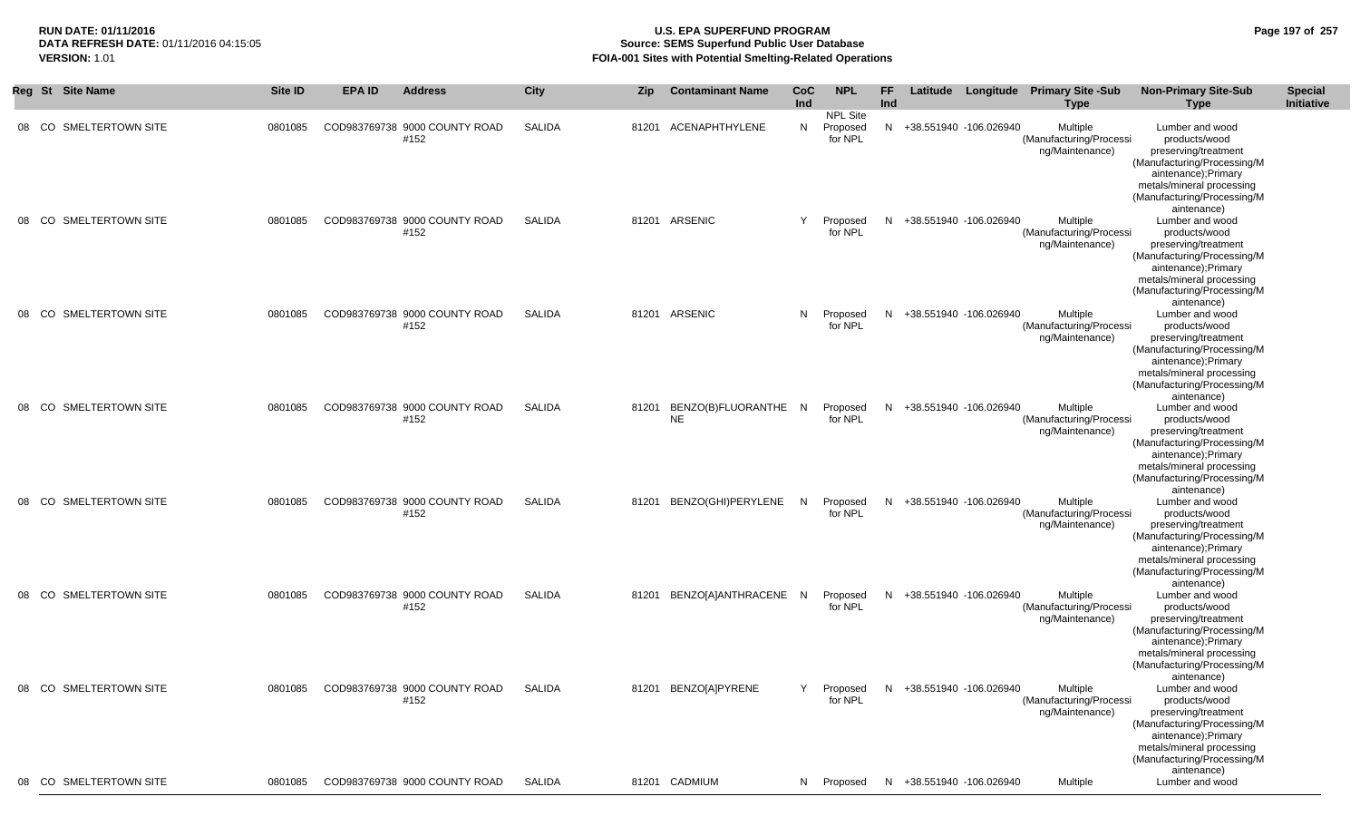**RUN DATE:** 01/11/2016
**DATA REFRESH DATE:** 01/11/2016 04:15:05
**VERSION:** 1.01

# U.S. EPA SUPERFUND PROGRAM
## Source: SEMS Superfund Public User Database
## FOIA-001 Sites with Potential Smelting-Related Operations

| Reg | St | Site Name | Site ID | EPA ID | Address | City | Zip | Contaminant Name | CoC Ind | NPL | FF Ind | Latitude | Longitude | Primary Site -Sub Type | Non-Primary Site-Sub Type | Special Initiative |
|---|---|---|---|---|---|---|---|---|---|---|---|---|---|---|---|---|
| 08 | CO | SMELTERTOWN SITE | 0801085 | COD983769738 | 9000 COUNTY ROAD #152 | SALIDA | 81201 | ACENAPHTHYLENE | N | NPL Site Proposed for NPL | N | +38.551940 | -106.026940 | Multiple (Manufacturing/Processing/Maintenance) | Lumber and wood products/wood preserving/treatment (Manufacturing/Processing/Maintenance);Primary metals/mineral processing (Manufacturing/Processing/Maintenance) | |
| 08 | CO | SMELTERTOWN SITE | 0801085 | COD983769738 | 9000 COUNTY ROAD #152 | SALIDA | 81201 | ARSENIC | Y | Proposed for NPL | N | +38.551940 | -106.026940 | Multiple (Manufacturing/Processing/Maintenance) | Lumber and wood products/wood preserving/treatment (Manufacturing/Processing/Maintenance);Primary metals/mineral processing (Manufacturing/Processing/Maintenance) | |
| 08 | CO | SMELTERTOWN SITE | 0801085 | COD983769738 | 9000 COUNTY ROAD #152 | SALIDA | 81201 | ARSENIC | N | Proposed for NPL | N | +38.551940 | -106.026940 | Multiple (Manufacturing/Processing/Maintenance) | Lumber and wood products/wood preserving/treatment (Manufacturing/Processing/Maintenance);Primary metals/mineral processing (Manufacturing/Processing/Maintenance) | |
| 08 | CO | SMELTERTOWN SITE | 0801085 | COD983769738 | 9000 COUNTY ROAD #152 | SALIDA | 81201 | BENZO(B)FLUORANTHENE | N | Proposed for NPL | N | +38.551940 | -106.026940 | Multiple (Manufacturing/Processing/Maintenance) | Lumber and wood products/wood preserving/treatment (Manufacturing/Processing/Maintenance);Primary metals/mineral processing (Manufacturing/Processing/Maintenance) | |
| 08 | CO | SMELTERTOWN SITE | 0801085 | COD983769738 | 9000 COUNTY ROAD #152 | SALIDA | 81201 | BENZO(GHI)PERYLENE | N | Proposed for NPL | N | +38.551940 | -106.026940 | Multiple (Manufacturing/Processing/Maintenance) | Lumber and wood products/wood preserving/treatment (Manufacturing/Processing/Maintenance);Primary metals/mineral processing (Manufacturing/Processing/Maintenance) | |
| 08 | CO | SMELTERTOWN SITE | 0801085 | COD983769738 | 9000 COUNTY ROAD #152 | SALIDA | 81201 | BENZO[A]ANTHRACENE | N | Proposed for NPL | N | +38.551940 | -106.026940 | Multiple (Manufacturing/Processing/Maintenance) | Lumber and wood products/wood preserving/treatment (Manufacturing/Processing/Maintenance);Primary metals/mineral processing (Manufacturing/Processing/Maintenance) | |
| 08 | CO | SMELTERTOWN SITE | 0801085 | COD983769738 | 9000 COUNTY ROAD #152 | SALIDA | 81201 | BENZO[A]PYRENE | Y | Proposed for NPL | N | +38.551940 | -106.026940 | Multiple (Manufacturing/Processing/Maintenance) | Lumber and wood products/wood preserving/treatment (Manufacturing/Processing/Maintenance);Primary metals/mineral processing (Manufacturing/Processing/Maintenance) | |
| 08 | CO | SMELTERTOWN SITE | 0801085 | COD983769738 | 9000 COUNTY ROAD | SALIDA | 81201 | CADMIUM | N | Proposed | N | +38.551940 | -106.026940 | Multiple | Lumber and wood | |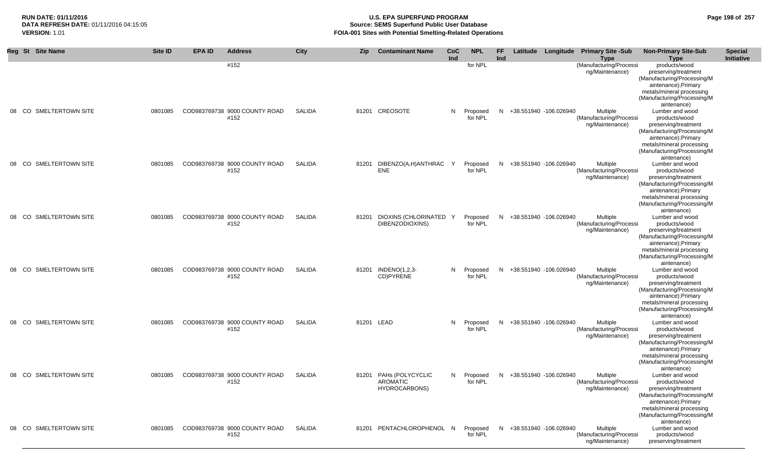| Reg | St | Site Name | Site ID | EPA ID | Address | City | Zip | Contaminant Name | CoC Ind | NPL | FF Ind | Latitude | Longitude | Primary Site -Sub Type | Non-Primary Site-Sub Type | Special Initiative |
|---|---|---|---|---|---|---|---|---|---|---|---|---|---|---|---|---|
| | | | | | #152 | | | | | for NPL | | | | (Manufacturing/Processing/Maintenance) | products/wood preserving/treatment (Manufacturing/Processing/Maintenance);Primary metals/mineral processing (Manufacturing/Processing/Maintenance) | |
| 08 | CO | SMELTERTOWN SITE | 0801085 | COD983769738 | 9000 COUNTY ROAD #152 | SALIDA | 81201 | CREOSOTE | N | Proposed for NPL | N | +38.551940 | -106.026940 | Multiple (Manufacturing/Processing/Maintenance) | Lumber and wood products/wood preserving/treatment (Manufacturing/Processing/Maintenance);Primary metals/mineral processing (Manufacturing/Processing/Maintenance) | |
| 08 | CO | SMELTERTOWN SITE | 0801085 | COD983769738 | 9000 COUNTY ROAD #152 | SALIDA | 81201 | DIBENZO(A,H)ANTHRACENE | Y | Proposed for NPL | N | +38.551940 | -106.026940 | Multiple (Manufacturing/Processing/Maintenance) | Lumber and wood products/wood preserving/treatment (Manufacturing/Processing/Maintenance);Primary metals/mineral processing (Manufacturing/Processing/Maintenance) | |
| 08 | CO | SMELTERTOWN SITE | 0801085 | COD983769738 | 9000 COUNTY ROAD #152 | SALIDA | 81201 | DIOXINS (CHLORINATED DIBENZODIOXINS) | Y | Proposed for NPL | N | +38.551940 | -106.026940 | Multiple (Manufacturing/Processing/Maintenance) | Lumber and wood products/wood preserving/treatment (Manufacturing/Processing/Maintenance);Primary metals/mineral processing (Manufacturing/Processing/Maintenance) | |
| 08 | CO | SMELTERTOWN SITE | 0801085 | COD983769738 | 9000 COUNTY ROAD #152 | SALIDA | 81201 | INDENO(1,2,3-CD)PYRENE | N | Proposed for NPL | N | +38.551940 | -106.026940 | Multiple (Manufacturing/Processing/Maintenance) | Lumber and wood products/wood preserving/treatment (Manufacturing/Processing/Maintenance);Primary metals/mineral processing (Manufacturing/Processing/Maintenance) | |
| 08 | CO | SMELTERTOWN SITE | 0801085 | COD983769738 | 9000 COUNTY ROAD #152 | SALIDA | 81201 | LEAD | N | Proposed for NPL | N | +38.551940 | -106.026940 | Multiple (Manufacturing/Processing/Maintenance) | Lumber and wood products/wood preserving/treatment (Manufacturing/Processing/Maintenance);Primary metals/mineral processing (Manufacturing/Processing/Maintenance) | |
| 08 | CO | SMELTERTOWN SITE | 0801085 | COD983769738 | 9000 COUNTY ROAD #152 | SALIDA | 81201 | PAHs (POLYCYCLIC AROMATIC HYDROCARBONS) | N | Proposed for NPL | N | +38.551940 | -106.026940 | Multiple (Manufacturing/Processing/Maintenance) | Lumber and wood products/wood preserving/treatment (Manufacturing/Processing/Maintenance);Primary metals/mineral processing (Manufacturing/Processing/Maintenance) | |
| 08 | CO | SMELTERTOWN SITE | 0801085 | COD983769738 | 9000 COUNTY ROAD #152 | SALIDA | 81201 | PENTACHLOROPHENOL | N | Proposed for NPL | N | +38.551940 | -106.026940 | Multiple (Manufacturing/Processing/Maintenance) | Lumber and wood products/wood preserving/treatment | |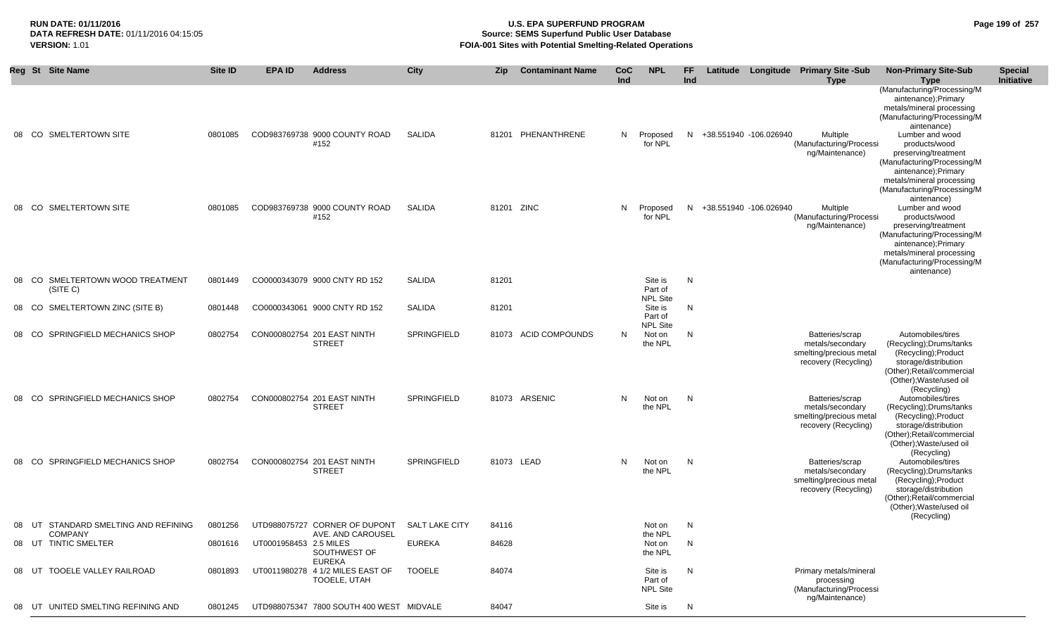| Reg | St | Site Name | Site ID | EPA ID | Address | City | Zip | Contaminant Name | CoC Ind | NPL | FF Ind | Latitude | Longitude | Primary Site -Sub Type | Non-Primary Site-Sub Type | Special Initiative |
|---|---|---|---|---|---|---|---|---|---|---|---|---|---|---|---|---|
| | | | | | | | | | | | | | | | (Manufacturing/Processing/Maintenance);Primary metals/mineral processing (Manufacturing/Processing/Maintenance) | |
| 08 | CO | SMELTERTOWN SITE | 0801085 | COD983769738 | 9000 COUNTY ROAD #152 | SALIDA | 81201 | PHENANTHRENE | N | Proposed for NPL | N | +38.551940 | -106.026940 | Multiple (Manufacturing/Processing/Maintenance) | Lumber and wood products/wood preserving/treatment (Manufacturing/Processing/Maintenance);Primary metals/mineral processing (Manufacturing/Processing/Maintenance) | |
| 08 | CO | SMELTERTOWN SITE | 0801085 | COD983769738 | 9000 COUNTY ROAD #152 | SALIDA | 81201 | ZINC | N | Proposed for NPL | N | +38.551940 | -106.026940 | Multiple (Manufacturing/Processing/Maintenance) | Lumber and wood products/wood preserving/treatment (Manufacturing/Processing/Maintenance);Primary metals/mineral processing (Manufacturing/Processing/Maintenance) | |
| 08 | CO | SMELTERTOWN WOOD TREATMENT (SITE C) | 0801449 | CO0000343079 | 9000 CNTY RD 152 | SALIDA | 81201 | | | Site is Part of NPL Site | N | | | | | |
| 08 | CO | SMELTERTOWN ZINC (SITE B) | 0801448 | CO0000343061 | 9000 CNTY RD 152 | SALIDA | 81201 | | | Site is Part of NPL Site | N | | | | | |
| 08 | CO | SPRINGFIELD MECHANICS SHOP | 0802754 | CON000802754 | 201 EAST NINTH STREET | SPRINGFIELD | 81073 | ACID COMPOUNDS | N | Not on the NPL | N | | | Batteries/scrap metals/secondary smelting/precious metal recovery (Recycling) | Automobiles/tires (Recycling);Drums/tanks (Recycling);Product storage/distribution (Other);Retail/commercial (Other);Waste/used oil (Recycling) | |
| 08 | CO | SPRINGFIELD MECHANICS SHOP | 0802754 | CON000802754 | 201 EAST NINTH STREET | SPRINGFIELD | 81073 | ARSENIC | N | Not on the NPL | N | | | Batteries/scrap metals/secondary smelting/precious metal recovery (Recycling) | Automobiles/tires (Recycling);Drums/tanks (Recycling);Product storage/distribution (Other);Retail/commercial (Other);Waste/used oil (Recycling) | |
| 08 | CO | SPRINGFIELD MECHANICS SHOP | 0802754 | CON000802754 | 201 EAST NINTH STREET | SPRINGFIELD | 81073 | LEAD | N | Not on the NPL | N | | | Batteries/scrap metals/secondary smelting/precious metal recovery (Recycling) | Automobiles/tires (Recycling);Drums/tanks (Recycling);Product storage/distribution (Other);Retail/commercial (Other);Waste/used oil (Recycling) | |
| 08 | UT | STANDARD SMELTING AND REFINING COMPANY | 0801256 | UTD988075727 | CORNER OF DUPONT AVE. AND CAROUSEL | SALT LAKE CITY | 84116 | | | Not on the NPL | N | | | | | |
| 08 | UT | TINTIC SMELTER | 0801616 | UT0001958453 | 2.5 MILES SOUTHWEST OF EUREKA | EUREKA | 84628 | | | Not on the NPL | N | | | | | |
| 08 | UT | TOOELE VALLEY RAILROAD | 0801893 | UT0011980278 | 4 1/2 MILES EAST OF TOOELE, UTAH | TOOELE | 84074 | | | Site is Part of NPL Site | N | | | Primary metals/mineral processing (Manufacturing/Processing/Maintenance) | | |
| 08 | UT | UNITED SMELTING REFINING AND | 0801245 | UTD988075347 | 7800 SOUTH 400 WEST | MIDVALE | 84047 | | | Site is | N | | | | | |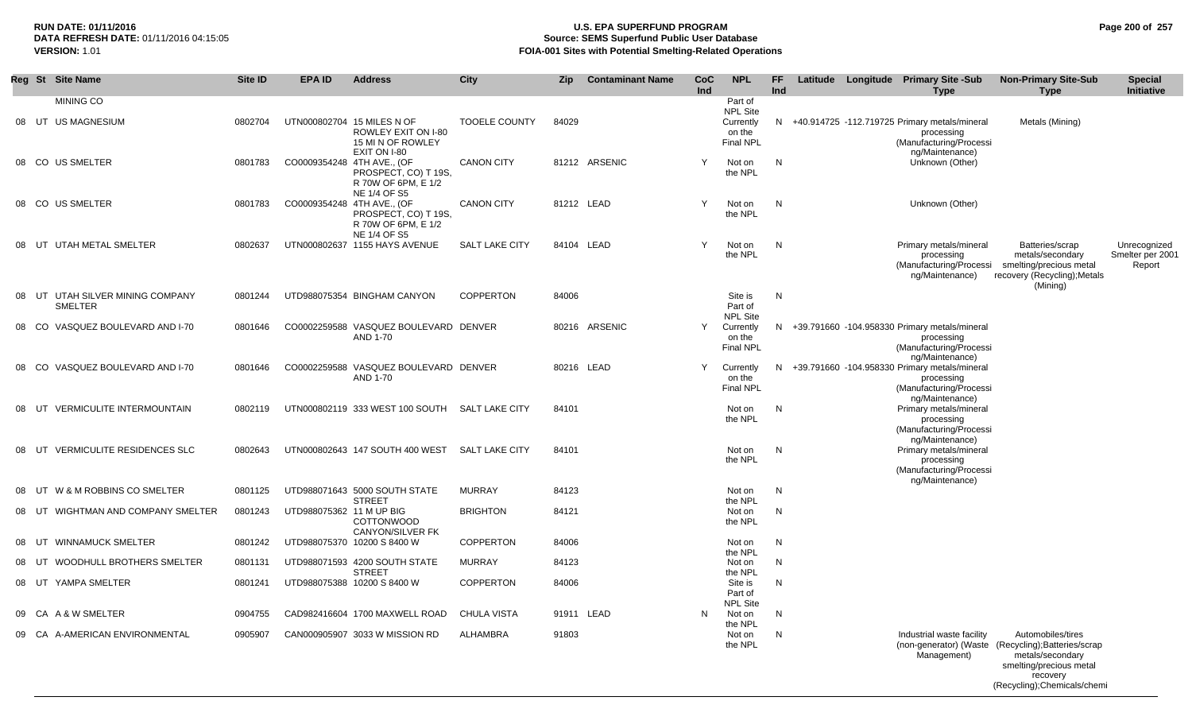| Reg | St | Site Name | Site ID | EPA ID | Address | City | Zip | Contaminant Name | CoC Ind | NPL | FF Ind | Latitude | Longitude | Primary Site -Sub Type | Non-Primary Site-Sub Type | Special Initiative |
|---|---|---|---|---|---|---|---|---|---|---|---|---|---|---|---|---|
| | | MINING CO | | | | | | | | Part of NPL Site | | | | | | |
| 08 | UT | US MAGNESIUM | 0802704 | UTN000802704 | 15 MILES N OF ROWLEY EXIT ON I-80 15 MI N OF ROWLEY EXIT ON I-80 | TOOELE COUNTY | 84029 | | | Currently on the Final NPL | N | +40.914725 | -112.719725 | Primary metals/mineral processing (Manufacturing/Processing/Maintenance) | Metals (Mining) | |
| 08 | CO | US SMELTER | 0801783 | CO0009354248 | 4TH AVE., (OF PROSPECT, CO) T 19S, R 70W OF 6PM, E 1/2 NE 1/4 OF S5 | CANON CITY | 81212 | ARSENIC | Y | Not on the NPL | N | | | Unknown (Other) | | |
| 08 | CO | US SMELTER | 0801783 | CO0009354248 | 4TH AVE., (OF PROSPECT, CO) T 19S, R 70W OF 6PM, E 1/2 NE 1/4 OF S5 | CANON CITY | 81212 | LEAD | Y | Not on the NPL | N | | | Unknown (Other) | | |
| 08 | UT | UTAH METAL SMELTER | 0802637 | UTN000802637 | 1155 HAYS AVENUE | SALT LAKE CITY | 84104 | LEAD | Y | Not on the NPL | N | | | Primary metals/mineral processing (Manufacturing/Processing/Maintenance) | Batteries/scrap metals/secondary smelting/precious metal recovery (Recycling);Metals (Mining) | Unrecognized Smelter per 2001 Report |
| 08 | UT | UTAH SILVER MINING COMPANY SMELTER | 0801244 | UTD988075354 | BINGHAM CANYON | COPPERTON | 84006 | | | Site is Part of NPL Site | N | | | | | |
| 08 | CO | VASQUEZ BOULEVARD AND I-70 | 0801646 | CO0002259588 | VASQUEZ BOULEVARD AND 1-70 | DENVER | 80216 | ARSENIC | Y | Currently on the Final NPL | N | +39.791660 | -104.958330 | Primary metals/mineral processing (Manufacturing/Processing/Maintenance) | | |
| 08 | CO | VASQUEZ BOULEVARD AND I-70 | 0801646 | CO0002259588 | VASQUEZ BOULEVARD AND 1-70 | DENVER | 80216 | LEAD | Y | Currently on the Final NPL | N | +39.791660 | -104.958330 | Primary metals/mineral processing (Manufacturing/Processing/Maintenance) | | |
| 08 | UT | VERMICULITE INTERMOUNTAIN | 0802119 | UTN000802119 | 333 WEST 100 SOUTH | SALT LAKE CITY | 84101 | | | Not on the NPL | N | | | Primary metals/mineral processing (Manufacturing/Processing/Maintenance) | | |
| 08 | UT | VERMICULITE RESIDENCES SLC | 0802643 | UTN000802643 | 147 SOUTH 400 WEST | SALT LAKE CITY | 84101 | | | Not on the NPL | N | | | Primary metals/mineral processing (Manufacturing/Processing/Maintenance) | | |
| 08 | UT | W & M ROBBINS CO SMELTER | 0801125 | UTD988071643 | 5000 SOUTH STATE STREET | MURRAY | 84123 | | | Not on the NPL | N | | | | | |
| 08 | UT | WIGHTMAN AND COMPANY SMELTER | 0801243 | UTD988075362 | 11 M UP BIG COTTONWOOD CANYON/SILVER FK | BRIGHTON | 84121 | | | Not on the NPL | N | | | | | |
| 08 | UT | WINNAMUCK SMELTER | 0801242 | UTD988075370 | 10200 S 8400 W | COPPERTON | 84006 | | | Not on the NPL | N | | | | | |
| 08 | UT | WOODHULL BROTHERS SMELTER | 0801131 | UTD988071593 | 4200 SOUTH STATE STREET | MURRAY | 84123 | | | Not on the NPL | N | | | | | |
| 08 | UT | YAMPA SMELTER | 0801241 | UTD988075388 | 10200 S 8400 W | COPPERTON | 84006 | | | Site is Part of NPL Site | N | | | | | |
| 09 | CA | A & W SMELTER | 0904755 | CAD982416604 | 1700 MAXWELL ROAD | CHULA VISTA | 91911 | LEAD | N | Not on the NPL | N | | | | | |
| 09 | CA | A-AMERICAN ENVIRONMENTAL | 0905907 | CAN000905907 | 3033 W MISSION RD | ALHAMBRA | 91803 | | | Not on the NPL | N | | | Industrial waste facility (non-generator) (Waste Management) | Automobiles/tires (Recycling);Batteries/scrap metals/secondary smelting/precious metal recovery (Recycling);Chemicals/chemi | |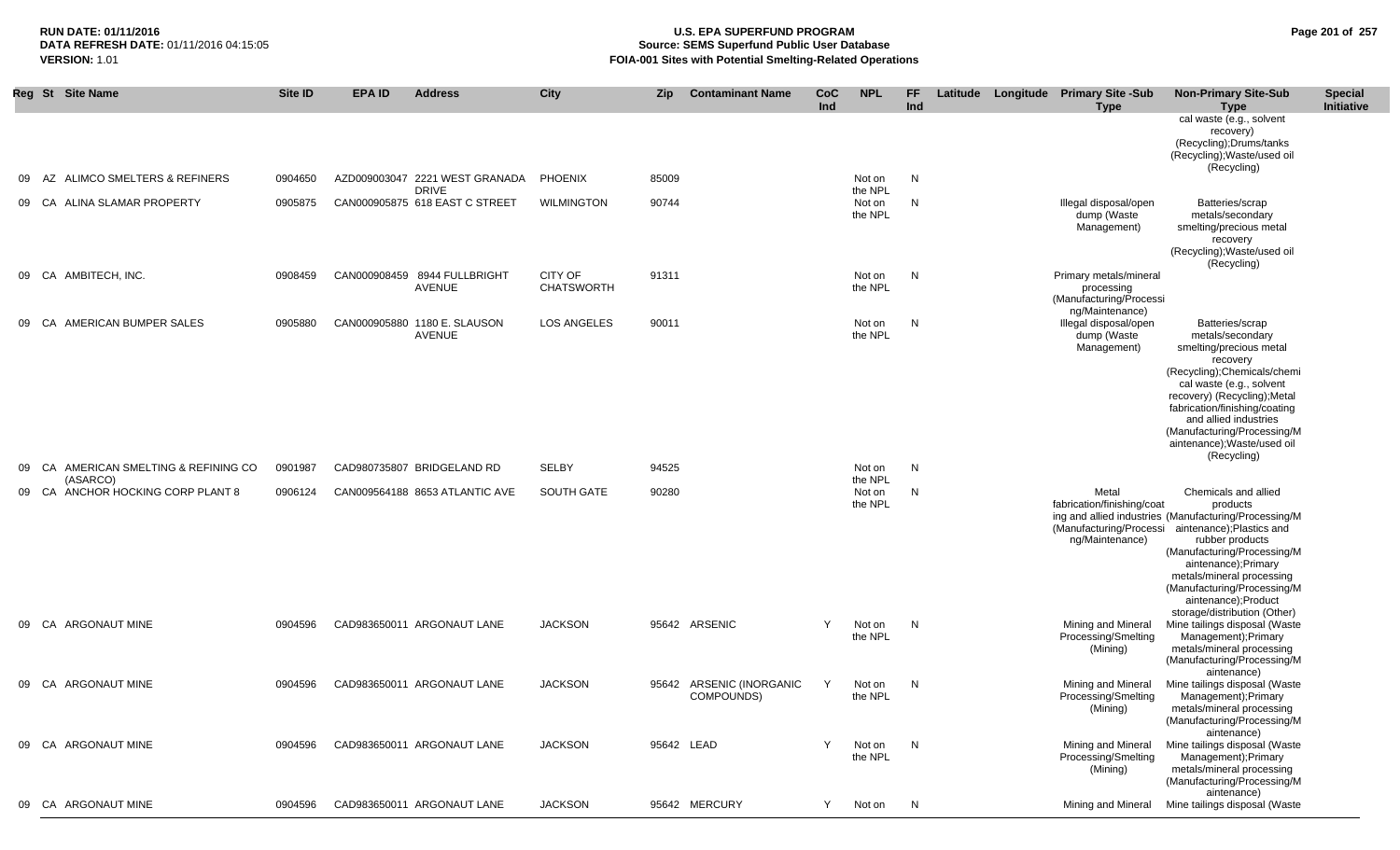**RUN DATE:** 01/11/2016
**DATA REFRESH DATE:** 01/11/2016 04:15:05
**VERSION:** 1.01

# U.S. EPA SUPERFUND PROGRAM
## Source: SEMS Superfund Public User Database
## FOIA-001 Sites with Potential Smelting-Related Operations

| Reg | St | Site Name | Site ID | EPA ID | Address | City | Zip | Contaminant Name | CoC Ind | NPL | FF Ind | Latitude | Longitude | Primary Site -Sub Type | Non-Primary Site-Sub Type | Special Initiative |
|---|---|---|---|---|---|---|---|---|---|---|---|---|---|---|---|---|
| | | | | | | | | | | | | | | | cal waste (e.g., solvent recovery) (Recycling);Drums/tanks (Recycling);Waste/used oil (Recycling) | |
| 09 | AZ | ALIMCO SMELTERS & REFINERS | 0904650 | AZD009003047 | 2221 WEST GRANADA DRIVE | PHOENIX | 85009 | | | Not on the NPL | N | | | | | |
| 09 | CA | ALINA SLAMAR PROPERTY | 0905875 | CAN000905875 | 618 EAST C STREET | WILMINGTON | 90744 | | | Not on the NPL | N | | | Illegal disposal/open dump (Waste Management) | Batteries/scrap metals/secondary smelting/precious metal recovery (Recycling);Waste/used oil (Recycling) | |
| 09 | CA | AMBITECH, INC. | 0908459 | CAN000908459 | 8944 FULLBRIGHT AVENUE | CITY OF CHATSWORTH | 91311 | | | Not on the NPL | N | | | Primary metals/mineral processing (Manufacturing/Processing/Maintenance) | | |
| 09 | CA | AMERICAN BUMPER SALES | 0905880 | CAN000905880 | 1180 E. SLAUSON AVENUE | LOS ANGELES | 90011 | | | Not on the NPL | N | | | Illegal disposal/open dump (Waste Management) | Batteries/scrap metals/secondary smelting/precious metal recovery (Recycling);Chemicals/chemical waste (e.g., solvent recovery) (Recycling);Metal fabrication/finishing/coating and allied industries (Manufacturing/Processing/Maintenance);Waste/used oil (Recycling) | |
| 09 | CA | AMERICAN SMELTING & REFINING CO (ASARCO) | 0901987 | CAD980735807 | BRIDGELAND RD | SELBY | 94525 | | | Not on the NPL | N | | | | | |
| 09 | CA | ANCHOR HOCKING CORP PLANT 8 | 0906124 | CAN009564188 | 8653 ATLANTIC AVE | SOUTH GATE | 90280 | | | Not on the NPL | N | | | Metal fabrication/finishing/coating and allied industries (Manufacturing/Processing/Maintenance) | Chemicals and allied products (Manufacturing/Processing/Maintenance);Plastics and rubber products (Manufacturing/Processing/Maintenance);Primary metals/mineral processing (Manufacturing/Processing/Maintenance);Product storage/distribution (Other) | |
| 09 | CA | ARGONAUT MINE | 0904596 | CAD983650011 | ARGONAUT LANE | JACKSON | 95642 | ARSENIC | Y | Not on the NPL | N | | | Mining and Mineral Processing/Smelting (Mining) | Mine tailings disposal (Waste Management);Primary metals/mineral processing (Manufacturing/Processing/Maintenance) | |
| 09 | CA | ARGONAUT MINE | 0904596 | CAD983650011 | ARGONAUT LANE | JACKSON | 95642 | ARSENIC (INORGANIC COMPOUNDS) | Y | Not on the NPL | N | | | Mining and Mineral Processing/Smelting (Mining) | Mine tailings disposal (Waste Management);Primary metals/mineral processing (Manufacturing/Processing/Maintenance) | |
| 09 | CA | ARGONAUT MINE | 0904596 | CAD983650011 | ARGONAUT LANE | JACKSON | 95642 | LEAD | Y | Not on the NPL | N | | | Mining and Mineral Processing/Smelting (Mining) | Mine tailings disposal (Waste Management);Primary metals/mineral processing (Manufacturing/Processing/Maintenance) | |
| 09 | CA | ARGONAUT MINE | 0904596 | CAD983650011 | ARGONAUT LANE | JACKSON | 95642 | MERCURY | Y | Not on | N | | | Mining and Mineral | Mine tailings disposal (Waste | |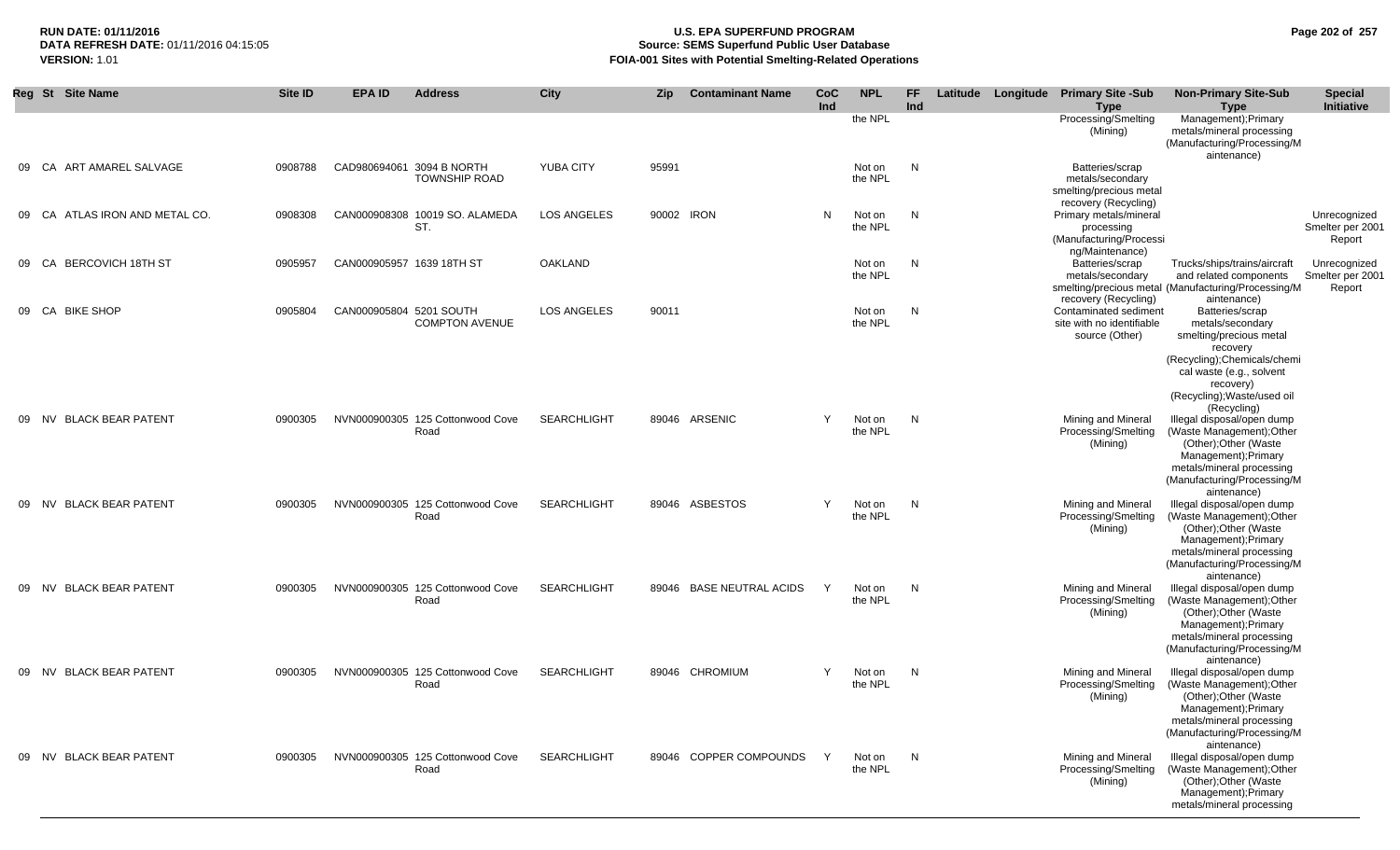| Reg | St | Site Name | Site ID | EPA ID | Address | City | Zip | Contaminant Name | CoC Ind | NPL | FF Ind | Latitude | Longitude | Primary Site -Sub Type | Non-Primary Site-Sub Type | Special Initiative |
|---|---|---|---|---|---|---|---|---|---|---|---|---|---|---|---|---|
| | | | | | | | | | | the NPL | | | | Processing/Smelting (Mining) | Management);Primary metals/mineral processing (Manufacturing/Processing/Maintenance) | |
| 09 | CA | ART AMAREL SALVAGE | 0908788 | CAD980694061 | 3094 B NORTH TOWNSHIP ROAD | YUBA CITY | 95991 | | | Not on the NPL | N | | | Batteries/scrap metals/secondary smelting/precious metal recovery (Recycling) | | |
| 09 | CA | ATLAS IRON AND METAL CO. | 0908308 | CAN000908308 | 10019 SO. ALAMEDA ST. | LOS ANGELES | 90002 | IRON | N | Not on the NPL | N | | | Primary metals/mineral processing (Manufacturing/Processing/Maintenance) | | Unrecognized Smelter per 2001 Report |
| 09 | CA | BERCOVICH 18TH ST | 0905957 | CAN000905957 | 1639 18TH ST | OAKLAND | | | | Not on the NPL | N | | | Batteries/scrap metals/secondary smelting/precious metal recovery (Recycling) | Trucks/ships/trains/aircraft and related components (Manufacturing/Processing/Maintenance) | Unrecognized Smelter per 2001 Report |
| 09 | CA | BIKE SHOP | 0905804 | CAN000905804 | 5201 SOUTH COMPTON AVENUE | LOS ANGELES | 90011 | | | Not on the NPL | N | | | Contaminated sediment site with no identifiable source (Other) | Batteries/scrap metals/secondary smelting/precious metal recovery (Recycling);Chemicals/chemical waste (e.g., solvent recovery) (Recycling);Waste/used oil (Recycling) | |
| 09 | NV | BLACK BEAR PATENT | 0900305 | NVN000900305 | 125 Cottonwood Cove Road | SEARCHLIGHT | 89046 | ARSENIC | Y | Not on the NPL | N | | | Mining and Mineral Processing/Smelting (Mining) | Illegal disposal/open dump (Waste Management);Other (Other);Other (Waste Management);Primary metals/mineral processing (Manufacturing/Processing/Maintenance) | |
| 09 | NV | BLACK BEAR PATENT | 0900305 | NVN000900305 | 125 Cottonwood Cove Road | SEARCHLIGHT | 89046 | ASBESTOS | Y | Not on the NPL | N | | | Mining and Mineral Processing/Smelting (Mining) | Illegal disposal/open dump (Waste Management);Other (Other);Other (Waste Management);Primary metals/mineral processing (Manufacturing/Processing/Maintenance) | |
| 09 | NV | BLACK BEAR PATENT | 0900305 | NVN000900305 | 125 Cottonwood Cove Road | SEARCHLIGHT | 89046 | BASE NEUTRAL ACIDS | Y | Not on the NPL | N | | | Mining and Mineral Processing/Smelting (Mining) | Illegal disposal/open dump (Waste Management);Other (Other);Other (Waste Management);Primary metals/mineral processing (Manufacturing/Processing/Maintenance) | |
| 09 | NV | BLACK BEAR PATENT | 0900305 | NVN000900305 | 125 Cottonwood Cove Road | SEARCHLIGHT | 89046 | CHROMIUM | Y | Not on the NPL | N | | | Mining and Mineral Processing/Smelting (Mining) | Illegal disposal/open dump (Waste Management);Other (Other);Other (Waste Management);Primary metals/mineral processing (Manufacturing/Processing/Maintenance) | |
| 09 | NV | BLACK BEAR PATENT | 0900305 | NVN000900305 | 125 Cottonwood Cove Road | SEARCHLIGHT | 89046 | COPPER COMPOUNDS | Y | Not on the NPL | N | | | Mining and Mineral Processing/Smelting (Mining) | Illegal disposal/open dump (Waste Management);Other (Other);Other (Waste Management);Primary metals/mineral processing | |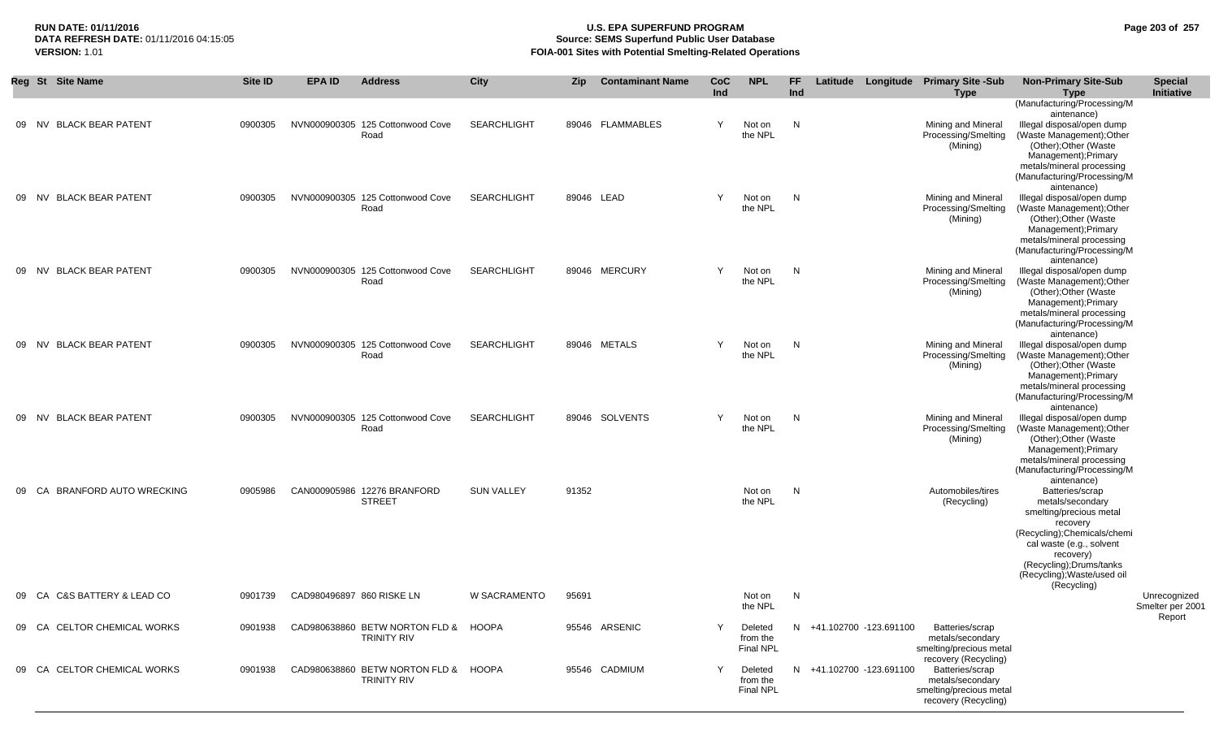| Reg | St | Site Name | Site ID | EPA ID | Address | City | Zip | Contaminant Name | CoC Ind | NPL | FF Ind | Latitude | Longitude | Primary Site -Sub Type | Non-Primary Site-Sub Type | Special Initiative |
|---|---|---|---|---|---|---|---|---|---|---|---|---|---|---|---|---|
| 09 | NV | BLACK BEAR PATENT | 0900305 | NVN000900305 | 125 Cottonwood Cove Road | SEARCHLIGHT | 89046 | FLAMMABLES | Y | Not on the NPL | N | | | Mining and Mineral Processing/Smelting (Mining) | Illegal disposal/open dump (Waste Management);Other (Other);Other (Waste Management);Primary metals/mineral processing (Manufacturing/Processing/Maintenance) | |
| 09 | NV | BLACK BEAR PATENT | 0900305 | NVN000900305 | 125 Cottonwood Cove Road | SEARCHLIGHT | 89046 | LEAD | Y | Not on the NPL | N | | | Mining and Mineral Processing/Smelting (Mining) | Illegal disposal/open dump (Waste Management);Other (Other);Other (Waste Management);Primary metals/mineral processing (Manufacturing/Processing/Maintenance) | |
| 09 | NV | BLACK BEAR PATENT | 0900305 | NVN000900305 | 125 Cottonwood Cove Road | SEARCHLIGHT | 89046 | MERCURY | Y | Not on the NPL | N | | | Mining and Mineral Processing/Smelting (Mining) | Illegal disposal/open dump (Waste Management);Other (Other);Other (Waste Management);Primary metals/mineral processing (Manufacturing/Processing/Maintenance) | |
| 09 | NV | BLACK BEAR PATENT | 0900305 | NVN000900305 | 125 Cottonwood Cove Road | SEARCHLIGHT | 89046 | METALS | Y | Not on the NPL | N | | | Mining and Mineral Processing/Smelting (Mining) | Illegal disposal/open dump (Waste Management);Other (Other);Other (Waste Management);Primary metals/mineral processing (Manufacturing/Processing/Maintenance) | |
| 09 | NV | BLACK BEAR PATENT | 0900305 | NVN000900305 | 125 Cottonwood Cove Road | SEARCHLIGHT | 89046 | SOLVENTS | Y | Not on the NPL | N | | | Mining and Mineral Processing/Smelting (Mining) | Illegal disposal/open dump (Waste Management);Other (Other);Other (Waste Management);Primary metals/mineral processing (Manufacturing/Processing/Maintenance) | |
| 09 | CA | BRANFORD AUTO WRECKING | 0905986 | CAN000905986 | 12276 BRANFORD STREET | SUN VALLEY | 91352 | | | Not on the NPL | N | | | Automobiles/tires (Recycling) | Batteries/scrap metals/secondary smelting/precious metal recovery (Recycling);Chemicals/chemical waste (e.g., solvent recovery) (Recycling);Drums/tanks (Recycling);Waste/used oil (Recycling) | |
| 09 | CA | C&S BATTERY & LEAD CO | 0901739 | CAD980496897 | 860 RISKE LN | W SACRAMENTO | 95691 | | | Not on the NPL | N | | | | | Unrecognized Smelter per 2001 Report |
| 09 | CA | CELTOR CHEMICAL WORKS | 0901938 | CAD980638860 | BETW NORTON FLD & TRINITY RIV | HOOPA | 95546 | ARSENIC | Y | Deleted from the Final NPL | N | +41.102700 | -123.691100 | Batteries/scrap metals/secondary smelting/precious metal recovery (Recycling) | | |
| 09 | CA | CELTOR CHEMICAL WORKS | 0901938 | CAD980638860 | BETW NORTON FLD & TRINITY RIV | HOOPA | 95546 | CADMIUM | Y | Deleted from the Final NPL | N | +41.102700 | -123.691100 | Batteries/scrap metals/secondary smelting/precious metal recovery (Recycling) | | |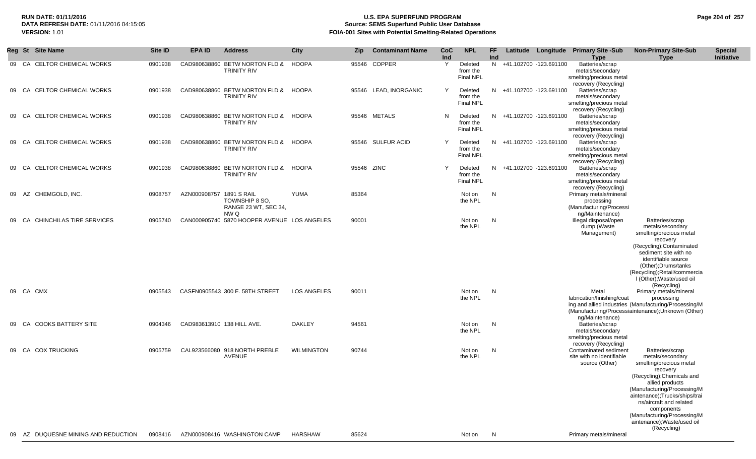**RUN DATE:** 01/11/2016
**DATA REFRESH DATE:** 01/11/2016 04:15:05
**VERSION:** 1.01

# U.S. EPA SUPERFUND PROGRAM
## Source: SEMS Superfund Public User Database
## FOIA-001 Sites with Potential Smelting-Related Operations

| Reg | St | Site Name | Site ID | EPA ID | Address | City | Zip | Contaminant Name | CoC Ind | NPL | FF Ind | Latitude | Longitude | Primary Site -Sub Type | Non-Primary Site-Sub Type | Special Initiative |
|---|---|---|---|---|---|---|---|---|---|---|---|---|---|---|---|---|
| 09 | CA | CELTOR CHEMICAL WORKS | 0901938 | CAD980638860 | BETW NORTON FLD & TRINITY RIV | HOOPA | 95546 | COPPER | Y | Deleted from the Final NPL | N | +41.102700 | -123.691100 | Batteries/scrap metals/secondary smelting/precious metal recovery (Recycling) | | |
| 09 | CA | CELTOR CHEMICAL WORKS | 0901938 | CAD980638860 | BETW NORTON FLD & TRINITY RIV | HOOPA | 95546 | LEAD, INORGANIC | Y | Deleted from the Final NPL | N | +41.102700 | -123.691100 | Batteries/scrap metals/secondary smelting/precious metal recovery (Recycling) | | |
| 09 | CA | CELTOR CHEMICAL WORKS | 0901938 | CAD980638860 | BETW NORTON FLD & TRINITY RIV | HOOPA | 95546 | METALS | N | Deleted from the Final NPL | N | +41.102700 | -123.691100 | Batteries/scrap metals/secondary smelting/precious metal recovery (Recycling) | | |
| 09 | CA | CELTOR CHEMICAL WORKS | 0901938 | CAD980638860 | BETW NORTON FLD & TRINITY RIV | HOOPA | 95546 | SULFUR ACID | Y | Deleted from the Final NPL | N | +41.102700 | -123.691100 | Batteries/scrap metals/secondary smelting/precious metal recovery (Recycling) | | |
| 09 | CA | CELTOR CHEMICAL WORKS | 0901938 | CAD980638860 | BETW NORTON FLD & TRINITY RIV | HOOPA | 95546 | ZINC | Y | Deleted from the Final NPL | N | +41.102700 | -123.691100 | Batteries/scrap metals/secondary smelting/precious metal recovery (Recycling) | | |
| 09 | AZ | CHEMGOLD, INC. | 0908757 | AZN000908757 | 1891 S RAIL TOWNSHIP 8 SO, RANGE 23 WT, SEC 34, NW Q | YUMA | 85364 | | | Not on the NPL | N | | | Primary metals/mineral processing (Manufacturing/Processing/Maintenance) | | |
| 09 | CA | CHINCHILAS TIRE SERVICES | 0905740 | CAN000905740 | 5870 HOOPER AVENUE | LOS ANGELES | 90001 | | | Not on the NPL | N | | | Illegal disposal/open dump (Waste Management) | Batteries/scrap metals/secondary smelting/precious metal recovery (Recycling);Contaminated sediment site with no identifiable source (Other);Drums/tanks (Recycling);Retail/commercial (Other);Waste/used oil (Recycling) | |
| 09 | CA | CMX | 0905543 | CASFN0905543 | 300 E. 58TH STREET | LOS ANGELES | 90011 | | | Not on the NPL | N | | | Metal fabrication/finishing/coating and allied industries (Manufacturing/Processing/Maintenance) | Primary metals/mineral processing (Manufacturing/Processing/Maintenance);Unknown (Other) | |
| 09 | CA | COOKS BATTERY SITE | 0904346 | CAD983613910 | 138 HILL AVE. | OAKLEY | 94561 | | | Not on the NPL | N | | | Batteries/scrap metals/secondary smelting/precious metal recovery (Recycling) | | |
| 09 | CA | COX TRUCKING | 0905759 | CAL923566080 | 918 NORTH PREBLE AVENUE | WILMINGTON | 90744 | | | Not on the NPL | N | | | Contaminated sediment site with no identifiable source (Other) | Batteries/scrap metals/secondary smelting/precious metal recovery (Recycling);Chemicals and allied products (Manufacturing/Processing/Maintenance);Trucks/ships/trains/aircraft and related components (Manufacturing/Processing/Maintenance);Waste/used oil (Recycling) | |
| 09 | AZ | DUQUESNE MINING AND REDUCTION | 0908416 | AZN000908416 | WASHINGTON CAMP | HARSHAW | 85624 | | | Not on | N | | | Primary metals/mineral | | |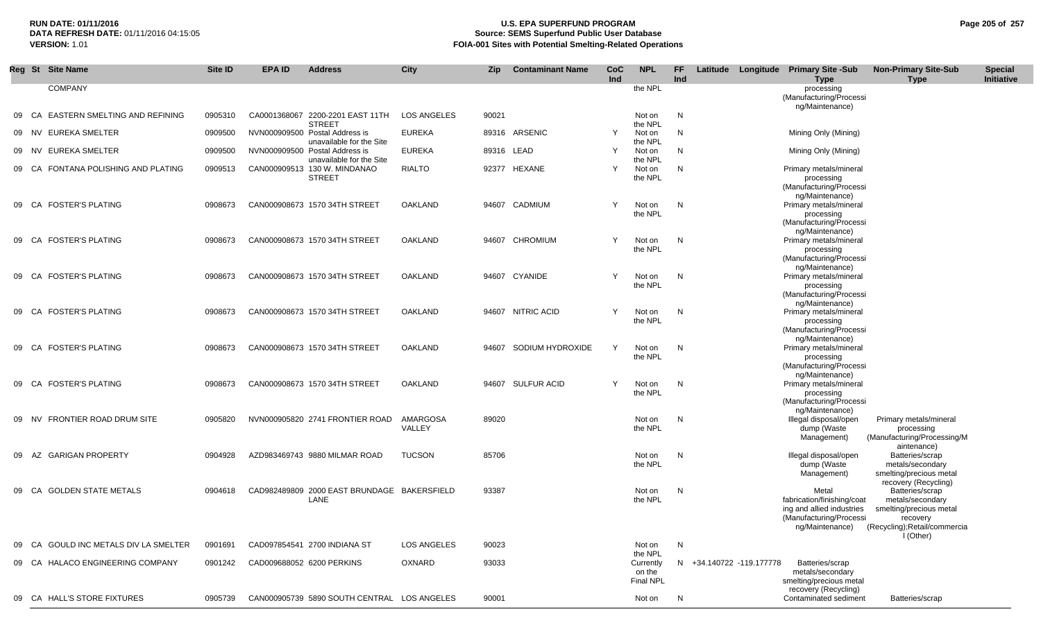| Reg | St | Site Name | Site ID | EPA ID | Address | City | Zip | Contaminant Name | CoC Ind | NPL | FF Ind | Latitude | Longitude | Primary Site -Sub Type | Non-Primary Site-Sub Type | Special Initiative |
|---|---|---|---|---|---|---|---|---|---|---|---|---|---|---|---|---|
| | | COMPANY | | | | | | | | the NPL | | | | processing (Manufacturing/Processing/Maintenance) | | |
| 09 | CA | EASTERN SMELTING AND REFINING | 0905310 | CA0001368067 | 2200-2201 EAST 11TH STREET | LOS ANGELES | 90021 | | | Not on the NPL | N | | | | | |
| 09 | NV | EUREKA SMELTER | 0909500 | NVN000909500 | Postal Address is unavailable for the Site | EUREKA | 89316 | ARSENIC | Y | Not on the NPL | N | | | Mining Only (Mining) | | |
| 09 | NV | EUREKA SMELTER | 0909500 | NVN000909500 | Postal Address is unavailable for the Site | EUREKA | 89316 | LEAD | Y | Not on the NPL | N | | | Mining Only (Mining) | | |
| 09 | CA | FONTANA POLISHING AND PLATING | 0909513 | CAN000909513 | 130 W. MINDANAO STREET | RIALTO | 92377 | HEXANE | Y | Not on the NPL | N | | | Primary metals/mineral processing (Manufacturing/Processing/Maintenance) | | |
| 09 | CA | FOSTER'S PLATING | 0908673 | CAN000908673 | 1570 34TH STREET | OAKLAND | 94607 | CADMIUM | Y | Not on the NPL | N | | | Primary metals/mineral processing (Manufacturing/Processing/Maintenance) | | |
| 09 | CA | FOSTER'S PLATING | 0908673 | CAN000908673 | 1570 34TH STREET | OAKLAND | 94607 | CHROMIUM | Y | Not on the NPL | N | | | Primary metals/mineral processing (Manufacturing/Processing/Maintenance) | | |
| 09 | CA | FOSTER'S PLATING | 0908673 | CAN000908673 | 1570 34TH STREET | OAKLAND | 94607 | CYANIDE | Y | Not on the NPL | N | | | Primary metals/mineral processing (Manufacturing/Processing/Maintenance) | | |
| 09 | CA | FOSTER'S PLATING | 0908673 | CAN000908673 | 1570 34TH STREET | OAKLAND | 94607 | NITRIC ACID | Y | Not on the NPL | N | | | Primary metals/mineral processing (Manufacturing/Processing/Maintenance) | | |
| 09 | CA | FOSTER'S PLATING | 0908673 | CAN000908673 | 1570 34TH STREET | OAKLAND | 94607 | SODIUM HYDROXIDE | Y | Not on the NPL | N | | | Primary metals/mineral processing (Manufacturing/Processing/Maintenance) | | |
| 09 | CA | FOSTER'S PLATING | 0908673 | CAN000908673 | 1570 34TH STREET | OAKLAND | 94607 | SULFUR ACID | Y | Not on the NPL | N | | | Primary metals/mineral processing (Manufacturing/Processing/Maintenance) | | |
| 09 | NV | FRONTIER ROAD DRUM SITE | 0905820 | NVN000905820 | 2741 FRONTIER ROAD | AMARGOSA VALLEY | 89020 | | | Not on the NPL | N | | | Illegal disposal/open dump (Waste Management) | Primary metals/mineral processing (Manufacturing/Processing/Maintenance) | |
| 09 | AZ | GARIGAN PROPERTY | 0904928 | AZD983469743 | 9880 MILMAR ROAD | TUCSON | 85706 | | | Not on the NPL | N | | | Illegal disposal/open dump (Waste Management) | Batteries/scrap metals/secondary smelting/precious metal recovery (Recycling) | |
| 09 | CA | GOLDEN STATE METALS | 0904618 | CAD982489809 | 2000 EAST BRUNDAGE LANE | BAKERSFIELD | 93387 | | | Not on the NPL | N | | | Metal fabrication/finishing/coating and allied industries (Manufacturing/Processing/Maintenance) | Batteries/scrap metals/secondary smelting/precious metal recovery (Recycling);Retail/commercial (Other) | |
| 09 | CA | GOULD INC METALS DIV LA SMELTER | 0901691 | CAD097854541 | 2700 INDIANA ST | LOS ANGELES | 90023 | | | Not on the NPL | N | | | | | |
| 09 | CA | HALACO ENGINEERING COMPANY | 0901242 | CAD009688052 | 6200 PERKINS | OXNARD | 93033 | | | Currently on the Final NPL | N | +34.140722 | -119.177778 | Batteries/scrap metals/secondary smelting/precious metal recovery (Recycling) | | |
| 09 | CA | HALL'S STORE FIXTURES | 0905739 | CAN000905739 | 5890 SOUTH CENTRAL | LOS ANGELES | 90001 | | | Not on | N | | | Contaminated sediment | Batteries/scrap | |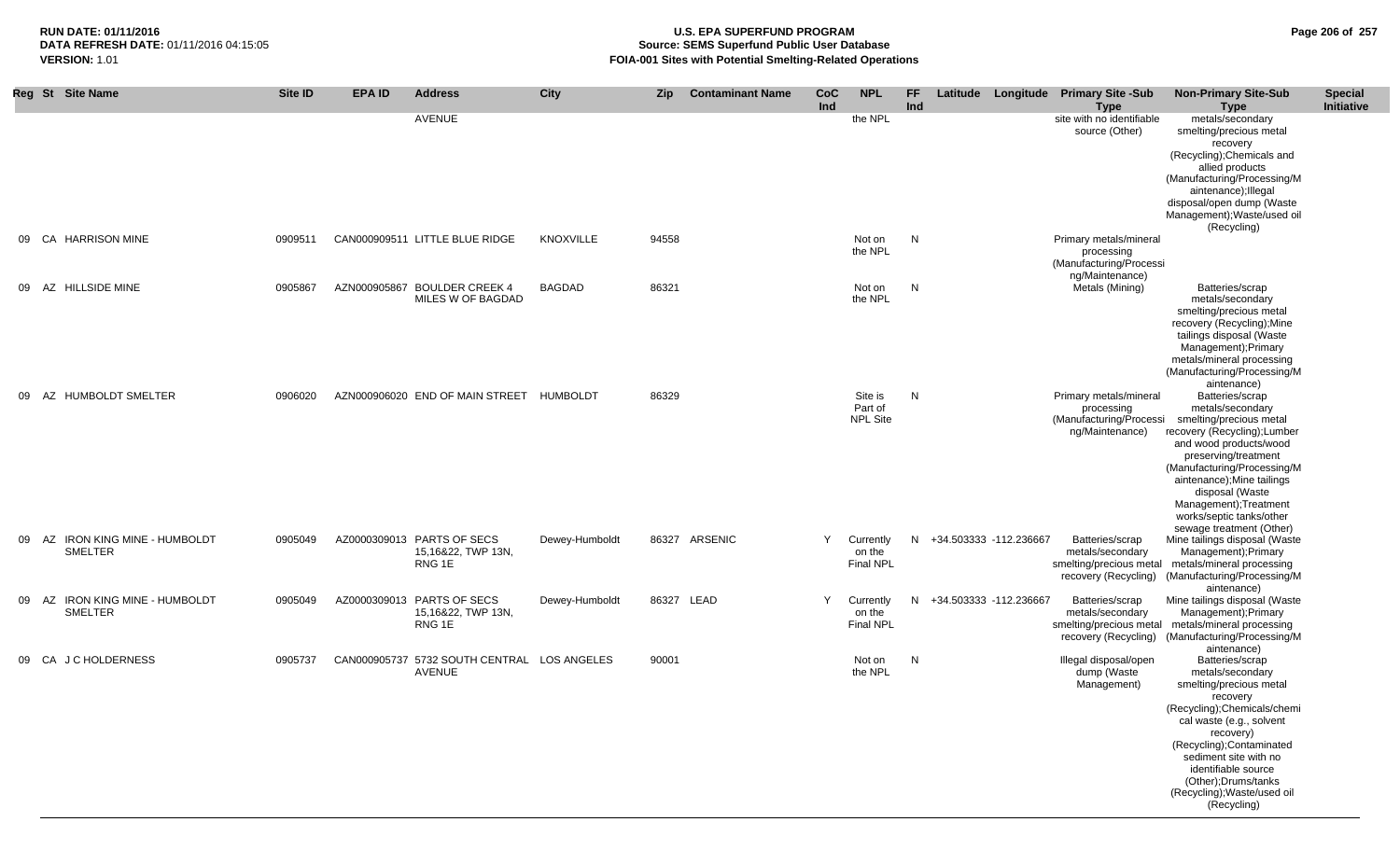| Reg | St | Site Name | Site ID | EPA ID | Address | City | Zip | Contaminant Name | CoC Ind | NPL | FF Ind | Latitude | Longitude | Primary Site -Sub Type | Non-Primary Site-Sub Type | Special Initiative |
|---|---|---|---|---|---|---|---|---|---|---|---|---|---|---|---|---|
| | | | | | AVENUE | | | | | the NPL | | | | site with no identifiable source (Other) | metals/secondary smelting/precious metal recovery (Recycling);Chemicals and allied products (Manufacturing/Processing/Maintenance);Illegal disposal/open dump (Waste Management);Waste/used oil (Recycling) | |
| 09 | CA | HARRISON MINE | 0909511 | CAN000909511 | LITTLE BLUE RIDGE | KNOXVILLE | 94558 | | | Not on the NPL | N | | | Primary metals/mineral processing (Manufacturing/Processing/Maintenance) | | |
| 09 | AZ | HILLSIDE MINE | 0905867 | AZN000905867 | BOULDER CREEK 4 MILES W OF BAGDAD | BAGDAD | 86321 | | | Not on the NPL | N | | | Metals (Mining) | Batteries/scrap metals/secondary smelting/precious metal recovery (Recycling);Mine tailings disposal (Waste Management);Primary metals/mineral processing (Manufacturing/Processing/Maintenance) | |
| 09 | AZ | HUMBOLDT SMELTER | 0906020 | AZN000906020 | END OF MAIN STREET | HUMBOLDT | 86329 | | | Site is Part of NPL Site | N | | | Primary metals/mineral processing (Manufacturing/Processing/Maintenance) | Batteries/scrap metals/secondary smelting/precious metal recovery (Recycling);Lumber and wood products/wood preserving/treatment (Manufacturing/Processing/Maintenance);Mine tailings disposal (Waste Management);Treatment works/septic tanks/other sewage treatment (Other) | |
| 09 | AZ | IRON KING MINE - HUMBOLDT SMELTER | 0905049 | AZ0000309013 | PARTS OF SECS 15,16&22, TWP 13N, RNG 1E | Dewey-Humboldt | 86327 | ARSENIC | Y | Currently on the Final NPL | N | +34.503333 | -112.236667 | Batteries/scrap metals/secondary smelting/precious metal recovery (Recycling) | Mine tailings disposal (Waste Management);Primary metals/mineral processing (Manufacturing/Processing/Maintenance) | |
| 09 | AZ | IRON KING MINE - HUMBOLDT SMELTER | 0905049 | AZ0000309013 | PARTS OF SECS 15,16&22, TWP 13N, RNG 1E | Dewey-Humboldt | 86327 | LEAD | Y | Currently on the Final NPL | N | +34.503333 | -112.236667 | Batteries/scrap metals/secondary smelting/precious metal recovery (Recycling) | Mine tailings disposal (Waste Management);Primary metals/mineral processing (Manufacturing/Processing/Maintenance) | |
| 09 | CA | J C HOLDERNESS | 0905737 | CAN000905737 | 5732 SOUTH CENTRAL AVENUE | LOS ANGELES | 90001 | | | Not on the NPL | N | | | Illegal disposal/open dump (Waste Management) | Batteries/scrap metals/secondary smelting/precious metal recovery (Recycling);Chemicals/chemical waste (e.g., solvent recovery) (Recycling);Contaminated sediment site with no identifiable source (Other);Drums/tanks (Recycling);Waste/used oil (Recycling) | |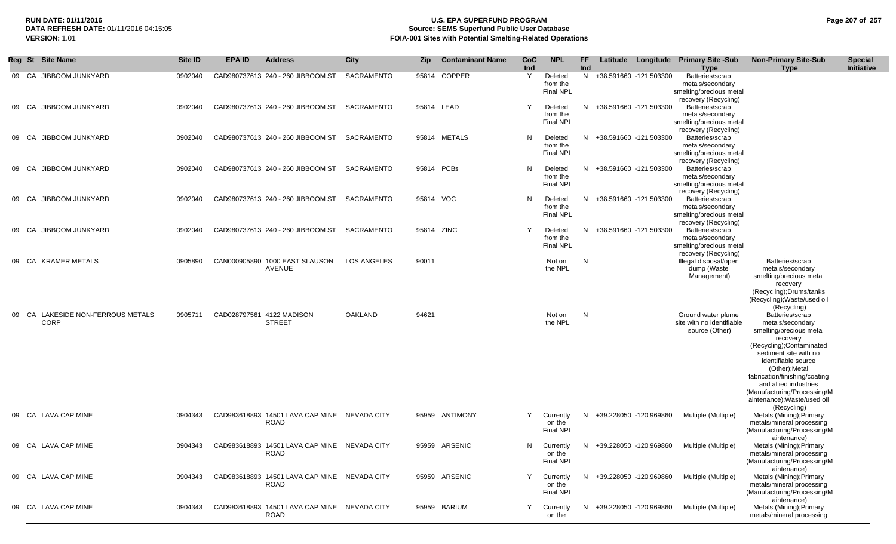| Reg | St | Site Name | Site ID | EPA ID | Address | City | Zip | Contaminant Name | CoC Ind | NPL | FF Ind | Latitude | Longitude | Primary Site -Sub Type | Non-Primary Site-Sub Type | Special Initiative |
|---|---|---|---|---|---|---|---|---|---|---|---|---|---|---|---|---|
| 09 | CA | JIBBOOM JUNKYARD | 0902040 | CAD980737613 | 240 - 260 JIBBOOM ST | SACRAMENTO | 95814 | COPPER | Y | Deleted from the Final NPL | N | +38.591660 | -121.503300 | Batteries/scrap metals/secondary smelting/precious metal recovery (Recycling) | | |
| 09 | CA | JIBBOOM JUNKYARD | 0902040 | CAD980737613 | 240 - 260 JIBBOOM ST | SACRAMENTO | 95814 | LEAD | Y | Deleted from the Final NPL | N | +38.591660 | -121.503300 | Batteries/scrap metals/secondary smelting/precious metal recovery (Recycling) | | |
| 09 | CA | JIBBOOM JUNKYARD | 0902040 | CAD980737613 | 240 - 260 JIBBOOM ST | SACRAMENTO | 95814 | METALS | N | Deleted from the Final NPL | N | +38.591660 | -121.503300 | Batteries/scrap metals/secondary smelting/precious metal recovery (Recycling) | | |
| 09 | CA | JIBBOOM JUNKYARD | 0902040 | CAD980737613 | 240 - 260 JIBBOOM ST | SACRAMENTO | 95814 | PCBs | N | Deleted from the Final NPL | N | +38.591660 | -121.503300 | Batteries/scrap metals/secondary smelting/precious metal recovery (Recycling) | | |
| 09 | CA | JIBBOOM JUNKYARD | 0902040 | CAD980737613 | 240 - 260 JIBBOOM ST | SACRAMENTO | 95814 | VOC | N | Deleted from the Final NPL | N | +38.591660 | -121.503300 | Batteries/scrap metals/secondary smelting/precious metal recovery (Recycling) | | |
| 09 | CA | JIBBOOM JUNKYARD | 0902040 | CAD980737613 | 240 - 260 JIBBOOM ST | SACRAMENTO | 95814 | ZINC | Y | Deleted from the Final NPL | N | +38.591660 | -121.503300 | Batteries/scrap metals/secondary smelting/precious metal recovery (Recycling) | | |
| 09 | CA | KRAMER METALS | 0905890 | CAN000905890 | 1000 EAST SLAUSON AVENUE | LOS ANGELES | 90011 | | | Not on the NPL | N | | | Illegal disposal/open dump (Waste Management) | Batteries/scrap metals/secondary smelting/precious metal recovery (Recycling);Drums/tanks (Recycling);Waste/used oil (Recycling) | |
| 09 | CA | LAKESIDE NON-FERROUS METALS CORP | 0905711 | CAD028797561 | 4122 MADISON STREET | OAKLAND | 94621 | | | Not on the NPL | N | | | Ground water plume site with no identifiable source (Other) | Batteries/scrap metals/secondary smelting/precious metal recovery (Recycling);Contaminated sediment site with no identifiable source (Other);Metal fabrication/finishing/coating and allied industries (Manufacturing/Processing/Maintenance);Waste/used oil (Recycling) | |
| 09 | CA | LAVA CAP MINE | 0904343 | CAD983618893 | 14501 LAVA CAP MINE ROAD | NEVADA CITY | 95959 | ANTIMONY | Y | Currently on the Final NPL | N | +39.228050 | -120.969860 | Multiple (Multiple) | Metals (Mining);Primary metals/mineral processing (Manufacturing/Processing/Maintenance) | |
| 09 | CA | LAVA CAP MINE | 0904343 | CAD983618893 | 14501 LAVA CAP MINE ROAD | NEVADA CITY | 95959 | ARSENIC | N | Currently on the Final NPL | N | +39.228050 | -120.969860 | Multiple (Multiple) | Metals (Mining);Primary metals/mineral processing (Manufacturing/Processing/Maintenance) | |
| 09 | CA | LAVA CAP MINE | 0904343 | CAD983618893 | 14501 LAVA CAP MINE ROAD | NEVADA CITY | 95959 | ARSENIC | Y | Currently on the Final NPL | N | +39.228050 | -120.969860 | Multiple (Multiple) | Metals (Mining);Primary metals/mineral processing (Manufacturing/Processing/Maintenance) | |
| 09 | CA | LAVA CAP MINE | 0904343 | CAD983618893 | 14501 LAVA CAP MINE ROAD | NEVADA CITY | 95959 | BARIUM | Y | Currently on the | N | +39.228050 | -120.969860 | Multiple (Multiple) | Metals (Mining);Primary metals/mineral processing | |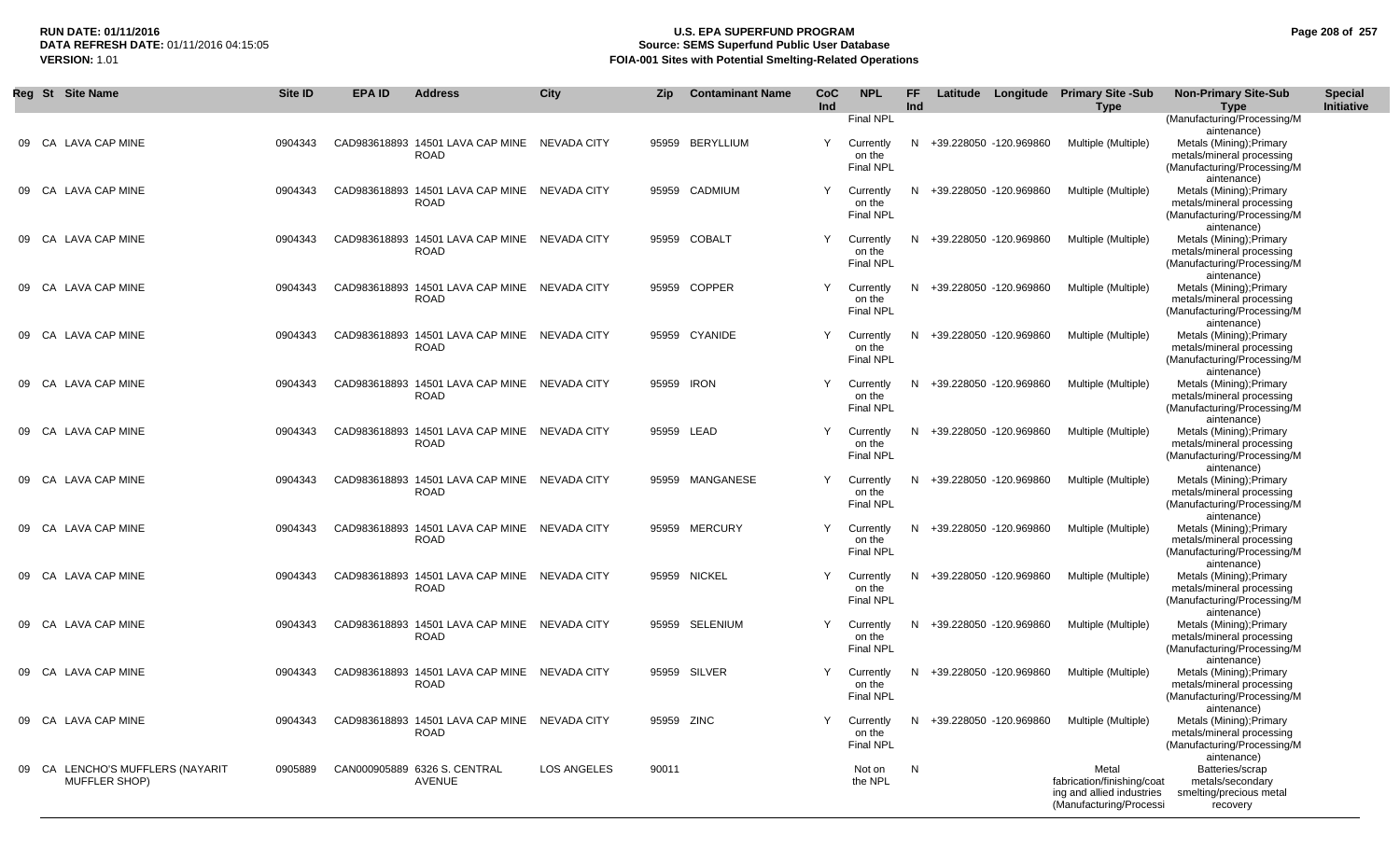RUN DATE: 01/11/2016
DATA REFRESH DATE: 01/11/2016 04:15:05
VERSION: 1.01

# U.S. EPA SUPERFUND PROGRAM
## Source: SEMS Superfund Public User Database
## FOIA-001 Sites with Potential Smelting-Related Operations

| Reg | St | Site Name | Site ID | EPA ID | Address | City | Zip | Contaminant Name | CoC Ind | NPL | FF Ind | Latitude | Longitude | Primary Site -Sub Type | Non-Primary Site-Sub Type | Special Initiative |
|---|---|---|---|---|---|---|---|---|---|---|---|---|---|---|---|---|
| | | | | | | | | | | Final NPL | | | | | (Manufacturing/Processing/Maintenance) | |
| 09 | CA | LAVA CAP MINE | 0904343 | CAD983618893 | 14501 LAVA CAP MINE ROAD | NEVADA CITY | 95959 | BERYLLIUM | Y | Currently on the Final NPL | N | +39.228050 | -120.969860 | Multiple (Multiple) | Metals (Mining);Primary metals/mineral processing (Manufacturing/Processing/Maintenance) | |
| 09 | CA | LAVA CAP MINE | 0904343 | CAD983618893 | 14501 LAVA CAP MINE ROAD | NEVADA CITY | 95959 | CADMIUM | Y | Currently on the Final NPL | N | +39.228050 | -120.969860 | Multiple (Multiple) | Metals (Mining);Primary metals/mineral processing (Manufacturing/Processing/Maintenance) | |
| 09 | CA | LAVA CAP MINE | 0904343 | CAD983618893 | 14501 LAVA CAP MINE ROAD | NEVADA CITY | 95959 | COBALT | Y | Currently on the Final NPL | N | +39.228050 | -120.969860 | Multiple (Multiple) | Metals (Mining);Primary metals/mineral processing (Manufacturing/Processing/Maintenance) | |
| 09 | CA | LAVA CAP MINE | 0904343 | CAD983618893 | 14501 LAVA CAP MINE ROAD | NEVADA CITY | 95959 | COPPER | Y | Currently on the Final NPL | N | +39.228050 | -120.969860 | Multiple (Multiple) | Metals (Mining);Primary metals/mineral processing (Manufacturing/Processing/Maintenance) | |
| 09 | CA | LAVA CAP MINE | 0904343 | CAD983618893 | 14501 LAVA CAP MINE ROAD | NEVADA CITY | 95959 | CYANIDE | Y | Currently on the Final NPL | N | +39.228050 | -120.969860 | Multiple (Multiple) | Metals (Mining);Primary metals/mineral processing (Manufacturing/Processing/Maintenance) | |
| 09 | CA | LAVA CAP MINE | 0904343 | CAD983618893 | 14501 LAVA CAP MINE ROAD | NEVADA CITY | 95959 | IRON | Y | Currently on the Final NPL | N | +39.228050 | -120.969860 | Multiple (Multiple) | Metals (Mining);Primary metals/mineral processing (Manufacturing/Processing/Maintenance) | |
| 09 | CA | LAVA CAP MINE | 0904343 | CAD983618893 | 14501 LAVA CAP MINE ROAD | NEVADA CITY | 95959 | LEAD | Y | Currently on the Final NPL | N | +39.228050 | -120.969860 | Multiple (Multiple) | Metals (Mining);Primary metals/mineral processing (Manufacturing/Processing/Maintenance) | |
| 09 | CA | LAVA CAP MINE | 0904343 | CAD983618893 | 14501 LAVA CAP MINE ROAD | NEVADA CITY | 95959 | MANGANESE | Y | Currently on the Final NPL | N | +39.228050 | -120.969860 | Multiple (Multiple) | Metals (Mining);Primary metals/mineral processing (Manufacturing/Processing/Maintenance) | |
| 09 | CA | LAVA CAP MINE | 0904343 | CAD983618893 | 14501 LAVA CAP MINE ROAD | NEVADA CITY | 95959 | MERCURY | Y | Currently on the Final NPL | N | +39.228050 | -120.969860 | Multiple (Multiple) | Metals (Mining);Primary metals/mineral processing (Manufacturing/Processing/Maintenance) | |
| 09 | CA | LAVA CAP MINE | 0904343 | CAD983618893 | 14501 LAVA CAP MINE ROAD | NEVADA CITY | 95959 | NICKEL | Y | Currently on the Final NPL | N | +39.228050 | -120.969860 | Multiple (Multiple) | Metals (Mining);Primary metals/mineral processing (Manufacturing/Processing/Maintenance) | |
| 09 | CA | LAVA CAP MINE | 0904343 | CAD983618893 | 14501 LAVA CAP MINE ROAD | NEVADA CITY | 95959 | SELENIUM | Y | Currently on the Final NPL | N | +39.228050 | -120.969860 | Multiple (Multiple) | Metals (Mining);Primary metals/mineral processing (Manufacturing/Processing/Maintenance) | |
| 09 | CA | LAVA CAP MINE | 0904343 | CAD983618893 | 14501 LAVA CAP MINE ROAD | NEVADA CITY | 95959 | SILVER | Y | Currently on the Final NPL | N | +39.228050 | -120.969860 | Multiple (Multiple) | Metals (Mining);Primary metals/mineral processing (Manufacturing/Processing/Maintenance) | |
| 09 | CA | LAVA CAP MINE | 0904343 | CAD983618893 | 14501 LAVA CAP MINE ROAD | NEVADA CITY | 95959 | ZINC | Y | Currently on the Final NPL | N | +39.228050 | -120.969860 | Multiple (Multiple) | Metals (Mining);Primary metals/mineral processing (Manufacturing/Processing/Maintenance) | |
| 09 | CA | LENCHO'S MUFFLERS (NAYARIT MUFFLER SHOP) | 0905889 | CAN000905889 | 6326 S. CENTRAL AVENUE | LOS ANGELES | 90011 | | | Not on the NPL | N | | | Metal fabrication/finishing/coating and allied industries (Manufacturing/Processi | Batteries/scrap metals/secondary smelting/precious metal recovery | |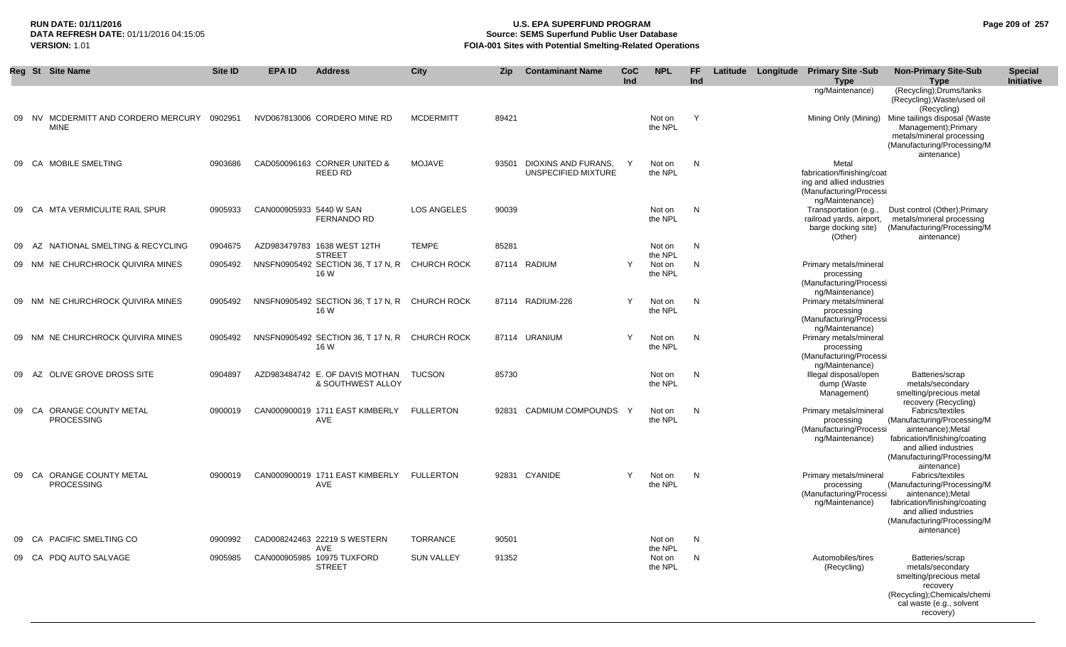| Reg | St | Site Name | Site ID | EPA ID | Address | City | Zip | Contaminant Name | CoC Ind | NPL | FF Ind | Latitude | Longitude | Primary Site -Sub Type | Non-Primary Site-Sub Type | Special Initiative |
|---|---|---|---|---|---|---|---|---|---|---|---|---|---|---|---|---|
| | | | | | | | | | | | | | | ng/Maintenance) | (Recycling);Drums/tanks (Recycling);Waste/used oil (Recycling) | |
| 09 | NV | MCDERMITT AND CORDERO MERCURY MINE | 0902951 | NVD067813006 | CORDERO MINE RD | MCDERMITT | 89421 | | | Not on the NPL | Y | | | Mining Only (Mining) | Mine tailings disposal (Waste Management);Primary metals/mineral processing (Manufacturing/Processing/Maintenance) | |
| 09 | CA | MOBILE SMELTING | 0903686 | CAD050096163 | CORNER UNITED & REED RD | MOJAVE | 93501 | DIOXINS AND FURANS, UNSPECIFIED MIXTURE | Y | Not on the NPL | N | | | Metal fabrication/finishing/coating and allied industries (Manufacturing/Processing/Maintenance) | | |
| 09 | CA | MTA VERMICULITE RAIL SPUR | 0905933 | CAN000905933 | 5440 W SAN FERNANDO RD | LOS ANGELES | 90039 | | | Not on the NPL | N | | | Transportation (e.g., railroad yards, airport, barge docking site) (Other) | Dust control (Other);Primary metals/mineral processing (Manufacturing/Processing/Maintenance) | |
| 09 | AZ | NATIONAL SMELTING & RECYCLING | 0904675 | AZD983479783 | 1638 WEST 12TH STREET | TEMPE | 85281 | | | Not on the NPL | N | | | | | |
| 09 | NM | NE CHURCHROCK QUIVIRA MINES | 0905492 | NNSFN0905492 | SECTION 36, T 17 N, R 16 W | CHURCH ROCK | 87114 | RADIUM | Y | Not on the NPL | N | | | Primary metals/mineral processing (Manufacturing/Processing/Maintenance) | | |
| 09 | NM | NE CHURCHROCK QUIVIRA MINES | 0905492 | NNSFN0905492 | SECTION 36, T 17 N, R 16 W | CHURCH ROCK | 87114 | RADIUM-226 | Y | Not on the NPL | N | | | Primary metals/mineral processing (Manufacturing/Processing/Maintenance) | | |
| 09 | NM | NE CHURCHROCK QUIVIRA MINES | 0905492 | NNSFN0905492 | SECTION 36, T 17 N, R 16 W | CHURCH ROCK | 87114 | URANIUM | Y | Not on the NPL | N | | | Primary metals/mineral processing (Manufacturing/Processing/Maintenance) | | |
| 09 | AZ | OLIVE GROVE DROSS SITE | 0904897 | AZD983484742 | E. OF DAVIS MOTHAN & SOUTHWEST ALLOY | TUCSON | 85730 | | | Not on the NPL | N | | | Illegal disposal/open dump (Waste Management) | Batteries/scrap metals/secondary smelting/precious metal recovery (Recycling) | |
| 09 | CA | ORANGE COUNTY METAL PROCESSING | 0900019 | CAN000900019 | 1711 EAST KIMBERLY AVE | FULLERTON | 92831 | CADMIUM COMPOUNDS | Y | Not on the NPL | N | | | Primary metals/mineral processing (Manufacturing/Processing/Maintenance) | Fabrics/textiles (Manufacturing/Processing/Maintenance);Metal fabrication/finishing/coating and allied industries (Manufacturing/Processing/Maintenance) | |
| 09 | CA | ORANGE COUNTY METAL PROCESSING | 0900019 | CAN000900019 | 1711 EAST KIMBERLY AVE | FULLERTON | 92831 | CYANIDE | Y | Not on the NPL | N | | | Primary metals/mineral processing (Manufacturing/Processing/Maintenance) | Fabrics/textiles (Manufacturing/Processing/Maintenance);Metal fabrication/finishing/coating and allied industries (Manufacturing/Processing/Maintenance) | |
| 09 | CA | PACIFIC SMELTING CO | 0900992 | CAD008242463 | 22219 S WESTERN AVE | TORRANCE | 90501 | | | Not on the NPL | N | | | | | |
| 09 | CA | PDQ AUTO SALVAGE | 0905985 | CAN000905985 | 10975 TUXFORD STREET | SUN VALLEY | 91352 | | | Not on the NPL | N | | | Automobiles/tires (Recycling) | Batteries/scrap metals/secondary smelting/precious metal recovery (Recycling);Chemicals/chemical waste (e.g., solvent recovery) | |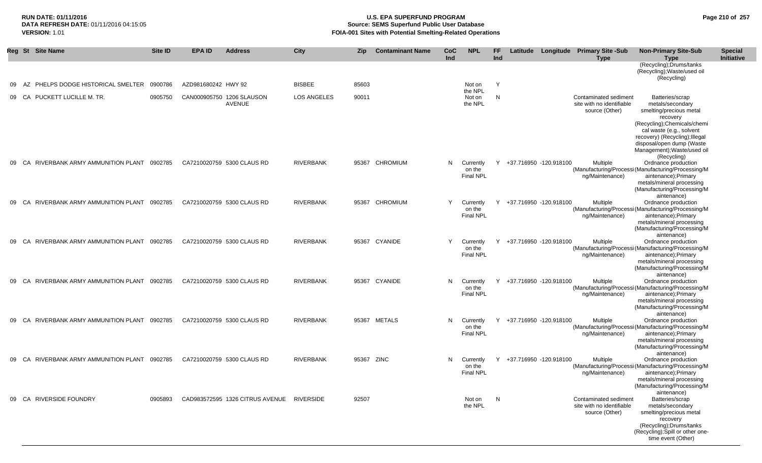| Reg | St | Site Name | Site ID | EPA ID | Address | City | Zip | Contaminant Name | CoC Ind | NPL | FF Ind | Latitude | Longitude | Primary Site -Sub Type | Non-Primary Site-Sub Type | Special Initiative |
|---|---|---|---|---|---|---|---|---|---|---|---|---|---|---|---|---|
| | | | | | | | | | | | | | | | (Recycling);Drums/tanks (Recycling);Waste/used oil (Recycling) | |
| 09 | AZ | PHELPS DODGE HISTORICAL SMELTER | 0900786 | AZD981680242 | HWY 92 | BISBEE | 85603 | | | Not on the NPL | Y | | | | | |
| 09 | CA | PUCKETT LUCILLE M. TR. | 0905750 | CAN000905750 | 1206 SLAUSON AVENUE | LOS ANGELES | 90011 | | | Not on the NPL | N | | | Contaminated sediment site with no identifiable source (Other) | Batteries/scrap metals/secondary smelting/precious metal recovery (Recycling);Chemicals/chemical waste (e.g., solvent recovery) (Recycling);Illegal disposal/open dump (Waste Management);Waste/used oil (Recycling) | |
| 09 | CA | RIVERBANK ARMY AMMUNITION PLANT | 0902785 | CA7210020759 | 5300 CLAUS RD | RIVERBANK | 95367 | CHROMIUM | N | Currently on the Final NPL | Y | +37.716950 | -120.918100 | Multiple (Manufacturing/Processing/Maintenance) | Ordnance production (Manufacturing/Processing/Maintenance);Primary metals/mineral processing (Manufacturing/Processing/Maintenance) | |
| 09 | CA | RIVERBANK ARMY AMMUNITION PLANT | 0902785 | CA7210020759 | 5300 CLAUS RD | RIVERBANK | 95367 | CHROMIUM | Y | Currently on the Final NPL | Y | +37.716950 | -120.918100 | Multiple (Manufacturing/Processing/Maintenance) | Ordnance production (Manufacturing/Processing/Maintenance);Primary metals/mineral processing (Manufacturing/Processing/Maintenance) | |
| 09 | CA | RIVERBANK ARMY AMMUNITION PLANT | 0902785 | CA7210020759 | 5300 CLAUS RD | RIVERBANK | 95367 | CYANIDE | Y | Currently on the Final NPL | Y | +37.716950 | -120.918100 | Multiple (Manufacturing/Processing/Maintenance) | Ordnance production (Manufacturing/Processing/Maintenance);Primary metals/mineral processing (Manufacturing/Processing/Maintenance) | |
| 09 | CA | RIVERBANK ARMY AMMUNITION PLANT | 0902785 | CA7210020759 | 5300 CLAUS RD | RIVERBANK | 95367 | CYANIDE | N | Currently on the Final NPL | Y | +37.716950 | -120.918100 | Multiple (Manufacturing/Processing/Maintenance) | Ordnance production (Manufacturing/Processing/Maintenance);Primary metals/mineral processing (Manufacturing/Processing/Maintenance) | |
| 09 | CA | RIVERBANK ARMY AMMUNITION PLANT | 0902785 | CA7210020759 | 5300 CLAUS RD | RIVERBANK | 95367 | METALS | N | Currently on the Final NPL | Y | +37.716950 | -120.918100 | Multiple (Manufacturing/Processing/Maintenance) | Ordnance production (Manufacturing/Processing/Maintenance);Primary metals/mineral processing (Manufacturing/Processing/Maintenance) | |
| 09 | CA | RIVERBANK ARMY AMMUNITION PLANT | 0902785 | CA7210020759 | 5300 CLAUS RD | RIVERBANK | 95367 | ZINC | N | Currently on the Final NPL | Y | +37.716950 | -120.918100 | Multiple (Manufacturing/Processing/Maintenance) | Ordnance production (Manufacturing/Processing/Maintenance);Primary metals/mineral processing (Manufacturing/Processing/Maintenance) | |
| 09 | CA | RIVERSIDE FOUNDRY | 0905893 | CAD983572595 | 1326 CITRUS AVENUE | RIVERSIDE | 92507 | | | Not on the NPL | N | | | Contaminated sediment site with no identifiable source (Other) | Batteries/scrap metals/secondary smelting/precious metal recovery (Recycling);Drums/tanks (Recycling);Spill or other one-time event (Other) | |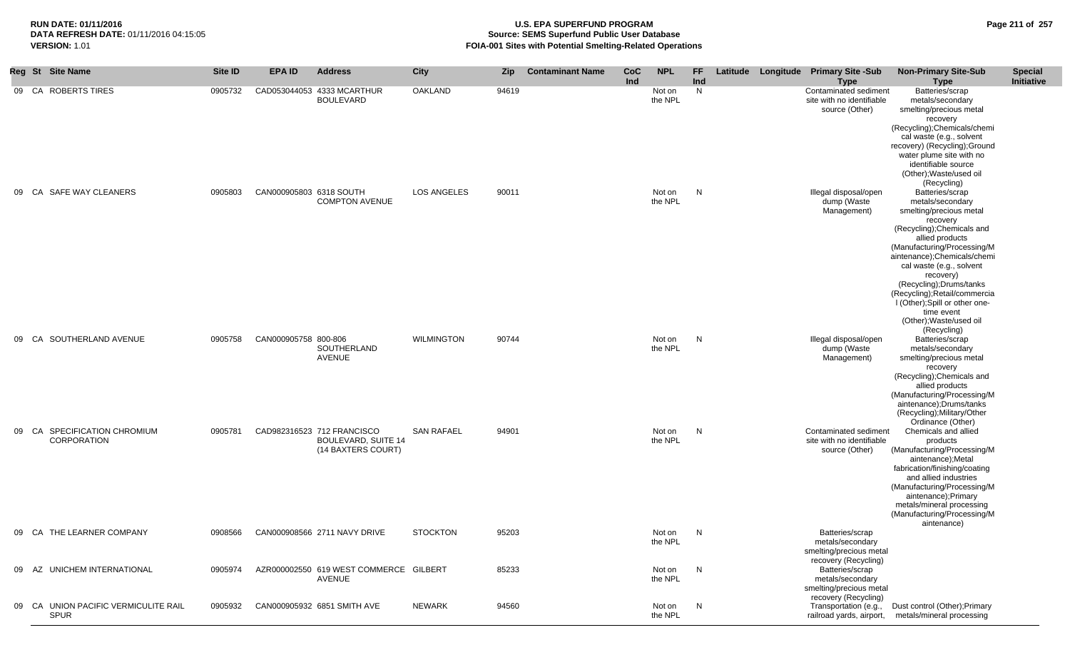**RUN DATE: 01/11/2016**
**DATA REFRESH DATE:** 01/11/2016 04:15:05
**VERSION:** 1.01

**U.S. EPA SUPERFUND PROGRAM**
**Source: SEMS Superfund Public User Database**
**FOIA-001 Sites with Potential Smelting-Related Operations**

| Reg | St | Site Name | Site ID | EPA ID | Address | City | Zip | Contaminant Name | CoC Ind | NPL | FF Ind | Latitude | Longitude | Primary Site -Sub Type | Non-Primary Site-Sub Type | Special Initiative |
|---|---|---|---|---|---|---|---|---|---|---|---|---|---|---|---|---|
| 09 | CA | ROBERTS TIRES | 0905732 | CAD053044053 | 4333 MCARTHUR BOULEVARD | OAKLAND | 94619 | | | Not on the NPL | N | | | Contaminated sediment site with no identifiable source (Other) | Batteries/scrap metals/secondary smelting/precious metal recovery (Recycling);Chemicals/chemical waste (e.g., solvent recovery) (Recycling);Ground water plume site with no identifiable source (Other);Waste/used oil (Recycling) | |
| 09 | CA | SAFE WAY CLEANERS | 0905803 | CAN000905803 | 6318 SOUTH COMPTON AVENUE | LOS ANGELES | 90011 | | | Not on the NPL | N | | | Illegal disposal/open dump (Waste Management) | Batteries/scrap metals/secondary smelting/precious metal recovery (Recycling);Chemicals and allied products (Manufacturing/Processing/Maintenance);Chemicals/chemical waste (e.g., solvent recovery) (Recycling);Drums/tanks (Recycling);Retail/commercial (Other);Spill or other one-time event (Other);Waste/used oil (Recycling) | |
| 09 | CA | SOUTHERLAND AVENUE | 0905758 | CAN000905758 | 800-806 SOUTHERLAND AVENUE | WILMINGTON | 90744 | | | Not on the NPL | N | | | Illegal disposal/open dump (Waste Management) | Batteries/scrap metals/secondary smelting/precious metal recovery (Recycling);Chemicals and allied products (Manufacturing/Processing/Maintenance);Drums/tanks (Recycling);Military/Other Ordinance (Other) | |
| 09 | CA | SPECIFICATION CHROMIUM CORPORATION | 0905781 | CAD982316523 | 712 FRANCISCO BOULEVARD, SUITE 14 (14 BAXTERS COURT) | SAN RAFAEL | 94901 | | | Not on the NPL | N | | | Contaminated sediment site with no identifiable source (Other) | Chemicals and allied products (Manufacturing/Processing/Maintenance);Metal fabrication/finishing/coating and allied industries (Manufacturing/Processing/Maintenance);Primary metals/mineral processing (Manufacturing/Processing/Maintenance) | |
| 09 | CA | THE LEARNER COMPANY | 0908566 | CAN000908566 | 2711 NAVY DRIVE | STOCKTON | 95203 | | | Not on the NPL | N | | | Batteries/scrap metals/secondary smelting/precious metal recovery (Recycling) | | |
| 09 | AZ | UNICHEM INTERNATIONAL | 0905974 | AZR000002550 | 619 WEST COMMERCE AVENUE | GILBERT | 85233 | | | Not on the NPL | N | | | Batteries/scrap metals/secondary smelting/precious metal recovery (Recycling) | | |
| 09 | CA | UNION PACIFIC VERMICULITE RAIL SPUR | 0905932 | CAN000905932 | 6851 SMITH AVE | NEWARK | 94560 | | | Not on the NPL | N | | | Transportation (e.g., railroad yards, airport, | Dust control (Other);Primary metals/mineral processing | |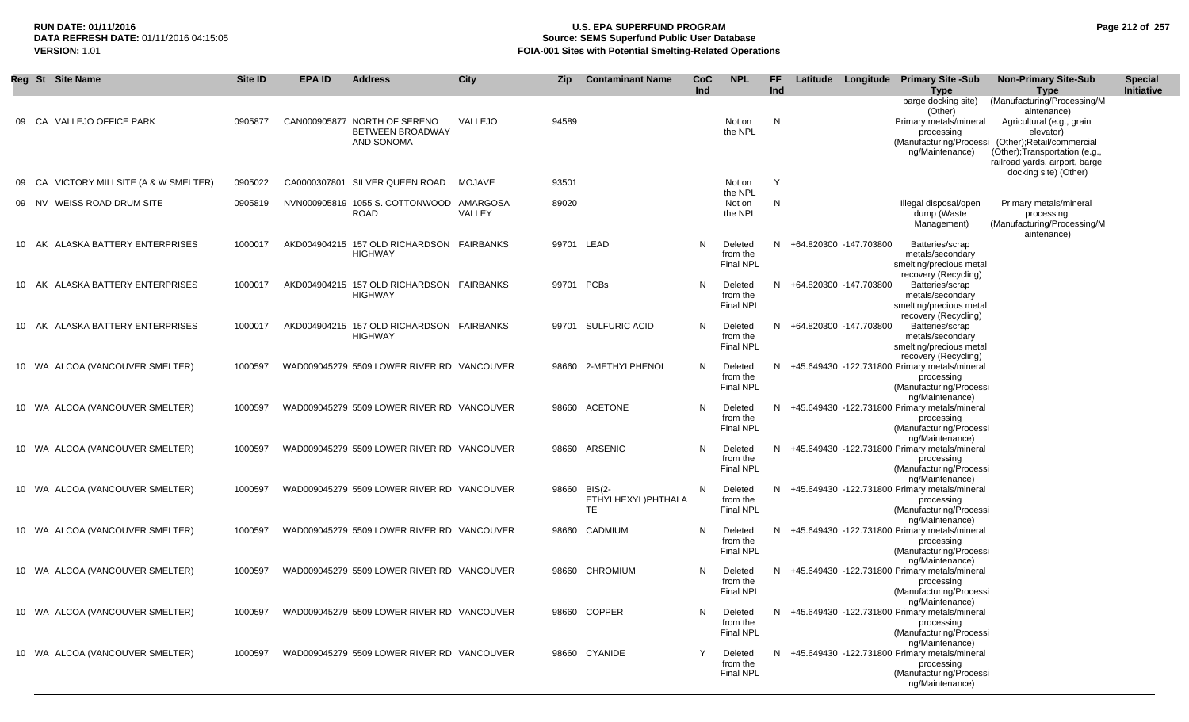**RUN DATE:** 01/11/2016
**DATA REFRESH DATE:** 01/11/2016 04:15:05
**VERSION:** 1.01

# U.S. EPA SUPERFUND PROGRAM
## Source: SEMS Superfund Public User Database
## FOIA-001 Sites with Potential Smelting-Related Operations

| Reg | St | Site Name | Site ID | EPA ID | Address | City | Zip | Contaminant Name | CoC Ind | NPL | FF Ind | Latitude | Longitude | Primary Site -Sub Type | Non-Primary Site-Sub Type | Special Initiative |
|---|---|---|---|---|---|---|---|---|---|---|---|---|---|---|---|---|
| | | | | | | | | | | | | | | barge docking site) (Other) | (Manufacturing/Processing/Maintenance) | |
| 09 | CA | VALLEJO OFFICE PARK | 0905877 | CAN000905877 | NORTH OF SERENO BETWEEN BROADWAY AND SONOMA | VALLEJO | 94589 | | | Not on the NPL | N | | | Primary metals/mineral processing (Manufacturing/Processing/Maintenance) | Agricultural (e.g., grain elevator) (Other);Retail/commercial (Other);Transportation (e.g., railroad yards, airport, barge docking site) (Other) | |
| 09 | CA | VICTORY MILLSITE (A & W SMELTER) | 0905022 | CA0000307801 | SILVER QUEEN ROAD | MOJAVE | 93501 | | | Not on the NPL | Y | | | | | |
| 09 | NV | WEISS ROAD DRUM SITE | 0905819 | NVN000905819 | 1055 S. COTTONWOOD ROAD | AMARGOSA VALLEY | 89020 | | | Not on the NPL | N | | | Illegal disposal/open dump (Waste Management) | Primary metals/mineral processing (Manufacturing/Processing/Maintenance) | |
| 10 | AK | ALASKA BATTERY ENTERPRISES | 1000017 | AKD004904215 | 157 OLD RICHARDSON HIGHWAY | FAIRBANKS | 99701 | LEAD | N | Deleted from the Final NPL | N | +64.820300 | -147.703800 | Batteries/scrap metals/secondary smelting/precious metal recovery (Recycling) | | |
| 10 | AK | ALASKA BATTERY ENTERPRISES | 1000017 | AKD004904215 | 157 OLD RICHARDSON HIGHWAY | FAIRBANKS | 99701 | PCBs | N | Deleted from the Final NPL | N | +64.820300 | -147.703800 | Batteries/scrap metals/secondary smelting/precious metal recovery (Recycling) | | |
| 10 | AK | ALASKA BATTERY ENTERPRISES | 1000017 | AKD004904215 | 157 OLD RICHARDSON HIGHWAY | FAIRBANKS | 99701 | SULFURIC ACID | N | Deleted from the Final NPL | N | +64.820300 | -147.703800 | Batteries/scrap metals/secondary smelting/precious metal recovery (Recycling) | | |
| 10 | WA | ALCOA (VANCOUVER SMELTER) | 1000597 | WAD009045279 | 5509 LOWER RIVER RD | VANCOUVER | 98660 | 2-METHYLPHENOL | N | Deleted from the Final NPL | N | +45.649430 | -122.731800 | Primary metals/mineral processing (Manufacturing/Processing/Maintenance) | | |
| 10 | WA | ALCOA (VANCOUVER SMELTER) | 1000597 | WAD009045279 | 5509 LOWER RIVER RD | VANCOUVER | 98660 | ACETONE | N | Deleted from the Final NPL | N | +45.649430 | -122.731800 | Primary metals/mineral processing (Manufacturing/Processing/Maintenance) | | |
| 10 | WA | ALCOA (VANCOUVER SMELTER) | 1000597 | WAD009045279 | 5509 LOWER RIVER RD | VANCOUVER | 98660 | ARSENIC | N | Deleted from the Final NPL | N | +45.649430 | -122.731800 | Primary metals/mineral processing (Manufacturing/Processing/Maintenance) | | |
| 10 | WA | ALCOA (VANCOUVER SMELTER) | 1000597 | WAD009045279 | 5509 LOWER RIVER RD | VANCOUVER | 98660 | BIS(2-ETHYLHEXYL)PHTHALATE | N | Deleted from the Final NPL | N | +45.649430 | -122.731800 | Primary metals/mineral processing (Manufacturing/Processing/Maintenance) | | |
| 10 | WA | ALCOA (VANCOUVER SMELTER) | 1000597 | WAD009045279 | 5509 LOWER RIVER RD | VANCOUVER | 98660 | CADMIUM | N | Deleted from the Final NPL | N | +45.649430 | -122.731800 | Primary metals/mineral processing (Manufacturing/Processing/Maintenance) | | |
| 10 | WA | ALCOA (VANCOUVER SMELTER) | 1000597 | WAD009045279 | 5509 LOWER RIVER RD | VANCOUVER | 98660 | CHROMIUM | N | Deleted from the Final NPL | N | +45.649430 | -122.731800 | Primary metals/mineral processing (Manufacturing/Processing/Maintenance) | | |
| 10 | WA | ALCOA (VANCOUVER SMELTER) | 1000597 | WAD009045279 | 5509 LOWER RIVER RD | VANCOUVER | 98660 | COPPER | N | Deleted from the Final NPL | N | +45.649430 | -122.731800 | Primary metals/mineral processing (Manufacturing/Processing/Maintenance) | | |
| 10 | WA | ALCOA (VANCOUVER SMELTER) | 1000597 | WAD009045279 | 5509 LOWER RIVER RD | VANCOUVER | 98660 | CYANIDE | Y | Deleted from the Final NPL | N | +45.649430 | -122.731800 | Primary metals/mineral processing (Manufacturing/Processing/Maintenance) | | |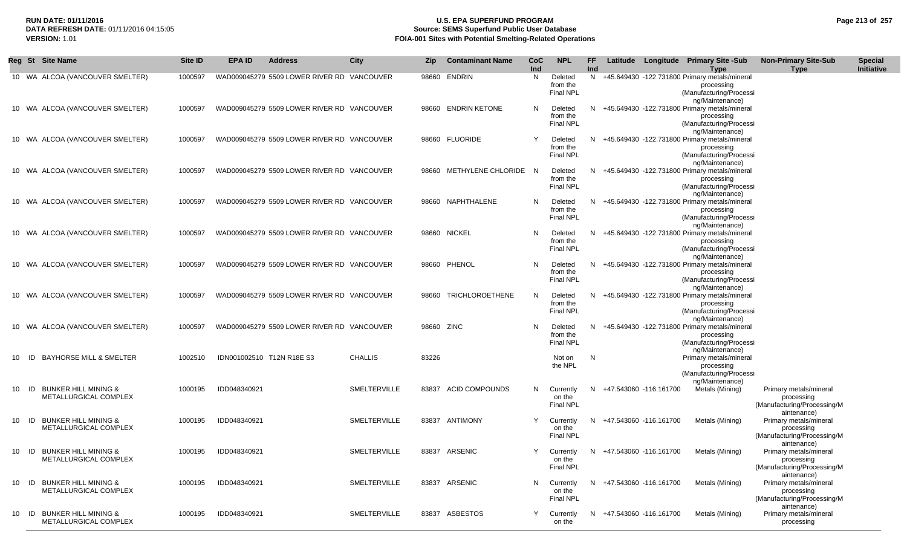| Reg | St | Site Name | Site ID | EPA ID | Address | City | Zip | Contaminant Name | CoC Ind | NPL | FF Ind | Latitude | Longitude | Primary Site -Sub Type | Non-Primary Site-Sub Type | Special Initiative |
|---|---|---|---|---|---|---|---|---|---|---|---|---|---|---|---|---|
| 10 | WA | ALCOA (VANCOUVER SMELTER) | 1000597 | WAD009045279 | 5509 LOWER RIVER RD | VANCOUVER | 98660 | ENDRIN | N | Deleted from the Final NPL | N | +45.649430 | -122.731800 | Primary metals/mineral processing (Manufacturing/Processing/Maintenance) | | |
| 10 | WA | ALCOA (VANCOUVER SMELTER) | 1000597 | WAD009045279 | 5509 LOWER RIVER RD | VANCOUVER | 98660 | ENDRIN KETONE | N | Deleted from the Final NPL | N | +45.649430 | -122.731800 | Primary metals/mineral processing (Manufacturing/Processing/Maintenance) | | |
| 10 | WA | ALCOA (VANCOUVER SMELTER) | 1000597 | WAD009045279 | 5509 LOWER RIVER RD | VANCOUVER | 98660 | FLUORIDE | Y | Deleted from the Final NPL | N | +45.649430 | -122.731800 | Primary metals/mineral processing (Manufacturing/Processing/Maintenance) | | |
| 10 | WA | ALCOA (VANCOUVER SMELTER) | 1000597 | WAD009045279 | 5509 LOWER RIVER RD | VANCOUVER | 98660 | METHYLENE CHLORIDE | N | Deleted from the Final NPL | N | +45.649430 | -122.731800 | Primary metals/mineral processing (Manufacturing/Processing/Maintenance) | | |
| 10 | WA | ALCOA (VANCOUVER SMELTER) | 1000597 | WAD009045279 | 5509 LOWER RIVER RD | VANCOUVER | 98660 | NAPHTHALENE | N | Deleted from the Final NPL | N | +45.649430 | -122.731800 | Primary metals/mineral processing (Manufacturing/Processing/Maintenance) | | |
| 10 | WA | ALCOA (VANCOUVER SMELTER) | 1000597 | WAD009045279 | 5509 LOWER RIVER RD | VANCOUVER | 98660 | NICKEL | N | Deleted from the Final NPL | N | +45.649430 | -122.731800 | Primary metals/mineral processing (Manufacturing/Processing/Maintenance) | | |
| 10 | WA | ALCOA (VANCOUVER SMELTER) | 1000597 | WAD009045279 | 5509 LOWER RIVER RD | VANCOUVER | 98660 | PHENOL | N | Deleted from the Final NPL | N | +45.649430 | -122.731800 | Primary metals/mineral processing (Manufacturing/Processing/Maintenance) | | |
| 10 | WA | ALCOA (VANCOUVER SMELTER) | 1000597 | WAD009045279 | 5509 LOWER RIVER RD | VANCOUVER | 98660 | TRICHLOROETHENE | N | Deleted from the Final NPL | N | +45.649430 | -122.731800 | Primary metals/mineral processing (Manufacturing/Processing/Maintenance) | | |
| 10 | WA | ALCOA (VANCOUVER SMELTER) | 1000597 | WAD009045279 | 5509 LOWER RIVER RD | VANCOUVER | 98660 | ZINC | N | Deleted from the Final NPL | N | +45.649430 | -122.731800 | Primary metals/mineral processing (Manufacturing/Processing/Maintenance) | | |
| 10 | ID | BAYHORSE MILL & SMELTER | 1002510 | IDN001002510 | T12N R18E S3 | CHALLIS | 83226 | | | Not on the NPL | N | | | Primary metals/mineral processing (Manufacturing/Processing/Maintenance) | | |
| 10 | ID | BUNKER HILL MINING & METALLURGICAL COMPLEX | 1000195 | IDD048340921 | | SMELTERVILLE | 83837 | ACID COMPOUNDS | N | Currently on the Final NPL | N | +47.543060 | -116.161700 | Metals (Mining) | Primary metals/mineral processing (Manufacturing/Processing/Maintenance) | |
| 10 | ID | BUNKER HILL MINING & METALLURGICAL COMPLEX | 1000195 | IDD048340921 | | SMELTERVILLE | 83837 | ANTIMONY | Y | Currently on the Final NPL | N | +47.543060 | -116.161700 | Metals (Mining) | Primary metals/mineral processing (Manufacturing/Processing/Maintenance) | |
| 10 | ID | BUNKER HILL MINING & METALLURGICAL COMPLEX | 1000195 | IDD048340921 | | SMELTERVILLE | 83837 | ARSENIC | Y | Currently on the Final NPL | N | +47.543060 | -116.161700 | Metals (Mining) | Primary metals/mineral processing (Manufacturing/Processing/Maintenance) | |
| 10 | ID | BUNKER HILL MINING & METALLURGICAL COMPLEX | 1000195 | IDD048340921 | | SMELTERVILLE | 83837 | ARSENIC | N | Currently on the Final NPL | N | +47.543060 | -116.161700 | Metals (Mining) | Primary metals/mineral processing (Manufacturing/Processing/Maintenance) | |
| 10 | ID | BUNKER HILL MINING & METALLURGICAL COMPLEX | 1000195 | IDD048340921 | | SMELTERVILLE | 83837 | ASBESTOS | Y | Currently on the | N | +47.543060 | -116.161700 | Metals (Mining) | Primary metals/mineral processing | |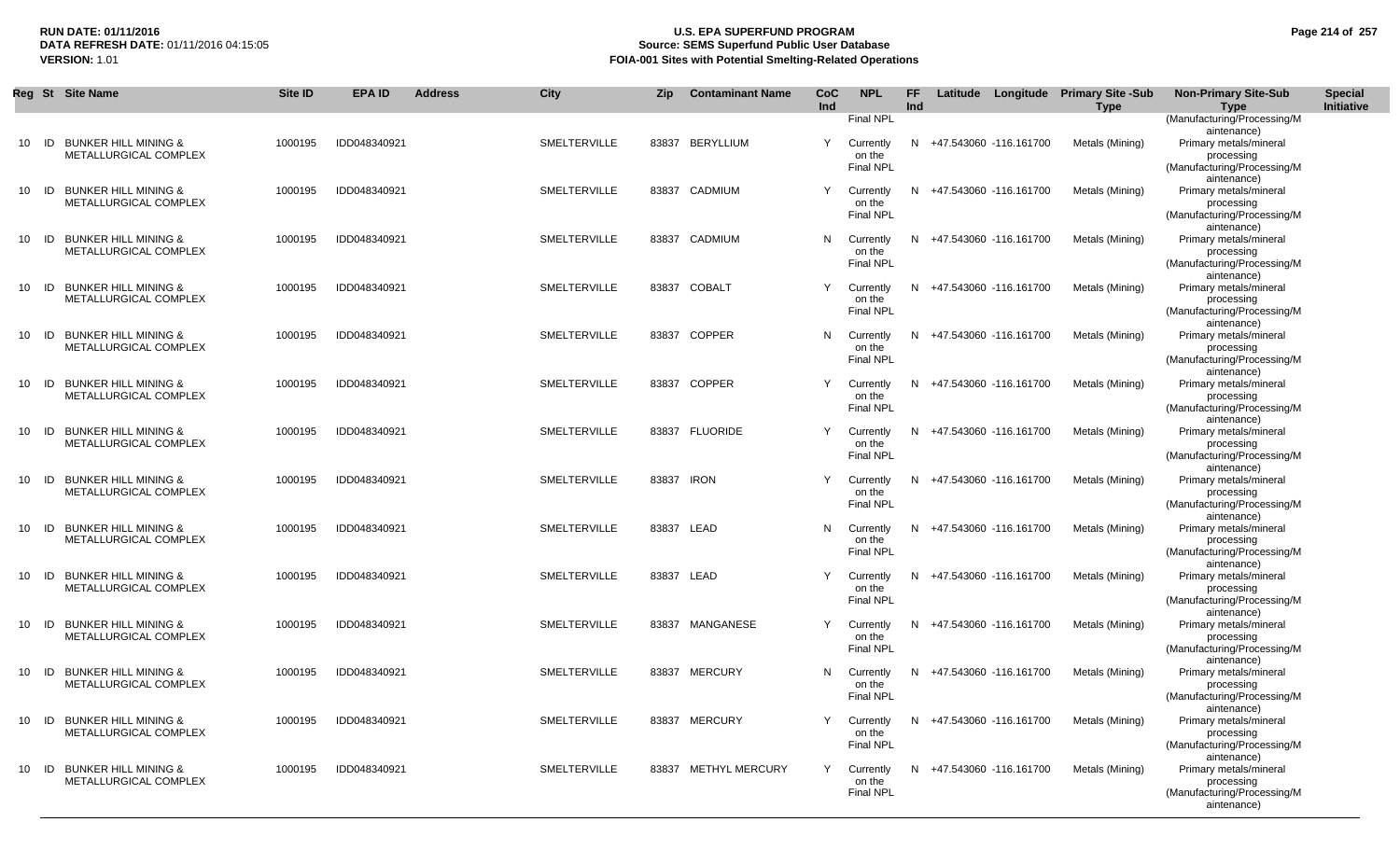| Reg | St | Site Name | Site ID | EPA ID | Address | City | Zip | Contaminant Name | CoC Ind | NPL | FF Ind | Latitude | Longitude | Primary Site -Sub Type | Non-Primary Site-Sub Type | Special Initiative |
|---|---|---|---|---|---|---|---|---|---|---|---|---|---|---|---|---|
| | | | | | | | | | | Final NPL | | | | | (Manufacturing/Processing/Maintenance) | |
| 10 | ID | BUNKER HILL MINING & METALLURGICAL COMPLEX | 1000195 | IDD048340921 | | SMELTERVILLE | 83837 | BERYLLIUM | Y | Currently on the Final NPL | N | +47.543060 | -116.161700 | Metals (Mining) | Primary metals/mineral processing (Manufacturing/Processing/Maintenance) | |
| 10 | ID | BUNKER HILL MINING & METALLURGICAL COMPLEX | 1000195 | IDD048340921 | | SMELTERVILLE | 83837 | CADMIUM | Y | Currently on the Final NPL | N | +47.543060 | -116.161700 | Metals (Mining) | Primary metals/mineral processing (Manufacturing/Processing/Maintenance) | |
| 10 | ID | BUNKER HILL MINING & METALLURGICAL COMPLEX | 1000195 | IDD048340921 | | SMELTERVILLE | 83837 | CADMIUM | N | Currently on the Final NPL | N | +47.543060 | -116.161700 | Metals (Mining) | Primary metals/mineral processing (Manufacturing/Processing/Maintenance) | |
| 10 | ID | BUNKER HILL MINING & METALLURGICAL COMPLEX | 1000195 | IDD048340921 | | SMELTERVILLE | 83837 | COBALT | Y | Currently on the Final NPL | N | +47.543060 | -116.161700 | Metals (Mining) | Primary metals/mineral processing (Manufacturing/Processing/Maintenance) | |
| 10 | ID | BUNKER HILL MINING & METALLURGICAL COMPLEX | 1000195 | IDD048340921 | | SMELTERVILLE | 83837 | COPPER | N | Currently on the Final NPL | N | +47.543060 | -116.161700 | Metals (Mining) | Primary metals/mineral processing (Manufacturing/Processing/Maintenance) | |
| 10 | ID | BUNKER HILL MINING & METALLURGICAL COMPLEX | 1000195 | IDD048340921 | | SMELTERVILLE | 83837 | COPPER | Y | Currently on the Final NPL | N | +47.543060 | -116.161700 | Metals (Mining) | Primary metals/mineral processing (Manufacturing/Processing/Maintenance) | |
| 10 | ID | BUNKER HILL MINING & METALLURGICAL COMPLEX | 1000195 | IDD048340921 | | SMELTERVILLE | 83837 | FLUORIDE | Y | Currently on the Final NPL | N | +47.543060 | -116.161700 | Metals (Mining) | Primary metals/mineral processing (Manufacturing/Processing/Maintenance) | |
| 10 | ID | BUNKER HILL MINING & METALLURGICAL COMPLEX | 1000195 | IDD048340921 | | SMELTERVILLE | 83837 | IRON | Y | Currently on the Final NPL | N | +47.543060 | -116.161700 | Metals (Mining) | Primary metals/mineral processing (Manufacturing/Processing/Maintenance) | |
| 10 | ID | BUNKER HILL MINING & METALLURGICAL COMPLEX | 1000195 | IDD048340921 | | SMELTERVILLE | 83837 | LEAD | N | Currently on the Final NPL | N | +47.543060 | -116.161700 | Metals (Mining) | Primary metals/mineral processing (Manufacturing/Processing/Maintenance) | |
| 10 | ID | BUNKER HILL MINING & METALLURGICAL COMPLEX | 1000195 | IDD048340921 | | SMELTERVILLE | 83837 | LEAD | Y | Currently on the Final NPL | N | +47.543060 | -116.161700 | Metals (Mining) | Primary metals/mineral processing (Manufacturing/Processing/Maintenance) | |
| 10 | ID | BUNKER HILL MINING & METALLURGICAL COMPLEX | 1000195 | IDD048340921 | | SMELTERVILLE | 83837 | MANGANESE | Y | Currently on the Final NPL | N | +47.543060 | -116.161700 | Metals (Mining) | Primary metals/mineral processing (Manufacturing/Processing/Maintenance) | |
| 10 | ID | BUNKER HILL MINING & METALLURGICAL COMPLEX | 1000195 | IDD048340921 | | SMELTERVILLE | 83837 | MERCURY | N | Currently on the Final NPL | N | +47.543060 | -116.161700 | Metals (Mining) | Primary metals/mineral processing (Manufacturing/Processing/Maintenance) | |
| 10 | ID | BUNKER HILL MINING & METALLURGICAL COMPLEX | 1000195 | IDD048340921 | | SMELTERVILLE | 83837 | MERCURY | Y | Currently on the Final NPL | N | +47.543060 | -116.161700 | Metals (Mining) | Primary metals/mineral processing (Manufacturing/Processing/Maintenance) | |
| 10 | ID | BUNKER HILL MINING & METALLURGICAL COMPLEX | 1000195 | IDD048340921 | | SMELTERVILLE | 83837 | METHYL MERCURY | Y | Currently on the Final NPL | N | +47.543060 | -116.161700 | Metals (Mining) | Primary metals/mineral processing (Manufacturing/Processing/Maintenance) | |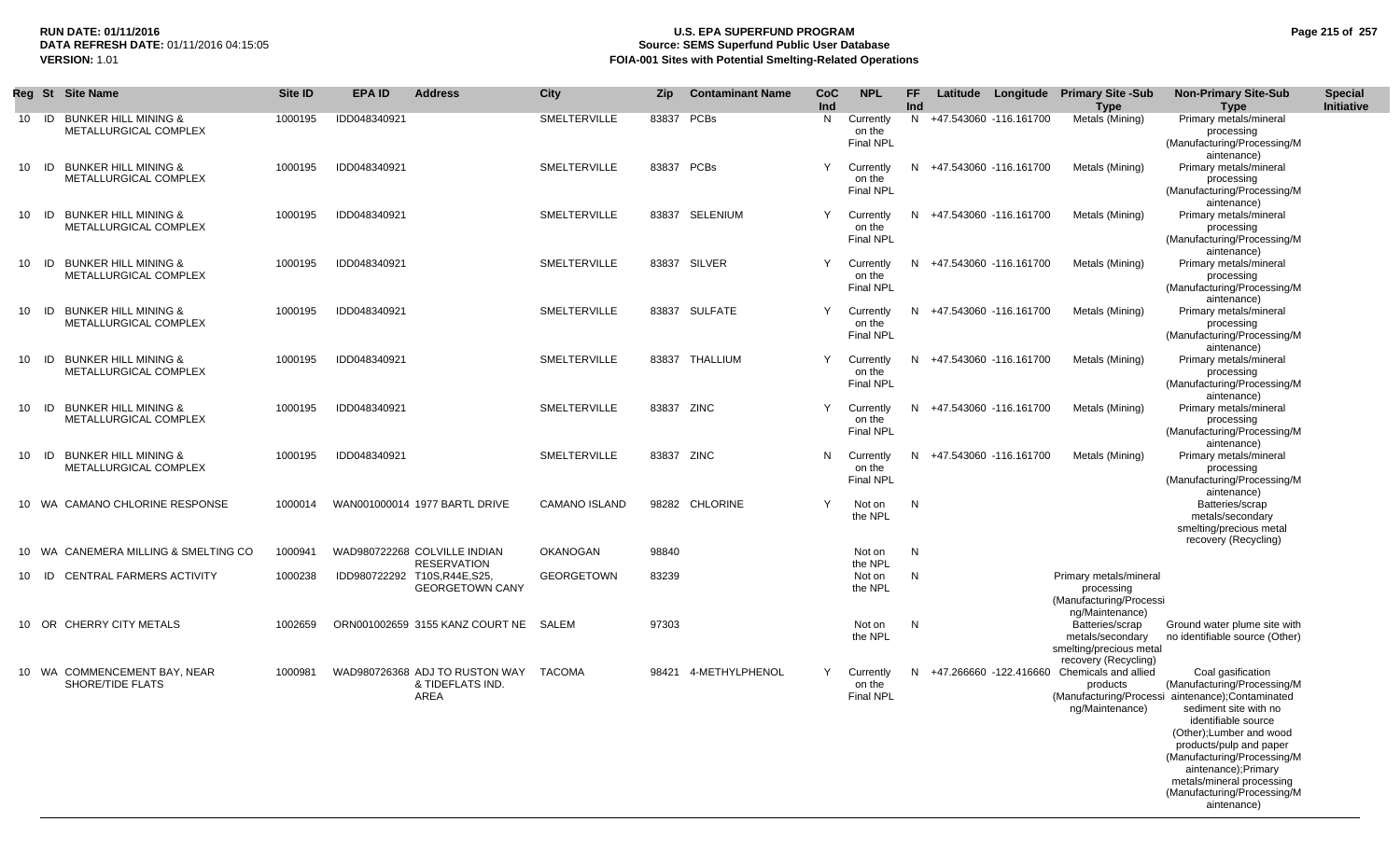**RUN DATE:** 01/11/2016
**DATA REFRESH DATE:** 01/11/2016 04:15:05
**VERSION:** 1.01

# U.S. EPA SUPERFUND PROGRAM
## Source: SEMS Superfund Public User Database
## FOIA-001 Sites with Potential Smelting-Related Operations

| Reg | St | Site Name | Site ID | EPA ID | Address | City | Zip | Contaminant Name | CoC Ind | NPL | FF Ind | Latitude | Longitude | Primary Site -Sub Type | Non-Primary Site-Sub Type | Special Initiative |
|---|---|---|---|---|---|---|---|---|---|---|---|---|---|---|---|---|
| 10 | ID | BUNKER HILL MINING & METALLURGICAL COMPLEX | 1000195 | IDD048340921 | | SMELTERVILLE | 83837 | PCBs | N | Currently on the Final NPL | N | +47.543060 | -116.161700 | Metals (Mining) | Primary metals/mineral processing (Manufacturing/Processing/Maintenance) | |
| 10 | ID | BUNKER HILL MINING & METALLURGICAL COMPLEX | 1000195 | IDD048340921 | | SMELTERVILLE | 83837 | PCBs | Y | Currently on the Final NPL | N | +47.543060 | -116.161700 | Metals (Mining) | Primary metals/mineral processing (Manufacturing/Processing/Maintenance) | |
| 10 | ID | BUNKER HILL MINING & METALLURGICAL COMPLEX | 1000195 | IDD048340921 | | SMELTERVILLE | 83837 | SELENIUM | Y | Currently on the Final NPL | N | +47.543060 | -116.161700 | Metals (Mining) | Primary metals/mineral processing (Manufacturing/Processing/Maintenance) | |
| 10 | ID | BUNKER HILL MINING & METALLURGICAL COMPLEX | 1000195 | IDD048340921 | | SMELTERVILLE | 83837 | SILVER | Y | Currently on the Final NPL | N | +47.543060 | -116.161700 | Metals (Mining) | Primary metals/mineral processing (Manufacturing/Processing/Maintenance) | |
| 10 | ID | BUNKER HILL MINING & METALLURGICAL COMPLEX | 1000195 | IDD048340921 | | SMELTERVILLE | 83837 | SULFATE | Y | Currently on the Final NPL | N | +47.543060 | -116.161700 | Metals (Mining) | Primary metals/mineral processing (Manufacturing/Processing/Maintenance) | |
| 10 | ID | BUNKER HILL MINING & METALLURGICAL COMPLEX | 1000195 | IDD048340921 | | SMELTERVILLE | 83837 | THALLIUM | Y | Currently on the Final NPL | N | +47.543060 | -116.161700 | Metals (Mining) | Primary metals/mineral processing (Manufacturing/Processing/Maintenance) | |
| 10 | ID | BUNKER HILL MINING & METALLURGICAL COMPLEX | 1000195 | IDD048340921 | | SMELTERVILLE | 83837 | ZINC | Y | Currently on the Final NPL | N | +47.543060 | -116.161700 | Metals (Mining) | Primary metals/mineral processing (Manufacturing/Processing/Maintenance) | |
| 10 | ID | BUNKER HILL MINING & METALLURGICAL COMPLEX | 1000195 | IDD048340921 | | SMELTERVILLE | 83837 | ZINC | N | Currently on the Final NPL | N | +47.543060 | -116.161700 | Metals (Mining) | Primary metals/mineral processing (Manufacturing/Processing/Maintenance) | |
| 10 | WA | CAMANO CHLORINE RESPONSE | 1000014 | WAN001000014 | 1977 BARTL DRIVE | CAMANO ISLAND | 98282 | CHLORINE | Y | Not on the NPL | N | | | | Batteries/scrap metals/secondary smelting/precious metal recovery (Recycling) | |
| 10 | WA | CANEMERA MILLING & SMELTING CO | 1000941 | WAD980722268 | COLVILLE INDIAN RESERVATION | OKANOGAN | 98840 | | | Not on the NPL | N | | | | | |
| 10 | ID | CENTRAL FARMERS ACTIVITY | 1000238 | IDD980722292 | T10S,R44E,S25, GEORGETOWN CANY | GEORGETOWN | 83239 | | | Not on the NPL | N | | | Primary metals/mineral processing (Manufacturing/Processing/Maintenance) | | |
| 10 | OR | CHERRY CITY METALS | 1002659 | ORN001002659 | 3155 KANZ COURT NE | SALEM | 97303 | | | Not on the NPL | N | | | Batteries/scrap metals/secondary smelting/precious metal recovery (Recycling) | Ground water plume site with no identifiable source (Other) | |
| 10 | WA | COMMENCEMENT BAY, NEAR SHORE/TIDE FLATS | 1000981 | WAD980726368 | ADJ TO RUSTON WAY & TIDEFLATS IND. AREA | TACOMA | 98421 | 4-METHYLPHENOL | Y | Currently on the Final NPL | N | +47.266660 | -122.416660 | Chemicals and allied products (Manufacturing/Processing/Maintenance) | Coal gasification (Manufacturing/Processing/Maintenance);Contaminated sediment site with no identifiable source (Other);Lumber and wood products/pulp and paper (Manufacturing/Processing/Maintenance);Primary metals/mineral processing (Manufacturing/Processing/Maintenance) | |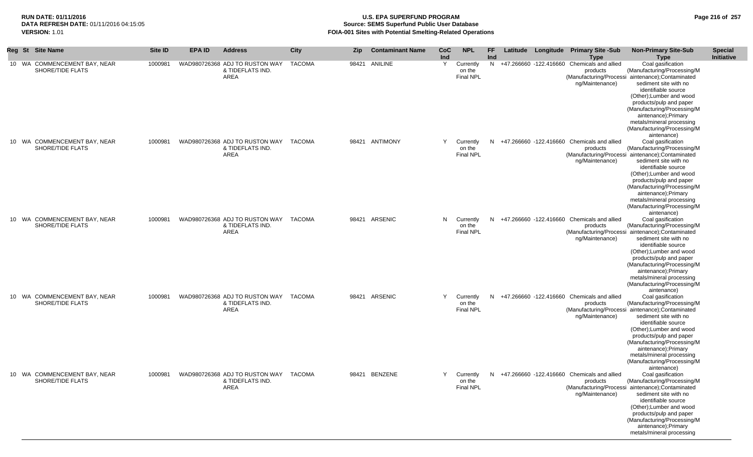**RUN DATE:** 01/11/2016
**DATA REFRESH DATE:** 01/11/2016 04:15:05
**VERSION:** 1.01

# U.S. EPA SUPERFUND PROGRAM
## Source: SEMS Superfund Public User Database
## FOIA-001 Sites with Potential Smelting-Related Operations

| Reg | St | Site Name | Site ID | EPA ID | Address | City | Zip | Contaminant Name | CoC Ind | NPL | FF Ind | Latitude | Longitude | Primary Site -Sub Type | Non-Primary Site-Sub Type | Special Initiative |
|---|---|---|---|---|---|---|---|---|---|---|---|---|---|---|---|---|
| 10 | WA | COMMENCEMENT BAY, NEAR SHORE/TIDE FLATS | 1000981 | WAD980726368 | ADJ TO RUSTON WAY & TIDEFLATS IND. AREA | TACOMA | 98421 | ANILINE | Y | Currently on the Final NPL | N | +47.266660 | -122.416660 | Chemicals and allied products (Manufacturing/Processing/Maintenance) | Coal gasification (Manufacturing/Processing/Maintenance);Contaminated sediment site with no identifiable source (Other);Lumber and wood products/pulp and paper (Manufacturing/Processing/Maintenance);Primary metals/mineral processing (Manufacturing/Processing/Maintenance) | |
| 10 | WA | COMMENCEMENT BAY, NEAR SHORE/TIDE FLATS | 1000981 | WAD980726368 | ADJ TO RUSTON WAY & TIDEFLATS IND. AREA | TACOMA | 98421 | ANTIMONY | Y | Currently on the Final NPL | N | +47.266660 | -122.416660 | Chemicals and allied products (Manufacturing/Processing/Maintenance) | Coal gasification (Manufacturing/Processing/Maintenance);Contaminated sediment site with no identifiable source (Other);Lumber and wood products/pulp and paper (Manufacturing/Processing/Maintenance);Primary metals/mineral processing (Manufacturing/Processing/Maintenance) | |
| 10 | WA | COMMENCEMENT BAY, NEAR SHORE/TIDE FLATS | 1000981 | WAD980726368 | ADJ TO RUSTON WAY & TIDEFLATS IND. AREA | TACOMA | 98421 | ARSENIC | N | Currently on the Final NPL | N | +47.266660 | -122.416660 | Chemicals and allied products (Manufacturing/Processing/Maintenance) | Coal gasification (Manufacturing/Processing/Maintenance);Contaminated sediment site with no identifiable source (Other);Lumber and wood products/pulp and paper (Manufacturing/Processing/Maintenance);Primary metals/mineral processing (Manufacturing/Processing/Maintenance) | |
| 10 | WA | COMMENCEMENT BAY, NEAR SHORE/TIDE FLATS | 1000981 | WAD980726368 | ADJ TO RUSTON WAY & TIDEFLATS IND. AREA | TACOMA | 98421 | ARSENIC | Y | Currently on the Final NPL | N | +47.266660 | -122.416660 | Chemicals and allied products (Manufacturing/Processing/Maintenance) | Coal gasification (Manufacturing/Processing/Maintenance);Contaminated sediment site with no identifiable source (Other);Lumber and wood products/pulp and paper (Manufacturing/Processing/Maintenance);Primary metals/mineral processing (Manufacturing/Processing/Maintenance) | |
| 10 | WA | COMMENCEMENT BAY, NEAR SHORE/TIDE FLATS | 1000981 | WAD980726368 | ADJ TO RUSTON WAY & TIDEFLATS IND. AREA | TACOMA | 98421 | BENZENE | Y | Currently on the Final NPL | N | +47.266660 | -122.416660 | Chemicals and allied products (Manufacturing/Processing/Maintenance) | Coal gasification (Manufacturing/Processing/Maintenance);Contaminated sediment site with no identifiable source (Other);Lumber and wood products/pulp and paper (Manufacturing/Processing/Maintenance);Primary metals/mineral processing | |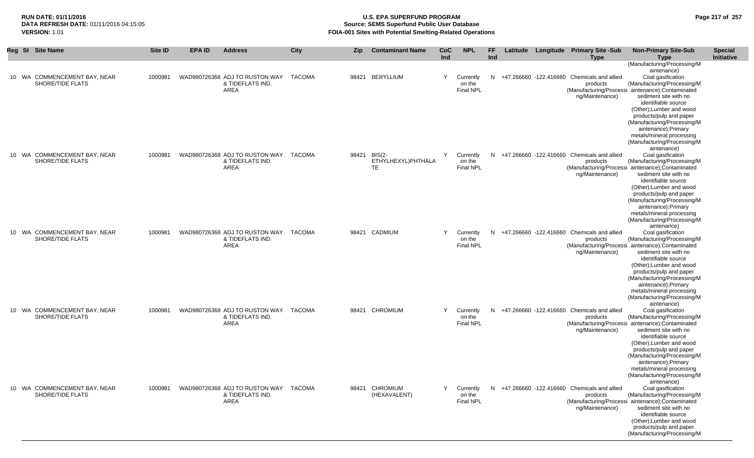| Reg | St | Site Name | Site ID | EPA ID | Address | City | Zip | Contaminant Name | CoC Ind | NPL | FF Ind | Latitude | Longitude | Primary Site -Sub Type | Non-Primary Site-Sub Type | Special Initiative |
|---|---|---|---|---|---|---|---|---|---|---|---|---|---|---|---|---|
| | | | | | | | | | | | | | | | (Manufacturing/Processing/Maintenance) | |
| 10 | WA | COMMENCEMENT BAY, NEAR SHORE/TIDE FLATS | 1000981 | WAD980726368 | ADJ TO RUSTON WAY & TIDEFLATS IND. AREA | TACOMA | 98421 | BERYLLIUM | Y | Currently on the Final NPL | N | +47.266660 | -122.416660 | Chemicals and allied products (Manufacturing/Processing/Maintenance) | Coal gasification (Manufacturing/Processing/Maintenance);Contaminated sediment site with no identifiable source (Other);Lumber and wood products/pulp and paper (Manufacturing/Processing/Maintenance);Primary metals/mineral processing (Manufacturing/Processing/Maintenance) | |
| 10 | WA | COMMENCEMENT BAY, NEAR SHORE/TIDE FLATS | 1000981 | WAD980726368 | ADJ TO RUSTON WAY & TIDEFLATS IND. AREA | TACOMA | 98421 | BIS(2-ETHYLHEXYL)PHTHALATE | Y | Currently on the Final NPL | N | +47.266660 | -122.416660 | Chemicals and allied products (Manufacturing/Processing/Maintenance) | Coal gasification (Manufacturing/Processing/Maintenance);Contaminated sediment site with no identifiable source (Other);Lumber and wood products/pulp and paper (Manufacturing/Processing/Maintenance);Primary metals/mineral processing (Manufacturing/Processing/Maintenance) | |
| 10 | WA | COMMENCEMENT BAY, NEAR SHORE/TIDE FLATS | 1000981 | WAD980726368 | ADJ TO RUSTON WAY & TIDEFLATS IND. AREA | TACOMA | 98421 | CADMIUM | Y | Currently on the Final NPL | N | +47.266660 | -122.416660 | Chemicals and allied products (Manufacturing/Processing/Maintenance) | Coal gasification (Manufacturing/Processing/Maintenance);Contaminated sediment site with no identifiable source (Other);Lumber and wood products/pulp and paper (Manufacturing/Processing/Maintenance);Primary metals/mineral processing (Manufacturing/Processing/Maintenance) | |
| 10 | WA | COMMENCEMENT BAY, NEAR SHORE/TIDE FLATS | 1000981 | WAD980726368 | ADJ TO RUSTON WAY & TIDEFLATS IND. AREA | TACOMA | 98421 | CHROMIUM | Y | Currently on the Final NPL | N | +47.266660 | -122.416660 | Chemicals and allied products (Manufacturing/Processing/Maintenance) | Coal gasification (Manufacturing/Processing/Maintenance);Contaminated sediment site with no identifiable source (Other);Lumber and wood products/pulp and paper (Manufacturing/Processing/Maintenance);Primary metals/mineral processing (Manufacturing/Processing/Maintenance) | |
| 10 | WA | COMMENCEMENT BAY, NEAR SHORE/TIDE FLATS | 1000981 | WAD980726368 | ADJ TO RUSTON WAY & TIDEFLATS IND. AREA | TACOMA | 98421 | CHROMIUM (HEXAVALENT) | Y | Currently on the Final NPL | N | +47.266660 | -122.416660 | Chemicals and allied products (Manufacturing/Processing/Maintenance) | Coal gasification (Manufacturing/Processing/Maintenance);Contaminated sediment site with no identifiable source (Other);Lumber and wood products/pulp and paper (Manufacturing/Processing/M | |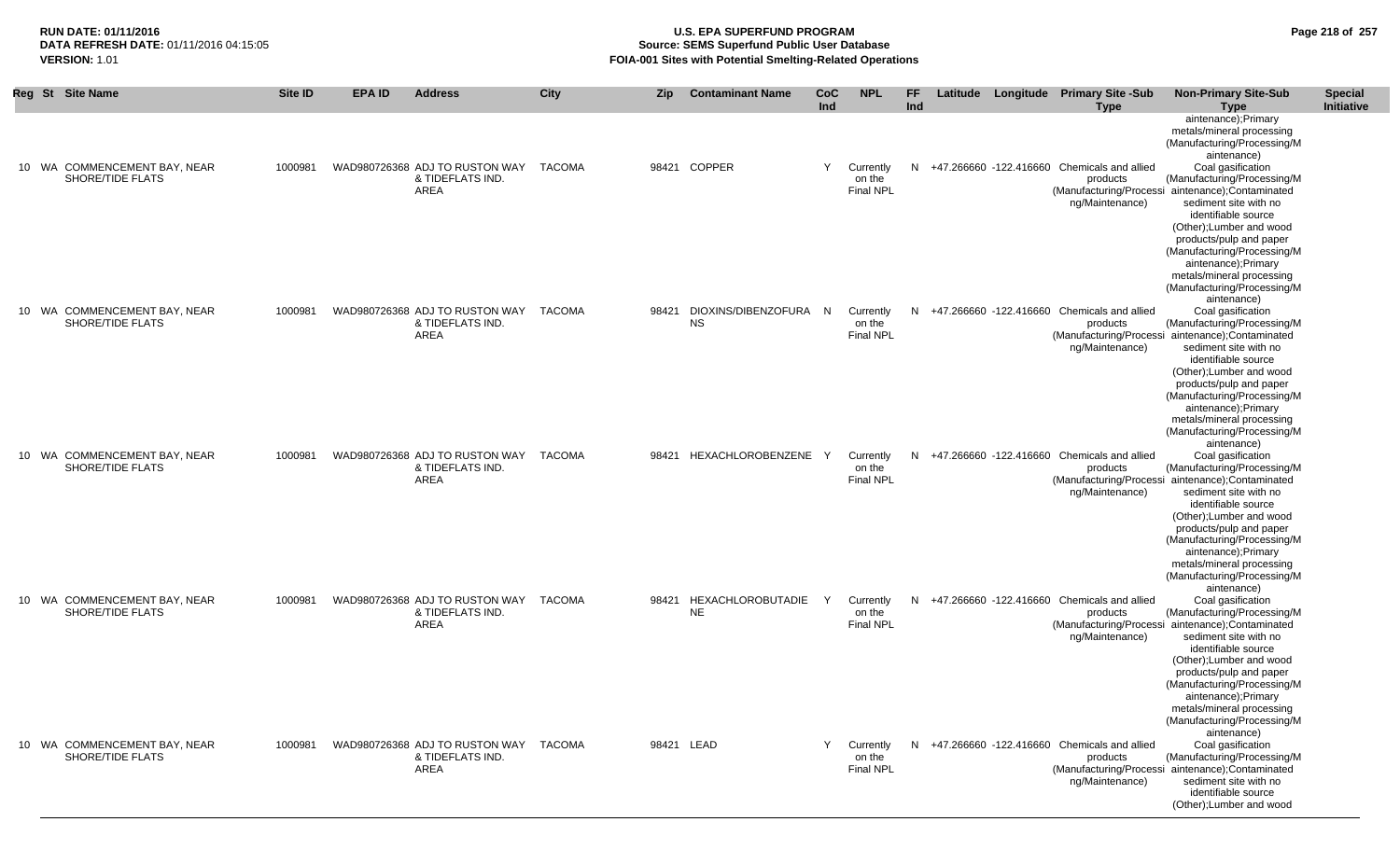| Reg | St | Site Name | Site ID | EPA ID | Address | City | Zip | Contaminant Name | CoC Ind | NPL | FF Ind | Latitude | Longitude | Primary Site -Sub Type | Non-Primary Site-Sub Type | Special Initiative |
|---|---|---|---|---|---|---|---|---|---|---|---|---|---|---|---|---|
| | | | | | | | | | | | | | | | aintenance);Primary metals/mineral processing (Manufacturing/Processing/Maintenance) | |
| 10 | WA | COMMENCEMENT BAY, NEAR SHORE/TIDE FLATS | 1000981 | WAD980726368 | ADJ TO RUSTON WAY & TIDEFLATS IND. AREA | TACOMA | 98421 | COPPER | Y | Currently on the Final NPL | N | +47.266660 | -122.416660 | Chemicals and allied products (Manufacturing/Processing/Maintenance) | Coal gasification (Manufacturing/Processing/Maintenance);Contaminated sediment site with no identifiable source (Other);Lumber and wood products/pulp and paper (Manufacturing/Processing/Maintenance);Primary metals/mineral processing (Manufacturing/Processing/Maintenance) | |
| 10 | WA | COMMENCEMENT BAY, NEAR SHORE/TIDE FLATS | 1000981 | WAD980726368 | ADJ TO RUSTON WAY & TIDEFLATS IND. AREA | TACOMA | 98421 | DIOXINS/DIBENZOFURANS | N | Currently on the Final NPL | N | +47.266660 | -122.416660 | Chemicals and allied products (Manufacturing/Processing/Maintenance) | Coal gasification (Manufacturing/Processing/Maintenance);Contaminated sediment site with no identifiable source (Other);Lumber and wood products/pulp and paper (Manufacturing/Processing/Maintenance);Primary metals/mineral processing (Manufacturing/Processing/Maintenance) | |
| 10 | WA | COMMENCEMENT BAY, NEAR SHORE/TIDE FLATS | 1000981 | WAD980726368 | ADJ TO RUSTON WAY & TIDEFLATS IND. AREA | TACOMA | 98421 | HEXACHLOROBENZENE | Y | Currently on the Final NPL | N | +47.266660 | -122.416660 | Chemicals and allied products (Manufacturing/Processing/Maintenance) | Coal gasification (Manufacturing/Processing/Maintenance);Contaminated sediment site with no identifiable source (Other);Lumber and wood products/pulp and paper (Manufacturing/Processing/Maintenance);Primary metals/mineral processing (Manufacturing/Processing/Maintenance) | |
| 10 | WA | COMMENCEMENT BAY, NEAR SHORE/TIDE FLATS | 1000981 | WAD980726368 | ADJ TO RUSTON WAY & TIDEFLATS IND. AREA | TACOMA | 98421 | HEXACHLOROBUTADIENE | Y | Currently on the Final NPL | N | +47.266660 | -122.416660 | Chemicals and allied products (Manufacturing/Processing/Maintenance) | Coal gasification (Manufacturing/Processing/Maintenance);Contaminated sediment site with no identifiable source (Other);Lumber and wood products/pulp and paper (Manufacturing/Processing/Maintenance);Primary metals/mineral processing (Manufacturing/Processing/Maintenance) | |
| 10 | WA | COMMENCEMENT BAY, NEAR SHORE/TIDE FLATS | 1000981 | WAD980726368 | ADJ TO RUSTON WAY & TIDEFLATS IND. AREA | TACOMA | 98421 | LEAD | Y | Currently on the Final NPL | N | +47.266660 | -122.416660 | Chemicals and allied products (Manufacturing/Processing/Maintenance) | Coal gasification (Manufacturing/Processing/Maintenance);Contaminated sediment site with no identifiable source (Other);Lumber and wood | |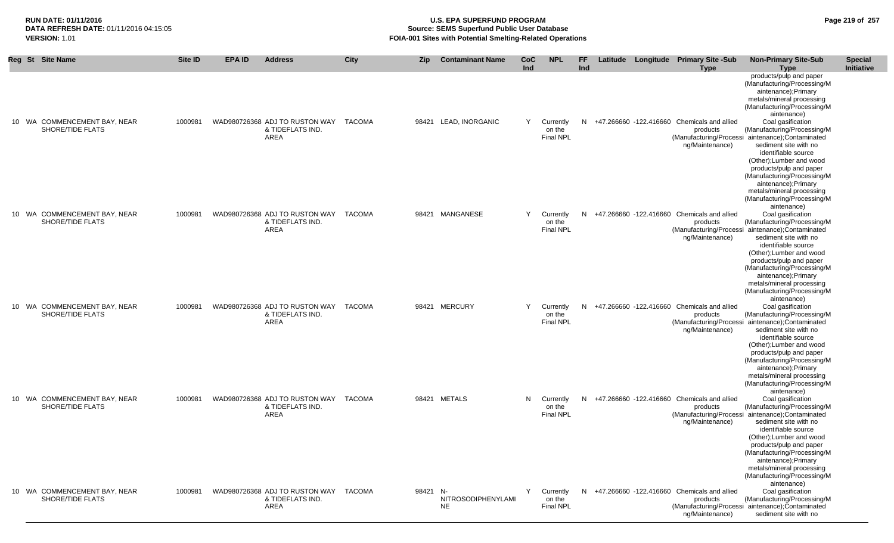| Reg | St | Site Name | Site ID | EPA ID | Address | City | Zip | Contaminant Name | CoC Ind | NPL | FF Ind | Latitude | Longitude | Primary Site -Sub Type | Non-Primary Site-Sub Type | Special Initiative |
|---|---|---|---|---|---|---|---|---|---|---|---|---|---|---|---|---|
| | | | | | | | | | | | | | | | products/pulp and paper (Manufacturing/Processing/Maintenance);Primary metals/mineral processing (Manufacturing/Processing/Maintenance) | |
| 10 | WA | COMMENCEMENT BAY, NEAR SHORE/TIDE FLATS | 1000981 | WAD980726368 | ADJ TO RUSTON WAY & TIDEFLATS IND. AREA | TACOMA | 98421 | LEAD, INORGANIC | Y | Currently on the Final NPL | N | +47.266660 | -122.416660 | Chemicals and allied products (Manufacturing/Processing/Maintenance) | Coal gasification (Manufacturing/Processing/Maintenance);Contaminated sediment site with no identifiable source (Other);Lumber and wood products/pulp and paper (Manufacturing/Processing/Maintenance);Primary metals/mineral processing (Manufacturing/Processing/Maintenance) | |
| 10 | WA | COMMENCEMENT BAY, NEAR SHORE/TIDE FLATS | 1000981 | WAD980726368 | ADJ TO RUSTON WAY & TIDEFLATS IND. AREA | TACOMA | 98421 | MANGANESE | Y | Currently on the Final NPL | N | +47.266660 | -122.416660 | Chemicals and allied products (Manufacturing/Processing/Maintenance) | Coal gasification (Manufacturing/Processing/Maintenance);Contaminated sediment site with no identifiable source (Other);Lumber and wood products/pulp and paper (Manufacturing/Processing/Maintenance);Primary metals/mineral processing (Manufacturing/Processing/Maintenance) | |
| 10 | WA | COMMENCEMENT BAY, NEAR SHORE/TIDE FLATS | 1000981 | WAD980726368 | ADJ TO RUSTON WAY & TIDEFLATS IND. AREA | TACOMA | 98421 | MERCURY | Y | Currently on the Final NPL | N | +47.266660 | -122.416660 | Chemicals and allied products (Manufacturing/Processing/Maintenance) | Coal gasification (Manufacturing/Processing/Maintenance);Contaminated sediment site with no identifiable source (Other);Lumber and wood products/pulp and paper (Manufacturing/Processing/Maintenance);Primary metals/mineral processing (Manufacturing/Processing/Maintenance) | |
| 10 | WA | COMMENCEMENT BAY, NEAR SHORE/TIDE FLATS | 1000981 | WAD980726368 | ADJ TO RUSTON WAY & TIDEFLATS IND. AREA | TACOMA | 98421 | METALS | N | Currently on the Final NPL | N | +47.266660 | -122.416660 | Chemicals and allied products (Manufacturing/Processing/Maintenance) | Coal gasification (Manufacturing/Processing/Maintenance);Contaminated sediment site with no identifiable source (Other);Lumber and wood products/pulp and paper (Manufacturing/Processing/Maintenance);Primary metals/mineral processing (Manufacturing/Processing/Maintenance) | |
| 10 | WA | COMMENCEMENT BAY, NEAR SHORE/TIDE FLATS | 1000981 | WAD980726368 | ADJ TO RUSTON WAY & TIDEFLATS IND. AREA | TACOMA | 98421 | N-NITROSODIPHENYLAMINE | Y | Currently on the Final NPL | N | +47.266660 | -122.416660 | Chemicals and allied products (Manufacturing/Processing/Maintenance) | Coal gasification (Manufacturing/Processing/Maintenance);Contaminated sediment site with no | |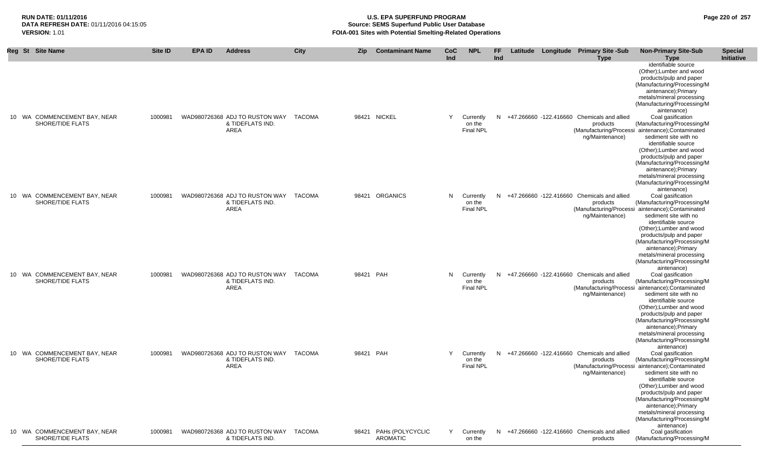| Reg | St | Site Name | Site ID | EPA ID | Address | City | Zip | Contaminant Name | CoC Ind | NPL | FF Ind | Latitude | Longitude | Primary Site -Sub Type | Non-Primary Site-Sub Type | Special Initiative |
|---|---|---|---|---|---|---|---|---|---|---|---|---|---|---|---|---|
| | | | | | | | | | | | | | | | identifiable source (Other);Lumber and wood products/pulp and paper (Manufacturing/Processing/Maintenance);Primary metals/mineral processing (Manufacturing/Processing/Maintenance) | |
| 10 | WA | COMMENCEMENT BAY, NEAR SHORE/TIDE FLATS | 1000981 | WAD980726368 | ADJ TO RUSTON WAY & TIDEFLATS IND. AREA | TACOMA | 98421 | NICKEL | Y | Currently on the Final NPL | N | +47.266660 | -122.416660 | Chemicals and allied products (Manufacturing/Processing/Maintenance) | Coal gasification (Manufacturing/Processing/Maintenance);Contaminated sediment site with no identifiable source (Other);Lumber and wood products/pulp and paper (Manufacturing/Processing/Maintenance);Primary metals/mineral processing (Manufacturing/Processing/Maintenance) | |
| 10 | WA | COMMENCEMENT BAY, NEAR SHORE/TIDE FLATS | 1000981 | WAD980726368 | ADJ TO RUSTON WAY & TIDEFLATS IND. AREA | TACOMA | 98421 | ORGANICS | N | Currently on the Final NPL | N | +47.266660 | -122.416660 | Chemicals and allied products (Manufacturing/Processing/Maintenance) | Coal gasification (Manufacturing/Processing/Maintenance);Contaminated sediment site with no identifiable source (Other);Lumber and wood products/pulp and paper (Manufacturing/Processing/Maintenance);Primary metals/mineral processing (Manufacturing/Processing/Maintenance) | |
| 10 | WA | COMMENCEMENT BAY, NEAR SHORE/TIDE FLATS | 1000981 | WAD980726368 | ADJ TO RUSTON WAY & TIDEFLATS IND. AREA | TACOMA | 98421 | PAH | N | Currently on the Final NPL | N | +47.266660 | -122.416660 | Chemicals and allied products (Manufacturing/Processing/Maintenance) | Coal gasification (Manufacturing/Processing/Maintenance);Contaminated sediment site with no identifiable source (Other);Lumber and wood products/pulp and paper (Manufacturing/Processing/Maintenance);Primary metals/mineral processing (Manufacturing/Processing/Maintenance) | |
| 10 | WA | COMMENCEMENT BAY, NEAR SHORE/TIDE FLATS | 1000981 | WAD980726368 | ADJ TO RUSTON WAY & TIDEFLATS IND. AREA | TACOMA | 98421 | PAH | Y | Currently on the Final NPL | N | +47.266660 | -122.416660 | Chemicals and allied products (Manufacturing/Processing/Maintenance) | Coal gasification (Manufacturing/Processing/Maintenance);Contaminated sediment site with no identifiable source (Other);Lumber and wood products/pulp and paper (Manufacturing/Processing/Maintenance);Primary metals/mineral processing (Manufacturing/Processing/Maintenance) | |
| 10 | WA | COMMENCEMENT BAY, NEAR SHORE/TIDE FLATS | 1000981 | WAD980726368 | ADJ TO RUSTON WAY & TIDEFLATS IND. | TACOMA | 98421 | PAHs (POLYCYCLIC AROMATIC | Y | Currently on the | N | +47.266660 | -122.416660 | Chemicals and allied products | Coal gasification (Manufacturing/Processing/M | |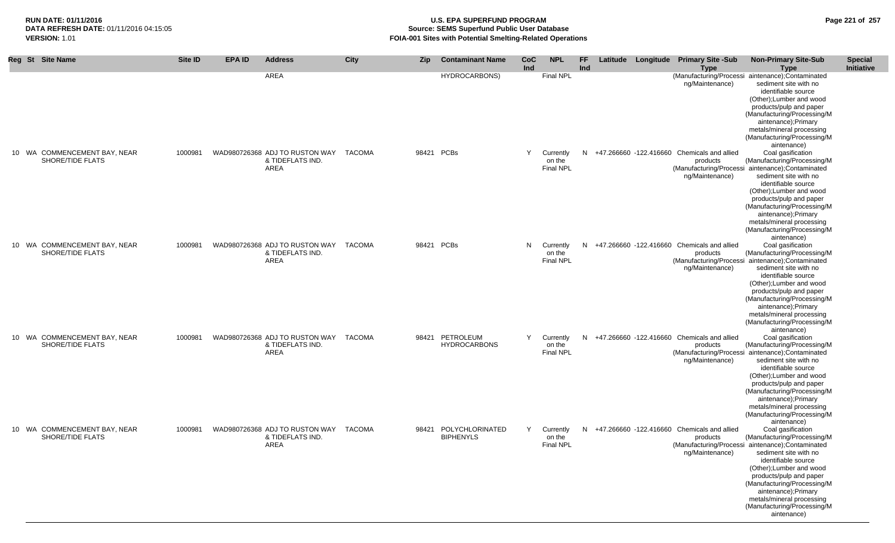| Reg | St | Site Name | Site ID | EPA ID | Address | City | Zip | Contaminant Name | CoC Ind | NPL | FF Ind | Latitude | Longitude | Primary Site -Sub Type | Non-Primary Site-Sub Type | Special Initiative |
|---|---|---|---|---|---|---|---|---|---|---|---|---|---|---|---|---|
| | | | | | AREA | | | HYDROCARBONS) | | Final NPL | | | | (Manufacturing/Processing/Maintenance) | aintenance);Contaminated sediment site with no identifiable source (Other);Lumber and wood products/pulp and paper (Manufacturing/Processing/Maintenance);Primary metals/mineral processing (Manufacturing/Processing/Maintenance) | |
| 10 | WA | COMMENCEMENT BAY, NEAR SHORE/TIDE FLATS | 1000981 | WAD980726368 | ADJ TO RUSTON WAY & TIDEFLATS IND. AREA | TACOMA | 98421 | PCBs | Y | Currently on the Final NPL | N | +47.266660 | -122.416660 | Chemicals and allied products (Manufacturing/Processing/Maintenance) | Coal gasification (Manufacturing/Processing/Maintenance);Contaminated sediment site with no identifiable source (Other);Lumber and wood products/pulp and paper (Manufacturing/Processing/Maintenance);Primary metals/mineral processing (Manufacturing/Processing/Maintenance) | |
| 10 | WA | COMMENCEMENT BAY, NEAR SHORE/TIDE FLATS | 1000981 | WAD980726368 | ADJ TO RUSTON WAY & TIDEFLATS IND. AREA | TACOMA | 98421 | PCBs | N | Currently on the Final NPL | N | +47.266660 | -122.416660 | Chemicals and allied products (Manufacturing/Processing/Maintenance) | Coal gasification (Manufacturing/Processing/Maintenance);Contaminated sediment site with no identifiable source (Other);Lumber and wood products/pulp and paper (Manufacturing/Processing/Maintenance);Primary metals/mineral processing (Manufacturing/Processing/Maintenance) | |
| 10 | WA | COMMENCEMENT BAY, NEAR SHORE/TIDE FLATS | 1000981 | WAD980726368 | ADJ TO RUSTON WAY & TIDEFLATS IND. AREA | TACOMA | 98421 | PETROLEUM HYDROCARBONS | Y | Currently on the Final NPL | N | +47.266660 | -122.416660 | Chemicals and allied products (Manufacturing/Processing/Maintenance) | Coal gasification (Manufacturing/Processing/Maintenance);Contaminated sediment site with no identifiable source (Other);Lumber and wood products/pulp and paper (Manufacturing/Processing/Maintenance);Primary metals/mineral processing (Manufacturing/Processing/Maintenance) | |
| 10 | WA | COMMENCEMENT BAY, NEAR SHORE/TIDE FLATS | 1000981 | WAD980726368 | ADJ TO RUSTON WAY & TIDEFLATS IND. AREA | TACOMA | 98421 | POLYCHLORINATED BIPHENYLS | Y | Currently on the Final NPL | N | +47.266660 | -122.416660 | Chemicals and allied products (Manufacturing/Processing/Maintenance) | Coal gasification (Manufacturing/Processing/Maintenance);Contaminated sediment site with no identifiable source (Other);Lumber and wood products/pulp and paper (Manufacturing/Processing/Maintenance);Primary metals/mineral processing (Manufacturing/Processing/Maintenance) | |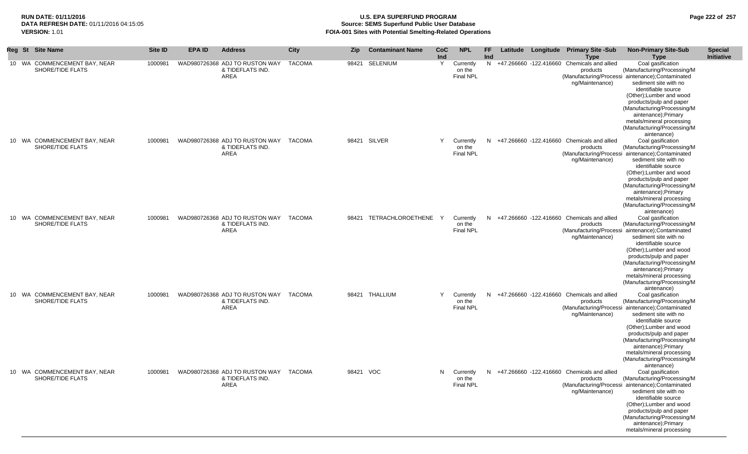| Reg | St | Site Name | Site ID | EPA ID | Address | City | Zip | Contaminant Name | CoC Ind | NPL | FF Ind | Latitude | Longitude | Primary Site -Sub Type | Non-Primary Site-Sub Type | Special Initiative |
|---|---|---|---|---|---|---|---|---|---|---|---|---|---|---|---|---|
| 10 | WA | COMMENCEMENT BAY, NEAR SHORE/TIDE FLATS | 1000981 | WAD980726368 | ADJ TO RUSTON WAY & TIDEFLATS IND. AREA | TACOMA | 98421 | SELENIUM | Y | Currently on the Final NPL | N | +47.266660 | -122.416660 | Chemicals and allied products (Manufacturing/Processing/Maintenance) | Coal gasification (Manufacturing/Processing/Maintenance);Contaminated sediment site with no identifiable source (Other);Lumber and wood products/pulp and paper (Manufacturing/Processing/Maintenance);Primary metals/mineral processing (Manufacturing/Processing/Maintenance) | |
| 10 | WA | COMMENCEMENT BAY, NEAR SHORE/TIDE FLATS | 1000981 | WAD980726368 | ADJ TO RUSTON WAY & TIDEFLATS IND. AREA | TACOMA | 98421 | SILVER | Y | Currently on the Final NPL | N | +47.266660 | -122.416660 | Chemicals and allied products (Manufacturing/Processing/Maintenance) | Coal gasification (Manufacturing/Processing/Maintenance);Contaminated sediment site with no identifiable source (Other);Lumber and wood products/pulp and paper (Manufacturing/Processing/Maintenance);Primary metals/mineral processing (Manufacturing/Processing/Maintenance) | |
| 10 | WA | COMMENCEMENT BAY, NEAR SHORE/TIDE FLATS | 1000981 | WAD980726368 | ADJ TO RUSTON WAY & TIDEFLATS IND. AREA | TACOMA | 98421 | TETRACHLOROETHENE | Y | Currently on the Final NPL | N | +47.266660 | -122.416660 | Chemicals and allied products (Manufacturing/Processing/Maintenance) | Coal gasification (Manufacturing/Processing/Maintenance);Contaminated sediment site with no identifiable source (Other);Lumber and wood products/pulp and paper (Manufacturing/Processing/Maintenance);Primary metals/mineral processing (Manufacturing/Processing/Maintenance) | |
| 10 | WA | COMMENCEMENT BAY, NEAR SHORE/TIDE FLATS | 1000981 | WAD980726368 | ADJ TO RUSTON WAY & TIDEFLATS IND. AREA | TACOMA | 98421 | THALLIUM | Y | Currently on the Final NPL | N | +47.266660 | -122.416660 | Chemicals and allied products (Manufacturing/Processing/Maintenance) | Coal gasification (Manufacturing/Processing/Maintenance);Contaminated sediment site with no identifiable source (Other);Lumber and wood products/pulp and paper (Manufacturing/Processing/Maintenance);Primary metals/mineral processing (Manufacturing/Processing/Maintenance) | |
| 10 | WA | COMMENCEMENT BAY, NEAR SHORE/TIDE FLATS | 1000981 | WAD980726368 | ADJ TO RUSTON WAY & TIDEFLATS IND. AREA | TACOMA | 98421 | VOC | N | Currently on the Final NPL | N | +47.266660 | -122.416660 | Chemicals and allied products (Manufacturing/Processing/Maintenance) | Coal gasification (Manufacturing/Processing/Maintenance);Contaminated sediment site with no identifiable source (Other);Lumber and wood products/pulp and paper (Manufacturing/Processing/Maintenance);Primary metals/mineral processing | |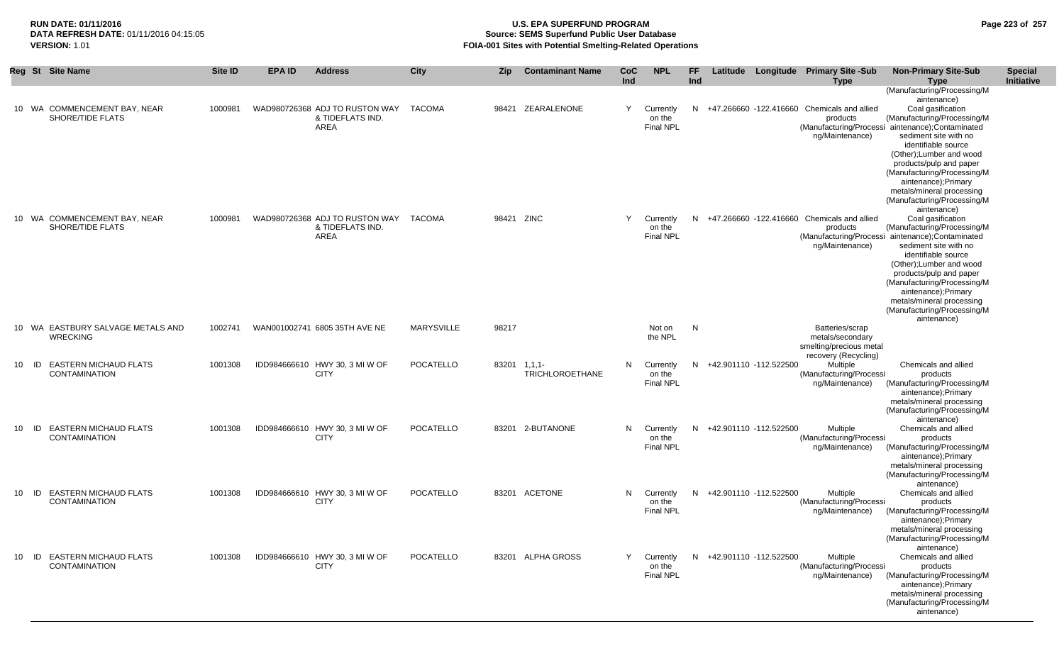**RUN DATE:** 01/11/2016
**DATA REFRESH DATE:** 01/11/2016 04:15:05
**VERSION:** 1.01

# U.S. EPA SUPERFUND PROGRAM
## Source: SEMS Superfund Public User Database
## FOIA-001 Sites with Potential Smelting-Related Operations

| Reg | St | Site Name | Site ID | EPA ID | Address | City | Zip | Contaminant Name | CoC Ind | NPL | FF Ind | Latitude | Longitude | Primary Site -Sub Type | Non-Primary Site-Sub Type | Special Initiative |
|---|---|---|---|---|---|---|---|---|---|---|---|---|---|---|---|---|
| | | | | | | | | | | | | | | | (Manufacturing/Processing/Maintenance) | |
| 10 | WA | COMMENCEMENT BAY, NEAR SHORE/TIDE FLATS | 1000981 | WAD980726368 | ADJ TO RUSTON WAY & TIDEFLATS IND. AREA | TACOMA | 98421 | ZEARALENONE | Y | Currently on the Final NPL | N | +47.266660 | -122.416660 | Chemicals and allied products (Manufacturing/Processing/Maintenance) | Coal gasification (Manufacturing/Processing/Maintenance);Contaminated sediment site with no identifiable source (Other);Lumber and wood products/pulp and paper (Manufacturing/Processing/Maintenance);Primary metals/mineral processing (Manufacturing/Processing/Maintenance) | |
| 10 | WA | COMMENCEMENT BAY, NEAR SHORE/TIDE FLATS | 1000981 | WAD980726368 | ADJ TO RUSTON WAY & TIDEFLATS IND. AREA | TACOMA | 98421 | ZINC | Y | Currently on the Final NPL | N | +47.266660 | -122.416660 | Chemicals and allied products (Manufacturing/Processing/Maintenance) | Coal gasification (Manufacturing/Processing/Maintenance);Contaminated sediment site with no identifiable source (Other);Lumber and wood products/pulp and paper (Manufacturing/Processing/Maintenance);Primary metals/mineral processing (Manufacturing/Processing/Maintenance) | |
| 10 | WA | EASTBURY SALVAGE METALS AND WRECKING | 1002741 | WAN001002741 | 6805 35TH AVE NE | MARYSVILLE | 98217 | | | Not on the NPL | N | | | Batteries/scrap metals/secondary smelting/precious metal recovery (Recycling) | | |
| 10 | ID | EASTERN MICHAUD FLATS CONTAMINATION | 1001308 | IDD984666610 | HWY 30, 3 MI W OF CITY | POCATELLO | 83201 | 1,1,1-TRICHLOROETHANE | N | Currently on the Final NPL | N | +42.901110 | -112.522500 | Multiple (Manufacturing/Processing/Maintenance) | Chemicals and allied products (Manufacturing/Processing/Maintenance);Primary metals/mineral processing (Manufacturing/Processing/Maintenance) | |
| 10 | ID | EASTERN MICHAUD FLATS CONTAMINATION | 1001308 | IDD984666610 | HWY 30, 3 MI W OF CITY | POCATELLO | 83201 | 2-BUTANONE | N | Currently on the Final NPL | N | +42.901110 | -112.522500 | Multiple (Manufacturing/Processing/Maintenance) | Chemicals and allied products (Manufacturing/Processing/Maintenance);Primary metals/mineral processing (Manufacturing/Processing/Maintenance) | |
| 10 | ID | EASTERN MICHAUD FLATS CONTAMINATION | 1001308 | IDD984666610 | HWY 30, 3 MI W OF CITY | POCATELLO | 83201 | ACETONE | N | Currently on the Final NPL | N | +42.901110 | -112.522500 | Multiple (Manufacturing/Processing/Maintenance) | Chemicals and allied products (Manufacturing/Processing/Maintenance);Primary metals/mineral processing (Manufacturing/Processing/Maintenance) | |
| 10 | ID | EASTERN MICHAUD FLATS CONTAMINATION | 1001308 | IDD984666610 | HWY 30, 3 MI W OF CITY | POCATELLO | 83201 | ALPHA GROSS | Y | Currently on the Final NPL | N | +42.901110 | -112.522500 | Multiple (Manufacturing/Processing/Maintenance) | Chemicals and allied products (Manufacturing/Processing/Maintenance);Primary metals/mineral processing (Manufacturing/Processing/Maintenance) | |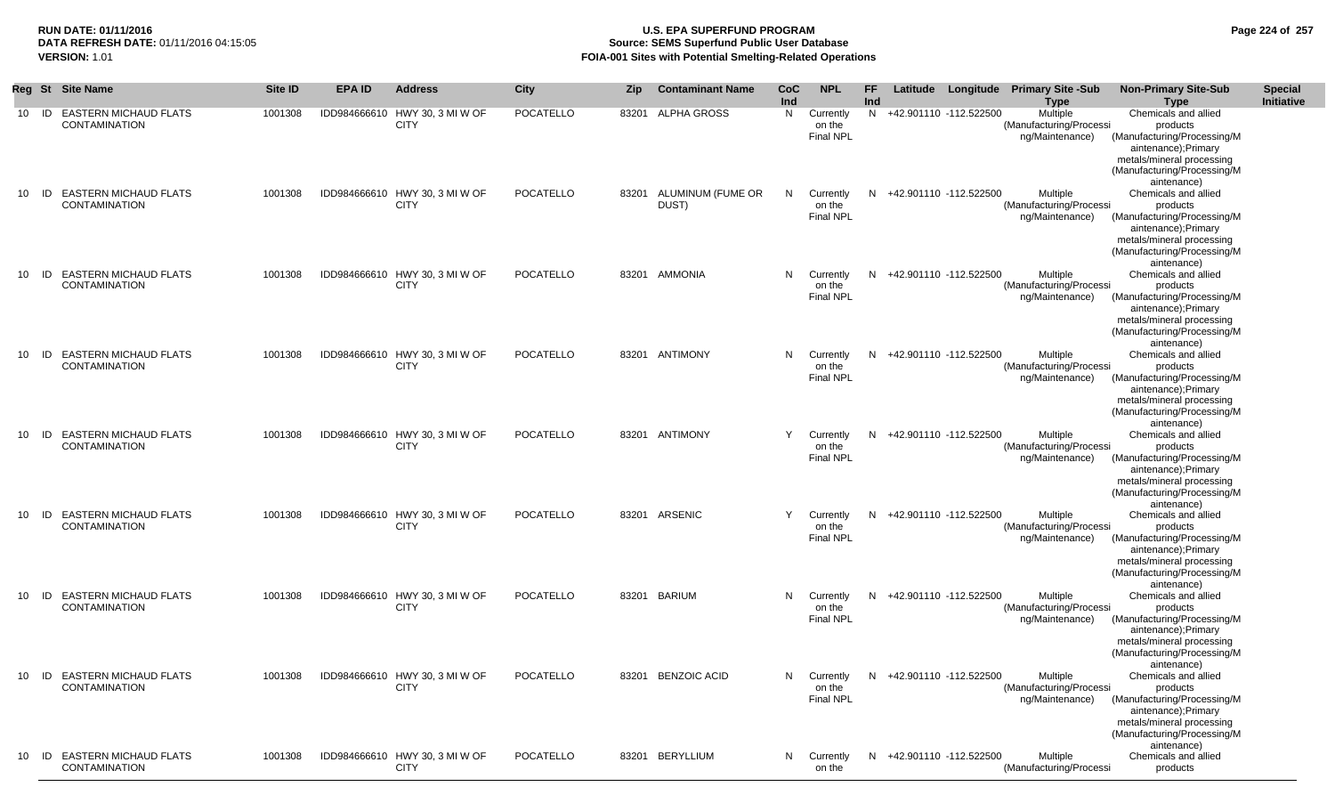**RUN DATE:** 01/11/2016
**DATA REFRESH DATE:** 01/11/2016 04:15:05
**VERSION:** 1.01

# U.S. EPA SUPERFUND PROGRAM
## Source: SEMS Superfund Public User Database
## FOIA-001 Sites with Potential Smelting-Related Operations

| Reg | St | Site Name | Site ID | EPA ID | Address | City | Zip | Contaminant Name | CoC Ind | NPL | FF Ind | Latitude | Longitude | Primary Site -Sub Type | Non-Primary Site-Sub Type | Special Initiative |
|---|---|---|---|---|---|---|---|---|---|---|---|---|---|---|---|---|
| 10 | ID | EASTERN MICHAUD FLATS CONTAMINATION | 1001308 | IDD984666610 | HWY 30, 3 MI W OF CITY | POCATELLO | 83201 | ALPHA GROSS | N | Currently on the Final NPL | N | +42.901110 | -112.522500 | Multiple (Manufacturing/Processing/Maintenance) | Chemicals and allied products (Manufacturing/Processing/Maintenance);Primary metals/mineral processing (Manufacturing/Processing/Maintenance) | |
| 10 | ID | EASTERN MICHAUD FLATS CONTAMINATION | 1001308 | IDD984666610 | HWY 30, 3 MI W OF CITY | POCATELLO | 83201 | ALUMINUM (FUME OR DUST) | N | Currently on the Final NPL | N | +42.901110 | -112.522500 | Multiple (Manufacturing/Processing/Maintenance) | Chemicals and allied products (Manufacturing/Processing/Maintenance);Primary metals/mineral processing (Manufacturing/Processing/Maintenance) | |
| 10 | ID | EASTERN MICHAUD FLATS CONTAMINATION | 1001308 | IDD984666610 | HWY 30, 3 MI W OF CITY | POCATELLO | 83201 | AMMONIA | N | Currently on the Final NPL | N | +42.901110 | -112.522500 | Multiple (Manufacturing/Processing/Maintenance) | Chemicals and allied products (Manufacturing/Processing/Maintenance);Primary metals/mineral processing (Manufacturing/Processing/Maintenance) | |
| 10 | ID | EASTERN MICHAUD FLATS CONTAMINATION | 1001308 | IDD984666610 | HWY 30, 3 MI W OF CITY | POCATELLO | 83201 | ANTIMONY | N | Currently on the Final NPL | N | +42.901110 | -112.522500 | Multiple (Manufacturing/Processing/Maintenance) | Chemicals and allied products (Manufacturing/Processing/Maintenance);Primary metals/mineral processing (Manufacturing/Processing/Maintenance) | |
| 10 | ID | EASTERN MICHAUD FLATS CONTAMINATION | 1001308 | IDD984666610 | HWY 30, 3 MI W OF CITY | POCATELLO | 83201 | ANTIMONY | Y | Currently on the Final NPL | N | +42.901110 | -112.522500 | Multiple (Manufacturing/Processing/Maintenance) | Chemicals and allied products (Manufacturing/Processing/Maintenance);Primary metals/mineral processing (Manufacturing/Processing/Maintenance) | |
| 10 | ID | EASTERN MICHAUD FLATS CONTAMINATION | 1001308 | IDD984666610 | HWY 30, 3 MI W OF CITY | POCATELLO | 83201 | ARSENIC | Y | Currently on the Final NPL | N | +42.901110 | -112.522500 | Multiple (Manufacturing/Processing/Maintenance) | Chemicals and allied products (Manufacturing/Processing/Maintenance);Primary metals/mineral processing (Manufacturing/Processing/Maintenance) | |
| 10 | ID | EASTERN MICHAUD FLATS CONTAMINATION | 1001308 | IDD984666610 | HWY 30, 3 MI W OF CITY | POCATELLO | 83201 | BARIUM | N | Currently on the Final NPL | N | +42.901110 | -112.522500 | Multiple (Manufacturing/Processing/Maintenance) | Chemicals and allied products (Manufacturing/Processing/Maintenance);Primary metals/mineral processing (Manufacturing/Processing/Maintenance) | |
| 10 | ID | EASTERN MICHAUD FLATS CONTAMINATION | 1001308 | IDD984666610 | HWY 30, 3 MI W OF CITY | POCATELLO | 83201 | BENZOIC ACID | N | Currently on the Final NPL | N | +42.901110 | -112.522500 | Multiple (Manufacturing/Processing/Maintenance) | Chemicals and allied products (Manufacturing/Processing/Maintenance);Primary metals/mineral processing (Manufacturing/Processing/Maintenance) | |
| 10 | ID | EASTERN MICHAUD FLATS CONTAMINATION | 1001308 | IDD984666610 | HWY 30, 3 MI W OF CITY | POCATELLO | 83201 | BERYLLIUM | N | Currently on the | N | +42.901110 | -112.522500 | Multiple (Manufacturing/Processi | Chemicals and allied products | |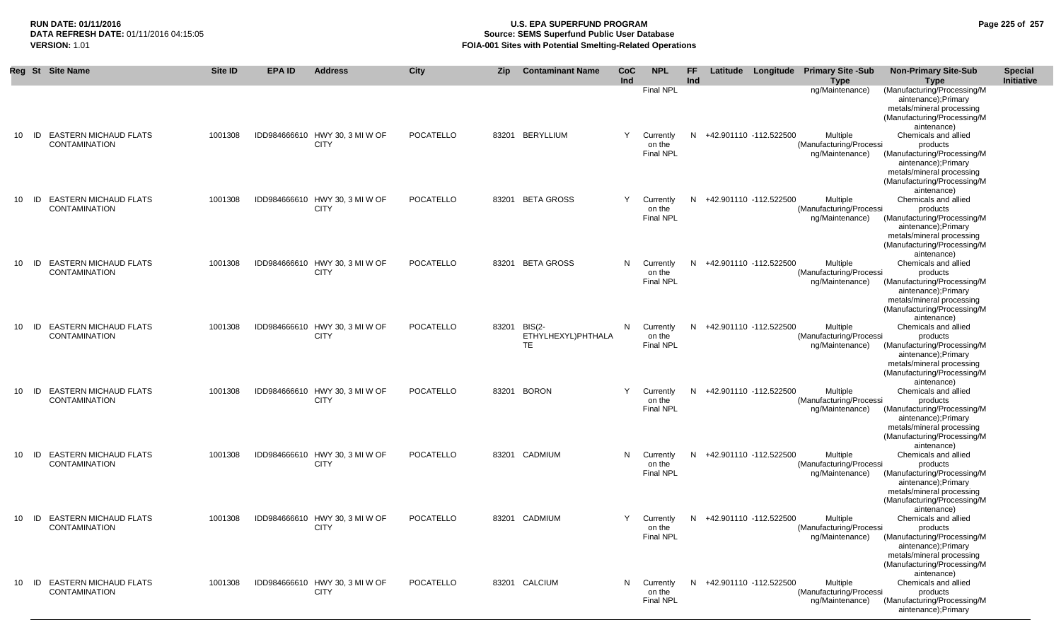| Reg | St | Site Name | Site ID | EPA ID | Address | City | Zip | Contaminant Name | CoC Ind | NPL | FF Ind | Latitude | Longitude | Primary Site -Sub Type | Non-Primary Site-Sub Type | Special Initiative |
|---|---|---|---|---|---|---|---|---|---|---|---|---|---|---|---|---|
| | | | | | | | | | | Final NPL | | | | ng/Maintenance) | (Manufacturing/Processing/Maintenance);Primary metals/mineral processing (Manufacturing/Processing/Maintenance) | |
| 10 | ID | EASTERN MICHAUD FLATS CONTAMINATION | 1001308 | IDD984666610 | HWY 30, 3 MI W OF CITY | POCATELLO | 83201 | BERYLLIUM | Y | Currently on the Final NPL | N | +42.901110 | -112.522500 | Multiple (Manufacturing/Processing/Maintenance) | Chemicals and allied products (Manufacturing/Processing/Maintenance);Primary metals/mineral processing (Manufacturing/Processing/Maintenance) | |
| 10 | ID | EASTERN MICHAUD FLATS CONTAMINATION | 1001308 | IDD984666610 | HWY 30, 3 MI W OF CITY | POCATELLO | 83201 | BETA GROSS | Y | Currently on the Final NPL | N | +42.901110 | -112.522500 | Multiple (Manufacturing/Processing/Maintenance) | Chemicals and allied products (Manufacturing/Processing/Maintenance);Primary metals/mineral processing (Manufacturing/Processing/Maintenance) | |
| 10 | ID | EASTERN MICHAUD FLATS CONTAMINATION | 1001308 | IDD984666610 | HWY 30, 3 MI W OF CITY | POCATELLO | 83201 | BETA GROSS | N | Currently on the Final NPL | N | +42.901110 | -112.522500 | Multiple (Manufacturing/Processing/Maintenance) | Chemicals and allied products (Manufacturing/Processing/Maintenance);Primary metals/mineral processing (Manufacturing/Processing/Maintenance) | |
| 10 | ID | EASTERN MICHAUD FLATS CONTAMINATION | 1001308 | IDD984666610 | HWY 30, 3 MI W OF CITY | POCATELLO | 83201 | BIS(2-ETHYLHEXYL)PHTHALATE | N | Currently on the Final NPL | N | +42.901110 | -112.522500 | Multiple (Manufacturing/Processing/Maintenance) | Chemicals and allied products (Manufacturing/Processing/Maintenance);Primary metals/mineral processing (Manufacturing/Processing/Maintenance) | |
| 10 | ID | EASTERN MICHAUD FLATS CONTAMINATION | 1001308 | IDD984666610 | HWY 30, 3 MI W OF CITY | POCATELLO | 83201 | BORON | Y | Currently on the Final NPL | N | +42.901110 | -112.522500 | Multiple (Manufacturing/Processing/Maintenance) | Chemicals and allied products (Manufacturing/Processing/Maintenance);Primary metals/mineral processing (Manufacturing/Processing/Maintenance) | |
| 10 | ID | EASTERN MICHAUD FLATS CONTAMINATION | 1001308 | IDD984666610 | HWY 30, 3 MI W OF CITY | POCATELLO | 83201 | CADMIUM | N | Currently on the Final NPL | N | +42.901110 | -112.522500 | Multiple (Manufacturing/Processing/Maintenance) | Chemicals and allied products (Manufacturing/Processing/Maintenance);Primary metals/mineral processing (Manufacturing/Processing/Maintenance) | |
| 10 | ID | EASTERN MICHAUD FLATS CONTAMINATION | 1001308 | IDD984666610 | HWY 30, 3 MI W OF CITY | POCATELLO | 83201 | CADMIUM | Y | Currently on the Final NPL | N | +42.901110 | -112.522500 | Multiple (Manufacturing/Processing/Maintenance) | Chemicals and allied products (Manufacturing/Processing/Maintenance);Primary metals/mineral processing (Manufacturing/Processing/Maintenance) | |
| 10 | ID | EASTERN MICHAUD FLATS CONTAMINATION | 1001308 | IDD984666610 | HWY 30, 3 MI W OF CITY | POCATELLO | 83201 | CALCIUM | N | Currently on the Final NPL | N | +42.901110 | -112.522500 | Multiple (Manufacturing/Processing/Maintenance) | Chemicals and allied products (Manufacturing/Processing/Maintenance);Primary | |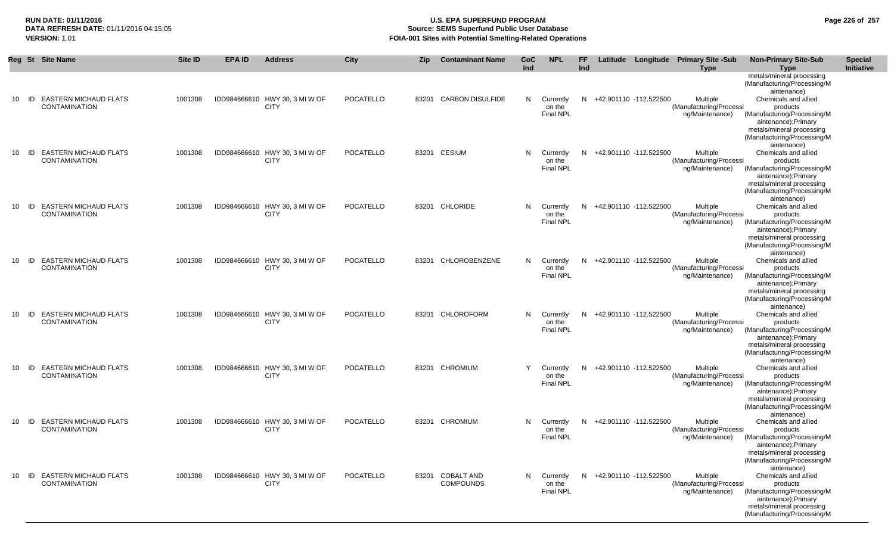**RUN DATE:** 01/11/2016
**DATA REFRESH DATE:** 01/11/2016 04:15:05
**VERSION:** 1.01

# U.S. EPA SUPERFUND PROGRAM
## Source: SEMS Superfund Public User Database
## FOIA-001 Sites with Potential Smelting-Related Operations

| Reg | St | Site Name | Site ID | EPA ID | Address | City | Zip | Contaminant Name | CoC Ind | NPL | FF Ind | Latitude | Longitude | Primary Site -Sub Type | Non-Primary Site-Sub Type | Special Initiative |
|---|---|---|---|---|---|---|---|---|---|---|---|---|---|---|---|---|
| | | | | | | | | | | | | | | | metals/mineral processing (Manufacturing/Processing/Maintenance) | |
| 10 | ID | EASTERN MICHAUD FLATS CONTAMINATION | 1001308 | IDD984666610 | HWY 30, 3 MI W OF CITY | POCATELLO | 83201 | CARBON DISULFIDE | N | Currently on the Final NPL | N | +42.901110 | -112.522500 | Multiple (Manufacturing/Processing/Maintenance) | Chemicals and allied products (Manufacturing/Processing/Maintenance);Primary metals/mineral processing (Manufacturing/Processing/Maintenance) | |
| 10 | ID | EASTERN MICHAUD FLATS CONTAMINATION | 1001308 | IDD984666610 | HWY 30, 3 MI W OF CITY | POCATELLO | 83201 | CESIUM | N | Currently on the Final NPL | N | +42.901110 | -112.522500 | Multiple (Manufacturing/Processing/Maintenance) | Chemicals and allied products (Manufacturing/Processing/Maintenance);Primary metals/mineral processing (Manufacturing/Processing/Maintenance) | |
| 10 | ID | EASTERN MICHAUD FLATS CONTAMINATION | 1001308 | IDD984666610 | HWY 30, 3 MI W OF CITY | POCATELLO | 83201 | CHLORIDE | N | Currently on the Final NPL | N | +42.901110 | -112.522500 | Multiple (Manufacturing/Processing/Maintenance) | Chemicals and allied products (Manufacturing/Processing/Maintenance);Primary metals/mineral processing (Manufacturing/Processing/Maintenance) | |
| 10 | ID | EASTERN MICHAUD FLATS CONTAMINATION | 1001308 | IDD984666610 | HWY 30, 3 MI W OF CITY | POCATELLO | 83201 | CHLOROBENZENE | N | Currently on the Final NPL | N | +42.901110 | -112.522500 | Multiple (Manufacturing/Processing/Maintenance) | Chemicals and allied products (Manufacturing/Processing/Maintenance);Primary metals/mineral processing (Manufacturing/Processing/Maintenance) | |
| 10 | ID | EASTERN MICHAUD FLATS CONTAMINATION | 1001308 | IDD984666610 | HWY 30, 3 MI W OF CITY | POCATELLO | 83201 | CHLOROFORM | N | Currently on the Final NPL | N | +42.901110 | -112.522500 | Multiple (Manufacturing/Processing/Maintenance) | Chemicals and allied products (Manufacturing/Processing/Maintenance);Primary metals/mineral processing (Manufacturing/Processing/Maintenance) | |
| 10 | ID | EASTERN MICHAUD FLATS CONTAMINATION | 1001308 | IDD984666610 | HWY 30, 3 MI W OF CITY | POCATELLO | 83201 | CHROMIUM | Y | Currently on the Final NPL | N | +42.901110 | -112.522500 | Multiple (Manufacturing/Processing/Maintenance) | Chemicals and allied products (Manufacturing/Processing/Maintenance);Primary metals/mineral processing (Manufacturing/Processing/Maintenance) | |
| 10 | ID | EASTERN MICHAUD FLATS CONTAMINATION | 1001308 | IDD984666610 | HWY 30, 3 MI W OF CITY | POCATELLO | 83201 | CHROMIUM | N | Currently on the Final NPL | N | +42.901110 | -112.522500 | Multiple (Manufacturing/Processing/Maintenance) | Chemicals and allied products (Manufacturing/Processing/Maintenance);Primary metals/mineral processing (Manufacturing/Processing/Maintenance) | |
| 10 | ID | EASTERN MICHAUD FLATS CONTAMINATION | 1001308 | IDD984666610 | HWY 30, 3 MI W OF CITY | POCATELLO | 83201 | COBALT AND COMPOUNDS | N | Currently on the Final NPL | N | +42.901110 | -112.522500 | Multiple (Manufacturing/Processing/Maintenance) | Chemicals and allied products (Manufacturing/Processing/Maintenance);Primary metals/mineral processing (Manufacturing/Processing/M | |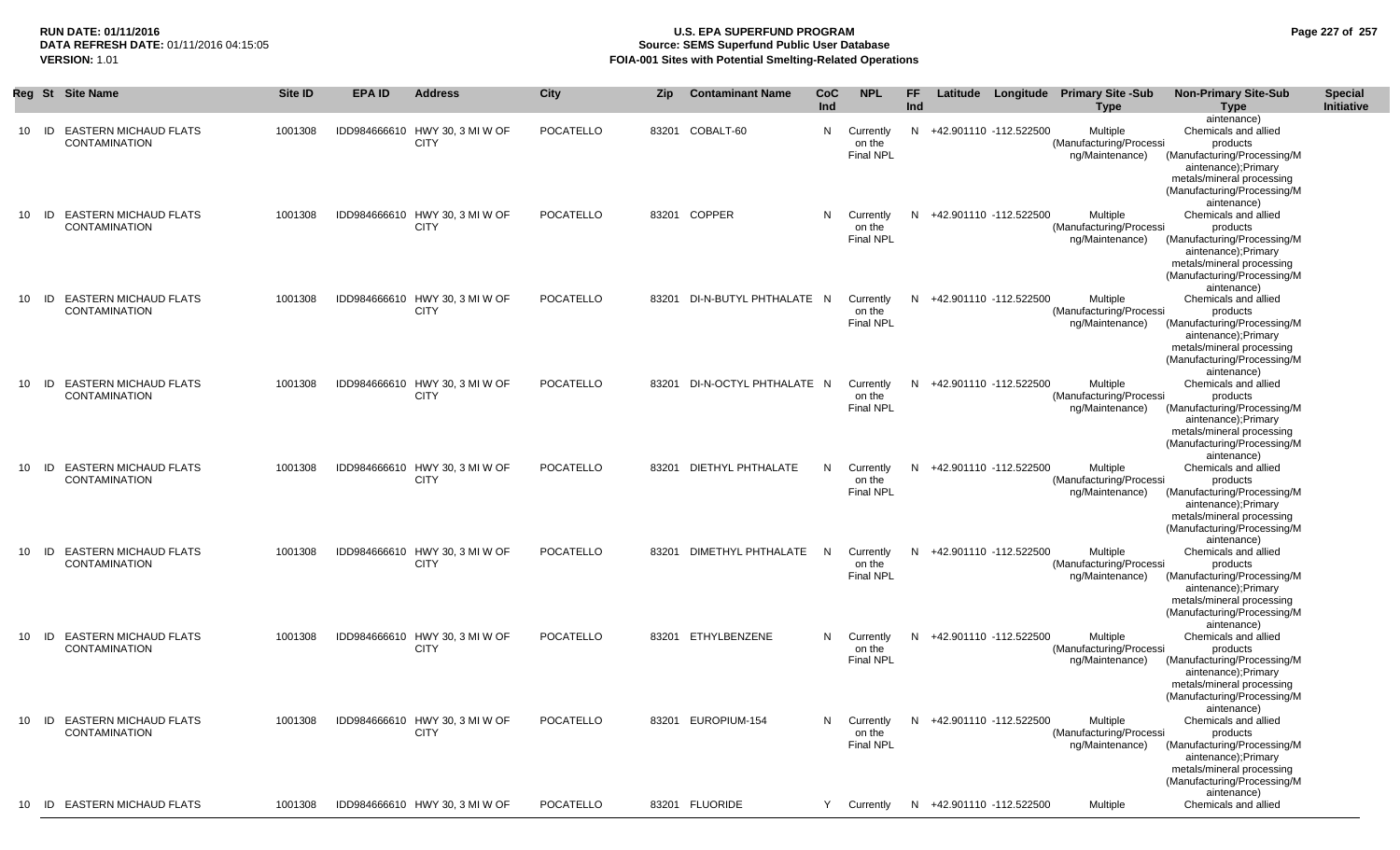**RUN DATE:** 01/11/2016
**DATA REFRESH DATE:** 01/11/2016 04:15:05
**VERSION:** 1.01

# U.S. EPA SUPERFUND PROGRAM
## Source: SEMS Superfund Public User Database
## FOIA-001 Sites with Potential Smelting-Related Operations

| Reg | St | Site Name | Site ID | EPA ID | Address | City | Zip | Contaminant Name | CoC Ind | NPL | FF Ind | Latitude | Longitude | Primary Site -Sub Type | Non-Primary Site-Sub Type | Special Initiative |
|---|---|---|---|---|---|---|---|---|---|---|---|---|---|---|---|---|
| | | | | | | | | | | | | | | | aintenance) | |
| 10 | ID | EASTERN MICHAUD FLATS CONTAMINATION | 1001308 | IDD984666610 | HWY 30, 3 MI W OF CITY | POCATELLO | 83201 | COBALT-60 | N | Currently on the Final NPL | N | +42.901110 | -112.522500 | Multiple (Manufacturing/Processing/Maintenance) | Chemicals and allied products (Manufacturing/Processing/Maintenance);Primary metals/mineral processing (Manufacturing/Processing/Maintenance) | |
| 10 | ID | EASTERN MICHAUD FLATS CONTAMINATION | 1001308 | IDD984666610 | HWY 30, 3 MI W OF CITY | POCATELLO | 83201 | COPPER | N | Currently on the Final NPL | N | +42.901110 | -112.522500 | Multiple (Manufacturing/Processing/Maintenance) | Chemicals and allied products (Manufacturing/Processing/Maintenance);Primary metals/mineral processing (Manufacturing/Processing/Maintenance) | |
| 10 | ID | EASTERN MICHAUD FLATS CONTAMINATION | 1001308 | IDD984666610 | HWY 30, 3 MI W OF CITY | POCATELLO | 83201 | DI-N-BUTYL PHTHALATE | N | Currently on the Final NPL | N | +42.901110 | -112.522500 | Multiple (Manufacturing/Processing/Maintenance) | Chemicals and allied products (Manufacturing/Processing/Maintenance);Primary metals/mineral processing (Manufacturing/Processing/Maintenance) | |
| 10 | ID | EASTERN MICHAUD FLATS CONTAMINATION | 1001308 | IDD984666610 | HWY 30, 3 MI W OF CITY | POCATELLO | 83201 | DI-N-OCTYL PHTHALATE | N | Currently on the Final NPL | N | +42.901110 | -112.522500 | Multiple (Manufacturing/Processing/Maintenance) | Chemicals and allied products (Manufacturing/Processing/Maintenance);Primary metals/mineral processing (Manufacturing/Processing/Maintenance) | |
| 10 | ID | EASTERN MICHAUD FLATS CONTAMINATION | 1001308 | IDD984666610 | HWY 30, 3 MI W OF CITY | POCATELLO | 83201 | DIETHYL PHTHALATE | N | Currently on the Final NPL | N | +42.901110 | -112.522500 | Multiple (Manufacturing/Processing/Maintenance) | Chemicals and allied products (Manufacturing/Processing/Maintenance);Primary metals/mineral processing (Manufacturing/Processing/Maintenance) | |
| 10 | ID | EASTERN MICHAUD FLATS CONTAMINATION | 1001308 | IDD984666610 | HWY 30, 3 MI W OF CITY | POCATELLO | 83201 | DIMETHYL PHTHALATE | N | Currently on the Final NPL | N | +42.901110 | -112.522500 | Multiple (Manufacturing/Processing/Maintenance) | Chemicals and allied products (Manufacturing/Processing/Maintenance);Primary metals/mineral processing (Manufacturing/Processing/Maintenance) | |
| 10 | ID | EASTERN MICHAUD FLATS CONTAMINATION | 1001308 | IDD984666610 | HWY 30, 3 MI W OF CITY | POCATELLO | 83201 | ETHYLBENZENE | N | Currently on the Final NPL | N | +42.901110 | -112.522500 | Multiple (Manufacturing/Processing/Maintenance) | Chemicals and allied products (Manufacturing/Processing/Maintenance);Primary metals/mineral processing (Manufacturing/Processing/Maintenance) | |
| 10 | ID | EASTERN MICHAUD FLATS CONTAMINATION | 1001308 | IDD984666610 | HWY 30, 3 MI W OF CITY | POCATELLO | 83201 | EUROPIUM-154 | N | Currently on the Final NPL | N | +42.901110 | -112.522500 | Multiple (Manufacturing/Processing/Maintenance) | Chemicals and allied products (Manufacturing/Processing/Maintenance);Primary metals/mineral processing (Manufacturing/Processing/Maintenance) | |
| 10 | ID | EASTERN MICHAUD FLATS | 1001308 | IDD984666610 | HWY 30, 3 MI W OF | POCATELLO | 83201 | FLUORIDE | Y | Currently | N | +42.901110 | -112.522500 | Multiple | Chemicals and allied | |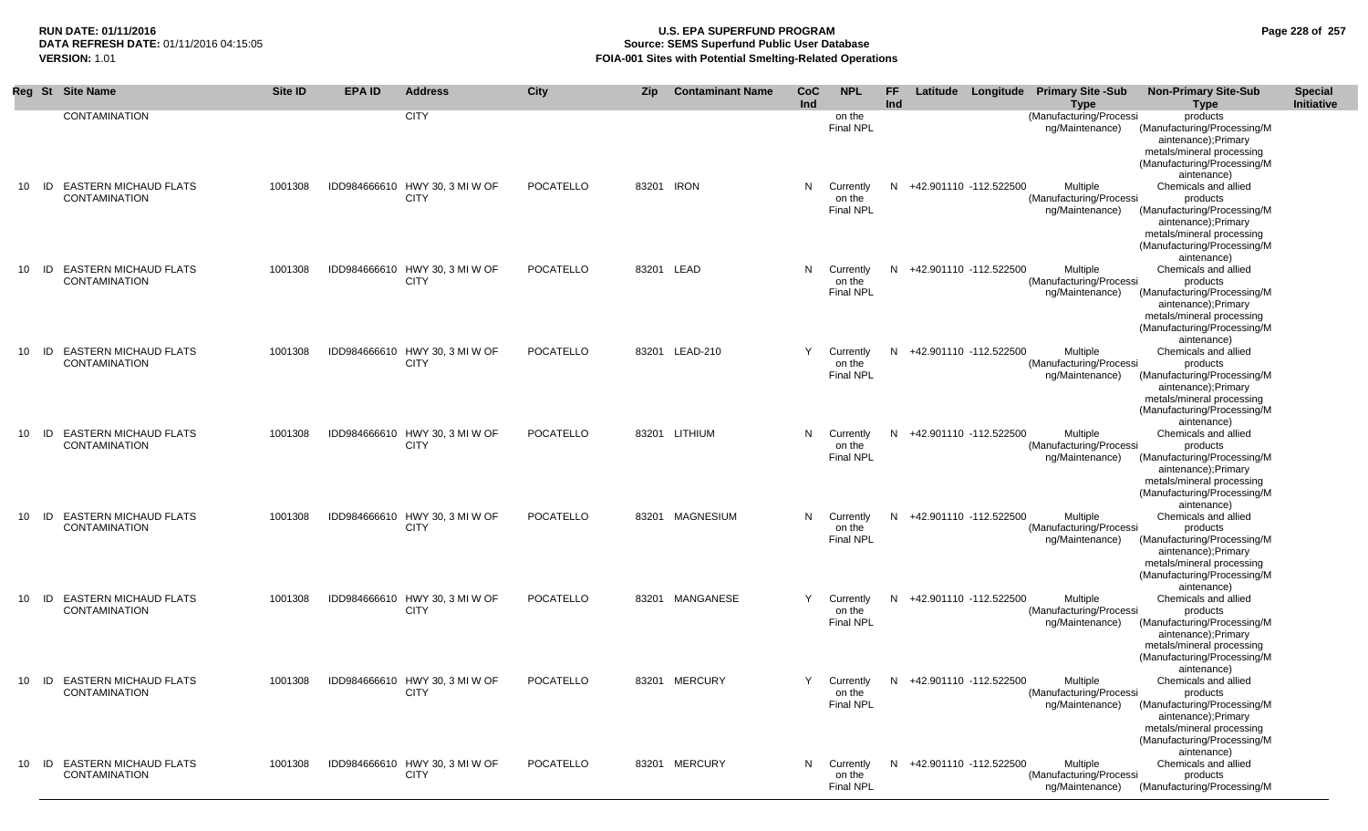| Reg | St | Site Name | Site ID | EPA ID | Address | City | Zip | Contaminant Name | CoC Ind | NPL | FF Ind | Latitude | Longitude | Primary Site -Sub Type | Non-Primary Site-Sub Type | Special Initiative |
|---|---|---|---|---|---|---|---|---|---|---|---|---|---|---|---|---|
| | | CONTAMINATION | | | CITY | | | | | on the Final NPL | | | | (Manufacturing/Processing/Maintenance) | products (Manufacturing/Processing/Maintenance);Primary metals/mineral processing (Manufacturing/Processing/Maintenance) | |
| 10 | ID | EASTERN MICHAUD FLATS CONTAMINATION | 1001308 | IDD984666610 | HWY 30, 3 MI W OF CITY | POCATELLO | 83201 | IRON | N | Currently on the Final NPL | N | +42.901110 | -112.522500 | Multiple (Manufacturing/Processing/Maintenance) | Chemicals and allied products (Manufacturing/Processing/Maintenance);Primary metals/mineral processing (Manufacturing/Processing/Maintenance) | |
| 10 | ID | EASTERN MICHAUD FLATS CONTAMINATION | 1001308 | IDD984666610 | HWY 30, 3 MI W OF CITY | POCATELLO | 83201 | LEAD | N | Currently on the Final NPL | N | +42.901110 | -112.522500 | Multiple (Manufacturing/Processing/Maintenance) | Chemicals and allied products (Manufacturing/Processing/Maintenance);Primary metals/mineral processing (Manufacturing/Processing/Maintenance) | |
| 10 | ID | EASTERN MICHAUD FLATS CONTAMINATION | 1001308 | IDD984666610 | HWY 30, 3 MI W OF CITY | POCATELLO | 83201 | LEAD-210 | Y | Currently on the Final NPL | N | +42.901110 | -112.522500 | Multiple (Manufacturing/Processing/Maintenance) | Chemicals and allied products (Manufacturing/Processing/Maintenance);Primary metals/mineral processing (Manufacturing/Processing/Maintenance) | |
| 10 | ID | EASTERN MICHAUD FLATS CONTAMINATION | 1001308 | IDD984666610 | HWY 30, 3 MI W OF CITY | POCATELLO | 83201 | LITHIUM | N | Currently on the Final NPL | N | +42.901110 | -112.522500 | Multiple (Manufacturing/Processing/Maintenance) | Chemicals and allied products (Manufacturing/Processing/Maintenance);Primary metals/mineral processing (Manufacturing/Processing/Maintenance) | |
| 10 | ID | EASTERN MICHAUD FLATS CONTAMINATION | 1001308 | IDD984666610 | HWY 30, 3 MI W OF CITY | POCATELLO | 83201 | MAGNESIUM | N | Currently on the Final NPL | N | +42.901110 | -112.522500 | Multiple (Manufacturing/Processing/Maintenance) | Chemicals and allied products (Manufacturing/Processing/Maintenance);Primary metals/mineral processing (Manufacturing/Processing/Maintenance) | |
| 10 | ID | EASTERN MICHAUD FLATS CONTAMINATION | 1001308 | IDD984666610 | HWY 30, 3 MI W OF CITY | POCATELLO | 83201 | MANGANESE | Y | Currently on the Final NPL | N | +42.901110 | -112.522500 | Multiple (Manufacturing/Processing/Maintenance) | Chemicals and allied products (Manufacturing/Processing/Maintenance);Primary metals/mineral processing (Manufacturing/Processing/Maintenance) | |
| 10 | ID | EASTERN MICHAUD FLATS CONTAMINATION | 1001308 | IDD984666610 | HWY 30, 3 MI W OF CITY | POCATELLO | 83201 | MERCURY | Y | Currently on the Final NPL | N | +42.901110 | -112.522500 | Multiple (Manufacturing/Processing/Maintenance) | Chemicals and allied products (Manufacturing/Processing/Maintenance);Primary metals/mineral processing (Manufacturing/Processing/Maintenance) | |
| 10 | ID | EASTERN MICHAUD FLATS CONTAMINATION | 1001308 | IDD984666610 | HWY 30, 3 MI W OF CITY | POCATELLO | 83201 | MERCURY | N | Currently on the Final NPL | N | +42.901110 | -112.522500 | Multiple (Manufacturing/Processing/Maintenance) | Chemicals and allied products (Manufacturing/Processing/M | |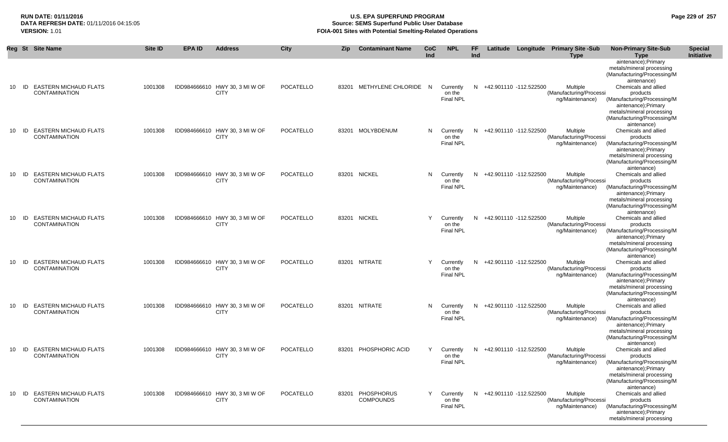**RUN DATE:** 01/11/2016
**DATA REFRESH DATE:** 01/11/2016 04:15:05
**VERSION:** 1.01

# U.S. EPA SUPERFUND PROGRAM
## Source: SEMS Superfund Public User Database
## FOIA-001 Sites with Potential Smelting-Related Operations

| Reg | St | Site Name | Site ID | EPA ID | Address | City | Zip | Contaminant Name | CoC Ind | NPL | FF Ind | Latitude | Longitude | Primary Site -Sub Type | Non-Primary Site-Sub Type | Special Initiative |
|---|---|---|---|---|---|---|---|---|---|---|---|---|---|---|---|---|
| | | | | | | | | | | | | | | | aintenance);Primary metals/mineral processing (Manufacturing/Processing/Maintenance) | |
| 10 | ID | EASTERN MICHAUD FLATS CONTAMINATION | 1001308 | IDD984666610 | HWY 30, 3 MI W OF CITY | POCATELLO | 83201 | METHYLENE CHLORIDE | N | Currently on the Final NPL | N | +42.901110 | -112.522500 | Multiple (Manufacturing/Processing/Maintenance) | Chemicals and allied products (Manufacturing/Processing/Maintenance);Primary metals/mineral processing (Manufacturing/Processing/Maintenance) | |
| 10 | ID | EASTERN MICHAUD FLATS CONTAMINATION | 1001308 | IDD984666610 | HWY 30, 3 MI W OF CITY | POCATELLO | 83201 | MOLYBDENUM | N | Currently on the Final NPL | N | +42.901110 | -112.522500 | Multiple (Manufacturing/Processing/Maintenance) | Chemicals and allied products (Manufacturing/Processing/Maintenance);Primary metals/mineral processing (Manufacturing/Processing/Maintenance) | |
| 10 | ID | EASTERN MICHAUD FLATS CONTAMINATION | 1001308 | IDD984666610 | HWY 30, 3 MI W OF CITY | POCATELLO | 83201 | NICKEL | N | Currently on the Final NPL | N | +42.901110 | -112.522500 | Multiple (Manufacturing/Processing/Maintenance) | Chemicals and allied products (Manufacturing/Processing/Maintenance);Primary metals/mineral processing (Manufacturing/Processing/Maintenance) | |
| 10 | ID | EASTERN MICHAUD FLATS CONTAMINATION | 1001308 | IDD984666610 | HWY 30, 3 MI W OF CITY | POCATELLO | 83201 | NICKEL | Y | Currently on the Final NPL | N | +42.901110 | -112.522500 | Multiple (Manufacturing/Processing/Maintenance) | Chemicals and allied products (Manufacturing/Processing/Maintenance);Primary metals/mineral processing (Manufacturing/Processing/Maintenance) | |
| 10 | ID | EASTERN MICHAUD FLATS CONTAMINATION | 1001308 | IDD984666610 | HWY 30, 3 MI W OF CITY | POCATELLO | 83201 | NITRATE | Y | Currently on the Final NPL | N | +42.901110 | -112.522500 | Multiple (Manufacturing/Processing/Maintenance) | Chemicals and allied products (Manufacturing/Processing/Maintenance);Primary metals/mineral processing (Manufacturing/Processing/Maintenance) | |
| 10 | ID | EASTERN MICHAUD FLATS CONTAMINATION | 1001308 | IDD984666610 | HWY 30, 3 MI W OF CITY | POCATELLO | 83201 | NITRATE | N | Currently on the Final NPL | N | +42.901110 | -112.522500 | Multiple (Manufacturing/Processing/Maintenance) | Chemicals and allied products (Manufacturing/Processing/Maintenance);Primary metals/mineral processing (Manufacturing/Processing/Maintenance) | |
| 10 | ID | EASTERN MICHAUD FLATS CONTAMINATION | 1001308 | IDD984666610 | HWY 30, 3 MI W OF CITY | POCATELLO | 83201 | PHOSPHORIC ACID | Y | Currently on the Final NPL | N | +42.901110 | -112.522500 | Multiple (Manufacturing/Processing/Maintenance) | Chemicals and allied products (Manufacturing/Processing/Maintenance);Primary metals/mineral processing (Manufacturing/Processing/Maintenance) | |
| 10 | ID | EASTERN MICHAUD FLATS CONTAMINATION | 1001308 | IDD984666610 | HWY 30, 3 MI W OF CITY | POCATELLO | 83201 | PHOSPHORUS COMPOUNDS | Y | Currently on the Final NPL | N | +42.901110 | -112.522500 | Multiple (Manufacturing/Processing/Maintenance) | Chemicals and allied products (Manufacturing/Processing/Maintenance);Primary metals/mineral processing | |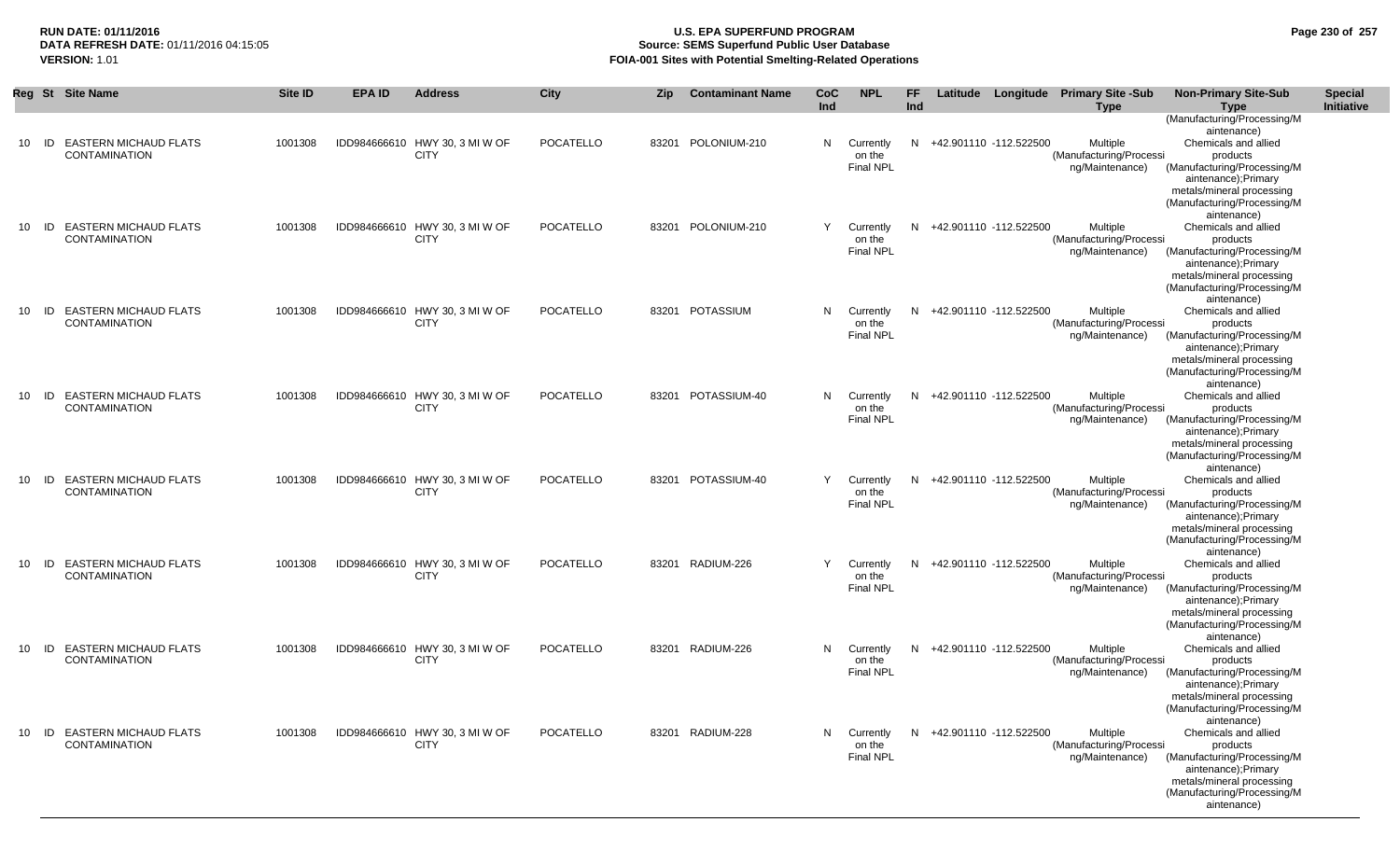**RUN DATE:** 01/11/2016
**DATA REFRESH DATE:** 01/11/2016 04:15:05
**VERSION:** 1.01

# U.S. EPA SUPERFUND PROGRAM
## Source: SEMS Superfund Public User Database
## FOIA-001 Sites with Potential Smelting-Related Operations

| Reg | St | Site Name | Site ID | EPA ID | Address | City | Zip | Contaminant Name | CoC Ind | NPL | FF Ind | Latitude | Longitude | Primary Site -Sub Type | Non-Primary Site-Sub Type | Special Initiative |
|---|---|---|---|---|---|---|---|---|---|---|---|---|---|---|---|---|
| | | | | | | | | | | | | | | | (Manufacturing/Processing/Maintenance) | |
| 10 | ID | EASTERN MICHAUD FLATS CONTAMINATION | 1001308 | IDD984666610 | HWY 30, 3 MI W OF CITY | POCATELLO | 83201 | POLONIUM-210 | N | Currently on the Final NPL | N | +42.901110 | -112.522500 | Multiple (Manufacturing/Processing/Maintenance) | Chemicals and allied products (Manufacturing/Processing/Maintenance);Primary metals/mineral processing (Manufacturing/Processing/Maintenance) | |
| 10 | ID | EASTERN MICHAUD FLATS CONTAMINATION | 1001308 | IDD984666610 | HWY 30, 3 MI W OF CITY | POCATELLO | 83201 | POLONIUM-210 | Y | Currently on the Final NPL | N | +42.901110 | -112.522500 | Multiple (Manufacturing/Processing/Maintenance) | Chemicals and allied products (Manufacturing/Processing/Maintenance);Primary metals/mineral processing (Manufacturing/Processing/Maintenance) | |
| 10 | ID | EASTERN MICHAUD FLATS CONTAMINATION | 1001308 | IDD984666610 | HWY 30, 3 MI W OF CITY | POCATELLO | 83201 | POTASSIUM | N | Currently on the Final NPL | N | +42.901110 | -112.522500 | Multiple (Manufacturing/Processing/Maintenance) | Chemicals and allied products (Manufacturing/Processing/Maintenance);Primary metals/mineral processing (Manufacturing/Processing/Maintenance) | |
| 10 | ID | EASTERN MICHAUD FLATS CONTAMINATION | 1001308 | IDD984666610 | HWY 30, 3 MI W OF CITY | POCATELLO | 83201 | POTASSIUM-40 | N | Currently on the Final NPL | N | +42.901110 | -112.522500 | Multiple (Manufacturing/Processing/Maintenance) | Chemicals and allied products (Manufacturing/Processing/Maintenance);Primary metals/mineral processing (Manufacturing/Processing/Maintenance) | |
| 10 | ID | EASTERN MICHAUD FLATS CONTAMINATION | 1001308 | IDD984666610 | HWY 30, 3 MI W OF CITY | POCATELLO | 83201 | POTASSIUM-40 | Y | Currently on the Final NPL | N | +42.901110 | -112.522500 | Multiple (Manufacturing/Processing/Maintenance) | Chemicals and allied products (Manufacturing/Processing/Maintenance);Primary metals/mineral processing (Manufacturing/Processing/Maintenance) | |
| 10 | ID | EASTERN MICHAUD FLATS CONTAMINATION | 1001308 | IDD984666610 | HWY 30, 3 MI W OF CITY | POCATELLO | 83201 | RADIUM-226 | Y | Currently on the Final NPL | N | +42.901110 | -112.522500 | Multiple (Manufacturing/Processing/Maintenance) | Chemicals and allied products (Manufacturing/Processing/Maintenance);Primary metals/mineral processing (Manufacturing/Processing/Maintenance) | |
| 10 | ID | EASTERN MICHAUD FLATS CONTAMINATION | 1001308 | IDD984666610 | HWY 30, 3 MI W OF CITY | POCATELLO | 83201 | RADIUM-226 | N | Currently on the Final NPL | N | +42.901110 | -112.522500 | Multiple (Manufacturing/Processing/Maintenance) | Chemicals and allied products (Manufacturing/Processing/Maintenance);Primary metals/mineral processing (Manufacturing/Processing/Maintenance) | |
| 10 | ID | EASTERN MICHAUD FLATS CONTAMINATION | 1001308 | IDD984666610 | HWY 30, 3 MI W OF CITY | POCATELLO | 83201 | RADIUM-228 | N | Currently on the Final NPL | N | +42.901110 | -112.522500 | Multiple (Manufacturing/Processing/Maintenance) | Chemicals and allied products (Manufacturing/Processing/Maintenance);Primary metals/mineral processing (Manufacturing/Processing/Maintenance) | |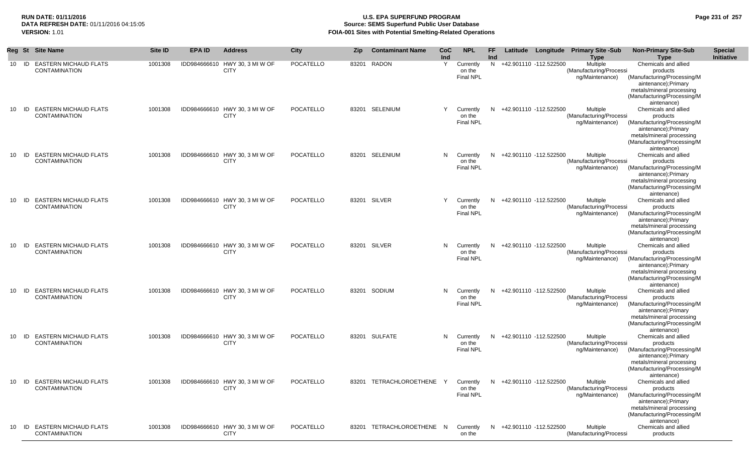**RUN DATE:** 01/11/2016
**DATA REFRESH DATE:** 01/11/2016 04:15:05
**VERSION:** 1.01

# U.S. EPA SUPERFUND PROGRAM
## Source: SEMS Superfund Public User Database
## FOIA-001 Sites with Potential Smelting-Related Operations

| Reg | St | Site Name | Site ID | EPA ID | Address | City | Zip | Contaminant Name | CoC Ind | NPL | FF Ind | Latitude | Longitude | Primary Site -Sub Type | Non-Primary Site-Sub Type | Special Initiative |
|---|---|---|---|---|---|---|---|---|---|---|---|---|---|---|---|---|
| 10 | ID | EASTERN MICHAUD FLATS CONTAMINATION | 1001308 | IDD984666610 | HWY 30, 3 MI W OF CITY | POCATELLO | 83201 | RADON | Y | Currently on the Final NPL | N | +42.901110 | -112.522500 | Multiple (Manufacturing/Processing/Maintenance) | Chemicals and allied products (Manufacturing/Processing/Maintenance);Primary metals/mineral processing (Manufacturing/Processing/Maintenance) | |
| 10 | ID | EASTERN MICHAUD FLATS CONTAMINATION | 1001308 | IDD984666610 | HWY 30, 3 MI W OF CITY | POCATELLO | 83201 | SELENIUM | Y | Currently on the Final NPL | N | +42.901110 | -112.522500 | Multiple (Manufacturing/Processing/Maintenance) | Chemicals and allied products (Manufacturing/Processing/Maintenance);Primary metals/mineral processing (Manufacturing/Processing/Maintenance) | |
| 10 | ID | EASTERN MICHAUD FLATS CONTAMINATION | 1001308 | IDD984666610 | HWY 30, 3 MI W OF CITY | POCATELLO | 83201 | SELENIUM | N | Currently on the Final NPL | N | +42.901110 | -112.522500 | Multiple (Manufacturing/Processing/Maintenance) | Chemicals and allied products (Manufacturing/Processing/Maintenance);Primary metals/mineral processing (Manufacturing/Processing/Maintenance) | |
| 10 | ID | EASTERN MICHAUD FLATS CONTAMINATION | 1001308 | IDD984666610 | HWY 30, 3 MI W OF CITY | POCATELLO | 83201 | SILVER | Y | Currently on the Final NPL | N | +42.901110 | -112.522500 | Multiple (Manufacturing/Processing/Maintenance) | Chemicals and allied products (Manufacturing/Processing/Maintenance);Primary metals/mineral processing (Manufacturing/Processing/Maintenance) | |
| 10 | ID | EASTERN MICHAUD FLATS CONTAMINATION | 1001308 | IDD984666610 | HWY 30, 3 MI W OF CITY | POCATELLO | 83201 | SILVER | N | Currently on the Final NPL | N | +42.901110 | -112.522500 | Multiple (Manufacturing/Processing/Maintenance) | Chemicals and allied products (Manufacturing/Processing/Maintenance);Primary metals/mineral processing (Manufacturing/Processing/Maintenance) | |
| 10 | ID | EASTERN MICHAUD FLATS CONTAMINATION | 1001308 | IDD984666610 | HWY 30, 3 MI W OF CITY | POCATELLO | 83201 | SODIUM | N | Currently on the Final NPL | N | +42.901110 | -112.522500 | Multiple (Manufacturing/Processing/Maintenance) | Chemicals and allied products (Manufacturing/Processing/Maintenance);Primary metals/mineral processing (Manufacturing/Processing/Maintenance) | |
| 10 | ID | EASTERN MICHAUD FLATS CONTAMINATION | 1001308 | IDD984666610 | HWY 30, 3 MI W OF CITY | POCATELLO | 83201 | SULFATE | N | Currently on the Final NPL | N | +42.901110 | -112.522500 | Multiple (Manufacturing/Processing/Maintenance) | Chemicals and allied products (Manufacturing/Processing/Maintenance);Primary metals/mineral processing (Manufacturing/Processing/Maintenance) | |
| 10 | ID | EASTERN MICHAUD FLATS CONTAMINATION | 1001308 | IDD984666610 | HWY 30, 3 MI W OF CITY | POCATELLO | 83201 | TETRACHLOROETHENE | Y | Currently on the Final NPL | N | +42.901110 | -112.522500 | Multiple (Manufacturing/Processing/Maintenance) | Chemicals and allied products (Manufacturing/Processing/Maintenance);Primary metals/mineral processing (Manufacturing/Processing/Maintenance) | |
| 10 | ID | EASTERN MICHAUD FLATS CONTAMINATION | 1001308 | IDD984666610 | HWY 30, 3 MI W OF CITY | POCATELLO | 83201 | TETRACHLOROETHENE | N | Currently on the | N | +42.901110 | -112.522500 | Multiple (Manufacturing/Processi | Chemicals and allied products | |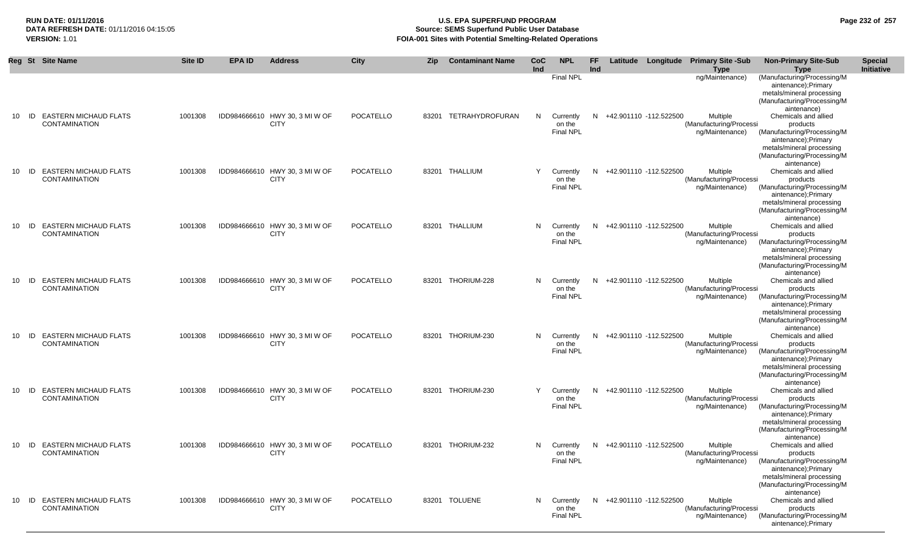**RUN DATE:** 01/11/2016
**DATA REFRESH DATE:** 01/11/2016 04:15:05
**VERSION:** 1.01

# U.S. EPA SUPERFUND PROGRAM
## Source: SEMS Superfund Public User Database
## FOIA-001 Sites with Potential Smelting-Related Operations

| Reg | St | Site Name | Site ID | EPA ID | Address | City | Zip | Contaminant Name | CoC Ind | NPL | FF Ind | Latitude | Longitude | Primary Site -Sub Type | Non-Primary Site-Sub Type | Special Initiative |
|---|---|---|---|---|---|---|---|---|---|---|---|---|---|---|---|---|
| | | | | | | | | | | Final NPL | | | | ng/Maintenance) | (Manufacturing/Processing/Maintenance);Primary metals/mineral processing (Manufacturing/Processing/Maintenance) | |
| 10 | ID | EASTERN MICHAUD FLATS CONTAMINATION | 1001308 | IDD984666610 | HWY 30, 3 MI W OF CITY | POCATELLO | 83201 | TETRAHYDROFURAN | N | Currently on the Final NPL | N | +42.901110 | -112.522500 | Multiple (Manufacturing/Processing/Maintenance) | Chemicals and allied products (Manufacturing/Processing/Maintenance);Primary metals/mineral processing (Manufacturing/Processing/Maintenance) | |
| 10 | ID | EASTERN MICHAUD FLATS CONTAMINATION | 1001308 | IDD984666610 | HWY 30, 3 MI W OF CITY | POCATELLO | 83201 | THALLIUM | Y | Currently on the Final NPL | N | +42.901110 | -112.522500 | Multiple (Manufacturing/Processing/Maintenance) | Chemicals and allied products (Manufacturing/Processing/Maintenance);Primary metals/mineral processing (Manufacturing/Processing/Maintenance) | |
| 10 | ID | EASTERN MICHAUD FLATS CONTAMINATION | 1001308 | IDD984666610 | HWY 30, 3 MI W OF CITY | POCATELLO | 83201 | THALLIUM | N | Currently on the Final NPL | N | +42.901110 | -112.522500 | Multiple (Manufacturing/Processing/Maintenance) | Chemicals and allied products (Manufacturing/Processing/Maintenance);Primary metals/mineral processing (Manufacturing/Processing/Maintenance) | |
| 10 | ID | EASTERN MICHAUD FLATS CONTAMINATION | 1001308 | IDD984666610 | HWY 30, 3 MI W OF CITY | POCATELLO | 83201 | THORIUM-228 | N | Currently on the Final NPL | N | +42.901110 | -112.522500 | Multiple (Manufacturing/Processing/Maintenance) | Chemicals and allied products (Manufacturing/Processing/Maintenance);Primary metals/mineral processing (Manufacturing/Processing/Maintenance) | |
| 10 | ID | EASTERN MICHAUD FLATS CONTAMINATION | 1001308 | IDD984666610 | HWY 30, 3 MI W OF CITY | POCATELLO | 83201 | THORIUM-230 | N | Currently on the Final NPL | N | +42.901110 | -112.522500 | Multiple (Manufacturing/Processing/Maintenance) | Chemicals and allied products (Manufacturing/Processing/Maintenance);Primary metals/mineral processing (Manufacturing/Processing/Maintenance) | |
| 10 | ID | EASTERN MICHAUD FLATS CONTAMINATION | 1001308 | IDD984666610 | HWY 30, 3 MI W OF CITY | POCATELLO | 83201 | THORIUM-230 | Y | Currently on the Final NPL | N | +42.901110 | -112.522500 | Multiple (Manufacturing/Processing/Maintenance) | Chemicals and allied products (Manufacturing/Processing/Maintenance);Primary metals/mineral processing (Manufacturing/Processing/Maintenance) | |
| 10 | ID | EASTERN MICHAUD FLATS CONTAMINATION | 1001308 | IDD984666610 | HWY 30, 3 MI W OF CITY | POCATELLO | 83201 | THORIUM-232 | N | Currently on the Final NPL | N | +42.901110 | -112.522500 | Multiple (Manufacturing/Processing/Maintenance) | Chemicals and allied products (Manufacturing/Processing/Maintenance);Primary metals/mineral processing (Manufacturing/Processing/Maintenance) | |
| 10 | ID | EASTERN MICHAUD FLATS CONTAMINATION | 1001308 | IDD984666610 | HWY 30, 3 MI W OF CITY | POCATELLO | 83201 | TOLUENE | N | Currently on the Final NPL | N | +42.901110 | -112.522500 | Multiple (Manufacturing/Processing/Maintenance) | Chemicals and allied products (Manufacturing/Processing/Maintenance);Primary | |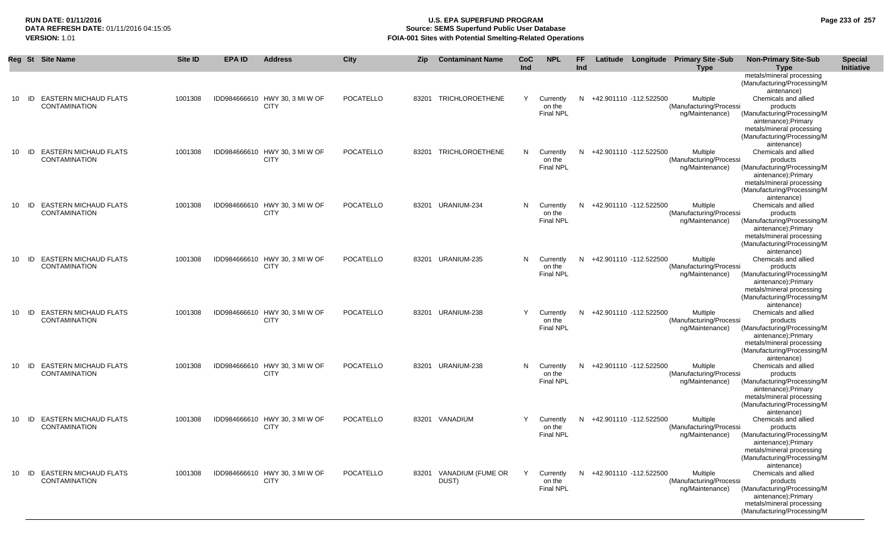**RUN DATE:** 01/11/2016
**DATA REFRESH DATE:** 01/11/2016 04:15:05
**VERSION:** 1.01

# U.S. EPA SUPERFUND PROGRAM
## Source: SEMS Superfund Public User Database
## FOIA-001 Sites with Potential Smelting-Related Operations

| Reg | St | Site Name | Site ID | EPA ID | Address | City | Zip | Contaminant Name | CoC Ind | NPL | FF Ind | Latitude | Longitude | Primary Site -Sub Type | Non-Primary Site-Sub Type | Special Initiative |
|---|---|---|---|---|---|---|---|---|---|---|---|---|---|---|---|---|
| | | | | | | | | | | | | | | | metals/mineral processing (Manufacturing/Processing/Maintenance) | |
| 10 | ID | EASTERN MICHAUD FLATS CONTAMINATION | 1001308 | IDD984666610 | HWY 30, 3 MI W OF CITY | POCATELLO | 83201 | TRICHLOROETHENE | Y | Currently on the Final NPL | N | +42.901110 | -112.522500 | Multiple (Manufacturing/Processing/Maintenance) | Chemicals and allied products (Manufacturing/Processing/Maintenance);Primary metals/mineral processing (Manufacturing/Processing/Maintenance) | |
| 10 | ID | EASTERN MICHAUD FLATS CONTAMINATION | 1001308 | IDD984666610 | HWY 30, 3 MI W OF CITY | POCATELLO | 83201 | TRICHLOROETHENE | N | Currently on the Final NPL | N | +42.901110 | -112.522500 | Multiple (Manufacturing/Processing/Maintenance) | Chemicals and allied products (Manufacturing/Processing/Maintenance);Primary metals/mineral processing (Manufacturing/Processing/Maintenance) | |
| 10 | ID | EASTERN MICHAUD FLATS CONTAMINATION | 1001308 | IDD984666610 | HWY 30, 3 MI W OF CITY | POCATELLO | 83201 | URANIUM-234 | N | Currently on the Final NPL | N | +42.901110 | -112.522500 | Multiple (Manufacturing/Processing/Maintenance) | Chemicals and allied products (Manufacturing/Processing/Maintenance);Primary metals/mineral processing (Manufacturing/Processing/Maintenance) | |
| 10 | ID | EASTERN MICHAUD FLATS CONTAMINATION | 1001308 | IDD984666610 | HWY 30, 3 MI W OF CITY | POCATELLO | 83201 | URANIUM-235 | N | Currently on the Final NPL | N | +42.901110 | -112.522500 | Multiple (Manufacturing/Processing/Maintenance) | Chemicals and allied products (Manufacturing/Processing/Maintenance);Primary metals/mineral processing (Manufacturing/Processing/Maintenance) | |
| 10 | ID | EASTERN MICHAUD FLATS CONTAMINATION | 1001308 | IDD984666610 | HWY 30, 3 MI W OF CITY | POCATELLO | 83201 | URANIUM-238 | Y | Currently on the Final NPL | N | +42.901110 | -112.522500 | Multiple (Manufacturing/Processing/Maintenance) | Chemicals and allied products (Manufacturing/Processing/Maintenance);Primary metals/mineral processing (Manufacturing/Processing/Maintenance) | |
| 10 | ID | EASTERN MICHAUD FLATS CONTAMINATION | 1001308 | IDD984666610 | HWY 30, 3 MI W OF CITY | POCATELLO | 83201 | URANIUM-238 | N | Currently on the Final NPL | N | +42.901110 | -112.522500 | Multiple (Manufacturing/Processing/Maintenance) | Chemicals and allied products (Manufacturing/Processing/Maintenance);Primary metals/mineral processing (Manufacturing/Processing/Maintenance) | |
| 10 | ID | EASTERN MICHAUD FLATS CONTAMINATION | 1001308 | IDD984666610 | HWY 30, 3 MI W OF CITY | POCATELLO | 83201 | VANADIUM | Y | Currently on the Final NPL | N | +42.901110 | -112.522500 | Multiple (Manufacturing/Processing/Maintenance) | Chemicals and allied products (Manufacturing/Processing/Maintenance);Primary metals/mineral processing (Manufacturing/Processing/Maintenance) | |
| 10 | ID | EASTERN MICHAUD FLATS CONTAMINATION | 1001308 | IDD984666610 | HWY 30, 3 MI W OF CITY | POCATELLO | 83201 | VANADIUM (FUME OR DUST) | Y | Currently on the Final NPL | N | +42.901110 | -112.522500 | Multiple (Manufacturing/Processing/Maintenance) | Chemicals and allied products (Manufacturing/Processing/Maintenance);Primary metals/mineral processing (Manufacturing/Processing/M | |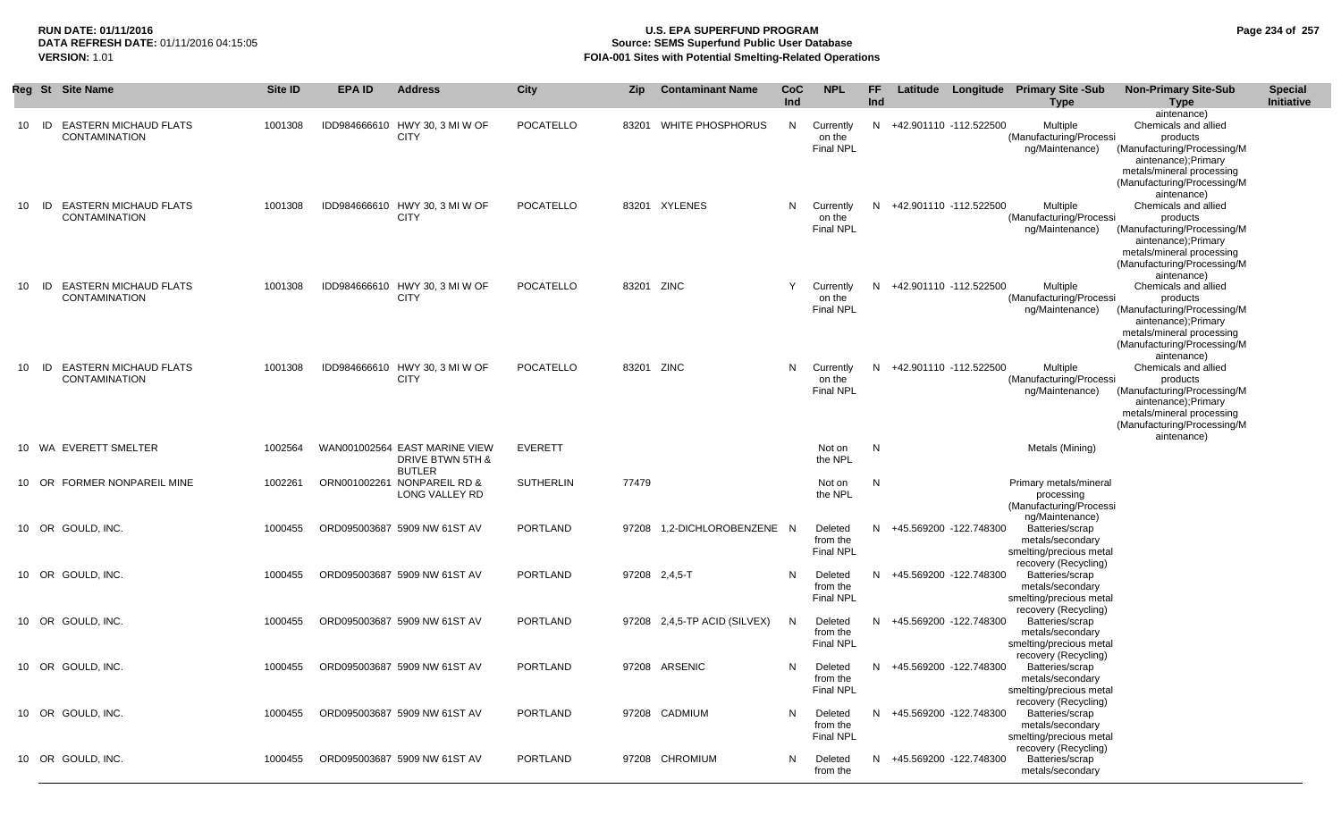| Reg | St | Site Name | Site ID | EPA ID | Address | City | Zip | Contaminant Name | CoC Ind | NPL | FF Ind | Latitude | Longitude | Primary Site -Sub Type | Non-Primary Site-Sub Type | Special Initiative |
|---|---|---|---|---|---|---|---|---|---|---|---|---|---|---|---|---|
| 10 | ID | EASTERN MICHAUD FLATS CONTAMINATION | 1001308 | IDD984666610 | HWY 30, 3 MI W OF CITY | POCATELLO | 83201 | WHITE PHOSPHORUS | N | Currently on the Final NPL | N | +42.901110 | -112.522500 | Multiple (Manufacturing/Processing/Maintenance) | Chemicals and allied products (Manufacturing/Processing/Maintenance);Primary metals/mineral processing (Manufacturing/Processing/Maintenance) | |
| 10 | ID | EASTERN MICHAUD FLATS CONTAMINATION | 1001308 | IDD984666610 | HWY 30, 3 MI W OF CITY | POCATELLO | 83201 | XYLENES | N | Currently on the Final NPL | N | +42.901110 | -112.522500 | Multiple (Manufacturing/Processing/Maintenance) | Chemicals and allied products (Manufacturing/Processing/Maintenance);Primary metals/mineral processing (Manufacturing/Processing/Maintenance) | |
| 10 | ID | EASTERN MICHAUD FLATS CONTAMINATION | 1001308 | IDD984666610 | HWY 30, 3 MI W OF CITY | POCATELLO | 83201 | ZINC | Y | Currently on the Final NPL | N | +42.901110 | -112.522500 | Multiple (Manufacturing/Processing/Maintenance) | Chemicals and allied products (Manufacturing/Processing/Maintenance);Primary metals/mineral processing (Manufacturing/Processing/Maintenance) | |
| 10 | ID | EASTERN MICHAUD FLATS CONTAMINATION | 1001308 | IDD984666610 | HWY 30, 3 MI W OF CITY | POCATELLO | 83201 | ZINC | N | Currently on the Final NPL | N | +42.901110 | -112.522500 | Multiple (Manufacturing/Processing/Maintenance) | Chemicals and allied products (Manufacturing/Processing/Maintenance);Primary metals/mineral processing (Manufacturing/Processing/Maintenance) | |
| 10 | WA | EVERETT SMELTER | 1002564 | WAN001002564 | EAST MARINE VIEW DRIVE BTWN 5TH & BUTLER | EVERETT | | | | Not on the NPL | N | | | Metals (Mining) | | |
| 10 | OR | FORMER NONPAREIL MINE | 1002261 | ORN001002261 | NONPAREIL RD & LONG VALLEY RD | SUTHERLIN | 77479 | | | Not on the NPL | N | | | Primary metals/mineral processing (Manufacturing/Processing/Maintenance) | | |
| 10 | OR | GOULD, INC. | 1000455 | ORD095003687 | 5909 NW 61ST AV | PORTLAND | 97208 | 1,2-DICHLOROBENZENE | N | Deleted from the Final NPL | N | +45.569200 | -122.748300 | Batteries/scrap metals/secondary smelting/precious metal recovery (Recycling) | | |
| 10 | OR | GOULD, INC. | 1000455 | ORD095003687 | 5909 NW 61ST AV | PORTLAND | 97208 | 2,4,5-T | N | Deleted from the Final NPL | N | +45.569200 | -122.748300 | Batteries/scrap metals/secondary smelting/precious metal recovery (Recycling) | | |
| 10 | OR | GOULD, INC. | 1000455 | ORD095003687 | 5909 NW 61ST AV | PORTLAND | 97208 | 2,4,5-TP ACID (SILVEX) | N | Deleted from the Final NPL | N | +45.569200 | -122.748300 | Batteries/scrap metals/secondary smelting/precious metal recovery (Recycling) | | |
| 10 | OR | GOULD, INC. | 1000455 | ORD095003687 | 5909 NW 61ST AV | PORTLAND | 97208 | ARSENIC | N | Deleted from the Final NPL | N | +45.569200 | -122.748300 | Batteries/scrap metals/secondary smelting/precious metal recovery (Recycling) | | |
| 10 | OR | GOULD, INC. | 1000455 | ORD095003687 | 5909 NW 61ST AV | PORTLAND | 97208 | CADMIUM | N | Deleted from the Final NPL | N | +45.569200 | -122.748300 | Batteries/scrap metals/secondary smelting/precious metal recovery (Recycling) | | |
| 10 | OR | GOULD, INC. | 1000455 | ORD095003687 | 5909 NW 61ST AV | PORTLAND | 97208 | CHROMIUM | N | Deleted from the | N | +45.569200 | -122.748300 | Batteries/scrap metals/secondary | | |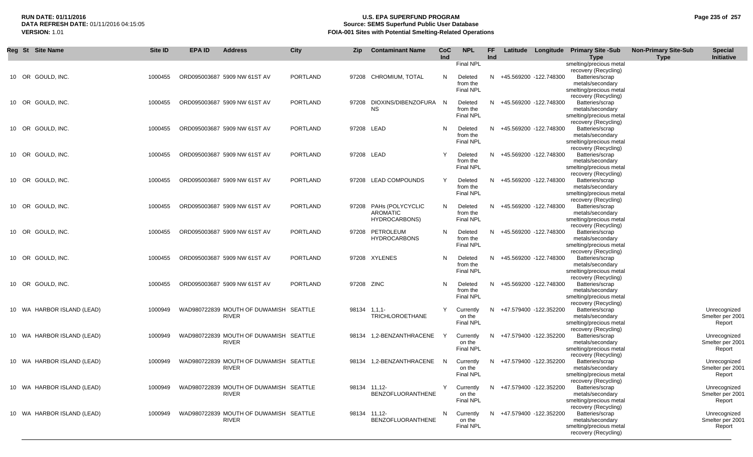**RUN DATE:** 01/11/2016
**DATA REFRESH DATE:** 01/11/2016 04:15:05
**VERSION:** 1.01

# U.S. EPA SUPERFUND PROGRAM
## Source: SEMS Superfund Public User Database
## FOIA-001 Sites with Potential Smelting-Related Operations

| Reg | St | Site Name | Site ID | EPA ID | Address | City | Zip | Contaminant Name | CoC Ind | NPL | FF Ind | Latitude | Longitude | Primary Site -Sub Type | Non-Primary Site-Sub Type | Special Initiative |
|---|---|---|---|---|---|---|---|---|---|---|---|---|---|---|---|---|
| | | | | | | | | | | Final NPL | | | | smelting/precious metal recovery (Recycling) | | |
| 10 | OR | GOULD, INC. | 1000455 | ORD095003687 | 5909 NW 61ST AV | PORTLAND | 97208 | CHROMIUM, TOTAL | N | Deleted from the Final NPL | N | +45.569200 | -122.748300 | Batteries/scrap metals/secondary smelting/precious metal recovery (Recycling) | | |
| 10 | OR | GOULD, INC. | 1000455 | ORD095003687 | 5909 NW 61ST AV | PORTLAND | 97208 | DIOXINS/DIBENZOFURANS | N | Deleted from the Final NPL | N | +45.569200 | -122.748300 | Batteries/scrap metals/secondary smelting/precious metal recovery (Recycling) | | |
| 10 | OR | GOULD, INC. | 1000455 | ORD095003687 | 5909 NW 61ST AV | PORTLAND | 97208 | LEAD | N | Deleted from the Final NPL | N | +45.569200 | -122.748300 | Batteries/scrap metals/secondary smelting/precious metal recovery (Recycling) | | |
| 10 | OR | GOULD, INC. | 1000455 | ORD095003687 | 5909 NW 61ST AV | PORTLAND | 97208 | LEAD | Y | Deleted from the Final NPL | N | +45.569200 | -122.748300 | Batteries/scrap metals/secondary smelting/precious metal recovery (Recycling) | | |
| 10 | OR | GOULD, INC. | 1000455 | ORD095003687 | 5909 NW 61ST AV | PORTLAND | 97208 | LEAD COMPOUNDS | Y | Deleted from the Final NPL | N | +45.569200 | -122.748300 | Batteries/scrap metals/secondary smelting/precious metal recovery (Recycling) | | |
| 10 | OR | GOULD, INC. | 1000455 | ORD095003687 | 5909 NW 61ST AV | PORTLAND | 97208 | PAHs (POLYCYCLIC AROMATIC HYDROCARBONS) | N | Deleted from the Final NPL | N | +45.569200 | -122.748300 | Batteries/scrap metals/secondary smelting/precious metal recovery (Recycling) | | |
| 10 | OR | GOULD, INC. | 1000455 | ORD095003687 | 5909 NW 61ST AV | PORTLAND | 97208 | PETROLEUM HYDROCARBONS | N | Deleted from the Final NPL | N | +45.569200 | -122.748300 | Batteries/scrap metals/secondary smelting/precious metal recovery (Recycling) | | |
| 10 | OR | GOULD, INC. | 1000455 | ORD095003687 | 5909 NW 61ST AV | PORTLAND | 97208 | XYLENES | N | Deleted from the Final NPL | N | +45.569200 | -122.748300 | Batteries/scrap metals/secondary smelting/precious metal recovery (Recycling) | | |
| 10 | OR | GOULD, INC. | 1000455 | ORD095003687 | 5909 NW 61ST AV | PORTLAND | 97208 | ZINC | N | Deleted from the Final NPL | N | +45.569200 | -122.748300 | Batteries/scrap metals/secondary smelting/precious metal recovery (Recycling) | | |
| 10 | WA | HARBOR ISLAND (LEAD) | 1000949 | WAD980722839 | MOUTH OF DUWAMISH RIVER | SEATTLE | 98134 | 1,1,1-TRICHLOROETHANE | Y | Currently on the Final NPL | N | +47.579400 | -122.352200 | Batteries/scrap metals/secondary smelting/precious metal recovery (Recycling) | | Unrecognized Smelter per 2001 Report |
| 10 | WA | HARBOR ISLAND (LEAD) | 1000949 | WAD980722839 | MOUTH OF DUWAMISH RIVER | SEATTLE | 98134 | 1,2-BENZANTHRACENE | Y | Currently on the Final NPL | N | +47.579400 | -122.352200 | Batteries/scrap metals/secondary smelting/precious metal recovery (Recycling) | | Unrecognized Smelter per 2001 Report |
| 10 | WA | HARBOR ISLAND (LEAD) | 1000949 | WAD980722839 | MOUTH OF DUWAMISH RIVER | SEATTLE | 98134 | 1,2-BENZANTHRACENE | N | Currently on the Final NPL | N | +47.579400 | -122.352200 | Batteries/scrap metals/secondary smelting/precious metal recovery (Recycling) | | Unrecognized Smelter per 2001 Report |
| 10 | WA | HARBOR ISLAND (LEAD) | 1000949 | WAD980722839 | MOUTH OF DUWAMISH RIVER | SEATTLE | 98134 | 11,12-BENZOFLUORANTHENE | Y | Currently on the Final NPL | N | +47.579400 | -122.352200 | Batteries/scrap metals/secondary smelting/precious metal recovery (Recycling) | | Unrecognized Smelter per 2001 Report |
| 10 | WA | HARBOR ISLAND (LEAD) | 1000949 | WAD980722839 | MOUTH OF DUWAMISH RIVER | SEATTLE | 98134 | 11,12-BENZOFLUORANTHENE | N | Currently on the Final NPL | N | +47.579400 | -122.352200 | Batteries/scrap metals/secondary smelting/precious metal recovery (Recycling) | | Unrecognized Smelter per 2001 Report |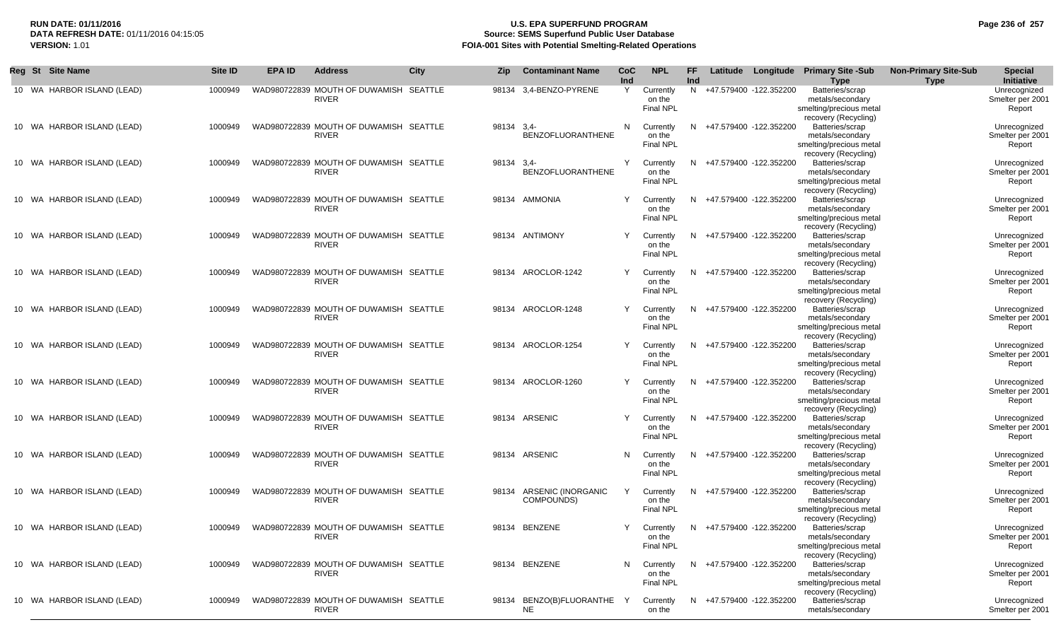| Reg | St | Site Name | Site ID | EPA ID | Address | City | Zip | Contaminant Name | CoC Ind | NPL | FF Ind | Latitude | Longitude | Primary Site -Sub Type | Non-Primary Site-Sub Type | Special Initiative |
|---|---|---|---|---|---|---|---|---|---|---|---|---|---|---|---|---|
| 10 | WA | HARBOR ISLAND (LEAD) | 1000949 | WAD980722839 | MOUTH OF DUWAMISH RIVER | SEATTLE | 98134 | 3,4-BENZO-PYRENE | Y | Currently on the Final NPL | N | +47.579400 | -122.352200 | Batteries/scrap metals/secondary smelting/precious metal recovery (Recycling) | | Unrecognized Smelter per 2001 Report |
| 10 | WA | HARBOR ISLAND (LEAD) | 1000949 | WAD980722839 | MOUTH OF DUWAMISH RIVER | SEATTLE | 98134 | 3,4-BENZOFLUORANTHENE | N | Currently on the Final NPL | N | +47.579400 | -122.352200 | Batteries/scrap metals/secondary smelting/precious metal recovery (Recycling) | | Unrecognized Smelter per 2001 Report |
| 10 | WA | HARBOR ISLAND (LEAD) | 1000949 | WAD980722839 | MOUTH OF DUWAMISH RIVER | SEATTLE | 98134 | 3,4-BENZOFLUORANTHENE | Y | Currently on the Final NPL | N | +47.579400 | -122.352200 | Batteries/scrap metals/secondary smelting/precious metal recovery (Recycling) | | Unrecognized Smelter per 2001 Report |
| 10 | WA | HARBOR ISLAND (LEAD) | 1000949 | WAD980722839 | MOUTH OF DUWAMISH RIVER | SEATTLE | 98134 | AMMONIA | Y | Currently on the Final NPL | N | +47.579400 | -122.352200 | Batteries/scrap metals/secondary smelting/precious metal recovery (Recycling) | | Unrecognized Smelter per 2001 Report |
| 10 | WA | HARBOR ISLAND (LEAD) | 1000949 | WAD980722839 | MOUTH OF DUWAMISH RIVER | SEATTLE | 98134 | ANTIMONY | Y | Currently on the Final NPL | N | +47.579400 | -122.352200 | Batteries/scrap metals/secondary smelting/precious metal recovery (Recycling) | | Unrecognized Smelter per 2001 Report |
| 10 | WA | HARBOR ISLAND (LEAD) | 1000949 | WAD980722839 | MOUTH OF DUWAMISH RIVER | SEATTLE | 98134 | AROCLOR-1242 | Y | Currently on the Final NPL | N | +47.579400 | -122.352200 | Batteries/scrap metals/secondary smelting/precious metal recovery (Recycling) | | Unrecognized Smelter per 2001 Report |
| 10 | WA | HARBOR ISLAND (LEAD) | 1000949 | WAD980722839 | MOUTH OF DUWAMISH RIVER | SEATTLE | 98134 | AROCLOR-1248 | Y | Currently on the Final NPL | N | +47.579400 | -122.352200 | Batteries/scrap metals/secondary smelting/precious metal recovery (Recycling) | | Unrecognized Smelter per 2001 Report |
| 10 | WA | HARBOR ISLAND (LEAD) | 1000949 | WAD980722839 | MOUTH OF DUWAMISH RIVER | SEATTLE | 98134 | AROCLOR-1254 | Y | Currently on the Final NPL | N | +47.579400 | -122.352200 | Batteries/scrap metals/secondary smelting/precious metal recovery (Recycling) | | Unrecognized Smelter per 2001 Report |
| 10 | WA | HARBOR ISLAND (LEAD) | 1000949 | WAD980722839 | MOUTH OF DUWAMISH RIVER | SEATTLE | 98134 | AROCLOR-1260 | Y | Currently on the Final NPL | N | +47.579400 | -122.352200 | Batteries/scrap metals/secondary smelting/precious metal recovery (Recycling) | | Unrecognized Smelter per 2001 Report |
| 10 | WA | HARBOR ISLAND (LEAD) | 1000949 | WAD980722839 | MOUTH OF DUWAMISH RIVER | SEATTLE | 98134 | ARSENIC | Y | Currently on the Final NPL | N | +47.579400 | -122.352200 | Batteries/scrap metals/secondary smelting/precious metal recovery (Recycling) | | Unrecognized Smelter per 2001 Report |
| 10 | WA | HARBOR ISLAND (LEAD) | 1000949 | WAD980722839 | MOUTH OF DUWAMISH RIVER | SEATTLE | 98134 | ARSENIC | N | Currently on the Final NPL | N | +47.579400 | -122.352200 | Batteries/scrap metals/secondary smelting/precious metal recovery (Recycling) | | Unrecognized Smelter per 2001 Report |
| 10 | WA | HARBOR ISLAND (LEAD) | 1000949 | WAD980722839 | MOUTH OF DUWAMISH RIVER | SEATTLE | 98134 | ARSENIC (INORGANIC COMPOUNDS) | Y | Currently on the Final NPL | N | +47.579400 | -122.352200 | Batteries/scrap metals/secondary smelting/precious metal recovery (Recycling) | | Unrecognized Smelter per 2001 Report |
| 10 | WA | HARBOR ISLAND (LEAD) | 1000949 | WAD980722839 | MOUTH OF DUWAMISH RIVER | SEATTLE | 98134 | BENZENE | Y | Currently on the Final NPL | N | +47.579400 | -122.352200 | Batteries/scrap metals/secondary smelting/precious metal recovery (Recycling) | | Unrecognized Smelter per 2001 Report |
| 10 | WA | HARBOR ISLAND (LEAD) | 1000949 | WAD980722839 | MOUTH OF DUWAMISH RIVER | SEATTLE | 98134 | BENZENE | N | Currently on the Final NPL | N | +47.579400 | -122.352200 | Batteries/scrap metals/secondary smelting/precious metal recovery (Recycling) | | Unrecognized Smelter per 2001 Report |
| 10 | WA | HARBOR ISLAND (LEAD) | 1000949 | WAD980722839 | MOUTH OF DUWAMISH RIVER | SEATTLE | 98134 | BENZO(B)FLUORANTHENE | Y | Currently on the | N | +47.579400 | -122.352200 | Batteries/scrap metals/secondary | | Unrecognized Smelter per 2001 |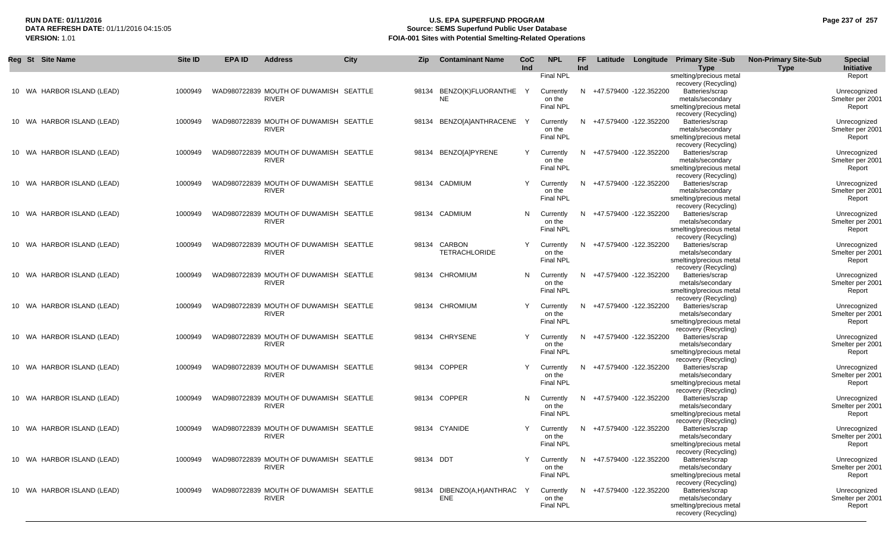**RUN DATE:** 01/11/2016
**DATA REFRESH DATE:** 01/11/2016 04:15:05
**VERSION:** 1.01

# U.S. EPA SUPERFUND PROGRAM
## Source: SEMS Superfund Public User Database
## FOIA-001 Sites with Potential Smelting-Related Operations

| Reg | St | Site Name | Site ID | EPA ID | Address | City | Zip | Contaminant Name | CoC Ind | NPL | FF Ind | Latitude | Longitude | Primary Site -Sub Type | Non-Primary Site-Sub Type | Special Initiative |
|---|---|---|---|---|---|---|---|---|---|---|---|---|---|---|---|---|
| | | | | | | | | | | Final NPL | | | | smelting/precious metal recovery (Recycling) | | Report |
| 10 | WA | HARBOR ISLAND (LEAD) | 1000949 | WAD980722839 | MOUTH OF DUWAMISH RIVER | SEATTLE | 98134 | BENZO(K)FLUORANTHENE | Y | Currently on the Final NPL | N | +47.579400 | -122.352200 | Batteries/scrap metals/secondary smelting/precious metal recovery (Recycling) | | Unrecognized Smelter per 2001 Report |
| 10 | WA | HARBOR ISLAND (LEAD) | 1000949 | WAD980722839 | MOUTH OF DUWAMISH RIVER | SEATTLE | 98134 | BENZO[A]ANTHRACENE | Y | Currently on the Final NPL | N | +47.579400 | -122.352200 | Batteries/scrap metals/secondary smelting/precious metal recovery (Recycling) | | Unrecognized Smelter per 2001 Report |
| 10 | WA | HARBOR ISLAND (LEAD) | 1000949 | WAD980722839 | MOUTH OF DUWAMISH RIVER | SEATTLE | 98134 | BENZO[A]PYRENE | Y | Currently on the Final NPL | N | +47.579400 | -122.352200 | Batteries/scrap metals/secondary smelting/precious metal recovery (Recycling) | | Unrecognized Smelter per 2001 Report |
| 10 | WA | HARBOR ISLAND (LEAD) | 1000949 | WAD980722839 | MOUTH OF DUWAMISH RIVER | SEATTLE | 98134 | CADMIUM | Y | Currently on the Final NPL | N | +47.579400 | -122.352200 | Batteries/scrap metals/secondary smelting/precious metal recovery (Recycling) | | Unrecognized Smelter per 2001 Report |
| 10 | WA | HARBOR ISLAND (LEAD) | 1000949 | WAD980722839 | MOUTH OF DUWAMISH RIVER | SEATTLE | 98134 | CADMIUM | N | Currently on the Final NPL | N | +47.579400 | -122.352200 | Batteries/scrap metals/secondary smelting/precious metal recovery (Recycling) | | Unrecognized Smelter per 2001 Report |
| 10 | WA | HARBOR ISLAND (LEAD) | 1000949 | WAD980722839 | MOUTH OF DUWAMISH RIVER | SEATTLE | 98134 | CARBON TETRACHLORIDE | Y | Currently on the Final NPL | N | +47.579400 | -122.352200 | Batteries/scrap metals/secondary smelting/precious metal recovery (Recycling) | | Unrecognized Smelter per 2001 Report |
| 10 | WA | HARBOR ISLAND (LEAD) | 1000949 | WAD980722839 | MOUTH OF DUWAMISH RIVER | SEATTLE | 98134 | CHROMIUM | N | Currently on the Final NPL | N | +47.579400 | -122.352200 | Batteries/scrap metals/secondary smelting/precious metal recovery (Recycling) | | Unrecognized Smelter per 2001 Report |
| 10 | WA | HARBOR ISLAND (LEAD) | 1000949 | WAD980722839 | MOUTH OF DUWAMISH RIVER | SEATTLE | 98134 | CHROMIUM | Y | Currently on the Final NPL | N | +47.579400 | -122.352200 | Batteries/scrap metals/secondary smelting/precious metal recovery (Recycling) | | Unrecognized Smelter per 2001 Report |
| 10 | WA | HARBOR ISLAND (LEAD) | 1000949 | WAD980722839 | MOUTH OF DUWAMISH RIVER | SEATTLE | 98134 | CHRYSENE | Y | Currently on the Final NPL | N | +47.579400 | -122.352200 | Batteries/scrap metals/secondary smelting/precious metal recovery (Recycling) | | Unrecognized Smelter per 2001 Report |
| 10 | WA | HARBOR ISLAND (LEAD) | 1000949 | WAD980722839 | MOUTH OF DUWAMISH RIVER | SEATTLE | 98134 | COPPER | Y | Currently on the Final NPL | N | +47.579400 | -122.352200 | Batteries/scrap metals/secondary smelting/precious metal recovery (Recycling) | | Unrecognized Smelter per 2001 Report |
| 10 | WA | HARBOR ISLAND (LEAD) | 1000949 | WAD980722839 | MOUTH OF DUWAMISH RIVER | SEATTLE | 98134 | COPPER | N | Currently on the Final NPL | N | +47.579400 | -122.352200 | Batteries/scrap metals/secondary smelting/precious metal recovery (Recycling) | | Unrecognized Smelter per 2001 Report |
| 10 | WA | HARBOR ISLAND (LEAD) | 1000949 | WAD980722839 | MOUTH OF DUWAMISH RIVER | SEATTLE | 98134 | CYANIDE | Y | Currently on the Final NPL | N | +47.579400 | -122.352200 | Batteries/scrap metals/secondary smelting/precious metal recovery (Recycling) | | Unrecognized Smelter per 2001 Report |
| 10 | WA | HARBOR ISLAND (LEAD) | 1000949 | WAD980722839 | MOUTH OF DUWAMISH RIVER | SEATTLE | 98134 | DDT | Y | Currently on the Final NPL | N | +47.579400 | -122.352200 | Batteries/scrap metals/secondary smelting/precious metal recovery (Recycling) | | Unrecognized Smelter per 2001 Report |
| 10 | WA | HARBOR ISLAND (LEAD) | 1000949 | WAD980722839 | MOUTH OF DUWAMISH RIVER | SEATTLE | 98134 | DIBENZO(A,H)ANTHRACENE | Y | Currently on the Final NPL | N | +47.579400 | -122.352200 | Batteries/scrap metals/secondary smelting/precious metal recovery (Recycling) | | Unrecognized Smelter per 2001 Report |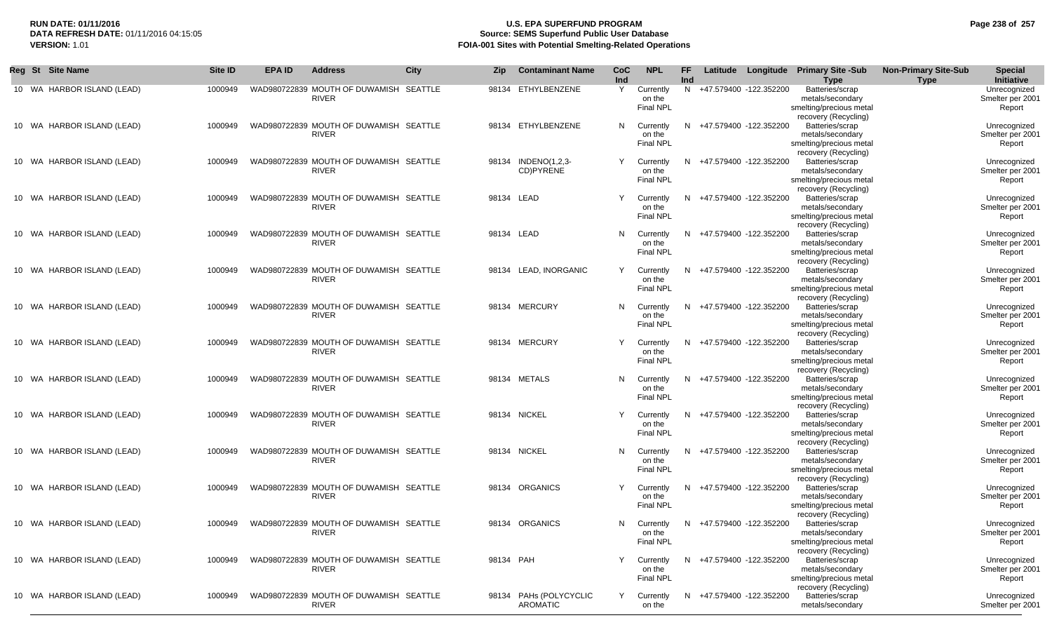**RUN DATE:** 01/11/2016
**DATA REFRESH DATE:** 01/11/2016 04:15:05
**VERSION:** 1.01

# U.S. EPA SUPERFUND PROGRAM
## Source: SEMS Superfund Public User Database
## FOIA-001 Sites with Potential Smelting-Related Operations

| Reg | St | Site Name | Site ID | EPA ID | Address | City | Zip | Contaminant Name | CoC Ind | NPL | FF Ind | Latitude | Longitude | Primary Site -Sub Type | Non-Primary Site-Sub Type | Special Initiative |
|---|---|---|---|---|---|---|---|---|---|---|---|---|---|---|---|---|
| 10 | WA | HARBOR ISLAND (LEAD) | 1000949 | WAD980722839 | MOUTH OF DUWAMISH RIVER | SEATTLE | 98134 | ETHYLBENZENE | Y | Currently on the Final NPL | N | +47.579400 | -122.352200 | Batteries/scrap metals/secondary smelting/precious metal recovery (Recycling) | | Unrecognized Smelter per 2001 Report |
| 10 | WA | HARBOR ISLAND (LEAD) | 1000949 | WAD980722839 | MOUTH OF DUWAMISH RIVER | SEATTLE | 98134 | ETHYLBENZENE | N | Currently on the Final NPL | N | +47.579400 | -122.352200 | Batteries/scrap metals/secondary smelting/precious metal recovery (Recycling) | | Unrecognized Smelter per 2001 Report |
| 10 | WA | HARBOR ISLAND (LEAD) | 1000949 | WAD980722839 | MOUTH OF DUWAMISH RIVER | SEATTLE | 98134 | INDENO(1,2,3-CD)PYRENE | Y | Currently on the Final NPL | N | +47.579400 | -122.352200 | Batteries/scrap metals/secondary smelting/precious metal recovery (Recycling) | | Unrecognized Smelter per 2001 Report |
| 10 | WA | HARBOR ISLAND (LEAD) | 1000949 | WAD980722839 | MOUTH OF DUWAMISH RIVER | SEATTLE | 98134 | LEAD | Y | Currently on the Final NPL | N | +47.579400 | -122.352200 | Batteries/scrap metals/secondary smelting/precious metal recovery (Recycling) | | Unrecognized Smelter per 2001 Report |
| 10 | WA | HARBOR ISLAND (LEAD) | 1000949 | WAD980722839 | MOUTH OF DUWAMISH RIVER | SEATTLE | 98134 | LEAD | N | Currently on the Final NPL | N | +47.579400 | -122.352200 | Batteries/scrap metals/secondary smelting/precious metal recovery (Recycling) | | Unrecognized Smelter per 2001 Report |
| 10 | WA | HARBOR ISLAND (LEAD) | 1000949 | WAD980722839 | MOUTH OF DUWAMISH RIVER | SEATTLE | 98134 | LEAD, INORGANIC | Y | Currently on the Final NPL | N | +47.579400 | -122.352200 | Batteries/scrap metals/secondary smelting/precious metal recovery (Recycling) | | Unrecognized Smelter per 2001 Report |
| 10 | WA | HARBOR ISLAND (LEAD) | 1000949 | WAD980722839 | MOUTH OF DUWAMISH RIVER | SEATTLE | 98134 | MERCURY | N | Currently on the Final NPL | N | +47.579400 | -122.352200 | Batteries/scrap metals/secondary smelting/precious metal recovery (Recycling) | | Unrecognized Smelter per 2001 Report |
| 10 | WA | HARBOR ISLAND (LEAD) | 1000949 | WAD980722839 | MOUTH OF DUWAMISH RIVER | SEATTLE | 98134 | MERCURY | Y | Currently on the Final NPL | N | +47.579400 | -122.352200 | Batteries/scrap metals/secondary smelting/precious metal recovery (Recycling) | | Unrecognized Smelter per 2001 Report |
| 10 | WA | HARBOR ISLAND (LEAD) | 1000949 | WAD980722839 | MOUTH OF DUWAMISH RIVER | SEATTLE | 98134 | METALS | N | Currently on the Final NPL | N | +47.579400 | -122.352200 | Batteries/scrap metals/secondary smelting/precious metal recovery (Recycling) | | Unrecognized Smelter per 2001 Report |
| 10 | WA | HARBOR ISLAND (LEAD) | 1000949 | WAD980722839 | MOUTH OF DUWAMISH RIVER | SEATTLE | 98134 | NICKEL | Y | Currently on the Final NPL | N | +47.579400 | -122.352200 | Batteries/scrap metals/secondary smelting/precious metal recovery (Recycling) | | Unrecognized Smelter per 2001 Report |
| 10 | WA | HARBOR ISLAND (LEAD) | 1000949 | WAD980722839 | MOUTH OF DUWAMISH RIVER | SEATTLE | 98134 | NICKEL | N | Currently on the Final NPL | N | +47.579400 | -122.352200 | Batteries/scrap metals/secondary smelting/precious metal recovery (Recycling) | | Unrecognized Smelter per 2001 Report |
| 10 | WA | HARBOR ISLAND (LEAD) | 1000949 | WAD980722839 | MOUTH OF DUWAMISH RIVER | SEATTLE | 98134 | ORGANICS | Y | Currently on the Final NPL | N | +47.579400 | -122.352200 | Batteries/scrap metals/secondary smelting/precious metal recovery (Recycling) | | Unrecognized Smelter per 2001 Report |
| 10 | WA | HARBOR ISLAND (LEAD) | 1000949 | WAD980722839 | MOUTH OF DUWAMISH RIVER | SEATTLE | 98134 | ORGANICS | N | Currently on the Final NPL | N | +47.579400 | -122.352200 | Batteries/scrap metals/secondary smelting/precious metal recovery (Recycling) | | Unrecognized Smelter per 2001 Report |
| 10 | WA | HARBOR ISLAND (LEAD) | 1000949 | WAD980722839 | MOUTH OF DUWAMISH RIVER | SEATTLE | 98134 | PAH | Y | Currently on the Final NPL | N | +47.579400 | -122.352200 | Batteries/scrap metals/secondary smelting/precious metal recovery (Recycling) | | Unrecognized Smelter per 2001 Report |
| 10 | WA | HARBOR ISLAND (LEAD) | 1000949 | WAD980722839 | MOUTH OF DUWAMISH RIVER | SEATTLE | 98134 | PAHs (POLYCYCLIC AROMATIC | Y | Currently on the | N | +47.579400 | -122.352200 | Batteries/scrap metals/secondary | | Unrecognized Smelter per 2001 |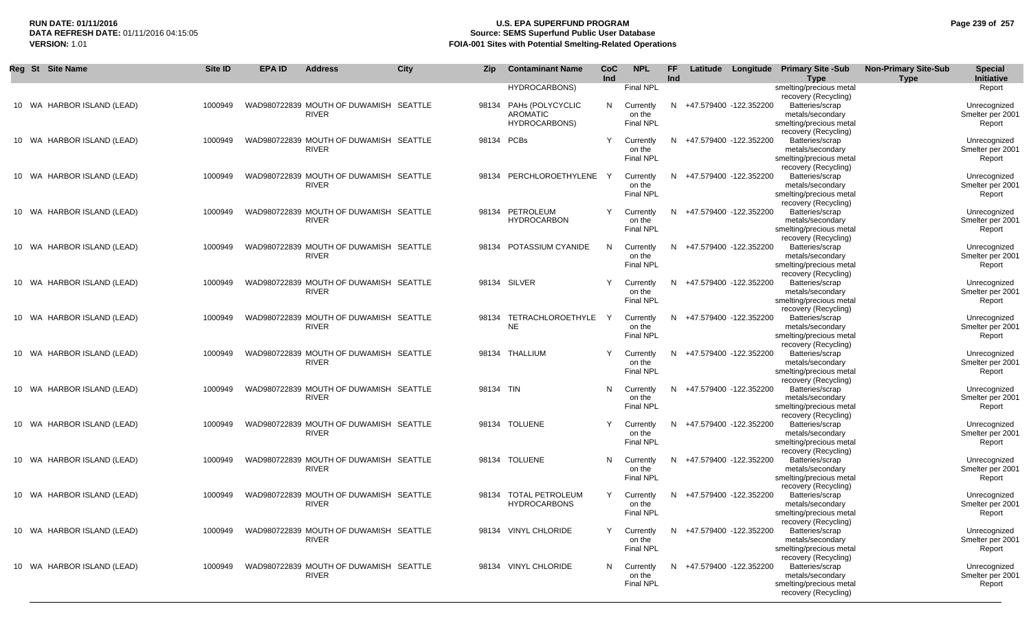| Reg | St | Site Name | Site ID | EPA ID | Address | City | Zip | Contaminant Name | CoC Ind | NPL | FF Ind | Latitude | Longitude | Primary Site -Sub Type | Non-Primary Site-Sub Type | Special Initiative |
|---|---|---|---|---|---|---|---|---|---|---|---|---|---|---|---|---|
| | | | | | | | | HYDROCARBONS) | | Final NPL | | | | smelting/precious metal recovery (Recycling) | | Report |
| 10 | WA | HARBOR ISLAND (LEAD) | 1000949 | WAD980722839 | MOUTH OF DUWAMISH RIVER | SEATTLE | 98134 | PAHs (POLYCYCLIC AROMATIC HYDROCARBONS) | N | Currently on the Final NPL | N | +47.579400 | -122.352200 | Batteries/scrap metals/secondary smelting/precious metal recovery (Recycling) | | Unrecognized Smelter per 2001 Report |
| 10 | WA | HARBOR ISLAND (LEAD) | 1000949 | WAD980722839 | MOUTH OF DUWAMISH RIVER | SEATTLE | 98134 | PCBs | Y | Currently on the Final NPL | N | +47.579400 | -122.352200 | Batteries/scrap metals/secondary smelting/precious metal recovery (Recycling) | | Unrecognized Smelter per 2001 Report |
| 10 | WA | HARBOR ISLAND (LEAD) | 1000949 | WAD980722839 | MOUTH OF DUWAMISH RIVER | SEATTLE | 98134 | PERCHLOROETHYLENE | Y | Currently on the Final NPL | N | +47.579400 | -122.352200 | Batteries/scrap metals/secondary smelting/precious metal recovery (Recycling) | | Unrecognized Smelter per 2001 Report |
| 10 | WA | HARBOR ISLAND (LEAD) | 1000949 | WAD980722839 | MOUTH OF DUWAMISH RIVER | SEATTLE | 98134 | PETROLEUM HYDROCARBON | Y | Currently on the Final NPL | N | +47.579400 | -122.352200 | Batteries/scrap metals/secondary smelting/precious metal recovery (Recycling) | | Unrecognized Smelter per 2001 Report |
| 10 | WA | HARBOR ISLAND (LEAD) | 1000949 | WAD980722839 | MOUTH OF DUWAMISH RIVER | SEATTLE | 98134 | POTASSIUM CYANIDE | N | Currently on the Final NPL | N | +47.579400 | -122.352200 | Batteries/scrap metals/secondary smelting/precious metal recovery (Recycling) | | Unrecognized Smelter per 2001 Report |
| 10 | WA | HARBOR ISLAND (LEAD) | 1000949 | WAD980722839 | MOUTH OF DUWAMISH RIVER | SEATTLE | 98134 | SILVER | Y | Currently on the Final NPL | N | +47.579400 | -122.352200 | Batteries/scrap metals/secondary smelting/precious metal recovery (Recycling) | | Unrecognized Smelter per 2001 Report |
| 10 | WA | HARBOR ISLAND (LEAD) | 1000949 | WAD980722839 | MOUTH OF DUWAMISH RIVER | SEATTLE | 98134 | TETRACHLOROETHYLENE | Y | Currently on the Final NPL | N | +47.579400 | -122.352200 | Batteries/scrap metals/secondary smelting/precious metal recovery (Recycling) | | Unrecognized Smelter per 2001 Report |
| 10 | WA | HARBOR ISLAND (LEAD) | 1000949 | WAD980722839 | MOUTH OF DUWAMISH RIVER | SEATTLE | 98134 | THALLIUM | Y | Currently on the Final NPL | N | +47.579400 | -122.352200 | Batteries/scrap metals/secondary smelting/precious metal recovery (Recycling) | | Unrecognized Smelter per 2001 Report |
| 10 | WA | HARBOR ISLAND (LEAD) | 1000949 | WAD980722839 | MOUTH OF DUWAMISH RIVER | SEATTLE | 98134 | TIN | N | Currently on the Final NPL | N | +47.579400 | -122.352200 | Batteries/scrap metals/secondary smelting/precious metal recovery (Recycling) | | Unrecognized Smelter per 2001 Report |
| 10 | WA | HARBOR ISLAND (LEAD) | 1000949 | WAD980722839 | MOUTH OF DUWAMISH RIVER | SEATTLE | 98134 | TOLUENE | Y | Currently on the Final NPL | N | +47.579400 | -122.352200 | Batteries/scrap metals/secondary smelting/precious metal recovery (Recycling) | | Unrecognized Smelter per 2001 Report |
| 10 | WA | HARBOR ISLAND (LEAD) | 1000949 | WAD980722839 | MOUTH OF DUWAMISH RIVER | SEATTLE | 98134 | TOLUENE | N | Currently on the Final NPL | N | +47.579400 | -122.352200 | Batteries/scrap metals/secondary smelting/precious metal recovery (Recycling) | | Unrecognized Smelter per 2001 Report |
| 10 | WA | HARBOR ISLAND (LEAD) | 1000949 | WAD980722839 | MOUTH OF DUWAMISH RIVER | SEATTLE | 98134 | TOTAL PETROLEUM HYDROCARBONS | Y | Currently on the Final NPL | N | +47.579400 | -122.352200 | Batteries/scrap metals/secondary smelting/precious metal recovery (Recycling) | | Unrecognized Smelter per 2001 Report |
| 10 | WA | HARBOR ISLAND (LEAD) | 1000949 | WAD980722839 | MOUTH OF DUWAMISH RIVER | SEATTLE | 98134 | VINYL CHLORIDE | Y | Currently on the Final NPL | N | +47.579400 | -122.352200 | Batteries/scrap metals/secondary smelting/precious metal recovery (Recycling) | | Unrecognized Smelter per 2001 Report |
| 10 | WA | HARBOR ISLAND (LEAD) | 1000949 | WAD980722839 | MOUTH OF DUWAMISH RIVER | SEATTLE | 98134 | VINYL CHLORIDE | N | Currently on the Final NPL | N | +47.579400 | -122.352200 | Batteries/scrap metals/secondary smelting/precious metal recovery (Recycling) | | Unrecognized Smelter per 2001 Report |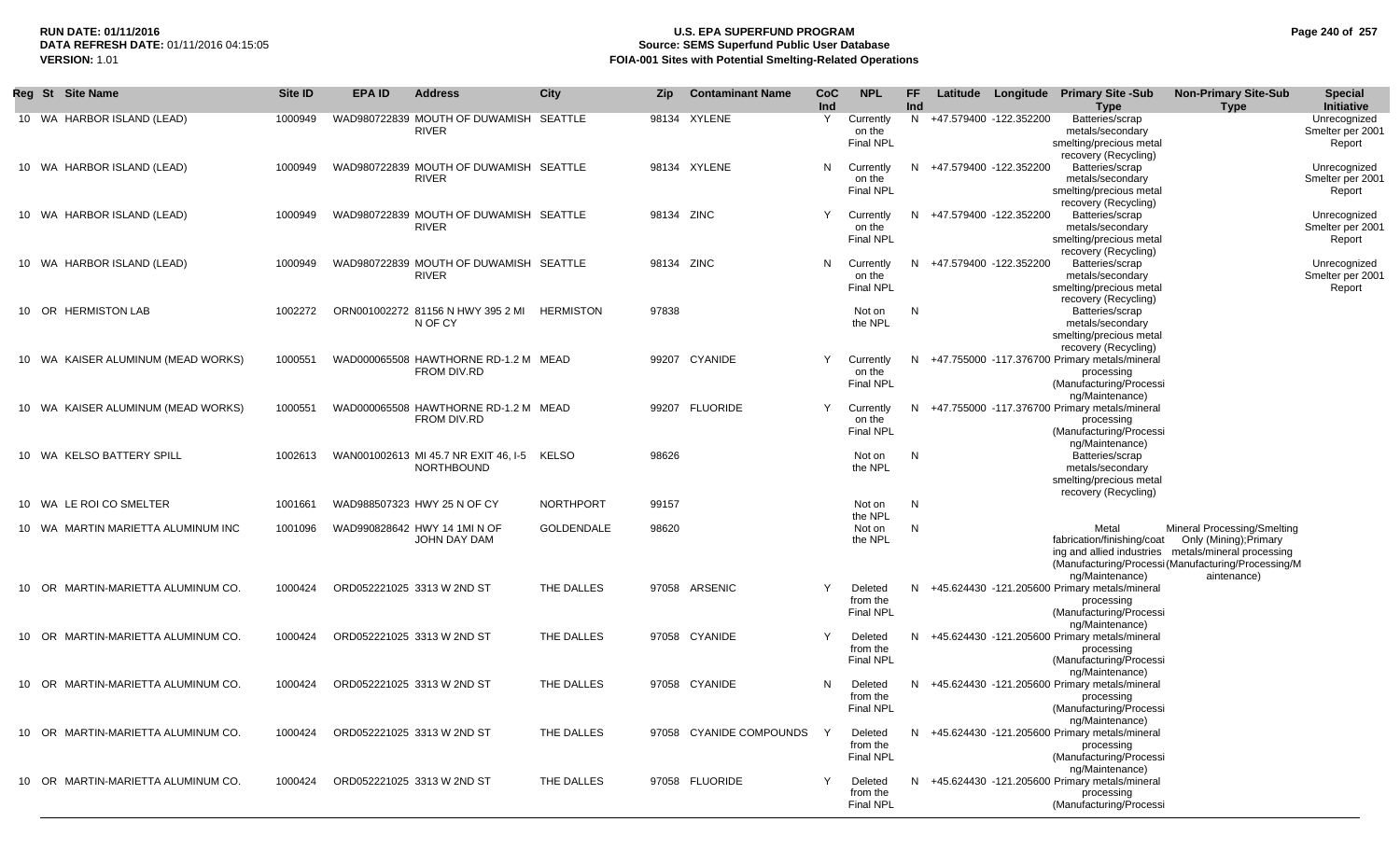**RUN DATE:** 01/11/2016
**DATA REFRESH DATE:** 01/11/2016 04:15:05
**VERSION:** 1.01

# U.S. EPA SUPERFUND PROGRAM
## Source: SEMS Superfund Public User Database
## FOIA-001 Sites with Potential Smelting-Related Operations

| Reg | St | Site Name | Site ID | EPA ID | Address | City | Zip | Contaminant Name | CoC Ind | NPL | FF Ind | Latitude | Longitude | Primary Site -Sub Type | Non-Primary Site-Sub Type | Special Initiative |
|---|---|---|---|---|---|---|---|---|---|---|---|---|---|---|---|---|
| 10 | WA | HARBOR ISLAND (LEAD) | 1000949 | WAD980722839 | MOUTH OF DUWAMISH RIVER | SEATTLE | 98134 | XYLENE | Y | Currently on the Final NPL | N | +47.579400 | -122.352200 | Batteries/scrap metals/secondary smelting/precious metal recovery (Recycling) | | Unrecognized Smelter per 2001 Report |
| 10 | WA | HARBOR ISLAND (LEAD) | 1000949 | WAD980722839 | MOUTH OF DUWAMISH RIVER | SEATTLE | 98134 | XYLENE | N | Currently on the Final NPL | N | +47.579400 | -122.352200 | Batteries/scrap metals/secondary smelting/precious metal recovery (Recycling) | | Unrecognized Smelter per 2001 Report |
| 10 | WA | HARBOR ISLAND (LEAD) | 1000949 | WAD980722839 | MOUTH OF DUWAMISH RIVER | SEATTLE | 98134 | ZINC | Y | Currently on the Final NPL | N | +47.579400 | -122.352200 | Batteries/scrap metals/secondary smelting/precious metal recovery (Recycling) | | Unrecognized Smelter per 2001 Report |
| 10 | WA | HARBOR ISLAND (LEAD) | 1000949 | WAD980722839 | MOUTH OF DUWAMISH RIVER | SEATTLE | 98134 | ZINC | N | Currently on the Final NPL | N | +47.579400 | -122.352200 | Batteries/scrap metals/secondary smelting/precious metal recovery (Recycling) | | Unrecognized Smelter per 2001 Report |
| 10 | OR | HERMISTON LAB | 1002272 | ORN001002272 | 81156 N HWY 395 2 MI N OF CY | HERMISTON | 97838 | | | Not on the NPL | N | | | Batteries/scrap metals/secondary smelting/precious metal recovery (Recycling) | | |
| 10 | WA | KAISER ALUMINUM (MEAD WORKS) | 1000551 | WAD000065508 | HAWTHORNE RD-1.2 M FROM DIV.RD | MEAD | 99207 | CYANIDE | Y | Currently on the Final NPL | N | +47.755000 | -117.376700 | Primary metals/mineral processing (Manufacturing/Processing/Maintenance) | | |
| 10 | WA | KAISER ALUMINUM (MEAD WORKS) | 1000551 | WAD000065508 | HAWTHORNE RD-1.2 M FROM DIV.RD | MEAD | 99207 | FLUORIDE | Y | Currently on the Final NPL | N | +47.755000 | -117.376700 | Primary metals/mineral processing (Manufacturing/Processing/Maintenance) | | |
| 10 | WA | KELSO BATTERY SPILL | 1002613 | WAN001002613 | MI 45.7 NR EXIT 46, I-5 NORTHBOUND | KELSO | 98626 | | | Not on the NPL | N | | | Batteries/scrap metals/secondary smelting/precious metal recovery (Recycling) | | |
| 10 | WA | LE ROI CO SMELTER | 1001661 | WAD988507323 | HWY 25 N OF CY | NORTHPORT | 99157 | | | Not on the NPL | N | | | | | |
| 10 | WA | MARTIN MARIETTA ALUMINUM INC | 1001096 | WAD990828642 | HWY 14 1MI N OF JOHN DAY DAM | GOLDENDALE | 98620 | | | Not on the NPL | N | | | Metal fabrication/finishing/coating and allied industries (Manufacturing/Processing/Maintenance) | Mineral Processing/Smelting Only (Mining);Primary metals/mineral processing (Manufacturing/Processing/Maintenance) | |
| 10 | OR | MARTIN-MARIETTA ALUMINUM CO. | 1000424 | ORD052221025 | 3313 W 2ND ST | THE DALLES | 97058 | ARSENIC | Y | Deleted from the Final NPL | N | +45.624430 | -121.205600 | Primary metals/mineral processing (Manufacturing/Processing/Maintenance) | | |
| 10 | OR | MARTIN-MARIETTA ALUMINUM CO. | 1000424 | ORD052221025 | 3313 W 2ND ST | THE DALLES | 97058 | CYANIDE | Y | Deleted from the Final NPL | N | +45.624430 | -121.205600 | Primary metals/mineral processing (Manufacturing/Processing/Maintenance) | | |
| 10 | OR | MARTIN-MARIETTA ALUMINUM CO. | 1000424 | ORD052221025 | 3313 W 2ND ST | THE DALLES | 97058 | CYANIDE | N | Deleted from the Final NPL | N | +45.624430 | -121.205600 | Primary metals/mineral processing (Manufacturing/Processing/Maintenance) | | |
| 10 | OR | MARTIN-MARIETTA ALUMINUM CO. | 1000424 | ORD052221025 | 3313 W 2ND ST | THE DALLES | 97058 | CYANIDE COMPOUNDS | Y | Deleted from the Final NPL | N | +45.624430 | -121.205600 | Primary metals/mineral processing (Manufacturing/Processing/Maintenance) | | |
| 10 | OR | MARTIN-MARIETTA ALUMINUM CO. | 1000424 | ORD052221025 | 3313 W 2ND ST | THE DALLES | 97058 | FLUORIDE | Y | Deleted from the Final NPL | N | +45.624430 | -121.205600 | Primary metals/mineral processing (Manufacturing/Processi | | |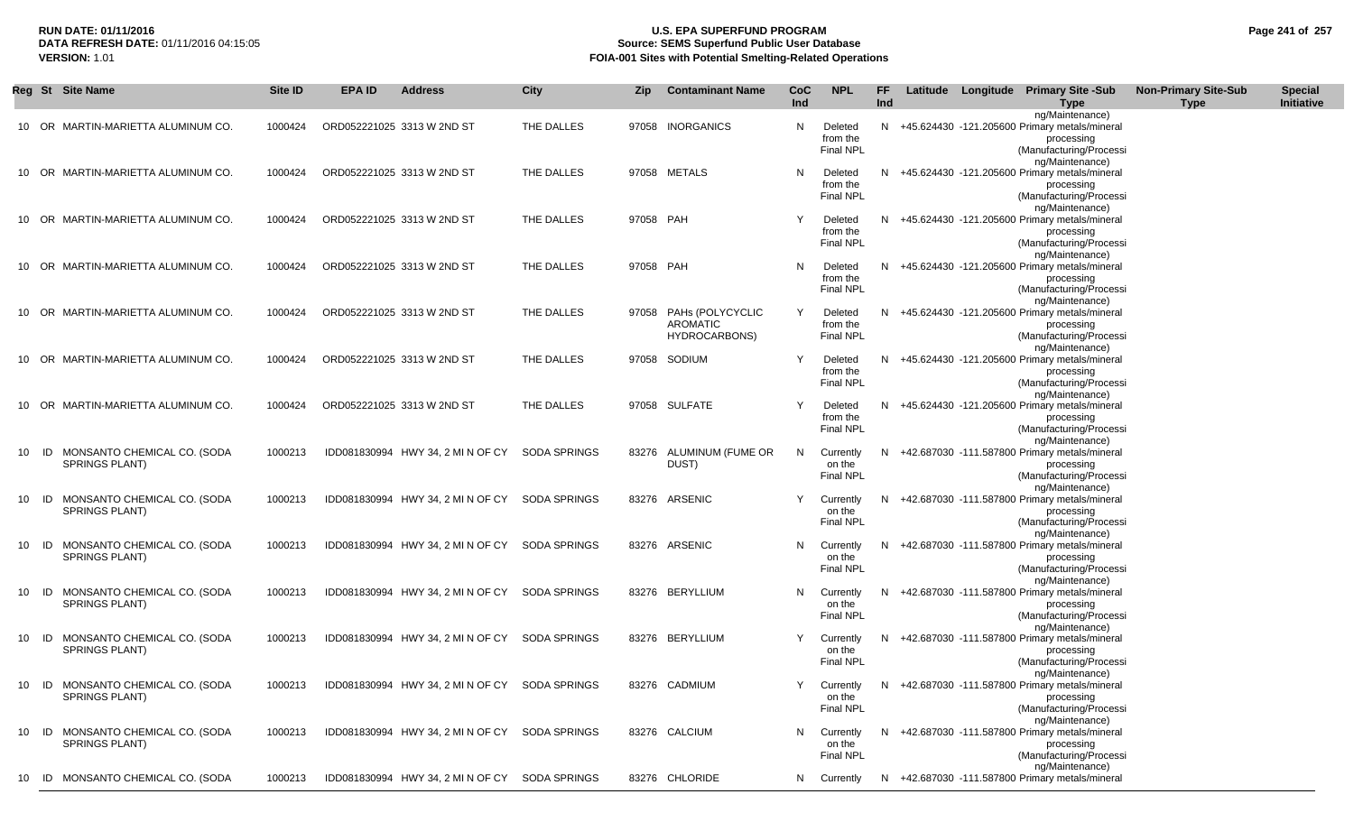| Reg | St | Site Name | Site ID | EPA ID | Address | City | Zip | Contaminant Name | CoC Ind | NPL | FF Ind | Latitude | Longitude | Primary Site -Sub Type | Non-Primary Site-Sub Type | Special Initiative |
|---|---|---|---|---|---|---|---|---|---|---|---|---|---|---|---|---|
| 10 | OR | MARTIN-MARIETTA ALUMINUM CO. | 1000424 | ORD052221025 | 3313 W 2ND ST | THE DALLES | 97058 | INORGANICS | N | Deleted from the Final NPL | N | +45.624430 | -121.205600 | Primary metals/mineral processing (Manufacturing/Processing/Maintenance) | | |
| 10 | OR | MARTIN-MARIETTA ALUMINUM CO. | 1000424 | ORD052221025 | 3313 W 2ND ST | THE DALLES | 97058 | METALS | N | Deleted from the Final NPL | N | +45.624430 | -121.205600 | Primary metals/mineral processing (Manufacturing/Processing/Maintenance) | | |
| 10 | OR | MARTIN-MARIETTA ALUMINUM CO. | 1000424 | ORD052221025 | 3313 W 2ND ST | THE DALLES | 97058 | PAH | Y | Deleted from the Final NPL | N | +45.624430 | -121.205600 | Primary metals/mineral processing (Manufacturing/Processing/Maintenance) | | |
| 10 | OR | MARTIN-MARIETTA ALUMINUM CO. | 1000424 | ORD052221025 | 3313 W 2ND ST | THE DALLES | 97058 | PAH | N | Deleted from the Final NPL | N | +45.624430 | -121.205600 | Primary metals/mineral processing (Manufacturing/Processing/Maintenance) | | |
| 10 | OR | MARTIN-MARIETTA ALUMINUM CO. | 1000424 | ORD052221025 | 3313 W 2ND ST | THE DALLES | 97058 | PAHs (POLYCYCLIC AROMATIC HYDROCARBONS) | Y | Deleted from the Final NPL | N | +45.624430 | -121.205600 | Primary metals/mineral processing (Manufacturing/Processing/Maintenance) | | |
| 10 | OR | MARTIN-MARIETTA ALUMINUM CO. | 1000424 | ORD052221025 | 3313 W 2ND ST | THE DALLES | 97058 | SODIUM | Y | Deleted from the Final NPL | N | +45.624430 | -121.205600 | Primary metals/mineral processing (Manufacturing/Processing/Maintenance) | | |
| 10 | OR | MARTIN-MARIETTA ALUMINUM CO. | 1000424 | ORD052221025 | 3313 W 2ND ST | THE DALLES | 97058 | SULFATE | Y | Deleted from the Final NPL | N | +45.624430 | -121.205600 | Primary metals/mineral processing (Manufacturing/Processing/Maintenance) | | |
| 10 | ID | MONSANTO CHEMICAL CO. (SODA SPRINGS PLANT) | 1000213 | IDD081830994 | HWY 34, 2 MI N OF CY | SODA SPRINGS | 83276 | ALUMINUM (FUME OR DUST) | N | Currently on the Final NPL | N | +42.687030 | -111.587800 | Primary metals/mineral processing (Manufacturing/Processing/Maintenance) | | |
| 10 | ID | MONSANTO CHEMICAL CO. (SODA SPRINGS PLANT) | 1000213 | IDD081830994 | HWY 34, 2 MI N OF CY | SODA SPRINGS | 83276 | ARSENIC | Y | Currently on the Final NPL | N | +42.687030 | -111.587800 | Primary metals/mineral processing (Manufacturing/Processing/Maintenance) | | |
| 10 | ID | MONSANTO CHEMICAL CO. (SODA SPRINGS PLANT) | 1000213 | IDD081830994 | HWY 34, 2 MI N OF CY | SODA SPRINGS | 83276 | ARSENIC | N | Currently on the Final NPL | N | +42.687030 | -111.587800 | Primary metals/mineral processing (Manufacturing/Processing/Maintenance) | | |
| 10 | ID | MONSANTO CHEMICAL CO. (SODA SPRINGS PLANT) | 1000213 | IDD081830994 | HWY 34, 2 MI N OF CY | SODA SPRINGS | 83276 | BERYLLIUM | N | Currently on the Final NPL | N | +42.687030 | -111.587800 | Primary metals/mineral processing (Manufacturing/Processing/Maintenance) | | |
| 10 | ID | MONSANTO CHEMICAL CO. (SODA SPRINGS PLANT) | 1000213 | IDD081830994 | HWY 34, 2 MI N OF CY | SODA SPRINGS | 83276 | BERYLLIUM | Y | Currently on the Final NPL | N | +42.687030 | -111.587800 | Primary metals/mineral processing (Manufacturing/Processing/Maintenance) | | |
| 10 | ID | MONSANTO CHEMICAL CO. (SODA SPRINGS PLANT) | 1000213 | IDD081830994 | HWY 34, 2 MI N OF CY | SODA SPRINGS | 83276 | CADMIUM | Y | Currently on the Final NPL | N | +42.687030 | -111.587800 | Primary metals/mineral processing (Manufacturing/Processing/Maintenance) | | |
| 10 | ID | MONSANTO CHEMICAL CO. (SODA SPRINGS PLANT) | 1000213 | IDD081830994 | HWY 34, 2 MI N OF CY | SODA SPRINGS | 83276 | CALCIUM | N | Currently on the Final NPL | N | +42.687030 | -111.587800 | Primary metals/mineral processing (Manufacturing/Processing/Maintenance) | | |
| 10 | ID | MONSANTO CHEMICAL CO. (SODA | 1000213 | IDD081830994 | HWY 34, 2 MI N OF CY | SODA SPRINGS | 83276 | CHLORIDE | N | Currently | N | +42.687030 | -111.587800 | Primary metals/mineral | | |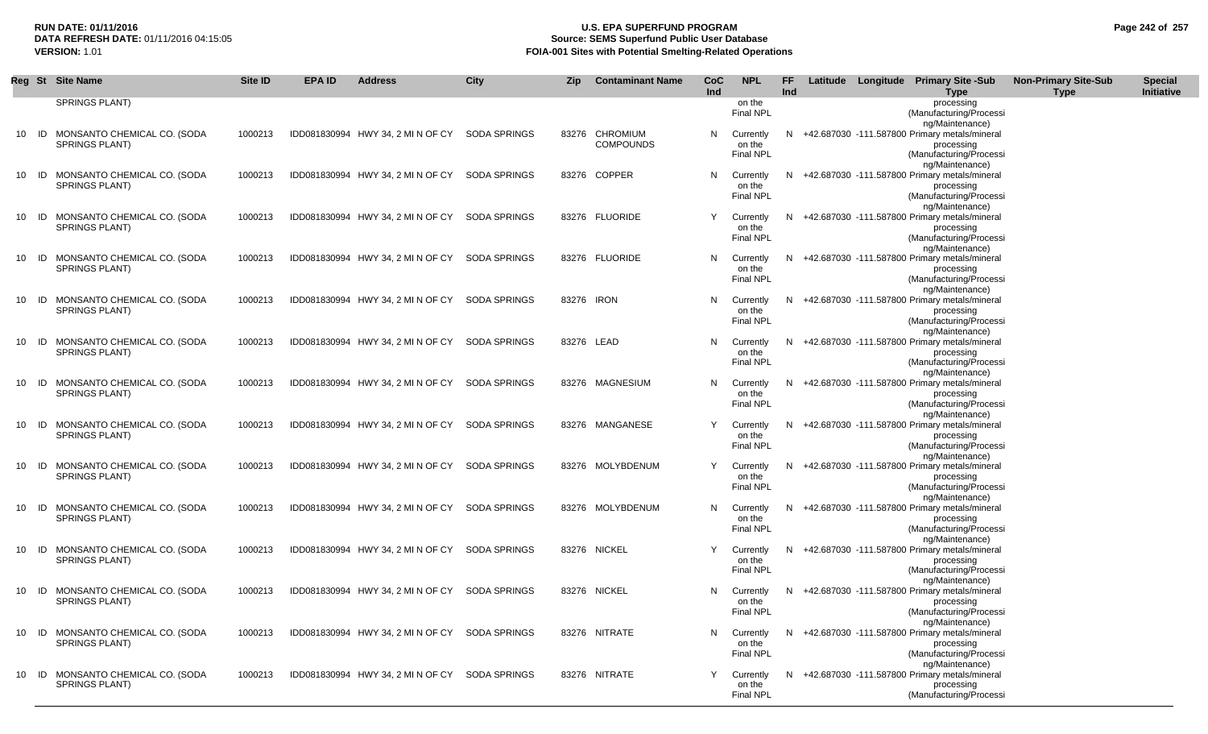| Reg | St | Site Name | Site ID | EPA ID | Address | City | Zip | Contaminant Name | CoC Ind | NPL | FF Ind | Latitude | Longitude | Primary Site -Sub Type | Non-Primary Site-Sub Type | Special Initiative |
|---|---|---|---|---|---|---|---|---|---|---|---|---|---|---|---|---|
| | | SPRINGS PLANT) | | | | | | | | on the Final NPL | | | | processing (Manufacturing/Processing/Maintenance) | | |
| 10 | ID | MONSANTO CHEMICAL CO. (SODA SPRINGS PLANT) | 1000213 | IDD081830994 | HWY 34, 2 MI N OF CY | SODA SPRINGS | 83276 | CHROMIUM COMPOUNDS | N | Currently on the Final NPL | N | +42.687030 | -111.587800 | Primary metals/mineral processing (Manufacturing/Processing/Maintenance) | | |
| 10 | ID | MONSANTO CHEMICAL CO. (SODA SPRINGS PLANT) | 1000213 | IDD081830994 | HWY 34, 2 MI N OF CY | SODA SPRINGS | 83276 | COPPER | N | Currently on the Final NPL | N | +42.687030 | -111.587800 | Primary metals/mineral processing (Manufacturing/Processing/Maintenance) | | |
| 10 | ID | MONSANTO CHEMICAL CO. (SODA SPRINGS PLANT) | 1000213 | IDD081830994 | HWY 34, 2 MI N OF CY | SODA SPRINGS | 83276 | FLUORIDE | Y | Currently on the Final NPL | N | +42.687030 | -111.587800 | Primary metals/mineral processing (Manufacturing/Processing/Maintenance) | | |
| 10 | ID | MONSANTO CHEMICAL CO. (SODA SPRINGS PLANT) | 1000213 | IDD081830994 | HWY 34, 2 MI N OF CY | SODA SPRINGS | 83276 | FLUORIDE | N | Currently on the Final NPL | N | +42.687030 | -111.587800 | Primary metals/mineral processing (Manufacturing/Processing/Maintenance) | | |
| 10 | ID | MONSANTO CHEMICAL CO. (SODA SPRINGS PLANT) | 1000213 | IDD081830994 | HWY 34, 2 MI N OF CY | SODA SPRINGS | 83276 | IRON | N | Currently on the Final NPL | N | +42.687030 | -111.587800 | Primary metals/mineral processing (Manufacturing/Processing/Maintenance) | | |
| 10 | ID | MONSANTO CHEMICAL CO. (SODA SPRINGS PLANT) | 1000213 | IDD081830994 | HWY 34, 2 MI N OF CY | SODA SPRINGS | 83276 | LEAD | N | Currently on the Final NPL | N | +42.687030 | -111.587800 | Primary metals/mineral processing (Manufacturing/Processing/Maintenance) | | |
| 10 | ID | MONSANTO CHEMICAL CO. (SODA SPRINGS PLANT) | 1000213 | IDD081830994 | HWY 34, 2 MI N OF CY | SODA SPRINGS | 83276 | MAGNESIUM | N | Currently on the Final NPL | N | +42.687030 | -111.587800 | Primary metals/mineral processing (Manufacturing/Processing/Maintenance) | | |
| 10 | ID | MONSANTO CHEMICAL CO. (SODA SPRINGS PLANT) | 1000213 | IDD081830994 | HWY 34, 2 MI N OF CY | SODA SPRINGS | 83276 | MANGANESE | Y | Currently on the Final NPL | N | +42.687030 | -111.587800 | Primary metals/mineral processing (Manufacturing/Processing/Maintenance) | | |
| 10 | ID | MONSANTO CHEMICAL CO. (SODA SPRINGS PLANT) | 1000213 | IDD081830994 | HWY 34, 2 MI N OF CY | SODA SPRINGS | 83276 | MOLYBDENUM | Y | Currently on the Final NPL | N | +42.687030 | -111.587800 | Primary metals/mineral processing (Manufacturing/Processing/Maintenance) | | |
| 10 | ID | MONSANTO CHEMICAL CO. (SODA SPRINGS PLANT) | 1000213 | IDD081830994 | HWY 34, 2 MI N OF CY | SODA SPRINGS | 83276 | MOLYBDENUM | N | Currently on the Final NPL | N | +42.687030 | -111.587800 | Primary metals/mineral processing (Manufacturing/Processing/Maintenance) | | |
| 10 | ID | MONSANTO CHEMICAL CO. (SODA SPRINGS PLANT) | 1000213 | IDD081830994 | HWY 34, 2 MI N OF CY | SODA SPRINGS | 83276 | NICKEL | Y | Currently on the Final NPL | N | +42.687030 | -111.587800 | Primary metals/mineral processing (Manufacturing/Processing/Maintenance) | | |
| 10 | ID | MONSANTO CHEMICAL CO. (SODA SPRINGS PLANT) | 1000213 | IDD081830994 | HWY 34, 2 MI N OF CY | SODA SPRINGS | 83276 | NICKEL | N | Currently on the Final NPL | N | +42.687030 | -111.587800 | Primary metals/mineral processing (Manufacturing/Processing/Maintenance) | | |
| 10 | ID | MONSANTO CHEMICAL CO. (SODA SPRINGS PLANT) | 1000213 | IDD081830994 | HWY 34, 2 MI N OF CY | SODA SPRINGS | 83276 | NITRATE | N | Currently on the Final NPL | N | +42.687030 | -111.587800 | Primary metals/mineral processing (Manufacturing/Processing/Maintenance) | | |
| 10 | ID | MONSANTO CHEMICAL CO. (SODA SPRINGS PLANT) | 1000213 | IDD081830994 | HWY 34, 2 MI N OF CY | SODA SPRINGS | 83276 | NITRATE | Y | Currently on the Final NPL | N | +42.687030 | -111.587800 | Primary metals/mineral processing (Manufacturing/Processi | | |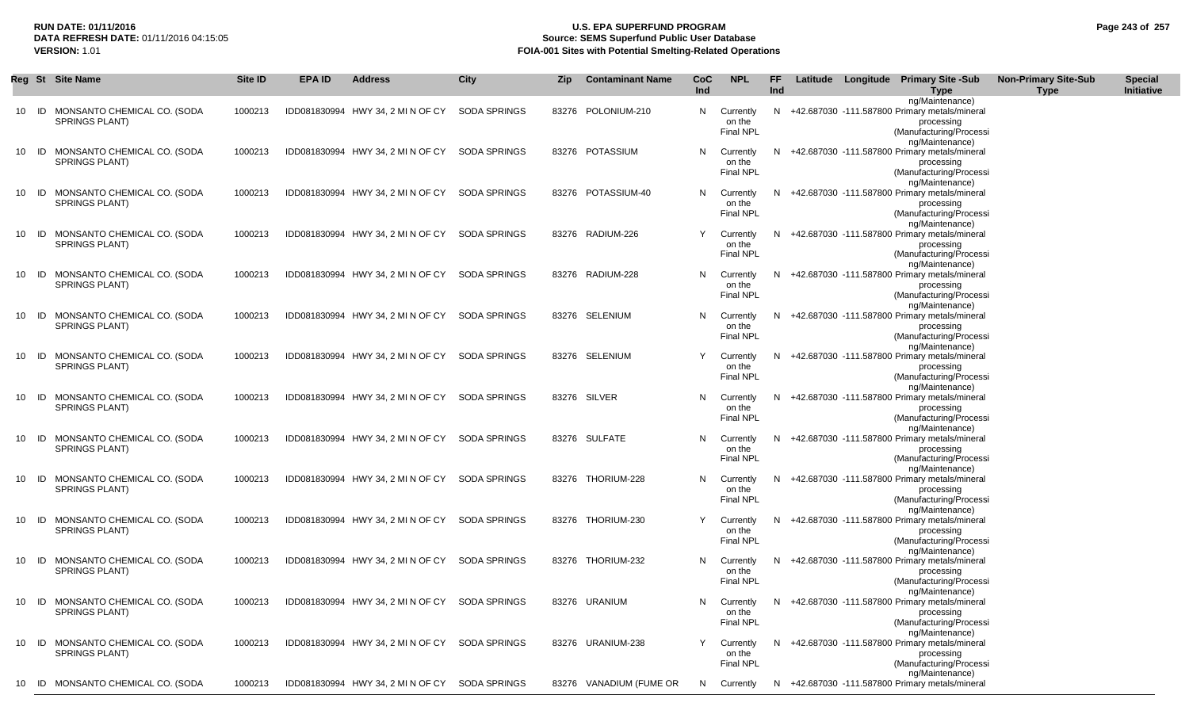**RUN DATE:** 01/11/2016
**DATA REFRESH DATE:** 01/11/2016 04:15:05
**VERSION:** 1.01

# U.S. EPA SUPERFUND PROGRAM
## Source: SEMS Superfund Public User Database
## FOIA-001 Sites with Potential Smelting-Related Operations

| Reg | St | Site Name | Site ID | EPA ID | Address | City | Zip | Contaminant Name | CoC Ind | NPL | FF Ind | Latitude | Longitude | Primary Site -Sub Type | Non-Primary Site-Sub Type | Special Initiative |
|---|---|---|---|---|---|---|---|---|---|---|---|---|---|---|---|---|
| | | | | | | | | | | | | | | ng/Maintenance) | | |
| 10 | ID | MONSANTO CHEMICAL CO. (SODA SPRINGS PLANT) | 1000213 | IDD081830994 | HWY 34, 2 MI N OF CY | SODA SPRINGS | 83276 | POLONIUM-210 | N | Currently on the Final NPL | N | +42.687030 | -111.587800 | Primary metals/mineral processing (Manufacturing/Processing/Maintenance) | | |
| 10 | ID | MONSANTO CHEMICAL CO. (SODA SPRINGS PLANT) | 1000213 | IDD081830994 | HWY 34, 2 MI N OF CY | SODA SPRINGS | 83276 | POTASSIUM | N | Currently on the Final NPL | N | +42.687030 | -111.587800 | Primary metals/mineral processing (Manufacturing/Processing/Maintenance) | | |
| 10 | ID | MONSANTO CHEMICAL CO. (SODA SPRINGS PLANT) | 1000213 | IDD081830994 | HWY 34, 2 MI N OF CY | SODA SPRINGS | 83276 | POTASSIUM-40 | N | Currently on the Final NPL | N | +42.687030 | -111.587800 | Primary metals/mineral processing (Manufacturing/Processing/Maintenance) | | |
| 10 | ID | MONSANTO CHEMICAL CO. (SODA SPRINGS PLANT) | 1000213 | IDD081830994 | HWY 34, 2 MI N OF CY | SODA SPRINGS | 83276 | RADIUM-226 | Y | Currently on the Final NPL | N | +42.687030 | -111.587800 | Primary metals/mineral processing (Manufacturing/Processing/Maintenance) | | |
| 10 | ID | MONSANTO CHEMICAL CO. (SODA SPRINGS PLANT) | 1000213 | IDD081830994 | HWY 34, 2 MI N OF CY | SODA SPRINGS | 83276 | RADIUM-228 | N | Currently on the Final NPL | N | +42.687030 | -111.587800 | Primary metals/mineral processing (Manufacturing/Processing/Maintenance) | | |
| 10 | ID | MONSANTO CHEMICAL CO. (SODA SPRINGS PLANT) | 1000213 | IDD081830994 | HWY 34, 2 MI N OF CY | SODA SPRINGS | 83276 | SELENIUM | N | Currently on the Final NPL | N | +42.687030 | -111.587800 | Primary metals/mineral processing (Manufacturing/Processing/Maintenance) | | |
| 10 | ID | MONSANTO CHEMICAL CO. (SODA SPRINGS PLANT) | 1000213 | IDD081830994 | HWY 34, 2 MI N OF CY | SODA SPRINGS | 83276 | SELENIUM | Y | Currently on the Final NPL | N | +42.687030 | -111.587800 | Primary metals/mineral processing (Manufacturing/Processing/Maintenance) | | |
| 10 | ID | MONSANTO CHEMICAL CO. (SODA SPRINGS PLANT) | 1000213 | IDD081830994 | HWY 34, 2 MI N OF CY | SODA SPRINGS | 83276 | SILVER | N | Currently on the Final NPL | N | +42.687030 | -111.587800 | Primary metals/mineral processing (Manufacturing/Processing/Maintenance) | | |
| 10 | ID | MONSANTO CHEMICAL CO. (SODA SPRINGS PLANT) | 1000213 | IDD081830994 | HWY 34, 2 MI N OF CY | SODA SPRINGS | 83276 | SULFATE | N | Currently on the Final NPL | N | +42.687030 | -111.587800 | Primary metals/mineral processing (Manufacturing/Processing/Maintenance) | | |
| 10 | ID | MONSANTO CHEMICAL CO. (SODA SPRINGS PLANT) | 1000213 | IDD081830994 | HWY 34, 2 MI N OF CY | SODA SPRINGS | 83276 | THORIUM-228 | N | Currently on the Final NPL | N | +42.687030 | -111.587800 | Primary metals/mineral processing (Manufacturing/Processing/Maintenance) | | |
| 10 | ID | MONSANTO CHEMICAL CO. (SODA SPRINGS PLANT) | 1000213 | IDD081830994 | HWY 34, 2 MI N OF CY | SODA SPRINGS | 83276 | THORIUM-230 | Y | Currently on the Final NPL | N | +42.687030 | -111.587800 | Primary metals/mineral processing (Manufacturing/Processing/Maintenance) | | |
| 10 | ID | MONSANTO CHEMICAL CO. (SODA SPRINGS PLANT) | 1000213 | IDD081830994 | HWY 34, 2 MI N OF CY | SODA SPRINGS | 83276 | THORIUM-232 | N | Currently on the Final NPL | N | +42.687030 | -111.587800 | Primary metals/mineral processing (Manufacturing/Processing/Maintenance) | | |
| 10 | ID | MONSANTO CHEMICAL CO. (SODA SPRINGS PLANT) | 1000213 | IDD081830994 | HWY 34, 2 MI N OF CY | SODA SPRINGS | 83276 | URANIUM | N | Currently on the Final NPL | N | +42.687030 | -111.587800 | Primary metals/mineral processing (Manufacturing/Processing/Maintenance) | | |
| 10 | ID | MONSANTO CHEMICAL CO. (SODA SPRINGS PLANT) | 1000213 | IDD081830994 | HWY 34, 2 MI N OF CY | SODA SPRINGS | 83276 | URANIUM-238 | Y | Currently on the Final NPL | N | +42.687030 | -111.587800 | Primary metals/mineral processing (Manufacturing/Processing/Maintenance) | | |
| 10 | ID | MONSANTO CHEMICAL CO. (SODA | 1000213 | IDD081830994 | HWY 34, 2 MI N OF CY | SODA SPRINGS | 83276 | VANADIUM (FUME OR | N | Currently | N | +42.687030 | -111.587800 | Primary metals/mineral | | |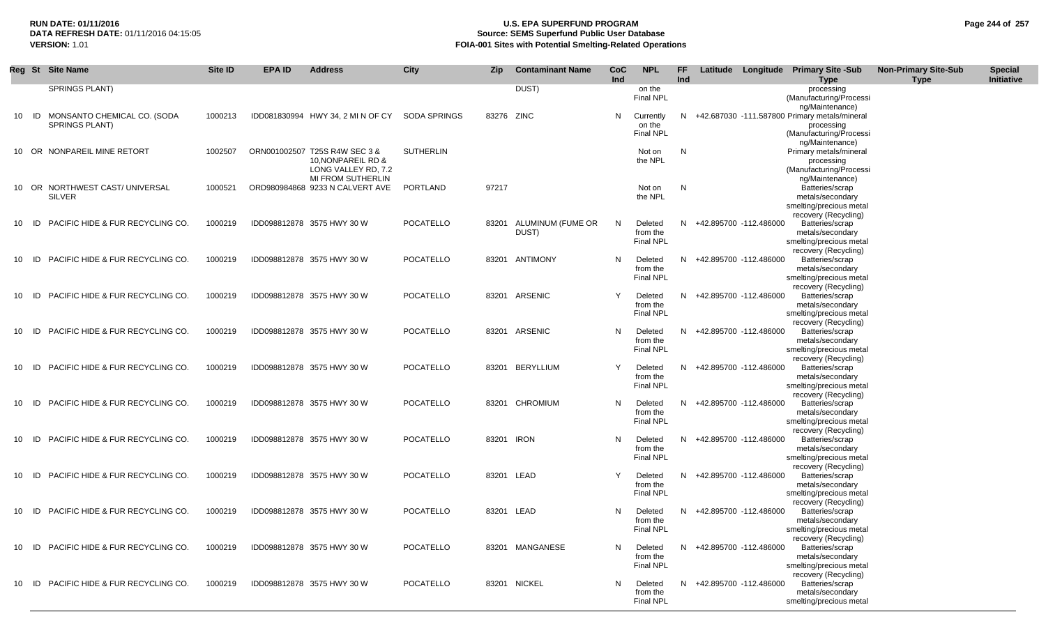# U.S. EPA SUPERFUND PROGRAM
## Source: SEMS Superfund Public User Database
## FOIA-001 Sites with Potential Smelting-Related Operations

**RUN DATE:** 01/11/2016
**DATA REFRESH DATE:** 01/11/2016 04:15:05
**VERSION:** 1.01

| Reg | St | Site Name | Site ID | EPA ID | Address | City | Zip | Contaminant Name | CoC Ind | NPL | FF Ind | Latitude | Longitude | Primary Site -Sub Type | Non-Primary Site-Sub Type | Special Initiative |
|---|---|---|---|---|---|---|---|---|---|---|---|---|---|---|---|---|
| | | SPRINGS PLANT) | | | | | | DUST) | | on the Final NPL | | | | processing (Manufacturing/Processing/Maintenance) | | |
| 10 | ID | MONSANTO CHEMICAL CO. (SODA SPRINGS PLANT) | 1000213 | IDD081830994 | HWY 34, 2 MI N OF CY | SODA SPRINGS | 83276 | ZINC | N | Currently on the Final NPL | N | +42.687030 | -111.587800 | Primary metals/mineral processing (Manufacturing/Processing/Maintenance) | | |
| 10 | OR | NONPAREIL MINE RETORT | 1002507 | ORN001002507 | T25S R4W SEC 3 & 10,NONPAREIL RD & LONG VALLEY RD, 7.2 MI FROM SUTHERLIN | SUTHERLIN | | | | Not on the NPL | N | | | Primary metals/mineral processing (Manufacturing/Processing/Maintenance) | | |
| 10 | OR | NORTHWEST CAST/ UNIVERSAL SILVER | 1000521 | ORD980984868 | 9233 N CALVERT AVE | PORTLAND | 97217 | | | Not on the NPL | N | | | Batteries/scrap metals/secondary smelting/precious metal recovery (Recycling) | | |
| 10 | ID | PACIFIC HIDE & FUR RECYCLING CO. | 1000219 | IDD098812878 | 3575 HWY 30 W | POCATELLO | 83201 | ALUMINUM (FUME OR DUST) | N | Deleted from the Final NPL | N | +42.895700 | -112.486000 | Batteries/scrap metals/secondary smelting/precious metal recovery (Recycling) | | |
| 10 | ID | PACIFIC HIDE & FUR RECYCLING CO. | 1000219 | IDD098812878 | 3575 HWY 30 W | POCATELLO | 83201 | ANTIMONY | N | Deleted from the Final NPL | N | +42.895700 | -112.486000 | Batteries/scrap metals/secondary smelting/precious metal recovery (Recycling) | | |
| 10 | ID | PACIFIC HIDE & FUR RECYCLING CO. | 1000219 | IDD098812878 | 3575 HWY 30 W | POCATELLO | 83201 | ARSENIC | Y | Deleted from the Final NPL | N | +42.895700 | -112.486000 | Batteries/scrap metals/secondary smelting/precious metal recovery (Recycling) | | |
| 10 | ID | PACIFIC HIDE & FUR RECYCLING CO. | 1000219 | IDD098812878 | 3575 HWY 30 W | POCATELLO | 83201 | ARSENIC | N | Deleted from the Final NPL | N | +42.895700 | -112.486000 | Batteries/scrap metals/secondary smelting/precious metal recovery (Recycling) | | |
| 10 | ID | PACIFIC HIDE & FUR RECYCLING CO. | 1000219 | IDD098812878 | 3575 HWY 30 W | POCATELLO | 83201 | BERYLLIUM | Y | Deleted from the Final NPL | N | +42.895700 | -112.486000 | Batteries/scrap metals/secondary smelting/precious metal recovery (Recycling) | | |
| 10 | ID | PACIFIC HIDE & FUR RECYCLING CO. | 1000219 | IDD098812878 | 3575 HWY 30 W | POCATELLO | 83201 | CHROMIUM | N | Deleted from the Final NPL | N | +42.895700 | -112.486000 | Batteries/scrap metals/secondary smelting/precious metal recovery (Recycling) | | |
| 10 | ID | PACIFIC HIDE & FUR RECYCLING CO. | 1000219 | IDD098812878 | 3575 HWY 30 W | POCATELLO | 83201 | IRON | N | Deleted from the Final NPL | N | +42.895700 | -112.486000 | Batteries/scrap metals/secondary smelting/precious metal recovery (Recycling) | | |
| 10 | ID | PACIFIC HIDE & FUR RECYCLING CO. | 1000219 | IDD098812878 | 3575 HWY 30 W | POCATELLO | 83201 | LEAD | Y | Deleted from the Final NPL | N | +42.895700 | -112.486000 | Batteries/scrap metals/secondary smelting/precious metal recovery (Recycling) | | |
| 10 | ID | PACIFIC HIDE & FUR RECYCLING CO. | 1000219 | IDD098812878 | 3575 HWY 30 W | POCATELLO | 83201 | LEAD | N | Deleted from the Final NPL | N | +42.895700 | -112.486000 | Batteries/scrap metals/secondary smelting/precious metal recovery (Recycling) | | |
| 10 | ID | PACIFIC HIDE & FUR RECYCLING CO. | 1000219 | IDD098812878 | 3575 HWY 30 W | POCATELLO | 83201 | MANGANESE | N | Deleted from the Final NPL | N | +42.895700 | -112.486000 | Batteries/scrap metals/secondary smelting/precious metal recovery (Recycling) | | |
| 10 | ID | PACIFIC HIDE & FUR RECYCLING CO. | 1000219 | IDD098812878 | 3575 HWY 30 W | POCATELLO | 83201 | NICKEL | N | Deleted from the Final NPL | N | +42.895700 | -112.486000 | Batteries/scrap metals/secondary smelting/precious metal | | |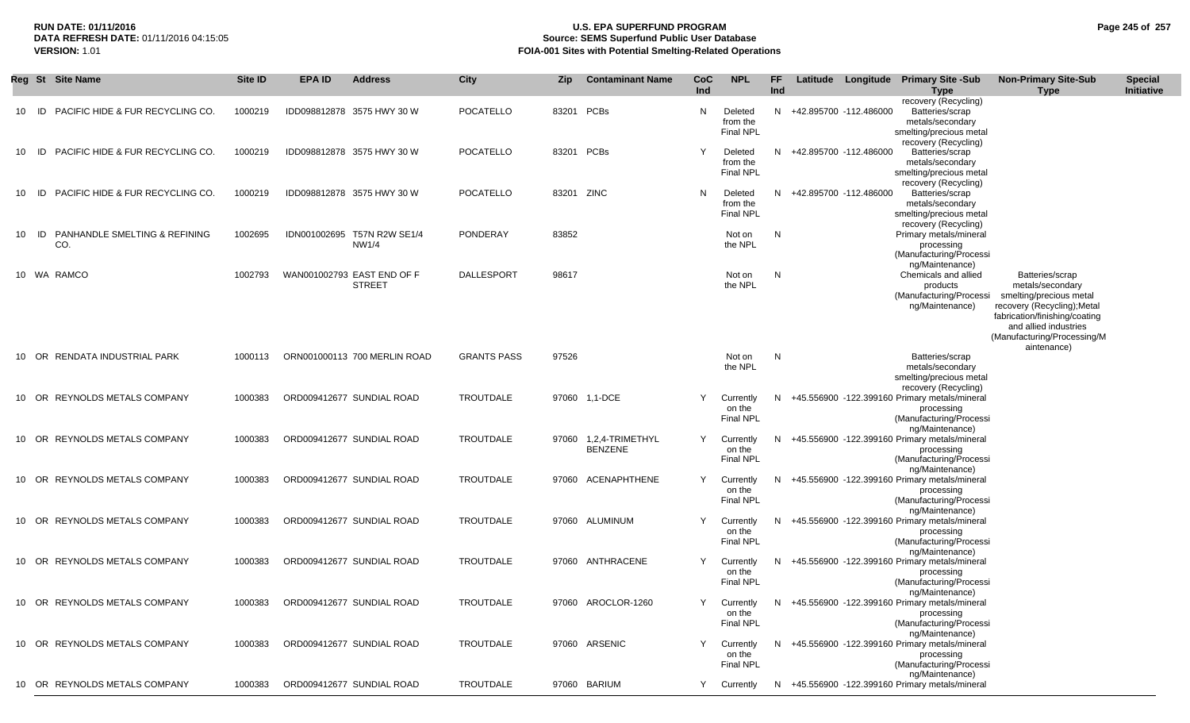| Reg | St | Site Name | Site ID | EPA ID | Address | City | Zip | Contaminant Name | CoC Ind | NPL | FF Ind | Latitude | Longitude | Primary Site -Sub Type | Non-Primary Site-Sub Type | Special Initiative |
|---|---|---|---|---|---|---|---|---|---|---|---|---|---|---|---|---|
| 10 | ID | PACIFIC HIDE & FUR RECYCLING CO. | 1000219 | IDD098812878 | 3575 HWY 30 W | POCATELLO | 83201 | PCBs | N | Deleted from the Final NPL | N | +42.895700 | -112.486000 | Batteries/scrap metals/secondary smelting/precious metal recovery (Recycling) | | |
| 10 | ID | PACIFIC HIDE & FUR RECYCLING CO. | 1000219 | IDD098812878 | 3575 HWY 30 W | POCATELLO | 83201 | PCBs | Y | Deleted from the Final NPL | N | +42.895700 | -112.486000 | Batteries/scrap metals/secondary smelting/precious metal recovery (Recycling) | | |
| 10 | ID | PACIFIC HIDE & FUR RECYCLING CO. | 1000219 | IDD098812878 | 3575 HWY 30 W | POCATELLO | 83201 | ZINC | N | Deleted from the Final NPL | N | +42.895700 | -112.486000 | Batteries/scrap metals/secondary smelting/precious metal recovery (Recycling) | | |
| 10 | ID | PANHANDLE SMELTING & REFINING CO. | 1002695 | IDN001002695 | T57N R2W SE1/4 NW1/4 | PONDERAY | 83852 | | | Not on the NPL | N | | | Primary metals/mineral processing (Manufacturing/Processing/Maintenance) | | |
| 10 | WA | RAMCO | 1002793 | WAN001002793 | EAST END OF F STREET | DALLESPORT | 98617 | | | Not on the NPL | N | | | Chemicals and allied products (Manufacturing/Processing/Maintenance) | Batteries/scrap metals/secondary smelting/precious metal recovery (Recycling);Metal fabrication/finishing/coating and allied industries (Manufacturing/Processing/Maintenance) | |
| 10 | OR | RENDATA INDUSTRIAL PARK | 1000113 | ORN001000113 | 700 MERLIN ROAD | GRANTS PASS | 97526 | | | Not on the NPL | N | | | Batteries/scrap metals/secondary smelting/precious metal recovery (Recycling) | | |
| 10 | OR | REYNOLDS METALS COMPANY | 1000383 | ORD009412677 | SUNDIAL ROAD | TROUTDALE | 97060 | 1,1-DCE | Y | Currently on the Final NPL | N | +45.556900 | -122.399160 | Primary metals/mineral processing (Manufacturing/Processing/Maintenance) | | |
| 10 | OR | REYNOLDS METALS COMPANY | 1000383 | ORD009412677 | SUNDIAL ROAD | TROUTDALE | 97060 | 1,2,4-TRIMETHYL BENZENE | Y | Currently on the Final NPL | N | +45.556900 | -122.399160 | Primary metals/mineral processing (Manufacturing/Processing/Maintenance) | | |
| 10 | OR | REYNOLDS METALS COMPANY | 1000383 | ORD009412677 | SUNDIAL ROAD | TROUTDALE | 97060 | ACENAPHTHENE | Y | Currently on the Final NPL | N | +45.556900 | -122.399160 | Primary metals/mineral processing (Manufacturing/Processing/Maintenance) | | |
| 10 | OR | REYNOLDS METALS COMPANY | 1000383 | ORD009412677 | SUNDIAL ROAD | TROUTDALE | 97060 | ALUMINUM | Y | Currently on the Final NPL | N | +45.556900 | -122.399160 | Primary metals/mineral processing (Manufacturing/Processing/Maintenance) | | |
| 10 | OR | REYNOLDS METALS COMPANY | 1000383 | ORD009412677 | SUNDIAL ROAD | TROUTDALE | 97060 | ANTHRACENE | Y | Currently on the Final NPL | N | +45.556900 | -122.399160 | Primary metals/mineral processing (Manufacturing/Processing/Maintenance) | | |
| 10 | OR | REYNOLDS METALS COMPANY | 1000383 | ORD009412677 | SUNDIAL ROAD | TROUTDALE | 97060 | AROCLOR-1260 | Y | Currently on the Final NPL | N | +45.556900 | -122.399160 | Primary metals/mineral processing (Manufacturing/Processing/Maintenance) | | |
| 10 | OR | REYNOLDS METALS COMPANY | 1000383 | ORD009412677 | SUNDIAL ROAD | TROUTDALE | 97060 | ARSENIC | Y | Currently on the Final NPL | N | +45.556900 | -122.399160 | Primary metals/mineral processing (Manufacturing/Processing/Maintenance) | | |
| 10 | OR | REYNOLDS METALS COMPANY | 1000383 | ORD009412677 | SUNDIAL ROAD | TROUTDALE | 97060 | BARIUM | Y | Currently | N | +45.556900 | -122.399160 | Primary metals/mineral | | |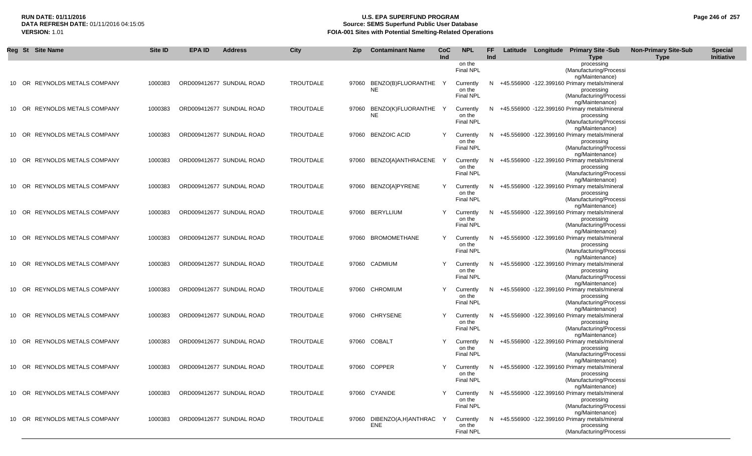| Reg | St | Site Name | Site ID | EPA ID | Address | City | Zip | Contaminant Name | CoC Ind | NPL | FF Ind | Latitude | Longitude | Primary Site -Sub Type | Non-Primary Site-Sub Type | Special Initiative |
|---|---|---|---|---|---|---|---|---|---|---|---|---|---|---|---|---|
| | | | | | | | | | | on the Final NPL | | | | processing (Manufacturing/Processing/Maintenance) | | |
| 10 | OR | REYNOLDS METALS COMPANY | 1000383 | ORD009412677 | SUNDIAL ROAD | TROUTDALE | 97060 | BENZO(B)FLUORANTHENE | Y | Currently on the Final NPL | N | +45.556900 | -122.399160 | Primary metals/mineral processing (Manufacturing/Processing/Maintenance) | | |
| 10 | OR | REYNOLDS METALS COMPANY | 1000383 | ORD009412677 | SUNDIAL ROAD | TROUTDALE | 97060 | BENZO(K)FLUORANTHENE | Y | Currently on the Final NPL | N | +45.556900 | -122.399160 | Primary metals/mineral processing (Manufacturing/Processing/Maintenance) | | |
| 10 | OR | REYNOLDS METALS COMPANY | 1000383 | ORD009412677 | SUNDIAL ROAD | TROUTDALE | 97060 | BENZOIC ACID | Y | Currently on the Final NPL | N | +45.556900 | -122.399160 | Primary metals/mineral processing (Manufacturing/Processing/Maintenance) | | |
| 10 | OR | REYNOLDS METALS COMPANY | 1000383 | ORD009412677 | SUNDIAL ROAD | TROUTDALE | 97060 | BENZO[A]ANTHRACENE | Y | Currently on the Final NPL | N | +45.556900 | -122.399160 | Primary metals/mineral processing (Manufacturing/Processing/Maintenance) | | |
| 10 | OR | REYNOLDS METALS COMPANY | 1000383 | ORD009412677 | SUNDIAL ROAD | TROUTDALE | 97060 | BENZO[A]PYRENE | Y | Currently on the Final NPL | N | +45.556900 | -122.399160 | Primary metals/mineral processing (Manufacturing/Processing/Maintenance) | | |
| 10 | OR | REYNOLDS METALS COMPANY | 1000383 | ORD009412677 | SUNDIAL ROAD | TROUTDALE | 97060 | BERYLLIUM | Y | Currently on the Final NPL | N | +45.556900 | -122.399160 | Primary metals/mineral processing (Manufacturing/Processing/Maintenance) | | |
| 10 | OR | REYNOLDS METALS COMPANY | 1000383 | ORD009412677 | SUNDIAL ROAD | TROUTDALE | 97060 | BROMOMETHANE | Y | Currently on the Final NPL | N | +45.556900 | -122.399160 | Primary metals/mineral processing (Manufacturing/Processing/Maintenance) | | |
| 10 | OR | REYNOLDS METALS COMPANY | 1000383 | ORD009412677 | SUNDIAL ROAD | TROUTDALE | 97060 | CADMIUM | Y | Currently on the Final NPL | N | +45.556900 | -122.399160 | Primary metals/mineral processing (Manufacturing/Processing/Maintenance) | | |
| 10 | OR | REYNOLDS METALS COMPANY | 1000383 | ORD009412677 | SUNDIAL ROAD | TROUTDALE | 97060 | CHROMIUM | Y | Currently on the Final NPL | N | +45.556900 | -122.399160 | Primary metals/mineral processing (Manufacturing/Processing/Maintenance) | | |
| 10 | OR | REYNOLDS METALS COMPANY | 1000383 | ORD009412677 | SUNDIAL ROAD | TROUTDALE | 97060 | CHRYSENE | Y | Currently on the Final NPL | N | +45.556900 | -122.399160 | Primary metals/mineral processing (Manufacturing/Processing/Maintenance) | | |
| 10 | OR | REYNOLDS METALS COMPANY | 1000383 | ORD009412677 | SUNDIAL ROAD | TROUTDALE | 97060 | COBALT | Y | Currently on the Final NPL | N | +45.556900 | -122.399160 | Primary metals/mineral processing (Manufacturing/Processing/Maintenance) | | |
| 10 | OR | REYNOLDS METALS COMPANY | 1000383 | ORD009412677 | SUNDIAL ROAD | TROUTDALE | 97060 | COPPER | Y | Currently on the Final NPL | N | +45.556900 | -122.399160 | Primary metals/mineral processing (Manufacturing/Processing/Maintenance) | | |
| 10 | OR | REYNOLDS METALS COMPANY | 1000383 | ORD009412677 | SUNDIAL ROAD | TROUTDALE | 97060 | CYANIDE | Y | Currently on the Final NPL | N | +45.556900 | -122.399160 | Primary metals/mineral processing (Manufacturing/Processing/Maintenance) | | |
| 10 | OR | REYNOLDS METALS COMPANY | 1000383 | ORD009412677 | SUNDIAL ROAD | TROUTDALE | 97060 | DIBENZO(A,H)ANTHRACENE | Y | Currently on the Final NPL | N | +45.556900 | -122.399160 | Primary metals/mineral processing (Manufacturing/Processi | | |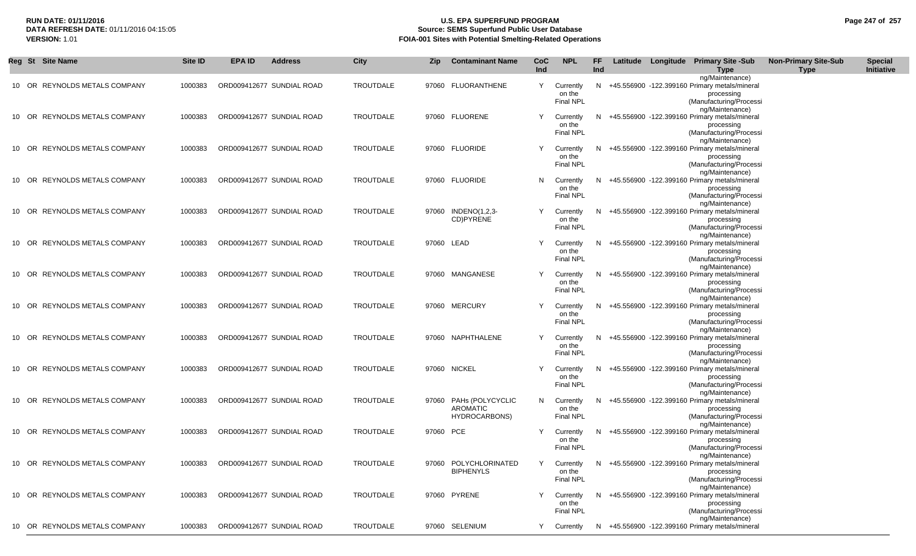**RUN DATE:** 01/11/2016
**DATA REFRESH DATE:** 01/11/2016 04:15:05
**VERSION:** 1.01

**U.S. EPA SUPERFUND PROGRAM**
**Source: SEMS Superfund Public User Database**
**FOIA-001 Sites with Potential Smelting-Related Operations**

| Reg | St | Site Name | Site ID | EPA ID | Address | City | Zip | Contaminant Name | CoC Ind | NPL | FF Ind | Latitude | Longitude | Primary Site -Sub Type | Non-Primary Site-Sub Type | Special Initiative |
|---|---|---|---|---|---|---|---|---|---|---|---|---|---|---|---|---|
| | | | | | | | | | | | | | | ng/Maintenance) | | |
| 10 | OR | REYNOLDS METALS COMPANY | 1000383 | ORD009412677 | SUNDIAL ROAD | TROUTDALE | 97060 | FLUORANTHENE | Y | Currently on the Final NPL | N | +45.556900 | -122.399160 | Primary metals/mineral processing (Manufacturing/Processing/Maintenance) | | |
| 10 | OR | REYNOLDS METALS COMPANY | 1000383 | ORD009412677 | SUNDIAL ROAD | TROUTDALE | 97060 | FLUORENE | Y | Currently on the Final NPL | N | +45.556900 | -122.399160 | Primary metals/mineral processing (Manufacturing/Processing/Maintenance) | | |
| 10 | OR | REYNOLDS METALS COMPANY | 1000383 | ORD009412677 | SUNDIAL ROAD | TROUTDALE | 97060 | FLUORIDE | Y | Currently on the Final NPL | N | +45.556900 | -122.399160 | Primary metals/mineral processing (Manufacturing/Processing/Maintenance) | | |
| 10 | OR | REYNOLDS METALS COMPANY | 1000383 | ORD009412677 | SUNDIAL ROAD | TROUTDALE | 97060 | FLUORIDE | N | Currently on the Final NPL | N | +45.556900 | -122.399160 | Primary metals/mineral processing (Manufacturing/Processing/Maintenance) | | |
| 10 | OR | REYNOLDS METALS COMPANY | 1000383 | ORD009412677 | SUNDIAL ROAD | TROUTDALE | 97060 | INDENO(1,2,3-CD)PYRENE | Y | Currently on the Final NPL | N | +45.556900 | -122.399160 | Primary metals/mineral processing (Manufacturing/Processing/Maintenance) | | |
| 10 | OR | REYNOLDS METALS COMPANY | 1000383 | ORD009412677 | SUNDIAL ROAD | TROUTDALE | 97060 | LEAD | Y | Currently on the Final NPL | N | +45.556900 | -122.399160 | Primary metals/mineral processing (Manufacturing/Processing/Maintenance) | | |
| 10 | OR | REYNOLDS METALS COMPANY | 1000383 | ORD009412677 | SUNDIAL ROAD | TROUTDALE | 97060 | MANGANESE | Y | Currently on the Final NPL | N | +45.556900 | -122.399160 | Primary metals/mineral processing (Manufacturing/Processing/Maintenance) | | |
| 10 | OR | REYNOLDS METALS COMPANY | 1000383 | ORD009412677 | SUNDIAL ROAD | TROUTDALE | 97060 | MERCURY | Y | Currently on the Final NPL | N | +45.556900 | -122.399160 | Primary metals/mineral processing (Manufacturing/Processing/Maintenance) | | |
| 10 | OR | REYNOLDS METALS COMPANY | 1000383 | ORD009412677 | SUNDIAL ROAD | TROUTDALE | 97060 | NAPHTHALENE | Y | Currently on the Final NPL | N | +45.556900 | -122.399160 | Primary metals/mineral processing (Manufacturing/Processing/Maintenance) | | |
| 10 | OR | REYNOLDS METALS COMPANY | 1000383 | ORD009412677 | SUNDIAL ROAD | TROUTDALE | 97060 | NICKEL | Y | Currently on the Final NPL | N | +45.556900 | -122.399160 | Primary metals/mineral processing (Manufacturing/Processing/Maintenance) | | |
| 10 | OR | REYNOLDS METALS COMPANY | 1000383 | ORD009412677 | SUNDIAL ROAD | TROUTDALE | 97060 | PAHs (POLYCYCLIC AROMATIC HYDROCARBONS) | N | Currently on the Final NPL | N | +45.556900 | -122.399160 | Primary metals/mineral processing (Manufacturing/Processing/Maintenance) | | |
| 10 | OR | REYNOLDS METALS COMPANY | 1000383 | ORD009412677 | SUNDIAL ROAD | TROUTDALE | 97060 | PCE | Y | Currently on the Final NPL | N | +45.556900 | -122.399160 | Primary metals/mineral processing (Manufacturing/Processing/Maintenance) | | |
| 10 | OR | REYNOLDS METALS COMPANY | 1000383 | ORD009412677 | SUNDIAL ROAD | TROUTDALE | 97060 | POLYCHLORINATED BIPHENYLS | Y | Currently on the Final NPL | N | +45.556900 | -122.399160 | Primary metals/mineral processing (Manufacturing/Processing/Maintenance) | | |
| 10 | OR | REYNOLDS METALS COMPANY | 1000383 | ORD009412677 | SUNDIAL ROAD | TROUTDALE | 97060 | PYRENE | Y | Currently on the Final NPL | N | +45.556900 | -122.399160 | Primary metals/mineral processing (Manufacturing/Processing/Maintenance) | | |
| 10 | OR | REYNOLDS METALS COMPANY | 1000383 | ORD009412677 | SUNDIAL ROAD | TROUTDALE | 97060 | SELENIUM | Y | Currently | N | +45.556900 | -122.399160 | Primary metals/mineral | | |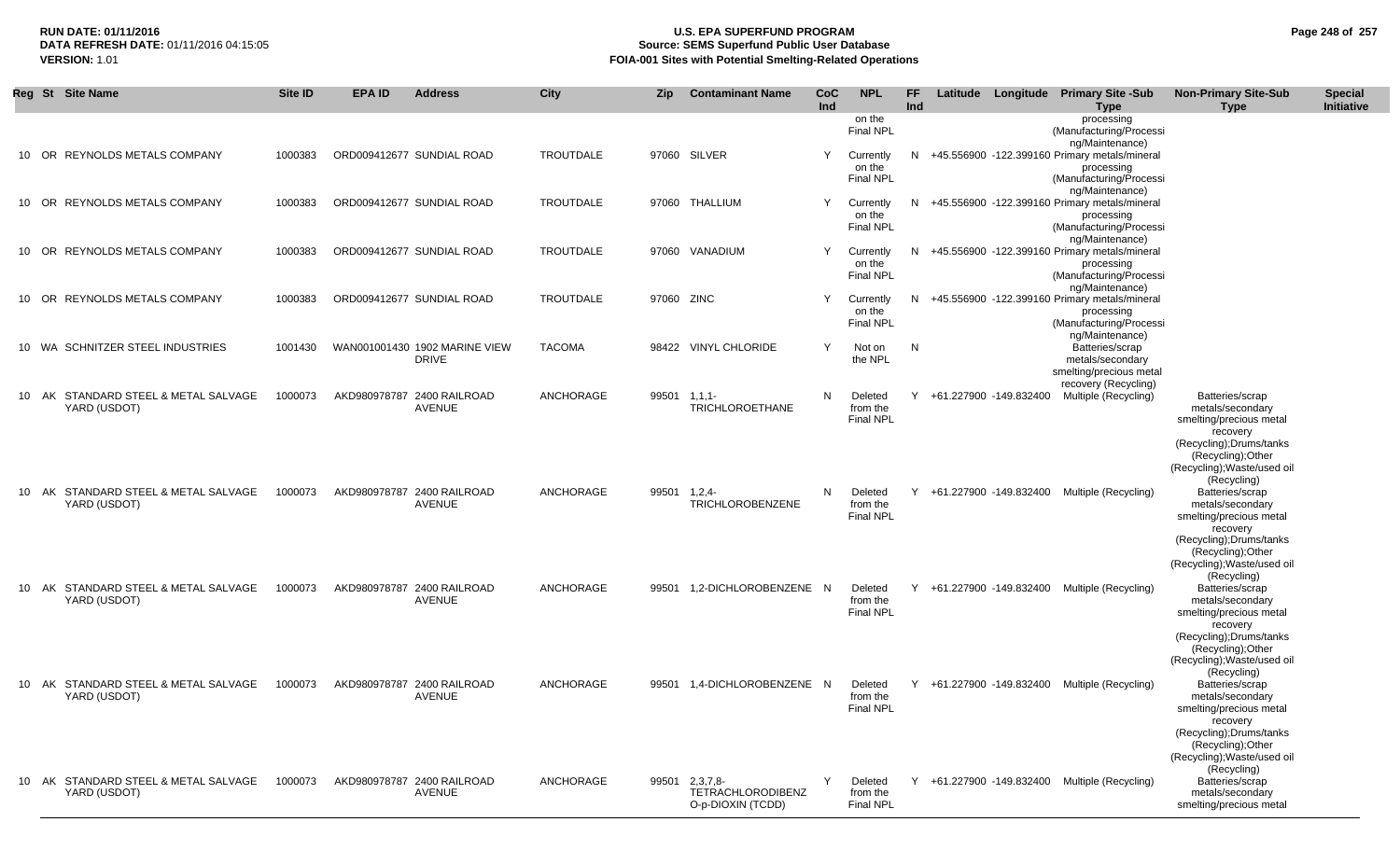**RUN DATE:** 01/11/2016
**DATA REFRESH DATE:** 01/11/2016 04:15:05
**VERSION:** 1.01

**U.S. EPA SUPERFUND PROGRAM**
**Source: SEMS Superfund Public User Database**
**FOIA-001 Sites with Potential Smelting-Related Operations**

| Reg | St | Site Name | Site ID | EPA ID | Address | City | Zip | Contaminant Name | CoC Ind | NPL | FF Ind | Latitude | Longitude | Primary Site -Sub Type | Non-Primary Site-Sub Type | Special Initiative |
|---|---|---|---|---|---|---|---|---|---|---|---|---|---|---|---|---|
| | | | | | | | | | | on the Final NPL | | | | processing (Manufacturing/Processing/Maintenance) | | |
| 10 | OR | REYNOLDS METALS COMPANY | 1000383 | ORD009412677 | SUNDIAL ROAD | TROUTDALE | 97060 | SILVER | Y | Currently on the Final NPL | N | +45.556900 | -122.399160 | Primary metals/mineral processing (Manufacturing/Processing/Maintenance) | | |
| 10 | OR | REYNOLDS METALS COMPANY | 1000383 | ORD009412677 | SUNDIAL ROAD | TROUTDALE | 97060 | THALLIUM | Y | Currently on the Final NPL | N | +45.556900 | -122.399160 | Primary metals/mineral processing (Manufacturing/Processing/Maintenance) | | |
| 10 | OR | REYNOLDS METALS COMPANY | 1000383 | ORD009412677 | SUNDIAL ROAD | TROUTDALE | 97060 | VANADIUM | Y | Currently on the Final NPL | N | +45.556900 | -122.399160 | Primary metals/mineral processing (Manufacturing/Processing/Maintenance) | | |
| 10 | OR | REYNOLDS METALS COMPANY | 1000383 | ORD009412677 | SUNDIAL ROAD | TROUTDALE | 97060 | ZINC | Y | Currently on the Final NPL | N | +45.556900 | -122.399160 | Primary metals/mineral processing (Manufacturing/Processing/Maintenance) | | |
| 10 | WA | SCHNITZER STEEL INDUSTRIES | 1001430 | WAN001001430 | 1902 MARINE VIEW DRIVE | TACOMA | 98422 | VINYL CHLORIDE | Y | Not on the NPL | N | | | Batteries/scrap metals/secondary smelting/precious metal recovery (Recycling) | | |
| 10 | AK | STANDARD STEEL & METAL SALVAGE YARD (USDOT) | 1000073 | AKD980978787 | 2400 RAILROAD AVENUE | ANCHORAGE | 99501 | 1,1,1-TRICHLOROETHANE | N | Deleted from the Final NPL | Y | +61.227900 | -149.832400 | Multiple (Recycling) | Batteries/scrap metals/secondary smelting/precious metal recovery (Recycling);Drums/tanks (Recycling);Other (Recycling);Waste/used oil (Recycling) | |
| 10 | AK | STANDARD STEEL & METAL SALVAGE YARD (USDOT) | 1000073 | AKD980978787 | 2400 RAILROAD AVENUE | ANCHORAGE | 99501 | 1,2,4-TRICHLOROBENZENE | N | Deleted from the Final NPL | Y | +61.227900 | -149.832400 | Multiple (Recycling) | Batteries/scrap metals/secondary smelting/precious metal recovery (Recycling);Drums/tanks (Recycling);Other (Recycling);Waste/used oil (Recycling) | |
| 10 | AK | STANDARD STEEL & METAL SALVAGE YARD (USDOT) | 1000073 | AKD980978787 | 2400 RAILROAD AVENUE | ANCHORAGE | 99501 | 1,2-DICHLOROBENZENE | N | Deleted from the Final NPL | Y | +61.227900 | -149.832400 | Multiple (Recycling) | Batteries/scrap metals/secondary smelting/precious metal recovery (Recycling);Drums/tanks (Recycling);Other (Recycling);Waste/used oil (Recycling) | |
| 10 | AK | STANDARD STEEL & METAL SALVAGE YARD (USDOT) | 1000073 | AKD980978787 | 2400 RAILROAD AVENUE | ANCHORAGE | 99501 | 1,4-DICHLOROBENZENE | N | Deleted from the Final NPL | Y | +61.227900 | -149.832400 | Multiple (Recycling) | Batteries/scrap metals/secondary smelting/precious metal recovery (Recycling);Drums/tanks (Recycling);Other (Recycling);Waste/used oil (Recycling) | |
| 10 | AK | STANDARD STEEL & METAL SALVAGE YARD (USDOT) | 1000073 | AKD980978787 | 2400 RAILROAD AVENUE | ANCHORAGE | 99501 | 2,3,7,8-TETRACHLORODIBENZO-p-DIOXIN (TCDD) | Y | Deleted from the Final NPL | Y | +61.227900 | -149.832400 | Multiple (Recycling) | Batteries/scrap metals/secondary smelting/precious metal | |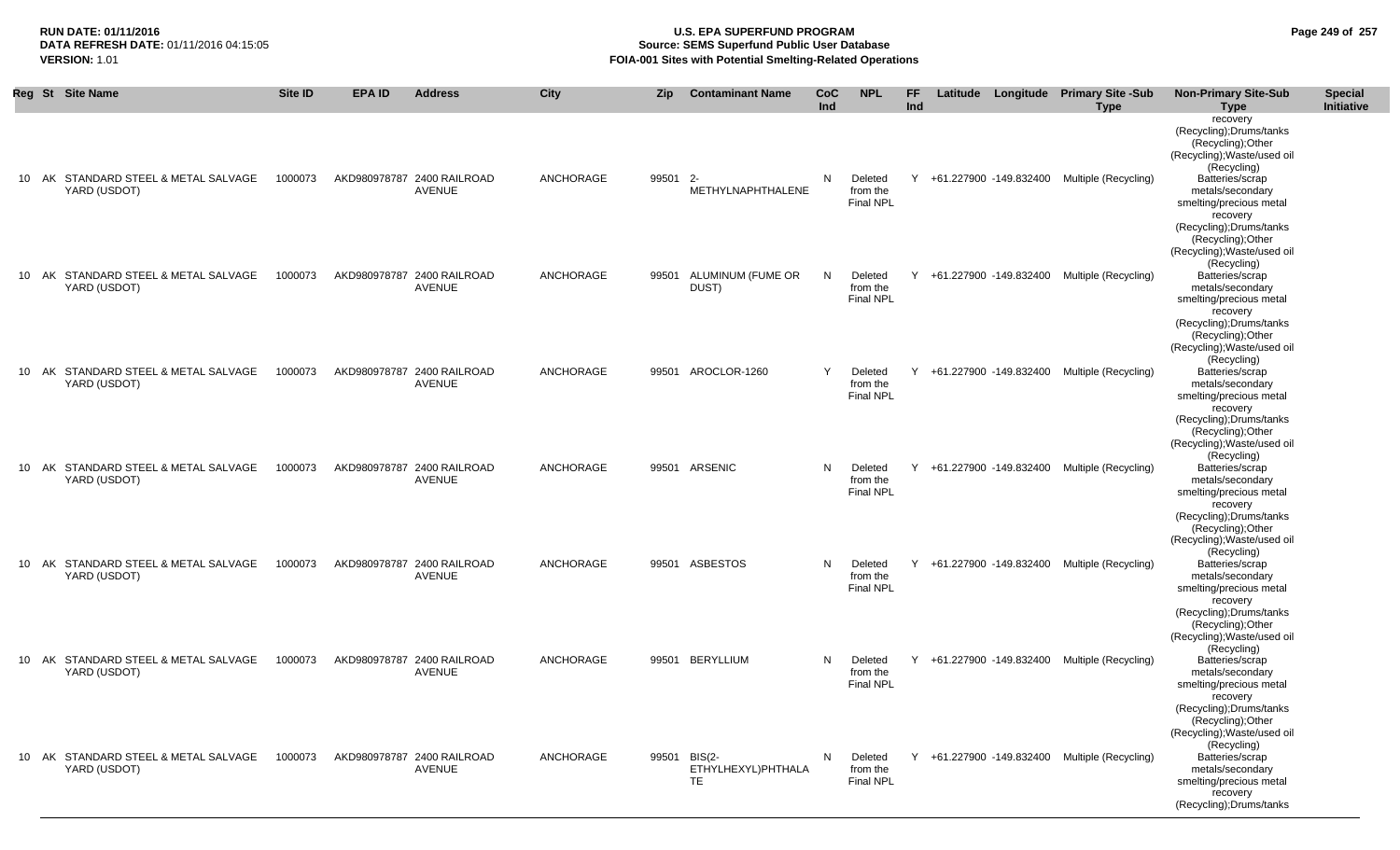**RUN DATE:** 01/11/2016
**DATA REFRESH DATE:** 01/11/2016 04:15:05
**VERSION:** 1.01

# U.S. EPA SUPERFUND PROGRAM
## Source: SEMS Superfund Public User Database
## FOIA-001 Sites with Potential Smelting-Related Operations

| Reg | St | Site Name | Site ID | EPA ID | Address | City | Zip | Contaminant Name | CoC Ind | NPL | FF Ind | Latitude | Longitude | Primary Site -Sub Type | Non-Primary Site-Sub Type | Special Initiative |
|---|---|---|---|---|---|---|---|---|---|---|---|---|---|---|---|---|
| | | | | | | | | | | | | | | | recovery (Recycling);Drums/tanks (Recycling);Other (Recycling);Waste/used oil (Recycling) | |
| 10 | AK | STANDARD STEEL & METAL SALVAGE YARD (USDOT) | 1000073 | AKD980978787 | 2400 RAILROAD AVENUE | ANCHORAGE | 99501 | 2-METHYLNAPHTHALENE | N | Deleted from the Final NPL | Y | +61.227900 | -149.832400 | Multiple (Recycling) | Batteries/scrap metals/secondary smelting/precious metal recovery (Recycling);Drums/tanks (Recycling);Other (Recycling);Waste/used oil (Recycling) | |
| 10 | AK | STANDARD STEEL & METAL SALVAGE YARD (USDOT) | 1000073 | AKD980978787 | 2400 RAILROAD AVENUE | ANCHORAGE | 99501 | ALUMINUM (FUME OR DUST) | N | Deleted from the Final NPL | Y | +61.227900 | -149.832400 | Multiple (Recycling) | Batteries/scrap metals/secondary smelting/precious metal recovery (Recycling);Drums/tanks (Recycling);Other (Recycling);Waste/used oil (Recycling) | |
| 10 | AK | STANDARD STEEL & METAL SALVAGE YARD (USDOT) | 1000073 | AKD980978787 | 2400 RAILROAD AVENUE | ANCHORAGE | 99501 | AROCLOR-1260 | Y | Deleted from the Final NPL | Y | +61.227900 | -149.832400 | Multiple (Recycling) | Batteries/scrap metals/secondary smelting/precious metal recovery (Recycling);Drums/tanks (Recycling);Other (Recycling);Waste/used oil (Recycling) | |
| 10 | AK | STANDARD STEEL & METAL SALVAGE YARD (USDOT) | 1000073 | AKD980978787 | 2400 RAILROAD AVENUE | ANCHORAGE | 99501 | ARSENIC | N | Deleted from the Final NPL | Y | +61.227900 | -149.832400 | Multiple (Recycling) | Batteries/scrap metals/secondary smelting/precious metal recovery (Recycling);Drums/tanks (Recycling);Other (Recycling);Waste/used oil (Recycling) | |
| 10 | AK | STANDARD STEEL & METAL SALVAGE YARD (USDOT) | 1000073 | AKD980978787 | 2400 RAILROAD AVENUE | ANCHORAGE | 99501 | ASBESTOS | N | Deleted from the Final NPL | Y | +61.227900 | -149.832400 | Multiple (Recycling) | Batteries/scrap metals/secondary smelting/precious metal recovery (Recycling);Drums/tanks (Recycling);Other (Recycling);Waste/used oil (Recycling) | |
| 10 | AK | STANDARD STEEL & METAL SALVAGE YARD (USDOT) | 1000073 | AKD980978787 | 2400 RAILROAD AVENUE | ANCHORAGE | 99501 | BERYLLIUM | N | Deleted from the Final NPL | Y | +61.227900 | -149.832400 | Multiple (Recycling) | Batteries/scrap metals/secondary smelting/precious metal recovery (Recycling);Drums/tanks (Recycling);Other (Recycling);Waste/used oil (Recycling) | |
| 10 | AK | STANDARD STEEL & METAL SALVAGE YARD (USDOT) | 1000073 | AKD980978787 | 2400 RAILROAD AVENUE | ANCHORAGE | 99501 | BIS(2-ETHYLHEXYL)PHTHALATE | N | Deleted from the Final NPL | Y | +61.227900 | -149.832400 | Multiple (Recycling) | Batteries/scrap metals/secondary smelting/precious metal recovery (Recycling);Drums/tanks | |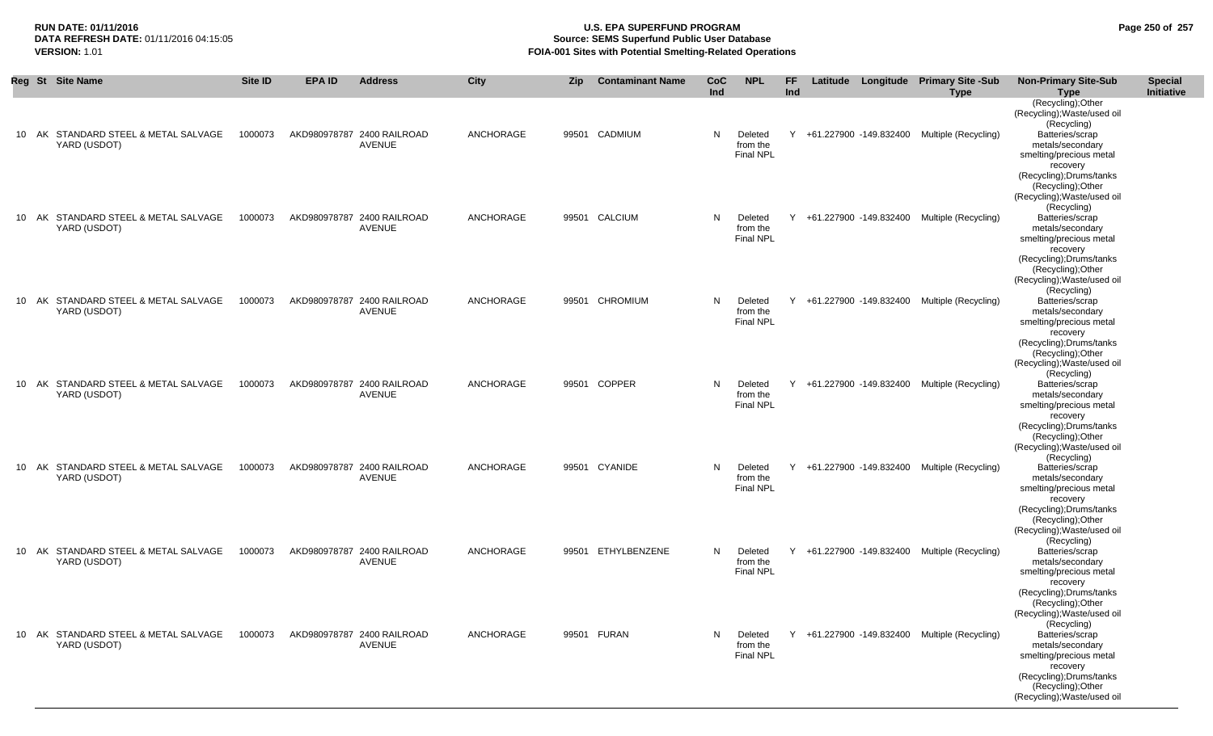**RUN DATE:** 01/11/2016
**DATA REFRESH DATE:** 01/11/2016 04:15:05
**VERSION:** 1.01

# U.S. EPA SUPERFUND PROGRAM
## Source: SEMS Superfund Public User Database
## FOIA-001 Sites with Potential Smelting-Related Operations

| Reg | St | Site Name | Site ID | EPA ID | Address | City | Zip | Contaminant Name | CoC Ind | NPL | FF Ind | Latitude | Longitude | Primary Site -Sub Type | Non-Primary Site-Sub Type | Special Initiative |
|---|---|---|---|---|---|---|---|---|---|---|---|---|---|---|---|---|
| | | | | | | | | | | | | | | | (Recycling);Other (Recycling);Waste/used oil (Recycling) | |
| 10 | AK | STANDARD STEEL & METAL SALVAGE YARD (USDOT) | 1000073 | AKD980978787 | 2400 RAILROAD AVENUE | ANCHORAGE | 99501 | CADMIUM | N | Deleted from the Final NPL | Y | +61.227900 | -149.832400 | Multiple (Recycling) | Batteries/scrap metals/secondary smelting/precious metal recovery (Recycling);Drums/tanks (Recycling);Other (Recycling);Waste/used oil (Recycling) | |
| 10 | AK | STANDARD STEEL & METAL SALVAGE YARD (USDOT) | 1000073 | AKD980978787 | 2400 RAILROAD AVENUE | ANCHORAGE | 99501 | CALCIUM | N | Deleted from the Final NPL | Y | +61.227900 | -149.832400 | Multiple (Recycling) | Batteries/scrap metals/secondary smelting/precious metal recovery (Recycling);Drums/tanks (Recycling);Other (Recycling);Waste/used oil (Recycling) | |
| 10 | AK | STANDARD STEEL & METAL SALVAGE YARD (USDOT) | 1000073 | AKD980978787 | 2400 RAILROAD AVENUE | ANCHORAGE | 99501 | CHROMIUM | N | Deleted from the Final NPL | Y | +61.227900 | -149.832400 | Multiple (Recycling) | Batteries/scrap metals/secondary smelting/precious metal recovery (Recycling);Drums/tanks (Recycling);Other (Recycling);Waste/used oil (Recycling) | |
| 10 | AK | STANDARD STEEL & METAL SALVAGE YARD (USDOT) | 1000073 | AKD980978787 | 2400 RAILROAD AVENUE | ANCHORAGE | 99501 | COPPER | N | Deleted from the Final NPL | Y | +61.227900 | -149.832400 | Multiple (Recycling) | Batteries/scrap metals/secondary smelting/precious metal recovery (Recycling);Drums/tanks (Recycling);Other (Recycling);Waste/used oil (Recycling) | |
| 10 | AK | STANDARD STEEL & METAL SALVAGE YARD (USDOT) | 1000073 | AKD980978787 | 2400 RAILROAD AVENUE | ANCHORAGE | 99501 | CYANIDE | N | Deleted from the Final NPL | Y | +61.227900 | -149.832400 | Multiple (Recycling) | Batteries/scrap metals/secondary smelting/precious metal recovery (Recycling);Drums/tanks (Recycling);Other (Recycling);Waste/used oil (Recycling) | |
| 10 | AK | STANDARD STEEL & METAL SALVAGE YARD (USDOT) | 1000073 | AKD980978787 | 2400 RAILROAD AVENUE | ANCHORAGE | 99501 | ETHYLBENZENE | N | Deleted from the Final NPL | Y | +61.227900 | -149.832400 | Multiple (Recycling) | Batteries/scrap metals/secondary smelting/precious metal recovery (Recycling);Drums/tanks (Recycling);Other (Recycling);Waste/used oil (Recycling) | |
| 10 | AK | STANDARD STEEL & METAL SALVAGE YARD (USDOT) | 1000073 | AKD980978787 | 2400 RAILROAD AVENUE | ANCHORAGE | 99501 | FURAN | N | Deleted from the Final NPL | Y | +61.227900 | -149.832400 | Multiple (Recycling) | Batteries/scrap metals/secondary smelting/precious metal recovery (Recycling);Drums/tanks (Recycling);Other (Recycling);Waste/used oil | |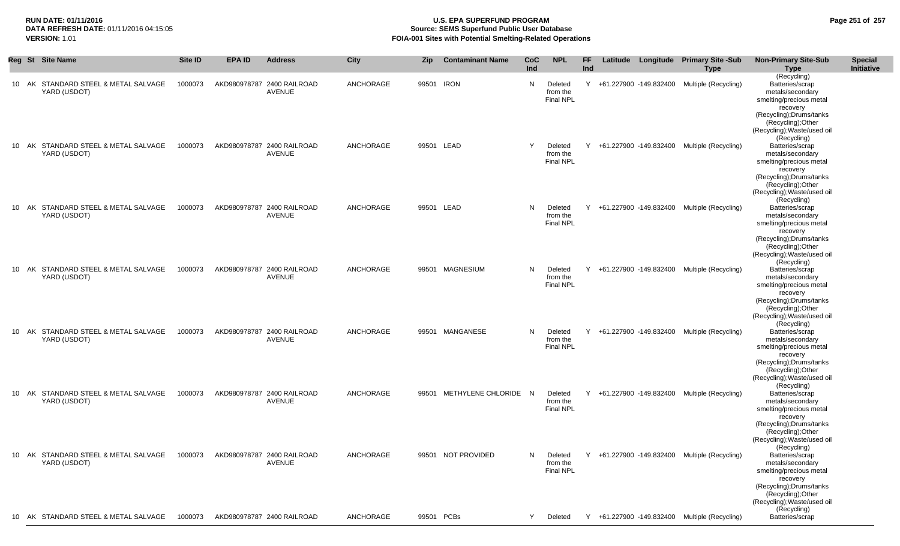**RUN DATE:** 01/11/2016
**DATA REFRESH DATE:** 01/11/2016 04:15:05
**VERSION:** 1.01

**U.S. EPA SUPERFUND PROGRAM**
**Source: SEMS Superfund Public User Database**
**FOIA-001 Sites with Potential Smelting-Related Operations**

| Reg | St | Site Name | Site ID | EPA ID | Address | City | Zip | Contaminant Name | CoC Ind | NPL | FF Ind | Latitude | Longitude | Primary Site -Sub Type | Non-Primary Site-Sub Type | Special Initiative |
|---|---|---|---|---|---|---|---|---|---|---|---|---|---|---|---|---|
| 10 | AK | STANDARD STEEL & METAL SALVAGE YARD (USDOT) | 1000073 | AKD980978787 | 2400 RAILROAD AVENUE | ANCHORAGE | 99501 | IRON | N | Deleted from the Final NPL | Y | +61.227900 | -149.832400 | Multiple (Recycling) | (Recycling) Batteries/scrap metals/secondary smelting/precious metal recovery (Recycling);Drums/tanks (Recycling);Other (Recycling);Waste/used oil (Recycling) | |
| 10 | AK | STANDARD STEEL & METAL SALVAGE YARD (USDOT) | 1000073 | AKD980978787 | 2400 RAILROAD AVENUE | ANCHORAGE | 99501 | LEAD | Y | Deleted from the Final NPL | Y | +61.227900 | -149.832400 | Multiple (Recycling) | Batteries/scrap metals/secondary smelting/precious metal recovery (Recycling);Drums/tanks (Recycling);Other (Recycling);Waste/used oil (Recycling) | |
| 10 | AK | STANDARD STEEL & METAL SALVAGE YARD (USDOT) | 1000073 | AKD980978787 | 2400 RAILROAD AVENUE | ANCHORAGE | 99501 | LEAD | N | Deleted from the Final NPL | Y | +61.227900 | -149.832400 | Multiple (Recycling) | Batteries/scrap metals/secondary smelting/precious metal recovery (Recycling);Drums/tanks (Recycling);Other (Recycling);Waste/used oil (Recycling) | |
| 10 | AK | STANDARD STEEL & METAL SALVAGE YARD (USDOT) | 1000073 | AKD980978787 | 2400 RAILROAD AVENUE | ANCHORAGE | 99501 | MAGNESIUM | N | Deleted from the Final NPL | Y | +61.227900 | -149.832400 | Multiple (Recycling) | Batteries/scrap metals/secondary smelting/precious metal recovery (Recycling);Drums/tanks (Recycling);Other (Recycling);Waste/used oil (Recycling) | |
| 10 | AK | STANDARD STEEL & METAL SALVAGE YARD (USDOT) | 1000073 | AKD980978787 | 2400 RAILROAD AVENUE | ANCHORAGE | 99501 | MANGANESE | N | Deleted from the Final NPL | Y | +61.227900 | -149.832400 | Multiple (Recycling) | Batteries/scrap metals/secondary smelting/precious metal recovery (Recycling);Drums/tanks (Recycling);Other (Recycling);Waste/used oil (Recycling) | |
| 10 | AK | STANDARD STEEL & METAL SALVAGE YARD (USDOT) | 1000073 | AKD980978787 | 2400 RAILROAD AVENUE | ANCHORAGE | 99501 | METHYLENE CHLORIDE | N | Deleted from the Final NPL | Y | +61.227900 | -149.832400 | Multiple (Recycling) | Batteries/scrap metals/secondary smelting/precious metal recovery (Recycling);Drums/tanks (Recycling);Other (Recycling);Waste/used oil (Recycling) | |
| 10 | AK | STANDARD STEEL & METAL SALVAGE YARD (USDOT) | 1000073 | AKD980978787 | 2400 RAILROAD AVENUE | ANCHORAGE | 99501 | NOT PROVIDED | N | Deleted from the Final NPL | Y | +61.227900 | -149.832400 | Multiple (Recycling) | Batteries/scrap metals/secondary smelting/precious metal recovery (Recycling);Drums/tanks (Recycling);Other (Recycling);Waste/used oil (Recycling) | |
| 10 | AK | STANDARD STEEL & METAL SALVAGE | 1000073 | AKD980978787 | 2400 RAILROAD | ANCHORAGE | 99501 | PCBs | Y | Deleted | Y | +61.227900 | -149.832400 | Multiple (Recycling) | Batteries/scrap | |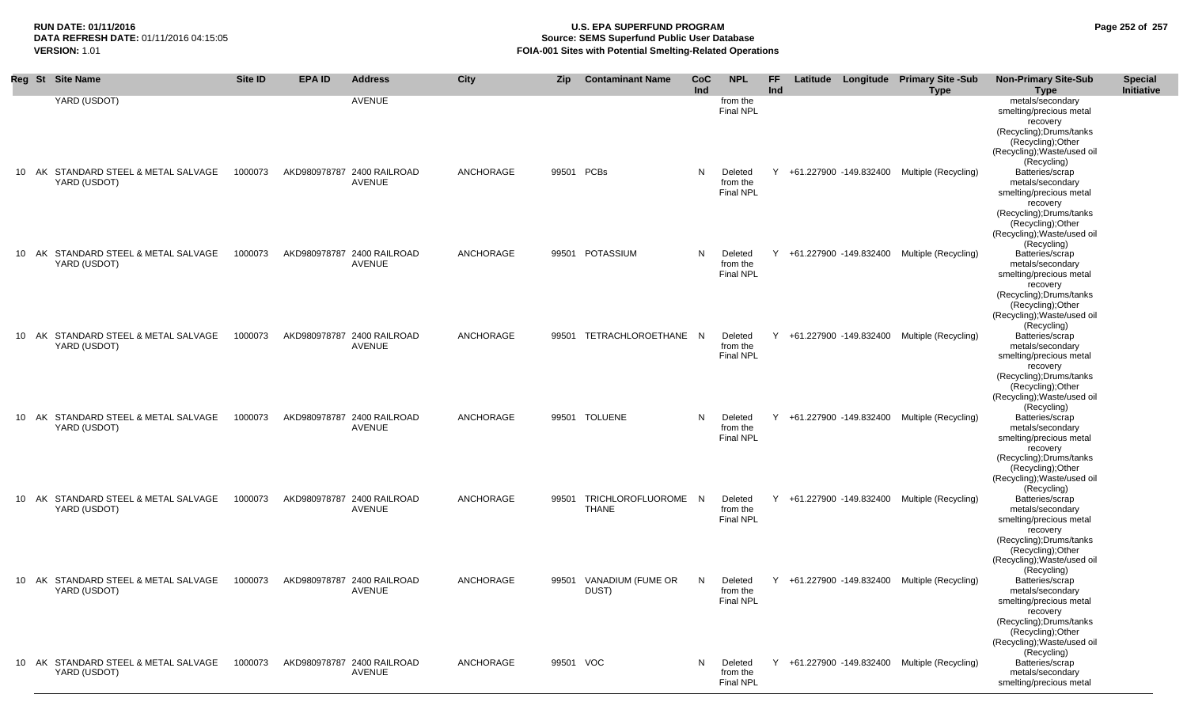**RUN DATE:** 01/11/2016
**DATA REFRESH DATE:** 01/11/2016 04:15:05
**VERSION:** 1.01

# U.S. EPA SUPERFUND PROGRAM
## Source: SEMS Superfund Public User Database
## FOIA-001 Sites with Potential Smelting-Related Operations

| Reg | St | Site Name | Site ID | EPA ID | Address | City | Zip | Contaminant Name | CoC Ind | NPL | FF Ind | Latitude | Longitude | Primary Site -Sub Type | Non-Primary Site-Sub Type | Special Initiative |
|---|---|---|---|---|---|---|---|---|---|---|---|---|---|---|---|---|
| | | YARD (USDOT) | | | AVENUE | | | | | from the Final NPL | | | | | metals/secondary smelting/precious metal recovery (Recycling);Drums/tanks (Recycling);Other (Recycling);Waste/used oil (Recycling) | |
| 10 | AK | STANDARD STEEL & METAL SALVAGE YARD (USDOT) | 1000073 | AKD980978787 | 2400 RAILROAD AVENUE | ANCHORAGE | 99501 | PCBs | N | Deleted from the Final NPL | Y | +61.227900 | -149.832400 | Multiple (Recycling) | Batteries/scrap metals/secondary smelting/precious metal recovery (Recycling);Drums/tanks (Recycling);Other (Recycling);Waste/used oil (Recycling) | |
| 10 | AK | STANDARD STEEL & METAL SALVAGE YARD (USDOT) | 1000073 | AKD980978787 | 2400 RAILROAD AVENUE | ANCHORAGE | 99501 | POTASSIUM | N | Deleted from the Final NPL | Y | +61.227900 | -149.832400 | Multiple (Recycling) | Batteries/scrap metals/secondary smelting/precious metal recovery (Recycling);Drums/tanks (Recycling);Other (Recycling);Waste/used oil (Recycling) | |
| 10 | AK | STANDARD STEEL & METAL SALVAGE YARD (USDOT) | 1000073 | AKD980978787 | 2400 RAILROAD AVENUE | ANCHORAGE | 99501 | TETRACHLOROETHANE | N | Deleted from the Final NPL | Y | +61.227900 | -149.832400 | Multiple (Recycling) | Batteries/scrap metals/secondary smelting/precious metal recovery (Recycling);Drums/tanks (Recycling);Other (Recycling);Waste/used oil (Recycling) | |
| 10 | AK | STANDARD STEEL & METAL SALVAGE YARD (USDOT) | 1000073 | AKD980978787 | 2400 RAILROAD AVENUE | ANCHORAGE | 99501 | TOLUENE | N | Deleted from the Final NPL | Y | +61.227900 | -149.832400 | Multiple (Recycling) | Batteries/scrap metals/secondary smelting/precious metal recovery (Recycling);Drums/tanks (Recycling);Other (Recycling);Waste/used oil (Recycling) | |
| 10 | AK | STANDARD STEEL & METAL SALVAGE YARD (USDOT) | 1000073 | AKD980978787 | 2400 RAILROAD AVENUE | ANCHORAGE | 99501 | TRICHLOROFLUOROMETHANE | N | Deleted from the Final NPL | Y | +61.227900 | -149.832400 | Multiple (Recycling) | Batteries/scrap metals/secondary smelting/precious metal recovery (Recycling);Drums/tanks (Recycling);Other (Recycling);Waste/used oil (Recycling) | |
| 10 | AK | STANDARD STEEL & METAL SALVAGE YARD (USDOT) | 1000073 | AKD980978787 | 2400 RAILROAD AVENUE | ANCHORAGE | 99501 | VANADIUM (FUME OR DUST) | N | Deleted from the Final NPL | Y | +61.227900 | -149.832400 | Multiple (Recycling) | Batteries/scrap metals/secondary smelting/precious metal recovery (Recycling);Drums/tanks (Recycling);Other (Recycling);Waste/used oil (Recycling) | |
| 10 | AK | STANDARD STEEL & METAL SALVAGE YARD (USDOT) | 1000073 | AKD980978787 | 2400 RAILROAD AVENUE | ANCHORAGE | 99501 | VOC | N | Deleted from the Final NPL | Y | +61.227900 | -149.832400 | Multiple (Recycling) | Batteries/scrap metals/secondary smelting/precious metal | |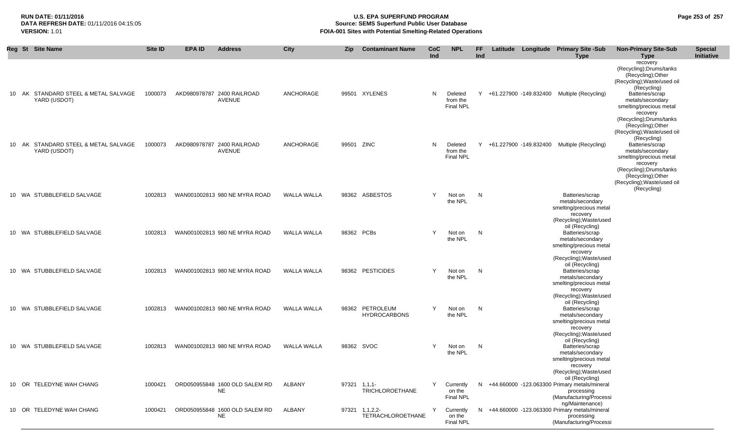# U.S. EPA SUPERFUND PROGRAM
## Source: SEMS Superfund Public User Database
## FOIA-001 Sites with Potential Smelting-Related Operations

**RUN DATE:** 01/11/2016
**DATA REFRESH DATE:** 01/11/2016 04:15:05
**VERSION:** 1.01

| Reg | St | Site Name | Site ID | EPA ID | Address | City | Zip | Contaminant Name | CoC Ind | NPL | FF Ind | Latitude | Longitude | Primary Site -Sub Type | Non-Primary Site-Sub Type | Special Initiative |
|---|---|---|---|---|---|---|---|---|---|---|---|---|---|---|---|---|
| 10 | AK | STANDARD STEEL & METAL SALVAGE YARD (USDOT) | 1000073 | AKD980978787 | 2400 RAILROAD AVENUE | ANCHORAGE | 99501 | XYLENES | N | Deleted from the Final NPL | Y | +61.227900 | -149.832400 | Multiple (Recycling) | Batteries/scrap metals/secondary smelting/precious metal recovery (Recycling);Drums/tanks (Recycling);Other (Recycling);Waste/used oil (Recycling) | |
| 10 | AK | STANDARD STEEL & METAL SALVAGE YARD (USDOT) | 1000073 | AKD980978787 | 2400 RAILROAD AVENUE | ANCHORAGE | 99501 | ZINC | N | Deleted from the Final NPL | Y | +61.227900 | -149.832400 | Multiple (Recycling) | Batteries/scrap metals/secondary smelting/precious metal recovery (Recycling);Drums/tanks (Recycling);Other (Recycling);Waste/used oil (Recycling) | |
| 10 | WA | STUBBLEFIELD SALVAGE | 1002813 | WAN001002813 | 980 NE MYRA ROAD | WALLA WALLA | 98362 | ASBESTOS | Y | Not on the NPL | N | | | Batteries/scrap metals/secondary smelting/precious metal recovery (Recycling);Waste/used oil (Recycling) | | |
| 10 | WA | STUBBLEFIELD SALVAGE | 1002813 | WAN001002813 | 980 NE MYRA ROAD | WALLA WALLA | 98362 | PCBs | Y | Not on the NPL | N | | | Batteries/scrap metals/secondary smelting/precious metal recovery (Recycling);Waste/used oil (Recycling) | | |
| 10 | WA | STUBBLEFIELD SALVAGE | 1002813 | WAN001002813 | 980 NE MYRA ROAD | WALLA WALLA | 98362 | PESTICIDES | Y | Not on the NPL | N | | | Batteries/scrap metals/secondary smelting/precious metal recovery (Recycling);Waste/used oil (Recycling) | | |
| 10 | WA | STUBBLEFIELD SALVAGE | 1002813 | WAN001002813 | 980 NE MYRA ROAD | WALLA WALLA | 98362 | PETROLEUM HYDROCARBONS | Y | Not on the NPL | N | | | Batteries/scrap metals/secondary smelting/precious metal recovery (Recycling);Waste/used oil (Recycling) | | |
| 10 | WA | STUBBLEFIELD SALVAGE | 1002813 | WAN001002813 | 980 NE MYRA ROAD | WALLA WALLA | 98362 | SVOC | Y | Not on the NPL | N | | | Batteries/scrap metals/secondary smelting/precious metal recovery (Recycling);Waste/used oil (Recycling) | | |
| 10 | OR | TELEDYNE WAH CHANG | 1000421 | ORD050955848 | 1600 OLD SALEM RD NE | ALBANY | 97321 | 1,1,1-TRICHLOROETHANE | Y | Currently on the Final NPL | N | +44.660000 | -123.063300 | Primary metals/mineral processing (Manufacturing/Processing/Maintenance) | | |
| 10 | OR | TELEDYNE WAH CHANG | 1000421 | ORD050955848 | 1600 OLD SALEM RD NE | ALBANY | 97321 | 1,1,2,2-TETRACHLOROETHANE | Y | Currently on the Final NPL | N | +44.660000 | -123.063300 | Primary metals/mineral processing (Manufacturing/Processi | | |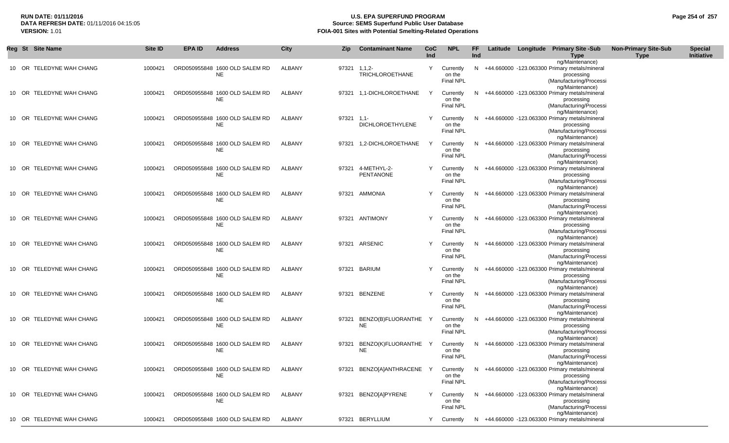**RUN DATE:** 01/11/2016
**DATA REFRESH DATE:** 01/11/2016 04:15:05
**VERSION:** 1.01

# U.S. EPA SUPERFUND PROGRAM
## Source: SEMS Superfund Public User Database
## FOIA-001 Sites with Potential Smelting-Related Operations

| Reg | St | Site Name | Site ID | EPA ID | Address | City | Zip | Contaminant Name | CoC Ind | NPL | FF Ind | Latitude | Longitude | Primary Site -Sub Type | Non-Primary Site-Sub Type | Special Initiative |
|---|---|---|---|---|---|---|---|---|---|---|---|---|---|---|---|---|
| | | | | | | | | | | | | | | ng/Maintenance) | | |
| 10 | OR | TELEDYNE WAH CHANG | 1000421 | ORD050955848 | 1600 OLD SALEM RD NE | ALBANY | 97321 | 1,1,2-TRICHLOROETHANE | Y | Currently on the Final NPL | N | +44.660000 | -123.063300 | Primary metals/mineral processing (Manufacturing/Processing/Maintenance) | | |
| 10 | OR | TELEDYNE WAH CHANG | 1000421 | ORD050955848 | 1600 OLD SALEM RD NE | ALBANY | 97321 | 1,1-DICHLOROETHANE | Y | Currently on the Final NPL | N | +44.660000 | -123.063300 | Primary metals/mineral processing (Manufacturing/Processing/Maintenance) | | |
| 10 | OR | TELEDYNE WAH CHANG | 1000421 | ORD050955848 | 1600 OLD SALEM RD NE | ALBANY | 97321 | 1,1-DICHLOROETHYLENE | Y | Currently on the Final NPL | N | +44.660000 | -123.063300 | Primary metals/mineral processing (Manufacturing/Processing/Maintenance) | | |
| 10 | OR | TELEDYNE WAH CHANG | 1000421 | ORD050955848 | 1600 OLD SALEM RD NE | ALBANY | 97321 | 1,2-DICHLOROETHANE | Y | Currently on the Final NPL | N | +44.660000 | -123.063300 | Primary metals/mineral processing (Manufacturing/Processing/Maintenance) | | |
| 10 | OR | TELEDYNE WAH CHANG | 1000421 | ORD050955848 | 1600 OLD SALEM RD NE | ALBANY | 97321 | 4-METHYL-2-PENTANONE | Y | Currently on the Final NPL | N | +44.660000 | -123.063300 | Primary metals/mineral processing (Manufacturing/Processing/Maintenance) | | |
| 10 | OR | TELEDYNE WAH CHANG | 1000421 | ORD050955848 | 1600 OLD SALEM RD NE | ALBANY | 97321 | AMMONIA | Y | Currently on the Final NPL | N | +44.660000 | -123.063300 | Primary metals/mineral processing (Manufacturing/Processing/Maintenance) | | |
| 10 | OR | TELEDYNE WAH CHANG | 1000421 | ORD050955848 | 1600 OLD SALEM RD NE | ALBANY | 97321 | ANTIMONY | Y | Currently on the Final NPL | N | +44.660000 | -123.063300 | Primary metals/mineral processing (Manufacturing/Processing/Maintenance) | | |
| 10 | OR | TELEDYNE WAH CHANG | 1000421 | ORD050955848 | 1600 OLD SALEM RD NE | ALBANY | 97321 | ARSENIC | Y | Currently on the Final NPL | N | +44.660000 | -123.063300 | Primary metals/mineral processing (Manufacturing/Processing/Maintenance) | | |
| 10 | OR | TELEDYNE WAH CHANG | 1000421 | ORD050955848 | 1600 OLD SALEM RD NE | ALBANY | 97321 | BARIUM | Y | Currently on the Final NPL | N | +44.660000 | -123.063300 | Primary metals/mineral processing (Manufacturing/Processing/Maintenance) | | |
| 10 | OR | TELEDYNE WAH CHANG | 1000421 | ORD050955848 | 1600 OLD SALEM RD NE | ALBANY | 97321 | BENZENE | Y | Currently on the Final NPL | N | +44.660000 | -123.063300 | Primary metals/mineral processing (Manufacturing/Processing/Maintenance) | | |
| 10 | OR | TELEDYNE WAH CHANG | 1000421 | ORD050955848 | 1600 OLD SALEM RD NE | ALBANY | 97321 | BENZO(B)FLUORANTHENE | Y | Currently on the Final NPL | N | +44.660000 | -123.063300 | Primary metals/mineral processing (Manufacturing/Processing/Maintenance) | | |
| 10 | OR | TELEDYNE WAH CHANG | 1000421 | ORD050955848 | 1600 OLD SALEM RD NE | ALBANY | 97321 | BENZO(K)FLUORANTHENE | Y | Currently on the Final NPL | N | +44.660000 | -123.063300 | Primary metals/mineral processing (Manufacturing/Processing/Maintenance) | | |
| 10 | OR | TELEDYNE WAH CHANG | 1000421 | ORD050955848 | 1600 OLD SALEM RD NE | ALBANY | 97321 | BENZO[A]ANTHRACENE | Y | Currently on the Final NPL | N | +44.660000 | -123.063300 | Primary metals/mineral processing (Manufacturing/Processing/Maintenance) | | |
| 10 | OR | TELEDYNE WAH CHANG | 1000421 | ORD050955848 | 1600 OLD SALEM RD NE | ALBANY | 97321 | BENZO[A]PYRENE | Y | Currently on the Final NPL | N | +44.660000 | -123.063300 | Primary metals/mineral processing (Manufacturing/Processing/Maintenance) | | |
| 10 | OR | TELEDYNE WAH CHANG | 1000421 | ORD050955848 | 1600 OLD SALEM RD | ALBANY | 97321 | BERYLLIUM | Y | Currently | N | +44.660000 | -123.063300 | Primary metals/mineral | | |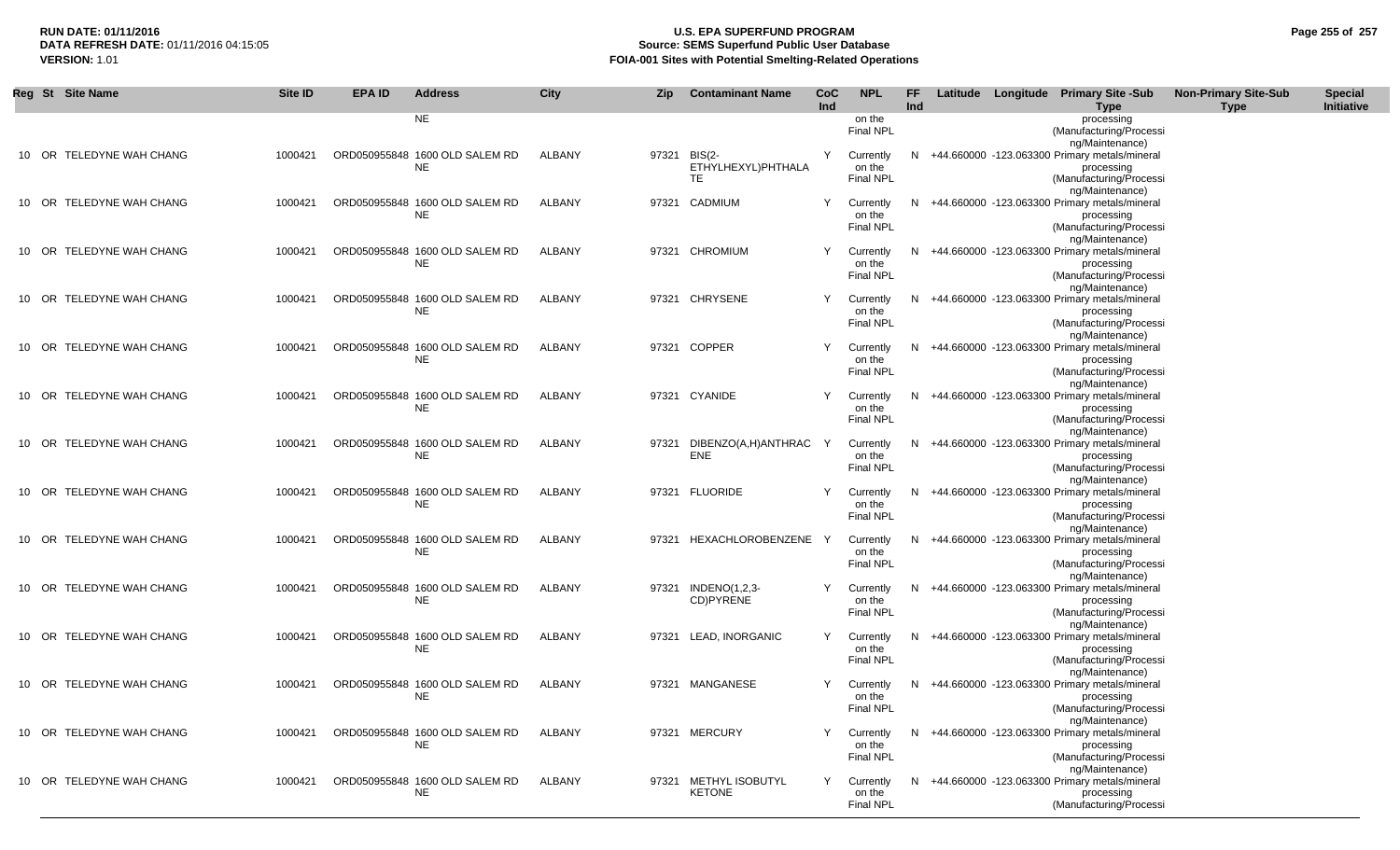| Reg | St | Site Name | Site ID | EPA ID | Address | City | Zip | Contaminant Name | CoC Ind | NPL | FF Ind | Latitude | Longitude | Primary Site -Sub Type | Non-Primary Site-Sub Type | Special Initiative |
|---|---|---|---|---|---|---|---|---|---|---|---|---|---|---|---|---|
| | | | | | NE | | | | | on the Final NPL | | | | processing (Manufacturing/Processing/Maintenance) | | |
| 10 | OR | TELEDYNE WAH CHANG | 1000421 | ORD050955848 | 1600 OLD SALEM RD NE | ALBANY | 97321 | BIS(2-ETHYLHEXYL)PHTHALATE | Y | Currently on the Final NPL | N | +44.660000 | -123.063300 | Primary metals/mineral processing (Manufacturing/Processing/Maintenance) | | |
| 10 | OR | TELEDYNE WAH CHANG | 1000421 | ORD050955848 | 1600 OLD SALEM RD NE | ALBANY | 97321 | CADMIUM | Y | Currently on the Final NPL | N | +44.660000 | -123.063300 | Primary metals/mineral processing (Manufacturing/Processing/Maintenance) | | |
| 10 | OR | TELEDYNE WAH CHANG | 1000421 | ORD050955848 | 1600 OLD SALEM RD NE | ALBANY | 97321 | CHROMIUM | Y | Currently on the Final NPL | N | +44.660000 | -123.063300 | Primary metals/mineral processing (Manufacturing/Processing/Maintenance) | | |
| 10 | OR | TELEDYNE WAH CHANG | 1000421 | ORD050955848 | 1600 OLD SALEM RD NE | ALBANY | 97321 | CHRYSENE | Y | Currently on the Final NPL | N | +44.660000 | -123.063300 | Primary metals/mineral processing (Manufacturing/Processing/Maintenance) | | |
| 10 | OR | TELEDYNE WAH CHANG | 1000421 | ORD050955848 | 1600 OLD SALEM RD NE | ALBANY | 97321 | COPPER | Y | Currently on the Final NPL | N | +44.660000 | -123.063300 | Primary metals/mineral processing (Manufacturing/Processing/Maintenance) | | |
| 10 | OR | TELEDYNE WAH CHANG | 1000421 | ORD050955848 | 1600 OLD SALEM RD NE | ALBANY | 97321 | CYANIDE | Y | Currently on the Final NPL | N | +44.660000 | -123.063300 | Primary metals/mineral processing (Manufacturing/Processing/Maintenance) | | |
| 10 | OR | TELEDYNE WAH CHANG | 1000421 | ORD050955848 | 1600 OLD SALEM RD NE | ALBANY | 97321 | DIBENZO(A,H)ANTHRACENE | Y | Currently on the Final NPL | N | +44.660000 | -123.063300 | Primary metals/mineral processing (Manufacturing/Processing/Maintenance) | | |
| 10 | OR | TELEDYNE WAH CHANG | 1000421 | ORD050955848 | 1600 OLD SALEM RD NE | ALBANY | 97321 | FLUORIDE | Y | Currently on the Final NPL | N | +44.660000 | -123.063300 | Primary metals/mineral processing (Manufacturing/Processing/Maintenance) | | |
| 10 | OR | TELEDYNE WAH CHANG | 1000421 | ORD050955848 | 1600 OLD SALEM RD NE | ALBANY | 97321 | HEXACHLOROBENZENE | Y | Currently on the Final NPL | N | +44.660000 | -123.063300 | Primary metals/mineral processing (Manufacturing/Processing/Maintenance) | | |
| 10 | OR | TELEDYNE WAH CHANG | 1000421 | ORD050955848 | 1600 OLD SALEM RD NE | ALBANY | 97321 | INDENO(1,2,3-CD)PYRENE | Y | Currently on the Final NPL | N | +44.660000 | -123.063300 | Primary metals/mineral processing (Manufacturing/Processing/Maintenance) | | |
| 10 | OR | TELEDYNE WAH CHANG | 1000421 | ORD050955848 | 1600 OLD SALEM RD NE | ALBANY | 97321 | LEAD, INORGANIC | Y | Currently on the Final NPL | N | +44.660000 | -123.063300 | Primary metals/mineral processing (Manufacturing/Processing/Maintenance) | | |
| 10 | OR | TELEDYNE WAH CHANG | 1000421 | ORD050955848 | 1600 OLD SALEM RD NE | ALBANY | 97321 | MANGANESE | Y | Currently on the Final NPL | N | +44.660000 | -123.063300 | Primary metals/mineral processing (Manufacturing/Processing/Maintenance) | | |
| 10 | OR | TELEDYNE WAH CHANG | 1000421 | ORD050955848 | 1600 OLD SALEM RD NE | ALBANY | 97321 | MERCURY | Y | Currently on the Final NPL | N | +44.660000 | -123.063300 | Primary metals/mineral processing (Manufacturing/Processing/Maintenance) | | |
| 10 | OR | TELEDYNE WAH CHANG | 1000421 | ORD050955848 | 1600 OLD SALEM RD NE | ALBANY | 97321 | METHYL ISOBUTYL KETONE | Y | Currently on the Final NPL | N | +44.660000 | -123.063300 | Primary metals/mineral processing (Manufacturing/Processi | | |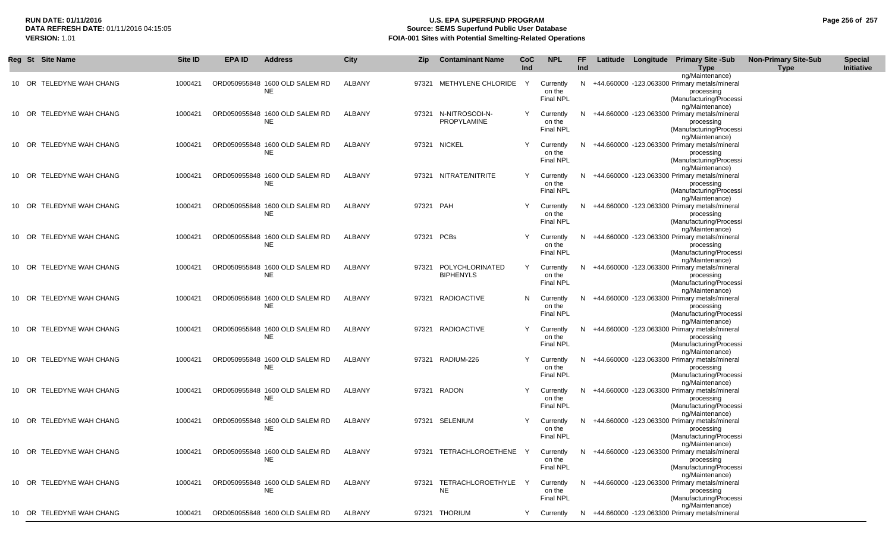| Reg | St | Site Name | Site ID | EPA ID | Address | City | Zip | Contaminant Name | CoC Ind | NPL | FF Ind | Latitude | Longitude | Primary Site -Sub Type | Non-Primary Site-Sub Type | Special Initiative |
|---|---|---|---|---|---|---|---|---|---|---|---|---|---|---|---|---|
| 10 | OR | TELEDYNE WAH CHANG | 1000421 | ORD050955848 | 1600 OLD SALEM RD NE | ALBANY | 97321 | METHYLENE CHLORIDE | Y | Currently on the Final NPL | N | +44.660000 | -123.063300 | Primary metals/mineral processing (Manufacturing/Processing/Maintenance) | | |
| 10 | OR | TELEDYNE WAH CHANG | 1000421 | ORD050955848 | 1600 OLD SALEM RD NE | ALBANY | 97321 | N-NITROSODI-N-PROPYLAMINE | Y | Currently on the Final NPL | N | +44.660000 | -123.063300 | Primary metals/mineral processing (Manufacturing/Processing/Maintenance) | | |
| 10 | OR | TELEDYNE WAH CHANG | 1000421 | ORD050955848 | 1600 OLD SALEM RD NE | ALBANY | 97321 | NICKEL | Y | Currently on the Final NPL | N | +44.660000 | -123.063300 | Primary metals/mineral processing (Manufacturing/Processing/Maintenance) | | |
| 10 | OR | TELEDYNE WAH CHANG | 1000421 | ORD050955848 | 1600 OLD SALEM RD NE | ALBANY | 97321 | NITRATE/NITRITE | Y | Currently on the Final NPL | N | +44.660000 | -123.063300 | Primary metals/mineral processing (Manufacturing/Processing/Maintenance) | | |
| 10 | OR | TELEDYNE WAH CHANG | 1000421 | ORD050955848 | 1600 OLD SALEM RD NE | ALBANY | 97321 | PAH | Y | Currently on the Final NPL | N | +44.660000 | -123.063300 | Primary metals/mineral processing (Manufacturing/Processing/Maintenance) | | |
| 10 | OR | TELEDYNE WAH CHANG | 1000421 | ORD050955848 | 1600 OLD SALEM RD NE | ALBANY | 97321 | PCBs | Y | Currently on the Final NPL | N | +44.660000 | -123.063300 | Primary metals/mineral processing (Manufacturing/Processing/Maintenance) | | |
| 10 | OR | TELEDYNE WAH CHANG | 1000421 | ORD050955848 | 1600 OLD SALEM RD NE | ALBANY | 97321 | POLYCHLORINATED BIPHENYLS | Y | Currently on the Final NPL | N | +44.660000 | -123.063300 | Primary metals/mineral processing (Manufacturing/Processing/Maintenance) | | |
| 10 | OR | TELEDYNE WAH CHANG | 1000421 | ORD050955848 | 1600 OLD SALEM RD NE | ALBANY | 97321 | RADIOACTIVE | N | Currently on the Final NPL | N | +44.660000 | -123.063300 | Primary metals/mineral processing (Manufacturing/Processing/Maintenance) | | |
| 10 | OR | TELEDYNE WAH CHANG | 1000421 | ORD050955848 | 1600 OLD SALEM RD NE | ALBANY | 97321 | RADIOACTIVE | Y | Currently on the Final NPL | N | +44.660000 | -123.063300 | Primary metals/mineral processing (Manufacturing/Processing/Maintenance) | | |
| 10 | OR | TELEDYNE WAH CHANG | 1000421 | ORD050955848 | 1600 OLD SALEM RD NE | ALBANY | 97321 | RADIUM-226 | Y | Currently on the Final NPL | N | +44.660000 | -123.063300 | Primary metals/mineral processing (Manufacturing/Processing/Maintenance) | | |
| 10 | OR | TELEDYNE WAH CHANG | 1000421 | ORD050955848 | 1600 OLD SALEM RD NE | ALBANY | 97321 | RADON | Y | Currently on the Final NPL | N | +44.660000 | -123.063300 | Primary metals/mineral processing (Manufacturing/Processing/Maintenance) | | |
| 10 | OR | TELEDYNE WAH CHANG | 1000421 | ORD050955848 | 1600 OLD SALEM RD NE | ALBANY | 97321 | SELENIUM | Y | Currently on the Final NPL | N | +44.660000 | -123.063300 | Primary metals/mineral processing (Manufacturing/Processing/Maintenance) | | |
| 10 | OR | TELEDYNE WAH CHANG | 1000421 | ORD050955848 | 1600 OLD SALEM RD NE | ALBANY | 97321 | TETRACHLOROETHENE | Y | Currently on the Final NPL | N | +44.660000 | -123.063300 | Primary metals/mineral processing (Manufacturing/Processing/Maintenance) | | |
| 10 | OR | TELEDYNE WAH CHANG | 1000421 | ORD050955848 | 1600 OLD SALEM RD NE | ALBANY | 97321 | TETRACHLOROETHYLENE | Y | Currently on the Final NPL | N | +44.660000 | -123.063300 | Primary metals/mineral processing (Manufacturing/Processing/Maintenance) | | |
| 10 | OR | TELEDYNE WAH CHANG | 1000421 | ORD050955848 | 1600 OLD SALEM RD | ALBANY | 97321 | THORIUM | Y | Currently | N | +44.660000 | -123.063300 | Primary metals/mineral | | |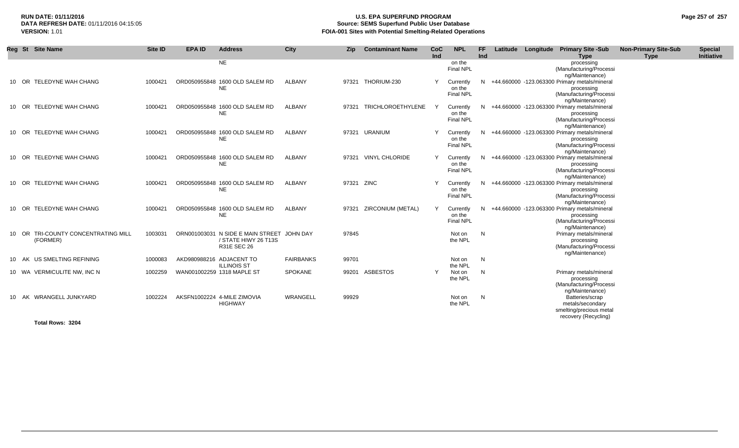| Reg | St | Site Name | Site ID | EPA ID | Address | City | Zip | Contaminant Name | CoC Ind | NPL | FF Ind | Latitude | Longitude | Primary Site -Sub Type | Non-Primary Site-Sub Type | Special Initiative |
|---|---|---|---|---|---|---|---|---|---|---|---|---|---|---|---|---|
| | | | | | NE | | | | | on the Final NPL | | | | processing (Manufacturing/Processing/Maintenance) | | |
| 10 | OR | TELEDYNE WAH CHANG | 1000421 | ORD050955848 | 1600 OLD SALEM RD NE | ALBANY | 97321 | THORIUM-230 | Y | Currently on the Final NPL | N | +44.660000 | -123.063300 | Primary metals/mineral processing (Manufacturing/Processing/Maintenance) | | |
| 10 | OR | TELEDYNE WAH CHANG | 1000421 | ORD050955848 | 1600 OLD SALEM RD NE | ALBANY | 97321 | TRICHLOROETHYLENE | Y | Currently on the Final NPL | N | +44.660000 | -123.063300 | Primary metals/mineral processing (Manufacturing/Processing/Maintenance) | | |
| 10 | OR | TELEDYNE WAH CHANG | 1000421 | ORD050955848 | 1600 OLD SALEM RD NE | ALBANY | 97321 | URANIUM | Y | Currently on the Final NPL | N | +44.660000 | -123.063300 | Primary metals/mineral processing (Manufacturing/Processing/Maintenance) | | |
| 10 | OR | TELEDYNE WAH CHANG | 1000421 | ORD050955848 | 1600 OLD SALEM RD NE | ALBANY | 97321 | VINYL CHLORIDE | Y | Currently on the Final NPL | N | +44.660000 | -123.063300 | Primary metals/mineral processing (Manufacturing/Processing/Maintenance) | | |
| 10 | OR | TELEDYNE WAH CHANG | 1000421 | ORD050955848 | 1600 OLD SALEM RD NE | ALBANY | 97321 | ZINC | Y | Currently on the Final NPL | N | +44.660000 | -123.063300 | Primary metals/mineral processing (Manufacturing/Processing/Maintenance) | | |
| 10 | OR | TELEDYNE WAH CHANG | 1000421 | ORD050955848 | 1600 OLD SALEM RD NE | ALBANY | 97321 | ZIRCONIUM (METAL) | Y | Currently on the Final NPL | N | +44.660000 | -123.063300 | Primary metals/mineral processing (Manufacturing/Processing/Maintenance) | | |
| 10 | OR | TRI-COUNTY CONCENTRATING MILL (FORMER) | 1003031 | ORN001003031 | N SIDE E MAIN STREET / STATE HIWY 26 T13S R31E SEC 26 | JOHN DAY | 97845 | | | Not on the NPL | N | | | Primary metals/mineral processing (Manufacturing/Processing/Maintenance) | | |
| 10 | AK | US SMELTING REFINING | 1000083 | AKD980988216 | ADJACENT TO ILLINOIS ST | FAIRBANKS | 99701 | | | Not on the NPL | N | | | | | |
| 10 | WA | VERMICULITE NW, INC N | 1002259 | WAN001002259 | 1318 MAPLE ST | SPOKANE | 99201 | ASBESTOS | Y | Not on the NPL | N | | | Primary metals/mineral processing (Manufacturing/Processing/Maintenance) | | |
| 10 | AK | WRANGELL JUNKYARD | 1002224 | AKSFN1002224 | 4-MILE ZIMOVIA HIGHWAY | WRANGELL | 99929 | | | Not on the NPL | N | | | Batteries/scrap metals/secondary smelting/precious metal recovery (Recycling) | | |

**Total Rows: 3204**